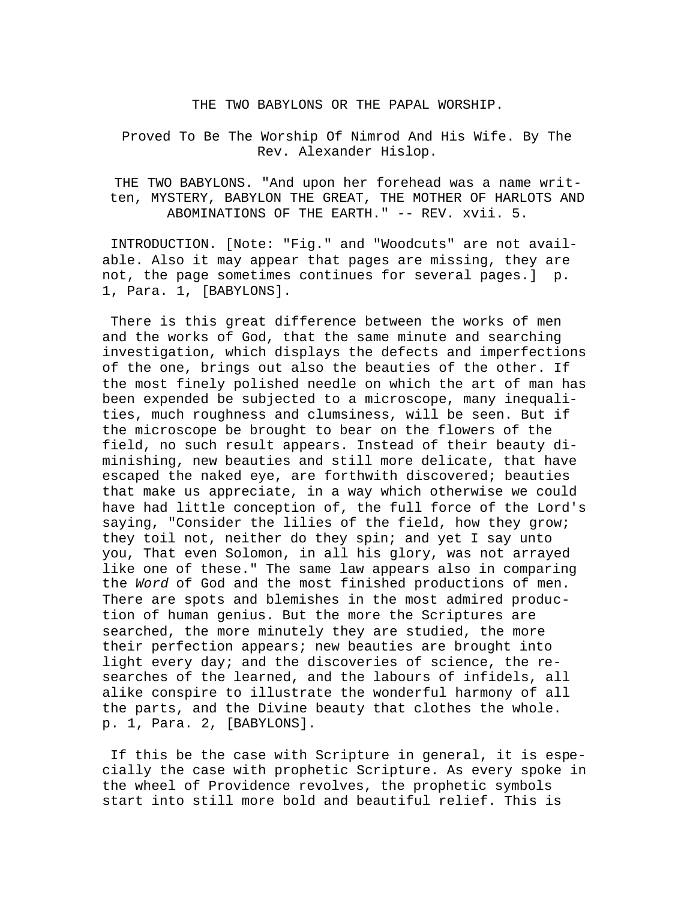# THE TWO BABYLONS OR THE PAPAL WORSHIP.

Proved To Be The Worship Of Nimrod And His Wife. By The Rev. Alexander Hislop.

THE TWO BABYLONS. "And upon her forehead was a name written, MYSTERY, BABYLON THE GREAT, THE MOTHER OF HARLOTS AND ABOMINATIONS OF THE EARTH." -- REV. xvii. 5.

INTRODUCTION. [Note: "Fig." and "Woodcuts" are not available. Also it may appear that pages are missing, they are not, the page sometimes continues for several pages.] p. 1, Para. 1, [BABYLONS].

There is this great difference between the works of men and the works of God, that the same minute and searching investigation, which displays the defects and imperfections of the one, brings out also the beauties of the other. If the most finely polished needle on which the art of man has been expended be subjected to a microscope, many inequalities, much roughness and clumsiness, will be seen. But if the microscope be brought to bear on the flowers of the field, no such result appears. Instead of their beauty diminishing, new beauties and still more delicate, that have escaped the naked eye, are forthwith discovered; beauties that make us appreciate, in a way which otherwise we could have had little conception of, the full force of the Lord's saying, "Consider the lilies of the field, how they grow; they toil not, neither do they spin; and yet I say unto you, That even Solomon, in all his glory, was not arrayed like one of these." The same law appears also in comparing the *Word* of God and the most finished productions of men. There are spots and blemishes in the most admired production of human genius. But the more the Scriptures are searched, the more minutely they are studied, the more their perfection appears; new beauties are brought into light every day; and the discoveries of science, the researches of the learned, and the labours of infidels, all alike conspire to illustrate the wonderful harmony of all the parts, and the Divine beauty that clothes the whole. p. 1, Para. 2, [BABYLONS].

If this be the case with Scripture in general, it is especially the case with prophetic Scripture. As every spoke in the wheel of Providence revolves, the prophetic symbols start into still more bold and beautiful relief. This is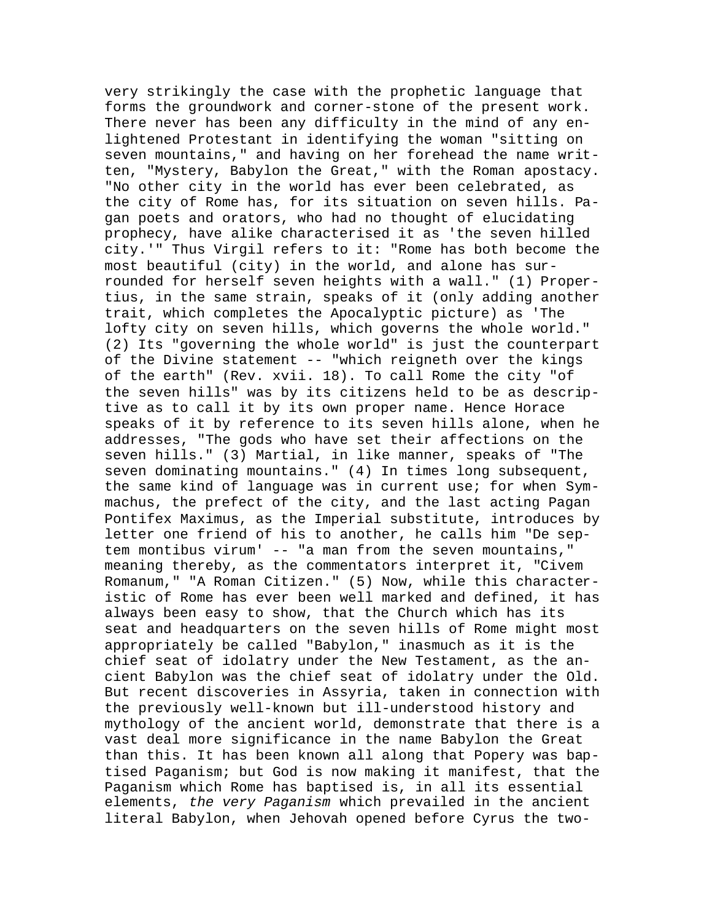very strikingly the case with the prophetic language that forms the groundwork and corner-stone of the present work. There never has been any difficulty in the mind of any enlightened Protestant in identifying the woman "sitting on seven mountains," and having on her forehead the name written, "Mystery, Babylon the Great," with the Roman apostacy. "No other city in the world has ever been celebrated, as the city of Rome has, for its situation on seven hills. Pagan poets and orators, who had no thought of elucidating prophecy, have alike characterised it as 'the seven hilled city.'" Thus Virgil refers to it: "Rome has both become the most beautiful (city) in the world, and alone has surrounded for herself seven heights with a wall." (1) Propertius, in the same strain, speaks of it (only adding another trait, which completes the Apocalyptic picture) as 'The lofty city on seven hills, which governs the whole world." (2) Its "governing the whole world" is just the counterpart of the Divine statement -- "which reigneth over the kings of the earth" (Rev. xvii. 18). To call Rome the city "of the seven hills" was by its citizens held to be as descriptive as to call it by its own proper name. Hence Horace speaks of it by reference to its seven hills alone, when he addresses, "The gods who have set their affections on the seven hills." (3) Martial, in like manner, speaks of "The seven dominating mountains." (4) In times long subsequent, the same kind of language was in current use; for when Symmachus, the prefect of the city, and the last acting Pagan Pontifex Maximus, as the Imperial substitute, introduces by letter one friend of his to another, he calls him "De septem montibus virum' -- "a man from the seven mountains," meaning thereby, as the commentators interpret it, "Civem Romanum," "A Roman Citizen." (5) Now, while this characteristic of Rome has ever been well marked and defined, it has always been easy to show, that the Church which has its seat and headquarters on the seven hills of Rome might most appropriately be called "Babylon," inasmuch as it is the chief seat of idolatry under the New Testament, as the ancient Babylon was the chief seat of idolatry under the Old. But recent discoveries in Assyria, taken in connection with the previously well-known but ill-understood history and mythology of the ancient world, demonstrate that there is a vast deal more significance in the name Babylon the Great than this. It has been known all along that Popery was baptised Paganism; but God is now making it manifest, that the Paganism which Rome has baptised is, in all its essential elements, *the very Paganism* which prevailed in the ancient literal Babylon, when Jehovah opened before Cyrus the two-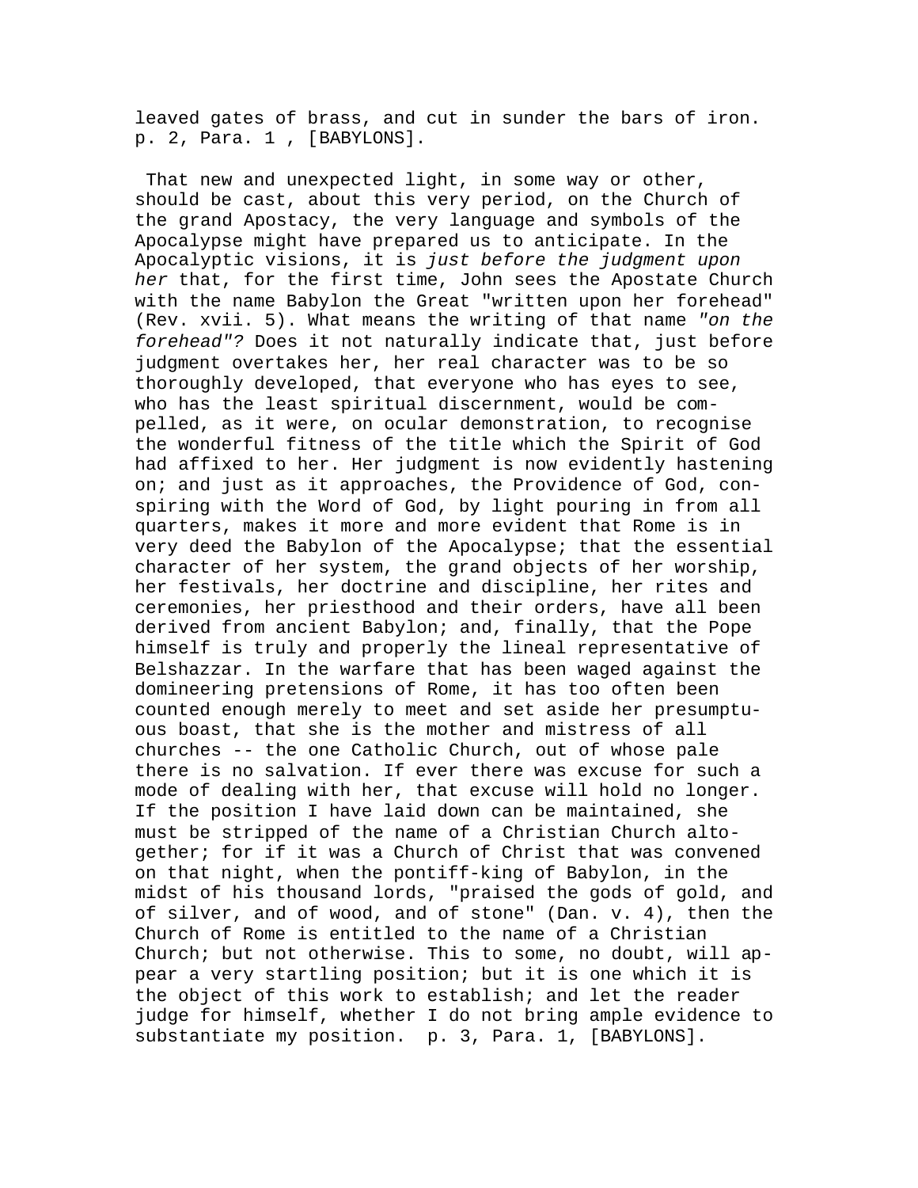leaved gates of brass, and cut in sunder the bars of iron. p. 2, Para. 1 , [BABYLONS].

That new and unexpected light, in some way or other, should be cast, about this very period, on the Church of the grand Apostacy, the very language and symbols of the Apocalypse might have prepared us to anticipate. In the Apocalyptic visions, it is *just before the judgment upon her* that, for the first time, John sees the Apostate Church with the name Babylon the Great "written upon her forehead" (Rev. xvii. 5). What means the writing of that name *"on the forehead"?* Does it not naturally indicate that, just before judgment overtakes her, her real character was to be so thoroughly developed, that everyone who has eyes to see, who has the least spiritual discernment, would be compelled, as it were, on ocular demonstration, to recognise the wonderful fitness of the title which the Spirit of God had affixed to her. Her judgment is now evidently hastening on; and just as it approaches, the Providence of God, conspiring with the Word of God, by light pouring in from all quarters, makes it more and more evident that Rome is in very deed the Babylon of the Apocalypse; that the essential character of her system, the grand objects of her worship, her festivals, her doctrine and discipline, her rites and ceremonies, her priesthood and their orders, have all been derived from ancient Babylon; and, finally, that the Pope himself is truly and properly the lineal representative of Belshazzar. In the warfare that has been waged against the domineering pretensions of Rome, it has too often been counted enough merely to meet and set aside her presumptuous boast, that she is the mother and mistress of all churches -- the one Catholic Church, out of whose pale there is no salvation. If ever there was excuse for such a mode of dealing with her, that excuse will hold no longer. If the position I have laid down can be maintained, she must be stripped of the name of a Christian Church altogether; for if it was a Church of Christ that was convened on that night, when the pontiff-king of Babylon, in the midst of his thousand lords, "praised the gods of gold, and of silver, and of wood, and of stone" (Dan. v. 4), then the Church of Rome is entitled to the name of a Christian Church; but not otherwise. This to some, no doubt, will appear a very startling position; but it is one which it is the object of this work to establish; and let the reader judge for himself, whether I do not bring ample evidence to substantiate my position. p. 3, Para. 1, [BABYLONS].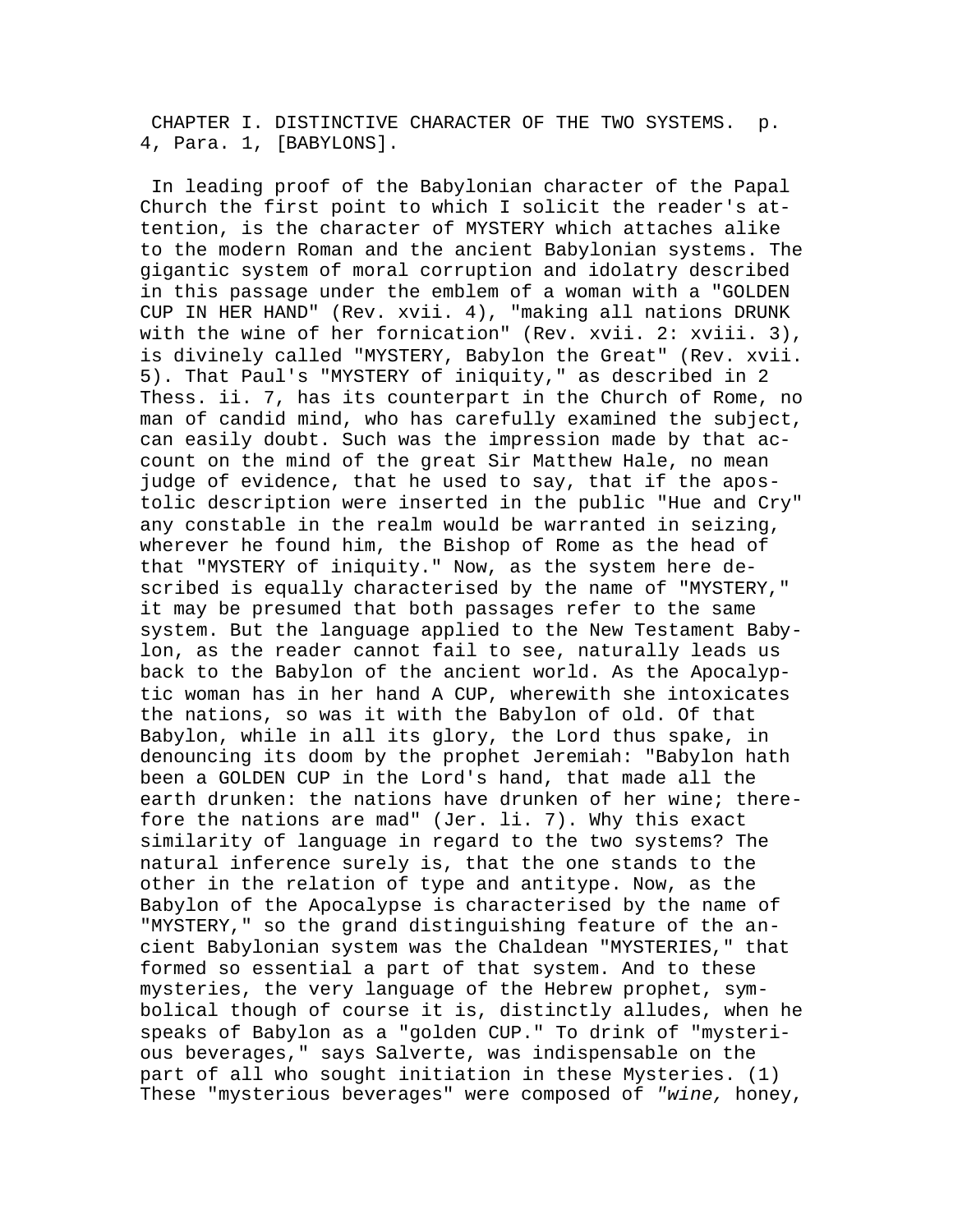CHAPTER I. DISTINCTIVE CHARACTER OF THE TWO SYSTEMS. p. 4, Para. 1, [BABYLONS].

In leading proof of the Babylonian character of the Papal Church the first point to which I solicit the reader's attention, is the character of MYSTERY which attaches alike to the modern Roman and the ancient Babylonian systems. The gigantic system of moral corruption and idolatry described in this passage under the emblem of a woman with a "GOLDEN CUP IN HER HAND" (Rev. xvii. 4), "making all nations DRUNK with the wine of her fornication" (Rev. xvii. 2: xviii. 3), is divinely called "MYSTERY, Babylon the Great" (Rev. xvii. 5). That Paul's "MYSTERY of iniquity," as described in 2 Thess. ii. 7, has its counterpart in the Church of Rome, no man of candid mind, who has carefully examined the subject, can easily doubt. Such was the impression made by that account on the mind of the great Sir Matthew Hale, no mean judge of evidence, that he used to say, that if the apostolic description were inserted in the public "Hue and Cry" any constable in the realm would be warranted in seizing, wherever he found him, the Bishop of Rome as the head of that "MYSTERY of iniquity." Now, as the system here described is equally characterised by the name of "MYSTERY," it may be presumed that both passages refer to the same system. But the language applied to the New Testament Babylon, as the reader cannot fail to see, naturally leads us back to the Babylon of the ancient world. As the Apocalyptic woman has in her hand A CUP, wherewith she intoxicates the nations, so was it with the Babylon of old. Of that Babylon, while in all its glory, the Lord thus spake, in denouncing its doom by the prophet Jeremiah: "Babylon hath been a GOLDEN CUP in the Lord's hand, that made all the earth drunken: the nations have drunken of her wine; therefore the nations are mad" (Jer. li. 7). Why this exact similarity of language in regard to the two systems? The natural inference surely is, that the one stands to the other in the relation of type and antitype. Now, as the Babylon of the Apocalypse is characterised by the name of "MYSTERY," so the grand distinguishing feature of the ancient Babylonian system was the Chaldean "MYSTERIES," that formed so essential a part of that system. And to these mysteries, the very language of the Hebrew prophet, symbolical though of course it is, distinctly alludes, when he speaks of Babylon as a "golden CUP." To drink of "mysterious beverages," says Salverte, was indispensable on the part of all who sought initiation in these Mysteries. (1) These "mysterious beverages" were composed of *"wine,* honey,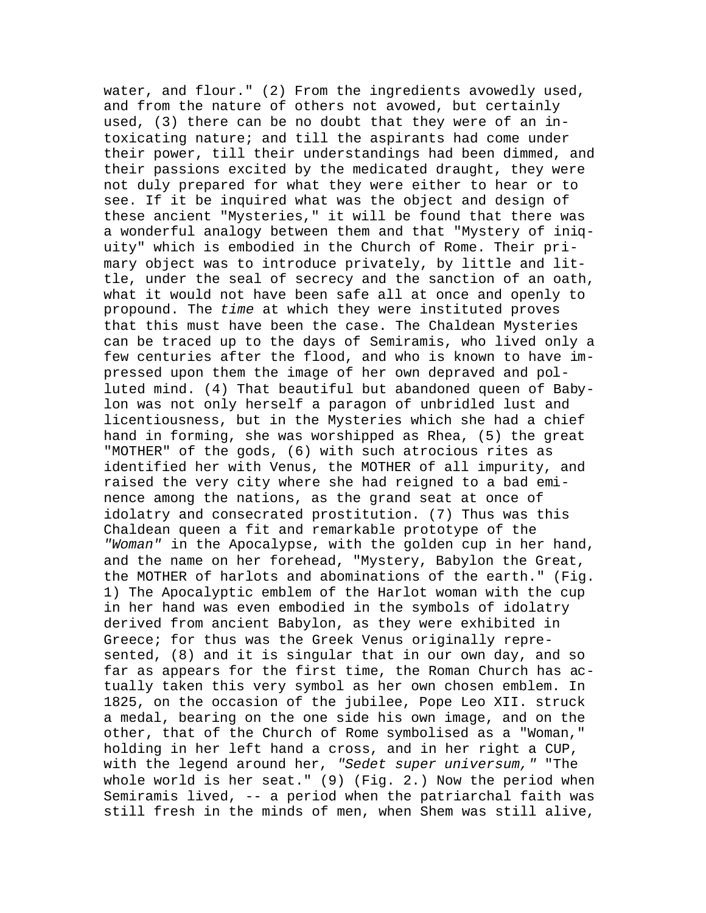water, and flour." (2) From the ingredients avowedly used, and from the nature of others not avowed, but certainly used, (3) there can be no doubt that they were of an intoxicating nature; and till the aspirants had come under their power, till their understandings had been dimmed, and their passions excited by the medicated draught, they were not duly prepared for what they were either to hear or to see. If it be inquired what was the object and design of these ancient "Mysteries," it will be found that there was a wonderful analogy between them and that "Mystery of iniquity" which is embodied in the Church of Rome. Their primary object was to introduce privately, by little and little, under the seal of secrecy and the sanction of an oath, what it would not have been safe all at once and openly to propound. The *time* at which they were instituted proves that this must have been the case. The Chaldean Mysteries can be traced up to the days of Semiramis, who lived only a few centuries after the flood, and who is known to have impressed upon them the image of her own depraved and polluted mind. (4) That beautiful but abandoned queen of Babylon was not only herself a paragon of unbridled lust and licentiousness, but in the Mysteries which she had a chief hand in forming, she was worshipped as Rhea, (5) the great "MOTHER" of the gods, (6) with such atrocious rites as identified her with Venus, the MOTHER of all impurity, and raised the very city where she had reigned to a bad eminence among the nations, as the grand seat at once of idolatry and consecrated prostitution. (7) Thus was this Chaldean queen a fit and remarkable prototype of the *"Woman"* in the Apocalypse, with the golden cup in her hand, and the name on her forehead, "Mystery, Babylon the Great, the MOTHER of harlots and abominations of the earth." (Fig. 1) The Apocalyptic emblem of the Harlot woman with the cup in her hand was even embodied in the symbols of idolatry derived from ancient Babylon, as they were exhibited in Greece; for thus was the Greek Venus originally represented, (8) and it is singular that in our own day, and so far as appears for the first time, the Roman Church has actually taken this very symbol as her own chosen emblem. In 1825, on the occasion of the jubilee, Pope Leo XII. struck a medal, bearing on the one side his own image, and on the other, that of the Church of Rome symbolised as a "Woman," holding in her left hand a cross, and in her right a CUP, with the legend around her, *"Sedet super universum,"* "The whole world is her seat." (9) (Fig. 2.) Now the period when Semiramis lived, -- a period when the patriarchal faith was still fresh in the minds of men, when Shem was still alive,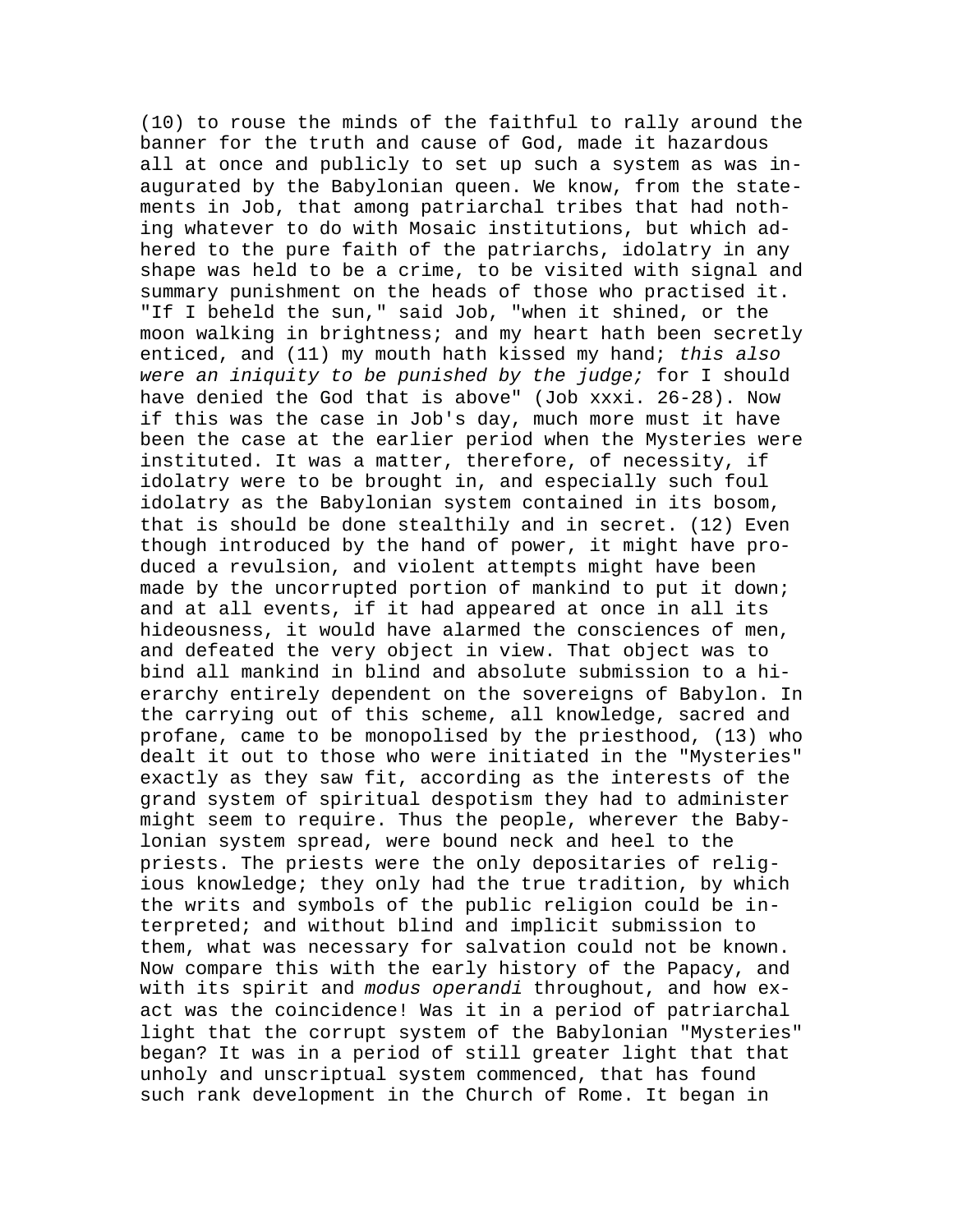(10) to rouse the minds of the faithful to rally around the banner for the truth and cause of God, made it hazardous all at once and publicly to set up such a system as was inaugurated by the Babylonian queen. We know, from the statements in Job, that among patriarchal tribes that had nothing whatever to do with Mosaic institutions, but which adhered to the pure faith of the patriarchs, idolatry in any shape was held to be a crime, to be visited with signal and summary punishment on the heads of those who practised it. "If I beheld the sun," said Job, "when it shined, or the moon walking in brightness; and my heart hath been secretly enticed, and (11) my mouth hath kissed my hand; *this also were an iniquity to be punished by the judge;* for I should have denied the God that is above" (Job xxxi. 26-28). Now if this was the case in Job's day, much more must it have been the case at the earlier period when the Mysteries were instituted. It was a matter, therefore, of necessity, if idolatry were to be brought in, and especially such foul idolatry as the Babylonian system contained in its bosom, that is should be done stealthily and in secret. (12) Even though introduced by the hand of power, it might have produced a revulsion, and violent attempts might have been made by the uncorrupted portion of mankind to put it down; and at all events, if it had appeared at once in all its hideousness, it would have alarmed the consciences of men, and defeated the very object in view. That object was to bind all mankind in blind and absolute submission to a hierarchy entirely dependent on the sovereigns of Babylon. In the carrying out of this scheme, all knowledge, sacred and profane, came to be monopolised by the priesthood, (13) who dealt it out to those who were initiated in the "Mysteries" exactly as they saw fit, according as the interests of the grand system of spiritual despotism they had to administer might seem to require. Thus the people, wherever the Babylonian system spread, were bound neck and heel to the priests. The priests were the only depositaries of religious knowledge; they only had the true tradition, by which the writs and symbols of the public religion could be interpreted; and without blind and implicit submission to them, what was necessary for salvation could not be known. Now compare this with the early history of the Papacy, and with its spirit and *modus operandi* throughout, and how exact was the coincidence! Was it in a period of patriarchal light that the corrupt system of the Babylonian "Mysteries" began? It was in a period of still greater light that that unholy and unscriptual system commenced, that has found such rank development in the Church of Rome. It began in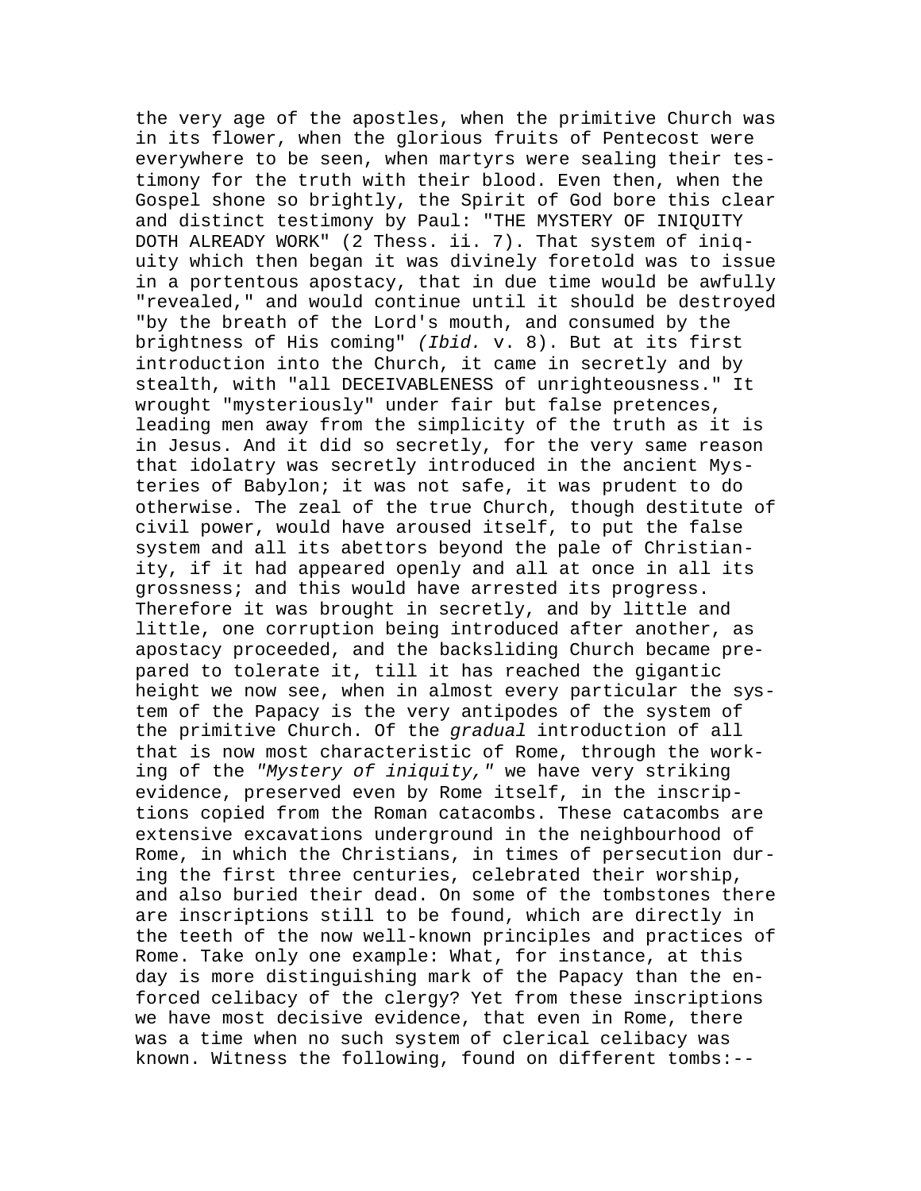the very age of the apostles, when the primitive Church was in its flower, when the glorious fruits of Pentecost were everywhere to be seen, when martyrs were sealing their testimony for the truth with their blood. Even then, when the Gospel shone so brightly, the Spirit of God bore this clear and distinct testimony by Paul: "THE MYSTERY OF INIQUITY DOTH ALREADY WORK" (2 Thess. ii. 7). That system of iniquity which then began it was divinely foretold was to issue in a portentous apostacy, that in due time would be awfully "revealed," and would continue until it should be destroyed "by the breath of the Lord's mouth, and consumed by the brightness of His coming" *(Ibid.* v. 8). But at its first introduction into the Church, it came in secretly and by stealth, with "all DECEIVABLENESS of unrighteousness." It wrought "mysteriously" under fair but false pretences, leading men away from the simplicity of the truth as it is in Jesus. And it did so secretly, for the very same reason that idolatry was secretly introduced in the ancient Mysteries of Babylon; it was not safe, it was prudent to do otherwise. The zeal of the true Church, though destitute of civil power, would have aroused itself, to put the false system and all its abettors beyond the pale of Christianity, if it had appeared openly and all at once in all its grossness; and this would have arrested its progress. Therefore it was brought in secretly, and by little and little, one corruption being introduced after another, as apostacy proceeded, and the backsliding Church became prepared to tolerate it, till it has reached the gigantic height we now see, when in almost every particular the system of the Papacy is the very antipodes of the system of the primitive Church. Of the *gradual* introduction of all that is now most characteristic of Rome, through the working of the *"Mystery of iniquity,"* we have very striking evidence, preserved even by Rome itself, in the inscriptions copied from the Roman catacombs. These catacombs are extensive excavations underground in the neighbourhood of Rome, in which the Christians, in times of persecution during the first three centuries, celebrated their worship, and also buried their dead. On some of the tombstones there are inscriptions still to be found, which are directly in the teeth of the now well-known principles and practices of Rome. Take only one example: What, for instance, at this day is more distinguishing mark of the Papacy than the enforced celibacy of the clergy? Yet from these inscriptions we have most decisive evidence, that even in Rome, there was a time when no such system of clerical celibacy was known. Witness the following, found on different tombs:--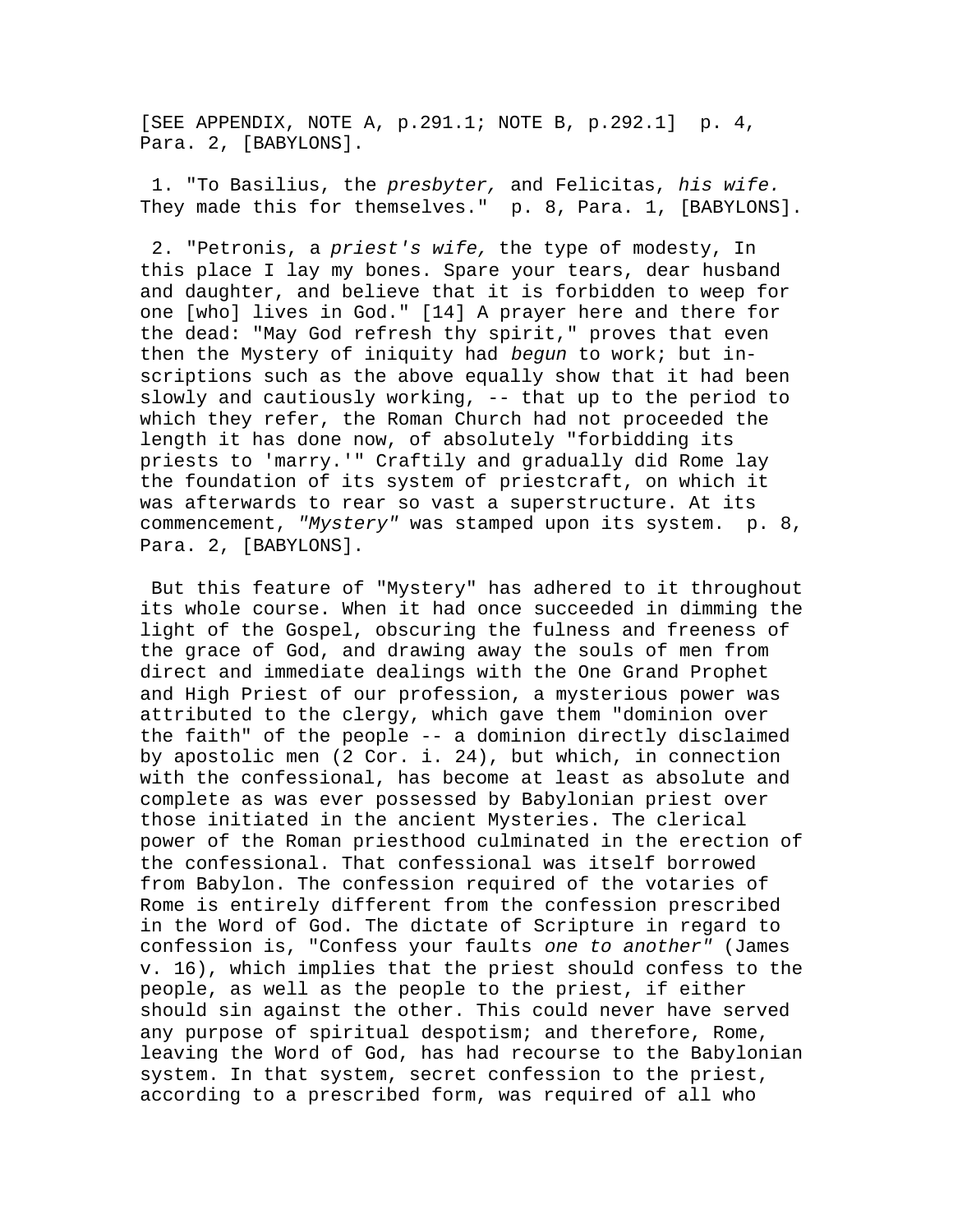[SEE APPENDIX, NOTE A, p.291.1; NOTE B, p.292.1]  p. 4, Para. 2, [BABYLONS].

1. "To Basilius, the *presbyter,* and Felicitas, *his wife.* They made this for themselves."  p. 8, Para. 1, [BABYLONS].

2. "Petronis, a *priest's wife,* the type of modesty, In this place I lay my bones. Spare your tears, dear husband and daughter, and believe that it is forbidden to weep for one [who] lives in God." [14] A prayer here and there for the dead: "May God refresh thy spirit," proves that even then the Mystery of iniquity had *begun* to work; but inscriptions such as the above equally show that it had been slowly and cautiously working, -- that up to the period to which they refer, the Roman Church had not proceeded the length it has done now, of absolutely "forbidding its priests to 'marry.'" Craftily and gradually did Rome lay the foundation of its system of priestcraft, on which it was afterwards to rear so vast a superstructure. At its commencement, *"Mystery"* was stamped upon its system.  p. 8, Para. 2, [BABYLONS].

But this feature of "Mystery" has adhered to it throughout its whole course. When it had once succeeded in dimming the light of the Gospel, obscuring the fulness and freeness of the grace of God, and drawing away the souls of men from direct and immediate dealings with the One Grand Prophet and High Priest of our profession, a mysterious power was attributed to the clergy, which gave them "dominion over the faith" of the people -- a dominion directly disclaimed by apostolic men (2 Cor. i. 24), but which, in connection with the confessional, has become at least as absolute and complete as was ever possessed by Babylonian priest over those initiated in the ancient Mysteries. The clerical power of the Roman priesthood culminated in the erection of the confessional. That confessional was itself borrowed from Babylon. The confession required of the votaries of Rome is entirely different from the confession prescribed in the Word of God. The dictate of Scripture in regard to confession is, "Confess your faults *one to another"* (James v. 16), which implies that the priest should confess to the people, as well as the people to the priest, if either should sin against the other. This could never have served any purpose of spiritual despotism; and therefore, Rome, leaving the Word of God, has had recourse to the Babylonian system. In that system, secret confession to the priest, according to a prescribed form, was required of all who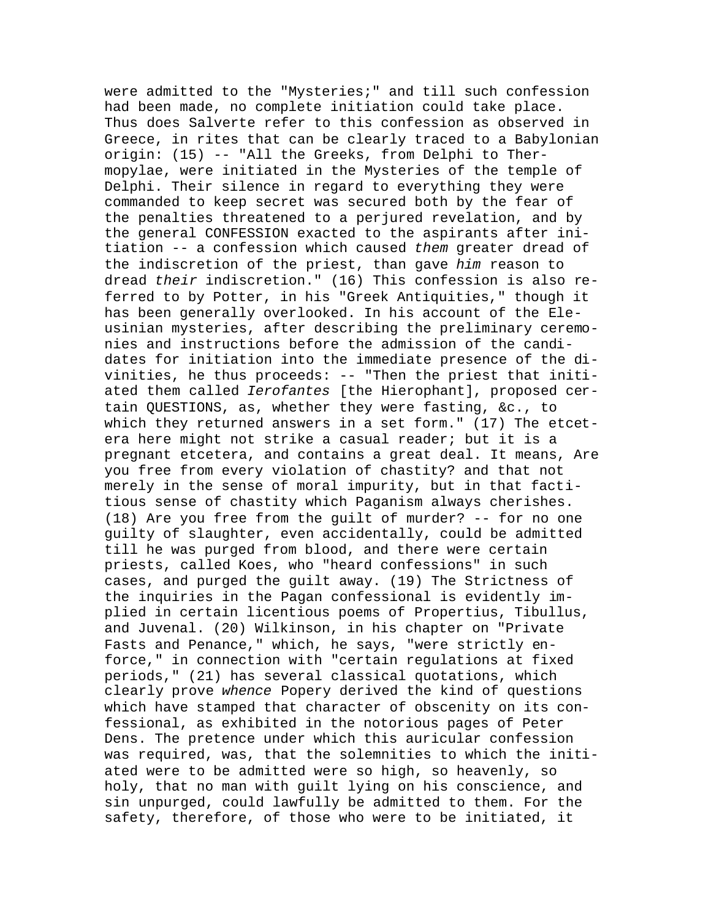were admitted to the "Mysteries;" and till such confession had been made, no complete initiation could take place. Thus does Salverte refer to this confession as observed in Greece, in rites that can be clearly traced to a Babylonian origin: (15) -- "All the Greeks, from Delphi to Thermopylae, were initiated in the Mysteries of the temple of Delphi. Their silence in regard to everything they were commanded to keep secret was secured both by the fear of the penalties threatened to a perjured revelation, and by the general CONFESSION exacted to the aspirants after initiation -- a confession which caused *them* greater dread of the indiscretion of the priest, than gave *him* reason to dread *their* indiscretion." (16) This confession is also referred to by Potter, in his "Greek Antiquities," though it has been generally overlooked. In his account of the Eleusinian mysteries, after describing the preliminary ceremonies and instructions before the admission of the candidates for initiation into the immediate presence of the divinities, he thus proceeds: -- "Then the priest that initiated them called *Ierofantes* [the Hierophant], proposed certain QUESTIONS, as, whether they were fasting, &c., to which they returned answers in a set form." (17) The etcetera here might not strike a casual reader; but it is a pregnant etcetera, and contains a great deal. It means, Are you free from every violation of chastity? and that not merely in the sense of moral impurity, but in that factitious sense of chastity which Paganism always cherishes. (18) Are you free from the guilt of murder? -- for no one guilty of slaughter, even accidentally, could be admitted till he was purged from blood, and there were certain priests, called Koes, who "heard confessions" in such cases, and purged the guilt away. (19) The Strictness of the inquiries in the Pagan confessional is evidently implied in certain licentious poems of Propertius, Tibullus, and Juvenal. (20) Wilkinson, in his chapter on "Private Fasts and Penance," which, he says, "were strictly enforce," in connection with "certain regulations at fixed periods," (21) has several classical quotations, which clearly prove *whence* Popery derived the kind of questions which have stamped that character of obscenity on its confessional, as exhibited in the notorious pages of Peter Dens. The pretence under which this auricular confession was required, was, that the solemnities to which the initiated were to be admitted were so high, so heavenly, so holy, that no man with guilt lying on his conscience, and sin unpurged, could lawfully be admitted to them. For the safety, therefore, of those who were to be initiated, it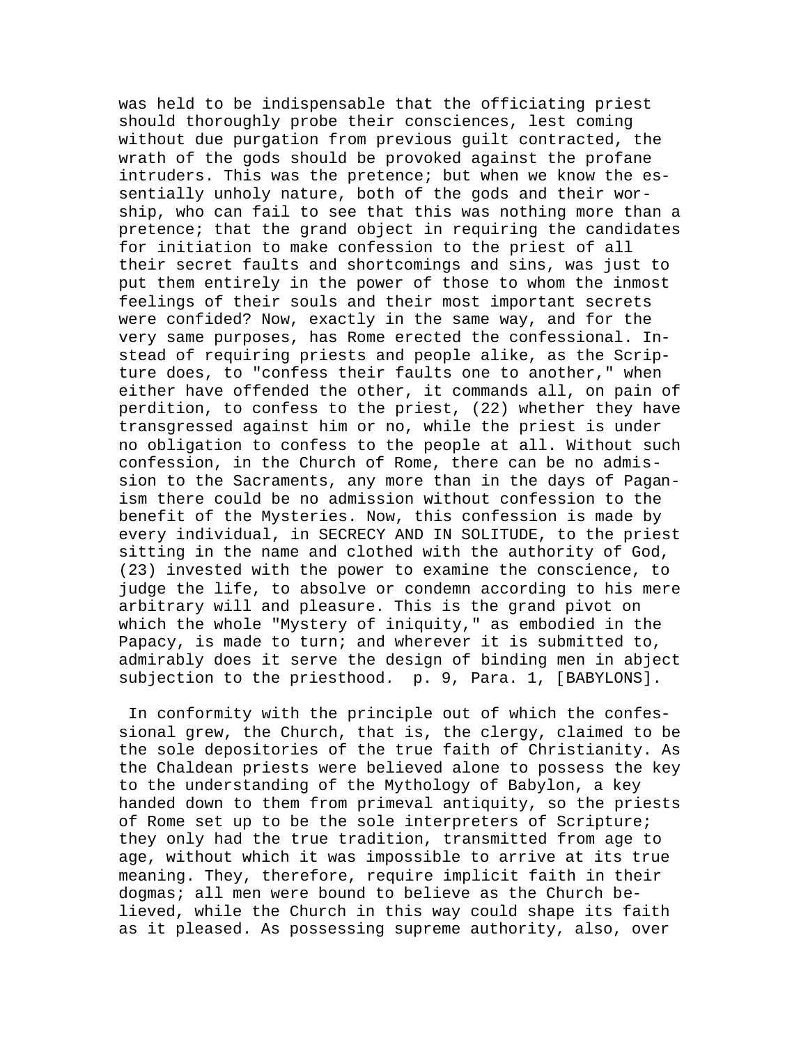was held to be indispensable that the officiating priest should thoroughly probe their consciences, lest coming without due purgation from previous guilt contracted, the wrath of the gods should be provoked against the profane intruders. This was the pretence; but when we know the essentially unholy nature, both of the gods and their worship, who can fail to see that this was nothing more than a pretence; that the grand object in requiring the candidates for initiation to make confession to the priest of all their secret faults and shortcomings and sins, was just to put them entirely in the power of those to whom the inmost feelings of their souls and their most important secrets were confided? Now, exactly in the same way, and for the very same purposes, has Rome erected the confessional. Instead of requiring priests and people alike, as the Scripture does, to "confess their faults one to another," when either have offended the other, it commands all, on pain of perdition, to confess to the priest, (22) whether they have transgressed against him or no, while the priest is under no obligation to confess to the people at all. Without such confession, in the Church of Rome, there can be no admission to the Sacraments, any more than in the days of Paganism there could be no admission without confession to the benefit of the Mysteries. Now, this confession is made by every individual, in SECRECY AND IN SOLITUDE, to the priest sitting in the name and clothed with the authority of God, (23) invested with the power to examine the conscience, to judge the life, to absolve or condemn according to his mere arbitrary will and pleasure. This is the grand pivot on which the whole "Mystery of iniquity," as embodied in the Papacy, is made to turn; and wherever it is submitted to, admirably does it serve the design of binding men in abject subjection to the priesthood. p. 9, Para. 1, [BABYLONS].

In conformity with the principle out of which the confessional grew, the Church, that is, the clergy, claimed to be the sole depositories of the true faith of Christianity. As the Chaldean priests were believed alone to possess the key to the understanding of the Mythology of Babylon, a key handed down to them from primeval antiquity, so the priests of Rome set up to be the sole interpreters of Scripture; they only had the true tradition, transmitted from age to age, without which it was impossible to arrive at its true meaning. They, therefore, require implicit faith in their dogmas; all men were bound to believe as the Church believed, while the Church in this way could shape its faith as it pleased. As possessing supreme authority, also, over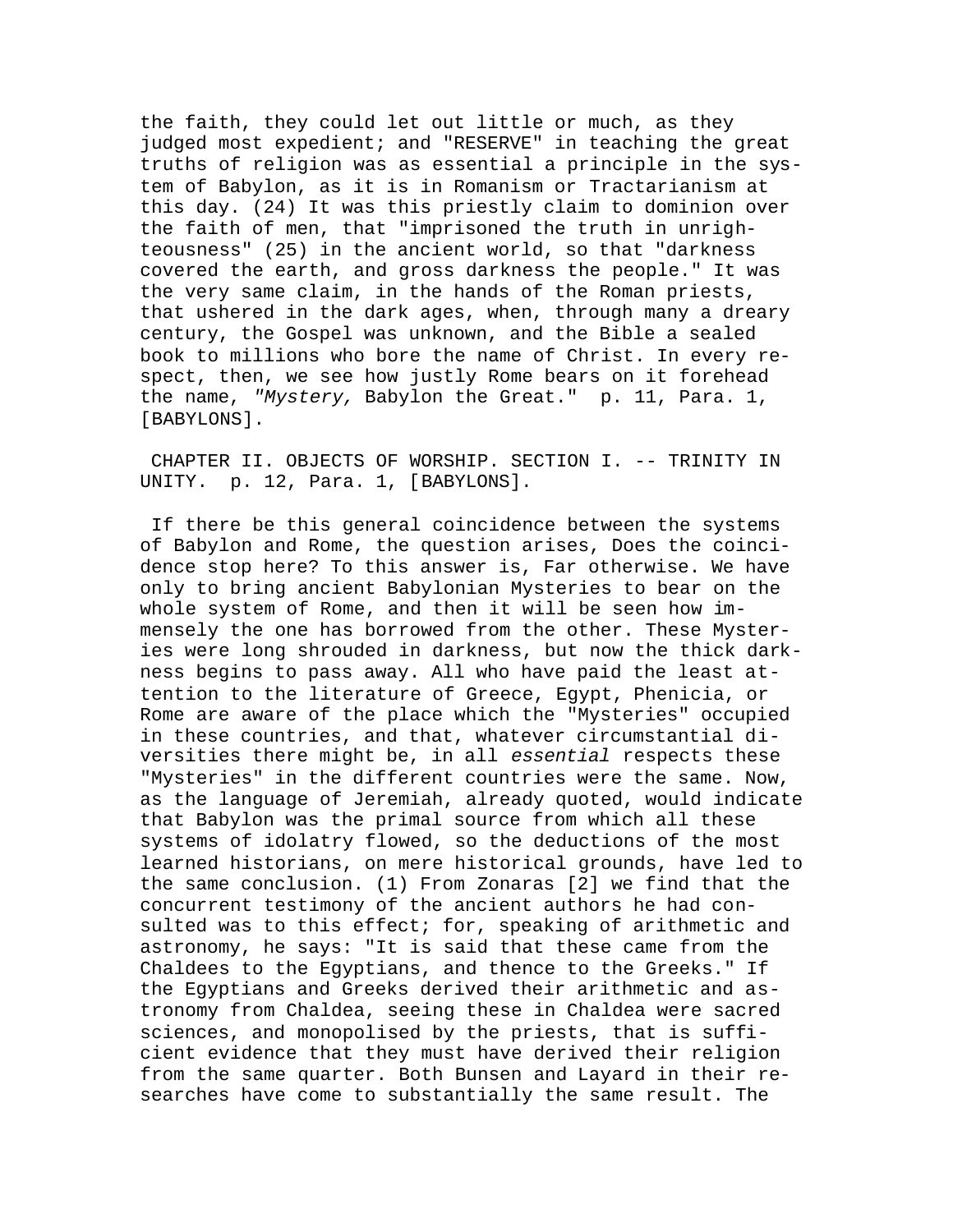the faith, they could let out little or much, as they judged most expedient; and "RESERVE" in teaching the great truths of religion was as essential a principle in the system of Babylon, as it is in Romanism or Tractarianism at this day. (24) It was this priestly claim to dominion over the faith of men, that "imprisoned the truth in unrighteousness" (25) in the ancient world, so that "darkness covered the earth, and gross darkness the people." It was the very same claim, in the hands of the Roman priests, that ushered in the dark ages, when, through many a dreary century, the Gospel was unknown, and the Bible a sealed book to millions who bore the name of Christ. In every respect, then, we see how justly Rome bears on it forehead the name, *"Mystery,* Babylon the Great." p. 11, Para. 1, [BABYLONS].

CHAPTER II. OBJECTS OF WORSHIP. SECTION I. -- TRINITY IN UNITY. p. 12, Para. 1, [BABYLONS].

If there be this general coincidence between the systems of Babylon and Rome, the question arises, Does the coincidence stop here? To this answer is, Far otherwise. We have only to bring ancient Babylonian Mysteries to bear on the whole system of Rome, and then it will be seen how immensely the one has borrowed from the other. These Mysteries were long shrouded in darkness, but now the thick darkness begins to pass away. All who have paid the least attention to the literature of Greece, Egypt, Phenicia, or Rome are aware of the place which the "Mysteries" occupied in these countries, and that, whatever circumstantial diversities there might be, in all *essential* respects these "Mysteries" in the different countries were the same. Now, as the language of Jeremiah, already quoted, would indicate that Babylon was the primal source from which all these systems of idolatry flowed, so the deductions of the most learned historians, on mere historical grounds, have led to the same conclusion. (1) From Zonaras [2] we find that the concurrent testimony of the ancient authors he had consulted was to this effect; for, speaking of arithmetic and astronomy, he says: "It is said that these came from the Chaldees to the Egyptians, and thence to the Greeks." If the Egyptians and Greeks derived their arithmetic and astronomy from Chaldea, seeing these in Chaldea were sacred sciences, and monopolised by the priests, that is sufficient evidence that they must have derived their religion from the same quarter. Both Bunsen and Layard in their researches have come to substantially the same result. The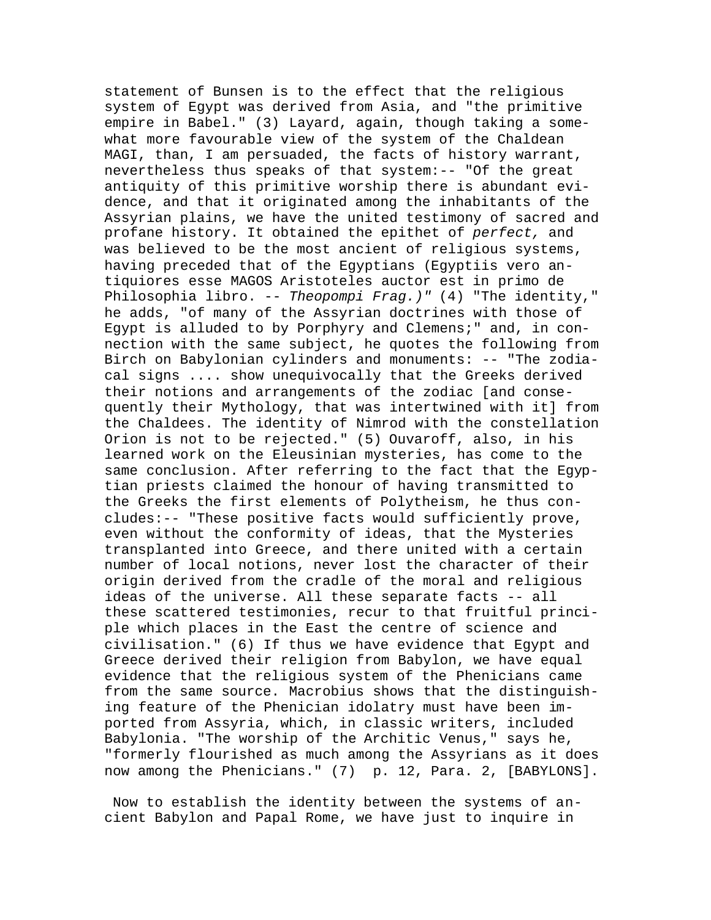statement of Bunsen is to the effect that the religious system of Egypt was derived from Asia, and "the primitive empire in Babel." (3) Layard, again, though taking a somewhat more favourable view of the system of the Chaldean MAGI, than, I am persuaded, the facts of history warrant, nevertheless thus speaks of that system:-- "Of the great antiquity of this primitive worship there is abundant evidence, and that it originated among the inhabitants of the Assyrian plains, we have the united testimony of sacred and profane history. It obtained the epithet of *perfect,* and was believed to be the most ancient of religious systems, having preceded that of the Egyptians (Egyptiis vero antiquiores esse MAGOS Aristoteles auctor est in primo de Philosophia libro. -- *Theopompi Frag.)"* (4) "The identity," he adds, "of many of the Assyrian doctrines with those of Egypt is alluded to by Porphyry and Clemens;" and, in connection with the same subject, he quotes the following from Birch on Babylonian cylinders and monuments: -- "The zodiacal signs .... show unequivocally that the Greeks derived their notions and arrangements of the zodiac [and consequently their Mythology, that was intertwined with it] from the Chaldees. The identity of Nimrod with the constellation Orion is not to be rejected." (5) Ouvaroff, also, in his learned work on the Eleusinian mysteries, has come to the same conclusion. After referring to the fact that the Egyptian priests claimed the honour of having transmitted to the Greeks the first elements of Polytheism, he thus concludes:-- "These positive facts would sufficiently prove, even without the conformity of ideas, that the Mysteries transplanted into Greece, and there united with a certain number of local notions, never lost the character of their origin derived from the cradle of the moral and religious ideas of the universe. All these separate facts -- all these scattered testimonies, recur to that fruitful principle which places in the East the centre of science and civilisation." (6) If thus we have evidence that Egypt and Greece derived their religion from Babylon, we have equal evidence that the religious system of the Phenicians came from the same source. Macrobius shows that the distinguishing feature of the Phenician idolatry must have been imported from Assyria, which, in classic writers, included Babylonia. "The worship of the Architic Venus," says he, "formerly flourished as much among the Assyrians as it does now among the Phenicians." (7) p. 12, Para. 2, [BABYLONS].

Now to establish the identity between the systems of ancient Babylon and Papal Rome, we have just to inquire in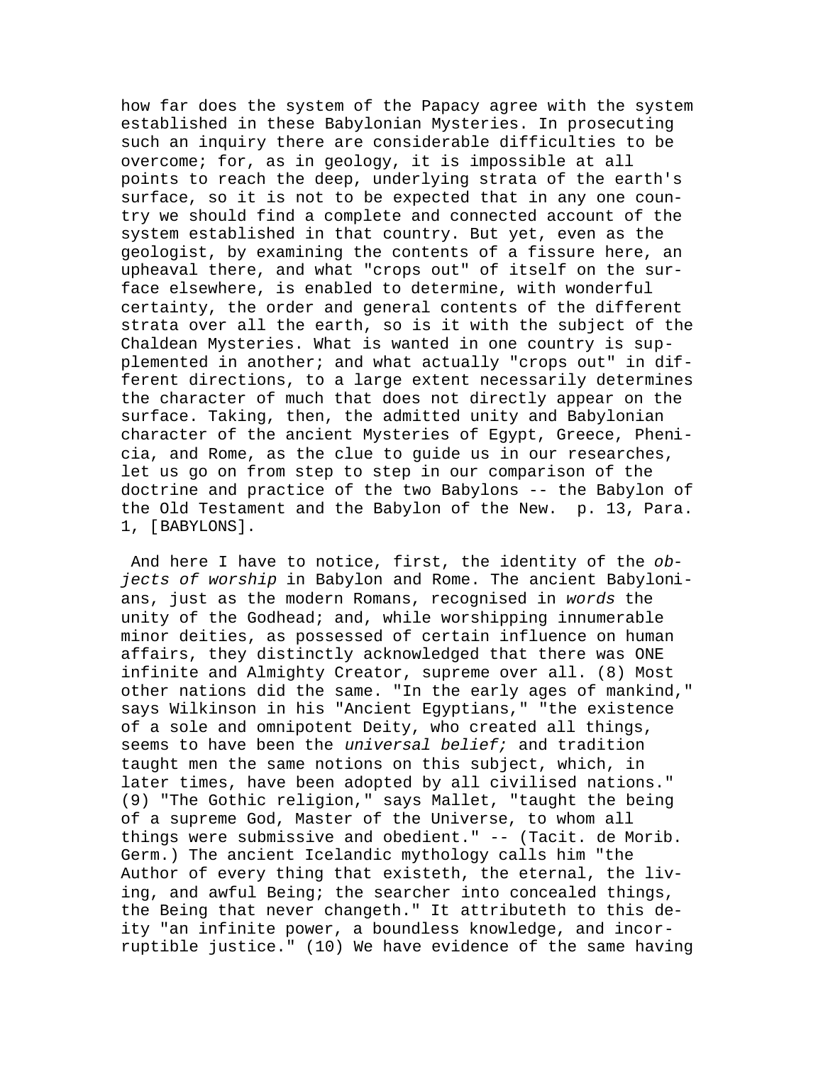how far does the system of the Papacy agree with the system established in these Babylonian Mysteries. In prosecuting such an inquiry there are considerable difficulties to be overcome; for, as in geology, it is impossible at all points to reach the deep, underlying strata of the earth's surface, so it is not to be expected that in any one country we should find a complete and connected account of the system established in that country. But yet, even as the geologist, by examining the contents of a fissure here, an upheaval there, and what "crops out" of itself on the surface elsewhere, is enabled to determine, with wonderful certainty, the order and general contents of the different strata over all the earth, so is it with the subject of the Chaldean Mysteries. What is wanted in one country is supplemented in another; and what actually "crops out" in different directions, to a large extent necessarily determines the character of much that does not directly appear on the surface. Taking, then, the admitted unity and Babylonian character of the ancient Mysteries of Egypt, Greece, Phenicia, and Rome, as the clue to guide us in our researches, let us go on from step to step in our comparison of the doctrine and practice of the two Babylons -- the Babylon of the Old Testament and the Babylon of the New. p. 13, Para. 1, [BABYLONS].

And here I have to notice, first, the identity of the *objects of worship* in Babylon and Rome. The ancient Babylonians, just as the modern Romans, recognised in *words* the unity of the Godhead; and, while worshipping innumerable minor deities, as possessed of certain influence on human affairs, they distinctly acknowledged that there was ONE infinite and Almighty Creator, supreme over all. (8) Most other nations did the same. "In the early ages of mankind," says Wilkinson in his "Ancient Egyptians," "the existence of a sole and omnipotent Deity, who created all things, seems to have been the *universal belief;* and tradition taught men the same notions on this subject, which, in later times, have been adopted by all civilised nations." (9) "The Gothic religion," says Mallet, "taught the being of a supreme God, Master of the Universe, to whom all things were submissive and obedient." -- (Tacit. de Morib. Germ.) The ancient Icelandic mythology calls him "the Author of every thing that existeth, the eternal, the living, and awful Being; the searcher into concealed things, the Being that never changeth." It attributeth to this deity "an infinite power, a boundless knowledge, and incorruptible justice." (10) We have evidence of the same having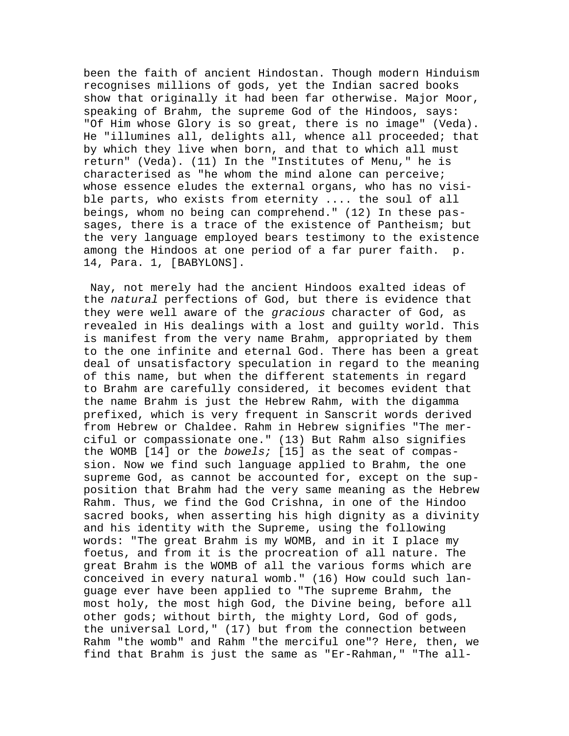been the faith of ancient Hindostan. Though modern Hinduism recognises millions of gods, yet the Indian sacred books show that originally it had been far otherwise. Major Moor, speaking of Brahm, the supreme God of the Hindoos, says: "Of Him whose Glory is so great, there is no image" (Veda). He "illumines all, delights all, whence all proceeded; that by which they live when born, and that to which all must return" (Veda). (11) In the "Institutes of Menu," he is characterised as "he whom the mind alone can perceive; whose essence eludes the external organs, who has no visible parts, who exists from eternity .... the soul of all beings, whom no being can comprehend." (12) In these passages, there is a trace of the existence of Pantheism; but the very language employed bears testimony to the existence among the Hindoos at one period of a far purer faith. p. 14, Para. 1, [BABYLONS].

Nay, not merely had the ancient Hindoos exalted ideas of the *natural* perfections of God, but there is evidence that they were well aware of the *gracious* character of God, as revealed in His dealings with a lost and guilty world. This is manifest from the very name Brahm, appropriated by them to the one infinite and eternal God. There has been a great deal of unsatisfactory speculation in regard to the meaning of this name, but when the different statements in regard to Brahm are carefully considered, it becomes evident that the name Brahm is just the Hebrew Rahm, with the digamma prefixed, which is very frequent in Sanscrit words derived from Hebrew or Chaldee. Rahm in Hebrew signifies "The merciful or compassionate one." (13) But Rahm also signifies the WOMB [14] or the *bowels;* [15] as the seat of compassion. Now we find such language applied to Brahm, the one supreme God, as cannot be accounted for, except on the supposition that Brahm had the very same meaning as the Hebrew Rahm. Thus, we find the God Crishna, in one of the Hindoo sacred books, when asserting his high dignity as a divinity and his identity with the Supreme, using the following words: "The great Brahm is my WOMB, and in it I place my foetus, and from it is the procreation of all nature. The great Brahm is the WOMB of all the various forms which are conceived in every natural womb." (16) How could such language ever have been applied to "The supreme Brahm, the most holy, the most high God, the Divine being, before all other gods; without birth, the mighty Lord, God of gods, the universal Lord," (17) but from the connection between Rahm "the womb" and Rahm "the merciful one"? Here, then, we find that Brahm is just the same as "Er-Rahman," "The all-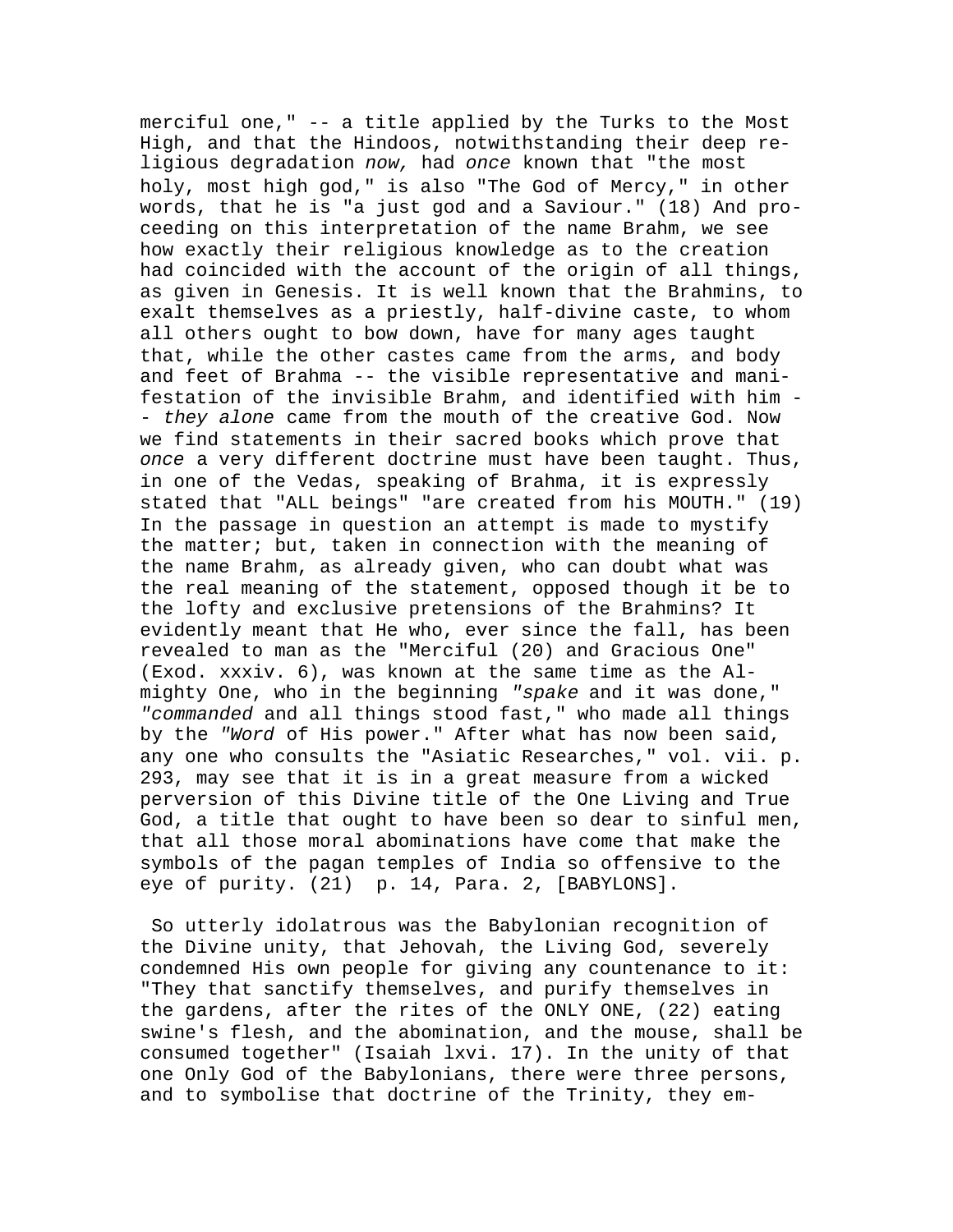merciful one," -- a title applied by the Turks to the Most High, and that the Hindoos, notwithstanding their deep religious degradation *now,* had *once* known that "the most holy, most high god," is also "The God of Mercy," in other words, that he is "a just god and a Saviour." (18) And proceeding on this interpretation of the name Brahm, we see how exactly their religious knowledge as to the creation had coincided with the account of the origin of all things, as given in Genesis. It is well known that the Brahmins, to exalt themselves as a priestly, half-divine caste, to whom all others ought to bow down, have for many ages taught that, while the other castes came from the arms, and body and feet of Brahma -- the visible representative and manifestation of the invisible Brahm, and identified with him -- *they alone* came from the mouth of the creative God. Now we find statements in their sacred books which prove that *once* a very different doctrine must have been taught. Thus, in one of the Vedas, speaking of Brahma, it is expressly stated that "ALL beings" "are created from his MOUTH." (19) In the passage in question an attempt is made to mystify the matter; but, taken in connection with the meaning of the name Brahm, as already given, who can doubt what was the real meaning of the statement, opposed though it be to the lofty and exclusive pretensions of the Brahmins? It evidently meant that He who, ever since the fall, has been revealed to man as the "Merciful (20) and Gracious One" (Exod. xxxiv. 6), was known at the same time as the Almighty One, who in the beginning *"spake* and it was done," *"commanded* and all things stood fast," who made all things by the *"Word* of His power." After what has now been said, any one who consults the "Asiatic Researches," vol. vii. p. 293, may see that it is in a great measure from a wicked perversion of this Divine title of the One Living and True God, a title that ought to have been so dear to sinful men, that all those moral abominations have come that make the symbols of the pagan temples of India so offensive to the eye of purity. (21) p. 14, Para. 2, [BABYLONS].

So utterly idolatrous was the Babylonian recognition of the Divine unity, that Jehovah, the Living God, severely condemned His own people for giving any countenance to it: "They that sanctify themselves, and purify themselves in the gardens, after the rites of the ONLY ONE, (22) eating swine's flesh, and the abomination, and the mouse, shall be consumed together" (Isaiah lxvi. 17). In the unity of that one Only God of the Babylonians, there were three persons, and to symbolise that doctrine of the Trinity, they em-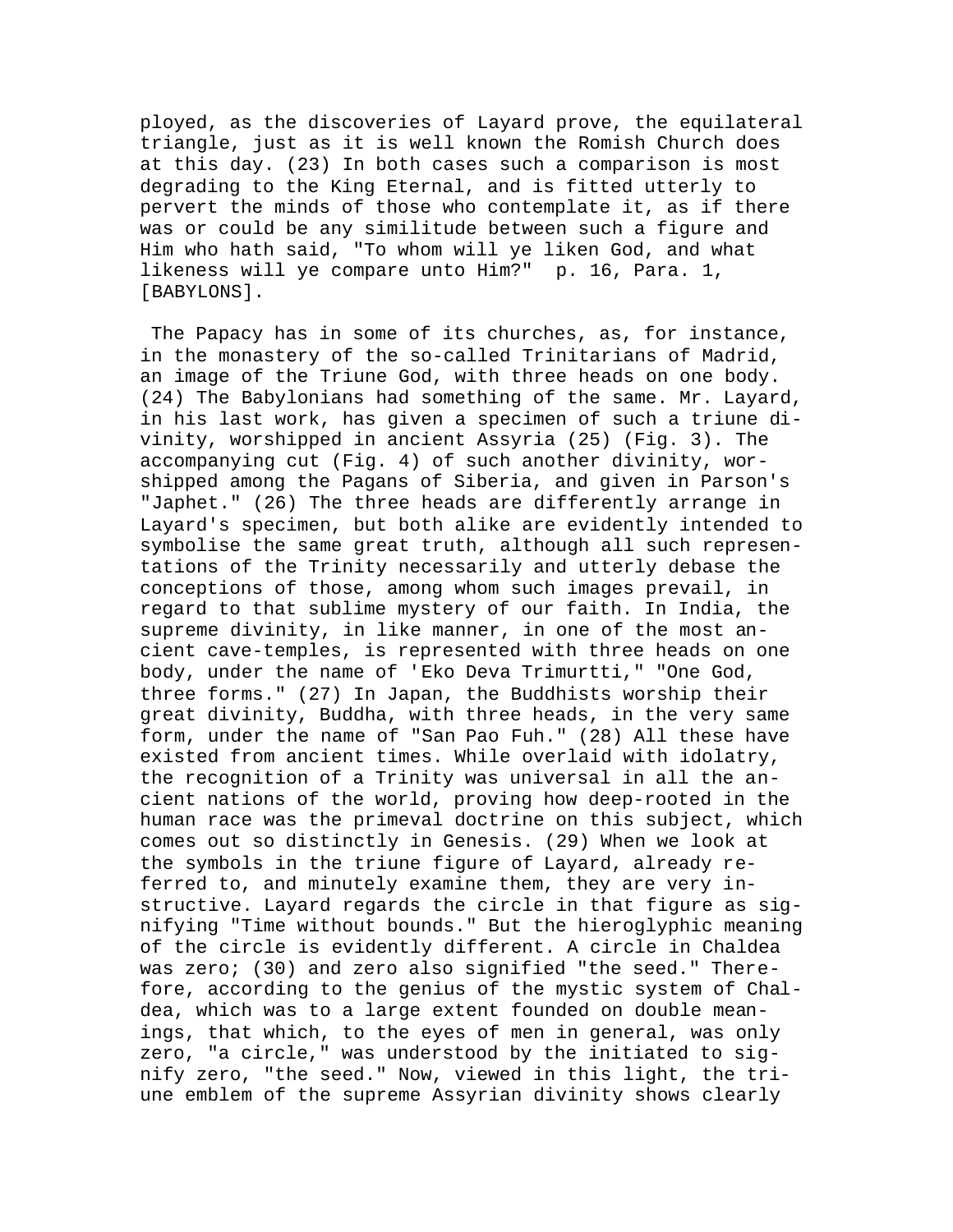ployed, as the discoveries of Layard prove, the equilateral triangle, just as it is well known the Romish Church does at this day. (23) In both cases such a comparison is most degrading to the King Eternal, and is fitted utterly to pervert the minds of those who contemplate it, as if there was or could be any similitude between such a figure and Him who hath said, "To whom will ye liken God, and what likeness will ye compare unto Him?"  p. 16, Para. 1, [BABYLONS].

The Papacy has in some of its churches, as, for instance, in the monastery of the so-called Trinitarians of Madrid, an image of the Triune God, with three heads on one body. (24) The Babylonians had something of the same. Mr. Layard, in his last work, has given a specimen of such a triune divinity, worshipped in ancient Assyria (25) (Fig. 3). The accompanying cut (Fig. 4) of such another divinity, worshipped among the Pagans of Siberia, and given in Parson's "Japhet." (26) The three heads are differently arrange in Layard's specimen, but both alike are evidently intended to symbolise the same great truth, although all such representations of the Trinity necessarily and utterly debase the conceptions of those, among whom such images prevail, in regard to that sublime mystery of our faith. In India, the supreme divinity, in like manner, in one of the most ancient cave-temples, is represented with three heads on one body, under the name of 'Eko Deva Trimurtti," "One God, three forms." (27) In Japan, the Buddhists worship their great divinity, Buddha, with three heads, in the very same form, under the name of "San Pao Fuh." (28) All these have existed from ancient times. While overlaid with idolatry, the recognition of a Trinity was universal in all the ancient nations of the world, proving how deep-rooted in the human race was the primeval doctrine on this subject, which comes out so distinctly in Genesis. (29) When we look at the symbols in the triune figure of Layard, already referred to, and minutely examine them, they are very instructive. Layard regards the circle in that figure as signifying "Time without bounds." But the hieroglyphic meaning of the circle is evidently different. A circle in Chaldea was zero; (30) and zero also signified "the seed." Therefore, according to the genius of the mystic system of Chaldea, which was to a large extent founded on double meanings, that which, to the eyes of men in general, was only zero, "a circle," was understood by the initiated to signify zero, "the seed." Now, viewed in this light, the triune emblem of the supreme Assyrian divinity shows clearly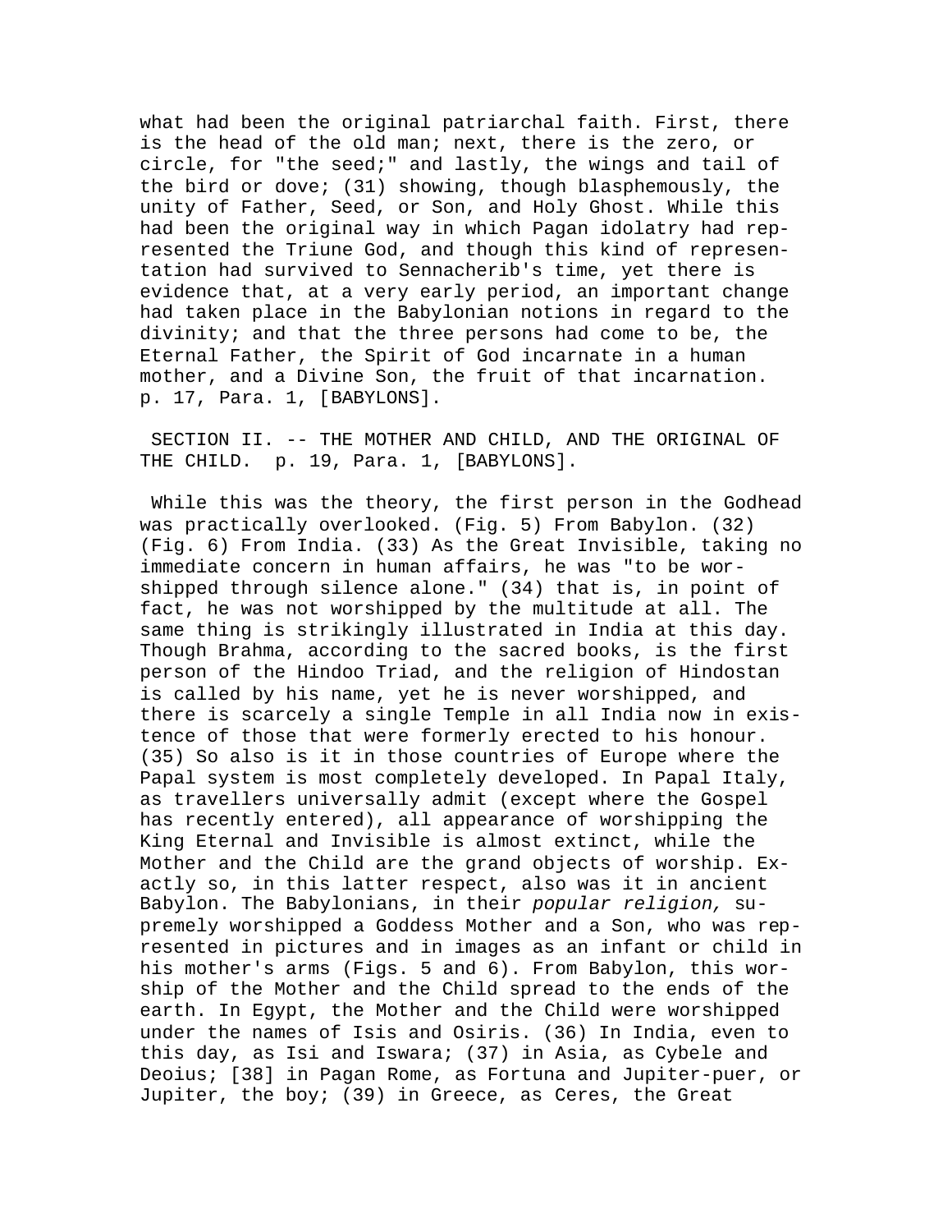what had been the original patriarchal faith. First, there is the head of the old man; next, there is the zero, or circle, for "the seed;" and lastly, the wings and tail of the bird or dove; (31) showing, though blasphemously, the unity of Father, Seed, or Son, and Holy Ghost. While this had been the original way in which Pagan idolatry had represented the Triune God, and though this kind of representation had survived to Sennacherib's time, yet there is evidence that, at a very early period, an important change had taken place in the Babylonian notions in regard to the divinity; and that the three persons had come to be, the Eternal Father, the Spirit of God incarnate in a human mother, and a Divine Son, the fruit of that incarnation. p. 17, Para. 1, [BABYLONS].

SECTION II. -- THE MOTHER AND CHILD, AND THE ORIGINAL OF THE CHILD. p. 19, Para. 1, [BABYLONS].

While this was the theory, the first person in the Godhead was practically overlooked. (Fig. 5) From Babylon. (32) (Fig. 6) From India. (33) As the Great Invisible, taking no immediate concern in human affairs, he was "to be worshipped through silence alone." (34) that is, in point of fact, he was not worshipped by the multitude at all. The same thing is strikingly illustrated in India at this day. Though Brahma, according to the sacred books, is the first person of the Hindoo Triad, and the religion of Hindostan is called by his name, yet he is never worshipped, and there is scarcely a single Temple in all India now in existence of those that were formerly erected to his honour. (35) So also is it in those countries of Europe where the Papal system is most completely developed. In Papal Italy, as travellers universally admit (except where the Gospel has recently entered), all appearance of worshipping the King Eternal and Invisible is almost extinct, while the Mother and the Child are the grand objects of worship. Exactly so, in this latter respect, also was it in ancient Babylon. The Babylonians, in their *popular religion,* supremely worshipped a Goddess Mother and a Son, who was represented in pictures and in images as an infant or child in his mother's arms (Figs. 5 and 6). From Babylon, this worship of the Mother and the Child spread to the ends of the earth. In Egypt, the Mother and the Child were worshipped under the names of Isis and Osiris. (36) In India, even to this day, as Isi and Iswara; (37) in Asia, as Cybele and Deoius; [38] in Pagan Rome, as Fortuna and Jupiter-puer, or Jupiter, the boy; (39) in Greece, as Ceres, the Great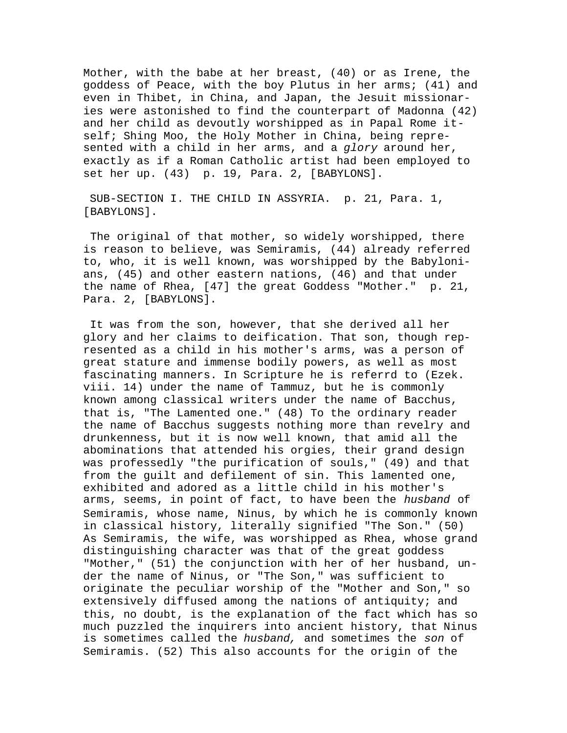Mother, with the babe at her breast, (40) or as Irene, the goddess of Peace, with the boy Plutus in her arms; (41) and even in Thibet, in China, and Japan, the Jesuit missionaries were astonished to find the counterpart of Madonna (42) and her child as devoutly worshipped as in Papal Rome itself; Shing Moo, the Holy Mother in China, being represented with a child in her arms, and a *glory* around her, exactly as if a Roman Catholic artist had been employed to set her up. (43) p. 19, Para. 2, [BABYLONS].

SUB-SECTION I. THE CHILD IN ASSYRIA. p. 21, Para. 1, [BABYLONS].

The original of that mother, so widely worshipped, there is reason to believe, was Semiramis, (44) already referred to, who, it is well known, was worshipped by the Babylonians, (45) and other eastern nations, (46) and that under the name of Rhea, [47] the great Goddess "Mother." p. 21, Para. 2, [BABYLONS].

It was from the son, however, that she derived all her glory and her claims to deification. That son, though represented as a child in his mother's arms, was a person of great stature and immense bodily powers, as well as most fascinating manners. In Scripture he is referrd to (Ezek. viii. 14) under the name of Tammuz, but he is commonly known among classical writers under the name of Bacchus, that is, "The Lamented one." (48) To the ordinary reader the name of Bacchus suggests nothing more than revelry and drunkenness, but it is now well known, that amid all the abominations that attended his orgies, their grand design was professedly "the purification of souls," (49) and that from the guilt and defilement of sin. This lamented one, exhibited and adored as a little child in his mother's arms, seems, in point of fact, to have been the *husband* of Semiramis, whose name, Ninus, by which he is commonly known in classical history, literally signified "The Son." (50) As Semiramis, the wife, was worshipped as Rhea, whose grand distinguishing character was that of the great goddess "Mother," (51) the conjunction with her of her husband, under the name of Ninus, or "The Son," was sufficient to originate the peculiar worship of the "Mother and Son," so extensively diffused among the nations of antiquity; and this, no doubt, is the explanation of the fact which has so much puzzled the inquirers into ancient history, that Ninus is sometimes called the *husband,* and sometimes the *son* of Semiramis. (52) This also accounts for the origin of the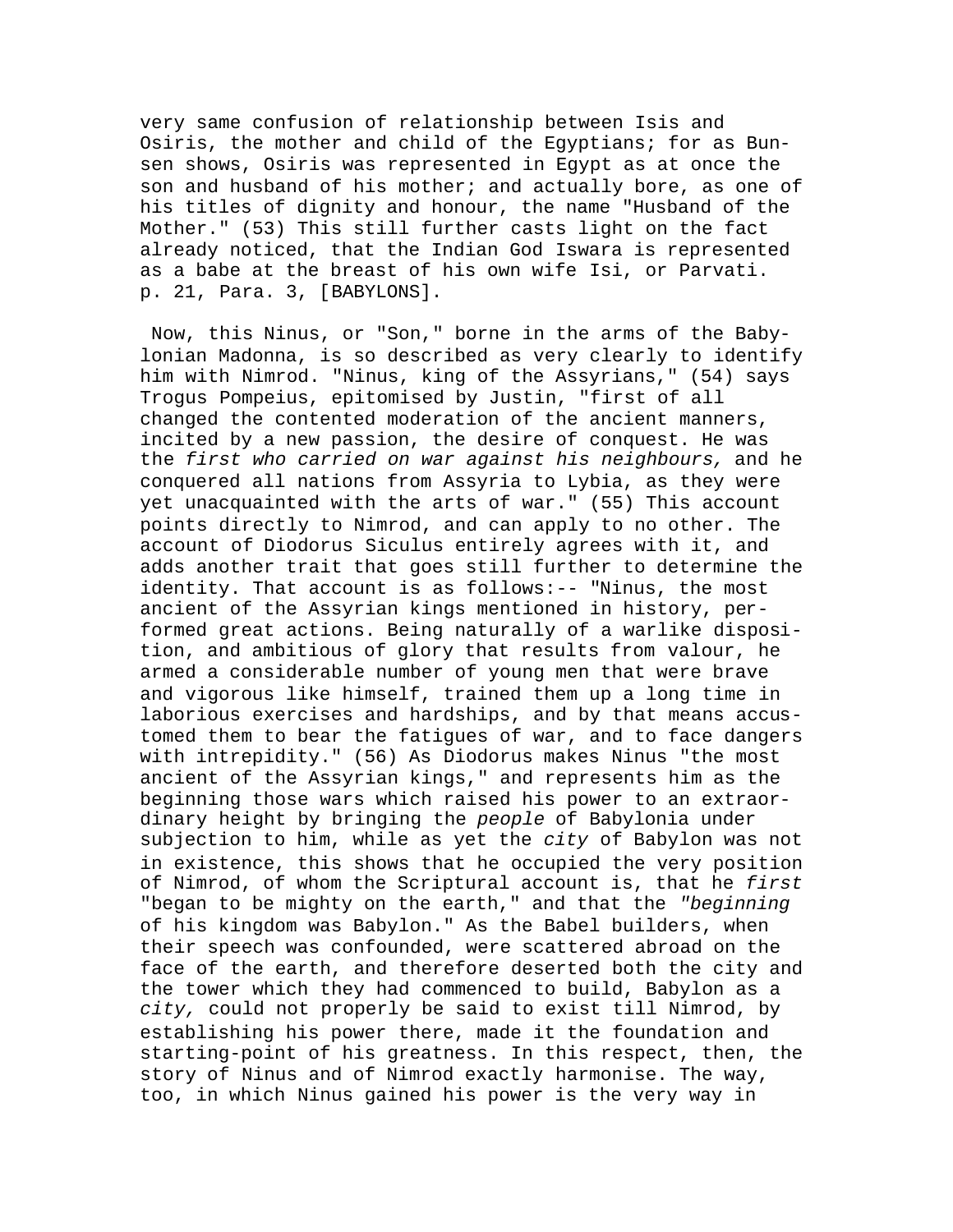very same confusion of relationship between Isis and Osiris, the mother and child of the Egyptians; for as Bunsen shows, Osiris was represented in Egypt as at once the son and husband of his mother; and actually bore, as one of his titles of dignity and honour, the name "Husband of the Mother." (53) This still further casts light on the fact already noticed, that the Indian God Iswara is represented as a babe at the breast of his own wife Isi, or Parvati. p. 21, Para. 3, [BABYLONS].

Now, this Ninus, or "Son," borne in the arms of the Babylonian Madonna, is so described as very clearly to identify him with Nimrod. "Ninus, king of the Assyrians," (54) says Trogus Pompeius, epitomised by Justin, "first of all changed the contented moderation of the ancient manners, incited by a new passion, the desire of conquest. He was the *first who carried on war against his neighbours,* and he conquered all nations from Assyria to Lybia, as they were yet unacquainted with the arts of war." (55) This account points directly to Nimrod, and can apply to no other. The account of Diodorus Siculus entirely agrees with it, and adds another trait that goes still further to determine the identity. That account is as follows:-- "Ninus, the most ancient of the Assyrian kings mentioned in history, performed great actions. Being naturally of a warlike disposition, and ambitious of glory that results from valour, he armed a considerable number of young men that were brave and vigorous like himself, trained them up a long time in laborious exercises and hardships, and by that means accustomed them to bear the fatigues of war, and to face dangers with intrepidity." (56) As Diodorus makes Ninus "the most ancient of the Assyrian kings," and represents him as the beginning those wars which raised his power to an extraordinary height by bringing the *people* of Babylonia under subjection to him, while as yet the *city* of Babylon was not in existence, this shows that he occupied the very position of Nimrod, of whom the Scriptural account is, that he *first* "began to be mighty on the earth," and that the *"beginning* of his kingdom was Babylon." As the Babel builders, when their speech was confounded, were scattered abroad on the face of the earth, and therefore deserted both the city and the tower which they had commenced to build, Babylon as a *city,* could not properly be said to exist till Nimrod, by establishing his power there, made it the foundation and starting-point of his greatness. In this respect, then, the story of Ninus and of Nimrod exactly harmonise. The way, too, in which Ninus gained his power is the very way in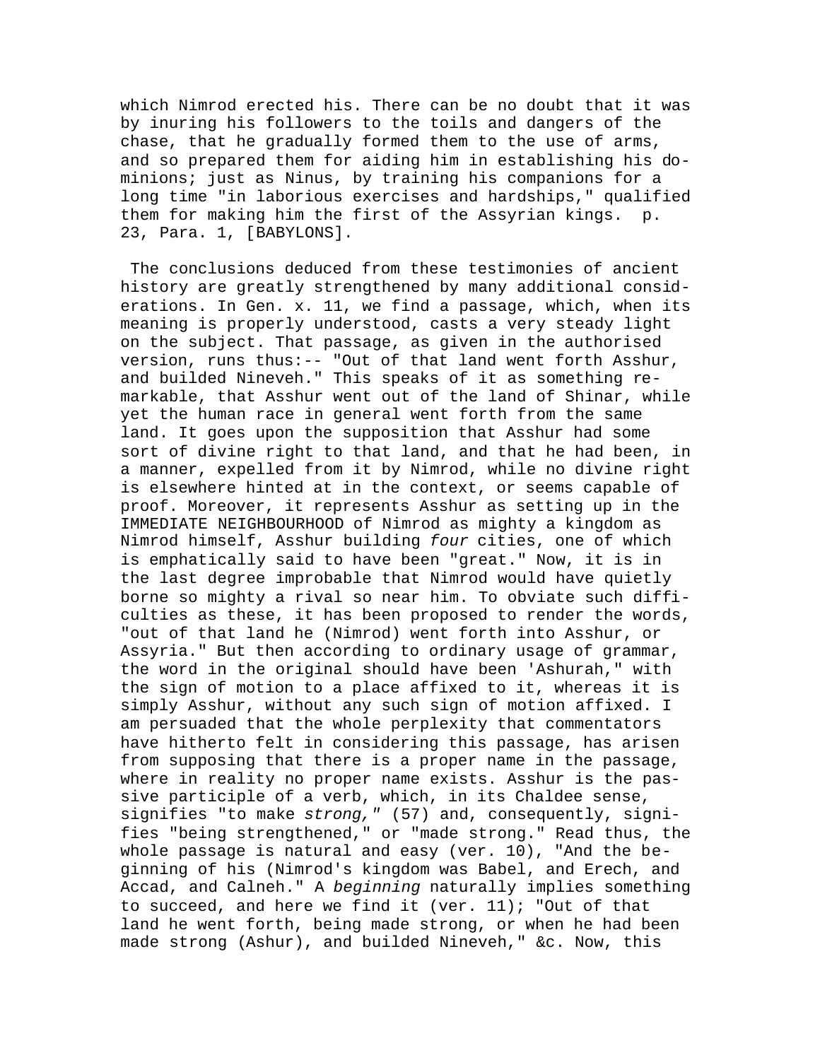which Nimrod erected his. There can be no doubt that it was by inuring his followers to the toils and dangers of the chase, that he gradually formed them to the use of arms, and so prepared them for aiding him in establishing his dominions; just as Ninus, by training his companions for a long time "in laborious exercises and hardships," qualified them for making him the first of the Assyrian kings. p. 23, Para. 1, [BABYLONS].

The conclusions deduced from these testimonies of ancient history are greatly strengthened by many additional considerations. In Gen. x. 11, we find a passage, which, when its meaning is properly understood, casts a very steady light on the subject. That passage, as given in the authorised version, runs thus:-- "Out of that land went forth Asshur, and builded Nineveh." This speaks of it as something remarkable, that Asshur went out of the land of Shinar, while yet the human race in general went forth from the same land. It goes upon the supposition that Asshur had some sort of divine right to that land, and that he had been, in a manner, expelled from it by Nimrod, while no divine right is elsewhere hinted at in the context, or seems capable of proof. Moreover, it represents Asshur as setting up in the IMMEDIATE NEIGHBOURHOOD of Nimrod as mighty a kingdom as Nimrod himself, Asshur building *four* cities, one of which is emphatically said to have been "great." Now, it is in the last degree improbable that Nimrod would have quietly borne so mighty a rival so near him. To obviate such difficulties as these, it has been proposed to render the words, "out of that land he (Nimrod) went forth into Asshur, or Assyria." But then according to ordinary usage of grammar, the word in the original should have been 'Ashurah," with the sign of motion to a place affixed to it, whereas it is simply Asshur, without any such sign of motion affixed. I am persuaded that the whole perplexity that commentators have hitherto felt in considering this passage, has arisen from supposing that there is a proper name in the passage, where in reality no proper name exists. Asshur is the passive participle of a verb, which, in its Chaldee sense, signifies "to make *strong,"* (57) and, consequently, signifies "being strengthened," or "made strong." Read thus, the whole passage is natural and easy (ver. 10), "And the beginning of his (Nimrod's kingdom was Babel, and Erech, and Accad, and Calneh." A *beginning* naturally implies something to succeed, and here we find it (ver. 11); "Out of that land he went forth, being made strong, or when he had been made strong (Ashur), and builded Nineveh," &c. Now, this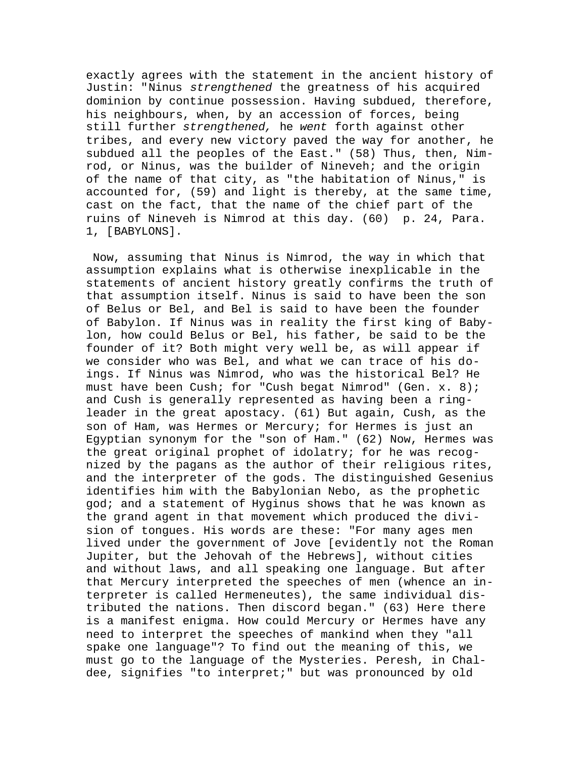exactly agrees with the statement in the ancient history of Justin: "Ninus *strengthened* the greatness of his acquired dominion by continue possession. Having subdued, therefore, his neighbours, when, by an accession of forces, being still further *strengthened,* he *went* forth against other tribes, and every new victory paved the way for another, he subdued all the peoples of the East." (58) Thus, then, Nimrod, or Ninus, was the builder of Nineveh; and the origin of the name of that city, as "the habitation of Ninus," is accounted for, (59) and light is thereby, at the same time, cast on the fact, that the name of the chief part of the ruins of Nineveh is Nimrod at this day. (60) p. 24, Para. 1, [BABYLONS].

Now, assuming that Ninus is Nimrod, the way in which that assumption explains what is otherwise inexplicable in the statements of ancient history greatly confirms the truth of that assumption itself. Ninus is said to have been the son of Belus or Bel, and Bel is said to have been the founder of Babylon. If Ninus was in reality the first king of Babylon, how could Belus or Bel, his father, be said to be the founder of it? Both might very well be, as will appear if we consider who was Bel, and what we can trace of his doings. If Ninus was Nimrod, who was the historical Bel? He must have been Cush; for "Cush begat Nimrod" (Gen. x. 8); and Cush is generally represented as having been a ringleader in the great apostacy. (61) But again, Cush, as the son of Ham, was Hermes or Mercury; for Hermes is just an Egyptian synonym for the "son of Ham." (62) Now, Hermes was the great original prophet of idolatry; for he was recognized by the pagans as the author of their religious rites, and the interpreter of the gods. The distinguished Gesenius identifies him with the Babylonian Nebo, as the prophetic god; and a statement of Hyginus shows that he was known as the grand agent in that movement which produced the division of tongues. His words are these: "For many ages men lived under the government of Jove [evidently not the Roman Jupiter, but the Jehovah of the Hebrews], without cities and without laws, and all speaking one language. But after that Mercury interpreted the speeches of men (whence an interpreter is called Hermeneutes), the same individual distributed the nations. Then discord began." (63) Here there is a manifest enigma. How could Mercury or Hermes have any need to interpret the speeches of mankind when they "all spake one language"? To find out the meaning of this, we must go to the language of the Mysteries. Peresh, in Chaldee, signifies "to interpret;" but was pronounced by old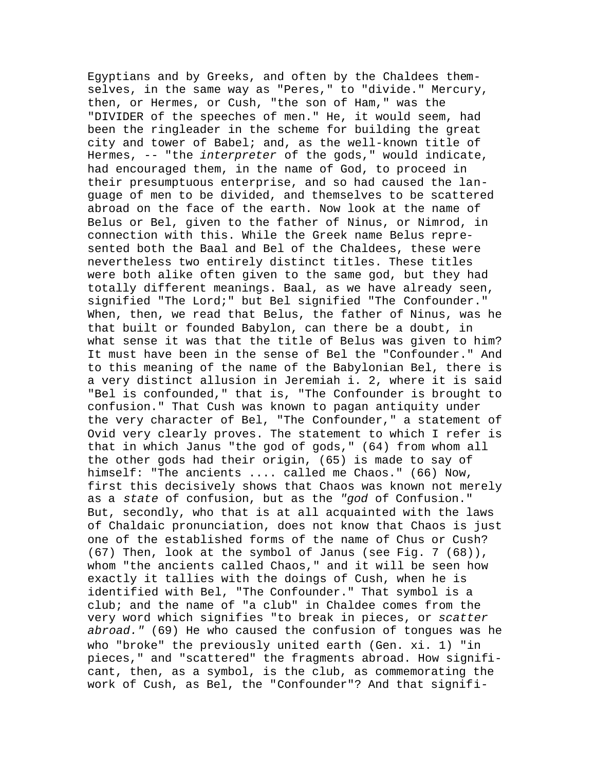Egyptians and by Greeks, and often by the Chaldees themselves, in the same way as "Peres," to "divide." Mercury, then, or Hermes, or Cush, "the son of Ham," was the "DIVIDER of the speeches of men." He, it would seem, had been the ringleader in the scheme for building the great city and tower of Babel; and, as the well-known title of Hermes, -- "the *interpreter* of the gods," would indicate, had encouraged them, in the name of God, to proceed in their presumptuous enterprise, and so had caused the language of men to be divided, and themselves to be scattered abroad on the face of the earth. Now look at the name of Belus or Bel, given to the father of Ninus, or Nimrod, in connection with this. While the Greek name Belus represented both the Baal and Bel of the Chaldees, these were nevertheless two entirely distinct titles. These titles were both alike often given to the same god, but they had totally different meanings. Baal, as we have already seen, signified "The Lord;" but Bel signified "The Confounder." When, then, we read that Belus, the father of Ninus, was he that built or founded Babylon, can there be a doubt, in what sense it was that the title of Belus was given to him? It must have been in the sense of Bel the "Confounder." And to this meaning of the name of the Babylonian Bel, there is a very distinct allusion in Jeremiah i. 2, where it is said "Bel is confounded," that is, "The Confounder is brought to confusion." That Cush was known to pagan antiquity under the very character of Bel, "The Confounder," a statement of Ovid very clearly proves. The statement to which I refer is that in which Janus "the god of gods," (64) from whom all the other gods had their origin, (65) is made to say of himself: "The ancients .... called me Chaos." (66) Now, first this decisively shows that Chaos was known not merely as a *state* of confusion, but as the *"god* of Confusion." But, secondly, who that is at all acquainted with the laws of Chaldaic pronunciation, does not know that Chaos is just one of the established forms of the name of Chus or Cush? (67) Then, look at the symbol of Janus (see Fig. 7 (68)), whom "the ancients called Chaos," and it will be seen how exactly it tallies with the doings of Cush, when he is identified with Bel, "The Confounder." That symbol is a club; and the name of "a club" in Chaldee comes from the very word which signifies "to break in pieces, or *scatter abroad."* (69) He who caused the confusion of tongues was he who "broke" the previously united earth (Gen. xi. 1) "in pieces," and "scattered" the fragments abroad. How significant, then, as a symbol, is the club, as commemorating the work of Cush, as Bel, the "Confounder"? And that signifi-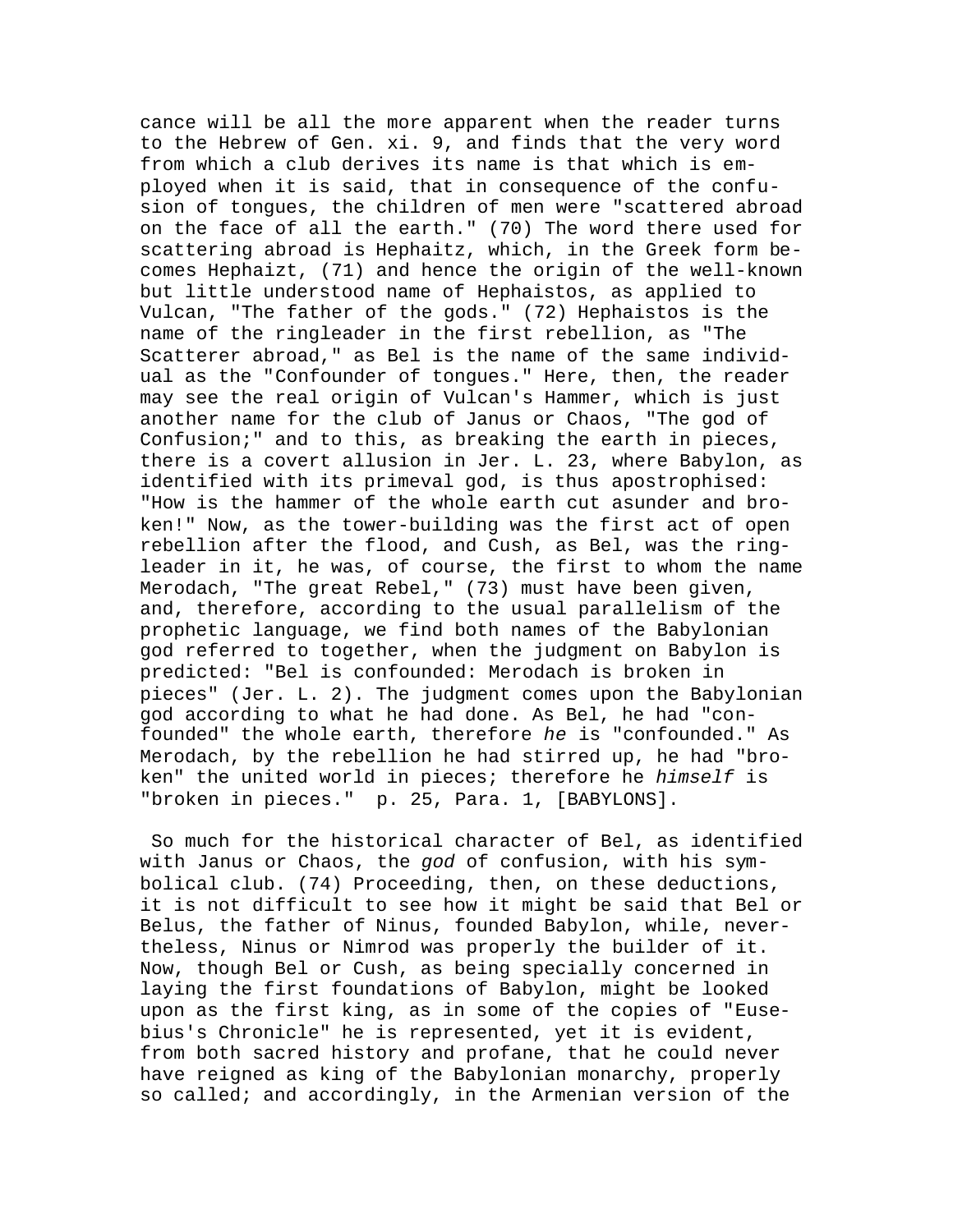cance will be all the more apparent when the reader turns to the Hebrew of Gen. xi. 9, and finds that the very word from which a club derives its name is that which is employed when it is said, that in consequence of the confusion of tongues, the children of men were "scattered abroad on the face of all the earth." (70) The word there used for scattering abroad is Hephaitz, which, in the Greek form becomes Hephaizt, (71) and hence the origin of the well-known but little understood name of Hephaistos, as applied to Vulcan, "The father of the gods." (72) Hephaistos is the name of the ringleader in the first rebellion, as "The Scatterer abroad," as Bel is the name of the same individual as the "Confounder of tongues." Here, then, the reader may see the real origin of Vulcan's Hammer, which is just another name for the club of Janus or Chaos, "The god of Confusion;" and to this, as breaking the earth in pieces, there is a covert allusion in Jer. L. 23, where Babylon, as identified with its primeval god, is thus apostrophised: "How is the hammer of the whole earth cut asunder and broken!" Now, as the tower-building was the first act of open rebellion after the flood, and Cush, as Bel, was the ringleader in it, he was, of course, the first to whom the name Merodach, "The great Rebel," (73) must have been given, and, therefore, according to the usual parallelism of the prophetic language, we find both names of the Babylonian god referred to together, when the judgment on Babylon is predicted: "Bel is confounded: Merodach is broken in pieces" (Jer. L. 2). The judgment comes upon the Babylonian god according to what he had done. As Bel, he had "confounded" the whole earth, therefore *he* is "confounded." As Merodach, by the rebellion he had stirred up, he had "broken" the united world in pieces; therefore he *himself* is "broken in pieces." p. 25, Para. 1, [BABYLONS].

So much for the historical character of Bel, as identified with Janus or Chaos, the *god* of confusion, with his symbolical club. (74) Proceeding, then, on these deductions, it is not difficult to see how it might be said that Bel or Belus, the father of Ninus, founded Babylon, while, nevertheless, Ninus or Nimrod was properly the builder of it. Now, though Bel or Cush, as being specially concerned in laying the first foundations of Babylon, might be looked upon as the first king, as in some of the copies of "Eusebius's Chronicle" he is represented, yet it is evident, from both sacred history and profane, that he could never have reigned as king of the Babylonian monarchy, properly so called; and accordingly, in the Armenian version of the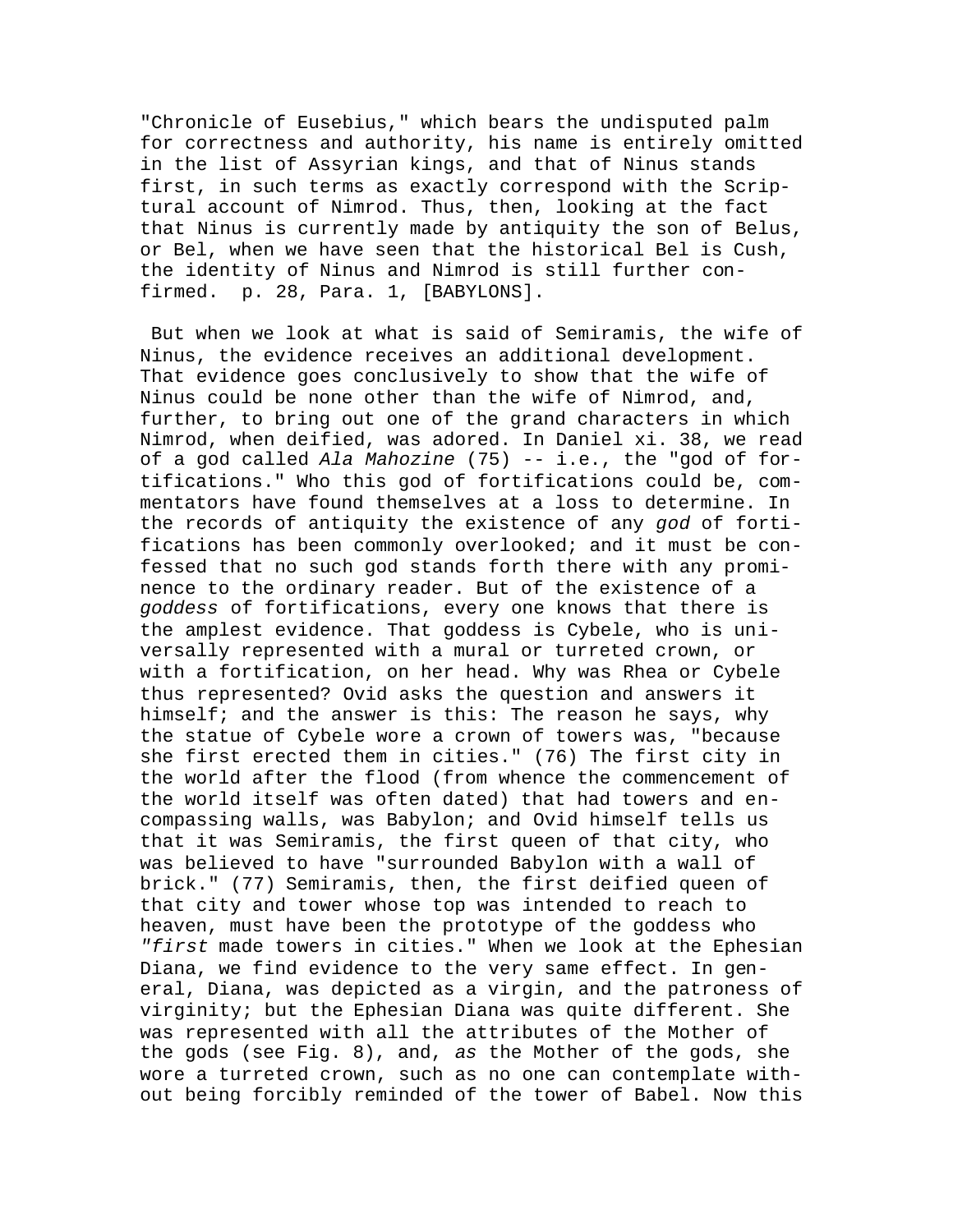"Chronicle of Eusebius," which bears the undisputed palm for correctness and authority, his name is entirely omitted in the list of Assyrian kings, and that of Ninus stands first, in such terms as exactly correspond with the Scriptural account of Nimrod. Thus, then, looking at the fact that Ninus is currently made by antiquity the son of Belus, or Bel, when we have seen that the historical Bel is Cush, the identity of Ninus and Nimrod is still further confirmed. p. 28, Para. 1, [BABYLONS].

But when we look at what is said of Semiramis, the wife of Ninus, the evidence receives an additional development. That evidence goes conclusively to show that the wife of Ninus could be none other than the wife of Nimrod, and, further, to bring out one of the grand characters in which Nimrod, when deified, was adored. In Daniel xi. 38, we read of a god called *Ala Mahozine* (75) -- i.e., the "god of fortifications." Who this god of fortifications could be, commentators have found themselves at a loss to determine. In the records of antiquity the existence of any *god* of fortifications has been commonly overlooked; and it must be confessed that no such god stands forth there with any prominence to the ordinary reader. But of the existence of a *goddess* of fortifications, every one knows that there is the amplest evidence. That goddess is Cybele, who is universally represented with a mural or turreted crown, or with a fortification, on her head. Why was Rhea or Cybele thus represented? Ovid asks the question and answers it himself; and the answer is this: The reason he says, why the statue of Cybele wore a crown of towers was, "because she first erected them in cities." (76) The first city in the world after the flood (from whence the commencement of the world itself was often dated) that had towers and encompassing walls, was Babylon; and Ovid himself tells us that it was Semiramis, the first queen of that city, who was believed to have "surrounded Babylon with a wall of brick." (77) Semiramis, then, the first deified queen of that city and tower whose top was intended to reach to heaven, must have been the prototype of the goddess who *"first* made towers in cities." When we look at the Ephesian Diana, we find evidence to the very same effect. In general, Diana, was depicted as a virgin, and the patroness of virginity; but the Ephesian Diana was quite different. She was represented with all the attributes of the Mother of the gods (see Fig. 8), and, *as* the Mother of the gods, she wore a turreted crown, such as no one can contemplate without being forcibly reminded of the tower of Babel. Now this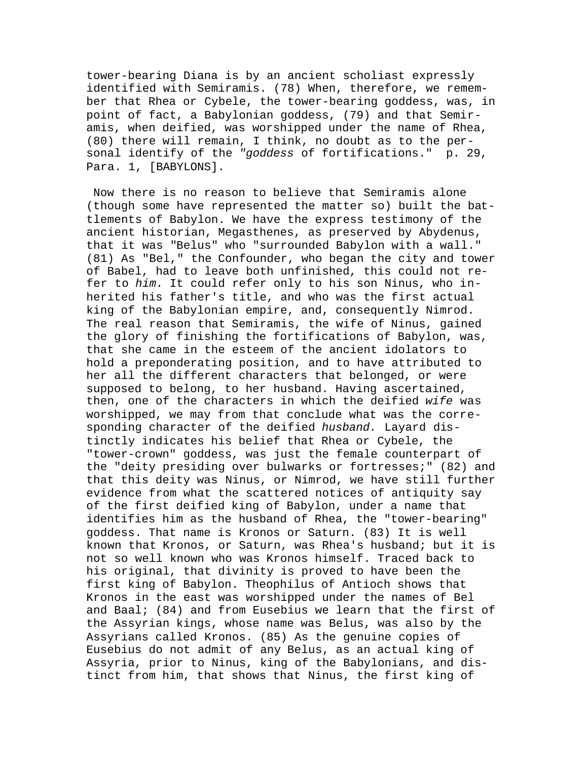tower-bearing Diana is by an ancient scholiast expressly identified with Semiramis. (78) When, therefore, we remember that Rhea or Cybele, the tower-bearing goddess, was, in point of fact, a Babylonian goddess, (79) and that Semiramis, when deified, was worshipped under the name of Rhea, (80) there will remain, I think, no doubt as to the personal identify of the *"goddess* of fortifications."  p. 29, Para. 1, [BABYLONS].

Now there is no reason to believe that Semiramis alone (though some have represented the matter so) built the battlements of Babylon. We have the express testimony of the ancient historian, Megasthenes, as preserved by Abydenus, that it was "Belus" who "surrounded Babylon with a wall." (81) As "Bel," the Confounder, who began the city and tower of Babel, had to leave both unfinished, this could not refer to *him.* It could refer only to his son Ninus, who inherited his father's title, and who was the first actual king of the Babylonian empire, and, consequently Nimrod. The real reason that Semiramis, the wife of Ninus, gained the glory of finishing the fortifications of Babylon, was, that she came in the esteem of the ancient idolators to hold a preponderating position, and to have attributed to her all the different characters that belonged, or were supposed to belong, to her husband. Having ascertained, then, one of the characters in which the deified *wife* was worshipped, we may from that conclude what was the corresponding character of the deified *husband.* Layard distinctly indicates his belief that Rhea or Cybele, the "tower-crown" goddess, was just the female counterpart of the "deity presiding over bulwarks or fortresses;" (82) and that this deity was Ninus, or Nimrod, we have still further evidence from what the scattered notices of antiquity say of the first deified king of Babylon, under a name that identifies him as the husband of Rhea, the "tower-bearing" goddess. That name is Kronos or Saturn. (83) It is well known that Kronos, or Saturn, was Rhea's husband; but it is not so well known who was Kronos himself. Traced back to his original, that divinity is proved to have been the first king of Babylon. Theophilus of Antioch shows that Kronos in the east was worshipped under the names of Bel and Baal; (84) and from Eusebius we learn that the first of the Assyrian kings, whose name was Belus, was also by the Assyrians called Kronos. (85) As the genuine copies of Eusebius do not admit of any Belus, as an actual king of Assyria, prior to Ninus, king of the Babylonians, and distinct from him, that shows that Ninus, the first king of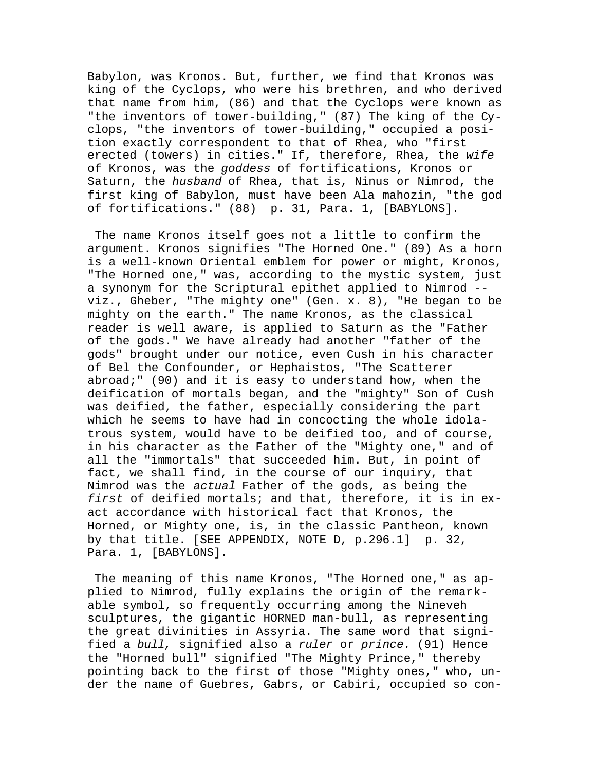Babylon, was Kronos. But, further, we find that Kronos was king of the Cyclops, who were his brethren, and who derived that name from him, (86) and that the Cyclops were known as "the inventors of tower-building," (87) The king of the Cyclops, "the inventors of tower-building," occupied a position exactly correspondent to that of Rhea, who "first erected (towers) in cities." If, therefore, Rhea, the *wife* of Kronos, was the *goddess* of fortifications, Kronos or Saturn, the *husband* of Rhea, that is, Ninus or Nimrod, the first king of Babylon, must have been Ala mahozin, "the god of fortifications." (88) p. 31, Para. 1, [BABYLONS].

The name Kronos itself goes not a little to confirm the argument. Kronos signifies "The Horned One." (89) As a horn is a well-known Oriental emblem for power or might, Kronos, "The Horned one," was, according to the mystic system, just a synonym for the Scriptural epithet applied to Nimrod -- viz., Gheber, "The mighty one" (Gen. x. 8), "He began to be mighty on the earth." The name Kronos, as the classical reader is well aware, is applied to Saturn as the "Father of the gods." We have already had another "father of the gods" brought under our notice, even Cush in his character of Bel the Confounder, or Hephaistos, "The Scatterer abroad;" (90) and it is easy to understand how, when the deification of mortals began, and the "mighty" Son of Cush was deified, the father, especially considering the part which he seems to have had in concocting the whole idolatrous system, would have to be deified too, and of course, in his character as the Father of the "Mighty one," and of all the "immortals" that succeeded him. But, in point of fact, we shall find, in the course of our inquiry, that Nimrod was the *actual* Father of the gods, as being the *first* of deified mortals; and that, therefore, it is in exact accordance with historical fact that Kronos, the Horned, or Mighty one, is, in the classic Pantheon, known by that title. [SEE APPENDIX, NOTE D, p.296.1] p. 32, Para. 1, [BABYLONS].

The meaning of this name Kronos, "The Horned one," as applied to Nimrod, fully explains the origin of the remarkable symbol, so frequently occurring among the Nineveh sculptures, the gigantic HORNED man-bull, as representing the great divinities in Assyria. The same word that signified a *bull,* signified also a *ruler* or *prince.* (91) Hence the "Horned bull" signified "The Mighty Prince," thereby pointing back to the first of those "Mighty ones," who, under the name of Guebres, Gabrs, or Cabiri, occupied so con-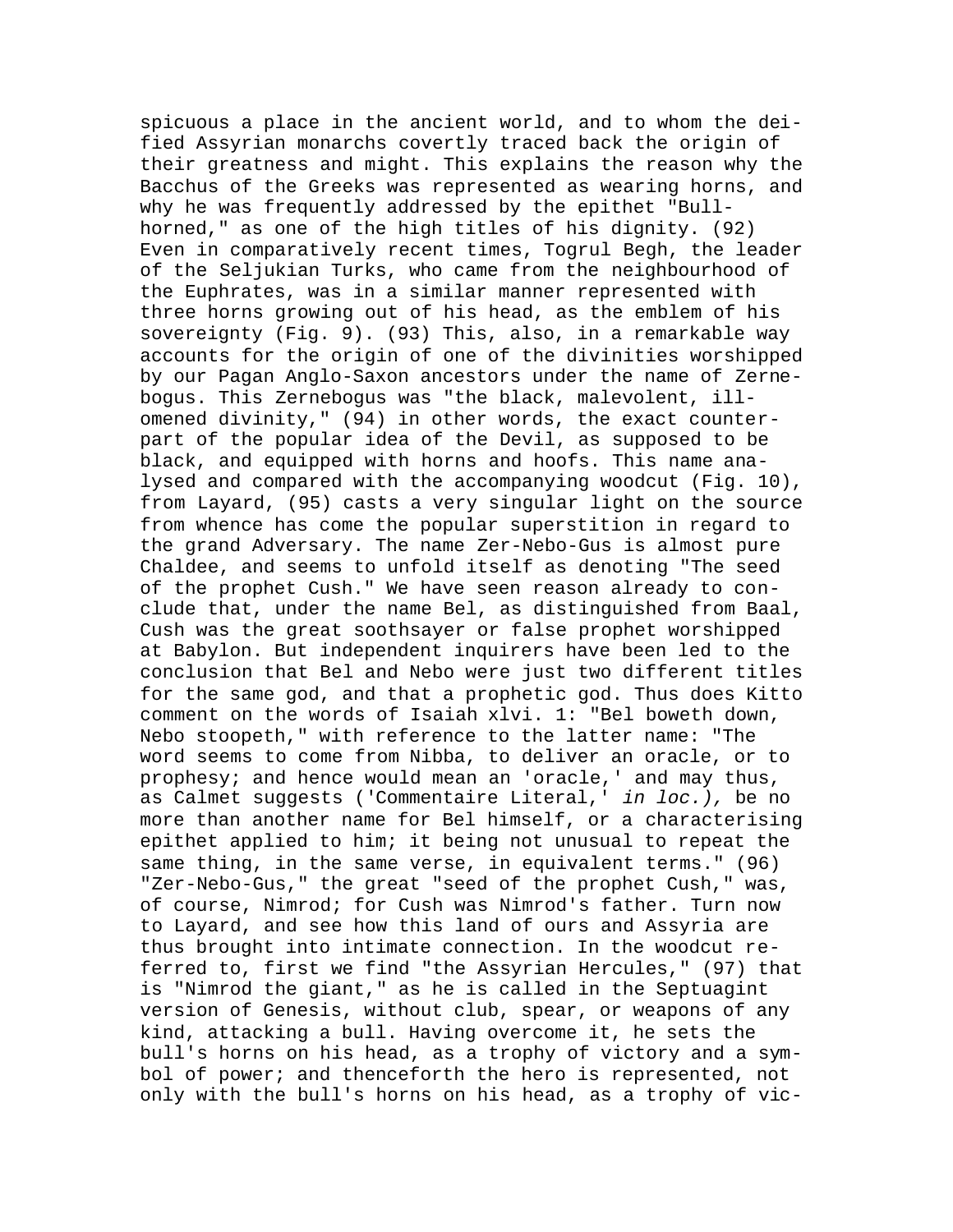spicuous a place in the ancient world, and to whom the deified Assyrian monarchs covertly traced back the origin of their greatness and might. This explains the reason why the Bacchus of the Greeks was represented as wearing horns, and why he was frequently addressed by the epithet "Bull-horned," as one of the high titles of his dignity. (92) Even in comparatively recent times, Togrul Begh, the leader of the Seljukian Turks, who came from the neighbourhood of the Euphrates, was in a similar manner represented with three horns growing out of his head, as the emblem of his sovereignty (Fig. 9). (93) This, also, in a remarkable way accounts for the origin of one of the divinities worshipped by our Pagan Anglo-Saxon ancestors under the name of Zernebogus. This Zernebogus was "the black, malevolent, ill-omened divinity," (94) in other words, the exact counterpart of the popular idea of the Devil, as supposed to be black, and equipped with horns and hoofs. This name analysed and compared with the accompanying woodcut (Fig. 10), from Layard, (95) casts a very singular light on the source from whence has come the popular superstition in regard to the grand Adversary. The name Zer-Nebo-Gus is almost pure Chaldee, and seems to unfold itself as denoting "The seed of the prophet Cush." We have seen reason already to conclude that, under the name Bel, as distinguished from Baal, Cush was the great soothsayer or false prophet worshipped at Babylon. But independent inquirers have been led to the conclusion that Bel and Nebo were just two different titles for the same god, and that a prophetic god. Thus does Kitto comment on the words of Isaiah xlvi. 1: "Bel boweth down, Nebo stoopeth," with reference to the latter name: "The word seems to come from Nibba, to deliver an oracle, or to prophesy; and hence would mean an 'oracle,' and may thus, as Calmet suggests ('Commentaire Literal,' *in loc.),* be no more than another name for Bel himself, or a characterising epithet applied to him; it being not unusual to repeat the same thing, in the same verse, in equivalent terms." (96) "Zer-Nebo-Gus," the great "seed of the prophet Cush," was, of course, Nimrod; for Cush was Nimrod's father. Turn now to Layard, and see how this land of ours and Assyria are thus brought into intimate connection. In the woodcut referred to, first we find "the Assyrian Hercules," (97) that is "Nimrod the giant," as he is called in the Septuagint version of Genesis, without club, spear, or weapons of any kind, attacking a bull. Having overcome it, he sets the bull's horns on his head, as a trophy of victory and a symbol of power; and thenceforth the hero is represented, not only with the bull's horns on his head, as a trophy of vic-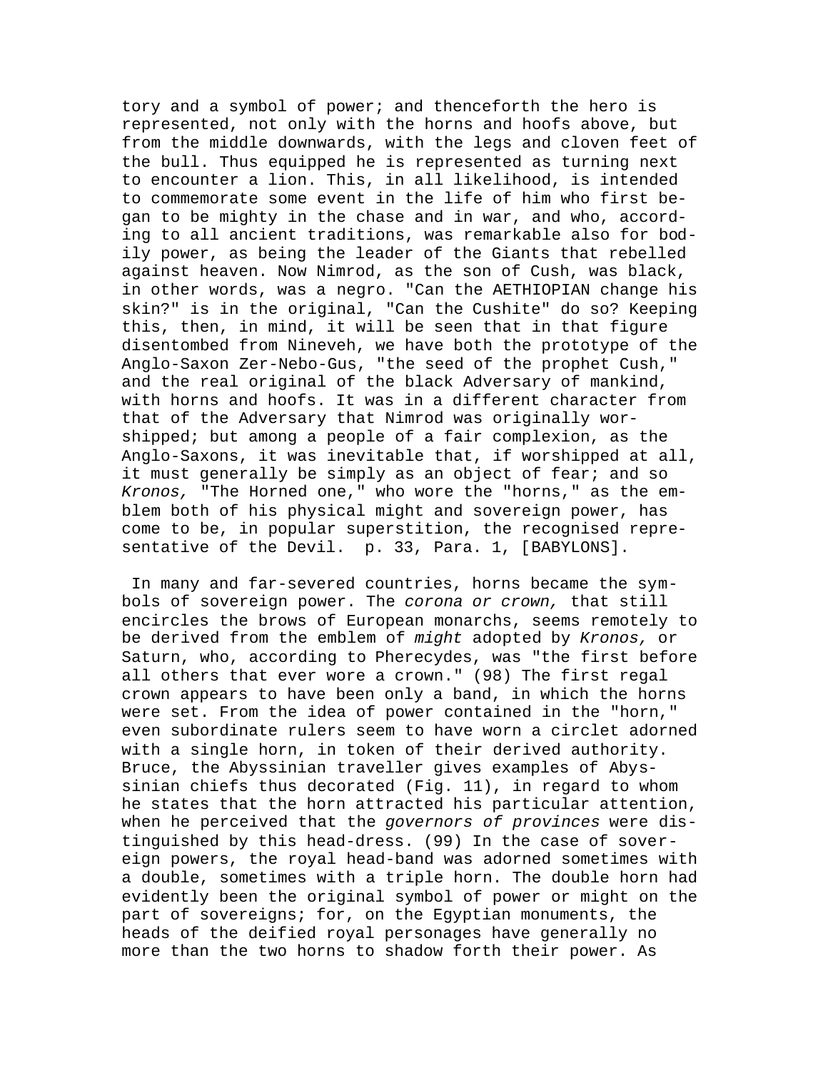tory and a symbol of power; and thenceforth the hero is represented, not only with the horns and hoofs above, but from the middle downwards, with the legs and cloven feet of the bull. Thus equipped he is represented as turning next to encounter a lion. This, in all likelihood, is intended to commemorate some event in the life of him who first began to be mighty in the chase and in war, and who, according to all ancient traditions, was remarkable also for bodily power, as being the leader of the Giants that rebelled against heaven. Now Nimrod, as the son of Cush, was black, in other words, was a negro. "Can the AETHIOPIAN change his skin?" is in the original, "Can the Cushite" do so? Keeping this, then, in mind, it will be seen that in that figure disentombed from Nineveh, we have both the prototype of the Anglo-Saxon Zer-Nebo-Gus, "the seed of the prophet Cush," and the real original of the black Adversary of mankind, with horns and hoofs. It was in a different character from that of the Adversary that Nimrod was originally worshipped; but among a people of a fair complexion, as the Anglo-Saxons, it was inevitable that, if worshipped at all, it must generally be simply as an object of fear; and so *Kronos,* "The Horned one," who wore the "horns," as the emblem both of his physical might and sovereign power, has come to be, in popular superstition, the recognised representative of the Devil. p. 33, Para. 1, [BABYLONS].

In many and far-severed countries, horns became the symbols of sovereign power. The *corona or crown,* that still encircles the brows of European monarchs, seems remotely to be derived from the emblem of *might* adopted by *Kronos,* or Saturn, who, according to Pherecydes, was "the first before all others that ever wore a crown." (98) The first regal crown appears to have been only a band, in which the horns were set. From the idea of power contained in the "horn," even subordinate rulers seem to have worn a circlet adorned with a single horn, in token of their derived authority. Bruce, the Abyssinian traveller gives examples of Abyssinian chiefs thus decorated (Fig. 11), in regard to whom he states that the horn attracted his particular attention, when he perceived that the *governors of provinces* were distinguished by this head-dress. (99) In the case of sovereign powers, the royal head-band was adorned sometimes with a double, sometimes with a triple horn. The double horn had evidently been the original symbol of power or might on the part of sovereigns; for, on the Egyptian monuments, the heads of the deified royal personages have generally no more than the two horns to shadow forth their power. As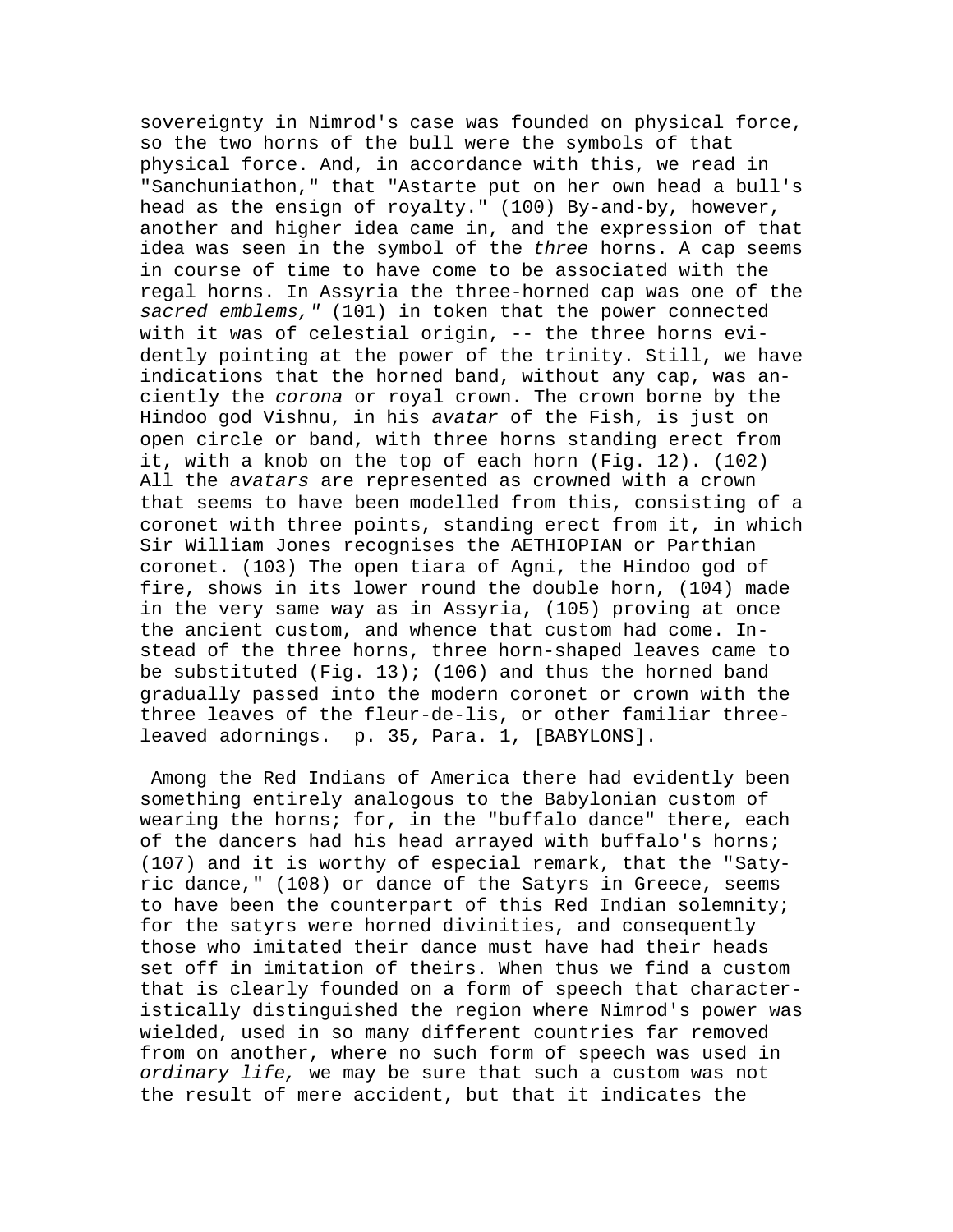sovereignty in Nimrod's case was founded on physical force, so the two horns of the bull were the symbols of that physical force. And, in accordance with this, we read in "Sanchuniathon," that "Astarte put on her own head a bull's head as the ensign of royalty." (100) By-and-by, however, another and higher idea came in, and the expression of that idea was seen in the symbol of the *three* horns. A cap seems in course of time to have come to be associated with the regal horns. In Assyria the three-horned cap was one of the *sacred emblems,"* (101) in token that the power connected with it was of celestial origin, -- the three horns evidently pointing at the power of the trinity. Still, we have indications that the horned band, without any cap, was anciently the *corona* or royal crown. The crown borne by the Hindoo god Vishnu, in his *avatar* of the Fish, is just on open circle or band, with three horns standing erect from it, with a knob on the top of each horn (Fig. 12). (102) All the *avatars* are represented as crowned with a crown that seems to have been modelled from this, consisting of a coronet with three points, standing erect from it, in which Sir William Jones recognises the AETHIOPIAN or Parthian coronet. (103) The open tiara of Agni, the Hindoo god of fire, shows in its lower round the double horn, (104) made in the very same way as in Assyria, (105) proving at once the ancient custom, and whence that custom had come. Instead of the three horns, three horn-shaped leaves came to be substituted (Fig. 13); (106) and thus the horned band gradually passed into the modern coronet or crown with the three leaves of the fleur-de-lis, or other familiar three-leaved adornings. p. 35, Para. 1, [BABYLONS].

Among the Red Indians of America there had evidently been something entirely analogous to the Babylonian custom of wearing the horns; for, in the "buffalo dance" there, each of the dancers had his head arrayed with buffalo's horns; (107) and it is worthy of especial remark, that the "Satyric dance," (108) or dance of the Satyrs in Greece, seems to have been the counterpart of this Red Indian solemnity; for the satyrs were horned divinities, and consequently those who imitated their dance must have had their heads set off in imitation of theirs. When thus we find a custom that is clearly founded on a form of speech that characteristically distinguished the region where Nimrod's power was wielded, used in so many different countries far removed from on another, where no such form of speech was used in *ordinary life,* we may be sure that such a custom was not the result of mere accident, but that it indicates the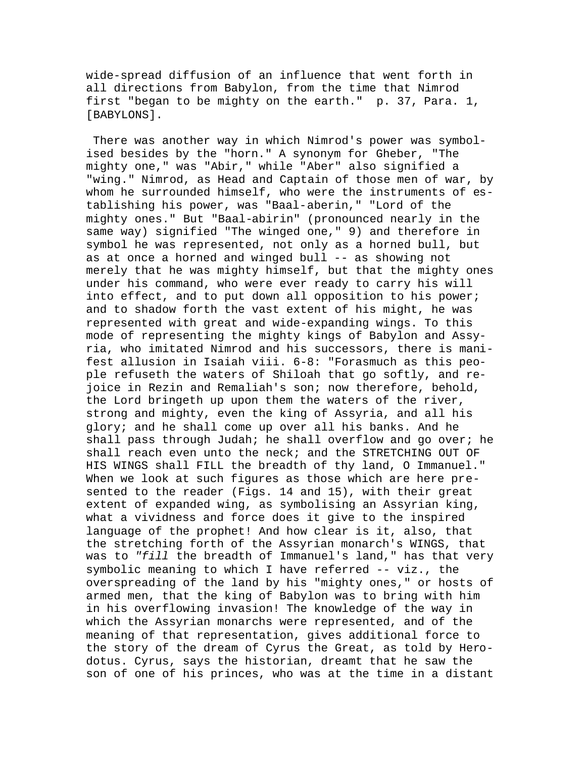wide-spread diffusion of an influence that went forth in all directions from Babylon, from the time that Nimrod first "began to be mighty on the earth."  p. 37, Para. 1, [BABYLONS].

There was another way in which Nimrod's power was symbolised besides by the "horn." A synonym for Gheber, "The mighty one," was "Abir," while "Aber" also signified a "wing." Nimrod, as Head and Captain of those men of war, by whom he surrounded himself, who were the instruments of establishing his power, was "Baal-aberin," "Lord of the mighty ones." But "Baal-abirin" (pronounced nearly in the same way) signified "The winged one," 9) and therefore in symbol he was represented, not only as a horned bull, but as at once a horned and winged bull -- as showing not merely that he was mighty himself, but that the mighty ones under his command, who were ever ready to carry his will into effect, and to put down all opposition to his power; and to shadow forth the vast extent of his might, he was represented with great and wide-expanding wings. To this mode of representing the mighty kings of Babylon and Assyria, who imitated Nimrod and his successors, there is manifest allusion in Isaiah viii. 6-8: "Forasmuch as this people refuseth the waters of Shiloah that go softly, and rejoice in Rezin and Remaliah's son; now therefore, behold, the Lord bringeth up upon them the waters of the river, strong and mighty, even the king of Assyria, and all his glory; and he shall come up over all his banks. And he shall pass through Judah; he shall overflow and go over; he shall reach even unto the neck; and the STRETCHING OUT OF HIS WINGS shall FILL the breadth of thy land, O Immanuel." When we look at such figures as those which are here presented to the reader (Figs. 14 and 15), with their great extent of expanded wing, as symbolising an Assyrian king, what a vividness and force does it give to the inspired language of the prophet! And how clear is it, also, that the stretching forth of the Assyrian monarch's WINGS, that was to *"fill* the breadth of Immanuel's land," has that very symbolic meaning to which I have referred -- viz., the overspreading of the land by his "mighty ones," or hosts of armed men, that the king of Babylon was to bring with him in his overflowing invasion! The knowledge of the way in which the Assyrian monarchs were represented, and of the meaning of that representation, gives additional force to the story of the dream of Cyrus the Great, as told by Herodotus. Cyrus, says the historian, dreamt that he saw the son of one of his princes, who was at the time in a distant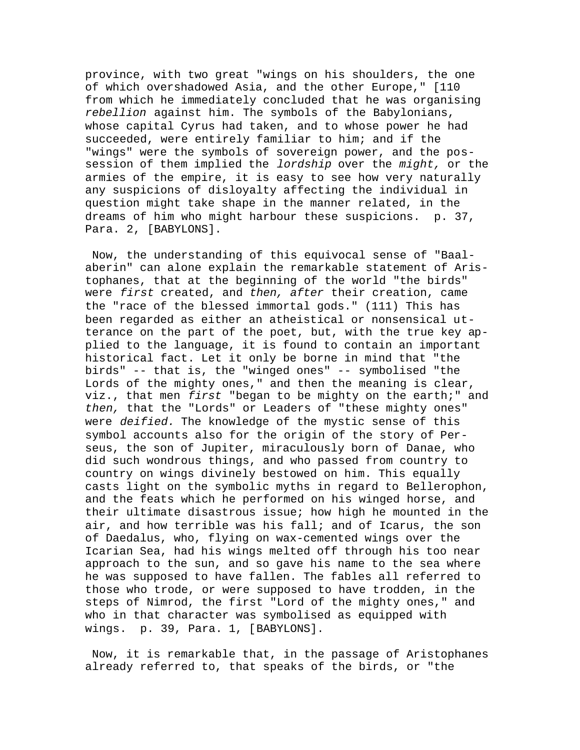province, with two great "wings on his shoulders, the one of which overshadowed Asia, and the other Europe," [110 from which he immediately concluded that he was organising *rebellion* against him. The symbols of the Babylonians, whose capital Cyrus had taken, and to whose power he had succeeded, were entirely familiar to him; and if the "wings" were the symbols of sovereign power, and the possession of them implied the *lordship* over the *might,* or the armies of the empire, it is easy to see how very naturally any suspicions of disloyalty affecting the individual in question might take shape in the manner related, in the dreams of him who might harbour these suspicions. p. 37, Para. 2, [BABYLONS].

Now, the understanding of this equivocal sense of "Baal-aberin" can alone explain the remarkable statement of Aristophanes, that at the beginning of the world "the birds" were *first* created, and *then, after* their creation, came the "race of the blessed immortal gods." (111) This has been regarded as either an atheistical or nonsensical utterance on the part of the poet, but, with the true key applied to the language, it is found to contain an important historical fact. Let it only be borne in mind that "the birds" -- that is, the "winged ones" -- symbolised "the Lords of the mighty ones," and then the meaning is clear, viz., that men *first* "began to be mighty on the earth;" and *then,* that the "Lords" or Leaders of "these mighty ones" were *deified.* The knowledge of the mystic sense of this symbol accounts also for the origin of the story of Perseus, the son of Jupiter, miraculously born of Danae, who did such wondrous things, and who passed from country to country on wings divinely bestowed on him. This equally casts light on the symbolic myths in regard to Bellerophon, and the feats which he performed on his winged horse, and their ultimate disastrous issue; how high he mounted in the air, and how terrible was his fall; and of Icarus, the son of Daedalus, who, flying on wax-cemented wings over the Icarian Sea, had his wings melted off through his too near approach to the sun, and so gave his name to the sea where he was supposed to have fallen. The fables all referred to those who trode, or were supposed to have trodden, in the steps of Nimrod, the first "Lord of the mighty ones," and who in that character was symbolised as equipped with wings. p. 39, Para. 1, [BABYLONS].

Now, it is remarkable that, in the passage of Aristophanes already referred to, that speaks of the birds, or "the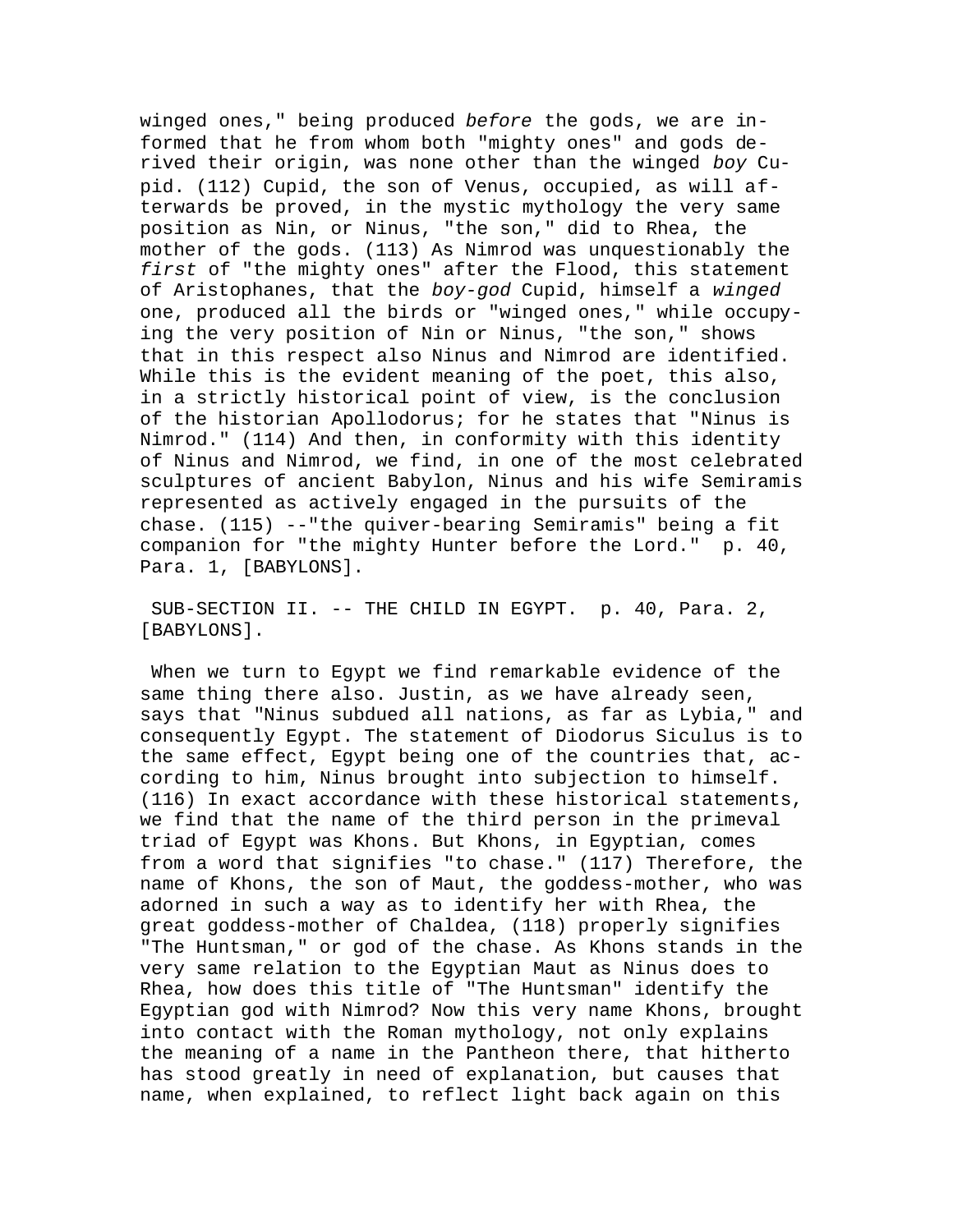winged ones," being produced *before* the gods, we are informed that he from whom both "mighty ones" and gods derived their origin, was none other than the winged *boy* Cupid. (112) Cupid, the son of Venus, occupied, as will afterwards be proved, in the mystic mythology the very same position as Nin, or Ninus, "the son," did to Rhea, the mother of the gods. (113) As Nimrod was unquestionably the *first* of "the mighty ones" after the Flood, this statement of Aristophanes, that the *boy-god* Cupid, himself a *winged* one, produced all the birds or "winged ones," while occupying the very position of Nin or Ninus, "the son," shows that in this respect also Ninus and Nimrod are identified. While this is the evident meaning of the poet, this also, in a strictly historical point of view, is the conclusion of the historian Apollodorus; for he states that "Ninus is Nimrod." (114) And then, in conformity with this identity of Ninus and Nimrod, we find, in one of the most celebrated sculptures of ancient Babylon, Ninus and his wife Semiramis represented as actively engaged in the pursuits of the chase. (115) --"the quiver-bearing Semiramis" being a fit companion for "the mighty Hunter before the Lord." p. 40, Para. 1, [BABYLONS].

SUB-SECTION II. -- THE CHILD IN EGYPT. p. 40, Para. 2, [BABYLONS].

When we turn to Egypt we find remarkable evidence of the same thing there also. Justin, as we have already seen, says that "Ninus subdued all nations, as far as Lybia," and consequently Egypt. The statement of Diodorus Siculus is to the same effect, Egypt being one of the countries that, according to him, Ninus brought into subjection to himself. (116) In exact accordance with these historical statements, we find that the name of the third person in the primeval triad of Egypt was Khons. But Khons, in Egyptian, comes from a word that signifies "to chase." (117) Therefore, the name of Khons, the son of Maut, the goddess-mother, who was adorned in such a way as to identify her with Rhea, the great goddess-mother of Chaldea, (118) properly signifies "The Huntsman," or god of the chase. As Khons stands in the very same relation to the Egyptian Maut as Ninus does to Rhea, how does this title of "The Huntsman" identify the Egyptian god with Nimrod? Now this very name Khons, brought into contact with the Roman mythology, not only explains the meaning of a name in the Pantheon there, that hitherto has stood greatly in need of explanation, but causes that name, when explained, to reflect light back again on this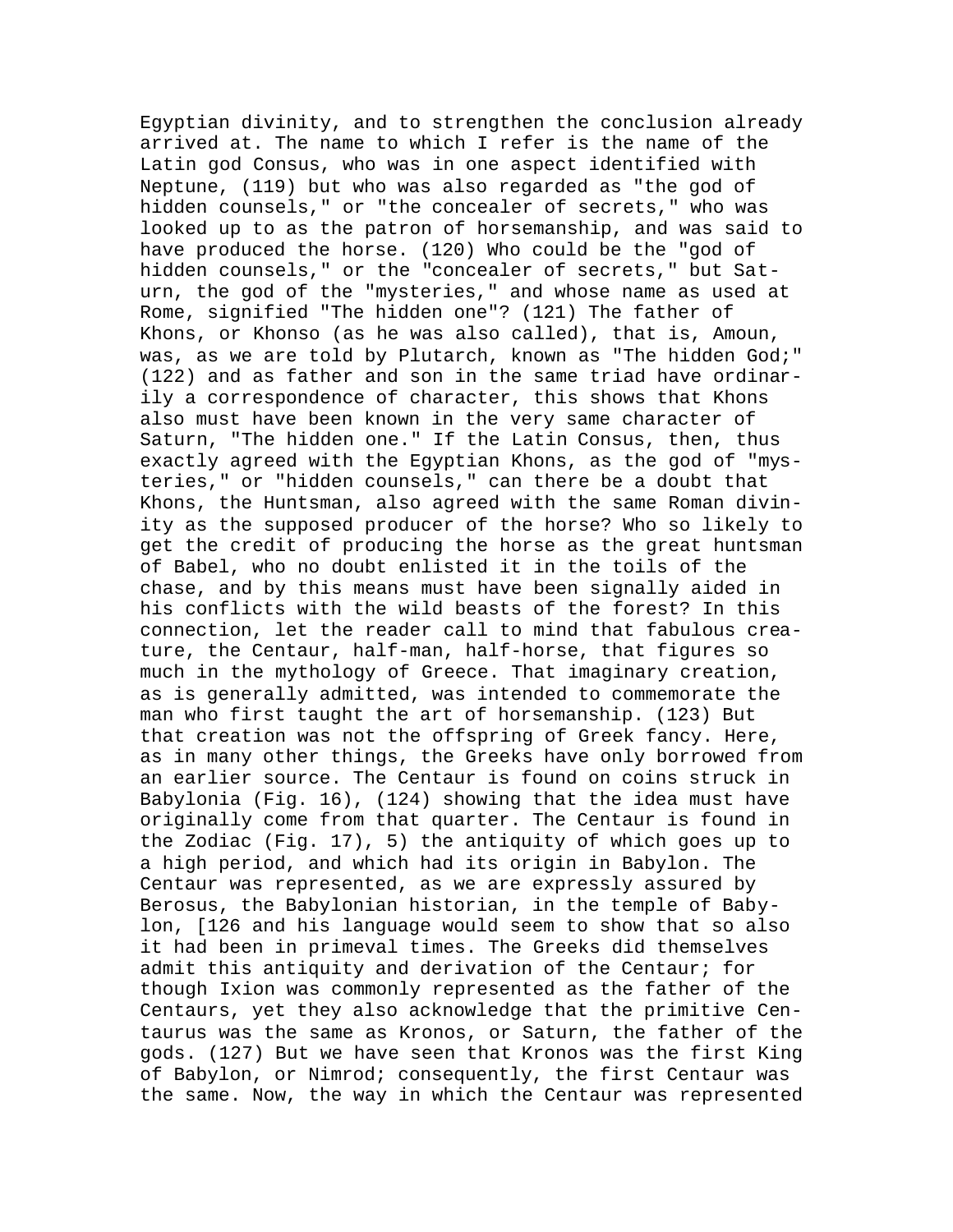Egyptian divinity, and to strengthen the conclusion already arrived at. The name to which I refer is the name of the Latin god Consus, who was in one aspect identified with Neptune, (119) but who was also regarded as "the god of hidden counsels," or "the concealer of secrets," who was looked up to as the patron of horsemanship, and was said to have produced the horse. (120) Who could be the "god of hidden counsels," or the "concealer of secrets," but Saturn, the god of the "mysteries," and whose name as used at Rome, signified "The hidden one"? (121) The father of Khons, or Khonso (as he was also called), that is, Amoun, was, as we are told by Plutarch, known as "The hidden God;" (122) and as father and son in the same triad have ordinarily a correspondence of character, this shows that Khons also must have been known in the very same character of Saturn, "The hidden one." If the Latin Consus, then, thus exactly agreed with the Egyptian Khons, as the god of "mysteries," or "hidden counsels," can there be a doubt that Khons, the Huntsman, also agreed with the same Roman divinity as the supposed producer of the horse? Who so likely to get the credit of producing the horse as the great huntsman of Babel, who no doubt enlisted it in the toils of the chase, and by this means must have been signally aided in his conflicts with the wild beasts of the forest? In this connection, let the reader call to mind that fabulous creature, the Centaur, half-man, half-horse, that figures so much in the mythology of Greece. That imaginary creation, as is generally admitted, was intended to commemorate the man who first taught the art of horsemanship. (123) But that creation was not the offspring of Greek fancy. Here, as in many other things, the Greeks have only borrowed from an earlier source. The Centaur is found on coins struck in Babylonia (Fig. 16), (124) showing that the idea must have originally come from that quarter. The Centaur is found in the Zodiac (Fig. 17), 5) the antiquity of which goes up to a high period, and which had its origin in Babylon. The Centaur was represented, as we are expressly assured by Berosus, the Babylonian historian, in the temple of Babylon, [126 and his language would seem to show that so also it had been in primeval times. The Greeks did themselves admit this antiquity and derivation of the Centaur; for though Ixion was commonly represented as the father of the Centaurs, yet they also acknowledge that the primitive Centaurus was the same as Kronos, or Saturn, the father of the gods. (127) But we have seen that Kronos was the first King of Babylon, or Nimrod; consequently, the first Centaur was the same. Now, the way in which the Centaur was represented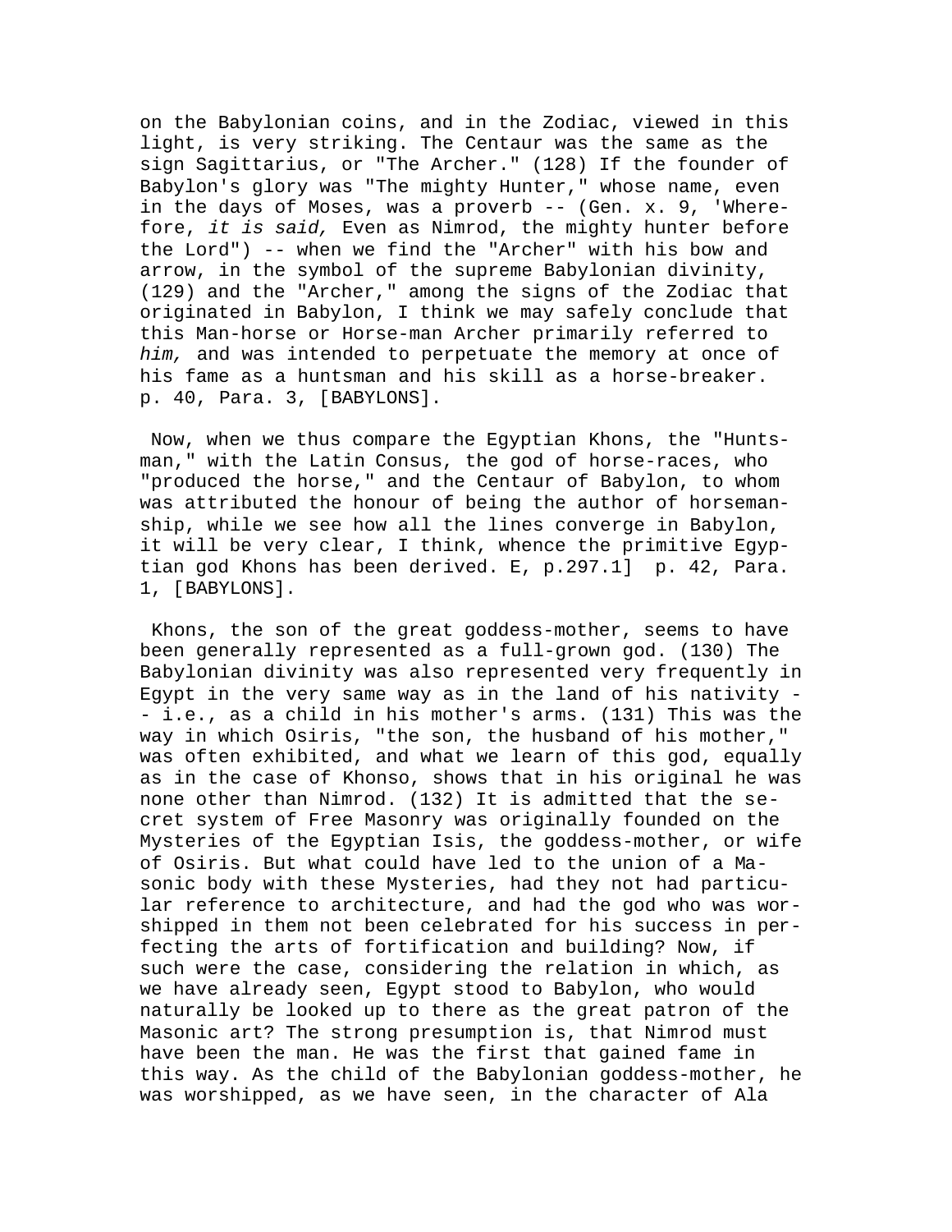on the Babylonian coins, and in the Zodiac, viewed in this light, is very striking. The Centaur was the same as the sign Sagittarius, or "The Archer." (128) If the founder of Babylon's glory was "The mighty Hunter," whose name, even in the days of Moses, was a proverb -- (Gen. x. 9, 'Wherefore, *it is said,* Even as Nimrod, the mighty hunter before the Lord") -- when we find the "Archer" with his bow and arrow, in the symbol of the supreme Babylonian divinity, (129) and the "Archer," among the signs of the Zodiac that originated in Babylon, I think we may safely conclude that this Man-horse or Horse-man Archer primarily referred to *him,* and was intended to perpetuate the memory at once of his fame as a huntsman and his skill as a horse-breaker. p. 40, Para. 3, [BABYLONS].

Now, when we thus compare the Egyptian Khons, the "Huntsman," with the Latin Consus, the god of horse-races, who "produced the horse," and the Centaur of Babylon, to whom was attributed the honour of being the author of horsemanship, while we see how all the lines converge in Babylon, it will be very clear, I think, whence the primitive Egyptian god Khons has been derived. E, p.297.1] p. 42, Para. 1, [BABYLONS].

Khons, the son of the great goddess-mother, seems to have been generally represented as a full-grown god. (130) The Babylonian divinity was also represented very frequently in Egypt in the very same way as in the land of his nativity -- i.e., as a child in his mother's arms. (131) This was the way in which Osiris, "the son, the husband of his mother," was often exhibited, and what we learn of this god, equally as in the case of Khonso, shows that in his original he was none other than Nimrod. (132) It is admitted that the secret system of Free Masonry was originally founded on the Mysteries of the Egyptian Isis, the goddess-mother, or wife of Osiris. But what could have led to the union of a Masonic body with these Mysteries, had they not had particular reference to architecture, and had the god who was worshipped in them not been celebrated for his success in perfecting the arts of fortification and building? Now, if such were the case, considering the relation in which, as we have already seen, Egypt stood to Babylon, who would naturally be looked up to there as the great patron of the Masonic art? The strong presumption is, that Nimrod must have been the man. He was the first that gained fame in this way. As the child of the Babylonian goddess-mother, he was worshipped, as we have seen, in the character of Ala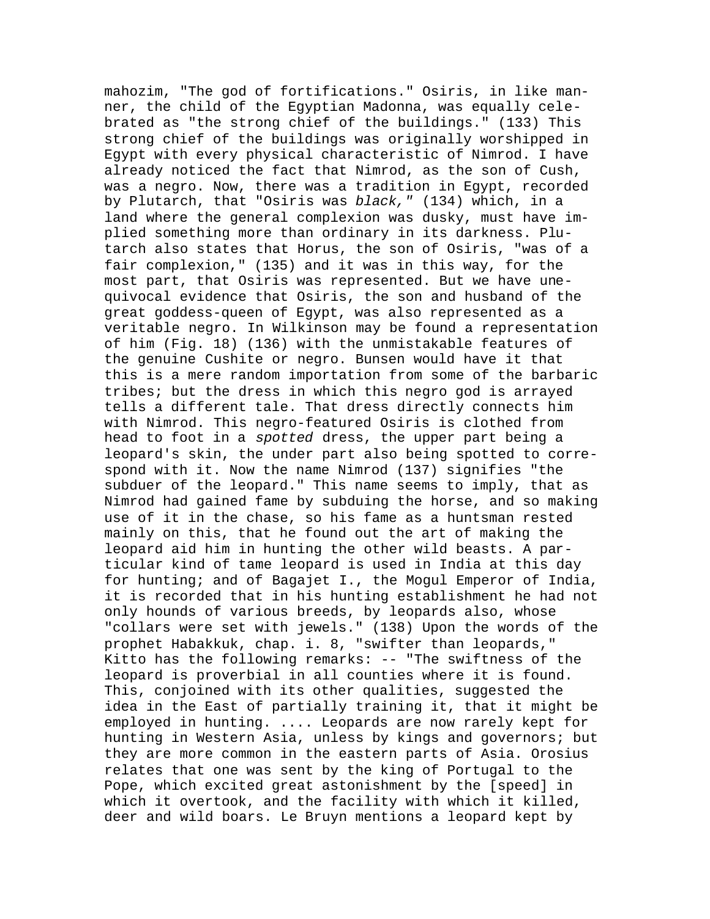mahozim, "The god of fortifications." Osiris, in like manner, the child of the Egyptian Madonna, was equally celebrated as "the strong chief of the buildings." (133) This strong chief of the buildings was originally worshipped in Egypt with every physical characteristic of Nimrod. I have already noticed the fact that Nimrod, as the son of Cush, was a negro. Now, there was a tradition in Egypt, recorded by Plutarch, that "Osiris was *black,"* (134) which, in a land where the general complexion was dusky, must have implied something more than ordinary in its darkness. Plutarch also states that Horus, the son of Osiris, "was of a fair complexion," (135) and it was in this way, for the most part, that Osiris was represented. But we have unequivocal evidence that Osiris, the son and husband of the great goddess-queen of Egypt, was also represented as a veritable negro. In Wilkinson may be found a representation of him (Fig. 18) (136) with the unmistakable features of the genuine Cushite or negro. Bunsen would have it that this is a mere random importation from some of the barbaric tribes; but the dress in which this negro god is arrayed tells a different tale. That dress directly connects him with Nimrod. This negro-featured Osiris is clothed from head to foot in a *spotted* dress, the upper part being a leopard's skin, the under part also being spotted to correspond with it. Now the name Nimrod (137) signifies "the subduer of the leopard." This name seems to imply, that as Nimrod had gained fame by subduing the horse, and so making use of it in the chase, so his fame as a huntsman rested mainly on this, that he found out the art of making the leopard aid him in hunting the other wild beasts. A particular kind of tame leopard is used in India at this day for hunting; and of Bagajet I., the Mogul Emperor of India, it is recorded that in his hunting establishment he had not only hounds of various breeds, by leopards also, whose "collars were set with jewels." (138) Upon the words of the prophet Habakkuk, chap. i. 8, "swifter than leopards," Kitto has the following remarks: -- "The swiftness of the leopard is proverbial in all counties where it is found. This, conjoined with its other qualities, suggested the idea in the East of partially training it, that it might be employed in hunting. .... Leopards are now rarely kept for hunting in Western Asia, unless by kings and governors; but they are more common in the eastern parts of Asia. Orosius relates that one was sent by the king of Portugal to the Pope, which excited great astonishment by the [speed] in which it overtook, and the facility with which it killed, deer and wild boars. Le Bruyn mentions a leopard kept by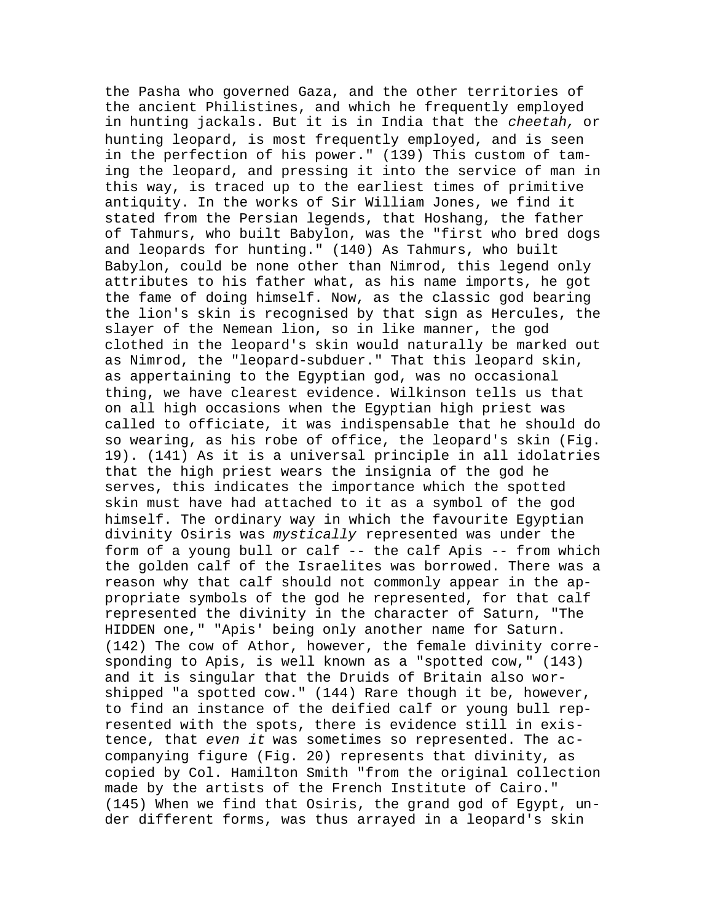the Pasha who governed Gaza, and the other territories of the ancient Philistines, and which he frequently employed in hunting jackals. But it is in India that the *cheetah,* or hunting leopard, is most frequently employed, and is seen in the perfection of his power." (139) This custom of taming the leopard, and pressing it into the service of man in this way, is traced up to the earliest times of primitive antiquity. In the works of Sir William Jones, we find it stated from the Persian legends, that Hoshang, the father of Tahmurs, who built Babylon, was the "first who bred dogs and leopards for hunting." (140) As Tahmurs, who built Babylon, could be none other than Nimrod, this legend only attributes to his father what, as his name imports, he got the fame of doing himself. Now, as the classic god bearing the lion's skin is recognised by that sign as Hercules, the slayer of the Nemean lion, so in like manner, the god clothed in the leopard's skin would naturally be marked out as Nimrod, the "leopard-subduer." That this leopard skin, as appertaining to the Egyptian god, was no occasional thing, we have clearest evidence. Wilkinson tells us that on all high occasions when the Egyptian high priest was called to officiate, it was indispensable that he should do so wearing, as his robe of office, the leopard's skin (Fig. 19). (141) As it is a universal principle in all idolatries that the high priest wears the insignia of the god he serves, this indicates the importance which the spotted skin must have had attached to it as a symbol of the god himself. The ordinary way in which the favourite Egyptian divinity Osiris was *mystically* represented was under the form of a young bull or calf -- the calf Apis -- from which the golden calf of the Israelites was borrowed. There was a reason why that calf should not commonly appear in the appropriate symbols of the god he represented, for that calf represented the divinity in the character of Saturn, "The HIDDEN one," "Apis' being only another name for Saturn. (142) The cow of Athor, however, the female divinity corresponding to Apis, is well known as a "spotted cow," (143) and it is singular that the Druids of Britain also worshipped "a spotted cow." (144) Rare though it be, however, to find an instance of the deified calf or young bull represented with the spots, there is evidence still in existence, that *even it* was sometimes so represented. The accompanying figure (Fig. 20) represents that divinity, as copied by Col. Hamilton Smith "from the original collection made by the artists of the French Institute of Cairo." (145) When we find that Osiris, the grand god of Egypt, under different forms, was thus arrayed in a leopard's skin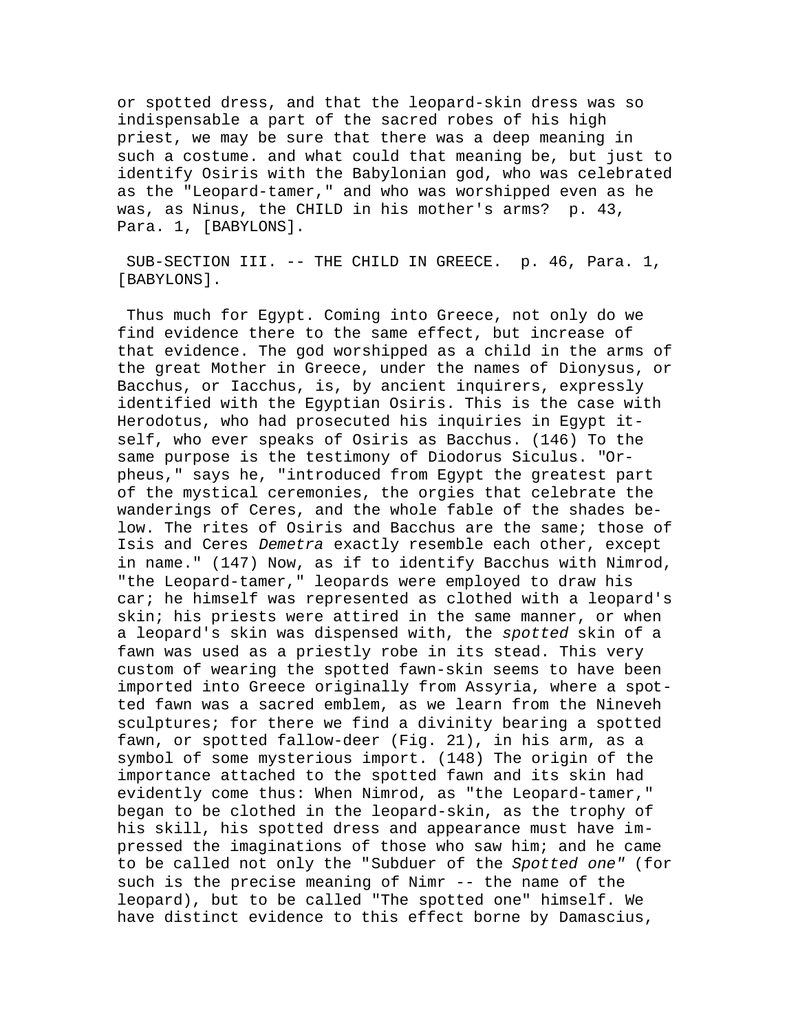or spotted dress, and that the leopard-skin dress was so indispensable a part of the sacred robes of his high priest, we may be sure that there was a deep meaning in such a costume. and what could that meaning be, but just to identify Osiris with the Babylonian god, who was celebrated as the "Leopard-tamer," and who was worshipped even as he was, as Ninus, the CHILD in his mother's arms? p. 43, Para. 1, [BABYLONS].

SUB-SECTION III. -- THE CHILD IN GREECE. p. 46, Para. 1, [BABYLONS].

Thus much for Egypt. Coming into Greece, not only do we find evidence there to the same effect, but increase of that evidence. The god worshipped as a child in the arms of the great Mother in Greece, under the names of Dionysus, or Bacchus, or Iacchus, is, by ancient inquirers, expressly identified with the Egyptian Osiris. This is the case with Herodotus, who had prosecuted his inquiries in Egypt itself, who ever speaks of Osiris as Bacchus. (146) To the same purpose is the testimony of Diodorus Siculus. "Orpheus," says he, "introduced from Egypt the greatest part of the mystical ceremonies, the orgies that celebrate the wanderings of Ceres, and the whole fable of the shades below. The rites of Osiris and Bacchus are the same; those of Isis and Ceres *Demetra* exactly resemble each other, except in name." (147) Now, as if to identify Bacchus with Nimrod, "the Leopard-tamer," leopards were employed to draw his car; he himself was represented as clothed with a leopard's skin; his priests were attired in the same manner, or when a leopard's skin was dispensed with, the *spotted* skin of a fawn was used as a priestly robe in its stead. This very custom of wearing the spotted fawn-skin seems to have been imported into Greece originally from Assyria, where a spotted fawn was a sacred emblem, as we learn from the Nineveh sculptures; for there we find a divinity bearing a spotted fawn, or spotted fallow-deer (Fig. 21), in his arm, as a symbol of some mysterious import. (148) The origin of the importance attached to the spotted fawn and its skin had evidently come thus: When Nimrod, as "the Leopard-tamer," began to be clothed in the leopard-skin, as the trophy of his skill, his spotted dress and appearance must have impressed the imaginations of those who saw him; and he came to be called not only the "Subduer of the *Spotted one"* (for such is the precise meaning of Nimr -- the name of the leopard), but to be called "The spotted one" himself. We have distinct evidence to this effect borne by Damascius,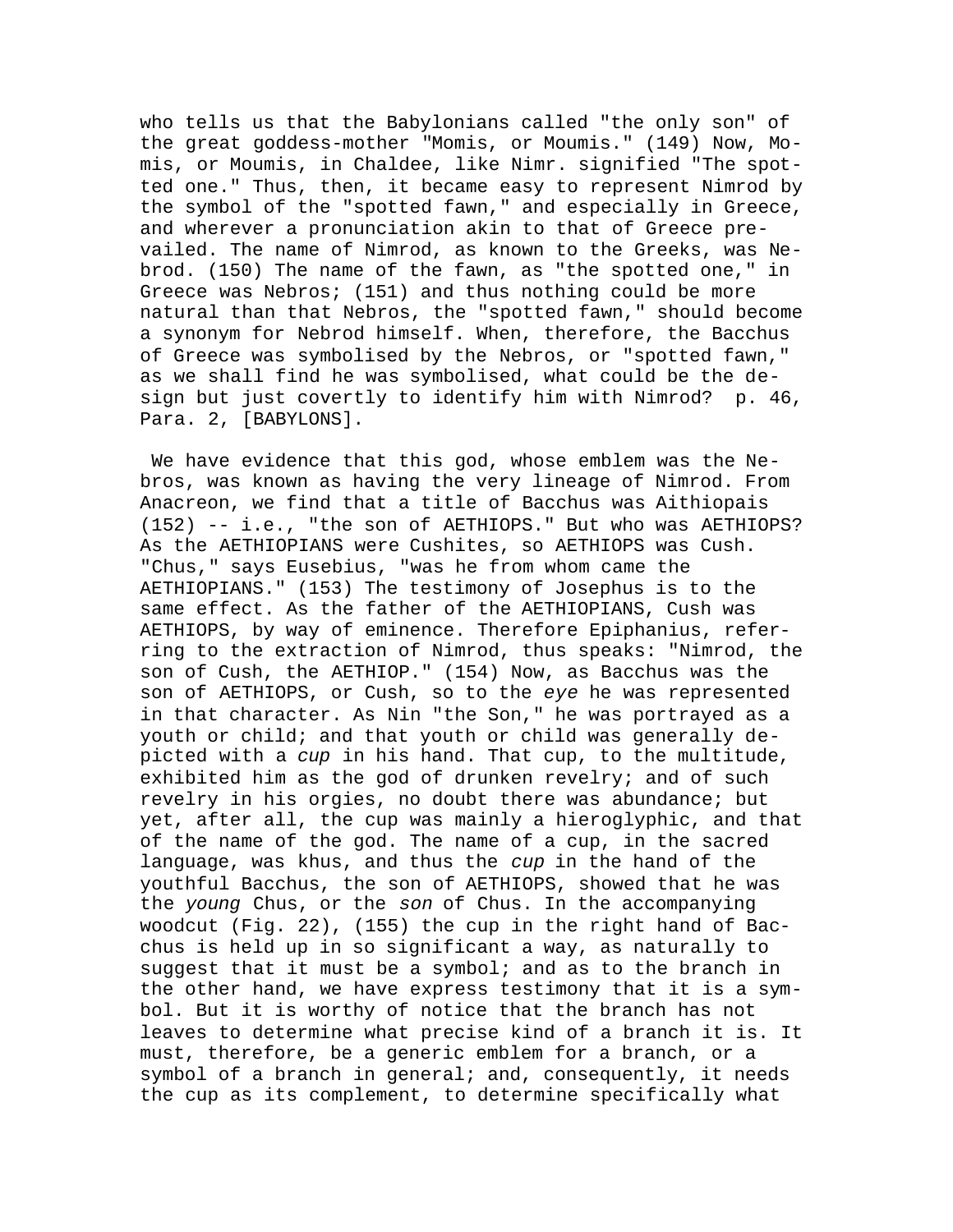who tells us that the Babylonians called "the only son" of the great goddess-mother "Momis, or Moumis." (149) Now, Momis, or Moumis, in Chaldee, like Nimr. signified "The spotted one." Thus, then, it became easy to represent Nimrod by the symbol of the "spotted fawn," and especially in Greece, and wherever a pronunciation akin to that of Greece prevailed. The name of Nimrod, as known to the Greeks, was Nebrod. (150) The name of the fawn, as "the spotted one," in Greece was Nebros; (151) and thus nothing could be more natural than that Nebros, the "spotted fawn," should become a synonym for Nebrod himself. When, therefore, the Bacchus of Greece was symbolised by the Nebros, or "spotted fawn," as we shall find he was symbolised, what could be the design but just covertly to identify him with Nimrod? p. 46, Para. 2, [BABYLONS].

We have evidence that this god, whose emblem was the Nebros, was known as having the very lineage of Nimrod. From Anacreon, we find that a title of Bacchus was Aithiopais (152) -- i.e., "the son of AETHIOPS." But who was AETHIOPS? As the AETHIOPIANS were Cushites, so AETHIOPS was Cush. "Chus," says Eusebius, "was he from whom came the AETHIOPIANS." (153) The testimony of Josephus is to the same effect. As the father of the AETHIOPIANS, Cush was AETHIOPS, by way of eminence. Therefore Epiphanius, referring to the extraction of Nimrod, thus speaks: "Nimrod, the son of Cush, the AETHIOP." (154) Now, as Bacchus was the son of AETHIOPS, or Cush, so to the *eye* he was represented in that character. As Nin "the Son," he was portrayed as a youth or child; and that youth or child was generally depicted with a *cup* in his hand. That cup, to the multitude, exhibited him as the god of drunken revelry; and of such revelry in his orgies, no doubt there was abundance; but yet, after all, the cup was mainly a hieroglyphic, and that of the name of the god. The name of a cup, in the sacred language, was khus, and thus the *cup* in the hand of the youthful Bacchus, the son of AETHIOPS, showed that he was the *young* Chus, or the *son* of Chus. In the accompanying woodcut (Fig. 22), (155) the cup in the right hand of Bacchus is held up in so significant a way, as naturally to suggest that it must be a symbol; and as to the branch in the other hand, we have express testimony that it is a symbol. But it is worthy of notice that the branch has not leaves to determine what precise kind of a branch it is. It must, therefore, be a generic emblem for a branch, or a symbol of a branch in general; and, consequently, it needs the cup as its complement, to determine specifically what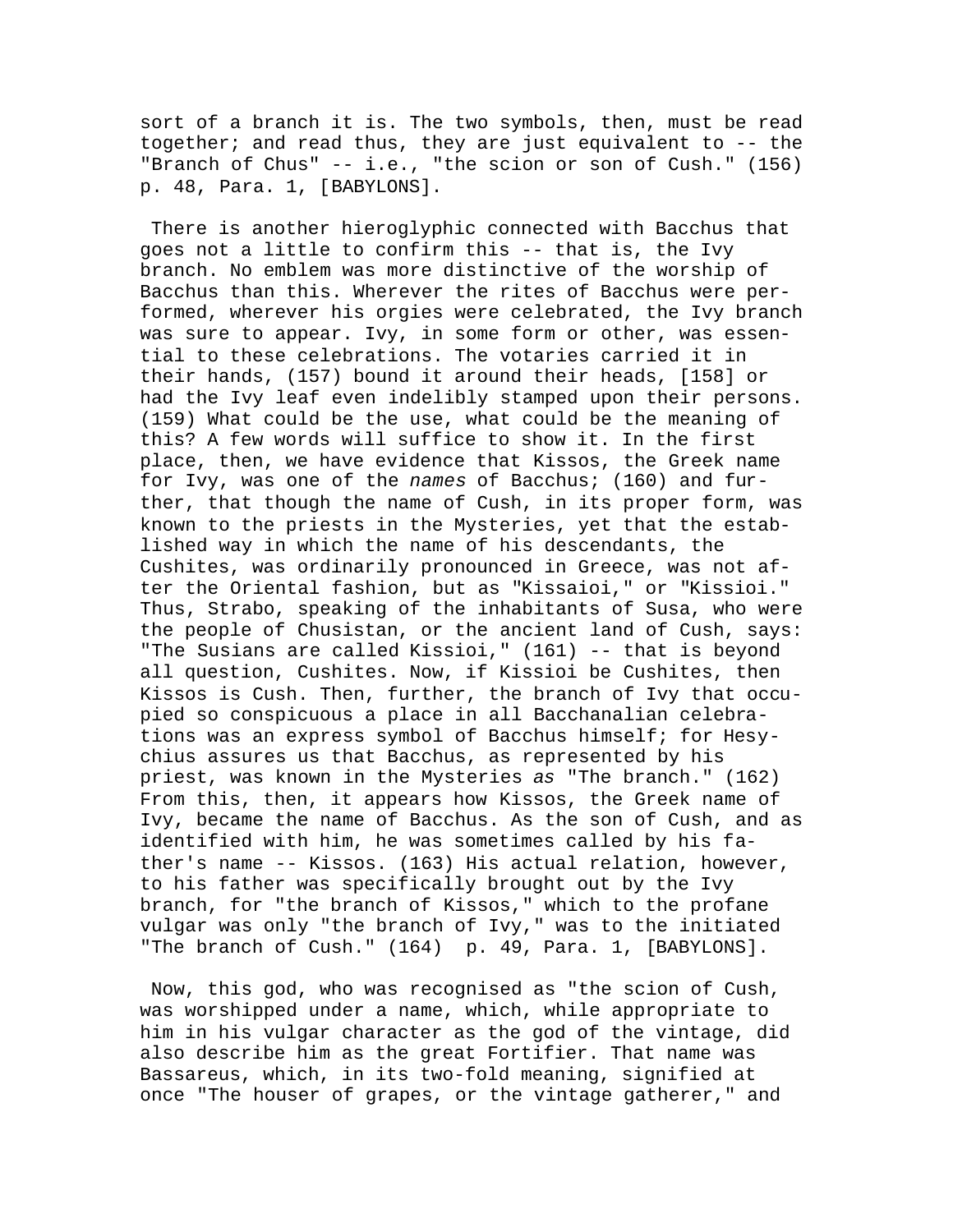sort of a branch it is. The two symbols, then, must be read together; and read thus, they are just equivalent to -- the "Branch of Chus" -- i.e., "the scion or son of Cush." (156) p. 48, Para. 1, [BABYLONS].

There is another hieroglyphic connected with Bacchus that goes not a little to confirm this -- that is, the Ivy branch. No emblem was more distinctive of the worship of Bacchus than this. Wherever the rites of Bacchus were performed, wherever his orgies were celebrated, the Ivy branch was sure to appear. Ivy, in some form or other, was essential to these celebrations. The votaries carried it in their hands, (157) bound it around their heads, [158] or had the Ivy leaf even indelibly stamped upon their persons. (159) What could be the use, what could be the meaning of this? A few words will suffice to show it. In the first place, then, we have evidence that Kissos, the Greek name for Ivy, was one of the *names* of Bacchus; (160) and further, that though the name of Cush, in its proper form, was known to the priests in the Mysteries, yet that the established way in which the name of his descendants, the Cushites, was ordinarily pronounced in Greece, was not after the Oriental fashion, but as "Kissaioi," or "Kissioi." Thus, Strabo, speaking of the inhabitants of Susa, who were the people of Chusistan, or the ancient land of Cush, says: "The Susians are called Kissioi," (161) -- that is beyond all question, Cushites. Now, if Kissioi be Cushites, then Kissos is Cush. Then, further, the branch of Ivy that occupied so conspicuous a place in all Bacchanalian celebrations was an express symbol of Bacchus himself; for Hesychius assures us that Bacchus, as represented by his priest, was known in the Mysteries *as* "The branch." (162) From this, then, it appears how Kissos, the Greek name of Ivy, became the name of Bacchus. As the son of Cush, and as identified with him, he was sometimes called by his father's name -- Kissos. (163) His actual relation, however, to his father was specifically brought out by the Ivy branch, for "the branch of Kissos," which to the profane vulgar was only "the branch of Ivy," was to the initiated "The branch of Cush." (164) p. 49, Para. 1, [BABYLONS].

Now, this god, who was recognised as "the scion of Cush, was worshipped under a name, which, while appropriate to him in his vulgar character as the god of the vintage, did also describe him as the great Fortifier. That name was Bassareus, which, in its two-fold meaning, signified at once "The houser of grapes, or the vintage gatherer," and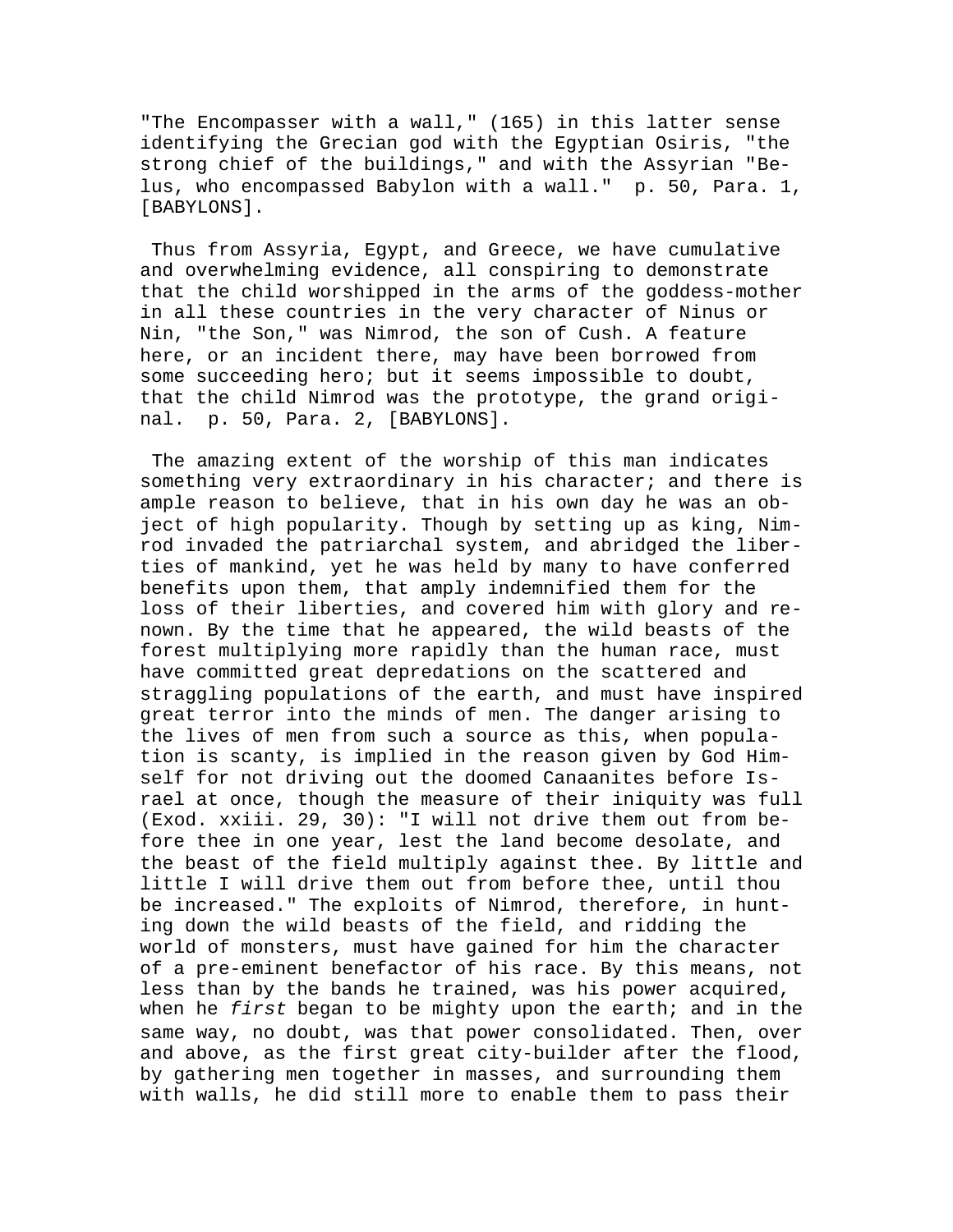"The Encompasser with a wall," (165) in this latter sense identifying the Grecian god with the Egyptian Osiris, "the strong chief of the buildings," and with the Assyrian "Belus, who encompassed Babylon with a wall." p. 50, Para. 1, [BABYLONS].

Thus from Assyria, Egypt, and Greece, we have cumulative and overwhelming evidence, all conspiring to demonstrate that the child worshipped in the arms of the goddess-mother in all these countries in the very character of Ninus or Nin, "the Son," was Nimrod, the son of Cush. A feature here, or an incident there, may have been borrowed from some succeeding hero; but it seems impossible to doubt, that the child Nimrod was the prototype, the grand original. p. 50, Para. 2, [BABYLONS].

The amazing extent of the worship of this man indicates something very extraordinary in his character; and there is ample reason to believe, that in his own day he was an object of high popularity. Though by setting up as king, Nimrod invaded the patriarchal system, and abridged the liberties of mankind, yet he was held by many to have conferred benefits upon them, that amply indemnified them for the loss of their liberties, and covered him with glory and renown. By the time that he appeared, the wild beasts of the forest multiplying more rapidly than the human race, must have committed great depredations on the scattered and straggling populations of the earth, and must have inspired great terror into the minds of men. The danger arising to the lives of men from such a source as this, when population is scanty, is implied in the reason given by God Himself for not driving out the doomed Canaanites before Israel at once, though the measure of their iniquity was full (Exod. xxiii. 29, 30): "I will not drive them out from before thee in one year, lest the land become desolate, and the beast of the field multiply against thee. By little and little I will drive them out from before thee, until thou be increased." The exploits of Nimrod, therefore, in hunting down the wild beasts of the field, and ridding the world of monsters, must have gained for him the character of a pre-eminent benefactor of his race. By this means, not less than by the bands he trained, was his power acquired, when he *first* began to be mighty upon the earth; and in the same way, no doubt, was that power consolidated. Then, over and above, as the first great city-builder after the flood, by gathering men together in masses, and surrounding them with walls, he did still more to enable them to pass their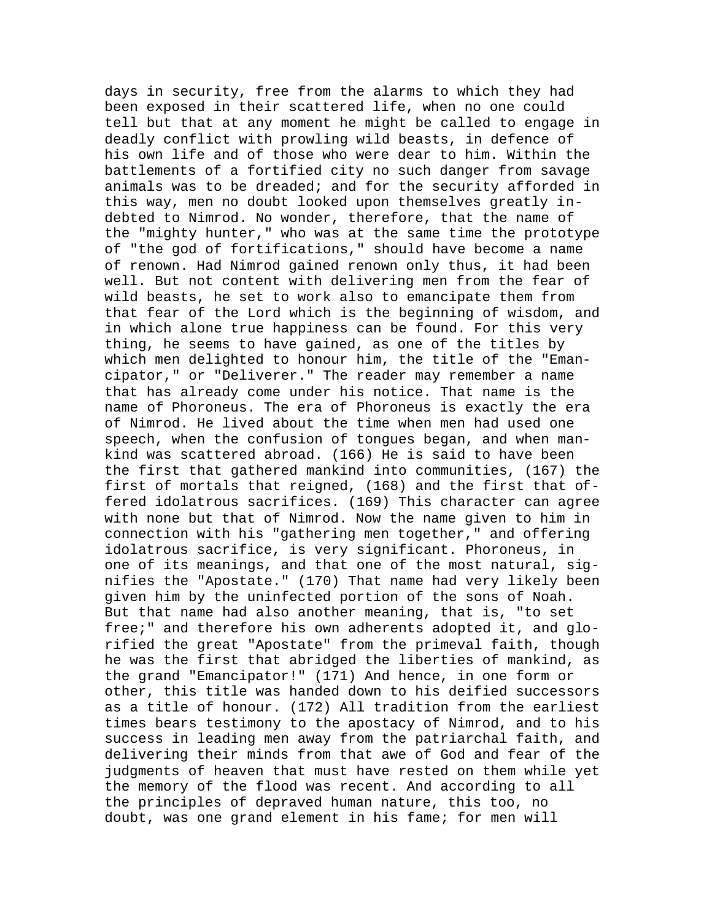days in security, free from the alarms to which they had been exposed in their scattered life, when no one could tell but that at any moment he might be called to engage in deadly conflict with prowling wild beasts, in defence of his own life and of those who were dear to him. Within the battlements of a fortified city no such danger from savage animals was to be dreaded; and for the security afforded in this way, men no doubt looked upon themselves greatly indebted to Nimrod. No wonder, therefore, that the name of the "mighty hunter," who was at the same time the prototype of "the god of fortifications," should have become a name of renown. Had Nimrod gained renown only thus, it had been well. But not content with delivering men from the fear of wild beasts, he set to work also to emancipate them from that fear of the Lord which is the beginning of wisdom, and in which alone true happiness can be found. For this very thing, he seems to have gained, as one of the titles by which men delighted to honour him, the title of the "Emancipator," or "Deliverer." The reader may remember a name that has already come under his notice. That name is the name of Phoroneus. The era of Phoroneus is exactly the era of Nimrod. He lived about the time when men had used one speech, when the confusion of tongues began, and when mankind was scattered abroad. (166) He is said to have been the first that gathered mankind into communities, (167) the first of mortals that reigned, (168) and the first that offered idolatrous sacrifices. (169) This character can agree with none but that of Nimrod. Now the name given to him in connection with his "gathering men together," and offering idolatrous sacrifice, is very significant. Phoroneus, in one of its meanings, and that one of the most natural, signifies the "Apostate." (170) That name had very likely been given him by the uninfected portion of the sons of Noah. But that name had also another meaning, that is, "to set free;" and therefore his own adherents adopted it, and glorified the great "Apostate" from the primeval faith, though he was the first that abridged the liberties of mankind, as the grand "Emancipator!" (171) And hence, in one form or other, this title was handed down to his deified successors as a title of honour. (172) All tradition from the earliest times bears testimony to the apostacy of Nimrod, and to his success in leading men away from the patriarchal faith, and delivering their minds from that awe of God and fear of the judgments of heaven that must have rested on them while yet the memory of the flood was recent. And according to all the principles of depraved human nature, this too, no doubt, was one grand element in his fame; for men will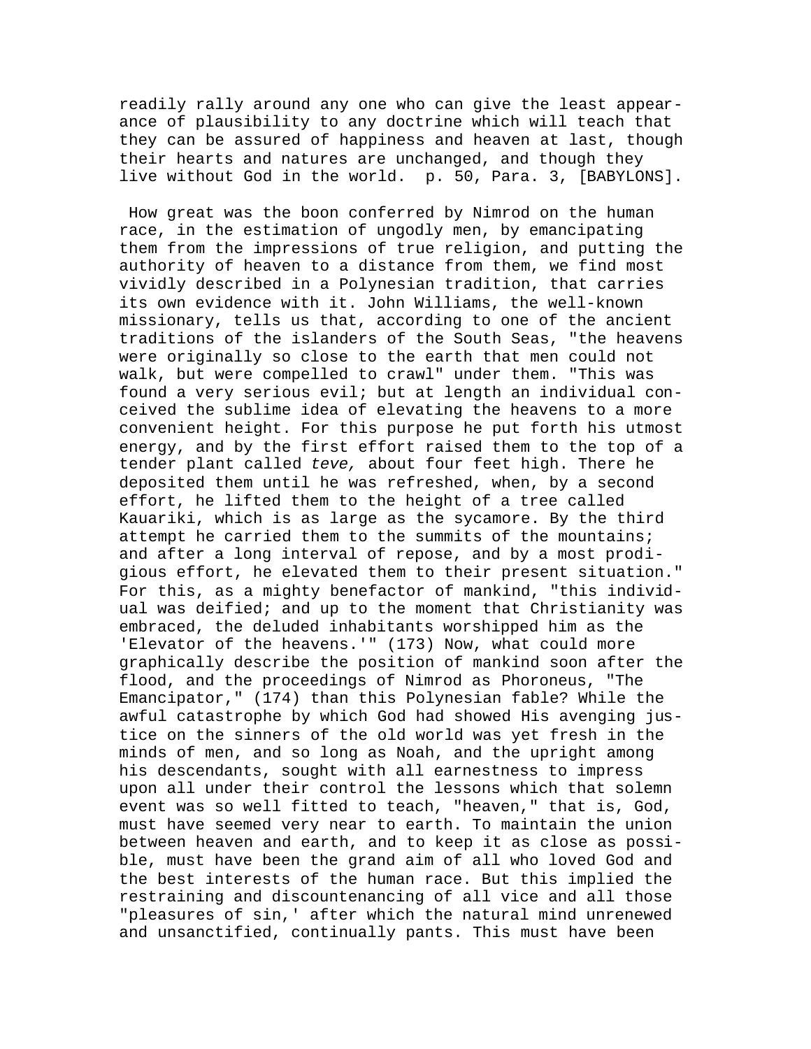readily rally around any one who can give the least appearance of plausibility to any doctrine which will teach that they can be assured of happiness and heaven at last, though their hearts and natures are unchanged, and though they live without God in the world. p. 50, Para. 3, [BABYLONS].

How great was the boon conferred by Nimrod on the human race, in the estimation of ungodly men, by emancipating them from the impressions of true religion, and putting the authority of heaven to a distance from them, we find most vividly described in a Polynesian tradition, that carries its own evidence with it. John Williams, the well-known missionary, tells us that, according to one of the ancient traditions of the islanders of the South Seas, "the heavens were originally so close to the earth that men could not walk, but were compelled to crawl" under them. "This was found a very serious evil; but at length an individual conceived the sublime idea of elevating the heavens to a more convenient height. For this purpose he put forth his utmost energy, and by the first effort raised them to the top of a tender plant called *teve,* about four feet high. There he deposited them until he was refreshed, when, by a second effort, he lifted them to the height of a tree called Kauariki, which is as large as the sycamore. By the third attempt he carried them to the summits of the mountains; and after a long interval of repose, and by a most prodigious effort, he elevated them to their present situation." For this, as a mighty benefactor of mankind, "this individual was deified; and up to the moment that Christianity was embraced, the deluded inhabitants worshipped him as the 'Elevator of the heavens.'" (173) Now, what could more graphically describe the position of mankind soon after the flood, and the proceedings of Nimrod as Phoroneus, "The Emancipator," (174) than this Polynesian fable? While the awful catastrophe by which God had showed His avenging justice on the sinners of the old world was yet fresh in the minds of men, and so long as Noah, and the upright among his descendants, sought with all earnestness to impress upon all under their control the lessons which that solemn event was so well fitted to teach, "heaven," that is, God, must have seemed very near to earth. To maintain the union between heaven and earth, and to keep it as close as possible, must have been the grand aim of all who loved God and the best interests of the human race. But this implied the restraining and discountenancing of all vice and all those "pleasures of sin,' after which the natural mind unrenewed and unsanctified, continually pants. This must have been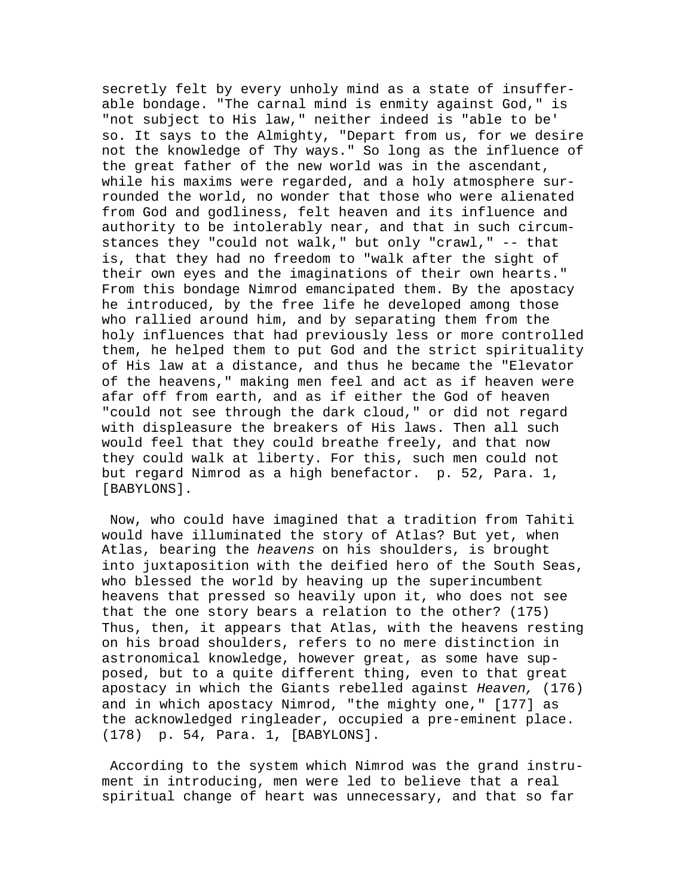secretly felt by every unholy mind as a state of insufferable bondage. "The carnal mind is enmity against God," is "not subject to His law," neither indeed is "able to be' so. It says to the Almighty, "Depart from us, for we desire not the knowledge of Thy ways." So long as the influence of the great father of the new world was in the ascendant, while his maxims were regarded, and a holy atmosphere surrounded the world, no wonder that those who were alienated from God and godliness, felt heaven and its influence and authority to be intolerably near, and that in such circumstances they "could not walk," but only "crawl," -- that is, that they had no freedom to "walk after the sight of their own eyes and the imaginations of their own hearts." From this bondage Nimrod emancipated them. By the apostacy he introduced, by the free life he developed among those who rallied around him, and by separating them from the holy influences that had previously less or more controlled them, he helped them to put God and the strict spirituality of His law at a distance, and thus he became the "Elevator of the heavens," making men feel and act as if heaven were afar off from earth, and as if either the God of heaven "could not see through the dark cloud," or did not regard with displeasure the breakers of His laws. Then all such would feel that they could breathe freely, and that now they could walk at liberty. For this, such men could not but regard Nimrod as a high benefactor. p. 52, Para. 1, [BABYLONS].

Now, who could have imagined that a tradition from Tahiti would have illuminated the story of Atlas? But yet, when Atlas, bearing the *heavens* on his shoulders, is brought into juxtaposition with the deified hero of the South Seas, who blessed the world by heaving up the superincumbent heavens that pressed so heavily upon it, who does not see that the one story bears a relation to the other? (175) Thus, then, it appears that Atlas, with the heavens resting on his broad shoulders, refers to no mere distinction in astronomical knowledge, however great, as some have supposed, but to a quite different thing, even to that great apostacy in which the Giants rebelled against *Heaven,* (176) and in which apostacy Nimrod, "the mighty one," [177] as the acknowledged ringleader, occupied a pre-eminent place. (178) p. 54, Para. 1, [BABYLONS].

According to the system which Nimrod was the grand instrument in introducing, men were led to believe that a real spiritual change of heart was unnecessary, and that so far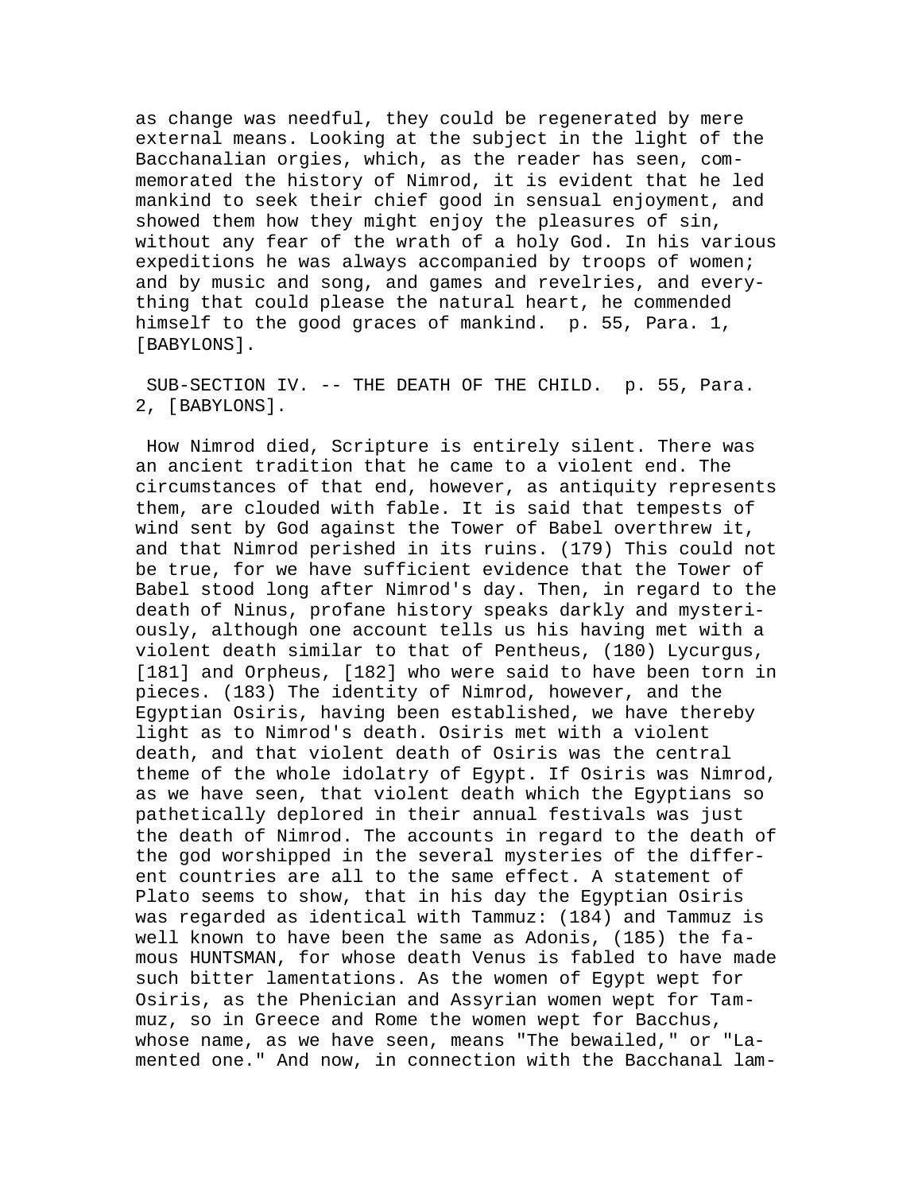as change was needful, they could be regenerated by mere external means. Looking at the subject in the light of the Bacchanalian orgies, which, as the reader has seen, commemorated the history of Nimrod, it is evident that he led mankind to seek their chief good in sensual enjoyment, and showed them how they might enjoy the pleasures of sin, without any fear of the wrath of a holy God. In his various expeditions he was always accompanied by troops of women; and by music and song, and games and revelries, and everything that could please the natural heart, he commended himself to the good graces of mankind. p. 55, Para. 1, [BABYLONS].

SUB-SECTION IV. -- THE DEATH OF THE CHILD. p. 55, Para. 2, [BABYLONS].

How Nimrod died, Scripture is entirely silent. There was an ancient tradition that he came to a violent end. The circumstances of that end, however, as antiquity represents them, are clouded with fable. It is said that tempests of wind sent by God against the Tower of Babel overthrew it, and that Nimrod perished in its ruins. (179) This could not be true, for we have sufficient evidence that the Tower of Babel stood long after Nimrod's day. Then, in regard to the death of Ninus, profane history speaks darkly and mysteriously, although one account tells us his having met with a violent death similar to that of Pentheus, (180) Lycurgus, [181] and Orpheus, [182] who were said to have been torn in pieces. (183) The identity of Nimrod, however, and the Egyptian Osiris, having been established, we have thereby light as to Nimrod's death. Osiris met with a violent death, and that violent death of Osiris was the central theme of the whole idolatry of Egypt. If Osiris was Nimrod, as we have seen, that violent death which the Egyptians so pathetically deplored in their annual festivals was just the death of Nimrod. The accounts in regard to the death of the god worshipped in the several mysteries of the different countries are all to the same effect. A statement of Plato seems to show, that in his day the Egyptian Osiris was regarded as identical with Tammuz: (184) and Tammuz is well known to have been the same as Adonis, (185) the famous HUNTSMAN, for whose death Venus is fabled to have made such bitter lamentations. As the women of Egypt wept for Osiris, as the Phenician and Assyrian women wept for Tammuz, so in Greece and Rome the women wept for Bacchus, whose name, as we have seen, means "The bewailed," or "Lamented one." And now, in connection with the Bacchanal lam-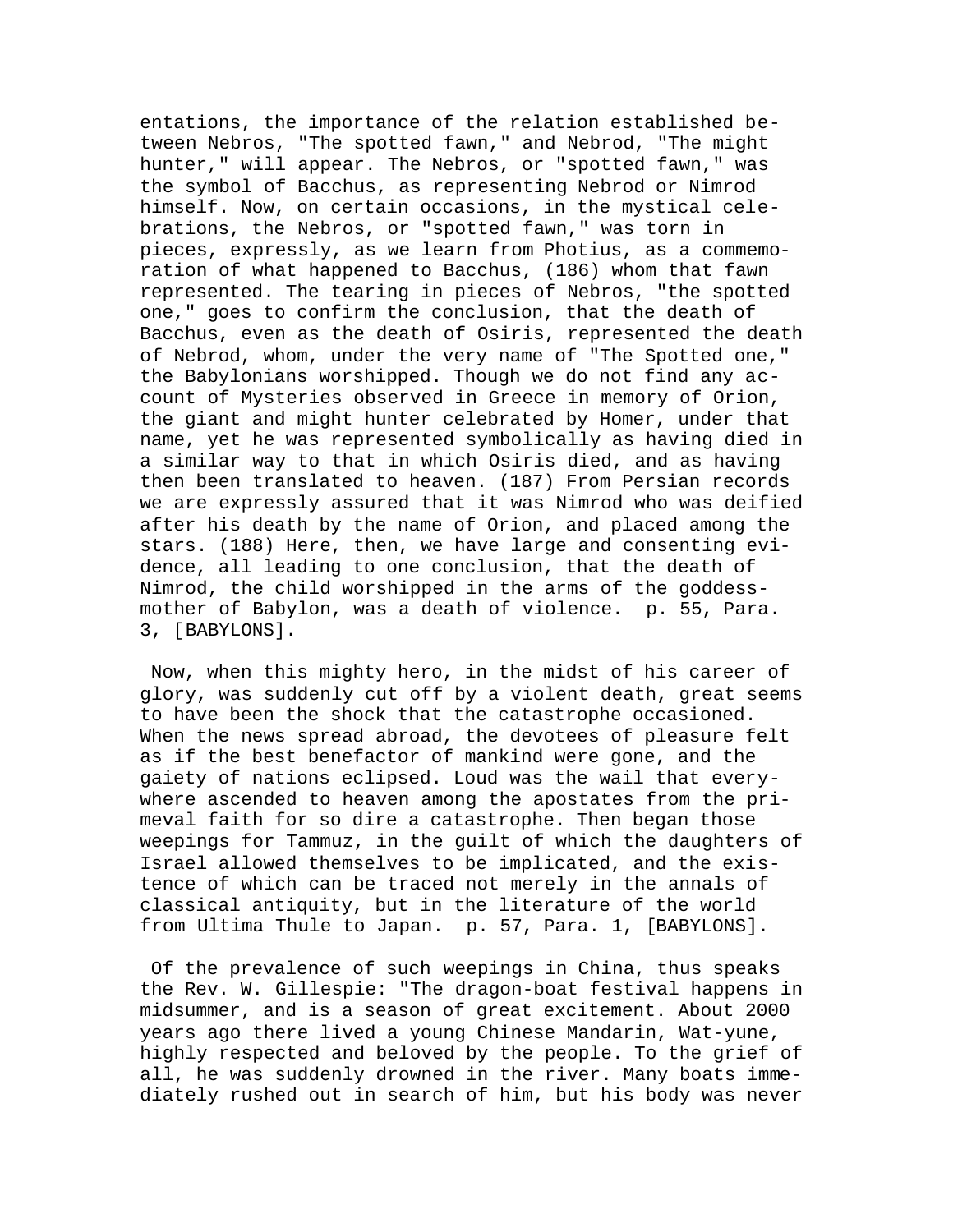entations, the importance of the relation established between Nebros, "The spotted fawn," and Nebrod, "The might hunter," will appear. The Nebros, or "spotted fawn," was the symbol of Bacchus, as representing Nebrod or Nimrod himself. Now, on certain occasions, in the mystical celebrations, the Nebros, or "spotted fawn," was torn in pieces, expressly, as we learn from Photius, as a commemoration of what happened to Bacchus, (186) whom that fawn represented. The tearing in pieces of Nebros, "the spotted one," goes to confirm the conclusion, that the death of Bacchus, even as the death of Osiris, represented the death of Nebrod, whom, under the very name of "The Spotted one," the Babylonians worshipped. Though we do not find any account of Mysteries observed in Greece in memory of Orion, the giant and might hunter celebrated by Homer, under that name, yet he was represented symbolically as having died in a similar way to that in which Osiris died, and as having then been translated to heaven. (187) From Persian records we are expressly assured that it was Nimrod who was deified after his death by the name of Orion, and placed among the stars. (188) Here, then, we have large and consenting evidence, all leading to one conclusion, that the death of Nimrod, the child worshipped in the arms of the goddess-mother of Babylon, was a death of violence. p. 55, Para. 3, [BABYLONS].

Now, when this mighty hero, in the midst of his career of glory, was suddenly cut off by a violent death, great seems to have been the shock that the catastrophe occasioned. When the news spread abroad, the devotees of pleasure felt as if the best benefactor of mankind were gone, and the gaiety of nations eclipsed. Loud was the wail that everywhere ascended to heaven among the apostates from the primeval faith for so dire a catastrophe. Then began those weepings for Tammuz, in the guilt of which the daughters of Israel allowed themselves to be implicated, and the existence of which can be traced not merely in the annals of classical antiquity, but in the literature of the world from Ultima Thule to Japan. p. 57, Para. 1, [BABYLONS].

Of the prevalence of such weepings in China, thus speaks the Rev. W. Gillespie: "The dragon-boat festival happens in midsummer, and is a season of great excitement. About 2000 years ago there lived a young Chinese Mandarin, Wat-yune, highly respected and beloved by the people. To the grief of all, he was suddenly drowned in the river. Many boats immediately rushed out in search of him, but his body was never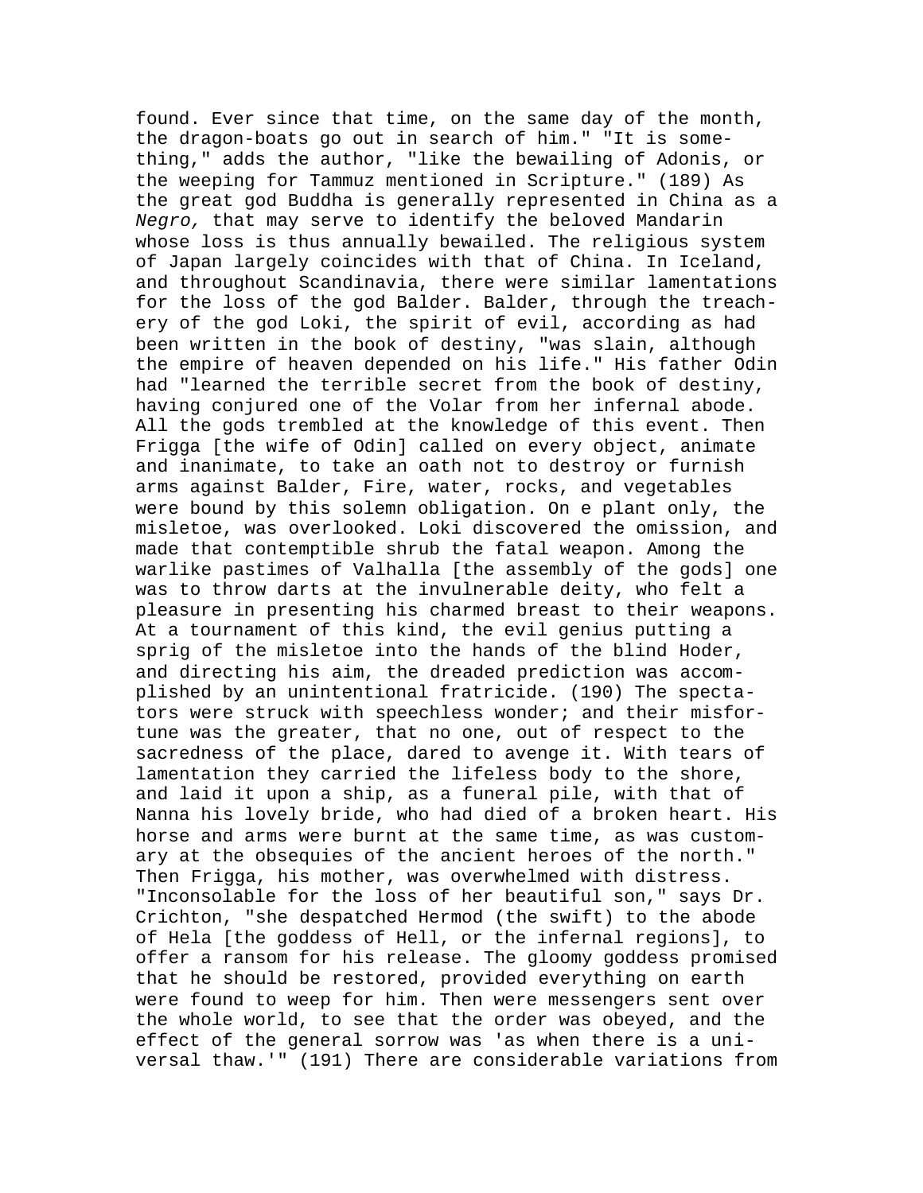found. Ever since that time, on the same day of the month, the dragon-boats go out in search of him." "It is something," adds the author, "like the bewailing of Adonis, or the weeping for Tammuz mentioned in Scripture." (189) As the great god Buddha is generally represented in China as a *Negro,* that may serve to identify the beloved Mandarin whose loss is thus annually bewailed. The religious system of Japan largely coincides with that of China. In Iceland, and throughout Scandinavia, there were similar lamentations for the loss of the god Balder. Balder, through the treachery of the god Loki, the spirit of evil, according as had been written in the book of destiny, "was slain, although the empire of heaven depended on his life." His father Odin had "learned the terrible secret from the book of destiny, having conjured one of the Volar from her infernal abode. All the gods trembled at the knowledge of this event. Then Frigga [the wife of Odin] called on every object, animate and inanimate, to take an oath not to destroy or furnish arms against Balder, Fire, water, rocks, and vegetables were bound by this solemn obligation. On e plant only, the misletoe, was overlooked. Loki discovered the omission, and made that contemptible shrub the fatal weapon. Among the warlike pastimes of Valhalla [the assembly of the gods] one was to throw darts at the invulnerable deity, who felt a pleasure in presenting his charmed breast to their weapons. At a tournament of this kind, the evil genius putting a sprig of the misletoe into the hands of the blind Hoder, and directing his aim, the dreaded prediction was accomplished by an unintentional fratricide. (190) The spectators were struck with speechless wonder; and their misfortune was the greater, that no one, out of respect to the sacredness of the place, dared to avenge it. With tears of lamentation they carried the lifeless body to the shore, and laid it upon a ship, as a funeral pile, with that of Nanna his lovely bride, who had died of a broken heart. His horse and arms were burnt at the same time, as was customary at the obsequies of the ancient heroes of the north." Then Frigga, his mother, was overwhelmed with distress. "Inconsolable for the loss of her beautiful son," says Dr. Crichton, "she despatched Hermod (the swift) to the abode of Hela [the goddess of Hell, or the infernal regions], to offer a ransom for his release. The gloomy goddess promised that he should be restored, provided everything on earth were found to weep for him. Then were messengers sent over the whole world, to see that the order was obeyed, and the effect of the general sorrow was 'as when there is a universal thaw.'" (191) There are considerable variations from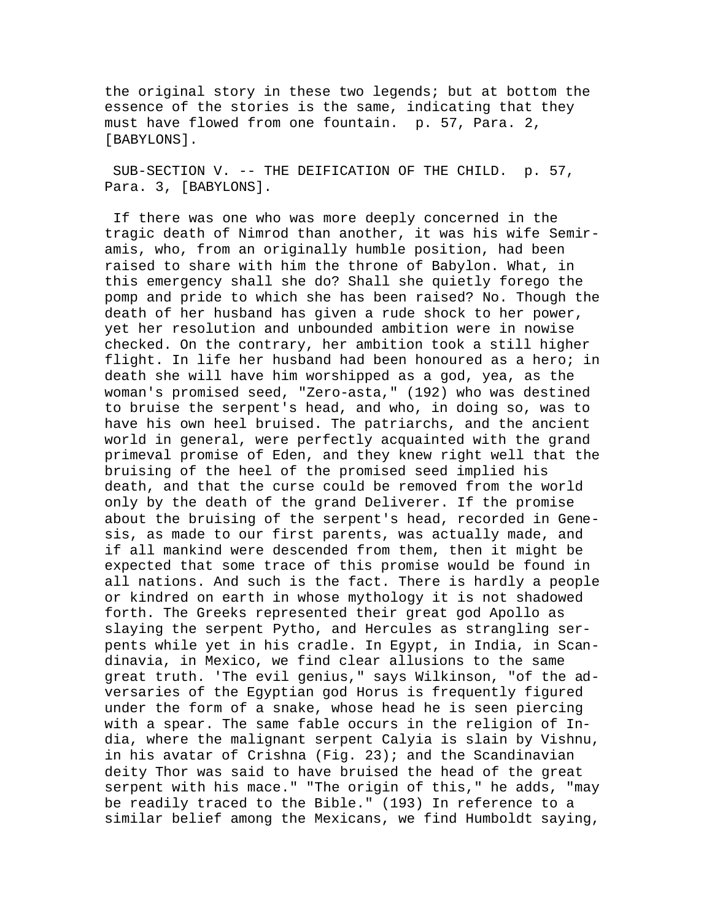the original story in these two legends; but at bottom the essence of the stories is the same, indicating that they must have flowed from one fountain. p. 57, Para. 2, [BABYLONS].

SUB-SECTION V. -- THE DEIFICATION OF THE CHILD. p. 57, Para. 3, [BABYLONS].

If there was one who was more deeply concerned in the tragic death of Nimrod than another, it was his wife Semiramis, who, from an originally humble position, had been raised to share with him the throne of Babylon. What, in this emergency shall she do? Shall she quietly forego the pomp and pride to which she has been raised? No. Though the death of her husband has given a rude shock to her power, yet her resolution and unbounded ambition were in nowise checked. On the contrary, her ambition took a still higher flight. In life her husband had been honoured as a hero; in death she will have him worshipped as a god, yea, as the woman's promised seed, "Zero-asta," (192) who was destined to bruise the serpent's head, and who, in doing so, was to have his own heel bruised. The patriarchs, and the ancient world in general, were perfectly acquainted with the grand primeval promise of Eden, and they knew right well that the bruising of the heel of the promised seed implied his death, and that the curse could be removed from the world only by the death of the grand Deliverer. If the promise about the bruising of the serpent's head, recorded in Genesis, as made to our first parents, was actually made, and if all mankind were descended from them, then it might be expected that some trace of this promise would be found in all nations. And such is the fact. There is hardly a people or kindred on earth in whose mythology it is not shadowed forth. The Greeks represented their great god Apollo as slaying the serpent Pytho, and Hercules as strangling serpents while yet in his cradle. In Egypt, in India, in Scandinavia, in Mexico, we find clear allusions to the same great truth. 'The evil genius," says Wilkinson, "of the adversaries of the Egyptian god Horus is frequently figured under the form of a snake, whose head he is seen piercing with a spear. The same fable occurs in the religion of India, where the malignant serpent Calyia is slain by Vishnu, in his avatar of Crishna (Fig. 23); and the Scandinavian deity Thor was said to have bruised the head of the great serpent with his mace." "The origin of this," he adds, "may be readily traced to the Bible." (193) In reference to a similar belief among the Mexicans, we find Humboldt saying,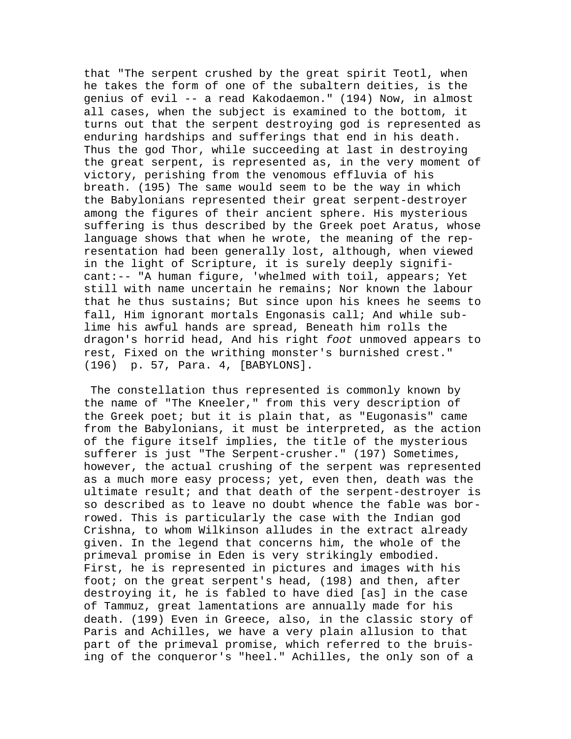that "The serpent crushed by the great spirit Teotl, when he takes the form of one of the subaltern deities, is the genius of evil -- a read Kakodaemon." (194) Now, in almost all cases, when the subject is examined to the bottom, it turns out that the serpent destroying god is represented as enduring hardships and sufferings that end in his death. Thus the god Thor, while succeeding at last in destroying the great serpent, is represented as, in the very moment of victory, perishing from the venomous effluvia of his breath. (195) The same would seem to be the way in which the Babylonians represented their great serpent-destroyer among the figures of their ancient sphere. His mysterious suffering is thus described by the Greek poet Aratus, whose language shows that when he wrote, the meaning of the representation had been generally lost, although, when viewed in the light of Scripture, it is surely deeply significant:-- "A human figure, 'whelmed with toil, appears; Yet still with name uncertain he remains; Nor known the labour that he thus sustains; But since upon his knees he seems to fall, Him ignorant mortals Engonasis call; And while sublime his awful hands are spread, Beneath him rolls the dragon's horrid head, And his right *foot* unmoved appears to rest, Fixed on the writhing monster's burnished crest." (196) p. 57, Para. 4, [BABYLONS].

The constellation thus represented is commonly known by the name of "The Kneeler," from this very description of the Greek poet; but it is plain that, as "Eugonasis" came from the Babylonians, it must be interpreted, as the action of the figure itself implies, the title of the mysterious sufferer is just "The Serpent-crusher." (197) Sometimes, however, the actual crushing of the serpent was represented as a much more easy process; yet, even then, death was the ultimate result; and that death of the serpent-destroyer is so described as to leave no doubt whence the fable was borrowed. This is particularly the case with the Indian god Crishna, to whom Wilkinson alludes in the extract already given. In the legend that concerns him, the whole of the primeval promise in Eden is very strikingly embodied. First, he is represented in pictures and images with his foot; on the great serpent's head, (198) and then, after destroying it, he is fabled to have died [as] in the case of Tammuz, great lamentations are annually made for his death. (199) Even in Greece, also, in the classic story of Paris and Achilles, we have a very plain allusion to that part of the primeval promise, which referred to the bruising of the conqueror's "heel." Achilles, the only son of a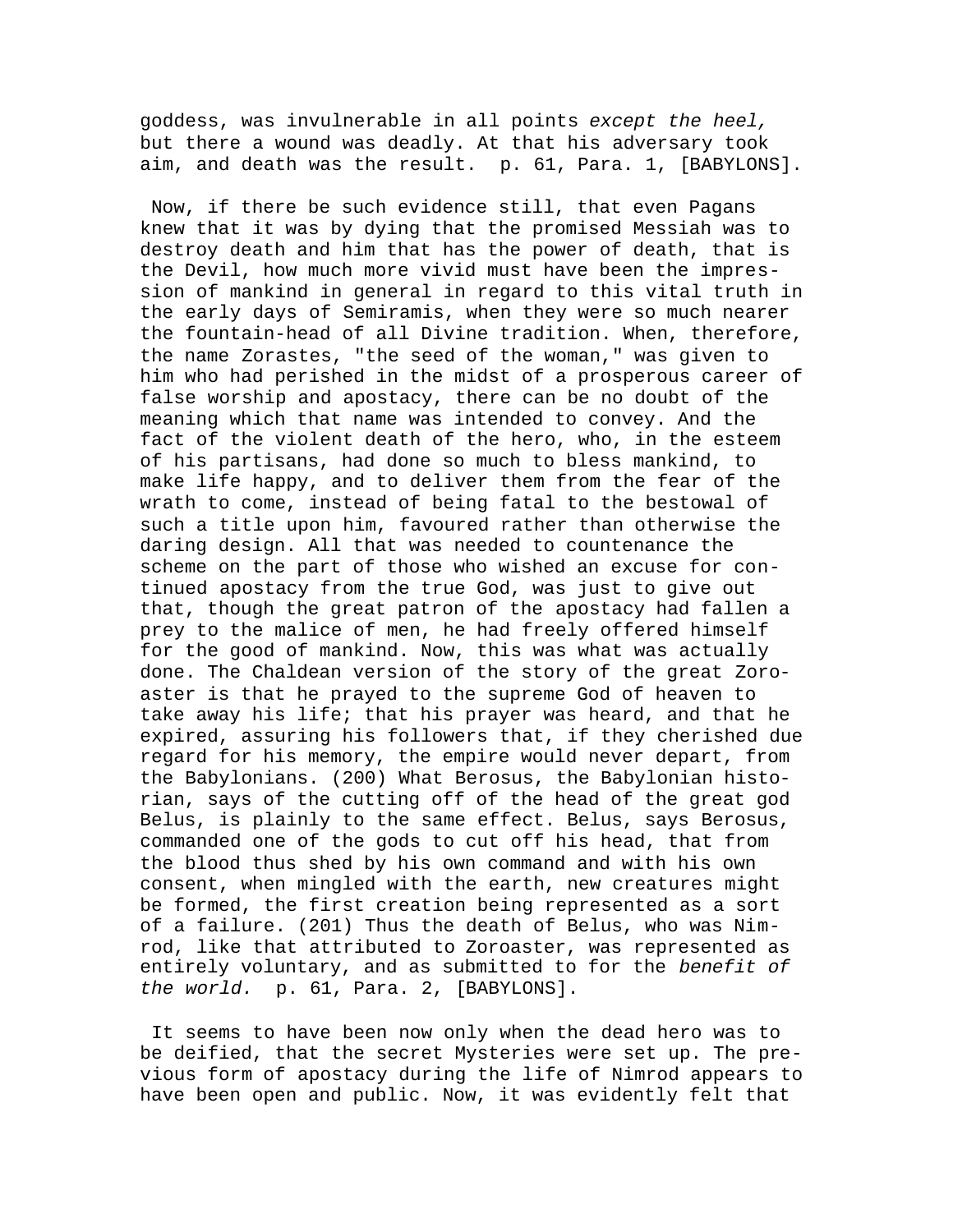goddess, was invulnerable in all points *except the heel,* but there a wound was deadly. At that his adversary took aim, and death was the result. p. 61, Para. 1, [BABYLONS].

Now, if there be such evidence still, that even Pagans knew that it was by dying that the promised Messiah was to destroy death and him that has the power of death, that is the Devil, how much more vivid must have been the impression of mankind in general in regard to this vital truth in the early days of Semiramis, when they were so much nearer the fountain-head of all Divine tradition. When, therefore, the name Zorastes, "the seed of the woman," was given to him who had perished in the midst of a prosperous career of false worship and apostacy, there can be no doubt of the meaning which that name was intended to convey. And the fact of the violent death of the hero, who, in the esteem of his partisans, had done so much to bless mankind, to make life happy, and to deliver them from the fear of the wrath to come, instead of being fatal to the bestowal of such a title upon him, favoured rather than otherwise the daring design. All that was needed to countenance the scheme on the part of those who wished an excuse for continued apostacy from the true God, was just to give out that, though the great patron of the apostacy had fallen a prey to the malice of men, he had freely offered himself for the good of mankind. Now, this was what was actually done. The Chaldean version of the story of the great Zoroaster is that he prayed to the supreme God of heaven to take away his life; that his prayer was heard, and that he expired, assuring his followers that, if they cherished due regard for his memory, the empire would never depart, from the Babylonians. (200) What Berosus, the Babylonian historian, says of the cutting off of the head of the great god Belus, is plainly to the same effect. Belus, says Berosus, commanded one of the gods to cut off his head, that from the blood thus shed by his own command and with his own consent, when mingled with the earth, new creatures might be formed, the first creation being represented as a sort of a failure. (201) Thus the death of Belus, who was Nimrod, like that attributed to Zoroaster, was represented as entirely voluntary, and as submitted to for the *benefit of the world.* p. 61, Para. 2, [BABYLONS].

It seems to have been now only when the dead hero was to be deified, that the secret Mysteries were set up. The previous form of apostacy during the life of Nimrod appears to have been open and public. Now, it was evidently felt that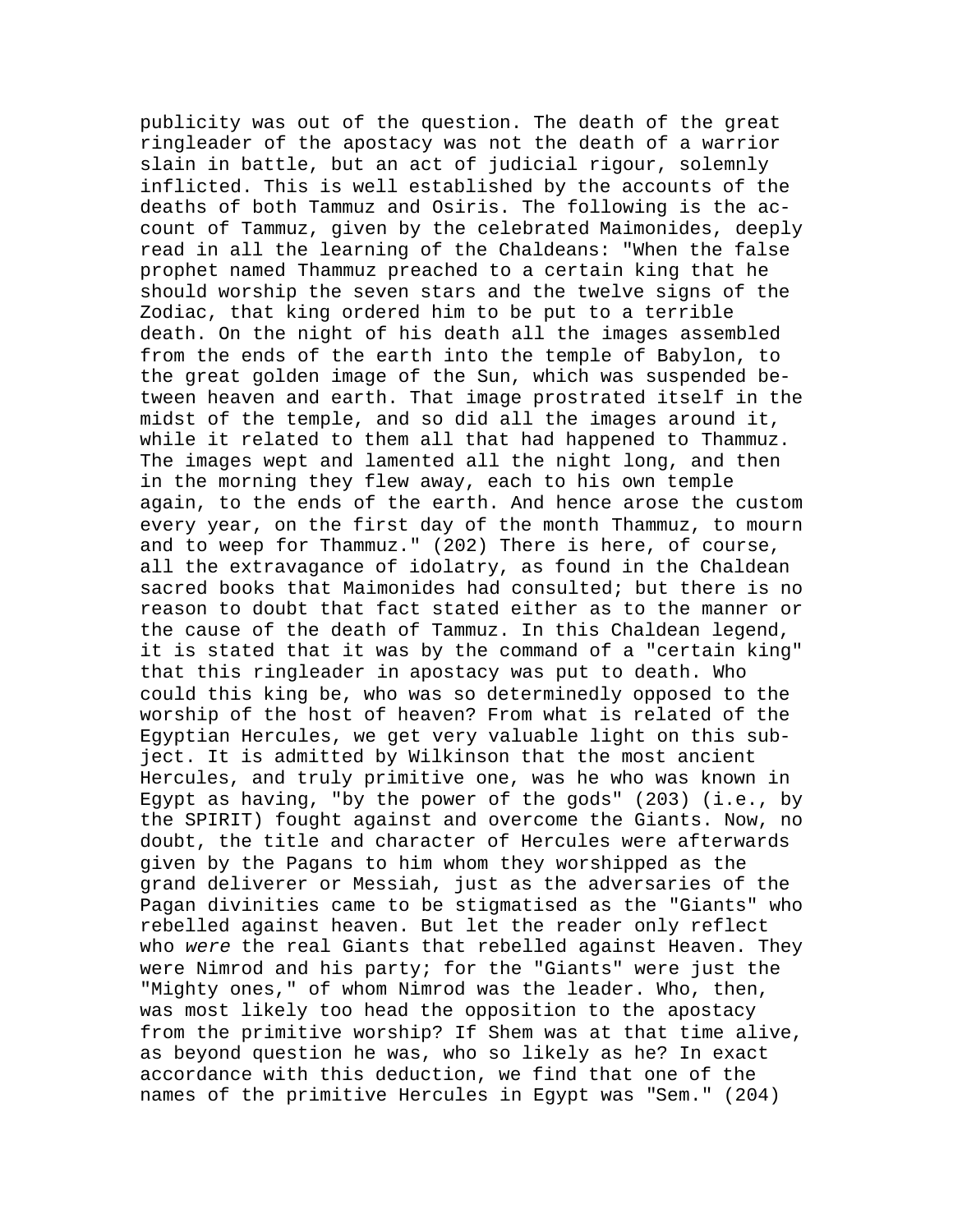publicity was out of the question. The death of the great ringleader of the apostacy was not the death of a warrior slain in battle, but an act of judicial rigour, solemnly inflicted. This is well established by the accounts of the deaths of both Tammuz and Osiris. The following is the account of Tammuz, given by the celebrated Maimonides, deeply read in all the learning of the Chaldeans: "When the false prophet named Thammuz preached to a certain king that he should worship the seven stars and the twelve signs of the Zodiac, that king ordered him to be put to a terrible death. On the night of his death all the images assembled from the ends of the earth into the temple of Babylon, to the great golden image of the Sun, which was suspended between heaven and earth. That image prostrated itself in the midst of the temple, and so did all the images around it, while it related to them all that had happened to Thammuz. The images wept and lamented all the night long, and then in the morning they flew away, each to his own temple again, to the ends of the earth. And hence arose the custom every year, on the first day of the month Thammuz, to mourn and to weep for Thammuz." (202) There is here, of course, all the extravagance of idolatry, as found in the Chaldean sacred books that Maimonides had consulted; but there is no reason to doubt that fact stated either as to the manner or the cause of the death of Tammuz. In this Chaldean legend, it is stated that it was by the command of a "certain king" that this ringleader in apostacy was put to death. Who could this king be, who was so determinedly opposed to the worship of the host of heaven? From what is related of the Egyptian Hercules, we get very valuable light on this subject. It is admitted by Wilkinson that the most ancient Hercules, and truly primitive one, was he who was known in Egypt as having, "by the power of the gods" (203) (i.e., by the SPIRIT) fought against and overcome the Giants. Now, no doubt, the title and character of Hercules were afterwards given by the Pagans to him whom they worshipped as the grand deliverer or Messiah, just as the adversaries of the Pagan divinities came to be stigmatised as the "Giants" who rebelled against heaven. But let the reader only reflect who *were* the real Giants that rebelled against Heaven. They were Nimrod and his party; for the "Giants" were just the "Mighty ones," of whom Nimrod was the leader. Who, then, was most likely too head the opposition to the apostacy from the primitive worship? If Shem was at that time alive, as beyond question he was, who so likely as he? In exact accordance with this deduction, we find that one of the names of the primitive Hercules in Egypt was "Sem." (204)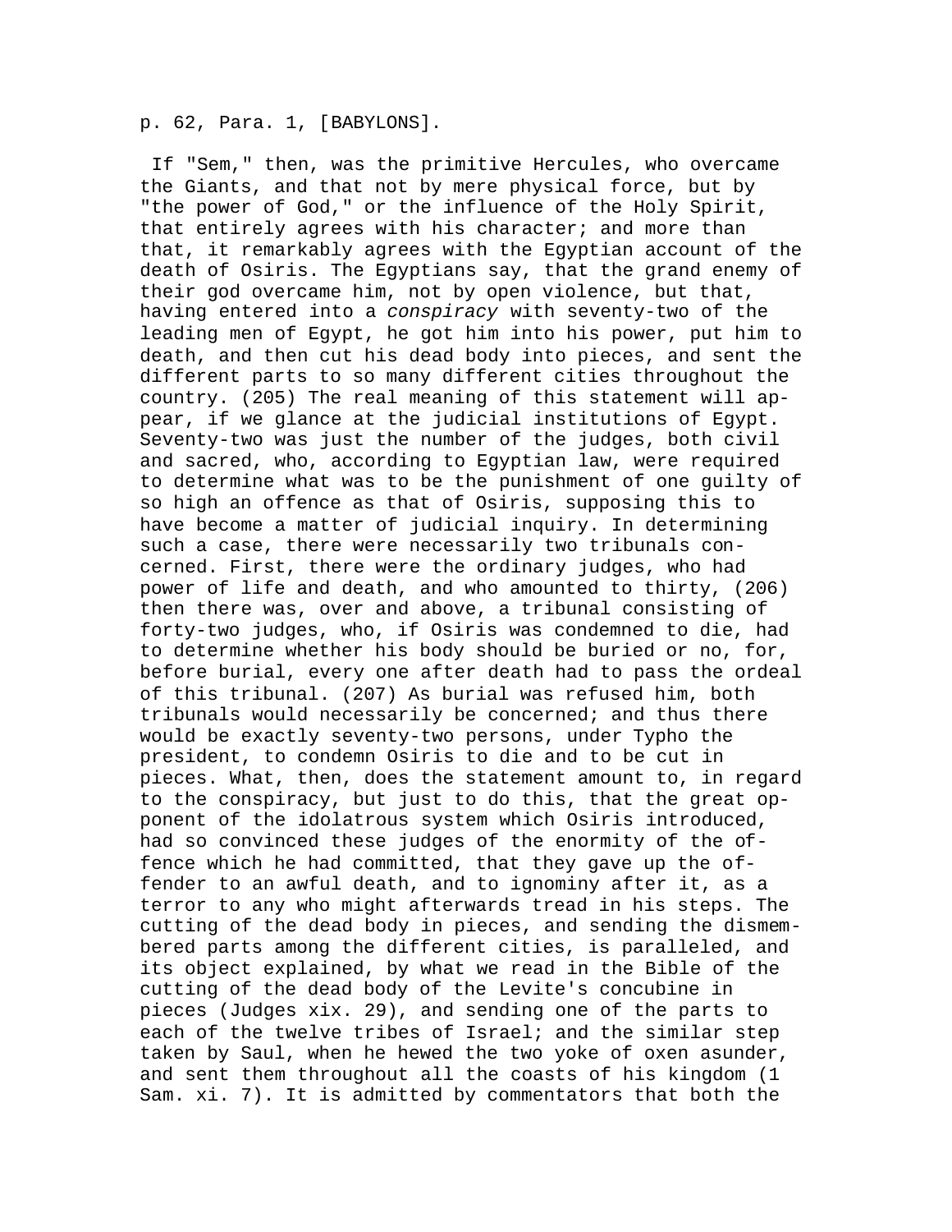p. 62, Para. 1, [BABYLONS].

If "Sem," then, was the primitive Hercules, who overcame the Giants, and that not by mere physical force, but by "the power of God," or the influence of the Holy Spirit, that entirely agrees with his character; and more than that, it remarkably agrees with the Egyptian account of the death of Osiris. The Egyptians say, that the grand enemy of their god overcame him, not by open violence, but that, having entered into a *conspiracy* with seventy-two of the leading men of Egypt, he got him into his power, put him to death, and then cut his dead body into pieces, and sent the different parts to so many different cities throughout the country. (205) The real meaning of this statement will appear, if we glance at the judicial institutions of Egypt. Seventy-two was just the number of the judges, both civil and sacred, who, according to Egyptian law, were required to determine what was to be the punishment of one guilty of so high an offence as that of Osiris, supposing this to have become a matter of judicial inquiry. In determining such a case, there were necessarily two tribunals concerned. First, there were the ordinary judges, who had power of life and death, and who amounted to thirty, (206) then there was, over and above, a tribunal consisting of forty-two judges, who, if Osiris was condemned to die, had to determine whether his body should be buried or no, for, before burial, every one after death had to pass the ordeal of this tribunal. (207) As burial was refused him, both tribunals would necessarily be concerned; and thus there would be exactly seventy-two persons, under Typho the president, to condemn Osiris to die and to be cut in pieces. What, then, does the statement amount to, in regard to the conspiracy, but just to do this, that the great opponent of the idolatrous system which Osiris introduced, had so convinced these judges of the enormity of the offence which he had committed, that they gave up the offender to an awful death, and to ignominy after it, as a terror to any who might afterwards tread in his steps. The cutting of the dead body in pieces, and sending the dismembered parts among the different cities, is paralleled, and its object explained, by what we read in the Bible of the cutting of the dead body of the Levite's concubine in pieces (Judges xix. 29), and sending one of the parts to each of the twelve tribes of Israel; and the similar step taken by Saul, when he hewed the two yoke of oxen asunder, and sent them throughout all the coasts of his kingdom (1 Sam. xi. 7). It is admitted by commentators that both the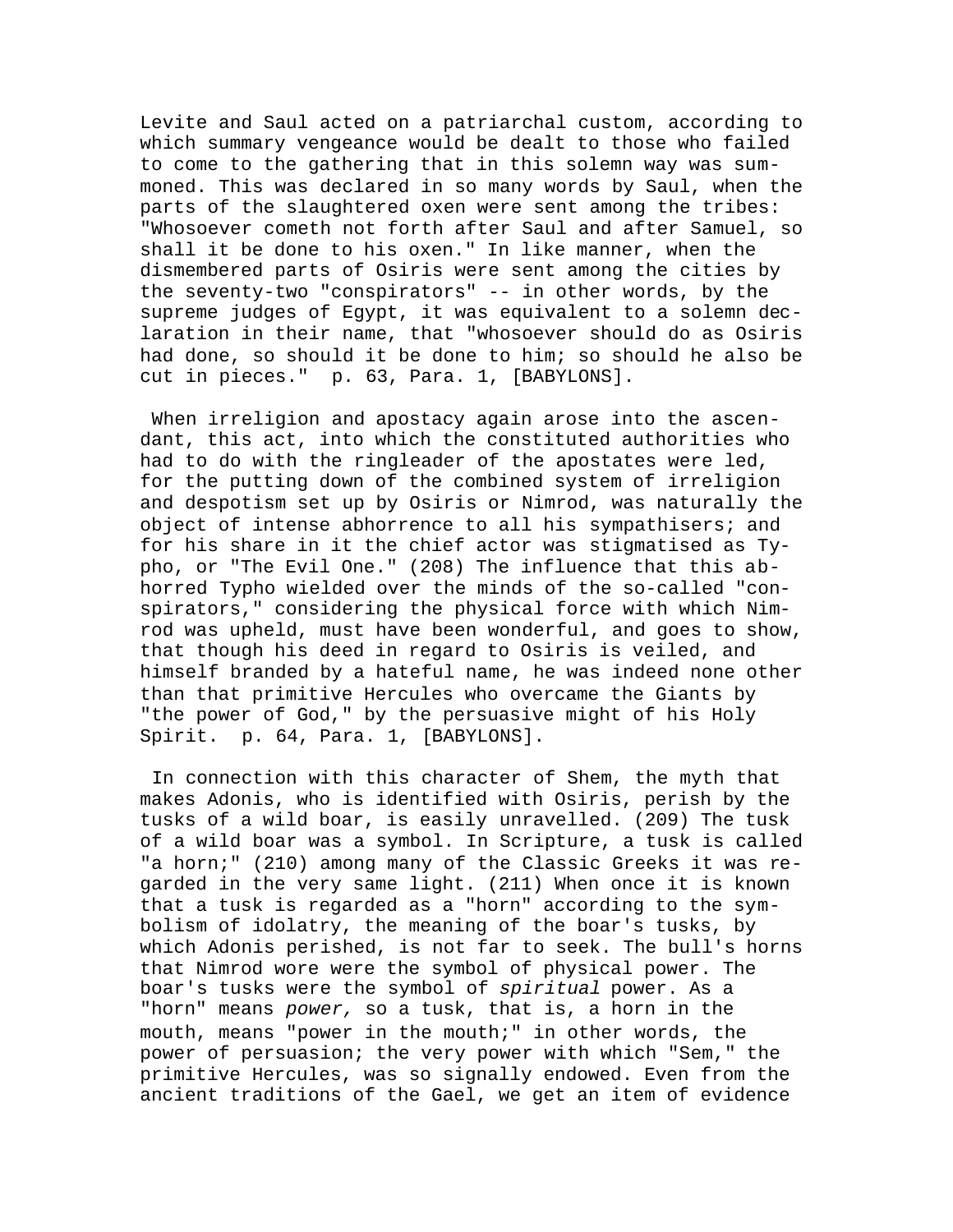Levite and Saul acted on a patriarchal custom, according to which summary vengeance would be dealt to those who failed to come to the gathering that in this solemn way was summoned. This was declared in so many words by Saul, when the parts of the slaughtered oxen were sent among the tribes: "Whosoever cometh not forth after Saul and after Samuel, so shall it be done to his oxen." In like manner, when the dismembered parts of Osiris were sent among the cities by the seventy-two "conspirators" -- in other words, by the supreme judges of Egypt, it was equivalent to a solemn declaration in their name, that "whosoever should do as Osiris had done, so should it be done to him; so should he also be cut in pieces." p. 63, Para. 1, [BABYLONS].

When irreligion and apostacy again arose into the ascendant, this act, into which the constituted authorities who had to do with the ringleader of the apostates were led, for the putting down of the combined system of irreligion and despotism set up by Osiris or Nimrod, was naturally the object of intense abhorrence to all his sympathisers; and for his share in it the chief actor was stigmatised as Typho, or "The Evil One." (208) The influence that this abhorred Typho wielded over the minds of the so-called "conspirators," considering the physical force with which Nimrod was upheld, must have been wonderful, and goes to show, that though his deed in regard to Osiris is veiled, and himself branded by a hateful name, he was indeed none other than that primitive Hercules who overcame the Giants by "the power of God," by the persuasive might of his Holy Spirit. p. 64, Para. 1, [BABYLONS].

In connection with this character of Shem, the myth that makes Adonis, who is identified with Osiris, perish by the tusks of a wild boar, is easily unravelled. (209) The tusk of a wild boar was a symbol. In Scripture, a tusk is called "a horn;" (210) among many of the Classic Greeks it was regarded in the very same light. (211) When once it is known that a tusk is regarded as a "horn" according to the symbolism of idolatry, the meaning of the boar's tusks, by which Adonis perished, is not far to seek. The bull's horns that Nimrod wore were the symbol of physical power. The boar's tusks were the symbol of *spiritual* power. As a "horn" means *power,* so a tusk, that is, a horn in the mouth, means "power in the mouth;" in other words, the power of persuasion; the very power with which "Sem," the primitive Hercules, was so signally endowed. Even from the ancient traditions of the Gael, we get an item of evidence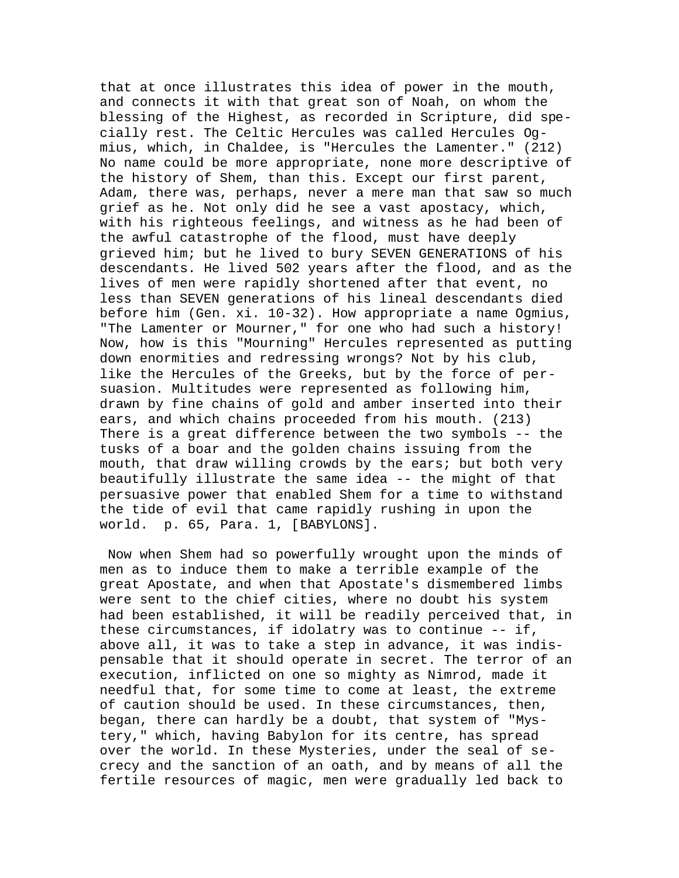that at once illustrates this idea of power in the mouth, and connects it with that great son of Noah, on whom the blessing of the Highest, as recorded in Scripture, did specially rest. The Celtic Hercules was called Hercules Ogmius, which, in Chaldee, is "Hercules the Lamenter." (212) No name could be more appropriate, none more descriptive of the history of Shem, than this. Except our first parent, Adam, there was, perhaps, never a mere man that saw so much grief as he. Not only did he see a vast apostacy, which, with his righteous feelings, and witness as he had been of the awful catastrophe of the flood, must have deeply grieved him; but he lived to bury SEVEN GENERATIONS of his descendants. He lived 502 years after the flood, and as the lives of men were rapidly shortened after that event, no less than SEVEN generations of his lineal descendants died before him (Gen. xi. 10-32). How appropriate a name Ogmius, "The Lamenter or Mourner," for one who had such a history! Now, how is this "Mourning" Hercules represented as putting down enormities and redressing wrongs? Not by his club, like the Hercules of the Greeks, but by the force of persuasion. Multitudes were represented as following him, drawn by fine chains of gold and amber inserted into their ears, and which chains proceeded from his mouth. (213) There is a great difference between the two symbols -- the tusks of a boar and the golden chains issuing from the mouth, that draw willing crowds by the ears; but both very beautifully illustrate the same idea -- the might of that persuasive power that enabled Shem for a time to withstand the tide of evil that came rapidly rushing in upon the world. p. 65, Para. 1, [BABYLONS].

Now when Shem had so powerfully wrought upon the minds of men as to induce them to make a terrible example of the great Apostate, and when that Apostate's dismembered limbs were sent to the chief cities, where no doubt his system had been established, it will be readily perceived that, in these circumstances, if idolatry was to continue -- if, above all, it was to take a step in advance, it was indispensable that it should operate in secret. The terror of an execution, inflicted on one so mighty as Nimrod, made it needful that, for some time to come at least, the extreme of caution should be used. In these circumstances, then, began, there can hardly be a doubt, that system of "Mystery," which, having Babylon for its centre, has spread over the world. In these Mysteries, under the seal of secrecy and the sanction of an oath, and by means of all the fertile resources of magic, men were gradually led back to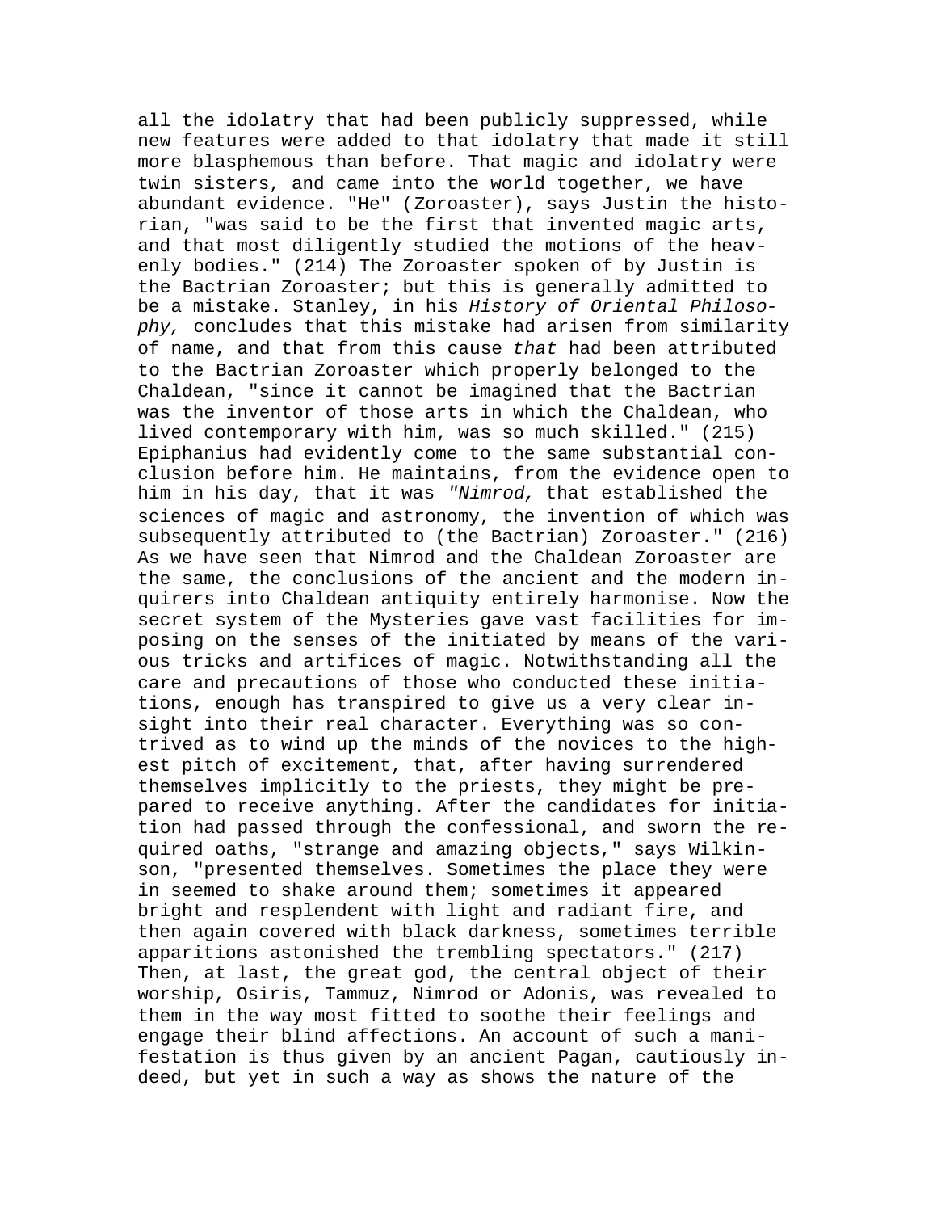all the idolatry that had been publicly suppressed, while new features were added to that idolatry that made it still more blasphemous than before. That magic and idolatry were twin sisters, and came into the world together, we have abundant evidence. "He" (Zoroaster), says Justin the historian, "was said to be the first that invented magic arts, and that most diligently studied the motions of the heavenly bodies." (214) The Zoroaster spoken of by Justin is the Bactrian Zoroaster; but this is generally admitted to be a mistake. Stanley, in his *History of Oriental Philosophy,* concludes that this mistake had arisen from similarity of name, and that from this cause *that* had been attributed to the Bactrian Zoroaster which properly belonged to the Chaldean, "since it cannot be imagined that the Bactrian was the inventor of those arts in which the Chaldean, who lived contemporary with him, was so much skilled." (215) Epiphanius had evidently come to the same substantial conclusion before him. He maintains, from the evidence open to him in his day, that it was *"Nimrod,* that established the sciences of magic and astronomy, the invention of which was subsequently attributed to (the Bactrian) Zoroaster." (216) As we have seen that Nimrod and the Chaldean Zoroaster are the same, the conclusions of the ancient and the modern inquirers into Chaldean antiquity entirely harmonise. Now the secret system of the Mysteries gave vast facilities for imposing on the senses of the initiated by means of the various tricks and artifices of magic. Notwithstanding all the care and precautions of those who conducted these initiations, enough has transpired to give us a very clear insight into their real character. Everything was so contrived as to wind up the minds of the novices to the highest pitch of excitement, that, after having surrendered themselves implicitly to the priests, they might be prepared to receive anything. After the candidates for initiation had passed through the confessional, and sworn the required oaths, "strange and amazing objects," says Wilkinson, "presented themselves. Sometimes the place they were in seemed to shake around them; sometimes it appeared bright and resplendent with light and radiant fire, and then again covered with black darkness, sometimes terrible apparitions astonished the trembling spectators." (217) Then, at last, the great god, the central object of their worship, Osiris, Tammuz, Nimrod or Adonis, was revealed to them in the way most fitted to soothe their feelings and engage their blind affections. An account of such a manifestation is thus given by an ancient Pagan, cautiously indeed, but yet in such a way as shows the nature of the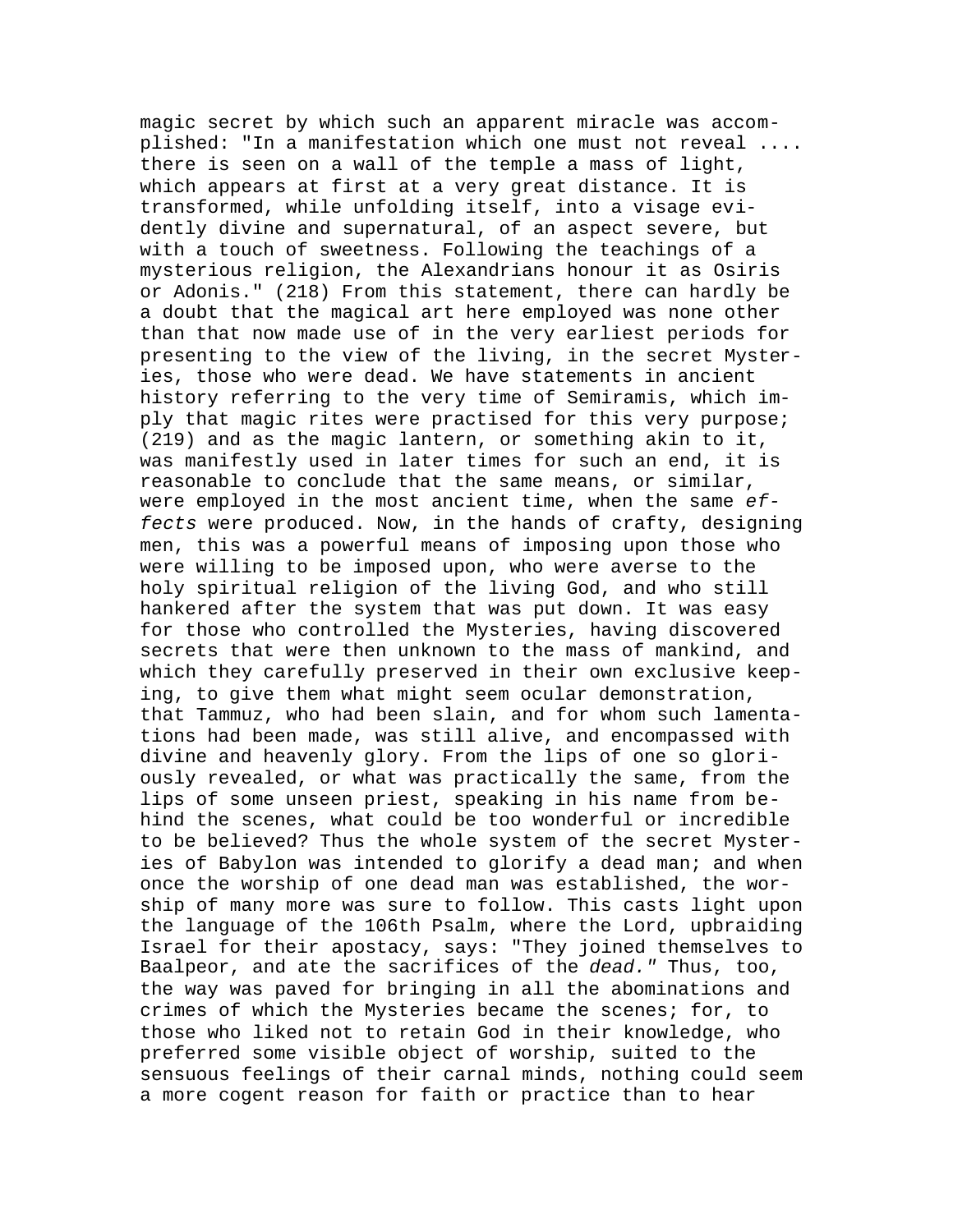magic secret by which such an apparent miracle was accomplished: "In a manifestation which one must not reveal .... there is seen on a wall of the temple a mass of light, which appears at first at a very great distance. It is transformed, while unfolding itself, into a visage evidently divine and supernatural, of an aspect severe, but with a touch of sweetness. Following the teachings of a mysterious religion, the Alexandrians honour it as Osiris or Adonis." (218) From this statement, there can hardly be a doubt that the magical art here employed was none other than that now made use of in the very earliest periods for presenting to the view of the living, in the secret Mysteries, those who were dead. We have statements in ancient history referring to the very time of Semiramis, which imply that magic rites were practised for this very purpose; (219) and as the magic lantern, or something akin to it, was manifestly used in later times for such an end, it is reasonable to conclude that the same means, or similar, were employed in the most ancient time, when the same *effects* were produced. Now, in the hands of crafty, designing men, this was a powerful means of imposing upon those who were willing to be imposed upon, who were averse to the holy spiritual religion of the living God, and who still hankered after the system that was put down. It was easy for those who controlled the Mysteries, having discovered secrets that were then unknown to the mass of mankind, and which they carefully preserved in their own exclusive keeping, to give them what might seem ocular demonstration, that Tammuz, who had been slain, and for whom such lamentations had been made, was still alive, and encompassed with divine and heavenly glory. From the lips of one so gloriously revealed, or what was practically the same, from the lips of some unseen priest, speaking in his name from behind the scenes, what could be too wonderful or incredible to be believed? Thus the whole system of the secret Mysteries of Babylon was intended to glorify a dead man; and when once the worship of one dead man was established, the worship of many more was sure to follow. This casts light upon the language of the 106th Psalm, where the Lord, upbraiding Israel for their apostacy, says: "They joined themselves to Baalpeor, and ate the sacrifices of the *dead."* Thus, too, the way was paved for bringing in all the abominations and crimes of which the Mysteries became the scenes; for, to those who liked not to retain God in their knowledge, who preferred some visible object of worship, suited to the sensuous feelings of their carnal minds, nothing could seem a more cogent reason for faith or practice than to hear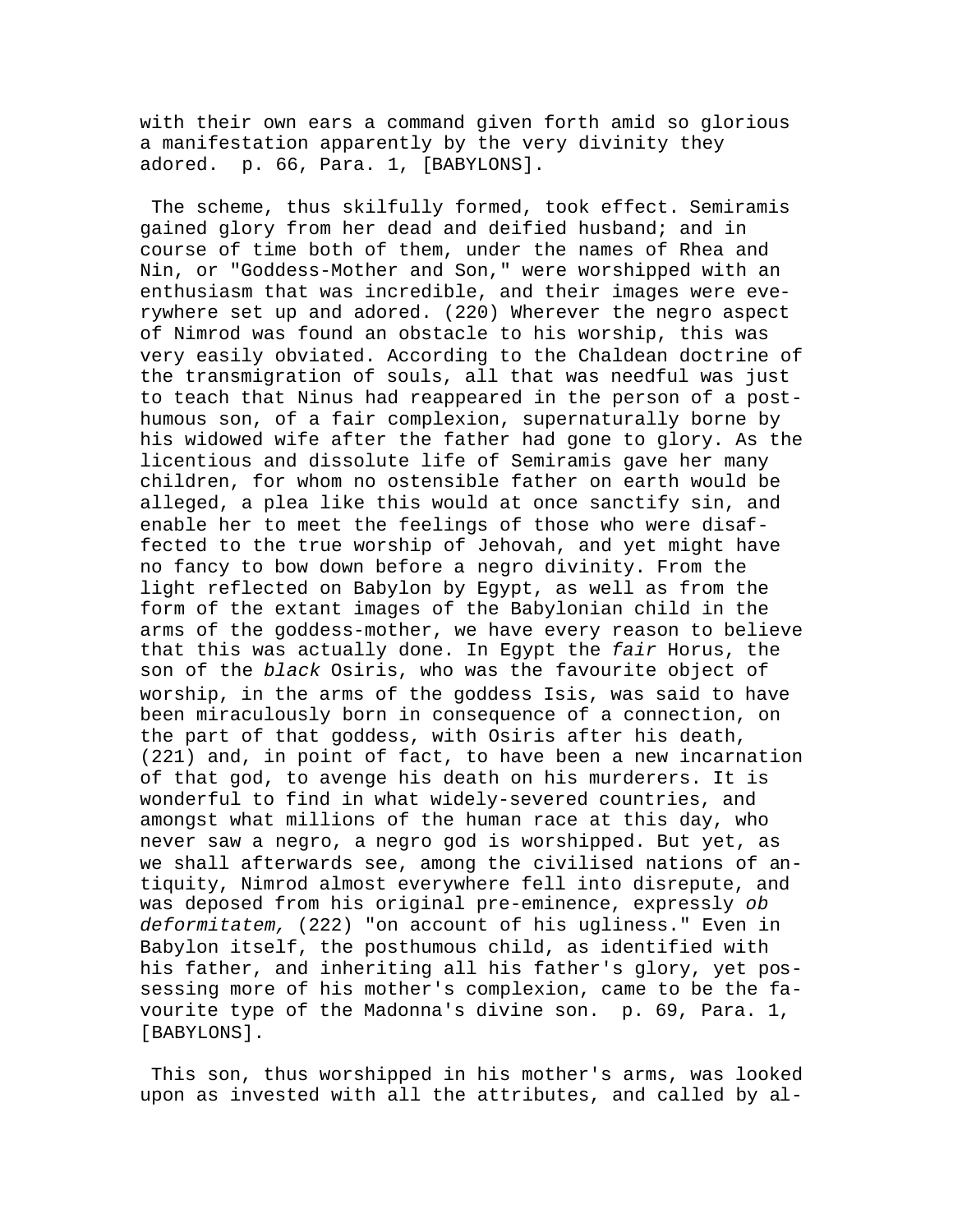with their own ears a command given forth amid so glorious a manifestation apparently by the very divinity they adored.  p. 66, Para. 1, [BABYLONS].

The scheme, thus skilfully formed, took effect. Semiramis gained glory from her dead and deified husband; and in course of time both of them, under the names of Rhea and Nin, or "Goddess-Mother and Son," were worshipped with an enthusiasm that was incredible, and their images were everywhere set up and adored. (220) Wherever the negro aspect of Nimrod was found an obstacle to his worship, this was very easily obviated. According to the Chaldean doctrine of the transmigration of souls, all that was needful was just to teach that Ninus had reappeared in the person of a posthumous son, of a fair complexion, supernaturally borne by his widowed wife after the father had gone to glory. As the licentious and dissolute life of Semiramis gave her many children, for whom no ostensible father on earth would be alleged, a plea like this would at once sanctify sin, and enable her to meet the feelings of those who were disaffected to the true worship of Jehovah, and yet might have no fancy to bow down before a negro divinity. From the light reflected on Babylon by Egypt, as well as from the form of the extant images of the Babylonian child in the arms of the goddess-mother, we have every reason to believe that this was actually done. In Egypt the *fair* Horus, the son of the *black* Osiris, who was the favourite object of worship, in the arms of the goddess Isis, was said to have been miraculously born in consequence of a connection, on the part of that goddess, with Osiris after his death, (221) and, in point of fact, to have been a new incarnation of that god, to avenge his death on his murderers. It is wonderful to find in what widely-severed countries, and amongst what millions of the human race at this day, who never saw a negro, a negro god is worshipped. But yet, as we shall afterwards see, among the civilised nations of antiquity, Nimrod almost everywhere fell into disrepute, and was deposed from his original pre-eminence, expressly *ob deformitatem,* (222) "on account of his ugliness." Even in Babylon itself, the posthumous child, as identified with his father, and inheriting all his father's glory, yet possessing more of his mother's complexion, came to be the favourite type of the Madonna's divine son.  p. 69, Para. 1, [BABYLONS].

This son, thus worshipped in his mother's arms, was looked upon as invested with all the attributes, and called by al-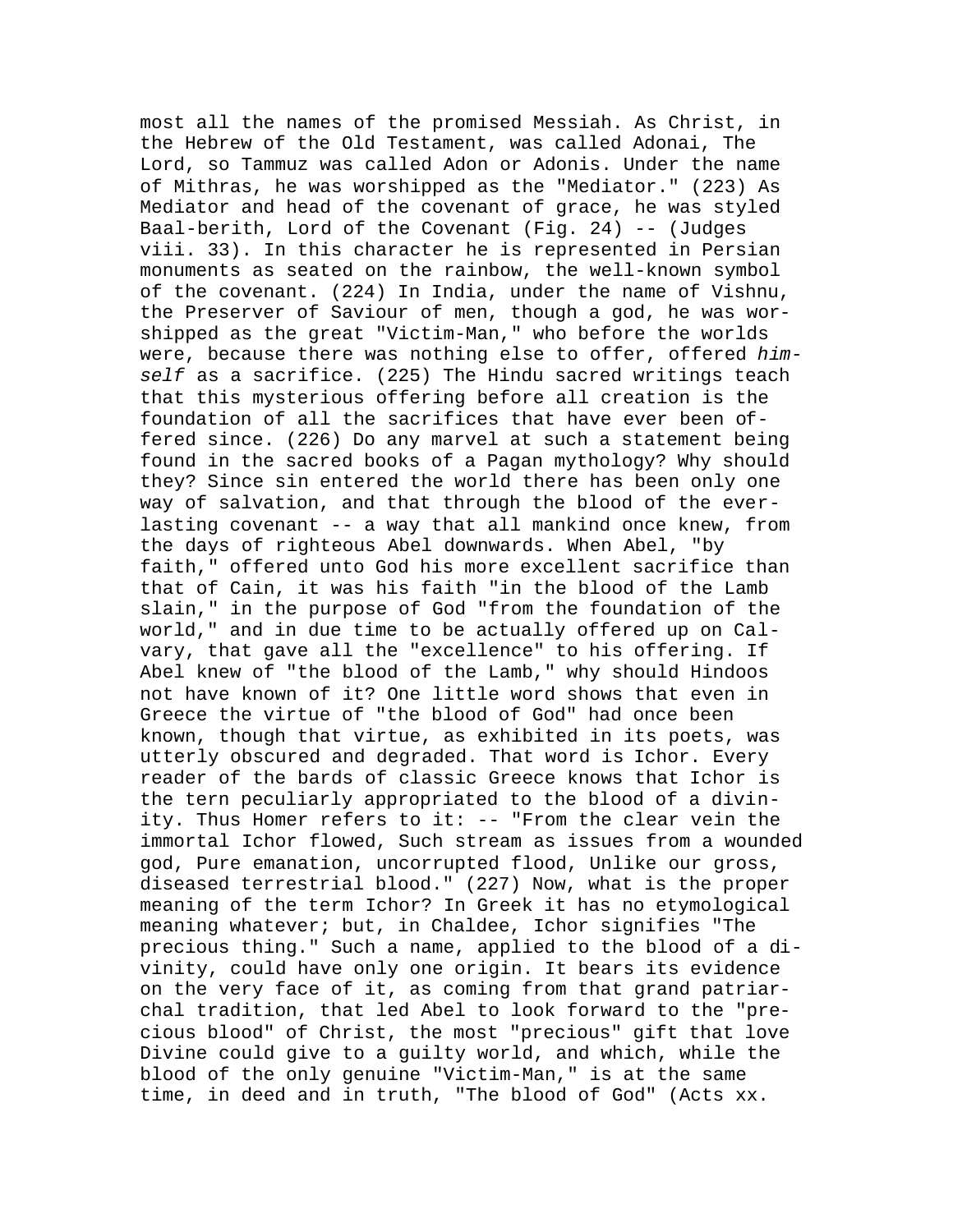most all the names of the promised Messiah. As Christ, in the Hebrew of the Old Testament, was called Adonai, The Lord, so Tammuz was called Adon or Adonis. Under the name of Mithras, he was worshipped as the "Mediator." (223) As Mediator and head of the covenant of grace, he was styled Baal-berith, Lord of the Covenant (Fig. 24) -- (Judges viii. 33). In this character he is represented in Persian monuments as seated on the rainbow, the well-known symbol of the covenant. (224) In India, under the name of Vishnu, the Preserver of Saviour of men, though a god, he was worshipped as the great "Victim-Man," who before the worlds were, because there was nothing else to offer, offered *himself* as a sacrifice. (225) The Hindu sacred writings teach that this mysterious offering before all creation is the foundation of all the sacrifices that have ever been offered since. (226) Do any marvel at such a statement being found in the sacred books of a Pagan mythology? Why should they? Since sin entered the world there has been only one way of salvation, and that through the blood of the everlasting covenant -- a way that all mankind once knew, from the days of righteous Abel downwards. When Abel, "by faith," offered unto God his more excellent sacrifice than that of Cain, it was his faith "in the blood of the Lamb slain," in the purpose of God "from the foundation of the world," and in due time to be actually offered up on Calvary, that gave all the "excellence" to his offering. If Abel knew of "the blood of the Lamb," why should Hindoos not have known of it? One little word shows that even in Greece the virtue of "the blood of God" had once been known, though that virtue, as exhibited in its poets, was utterly obscured and degraded. That word is Ichor. Every reader of the bards of classic Greece knows that Ichor is the tern peculiarly appropriated to the blood of a divinity. Thus Homer refers to it: -- "From the clear vein the immortal Ichor flowed, Such stream as issues from a wounded god, Pure emanation, uncorrupted flood, Unlike our gross, diseased terrestrial blood." (227) Now, what is the proper meaning of the term Ichor? In Greek it has no etymological meaning whatever; but, in Chaldee, Ichor signifies "The precious thing." Such a name, applied to the blood of a divinity, could have only one origin. It bears its evidence on the very face of it, as coming from that grand patriarchal tradition, that led Abel to look forward to the "precious blood" of Christ, the most "precious" gift that love Divine could give to a guilty world, and which, while the blood of the only genuine "Victim-Man," is at the same time, in deed and in truth, "The blood of God" (Acts xx.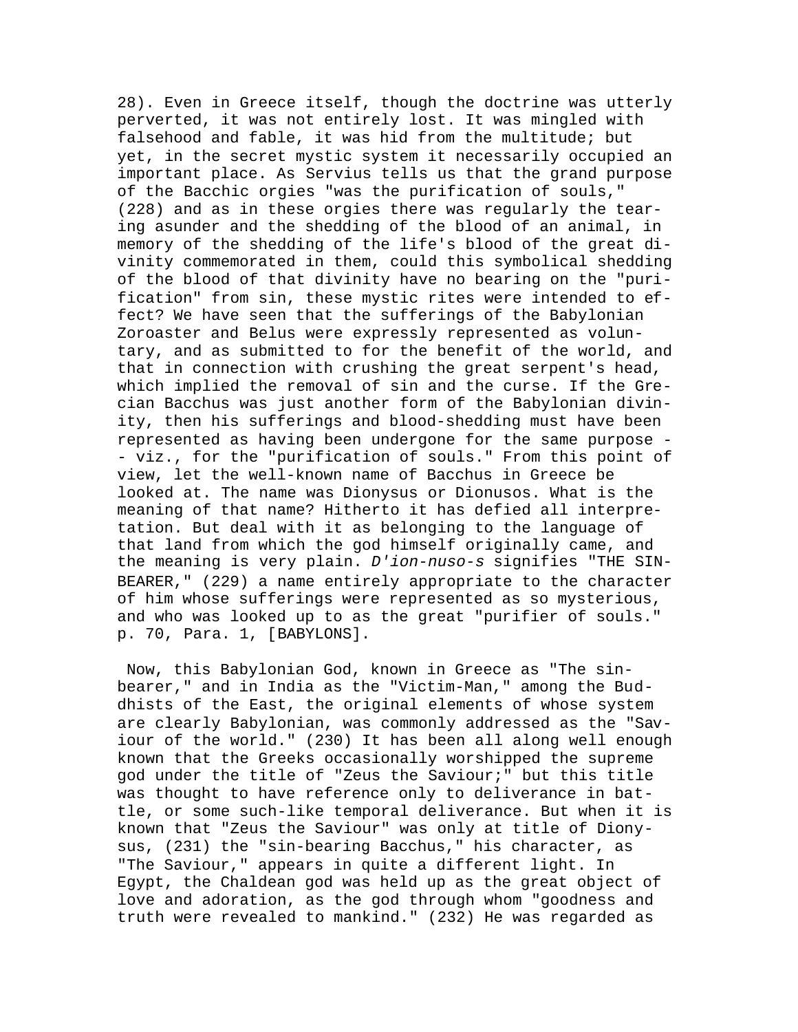28). Even in Greece itself, though the doctrine was utterly perverted, it was not entirely lost. It was mingled with falsehood and fable, it was hid from the multitude; but yet, in the secret mystic system it necessarily occupied an important place. As Servius tells us that the grand purpose of the Bacchic orgies "was the purification of souls," (228) and as in these orgies there was regularly the tearing asunder and the shedding of the blood of an animal, in memory of the shedding of the life's blood of the great divinity commemorated in them, could this symbolical shedding of the blood of that divinity have no bearing on the "purification" from sin, these mystic rites were intended to effect? We have seen that the sufferings of the Babylonian Zoroaster and Belus were expressly represented as voluntary, and as submitted to for the benefit of the world, and that in connection with crushing the great serpent's head, which implied the removal of sin and the curse. If the Grecian Bacchus was just another form of the Babylonian divinity, then his sufferings and blood-shedding must have been represented as having been undergone for the same purpose -- viz., for the "purification of souls." From this point of view, let the well-known name of Bacchus in Greece be looked at. The name was Dionysus or Dionusos. What is the meaning of that name? Hitherto it has defied all interpretation. But deal with it as belonging to the language of that land from which the god himself originally came, and the meaning is very plain. *D'ion-nuso-s* signifies "THE SIN-BEARER," (229) a name entirely appropriate to the character of him whose sufferings were represented as so mysterious, and who was looked up to as the great "purifier of souls." p. 70, Para. 1, [BABYLONS].

Now, this Babylonian God, known in Greece as "The sin-bearer," and in India as the "Victim-Man," among the Buddhists of the East, the original elements of whose system are clearly Babylonian, was commonly addressed as the "Saviour of the world." (230) It has been all along well enough known that the Greeks occasionally worshipped the supreme god under the title of "Zeus the Saviour;" but this title was thought to have reference only to deliverance in battle, or some such-like temporal deliverance. But when it is known that "Zeus the Saviour" was only at title of Dionysus, (231) the "sin-bearing Bacchus," his character, as "The Saviour," appears in quite a different light. In Egypt, the Chaldean god was held up as the great object of love and adoration, as the god through whom "goodness and truth were revealed to mankind." (232) He was regarded as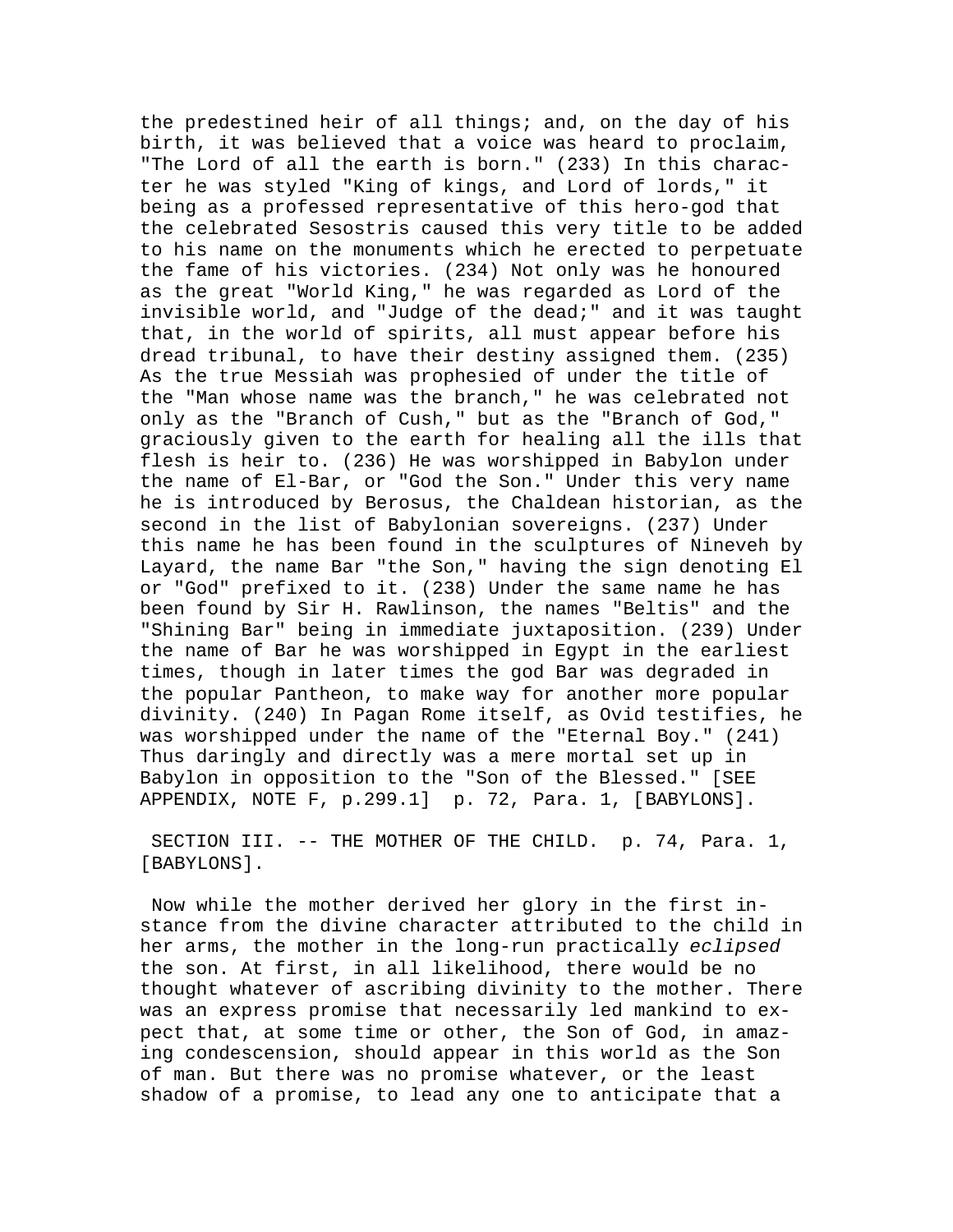the predestined heir of all things; and, on the day of his birth, it was believed that a voice was heard to proclaim, "The Lord of all the earth is born." (233) In this character he was styled "King of kings, and Lord of lords," it being as a professed representative of this hero-god that the celebrated Sesostris caused this very title to be added to his name on the monuments which he erected to perpetuate the fame of his victories. (234) Not only was he honoured as the great "World King," he was regarded as Lord of the invisible world, and "Judge of the dead;" and it was taught that, in the world of spirits, all must appear before his dread tribunal, to have their destiny assigned them. (235) As the true Messiah was prophesied of under the title of the "Man whose name was the branch," he was celebrated not only as the "Branch of Cush," but as the "Branch of God," graciously given to the earth for healing all the ills that flesh is heir to. (236) He was worshipped in Babylon under the name of El-Bar, or "God the Son." Under this very name he is introduced by Berosus, the Chaldean historian, as the second in the list of Babylonian sovereigns. (237) Under this name he has been found in the sculptures of Nineveh by Layard, the name Bar "the Son," having the sign denoting El or "God" prefixed to it. (238) Under the same name he has been found by Sir H. Rawlinson, the names "Beltis" and the "Shining Bar" being in immediate juxtaposition. (239) Under the name of Bar he was worshipped in Egypt in the earliest times, though in later times the god Bar was degraded in the popular Pantheon, to make way for another more popular divinity. (240) In Pagan Rome itself, as Ovid testifies, he was worshipped under the name of the "Eternal Boy." (241) Thus daringly and directly was a mere mortal set up in Babylon in opposition to the "Son of the Blessed." [SEE APPENDIX, NOTE F, p.299.1]  p. 72, Para. 1, [BABYLONS].

SECTION III. -- THE MOTHER OF THE CHILD.  p. 74, Para. 1, [BABYLONS].

Now while the mother derived her glory in the first instance from the divine character attributed to the child in her arms, the mother in the long-run practically *eclipsed* the son. At first, in all likelihood, there would be no thought whatever of ascribing divinity to the mother. There was an express promise that necessarily led mankind to expect that, at some time or other, the Son of God, in amazing condescension, should appear in this world as the Son of man. But there was no promise whatever, or the least shadow of a promise, to lead any one to anticipate that a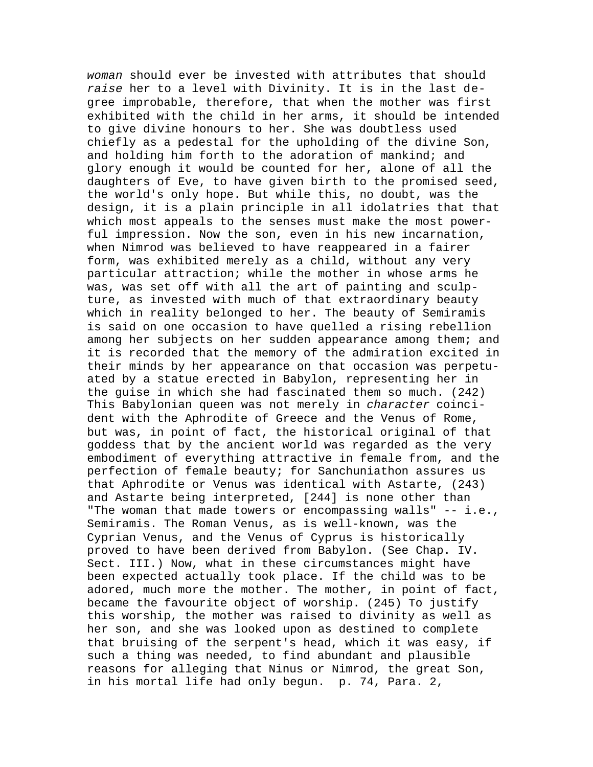*woman* should ever be invested with attributes that should *raise* her to a level with Divinity. It is in the last degree improbable, therefore, that when the mother was first exhibited with the child in her arms, it should be intended to give divine honours to her. She was doubtless used chiefly as a pedestal for the upholding of the divine Son, and holding him forth to the adoration of mankind; and glory enough it would be counted for her, alone of all the daughters of Eve, to have given birth to the promised seed, the world's only hope. But while this, no doubt, was the design, it is a plain principle in all idolatries that that which most appeals to the senses must make the most powerful impression. Now the son, even in his new incarnation, when Nimrod was believed to have reappeared in a fairer form, was exhibited merely as a child, without any very particular attraction; while the mother in whose arms he was, was set off with all the art of painting and sculpture, as invested with much of that extraordinary beauty which in reality belonged to her. The beauty of Semiramis is said on one occasion to have quelled a rising rebellion among her subjects on her sudden appearance among them; and it is recorded that the memory of the admiration excited in their minds by her appearance on that occasion was perpetuated by a statue erected in Babylon, representing her in the guise in which she had fascinated them so much. (242) This Babylonian queen was not merely in *character* coincident with the Aphrodite of Greece and the Venus of Rome, but was, in point of fact, the historical original of that goddess that by the ancient world was regarded as the very embodiment of everything attractive in female from, and the perfection of female beauty; for Sanchuniathon assures us that Aphrodite or Venus was identical with Astarte, (243) and Astarte being interpreted, [244] is none other than "The woman that made towers or encompassing walls" -- i.e., Semiramis. The Roman Venus, as is well-known, was the Cyprian Venus, and the Venus of Cyprus is historically proved to have been derived from Babylon. (See Chap. IV. Sect. III.) Now, what in these circumstances might have been expected actually took place. If the child was to be adored, much more the mother. The mother, in point of fact, became the favourite object of worship. (245) To justify this worship, the mother was raised to divinity as well as her son, and she was looked upon as destined to complete that bruising of the serpent's head, which it was easy, if such a thing was needed, to find abundant and plausible reasons for alleging that Ninus or Nimrod, the great Son, in his mortal life had only begun. p. 74, Para. 2,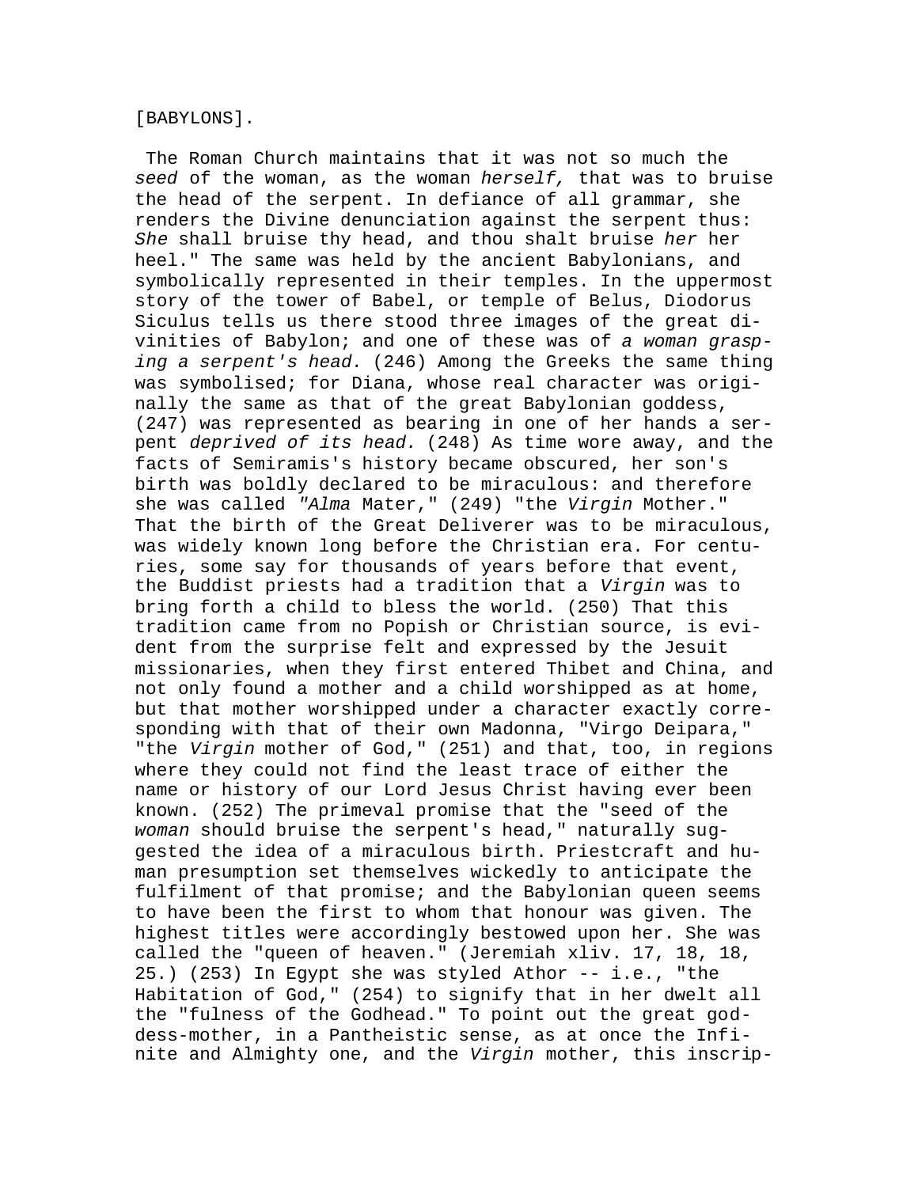[BABYLONS].

The Roman Church maintains that it was not so much the *seed* of the woman, as the woman *herself,* that was to bruise the head of the serpent. In defiance of all grammar, she renders the Divine denunciation against the serpent thus: *She* shall bruise thy head, and thou shalt bruise *her* her heel." The same was held by the ancient Babylonians, and symbolically represented in their temples. In the uppermost story of the tower of Babel, or temple of Belus, Diodorus Siculus tells us there stood three images of the great divinities of Babylon; and one of these was of *a woman grasping a serpent's head.* (246) Among the Greeks the same thing was symbolised; for Diana, whose real character was originally the same as that of the great Babylonian goddess, (247) was represented as bearing in one of her hands a serpent *deprived of its head.* (248) As time wore away, and the facts of Semiramis's history became obscured, her son's birth was boldly declared to be miraculous: and therefore she was called *"Alma* Mater," (249) "the *Virgin* Mother." That the birth of the Great Deliverer was to be miraculous, was widely known long before the Christian era. For centuries, some say for thousands of years before that event, the Buddist priests had a tradition that a *Virgin* was to bring forth a child to bless the world. (250) That this tradition came from no Popish or Christian source, is evident from the surprise felt and expressed by the Jesuit missionaries, when they first entered Thibet and China, and not only found a mother and a child worshipped as at home, but that mother worshipped under a character exactly corresponding with that of their own Madonna, "Virgo Deipara," "the *Virgin* mother of God," (251) and that, too, in regions where they could not find the least trace of either the name or history of our Lord Jesus Christ having ever been known. (252) The primeval promise that the "seed of the *woman* should bruise the serpent's head," naturally suggested the idea of a miraculous birth. Priestcraft and human presumption set themselves wickedly to anticipate the fulfilment of that promise; and the Babylonian queen seems to have been the first to whom that honour was given. The highest titles were accordingly bestowed upon her. She was called the "queen of heaven." (Jeremiah xliv. 17, 18, 18, 25.) (253) In Egypt she was styled Athor -- i.e., "the Habitation of God," (254) to signify that in her dwelt all the "fulness of the Godhead." To point out the great goddess-mother, in a Pantheistic sense, as at once the Infinite and Almighty one, and the *Virgin* mother, this inscrip-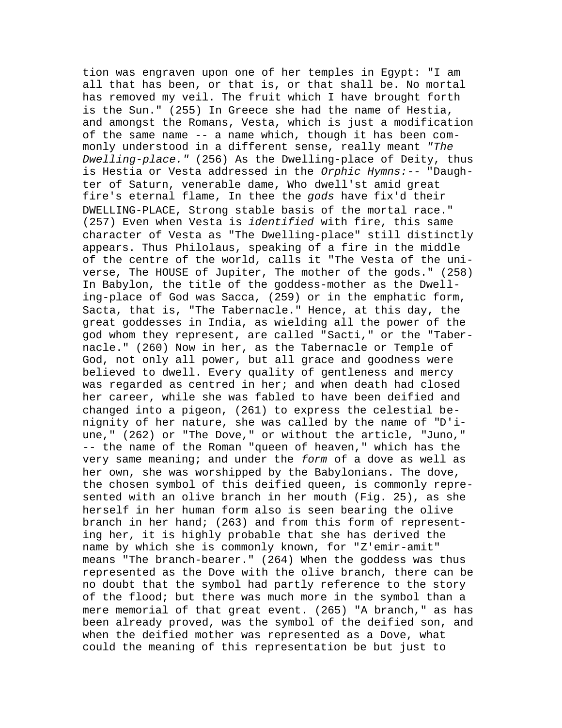tion was engraven upon one of her temples in Egypt: "I am all that has been, or that is, or that shall be. No mortal has removed my veil. The fruit which I have brought forth is the Sun." (255) In Greece she had the name of Hestia, and amongst the Romans, Vesta, which is just a modification of the same name -- a name which, though it has been commonly understood in a different sense, really meant *"The Dwelling-place."* (256) As the Dwelling-place of Deity, thus is Hestia or Vesta addressed in the *Orphic Hymns:*-- "Daughter of Saturn, venerable dame, Who dwell'st amid great fire's eternal flame, In thee the *gods* have fix'd their DWELLING-PLACE, Strong stable basis of the mortal race." (257) Even when Vesta is *identified* with fire, this same character of Vesta as "The Dwelling-place" still distinctly appears. Thus Philolaus, speaking of a fire in the middle of the centre of the world, calls it "The Vesta of the universe, The HOUSE of Jupiter, The mother of the gods." (258) In Babylon, the title of the goddess-mother as the Dwelling-place of God was Sacca, (259) or in the emphatic form, Sacta, that is, "The Tabernacle." Hence, at this day, the great goddesses in India, as wielding all the power of the god whom they represent, are called "Sacti," or the "Tabernacle." (260) Now in her, as the Tabernacle or Temple of God, not only all power, but all grace and goodness were believed to dwell. Every quality of gentleness and mercy was regarded as centred in her; and when death had closed her career, while she was fabled to have been deified and changed into a pigeon, (261) to express the celestial benignity of her nature, she was called by the name of "D'iune," (262) or "The Dove," or without the article, "Juno," -- the name of the Roman "queen of heaven," which has the very same meaning; and under the *form* of a dove as well as her own, she was worshipped by the Babylonians. The dove, the chosen symbol of this deified queen, is commonly represented with an olive branch in her mouth (Fig. 25), as she herself in her human form also is seen bearing the olive branch in her hand; (263) and from this form of representing her, it is highly probable that she has derived the name by which she is commonly known, for "Z'emir-amit" means "The branch-bearer." (264) When the goddess was thus represented as the Dove with the olive branch, there can be no doubt that the symbol had partly reference to the story of the flood; but there was much more in the symbol than a mere memorial of that great event. (265) "A branch," as has been already proved, was the symbol of the deified son, and when the deified mother was represented as a Dove, what could the meaning of this representation be but just to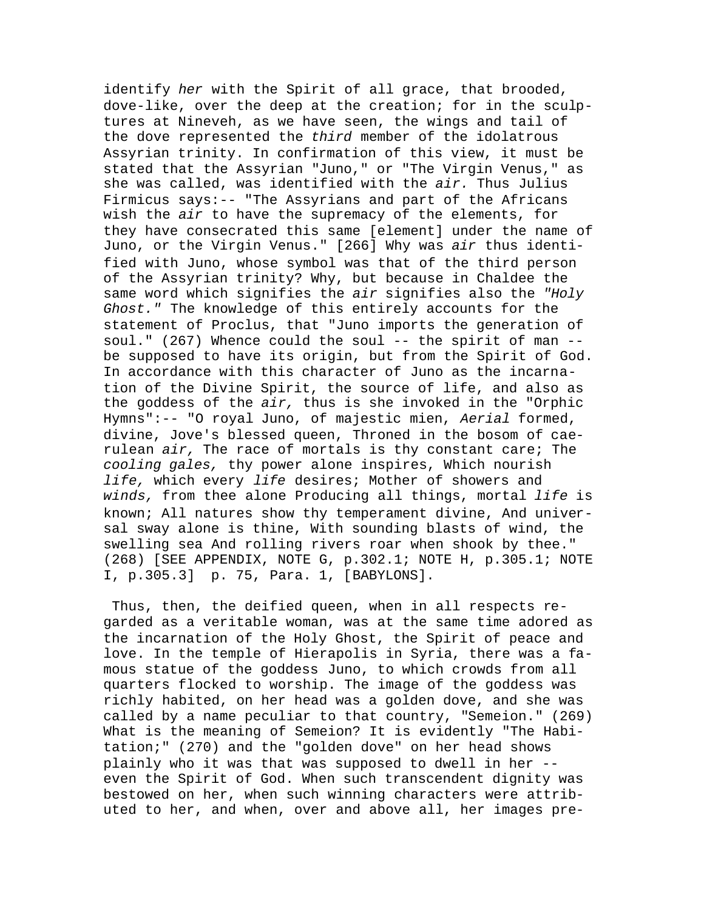identify *her* with the Spirit of all grace, that brooded, dove-like, over the deep at the creation; for in the sculptures at Nineveh, as we have seen, the wings and tail of the dove represented the *third* member of the idolatrous Assyrian trinity. In confirmation of this view, it must be stated that the Assyrian "Juno," or "The Virgin Venus," as she was called, was identified with the *air.* Thus Julius Firmicus says:-- "The Assyrians and part of the Africans wish the *air* to have the supremacy of the elements, for they have consecrated this same [element] under the name of Juno, or the Virgin Venus." [266] Why was *air* thus identified with Juno, whose symbol was that of the third person of the Assyrian trinity? Why, but because in Chaldee the same word which signifies the *air* signifies also the *"Holy Ghost."* The knowledge of this entirely accounts for the statement of Proclus, that "Juno imports the generation of soul." (267) Whence could the soul -- the spirit of man -- be supposed to have its origin, but from the Spirit of God. In accordance with this character of Juno as the incarnation of the Divine Spirit, the source of life, and also as the goddess of the *air,* thus is she invoked in the "Orphic Hymns":-- "O royal Juno, of majestic mien, *Aerial* formed, divine, Jove's blessed queen, Throned in the bosom of caerulean *air,* The race of mortals is thy constant care; The *cooling gales,* thy power alone inspires, Which nourish *life,* which every *life* desires; Mother of showers and *winds,* from thee alone Producing all things, mortal *life* is known; All natures show thy temperament divine, And universal sway alone is thine, With sounding blasts of wind, the swelling sea And rolling rivers roar when shook by thee." (268) [SEE APPENDIX, NOTE G, p.302.1; NOTE H, p.305.1; NOTE I, p.305.3] p. 75, Para. 1, [BABYLONS].

Thus, then, the deified queen, when in all respects regarded as a veritable woman, was at the same time adored as the incarnation of the Holy Ghost, the Spirit of peace and love. In the temple of Hierapolis in Syria, there was a famous statue of the goddess Juno, to which crowds from all quarters flocked to worship. The image of the goddess was richly habited, on her head was a golden dove, and she was called by a name peculiar to that country, "Semeion." (269) What is the meaning of Semeion? It is evidently "The Habitation;" (270) and the "golden dove" on her head shows plainly who it was that was supposed to dwell in her -- even the Spirit of God. When such transcendent dignity was bestowed on her, when such winning characters were attributed to her, and when, over and above all, her images pre-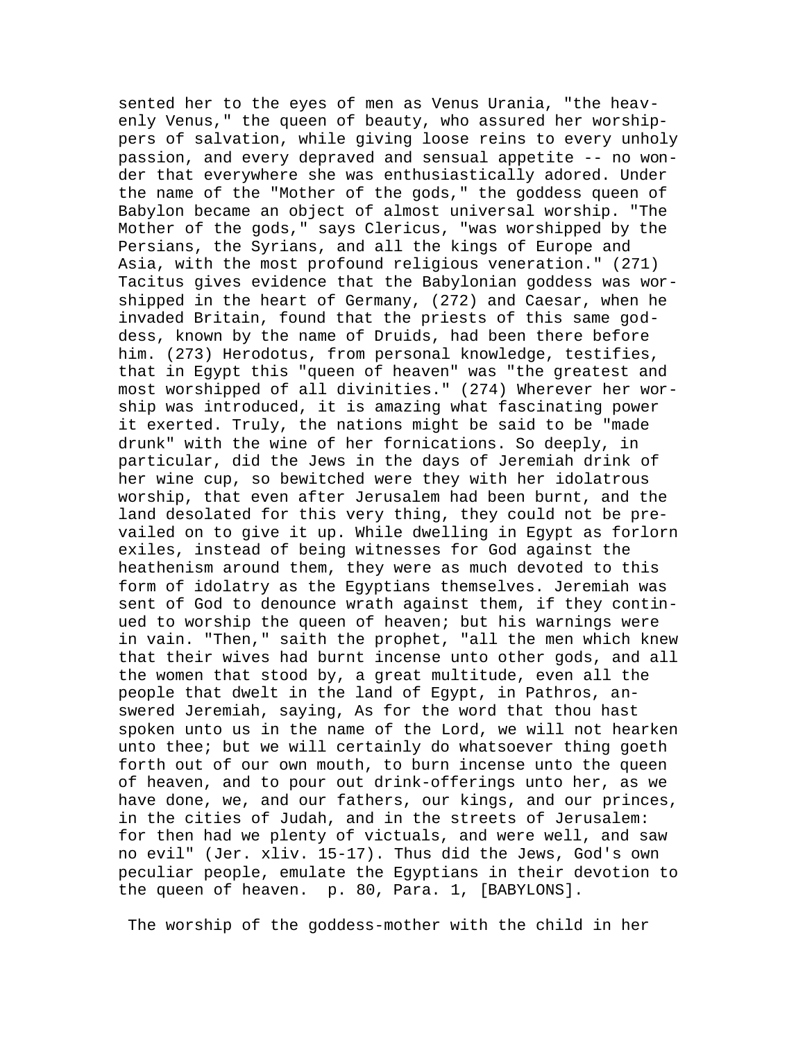sented her to the eyes of men as Venus Urania, "the heavenly Venus," the queen of beauty, who assured her worshippers of salvation, while giving loose reins to every unholy passion, and every depraved and sensual appetite -- no wonder that everywhere she was enthusiastically adored. Under the name of the "Mother of the gods," the goddess queen of Babylon became an object of almost universal worship. "The Mother of the gods," says Clericus, "was worshipped by the Persians, the Syrians, and all the kings of Europe and Asia, with the most profound religious veneration." (271) Tacitus gives evidence that the Babylonian goddess was worshipped in the heart of Germany, (272) and Caesar, when he invaded Britain, found that the priests of this same goddess, known by the name of Druids, had been there before him. (273) Herodotus, from personal knowledge, testifies, that in Egypt this "queen of heaven" was "the greatest and most worshipped of all divinities." (274) Wherever her worship was introduced, it is amazing what fascinating power it exerted. Truly, the nations might be said to be "made drunk" with the wine of her fornications. So deeply, in particular, did the Jews in the days of Jeremiah drink of her wine cup, so bewitched were they with her idolatrous worship, that even after Jerusalem had been burnt, and the land desolated for this very thing, they could not be prevailed on to give it up. While dwelling in Egypt as forlorn exiles, instead of being witnesses for God against the heathenism around them, they were as much devoted to this form of idolatry as the Egyptians themselves. Jeremiah was sent of God to denounce wrath against them, if they continued to worship the queen of heaven; but his warnings were in vain. "Then," saith the prophet, "all the men which knew that their wives had burnt incense unto other gods, and all the women that stood by, a great multitude, even all the people that dwelt in the land of Egypt, in Pathros, answered Jeremiah, saying, As for the word that thou hast spoken unto us in the name of the Lord, we will not hearken unto thee; but we will certainly do whatsoever thing goeth forth out of our own mouth, to burn incense unto the queen of heaven, and to pour out drink-offerings unto her, as we have done, we, and our fathers, our kings, and our princes, in the cities of Judah, and in the streets of Jerusalem: for then had we plenty of victuals, and were well, and saw no evil" (Jer. xliv. 15-17). Thus did the Jews, God's own peculiar people, emulate the Egyptians in their devotion to the queen of heaven. p. 80, Para. 1, [BABYLONS].

The worship of the goddess-mother with the child in her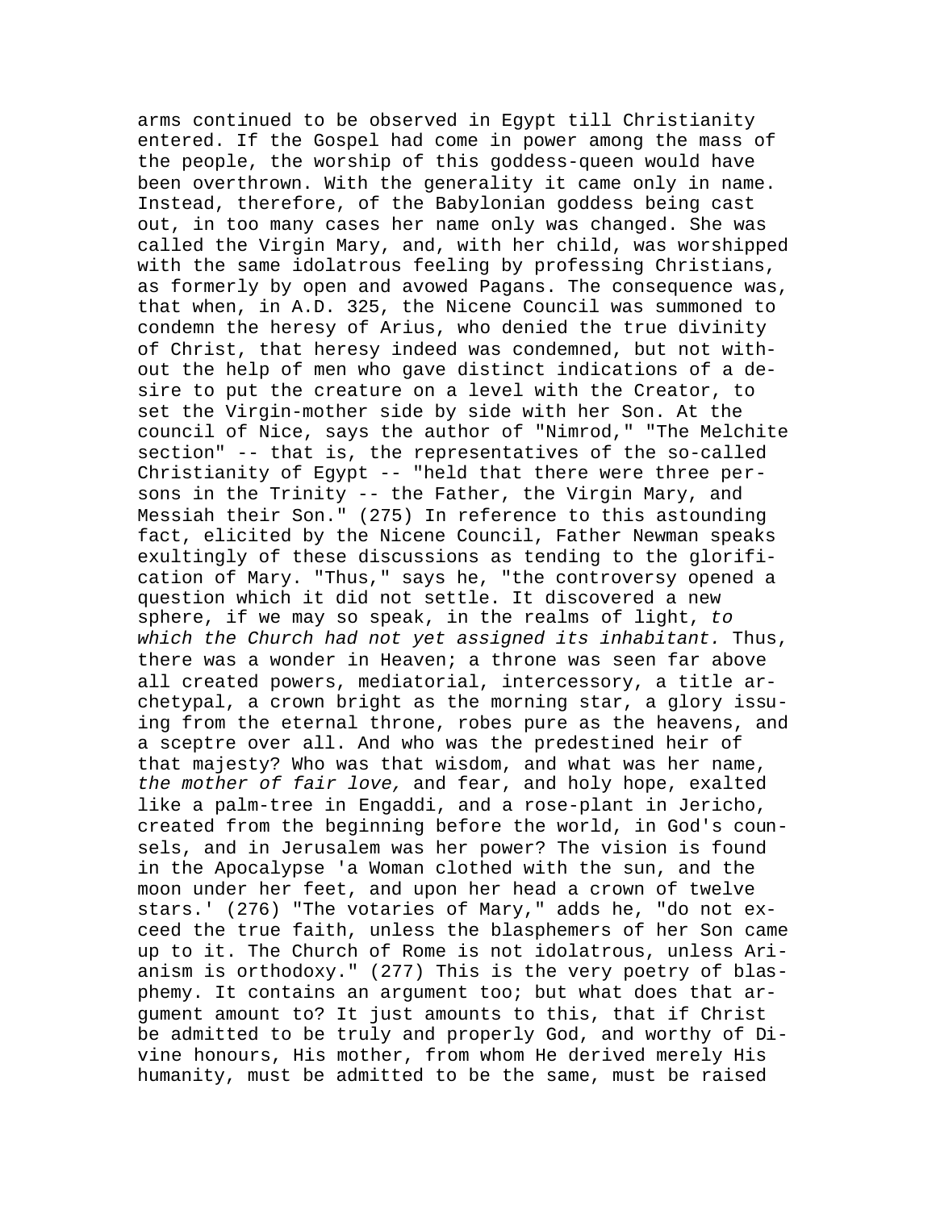arms continued to be observed in Egypt till Christianity entered. If the Gospel had come in power among the mass of the people, the worship of this goddess-queen would have been overthrown. With the generality it came only in name. Instead, therefore, of the Babylonian goddess being cast out, in too many cases her name only was changed. She was called the Virgin Mary, and, with her child, was worshipped with the same idolatrous feeling by professing Christians, as formerly by open and avowed Pagans. The consequence was, that when, in A.D. 325, the Nicene Council was summoned to condemn the heresy of Arius, who denied the true divinity of Christ, that heresy indeed was condemned, but not without the help of men who gave distinct indications of a desire to put the creature on a level with the Creator, to set the Virgin-mother side by side with her Son. At the council of Nice, says the author of "Nimrod," "The Melchite section" -- that is, the representatives of the so-called Christianity of Egypt -- "held that there were three persons in the Trinity -- the Father, the Virgin Mary, and Messiah their Son." (275) In reference to this astounding fact, elicited by the Nicene Council, Father Newman speaks exultingly of these discussions as tending to the glorification of Mary. "Thus," says he, "the controversy opened a question which it did not settle. It discovered a new sphere, if we may so speak, in the realms of light, *to which the Church had not yet assigned its inhabitant.* Thus, there was a wonder in Heaven; a throne was seen far above all created powers, mediatorial, intercessory, a title archetypal, a crown bright as the morning star, a glory issuing from the eternal throne, robes pure as the heavens, and a sceptre over all. And who was the predestined heir of that majesty? Who was that wisdom, and what was her name, *the mother of fair love,* and fear, and holy hope, exalted like a palm-tree in Engaddi, and a rose-plant in Jericho, created from the beginning before the world, in God's counsels, and in Jerusalem was her power? The vision is found in the Apocalypse 'a Woman clothed with the sun, and the moon under her feet, and upon her head a crown of twelve stars.' (276) "The votaries of Mary," adds he, "do not exceed the true faith, unless the blasphemers of her Son came up to it. The Church of Rome is not idolatrous, unless Arianism is orthodoxy." (277) This is the very poetry of blasphemy. It contains an argument too; but what does that argument amount to? It just amounts to this, that if Christ be admitted to be truly and properly God, and worthy of Divine honours, His mother, from whom He derived merely His humanity, must be admitted to be the same, must be raised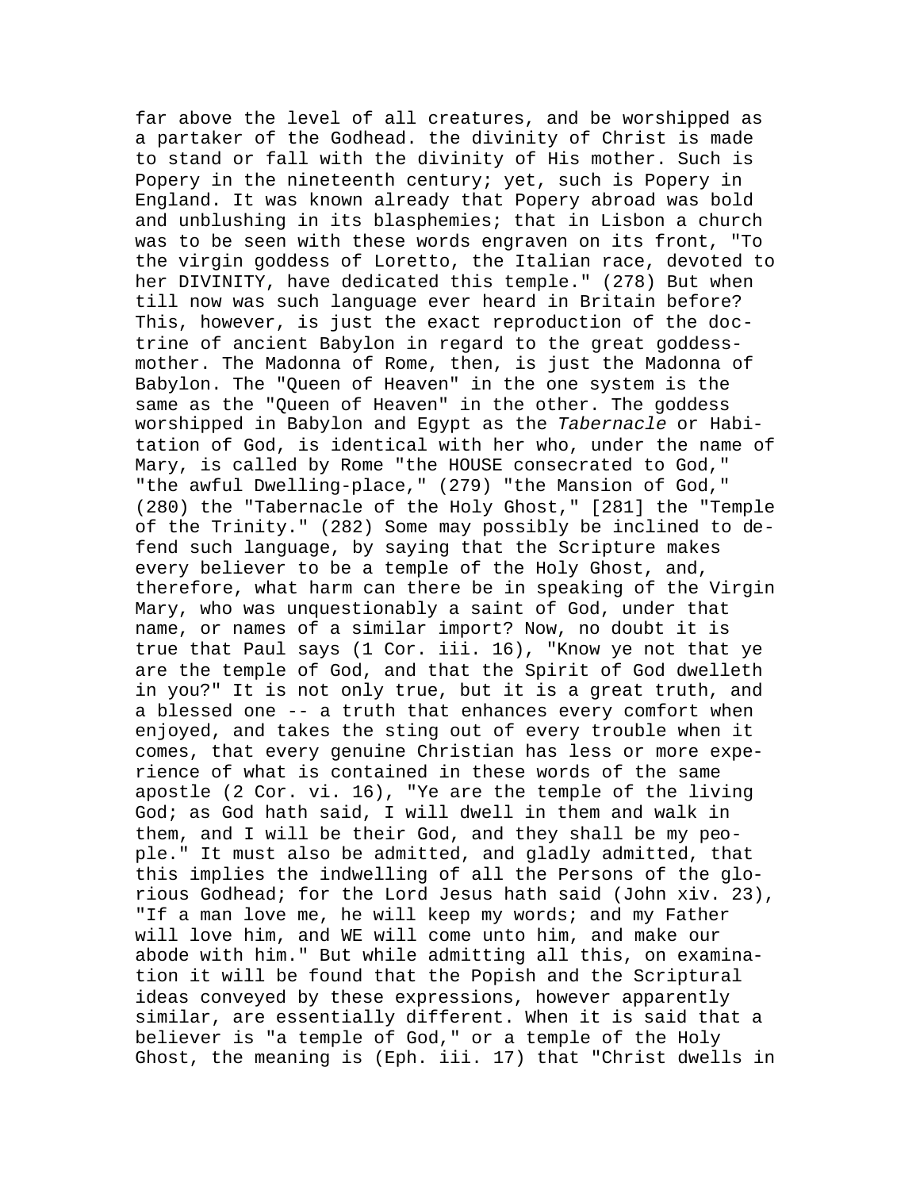far above the level of all creatures, and be worshipped as a partaker of the Godhead. the divinity of Christ is made to stand or fall with the divinity of His mother. Such is Popery in the nineteenth century; yet, such is Popery in England. It was known already that Popery abroad was bold and unblushing in its blasphemies; that in Lisbon a church was to be seen with these words engraven on its front, "To the virgin goddess of Loretto, the Italian race, devoted to her DIVINITY, have dedicated this temple." (278) But when till now was such language ever heard in Britain before? This, however, is just the exact reproduction of the doctrine of ancient Babylon in regard to the great goddess-mother. The Madonna of Rome, then, is just the Madonna of Babylon. The "Queen of Heaven" in the one system is the same as the "Queen of Heaven" in the other. The goddess worshipped in Babylon and Egypt as the *Tabernacle* or Habitation of God, is identical with her who, under the name of Mary, is called by Rome "the HOUSE consecrated to God," "the awful Dwelling-place," (279) "the Mansion of God," (280) the "Tabernacle of the Holy Ghost," [281] the "Temple of the Trinity." (282) Some may possibly be inclined to defend such language, by saying that the Scripture makes every believer to be a temple of the Holy Ghost, and, therefore, what harm can there be in speaking of the Virgin Mary, who was unquestionably a saint of God, under that name, or names of a similar import? Now, no doubt it is true that Paul says (1 Cor. iii. 16), "Know ye not that ye are the temple of God, and that the Spirit of God dwelleth in you?" It is not only true, but it is a great truth, and a blessed one -- a truth that enhances every comfort when enjoyed, and takes the sting out of every trouble when it comes, that every genuine Christian has less or more experience of what is contained in these words of the same apostle (2 Cor. vi. 16), "Ye are the temple of the living God; as God hath said, I will dwell in them and walk in them, and I will be their God, and they shall be my people." It must also be admitted, and gladly admitted, that this implies the indwelling of all the Persons of the glorious Godhead; for the Lord Jesus hath said (John xiv. 23), "If a man love me, he will keep my words; and my Father will love him, and WE will come unto him, and make our abode with him." But while admitting all this, on examination it will be found that the Popish and the Scriptural ideas conveyed by these expressions, however apparently similar, are essentially different. When it is said that a believer is "a temple of God," or a temple of the Holy Ghost, the meaning is (Eph. iii. 17) that "Christ dwells in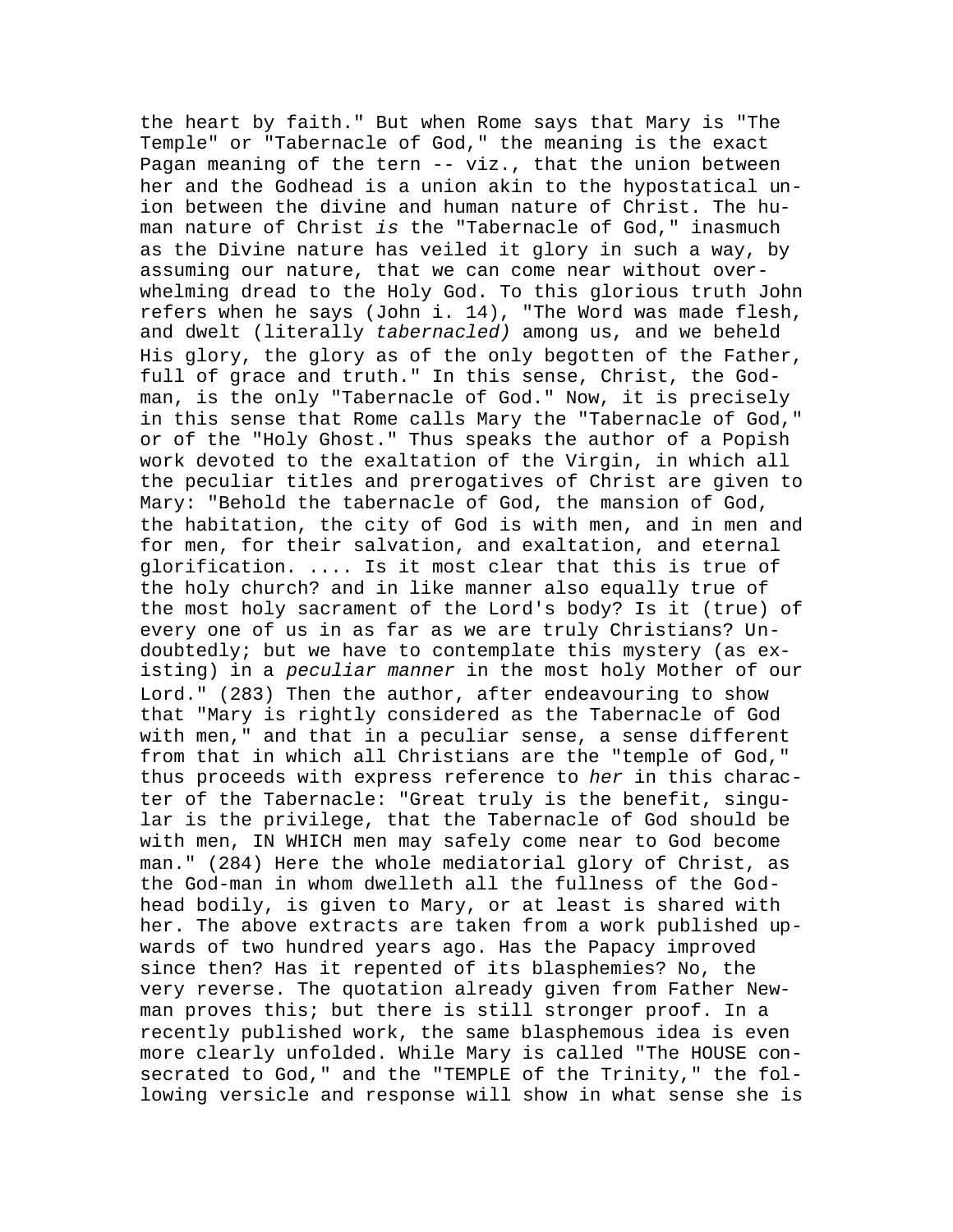the heart by faith." But when Rome says that Mary is "The Temple" or "Tabernacle of God," the meaning is the exact Pagan meaning of the tern -- viz., that the union between her and the Godhead is a union akin to the hypostatical union between the divine and human nature of Christ. The human nature of Christ *is* the "Tabernacle of God," inasmuch as the Divine nature has veiled it glory in such a way, by assuming our nature, that we can come near without overwhelming dread to the Holy God. To this glorious truth John refers when he says (John i. 14), "The Word was made flesh, and dwelt (literally *tabernacled)* among us, and we beheld His glory, the glory as of the only begotten of the Father, full of grace and truth." In this sense, Christ, the God-man, is the only "Tabernacle of God." Now, it is precisely in this sense that Rome calls Mary the "Tabernacle of God," or of the "Holy Ghost." Thus speaks the author of a Popish work devoted to the exaltation of the Virgin, in which all the peculiar titles and prerogatives of Christ are given to Mary: "Behold the tabernacle of God, the mansion of God, the habitation, the city of God is with men, and in men and for men, for their salvation, and exaltation, and eternal glorification. .... Is it most clear that this is true of the holy church? and in like manner also equally true of the most holy sacrament of the Lord's body? Is it (true) of every one of us in as far as we are truly Christians? Undoubtedly; but we have to contemplate this mystery (as existing) in a *peculiar manner* in the most holy Mother of our Lord." (283) Then the author, after endeavouring to show that "Mary is rightly considered as the Tabernacle of God with men," and that in a peculiar sense, a sense different from that in which all Christians are the "temple of God," thus proceeds with express reference to *her* in this character of the Tabernacle: "Great truly is the benefit, singular is the privilege, that the Tabernacle of God should be with men, IN WHICH men may safely come near to God become man." (284) Here the whole mediatorial glory of Christ, as the God-man in whom dwelleth all the fullness of the Godhead bodily, is given to Mary, or at least is shared with her. The above extracts are taken from a work published upwards of two hundred years ago. Has the Papacy improved since then? Has it repented of its blasphemies? No, the very reverse. The quotation already given from Father Newman proves this; but there is still stronger proof. In a recently published work, the same blasphemous idea is even more clearly unfolded. While Mary is called "The HOUSE consecrated to God," and the "TEMPLE of the Trinity," the following versicle and response will show in what sense she is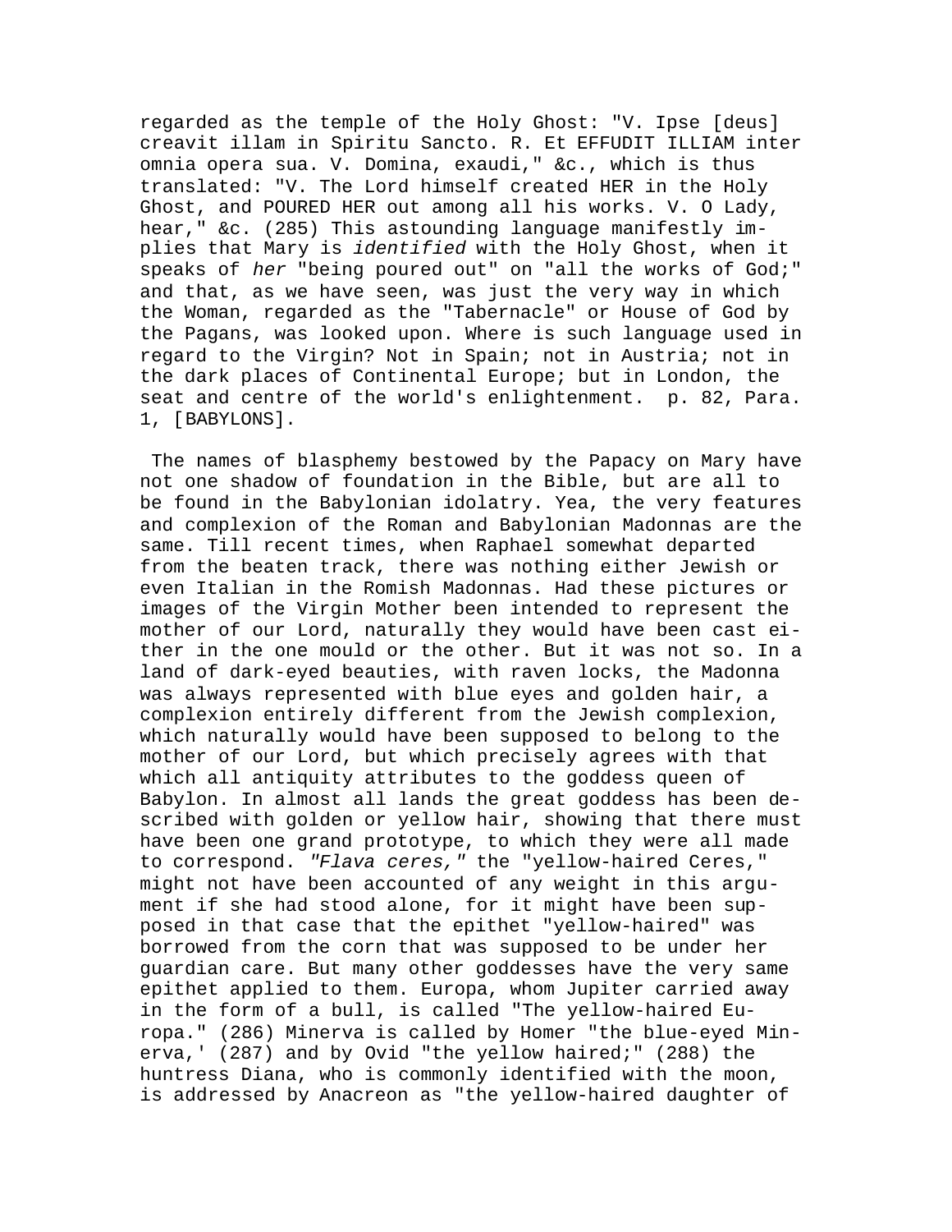regarded as the temple of the Holy Ghost: "V. Ipse [deus] creavit illam in Spiritu Sancto. R. Et EFFUDIT ILLIAM inter omnia opera sua. V. Domina, exaudi," &c., which is thus translated: "V. The Lord himself created HER in the Holy Ghost, and POURED HER out among all his works. V. O Lady, hear," &c. (285) This astounding language manifestly implies that Mary is *identified* with the Holy Ghost, when it speaks of *her* "being poured out" on "all the works of God;" and that, as we have seen, was just the very way in which the Woman, regarded as the "Tabernacle" or House of God by the Pagans, was looked upon. Where is such language used in regard to the Virgin? Not in Spain; not in Austria; not in the dark places of Continental Europe; but in London, the seat and centre of the world's enlightenment. p. 82, Para. 1, [BABYLONS].

The names of blasphemy bestowed by the Papacy on Mary have not one shadow of foundation in the Bible, but are all to be found in the Babylonian idolatry. Yea, the very features and complexion of the Roman and Babylonian Madonnas are the same. Till recent times, when Raphael somewhat departed from the beaten track, there was nothing either Jewish or even Italian in the Romish Madonnas. Had these pictures or images of the Virgin Mother been intended to represent the mother of our Lord, naturally they would have been cast either in the one mould or the other. But it was not so. In a land of dark-eyed beauties, with raven locks, the Madonna was always represented with blue eyes and golden hair, a complexion entirely different from the Jewish complexion, which naturally would have been supposed to belong to the mother of our Lord, but which precisely agrees with that which all antiquity attributes to the goddess queen of Babylon. In almost all lands the great goddess has been described with golden or yellow hair, showing that there must have been one grand prototype, to which they were all made to correspond. *"Flava ceres,"* the "yellow-haired Ceres," might not have been accounted of any weight in this argument if she had stood alone, for it might have been supposed in that case that the epithet "yellow-haired" was borrowed from the corn that was supposed to be under her guardian care. But many other goddesses have the very same epithet applied to them. Europa, whom Jupiter carried away in the form of a bull, is called "The yellow-haired Europa." (286) Minerva is called by Homer "the blue-eyed Minerva,' (287) and by Ovid "the yellow haired;" (288) the huntress Diana, who is commonly identified with the moon, is addressed by Anacreon as "the yellow-haired daughter of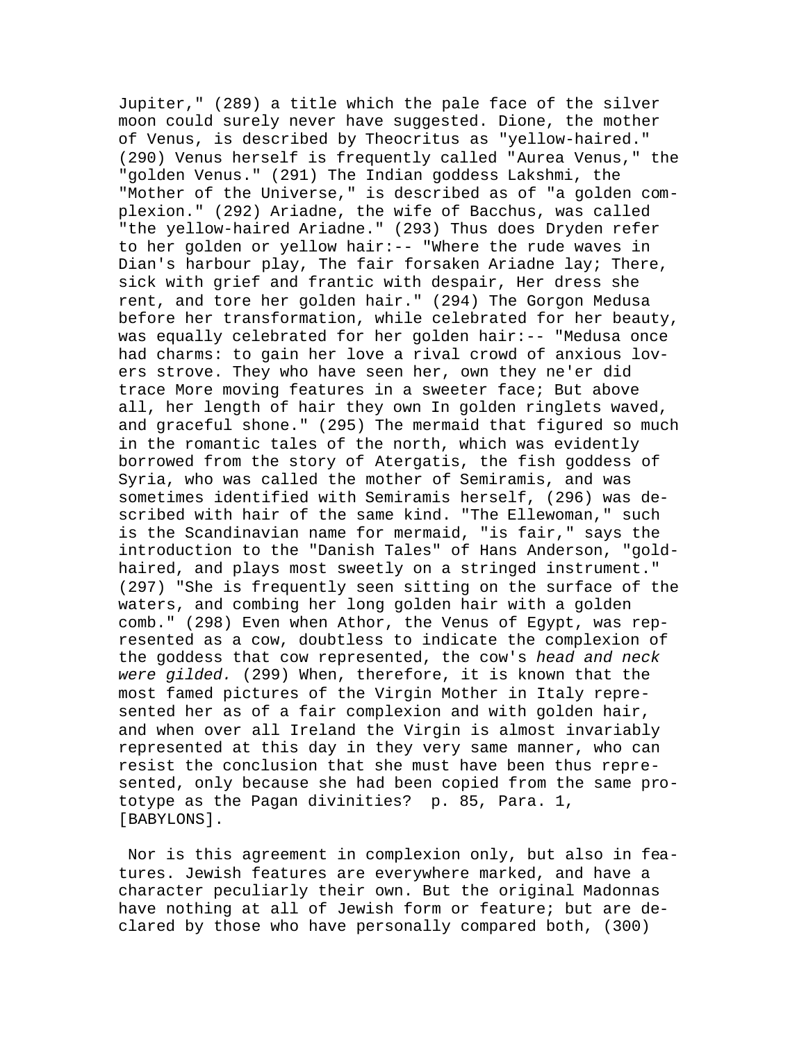Jupiter," (289) a title which the pale face of the silver moon could surely never have suggested. Dione, the mother of Venus, is described by Theocritus as "yellow-haired." (290) Venus herself is frequently called "Aurea Venus," the "golden Venus." (291) The Indian goddess Lakshmi, the "Mother of the Universe," is described as of "a golden complexion." (292) Ariadne, the wife of Bacchus, was called "the yellow-haired Ariadne." (293) Thus does Dryden refer to her golden or yellow hair:-- "Where the rude waves in Dian's harbour play, The fair forsaken Ariadne lay; There, sick with grief and frantic with despair, Her dress she rent, and tore her golden hair." (294) The Gorgon Medusa before her transformation, while celebrated for her beauty, was equally celebrated for her golden hair:-- "Medusa once had charms: to gain her love a rival crowd of anxious lovers strove. They who have seen her, own they ne'er did trace More moving features in a sweeter face; But above all, her length of hair they own In golden ringlets waved, and graceful shone." (295) The mermaid that figured so much in the romantic tales of the north, which was evidently borrowed from the story of Atergatis, the fish goddess of Syria, who was called the mother of Semiramis, and was sometimes identified with Semiramis herself, (296) was described with hair of the same kind. "The Ellewoman," such is the Scandinavian name for mermaid, "is fair," says the introduction to the "Danish Tales" of Hans Anderson, "gold-haired, and plays most sweetly on a stringed instrument." (297) "She is frequently seen sitting on the surface of the waters, and combing her long golden hair with a golden comb." (298) Even when Athor, the Venus of Egypt, was represented as a cow, doubtless to indicate the complexion of the goddess that cow represented, the cow's *head and neck were gilded.* (299) When, therefore, it is known that the most famed pictures of the Virgin Mother in Italy represented her as of a fair complexion and with golden hair, and when over all Ireland the Virgin is almost invariably represented at this day in they very same manner, who can resist the conclusion that she must have been thus represented, only because she had been copied from the same prototype as the Pagan divinities? p. 85, Para. 1, [BABYLONS].

Nor is this agreement in complexion only, but also in features. Jewish features are everywhere marked, and have a character peculiarly their own. But the original Madonnas have nothing at all of Jewish form or feature; but are declared by those who have personally compared both, (300)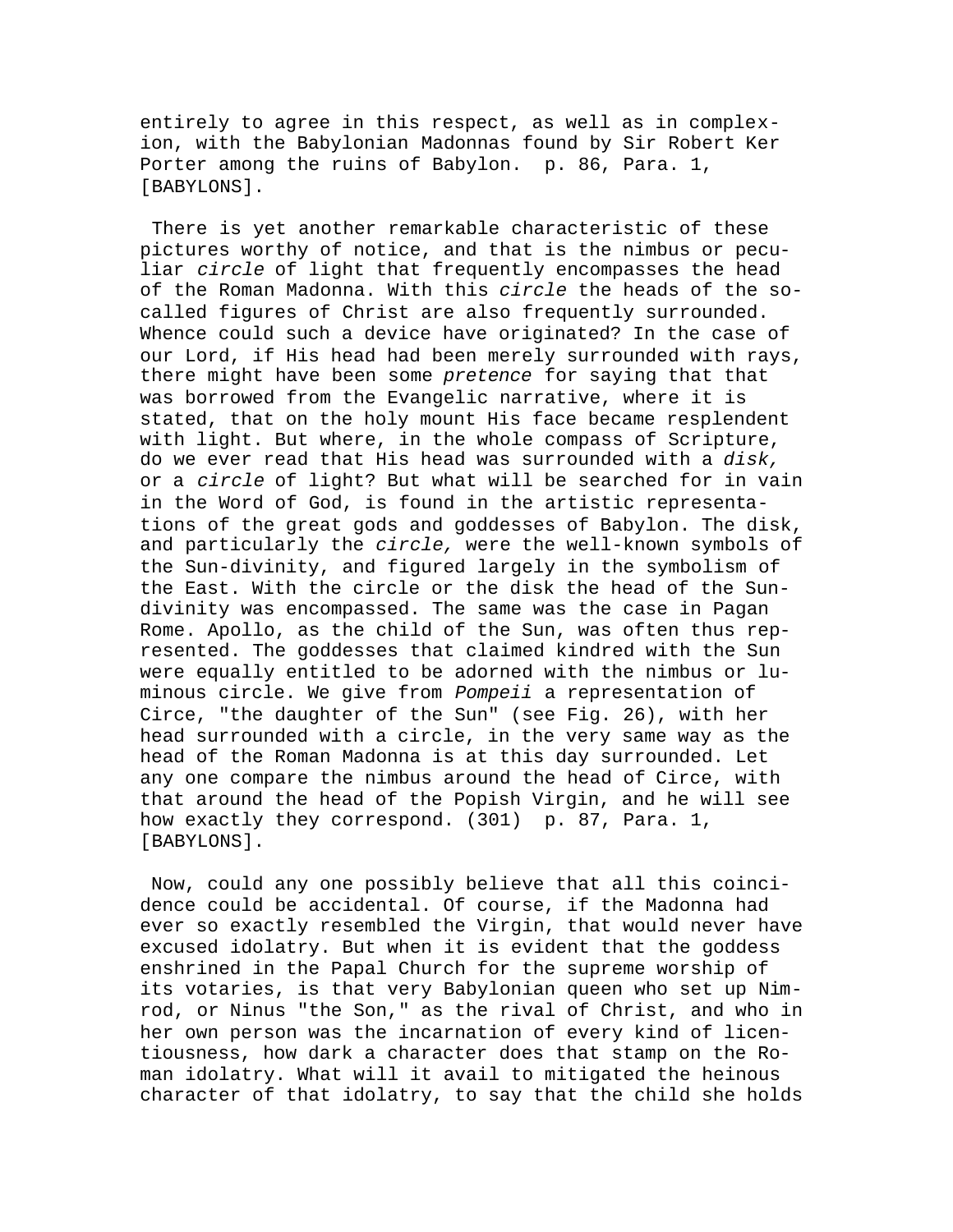entirely to agree in this respect, as well as in complexion, with the Babylonian Madonnas found by Sir Robert Ker Porter among the ruins of Babylon. p. 86, Para. 1, [BABYLONS].

There is yet another remarkable characteristic of these pictures worthy of notice, and that is the nimbus or peculiar *circle* of light that frequently encompasses the head of the Roman Madonna. With this *circle* the heads of the so-called figures of Christ are also frequently surrounded. Whence could such a device have originated? In the case of our Lord, if His head had been merely surrounded with rays, there might have been some *pretence* for saying that that was borrowed from the Evangelic narrative, where it is stated, that on the holy mount His face became resplendent with light. But where, in the whole compass of Scripture, do we ever read that His head was surrounded with a *disk,* or a *circle* of light? But what will be searched for in vain in the Word of God, is found in the artistic representations of the great gods and goddesses of Babylon. The disk, and particularly the *circle,* were the well-known symbols of the Sun-divinity, and figured largely in the symbolism of the East. With the circle or the disk the head of the Sun-divinity was encompassed. The same was the case in Pagan Rome. Apollo, as the child of the Sun, was often thus represented. The goddesses that claimed kindred with the Sun were equally entitled to be adorned with the nimbus or luminous circle. We give from *Pompeii* a representation of Circe, "the daughter of the Sun" (see Fig. 26), with her head surrounded with a circle, in the very same way as the head of the Roman Madonna is at this day surrounded. Let any one compare the nimbus around the head of Circe, with that around the head of the Popish Virgin, and he will see how exactly they correspond. (301) p. 87, Para. 1, [BABYLONS].

Now, could any one possibly believe that all this coincidence could be accidental. Of course, if the Madonna had ever so exactly resembled the Virgin, that would never have excused idolatry. But when it is evident that the goddess enshrined in the Papal Church for the supreme worship of its votaries, is that very Babylonian queen who set up Nimrod, or Ninus "the Son," as the rival of Christ, and who in her own person was the incarnation of every kind of licentiousness, how dark a character does that stamp on the Roman idolatry. What will it avail to mitigated the heinous character of that idolatry, to say that the child she holds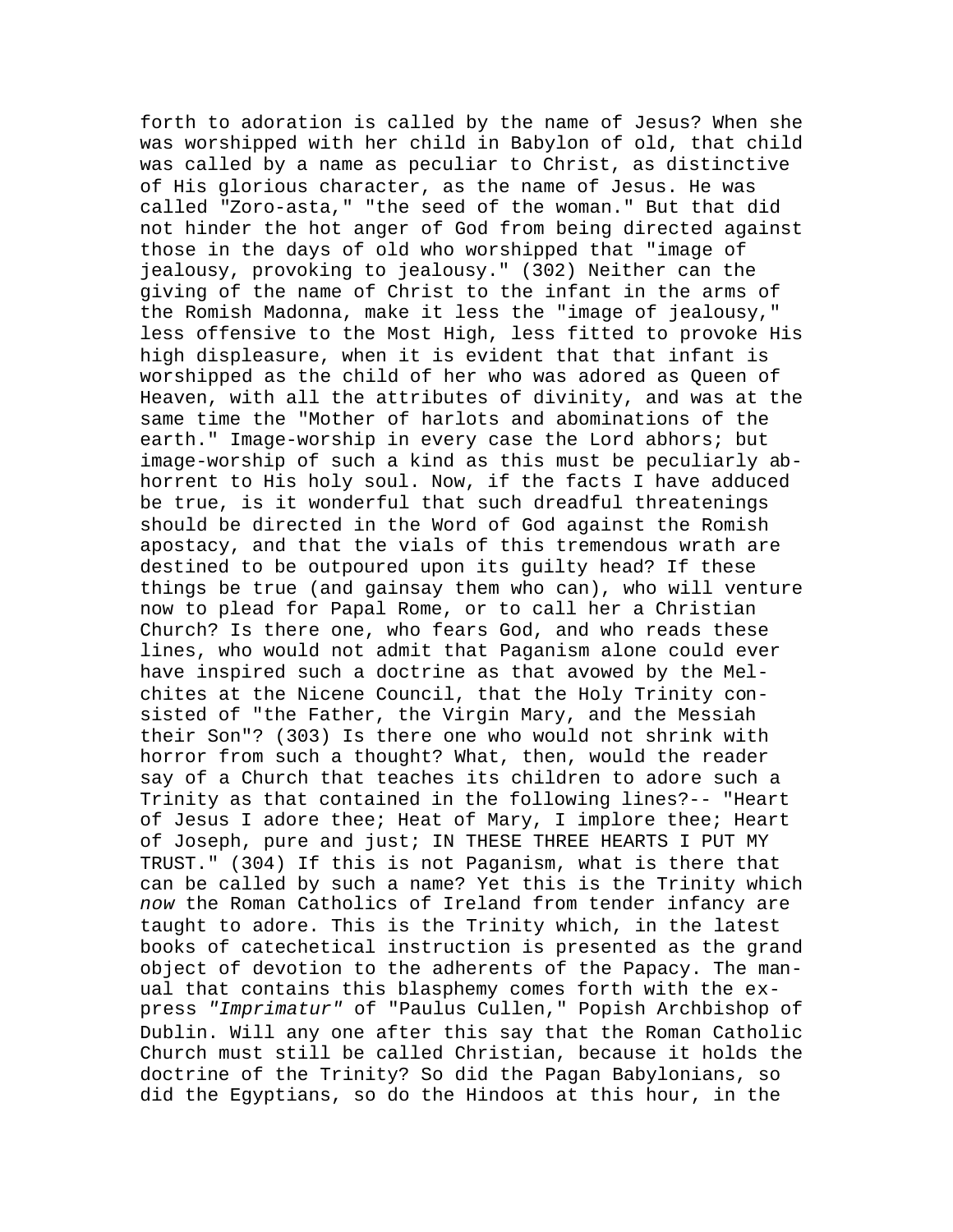forth to adoration is called by the name of Jesus? When she was worshipped with her child in Babylon of old, that child was called by a name as peculiar to Christ, as distinctive of His glorious character, as the name of Jesus. He was called "Zoro-asta," "the seed of the woman." But that did not hinder the hot anger of God from being directed against those in the days of old who worshipped that "image of jealousy, provoking to jealousy." (302) Neither can the giving of the name of Christ to the infant in the arms of the Romish Madonna, make it less the "image of jealousy," less offensive to the Most High, less fitted to provoke His high displeasure, when it is evident that that infant is worshipped as the child of her who was adored as Queen of Heaven, with all the attributes of divinity, and was at the same time the "Mother of harlots and abominations of the earth." Image-worship in every case the Lord abhors; but image-worship of such a kind as this must be peculiarly abhorrent to His holy soul. Now, if the facts I have adduced be true, is it wonderful that such dreadful threatenings should be directed in the Word of God against the Romish apostacy, and that the vials of this tremendous wrath are destined to be outpoured upon its guilty head? If these things be true (and gainsay them who can), who will venture now to plead for Papal Rome, or to call her a Christian Church? Is there one, who fears God, and who reads these lines, who would not admit that Paganism alone could ever have inspired such a doctrine as that avowed by the Melchites at the Nicene Council, that the Holy Trinity consisted of "the Father, the Virgin Mary, and the Messiah their Son"? (303) Is there one who would not shrink with horror from such a thought? What, then, would the reader say of a Church that teaches its children to adore such a Trinity as that contained in the following lines?-- "Heart of Jesus I adore thee; Heat of Mary, I implore thee; Heart of Joseph, pure and just; IN THESE THREE HEARTS I PUT MY TRUST." (304) If this is not Paganism, what is there that can be called by such a name? Yet this is the Trinity which *now* the Roman Catholics of Ireland from tender infancy are taught to adore. This is the Trinity which, in the latest books of catechetical instruction is presented as the grand object of devotion to the adherents of the Papacy. The manual that contains this blasphemy comes forth with the express *"Imprimatur"* of "Paulus Cullen," Popish Archbishop of Dublin. Will any one after this say that the Roman Catholic Church must still be called Christian, because it holds the doctrine of the Trinity? So did the Pagan Babylonians, so did the Egyptians, so do the Hindoos at this hour, in the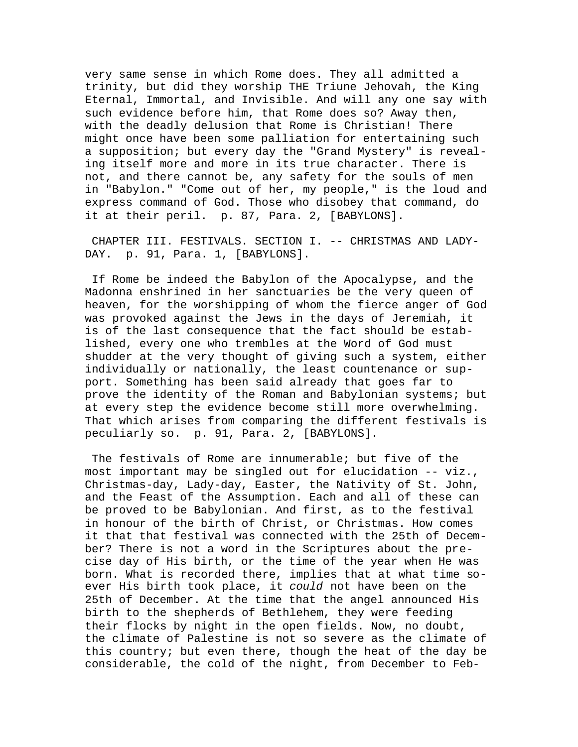very same sense in which Rome does. They all admitted a trinity, but did they worship THE Triune Jehovah, the King Eternal, Immortal, and Invisible. And will any one say with such evidence before him, that Rome does so? Away then, with the deadly delusion that Rome is Christian! There might once have been some palliation for entertaining such a supposition; but every day the "Grand Mystery" is revealing itself more and more in its true character. There is not, and there cannot be, any safety for the souls of men in "Babylon." "Come out of her, my people," is the loud and express command of God. Those who disobey that command, do it at their peril. p. 87, Para. 2, [BABYLONS].

CHAPTER III. FESTIVALS. SECTION I. -- CHRISTMAS AND LADY-DAY. p. 91, Para. 1, [BABYLONS].

If Rome be indeed the Babylon of the Apocalypse, and the Madonna enshrined in her sanctuaries be the very queen of heaven, for the worshipping of whom the fierce anger of God was provoked against the Jews in the days of Jeremiah, it is of the last consequence that the fact should be established, every one who trembles at the Word of God must shudder at the very thought of giving such a system, either individually or nationally, the least countenance or support. Something has been said already that goes far to prove the identity of the Roman and Babylonian systems; but at every step the evidence become still more overwhelming. That which arises from comparing the different festivals is peculiarly so. p. 91, Para. 2, [BABYLONS].

The festivals of Rome are innumerable; but five of the most important may be singled out for elucidation -- viz., Christmas-day, Lady-day, Easter, the Nativity of St. John, and the Feast of the Assumption. Each and all of these can be proved to be Babylonian. And first, as to the festival in honour of the birth of Christ, or Christmas. How comes it that that festival was connected with the 25th of December? There is not a word in the Scriptures about the precise day of His birth, or the time of the year when He was born. What is recorded there, implies that at what time soever His birth took place, it *could* not have been on the 25th of December. At the time that the angel announced His birth to the shepherds of Bethlehem, they were feeding their flocks by night in the open fields. Now, no doubt, the climate of Palestine is not so severe as the climate of this country; but even there, though the heat of the day be considerable, the cold of the night, from December to Feb-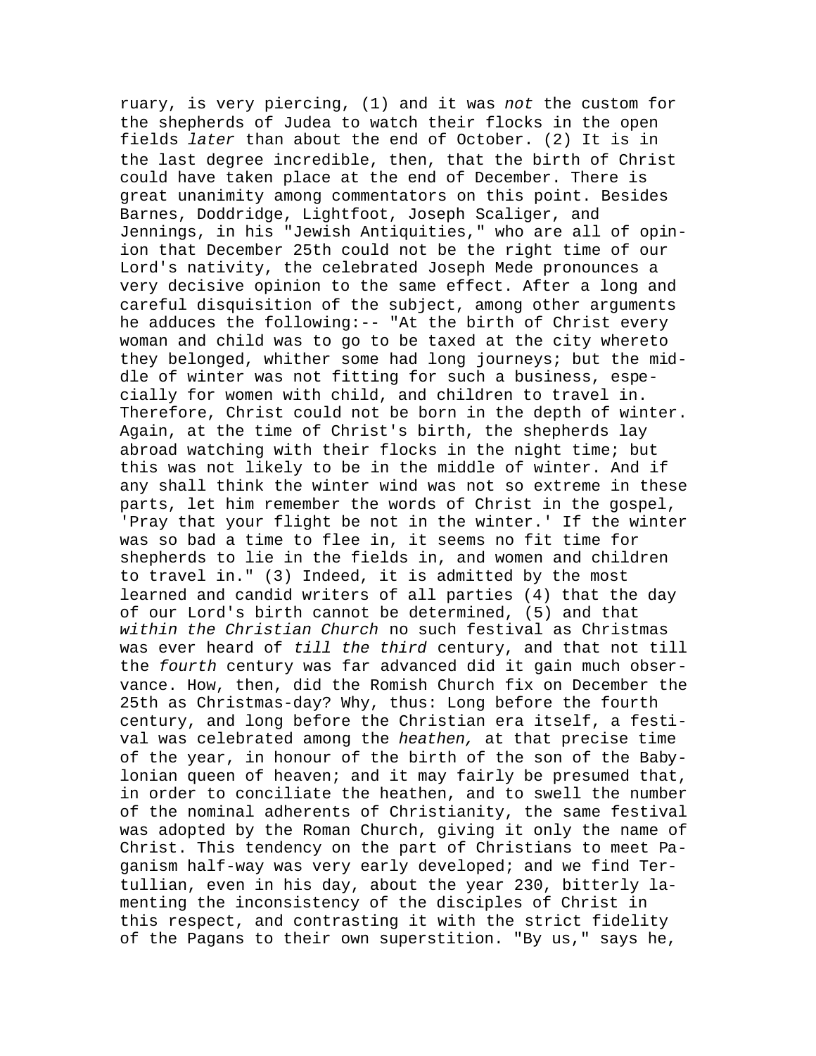ruary, is very piercing, (1) and it was *not* the custom for the shepherds of Judea to watch their flocks in the open fields *later* than about the end of October. (2) It is in the last degree incredible, then, that the birth of Christ could have taken place at the end of December. There is great unanimity among commentators on this point. Besides Barnes, Doddridge, Lightfoot, Joseph Scaliger, and Jennings, in his "Jewish Antiquities," who are all of opinion that December 25th could not be the right time of our Lord's nativity, the celebrated Joseph Mede pronounces a very decisive opinion to the same effect. After a long and careful disquisition of the subject, among other arguments he adduces the following:-- "At the birth of Christ every woman and child was to go to be taxed at the city whereto they belonged, whither some had long journeys; but the middle of winter was not fitting for such a business, especially for women with child, and children to travel in. Therefore, Christ could not be born in the depth of winter. Again, at the time of Christ's birth, the shepherds lay abroad watching with their flocks in the night time; but this was not likely to be in the middle of winter. And if any shall think the winter wind was not so extreme in these parts, let him remember the words of Christ in the gospel, 'Pray that your flight be not in the winter.' If the winter was so bad a time to flee in, it seems no fit time for shepherds to lie in the fields in, and women and children to travel in." (3) Indeed, it is admitted by the most learned and candid writers of all parties (4) that the day of our Lord's birth cannot be determined, (5) and that *within the Christian Church* no such festival as Christmas was ever heard of *till the third* century, and that not till the *fourth* century was far advanced did it gain much observance. How, then, did the Romish Church fix on December the 25th as Christmas-day? Why, thus: Long before the fourth century, and long before the Christian era itself, a festival was celebrated among the *heathen,* at that precise time of the year, in honour of the birth of the son of the Babylonian queen of heaven; and it may fairly be presumed that, in order to conciliate the heathen, and to swell the number of the nominal adherents of Christianity, the same festival was adopted by the Roman Church, giving it only the name of Christ. This tendency on the part of Christians to meet Paganism half-way was very early developed; and we find Tertullian, even in his day, about the year 230, bitterly lamenting the inconsistency of the disciples of Christ in this respect, and contrasting it with the strict fidelity of the Pagans to their own superstition. "By us," says he,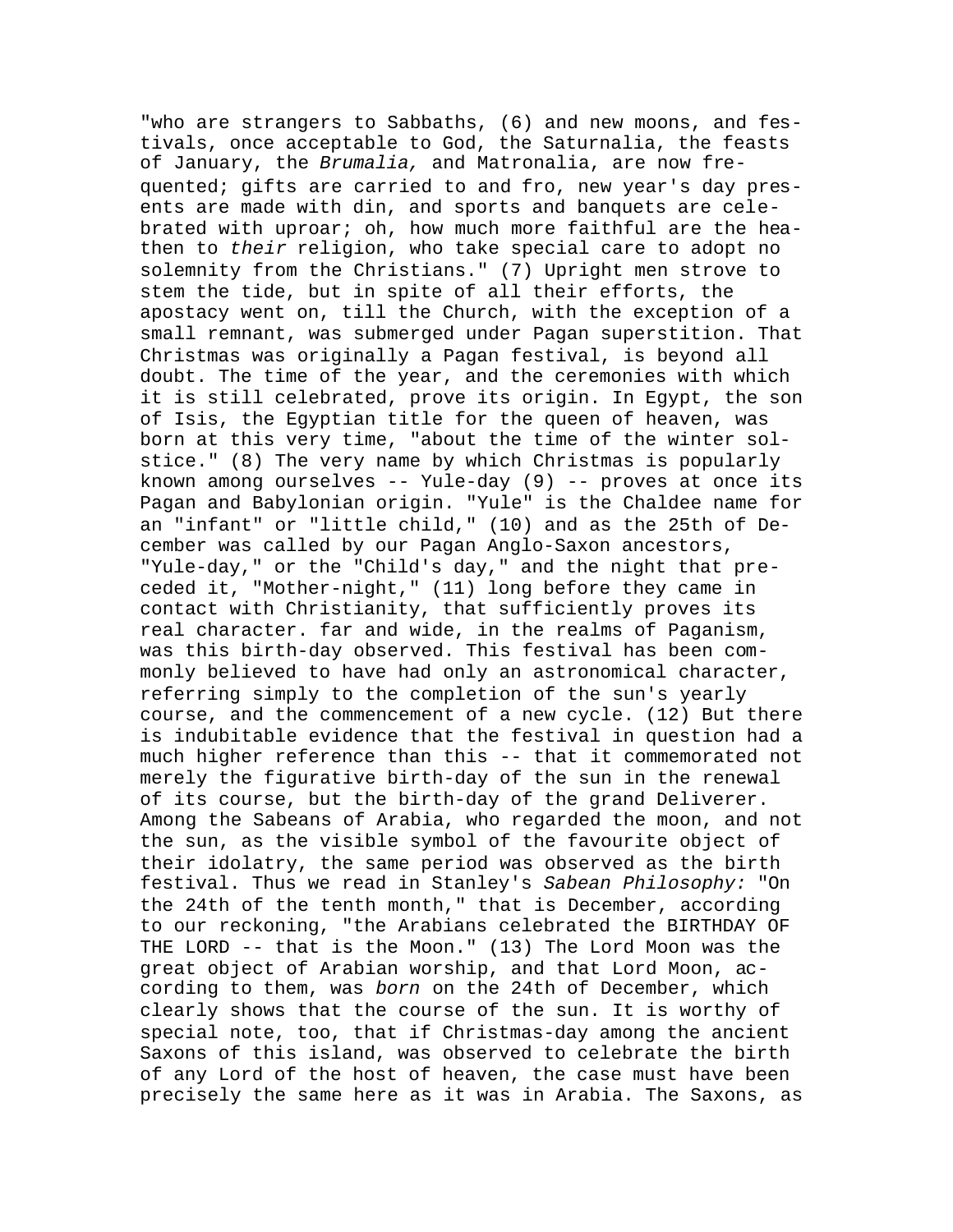"who are strangers to Sabbaths, (6) and new moons, and festivals, once acceptable to God, the Saturnalia, the feasts of January, the *Brumalia,* and Matronalia, are now frequented; gifts are carried to and fro, new year's day presents are made with din, and sports and banquets are celebrated with uproar; oh, how much more faithful are the heathen to *their* religion, who take special care to adopt no solemnity from the Christians." (7) Upright men strove to stem the tide, but in spite of all their efforts, the apostacy went on, till the Church, with the exception of a small remnant, was submerged under Pagan superstition. That Christmas was originally a Pagan festival, is beyond all doubt. The time of the year, and the ceremonies with which it is still celebrated, prove its origin. In Egypt, the son of Isis, the Egyptian title for the queen of heaven, was born at this very time, "about the time of the winter solstice." (8) The very name by which Christmas is popularly known among ourselves -- Yule-day (9) -- proves at once its Pagan and Babylonian origin. "Yule" is the Chaldee name for an "infant" or "little child," (10) and as the 25th of December was called by our Pagan Anglo-Saxon ancestors, "Yule-day," or the "Child's day," and the night that preceded it, "Mother-night," (11) long before they came in contact with Christianity, that sufficiently proves its real character. far and wide, in the realms of Paganism, was this birth-day observed. This festival has been commonly believed to have had only an astronomical character, referring simply to the completion of the sun's yearly course, and the commencement of a new cycle. (12) But there is indubitable evidence that the festival in question had a much higher reference than this -- that it commemorated not merely the figurative birth-day of the sun in the renewal of its course, but the birth-day of the grand Deliverer. Among the Sabeans of Arabia, who regarded the moon, and not the sun, as the visible symbol of the favourite object of their idolatry, the same period was observed as the birth festival. Thus we read in Stanley's *Sabean Philosophy:* "On the 24th of the tenth month," that is December, according to our reckoning, "the Arabians celebrated the BIRTHDAY OF THE LORD -- that is the Moon." (13) The Lord Moon was the great object of Arabian worship, and that Lord Moon, according to them, was *born* on the 24th of December, which clearly shows that the course of the sun. It is worthy of special note, too, that if Christmas-day among the ancient Saxons of this island, was observed to celebrate the birth of any Lord of the host of heaven, the case must have been precisely the same here as it was in Arabia. The Saxons, as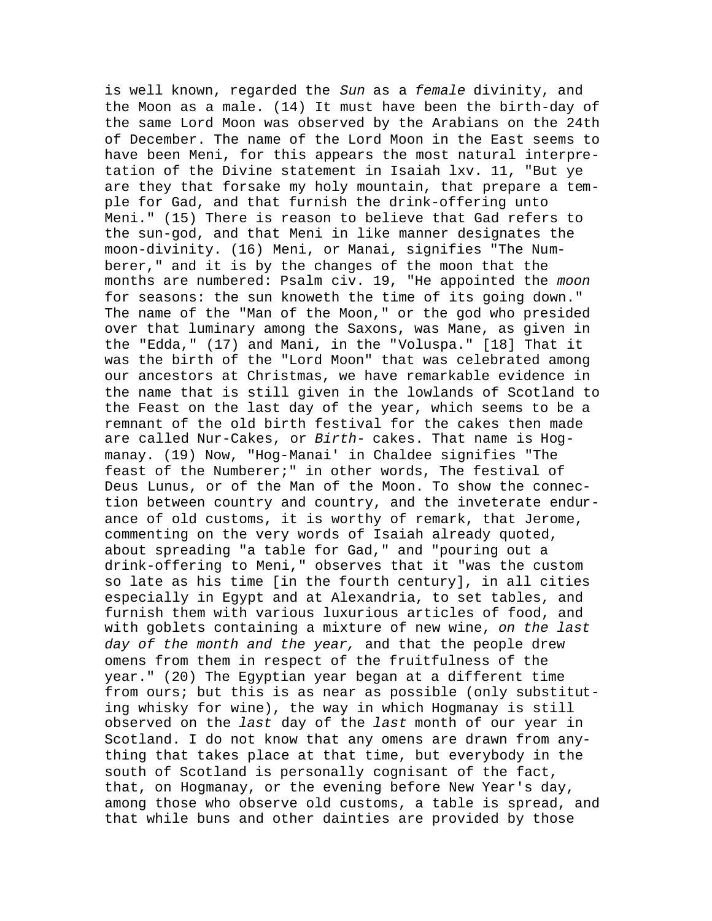is well known, regarded the *Sun* as a *female* divinity, and the Moon as a male. (14) It must have been the birth-day of the same Lord Moon was observed by the Arabians on the 24th of December. The name of the Lord Moon in the East seems to have been Meni, for this appears the most natural interpretation of the Divine statement in Isaiah lxv. 11, "But ye are they that forsake my holy mountain, that prepare a temple for Gad, and that furnish the drink-offering unto Meni." (15) There is reason to believe that Gad refers to the sun-god, and that Meni in like manner designates the moon-divinity. (16) Meni, or Manai, signifies "The Numberer," and it is by the changes of the moon that the months are numbered: Psalm civ. 19, "He appointed the *moon* for seasons: the sun knoweth the time of its going down." The name of the "Man of the Moon," or the god who presided over that luminary among the Saxons, was Mane, as given in the "Edda," (17) and Mani, in the "Voluspa." [18] That it was the birth of the "Lord Moon" that was celebrated among our ancestors at Christmas, we have remarkable evidence in the name that is still given in the lowlands of Scotland to the Feast on the last day of the year, which seems to be a remnant of the old birth festival for the cakes then made are called Nur-Cakes, or *Birth*- cakes. That name is Hogmanay. (19) Now, "Hog-Manai' in Chaldee signifies "The feast of the Numberer;" in other words, The festival of Deus Lunus, or of the Man of the Moon. To show the connection between country and country, and the inveterate endurance of old customs, it is worthy of remark, that Jerome, commenting on the very words of Isaiah already quoted, about spreading "a table for Gad," and "pouring out a drink-offering to Meni," observes that it "was the custom so late as his time [in the fourth century], in all cities especially in Egypt and at Alexandria, to set tables, and furnish them with various luxurious articles of food, and with goblets containing a mixture of new wine, *on the last day of the month and the year,* and that the people drew omens from them in respect of the fruitfulness of the year." (20) The Egyptian year began at a different time from ours; but this is as near as possible (only substituting whisky for wine), the way in which Hogmanay is still observed on the *last* day of the *last* month of our year in Scotland. I do not know that any omens are drawn from anything that takes place at that time, but everybody in the south of Scotland is personally cognisant of the fact, that, on Hogmanay, or the evening before New Year's day, among those who observe old customs, a table is spread, and that while buns and other dainties are provided by those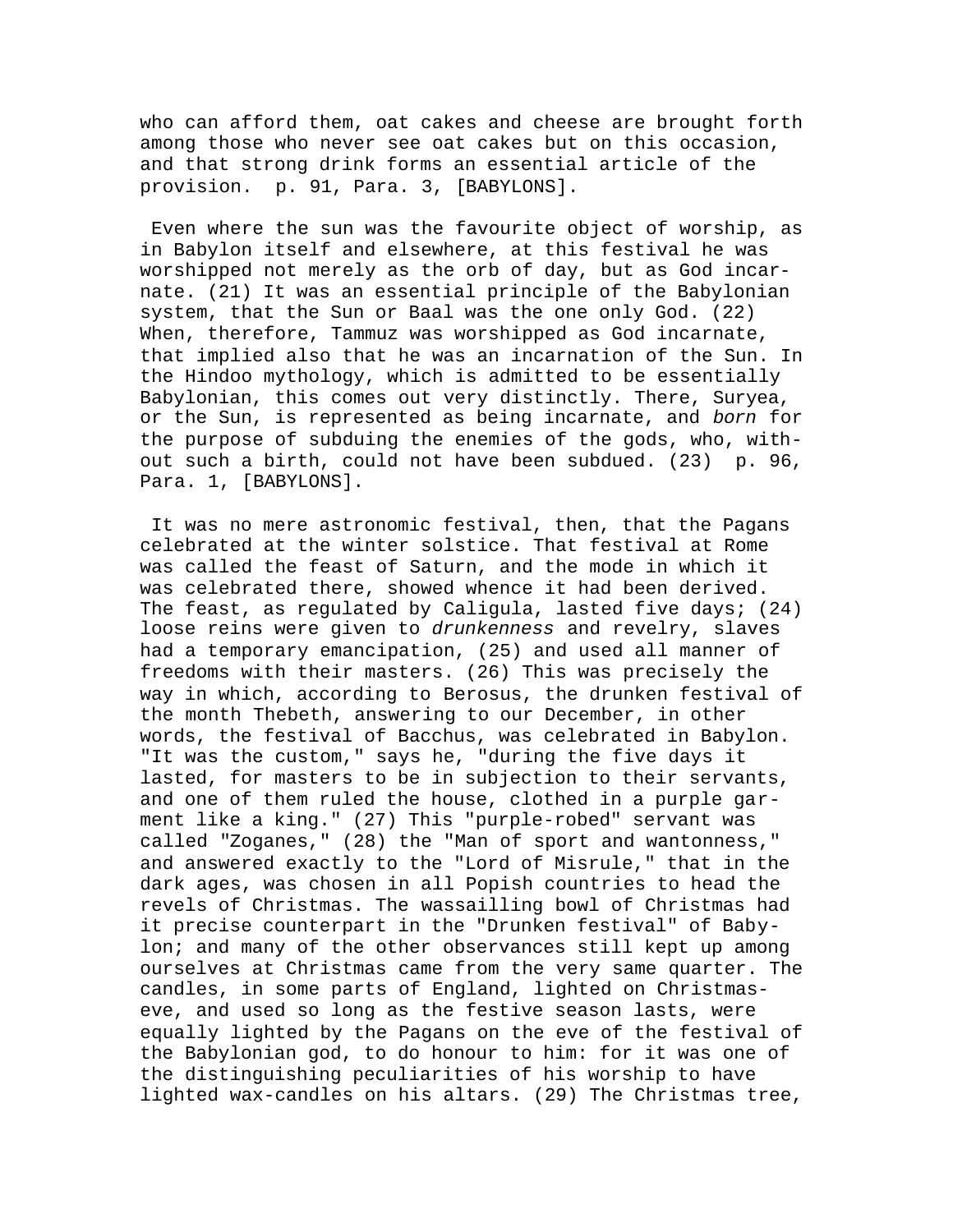who can afford them, oat cakes and cheese are brought forth among those who never see oat cakes but on this occasion, and that strong drink forms an essential article of the provision.  p. 91, Para. 3, [BABYLONS].

Even where the sun was the favourite object of worship, as in Babylon itself and elsewhere, at this festival he was worshipped not merely as the orb of day, but as God incarnate. (21) It was an essential principle of the Babylonian system, that the Sun or Baal was the one only God. (22) When, therefore, Tammuz was worshipped as God incarnate, that implied also that he was an incarnation of the Sun. In the Hindoo mythology, which is admitted to be essentially Babylonian, this comes out very distinctly. There, Suryea, or the Sun, is represented as being incarnate, and *born* for the purpose of subduing the enemies of the gods, who, without such a birth, could not have been subdued. (23)  p. 96, Para. 1, [BABYLONS].

It was no mere astronomic festival, then, that the Pagans celebrated at the winter solstice. That festival at Rome was called the feast of Saturn, and the mode in which it was celebrated there, showed whence it had been derived. The feast, as regulated by Caligula, lasted five days; (24) loose reins were given to *drunkenness* and revelry, slaves had a temporary emancipation, (25) and used all manner of freedoms with their masters. (26) This was precisely the way in which, according to Berosus, the drunken festival of the month Thebeth, answering to our December, in other words, the festival of Bacchus, was celebrated in Babylon. "It was the custom," says he, "during the five days it lasted, for masters to be in subjection to their servants, and one of them ruled the house, clothed in a purple garment like a king." (27) This "purple-robed" servant was called "Zoganes," (28) the "Man of sport and wantonness," and answered exactly to the "Lord of Misrule," that in the dark ages, was chosen in all Popish countries to head the revels of Christmas. The wassailling bowl of Christmas had it precise counterpart in the "Drunken festival" of Babylon; and many of the other observances still kept up among ourselves at Christmas came from the very same quarter. The candles, in some parts of England, lighted on Christmas-eve, and used so long as the festive season lasts, were equally lighted by the Pagans on the eve of the festival of the Babylonian god, to do honour to him: for it was one of the distinguishing peculiarities of his worship to have lighted wax-candles on his altars. (29) The Christmas tree,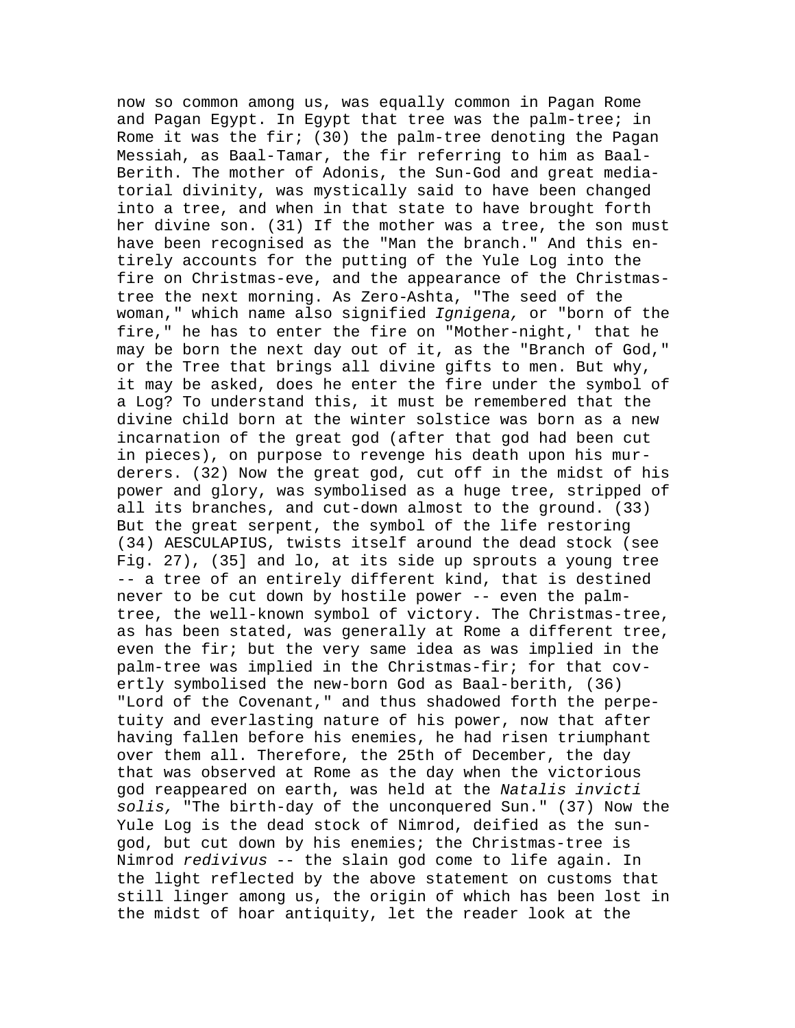now so common among us, was equally common in Pagan Rome and Pagan Egypt. In Egypt that tree was the palm-tree; in Rome it was the fir; (30) the palm-tree denoting the Pagan Messiah, as Baal-Tamar, the fir referring to him as Baal-Berith. The mother of Adonis, the Sun-God and great mediatorial divinity, was mystically said to have been changed into a tree, and when in that state to have brought forth her divine son. (31) If the mother was a tree, the son must have been recognised as the "Man the branch." And this entirely accounts for the putting of the Yule Log into the fire on Christmas-eve, and the appearance of the Christmas-tree the next morning. As Zero-Ashta, "The seed of the woman," which name also signified *Ignigena,* or "born of the fire," he has to enter the fire on "Mother-night,' that he may be born the next day out of it, as the "Branch of God," or the Tree that brings all divine gifts to men. But why, it may be asked, does he enter the fire under the symbol of a Log? To understand this, it must be remembered that the divine child born at the winter solstice was born as a new incarnation of the great god (after that god had been cut in pieces), on purpose to revenge his death upon his murderers. (32) Now the great god, cut off in the midst of his power and glory, was symbolised as a huge tree, stripped of all its branches, and cut-down almost to the ground. (33) But the great serpent, the symbol of the life restoring (34) AESCULAPIUS, twists itself around the dead stock (see Fig. 27), (35] and lo, at its side up sprouts a young tree -- a tree of an entirely different kind, that is destined never to be cut down by hostile power -- even the palm-tree, the well-known symbol of victory. The Christmas-tree, as has been stated, was generally at Rome a different tree, even the fir; but the very same idea as was implied in the palm-tree was implied in the Christmas-fir; for that covertly symbolised the new-born God as Baal-berith, (36) "Lord of the Covenant," and thus shadowed forth the perpetuity and everlasting nature of his power, now that after having fallen before his enemies, he had risen triumphant over them all. Therefore, the 25th of December, the day that was observed at Rome as the day when the victorious god reappeared on earth, was held at the *Natalis invicti solis,* "The birth-day of the unconquered Sun." (37) Now the Yule Log is the dead stock of Nimrod, deified as the sun-god, but cut down by his enemies; the Christmas-tree is Nimrod *redivivus* -- the slain god come to life again. In the light reflected by the above statement on customs that still linger among us, the origin of which has been lost in the midst of hoar antiquity, let the reader look at the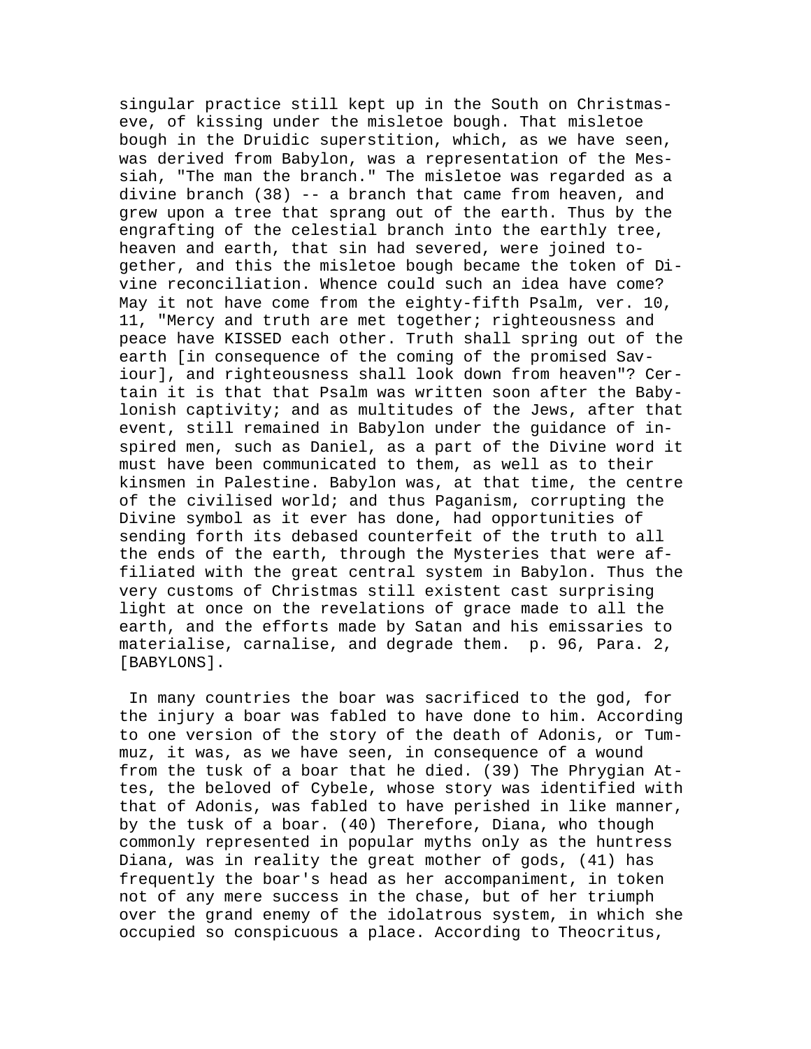singular practice still kept up in the South on Christmas-eve, of kissing under the misletoe bough. That misletoe bough in the Druidic superstition, which, as we have seen, was derived from Babylon, was a representation of the Messiah, "The man the branch." The misletoe was regarded as a divine branch (38) -- a branch that came from heaven, and grew upon a tree that sprang out of the earth. Thus by the engrafting of the celestial branch into the earthly tree, heaven and earth, that sin had severed, were joined together, and this the misletoe bough became the token of Divine reconciliation. Whence could such an idea have come? May it not have come from the eighty-fifth Psalm, ver. 10, 11, "Mercy and truth are met together; righteousness and peace have KISSED each other. Truth shall spring out of the earth [in consequence of the coming of the promised Saviour], and righteousness shall look down from heaven"? Certain it is that that Psalm was written soon after the Babylonish captivity; and as multitudes of the Jews, after that event, still remained in Babylon under the guidance of inspired men, such as Daniel, as a part of the Divine word it must have been communicated to them, as well as to their kinsmen in Palestine. Babylon was, at that time, the centre of the civilised world; and thus Paganism, corrupting the Divine symbol as it ever has done, had opportunities of sending forth its debased counterfeit of the truth to all the ends of the earth, through the Mysteries that were affiliated with the great central system in Babylon. Thus the very customs of Christmas still existent cast surprising light at once on the revelations of grace made to all the earth, and the efforts made by Satan and his emissaries to materialise, carnalise, and degrade them. p. 96, Para. 2, [BABYLONS].

In many countries the boar was sacrificed to the god, for the injury a boar was fabled to have done to him. According to one version of the story of the death of Adonis, or Tammuz, it was, as we have seen, in consequence of a wound from the tusk of a boar that he died. (39) The Phrygian Attes, the beloved of Cybele, whose story was identified with that of Adonis, was fabled to have perished in like manner, by the tusk of a boar. (40) Therefore, Diana, who though commonly represented in popular myths only as the huntress Diana, was in reality the great mother of gods, (41) has frequently the boar's head as her accompaniment, in token not of any mere success in the chase, but of her triumph over the grand enemy of the idolatrous system, in which she occupied so conspicuous a place. According to Theocritus,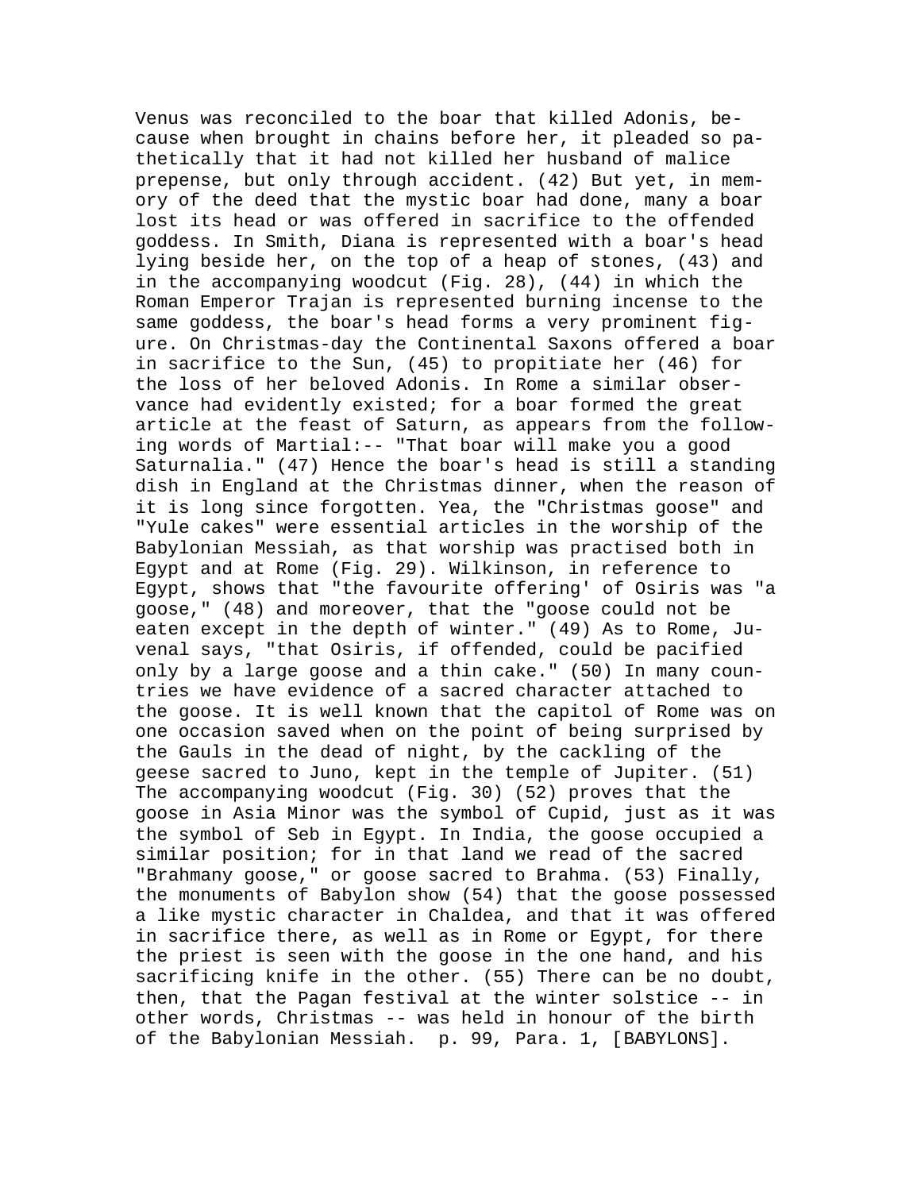Venus was reconciled to the boar that killed Adonis, because when brought in chains before her, it pleaded so pathetically that it had not killed her husband of malice prepense, but only through accident. (42) But yet, in memory of the deed that the mystic boar had done, many a boar lost its head or was offered in sacrifice to the offended goddess. In Smith, Diana is represented with a boar's head lying beside her, on the top of a heap of stones, (43) and in the accompanying woodcut (Fig. 28), (44) in which the Roman Emperor Trajan is represented burning incense to the same goddess, the boar's head forms a very prominent figure. On Christmas-day the Continental Saxons offered a boar in sacrifice to the Sun, (45) to propitiate her (46) for the loss of her beloved Adonis. In Rome a similar observance had evidently existed; for a boar formed the great article at the feast of Saturn, as appears from the following words of Martial:-- "That boar will make you a good Saturnalia." (47) Hence the boar's head is still a standing dish in England at the Christmas dinner, when the reason of it is long since forgotten. Yea, the "Christmas goose" and "Yule cakes" were essential articles in the worship of the Babylonian Messiah, as that worship was practised both in Egypt and at Rome (Fig. 29). Wilkinson, in reference to Egypt, shows that "the favourite offering' of Osiris was "a goose," (48) and moreover, that the "goose could not be eaten except in the depth of winter." (49) As to Rome, Juvenal says, "that Osiris, if offended, could be pacified only by a large goose and a thin cake." (50) In many countries we have evidence of a sacred character attached to the goose. It is well known that the capitol of Rome was on one occasion saved when on the point of being surprised by the Gauls in the dead of night, by the cackling of the geese sacred to Juno, kept in the temple of Jupiter. (51) The accompanying woodcut (Fig. 30) (52) proves that the goose in Asia Minor was the symbol of Cupid, just as it was the symbol of Seb in Egypt. In India, the goose occupied a similar position; for in that land we read of the sacred "Brahmany goose," or goose sacred to Brahma. (53) Finally, the monuments of Babylon show (54) that the goose possessed a like mystic character in Chaldea, and that it was offered in sacrifice there, as well as in Rome or Egypt, for there the priest is seen with the goose in the one hand, and his sacrificing knife in the other. (55) There can be no doubt, then, that the Pagan festival at the winter solstice -- in other words, Christmas -- was held in honour of the birth of the Babylonian Messiah.  p. 99, Para. 1, [BABYLONS].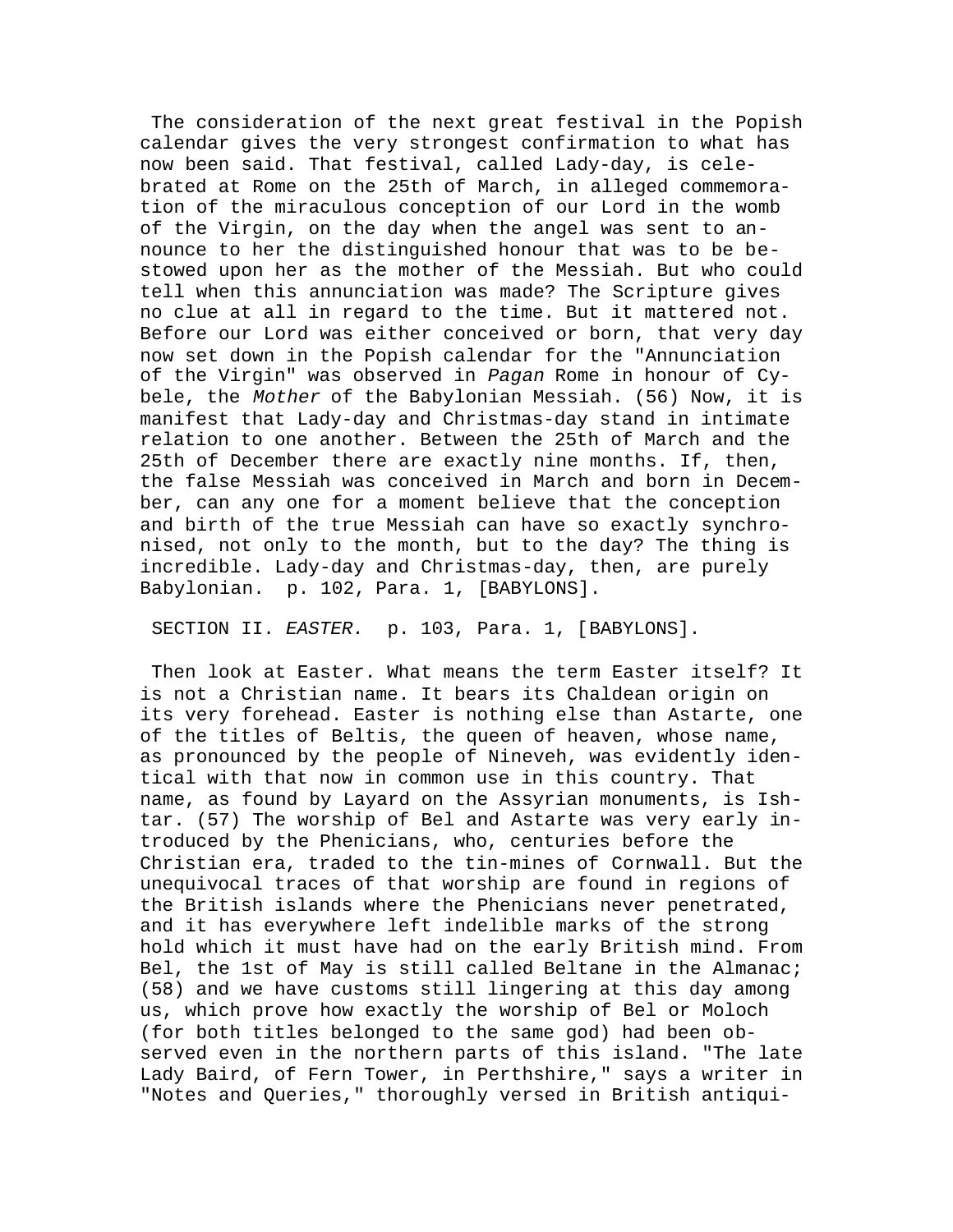The consideration of the next great festival in the Popish calendar gives the very strongest confirmation to what has now been said. That festival, called Lady-day, is celebrated at Rome on the 25th of March, in alleged commemoration of the miraculous conception of our Lord in the womb of the Virgin, on the day when the angel was sent to announce to her the distinguished honour that was to be bestowed upon her as the mother of the Messiah. But who could tell when this annunciation was made? The Scripture gives no clue at all in regard to the time. But it mattered not. Before our Lord was either conceived or born, that very day now set down in the Popish calendar for the "Annunciation of the Virgin" was observed in *Pagan* Rome in honour of Cybele, the *Mother* of the Babylonian Messiah. (56) Now, it is manifest that Lady-day and Christmas-day stand in intimate relation to one another. Between the 25th of March and the 25th of December there are exactly nine months. If, then, the false Messiah was conceived in March and born in December, can any one for a moment believe that the conception and birth of the true Messiah can have so exactly synchronised, not only to the month, but to the day? The thing is incredible. Lady-day and Christmas-day, then, are purely Babylonian. p. 102, Para. 1, [BABYLONS].

SECTION II. *EASTER.* p. 103, Para. 1, [BABYLONS].

Then look at Easter. What means the term Easter itself? It is not a Christian name. It bears its Chaldean origin on its very forehead. Easter is nothing else than Astarte, one of the titles of Beltis, the queen of heaven, whose name, as pronounced by the people of Nineveh, was evidently identical with that now in common use in this country. That name, as found by Layard on the Assyrian monuments, is Ishtar. (57) The worship of Bel and Astarte was very early introduced by the Phenicians, who, centuries before the Christian era, traded to the tin-mines of Cornwall. But the unequivocal traces of that worship are found in regions of the British islands where the Phenicians never penetrated, and it has everywhere left indelible marks of the strong hold which it must have had on the early British mind. From Bel, the 1st of May is still called Beltane in the Almanac; (58) and we have customs still lingering at this day among us, which prove how exactly the worship of Bel or Moloch (for both titles belonged to the same god) had been observed even in the northern parts of this island. "The late Lady Baird, of Fern Tower, in Perthshire," says a writer in "Notes and Queries," thoroughly versed in British antiqui-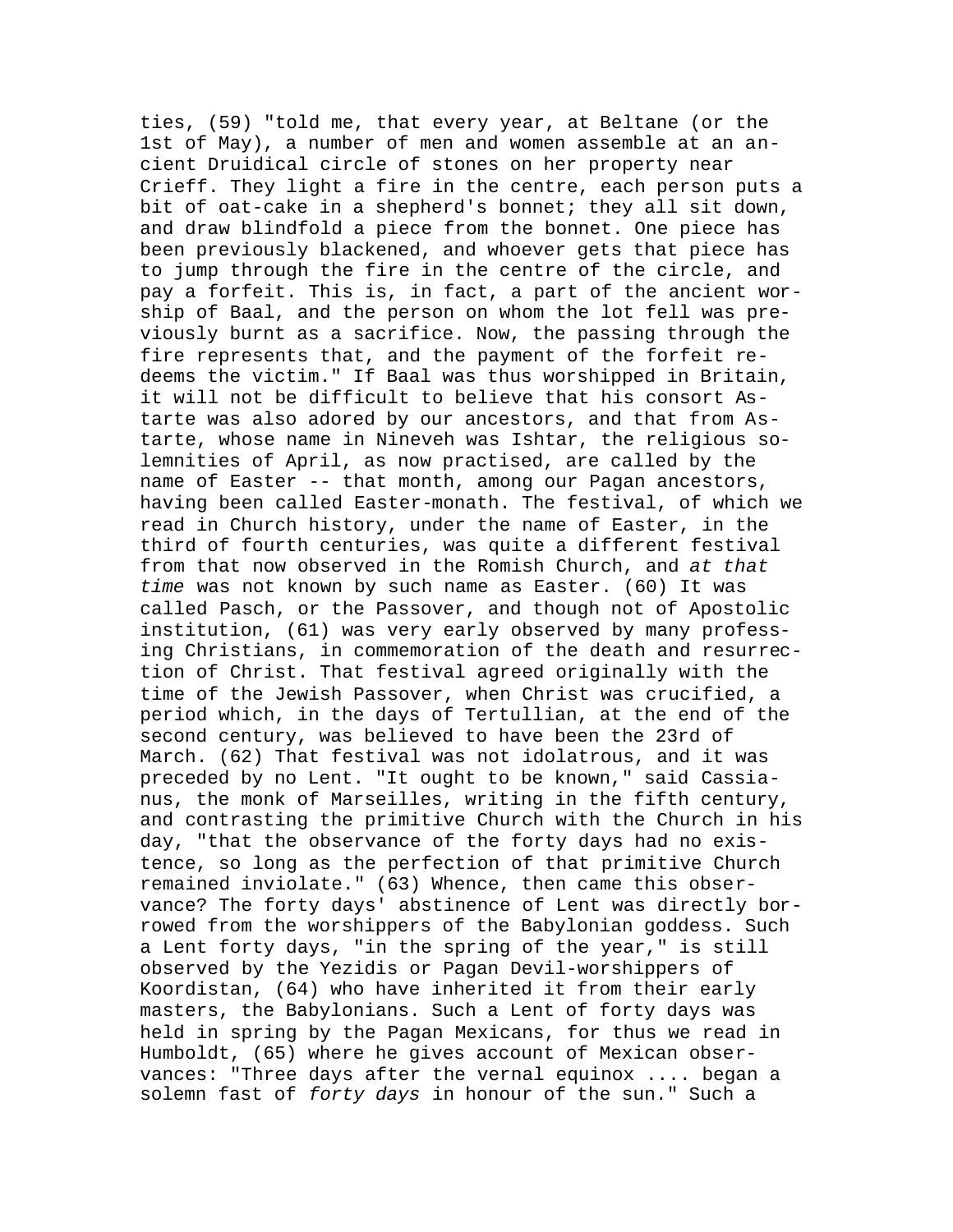ties, (59) "told me, that every year, at Beltane (or the 1st of May), a number of men and women assemble at an ancient Druidical circle of stones on her property near Crieff. They light a fire in the centre, each person puts a bit of oat-cake in a shepherd's bonnet; they all sit down, and draw blindfold a piece from the bonnet. One piece has been previously blackened, and whoever gets that piece has to jump through the fire in the centre of the circle, and pay a forfeit. This is, in fact, a part of the ancient worship of Baal, and the person on whom the lot fell was previously burnt as a sacrifice. Now, the passing through the fire represents that, and the payment of the forfeit redeems the victim." If Baal was thus worshipped in Britain, it will not be difficult to believe that his consort Astarte was also adored by our ancestors, and that from Astarte, whose name in Nineveh was Ishtar, the religious solemnities of April, as now practised, are called by the name of Easter -- that month, among our Pagan ancestors, having been called Easter-monath. The festival, of which we read in Church history, under the name of Easter, in the third of fourth centuries, was quite a different festival from that now observed in the Romish Church, and *at that time* was not known by such name as Easter. (60) It was called Pasch, or the Passover, and though not of Apostolic institution, (61) was very early observed by many professing Christians, in commemoration of the death and resurrection of Christ. That festival agreed originally with the time of the Jewish Passover, when Christ was crucified, a period which, in the days of Tertullian, at the end of the second century, was believed to have been the 23rd of March. (62) That festival was not idolatrous, and it was preceded by no Lent. "It ought to be known," said Cassianus, the monk of Marseilles, writing in the fifth century, and contrasting the primitive Church with the Church in his day, "that the observance of the forty days had no existence, so long as the perfection of that primitive Church remained inviolate." (63) Whence, then came this observance? The forty days' abstinence of Lent was directly borrowed from the worshippers of the Babylonian goddess. Such a Lent forty days, "in the spring of the year," is still observed by the Yezidis or Pagan Devil-worshippers of Koordistan, (64) who have inherited it from their early masters, the Babylonians. Such a Lent of forty days was held in spring by the Pagan Mexicans, for thus we read in Humboldt, (65) where he gives account of Mexican observances: "Three days after the vernal equinox .... began a solemn fast of *forty days* in honour of the sun." Such a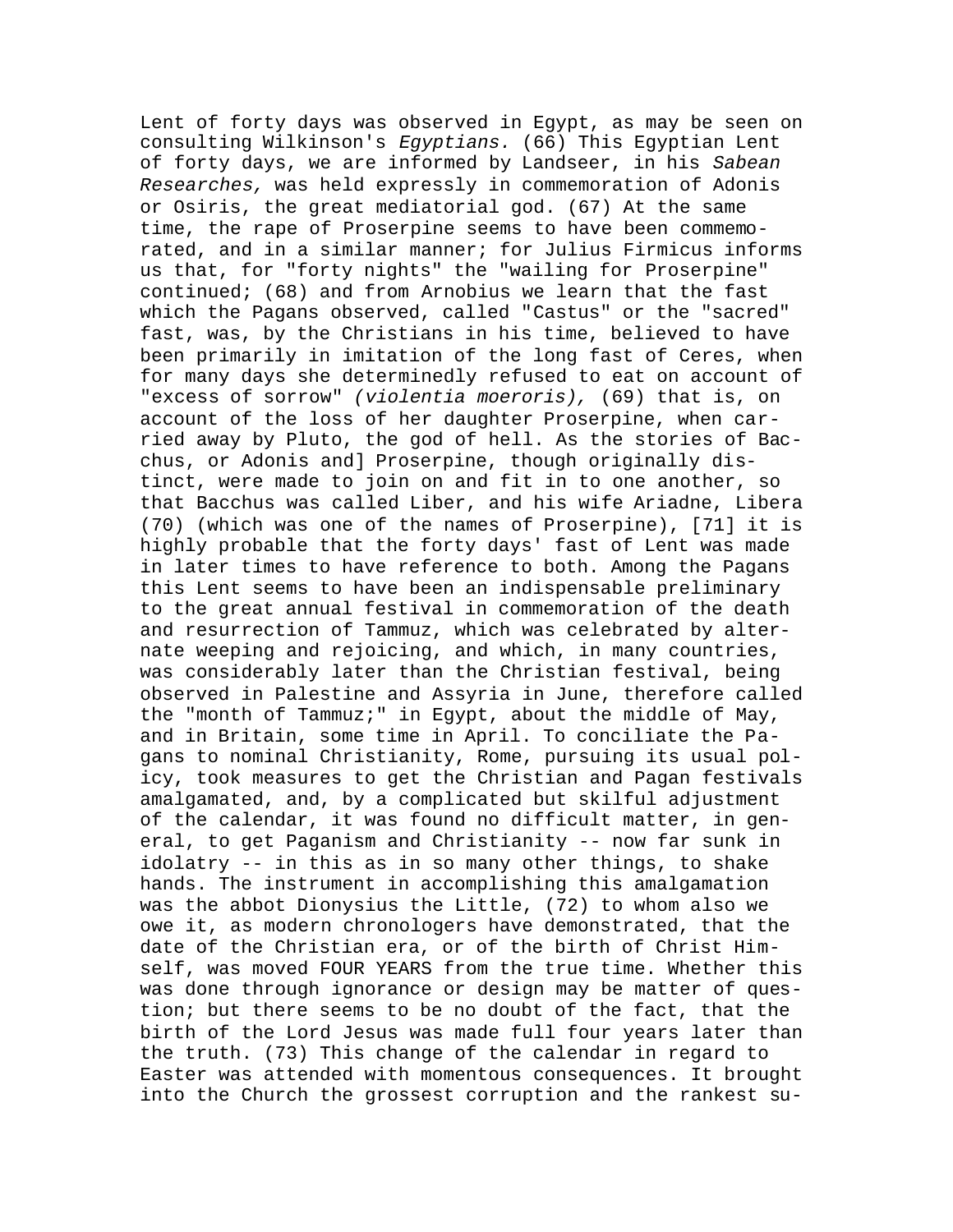Lent of forty days was observed in Egypt, as may be seen on consulting Wilkinson's *Egyptians.* (66) This Egyptian Lent of forty days, we are informed by Landseer, in his *Sabean Researches,* was held expressly in commemoration of Adonis or Osiris, the great mediatorial god. (67) At the same time, the rape of Proserpine seems to have been commemorated, and in a similar manner; for Julius Firmicus informs us that, for "forty nights" the "wailing for Proserpine" continued; (68) and from Arnobius we learn that the fast which the Pagans observed, called "Castus" or the "sacred" fast, was, by the Christians in his time, believed to have been primarily in imitation of the long fast of Ceres, when for many days she determinedly refused to eat on account of "excess of sorrow" *(violentia moeroris),* (69) that is, on account of the loss of her daughter Proserpine, when carried away by Pluto, the god of hell. As the stories of Bacchus, or Adonis and] Proserpine, though originally distinct, were made to join on and fit in to one another, so that Bacchus was called Liber, and his wife Ariadne, Libera (70) (which was one of the names of Proserpine), [71] it is highly probable that the forty days' fast of Lent was made in later times to have reference to both. Among the Pagans this Lent seems to have been an indispensable preliminary to the great annual festival in commemoration of the death and resurrection of Tammuz, which was celebrated by alternate weeping and rejoicing, and which, in many countries, was considerably later than the Christian festival, being observed in Palestine and Assyria in June, therefore called the "month of Tammuz;" in Egypt, about the middle of May, and in Britain, some time in April. To conciliate the Pagans to nominal Christianity, Rome, pursuing its usual policy, took measures to get the Christian and Pagan festivals amalgamated, and, by a complicated but skilful adjustment of the calendar, it was found no difficult matter, in general, to get Paganism and Christianity -- now far sunk in idolatry -- in this as in so many other things, to shake hands. The instrument in accomplishing this amalgamation was the abbot Dionysius the Little, (72) to whom also we owe it, as modern chronologers have demonstrated, that the date of the Christian era, or of the birth of Christ Himself, was moved FOUR YEARS from the true time. Whether this was done through ignorance or design may be matter of question; but there seems to be no doubt of the fact, that the birth of the Lord Jesus was made full four years later than the truth. (73) This change of the calendar in regard to Easter was attended with momentous consequences. It brought into the Church the grossest corruption and the rankest su-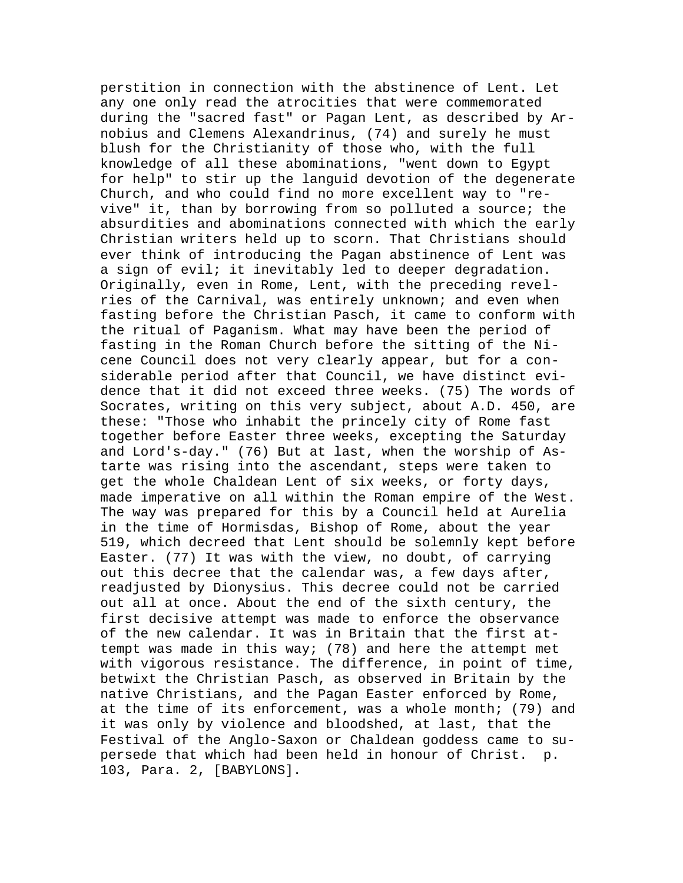perstition in connection with the abstinence of Lent. Let any one only read the atrocities that were commemorated during the "sacred fast" or Pagan Lent, as described by Arnobius and Clemens Alexandrinus, (74) and surely he must blush for the Christianity of those who, with the full knowledge of all these abominations, "went down to Egypt for help" to stir up the languid devotion of the degenerate Church, and who could find no more excellent way to "revive" it, than by borrowing from so polluted a source; the absurdities and abominations connected with which the early Christian writers held up to scorn. That Christians should ever think of introducing the Pagan abstinence of Lent was a sign of evil; it inevitably led to deeper degradation. Originally, even in Rome, Lent, with the preceding revelries of the Carnival, was entirely unknown; and even when fasting before the Christian Pasch, it came to conform with the ritual of Paganism. What may have been the period of fasting in the Roman Church before the sitting of the Nicene Council does not very clearly appear, but for a considerable period after that Council, we have distinct evidence that it did not exceed three weeks. (75) The words of Socrates, writing on this very subject, about A.D. 450, are these: "Those who inhabit the princely city of Rome fast together before Easter three weeks, excepting the Saturday and Lord's-day." (76) But at last, when the worship of Astarte was rising into the ascendant, steps were taken to get the whole Chaldean Lent of six weeks, or forty days, made imperative on all within the Roman empire of the West. The way was prepared for this by a Council held at Aurelia in the time of Hormisdas, Bishop of Rome, about the year 519, which decreed that Lent should be solemnly kept before Easter. (77) It was with the view, no doubt, of carrying out this decree that the calendar was, a few days after, readjusted by Dionysius. This decree could not be carried out all at once. About the end of the sixth century, the first decisive attempt was made to enforce the observance of the new calendar. It was in Britain that the first attempt was made in this way; (78) and here the attempt met with vigorous resistance. The difference, in point of time, betwixt the Christian Pasch, as observed in Britain by the native Christians, and the Pagan Easter enforced by Rome, at the time of its enforcement, was a whole month; (79) and it was only by violence and bloodshed, at last, that the Festival of the Anglo-Saxon or Chaldean goddess came to supersede that which had been held in honour of Christ. p. 103, Para. 2, [BABYLONS].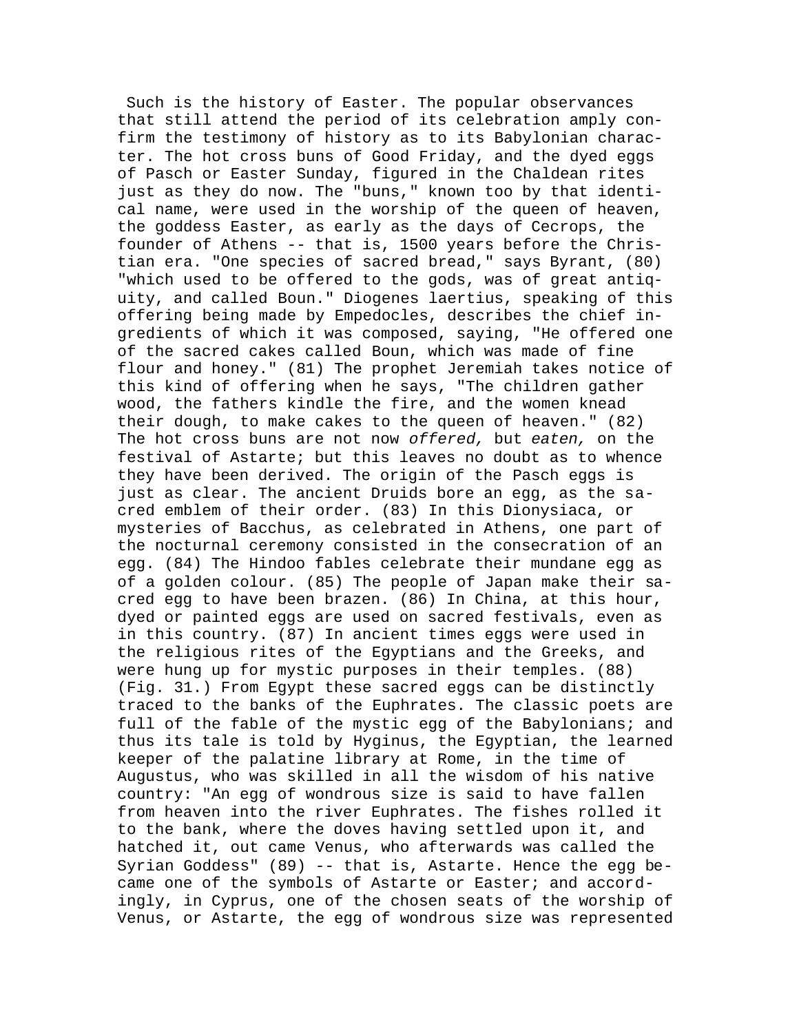Such is the history of Easter. The popular observances that still attend the period of its celebration amply confirm the testimony of history as to its Babylonian character. The hot cross buns of Good Friday, and the dyed eggs of Pasch or Easter Sunday, figured in the Chaldean rites just as they do now. The "buns," known too by that identical name, were used in the worship of the queen of heaven, the goddess Easter, as early as the days of Cecrops, the founder of Athens -- that is, 1500 years before the Christian era. "One species of sacred bread," says Byrant, (80) "which used to be offered to the gods, was of great antiquity, and called Boun." Diogenes laertius, speaking of this offering being made by Empedocles, describes the chief ingredients of which it was composed, saying, "He offered one of the sacred cakes called Boun, which was made of fine flour and honey." (81) The prophet Jeremiah takes notice of this kind of offering when he says, "The children gather wood, the fathers kindle the fire, and the women knead their dough, to make cakes to the queen of heaven." (82) The hot cross buns are not now *offered,* but *eaten,* on the festival of Astarte; but this leaves no doubt as to whence they have been derived. The origin of the Pasch eggs is just as clear. The ancient Druids bore an egg, as the sacred emblem of their order. (83) In this Dionysiaca, or mysteries of Bacchus, as celebrated in Athens, one part of the nocturnal ceremony consisted in the consecration of an egg. (84) The Hindoo fables celebrate their mundane egg as of a golden colour. (85) The people of Japan make their sacred egg to have been brazen. (86) In China, at this hour, dyed or painted eggs are used on sacred festivals, even as in this country. (87) In ancient times eggs were used in the religious rites of the Egyptians and the Greeks, and were hung up for mystic purposes in their temples. (88) (Fig. 31.) From Egypt these sacred eggs can be distinctly traced to the banks of the Euphrates. The classic poets are full of the fable of the mystic egg of the Babylonians; and thus its tale is told by Hyginus, the Egyptian, the learned keeper of the palatine library at Rome, in the time of Augustus, who was skilled in all the wisdom of his native country: "An egg of wondrous size is said to have fallen from heaven into the river Euphrates. The fishes rolled it to the bank, where the doves having settled upon it, and hatched it, out came Venus, who afterwards was called the Syrian Goddess" (89) -- that is, Astarte. Hence the egg became one of the symbols of Astarte or Easter; and accordingly, in Cyprus, one of the chosen seats of the worship of Venus, or Astarte, the egg of wondrous size was represented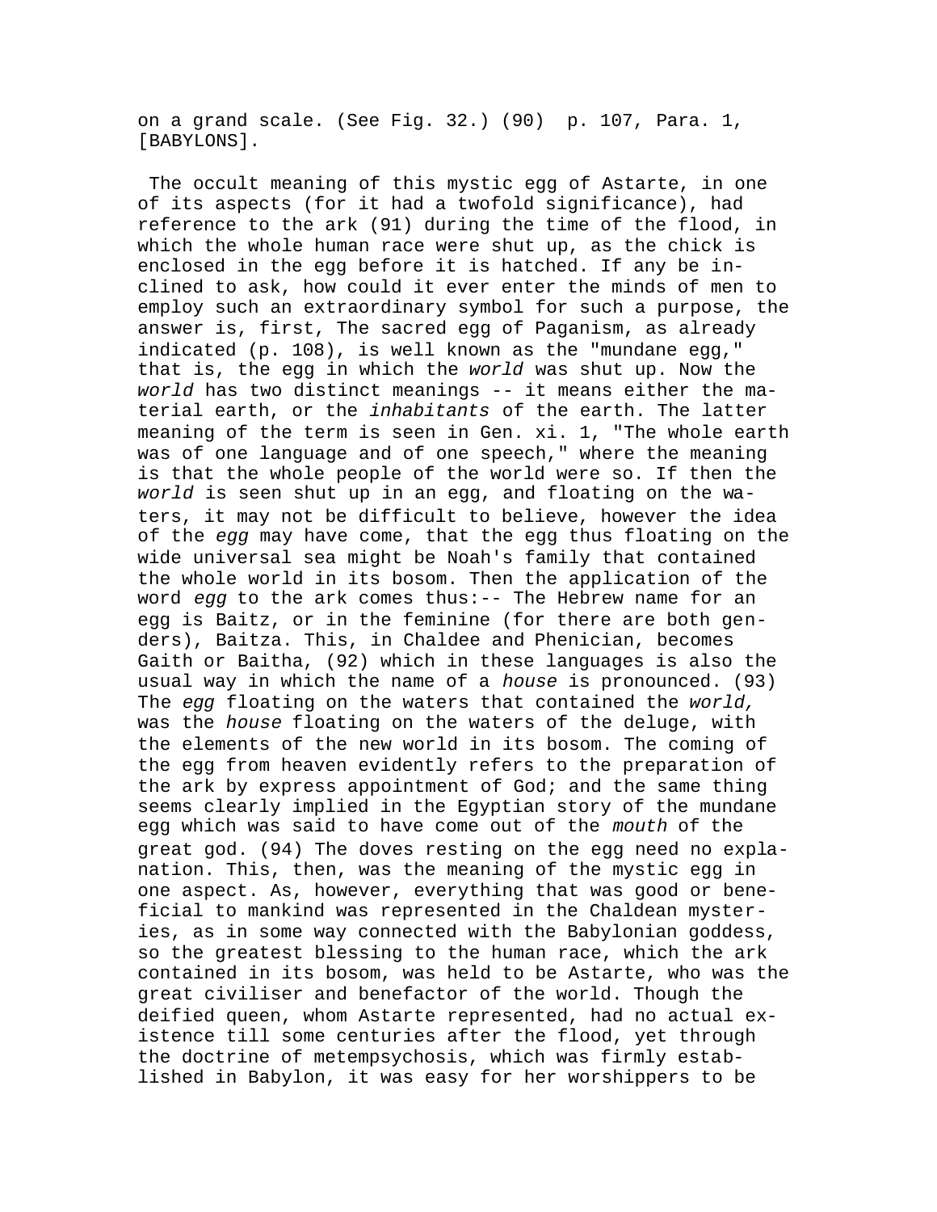on a grand scale. (See Fig. 32.) (90) p. 107, Para. 1, [BABYLONS].

The occult meaning of this mystic egg of Astarte, in one of its aspects (for it had a twofold significance), had reference to the ark (91) during the time of the flood, in which the whole human race were shut up, as the chick is enclosed in the egg before it is hatched. If any be inclined to ask, how could it ever enter the minds of men to employ such an extraordinary symbol for such a purpose, the answer is, first, The sacred egg of Paganism, as already indicated (p. 108), is well known as the "mundane egg," that is, the egg in which the *world* was shut up. Now the *world* has two distinct meanings -- it means either the material earth, or the *inhabitants* of the earth. The latter meaning of the term is seen in Gen. xi. 1, "The whole earth was of one language and of one speech," where the meaning is that the whole people of the world were so. If then the *world* is seen shut up in an egg, and floating on the waters, it may not be difficult to believe, however the idea of the *egg* may have come, that the egg thus floating on the wide universal sea might be Noah's family that contained the whole world in its bosom. Then the application of the word *egg* to the ark comes thus:-- The Hebrew name for an egg is Baitz, or in the feminine (for there are both genders), Baitza. This, in Chaldee and Phenician, becomes Gaith or Baitha, (92) which in these languages is also the usual way in which the name of a *house* is pronounced. (93) The *egg* floating on the waters that contained the *world,* was the *house* floating on the waters of the deluge, with the elements of the new world in its bosom. The coming of the egg from heaven evidently refers to the preparation of the ark by express appointment of God; and the same thing seems clearly implied in the Egyptian story of the mundane egg which was said to have come out of the *mouth* of the great god. (94) The doves resting on the egg need no explanation. This, then, was the meaning of the mystic egg in one aspect. As, however, everything that was good or beneficial to mankind was represented in the Chaldean mysteries, as in some way connected with the Babylonian goddess, so the greatest blessing to the human race, which the ark contained in its bosom, was held to be Astarte, who was the great civiliser and benefactor of the world. Though the deified queen, whom Astarte represented, had no actual existence till some centuries after the flood, yet through the doctrine of metempsychosis, which was firmly established in Babylon, it was easy for her worshippers to be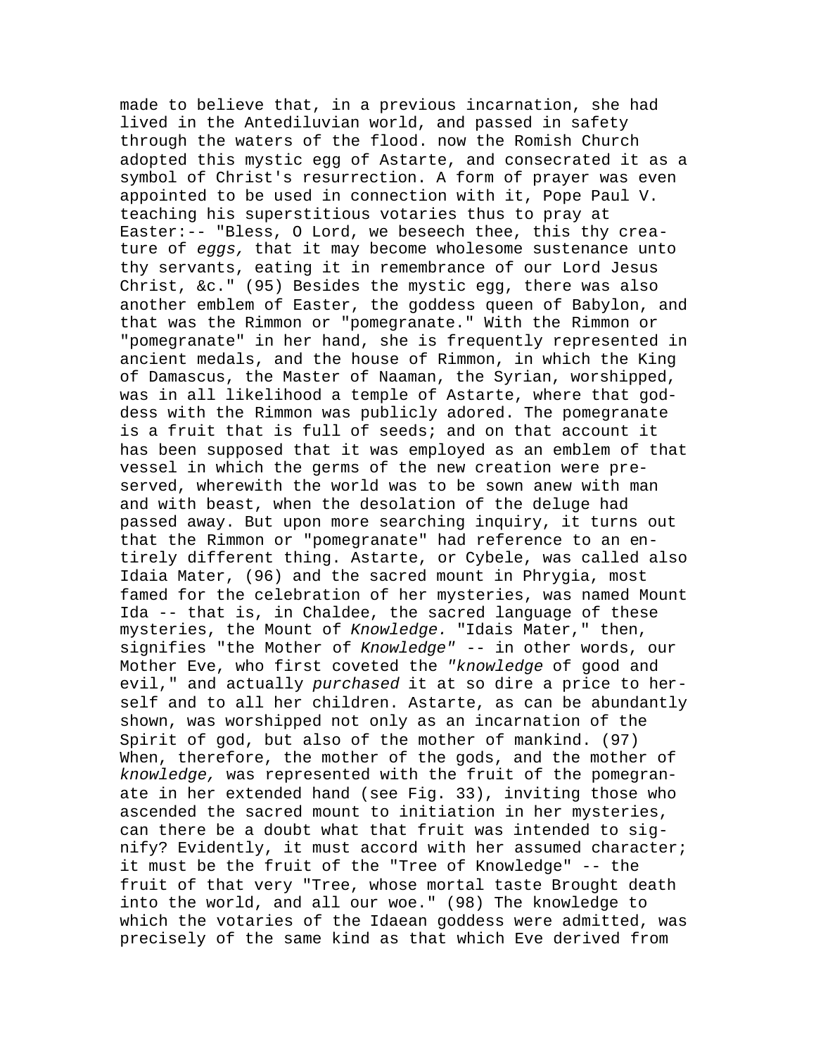made to believe that, in a previous incarnation, she had lived in the Antediluvian world, and passed in safety through the waters of the flood. now the Romish Church adopted this mystic egg of Astarte, and consecrated it as a symbol of Christ's resurrection. A form of prayer was even appointed to be used in connection with it, Pope Paul V. teaching his superstitious votaries thus to pray at Easter:-- "Bless, O Lord, we beseech thee, this thy creature of *eggs,* that it may become wholesome sustenance unto thy servants, eating it in remembrance of our Lord Jesus Christ, &c." (95) Besides the mystic egg, there was also another emblem of Easter, the goddess queen of Babylon, and that was the Rimmon or "pomegranate." With the Rimmon or "pomegranate" in her hand, she is frequently represented in ancient medals, and the house of Rimmon, in which the King of Damascus, the Master of Naaman, the Syrian, worshipped, was in all likelihood a temple of Astarte, where that goddess with the Rimmon was publicly adored. The pomegranate is a fruit that is full of seeds; and on that account it has been supposed that it was employed as an emblem of that vessel in which the germs of the new creation were preserved, wherewith the world was to be sown anew with man and with beast, when the desolation of the deluge had passed away. But upon more searching inquiry, it turns out that the Rimmon or "pomegranate" had reference to an entirely different thing. Astarte, or Cybele, was called also Idaia Mater, (96) and the sacred mount in Phrygia, most famed for the celebration of her mysteries, was named Mount Ida -- that is, in Chaldee, the sacred language of these mysteries, the Mount of *Knowledge.* "Idais Mater," then, signifies "the Mother of *Knowledge"* -- in other words, our Mother Eve, who first coveted the *"knowledge* of good and evil," and actually *purchased* it at so dire a price to herself and to all her children. Astarte, as can be abundantly shown, was worshipped not only as an incarnation of the Spirit of god, but also of the mother of mankind. (97) When, therefore, the mother of the gods, and the mother of *knowledge,* was represented with the fruit of the pomegranate in her extended hand (see Fig. 33), inviting those who ascended the sacred mount to initiation in her mysteries, can there be a doubt what that fruit was intended to signify? Evidently, it must accord with her assumed character; it must be the fruit of the "Tree of Knowledge" -- the fruit of that very "Tree, whose mortal taste Brought death into the world, and all our woe." (98) The knowledge to which the votaries of the Idaean goddess were admitted, was precisely of the same kind as that which Eve derived from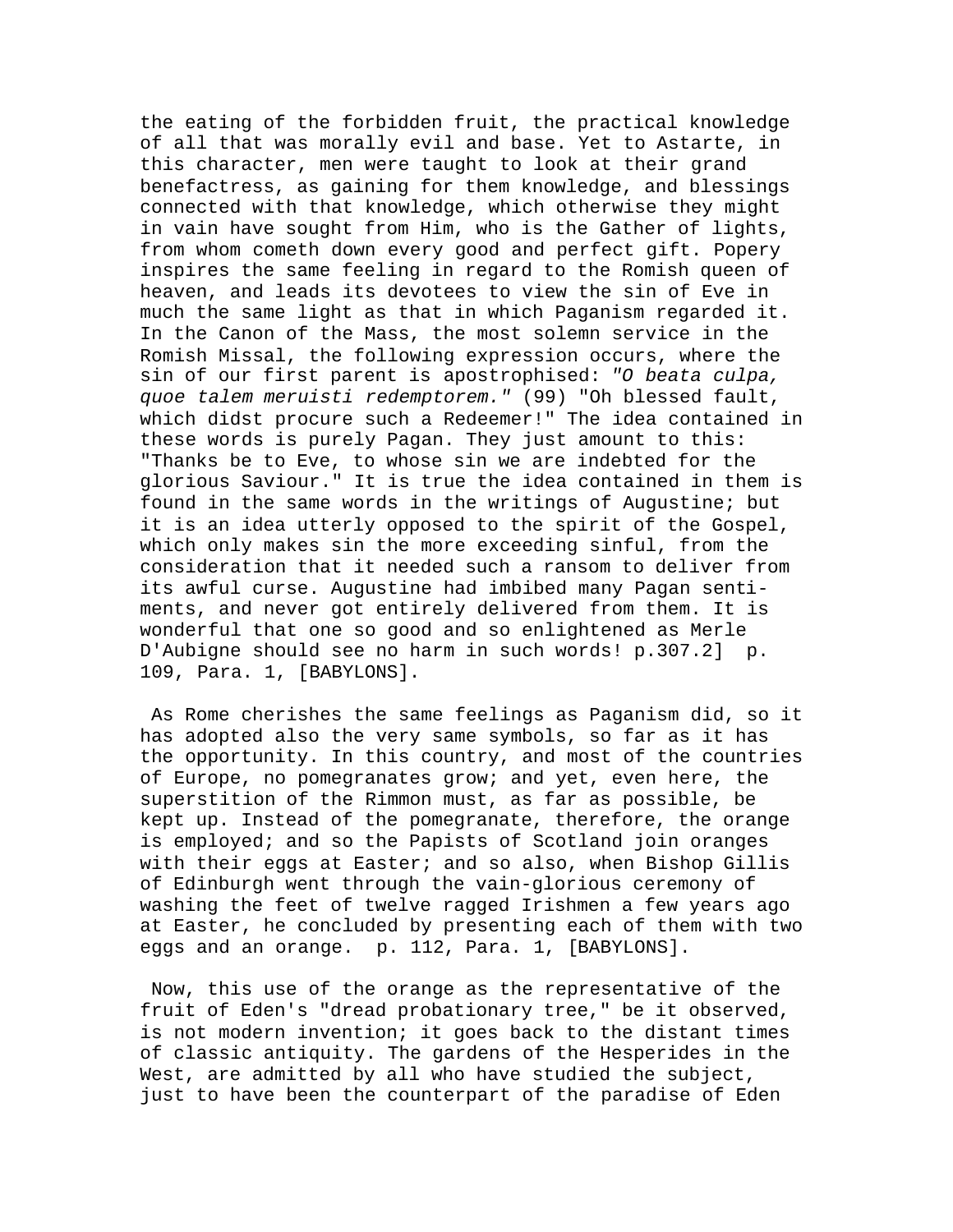the eating of the forbidden fruit, the practical knowledge of all that was morally evil and base. Yet to Astarte, in this character, men were taught to look at their grand benefactress, as gaining for them knowledge, and blessings connected with that knowledge, which otherwise they might in vain have sought from Him, who is the Gather of lights, from whom cometh down every good and perfect gift. Popery inspires the same feeling in regard to the Romish queen of heaven, and leads its devotees to view the sin of Eve in much the same light as that in which Paganism regarded it. In the Canon of the Mass, the most solemn service in the Romish Missal, the following expression occurs, where the sin of our first parent is apostrophised: *"O beata culpa, quoe talem meruisti redemptorem."* (99) "Oh blessed fault, which didst procure such a Redeemer!" The idea contained in these words is purely Pagan. They just amount to this: "Thanks be to Eve, to whose sin we are indebted for the glorious Saviour." It is true the idea contained in them is found in the same words in the writings of Augustine; but it is an idea utterly opposed to the spirit of the Gospel, which only makes sin the more exceeding sinful, from the consideration that it needed such a ransom to deliver from its awful curse. Augustine had imbibed many Pagan sentiments, and never got entirely delivered from them. It is wonderful that one so good and so enlightened as Merle D'Aubigne should see no harm in such words! p.307.2]  p. 109, Para. 1, [BABYLONS].

As Rome cherishes the same feelings as Paganism did, so it has adopted also the very same symbols, so far as it has the opportunity. In this country, and most of the countries of Europe, no pomegranates grow; and yet, even here, the superstition of the Rimmon must, as far as possible, be kept up. Instead of the pomegranate, therefore, the orange is employed; and so the Papists of Scotland join oranges with their eggs at Easter; and so also, when Bishop Gillis of Edinburgh went through the vain-glorious ceremony of washing the feet of twelve ragged Irishmen a few years ago at Easter, he concluded by presenting each of them with two eggs and an orange.  p. 112, Para. 1, [BABYLONS].

Now, this use of the orange as the representative of the fruit of Eden's "dread probationary tree," be it observed, is not modern invention; it goes back to the distant times of classic antiquity. The gardens of the Hesperides in the West, are admitted by all who have studied the subject, just to have been the counterpart of the paradise of Eden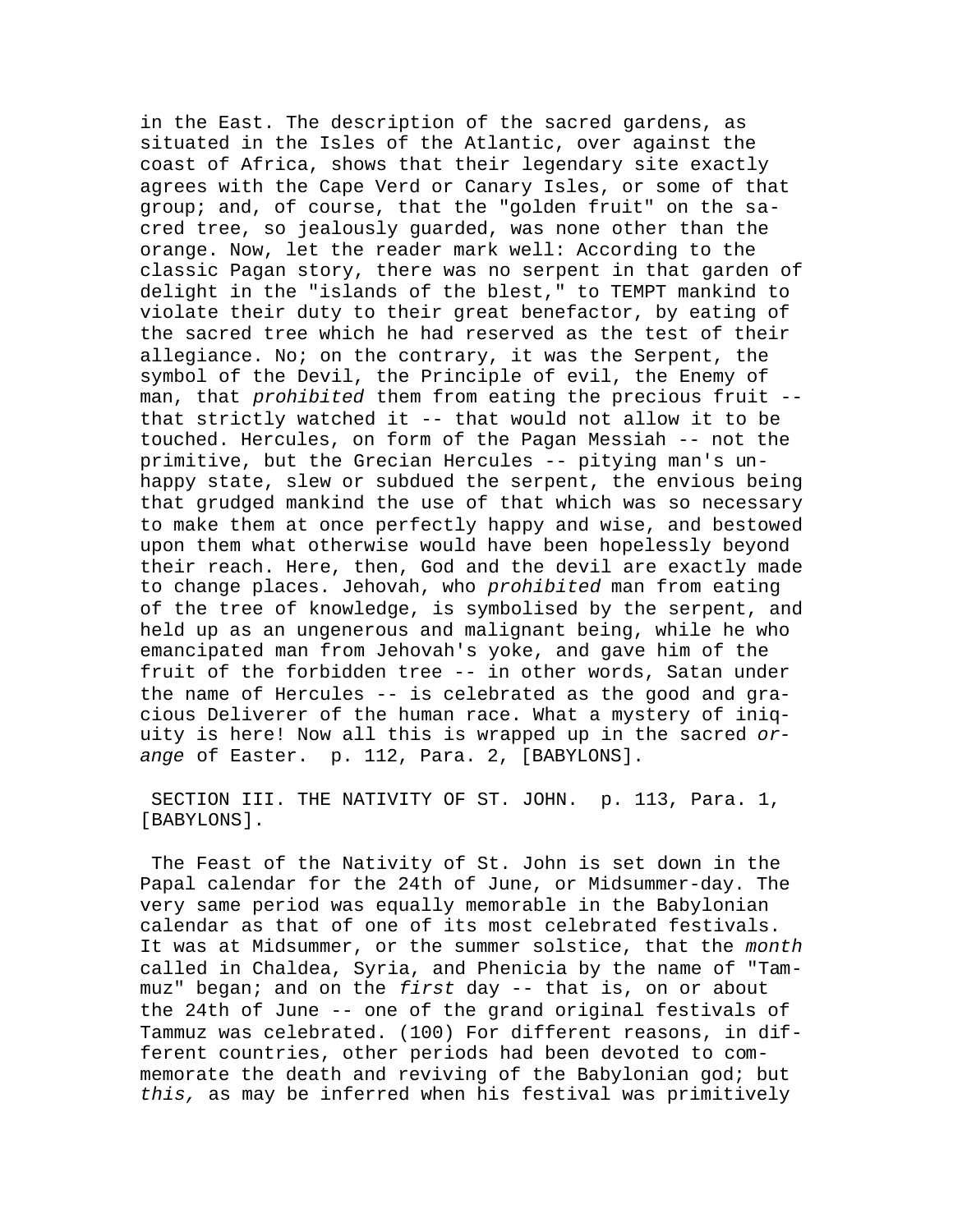in the East. The description of the sacred gardens, as situated in the Isles of the Atlantic, over against the coast of Africa, shows that their legendary site exactly agrees with the Cape Verd or Canary Isles, or some of that group; and, of course, that the "golden fruit" on the sacred tree, so jealously guarded, was none other than the orange. Now, let the reader mark well: According to the classic Pagan story, there was no serpent in that garden of delight in the "islands of the blest," to TEMPT mankind to violate their duty to their great benefactor, by eating of the sacred tree which he had reserved as the test of their allegiance. No; on the contrary, it was the Serpent, the symbol of the Devil, the Principle of evil, the Enemy of man, that *prohibited* them from eating the precious fruit -- that strictly watched it -- that would not allow it to be touched. Hercules, on form of the Pagan Messiah -- not the primitive, but the Grecian Hercules -- pitying man's unhappy state, slew or subdued the serpent, the envious being that grudged mankind the use of that which was so necessary to make them at once perfectly happy and wise, and bestowed upon them what otherwise would have been hopelessly beyond their reach. Here, then, God and the devil are exactly made to change places. Jehovah, who *prohibited* man from eating of the tree of knowledge, is symbolised by the serpent, and held up as an ungenerous and malignant being, while he who emancipated man from Jehovah's yoke, and gave him of the fruit of the forbidden tree -- in other words, Satan under the name of Hercules -- is celebrated as the good and gracious Deliverer of the human race. What a mystery of iniquity is here! Now all this is wrapped up in the sacred *orange* of Easter. p. 112, Para. 2, [BABYLONS].

SECTION III. THE NATIVITY OF ST. JOHN. p. 113, Para. 1, [BABYLONS].

The Feast of the Nativity of St. John is set down in the Papal calendar for the 24th of June, or Midsummer-day. The very same period was equally memorable in the Babylonian calendar as that of one of its most celebrated festivals. It was at Midsummer, or the summer solstice, that the *month* called in Chaldea, Syria, and Phenicia by the name of "Tammuz" began; and on the *first* day -- that is, on or about the 24th of June -- one of the grand original festivals of Tammuz was celebrated. (100) For different reasons, in different countries, other periods had been devoted to commemorate the death and reviving of the Babylonian god; but *this,* as may be inferred when his festival was primitively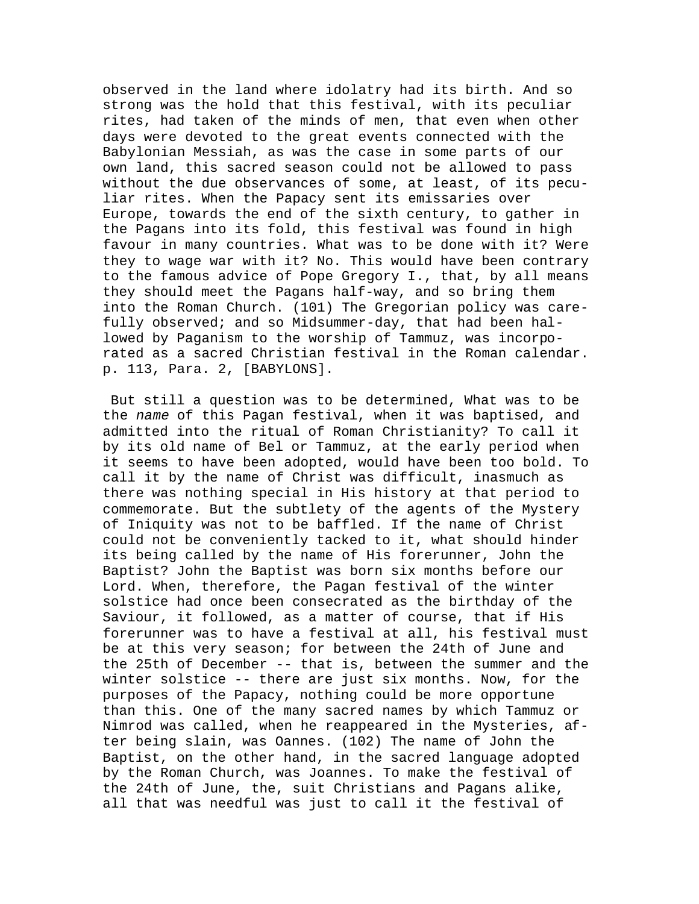observed in the land where idolatry had its birth. And so strong was the hold that this festival, with its peculiar rites, had taken of the minds of men, that even when other days were devoted to the great events connected with the Babylonian Messiah, as was the case in some parts of our own land, this sacred season could not be allowed to pass without the due observances of some, at least, of its peculiar rites. When the Papacy sent its emissaries over Europe, towards the end of the sixth century, to gather in the Pagans into its fold, this festival was found in high favour in many countries. What was to be done with it? Were they to wage war with it? No. This would have been contrary to the famous advice of Pope Gregory I., that, by all means they should meet the Pagans half-way, and so bring them into the Roman Church. (101) The Gregorian policy was carefully observed; and so Midsummer-day, that had been hallowed by Paganism to the worship of Tammuz, was incorporated as a sacred Christian festival in the Roman calendar. p. 113, Para. 2, [BABYLONS].

But still a question was to be determined, What was to be the *name* of this Pagan festival, when it was baptised, and admitted into the ritual of Roman Christianity? To call it by its old name of Bel or Tammuz, at the early period when it seems to have been adopted, would have been too bold. To call it by the name of Christ was difficult, inasmuch as there was nothing special in His history at that period to commemorate. But the subtlety of the agents of the Mystery of Iniquity was not to be baffled. If the name of Christ could not be conveniently tacked to it, what should hinder its being called by the name of His forerunner, John the Baptist? John the Baptist was born six months before our Lord. When, therefore, the Pagan festival of the winter solstice had once been consecrated as the birthday of the Saviour, it followed, as a matter of course, that if His forerunner was to have a festival at all, his festival must be at this very season; for between the 24th of June and the 25th of December -- that is, between the summer and the winter solstice -- there are just six months. Now, for the purposes of the Papacy, nothing could be more opportune than this. One of the many sacred names by which Tammuz or Nimrod was called, when he reappeared in the Mysteries, after being slain, was Oannes. (102) The name of John the Baptist, on the other hand, in the sacred language adopted by the Roman Church, was Joannes. To make the festival of the 24th of June, the, suit Christians and Pagans alike, all that was needful was just to call it the festival of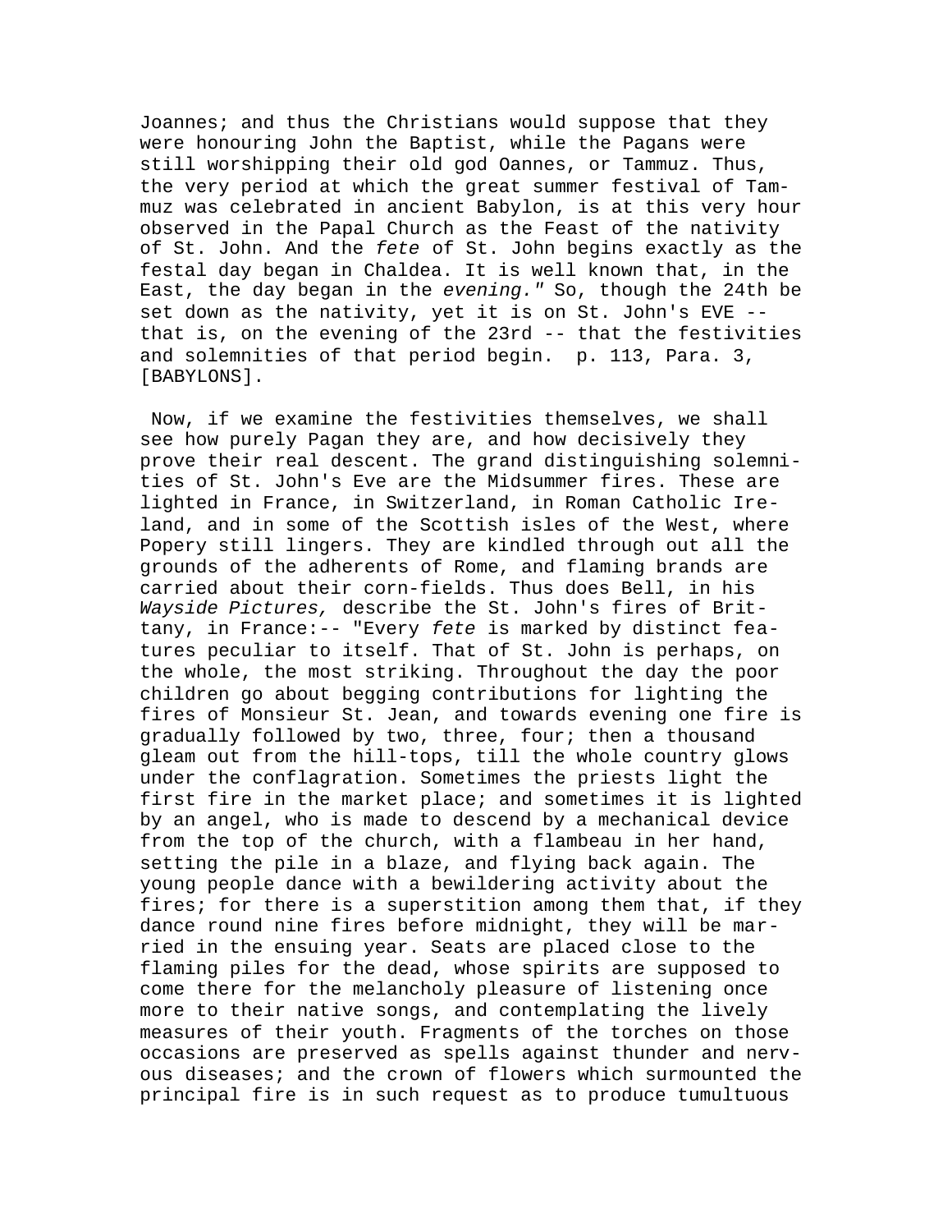Joannes; and thus the Christians would suppose that they were honouring John the Baptist, while the Pagans were still worshipping their old god Oannes, or Tammuz. Thus, the very period at which the great summer festival of Tammuz was celebrated in ancient Babylon, is at this very hour observed in the Papal Church as the Feast of the nativity of St. John. And the *fete* of St. John begins exactly as the festal day began in Chaldea. It is well known that, in the East, the day began in the *evening."* So, though the 24th be set down as the nativity, yet it is on St. John's EVE -- that is, on the evening of the 23rd -- that the festivities and solemnities of that period begin. p. 113, Para. 3, [BABYLONS].

Now, if we examine the festivities themselves, we shall see how purely Pagan they are, and how decisively they prove their real descent. The grand distinguishing solemnities of St. John's Eve are the Midsummer fires. These are lighted in France, in Switzerland, in Roman Catholic Ireland, and in some of the Scottish isles of the West, where Popery still lingers. They are kindled through out all the grounds of the adherents of Rome, and flaming brands are carried about their corn-fields. Thus does Bell, in his *Wayside Pictures,* describe the St. John's fires of Brittany, in France:-- "Every *fete* is marked by distinct features peculiar to itself. That of St. John is perhaps, on the whole, the most striking. Throughout the day the poor children go about begging contributions for lighting the fires of Monsieur St. Jean, and towards evening one fire is gradually followed by two, three, four; then a thousand gleam out from the hill-tops, till the whole country glows under the conflagration. Sometimes the priests light the first fire in the market place; and sometimes it is lighted by an angel, who is made to descend by a mechanical device from the top of the church, with a flambeau in her hand, setting the pile in a blaze, and flying back again. The young people dance with a bewildering activity about the fires; for there is a superstition among them that, if they dance round nine fires before midnight, they will be married in the ensuing year. Seats are placed close to the flaming piles for the dead, whose spirits are supposed to come there for the melancholy pleasure of listening once more to their native songs, and contemplating the lively measures of their youth. Fragments of the torches on those occasions are preserved as spells against thunder and nervous diseases; and the crown of flowers which surmounted the principal fire is in such request as to produce tumultuous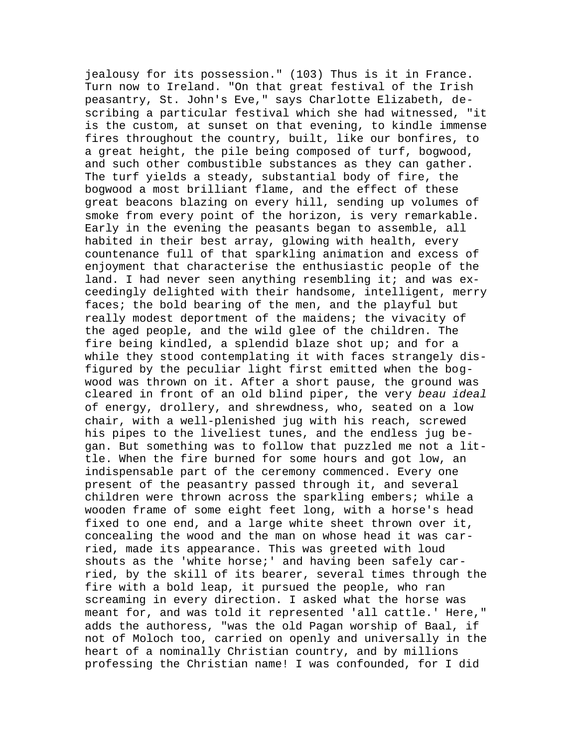jealousy for its possession." (103) Thus is it in France. Turn now to Ireland. "On that great festival of the Irish peasantry, St. John's Eve," says Charlotte Elizabeth, describing a particular festival which she had witnessed, "it is the custom, at sunset on that evening, to kindle immense fires throughout the country, built, like our bonfires, to a great height, the pile being composed of turf, bogwood, and such other combustible substances as they can gather. The turf yields a steady, substantial body of fire, the bogwood a most brilliant flame, and the effect of these great beacons blazing on every hill, sending up volumes of smoke from every point of the horizon, is very remarkable. Early in the evening the peasants began to assemble, all habited in their best array, glowing with health, every countenance full of that sparkling animation and excess of enjoyment that characterise the enthusiastic people of the land. I had never seen anything resembling it; and was exceedingly delighted with their handsome, intelligent, merry faces; the bold bearing of the men, and the playful but really modest deportment of the maidens; the vivacity of the aged people, and the wild glee of the children. The fire being kindled, a splendid blaze shot up; and for a while they stood contemplating it with faces strangely disfigured by the peculiar light first emitted when the bogwood was thrown on it. After a short pause, the ground was cleared in front of an old blind piper, the very *beau ideal* of energy, drollery, and shrewdness, who, seated on a low chair, with a well-plenished jug with his reach, screwed his pipes to the liveliest tunes, and the endless jug began. But something was to follow that puzzled me not a little. When the fire burned for some hours and got low, an indispensable part of the ceremony commenced. Every one present of the peasantry passed through it, and several children were thrown across the sparkling embers; while a wooden frame of some eight feet long, with a horse's head fixed to one end, and a large white sheet thrown over it, concealing the wood and the man on whose head it was carried, made its appearance. This was greeted with loud shouts as the 'white horse;' and having been safely carried, by the skill of its bearer, several times through the fire with a bold leap, it pursued the people, who ran screaming in every direction. I asked what the horse was meant for, and was told it represented 'all cattle.' Here," adds the authoress, "was the old Pagan worship of Baal, if not of Moloch too, carried on openly and universally in the heart of a nominally Christian country, and by millions professing the Christian name! I was confounded, for I did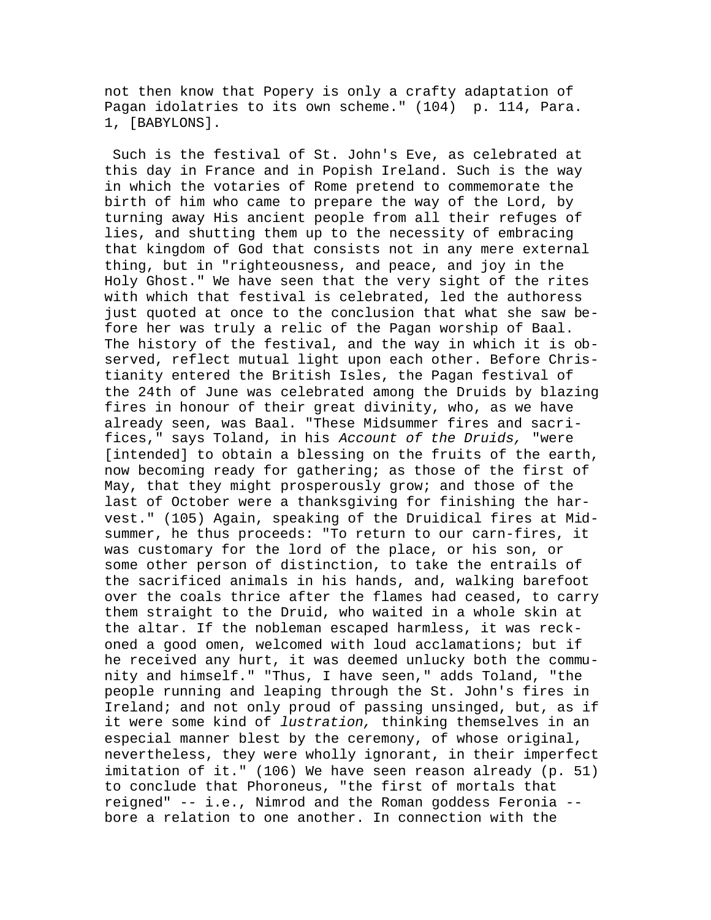not then know that Popery is only a crafty adaptation of Pagan idolatries to its own scheme." (104) p. 114, Para. 1, [BABYLONS].

Such is the festival of St. John's Eve, as celebrated at this day in France and in Popish Ireland. Such is the way in which the votaries of Rome pretend to commemorate the birth of him who came to prepare the way of the Lord, by turning away His ancient people from all their refuges of lies, and shutting them up to the necessity of embracing that kingdom of God that consists not in any mere external thing, but in "righteousness, and peace, and joy in the Holy Ghost." We have seen that the very sight of the rites with which that festival is celebrated, led the authoress just quoted at once to the conclusion that what she saw before her was truly a relic of the Pagan worship of Baal. The history of the festival, and the way in which it is observed, reflect mutual light upon each other. Before Christianity entered the British Isles, the Pagan festival of the 24th of June was celebrated among the Druids by blazing fires in honour of their great divinity, who, as we have already seen, was Baal. "These Midsummer fires and sacrifices," says Toland, in his *Account of the Druids,* "were [intended] to obtain a blessing on the fruits of the earth, now becoming ready for gathering; as those of the first of May, that they might prosperously grow; and those of the last of October were a thanksgiving for finishing the harvest." (105) Again, speaking of the Druidical fires at Midsummer, he thus proceeds: "To return to our carn-fires, it was customary for the lord of the place, or his son, or some other person of distinction, to take the entrails of the sacrificed animals in his hands, and, walking barefoot over the coals thrice after the flames had ceased, to carry them straight to the Druid, who waited in a whole skin at the altar. If the nobleman escaped harmless, it was reckoned a good omen, welcomed with loud acclamations; but if he received any hurt, it was deemed unlucky both the community and himself." "Thus, I have seen," adds Toland, "the people running and leaping through the St. John's fires in Ireland; and not only proud of passing unsinged, but, as if it were some kind of *lustration,* thinking themselves in an especial manner blest by the ceremony, of whose original, nevertheless, they were wholly ignorant, in their imperfect imitation of it." (106) We have seen reason already (p. 51) to conclude that Phoroneus, "the first of mortals that reigned" -- i.e., Nimrod and the Roman goddess Feronia -- bore a relation to one another. In connection with the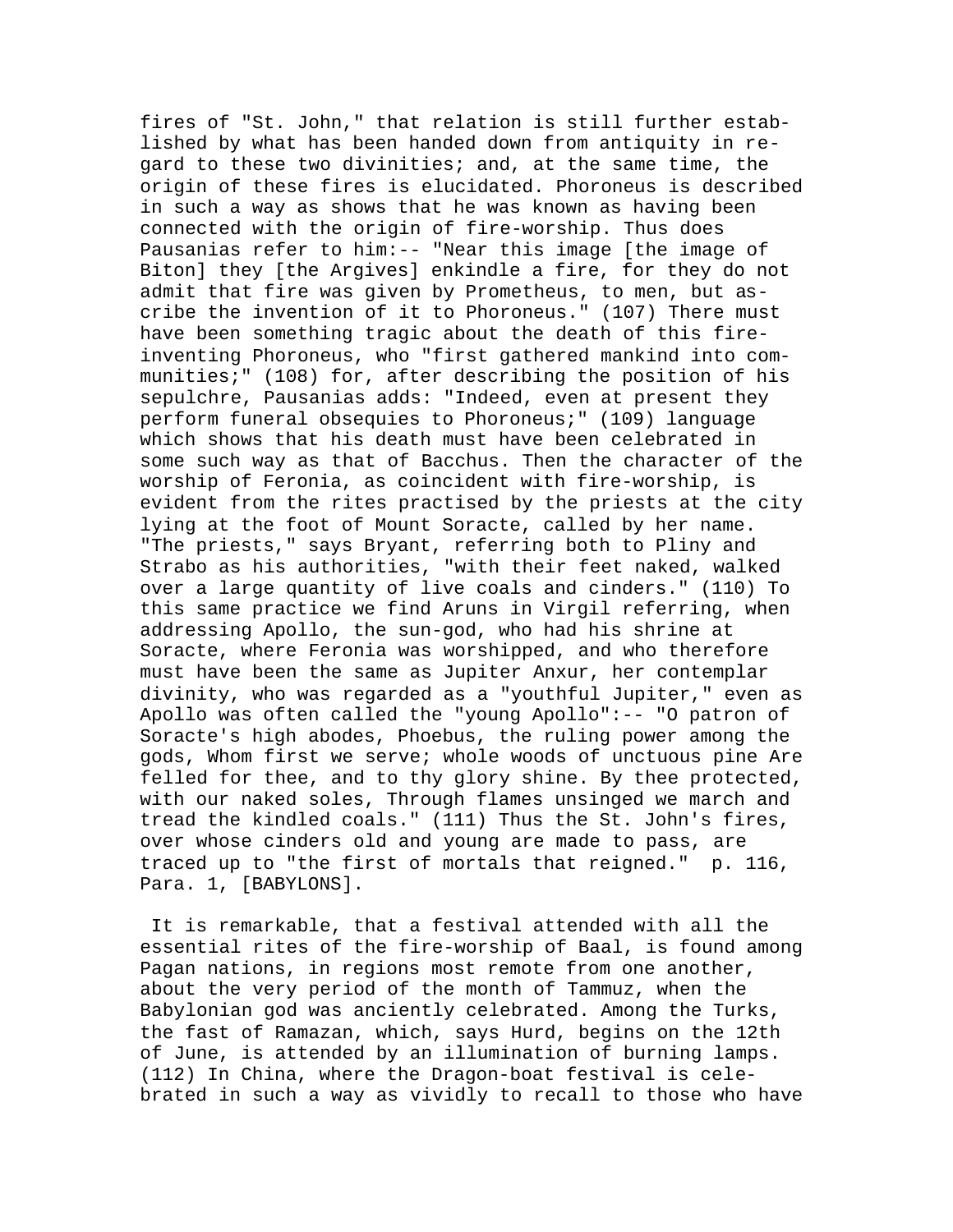fires of "St. John," that relation is still further established by what has been handed down from antiquity in regard to these two divinities; and, at the same time, the origin of these fires is elucidated. Phoroneus is described in such a way as shows that he was known as having been connected with the origin of fire-worship. Thus does Pausanias refer to him:-- "Near this image [the image of Biton] they [the Argives] enkindle a fire, for they do not admit that fire was given by Prometheus, to men, but ascribe the invention of it to Phoroneus." (107) There must have been something tragic about the death of this fire-inventing Phoroneus, who "first gathered mankind into communities;" (108) for, after describing the position of his sepulchre, Pausanias adds: "Indeed, even at present they perform funeral obsequies to Phoroneus;" (109) language which shows that his death must have been celebrated in some such way as that of Bacchus. Then the character of the worship of Feronia, as coincident with fire-worship, is evident from the rites practised by the priests at the city lying at the foot of Mount Soracte, called by her name. "The priests," says Bryant, referring both to Pliny and Strabo as his authorities, "with their feet naked, walked over a large quantity of live coals and cinders." (110) To this same practice we find Aruns in Virgil referring, when addressing Apollo, the sun-god, who had his shrine at Soracte, where Feronia was worshipped, and who therefore must have been the same as Jupiter Anxur, her contemplar divinity, who was regarded as a "youthful Jupiter," even as Apollo was often called the "young Apollo":-- "O patron of Soracte's high abodes, Phoebus, the ruling power among the gods, Whom first we serve; whole woods of unctuous pine Are felled for thee, and to thy glory shine. By thee protected, with our naked soles, Through flames unsinged we march and tread the kindled coals." (111) Thus the St. John's fires, over whose cinders old and young are made to pass, are traced up to "the first of mortals that reigned." p. 116, Para. 1, [BABYLONS].

It is remarkable, that a festival attended with all the essential rites of the fire-worship of Baal, is found among Pagan nations, in regions most remote from one another, about the very period of the month of Tammuz, when the Babylonian god was anciently celebrated. Among the Turks, the fast of Ramazan, which, says Hurd, begins on the 12th of June, is attended by an illumination of burning lamps. (112) In China, where the Dragon-boat festival is celebrated in such a way as vividly to recall to those who have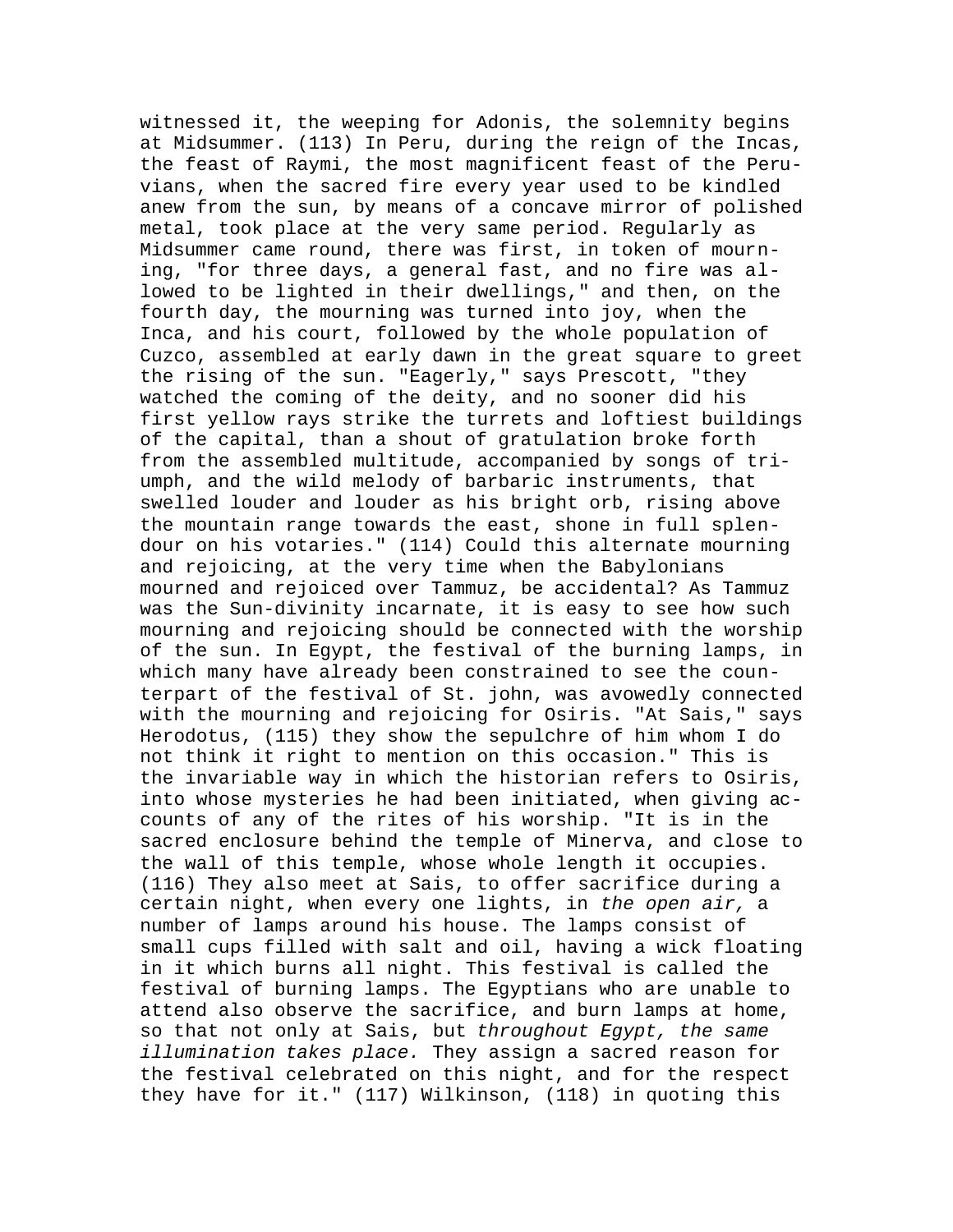witnessed it, the weeping for Adonis, the solemnity begins at Midsummer. (113) In Peru, during the reign of the Incas, the feast of Raymi, the most magnificent feast of the Peruvians, when the sacred fire every year used to be kindled anew from the sun, by means of a concave mirror of polished metal, took place at the very same period. Regularly as Midsummer came round, there was first, in token of mourning, "for three days, a general fast, and no fire was allowed to be lighted in their dwellings," and then, on the fourth day, the mourning was turned into joy, when the Inca, and his court, followed by the whole population of Cuzco, assembled at early dawn in the great square to greet the rising of the sun. "Eagerly," says Prescott, "they watched the coming of the deity, and no sooner did his first yellow rays strike the turrets and loftiest buildings of the capital, than a shout of gratulation broke forth from the assembled multitude, accompanied by songs of triumph, and the wild melody of barbaric instruments, that swelled louder and louder as his bright orb, rising above the mountain range towards the east, shone in full splendour on his votaries." (114) Could this alternate mourning and rejoicing, at the very time when the Babylonians mourned and rejoiced over Tammuz, be accidental? As Tammuz was the Sun-divinity incarnate, it is easy to see how such mourning and rejoicing should be connected with the worship of the sun. In Egypt, the festival of the burning lamps, in which many have already been constrained to see the counterpart of the festival of St. john, was avowedly connected with the mourning and rejoicing for Osiris. "At Sais," says Herodotus, (115) they show the sepulchre of him whom I do not think it right to mention on this occasion." This is the invariable way in which the historian refers to Osiris, into whose mysteries he had been initiated, when giving accounts of any of the rites of his worship. "It is in the sacred enclosure behind the temple of Minerva, and close to the wall of this temple, whose whole length it occupies. (116) They also meet at Sais, to offer sacrifice during a certain night, when every one lights, in *the open air,* a number of lamps around his house. The lamps consist of small cups filled with salt and oil, having a wick floating in it which burns all night. This festival is called the festival of burning lamps. The Egyptians who are unable to attend also observe the sacrifice, and burn lamps at home, so that not only at Sais, but *throughout Egypt, the same illumination takes place.* They assign a sacred reason for the festival celebrated on this night, and for the respect they have for it." (117) Wilkinson, (118) in quoting this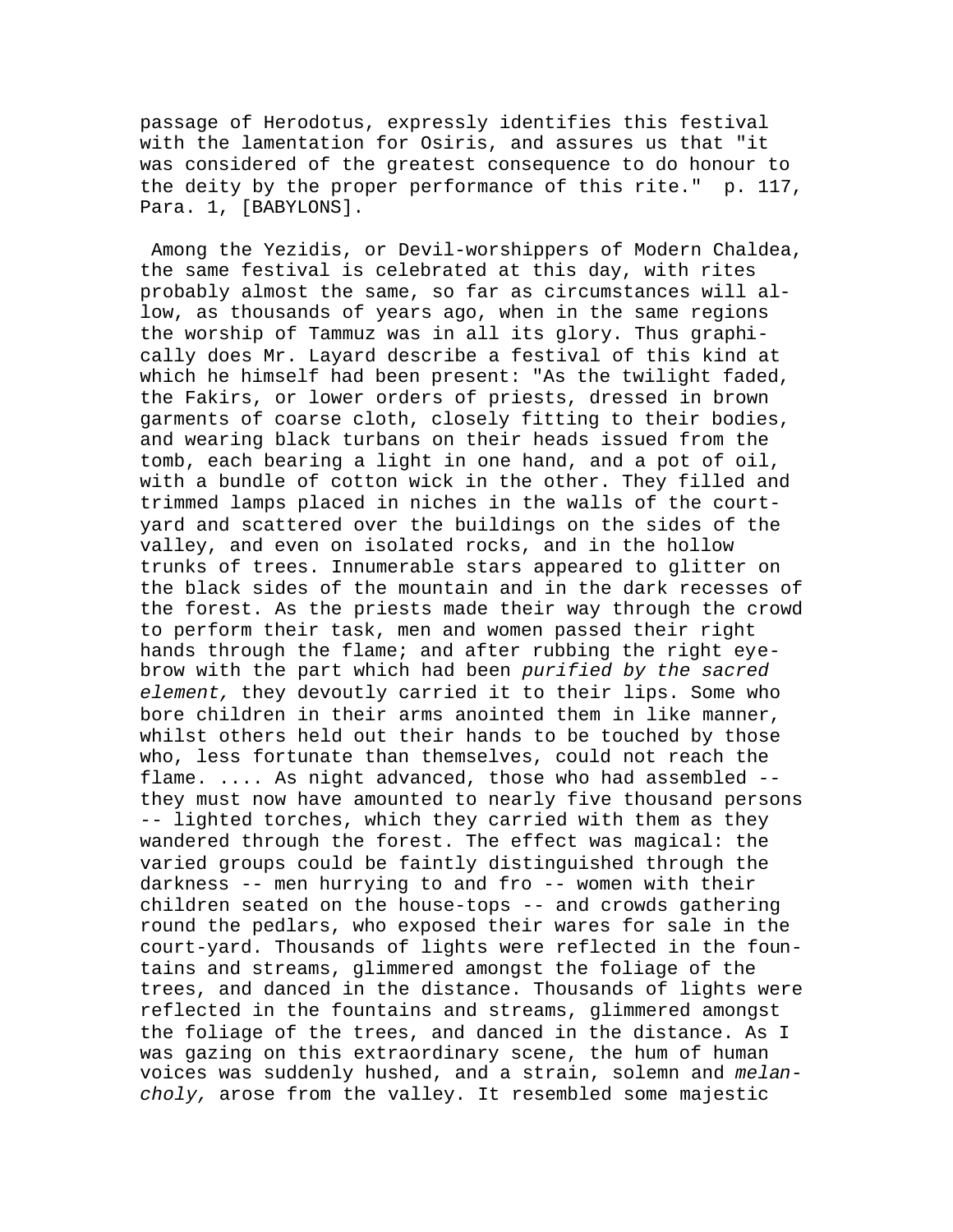passage of Herodotus, expressly identifies this festival with the lamentation for Osiris, and assures us that "it was considered of the greatest consequence to do honour to the deity by the proper performance of this rite." p. 117, Para. 1, [BABYLONS].

Among the Yezidis, or Devil-worshippers of Modern Chaldea, the same festival is celebrated at this day, with rites probably almost the same, so far as circumstances will allow, as thousands of years ago, when in the same regions the worship of Tammuz was in all its glory. Thus graphically does Mr. Layard describe a festival of this kind at which he himself had been present: "As the twilight faded, the Fakirs, or lower orders of priests, dressed in brown garments of coarse cloth, closely fitting to their bodies, and wearing black turbans on their heads issued from the tomb, each bearing a light in one hand, and a pot of oil, with a bundle of cotton wick in the other. They filled and trimmed lamps placed in niches in the walls of the court-yard and scattered over the buildings on the sides of the valley, and even on isolated rocks, and in the hollow trunks of trees. Innumerable stars appeared to glitter on the black sides of the mountain and in the dark recesses of the forest. As the priests made their way through the crowd to perform their task, men and women passed their right hands through the flame; and after rubbing the right eyebrow with the part which had been *purified by the sacred element,* they devoutly carried it to their lips. Some who bore children in their arms anointed them in like manner, whilst others held out their hands to be touched by those who, less fortunate than themselves, could not reach the flame. .... As night advanced, those who had assembled -- they must now have amounted to nearly five thousand persons -- lighted torches, which they carried with them as they wandered through the forest. The effect was magical: the varied groups could be faintly distinguished through the darkness -- men hurrying to and fro -- women with their children seated on the house-tops -- and crowds gathering round the pedlars, who exposed their wares for sale in the court-yard. Thousands of lights were reflected in the fountains and streams, glimmered amongst the foliage of the trees, and danced in the distance. Thousands of lights were reflected in the fountains and streams, glimmered amongst the foliage of the trees, and danced in the distance. As I was gazing on this extraordinary scene, the hum of human voices was suddenly hushed, and a strain, solemn and *melancholy,* arose from the valley. It resembled some majestic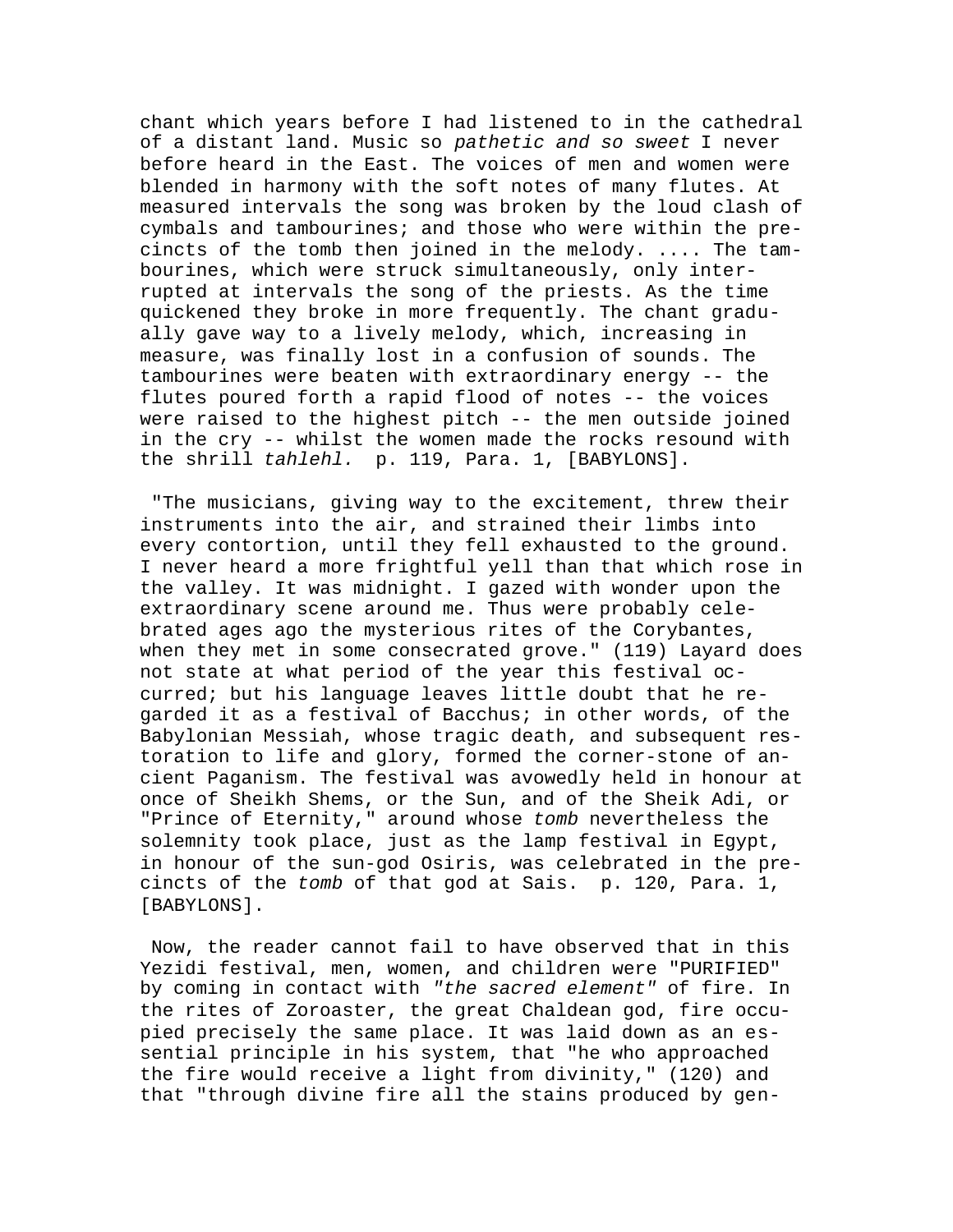chant which years before I had listened to in the cathedral of a distant land. Music so *pathetic and so sweet* I never before heard in the East. The voices of men and women were blended in harmony with the soft notes of many flutes. At measured intervals the song was broken by the loud clash of cymbals and tambourines; and those who were within the precincts of the tomb then joined in the melody. .... The tambourines, which were struck simultaneously, only interrupted at intervals the song of the priests. As the time quickened they broke in more frequently. The chant gradually gave way to a lively melody, which, increasing in measure, was finally lost in a confusion of sounds. The tambourines were beaten with extraordinary energy -- the flutes poured forth a rapid flood of notes -- the voices were raised to the highest pitch -- the men outside joined in the cry -- whilst the women made the rocks resound with the shrill *tahlehl.* p. 119, Para. 1, [BABYLONS].

"The musicians, giving way to the excitement, threw their instruments into the air, and strained their limbs into every contortion, until they fell exhausted to the ground. I never heard a more frightful yell than that which rose in the valley. It was midnight. I gazed with wonder upon the extraordinary scene around me. Thus were probably celebrated ages ago the mysterious rites of the Corybantes, when they met in some consecrated grove." (119) Layard does not state at what period of the year this festival occurred; but his language leaves little doubt that he regarded it as a festival of Bacchus; in other words, of the Babylonian Messiah, whose tragic death, and subsequent restoration to life and glory, formed the corner-stone of ancient Paganism. The festival was avowedly held in honour at once of Sheikh Shems, or the Sun, and of the Sheik Adi, or "Prince of Eternity," around whose *tomb* nevertheless the solemnity took place, just as the lamp festival in Egypt, in honour of the sun-god Osiris, was celebrated in the precincts of the *tomb* of that god at Sais. p. 120, Para. 1, [BABYLONS].

Now, the reader cannot fail to have observed that in this Yezidi festival, men, women, and children were "PURIFIED" by coming in contact with *"the sacred element"* of fire. In the rites of Zoroaster, the great Chaldean god, fire occupied precisely the same place. It was laid down as an essential principle in his system, that "he who approached the fire would receive a light from divinity," (120) and that "through divine fire all the stains produced by gen-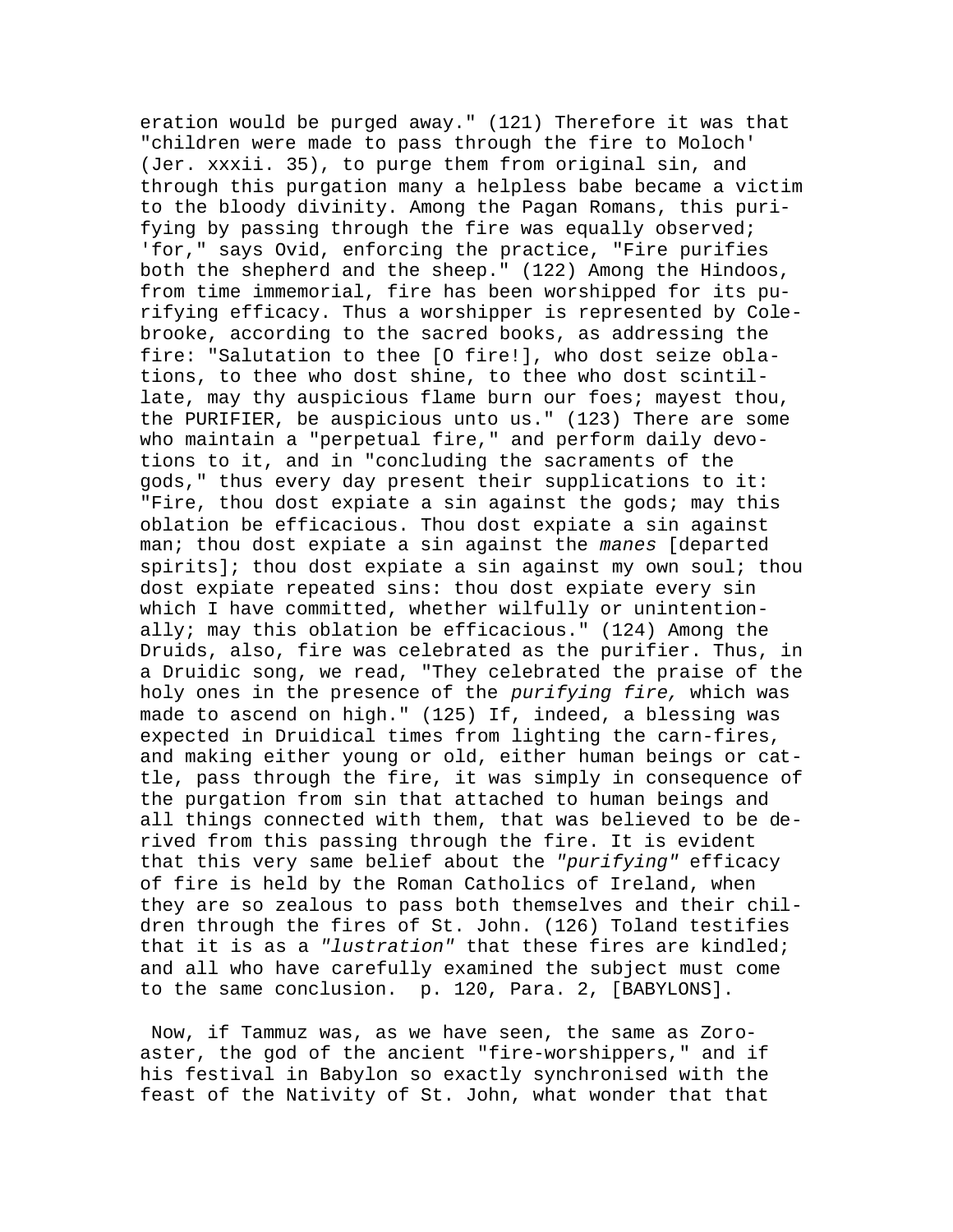eration would be purged away." (121) Therefore it was that "children were made to pass through the fire to Moloch' (Jer. xxxii. 35), to purge them from original sin, and through this purgation many a helpless babe became a victim to the bloody divinity. Among the Pagan Romans, this purifying by passing through the fire was equally observed; 'for," says Ovid, enforcing the practice, "Fire purifies both the shepherd and the sheep." (122) Among the Hindoos, from time immemorial, fire has been worshipped for its purifying efficacy. Thus a worshipper is represented by Colebrooke, according to the sacred books, as addressing the fire: "Salutation to thee [O fire!], who dost seize oblations, to thee who dost shine, to thee who dost scintillate, may thy auspicious flame burn our foes; mayest thou, the PURIFIER, be auspicious unto us." (123) There are some who maintain a "perpetual fire," and perform daily devotions to it, and in "concluding the sacraments of the gods," thus every day present their supplications to it: "Fire, thou dost expiate a sin against the gods; may this oblation be efficacious. Thou dost expiate a sin against man; thou dost expiate a sin against the *manes* [departed spirits]; thou dost expiate a sin against my own soul; thou dost expiate repeated sins: thou dost expiate every sin which I have committed, whether wilfully or unintentionally; may this oblation be efficacious." (124) Among the Druids, also, fire was celebrated as the purifier. Thus, in a Druidic song, we read, "They celebrated the praise of the holy ones in the presence of the *purifying fire,* which was made to ascend on high." (125) If, indeed, a blessing was expected in Druidical times from lighting the carn-fires, and making either young or old, either human beings or cattle, pass through the fire, it was simply in consequence of the purgation from sin that attached to human beings and all things connected with them, that was believed to be derived from this passing through the fire. It is evident that this very same belief about the *"purifying"* efficacy of fire is held by the Roman Catholics of Ireland, when they are so zealous to pass both themselves and their children through the fires of St. John. (126) Toland testifies that it is as a *"lustration"* that these fires are kindled; and all who have carefully examined the subject must come to the same conclusion. p. 120, Para. 2, [BABYLONS].

Now, if Tammuz was, as we have seen, the same as Zoroaster, the god of the ancient "fire-worshippers," and if his festival in Babylon so exactly synchronised with the feast of the Nativity of St. John, what wonder that that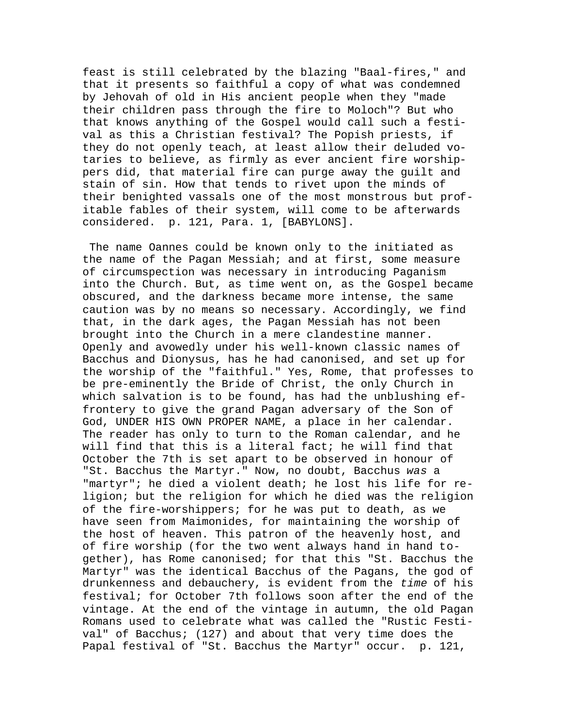feast is still celebrated by the blazing "Baal-fires," and that it presents so faithful a copy of what was condemned by Jehovah of old in His ancient people when they "made their children pass through the fire to Moloch"? But who that knows anything of the Gospel would call such a festival as this a Christian festival? The Popish priests, if they do not openly teach, at least allow their deluded votaries to believe, as firmly as ever ancient fire worshippers did, that material fire can purge away the guilt and stain of sin. How that tends to rivet upon the minds of their benighted vassals one of the most monstrous but profitable fables of their system, will come to be afterwards considered. p. 121, Para. 1, [BABYLONS].

The name Oannes could be known only to the initiated as the name of the Pagan Messiah; and at first, some measure of circumspection was necessary in introducing Paganism into the Church. But, as time went on, as the Gospel became obscured, and the darkness became more intense, the same caution was by no means so necessary. Accordingly, we find that, in the dark ages, the Pagan Messiah has not been brought into the Church in a mere clandestine manner. Openly and avowedly under his well-known classic names of Bacchus and Dionysus, has he had canonised, and set up for the worship of the "faithful." Yes, Rome, that professes to be pre-eminently the Bride of Christ, the only Church in which salvation is to be found, has had the unblushing effrontery to give the grand Pagan adversary of the Son of God, UNDER HIS OWN PROPER NAME, a place in her calendar. The reader has only to turn to the Roman calendar, and he will find that this is a literal fact; he will find that October the 7th is set apart to be observed in honour of "St. Bacchus the Martyr." Now, no doubt, Bacchus *was* a "martyr"; he died a violent death; he lost his life for religion; but the religion for which he died was the religion of the fire-worshippers; for he was put to death, as we have seen from Maimonides, for maintaining the worship of the host of heaven. This patron of the heavenly host, and of fire worship (for the two went always hand in hand together), has Rome canonised; for that this "St. Bacchus the Martyr" was the identical Bacchus of the Pagans, the god of drunkenness and debauchery, is evident from the *time* of his festival; for October 7th follows soon after the end of the vintage. At the end of the vintage in autumn, the old Pagan Romans used to celebrate what was called the "Rustic Festival" of Bacchus; (127) and about that very time does the Papal festival of "St. Bacchus the Martyr" occur. p. 121,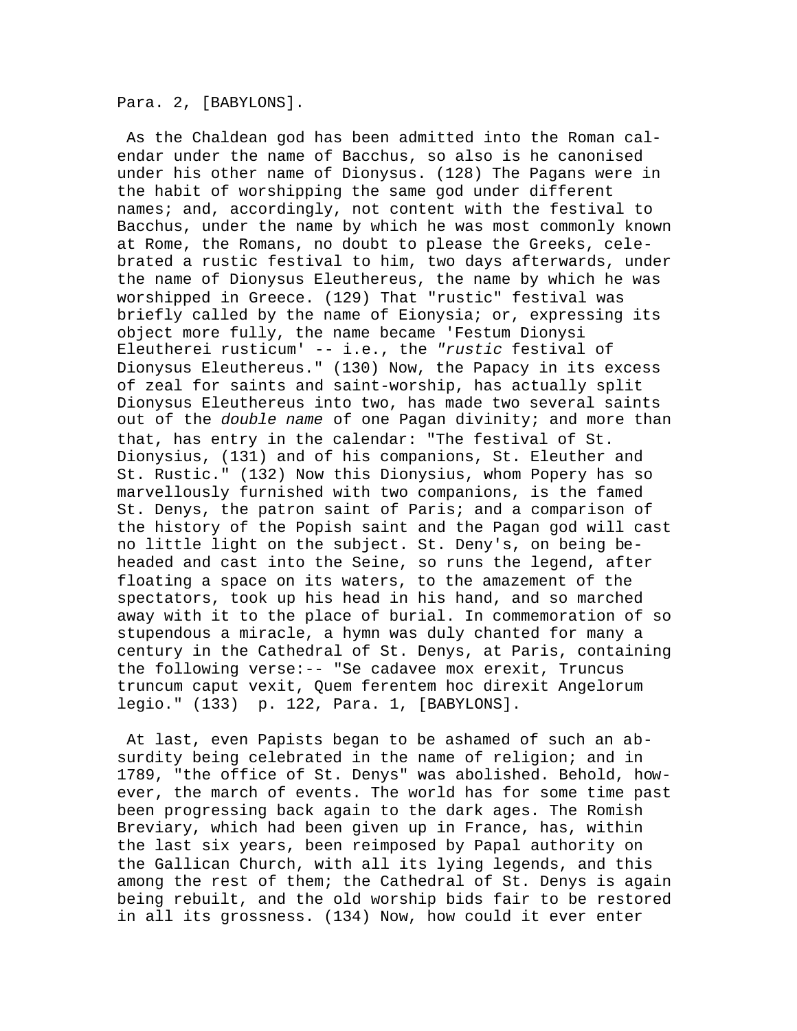Para. 2, [BABYLONS].

As the Chaldean god has been admitted into the Roman calendar under the name of Bacchus, so also is he canonised under his other name of Dionysus. (128) The Pagans were in the habit of worshipping the same god under different names; and, accordingly, not content with the festival to Bacchus, under the name by which he was most commonly known at Rome, the Romans, no doubt to please the Greeks, celebrated a rustic festival to him, two days afterwards, under the name of Dionysus Eleuthereus, the name by which he was worshipped in Greece. (129) That "rustic" festival was briefly called by the name of Eionysia; or, expressing its object more fully, the name became 'Festum Dionysi Eleutherei rusticum' -- i.e., the *"rustic* festival of Dionysus Eleuthereus." (130) Now, the Papacy in its excess of zeal for saints and saint-worship, has actually split Dionysus Eleuthereus into two, has made two several saints out of the *double name* of one Pagan divinity; and more than that, has entry in the calendar: "The festival of St. Dionysius, (131) and of his companions, St. Eleuther and St. Rustic." (132) Now this Dionysius, whom Popery has so marvellously furnished with two companions, is the famed St. Denys, the patron saint of Paris; and a comparison of the history of the Popish saint and the Pagan god will cast no little light on the subject. St. Deny's, on being beheaded and cast into the Seine, so runs the legend, after floating a space on its waters, to the amazement of the spectators, took up his head in his hand, and so marched away with it to the place of burial. In commemoration of so stupendous a miracle, a hymn was duly chanted for many a century in the Cathedral of St. Denys, at Paris, containing the following verse:-- "Se cadavee mox erexit, Truncus truncum caput vexit, Quem ferentem hoc direxit Angelorum legio." (133) p. 122, Para. 1, [BABYLONS].

At last, even Papists began to be ashamed of such an absurdity being celebrated in the name of religion; and in 1789, "the office of St. Denys" was abolished. Behold, however, the march of events. The world has for some time past been progressing back again to the dark ages. The Romish Breviary, which had been given up in France, has, within the last six years, been reimposed by Papal authority on the Gallican Church, with all its lying legends, and this among the rest of them; the Cathedral of St. Denys is again being rebuilt, and the old worship bids fair to be restored in all its grossness. (134) Now, how could it ever enter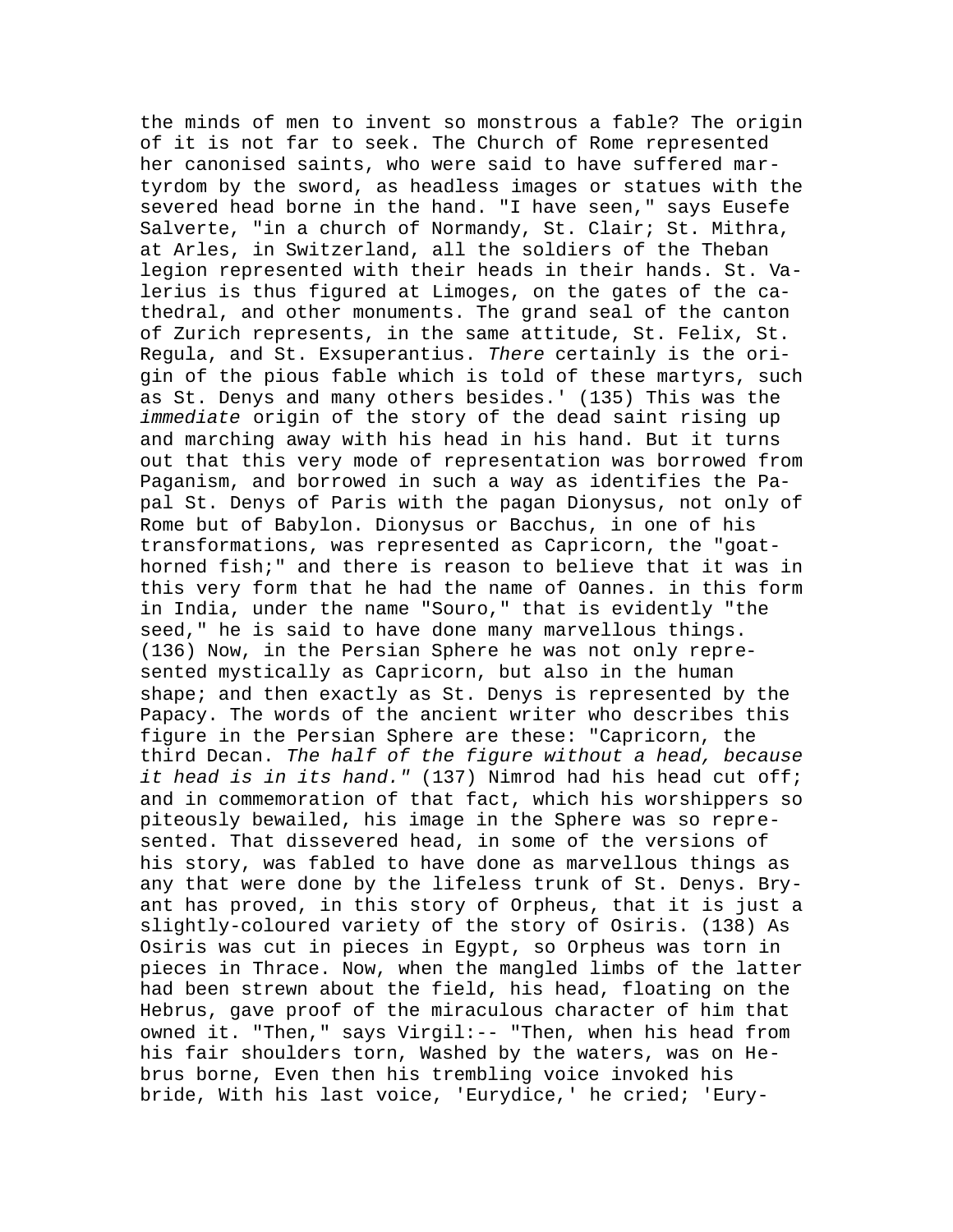the minds of men to invent so monstrous a fable? The origin of it is not far to seek. The Church of Rome represented her canonised saints, who were said to have suffered martyrdom by the sword, as headless images or statues with the severed head borne in the hand. "I have seen," says Eusefe Salverte, "in a church of Normandy, St. Clair; St. Mithra, at Arles, in Switzerland, all the soldiers of the Theban legion represented with their heads in their hands. St. Valerius is thus figured at Limoges, on the gates of the cathedral, and other monuments. The grand seal of the canton of Zurich represents, in the same attitude, St. Felix, St. Regula, and St. Exsuperantius. *There* certainly is the origin of the pious fable which is told of these martyrs, such as St. Denys and many others besides.' (135) This was the *immediate* origin of the story of the dead saint rising up and marching away with his head in his hand. But it turns out that this very mode of representation was borrowed from Paganism, and borrowed in such a way as identifies the Papal St. Denys of Paris with the pagan Dionysus, not only of Rome but of Babylon. Dionysus or Bacchus, in one of his transformations, was represented as Capricorn, the "goat-horned fish;" and there is reason to believe that it was in this very form that he had the name of Oannes. in this form in India, under the name "Souro," that is evidently "the seed," he is said to have done many marvellous things. (136) Now, in the Persian Sphere he was not only represented mystically as Capricorn, but also in the human shape; and then exactly as St. Denys is represented by the Papacy. The words of the ancient writer who describes this figure in the Persian Sphere are these: "Capricorn, the third Decan. *The half of the figure without a head, because it head is in its hand."* (137) Nimrod had his head cut off; and in commemoration of that fact, which his worshippers so piteously bewailed, his image in the Sphere was so represented. That dissevered head, in some of the versions of his story, was fabled to have done as marvellous things as any that were done by the lifeless trunk of St. Denys. Bryant has proved, in this story of Orpheus, that it is just a slightly-coloured variety of the story of Osiris. (138) As Osiris was cut in pieces in Egypt, so Orpheus was torn in pieces in Thrace. Now, when the mangled limbs of the latter had been strewn about the field, his head, floating on the Hebrus, gave proof of the miraculous character of him that owned it. "Then," says Virgil:-- "Then, when his head from his fair shoulders torn, Washed by the waters, was on Hebrus borne, Even then his trembling voice invoked his bride, With his last voice, 'Eurydice,' he cried; 'Eury-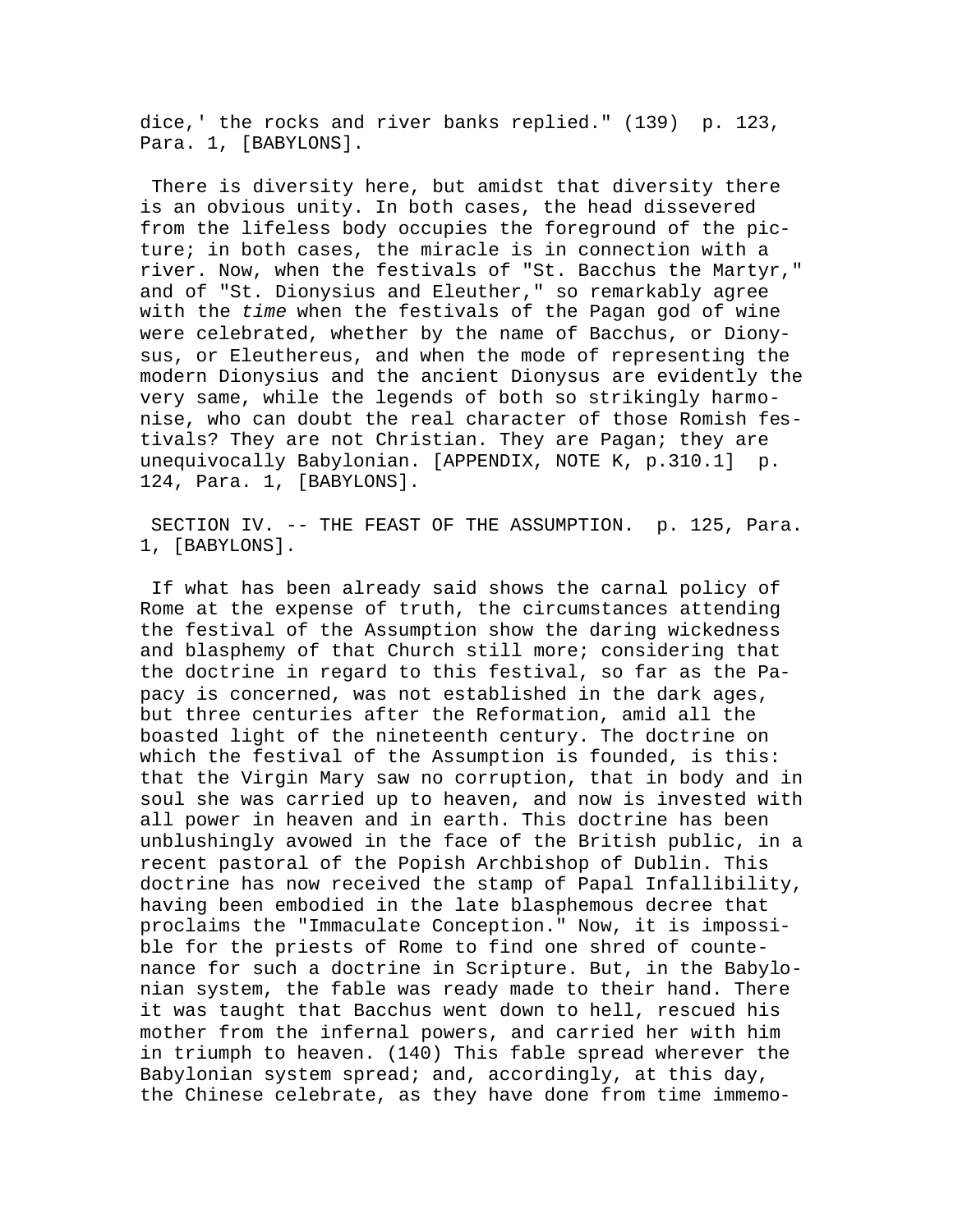dice,' the rocks and river banks replied." (139) p. 123, Para. 1, [BABYLONS].

There is diversity here, but amidst that diversity there is an obvious unity. In both cases, the head dissevered from the lifeless body occupies the foreground of the picture; in both cases, the miracle is in connection with a river. Now, when the festivals of "St. Bacchus the Martyr," and of "St. Dionysius and Eleuther," so remarkably agree with the *time* when the festivals of the Pagan god of wine were celebrated, whether by the name of Bacchus, or Dionysus, or Eleuthereus, and when the mode of representing the modern Dionysius and the ancient Dionysus are evidently the very same, while the legends of both so strikingly harmonise, who can doubt the real character of those Romish festivals? They are not Christian. They are Pagan; they are unequivocally Babylonian. [APPENDIX, NOTE K, p.310.1] p. 124, Para. 1, [BABYLONS].

SECTION IV. -- THE FEAST OF THE ASSUMPTION. p. 125, Para. 1, [BABYLONS].

If what has been already said shows the carnal policy of Rome at the expense of truth, the circumstances attending the festival of the Assumption show the daring wickedness and blasphemy of that Church still more; considering that the doctrine in regard to this festival, so far as the Papacy is concerned, was not established in the dark ages, but three centuries after the Reformation, amid all the boasted light of the nineteenth century. The doctrine on which the festival of the Assumption is founded, is this: that the Virgin Mary saw no corruption, that in body and in soul she was carried up to heaven, and now is invested with all power in heaven and in earth. This doctrine has been unblushingly avowed in the face of the British public, in a recent pastoral of the Popish Archbishop of Dublin. This doctrine has now received the stamp of Papal Infallibility, having been embodied in the late blasphemous decree that proclaims the "Immaculate Conception." Now, it is impossible for the priests of Rome to find one shred of countenance for such a doctrine in Scripture. But, in the Babylonian system, the fable was ready made to their hand. There it was taught that Bacchus went down to hell, rescued his mother from the infernal powers, and carried her with him in triumph to heaven. (140) This fable spread wherever the Babylonian system spread; and, accordingly, at this day, the Chinese celebrate, as they have done from time immemo-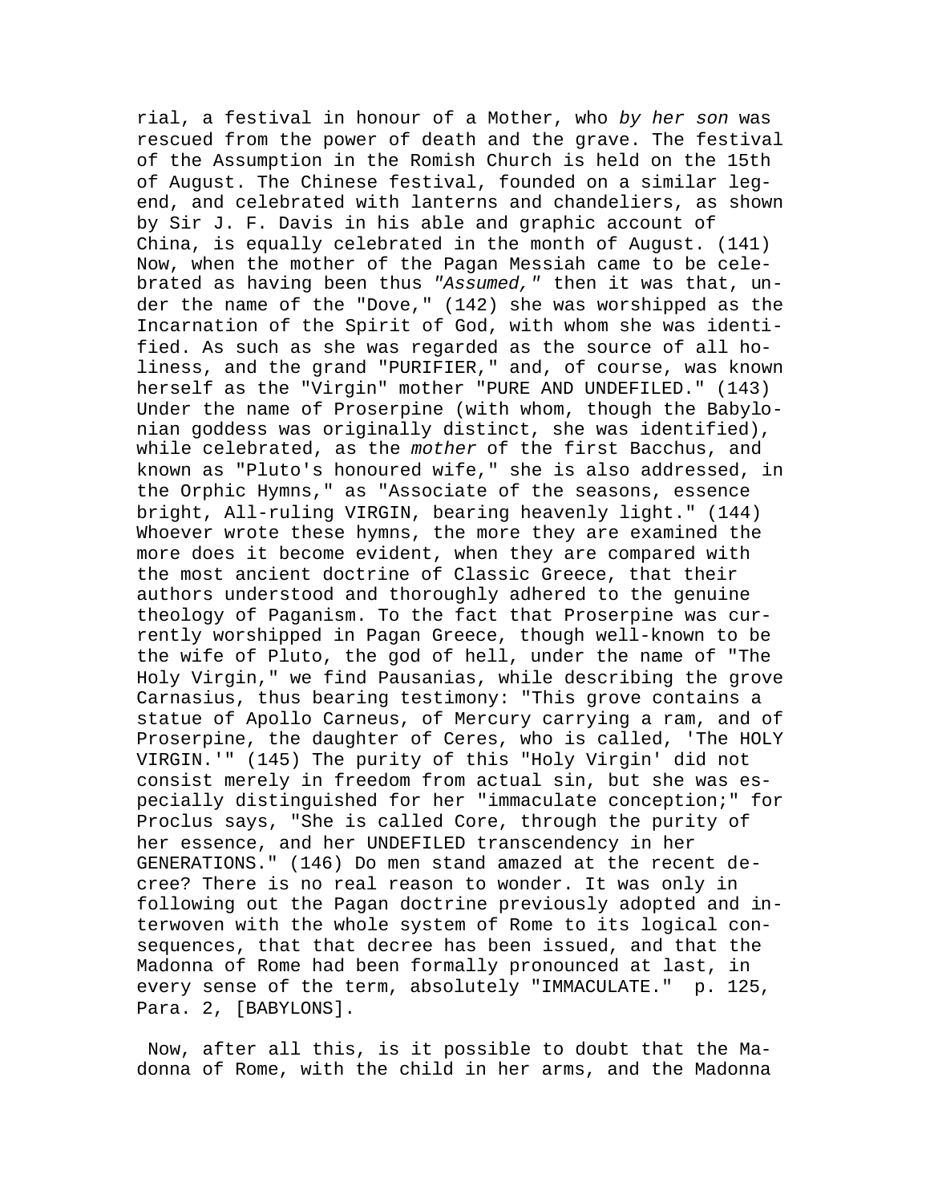rial, a festival in honour of a Mother, who *by her son* was rescued from the power of death and the grave. The festival of the Assumption in the Romish Church is held on the 15th of August. The Chinese festival, founded on a similar legend, and celebrated with lanterns and chandeliers, as shown by Sir J. F. Davis in his able and graphic account of China, is equally celebrated in the month of August. (141) Now, when the mother of the Pagan Messiah came to be celebrated as having been thus *"Assumed,"* then it was that, under the name of the "Dove," (142) she was worshipped as the Incarnation of the Spirit of God, with whom she was identified. As such as she was regarded as the source of all holiness, and the grand "PURIFIER," and, of course, was known herself as the "Virgin" mother "PURE AND UNDEFILED." (143) Under the name of Proserpine (with whom, though the Babylonian goddess was originally distinct, she was identified), while celebrated, as the *mother* of the first Bacchus, and known as "Pluto's honoured wife," she is also addressed, in the Orphic Hymns," as "Associate of the seasons, essence bright, All-ruling VIRGIN, bearing heavenly light." (144) Whoever wrote these hymns, the more they are examined the more does it become evident, when they are compared with the most ancient doctrine of Classic Greece, that their authors understood and thoroughly adhered to the genuine theology of Paganism. To the fact that Proserpine was currently worshipped in Pagan Greece, though well-known to be the wife of Pluto, the god of hell, under the name of "The Holy Virgin," we find Pausanias, while describing the grove Carnasius, thus bearing testimony: "This grove contains a statue of Apollo Carneus, of Mercury carrying a ram, and of Proserpine, the daughter of Ceres, who is called, 'The HOLY VIRGIN.'" (145) The purity of this "Holy Virgin' did not consist merely in freedom from actual sin, but she was especially distinguished for her "immaculate conception;" for Proclus says, "She is called Core, through the purity of her essence, and her UNDEFILED transcendency in her GENERATIONS." (146) Do men stand amazed at the recent decree? There is no real reason to wonder. It was only in following out the Pagan doctrine previously adopted and interwoven with the whole system of Rome to its logical consequences, that that decree has been issued, and that the Madonna of Rome had been formally pronounced at last, in every sense of the term, absolutely "IMMACULATE." p. 125, Para. 2, [BABYLONS].

Now, after all this, is it possible to doubt that the Madonna of Rome, with the child in her arms, and the Madonna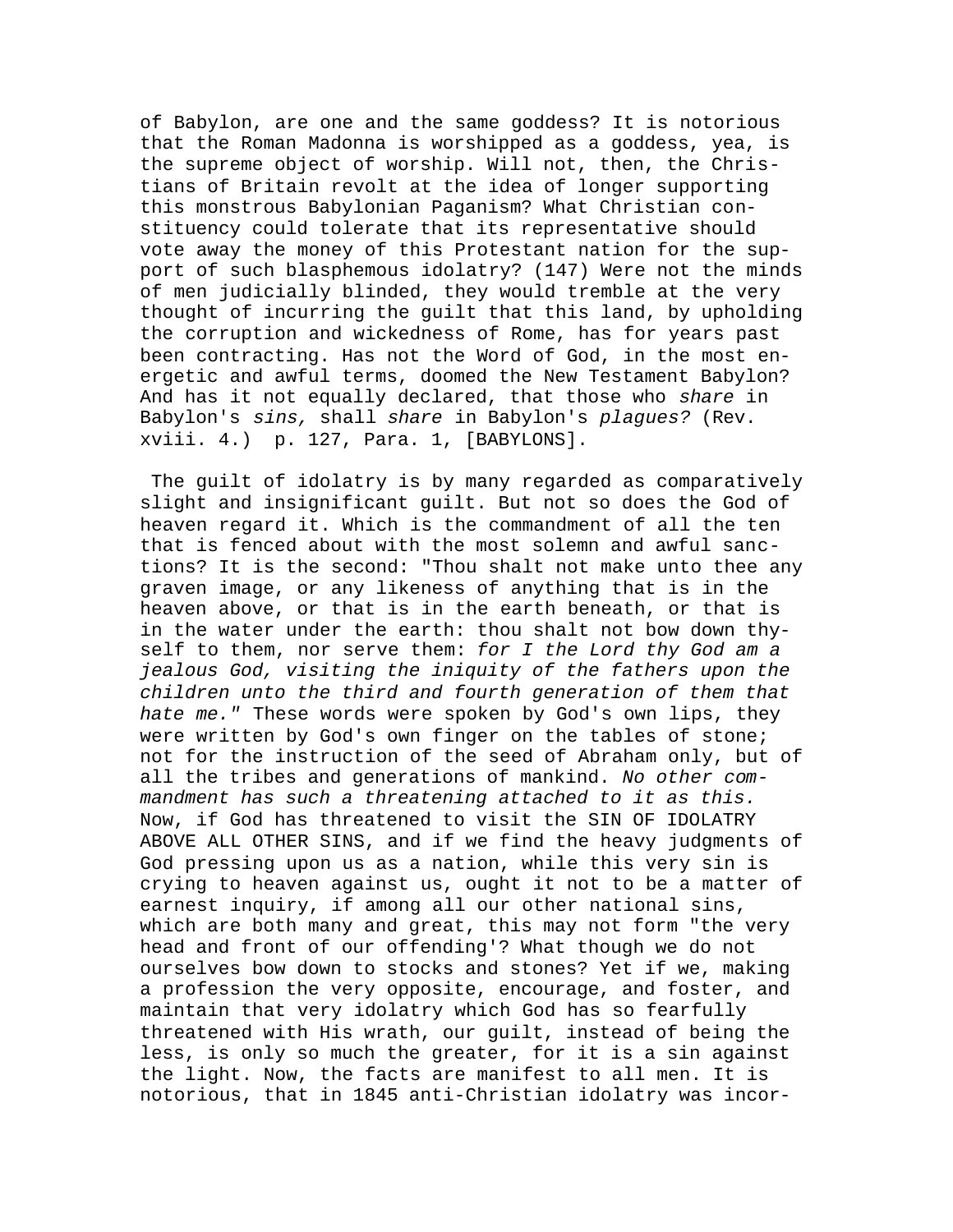of Babylon, are one and the same goddess? It is notorious that the Roman Madonna is worshipped as a goddess, yea, is the supreme object of worship. Will not, then, the Christians of Britain revolt at the idea of longer supporting this monstrous Babylonian Paganism? What Christian constituency could tolerate that its representative should vote away the money of this Protestant nation for the support of such blasphemous idolatry? (147) Were not the minds of men judicially blinded, they would tremble at the very thought of incurring the guilt that this land, by upholding the corruption and wickedness of Rome, has for years past been contracting. Has not the Word of God, in the most energetic and awful terms, doomed the New Testament Babylon? And has it not equally declared, that those who *share* in Babylon's *sins,* shall *share* in Babylon's *plagues?* (Rev. xviii. 4.) p. 127, Para. 1, [BABYLONS].

The guilt of idolatry is by many regarded as comparatively slight and insignificant guilt. But not so does the God of heaven regard it. Which is the commandment of all the ten that is fenced about with the most solemn and awful sanctions? It is the second: "Thou shalt not make unto thee any graven image, or any likeness of anything that is in the heaven above, or that is in the earth beneath, or that is in the water under the earth: thou shalt not bow down thyself to them, nor serve them: *for I the Lord thy God am a jealous God, visiting the iniquity of the fathers upon the children unto the third and fourth generation of them that hate me."* These words were spoken by God's own lips, they were written by God's own finger on the tables of stone; not for the instruction of the seed of Abraham only, but of all the tribes and generations of mankind. *No other commandment has such a threatening attached to it as this.* Now, if God has threatened to visit the SIN OF IDOLATRY ABOVE ALL OTHER SINS, and if we find the heavy judgments of God pressing upon us as a nation, while this very sin is crying to heaven against us, ought it not to be a matter of earnest inquiry, if among all our other national sins, which are both many and great, this may not form "the very head and front of our offending'? What though we do not ourselves bow down to stocks and stones? Yet if we, making a profession the very opposite, encourage, and foster, and maintain that very idolatry which God has so fearfully threatened with His wrath, our guilt, instead of being the less, is only so much the greater, for it is a sin against the light. Now, the facts are manifest to all men. It is notorious, that in 1845 anti-Christian idolatry was incor-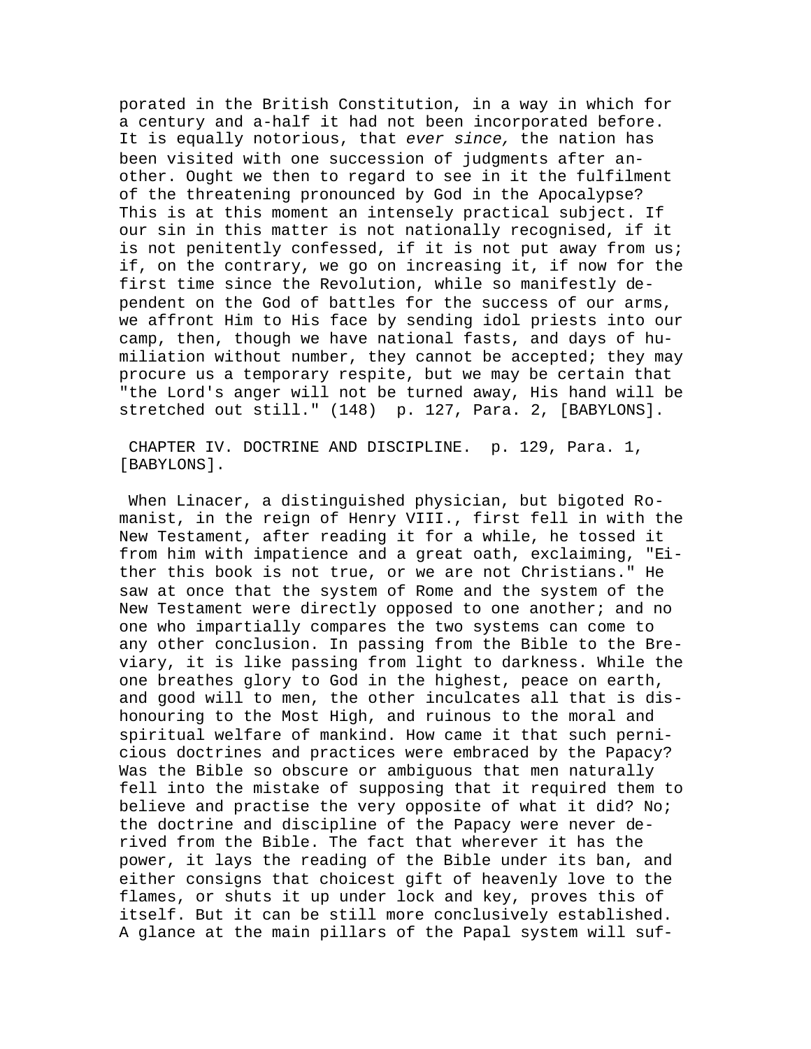porated in the British Constitution, in a way in which for a century and a-half it had not been incorporated before. It is equally notorious, that *ever since,* the nation has been visited with one succession of judgments after another. Ought we then to regard to see in it the fulfilment of the threatening pronounced by God in the Apocalypse? This is at this moment an intensely practical subject. If our sin in this matter is not nationally recognised, if it is not penitently confessed, if it is not put away from us; if, on the contrary, we go on increasing it, if now for the first time since the Revolution, while so manifestly dependent on the God of battles for the success of our arms, we affront Him to His face by sending idol priests into our camp, then, though we have national fasts, and days of humiliation without number, they cannot be accepted; they may procure us a temporary respite, but we may be certain that "the Lord's anger will not be turned away, His hand will be stretched out still." (148) p. 127, Para. 2, [BABYLONS].

CHAPTER IV. DOCTRINE AND DISCIPLINE. p. 129, Para. 1, [BABYLONS].

When Linacer, a distinguished physician, but bigoted Romanist, in the reign of Henry VIII., first fell in with the New Testament, after reading it for a while, he tossed it from him with impatience and a great oath, exclaiming, "Either this book is not true, or we are not Christians." He saw at once that the system of Rome and the system of the New Testament were directly opposed to one another; and no one who impartially compares the two systems can come to any other conclusion. In passing from the Bible to the Breviary, it is like passing from light to darkness. While the one breathes glory to God in the highest, peace on earth, and good will to men, the other inculcates all that is dishonouring to the Most High, and ruinous to the moral and spiritual welfare of mankind. How came it that such pernicious doctrines and practices were embraced by the Papacy? Was the Bible so obscure or ambiguous that men naturally fell into the mistake of supposing that it required them to believe and practise the very opposite of what it did? No; the doctrine and discipline of the Papacy were never derived from the Bible. The fact that wherever it has the power, it lays the reading of the Bible under its ban, and either consigns that choicest gift of heavenly love to the flames, or shuts it up under lock and key, proves this of itself. But it can be still more conclusively established. A glance at the main pillars of the Papal system will suf-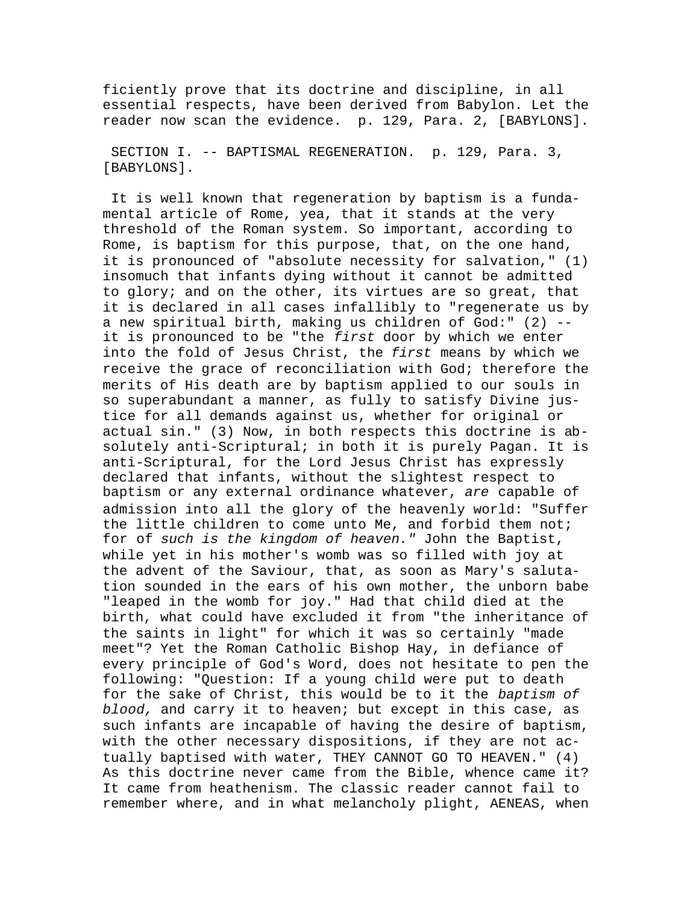ficiently prove that its doctrine and discipline, in all essential respects, have been derived from Babylon. Let the reader now scan the evidence. p. 129, Para. 2, [BABYLONS].

SECTION I. -- BAPTISMAL REGENERATION. p. 129, Para. 3, [BABYLONS].

It is well known that regeneration by baptism is a fundamental article of Rome, yea, that it stands at the very threshold of the Roman system. So important, according to Rome, is baptism for this purpose, that, on the one hand, it is pronounced of "absolute necessity for salvation," (1) insomuch that infants dying without it cannot be admitted to glory; and on the other, its virtues are so great, that it is declared in all cases infallibly to "regenerate us by a new spiritual birth, making us children of God:" (2) -- it is pronounced to be "the *first* door by which we enter into the fold of Jesus Christ, the *first* means by which we receive the grace of reconciliation with God; therefore the merits of His death are by baptism applied to our souls in so superabundant a manner, as fully to satisfy Divine justice for all demands against us, whether for original or actual sin." (3) Now, in both respects this doctrine is absolutely anti-Scriptural; in both it is purely Pagan. It is anti-Scriptural, for the Lord Jesus Christ has expressly declared that infants, without the slightest respect to baptism or any external ordinance whatever, *are* capable of admission into all the glory of the heavenly world: "Suffer the little children to come unto Me, and forbid them not; for of *such is the kingdom of heaven."* John the Baptist, while yet in his mother's womb was so filled with joy at the advent of the Saviour, that, as soon as Mary's salutation sounded in the ears of his own mother, the unborn babe "leaped in the womb for joy." Had that child died at the birth, what could have excluded it from "the inheritance of the saints in light" for which it was so certainly "made meet"? Yet the Roman Catholic Bishop Hay, in defiance of every principle of God's Word, does not hesitate to pen the following: "Question: If a young child were put to death for the sake of Christ, this would be to it the *baptism of blood,* and carry it to heaven; but except in this case, as such infants are incapable of having the desire of baptism, with the other necessary dispositions, if they are not actually baptised with water, THEY CANNOT GO TO HEAVEN." (4) As this doctrine never came from the Bible, whence came it? It came from heathenism. The classic reader cannot fail to remember where, and in what melancholy plight, AENEAS, when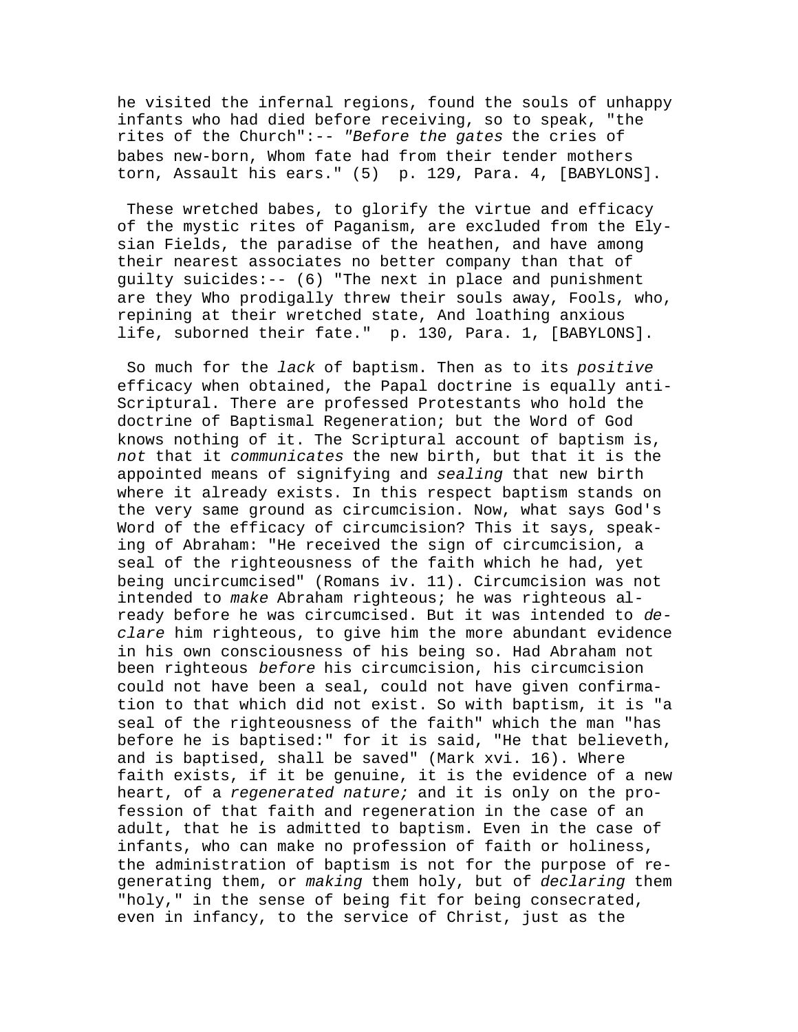he visited the infernal regions, found the souls of unhappy infants who had died before receiving, so to speak, "the rites of the Church":-- *"Before the gates* the cries of babes new-born, Whom fate had from their tender mothers torn, Assault his ears." (5)  p. 129, Para. 4, [BABYLONS].

These wretched babes, to glorify the virtue and efficacy of the mystic rites of Paganism, are excluded from the Elysian Fields, the paradise of the heathen, and have among their nearest associates no better company than that of guilty suicides:-- (6) "The next in place and punishment are they Who prodigally threw their souls away, Fools, who, repining at their wretched state, And loathing anxious life, suborned their fate."  p. 130, Para. 1, [BABYLONS].

So much for the *lack* of baptism. Then as to its *positive* efficacy when obtained, the Papal doctrine is equally anti-Scriptural. There are professed Protestants who hold the doctrine of Baptismal Regeneration; but the Word of God knows nothing of it. The Scriptural account of baptism is, *not* that it *communicates* the new birth, but that it is the appointed means of signifying and *sealing* that new birth where it already exists. In this respect baptism stands on the very same ground as circumcision. Now, what says God's Word of the efficacy of circumcision? This it says, speaking of Abraham: "He received the sign of circumcision, a seal of the righteousness of the faith which he had, yet being uncircumcised" (Romans iv. 11). Circumcision was not intended to *make* Abraham righteous; he was righteous already before he was circumcised. But it was intended to *declare* him righteous, to give him the more abundant evidence in his own consciousness of his being so. Had Abraham not been righteous *before* his circumcision, his circumcision could not have been a seal, could not have given confirmation to that which did not exist. So with baptism, it is "a seal of the righteousness of the faith" which the man "has before he is baptised:" for it is said, "He that believeth, and is baptised, shall be saved" (Mark xvi. 16). Where faith exists, if it be genuine, it is the evidence of a new heart, of a *regenerated nature;* and it is only on the profession of that faith and regeneration in the case of an adult, that he is admitted to baptism. Even in the case of infants, who can make no profession of faith or holiness, the administration of baptism is not for the purpose of regenerating them, or *making* them holy, but of *declaring* them "holy," in the sense of being fit for being consecrated, even in infancy, to the service of Christ, just as the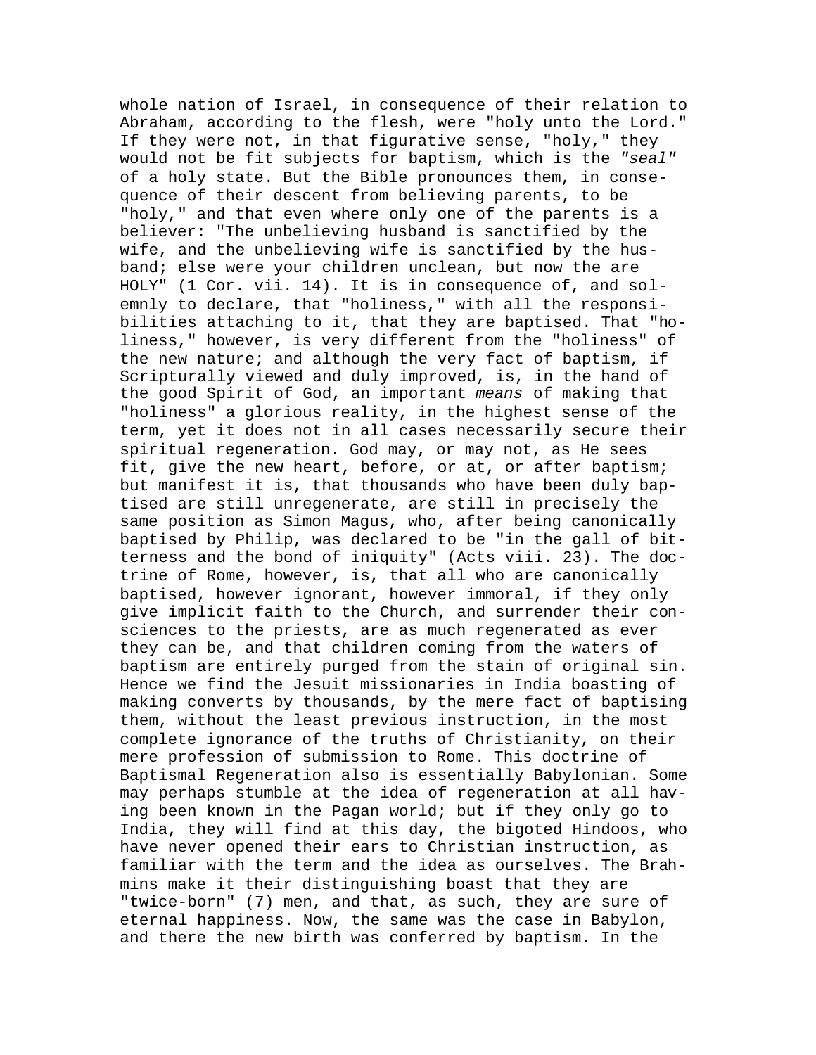whole nation of Israel, in consequence of their relation to Abraham, according to the flesh, were "holy unto the Lord." If they were not, in that figurative sense, "holy," they would not be fit subjects for baptism, which is the *"seal"* of a holy state. But the Bible pronounces them, in consequence of their descent from believing parents, to be "holy," and that even where only one of the parents is a believer: "The unbelieving husband is sanctified by the wife, and the unbelieving wife is sanctified by the husband; else were your children unclean, but now the are HOLY" (1 Cor. vii. 14). It is in consequence of, and solemnly to declare, that "holiness," with all the responsibilities attaching to it, that they are baptised. That "holiness," however, is very different from the "holiness" of the new nature; and although the very fact of baptism, if Scripturally viewed and duly improved, is, in the hand of the good Spirit of God, an important *means* of making that "holiness" a glorious reality, in the highest sense of the term, yet it does not in all cases necessarily secure their spiritual regeneration. God may, or may not, as He sees fit, give the new heart, before, or at, or after baptism; but manifest it is, that thousands who have been duly baptised are still unregenerate, are still in precisely the same position as Simon Magus, who, after being canonically baptised by Philip, was declared to be "in the gall of bitterness and the bond of iniquity" (Acts viii. 23). The doctrine of Rome, however, is, that all who are canonically baptised, however ignorant, however immoral, if they only give implicit faith to the Church, and surrender their consciences to the priests, are as much regenerated as ever they can be, and that children coming from the waters of baptism are entirely purged from the stain of original sin. Hence we find the Jesuit missionaries in India boasting of making converts by thousands, by the mere fact of baptising them, without the least previous instruction, in the most complete ignorance of the truths of Christianity, on their mere profession of submission to Rome. This doctrine of Baptismal Regeneration also is essentially Babylonian. Some may perhaps stumble at the idea of regeneration at all having been known in the Pagan world; but if they only go to India, they will find at this day, the bigoted Hindoos, who have never opened their ears to Christian instruction, as familiar with the term and the idea as ourselves. The Brahmins make it their distinguishing boast that they are "twice-born" (7) men, and that, as such, they are sure of eternal happiness. Now, the same was the case in Babylon, and there the new birth was conferred by baptism. In the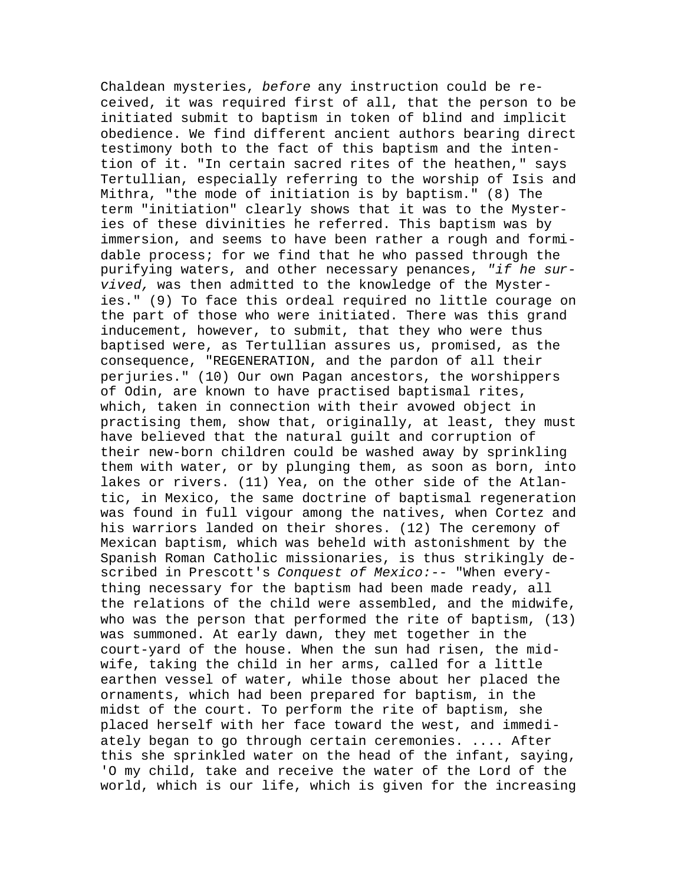Chaldean mysteries, *before* any instruction could be received, it was required first of all, that the person to be initiated submit to baptism in token of blind and implicit obedience. We find different ancient authors bearing direct testimony both to the fact of this baptism and the intention of it. "In certain sacred rites of the heathen," says Tertullian, especially referring to the worship of Isis and Mithra, "the mode of initiation is by baptism." (8) The term "initiation" clearly shows that it was to the Mysteries of these divinities he referred. This baptism was by immersion, and seems to have been rather a rough and formidable process; for we find that he who passed through the purifying waters, and other necessary penances, *"if he survived,* was then admitted to the knowledge of the Mysteries." (9) To face this ordeal required no little courage on the part of those who were initiated. There was this grand inducement, however, to submit, that they who were thus baptised were, as Tertullian assures us, promised, as the consequence, "REGENERATION, and the pardon of all their perjuries." (10) Our own Pagan ancestors, the worshippers of Odin, are known to have practised baptismal rites, which, taken in connection with their avowed object in practising them, show that, originally, at least, they must have believed that the natural guilt and corruption of their new-born children could be washed away by sprinkling them with water, or by plunging them, as soon as born, into lakes or rivers. (11) Yea, on the other side of the Atlantic, in Mexico, the same doctrine of baptismal regeneration was found in full vigour among the natives, when Cortez and his warriors landed on their shores. (12) The ceremony of Mexican baptism, which was beheld with astonishment by the Spanish Roman Catholic missionaries, is thus strikingly described in Prescott's *Conquest of Mexico:*-- "When everything necessary for the baptism had been made ready, all the relations of the child were assembled, and the midwife, who was the person that performed the rite of baptism, (13) was summoned. At early dawn, they met together in the court-yard of the house. When the sun had risen, the midwife, taking the child in her arms, called for a little earthen vessel of water, while those about her placed the ornaments, which had been prepared for baptism, in the midst of the court. To perform the rite of baptism, she placed herself with her face toward the west, and immediately began to go through certain ceremonies. .... After this she sprinkled water on the head of the infant, saying, 'O my child, take and receive the water of the Lord of the world, which is our life, which is given for the increasing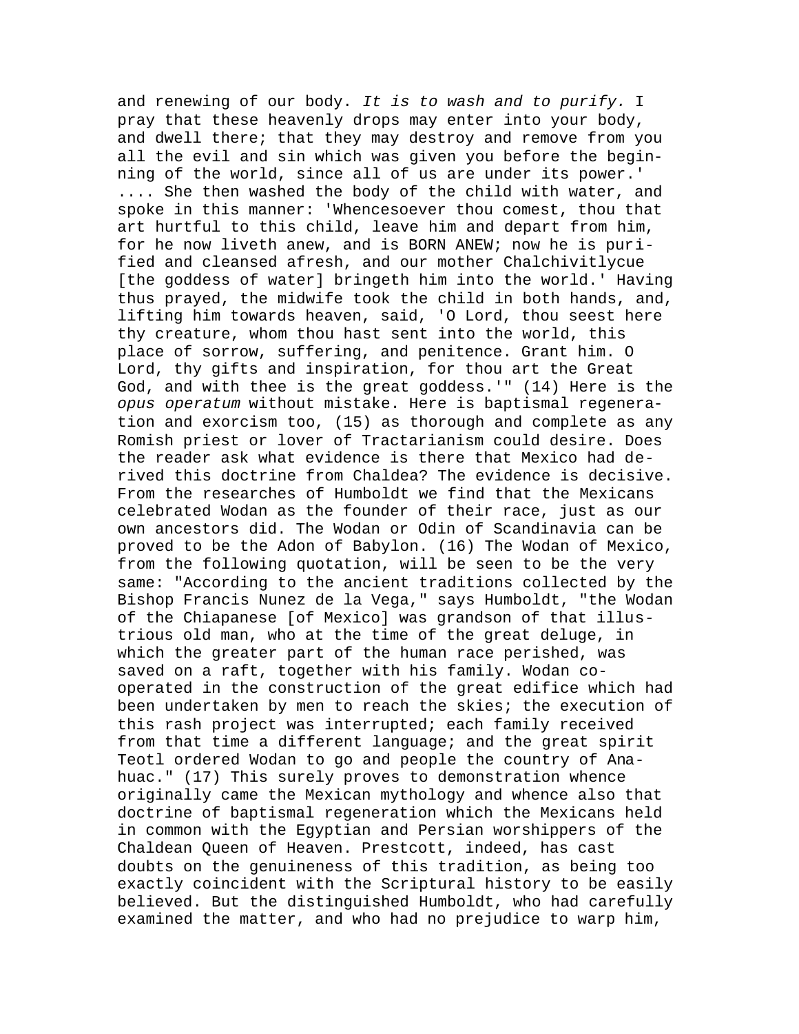and renewing of our body. *It is to wash and to purify.* I pray that these heavenly drops may enter into your body, and dwell there; that they may destroy and remove from you all the evil and sin which was given you before the beginning of the world, since all of us are under its power.' .... She then washed the body of the child with water, and spoke in this manner: 'Whencesoever thou comest, thou that art hurtful to this child, leave him and depart from him, for he now liveth anew, and is BORN ANEW; now he is purified and cleansed afresh, and our mother Chalchivitlycue [the goddess of water] bringeth him into the world.' Having thus prayed, the midwife took the child in both hands, and, lifting him towards heaven, said, 'O Lord, thou seest here thy creature, whom thou hast sent into the world, this place of sorrow, suffering, and penitence. Grant him. O Lord, thy gifts and inspiration, for thou art the Great God, and with thee is the great goddess.'" (14) Here is the *opus operatum* without mistake. Here is baptismal regeneration and exorcism too, (15) as thorough and complete as any Romish priest or lover of Tractarianism could desire. Does the reader ask what evidence is there that Mexico had derived this doctrine from Chaldea? The evidence is decisive. From the researches of Humboldt we find that the Mexicans celebrated Wodan as the founder of their race, just as our own ancestors did. The Wodan or Odin of Scandinavia can be proved to be the Adon of Babylon. (16) The Wodan of Mexico, from the following quotation, will be seen to be the very same: "According to the ancient traditions collected by the Bishop Francis Nunez de la Vega," says Humboldt, "the Wodan of the Chiapanese [of Mexico] was grandson of that illustrious old man, who at the time of the great deluge, in which the greater part of the human race perished, was saved on a raft, together with his family. Wodan cooperated in the construction of the great edifice which had been undertaken by men to reach the skies; the execution of this rash project was interrupted; each family received from that time a different language; and the great spirit Teotl ordered Wodan to go and people the country of Anahuac." (17) This surely proves to demonstration whence originally came the Mexican mythology and whence also that doctrine of baptismal regeneration which the Mexicans held in common with the Egyptian and Persian worshippers of the Chaldean Queen of Heaven. Prestcott, indeed, has cast doubts on the genuineness of this tradition, as being too exactly coincident with the Scriptural history to be easily believed. But the distinguished Humboldt, who had carefully examined the matter, and who had no prejudice to warp him,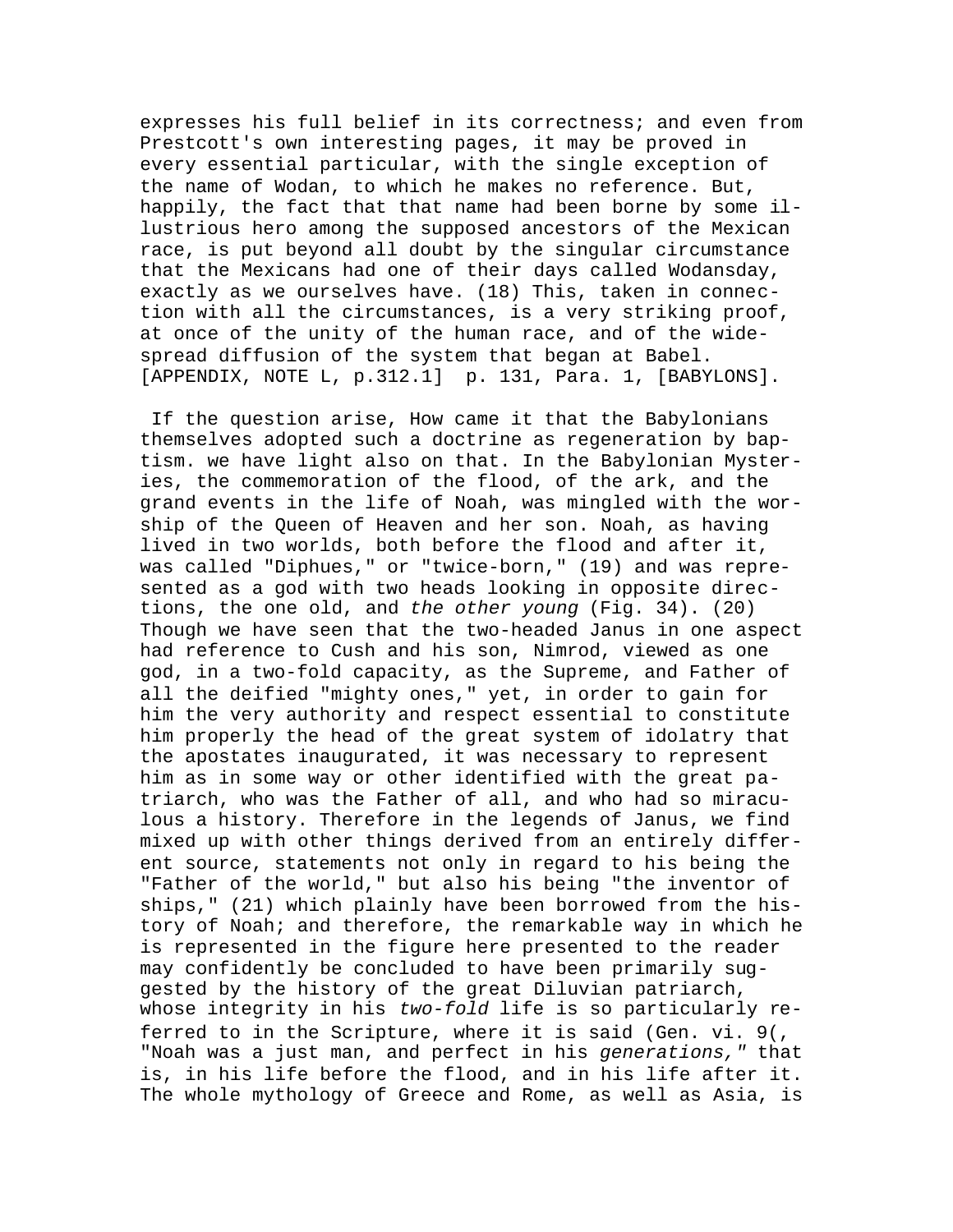expresses his full belief in its correctness; and even from Prestcott's own interesting pages, it may be proved in every essential particular, with the single exception of the name of Wodan, to which he makes no reference. But, happily, the fact that that name had been borne by some illustrious hero among the supposed ancestors of the Mexican race, is put beyond all doubt by the singular circumstance that the Mexicans had one of their days called Wodansday, exactly as we ourselves have. (18) This, taken in connection with all the circumstances, is a very striking proof, at once of the unity of the human race, and of the widespread diffusion of the system that began at Babel. [APPENDIX, NOTE L, p.312.1] p. 131, Para. 1, [BABYLONS].

If the question arise, How came it that the Babylonians themselves adopted such a doctrine as regeneration by baptism. we have light also on that. In the Babylonian Mysteries, the commemoration of the flood, of the ark, and the grand events in the life of Noah, was mingled with the worship of the Queen of Heaven and her son. Noah, as having lived in two worlds, both before the flood and after it, was called "Diphues," or "twice-born," (19) and was represented as a god with two heads looking in opposite directions, the one old, and *the other young* (Fig. 34). (20) Though we have seen that the two-headed Janus in one aspect had reference to Cush and his son, Nimrod, viewed as one god, in a two-fold capacity, as the Supreme, and Father of all the deified "mighty ones," yet, in order to gain for him the very authority and respect essential to constitute him properly the head of the great system of idolatry that the apostates inaugurated, it was necessary to represent him as in some way or other identified with the great patriarch, who was the Father of all, and who had so miraculous a history. Therefore in the legends of Janus, we find mixed up with other things derived from an entirely different source, statements not only in regard to his being the "Father of the world," but also his being "the inventor of ships," (21) which plainly have been borrowed from the history of Noah; and therefore, the remarkable way in which he is represented in the figure here presented to the reader may confidently be concluded to have been primarily suggested by the history of the great Diluvian patriarch, whose integrity in his *two-fold* life is so particularly referred to in the Scripture, where it is said (Gen. vi. 9(, "Noah was a just man, and perfect in his *generations,"* that is, in his life before the flood, and in his life after it. The whole mythology of Greece and Rome, as well as Asia, is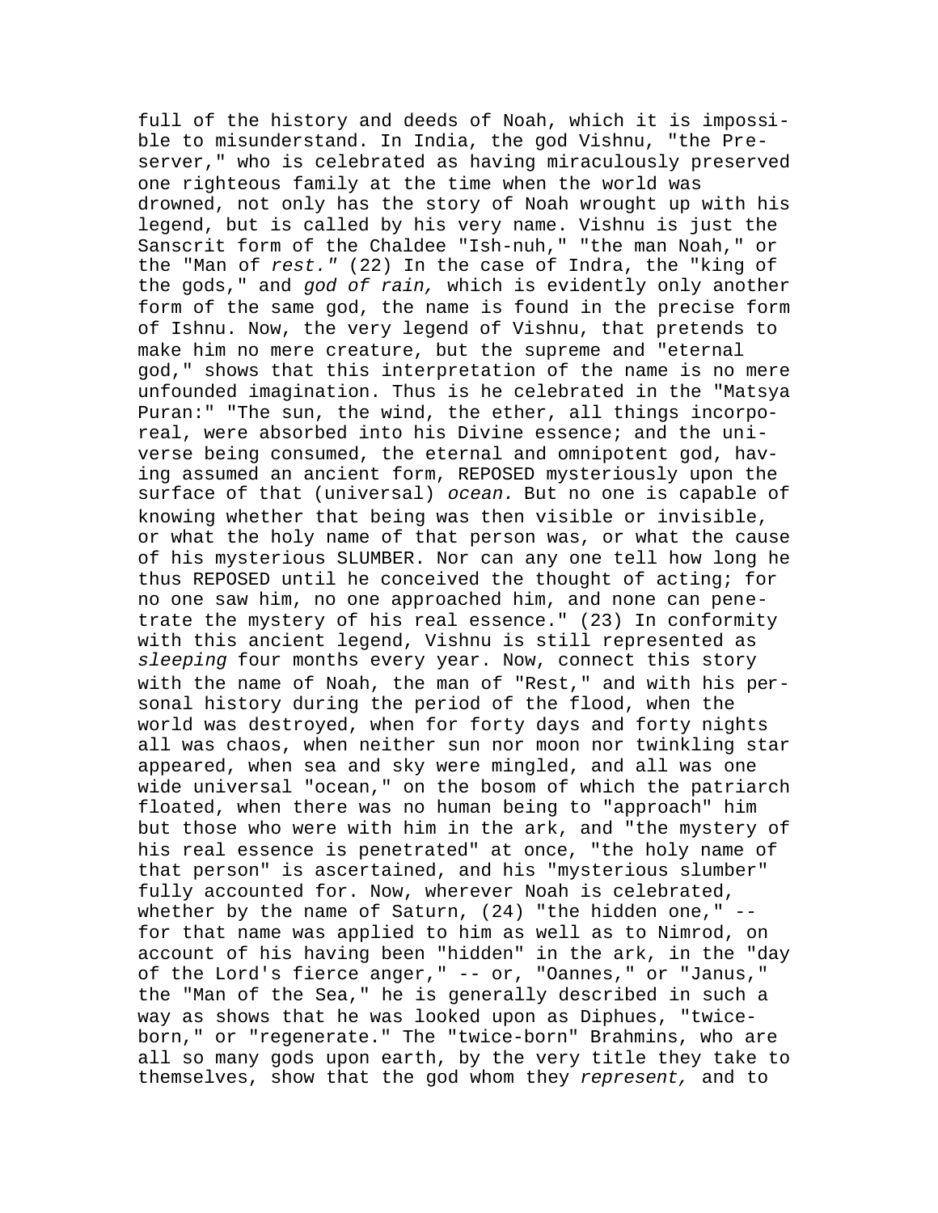full of the history and deeds of Noah, which it is impossible to misunderstand. In India, the god Vishnu, "the Preserver," who is celebrated as having miraculously preserved one righteous family at the time when the world was drowned, not only has the story of Noah wrought up with his legend, but is called by his very name. Vishnu is just the Sanscrit form of the Chaldee "Ish-nuh," "the man Noah," or the "Man of *rest."* (22) In the case of Indra, the "king of the gods," and *god of rain,* which is evidently only another form of the same god, the name is found in the precise form of Ishnu. Now, the very legend of Vishnu, that pretends to make him no mere creature, but the supreme and "eternal god," shows that this interpretation of the name is no mere unfounded imagination. Thus is he celebrated in the "Matsya Puran:" "The sun, the wind, the ether, all things incorporeal, were absorbed into his Divine essence; and the universe being consumed, the eternal and omnipotent god, having assumed an ancient form, REPOSED mysteriously upon the surface of that (universal) *ocean.* But no one is capable of knowing whether that being was then visible or invisible, or what the holy name of that person was, or what the cause of his mysterious SLUMBER. Nor can any one tell how long he thus REPOSED until he conceived the thought of acting; for no one saw him, no one approached him, and none can penetrate the mystery of his real essence." (23) In conformity with this ancient legend, Vishnu is still represented as *sleeping* four months every year. Now, connect this story with the name of Noah, the man of "Rest," and with his personal history during the period of the flood, when the world was destroyed, when for forty days and forty nights all was chaos, when neither sun nor moon nor twinkling star appeared, when sea and sky were mingled, and all was one wide universal "ocean," on the bosom of which the patriarch floated, when there was no human being to "approach" him but those who were with him in the ark, and "the mystery of his real essence is penetrated" at once, "the holy name of that person" is ascertained, and his "mysterious slumber" fully accounted for. Now, wherever Noah is celebrated, whether by the name of Saturn, (24) "the hidden one," -- for that name was applied to him as well as to Nimrod, on account of his having been "hidden" in the ark, in the "day of the Lord's fierce anger," -- or, "Oannes," or "Janus," the "Man of the Sea," he is generally described in such a way as shows that he was looked upon as Diphues, "twice-born," or "regenerate." The "twice-born" Brahmins, who are all so many gods upon earth, by the very title they take to themselves, show that the god whom they *represent,* and to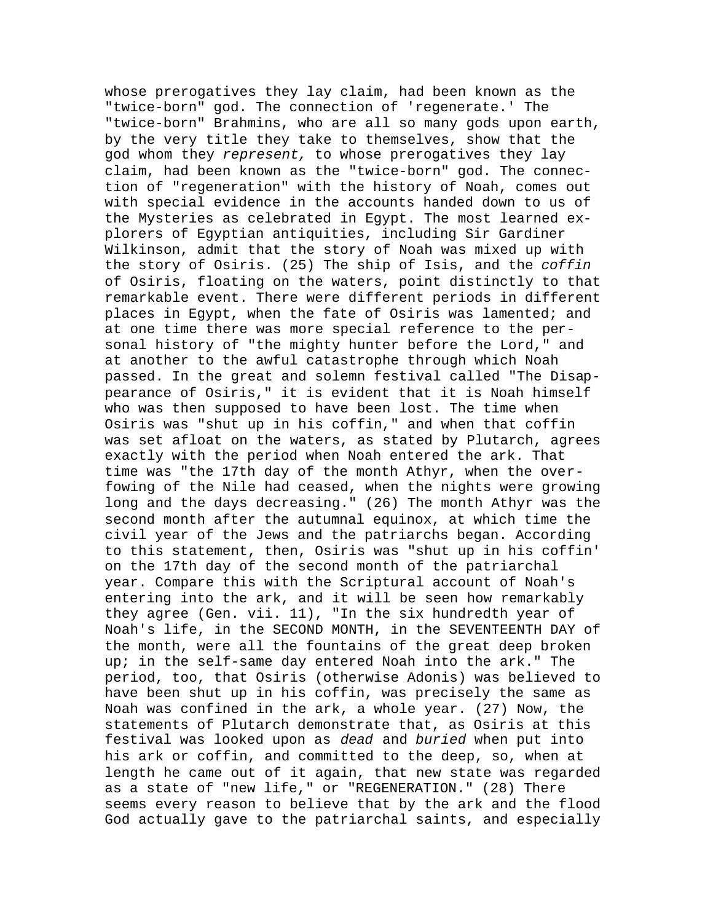whose prerogatives they lay claim, had been known as the "twice-born" god. The connection of 'regenerate.' The "twice-born" Brahmins, who are all so many gods upon earth, by the very title they take to themselves, show that the god whom they *represent,* to whose prerogatives they lay claim, had been known as the "twice-born" god. The connection of "regeneration" with the history of Noah, comes out with special evidence in the accounts handed down to us of the Mysteries as celebrated in Egypt. The most learned explorers of Egyptian antiquities, including Sir Gardiner Wilkinson, admit that the story of Noah was mixed up with the story of Osiris. (25) The ship of Isis, and the *coffin* of Osiris, floating on the waters, point distinctly to that remarkable event. There were different periods in different places in Egypt, when the fate of Osiris was lamented; and at one time there was more special reference to the personal history of "the mighty hunter before the Lord," and at another to the awful catastrophe through which Noah passed. In the great and solemn festival called "The Disappearance of Osiris," it is evident that it is Noah himself who was then supposed to have been lost. The time when Osiris was "shut up in his coffin," and when that coffin was set afloat on the waters, as stated by Plutarch, agrees exactly with the period when Noah entered the ark. That time was "the 17th day of the month Athyr, when the overfowing of the Nile had ceased, when the nights were growing long and the days decreasing." (26) The month Athyr was the second month after the autumnal equinox, at which time the civil year of the Jews and the patriarchs began. According to this statement, then, Osiris was "shut up in his coffin' on the 17th day of the second month of the patriarchal year. Compare this with the Scriptural account of Noah's entering into the ark, and it will be seen how remarkably they agree (Gen. vii. 11), "In the six hundredth year of Noah's life, in the SECOND MONTH, in the SEVENTEENTH DAY of the month, were all the fountains of the great deep broken up; in the self-same day entered Noah into the ark." The period, too, that Osiris (otherwise Adonis) was believed to have been shut up in his coffin, was precisely the same as Noah was confined in the ark, a whole year. (27) Now, the statements of Plutarch demonstrate that, as Osiris at this festival was looked upon as *dead* and *buried* when put into his ark or coffin, and committed to the deep, so, when at length he came out of it again, that new state was regarded as a state of "new life," or "REGENERATION." (28) There seems every reason to believe that by the ark and the flood God actually gave to the patriarchal saints, and especially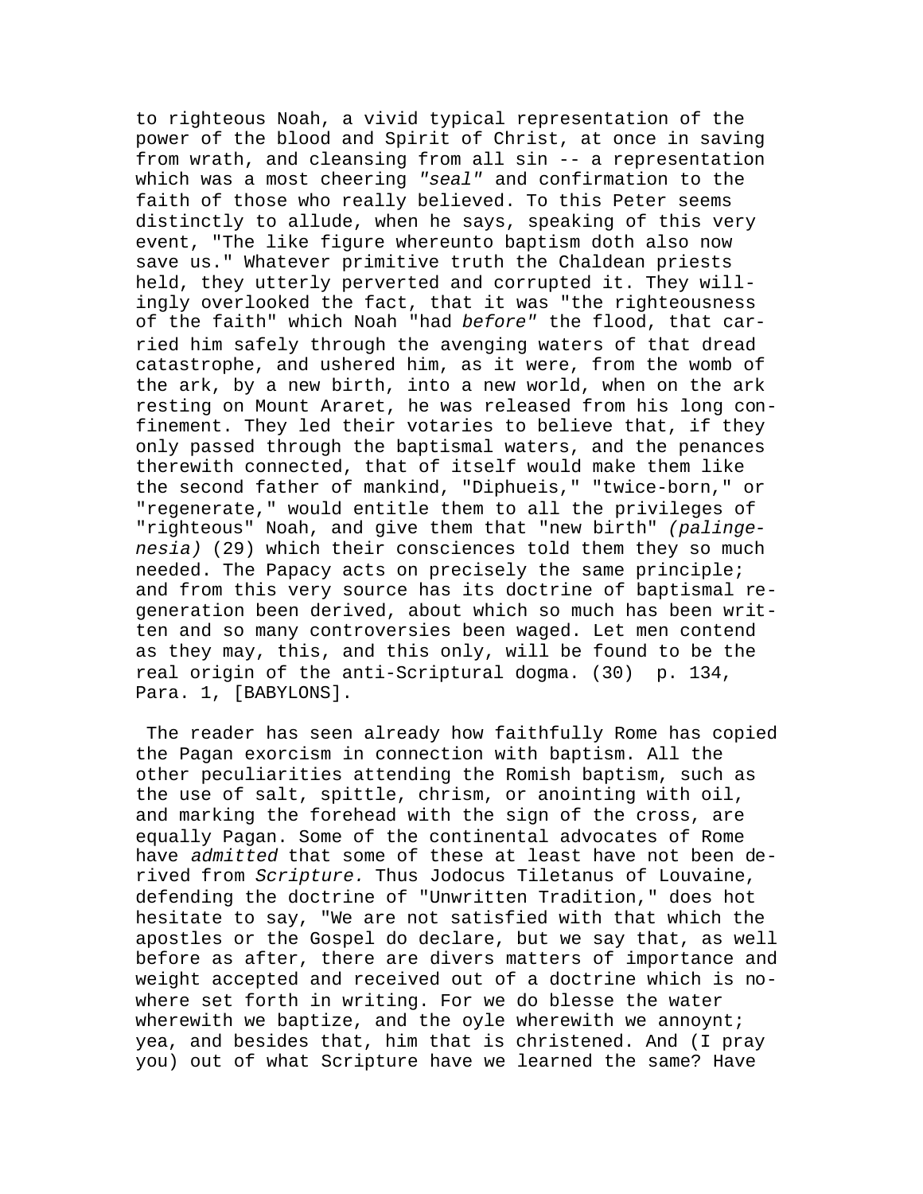to righteous Noah, a vivid typical representation of the power of the blood and Spirit of Christ, at once in saving from wrath, and cleansing from all sin -- a representation which was a most cheering *"seal"* and confirmation to the faith of those who really believed. To this Peter seems distinctly to allude, when he says, speaking of this very event, "The like figure whereunto baptism doth also now save us." Whatever primitive truth the Chaldean priests held, they utterly perverted and corrupted it. They willingly overlooked the fact, that it was "the righteousness of the faith" which Noah "had *before"* the flood, that carried him safely through the avenging waters of that dread catastrophe, and ushered him, as it were, from the womb of the ark, by a new birth, into a new world, when on the ark resting on Mount Araret, he was released from his long confinement. They led their votaries to believe that, if they only passed through the baptismal waters, and the penances therewith connected, that of itself would make them like the second father of mankind, "Diphueis," "twice-born," or "regenerate," would entitle them to all the privileges of "righteous" Noah, and give them that "new birth" *(palingenesia)* (29) which their consciences told them they so much needed. The Papacy acts on precisely the same principle; and from this very source has its doctrine of baptismal regeneration been derived, about which so much has been written and so many controversies been waged. Let men contend as they may, this, and this only, will be found to be the real origin of the anti-Scriptural dogma. (30) p. 134, Para. 1, [BABYLONS].

The reader has seen already how faithfully Rome has copied the Pagan exorcism in connection with baptism. All the other peculiarities attending the Romish baptism, such as the use of salt, spittle, chrism, or anointing with oil, and marking the forehead with the sign of the cross, are equally Pagan. Some of the continental advocates of Rome have *admitted* that some of these at least have not been derived from *Scripture.* Thus Jodocus Tiletanus of Louvaine, defending the doctrine of "Unwritten Tradition," does hot hesitate to say, "We are not satisfied with that which the apostles or the Gospel do declare, but we say that, as well before as after, there are divers matters of importance and weight accepted and received out of a doctrine which is nowhere set forth in writing. For we do blesse the water wherewith we baptize, and the oyle wherewith we annoynt; yea, and besides that, him that is christened. And (I pray you) out of what Scripture have we learned the same? Have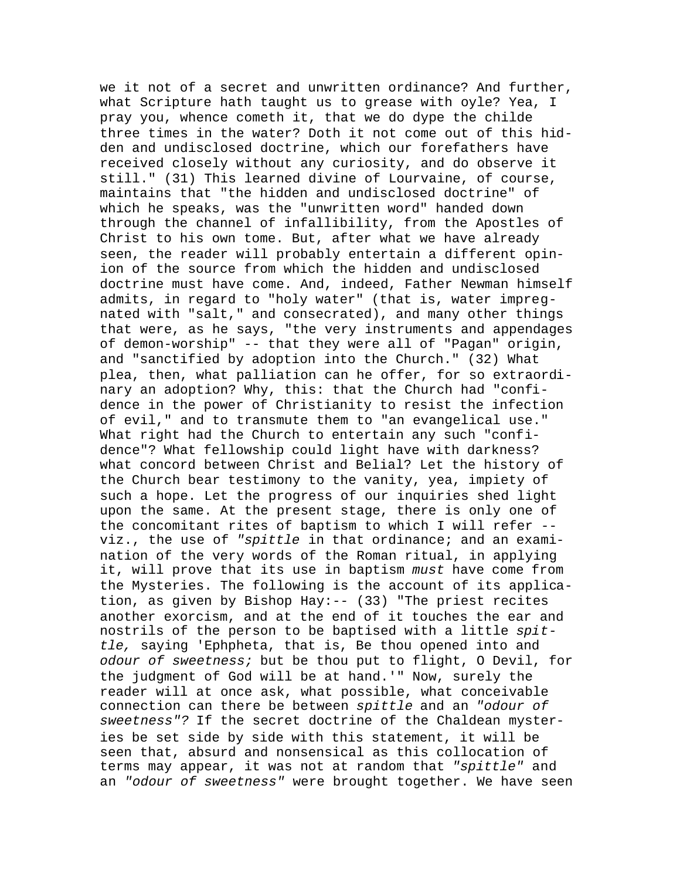we it not of a secret and unwritten ordinance? And further, what Scripture hath taught us to grease with oyle? Yea, I pray you, whence cometh it, that we do dype the childe three times in the water? Doth it not come out of this hidden and undisclosed doctrine, which our forefathers have received closely without any curiosity, and do observe it still." (31) This learned divine of Lourvaine, of course, maintains that "the hidden and undisclosed doctrine" of which he speaks, was the "unwritten word" handed down through the channel of infallibility, from the Apostles of Christ to his own tome. But, after what we have already seen, the reader will probably entertain a different opinion of the source from which the hidden and undisclosed doctrine must have come. And, indeed, Father Newman himself admits, in regard to "holy water" (that is, water impregnated with "salt," and consecrated), and many other things that were, as he says, "the very instruments and appendages of demon-worship" -- that they were all of "Pagan" origin, and "sanctified by adoption into the Church." (32) What plea, then, what palliation can he offer, for so extraordinary an adoption? Why, this: that the Church had "confidence in the power of Christianity to resist the infection of evil," and to transmute them to "an evangelical use." What right had the Church to entertain any such "confidence"? What fellowship could light have with darkness? what concord between Christ and Belial? Let the history of the Church bear testimony to the vanity, yea, impiety of such a hope. Let the progress of our inquiries shed light upon the same. At the present stage, there is only one of the concomitant rites of baptism to which I will refer -- viz., the use of *"spittle* in that ordinance; and an examination of the very words of the Roman ritual, in applying it, will prove that its use in baptism *must* have come from the Mysteries. The following is the account of its application, as given by Bishop Hay:-- (33) "The priest recites another exorcism, and at the end of it touches the ear and nostrils of the person to be baptised with a little *spittle,* saying 'Ephpheta, that is, Be thou opened into and *odour of sweetness;* but be thou put to flight, O Devil, for the judgment of God will be at hand.'" Now, surely the reader will at once ask, what possible, what conceivable connection can there be between *spittle* and an *"odour of sweetness"?* If the secret doctrine of the Chaldean mysteries be set side by side with this statement, it will be seen that, absurd and nonsensical as this collocation of terms may appear, it was not at random that *"spittle"* and an *"odour of sweetness"* were brought together. We have seen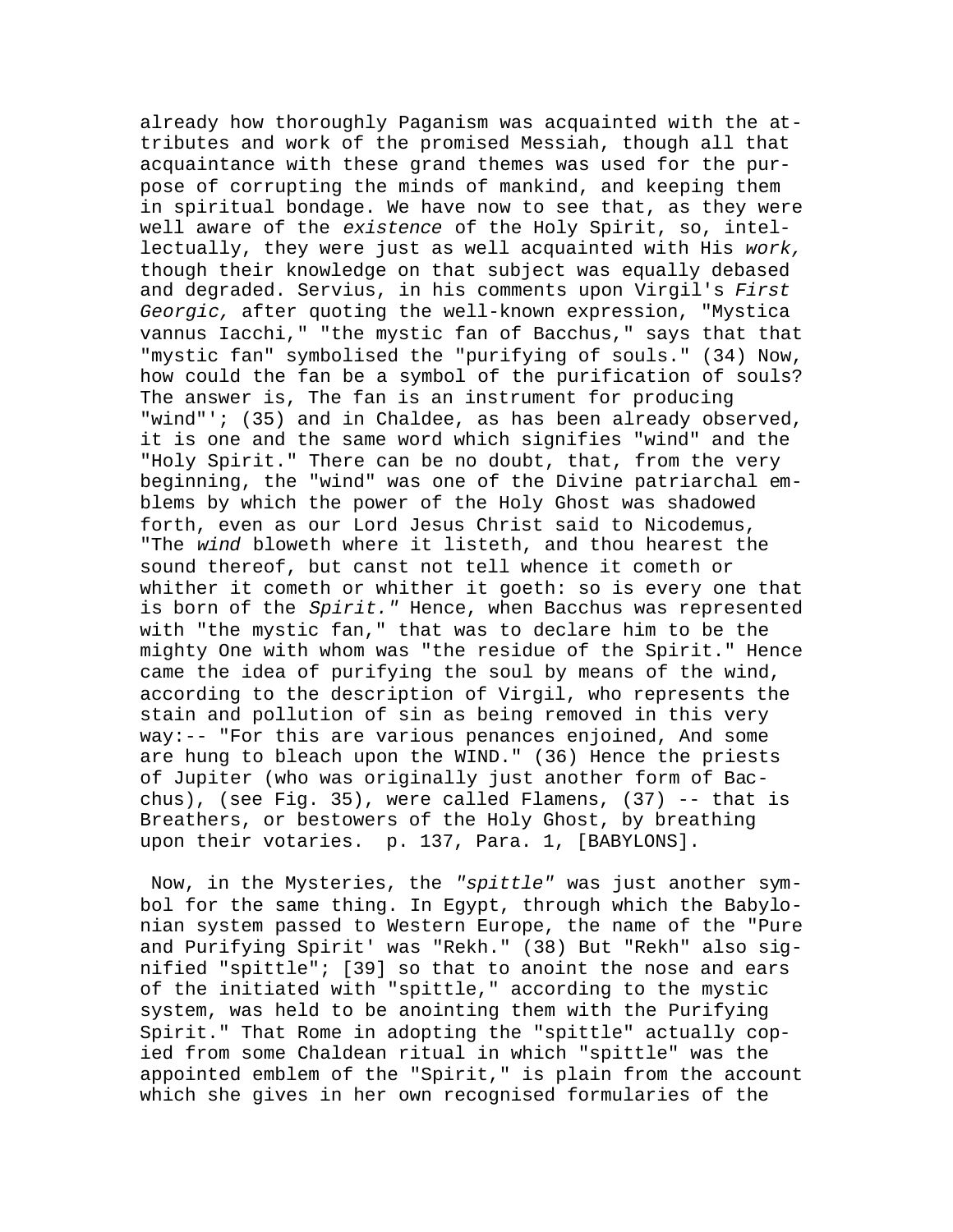already how thoroughly Paganism was acquainted with the attributes and work of the promised Messiah, though all that acquaintance with these grand themes was used for the purpose of corrupting the minds of mankind, and keeping them in spiritual bondage. We have now to see that, as they were well aware of the *existence* of the Holy Spirit, so, intellectually, they were just as well acquainted with His *work,* though their knowledge on that subject was equally debased and degraded. Servius, in his comments upon Virgil's *First Georgic,* after quoting the well-known expression, "Mystica vannus Iacchi," "the mystic fan of Bacchus," says that that "mystic fan" symbolised the "purifying of souls." (34) Now, how could the fan be a symbol of the purification of souls? The answer is, The fan is an instrument for producing "wind"'; (35) and in Chaldee, as has been already observed, it is one and the same word which signifies "wind" and the "Holy Spirit." There can be no doubt, that, from the very beginning, the "wind" was one of the Divine patriarchal emblems by which the power of the Holy Ghost was shadowed forth, even as our Lord Jesus Christ said to Nicodemus, "The *wind* bloweth where it listeth, and thou hearest the sound thereof, but canst not tell whence it cometh or whither it cometh or whither it goeth: so is every one that is born of the *Spirit."* Hence, when Bacchus was represented with "the mystic fan," that was to declare him to be the mighty One with whom was "the residue of the Spirit." Hence came the idea of purifying the soul by means of the wind, according to the description of Virgil, who represents the stain and pollution of sin as being removed in this very way:-- "For this are various penances enjoined, And some are hung to bleach upon the WIND." (36) Hence the priests of Jupiter (who was originally just another form of Bacchus), (see Fig. 35), were called Flamens, (37) -- that is Breathers, or bestowers of the Holy Ghost, by breathing upon their votaries. p. 137, Para. 1, [BABYLONS].

Now, in the Mysteries, the *"spittle"* was just another symbol for the same thing. In Egypt, through which the Babylonian system passed to Western Europe, the name of the "Pure and Purifying Spirit' was "Rekh." (38) But "Rekh" also signified "spittle"; [39] so that to anoint the nose and ears of the initiated with "spittle," according to the mystic system, was held to be anointing them with the Purifying Spirit." That Rome in adopting the "spittle" actually copied from some Chaldean ritual in which "spittle" was the appointed emblem of the "Spirit," is plain from the account which she gives in her own recognised formularies of the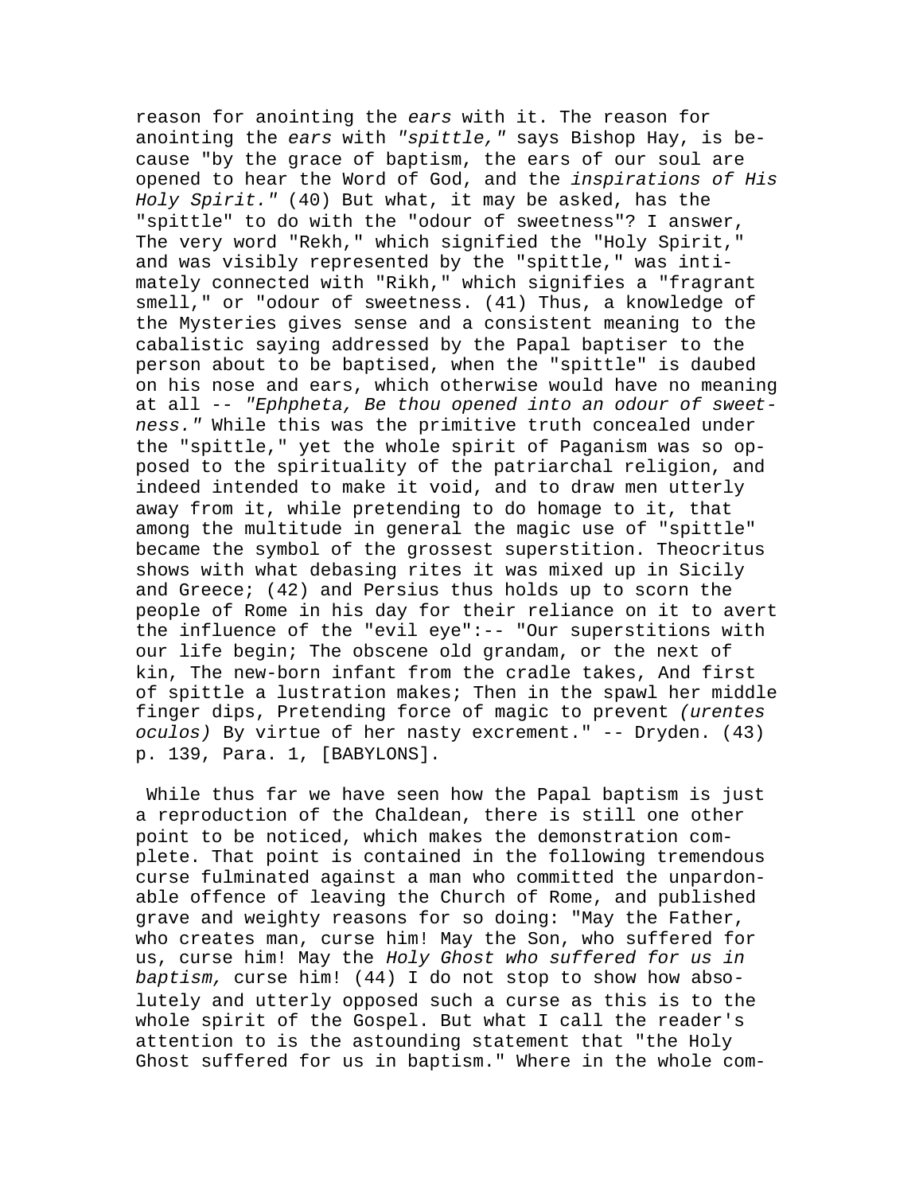reason for anointing the *ears* with it. The reason for anointing the *ears* with *"spittle,"* says Bishop Hay, is because "by the grace of baptism, the ears of our soul are opened to hear the Word of God, and the *inspirations of His Holy Spirit."* (40) But what, it may be asked, has the "spittle" to do with the "odour of sweetness"? I answer, The very word "Rekh," which signified the "Holy Spirit," and was visibly represented by the "spittle," was intimately connected with "Rikh," which signifies a "fragrant smell," or "odour of sweetness. (41) Thus, a knowledge of the Mysteries gives sense and a consistent meaning to the cabalistic saying addressed by the Papal baptiser to the person about to be baptised, when the "spittle" is daubed on his nose and ears, which otherwise would have no meaning at all -- *"Ephpheta, Be thou opened into an odour of sweetness."* While this was the primitive truth concealed under the "spittle," yet the whole spirit of Paganism was so opposed to the spirituality of the patriarchal religion, and indeed intended to make it void, and to draw men utterly away from it, while pretending to do homage to it, that among the multitude in general the magic use of "spittle" became the symbol of the grossest superstition. Theocritus shows with what debasing rites it was mixed up in Sicily and Greece; (42) and Persius thus holds up to scorn the people of Rome in his day for their reliance on it to avert the influence of the "evil eye":-- "Our superstitions with our life begin; The obscene old grandam, or the next of kin, The new-born infant from the cradle takes, And first of spittle a lustration makes; Then in the spawl her middle finger dips, Pretending force of magic to prevent *(urentes oculos)* By virtue of her nasty excrement." -- Dryden. (43) p. 139, Para. 1, [BABYLONS].

While thus far we have seen how the Papal baptism is just a reproduction of the Chaldean, there is still one other point to be noticed, which makes the demonstration complete. That point is contained in the following tremendous curse fulminated against a man who committed the unpardonable offence of leaving the Church of Rome, and published grave and weighty reasons for so doing: "May the Father, who creates man, curse him! May the Son, who suffered for us, curse him! May the *Holy Ghost who suffered for us in baptism,* curse him! (44) I do not stop to show how absolutely and utterly opposed such a curse as this is to the whole spirit of the Gospel. But what I call the reader's attention to is the astounding statement that "the Holy Ghost suffered for us in baptism." Where in the whole com-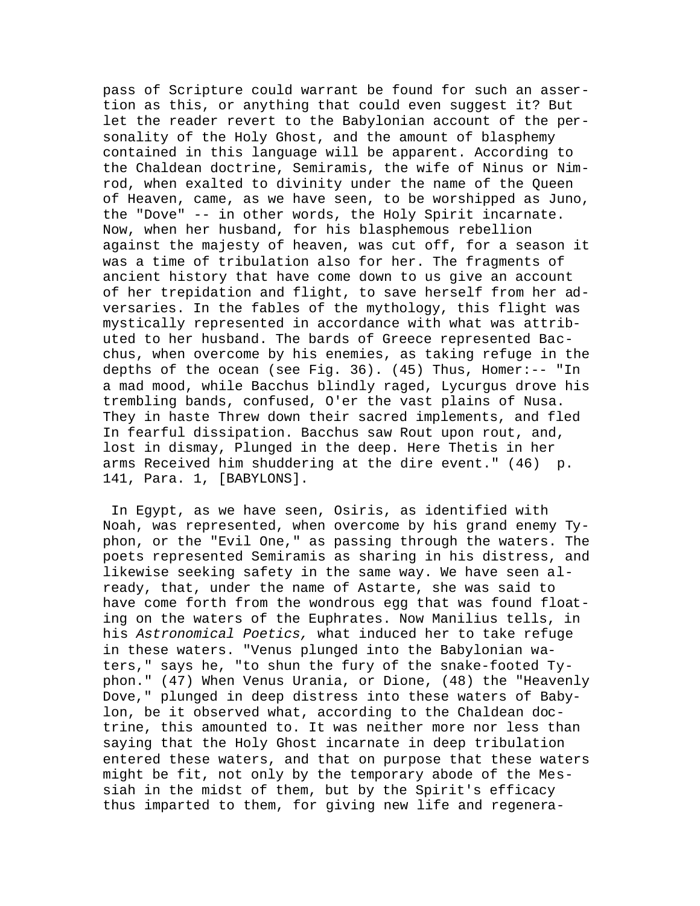pass of Scripture could warrant be found for such an assertion as this, or anything that could even suggest it? But let the reader revert to the Babylonian account of the personality of the Holy Ghost, and the amount of blasphemy contained in this language will be apparent. According to the Chaldean doctrine, Semiramis, the wife of Ninus or Nimrod, when exalted to divinity under the name of the Queen of Heaven, came, as we have seen, to be worshipped as Juno, the "Dove" -- in other words, the Holy Spirit incarnate. Now, when her husband, for his blasphemous rebellion against the majesty of heaven, was cut off, for a season it was a time of tribulation also for her. The fragments of ancient history that have come down to us give an account of her trepidation and flight, to save herself from her adversaries. In the fables of the mythology, this flight was mystically represented in accordance with what was attributed to her husband. The bards of Greece represented Bacchus, when overcome by his enemies, as taking refuge in the depths of the ocean (see Fig. 36). (45) Thus, Homer:-- "In a mad mood, while Bacchus blindly raged, Lycurgus drove his trembling bands, confused, O'er the vast plains of Nusa. They in haste Threw down their sacred implements, and fled In fearful dissipation. Bacchus saw Rout upon rout, and, lost in dismay, Plunged in the deep. Here Thetis in her arms Received him shuddering at the dire event." (46) p. 141, Para. 1, [BABYLONS].

In Egypt, as we have seen, Osiris, as identified with Noah, was represented, when overcome by his grand enemy Typhon, or the "Evil One," as passing through the waters. The poets represented Semiramis as sharing in his distress, and likewise seeking safety in the same way. We have seen already, that, under the name of Astarte, she was said to have come forth from the wondrous egg that was found floating on the waters of the Euphrates. Now Manilius tells, in his *Astronomical Poetics,* what induced her to take refuge in these waters. "Venus plunged into the Babylonian waters," says he, "to shun the fury of the snake-footed Typhon." (47) When Venus Urania, or Dione, (48) the "Heavenly Dove," plunged in deep distress into these waters of Babylon, be it observed what, according to the Chaldean doctrine, this amounted to. It was neither more nor less than saying that the Holy Ghost incarnate in deep tribulation entered these waters, and that on purpose that these waters might be fit, not only by the temporary abode of the Messiah in the midst of them, but by the Spirit's efficacy thus imparted to them, for giving new life and regenera-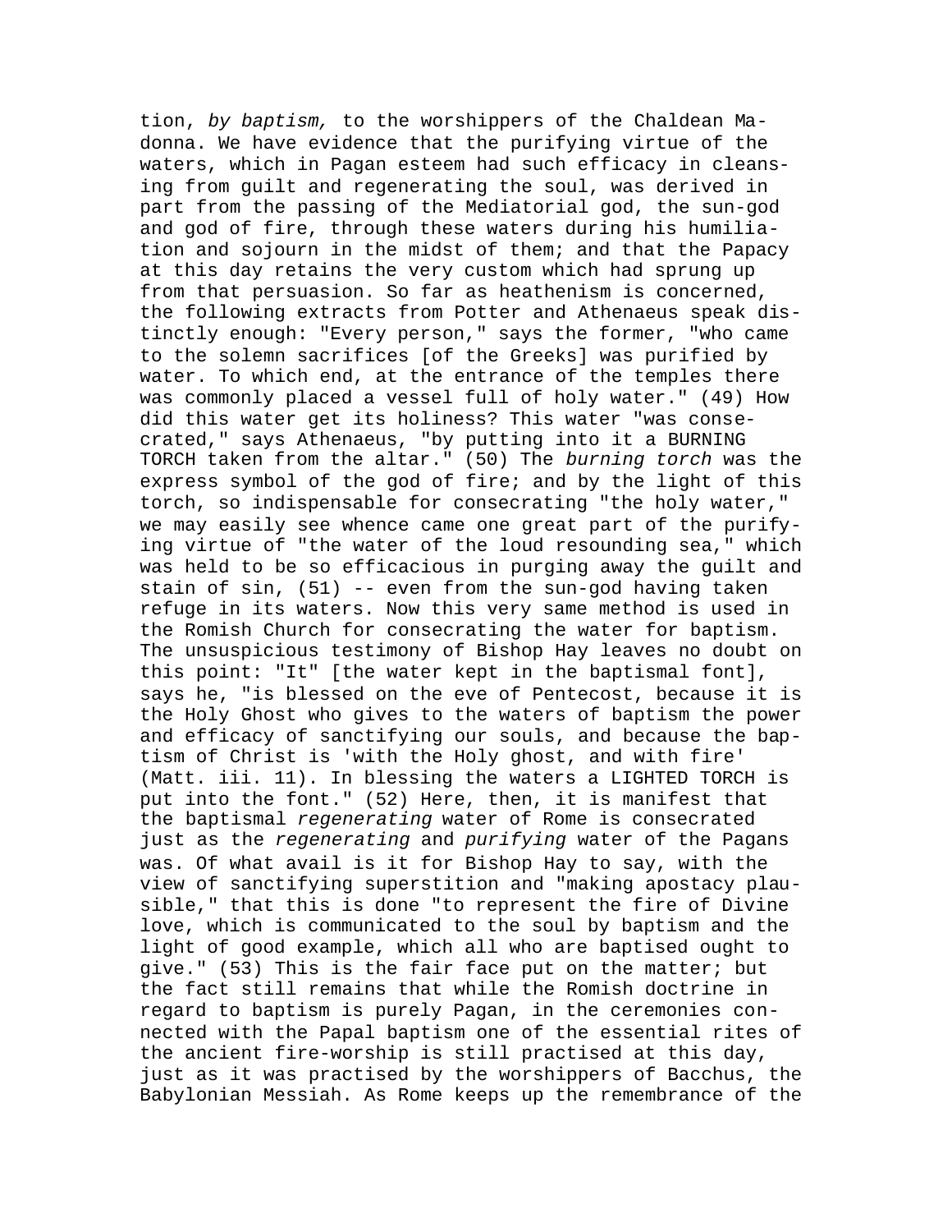tion, *by baptism,* to the worshippers of the Chaldean Madonna. We have evidence that the purifying virtue of the waters, which in Pagan esteem had such efficacy in cleansing from guilt and regenerating the soul, was derived in part from the passing of the Mediatorial god, the sun-god and god of fire, through these waters during his humiliation and sojourn in the midst of them; and that the Papacy at this day retains the very custom which had sprung up from that persuasion. So far as heathenism is concerned, the following extracts from Potter and Athenaeus speak distinctly enough: "Every person," says the former, "who came to the solemn sacrifices [of the Greeks] was purified by water. To which end, at the entrance of the temples there was commonly placed a vessel full of holy water." (49) How did this water get its holiness? This water "was consecrated," says Athenaeus, "by putting into it a BURNING TORCH taken from the altar." (50) The *burning torch* was the express symbol of the god of fire; and by the light of this torch, so indispensable for consecrating "the holy water," we may easily see whence came one great part of the purifying virtue of "the water of the loud resounding sea," which was held to be so efficacious in purging away the guilt and stain of sin, (51) -- even from the sun-god having taken refuge in its waters. Now this very same method is used in the Romish Church for consecrating the water for baptism. The unsuspicious testimony of Bishop Hay leaves no doubt on this point: "It" [the water kept in the baptismal font], says he, "is blessed on the eve of Pentecost, because it is the Holy Ghost who gives to the waters of baptism the power and efficacy of sanctifying our souls, and because the baptism of Christ is 'with the Holy ghost, and with fire' (Matt. iii. 11). In blessing the waters a LIGHTED TORCH is put into the font." (52) Here, then, it is manifest that the baptismal *regenerating* water of Rome is consecrated just as the *regenerating* and *purifying* water of the Pagans was. Of what avail is it for Bishop Hay to say, with the view of sanctifying superstition and "making apostacy plausible," that this is done "to represent the fire of Divine love, which is communicated to the soul by baptism and the light of good example, which all who are baptised ought to give." (53) This is the fair face put on the matter; but the fact still remains that while the Romish doctrine in regard to baptism is purely Pagan, in the ceremonies connected with the Papal baptism one of the essential rites of the ancient fire-worship is still practised at this day, just as it was practised by the worshippers of Bacchus, the Babylonian Messiah. As Rome keeps up the remembrance of the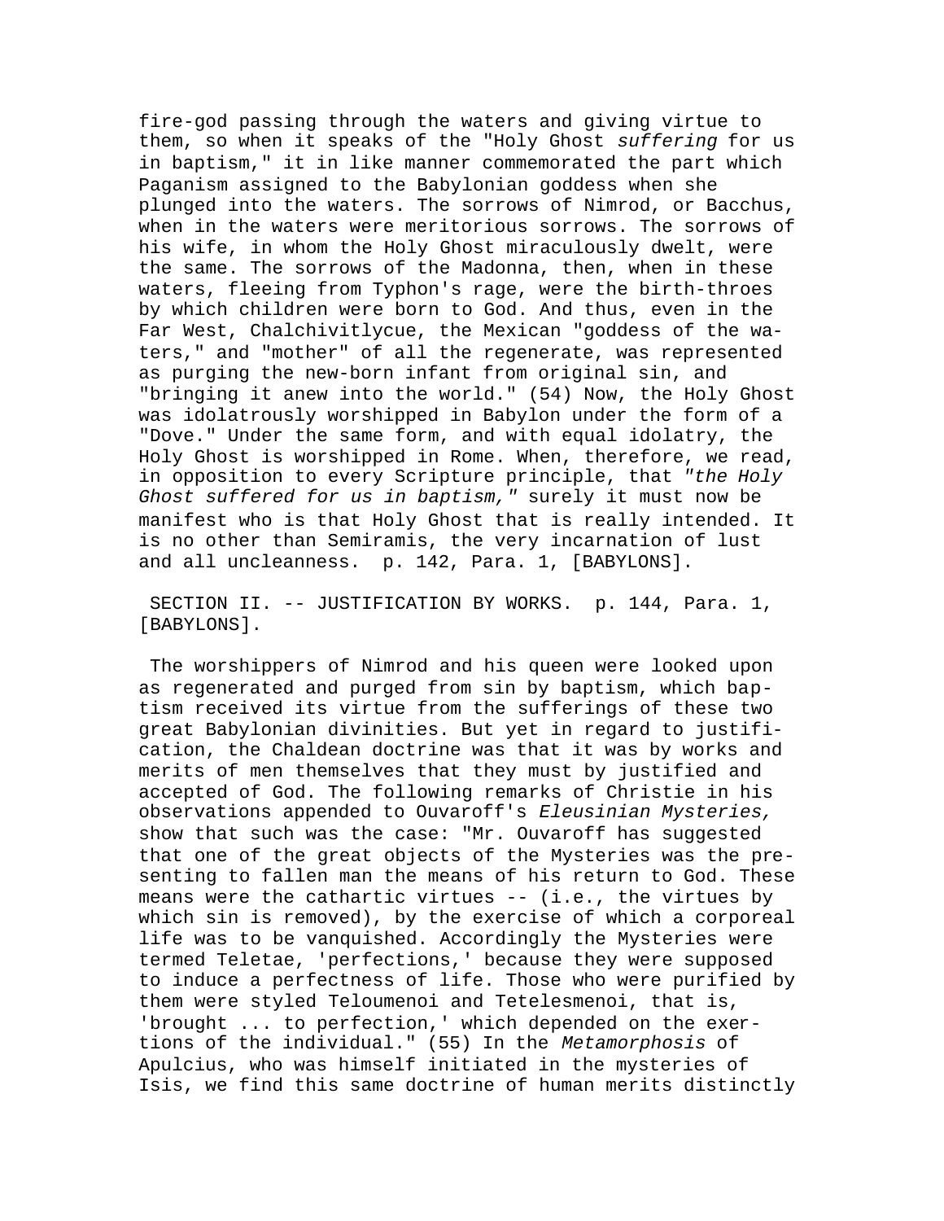fire-god passing through the waters and giving virtue to them, so when it speaks of the "Holy Ghost *suffering* for us in baptism," it in like manner commemorated the part which Paganism assigned to the Babylonian goddess when she plunged into the waters. The sorrows of Nimrod, or Bacchus, when in the waters were meritorious sorrows. The sorrows of his wife, in whom the Holy Ghost miraculously dwelt, were the same. The sorrows of the Madonna, then, when in these waters, fleeing from Typhon's rage, were the birth-throes by which children were born to God. And thus, even in the Far West, Chalchivitlycue, the Mexican "goddess of the waters," and "mother" of all the regenerate, was represented as purging the new-born infant from original sin, and "bringing it anew into the world." (54) Now, the Holy Ghost was idolatrously worshipped in Babylon under the form of a "Dove." Under the same form, and with equal idolatry, the Holy Ghost is worshipped in Rome. When, therefore, we read, in opposition to every Scripture principle, that *"the Holy Ghost suffered for us in baptism,"* surely it must now be manifest who is that Holy Ghost that is really intended. It is no other than Semiramis, the very incarnation of lust and all uncleanness. p. 142, Para. 1, [BABYLONS].

SECTION II. -- JUSTIFICATION BY WORKS. p. 144, Para. 1, [BABYLONS].

The worshippers of Nimrod and his queen were looked upon as regenerated and purged from sin by baptism, which baptism received its virtue from the sufferings of these two great Babylonian divinities. But yet in regard to justification, the Chaldean doctrine was that it was by works and merits of men themselves that they must by justified and accepted of God. The following remarks of Christie in his observations appended to Ouvaroff's *Eleusinian Mysteries,* show that such was the case: "Mr. Ouvaroff has suggested that one of the great objects of the Mysteries was the presenting to fallen man the means of his return to God. These means were the cathartic virtues -- (i.e., the virtues by which sin is removed), by the exercise of which a corporeal life was to be vanquished. Accordingly the Mysteries were termed Teletae, 'perfections,' because they were supposed to induce a perfectness of life. Those who were purified by them were styled Teloumenoi and Tetelesmenoi, that is, 'brought ... to perfection,' which depended on the exertions of the individual." (55) In the *Metamorphosis* of Apulcius, who was himself initiated in the mysteries of Isis, we find this same doctrine of human merits distinctly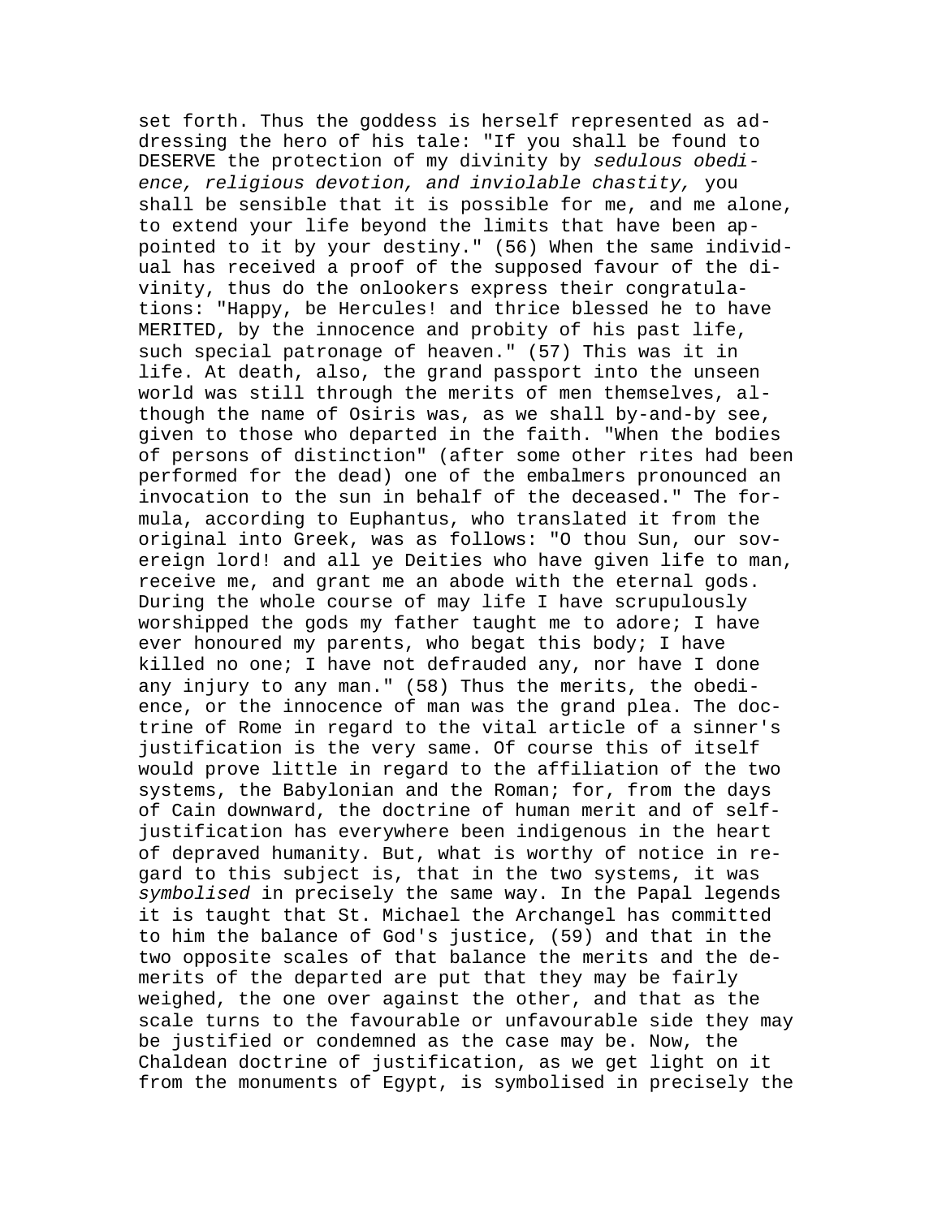set forth. Thus the goddess is herself represented as addressing the hero of his tale: "If you shall be found to DESERVE the protection of my divinity by *sedulous obedience, religious devotion, and inviolable chastity,* you shall be sensible that it is possible for me, and me alone, to extend your life beyond the limits that have been appointed to it by your destiny." (56) When the same individual has received a proof of the supposed favour of the divinity, thus do the onlookers express their congratulations: "Happy, be Hercules! and thrice blessed he to have MERITED, by the innocence and probity of his past life, such special patronage of heaven." (57) This was it in life. At death, also, the grand passport into the unseen world was still through the merits of men themselves, although the name of Osiris was, as we shall by-and-by see, given to those who departed in the faith. "When the bodies of persons of distinction" (after some other rites had been performed for the dead) one of the embalmers pronounced an invocation to the sun in behalf of the deceased." The formula, according to Euphantus, who translated it from the original into Greek, was as follows: "O thou Sun, our sovereign lord! and all ye Deities who have given life to man, receive me, and grant me an abode with the eternal gods. During the whole course of may life I have scrupulously worshipped the gods my father taught me to adore; I have ever honoured my parents, who begat this body; I have killed no one; I have not defrauded any, nor have I done any injury to any man." (58) Thus the merits, the obedience, or the innocence of man was the grand plea. The doctrine of Rome in regard to the vital article of a sinner's justification is the very same. Of course this of itself would prove little in regard to the affiliation of the two systems, the Babylonian and the Roman; for, from the days of Cain downward, the doctrine of human merit and of self-justification has everywhere been indigenous in the heart of depraved humanity. But, what is worthy of notice in regard to this subject is, that in the two systems, it was *symbolised* in precisely the same way. In the Papal legends it is taught that St. Michael the Archangel has committed to him the balance of God's justice, (59) and that in the two opposite scales of that balance the merits and the demerits of the departed are put that they may be fairly weighed, the one over against the other, and that as the scale turns to the favourable or unfavourable side they may be justified or condemned as the case may be. Now, the Chaldean doctrine of justification, as we get light on it from the monuments of Egypt, is symbolised in precisely the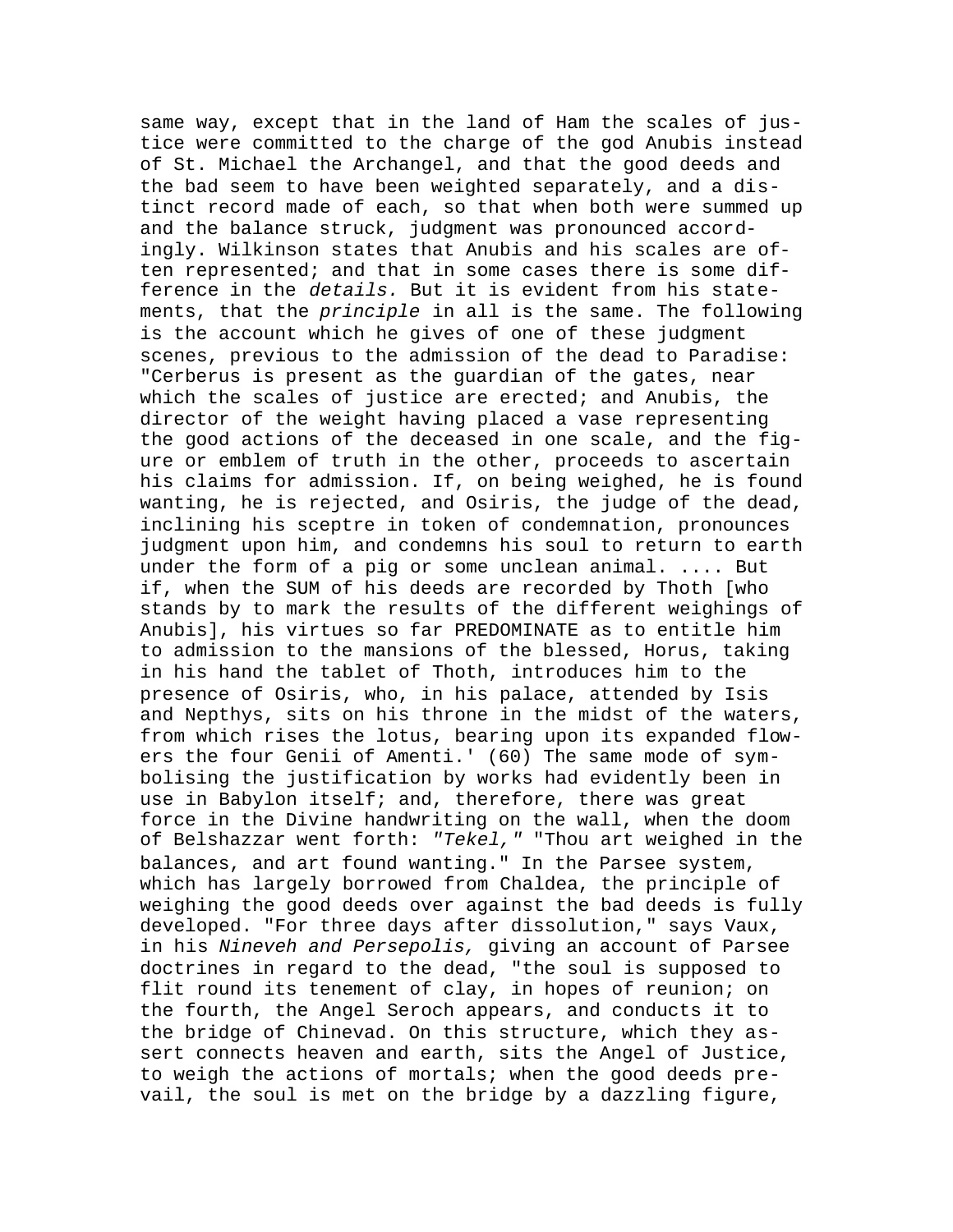same way, except that in the land of Ham the scales of justice were committed to the charge of the god Anubis instead of St. Michael the Archangel, and that the good deeds and the bad seem to have been weighted separately, and a distinct record made of each, so that when both were summed up and the balance struck, judgment was pronounced accordingly. Wilkinson states that Anubis and his scales are often represented; and that in some cases there is some difference in the *details.* But it is evident from his statements, that the *principle* in all is the same. The following is the account which he gives of one of these judgment scenes, previous to the admission of the dead to Paradise: "Cerberus is present as the guardian of the gates, near which the scales of justice are erected; and Anubis, the director of the weight having placed a vase representing the good actions of the deceased in one scale, and the figure or emblem of truth in the other, proceeds to ascertain his claims for admission. If, on being weighed, he is found wanting, he is rejected, and Osiris, the judge of the dead, inclining his sceptre in token of condemnation, pronounces judgment upon him, and condemns his soul to return to earth under the form of a pig or some unclean animal. .... But if, when the SUM of his deeds are recorded by Thoth [who stands by to mark the results of the different weighings of Anubis], his virtues so far PREDOMINATE as to entitle him to admission to the mansions of the blessed, Horus, taking in his hand the tablet of Thoth, introduces him to the presence of Osiris, who, in his palace, attended by Isis and Nepthys, sits on his throne in the midst of the waters, from which rises the lotus, bearing upon its expanded flowers the four Genii of Amenti.' (60) The same mode of symbolising the justification by works had evidently been in use in Babylon itself; and, therefore, there was great force in the Divine handwriting on the wall, when the doom of Belshazzar went forth: *"Tekel,"* "Thou art weighed in the balances, and art found wanting." In the Parsee system, which has largely borrowed from Chaldea, the principle of weighing the good deeds over against the bad deeds is fully developed. "For three days after dissolution," says Vaux, in his *Nineveh and Persepolis,* giving an account of Parsee doctrines in regard to the dead, "the soul is supposed to flit round its tenement of clay, in hopes of reunion; on the fourth, the Angel Seroch appears, and conducts it to the bridge of Chinevad. On this structure, which they assert connects heaven and earth, sits the Angel of Justice, to weigh the actions of mortals; when the good deeds prevail, the soul is met on the bridge by a dazzling figure,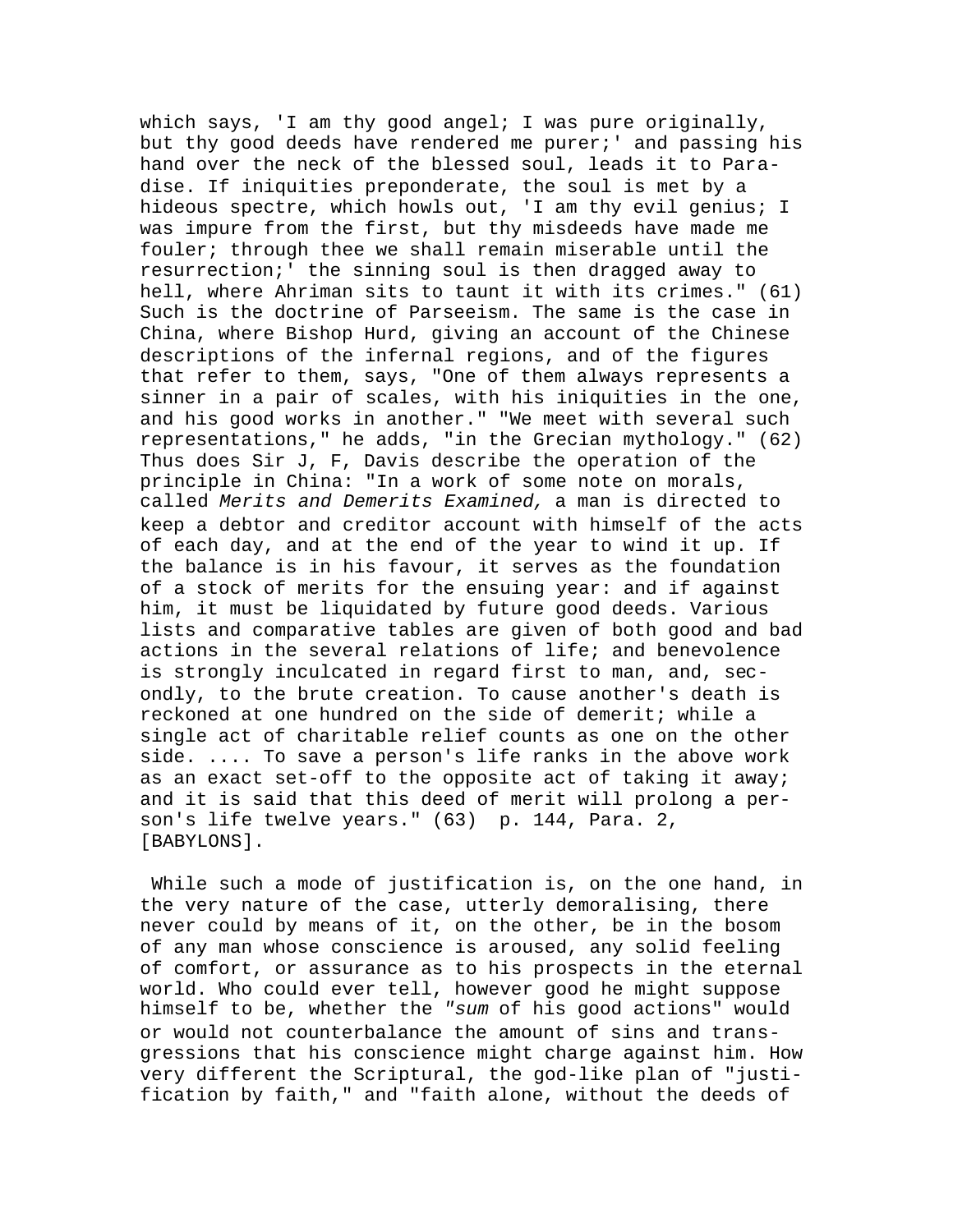which says, 'I am thy good angel; I was pure originally, but thy good deeds have rendered me purer;' and passing his hand over the neck of the blessed soul, leads it to Paradise. If iniquities preponderate, the soul is met by a hideous spectre, which howls out, 'I am thy evil genius; I was impure from the first, but thy misdeeds have made me fouler; through thee we shall remain miserable until the resurrection;' the sinning soul is then dragged away to hell, where Ahriman sits to taunt it with its crimes." (61) Such is the doctrine of Parseeism. The same is the case in China, where Bishop Hurd, giving an account of the Chinese descriptions of the infernal regions, and of the figures that refer to them, says, "One of them always represents a sinner in a pair of scales, with his iniquities in the one, and his good works in another." "We meet with several such representations," he adds, "in the Grecian mythology." (62) Thus does Sir J, F, Davis describe the operation of the principle in China: "In a work of some note on morals, called *Merits and Demerits Examined,* a man is directed to keep a debtor and creditor account with himself of the acts of each day, and at the end of the year to wind it up. If the balance is in his favour, it serves as the foundation of a stock of merits for the ensuing year: and if against him, it must be liquidated by future good deeds. Various lists and comparative tables are given of both good and bad actions in the several relations of life; and benevolence is strongly inculcated in regard first to man, and, secondly, to the brute creation. To cause another's death is reckoned at one hundred on the side of demerit; while a single act of charitable relief counts as one on the other side. .... To save a person's life ranks in the above work as an exact set-off to the opposite act of taking it away; and it is said that this deed of merit will prolong a person's life twelve years." (63) p. 144, Para. 2, [BABYLONS].

While such a mode of justification is, on the one hand, in the very nature of the case, utterly demoralising, there never could by means of it, on the other, be in the bosom of any man whose conscience is aroused, any solid feeling of comfort, or assurance as to his prospects in the eternal world. Who could ever tell, however good he might suppose himself to be, whether the *"sum* of his good actions" would or would not counterbalance the amount of sins and transgressions that his conscience might charge against him. How very different the Scriptural, the god-like plan of "justification by faith," and "faith alone, without the deeds of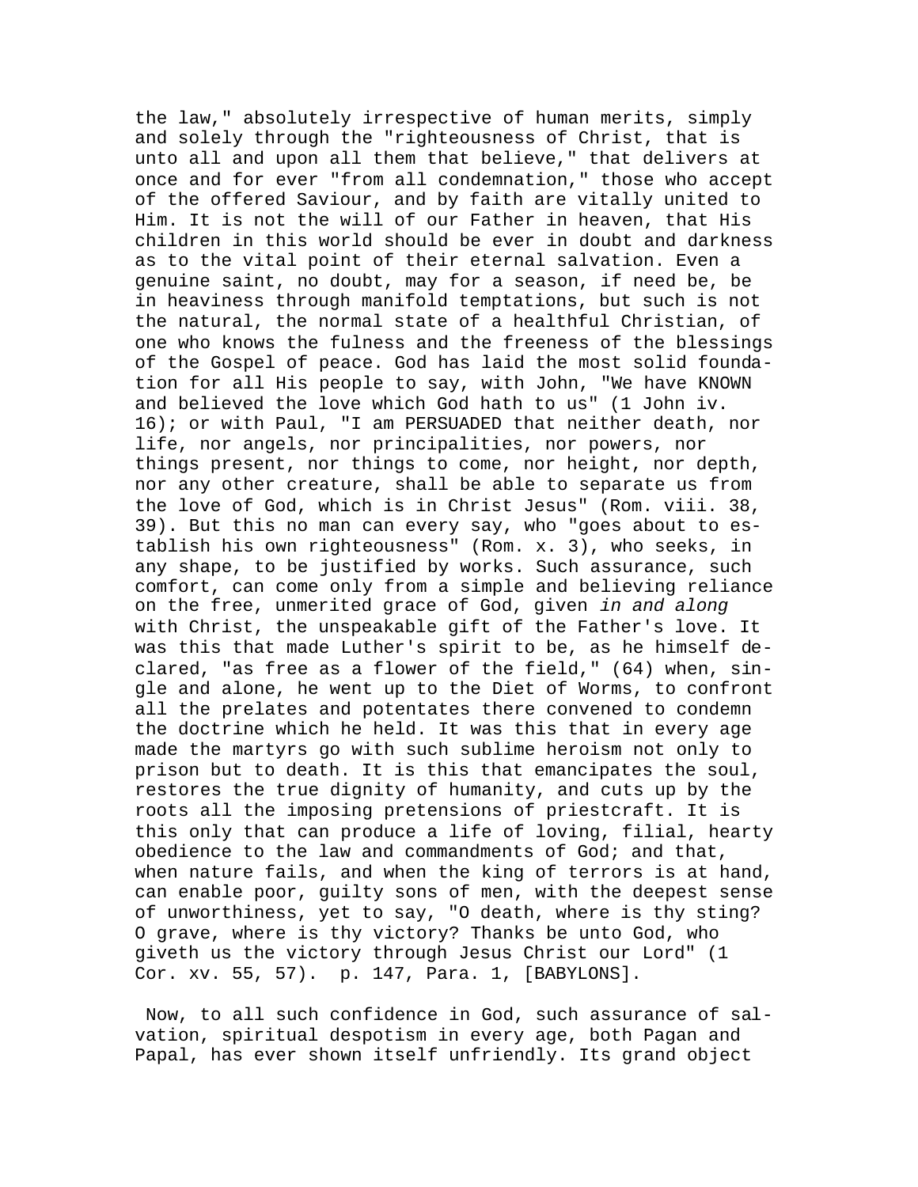the law," absolutely irrespective of human merits, simply and solely through the "righteousness of Christ, that is unto all and upon all them that believe," that delivers at once and for ever "from all condemnation," those who accept of the offered Saviour, and by faith are vitally united to Him. It is not the will of our Father in heaven, that His children in this world should be ever in doubt and darkness as to the vital point of their eternal salvation. Even a genuine saint, no doubt, may for a season, if need be, be in heaviness through manifold temptations, but such is not the natural, the normal state of a healthful Christian, of one who knows the fulness and the freeness of the blessings of the Gospel of peace. God has laid the most solid foundation for all His people to say, with John, "We have KNOWN and believed the love which God hath to us" (1 John iv. 16); or with Paul, "I am PERSUADED that neither death, nor life, nor angels, nor principalities, nor powers, nor things present, nor things to come, nor height, nor depth, nor any other creature, shall be able to separate us from the love of God, which is in Christ Jesus" (Rom. viii. 38, 39). But this no man can every say, who "goes about to establish his own righteousness" (Rom. x. 3), who seeks, in any shape, to be justified by works. Such assurance, such comfort, can come only from a simple and believing reliance on the free, unmerited grace of God, given *in and along* with Christ, the unspeakable gift of the Father's love. It was this that made Luther's spirit to be, as he himself declared, "as free as a flower of the field," (64) when, single and alone, he went up to the Diet of Worms, to confront all the prelates and potentates there convened to condemn the doctrine which he held. It was this that in every age made the martyrs go with such sublime heroism not only to prison but to death. It is this that emancipates the soul, restores the true dignity of humanity, and cuts up by the roots all the imposing pretensions of priestcraft. It is this only that can produce a life of loving, filial, hearty obedience to the law and commandments of God; and that, when nature fails, and when the king of terrors is at hand, can enable poor, guilty sons of men, with the deepest sense of unworthiness, yet to say, "O death, where is thy sting? O grave, where is thy victory? Thanks be unto God, who giveth us the victory through Jesus Christ our Lord" (1 Cor. xv. 55, 57). p. 147, Para. 1, [BABYLONS].

Now, to all such confidence in God, such assurance of salvation, spiritual despotism in every age, both Pagan and Papal, has ever shown itself unfriendly. Its grand object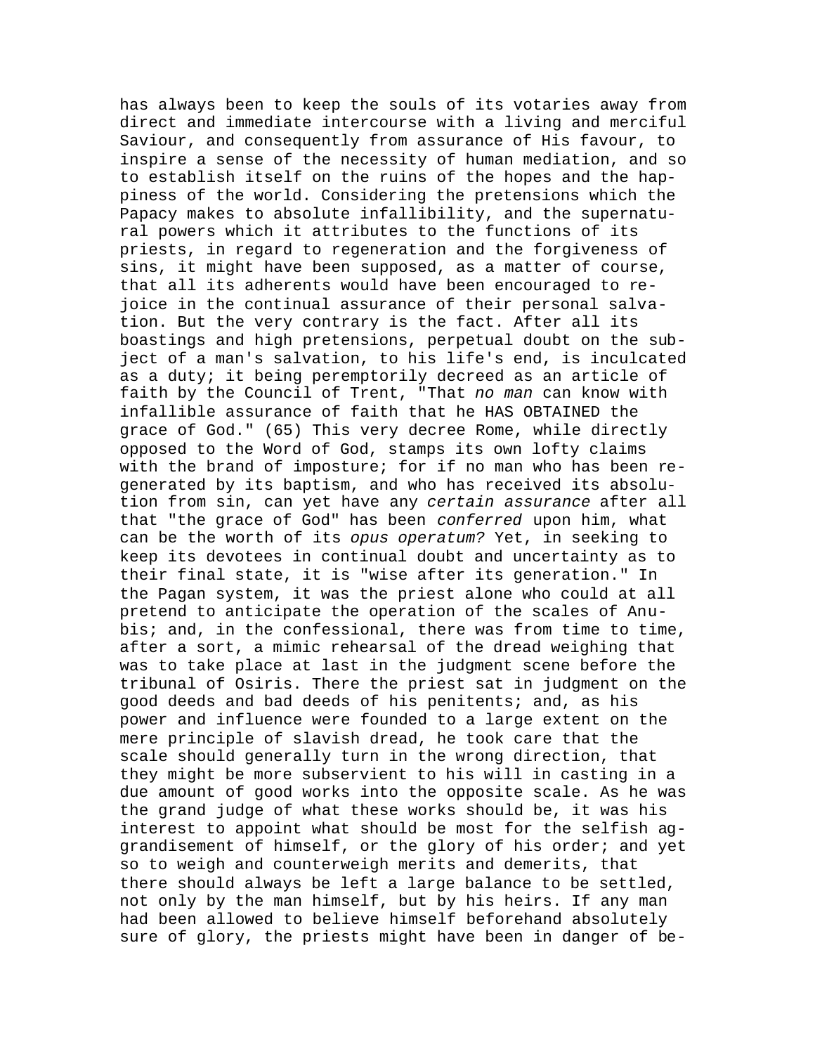has always been to keep the souls of its votaries away from direct and immediate intercourse with a living and merciful Saviour, and consequently from assurance of His favour, to inspire a sense of the necessity of human mediation, and so to establish itself on the ruins of the hopes and the happiness of the world. Considering the pretensions which the Papacy makes to absolute infallibility, and the supernatural powers which it attributes to the functions of its priests, in regard to regeneration and the forgiveness of sins, it might have been supposed, as a matter of course, that all its adherents would have been encouraged to rejoice in the continual assurance of their personal salvation. But the very contrary is the fact. After all its boastings and high pretensions, perpetual doubt on the subject of a man's salvation, to his life's end, is inculcated as a duty; it being peremptorily decreed as an article of faith by the Council of Trent, "That *no man* can know with infallible assurance of faith that he HAS OBTAINED the grace of God." (65) This very decree Rome, while directly opposed to the Word of God, stamps its own lofty claims with the brand of imposture; for if no man who has been regenerated by its baptism, and who has received its absolution from sin, can yet have any *certain assurance* after all that "the grace of God" has been *conferred* upon him, what can be the worth of its *opus operatum?* Yet, in seeking to keep its devotees in continual doubt and uncertainty as to their final state, it is "wise after its generation." In the Pagan system, it was the priest alone who could at all pretend to anticipate the operation of the scales of Anubis; and, in the confessional, there was from time to time, after a sort, a mimic rehearsal of the dread weighing that was to take place at last in the judgment scene before the tribunal of Osiris. There the priest sat in judgment on the good deeds and bad deeds of his penitents; and, as his power and influence were founded to a large extent on the mere principle of slavish dread, he took care that the scale should generally turn in the wrong direction, that they might be more subservient to his will in casting in a due amount of good works into the opposite scale. As he was the grand judge of what these works should be, it was his interest to appoint what should be most for the selfish aggrandisement of himself, or the glory of his order; and yet so to weigh and counterweigh merits and demerits, that there should always be left a large balance to be settled, not only by the man himself, but by his heirs. If any man had been allowed to believe himself beforehand absolutely sure of glory, the priests might have been in danger of be-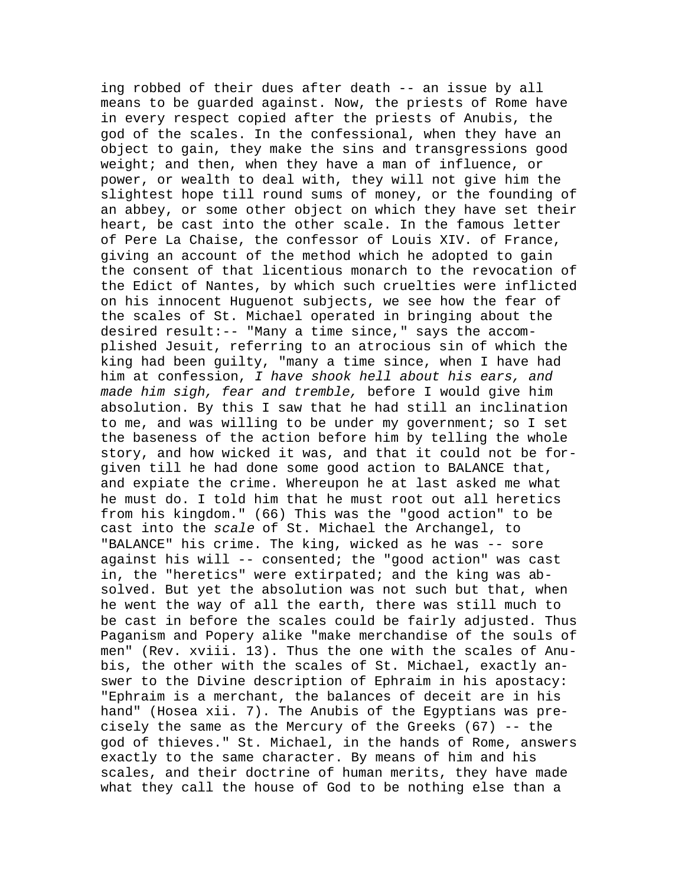ing robbed of their dues after death -- an issue by all means to be guarded against. Now, the priests of Rome have in every respect copied after the priests of Anubis, the god of the scales. In the confessional, when they have an object to gain, they make the sins and transgressions good weight; and then, when they have a man of influence, or power, or wealth to deal with, they will not give him the slightest hope till round sums of money, or the founding of an abbey, or some other object on which they have set their heart, be cast into the other scale. In the famous letter of Pere La Chaise, the confessor of Louis XIV. of France, giving an account of the method which he adopted to gain the consent of that licentious monarch to the revocation of the Edict of Nantes, by which such cruelties were inflicted on his innocent Huguenot subjects, we see how the fear of the scales of St. Michael operated in bringing about the desired result:-- "Many a time since," says the accomplished Jesuit, referring to an atrocious sin of which the king had been guilty, "many a time since, when I have had him at confession, *I have shook hell about his ears, and made him sigh, fear and tremble,* before I would give him absolution. By this I saw that he had still an inclination to me, and was willing to be under my government; so I set the baseness of the action before him by telling the whole story, and how wicked it was, and that it could not be forgiven till he had done some good action to BALANCE that, and expiate the crime. Whereupon he at last asked me what he must do. I told him that he must root out all heretics from his kingdom." (66) This was the "good action" to be cast into the *scale* of St. Michael the Archangel, to "BALANCE" his crime. The king, wicked as he was -- sore against his will -- consented; the "good action" was cast in, the "heretics" were extirpated; and the king was absolved. But yet the absolution was not such but that, when he went the way of all the earth, there was still much to be cast in before the scales could be fairly adjusted. Thus Paganism and Popery alike "make merchandise of the souls of men" (Rev. xviii. 13). Thus the one with the scales of Anubis, the other with the scales of St. Michael, exactly answer to the Divine description of Ephraim in his apostacy: "Ephraim is a merchant, the balances of deceit are in his hand" (Hosea xii. 7). The Anubis of the Egyptians was precisely the same as the Mercury of the Greeks (67) -- the god of thieves." St. Michael, in the hands of Rome, answers exactly to the same character. By means of him and his scales, and their doctrine of human merits, they have made what they call the house of God to be nothing else than a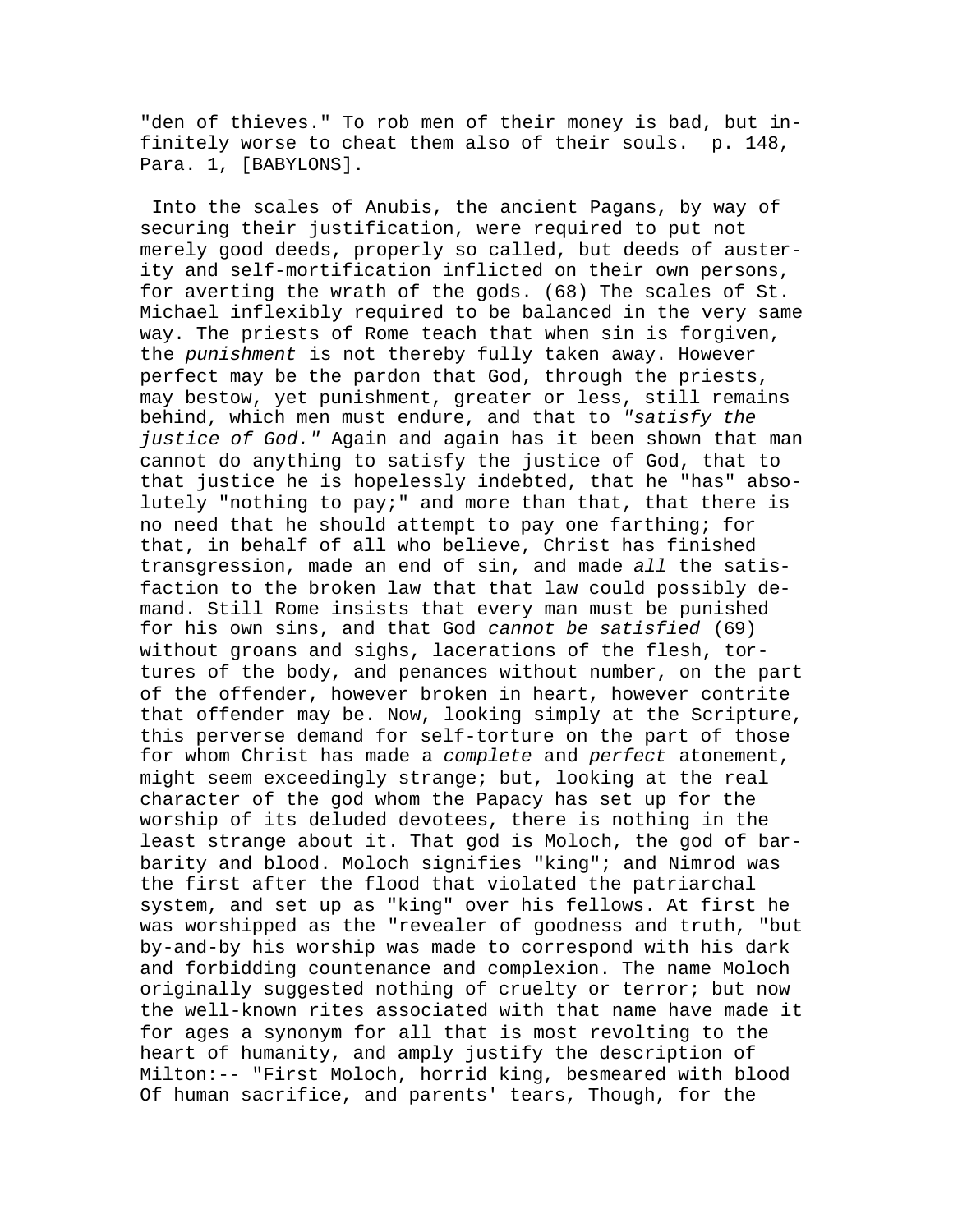"den of thieves." To rob men of their money is bad, but infinitely worse to cheat them also of their souls. p. 148, Para. 1, [BABYLONS].

Into the scales of Anubis, the ancient Pagans, by way of securing their justification, were required to put not merely good deeds, properly so called, but deeds of austerity and self-mortification inflicted on their own persons, for averting the wrath of the gods. (68) The scales of St. Michael inflexibly required to be balanced in the very same way. The priests of Rome teach that when sin is forgiven, the *punishment* is not thereby fully taken away. However perfect may be the pardon that God, through the priests, may bestow, yet punishment, greater or less, still remains behind, which men must endure, and that to *"satisfy the justice of God."* Again and again has it been shown that man cannot do anything to satisfy the justice of God, that to that justice he is hopelessly indebted, that he "has" absolutely "nothing to pay;" and more than that, that there is no need that he should attempt to pay one farthing; for that, in behalf of all who believe, Christ has finished transgression, made an end of sin, and made *all* the satisfaction to the broken law that that law could possibly demand. Still Rome insists that every man must be punished for his own sins, and that God *cannot be satisfied* (69) without groans and sighs, lacerations of the flesh, tortures of the body, and penances without number, on the part of the offender, however broken in heart, however contrite that offender may be. Now, looking simply at the Scripture, this perverse demand for self-torture on the part of those for whom Christ has made a *complete* and *perfect* atonement, might seem exceedingly strange; but, looking at the real character of the god whom the Papacy has set up for the worship of its deluded devotees, there is nothing in the least strange about it. That god is Moloch, the god of barbarity and blood. Moloch signifies "king"; and Nimrod was the first after the flood that violated the patriarchal system, and set up as "king" over his fellows. At first he was worshipped as the "revealer of goodness and truth, "but by-and-by his worship was made to correspond with his dark and forbidding countenance and complexion. The name Moloch originally suggested nothing of cruelty or terror; but now the well-known rites associated with that name have made it for ages a synonym for all that is most revolting to the heart of humanity, and amply justify the description of Milton:-- "First Moloch, horrid king, besmeared with blood Of human sacrifice, and parents' tears, Though, for the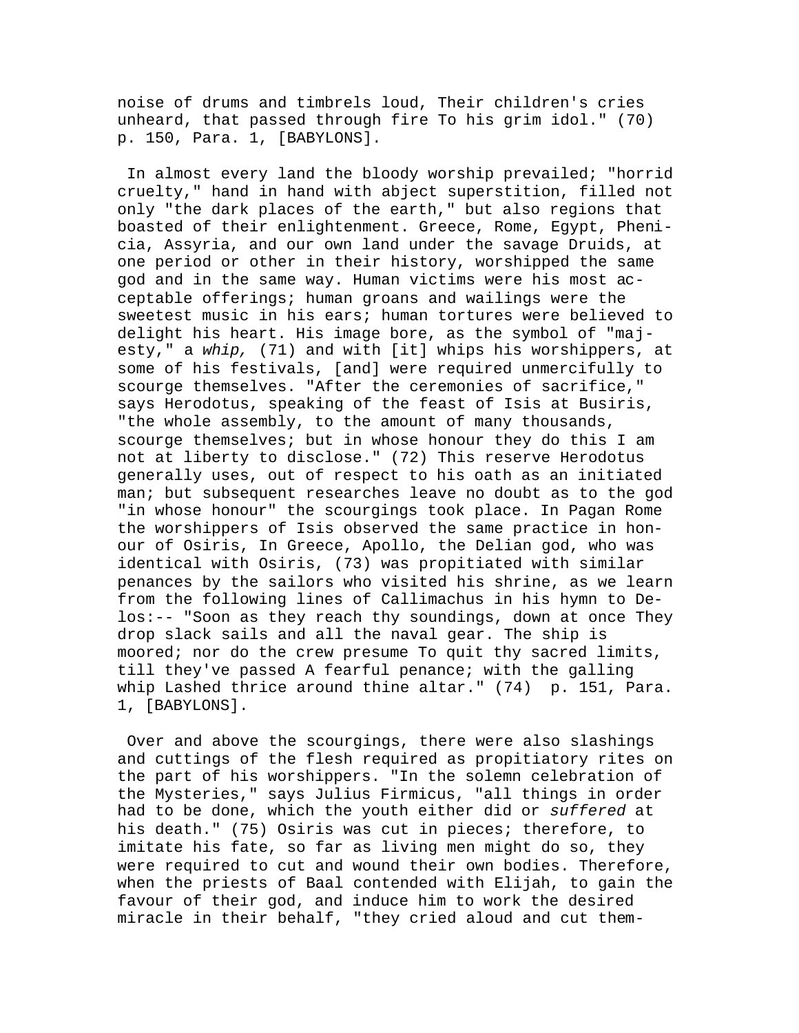noise of drums and timbrels loud, Their children's cries unheard, that passed through fire To his grim idol." (70) p. 150, Para. 1, [BABYLONS].

In almost every land the bloody worship prevailed; "horrid cruelty," hand in hand with abject superstition, filled not only "the dark places of the earth," but also regions that boasted of their enlightenment. Greece, Rome, Egypt, Phenicia, Assyria, and our own land under the savage Druids, at one period or other in their history, worshipped the same god and in the same way. Human victims were his most acceptable offerings; human groans and wailings were the sweetest music in his ears; human tortures were believed to delight his heart. His image bore, as the symbol of "majesty," a *whip,* (71) and with [it] whips his worshippers, at some of his festivals, [and] were required unmercifully to scourge themselves. "After the ceremonies of sacrifice," says Herodotus, speaking of the feast of Isis at Busiris, "the whole assembly, to the amount of many thousands, scourge themselves; but in whose honour they do this I am not at liberty to disclose." (72) This reserve Herodotus generally uses, out of respect to his oath as an initiated man; but subsequent researches leave no doubt as to the god "in whose honour" the scourgings took place. In Pagan Rome the worshippers of Isis observed the same practice in honour of Osiris, In Greece, Apollo, the Delian god, who was identical with Osiris, (73) was propitiated with similar penances by the sailors who visited his shrine, as we learn from the following lines of Callimachus in his hymn to Delos:-- "Soon as they reach thy soundings, down at once They drop slack sails and all the naval gear. The ship is moored; nor do the crew presume To quit thy sacred limits, till they've passed A fearful penance; with the galling whip Lashed thrice around thine altar." (74) p. 151, Para. 1, [BABYLONS].

Over and above the scourgings, there were also slashings and cuttings of the flesh required as propitiatory rites on the part of his worshippers. "In the solemn celebration of the Mysteries," says Julius Firmicus, "all things in order had to be done, which the youth either did or *suffered* at his death." (75) Osiris was cut in pieces; therefore, to imitate his fate, so far as living men might do so, they were required to cut and wound their own bodies. Therefore, when the priests of Baal contended with Elijah, to gain the favour of their god, and induce him to work the desired miracle in their behalf, "they cried aloud and cut them-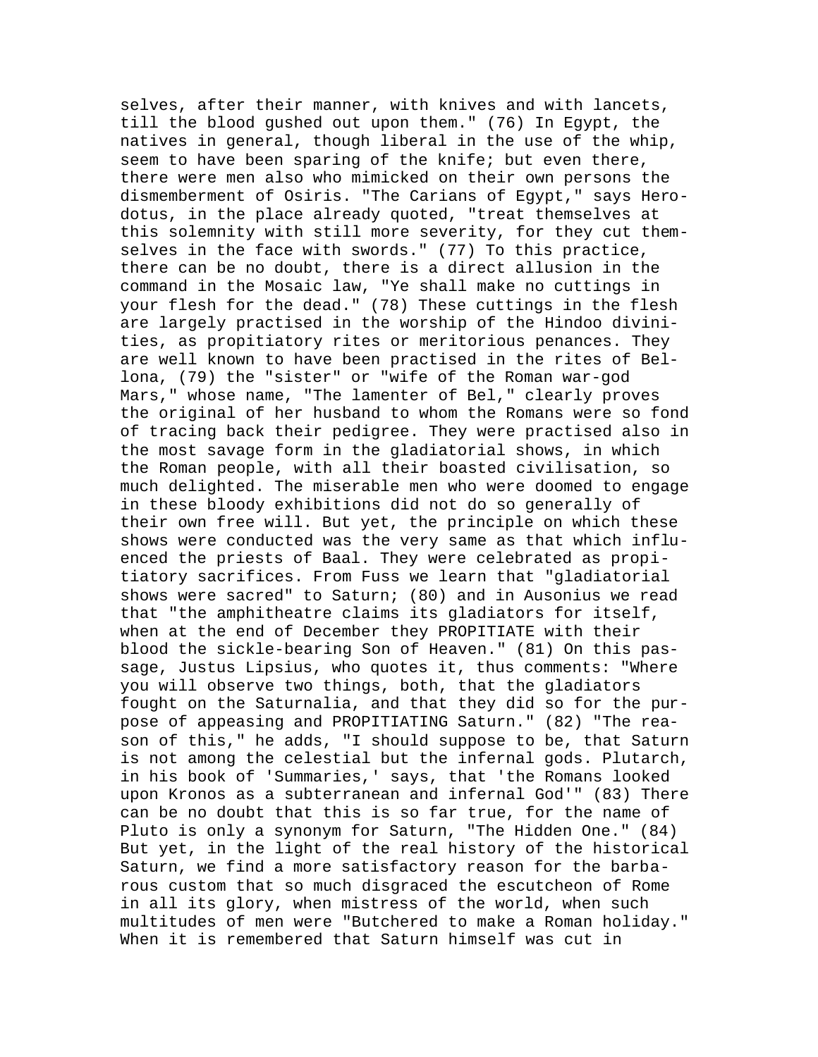selves, after their manner, with knives and with lancets, till the blood gushed out upon them." (76) In Egypt, the natives in general, though liberal in the use of the whip, seem to have been sparing of the knife; but even there, there were men also who mimicked on their own persons the dismemberment of Osiris. "The Carians of Egypt," says Herodotus, in the place already quoted, "treat themselves at this solemnity with still more severity, for they cut themselves in the face with swords." (77) To this practice, there can be no doubt, there is a direct allusion in the command in the Mosaic law, "Ye shall make no cuttings in your flesh for the dead." (78) These cuttings in the flesh are largely practised in the worship of the Hindoo divinities, as propitiatory rites or meritorious penances. They are well known to have been practised in the rites of Bellona, (79) the "sister" or "wife of the Roman war-god Mars," whose name, "The lamenter of Bel," clearly proves the original of her husband to whom the Romans were so fond of tracing back their pedigree. They were practised also in the most savage form in the gladiatorial shows, in which the Roman people, with all their boasted civilisation, so much delighted. The miserable men who were doomed to engage in these bloody exhibitions did not do so generally of their own free will. But yet, the principle on which these shows were conducted was the very same as that which influenced the priests of Baal. They were celebrated as propitiatory sacrifices. From Fuss we learn that "gladiatorial shows were sacred" to Saturn; (80) and in Ausonius we read that "the amphitheatre claims its gladiators for itself, when at the end of December they PROPITIATE with their blood the sickle-bearing Son of Heaven." (81) On this passage, Justus Lipsius, who quotes it, thus comments: "Where you will observe two things, both, that the gladiators fought on the Saturnalia, and that they did so for the purpose of appeasing and PROPITIATING Saturn." (82) "The reason of this," he adds, "I should suppose to be, that Saturn is not among the celestial but the infernal gods. Plutarch, in his book of 'Summaries,' says, that 'the Romans looked upon Kronos as a subterranean and infernal God'" (83) There can be no doubt that this is so far true, for the name of Pluto is only a synonym for Saturn, "The Hidden One." (84) But yet, in the light of the real history of the historical Saturn, we find a more satisfactory reason for the barbarous custom that so much disgraced the escutcheon of Rome in all its glory, when mistress of the world, when such multitudes of men were "Butchered to make a Roman holiday." When it is remembered that Saturn himself was cut in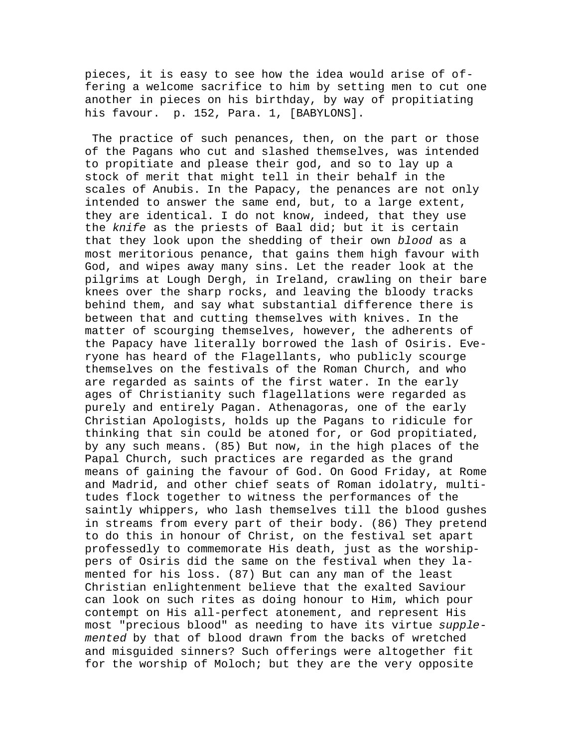pieces, it is easy to see how the idea would arise of offering a welcome sacrifice to him by setting men to cut one another in pieces on his birthday, by way of propitiating his favour. p. 152, Para. 1, [BABYLONS].

The practice of such penances, then, on the part or those of the Pagans who cut and slashed themselves, was intended to propitiate and please their god, and so to lay up a stock of merit that might tell in their behalf in the scales of Anubis. In the Papacy, the penances are not only intended to answer the same end, but, to a large extent, they are identical. I do not know, indeed, that they use the *knife* as the priests of Baal did; but it is certain that they look upon the shedding of their own *blood* as a most meritorious penance, that gains them high favour with God, and wipes away many sins. Let the reader look at the pilgrims at Lough Dergh, in Ireland, crawling on their bare knees over the sharp rocks, and leaving the bloody tracks behind them, and say what substantial difference there is between that and cutting themselves with knives. In the matter of scourging themselves, however, the adherents of the Papacy have literally borrowed the lash of Osiris. Everyone has heard of the Flagellants, who publicly scourge themselves on the festivals of the Roman Church, and who are regarded as saints of the first water. In the early ages of Christianity such flagellations were regarded as purely and entirely Pagan. Athenagoras, one of the early Christian Apologists, holds up the Pagans to ridicule for thinking that sin could be atoned for, or God propitiated, by any such means. (85) But now, in the high places of the Papal Church, such practices are regarded as the grand means of gaining the favour of God. On Good Friday, at Rome and Madrid, and other chief seats of Roman idolatry, multitudes flock together to witness the performances of the saintly whippers, who lash themselves till the blood gushes in streams from every part of their body. (86) They pretend to do this in honour of Christ, on the festival set apart professedly to commemorate His death, just as the worshippers of Osiris did the same on the festival when they lamented for his loss. (87) But can any man of the least Christian enlightenment believe that the exalted Saviour can look on such rites as doing honour to Him, which pour contempt on His all-perfect atonement, and represent His most "precious blood" as needing to have its virtue *supplemented* by that of blood drawn from the backs of wretched and misguided sinners? Such offerings were altogether fit for the worship of Moloch; but they are the very opposite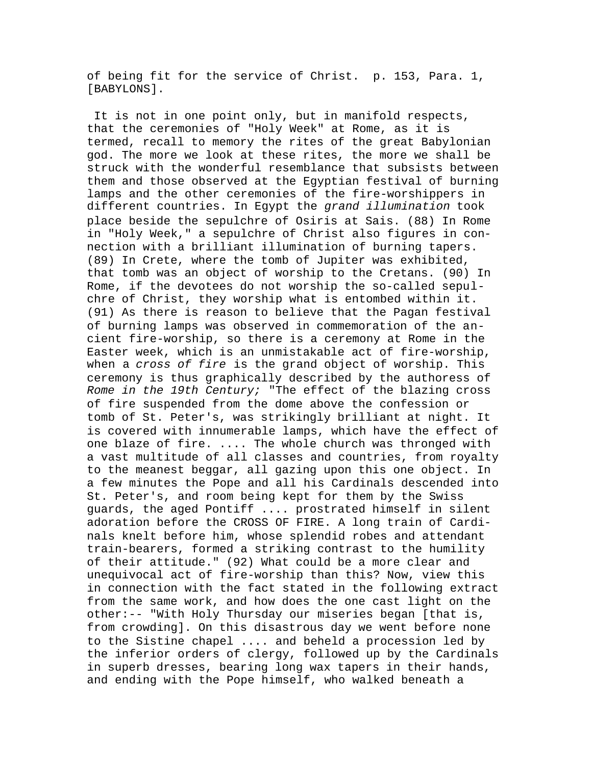of being fit for the service of Christ. p. 153, Para. 1, [BABYLONS].

It is not in one point only, but in manifold respects, that the ceremonies of "Holy Week" at Rome, as it is termed, recall to memory the rites of the great Babylonian god. The more we look at these rites, the more we shall be struck with the wonderful resemblance that subsists between them and those observed at the Egyptian festival of burning lamps and the other ceremonies of the fire-worshippers in different countries. In Egypt the *grand illumination* took place beside the sepulchre of Osiris at Sais. (88) In Rome in "Holy Week," a sepulchre of Christ also figures in connection with a brilliant illumination of burning tapers. (89) In Crete, where the tomb of Jupiter was exhibited, that tomb was an object of worship to the Cretans. (90) In Rome, if the devotees do not worship the so-called sepulchre of Christ, they worship what is entombed within it. (91) As there is reason to believe that the Pagan festival of burning lamps was observed in commemoration of the ancient fire-worship, so there is a ceremony at Rome in the Easter week, which is an unmistakable act of fire-worship, when a *cross of fire* is the grand object of worship. This ceremony is thus graphically described by the authoress of *Rome in the 19th Century;* "The effect of the blazing cross of fire suspended from the dome above the confession or tomb of St. Peter's, was strikingly brilliant at night. It is covered with innumerable lamps, which have the effect of one blaze of fire. .... The whole church was thronged with a vast multitude of all classes and countries, from royalty to the meanest beggar, all gazing upon this one object. In a few minutes the Pope and all his Cardinals descended into St. Peter's, and room being kept for them by the Swiss guards, the aged Pontiff .... prostrated himself in silent adoration before the CROSS OF FIRE. A long train of Cardinals knelt before him, whose splendid robes and attendant train-bearers, formed a striking contrast to the humility of their attitude." (92) What could be a more clear and unequivocal act of fire-worship than this? Now, view this in connection with the fact stated in the following extract from the same work, and how does the one cast light on the other:-- "With Holy Thursday our miseries began [that is, from crowding]. On this disastrous day we went before none to the Sistine chapel .... and beheld a procession led by the inferior orders of clergy, followed up by the Cardinals in superb dresses, bearing long wax tapers in their hands, and ending with the Pope himself, who walked beneath a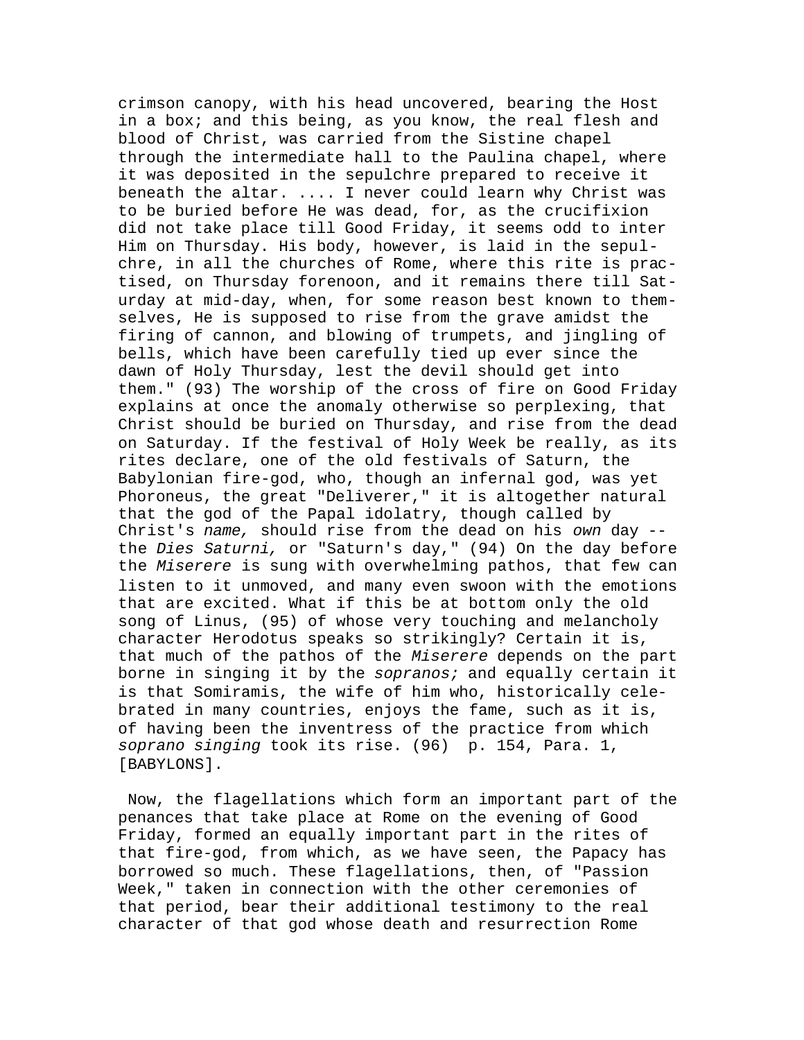crimson canopy, with his head uncovered, bearing the Host in a box; and this being, as you know, the real flesh and blood of Christ, was carried from the Sistine chapel through the intermediate hall to the Paulina chapel, where it was deposited in the sepulchre prepared to receive it beneath the altar. .... I never could learn why Christ was to be buried before He was dead, for, as the crucifixion did not take place till Good Friday, it seems odd to inter Him on Thursday. His body, however, is laid in the sepulchre, in all the churches of Rome, where this rite is practised, on Thursday forenoon, and it remains there till Saturday at mid-day, when, for some reason best known to themselves, He is supposed to rise from the grave amidst the firing of cannon, and blowing of trumpets, and jingling of bells, which have been carefully tied up ever since the dawn of Holy Thursday, lest the devil should get into them." (93) The worship of the cross of fire on Good Friday explains at once the anomaly otherwise so perplexing, that Christ should be buried on Thursday, and rise from the dead on Saturday. If the festival of Holy Week be really, as its rites declare, one of the old festivals of Saturn, the Babylonian fire-god, who, though an infernal god, was yet Phoroneus, the great "Deliverer," it is altogether natural that the god of the Papal idolatry, though called by Christ's *name,* should rise from the dead on his *own* day -- the *Dies Saturni,* or "Saturn's day," (94) On the day before the *Miserere* is sung with overwhelming pathos, that few can listen to it unmoved, and many even swoon with the emotions that are excited. What if this be at bottom only the old song of Linus, (95) of whose very touching and melancholy character Herodotus speaks so strikingly? Certain it is, that much of the pathos of the *Miserere* depends on the part borne in singing it by the *sopranos;* and equally certain it is that Somiramis, the wife of him who, historically celebrated in many countries, enjoys the fame, such as it is, of having been the inventress of the practice from which *soprano singing* took its rise. (96) p. 154, Para. 1, [BABYLONS].

Now, the flagellations which form an important part of the penances that take place at Rome on the evening of Good Friday, formed an equally important part in the rites of that fire-god, from which, as we have seen, the Papacy has borrowed so much. These flagellations, then, of "Passion Week," taken in connection with the other ceremonies of that period, bear their additional testimony to the real character of that god whose death and resurrection Rome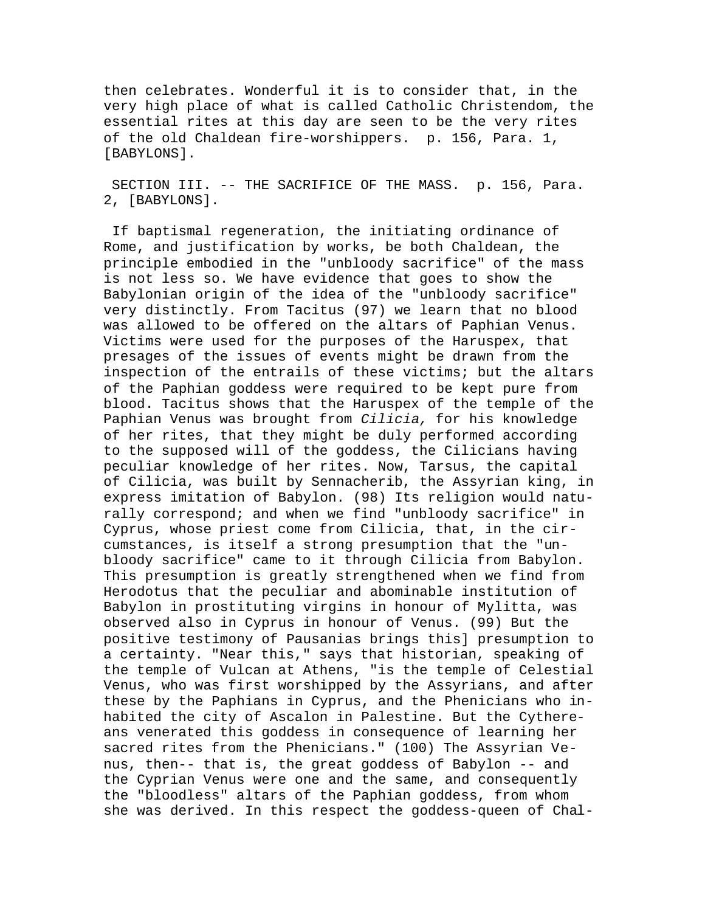then celebrates. Wonderful it is to consider that, in the very high place of what is called Catholic Christendom, the essential rites at this day are seen to be the very rites of the old Chaldean fire-worshippers. p. 156, Para. 1, [BABYLONS].

SECTION III. -- THE SACRIFICE OF THE MASS. p. 156, Para. 2, [BABYLONS].

If baptismal regeneration, the initiating ordinance of Rome, and justification by works, be both Chaldean, the principle embodied in the "unbloody sacrifice" of the mass is not less so. We have evidence that goes to show the Babylonian origin of the idea of the "unbloody sacrifice" very distinctly. From Tacitus (97) we learn that no blood was allowed to be offered on the altars of Paphian Venus. Victims were used for the purposes of the Haruspex, that presages of the issues of events might be drawn from the inspection of the entrails of these victims; but the altars of the Paphian goddess were required to be kept pure from blood. Tacitus shows that the Haruspex of the temple of the Paphian Venus was brought from *Cilicia,* for his knowledge of her rites, that they might be duly performed according to the supposed will of the goddess, the Cilicians having peculiar knowledge of her rites. Now, Tarsus, the capital of Cilicia, was built by Sennacherib, the Assyrian king, in express imitation of Babylon. (98) Its religion would naturally correspond; and when we find "unbloody sacrifice" in Cyprus, whose priest come from Cilicia, that, in the circumstances, is itself a strong presumption that the "unbloody sacrifice" came to it through Cilicia from Babylon. This presumption is greatly strengthened when we find from Herodotus that the peculiar and abominable institution of Babylon in prostituting virgins in honour of Mylitta, was observed also in Cyprus in honour of Venus. (99) But the positive testimony of Pausanias brings this] presumption to a certainty. "Near this," says that historian, speaking of the temple of Vulcan at Athens, "is the temple of Celestial Venus, who was first worshipped by the Assyrians, and after these by the Paphians in Cyprus, and the Phenicians who inhabited the city of Ascalon in Palestine. But the Cythereans venerated this goddess in consequence of learning her sacred rites from the Phenicians." (100) The Assyrian Venus, then-- that is, the great goddess of Babylon -- and the Cyprian Venus were one and the same, and consequently the "bloodless" altars of the Paphian goddess, from whom she was derived. In this respect the goddess-queen of Chal-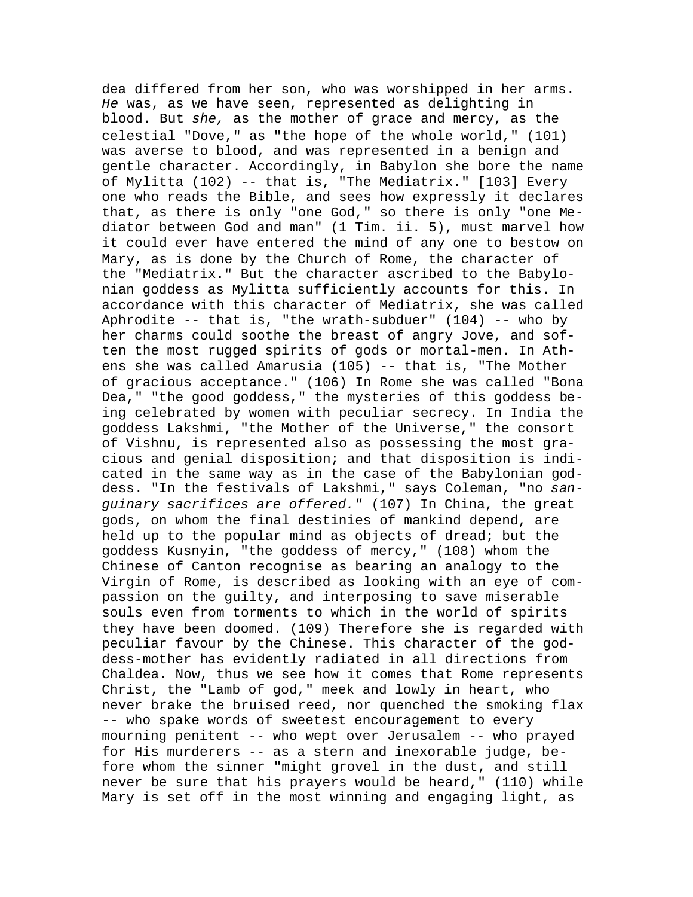dea differed from her son, who was worshipped in her arms. *He* was, as we have seen, represented as delighting in blood. But *she,* as the mother of grace and mercy, as the celestial "Dove," as "the hope of the whole world," (101) was averse to blood, and was represented in a benign and gentle character. Accordingly, in Babylon she bore the name of Mylitta (102) -- that is, "The Mediatrix." [103] Every one who reads the Bible, and sees how expressly it declares that, as there is only "one God," so there is only "one Mediator between God and man" (1 Tim. ii. 5), must marvel how it could ever have entered the mind of any one to bestow on Mary, as is done by the Church of Rome, the character of the "Mediatrix." But the character ascribed to the Babylonian goddess as Mylitta sufficiently accounts for this. In accordance with this character of Mediatrix, she was called Aphrodite -- that is, "the wrath-subduer" (104) -- who by her charms could soothe the breast of angry Jove, and soften the most rugged spirits of gods or mortal-men. In Athens she was called Amarusia (105) -- that is, "The Mother of gracious acceptance." (106) In Rome she was called "Bona Dea," "the good goddess," the mysteries of this goddess being celebrated by women with peculiar secrecy. In India the goddess Lakshmi, "the Mother of the Universe," the consort of Vishnu, is represented also as possessing the most gracious and genial disposition; and that disposition is indicated in the same way as in the case of the Babylonian goddess. "In the festivals of Lakshmi," says Coleman, "no *sanguinary sacrifices are offered."* (107) In China, the great gods, on whom the final destinies of mankind depend, are held up to the popular mind as objects of dread; but the goddess Kusnyin, "the goddess of mercy," (108) whom the Chinese of Canton recognise as bearing an analogy to the Virgin of Rome, is described as looking with an eye of compassion on the guilty, and interposing to save miserable souls even from torments to which in the world of spirits they have been doomed. (109) Therefore she is regarded with peculiar favour by the Chinese. This character of the goddess-mother has evidently radiated in all directions from Chaldea. Now, thus we see how it comes that Rome represents Christ, the "Lamb of god," meek and lowly in heart, who never brake the bruised reed, nor quenched the smoking flax -- who spake words of sweetest encouragement to every mourning penitent -- who wept over Jerusalem -- who prayed for His murderers -- as a stern and inexorable judge, before whom the sinner "might grovel in the dust, and still never be sure that his prayers would be heard," (110) while Mary is set off in the most winning and engaging light, as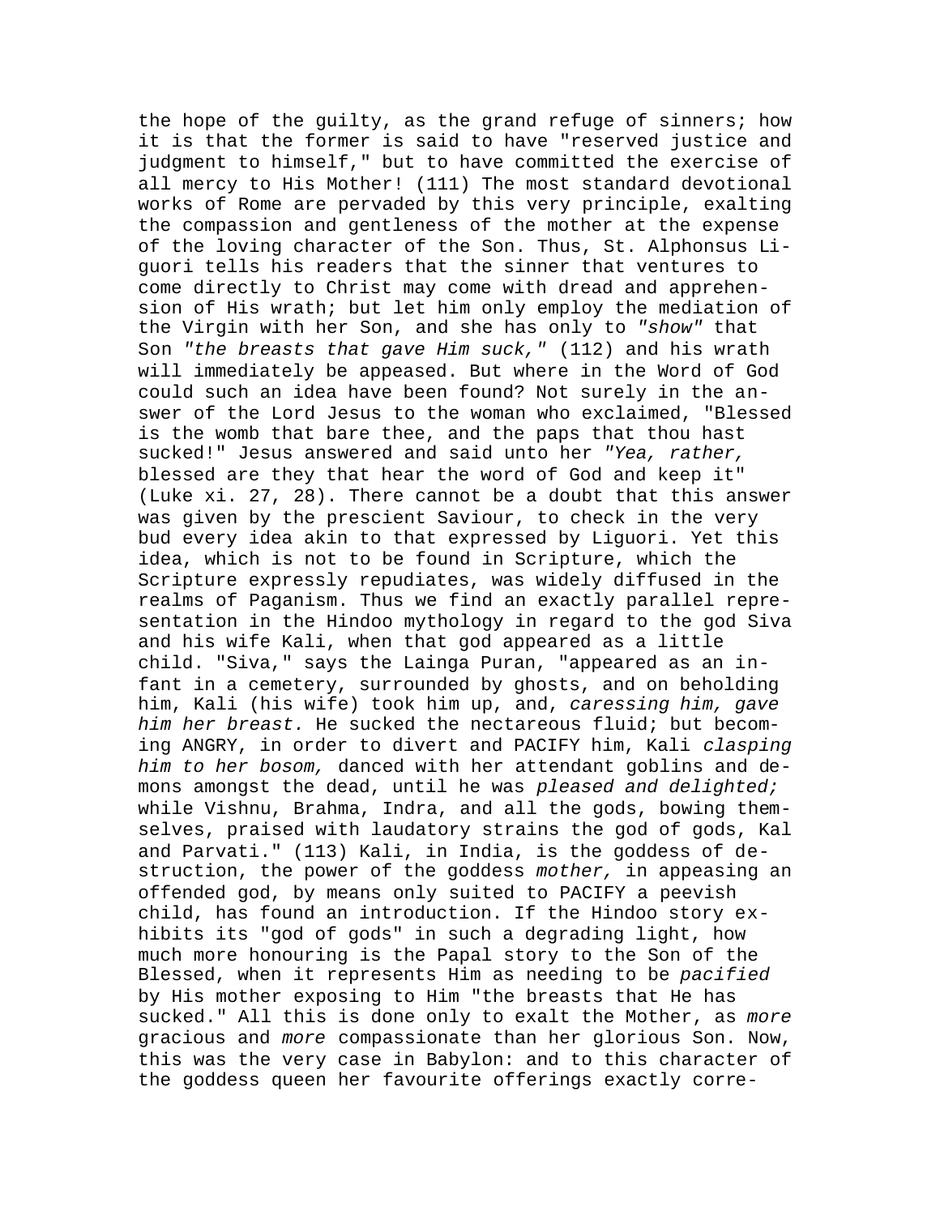the hope of the guilty, as the grand refuge of sinners; how it is that the former is said to have "reserved justice and judgment to himself," but to have committed the exercise of all mercy to His Mother! (111) The most standard devotional works of Rome are pervaded by this very principle, exalting the compassion and gentleness of the mother at the expense of the loving character of the Son. Thus, St. Alphonsus Liguori tells his readers that the sinner that ventures to come directly to Christ may come with dread and apprehension of His wrath; but let him only employ the mediation of the Virgin with her Son, and she has only to *"show"* that Son *"the breasts that gave Him suck,"* (112) and his wrath will immediately be appeased. But where in the Word of God could such an idea have been found? Not surely in the answer of the Lord Jesus to the woman who exclaimed, "Blessed is the womb that bare thee, and the paps that thou hast sucked!" Jesus answered and said unto her *"Yea, rather,* blessed are they that hear the word of God and keep it" (Luke xi. 27, 28). There cannot be a doubt that this answer was given by the prescient Saviour, to check in the very bud every idea akin to that expressed by Liguori. Yet this idea, which is not to be found in Scripture, which the Scripture expressly repudiates, was widely diffused in the realms of Paganism. Thus we find an exactly parallel representation in the Hindoo mythology in regard to the god Siva and his wife Kali, when that god appeared as a little child. "Siva," says the Lainga Puran, "appeared as an infant in a cemetery, surrounded by ghosts, and on beholding him, Kali (his wife) took him up, and, *caressing him, gave him her breast.* He sucked the nectareous fluid; but becoming ANGRY, in order to divert and PACIFY him, Kali *clasping him to her bosom,* danced with her attendant goblins and demons amongst the dead, until he was *pleased and delighted;* while Vishnu, Brahma, Indra, and all the gods, bowing themselves, praised with laudatory strains the god of gods, Kal and Parvati." (113) Kali, in India, is the goddess of destruction, the power of the goddess *mother,* in appeasing an offended god, by means only suited to PACIFY a peevish child, has found an introduction. If the Hindoo story exhibits its "god of gods" in such a degrading light, how much more honouring is the Papal story to the Son of the Blessed, when it represents Him as needing to be *pacified* by His mother exposing to Him "the breasts that He has sucked." All this is done only to exalt the Mother, as *more* gracious and *more* compassionate than her glorious Son. Now, this was the very case in Babylon: and to this character of the goddess queen her favourite offerings exactly corre-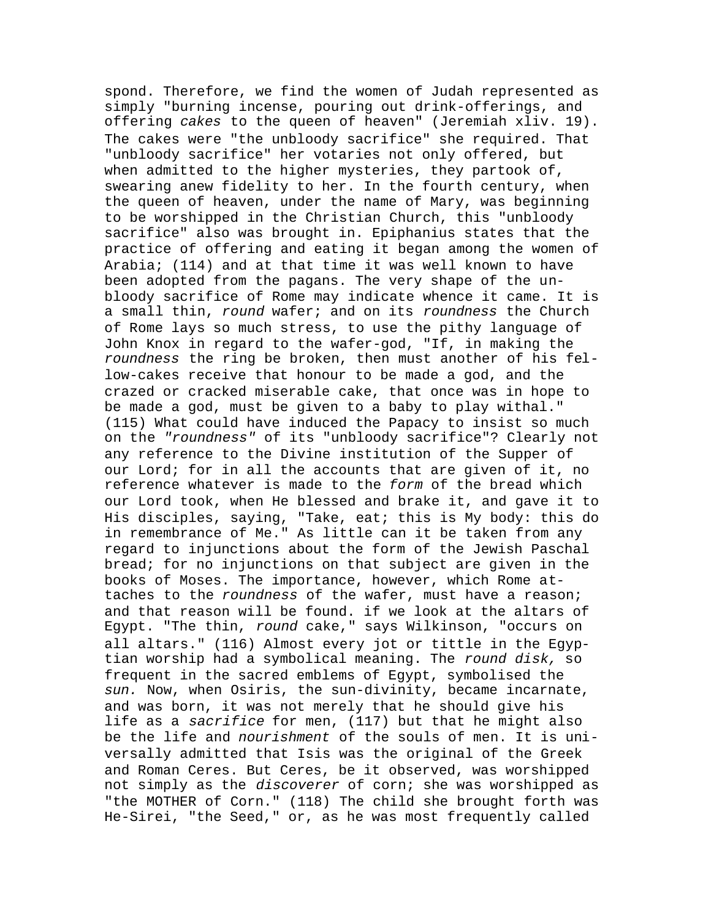spond. Therefore, we find the women of Judah represented as simply "burning incense, pouring out drink-offerings, and offering *cakes* to the queen of heaven" (Jeremiah xliv. 19). The cakes were "the unbloody sacrifice" she required. That "unbloody sacrifice" her votaries not only offered, but when admitted to the higher mysteries, they partook of, swearing anew fidelity to her. In the fourth century, when the queen of heaven, under the name of Mary, was beginning to be worshipped in the Christian Church, this "unbloody sacrifice" also was brought in. Epiphanius states that the practice of offering and eating it began among the women of Arabia; (114) and at that time it was well known to have been adopted from the pagans. The very shape of the unbloody sacrifice of Rome may indicate whence it came. It is a small thin, *round* wafer; and on its *roundness* the Church of Rome lays so much stress, to use the pithy language of John Knox in regard to the wafer-god, "If, in making the *roundness* the ring be broken, then must another of his fellow-cakes receive that honour to be made a god, and the crazed or cracked miserable cake, that once was in hope to be made a god, must be given to a baby to play withal." (115) What could have induced the Papacy to insist so much on the *"roundness"* of its "unbloody sacrifice"? Clearly not any reference to the Divine institution of the Supper of our Lord; for in all the accounts that are given of it, no reference whatever is made to the *form* of the bread which our Lord took, when He blessed and brake it, and gave it to His disciples, saying, "Take, eat; this is My body: this do in remembrance of Me." As little can it be taken from any regard to injunctions about the form of the Jewish Paschal bread; for no injunctions on that subject are given in the books of Moses. The importance, however, which Rome attaches to the *roundness* of the wafer, must have a reason; and that reason will be found. if we look at the altars of Egypt. "The thin, *round* cake," says Wilkinson, "occurs on all altars." (116) Almost every jot or tittle in the Egyptian worship had a symbolical meaning. The *round disk,* so frequent in the sacred emblems of Egypt, symbolised the *sun.* Now, when Osiris, the sun-divinity, became incarnate, and was born, it was not merely that he should give his life as a *sacrifice* for men, (117) but that he might also be the life and *nourishment* of the souls of men. It is universally admitted that Isis was the original of the Greek and Roman Ceres. But Ceres, be it observed, was worshipped not simply as the *discoverer* of corn; she was worshipped as "the MOTHER of Corn." (118) The child she brought forth was He-Sirei, "the Seed," or, as he was most frequently called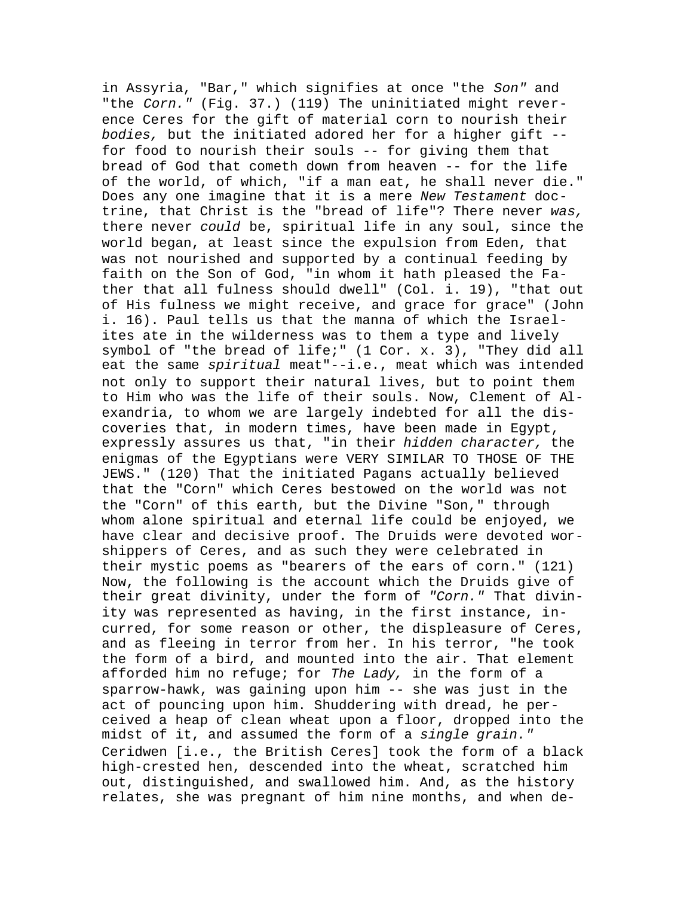in Assyria, "Bar," which signifies at once "the *Son"* and "the *Corn."* (Fig. 37.) (119) The uninitiated might reverence Ceres for the gift of material corn to nourish their *bodies,* but the initiated adored her for a higher gift -- for food to nourish their souls -- for giving them that bread of God that cometh down from heaven -- for the life of the world, of which, "if a man eat, he shall never die." Does any one imagine that it is a mere *New Testament* doctrine, that Christ is the "bread of life"? There never *was,* there never *could* be, spiritual life in any soul, since the world began, at least since the expulsion from Eden, that was not nourished and supported by a continual feeding by faith on the Son of God, "in whom it hath pleased the Father that all fulness should dwell" (Col. i. 19), "that out of His fulness we might receive, and grace for grace" (John i. 16). Paul tells us that the manna of which the Israelites ate in the wilderness was to them a type and lively symbol of "the bread of life;" (1 Cor. x. 3), "They did all eat the same *spiritual* meat"--i.e., meat which was intended not only to support their natural lives, but to point them to Him who was the life of their souls. Now, Clement of Alexandria, to whom we are largely indebted for all the discoveries that, in modern times, have been made in Egypt, expressly assures us that, "in their *hidden character,* the enigmas of the Egyptians were VERY SIMILAR TO THOSE OF THE JEWS." (120) That the initiated Pagans actually believed that the "Corn" which Ceres bestowed on the world was not the "Corn" of this earth, but the Divine "Son," through whom alone spiritual and eternal life could be enjoyed, we have clear and decisive proof. The Druids were devoted worshippers of Ceres, and as such they were celebrated in their mystic poems as "bearers of the ears of corn." (121) Now, the following is the account which the Druids give of their great divinity, under the form of *"Corn."* That divinity was represented as having, in the first instance, incurred, for some reason or other, the displeasure of Ceres, and as fleeing in terror from her. In his terror, "he took the form of a bird, and mounted into the air. That element afforded him no refuge; for *The Lady,* in the form of a sparrow-hawk, was gaining upon him -- she was just in the act of pouncing upon him. Shuddering with dread, he perceived a heap of clean wheat upon a floor, dropped into the midst of it, and assumed the form of a *single grain."* Ceridwen [i.e., the British Ceres] took the form of a black high-crested hen, descended into the wheat, scratched him out, distinguished, and swallowed him. And, as the history relates, she was pregnant of him nine months, and when de-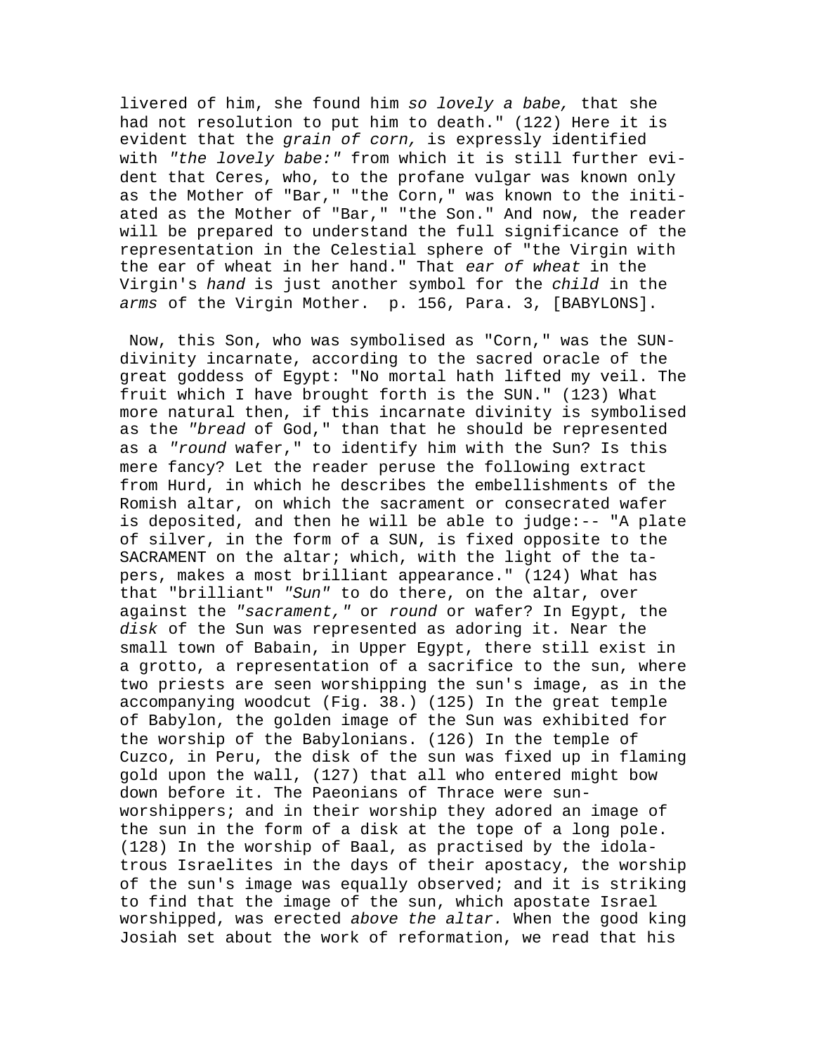livered of him, she found him *so lovely a babe,* that she had not resolution to put him to death." (122) Here it is evident that the *grain of corn,* is expressly identified with *"the lovely babe:"* from which it is still further evident that Ceres, who, to the profane vulgar was known only as the Mother of "Bar," "the Corn," was known to the initiated as the Mother of "Bar," "the Son." And now, the reader will be prepared to understand the full significance of the representation in the Celestial sphere of "the Virgin with the ear of wheat in her hand." That *ear of wheat* in the Virgin's *hand* is just another symbol for the *child* in the *arms* of the Virgin Mother. p. 156, Para. 3, [BABYLONS].

Now, this Son, who was symbolised as "Corn," was the SUN-divinity incarnate, according to the sacred oracle of the great goddess of Egypt: "No mortal hath lifted my veil. The fruit which I have brought forth is the SUN." (123) What more natural then, if this incarnate divinity is symbolised as the *"bread* of God," than that he should be represented as a *"round* wafer," to identify him with the Sun? Is this mere fancy? Let the reader peruse the following extract from Hurd, in which he describes the embellishments of the Romish altar, on which the sacrament or consecrated wafer is deposited, and then he will be able to judge:-- "A plate of silver, in the form of a SUN, is fixed opposite to the SACRAMENT on the altar; which, with the light of the tapers, makes a most brilliant appearance." (124) What has that "brilliant" *"Sun"* to do there, on the altar, over against the *"sacrament,"* or *round* or wafer? In Egypt, the *disk* of the Sun was represented as adoring it. Near the small town of Babain, in Upper Egypt, there still exist in a grotto, a representation of a sacrifice to the sun, where two priests are seen worshipping the sun's image, as in the accompanying woodcut (Fig. 38.) (125) In the great temple of Babylon, the golden image of the Sun was exhibited for the worship of the Babylonians. (126) In the temple of Cuzco, in Peru, the disk of the sun was fixed up in flaming gold upon the wall, (127) that all who entered might bow down before it. The Paeonians of Thrace were sun-worshippers; and in their worship they adored an image of the sun in the form of a disk at the tope of a long pole. (128) In the worship of Baal, as practised by the idolatrous Israelites in the days of their apostacy, the worship of the sun's image was equally observed; and it is striking to find that the image of the sun, which apostate Israel worshipped, was erected *above the altar.* When the good king Josiah set about the work of reformation, we read that his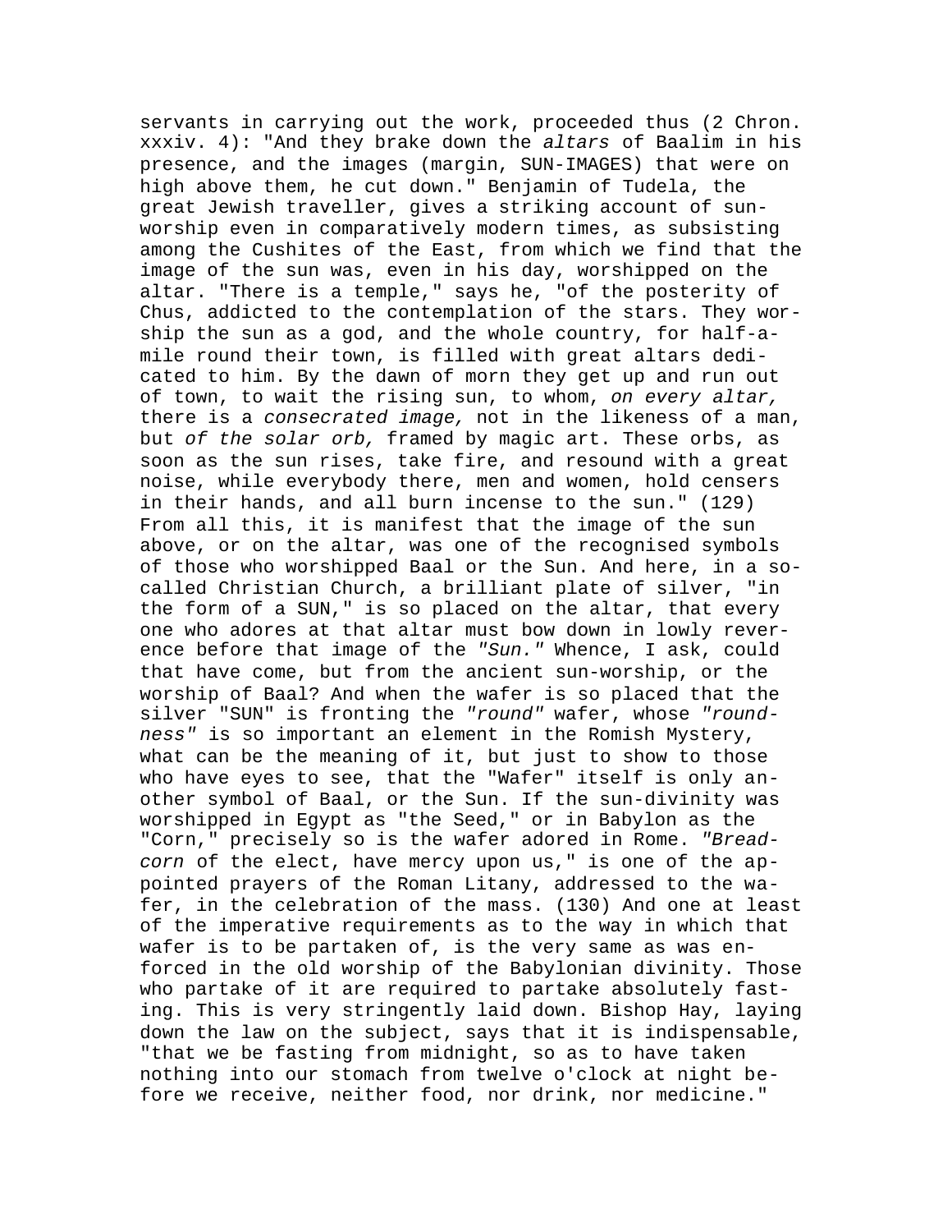servants in carrying out the work, proceeded thus (2 Chron. xxxiv. 4): "And they brake down the *altars* of Baalim in his presence, and the images (margin, SUN-IMAGES) that were on high above them, he cut down." Benjamin of Tudela, the great Jewish traveller, gives a striking account of sun-worship even in comparatively modern times, as subsisting among the Cushites of the East, from which we find that the image of the sun was, even in his day, worshipped on the altar. "There is a temple," says he, "of the posterity of Chus, addicted to the contemplation of the stars. They worship the sun as a god, and the whole country, for half-a-mile round their town, is filled with great altars dedicated to him. By the dawn of morn they get up and run out of town, to wait the rising sun, to whom, *on every altar,* there is a *consecrated image,* not in the likeness of a man, but *of the solar orb,* framed by magic art. These orbs, as soon as the sun rises, take fire, and resound with a great noise, while everybody there, men and women, hold censers in their hands, and all burn incense to the sun." (129) From all this, it is manifest that the image of the sun above, or on the altar, was one of the recognised symbols of those who worshipped Baal or the Sun. And here, in a so-called Christian Church, a brilliant plate of silver, "in the form of a SUN," is so placed on the altar, that every one who adores at that altar must bow down in lowly reverence before that image of the *"Sun."* Whence, I ask, could that have come, but from the ancient sun-worship, or the worship of Baal? And when the wafer is so placed that the silver "SUN" is fronting the *"round"* wafer, whose *"roundness"* is so important an element in the Romish Mystery, what can be the meaning of it, but just to show to those who have eyes to see, that the "Wafer" itself is only another symbol of Baal, or the Sun. If the sun-divinity was worshipped in Egypt as "the Seed," or in Babylon as the "Corn," precisely so is the wafer adored in Rome. *"Bread-corn* of the elect, have mercy upon us," is one of the appointed prayers of the Roman Litany, addressed to the wafer, in the celebration of the mass. (130) And one at least of the imperative requirements as to the way in which that wafer is to be partaken of, is the very same as was enforced in the old worship of the Babylonian divinity. Those who partake of it are required to partake absolutely fasting. This is very stringently laid down. Bishop Hay, laying down the law on the subject, says that it is indispensable, "that we be fasting from midnight, so as to have taken nothing into our stomach from twelve o'clock at night before we receive, neither food, nor drink, nor medicine."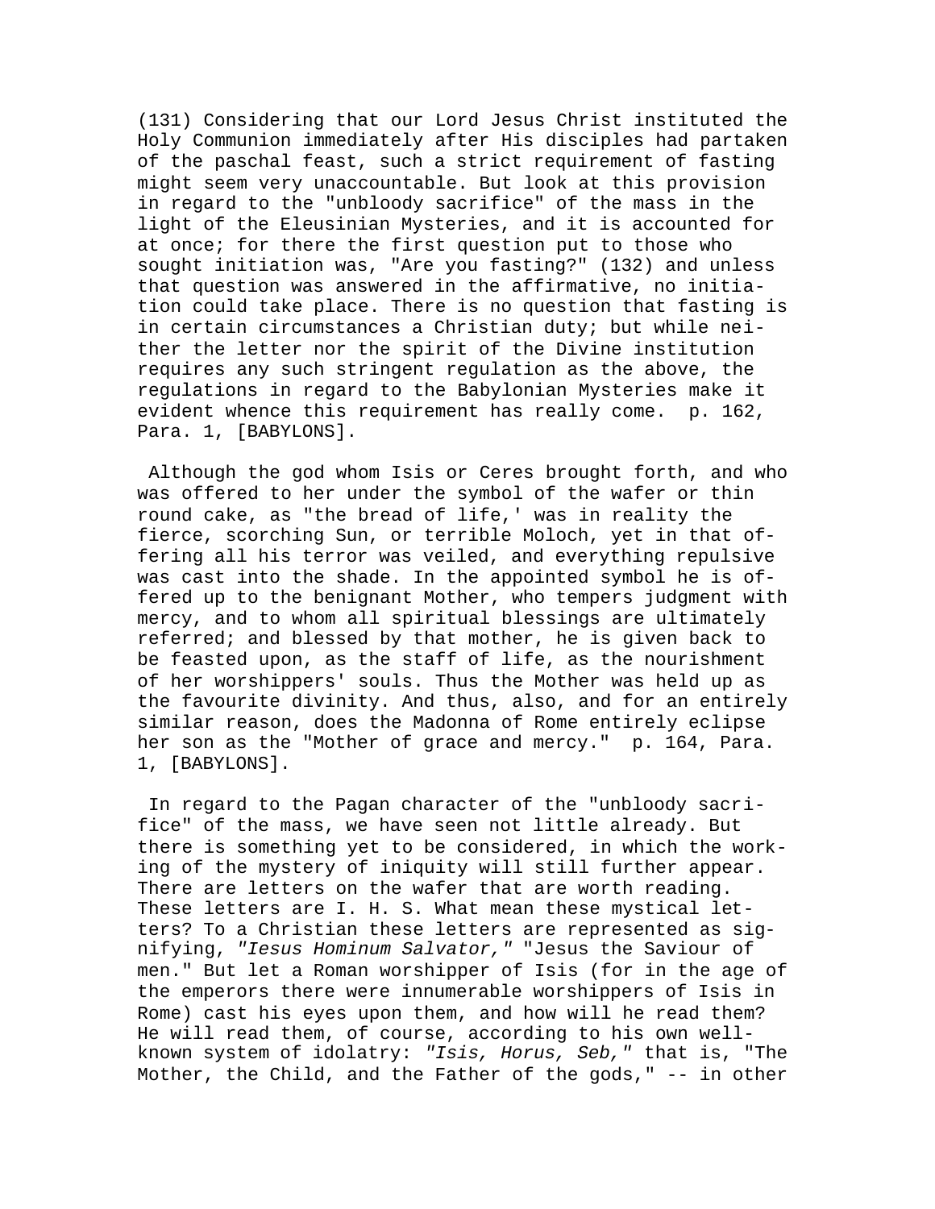(131) Considering that our Lord Jesus Christ instituted the Holy Communion immediately after His disciples had partaken of the paschal feast, such a strict requirement of fasting might seem very unaccountable. But look at this provision in regard to the "unbloody sacrifice" of the mass in the light of the Eleusinian Mysteries, and it is accounted for at once; for there the first question put to those who sought initiation was, "Are you fasting?" (132) and unless that question was answered in the affirmative, no initiation could take place. There is no question that fasting is in certain circumstances a Christian duty; but while neither the letter nor the spirit of the Divine institution requires any such stringent regulation as the above, the regulations in regard to the Babylonian Mysteries make it evident whence this requirement has really come. p. 162, Para. 1, [BABYLONS].

Although the god whom Isis or Ceres brought forth, and who was offered to her under the symbol of the wafer or thin round cake, as "the bread of life,' was in reality the fierce, scorching Sun, or terrible Moloch, yet in that offering all his terror was veiled, and everything repulsive was cast into the shade. In the appointed symbol he is offered up to the benignant Mother, who tempers judgment with mercy, and to whom all spiritual blessings are ultimately referred; and blessed by that mother, he is given back to be feasted upon, as the staff of life, as the nourishment of her worshippers' souls. Thus the Mother was held up as the favourite divinity. And thus, also, and for an entirely similar reason, does the Madonna of Rome entirely eclipse her son as the "Mother of grace and mercy." p. 164, Para. 1, [BABYLONS].

In regard to the Pagan character of the "unbloody sacrifice" of the mass, we have seen not little already. But there is something yet to be considered, in which the working of the mystery of iniquity will still further appear. There are letters on the wafer that are worth reading. These letters are I. H. S. What mean these mystical letters? To a Christian these letters are represented as signifying, *"Iesus Hominum Salvator,"* "Jesus the Saviour of men." But let a Roman worshipper of Isis (for in the age of the emperors there were innumerable worshippers of Isis in Rome) cast his eyes upon them, and how will he read them? He will read them, of course, according to his own well-known system of idolatry: *"Isis, Horus, Seb,"* that is, "The Mother, the Child, and the Father of the gods," -- in other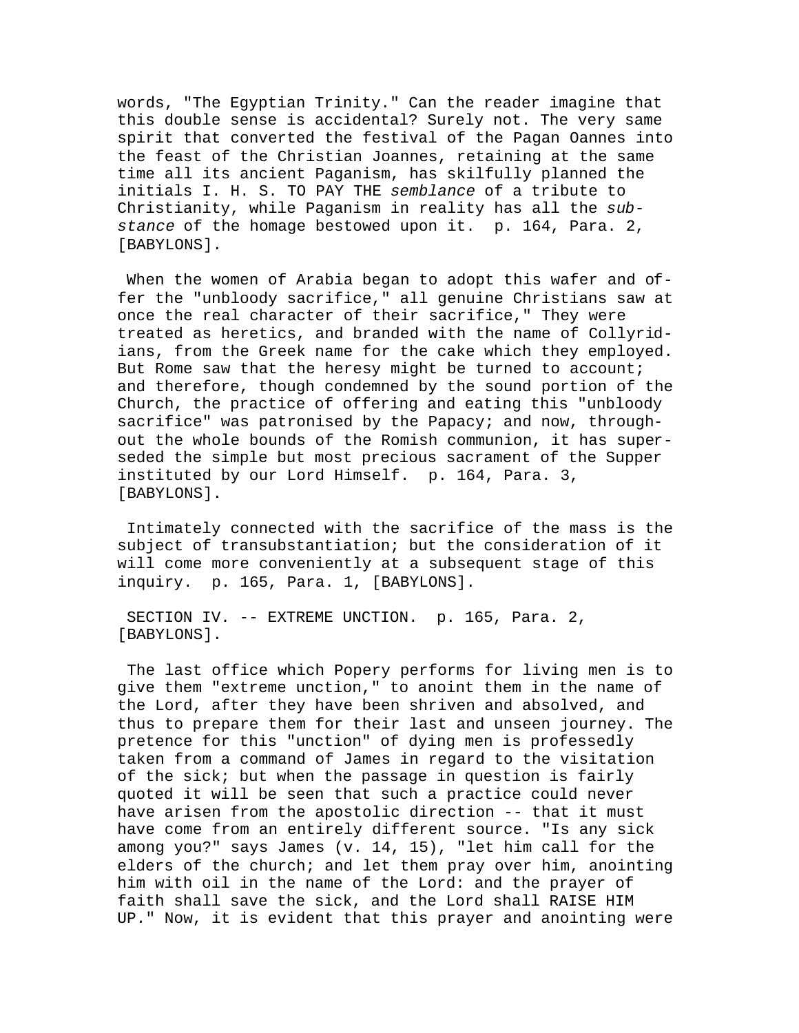words, "The Egyptian Trinity." Can the reader imagine that this double sense is accidental? Surely not. The very same spirit that converted the festival of the Pagan Oannes into the feast of the Christian Joannes, retaining at the same time all its ancient Paganism, has skilfully planned the initials I. H. S. TO PAY THE *semblance* of a tribute to Christianity, while Paganism in reality has all the *substance* of the homage bestowed upon it. p. 164, Para. 2, [BABYLONS].

When the women of Arabia began to adopt this wafer and offer the "unbloody sacrifice," all genuine Christians saw at once the real character of their sacrifice," They were treated as heretics, and branded with the name of Collyridians, from the Greek name for the cake which they employed. But Rome saw that the heresy might be turned to account; and therefore, though condemned by the sound portion of the Church, the practice of offering and eating this "unbloody sacrifice" was patronised by the Papacy; and now, throughout the whole bounds of the Romish communion, it has superseded the simple but most precious sacrament of the Supper instituted by our Lord Himself. p. 164, Para. 3, [BABYLONS].

Intimately connected with the sacrifice of the mass is the subject of transubstantiation; but the consideration of it will come more conveniently at a subsequent stage of this inquiry. p. 165, Para. 1, [BABYLONS].

SECTION IV. -- EXTREME UNCTION. p. 165, Para. 2, [BABYLONS].

The last office which Popery performs for living men is to give them "extreme unction," to anoint them in the name of the Lord, after they have been shriven and absolved, and thus to prepare them for their last and unseen journey. The pretence for this "unction" of dying men is professedly taken from a command of James in regard to the visitation of the sick; but when the passage in question is fairly quoted it will be seen that such a practice could never have arisen from the apostolic direction -- that it must have come from an entirely different source. "Is any sick among you?" says James (v. 14, 15), "let him call for the elders of the church; and let them pray over him, anointing him with oil in the name of the Lord: and the prayer of faith shall save the sick, and the Lord shall RAISE HIM UP." Now, it is evident that this prayer and anointing were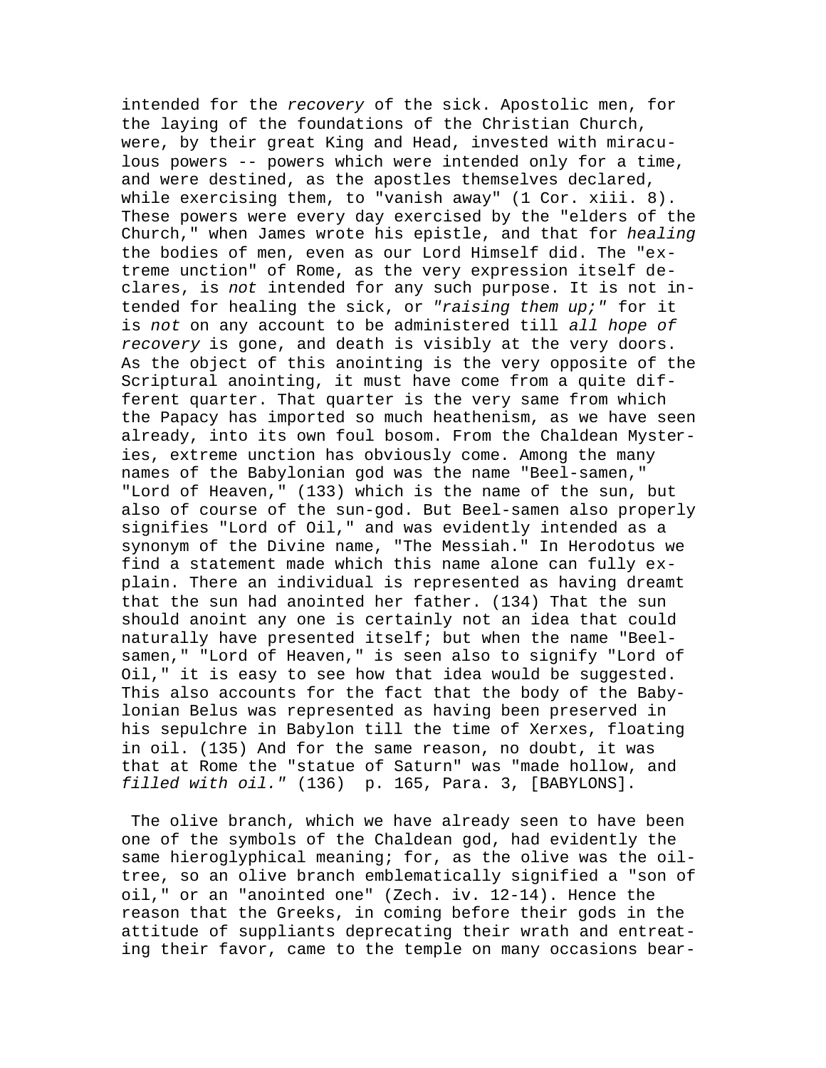intended for the *recovery* of the sick. Apostolic men, for the laying of the foundations of the Christian Church, were, by their great King and Head, invested with miraculous powers -- powers which were intended only for a time, and were destined, as the apostles themselves declared, while exercising them, to "vanish away" (1 Cor. xiii. 8). These powers were every day exercised by the "elders of the Church," when James wrote his epistle, and that for *healing* the bodies of men, even as our Lord Himself did. The "extreme unction" of Rome, as the very expression itself declares, is *not* intended for any such purpose. It is not intended for healing the sick, or *"raising them up;"* for it is *not* on any account to be administered till *all hope of recovery* is gone, and death is visibly at the very doors. As the object of this anointing is the very opposite of the Scriptural anointing, it must have come from a quite different quarter. That quarter is the very same from which the Papacy has imported so much heathenism, as we have seen already, into its own foul bosom. From the Chaldean Mysteries, extreme unction has obviously come. Among the many names of the Babylonian god was the name "Beel-samen," "Lord of Heaven," (133) which is the name of the sun, but also of course of the sun-god. But Beel-samen also properly signifies "Lord of Oil," and was evidently intended as a synonym of the Divine name, "The Messiah." In Herodotus we find a statement made which this name alone can fully explain. There an individual is represented as having dreamt that the sun had anointed her father. (134) That the sun should anoint any one is certainly not an idea that could naturally have presented itself; but when the name "Beel-samen," "Lord of Heaven," is seen also to signify "Lord of Oil," it is easy to see how that idea would be suggested. This also accounts for the fact that the body of the Babylonian Belus was represented as having been preserved in his sepulchre in Babylon till the time of Xerxes, floating in oil. (135) And for the same reason, no doubt, it was that at Rome the "statue of Saturn" was "made hollow, and *filled with oil."* (136) p. 165, Para. 3, [BABYLONS].

The olive branch, which we have already seen to have been one of the symbols of the Chaldean god, had evidently the same hieroglyphical meaning; for, as the olive was the oil-tree, so an olive branch emblematically signified a "son of oil," or an "anointed one" (Zech. iv. 12-14). Hence the reason that the Greeks, in coming before their gods in the attitude of suppliants deprecating their wrath and entreating their favor, came to the temple on many occasions bear-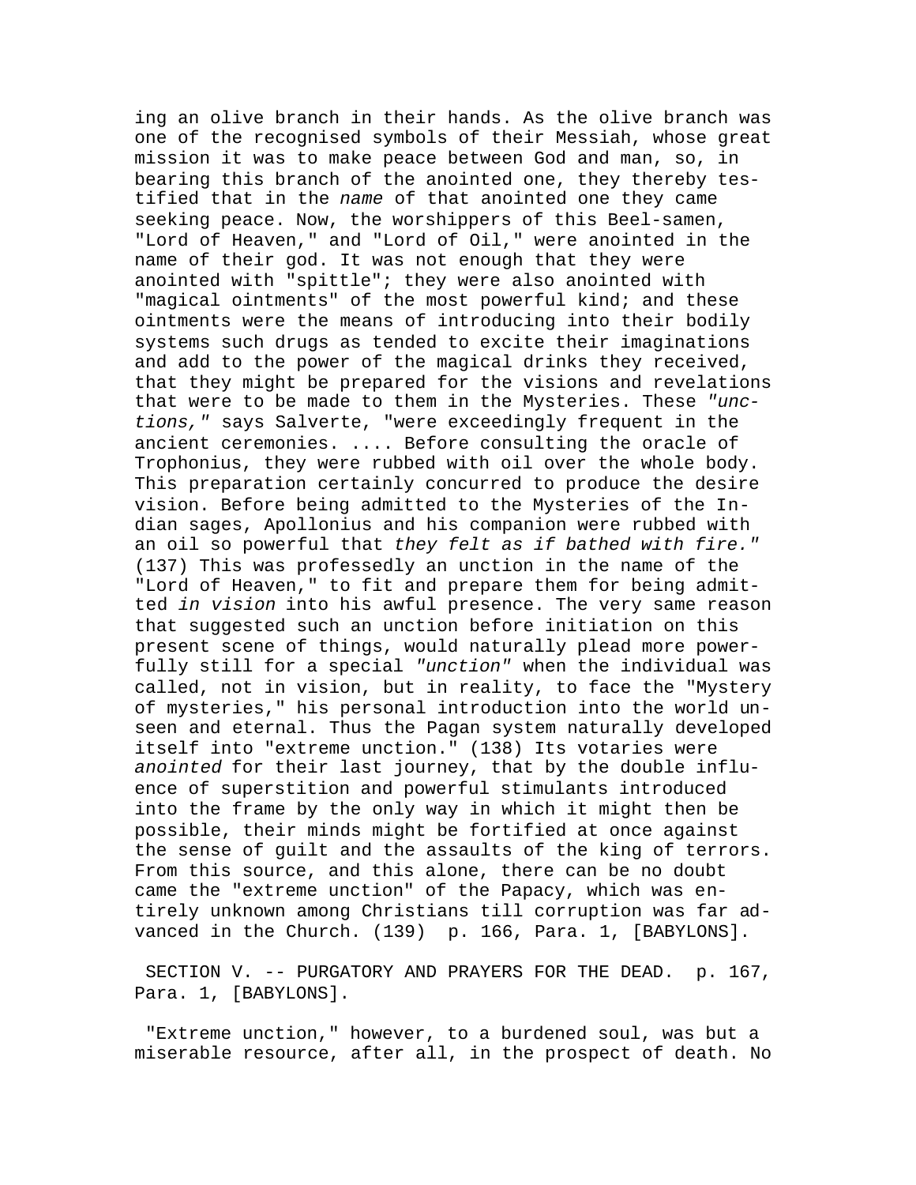ing an olive branch in their hands. As the olive branch was one of the recognised symbols of their Messiah, whose great mission it was to make peace between God and man, so, in bearing this branch of the anointed one, they thereby testified that in the *name* of that anointed one they came seeking peace. Now, the worshippers of this Beel-samen, "Lord of Heaven," and "Lord of Oil," were anointed in the name of their god. It was not enough that they were anointed with "spittle"; they were also anointed with "magical ointments" of the most powerful kind; and these ointments were the means of introducing into their bodily systems such drugs as tended to excite their imaginations and add to the power of the magical drinks they received, that they might be prepared for the visions and revelations that were to be made to them in the Mysteries. These *"unctions,"* says Salverte, "were exceedingly frequent in the ancient ceremonies. .... Before consulting the oracle of Trophonius, they were rubbed with oil over the whole body. This preparation certainly concurred to produce the desire vision. Before being admitted to the Mysteries of the Indian sages, Apollonius and his companion were rubbed with an oil so powerful that *they felt as if bathed with fire."* (137) This was professedly an unction in the name of the "Lord of Heaven," to fit and prepare them for being admitted *in vision* into his awful presence. The very same reason that suggested such an unction before initiation on this present scene of things, would naturally plead more powerfully still for a special *"unction"* when the individual was called, not in vision, but in reality, to face the "Mystery of mysteries," his personal introduction into the world unseen and eternal. Thus the Pagan system naturally developed itself into "extreme unction." (138) Its votaries were *anointed* for their last journey, that by the double influence of superstition and powerful stimulants introduced into the frame by the only way in which it might then be possible, their minds might be fortified at once against the sense of guilt and the assaults of the king of terrors. From this source, and this alone, there can be no doubt came the "extreme unction" of the Papacy, which was entirely unknown among Christians till corruption was far advanced in the Church. (139) p. 166, Para. 1, [BABYLONS].

SECTION V. -- PURGATORY AND PRAYERS FOR THE DEAD. p. 167, Para. 1, [BABYLONS].

"Extreme unction," however, to a burdened soul, was but a miserable resource, after all, in the prospect of death. No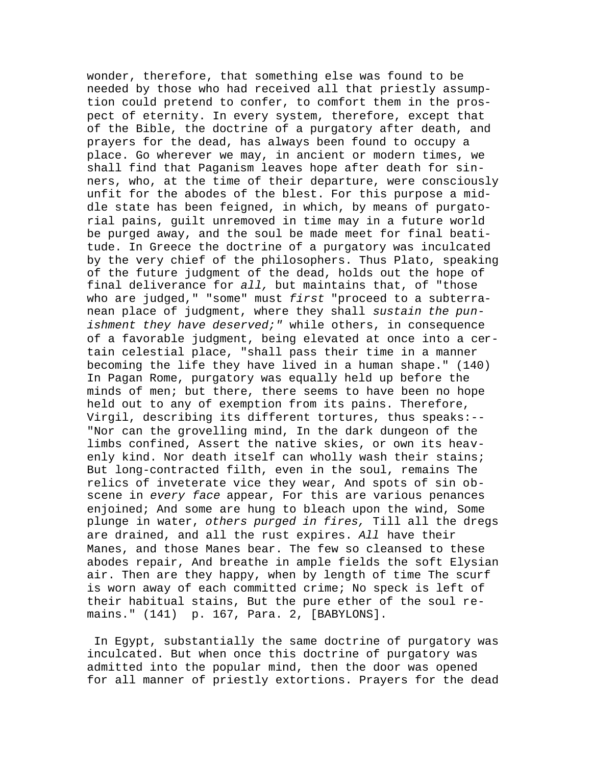wonder, therefore, that something else was found to be needed by those who had received all that priestly assumption could pretend to confer, to comfort them in the prospect of eternity. In every system, therefore, except that of the Bible, the doctrine of a purgatory after death, and prayers for the dead, has always been found to occupy a place. Go wherever we may, in ancient or modern times, we shall find that Paganism leaves hope after death for sinners, who, at the time of their departure, were consciously unfit for the abodes of the blest. For this purpose a middle state has been feigned, in which, by means of purgatorial pains, guilt unremoved in time may in a future world be purged away, and the soul be made meet for final beatitude. In Greece the doctrine of a purgatory was inculcated by the very chief of the philosophers. Thus Plato, speaking of the future judgment of the dead, holds out the hope of final deliverance for *all,* but maintains that, of "those who are judged," "some" must *first* "proceed to a subterranean place of judgment, where they shall *sustain the punishment they have deserved;"* while others, in consequence of a favorable judgment, being elevated at once into a certain celestial place, "shall pass their time in a manner becoming the life they have lived in a human shape." (140) In Pagan Rome, purgatory was equally held up before the minds of men; but there, there seems to have been no hope held out to any of exemption from its pains. Therefore, Virgil, describing its different tortures, thus speaks:-- "Nor can the grovelling mind, In the dark dungeon of the limbs confined, Assert the native skies, or own its heavenly kind. Nor death itself can wholly wash their stains; But long-contracted filth, even in the soul, remains The relics of inveterate vice they wear, And spots of sin obscene in *every face* appear, For this are various penances enjoined; And some are hung to bleach upon the wind, Some plunge in water, *others purged in fires,* Till all the dregs are drained, and all the rust expires. *All* have their Manes, and those Manes bear. The few so cleansed to these abodes repair, And breathe in ample fields the soft Elysian air. Then are they happy, when by length of time The scurf is worn away of each committed crime; No speck is left of their habitual stains, But the pure ether of the soul remains." (141)  p. 167, Para. 2, [BABYLONS].

In Egypt, substantially the same doctrine of purgatory was inculcated. But when once this doctrine of purgatory was admitted into the popular mind, then the door was opened for all manner of priestly extortions. Prayers for the dead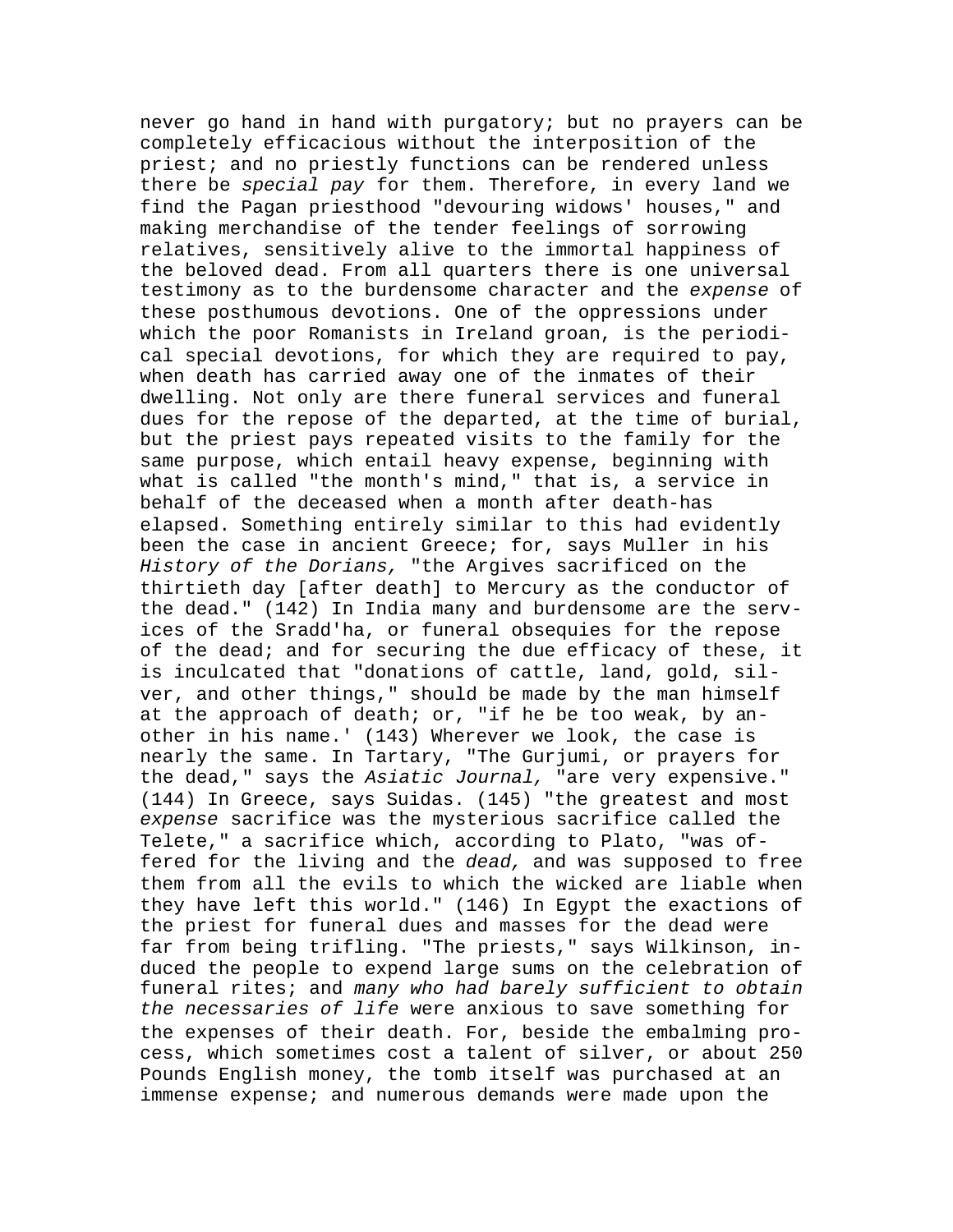never go hand in hand with purgatory; but no prayers can be completely efficacious without the interposition of the priest; and no priestly functions can be rendered unless there be *special pay* for them. Therefore, in every land we find the Pagan priesthood "devouring widows' houses," and making merchandise of the tender feelings of sorrowing relatives, sensitively alive to the immortal happiness of the beloved dead. From all quarters there is one universal testimony as to the burdensome character and the *expense* of these posthumous devotions. One of the oppressions under which the poor Romanists in Ireland groan, is the periodical special devotions, for which they are required to pay, when death has carried away one of the inmates of their dwelling. Not only are there funeral services and funeral dues for the repose of the departed, at the time of burial, but the priest pays repeated visits to the family for the same purpose, which entail heavy expense, beginning with what is called "the month's mind," that is, a service in behalf of the deceased when a month after death-has elapsed. Something entirely similar to this had evidently been the case in ancient Greece; for, says Muller in his *History of the Dorians,* "the Argives sacrificed on the thirtieth day [after death] to Mercury as the conductor of the dead." (142) In India many and burdensome are the services of the Sradd'ha, or funeral obsequies for the repose of the dead; and for securing the due efficacy of these, it is inculcated that "donations of cattle, land, gold, silver, and other things," should be made by the man himself at the approach of death; or, "if he be too weak, by another in his name.' (143) Wherever we look, the case is nearly the same. In Tartary, "The Gurjumi, or prayers for the dead," says the *Asiatic Journal,* "are very expensive." (144) In Greece, says Suidas. (145) "the greatest and most *expense* sacrifice was the mysterious sacrifice called the Telete," a sacrifice which, according to Plato, "was offered for the living and the *dead,* and was supposed to free them from all the evils to which the wicked are liable when they have left this world." (146) In Egypt the exactions of the priest for funeral dues and masses for the dead were far from being trifling. "The priests," says Wilkinson, induced the people to expend large sums on the celebration of funeral rites; and *many who had barely sufficient to obtain the necessaries of life* were anxious to save something for the expenses of their death. For, beside the embalming process, which sometimes cost a talent of silver, or about 250 Pounds English money, the tomb itself was purchased at an immense expense; and numerous demands were made upon the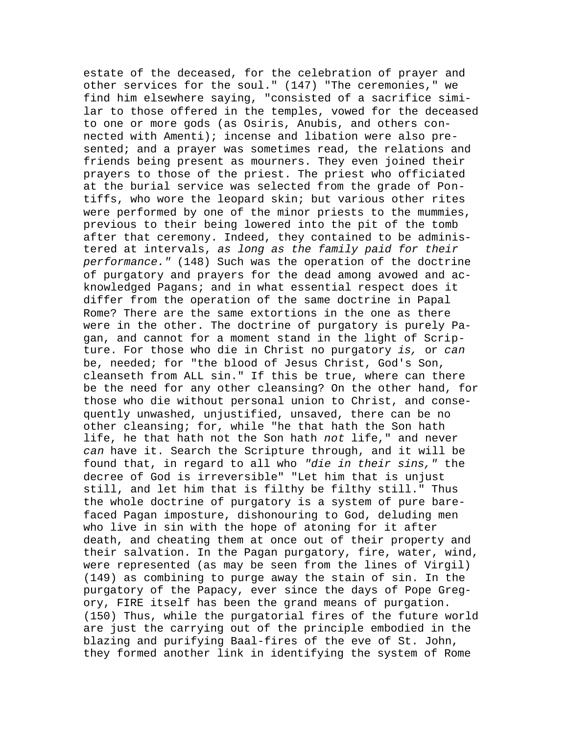estate of the deceased, for the celebration of prayer and other services for the soul." (147) "The ceremonies," we find him elsewhere saying, "consisted of a sacrifice similar to those offered in the temples, vowed for the deceased to one or more gods (as Osiris, Anubis, and others connected with Amenti); incense and libation were also presented; and a prayer was sometimes read, the relations and friends being present as mourners. They even joined their prayers to those of the priest. The priest who officiated at the burial service was selected from the grade of Pontiffs, who wore the leopard skin; but various other rites were performed by one of the minor priests to the mummies, previous to their being lowered into the pit of the tomb after that ceremony. Indeed, they contained to be administered at intervals, *as long as the family paid for their performance."* (148) Such was the operation of the doctrine of purgatory and prayers for the dead among avowed and acknowledged Pagans; and in what essential respect does it differ from the operation of the same doctrine in Papal Rome? There are the same extortions in the one as there were in the other. The doctrine of purgatory is purely Pagan, and cannot for a moment stand in the light of Scripture. For those who die in Christ no purgatory *is,* or *can* be, needed; for "the blood of Jesus Christ, God's Son, cleanseth from ALL sin." If this be true, where can there be the need for any other cleansing? On the other hand, for those who die without personal union to Christ, and consequently unwashed, unjustified, unsaved, there can be no other cleansing; for, while "he that hath the Son hath life, he that hath not the Son hath *not* life," and never *can* have it. Search the Scripture through, and it will be found that, in regard to all who *"die in their sins,"* the decree of God is irreversible" "Let him that is unjust still, and let him that is filthy be filthy still." Thus the whole doctrine of purgatory is a system of pure barefaced Pagan imposture, dishonouring to God, deluding men who live in sin with the hope of atoning for it after death, and cheating them at once out of their property and their salvation. In the Pagan purgatory, fire, water, wind, were represented (as may be seen from the lines of Virgil) (149) as combining to purge away the stain of sin. In the purgatory of the Papacy, ever since the days of Pope Gregory, FIRE itself has been the grand means of purgation. (150) Thus, while the purgatorial fires of the future world are just the carrying out of the principle embodied in the blazing and purifying Baal-fires of the eve of St. John, they formed another link in identifying the system of Rome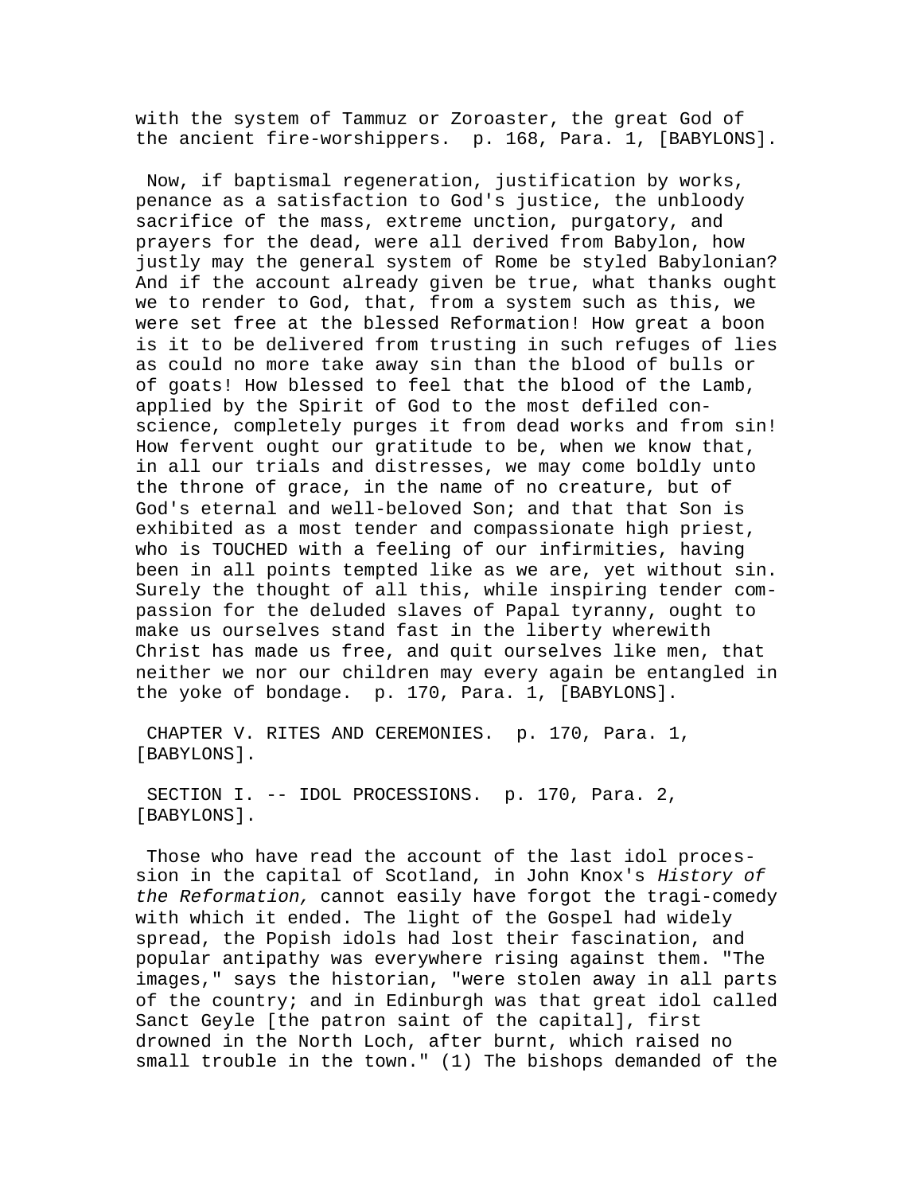with the system of Tammuz or Zoroaster, the great God of the ancient fire-worshippers. p. 168, Para. 1, [BABYLONS].

Now, if baptismal regeneration, justification by works, penance as a satisfaction to God's justice, the unbloody sacrifice of the mass, extreme unction, purgatory, and prayers for the dead, were all derived from Babylon, how justly may the general system of Rome be styled Babylonian? And if the account already given be true, what thanks ought we to render to God, that, from a system such as this, we were set free at the blessed Reformation! How great a boon is it to be delivered from trusting in such refuges of lies as could no more take away sin than the blood of bulls or of goats! How blessed to feel that the blood of the Lamb, applied by the Spirit of God to the most defiled conscience, completely purges it from dead works and from sin! How fervent ought our gratitude to be, when we know that, in all our trials and distresses, we may come boldly unto the throne of grace, in the name of no creature, but of God's eternal and well-beloved Son; and that that Son is exhibited as a most tender and compassionate high priest, who is TOUCHED with a feeling of our infirmities, having been in all points tempted like as we are, yet without sin. Surely the thought of all this, while inspiring tender compassion for the deluded slaves of Papal tyranny, ought to make us ourselves stand fast in the liberty wherewith Christ has made us free, and quit ourselves like men, that neither we nor our children may every again be entangled in the yoke of bondage. p. 170, Para. 1, [BABYLONS].

## CHAPTER V. RITES AND CEREMONIES. p. 170, Para. 1, [BABYLONS].

### SECTION I. -- IDOL PROCESSIONS. p. 170, Para. 2, [BABYLONS].

Those who have read the account of the last idol procession in the capital of Scotland, in John Knox's *History of the Reformation,* cannot easily have forgot the tragi-comedy with which it ended. The light of the Gospel had widely spread, the Popish idols had lost their fascination, and popular antipathy was everywhere rising against them. "The images," says the historian, "were stolen away in all parts of the country; and in Edinburgh was that great idol called Sanct Geyle [the patron saint of the capital], first drowned in the North Loch, after burnt, which raised no small trouble in the town." (1) The bishops demanded of the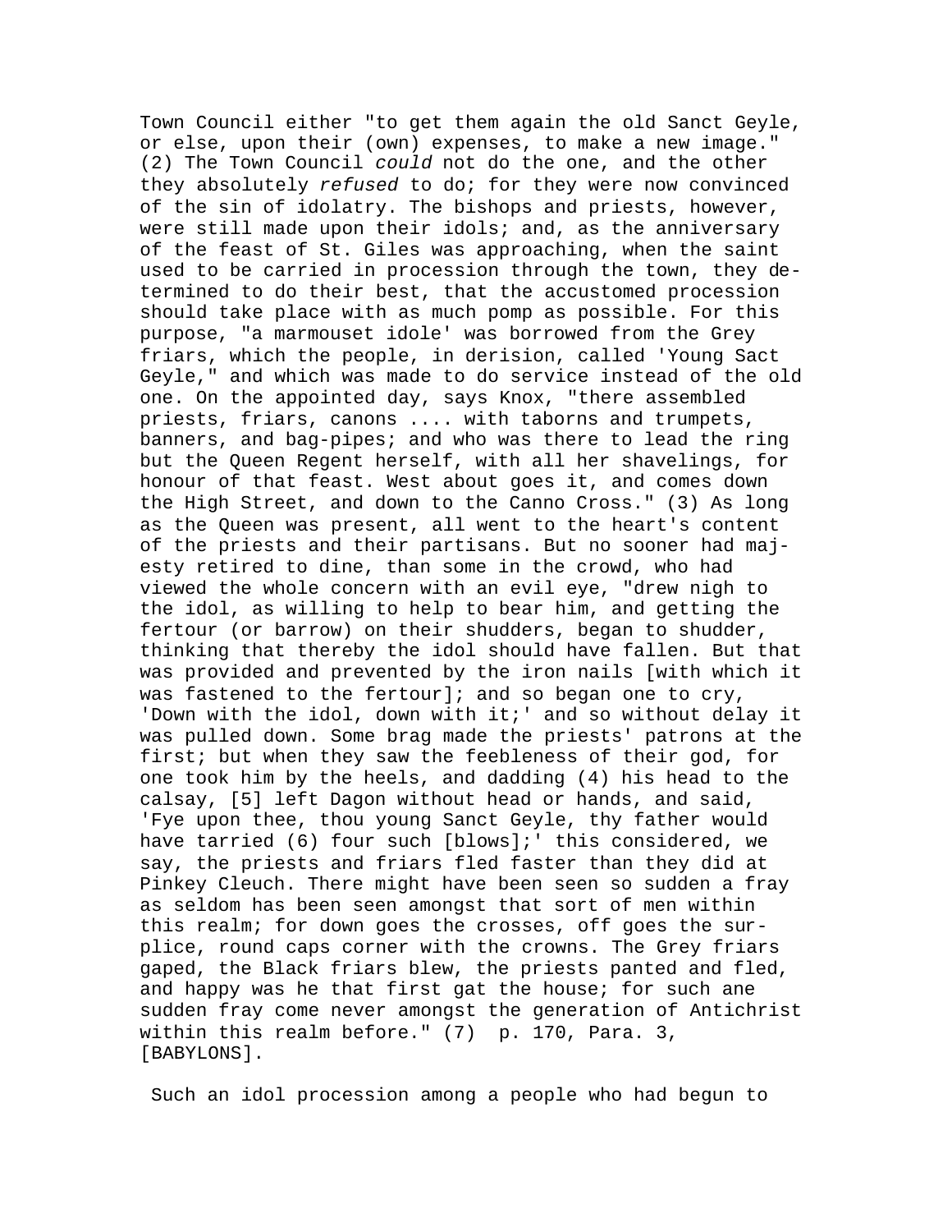Town Council either "to get them again the old Sanct Geyle, or else, upon their (own) expenses, to make a new image." (2) The Town Council *could* not do the one, and the other they absolutely *refused* to do; for they were now convinced of the sin of idolatry. The bishops and priests, however, were still made upon their idols; and, as the anniversary of the feast of St. Giles was approaching, when the saint used to be carried in procession through the town, they determined to do their best, that the accustomed procession should take place with as much pomp as possible. For this purpose, "a marmouset idole' was borrowed from the Grey friars, which the people, in derision, called 'Young Sact Geyle," and which was made to do service instead of the old one. On the appointed day, says Knox, "there assembled priests, friars, canons .... with taborns and trumpets, banners, and bag-pipes; and who was there to lead the ring but the Queen Regent herself, with all her shavelings, for honour of that feast. West about goes it, and comes down the High Street, and down to the Canno Cross." (3) As long as the Queen was present, all went to the heart's content of the priests and their partisans. But no sooner had majesty retired to dine, than some in the crowd, who had viewed the whole concern with an evil eye, "drew nigh to the idol, as willing to help to bear him, and getting the fertour (or barrow) on their shudders, began to shudder, thinking that thereby the idol should have fallen. But that was provided and prevented by the iron nails [with which it was fastened to the fertour]; and so began one to cry, 'Down with the idol, down with it;' and so without delay it was pulled down. Some brag made the priests' patrons at the first; but when they saw the feebleness of their god, for one took him by the heels, and dadding (4) his head to the calsay, [5] left Dagon without head or hands, and said, 'Fye upon thee, thou young Sanct Geyle, thy father would have tarried (6) four such [blows];' this considered, we say, the priests and friars fled faster than they did at Pinkey Cleuch. There might have been seen so sudden a fray as seldom has been seen amongst that sort of men within this realm; for down goes the crosses, off goes the surplice, round caps corner with the crowns. The Grey friars gaped, the Black friars blew, the priests panted and fled, and happy was he that first gat the house; for such ane sudden fray come never amongst the generation of Antichrist within this realm before." (7)  p. 170, Para. 3, [BABYLONS].

Such an idol procession among a people who had begun to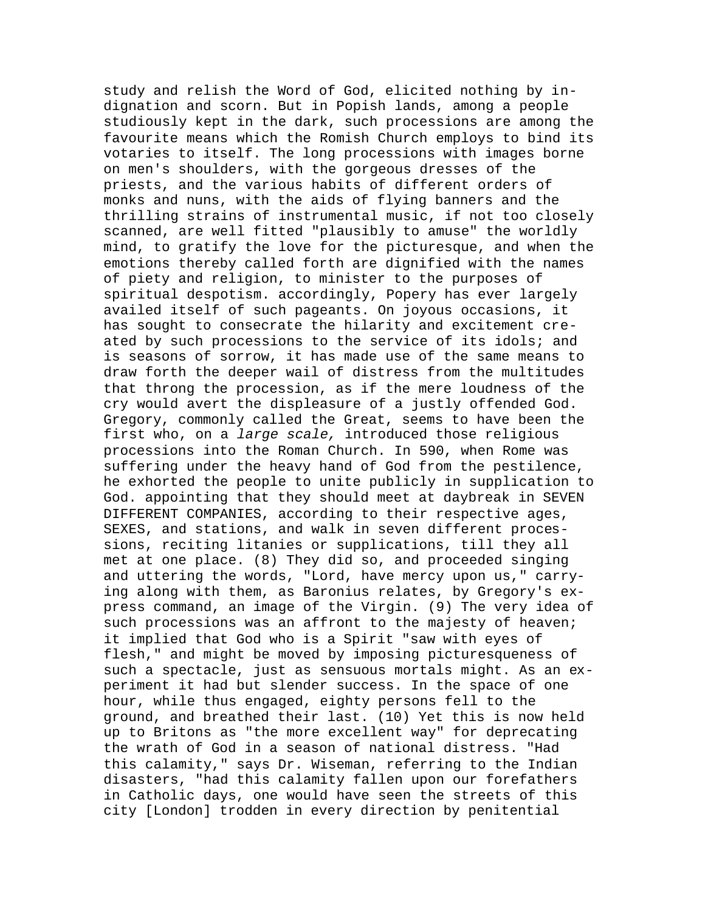study and relish the Word of God, elicited nothing by indignation and scorn. But in Popish lands, among a people studiously kept in the dark, such processions are among the favourite means which the Romish Church employs to bind its votaries to itself. The long processions with images borne on men's shoulders, with the gorgeous dresses of the priests, and the various habits of different orders of monks and nuns, with the aids of flying banners and the thrilling strains of instrumental music, if not too closely scanned, are well fitted "plausibly to amuse" the worldly mind, to gratify the love for the picturesque, and when the emotions thereby called forth are dignified with the names of piety and religion, to minister to the purposes of spiritual despotism. accordingly, Popery has ever largely availed itself of such pageants. On joyous occasions, it has sought to consecrate the hilarity and excitement created by such processions to the service of its idols; and is seasons of sorrow, it has made use of the same means to draw forth the deeper wail of distress from the multitudes that throng the procession, as if the mere loudness of the cry would avert the displeasure of a justly offended God. Gregory, commonly called the Great, seems to have been the first who, on a *large scale,* introduced those religious processions into the Roman Church. In 590, when Rome was suffering under the heavy hand of God from the pestilence, he exhorted the people to unite publicly in supplication to God. appointing that they should meet at daybreak in SEVEN DIFFERENT COMPANIES, according to their respective ages, SEXES, and stations, and walk in seven different processions, reciting litanies or supplications, till they all met at one place. (8) They did so, and proceeded singing and uttering the words, "Lord, have mercy upon us," carrying along with them, as Baronius relates, by Gregory's express command, an image of the Virgin. (9) The very idea of such processions was an affront to the majesty of heaven; it implied that God who is a Spirit "saw with eyes of flesh," and might be moved by imposing picturesqueness of such a spectacle, just as sensuous mortals might. As an experiment it had but slender success. In the space of one hour, while thus engaged, eighty persons fell to the ground, and breathed their last. (10) Yet this is now held up to Britons as "the more excellent way" for deprecating the wrath of God in a season of national distress. "Had this calamity," says Dr. Wiseman, referring to the Indian disasters, "had this calamity fallen upon our forefathers in Catholic days, one would have seen the streets of this city [London] trodden in every direction by penitential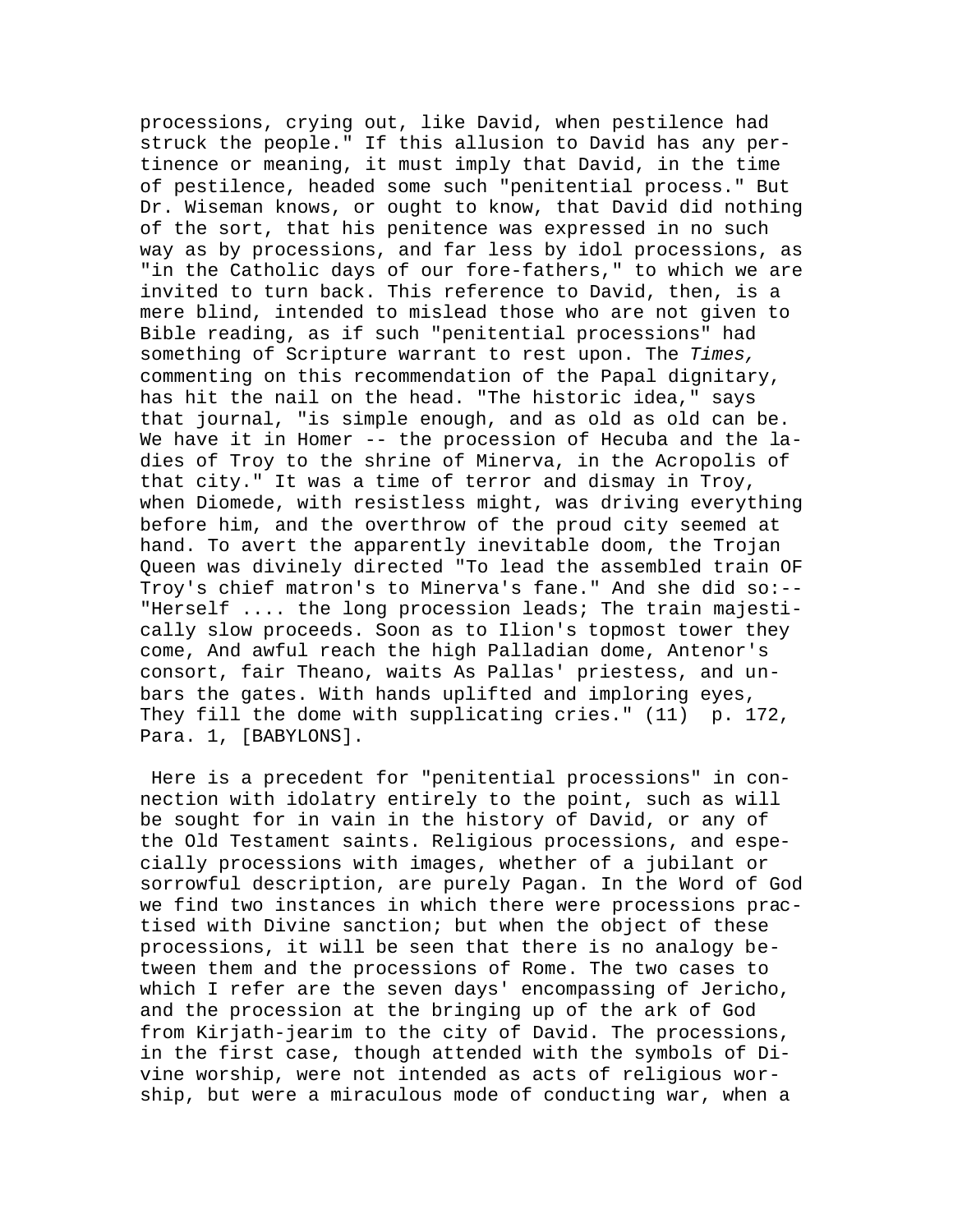processions, crying out, like David, when pestilence had struck the people." If this allusion to David has any pertinence or meaning, it must imply that David, in the time of pestilence, headed some such "penitential process." But Dr. Wiseman knows, or ought to know, that David did nothing of the sort, that his penitence was expressed in no such way as by processions, and far less by idol processions, as "in the Catholic days of our fore-fathers," to which we are invited to turn back. This reference to David, then, is a mere blind, intended to mislead those who are not given to Bible reading, as if such "penitential processions" had something of Scripture warrant to rest upon. The *Times,* commenting on this recommendation of the Papal dignitary, has hit the nail on the head. "The historic idea," says that journal, "is simple enough, and as old as old can be. We have it in Homer -- the procession of Hecuba and the ladies of Troy to the shrine of Minerva, in the Acropolis of that city." It was a time of terror and dismay in Troy, when Diomede, with resistless might, was driving everything before him, and the overthrow of the proud city seemed at hand. To avert the apparently inevitable doom, the Trojan Queen was divinely directed "To lead the assembled train OF Troy's chief matron's to Minerva's fane." And she did so:-- "Herself .... the long procession leads; The train majestically slow proceeds. Soon as to Ilion's topmost tower they come, And awful reach the high Palladian dome, Antenor's consort, fair Theano, waits As Pallas' priestess, and unbars the gates. With hands uplifted and imploring eyes, They fill the dome with supplicating cries." (11) p. 172, Para. 1, [BABYLONS].

Here is a precedent for "penitential processions" in connection with idolatry entirely to the point, such as will be sought for in vain in the history of David, or any of the Old Testament saints. Religious processions, and especially processions with images, whether of a jubilant or sorrowful description, are purely Pagan. In the Word of God we find two instances in which there were processions practised with Divine sanction; but when the object of these processions, it will be seen that there is no analogy between them and the processions of Rome. The two cases to which I refer are the seven days' encompassing of Jericho, and the procession at the bringing up of the ark of God from Kirjath-jearim to the city of David. The processions, in the first case, though attended with the symbols of Divine worship, were not intended as acts of religious worship, but were a miraculous mode of conducting war, when a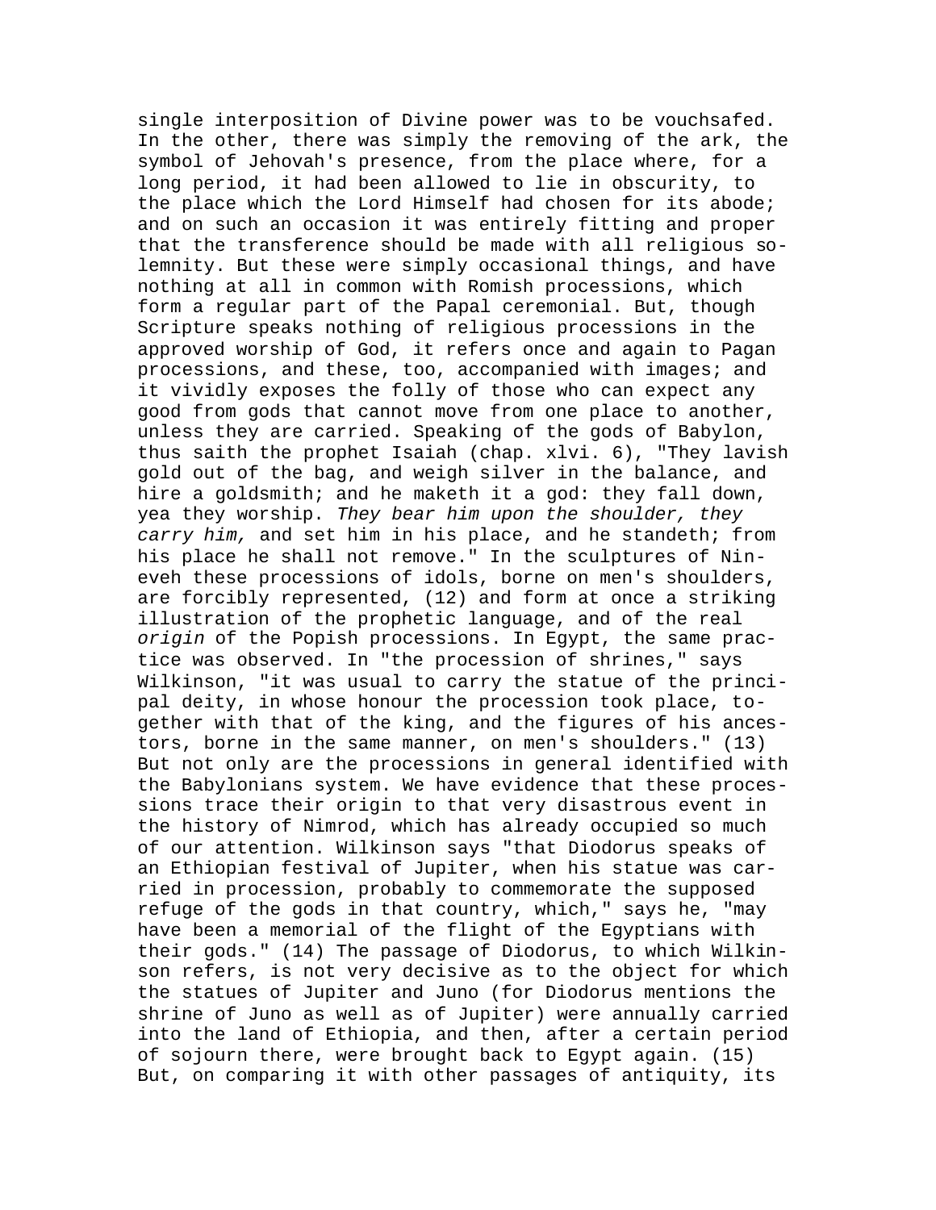single interposition of Divine power was to be vouchsafed. In the other, there was simply the removing of the ark, the symbol of Jehovah's presence, from the place where, for a long period, it had been allowed to lie in obscurity, to the place which the Lord Himself had chosen for its abode; and on such an occasion it was entirely fitting and proper that the transference should be made with all religious solemnity. But these were simply occasional things, and have nothing at all in common with Romish processions, which form a regular part of the Papal ceremonial. But, though Scripture speaks nothing of religious processions in the approved worship of God, it refers once and again to Pagan processions, and these, too, accompanied with images; and it vividly exposes the folly of those who can expect any good from gods that cannot move from one place to another, unless they are carried. Speaking of the gods of Babylon, thus saith the prophet Isaiah (chap. xlvi. 6), "They lavish gold out of the bag, and weigh silver in the balance, and hire a goldsmith; and he maketh it a god: they fall down, yea they worship. *They bear him upon the shoulder, they carry him,* and set him in his place, and he standeth; from his place he shall not remove." In the sculptures of Nineveh these processions of idols, borne on men's shoulders, are forcibly represented, (12) and form at once a striking illustration of the prophetic language, and of the real *origin* of the Popish processions. In Egypt, the same practice was observed. In "the procession of shrines," says Wilkinson, "it was usual to carry the statue of the principal deity, in whose honour the procession took place, together with that of the king, and the figures of his ancestors, borne in the same manner, on men's shoulders." (13) But not only are the processions in general identified with the Babylonians system. We have evidence that these processions trace their origin to that very disastrous event in the history of Nimrod, which has already occupied so much of our attention. Wilkinson says "that Diodorus speaks of an Ethiopian festival of Jupiter, when his statue was carried in procession, probably to commemorate the supposed refuge of the gods in that country, which," says he, "may have been a memorial of the flight of the Egyptians with their gods." (14) The passage of Diodorus, to which Wilkinson refers, is not very decisive as to the object for which the statues of Jupiter and Juno (for Diodorus mentions the shrine of Juno as well as of Jupiter) were annually carried into the land of Ethiopia, and then, after a certain period of sojourn there, were brought back to Egypt again. (15) But, on comparing it with other passages of antiquity, its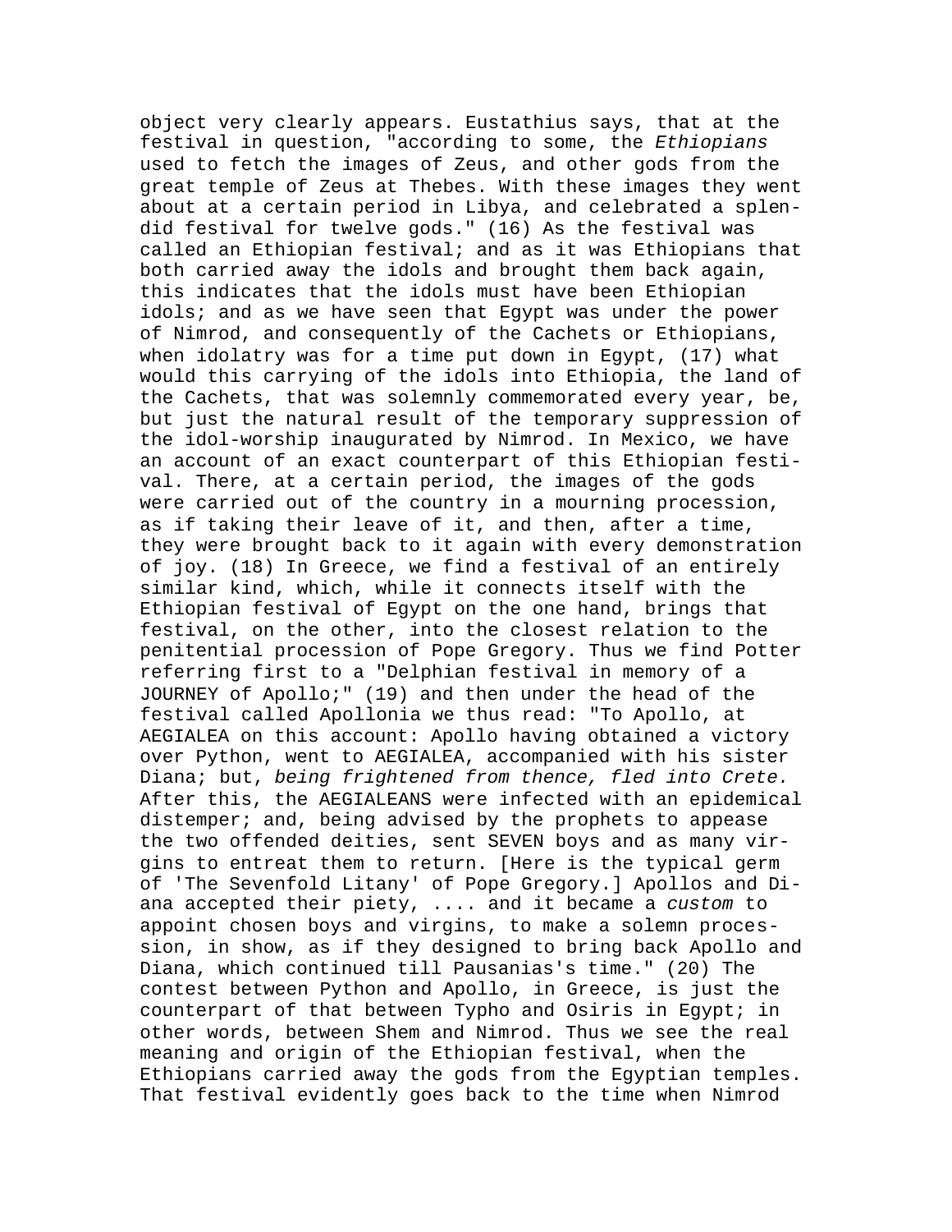object very clearly appears. Eustathius says, that at the festival in question, "according to some, the *Ethiopians* used to fetch the images of Zeus, and other gods from the great temple of Zeus at Thebes. With these images they went about at a certain period in Libya, and celebrated a splendid festival for twelve gods." (16) As the festival was called an Ethiopian festival; and as it was Ethiopians that both carried away the idols and brought them back again, this indicates that the idols must have been Ethiopian idols; and as we have seen that Egypt was under the power of Nimrod, and consequently of the Cachets or Ethiopians, when idolatry was for a time put down in Egypt, (17) what would this carrying of the idols into Ethiopia, the land of the Cachets, that was solemnly commemorated every year, be, but just the natural result of the temporary suppression of the idol-worship inaugurated by Nimrod. In Mexico, we have an account of an exact counterpart of this Ethiopian festival. There, at a certain period, the images of the gods were carried out of the country in a mourning procession, as if taking their leave of it, and then, after a time, they were brought back to it again with every demonstration of joy. (18) In Greece, we find a festival of an entirely similar kind, which, while it connects itself with the Ethiopian festival of Egypt on the one hand, brings that festival, on the other, into the closest relation to the penitential procession of Pope Gregory. Thus we find Potter referring first to a "Delphian festival in memory of a JOURNEY of Apollo;" (19) and then under the head of the festival called Apollonia we thus read: "To Apollo, at AEGIALEA on this account: Apollo having obtained a victory over Python, went to AEGIALEA, accompanied with his sister Diana; but, *being frightened from thence, fled into Crete.* After this, the AEGIALEANS were infected with an epidemical distemper; and, being advised by the prophets to appease the two offended deities, sent SEVEN boys and as many virgins to entreat them to return. [Here is the typical germ of 'The Sevenfold Litany' of Pope Gregory.] Apollos and Diana accepted their piety, .... and it became a *custom* to appoint chosen boys and virgins, to make a solemn procession, in show, as if they designed to bring back Apollo and Diana, which continued till Pausanias's time." (20) The contest between Python and Apollo, in Greece, is just the counterpart of that between Typho and Osiris in Egypt; in other words, between Shem and Nimrod. Thus we see the real meaning and origin of the Ethiopian festival, when the Ethiopians carried away the gods from the Egyptian temples. That festival evidently goes back to the time when Nimrod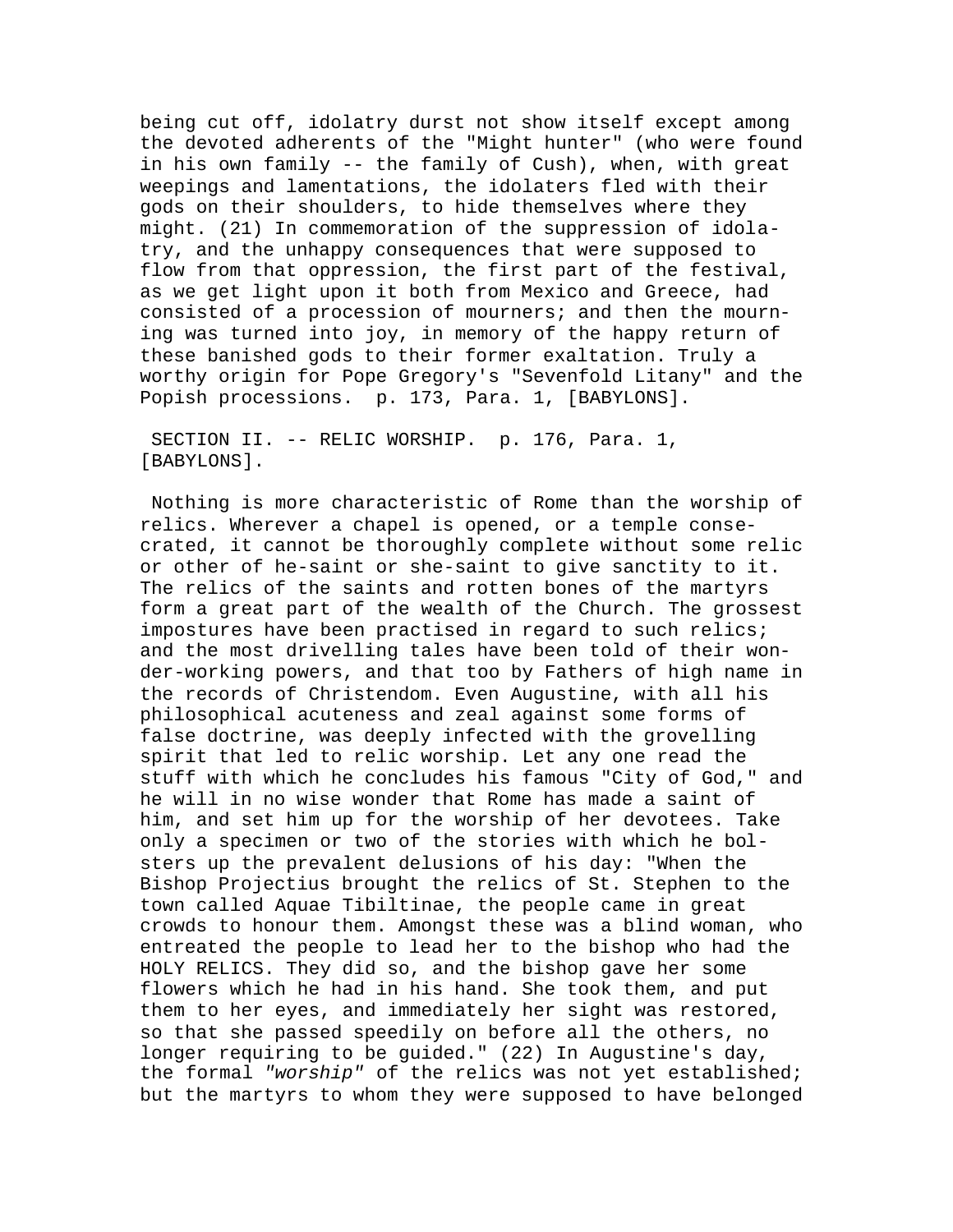being cut off, idolatry durst not show itself except among the devoted adherents of the "Might hunter" (who were found in his own family -- the family of Cush), when, with great weepings and lamentations, the idolaters fled with their gods on their shoulders, to hide themselves where they might. (21) In commemoration of the suppression of idolatry, and the unhappy consequences that were supposed to flow from that oppression, the first part of the festival, as we get light upon it both from Mexico and Greece, had consisted of a procession of mourners; and then the mourning was turned into joy, in memory of the happy return of these banished gods to their former exaltation. Truly a worthy origin for Pope Gregory's "Sevenfold Litany" and the Popish processions. p. 173, Para. 1, [BABYLONS].

SECTION II. -- RELIC WORSHIP. p. 176, Para. 1, [BABYLONS].

Nothing is more characteristic of Rome than the worship of relics. Wherever a chapel is opened, or a temple consecrated, it cannot be thoroughly complete without some relic or other of he-saint or she-saint to give sanctity to it. The relics of the saints and rotten bones of the martyrs form a great part of the wealth of the Church. The grossest impostures have been practised in regard to such relics; and the most drivelling tales have been told of their wonder-working powers, and that too by Fathers of high name in the records of Christendom. Even Augustine, with all his philosophical acuteness and zeal against some forms of false doctrine, was deeply infected with the grovelling spirit that led to relic worship. Let any one read the stuff with which he concludes his famous "City of God," and he will in no wise wonder that Rome has made a saint of him, and set him up for the worship of her devotees. Take only a specimen or two of the stories with which he bolsters up the prevalent delusions of his day: "When the Bishop Projectius brought the relics of St. Stephen to the town called Aquae Tibiltinae, the people came in great crowds to honour them. Amongst these was a blind woman, who entreated the people to lead her to the bishop who had the HOLY RELICS. They did so, and the bishop gave her some flowers which he had in his hand. She took them, and put them to her eyes, and immediately her sight was restored, so that she passed speedily on before all the others, no longer requiring to be guided." (22) In Augustine's day, the formal *"worship"* of the relics was not yet established; but the martyrs to whom they were supposed to have belonged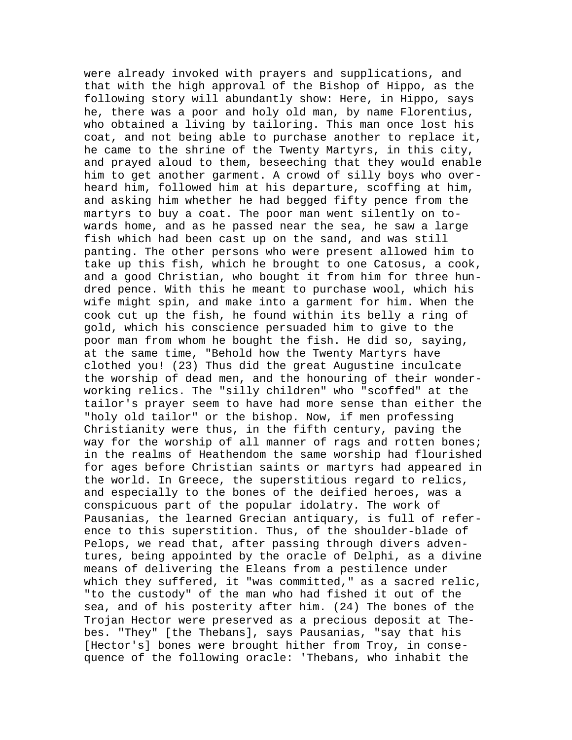were already invoked with prayers and supplications, and that with the high approval of the Bishop of Hippo, as the following story will abundantly show: Here, in Hippo, says he, there was a poor and holy old man, by name Florentius, who obtained a living by tailoring. This man once lost his coat, and not being able to purchase another to replace it, he came to the shrine of the Twenty Martyrs, in this city, and prayed aloud to them, beseeching that they would enable him to get another garment. A crowd of silly boys who overheard him, followed him at his departure, scoffing at him, and asking him whether he had begged fifty pence from the martyrs to buy a coat. The poor man went silently on towards home, and as he passed near the sea, he saw a large fish which had been cast up on the sand, and was still panting. The other persons who were present allowed him to take up this fish, which he brought to one Catosus, a cook, and a good Christian, who bought it from him for three hundred pence. With this he meant to purchase wool, which his wife might spin, and make into a garment for him. When the cook cut up the fish, he found within its belly a ring of gold, which his conscience persuaded him to give to the poor man from whom he bought the fish. He did so, saying, at the same time, "Behold how the Twenty Martyrs have clothed you! (23) Thus did the great Augustine inculcate the worship of dead men, and the honouring of their wonder-working relics. The "silly children" who "scoffed" at the tailor's prayer seem to have had more sense than either the "holy old tailor" or the bishop. Now, if men professing Christianity were thus, in the fifth century, paving the way for the worship of all manner of rags and rotten bones; in the realms of Heathendom the same worship had flourished for ages before Christian saints or martyrs had appeared in the world. In Greece, the superstitious regard to relics, and especially to the bones of the deified heroes, was a conspicuous part of the popular idolatry. The work of Pausanias, the learned Grecian antiquary, is full of reference to this superstition. Thus, of the shoulder-blade of Pelops, we read that, after passing through divers adventures, being appointed by the oracle of Delphi, as a divine means of delivering the Eleans from a pestilence under which they suffered, it "was committed," as a sacred relic, "to the custody" of the man who had fished it out of the sea, and of his posterity after him. (24) The bones of the Trojan Hector were preserved as a precious deposit at Thebes. "They" [the Thebans], says Pausanias, "say that his [Hector's] bones were brought hither from Troy, in consequence of the following oracle: 'Thebans, who inhabit the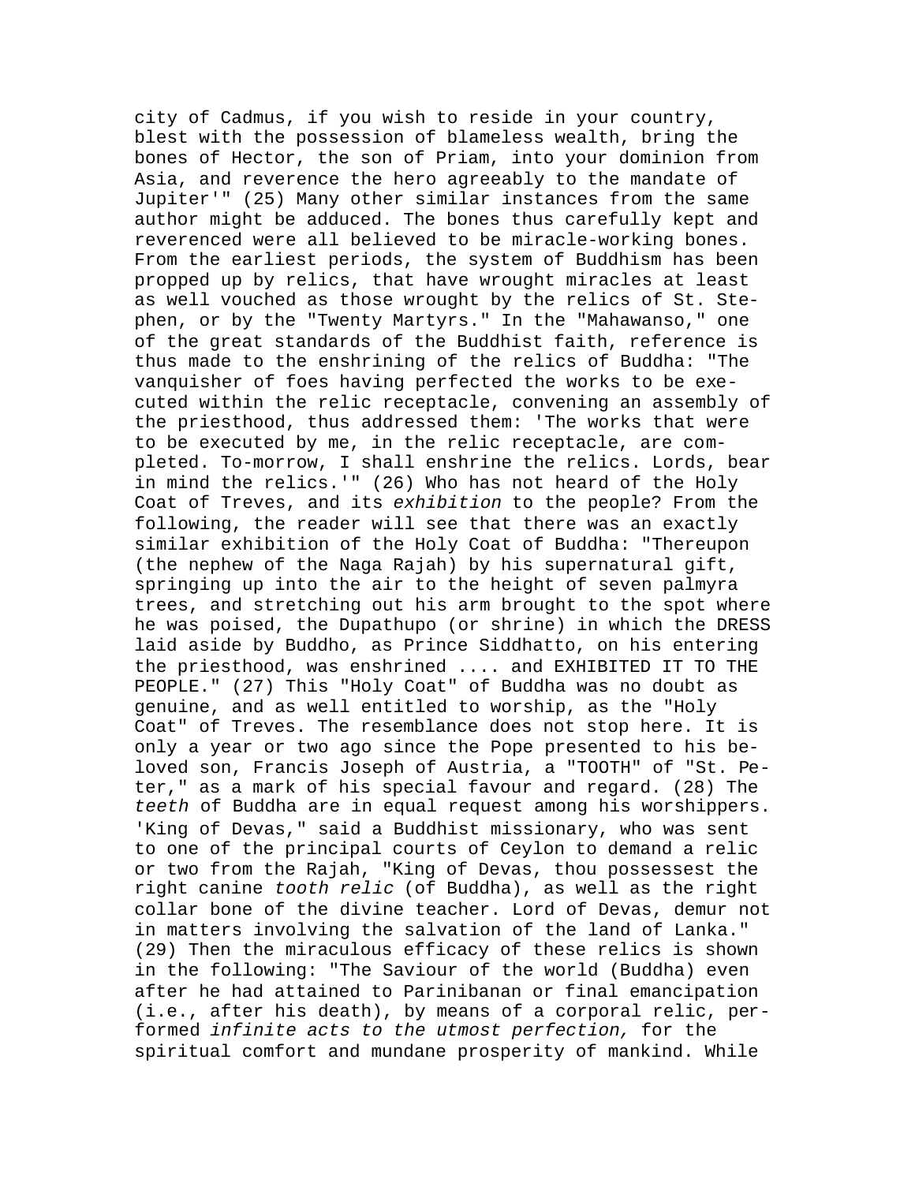city of Cadmus, if you wish to reside in your country, blest with the possession of blameless wealth, bring the bones of Hector, the son of Priam, into your dominion from Asia, and reverence the hero agreeably to the mandate of Jupiter'" (25) Many other similar instances from the same author might be adduced. The bones thus carefully kept and reverenced were all believed to be miracle-working bones. From the earliest periods, the system of Buddhism has been propped up by relics, that have wrought miracles at least as well vouched as those wrought by the relics of St. Stephen, or by the "Twenty Martyrs." In the "Mahawanso," one of the great standards of the Buddhist faith, reference is thus made to the enshrining of the relics of Buddha: "The vanquisher of foes having perfected the works to be executed within the relic receptacle, convening an assembly of the priesthood, thus addressed them: 'The works that were to be executed by me, in the relic receptacle, are completed. To-morrow, I shall enshrine the relics. Lords, bear in mind the relics.'" (26) Who has not heard of the Holy Coat of Treves, and its *exhibition* to the people? From the following, the reader will see that there was an exactly similar exhibition of the Holy Coat of Buddha: "Thereupon (the nephew of the Naga Rajah) by his supernatural gift, springing up into the air to the height of seven palmyra trees, and stretching out his arm brought to the spot where he was poised, the Dupathupo (or shrine) in which the DRESS laid aside by Buddho, as Prince Siddhatto, on his entering the priesthood, was enshrined .... and EXHIBITED IT TO THE PEOPLE." (27) This "Holy Coat" of Buddha was no doubt as genuine, and as well entitled to worship, as the "Holy Coat" of Treves. The resemblance does not stop here. It is only a year or two ago since the Pope presented to his beloved son, Francis Joseph of Austria, a "TOOTH" of "St. Peter," as a mark of his special favour and regard. (28) The *teeth* of Buddha are in equal request among his worshippers. 'King of Devas," said a Buddhist missionary, who was sent to one of the principal courts of Ceylon to demand a relic or two from the Rajah, "King of Devas, thou possessest the right canine *tooth relic* (of Buddha), as well as the right collar bone of the divine teacher. Lord of Devas, demur not in matters involving the salvation of the land of Lanka." (29) Then the miraculous efficacy of these relics is shown in the following: "The Saviour of the world (Buddha) even after he had attained to Parinibanan or final emancipation (i.e., after his death), by means of a corporal relic, performed *infinite acts to the utmost perfection,* for the spiritual comfort and mundane prosperity of mankind. While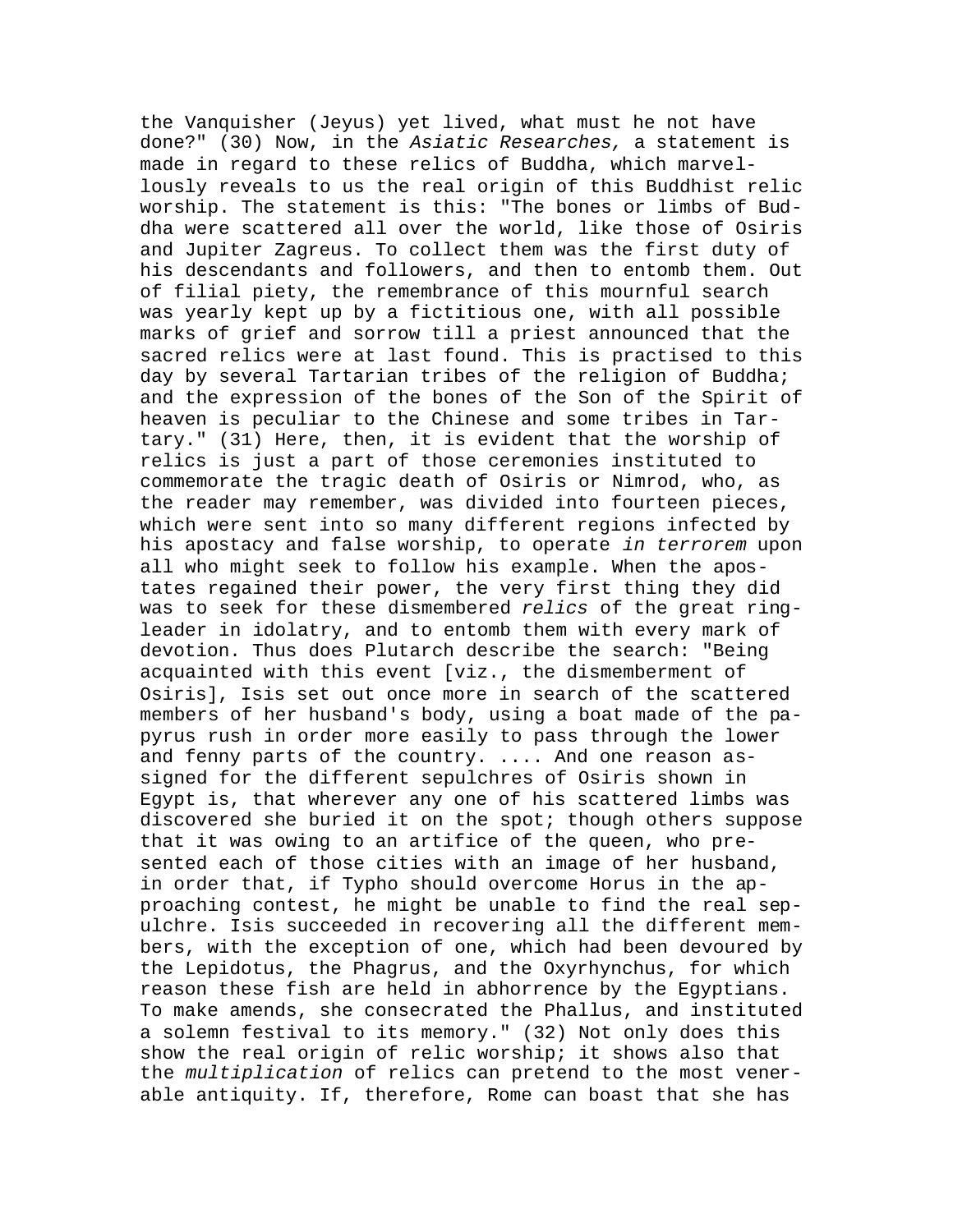the Vanquisher (Jeyus) yet lived, what must he not have done?" (30) Now, in the *Asiatic Researches,* a statement is made in regard to these relics of Buddha, which marvellously reveals to us the real origin of this Buddhist relic worship. The statement is this: "The bones or limbs of Buddha were scattered all over the world, like those of Osiris and Jupiter Zagreus. To collect them was the first duty of his descendants and followers, and then to entomb them. Out of filial piety, the remembrance of this mournful search was yearly kept up by a fictitious one, with all possible marks of grief and sorrow till a priest announced that the sacred relics were at last found. This is practised to this day by several Tartarian tribes of the religion of Buddha; and the expression of the bones of the Son of the Spirit of heaven is peculiar to the Chinese and some tribes in Tartary." (31) Here, then, it is evident that the worship of relics is just a part of those ceremonies instituted to commemorate the tragic death of Osiris or Nimrod, who, as the reader may remember, was divided into fourteen pieces, which were sent into so many different regions infected by his apostacy and false worship, to operate *in terrorem* upon all who might seek to follow his example. When the apostates regained their power, the very first thing they did was to seek for these dismembered *relics* of the great ringleader in idolatry, and to entomb them with every mark of devotion. Thus does Plutarch describe the search: "Being acquainted with this event [viz., the dismemberment of Osiris], Isis set out once more in search of the scattered members of her husband's body, using a boat made of the papyrus rush in order more easily to pass through the lower and fenny parts of the country. .... And one reason assigned for the different sepulchres of Osiris shown in Egypt is, that wherever any one of his scattered limbs was discovered she buried it on the spot; though others suppose that it was owing to an artifice of the queen, who presented each of those cities with an image of her husband, in order that, if Typho should overcome Horus in the approaching contest, he might be unable to find the real sepulchre. Isis succeeded in recovering all the different members, with the exception of one, which had been devoured by the Lepidotus, the Phagrus, and the Oxyrhynchus, for which reason these fish are held in abhorrence by the Egyptians. To make amends, she consecrated the Phallus, and instituted a solemn festival to its memory." (32) Not only does this show the real origin of relic worship; it shows also that the *multiplication* of relics can pretend to the most venerable antiquity. If, therefore, Rome can boast that she has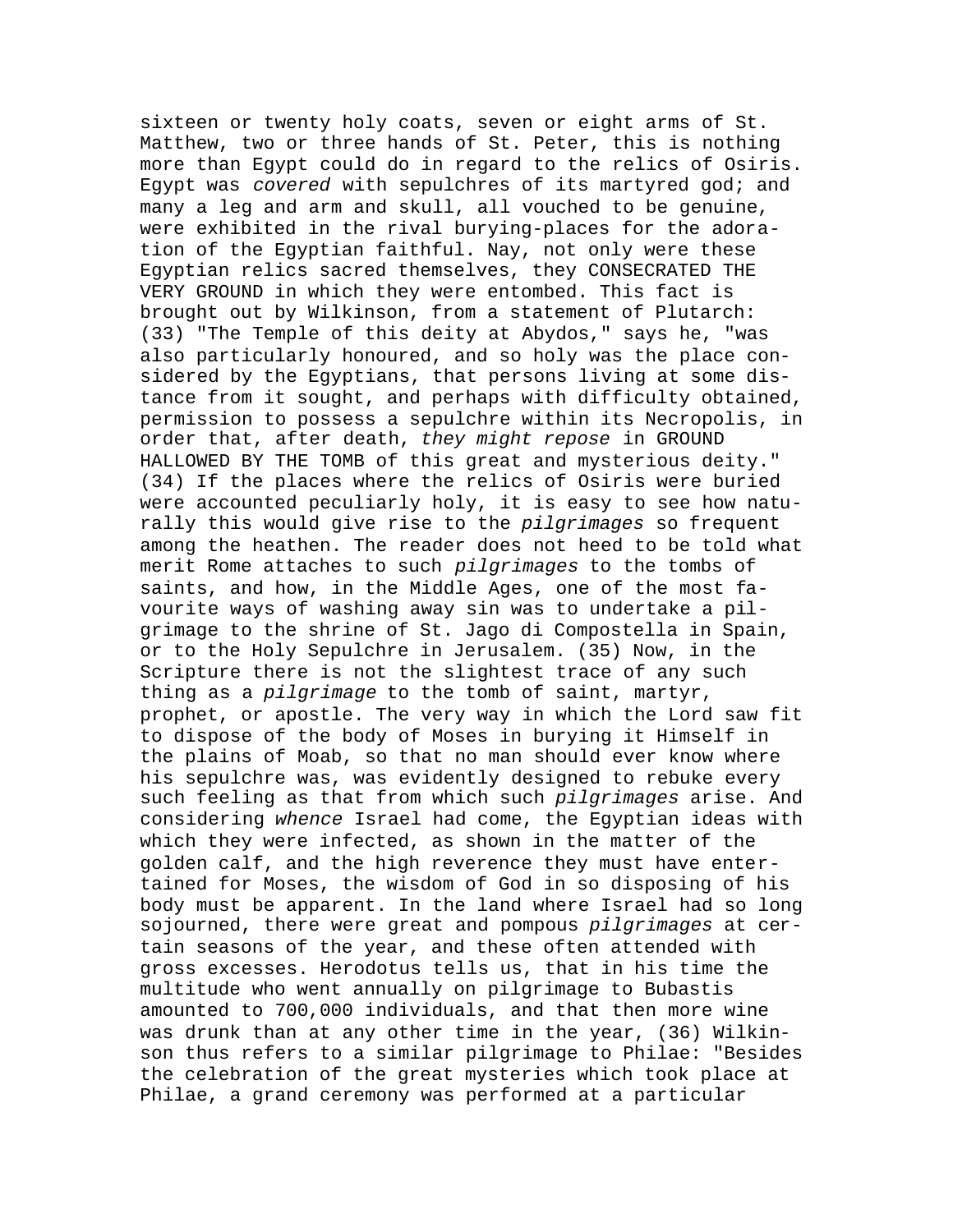sixteen or twenty holy coats, seven or eight arms of St. Matthew, two or three hands of St. Peter, this is nothing more than Egypt could do in regard to the relics of Osiris. Egypt was *covered* with sepulchres of its martyred god; and many a leg and arm and skull, all vouched to be genuine, were exhibited in the rival burying-places for the adoration of the Egyptian faithful. Nay, not only were these Egyptian relics sacred themselves, they CONSECRATED THE VERY GROUND in which they were entombed. This fact is brought out by Wilkinson, from a statement of Plutarch: (33) "The Temple of this deity at Abydos," says he, "was also particularly honoured, and so holy was the place considered by the Egyptians, that persons living at some distance from it sought, and perhaps with difficulty obtained, permission to possess a sepulchre within its Necropolis, in order that, after death, *they might repose* in GROUND HALLOWED BY THE TOMB of this great and mysterious deity." (34) If the places where the relics of Osiris were buried were accounted peculiarly holy, it is easy to see how naturally this would give rise to the *pilgrimages* so frequent among the heathen. The reader does not heed to be told what merit Rome attaches to such *pilgrimages* to the tombs of saints, and how, in the Middle Ages, one of the most favourite ways of washing away sin was to undertake a pilgrimage to the shrine of St. Jago di Compostella in Spain, or to the Holy Sepulchre in Jerusalem. (35) Now, in the Scripture there is not the slightest trace of any such thing as a *pilgrimage* to the tomb of saint, martyr, prophet, or apostle. The very way in which the Lord saw fit to dispose of the body of Moses in burying it Himself in the plains of Moab, so that no man should ever know where his sepulchre was, was evidently designed to rebuke every such feeling as that from which such *pilgrimages* arise. And considering *whence* Israel had come, the Egyptian ideas with which they were infected, as shown in the matter of the golden calf, and the high reverence they must have entertained for Moses, the wisdom of God in so disposing of his body must be apparent. In the land where Israel had so long sojourned, there were great and pompous *pilgrimages* at certain seasons of the year, and these often attended with gross excesses. Herodotus tells us, that in his time the multitude who went annually on pilgrimage to Bubastis amounted to 700,000 individuals, and that then more wine was drunk than at any other time in the year, (36) Wilkinson thus refers to a similar pilgrimage to Philae: "Besides the celebration of the great mysteries which took place at Philae, a grand ceremony was performed at a particular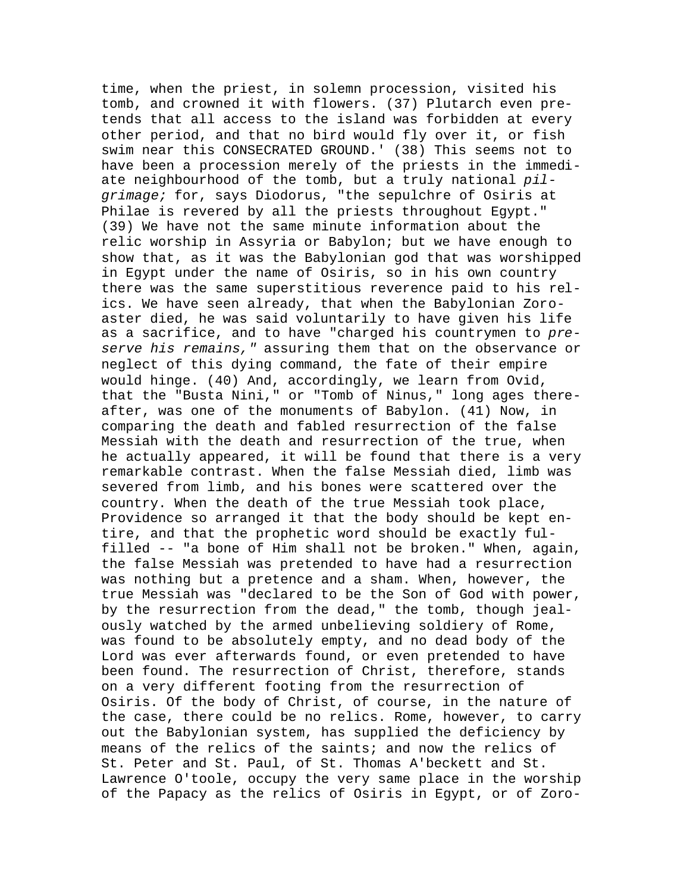time, when the priest, in solemn procession, visited his tomb, and crowned it with flowers. (37) Plutarch even pretends that all access to the island was forbidden at every other period, and that no bird would fly over it, or fish swim near this CONSECRATED GROUND.' (38) This seems not to have been a procession merely of the priests in the immediate neighbourhood of the tomb, but a truly national *pilgrimage;* for, says Diodorus, "the sepulchre of Osiris at Philae is revered by all the priests throughout Egypt." (39) We have not the same minute information about the relic worship in Assyria or Babylon; but we have enough to show that, as it was the Babylonian god that was worshipped in Egypt under the name of Osiris, so in his own country there was the same superstitious reverence paid to his relics. We have seen already, that when the Babylonian Zoroaster died, he was said voluntarily to have given his life as a sacrifice, and to have "charged his countrymen to *preserve his remains,"* assuring them that on the observance or neglect of this dying command, the fate of their empire would hinge. (40) And, accordingly, we learn from Ovid, that the "Busta Nini," or "Tomb of Ninus," long ages thereafter, was one of the monuments of Babylon. (41) Now, in comparing the death and fabled resurrection of the false Messiah with the death and resurrection of the true, when he actually appeared, it will be found that there is a very remarkable contrast. When the false Messiah died, limb was severed from limb, and his bones were scattered over the country. When the death of the true Messiah took place, Providence so arranged it that the body should be kept entire, and that the prophetic word should be exactly fulfilled -- "a bone of Him shall not be broken." When, again, the false Messiah was pretended to have had a resurrection was nothing but a pretence and a sham. When, however, the true Messiah was "declared to be the Son of God with power, by the resurrection from the dead," the tomb, though jealously watched by the armed unbelieving soldiery of Rome, was found to be absolutely empty, and no dead body of the Lord was ever afterwards found, or even pretended to have been found. The resurrection of Christ, therefore, stands on a very different footing from the resurrection of Osiris. Of the body of Christ, of course, in the nature of the case, there could be no relics. Rome, however, to carry out the Babylonian system, has supplied the deficiency by means of the relics of the saints; and now the relics of St. Peter and St. Paul, of St. Thomas A'beckett and St. Lawrence O'toole, occupy the very same place in the worship of the Papacy as the relics of Osiris in Egypt, or of Zoro-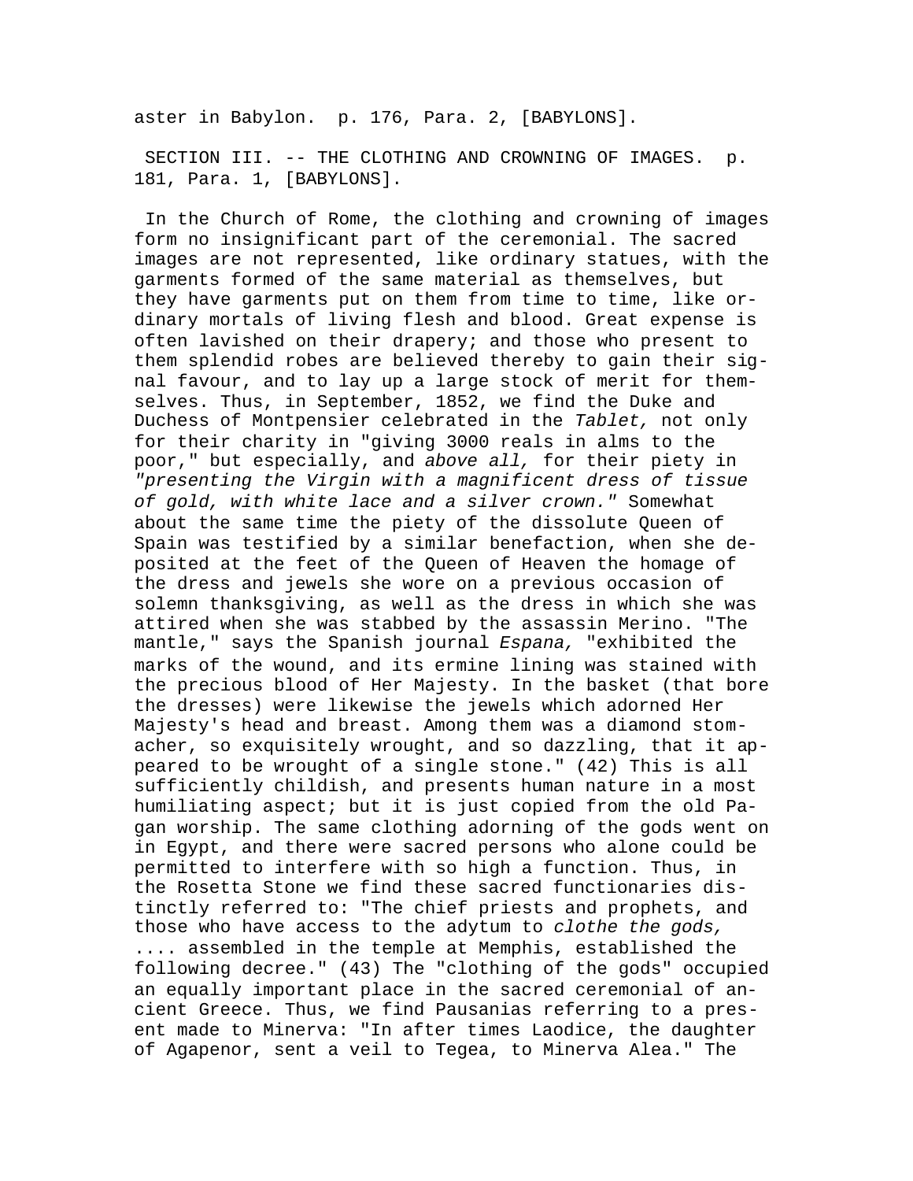aster in Babylon. p. 176, Para. 2, [BABYLONS].

SECTION III. -- THE CLOTHING AND CROWNING OF IMAGES. p. 181, Para. 1, [BABYLONS].

In the Church of Rome, the clothing and crowning of images form no insignificant part of the ceremonial. The sacred images are not represented, like ordinary statues, with the garments formed of the same material as themselves, but they have garments put on them from time to time, like ordinary mortals of living flesh and blood. Great expense is often lavished on their drapery; and those who present to them splendid robes are believed thereby to gain their signal favour, and to lay up a large stock of merit for themselves. Thus, in September, 1852, we find the Duke and Duchess of Montpensier celebrated in the *Tablet,* not only for their charity in "giving 3000 reals in alms to the poor," but especially, and *above all,* for their piety in *"presenting the Virgin with a magnificent dress of tissue of gold, with white lace and a silver crown."* Somewhat about the same time the piety of the dissolute Queen of Spain was testified by a similar benefaction, when she deposited at the feet of the Queen of Heaven the homage of the dress and jewels she wore on a previous occasion of solemn thanksgiving, as well as the dress in which she was attired when she was stabbed by the assassin Merino. "The mantle," says the Spanish journal *Espana,* "exhibited the marks of the wound, and its ermine lining was stained with the precious blood of Her Majesty. In the basket (that bore the dresses) were likewise the jewels which adorned Her Majesty's head and breast. Among them was a diamond stomacher, so exquisitely wrought, and so dazzling, that it appeared to be wrought of a single stone." (42) This is all sufficiently childish, and presents human nature in a most humiliating aspect; but it is just copied from the old Pagan worship. The same clothing adorning of the gods went on in Egypt, and there were sacred persons who alone could be permitted to interfere with so high a function. Thus, in the Rosetta Stone we find these sacred functionaries distinctly referred to: "The chief priests and prophets, and those who have access to the adytum to *clothe the gods,* .... assembled in the temple at Memphis, established the following decree." (43) The "clothing of the gods" occupied an equally important place in the sacred ceremonial of ancient Greece. Thus, we find Pausanias referring to a present made to Minerva: "In after times Laodice, the daughter of Agapenor, sent a veil to Tegea, to Minerva Alea." The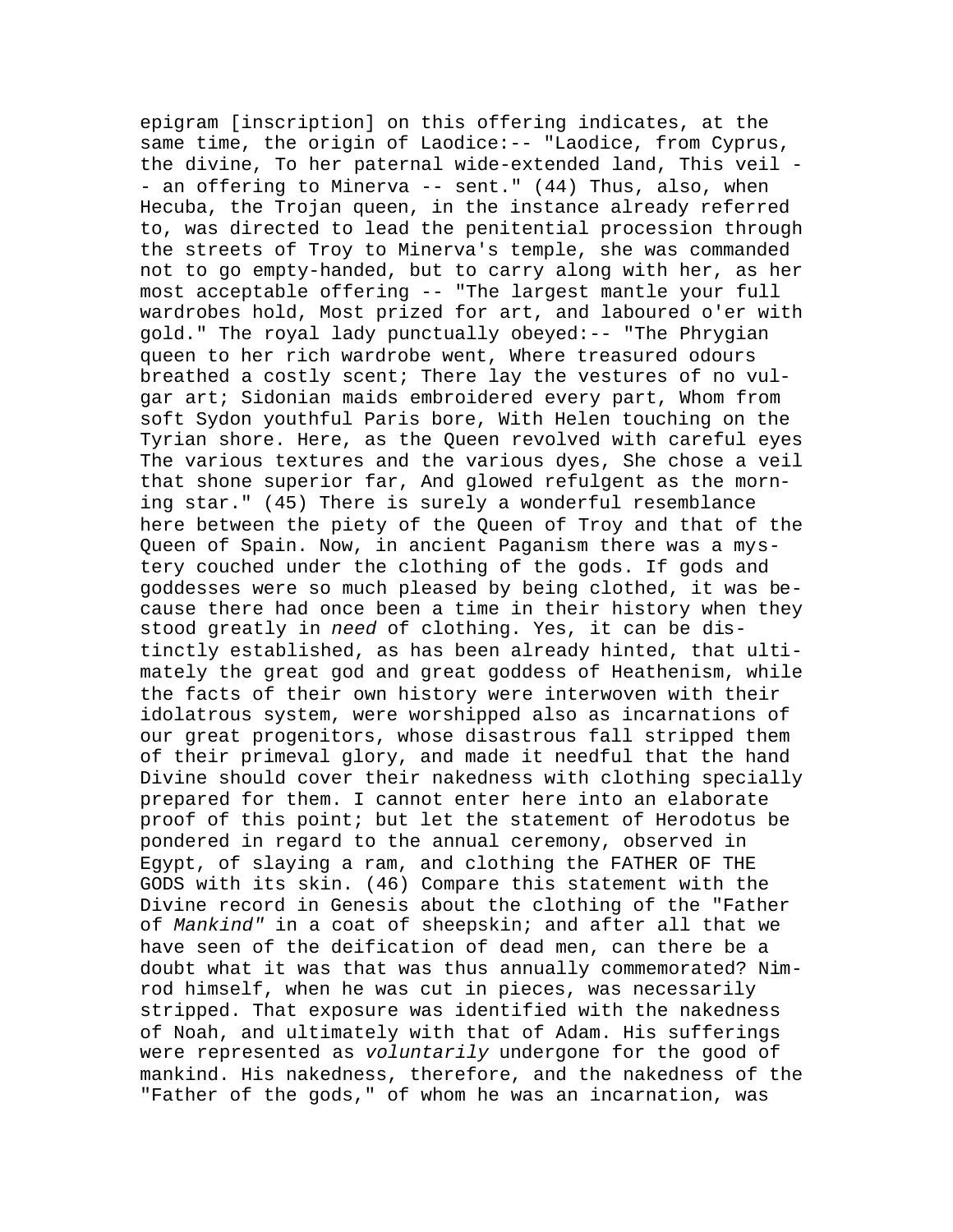epigram [inscription] on this offering indicates, at the same time, the origin of Laodice:-- "Laodice, from Cyprus, the divine, To her paternal wide-extended land, This veil -- an offering to Minerva -- sent." (44) Thus, also, when Hecuba, the Trojan queen, in the instance already referred to, was directed to lead the penitential procession through the streets of Troy to Minerva's temple, she was commanded not to go empty-handed, but to carry along with her, as her most acceptable offering -- "The largest mantle your full wardrobes hold, Most prized for art, and laboured o'er with gold." The royal lady punctually obeyed:-- "The Phrygian queen to her rich wardrobe went, Where treasured odours breathed a costly scent; There lay the vestures of no vulgar art; Sidonian maids embroidered every part, Whom from soft Sydon youthful Paris bore, With Helen touching on the Tyrian shore. Here, as the Queen revolved with careful eyes The various textures and the various dyes, She chose a veil that shone superior far, And glowed refulgent as the morning star." (45) There is surely a wonderful resemblance here between the piety of the Queen of Troy and that of the Queen of Spain. Now, in ancient Paganism there was a mystery couched under the clothing of the gods. If gods and goddesses were so much pleased by being clothed, it was because there had once been a time in their history when they stood greatly in *need* of clothing. Yes, it can be distinctly established, as has been already hinted, that ultimately the great god and great goddess of Heathenism, while the facts of their own history were interwoven with their idolatrous system, were worshipped also as incarnations of our great progenitors, whose disastrous fall stripped them of their primeval glory, and made it needful that the hand Divine should cover their nakedness with clothing specially prepared for them. I cannot enter here into an elaborate proof of this point; but let the statement of Herodotus be pondered in regard to the annual ceremony, observed in Egypt, of slaying a ram, and clothing the FATHER OF THE GODS with its skin. (46) Compare this statement with the Divine record in Genesis about the clothing of the "Father of *Mankind"* in a coat of sheepskin; and after all that we have seen of the deification of dead men, can there be a doubt what it was that was thus annually commemorated? Nimrod himself, when he was cut in pieces, was necessarily stripped. That exposure was identified with the nakedness of Noah, and ultimately with that of Adam. His sufferings were represented as *voluntarily* undergone for the good of mankind. His nakedness, therefore, and the nakedness of the "Father of the gods," of whom he was an incarnation, was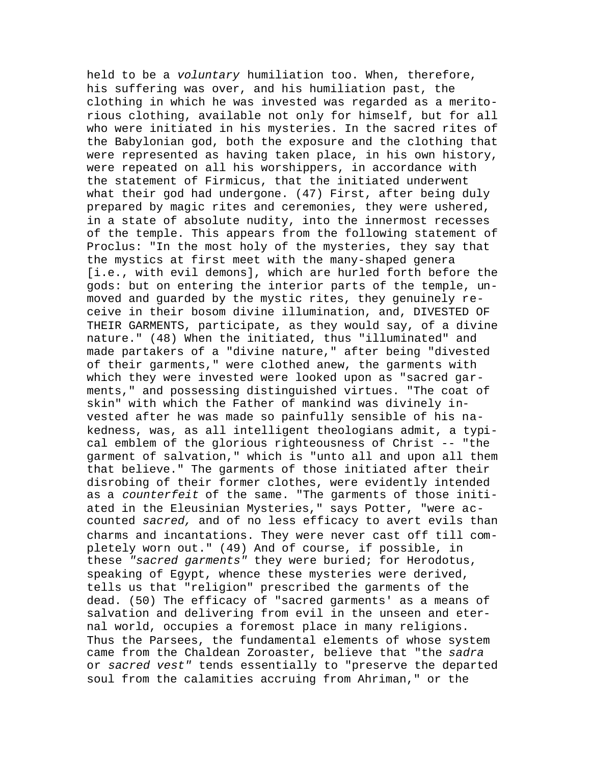held to be a *voluntary* humiliation too. When, therefore, his suffering was over, and his humiliation past, the clothing in which he was invested was regarded as a meritorious clothing, available not only for himself, but for all who were initiated in his mysteries. In the sacred rites of the Babylonian god, both the exposure and the clothing that were represented as having taken place, in his own history, were repeated on all his worshippers, in accordance with the statement of Firmicus, that the initiated underwent what their god had undergone. (47) First, after being duly prepared by magic rites and ceremonies, they were ushered, in a state of absolute nudity, into the innermost recesses of the temple. This appears from the following statement of Proclus: "In the most holy of the mysteries, they say that the mystics at first meet with the many-shaped genera [i.e., with evil demons], which are hurled forth before the gods: but on entering the interior parts of the temple, unmoved and guarded by the mystic rites, they genuinely receive in their bosom divine illumination, and, DIVESTED OF THEIR GARMENTS, participate, as they would say, of a divine nature." (48) When the initiated, thus "illuminated" and made partakers of a "divine nature," after being "divested of their garments," were clothed anew, the garments with which they were invested were looked upon as "sacred garments," and possessing distinguished virtues. "The coat of skin" with which the Father of mankind was divinely invested after he was made so painfully sensible of his nakedness, was, as all intelligent theologians admit, a typical emblem of the glorious righteousness of Christ -- "the garment of salvation," which is "unto all and upon all them that believe." The garments of those initiated after their disrobing of their former clothes, were evidently intended as a *counterfeit* of the same. "The garments of those initiated in the Eleusinian Mysteries," says Potter, "were accounted *sacred,* and of no less efficacy to avert evils than charms and incantations. They were never cast off till completely worn out." (49) And of course, if possible, in these *"sacred garments"* they were buried; for Herodotus, speaking of Egypt, whence these mysteries were derived, tells us that "religion" prescribed the garments of the dead. (50) The efficacy of "sacred garments' as a means of salvation and delivering from evil in the unseen and eternal world, occupies a foremost place in many religions. Thus the Parsees, the fundamental elements of whose system came from the Chaldean Zoroaster, believe that "the *sadra* or *sacred vest"* tends essentially to "preserve the departed soul from the calamities accruing from Ahriman," or the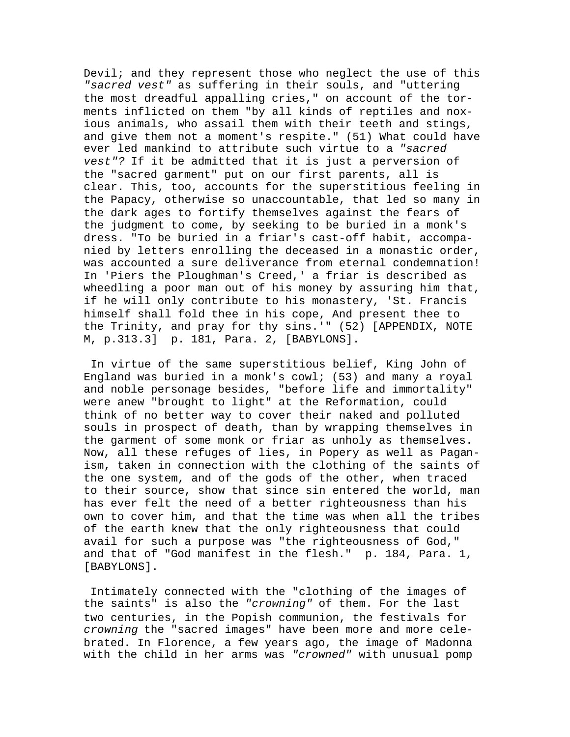Devil; and they represent those who neglect the use of this *"sacred vest"* as suffering in their souls, and "uttering the most dreadful appalling cries," on account of the torments inflicted on them "by all kinds of reptiles and noxious animals, who assail them with their teeth and stings, and give them not a moment's respite." (51) What could have ever led mankind to attribute such virtue to a *"sacred vest"?* If it be admitted that it is just a perversion of the "sacred garment" put on our first parents, all is clear. This, too, accounts for the superstitious feeling in the Papacy, otherwise so unaccountable, that led so many in the dark ages to fortify themselves against the fears of the judgment to come, by seeking to be buried in a monk's dress. "To be buried in a friar's cast-off habit, accompanied by letters enrolling the deceased in a monastic order, was accounted a sure deliverance from eternal condemnation! In 'Piers the Ploughman's Creed,' a friar is described as wheedling a poor man out of his money by assuring him that, if he will only contribute to his monastery, 'St. Francis himself shall fold thee in his cope, And present thee to the Trinity, and pray for thy sins.'" (52) [APPENDIX, NOTE M, p.313.3]  p. 181, Para. 2, [BABYLONS].

In virtue of the same superstitious belief, King John of England was buried in a monk's cowl; (53) and many a royal and noble personage besides, "before life and immortality" were anew "brought to light" at the Reformation, could think of no better way to cover their naked and polluted souls in prospect of death, than by wrapping themselves in the garment of some monk or friar as unholy as themselves. Now, all these refuges of lies, in Popery as well as Paganism, taken in connection with the clothing of the saints of the one system, and of the gods of the other, when traced to their source, show that since sin entered the world, man has ever felt the need of a better righteousness than his own to cover him, and that the time was when all the tribes of the earth knew that the only righteousness that could avail for such a purpose was "the righteousness of God," and that of "God manifest in the flesh."  p. 184, Para. 1, [BABYLONS].

Intimately connected with the "clothing of the images of the saints" is also the *"crowning"* of them. For the last two centuries, in the Popish communion, the festivals for *crowning* the "sacred images" have been more and more celebrated. In Florence, a few years ago, the image of Madonna with the child in her arms was *"crowned"* with unusual pomp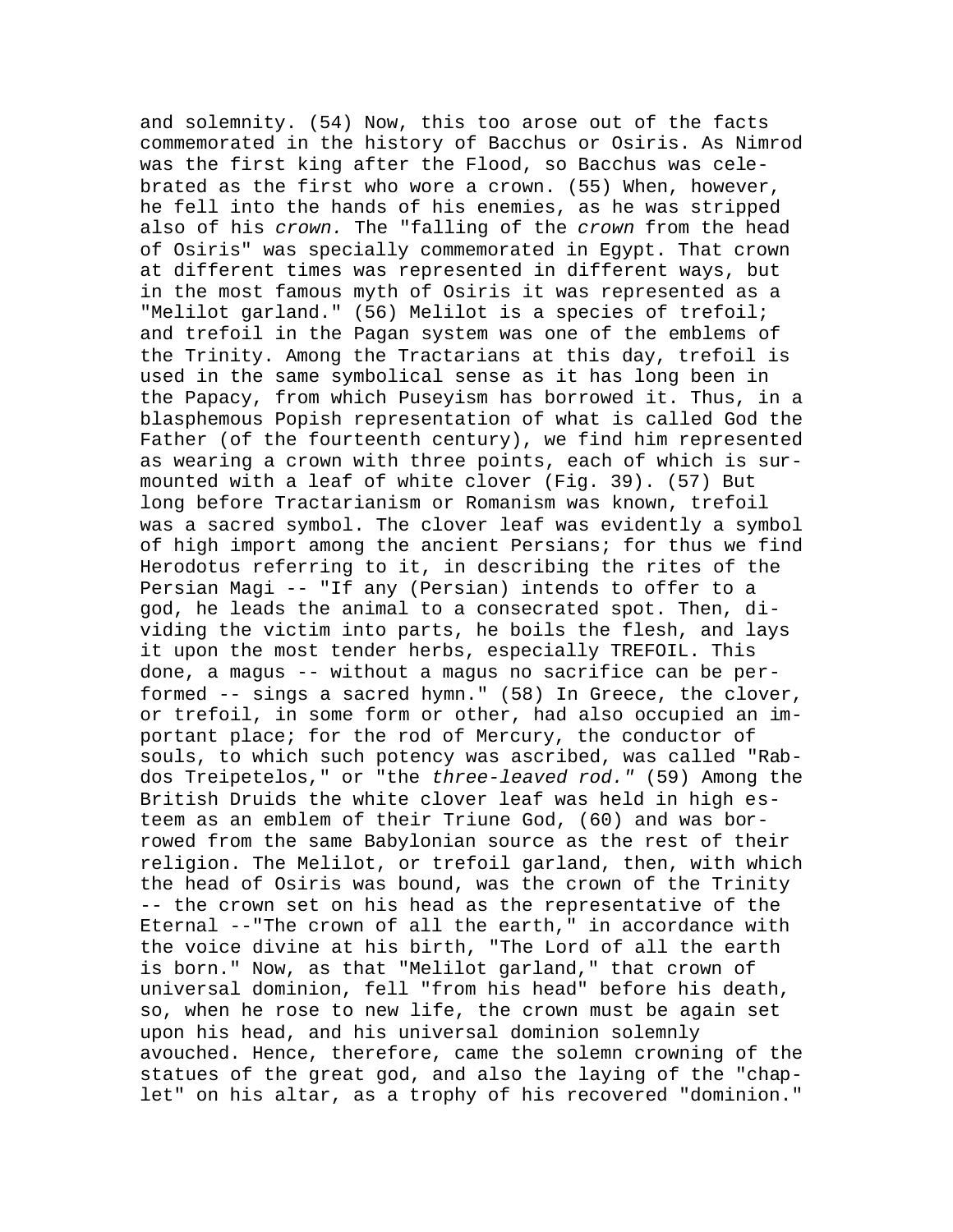and solemnity. (54) Now, this too arose out of the facts commemorated in the history of Bacchus or Osiris. As Nimrod was the first king after the Flood, so Bacchus was celebrated as the first who wore a crown. (55) When, however, he fell into the hands of his enemies, as he was stripped also of his *crown.* The "falling of the *crown* from the head of Osiris" was specially commemorated in Egypt. That crown at different times was represented in different ways, but in the most famous myth of Osiris it was represented as a "Melilot garland." (56) Melilot is a species of trefoil; and trefoil in the Pagan system was one of the emblems of the Trinity. Among the Tractarians at this day, trefoil is used in the same symbolical sense as it has long been in the Papacy, from which Puseyism has borrowed it. Thus, in a blasphemous Popish representation of what is called God the Father (of the fourteenth century), we find him represented as wearing a crown with three points, each of which is surmounted with a leaf of white clover (Fig. 39). (57) But long before Tractarianism or Romanism was known, trefoil was a sacred symbol. The clover leaf was evidently a symbol of high import among the ancient Persians; for thus we find Herodotus referring to it, in describing the rites of the Persian Magi -- "If any (Persian) intends to offer to a god, he leads the animal to a consecrated spot. Then, dividing the victim into parts, he boils the flesh, and lays it upon the most tender herbs, especially TREFOIL. This done, a magus -- without a magus no sacrifice can be performed -- sings a sacred hymn." (58) In Greece, the clover, or trefoil, in some form or other, had also occupied an important place; for the rod of Mercury, the conductor of souls, to which such potency was ascribed, was called "Rabdos Treipetelos," or "the *three-leaved rod."* (59) Among the British Druids the white clover leaf was held in high esteem as an emblem of their Triune God, (60) and was borrowed from the same Babylonian source as the rest of their religion. The Melilot, or trefoil garland, then, with which the head of Osiris was bound, was the crown of the Trinity -- the crown set on his head as the representative of the Eternal --"The crown of all the earth," in accordance with the voice divine at his birth, "The Lord of all the earth is born." Now, as that "Melilot garland," that crown of universal dominion, fell "from his head" before his death, so, when he rose to new life, the crown must be again set upon his head, and his universal dominion solemnly avouched. Hence, therefore, came the solemn crowning of the statues of the great god, and also the laying of the "chaplet" on his altar, as a trophy of his recovered "dominion."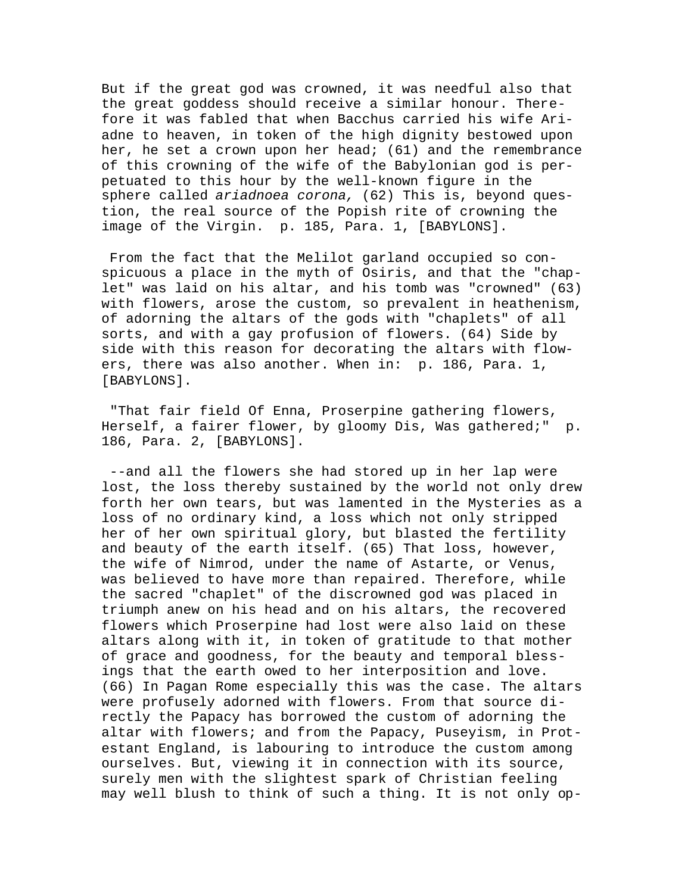But if the great god was crowned, it was needful also that the great goddess should receive a similar honour. Therefore it was fabled that when Bacchus carried his wife Ariadne to heaven, in token of the high dignity bestowed upon her, he set a crown upon her head; (61) and the remembrance of this crowning of the wife of the Babylonian god is perpetuated to this hour by the well-known figure in the sphere called *ariadnoea corona,* (62) This is, beyond question, the real source of the Popish rite of crowning the image of the Virgin. p. 185, Para. 1, [BABYLONS].

From the fact that the Melilot garland occupied so conspicuous a place in the myth of Osiris, and that the "chaplet" was laid on his altar, and his tomb was "crowned" (63) with flowers, arose the custom, so prevalent in heathenism, of adorning the altars of the gods with "chaplets" of all sorts, and with a gay profusion of flowers. (64) Side by side with this reason for decorating the altars with flowers, there was also another. When in: p. 186, Para. 1, [BABYLONS].

"That fair field Of Enna, Proserpine gathering flowers, Herself, a fairer flower, by gloomy Dis, Was gathered;" p. 186, Para. 2, [BABYLONS].

--and all the flowers she had stored up in her lap were lost, the loss thereby sustained by the world not only drew forth her own tears, but was lamented in the Mysteries as a loss of no ordinary kind, a loss which not only stripped her of her own spiritual glory, but blasted the fertility and beauty of the earth itself. (65) That loss, however, the wife of Nimrod, under the name of Astarte, or Venus, was believed to have more than repaired. Therefore, while the sacred "chaplet" of the discrowned god was placed in triumph anew on his head and on his altars, the recovered flowers which Proserpine had lost were also laid on these altars along with it, in token of gratitude to that mother of grace and goodness, for the beauty and temporal blessings that the earth owed to her interposition and love. (66) In Pagan Rome especially this was the case. The altars were profusely adorned with flowers. From that source directly the Papacy has borrowed the custom of adorning the altar with flowers; and from the Papacy, Puseyism, in Protestant England, is labouring to introduce the custom among ourselves. But, viewing it in connection with its source, surely men with the slightest spark of Christian feeling may well blush to think of such a thing. It is not only op-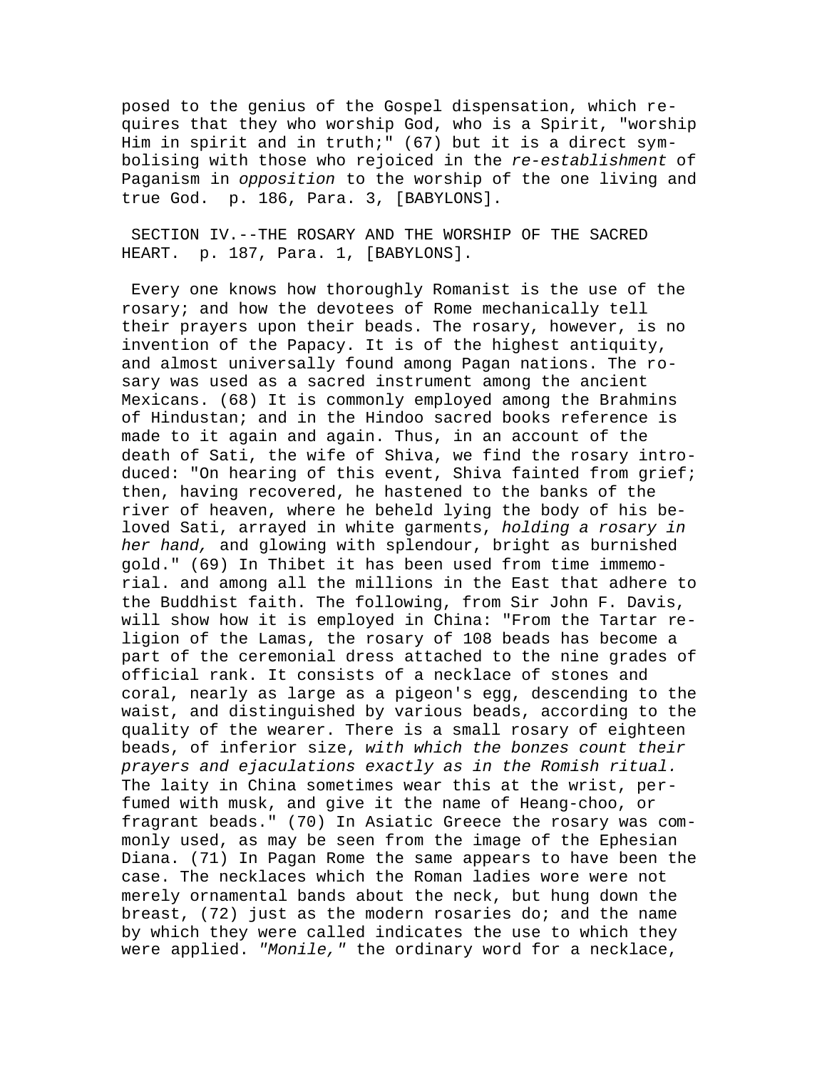posed to the genius of the Gospel dispensation, which requires that they who worship God, who is a Spirit, "worship Him in spirit and in truth;" (67) but it is a direct symbolising with those who rejoiced in the *re-establishment* of Paganism in *opposition* to the worship of the one living and true God.  p. 186, Para. 3, [BABYLONS].

SECTION IV.--THE ROSARY AND THE WORSHIP OF THE SACRED HEART.  p. 187, Para. 1, [BABYLONS].

Every one knows how thoroughly Romanist is the use of the rosary; and how the devotees of Rome mechanically tell their prayers upon their beads. The rosary, however, is no invention of the Papacy. It is of the highest antiquity, and almost universally found among Pagan nations. The rosary was used as a sacred instrument among the ancient Mexicans. (68) It is commonly employed among the Brahmins of Hindustan; and in the Hindoo sacred books reference is made to it again and again. Thus, in an account of the death of Sati, the wife of Shiva, we find the rosary introduced: "On hearing of this event, Shiva fainted from grief; then, having recovered, he hastened to the banks of the river of heaven, where he beheld lying the body of his beloved Sati, arrayed in white garments, *holding a rosary in her hand,* and glowing with splendour, bright as burnished gold." (69) In Thibet it has been used from time immemorial. and among all the millions in the East that adhere to the Buddhist faith. The following, from Sir John F. Davis, will show how it is employed in China: "From the Tartar religion of the Lamas, the rosary of 108 beads has become a part of the ceremonial dress attached to the nine grades of official rank. It consists of a necklace of stones and coral, nearly as large as a pigeon's egg, descending to the waist, and distinguished by various beads, according to the quality of the wearer. There is a small rosary of eighteen beads, of inferior size, *with which the bonzes count their prayers and ejaculations exactly as in the Romish ritual.* The laity in China sometimes wear this at the wrist, perfumed with musk, and give it the name of Heang-choo, or fragrant beads." (70) In Asiatic Greece the rosary was commonly used, as may be seen from the image of the Ephesian Diana. (71) In Pagan Rome the same appears to have been the case. The necklaces which the Roman ladies wore were not merely ornamental bands about the neck, but hung down the breast, (72) just as the modern rosaries do; and the name by which they were called indicates the use to which they were applied. *"Monile,"* the ordinary word for a necklace,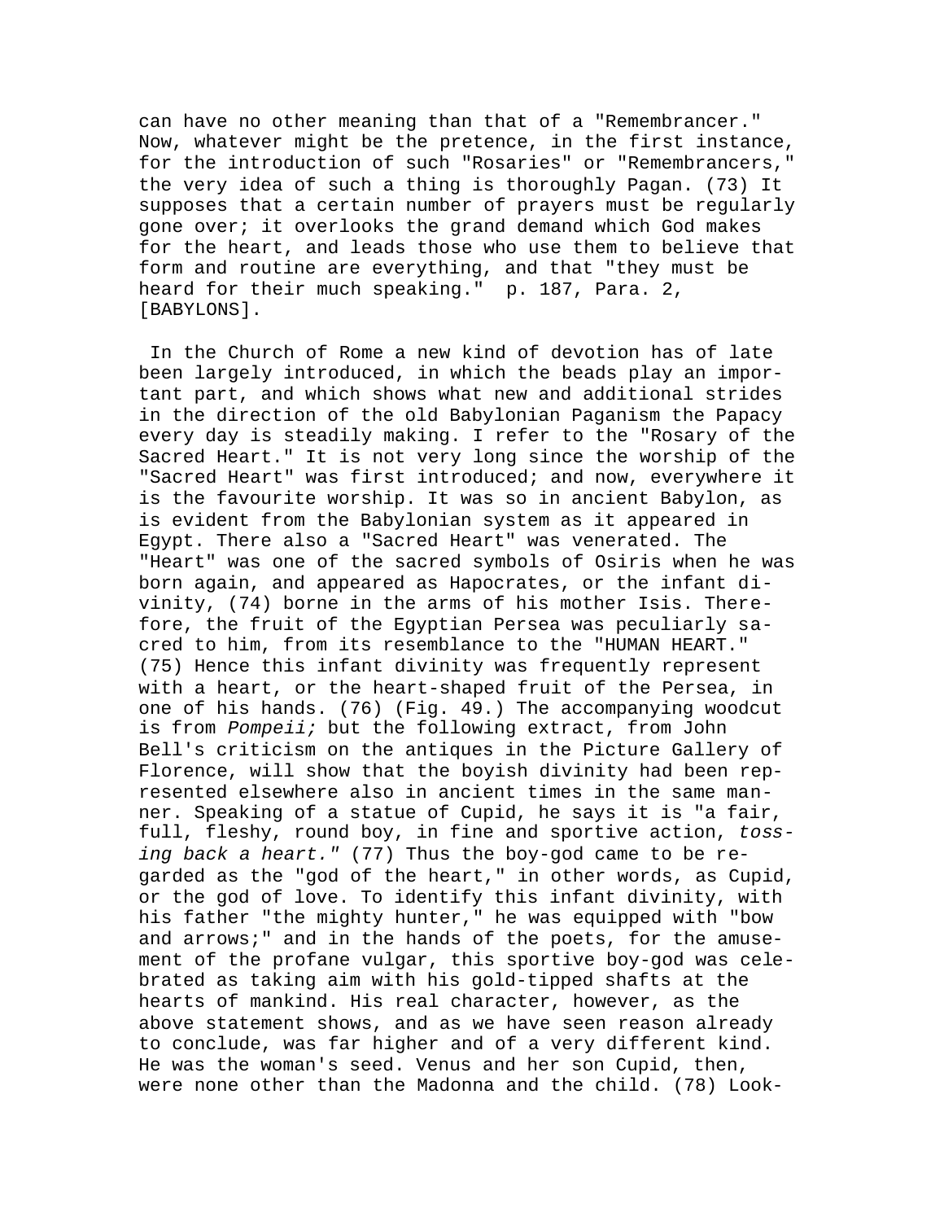can have no other meaning than that of a "Remembrancer." Now, whatever might be the pretence, in the first instance, for the introduction of such "Rosaries" or "Remembrancers," the very idea of such a thing is thoroughly Pagan. (73) It supposes that a certain number of prayers must be regularly gone over; it overlooks the grand demand which God makes for the heart, and leads those who use them to believe that form and routine are everything, and that "they must be heard for their much speaking." p. 187, Para. 2, [BABYLONS].

In the Church of Rome a new kind of devotion has of late been largely introduced, in which the beads play an important part, and which shows what new and additional strides in the direction of the old Babylonian Paganism the Papacy every day is steadily making. I refer to the "Rosary of the Sacred Heart." It is not very long since the worship of the "Sacred Heart" was first introduced; and now, everywhere it is the favourite worship. It was so in ancient Babylon, as is evident from the Babylonian system as it appeared in Egypt. There also a "Sacred Heart" was venerated. The "Heart" was one of the sacred symbols of Osiris when he was born again, and appeared as Hapocrates, or the infant divinity, (74) borne in the arms of his mother Isis. Therefore, the fruit of the Egyptian Persea was peculiarly sacred to him, from its resemblance to the "HUMAN HEART." (75) Hence this infant divinity was frequently represent with a heart, or the heart-shaped fruit of the Persea, in one of his hands. (76) (Fig. 49.) The accompanying woodcut is from *Pompeii;* but the following extract, from John Bell's criticism on the antiques in the Picture Gallery of Florence, will show that the boyish divinity had been represented elsewhere also in ancient times in the same manner. Speaking of a statue of Cupid, he says it is "a fair, full, fleshy, round boy, in fine and sportive action, *tossing back a heart."* (77) Thus the boy-god came to be regarded as the "god of the heart," in other words, as Cupid, or the god of love. To identify this infant divinity, with his father "the mighty hunter," he was equipped with "bow and arrows;" and in the hands of the poets, for the amusement of the profane vulgar, this sportive boy-god was celebrated as taking aim with his gold-tipped shafts at the hearts of mankind. His real character, however, as the above statement shows, and as we have seen reason already to conclude, was far higher and of a very different kind. He was the woman's seed. Venus and her son Cupid, then, were none other than the Madonna and the child. (78) Look-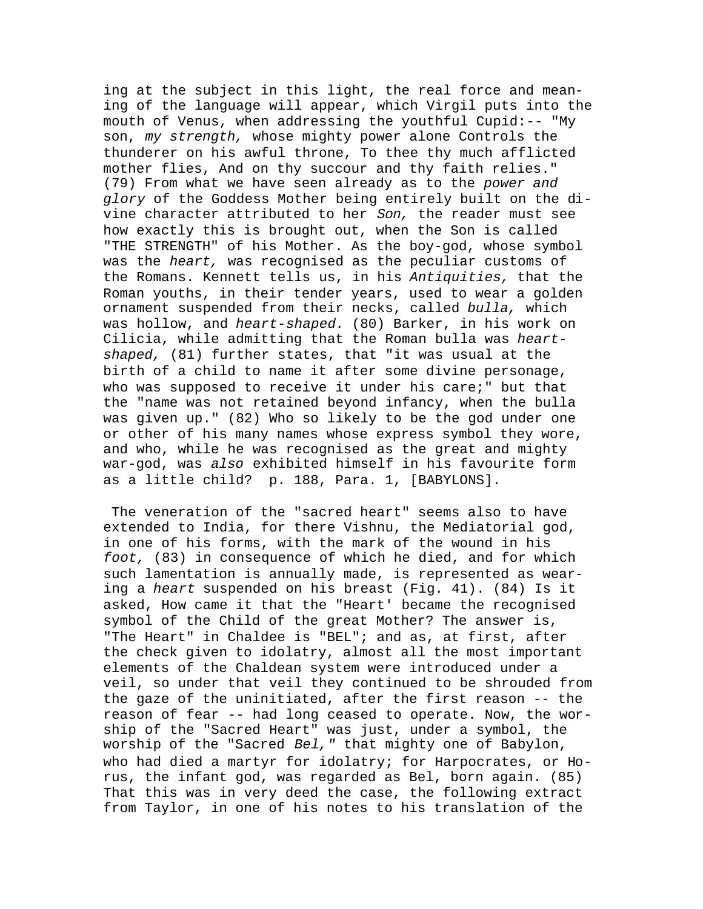ing at the subject in this light, the real force and meaning of the language will appear, which Virgil puts into the mouth of Venus, when addressing the youthful Cupid:-- "My son, *my strength,* whose mighty power alone Controls the thunderer on his awful throne, To thee thy much afflicted mother flies, And on thy succour and thy faith relies." (79) From what we have seen already as to the *power and glory* of the Goddess Mother being entirely built on the divine character attributed to her *Son,* the reader must see how exactly this is brought out, when the Son is called "THE STRENGTH" of his Mother. As the boy-god, whose symbol was the *heart,* was recognised as the peculiar customs of the Romans. Kennett tells us, in his *Antiquities,* that the Roman youths, in their tender years, used to wear a golden ornament suspended from their necks, called *bulla,* which was hollow, and *heart-shaped.* (80) Barker, in his work on Cilicia, while admitting that the Roman bulla was *heart-shaped,* (81) further states, that "it was usual at the birth of a child to name it after some divine personage, who was supposed to receive it under his care;" but that the "name was not retained beyond infancy, when the bulla was given up." (82) Who so likely to be the god under one or other of his many names whose express symbol they wore, and who, while he was recognised as the great and mighty war-god, was *also* exhibited himself in his favourite form as a little child? p. 188, Para. 1, [BABYLONS].

The veneration of the "sacred heart" seems also to have extended to India, for there Vishnu, the Mediatorial god, in one of his forms, with the mark of the wound in his *foot,* (83) in consequence of which he died, and for which such lamentation is annually made, is represented as wearing a *heart* suspended on his breast (Fig. 41). (84) Is it asked, How came it that the "Heart' became the recognised symbol of the Child of the great Mother? The answer is, "The Heart" in Chaldee is "BEL"; and as, at first, after the check given to idolatry, almost all the most important elements of the Chaldean system were introduced under a veil, so under that veil they continued to be shrouded from the gaze of the uninitiated, after the first reason -- the reason of fear -- had long ceased to operate. Now, the worship of the "Sacred Heart" was just, under a symbol, the worship of the "Sacred *Bel,"* that mighty one of Babylon, who had died a martyr for idolatry; for Harpocrates, or Horus, the infant god, was regarded as Bel, born again. (85) That this was in very deed the case, the following extract from Taylor, in one of his notes to his translation of the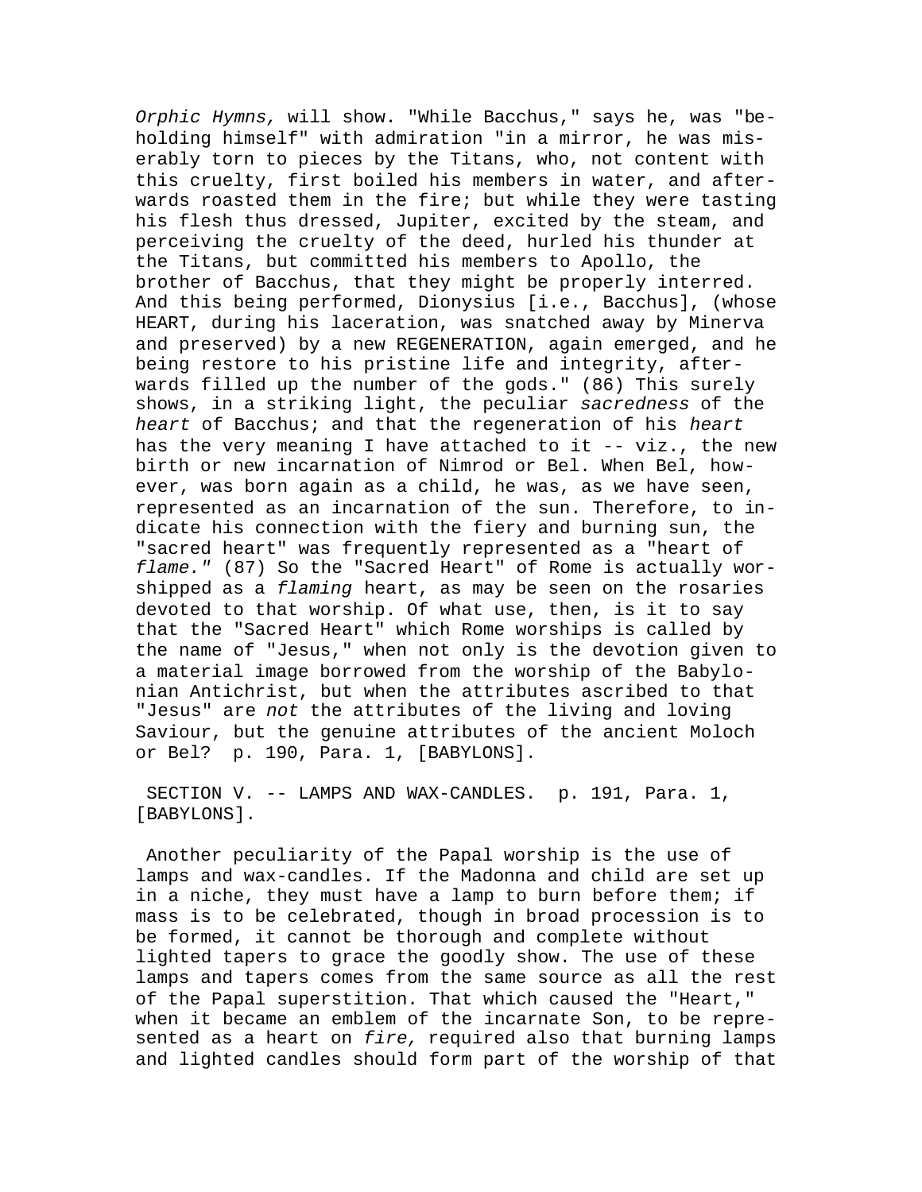*Orphic Hymns,* will show. "While Bacchus," says he, was "beholding himself" with admiration "in a mirror, he was miserably torn to pieces by the Titans, who, not content with this cruelty, first boiled his members in water, and afterwards roasted them in the fire; but while they were tasting his flesh thus dressed, Jupiter, excited by the steam, and perceiving the cruelty of the deed, hurled his thunder at the Titans, but committed his members to Apollo, the brother of Bacchus, that they might be properly interred. And this being performed, Dionysius [i.e., Bacchus], (whose HEART, during his laceration, was snatched away by Minerva and preserved) by a new REGENERATION, again emerged, and he being restore to his pristine life and integrity, afterwards filled up the number of the gods." (86) This surely shows, in a striking light, the peculiar *sacredness* of the *heart* of Bacchus; and that the regeneration of his *heart* has the very meaning I have attached to it -- viz., the new birth or new incarnation of Nimrod or Bel. When Bel, however, was born again as a child, he was, as we have seen, represented as an incarnation of the sun. Therefore, to indicate his connection with the fiery and burning sun, the "sacred heart" was frequently represented as a "heart of *flame."* (87) So the "Sacred Heart" of Rome is actually worshipped as a *flaming* heart, as may be seen on the rosaries devoted to that worship. Of what use, then, is it to say that the "Sacred Heart" which Rome worships is called by the name of "Jesus," when not only is the devotion given to a material image borrowed from the worship of the Babylonian Antichrist, but when the attributes ascribed to that "Jesus" are *not* the attributes of the living and loving Saviour, but the genuine attributes of the ancient Moloch or Bel? p. 190, Para. 1, [BABYLONS].

SECTION V. -- LAMPS AND WAX-CANDLES. p. 191, Para. 1, [BABYLONS].

Another peculiarity of the Papal worship is the use of lamps and wax-candles. If the Madonna and child are set up in a niche, they must have a lamp to burn before them; if mass is to be celebrated, though in broad procession is to be formed, it cannot be thorough and complete without lighted tapers to grace the goodly show. The use of these lamps and tapers comes from the same source as all the rest of the Papal superstition. That which caused the "Heart," when it became an emblem of the incarnate Son, to be represented as a heart on *fire,* required also that burning lamps and lighted candles should form part of the worship of that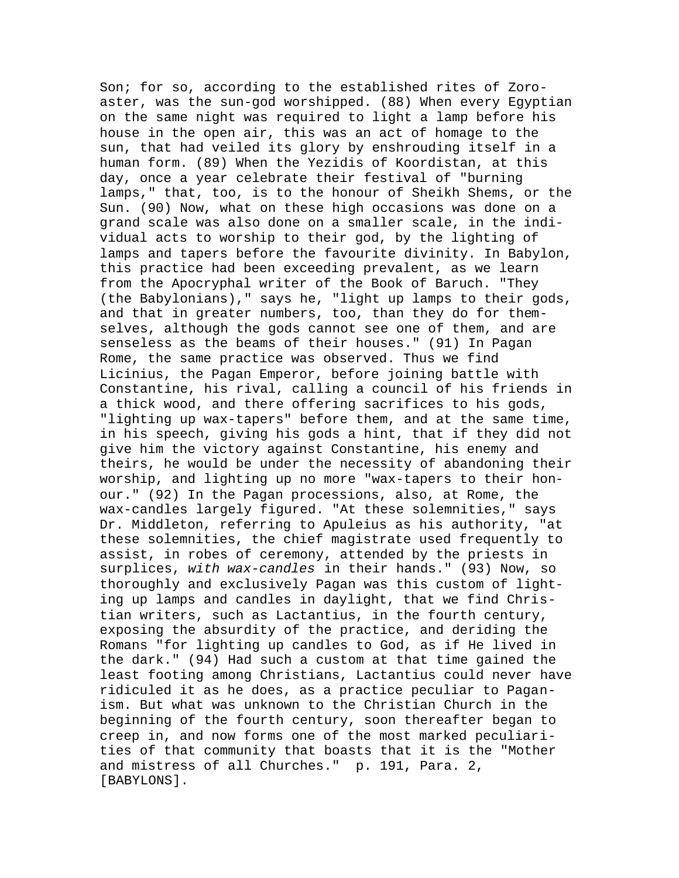Son; for so, according to the established rites of Zoroaster, was the sun-god worshipped. (88) When every Egyptian on the same night was required to light a lamp before his house in the open air, this was an act of homage to the sun, that had veiled its glory by enshrouding itself in a human form. (89) When the Yezidis of Koordistan, at this day, once a year celebrate their festival of "burning lamps," that, too, is to the honour of Sheikh Shems, or the Sun. (90) Now, what on these high occasions was done on a grand scale was also done on a smaller scale, in the individual acts to worship to their god, by the lighting of lamps and tapers before the favourite divinity. In Babylon, this practice had been exceeding prevalent, as we learn from the Apocryphal writer of the Book of Baruch. "They (the Babylonians)," says he, "light up lamps to their gods, and that in greater numbers, too, than they do for themselves, although the gods cannot see one of them, and are senseless as the beams of their houses." (91) In Pagan Rome, the same practice was observed. Thus we find Licinius, the Pagan Emperor, before joining battle with Constantine, his rival, calling a council of his friends in a thick wood, and there offering sacrifices to his gods, "lighting up wax-tapers" before them, and at the same time, in his speech, giving his gods a hint, that if they did not give him the victory against Constantine, his enemy and theirs, he would be under the necessity of abandoning their worship, and lighting up no more "wax-tapers to their honour." (92) In the Pagan processions, also, at Rome, the wax-candles largely figured. "At these solemnities," says Dr. Middleton, referring to Apuleius as his authority, "at these solemnities, the chief magistrate used frequently to assist, in robes of ceremony, attended by the priests in surplices, *with wax-candles* in their hands." (93) Now, so thoroughly and exclusively Pagan was this custom of lighting up lamps and candles in daylight, that we find Christian writers, such as Lactantius, in the fourth century, exposing the absurdity of the practice, and deriding the Romans "for lighting up candles to God, as if He lived in the dark." (94) Had such a custom at that time gained the least footing among Christians, Lactantius could never have ridiculed it as he does, as a practice peculiar to Paganism. But what was unknown to the Christian Church in the beginning of the fourth century, soon thereafter began to creep in, and now forms one of the most marked peculiarities of that community that boasts that it is the "Mother and mistress of all Churches." p. 191, Para. 2, [BABYLONS].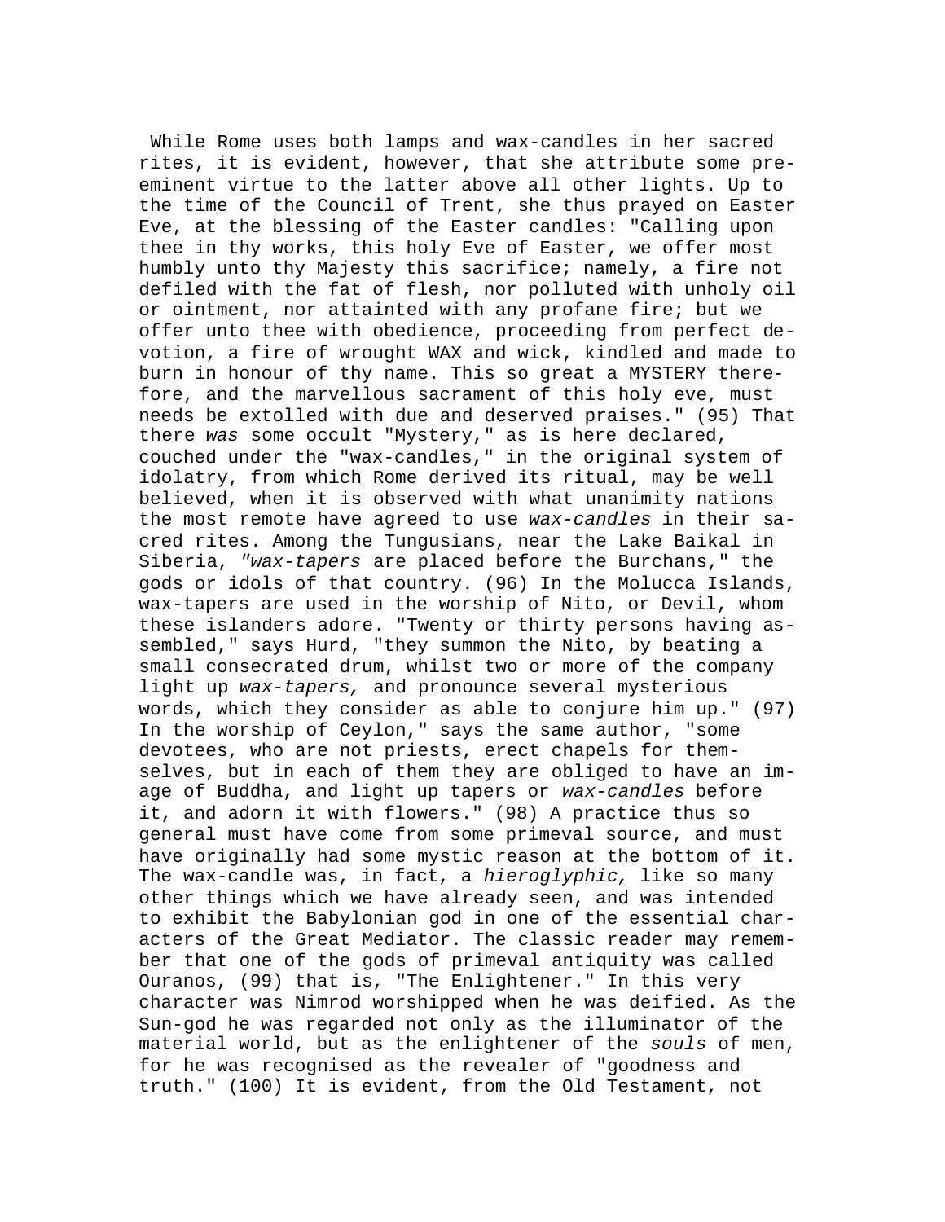While Rome uses both lamps and wax-candles in her sacred rites, it is evident, however, that she attribute some pre-eminent virtue to the latter above all other lights. Up to the time of the Council of Trent, she thus prayed on Easter Eve, at the blessing of the Easter candles: "Calling upon thee in thy works, this holy Eve of Easter, we offer most humbly unto thy Majesty this sacrifice; namely, a fire not defiled with the fat of flesh, nor polluted with unholy oil or ointment, nor attainted with any profane fire; but we offer unto thee with obedience, proceeding from perfect devotion, a fire of wrought WAX and wick, kindled and made to burn in honour of thy name. This so great a MYSTERY therefore, and the marvellous sacrament of this holy eve, must needs be extolled with due and deserved praises." (95) That there *was* some occult "Mystery," as is here declared, couched under the "wax-candles," in the original system of idolatry, from which Rome derived its ritual, may be well believed, when it is observed with what unanimity nations the most remote have agreed to use *wax-candles* in their sacred rites. Among the Tungusians, near the Lake Baikal in Siberia, *"wax-tapers* are placed before the Burchans," the gods or idols of that country. (96) In the Molucca Islands, wax-tapers are used in the worship of Nito, or Devil, whom these islanders adore. "Twenty or thirty persons having assembled," says Hurd, "they summon the Nito, by beating a small consecrated drum, whilst two or more of the company light up *wax-tapers,* and pronounce several mysterious words, which they consider as able to conjure him up." (97) In the worship of Ceylon," says the same author, "some devotees, who are not priests, erect chapels for themselves, but in each of them they are obliged to have an image of Buddha, and light up tapers or *wax-candles* before it, and adorn it with flowers." (98) A practice thus so general must have come from some primeval source, and must have originally had some mystic reason at the bottom of it. The wax-candle was, in fact, a *hieroglyphic,* like so many other things which we have already seen, and was intended to exhibit the Babylonian god in one of the essential characters of the Great Mediator. The classic reader may remember that one of the gods of primeval antiquity was called Ouranos, (99) that is, "The Enlightener." In this very character was Nimrod worshipped when he was deified. As the Sun-god he was regarded not only as the illuminator of the material world, but as the enlightener of the *souls* of men, for he was recognised as the revealer of "goodness and truth." (100) It is evident, from the Old Testament, not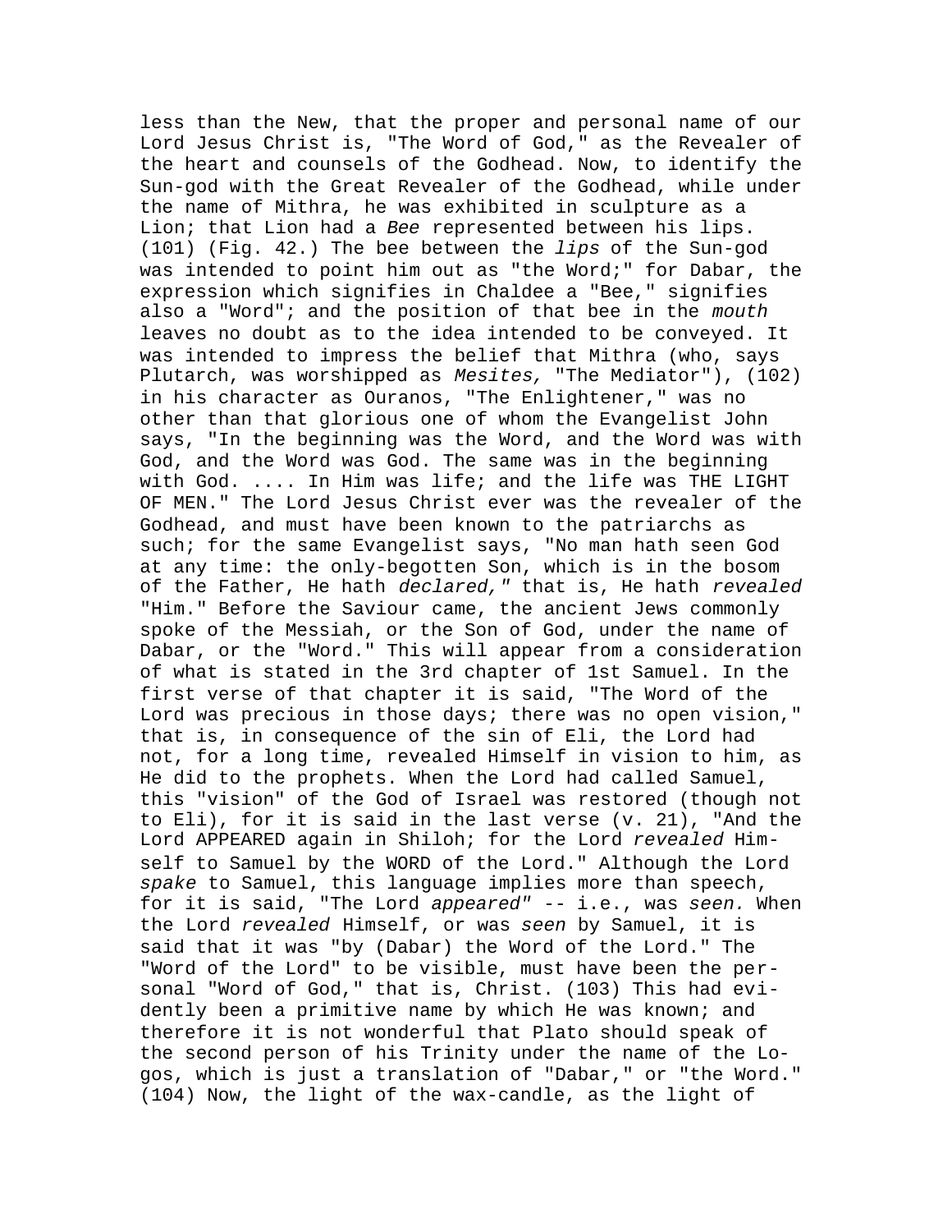less than the New, that the proper and personal name of our Lord Jesus Christ is, "The Word of God," as the Revealer of the heart and counsels of the Godhead. Now, to identify the Sun-god with the Great Revealer of the Godhead, while under the name of Mithra, he was exhibited in sculpture as a Lion; that Lion had a *Bee* represented between his lips. (101) (Fig. 42.) The bee between the *lips* of the Sun-god was intended to point him out as "the Word;" for Dabar, the expression which signifies in Chaldee a "Bee," signifies also a "Word"; and the position of that bee in the *mouth* leaves no doubt as to the idea intended to be conveyed. It was intended to impress the belief that Mithra (who, says Plutarch, was worshipped as *Mesites,* "The Mediator"), (102) in his character as Ouranos, "The Enlightener," was no other than that glorious one of whom the Evangelist John says, "In the beginning was the Word, and the Word was with God, and the Word was God. The same was in the beginning with God. .... In Him was life; and the life was THE LIGHT OF MEN." The Lord Jesus Christ ever was the revealer of the Godhead, and must have been known to the patriarchs as such; for the same Evangelist says, "No man hath seen God at any time: the only-begotten Son, which is in the bosom of the Father, He hath *declared,"* that is, He hath *revealed* "Him." Before the Saviour came, the ancient Jews commonly spoke of the Messiah, or the Son of God, under the name of Dabar, or the "Word." This will appear from a consideration of what is stated in the 3rd chapter of 1st Samuel. In the first verse of that chapter it is said, "The Word of the Lord was precious in those days; there was no open vision," that is, in consequence of the sin of Eli, the Lord had not, for a long time, revealed Himself in vision to him, as He did to the prophets. When the Lord had called Samuel, this "vision" of the God of Israel was restored (though not to Eli), for it is said in the last verse (v. 21), "And the Lord APPEARED again in Shiloh; for the Lord *revealed* Himself to Samuel by the WORD of the Lord." Although the Lord *spake* to Samuel, this language implies more than speech, for it is said, "The Lord *appeared"* -- i.e., was *seen.* When the Lord *revealed* Himself, or was *seen* by Samuel, it is said that it was "by (Dabar) the Word of the Lord." The "Word of the Lord" to be visible, must have been the personal "Word of God," that is, Christ. (103) This had evidently been a primitive name by which He was known; and therefore it is not wonderful that Plato should speak of the second person of his Trinity under the name of the Logos, which is just a translation of "Dabar," or "the Word." (104) Now, the light of the wax-candle, as the light of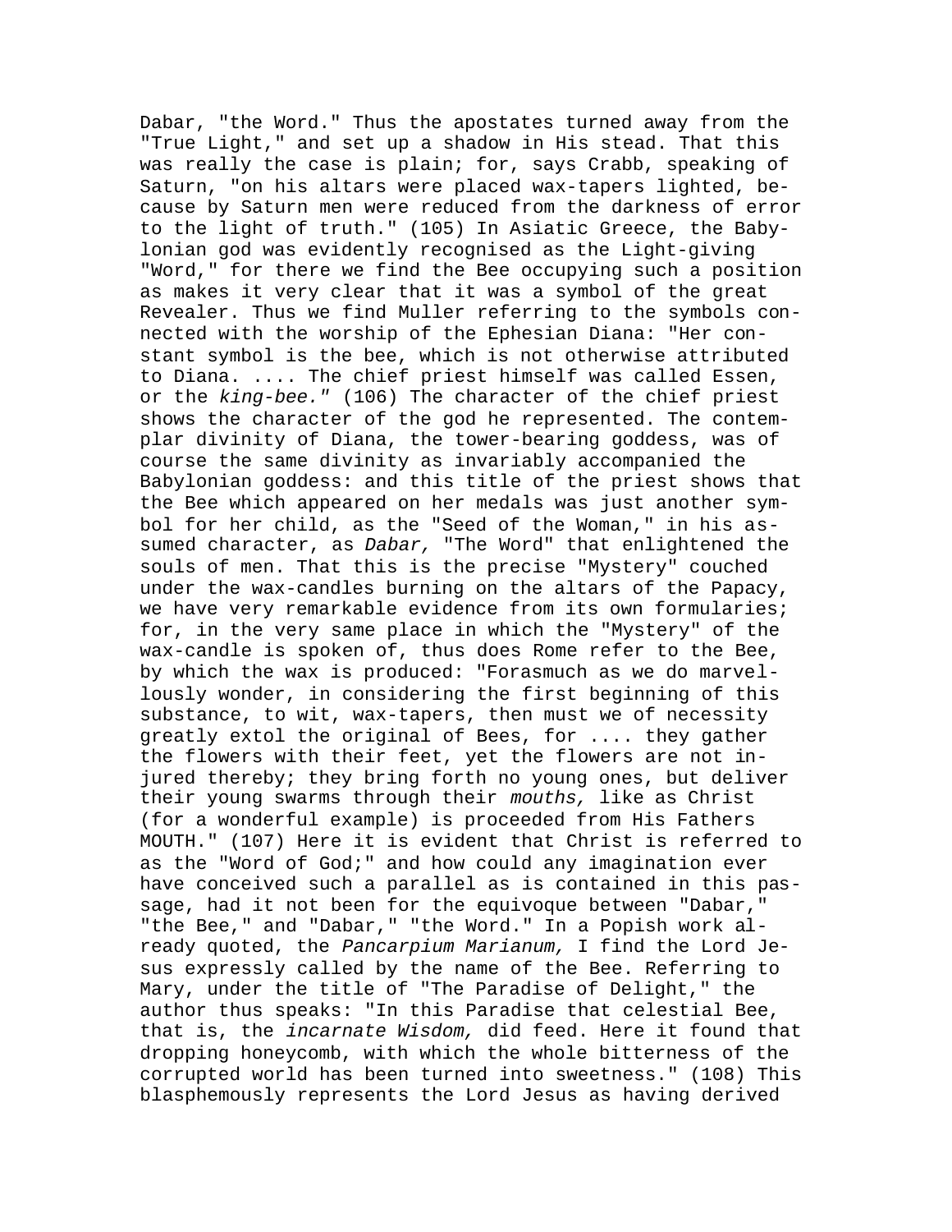Dabar, "the Word." Thus the apostates turned away from the "True Light," and set up a shadow in His stead. That this was really the case is plain; for, says Crabb, speaking of Saturn, "on his altars were placed wax-tapers lighted, because by Saturn men were reduced from the darkness of error to the light of truth." (105) In Asiatic Greece, the Babylonian god was evidently recognised as the Light-giving "Word," for there we find the Bee occupying such a position as makes it very clear that it was a symbol of the great Revealer. Thus we find Muller referring to the symbols connected with the worship of the Ephesian Diana: "Her constant symbol is the bee, which is not otherwise attributed to Diana. .... The chief priest himself was called Essen, or the *king-bee."* (106) The character of the chief priest shows the character of the god he represented. The contemplar divinity of Diana, the tower-bearing goddess, was of course the same divinity as invariably accompanied the Babylonian goddess: and this title of the priest shows that the Bee which appeared on her medals was just another symbol for her child, as the "Seed of the Woman," in his assumed character, as *Dabar,* "The Word" that enlightened the souls of men. That this is the precise "Mystery" couched under the wax-candles burning on the altars of the Papacy, we have very remarkable evidence from its own formularies; for, in the very same place in which the "Mystery" of the wax-candle is spoken of, thus does Rome refer to the Bee, by which the wax is produced: "Forasmuch as we do marvellously wonder, in considering the first beginning of this substance, to wit, wax-tapers, then must we of necessity greatly extol the original of Bees, for .... they gather the flowers with their feet, yet the flowers are not injured thereby; they bring forth no young ones, but deliver their young swarms through their *mouths,* like as Christ (for a wonderful example) is proceeded from His Fathers MOUTH." (107) Here it is evident that Christ is referred to as the "Word of God;" and how could any imagination ever have conceived such a parallel as is contained in this passage, had it not been for the equivoque between "Dabar," "the Bee," and "Dabar," "the Word." In a Popish work already quoted, the *Pancarpium Marianum,* I find the Lord Jesus expressly called by the name of the Bee. Referring to Mary, under the title of "The Paradise of Delight," the author thus speaks: "In this Paradise that celestial Bee, that is, the *incarnate Wisdom,* did feed. Here it found that dropping honeycomb, with which the whole bitterness of the corrupted world has been turned into sweetness." (108) This blasphemously represents the Lord Jesus as having derived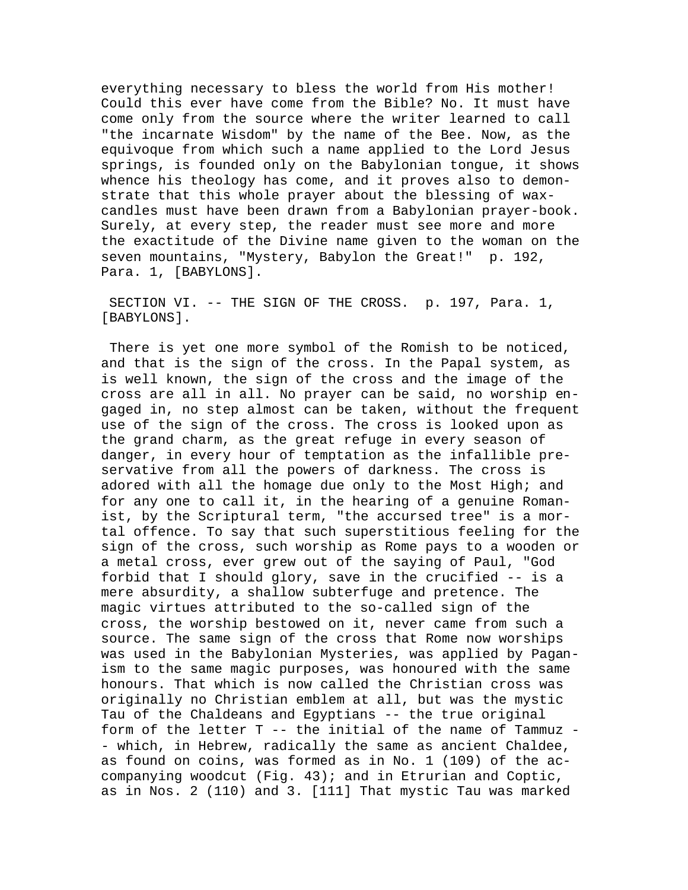everything necessary to bless the world from His mother! Could this ever have come from the Bible? No. It must have come only from the source where the writer learned to call "the incarnate Wisdom" by the name of the Bee. Now, as the equivoque from which such a name applied to the Lord Jesus springs, is founded only on the Babylonian tongue, it shows whence his theology has come, and it proves also to demonstrate that this whole prayer about the blessing of wax-candles must have been drawn from a Babylonian prayer-book. Surely, at every step, the reader must see more and more the exactitude of the Divine name given to the woman on the seven mountains, "Mystery, Babylon the Great!" p. 192, Para. 1, [BABYLONS].

SECTION VI. -- THE SIGN OF THE CROSS. p. 197, Para. 1, [BABYLONS].

There is yet one more symbol of the Romish to be noticed, and that is the sign of the cross. In the Papal system, as is well known, the sign of the cross and the image of the cross are all in all. No prayer can be said, no worship engaged in, no step almost can be taken, without the frequent use of the sign of the cross. The cross is looked upon as the grand charm, as the great refuge in every season of danger, in every hour of temptation as the infallible preservative from all the powers of darkness. The cross is adored with all the homage due only to the Most High; and for any one to call it, in the hearing of a genuine Romanist, by the Scriptural term, "the accursed tree" is a mortal offence. To say that such superstitious feeling for the sign of the cross, such worship as Rome pays to a wooden or a metal cross, ever grew out of the saying of Paul, "God forbid that I should glory, save in the crucified -- is a mere absurdity, a shallow subterfuge and pretence. The magic virtues attributed to the so-called sign of the cross, the worship bestowed on it, never came from such a source. The same sign of the cross that Rome now worships was used in the Babylonian Mysteries, was applied by Paganism to the same magic purposes, was honoured with the same honours. That which is now called the Christian cross was originally no Christian emblem at all, but was the mystic Tau of the Chaldeans and Egyptians -- the true original form of the letter T -- the initial of the name of Tammuz -- which, in Hebrew, radically the same as ancient Chaldee, as found on coins, was formed as in No. 1 (109) of the accompanying woodcut (Fig. 43); and in Etrurian and Coptic, as in Nos. 2 (110) and 3. [111] That mystic Tau was marked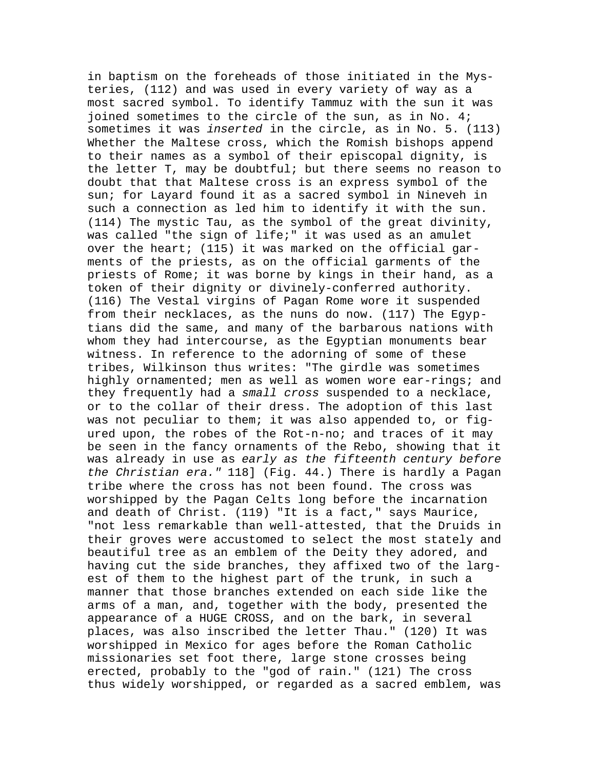in baptism on the foreheads of those initiated in the Mysteries, (112) and was used in every variety of way as a most sacred symbol. To identify Tammuz with the sun it was joined sometimes to the circle of the sun, as in No. 4; sometimes it was *inserted* in the circle, as in No. 5. (113) Whether the Maltese cross, which the Romish bishops append to their names as a symbol of their episcopal dignity, is the letter T, may be doubtful; but there seems no reason to doubt that that Maltese cross is an express symbol of the sun; for Layard found it as a sacred symbol in Nineveh in such a connection as led him to identify it with the sun. (114) The mystic Tau, as the symbol of the great divinity, was called "the sign of life;" it was used as an amulet over the heart; (115) it was marked on the official garments of the priests, as on the official garments of the priests of Rome; it was borne by kings in their hand, as a token of their dignity or divinely-conferred authority. (116) The Vestal virgins of Pagan Rome wore it suspended from their necklaces, as the nuns do now. (117) The Egyptians did the same, and many of the barbarous nations with whom they had intercourse, as the Egyptian monuments bear witness. In reference to the adorning of some of these tribes, Wilkinson thus writes: "The girdle was sometimes highly ornamented; men as well as women wore ear-rings; and they frequently had a *small cross* suspended to a necklace, or to the collar of their dress. The adoption of this last was not peculiar to them; it was also appended to, or figured upon, the robes of the Rot-n-no; and traces of it may be seen in the fancy ornaments of the Rebo, showing that it was already in use as *early as the fifteenth century before the Christian era."* 118] (Fig. 44.) There is hardly a Pagan tribe where the cross has not been found. The cross was worshipped by the Pagan Celts long before the incarnation and death of Christ. (119) "It is a fact," says Maurice, "not less remarkable than well-attested, that the Druids in their groves were accustomed to select the most stately and beautiful tree as an emblem of the Deity they adored, and having cut the side branches, they affixed two of the largest of them to the highest part of the trunk, in such a manner that those branches extended on each side like the arms of a man, and, together with the body, presented the appearance of a HUGE CROSS, and on the bark, in several places, was also inscribed the letter Thau." (120) It was worshipped in Mexico for ages before the Roman Catholic missionaries set foot there, large stone crosses being erected, probably to the "god of rain." (121) The cross thus widely worshipped, or regarded as a sacred emblem, was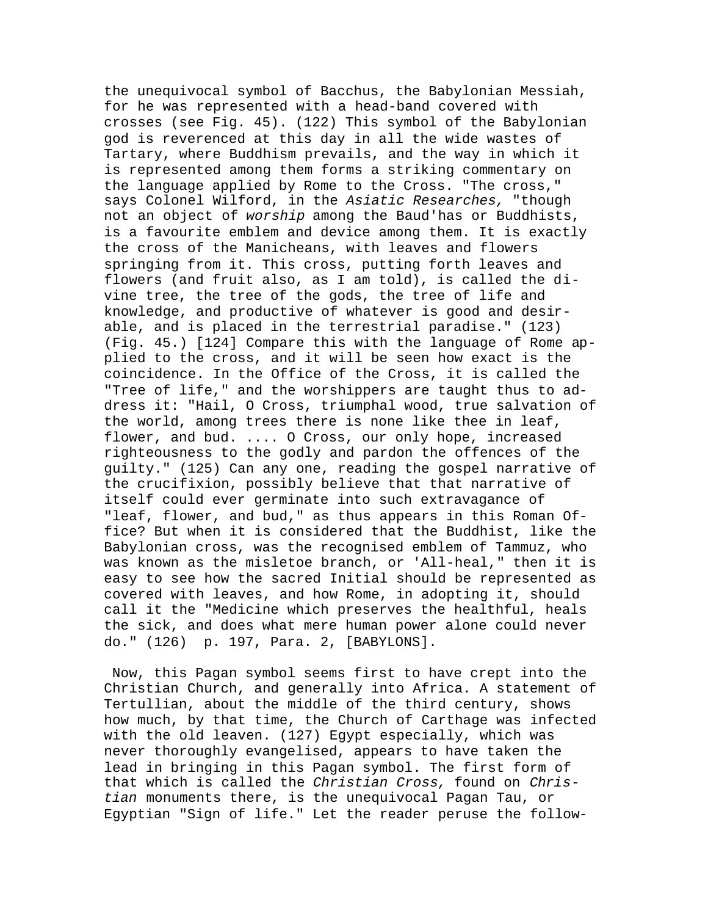the unequivocal symbol of Bacchus, the Babylonian Messiah, for he was represented with a head-band covered with crosses (see Fig. 45). (122) This symbol of the Babylonian god is reverenced at this day in all the wide wastes of Tartary, where Buddhism prevails, and the way in which it is represented among them forms a striking commentary on the language applied by Rome to the Cross. "The cross," says Colonel Wilford, in the *Asiatic Researches,* "though not an object of *worship* among the Baud'has or Buddhists, is a favourite emblem and device among them. It is exactly the cross of the Manicheans, with leaves and flowers springing from it. This cross, putting forth leaves and flowers (and fruit also, as I am told), is called the divine tree, the tree of the gods, the tree of life and knowledge, and productive of whatever is good and desirable, and is placed in the terrestrial paradise." (123) (Fig. 45.) [124] Compare this with the language of Rome applied to the cross, and it will be seen how exact is the coincidence. In the Office of the Cross, it is called the "Tree of life," and the worshippers are taught thus to address it: "Hail, O Cross, triumphal wood, true salvation of the world, among trees there is none like thee in leaf, flower, and bud. .... O Cross, our only hope, increased righteousness to the godly and pardon the offences of the guilty." (125) Can any one, reading the gospel narrative of the crucifixion, possibly believe that that narrative of itself could ever germinate into such extravagance of "leaf, flower, and bud," as thus appears in this Roman Office? But when it is considered that the Buddhist, like the Babylonian cross, was the recognised emblem of Tammuz, who was known as the misletoe branch, or 'All-heal," then it is easy to see how the sacred Initial should be represented as covered with leaves, and how Rome, in adopting it, should call it the "Medicine which preserves the healthful, heals the sick, and does what mere human power alone could never do." (126) p. 197, Para. 2, [BABYLONS].

Now, this Pagan symbol seems first to have crept into the Christian Church, and generally into Africa. A statement of Tertullian, about the middle of the third century, shows how much, by that time, the Church of Carthage was infected with the old leaven. (127) Egypt especially, which was never thoroughly evangelised, appears to have taken the lead in bringing in this Pagan symbol. The first form of that which is called the *Christian Cross,* found on *Christian* monuments there, is the unequivocal Pagan Tau, or Egyptian "Sign of life." Let the reader peruse the follow-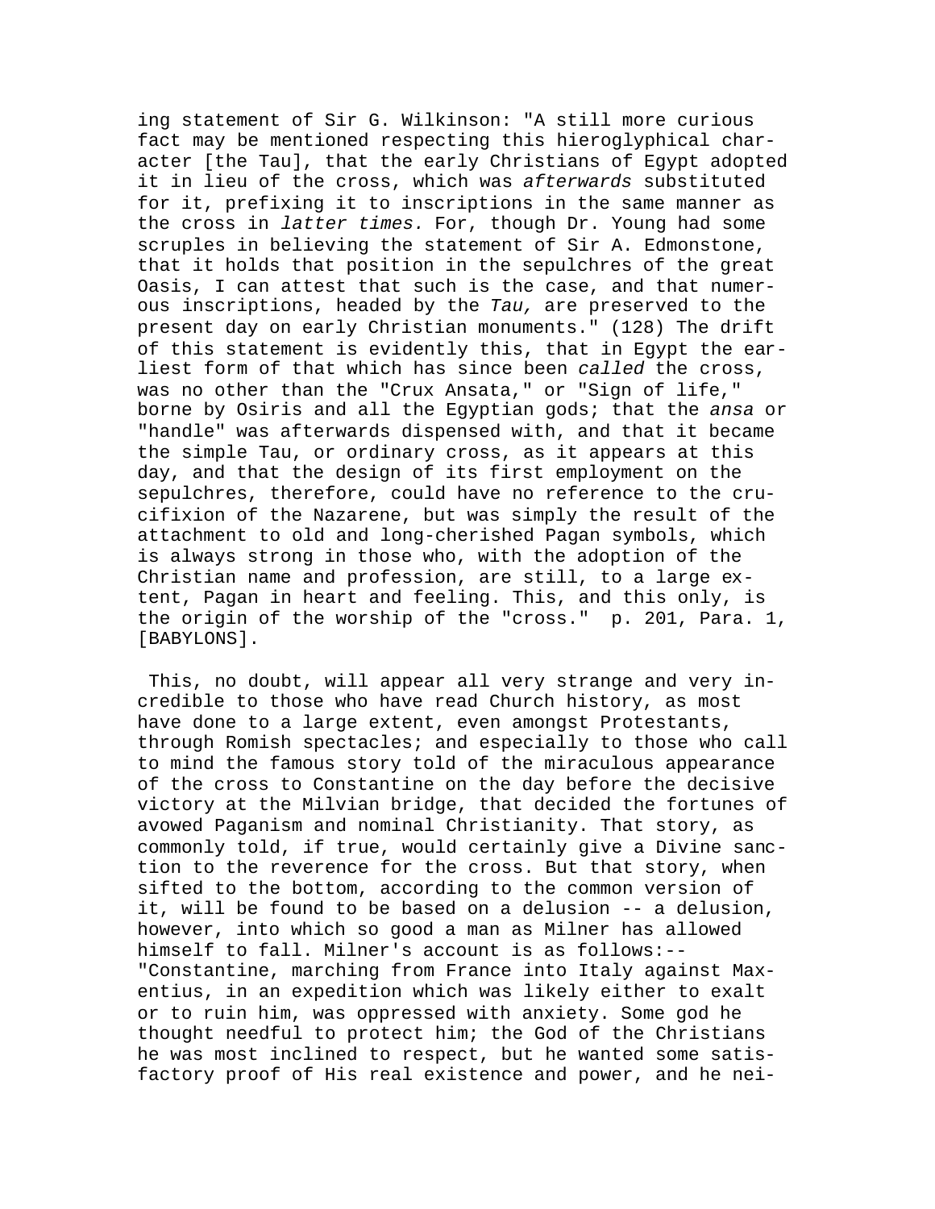ing statement of Sir G. Wilkinson: "A still more curious fact may be mentioned respecting this hieroglyphical character [the Tau], that the early Christians of Egypt adopted it in lieu of the cross, which was *afterwards* substituted for it, prefixing it to inscriptions in the same manner as the cross in *latter times.* For, though Dr. Young had some scruples in believing the statement of Sir A. Edmonstone, that it holds that position in the sepulchres of the great Oasis, I can attest that such is the case, and that numerous inscriptions, headed by the *Tau,* are preserved to the present day on early Christian monuments." (128) The drift of this statement is evidently this, that in Egypt the earliest form of that which has since been *called* the cross, was no other than the "Crux Ansata," or "Sign of life," borne by Osiris and all the Egyptian gods; that the *ansa* or "handle" was afterwards dispensed with, and that it became the simple Tau, or ordinary cross, as it appears at this day, and that the design of its first employment on the sepulchres, therefore, could have no reference to the crucifixion of the Nazarene, but was simply the result of the attachment to old and long-cherished Pagan symbols, which is always strong in those who, with the adoption of the Christian name and profession, are still, to a large extent, Pagan in heart and feeling. This, and this only, is the origin of the worship of the "cross." p. 201, Para. 1, [BABYLONS].

This, no doubt, will appear all very strange and very incredible to those who have read Church history, as most have done to a large extent, even amongst Protestants, through Romish spectacles; and especially to those who call to mind the famous story told of the miraculous appearance of the cross to Constantine on the day before the decisive victory at the Milvian bridge, that decided the fortunes of avowed Paganism and nominal Christianity. That story, as commonly told, if true, would certainly give a Divine sanction to the reverence for the cross. But that story, when sifted to the bottom, according to the common version of it, will be found to be based on a delusion -- a delusion, however, into which so good a man as Milner has allowed himself to fall. Milner's account is as follows:-- "Constantine, marching from France into Italy against Maxentius, in an expedition which was likely either to exalt or to ruin him, was oppressed with anxiety. Some god he thought needful to protect him; the God of the Christians he was most inclined to respect, but he wanted some satisfactory proof of His real existence and power, and he nei-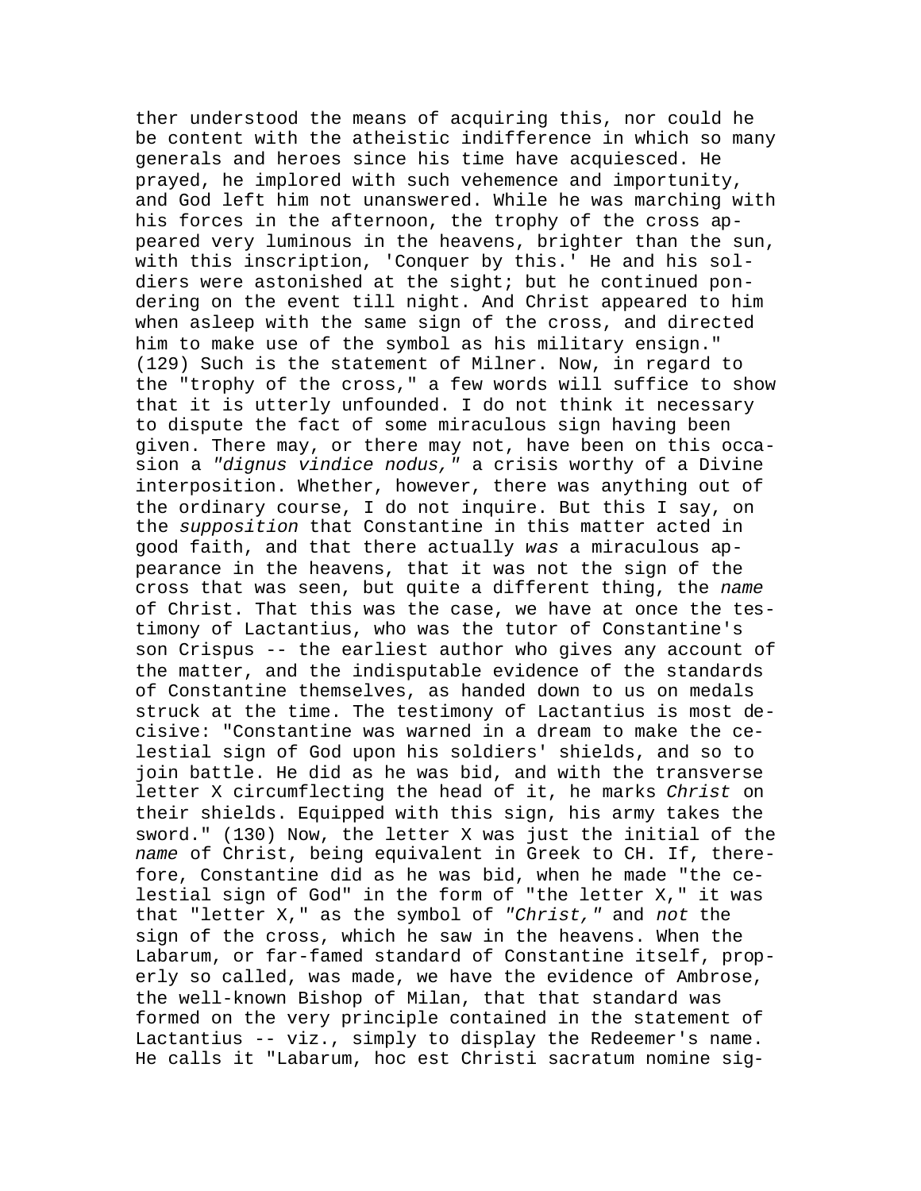ther understood the means of acquiring this, nor could he be content with the atheistic indifference in which so many generals and heroes since his time have acquiesced. He prayed, he implored with such vehemence and importunity, and God left him not unanswered. While he was marching with his forces in the afternoon, the trophy of the cross appeared very luminous in the heavens, brighter than the sun, with this inscription, 'Conquer by this.' He and his soldiers were astonished at the sight; but he continued pondering on the event till night. And Christ appeared to him when asleep with the same sign of the cross, and directed him to make use of the symbol as his military ensign." (129) Such is the statement of Milner. Now, in regard to the "trophy of the cross," a few words will suffice to show that it is utterly unfounded. I do not think it necessary to dispute the fact of some miraculous sign having been given. There may, or there may not, have been on this occasion a *"dignus vindice nodus,"* a crisis worthy of a Divine interposition. Whether, however, there was anything out of the ordinary course, I do not inquire. But this I say, on the *supposition* that Constantine in this matter acted in good faith, and that there actually *was* a miraculous appearance in the heavens, that it was not the sign of the cross that was seen, but quite a different thing, the *name* of Christ. That this was the case, we have at once the testimony of Lactantius, who was the tutor of Constantine's son Crispus -- the earliest author who gives any account of the matter, and the indisputable evidence of the standards of Constantine themselves, as handed down to us on medals struck at the time. The testimony of Lactantius is most decisive: "Constantine was warned in a dream to make the celestial sign of God upon his soldiers' shields, and so to join battle. He did as he was bid, and with the transverse letter X circumflecting the head of it, he marks *Christ* on their shields. Equipped with this sign, his army takes the sword." (130) Now, the letter X was just the initial of the *name* of Christ, being equivalent in Greek to CH. If, therefore, Constantine did as he was bid, when he made "the celestial sign of God" in the form of "the letter X," it was that "letter X," as the symbol of *"Christ,"* and *not* the sign of the cross, which he saw in the heavens. When the Labarum, or far-famed standard of Constantine itself, properly so called, was made, we have the evidence of Ambrose, the well-known Bishop of Milan, that that standard was formed on the very principle contained in the statement of Lactantius -- viz., simply to display the Redeemer's name. He calls it "Labarum, hoc est Christi sacratum nomine sig-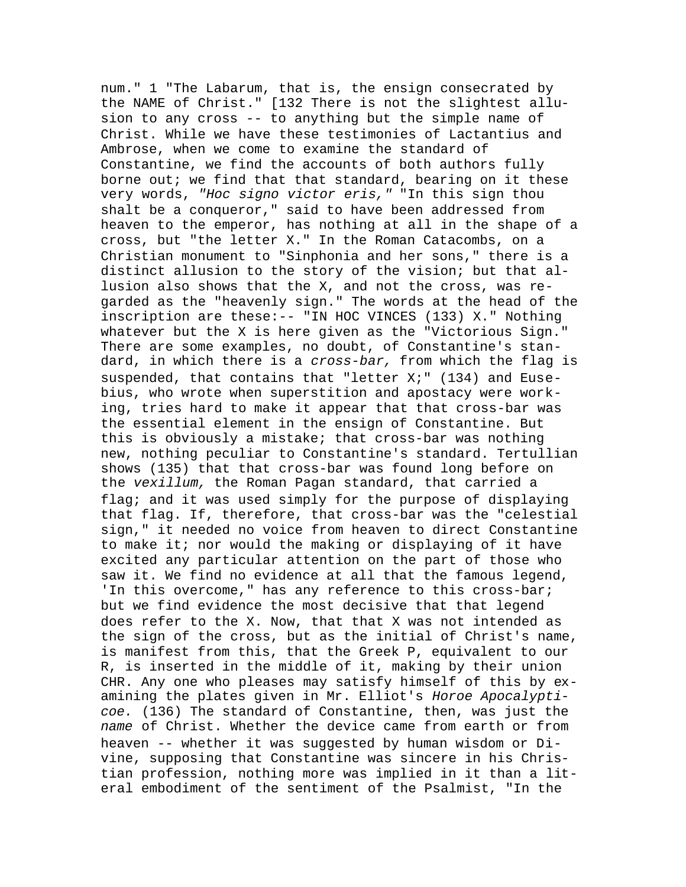num." 1 "The Labarum, that is, the ensign consecrated by the NAME of Christ." [132 There is not the slightest allusion to any cross -- to anything but the simple name of Christ. While we have these testimonies of Lactantius and Ambrose, when we come to examine the standard of Constantine, we find the accounts of both authors fully borne out; we find that that standard, bearing on it these very words, *"Hoc signo victor eris,"* "In this sign thou shalt be a conqueror," said to have been addressed from heaven to the emperor, has nothing at all in the shape of a cross, but "the letter X." In the Roman Catacombs, on a Christian monument to "Sinphonia and her sons," there is a distinct allusion to the story of the vision; but that allusion also shows that the X, and not the cross, was regarded as the "heavenly sign." The words at the head of the inscription are these:-- "IN HOC VINCES (133) X." Nothing whatever but the X is here given as the "Victorious Sign." There are some examples, no doubt, of Constantine's standard, in which there is a *cross-bar,* from which the flag is suspended, that contains that "letter X;" (134) and Eusebius, who wrote when superstition and apostacy were working, tries hard to make it appear that that cross-bar was the essential element in the ensign of Constantine. But this is obviously a mistake; that cross-bar was nothing new, nothing peculiar to Constantine's standard. Tertullian shows (135) that that cross-bar was found long before on the *vexillum,* the Roman Pagan standard, that carried a flag; and it was used simply for the purpose of displaying that flag. If, therefore, that cross-bar was the "celestial sign," it needed no voice from heaven to direct Constantine to make it; nor would the making or displaying of it have excited any particular attention on the part of those who saw it. We find no evidence at all that the famous legend, 'In this overcome," has any reference to this cross-bar; but we find evidence the most decisive that that legend does refer to the X. Now, that that X was not intended as the sign of the cross, but as the initial of Christ's name, is manifest from this, that the Greek P, equivalent to our R, is inserted in the middle of it, making by their union CHR. Any one who pleases may satisfy himself of this by examining the plates given in Mr. Elliot's *Horoe Apocalypticoe.* (136) The standard of Constantine, then, was just the *name* of Christ. Whether the device came from earth or from heaven -- whether it was suggested by human wisdom or Divine, supposing that Constantine was sincere in his Christian profession, nothing more was implied in it than a literal embodiment of the sentiment of the Psalmist, "In the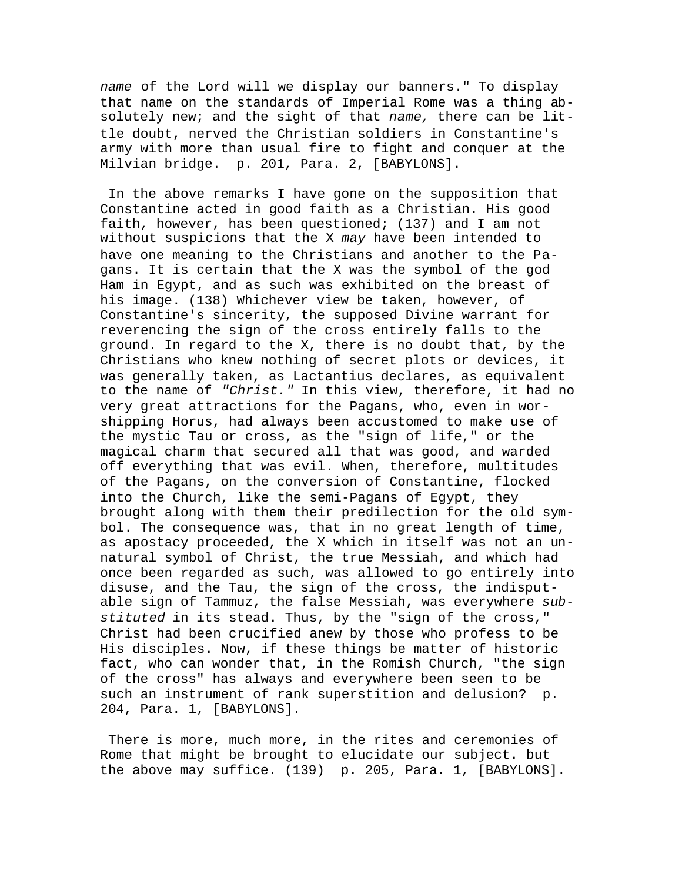*name* of the Lord will we display our banners." To display that name on the standards of Imperial Rome was a thing absolutely new; and the sight of that *name,* there can be little doubt, nerved the Christian soldiers in Constantine's army with more than usual fire to fight and conquer at the Milvian bridge. p. 201, Para. 2, [BABYLONS].

In the above remarks I have gone on the supposition that Constantine acted in good faith as a Christian. His good faith, however, has been questioned; (137) and I am not without suspicions that the X *may* have been intended to have one meaning to the Christians and another to the Pagans. It is certain that the X was the symbol of the god Ham in Egypt, and as such was exhibited on the breast of his image. (138) Whichever view be taken, however, of Constantine's sincerity, the supposed Divine warrant for reverencing the sign of the cross entirely falls to the ground. In regard to the X, there is no doubt that, by the Christians who knew nothing of secret plots or devices, it was generally taken, as Lactantius declares, as equivalent to the name of *"Christ."* In this view, therefore, it had no very great attractions for the Pagans, who, even in worshipping Horus, had always been accustomed to make use of the mystic Tau or cross, as the "sign of life," or the magical charm that secured all that was good, and warded off everything that was evil. When, therefore, multitudes of the Pagans, on the conversion of Constantine, flocked into the Church, like the semi-Pagans of Egypt, they brought along with them their predilection for the old symbol. The consequence was, that in no great length of time, as apostacy proceeded, the X which in itself was not an unnatural symbol of Christ, the true Messiah, and which had once been regarded as such, was allowed to go entirely into disuse, and the Tau, the sign of the cross, the indisputable sign of Tammuz, the false Messiah, was everywhere *substituted* in its stead. Thus, by the "sign of the cross," Christ had been crucified anew by those who profess to be His disciples. Now, if these things be matter of historic fact, who can wonder that, in the Romish Church, "the sign of the cross" has always and everywhere been seen to be such an instrument of rank superstition and delusion? p. 204, Para. 1, [BABYLONS].

There is more, much more, in the rites and ceremonies of Rome that might be brought to elucidate our subject. but the above may suffice. (139) p. 205, Para. 1, [BABYLONS].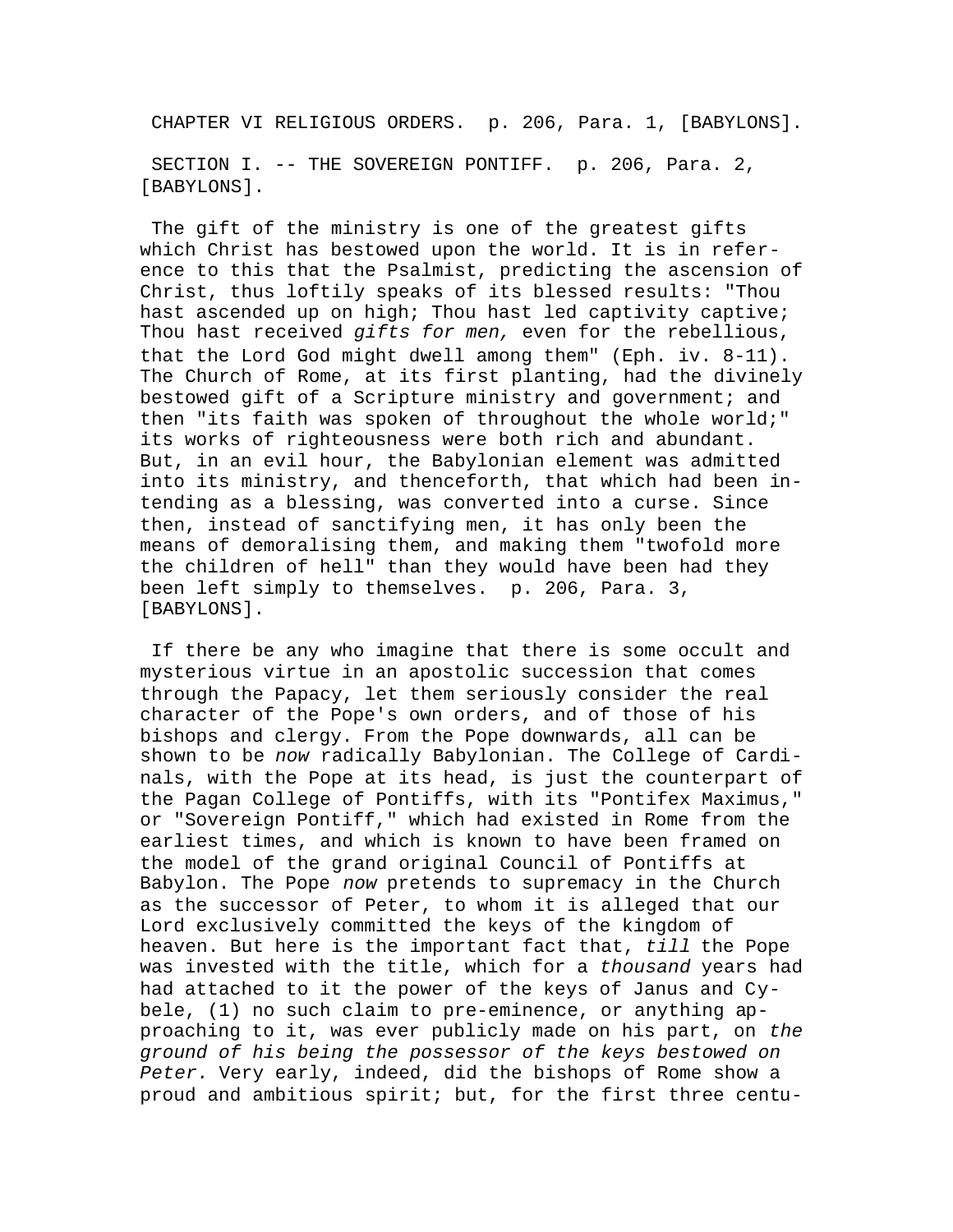CHAPTER VI RELIGIOUS ORDERS. p. 206, Para. 1, [BABYLONS].

SECTION I. -- THE SOVEREIGN PONTIFF. p. 206, Para. 2, [BABYLONS].

The gift of the ministry is one of the greatest gifts which Christ has bestowed upon the world. It is in reference to this that the Psalmist, predicting the ascension of Christ, thus loftily speaks of its blessed results: "Thou hast ascended up on high; Thou hast led captivity captive; Thou hast received *gifts for men,* even for the rebellious, that the Lord God might dwell among them" (Eph. iv. 8-11). The Church of Rome, at its first planting, had the divinely bestowed gift of a Scripture ministry and government; and then "its faith was spoken of throughout the whole world;" its works of righteousness were both rich and abundant. But, in an evil hour, the Babylonian element was admitted into its ministry, and thenceforth, that which had been intending as a blessing, was converted into a curse. Since then, instead of sanctifying men, it has only been the means of demoralising them, and making them "twofold more the children of hell" than they would have been had they been left simply to themselves. p. 206, Para. 3, [BABYLONS].

If there be any who imagine that there is some occult and mysterious virtue in an apostolic succession that comes through the Papacy, let them seriously consider the real character of the Pope's own orders, and of those of his bishops and clergy. From the Pope downwards, all can be shown to be *now* radically Babylonian. The College of Cardinals, with the Pope at its head, is just the counterpart of the Pagan College of Pontiffs, with its "Pontifex Maximus," or "Sovereign Pontiff," which had existed in Rome from the earliest times, and which is known to have been framed on the model of the grand original Council of Pontiffs at Babylon. The Pope *now* pretends to supremacy in the Church as the successor of Peter, to whom it is alleged that our Lord exclusively committed the keys of the kingdom of heaven. But here is the important fact that, *till* the Pope was invested with the title, which for a *thousand* years had had attached to it the power of the keys of Janus and Cybele, (1) no such claim to pre-eminence, or anything approaching to it, was ever publicly made on his part, on *the ground of his being the possessor of the keys bestowed on Peter.* Very early, indeed, did the bishops of Rome show a proud and ambitious spirit; but, for the first three centu-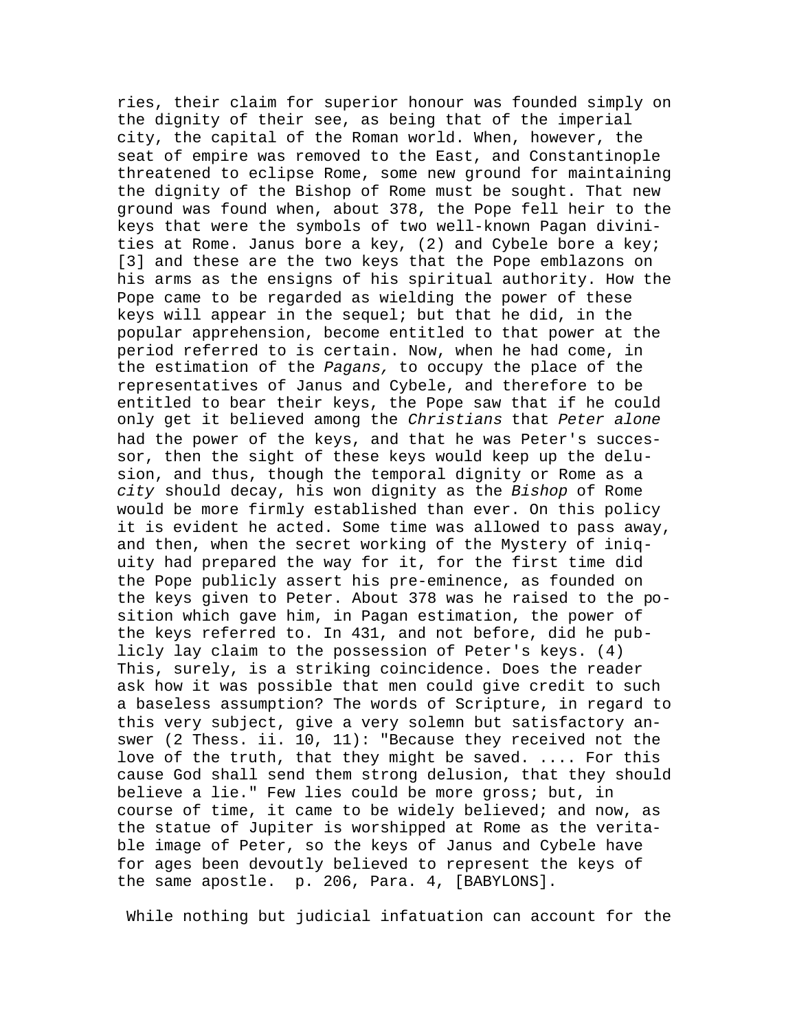ries, their claim for superior honour was founded simply on the dignity of their see, as being that of the imperial city, the capital of the Roman world. When, however, the seat of empire was removed to the East, and Constantinople threatened to eclipse Rome, some new ground for maintaining the dignity of the Bishop of Rome must be sought. That new ground was found when, about 378, the Pope fell heir to the keys that were the symbols of two well-known Pagan divinities at Rome. Janus bore a key, (2) and Cybele bore a key; [3] and these are the two keys that the Pope emblazons on his arms as the ensigns of his spiritual authority. How the Pope came to be regarded as wielding the power of these keys will appear in the sequel; but that he did, in the popular apprehension, become entitled to that power at the period referred to is certain. Now, when he had come, in the estimation of the *Pagans,* to occupy the place of the representatives of Janus and Cybele, and therefore to be entitled to bear their keys, the Pope saw that if he could only get it believed among the *Christians* that *Peter alone* had the power of the keys, and that he was Peter's successor, then the sight of these keys would keep up the delusion, and thus, though the temporal dignity or Rome as a *city* should decay, his won dignity as the *Bishop* of Rome would be more firmly established than ever. On this policy it is evident he acted. Some time was allowed to pass away, and then, when the secret working of the Mystery of iniquity had prepared the way for it, for the first time did the Pope publicly assert his pre-eminence, as founded on the keys given to Peter. About 378 was he raised to the position which gave him, in Pagan estimation, the power of the keys referred to. In 431, and not before, did he publicly lay claim to the possession of Peter's keys. (4) This, surely, is a striking coincidence. Does the reader ask how it was possible that men could give credit to such a baseless assumption? The words of Scripture, in regard to this very subject, give a very solemn but satisfactory answer (2 Thess. ii. 10, 11): "Because they received not the love of the truth, that they might be saved. .... For this cause God shall send them strong delusion, that they should believe a lie." Few lies could be more gross; but, in course of time, it came to be widely believed; and now, as the statue of Jupiter is worshipped at Rome as the veritable image of Peter, so the keys of Janus and Cybele have for ages been devoutly believed to represent the keys of the same apostle.  p. 206, Para. 4, [BABYLONS].

While nothing but judicial infatuation can account for the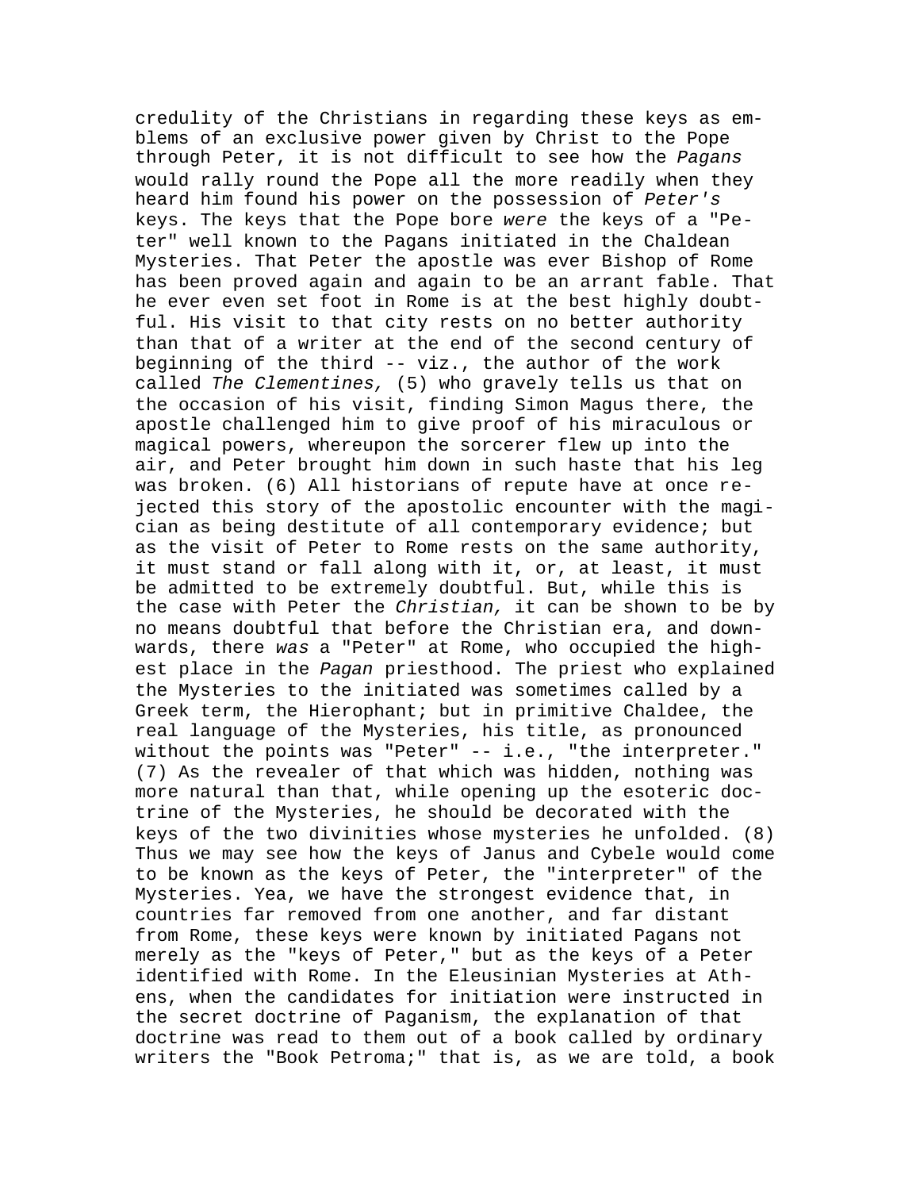credulity of the Christians in regarding these keys as emblems of an exclusive power given by Christ to the Pope through Peter, it is not difficult to see how the *Pagans* would rally round the Pope all the more readily when they heard him found his power on the possession of *Peter's* keys. The keys that the Pope bore *were* the keys of a "Peter" well known to the Pagans initiated in the Chaldean Mysteries. That Peter the apostle was ever Bishop of Rome has been proved again and again to be an arrant fable. That he ever even set foot in Rome is at the best highly doubtful. His visit to that city rests on no better authority than that of a writer at the end of the second century of beginning of the third -- viz., the author of the work called *The Clementines,* (5) who gravely tells us that on the occasion of his visit, finding Simon Magus there, the apostle challenged him to give proof of his miraculous or magical powers, whereupon the sorcerer flew up into the air, and Peter brought him down in such haste that his leg was broken. (6) All historians of repute have at once rejected this story of the apostolic encounter with the magician as being destitute of all contemporary evidence; but as the visit of Peter to Rome rests on the same authority, it must stand or fall along with it, or, at least, it must be admitted to be extremely doubtful. But, while this is the case with Peter the *Christian,* it can be shown to be by no means doubtful that before the Christian era, and downwards, there *was* a "Peter" at Rome, who occupied the highest place in the *Pagan* priesthood. The priest who explained the Mysteries to the initiated was sometimes called by a Greek term, the Hierophant; but in primitive Chaldee, the real language of the Mysteries, his title, as pronounced without the points was "Peter" -- i.e., "the interpreter." (7) As the revealer of that which was hidden, nothing was more natural than that, while opening up the esoteric doctrine of the Mysteries, he should be decorated with the keys of the two divinities whose mysteries he unfolded. (8) Thus we may see how the keys of Janus and Cybele would come to be known as the keys of Peter, the "interpreter" of the Mysteries. Yea, we have the strongest evidence that, in countries far removed from one another, and far distant from Rome, these keys were known by initiated Pagans not merely as the "keys of Peter," but as the keys of a Peter identified with Rome. In the Eleusinian Mysteries at Athens, when the candidates for initiation were instructed in the secret doctrine of Paganism, the explanation of that doctrine was read to them out of a book called by ordinary writers the "Book Petroma;" that is, as we are told, a book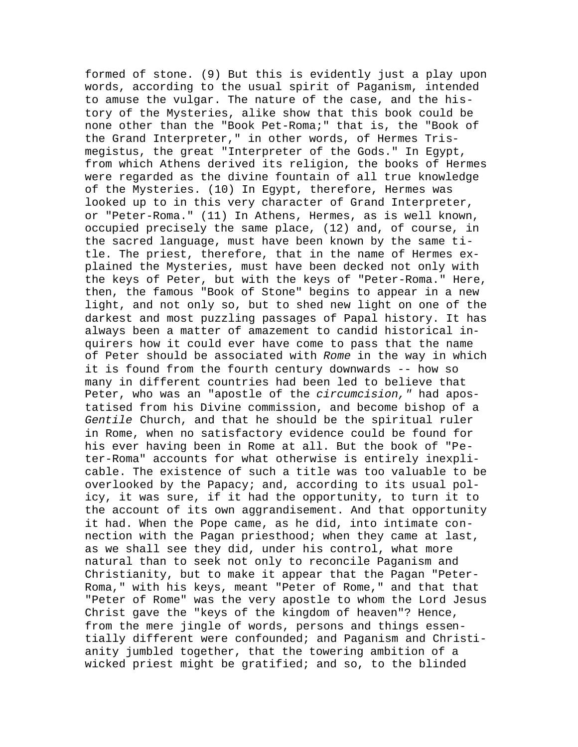formed of stone. (9) But this is evidently just a play upon words, according to the usual spirit of Paganism, intended to amuse the vulgar. The nature of the case, and the history of the Mysteries, alike show that this book could be none other than the "Book Pet-Roma;" that is, the "Book of the Grand Interpreter," in other words, of Hermes Trismegistus, the great "Interpreter of the Gods." In Egypt, from which Athens derived its religion, the books of Hermes were regarded as the divine fountain of all true knowledge of the Mysteries. (10) In Egypt, therefore, Hermes was looked up to in this very character of Grand Interpreter, or "Peter-Roma." (11) In Athens, Hermes, as is well known, occupied precisely the same place, (12) and, of course, in the sacred language, must have been known by the same title. The priest, therefore, that in the name of Hermes explained the Mysteries, must have been decked not only with the keys of Peter, but with the keys of "Peter-Roma." Here, then, the famous "Book of Stone" begins to appear in a new light, and not only so, but to shed new light on one of the darkest and most puzzling passages of Papal history. It has always been a matter of amazement to candid historical inquirers how it could ever have come to pass that the name of Peter should be associated with *Rome* in the way in which it is found from the fourth century downwards -- how so many in different countries had been led to believe that Peter, who was an "apostle of the *circumcision,"* had apostatised from his Divine commission, and become bishop of a *Gentile* Church, and that he should be the spiritual ruler in Rome, when no satisfactory evidence could be found for his ever having been in Rome at all. But the book of "Peter-Roma" accounts for what otherwise is entirely inexplicable. The existence of such a title was too valuable to be overlooked by the Papacy; and, according to its usual policy, it was sure, if it had the opportunity, to turn it to the account of its own aggrandisement. And that opportunity it had. When the Pope came, as he did, into intimate connection with the Pagan priesthood; when they came at last, as we shall see they did, under his control, what more natural than to seek not only to reconcile Paganism and Christianity, but to make it appear that the Pagan "Peter-Roma," with his keys, meant "Peter of Rome," and that that "Peter of Rome" was the very apostle to whom the Lord Jesus Christ gave the "keys of the kingdom of heaven"? Hence, from the mere jingle of words, persons and things essentially different were confounded; and Paganism and Christianity jumbled together, that the towering ambition of a wicked priest might be gratified; and so, to the blinded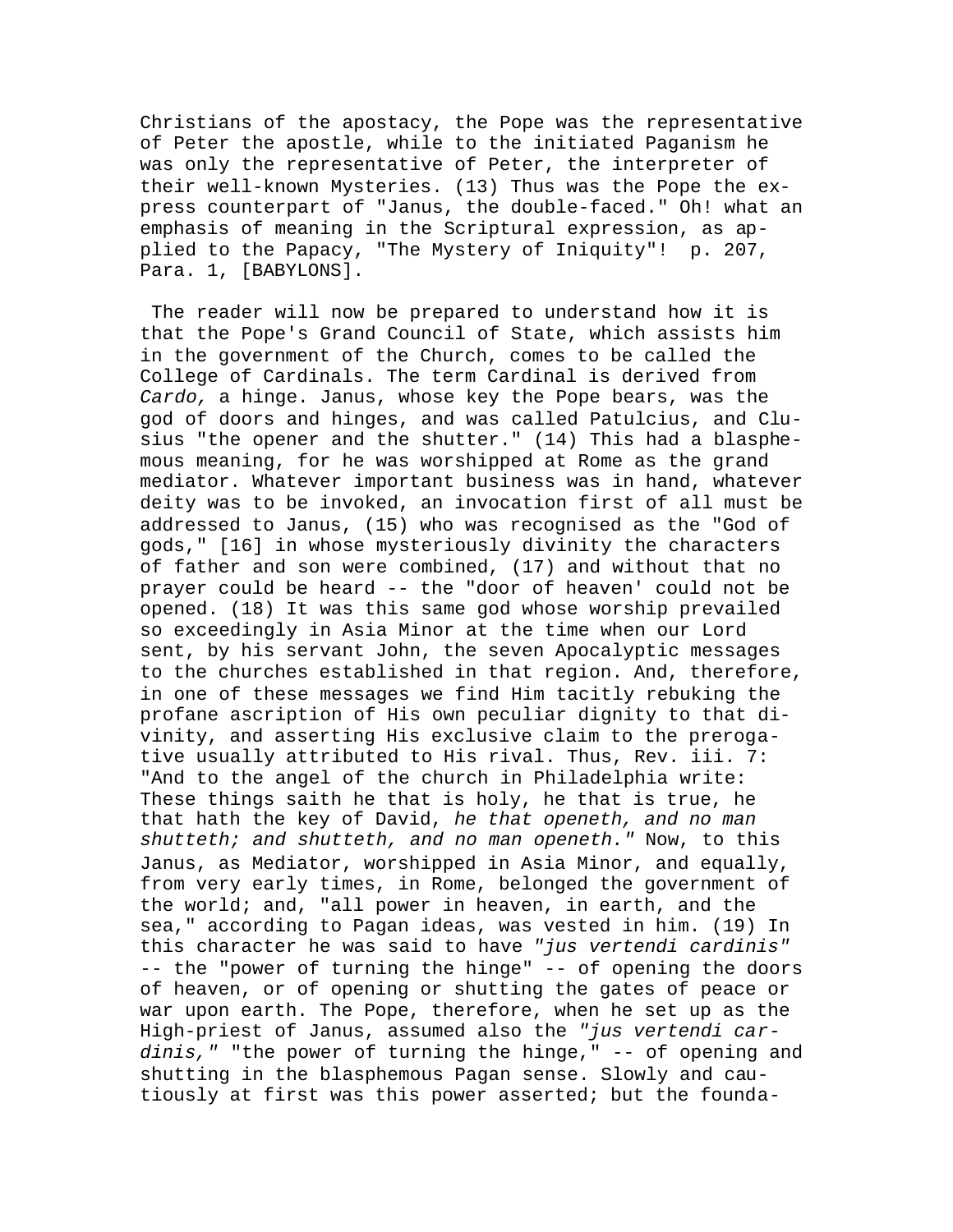Christians of the apostacy, the Pope was the representative of Peter the apostle, while to the initiated Paganism he was only the representative of Peter, the interpreter of their well-known Mysteries. (13) Thus was the Pope the express counterpart of "Janus, the double-faced." Oh! what an emphasis of meaning in the Scriptural expression, as applied to the Papacy, "The Mystery of Iniquity"! p. 207, Para. 1, [BABYLONS].

The reader will now be prepared to understand how it is that the Pope's Grand Council of State, which assists him in the government of the Church, comes to be called the College of Cardinals. The term Cardinal is derived from *Cardo,* a hinge. Janus, whose key the Pope bears, was the god of doors and hinges, and was called Patulcius, and Clusius "the opener and the shutter." (14) This had a blasphemous meaning, for he was worshipped at Rome as the grand mediator. Whatever important business was in hand, whatever deity was to be invoked, an invocation first of all must be addressed to Janus, (15) who was recognised as the "God of gods," [16] in whose mysteriously divinity the characters of father and son were combined, (17) and without that no prayer could be heard -- the "door of heaven' could not be opened. (18) It was this same god whose worship prevailed so exceedingly in Asia Minor at the time when our Lord sent, by his servant John, the seven Apocalyptic messages to the churches established in that region. And, therefore, in one of these messages we find Him tacitly rebuking the profane ascription of His own peculiar dignity to that divinity, and asserting His exclusive claim to the prerogative usually attributed to His rival. Thus, Rev. iii. 7: "And to the angel of the church in Philadelphia write: These things saith he that is holy, he that is true, he that hath the key of David, *he that openeth, and no man shutteth; and shutteth, and no man openeth."* Now, to this Janus, as Mediator, worshipped in Asia Minor, and equally, from very early times, in Rome, belonged the government of the world; and, "all power in heaven, in earth, and the sea," according to Pagan ideas, was vested in him. (19) In this character he was said to have *"jus vertendi cardinis"* -- the "power of turning the hinge" -- of opening the doors of heaven, or of opening or shutting the gates of peace or war upon earth. The Pope, therefore, when he set up as the High-priest of Janus, assumed also the *"jus vertendi cardinis,"* "the power of turning the hinge," -- of opening and shutting in the blasphemous Pagan sense. Slowly and cautiously at first was this power asserted; but the founda-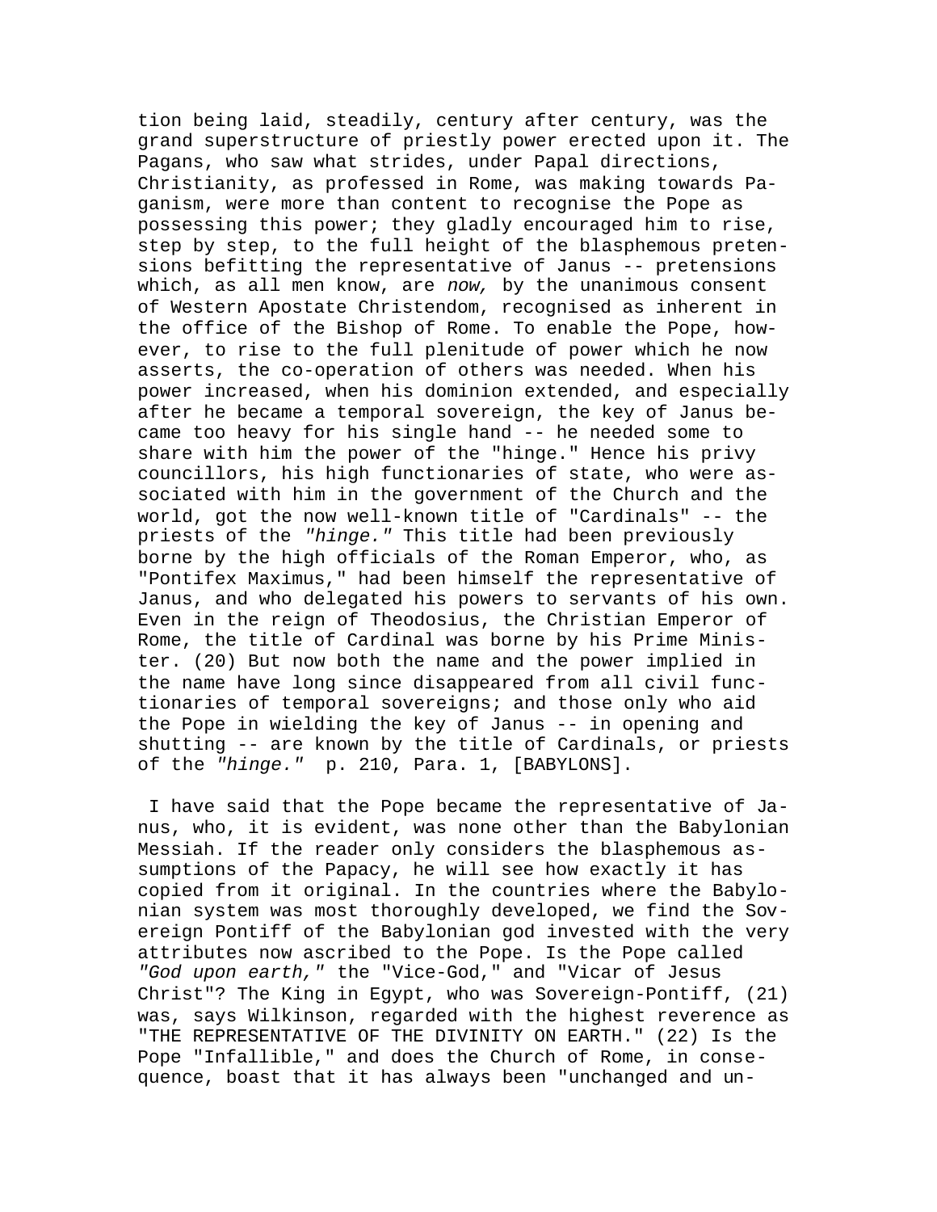tion being laid, steadily, century after century, was the grand superstructure of priestly power erected upon it. The Pagans, who saw what strides, under Papal directions, Christianity, as professed in Rome, was making towards Paganism, were more than content to recognise the Pope as possessing this power; they gladly encouraged him to rise, step by step, to the full height of the blasphemous pretensions befitting the representative of Janus -- pretensions which, as all men know, are *now,* by the unanimous consent of Western Apostate Christendom, recognised as inherent in the office of the Bishop of Rome. To enable the Pope, however, to rise to the full plenitude of power which he now asserts, the co-operation of others was needed. When his power increased, when his dominion extended, and especially after he became a temporal sovereign, the key of Janus became too heavy for his single hand -- he needed some to share with him the power of the "hinge." Hence his privy councillors, his high functionaries of state, who were associated with him in the government of the Church and the world, got the now well-known title of "Cardinals" -- the priests of the *"hinge."* This title had been previously borne by the high officials of the Roman Emperor, who, as "Pontifex Maximus," had been himself the representative of Janus, and who delegated his powers to servants of his own. Even in the reign of Theodosius, the Christian Emperor of Rome, the title of Cardinal was borne by his Prime Minister. (20) But now both the name and the power implied in the name have long since disappeared from all civil functionaries of temporal sovereigns; and those only who aid the Pope in wielding the key of Janus -- in opening and shutting -- are known by the title of Cardinals, or priests of the *"hinge."* p. 210, Para. 1, [BABYLONS].

I have said that the Pope became the representative of Janus, who, it is evident, was none other than the Babylonian Messiah. If the reader only considers the blasphemous assumptions of the Papacy, he will see how exactly it has copied from it original. In the countries where the Babylonian system was most thoroughly developed, we find the Sovereign Pontiff of the Babylonian god invested with the very attributes now ascribed to the Pope. Is the Pope called *"God upon earth,"* the "Vice-God," and "Vicar of Jesus Christ"? The King in Egypt, who was Sovereign-Pontiff, (21) was, says Wilkinson, regarded with the highest reverence as "THE REPRESENTATIVE OF THE DIVINITY ON EARTH." (22) Is the Pope "Infallible," and does the Church of Rome, in consequence, boast that it has always been "unchanged and un-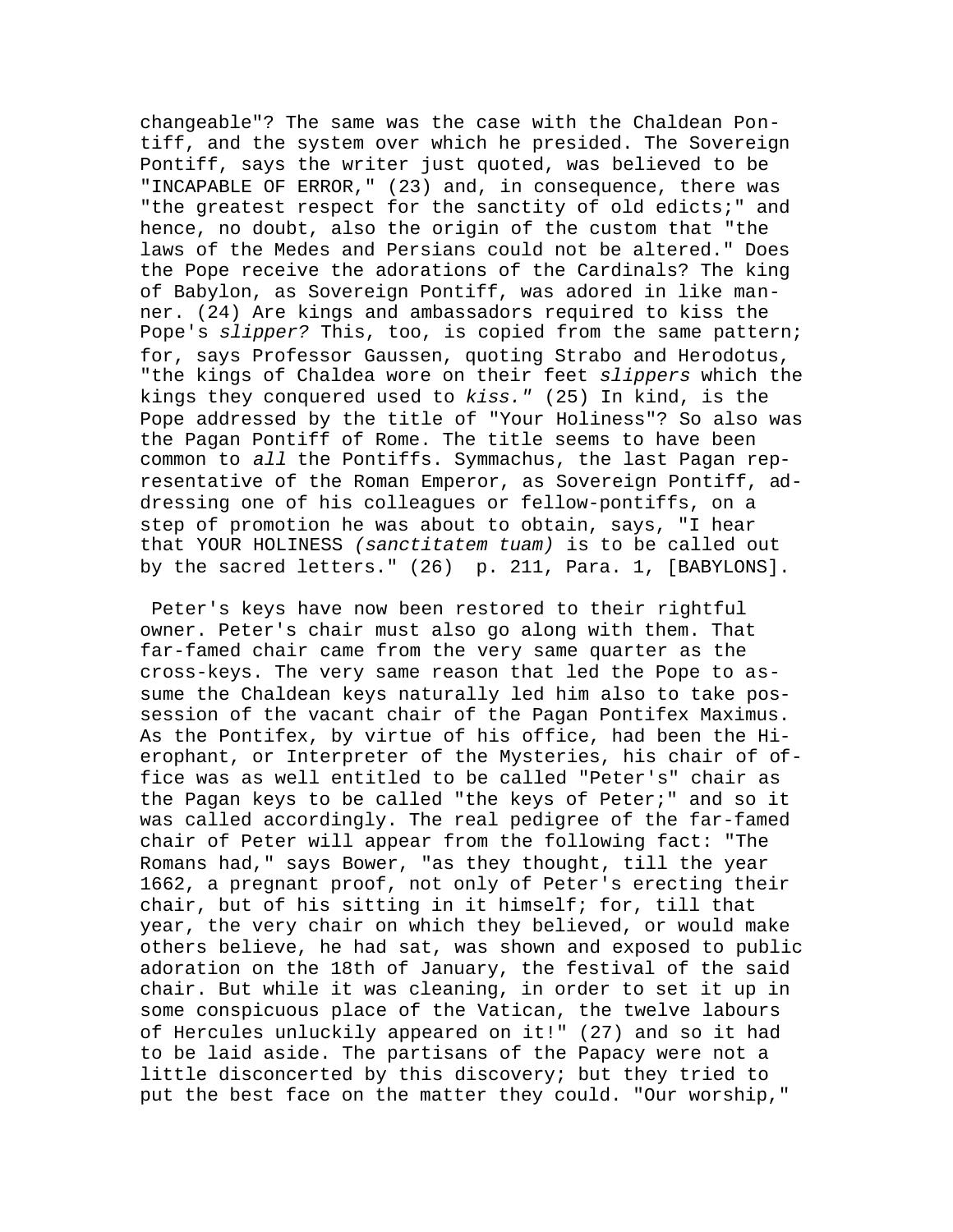changeable"? The same was the case with the Chaldean Pontiff, and the system over which he presided. The Sovereign Pontiff, says the writer just quoted, was believed to be "INCAPABLE OF ERROR," (23) and, in consequence, there was "the greatest respect for the sanctity of old edicts;" and hence, no doubt, also the origin of the custom that "the laws of the Medes and Persians could not be altered." Does the Pope receive the adorations of the Cardinals? The king of Babylon, as Sovereign Pontiff, was adored in like manner. (24) Are kings and ambassadors required to kiss the Pope's *slipper?* This, too, is copied from the same pattern; for, says Professor Gaussen, quoting Strabo and Herodotus, "the kings of Chaldea wore on their feet *slippers* which the kings they conquered used to *kiss."* (25) In kind, is the Pope addressed by the title of "Your Holiness"? So also was the Pagan Pontiff of Rome. The title seems to have been common to *all* the Pontiffs. Symmachus, the last Pagan representative of the Roman Emperor, as Sovereign Pontiff, addressing one of his colleagues or fellow-pontiffs, on a step of promotion he was about to obtain, says, "I hear that YOUR HOLINESS *(sanctitatem tuam)* is to be called out by the sacred letters." (26)  p. 211, Para. 1, [BABYLONS].

Peter's keys have now been restored to their rightful owner. Peter's chair must also go along with them. That far-famed chair came from the very same quarter as the cross-keys. The very same reason that led the Pope to assume the Chaldean keys naturally led him also to take possession of the vacant chair of the Pagan Pontifex Maximus. As the Pontifex, by virtue of his office, had been the Hierophant, or Interpreter of the Mysteries, his chair of office was as well entitled to be called "Peter's" chair as the Pagan keys to be called "the keys of Peter;" and so it was called accordingly. The real pedigree of the far-famed chair of Peter will appear from the following fact: "The Romans had," says Bower, "as they thought, till the year 1662, a pregnant proof, not only of Peter's erecting their chair, but of his sitting in it himself; for, till that year, the very chair on which they believed, or would make others believe, he had sat, was shown and exposed to public adoration on the 18th of January, the festival of the said chair. But while it was cleaning, in order to set it up in some conspicuous place of the Vatican, the twelve labours of Hercules unluckily appeared on it!" (27) and so it had to be laid aside. The partisans of the Papacy were not a little disconcerted by this discovery; but they tried to put the best face on the matter they could. "Our worship,"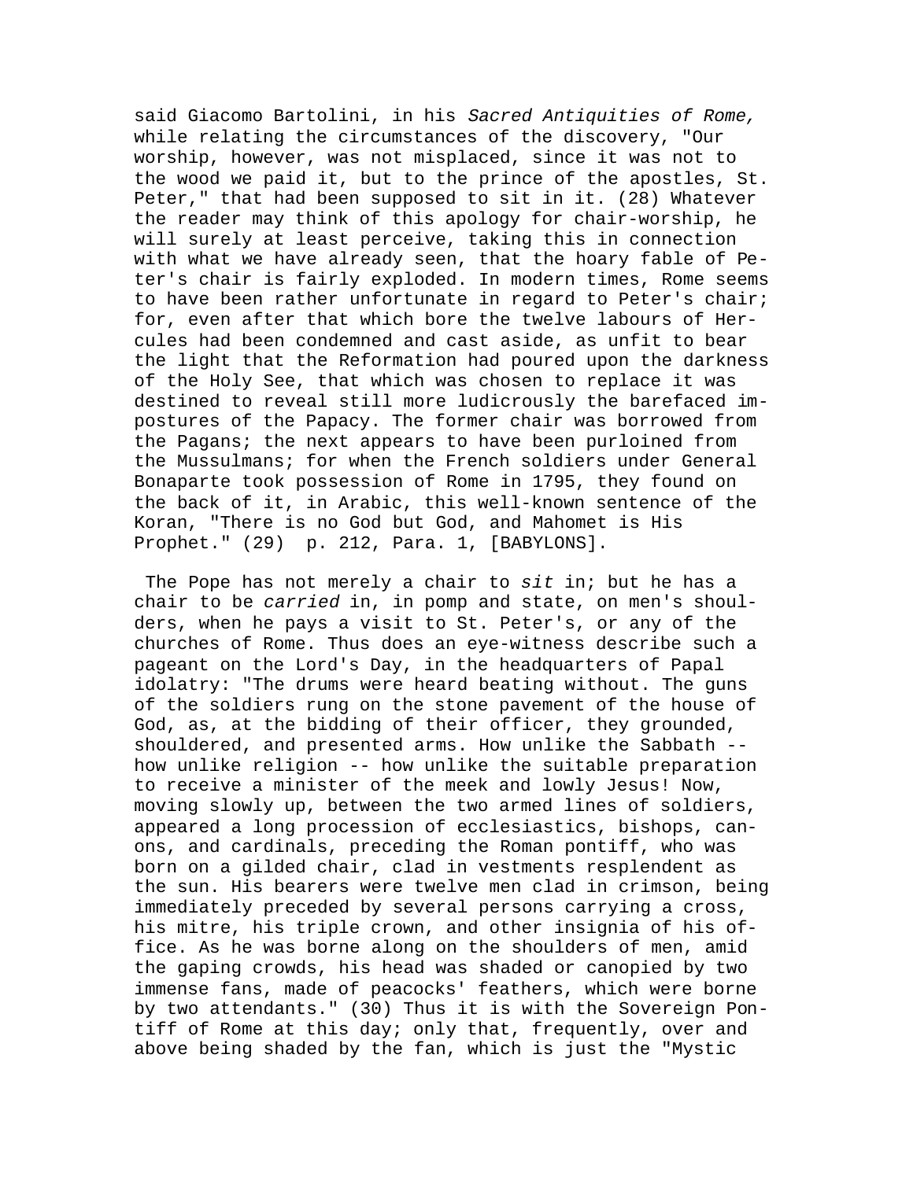said Giacomo Bartolini, in his *Sacred Antiquities of Rome,* while relating the circumstances of the discovery, "Our worship, however, was not misplaced, since it was not to the wood we paid it, but to the prince of the apostles, St. Peter," that had been supposed to sit in it. (28) Whatever the reader may think of this apology for chair-worship, he will surely at least perceive, taking this in connection with what we have already seen, that the hoary fable of Peter's chair is fairly exploded. In modern times, Rome seems to have been rather unfortunate in regard to Peter's chair; for, even after that which bore the twelve labours of Hercules had been condemned and cast aside, as unfit to bear the light that the Reformation had poured upon the darkness of the Holy See, that which was chosen to replace it was destined to reveal still more ludicrously the barefaced impostures of the Papacy. The former chair was borrowed from the Pagans; the next appears to have been purloined from the Mussulmans; for when the French soldiers under General Bonaparte took possession of Rome in 1795, they found on the back of it, in Arabic, this well-known sentence of the Koran, "There is no God but God, and Mahomet is His Prophet." (29) p. 212, Para. 1, [BABYLONS].

The Pope has not merely a chair to *sit* in; but he has a chair to be *carried* in, in pomp and state, on men's shoulders, when he pays a visit to St. Peter's, or any of the churches of Rome. Thus does an eye-witness describe such a pageant on the Lord's Day, in the headquarters of Papal idolatry: "The drums were heard beating without. The guns of the soldiers rung on the stone pavement of the house of God, as, at the bidding of their officer, they grounded, shouldered, and presented arms. How unlike the Sabbath -- how unlike religion -- how unlike the suitable preparation to receive a minister of the meek and lowly Jesus! Now, moving slowly up, between the two armed lines of soldiers, appeared a long procession of ecclesiastics, bishops, canons, and cardinals, preceding the Roman pontiff, who was born on a gilded chair, clad in vestments resplendent as the sun. His bearers were twelve men clad in crimson, being immediately preceded by several persons carrying a cross, his mitre, his triple crown, and other insignia of his office. As he was borne along on the shoulders of men, amid the gaping crowds, his head was shaded or canopied by two immense fans, made of peacocks' feathers, which were borne by two attendants." (30) Thus it is with the Sovereign Pontiff of Rome at this day; only that, frequently, over and above being shaded by the fan, which is just the "Mystic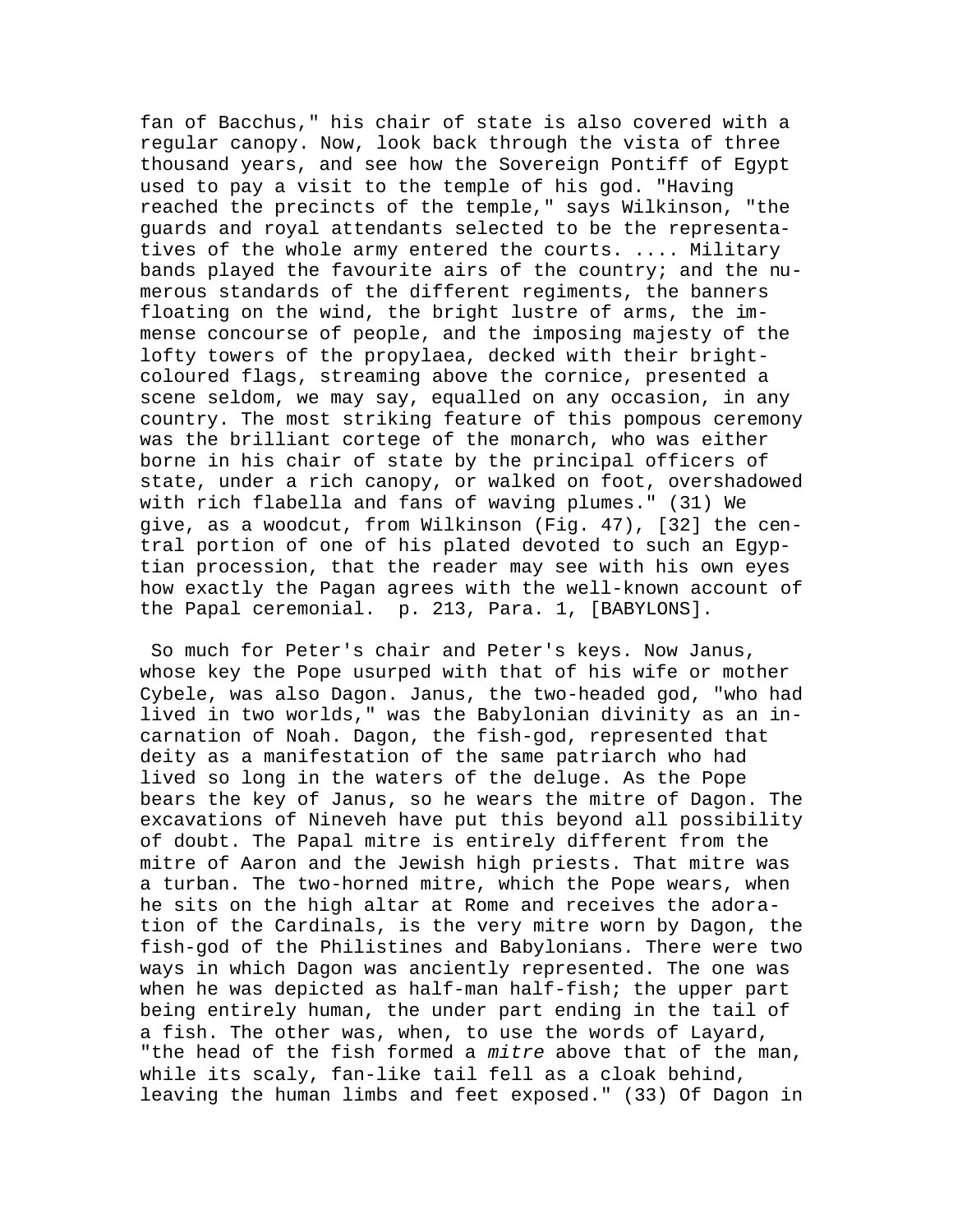fan of Bacchus," his chair of state is also covered with a regular canopy. Now, look back through the vista of three thousand years, and see how the Sovereign Pontiff of Egypt used to pay a visit to the temple of his god. "Having reached the precincts of the temple," says Wilkinson, "the guards and royal attendants selected to be the representatives of the whole army entered the courts. .... Military bands played the favourite airs of the country; and the numerous standards of the different regiments, the banners floating on the wind, the bright lustre of arms, the immense concourse of people, and the imposing majesty of the lofty towers of the propylaea, decked with their bright-coloured flags, streaming above the cornice, presented a scene seldom, we may say, equalled on any occasion, in any country. The most striking feature of this pompous ceremony was the brilliant cortege of the monarch, who was either borne in his chair of state by the principal officers of state, under a rich canopy, or walked on foot, overshadowed with rich flabella and fans of waving plumes." (31) We give, as a woodcut, from Wilkinson (Fig. 47), [32] the central portion of one of his plated devoted to such an Egyptian procession, that the reader may see with his own eyes how exactly the Pagan agrees with the well-known account of the Papal ceremonial. p. 213, Para. 1, [BABYLONS].

So much for Peter's chair and Peter's keys. Now Janus, whose key the Pope usurped with that of his wife or mother Cybele, was also Dagon. Janus, the two-headed god, "who had lived in two worlds," was the Babylonian divinity as an incarnation of Noah. Dagon, the fish-god, represented that deity as a manifestation of the same patriarch who had lived so long in the waters of the deluge. As the Pope bears the key of Janus, so he wears the mitre of Dagon. The excavations of Nineveh have put this beyond all possibility of doubt. The Papal mitre is entirely different from the mitre of Aaron and the Jewish high priests. That mitre was a turban. The two-horned mitre, which the Pope wears, when he sits on the high altar at Rome and receives the adoration of the Cardinals, is the very mitre worn by Dagon, the fish-god of the Philistines and Babylonians. There were two ways in which Dagon was anciently represented. The one was when he was depicted as half-man half-fish; the upper part being entirely human, the under part ending in the tail of a fish. The other was, when, to use the words of Layard, "the head of the fish formed a *mitre* above that of the man, while its scaly, fan-like tail fell as a cloak behind, leaving the human limbs and feet exposed." (33) Of Dagon in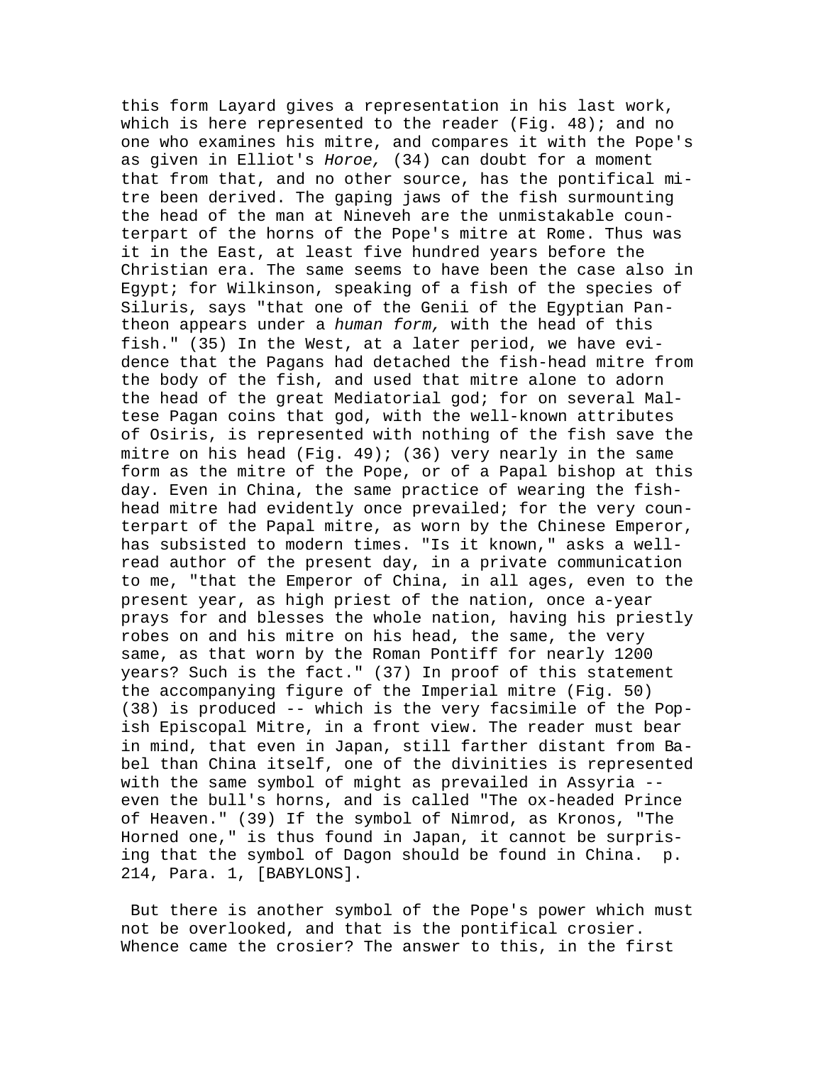this form Layard gives a representation in his last work, which is here represented to the reader (Fig. 48); and no one who examines his mitre, and compares it with the Pope's as given in Elliot's *Horoe,* (34) can doubt for a moment that from that, and no other source, has the pontifical mitre been derived. The gaping jaws of the fish surmounting the head of the man at Nineveh are the unmistakable counterpart of the horns of the Pope's mitre at Rome. Thus was it in the East, at least five hundred years before the Christian era. The same seems to have been the case also in Egypt; for Wilkinson, speaking of a fish of the species of Siluris, says "that one of the Genii of the Egyptian Pantheon appears under a *human form,* with the head of this fish." (35) In the West, at a later period, we have evidence that the Pagans had detached the fish-head mitre from the body of the fish, and used that mitre alone to adorn the head of the great Mediatorial god; for on several Maltese Pagan coins that god, with the well-known attributes of Osiris, is represented with nothing of the fish save the mitre on his head (Fig. 49); (36) very nearly in the same form as the mitre of the Pope, or of a Papal bishop at this day. Even in China, the same practice of wearing the fish-head mitre had evidently once prevailed; for the very counterpart of the Papal mitre, as worn by the Chinese Emperor, has subsisted to modern times. "Is it known," asks a well-read author of the present day, in a private communication to me, "that the Emperor of China, in all ages, even to the present year, as high priest of the nation, once a-year prays for and blesses the whole nation, having his priestly robes on and his mitre on his head, the same, the very same, as that worn by the Roman Pontiff for nearly 1200 years? Such is the fact." (37) In proof of this statement the accompanying figure of the Imperial mitre (Fig. 50) (38) is produced -- which is the very facsimile of the Popish Episcopal Mitre, in a front view. The reader must bear in mind, that even in Japan, still farther distant from Babel than China itself, one of the divinities is represented with the same symbol of might as prevailed in Assyria -- even the bull's horns, and is called "The ox-headed Prince of Heaven." (39) If the symbol of Nimrod, as Kronos, "The Horned one," is thus found in Japan, it cannot be surprising that the symbol of Dagon should be found in China. p. 214, Para. 1, [BABYLONS].

But there is another symbol of the Pope's power which must not be overlooked, and that is the pontifical crosier. Whence came the crosier? The answer to this, in the first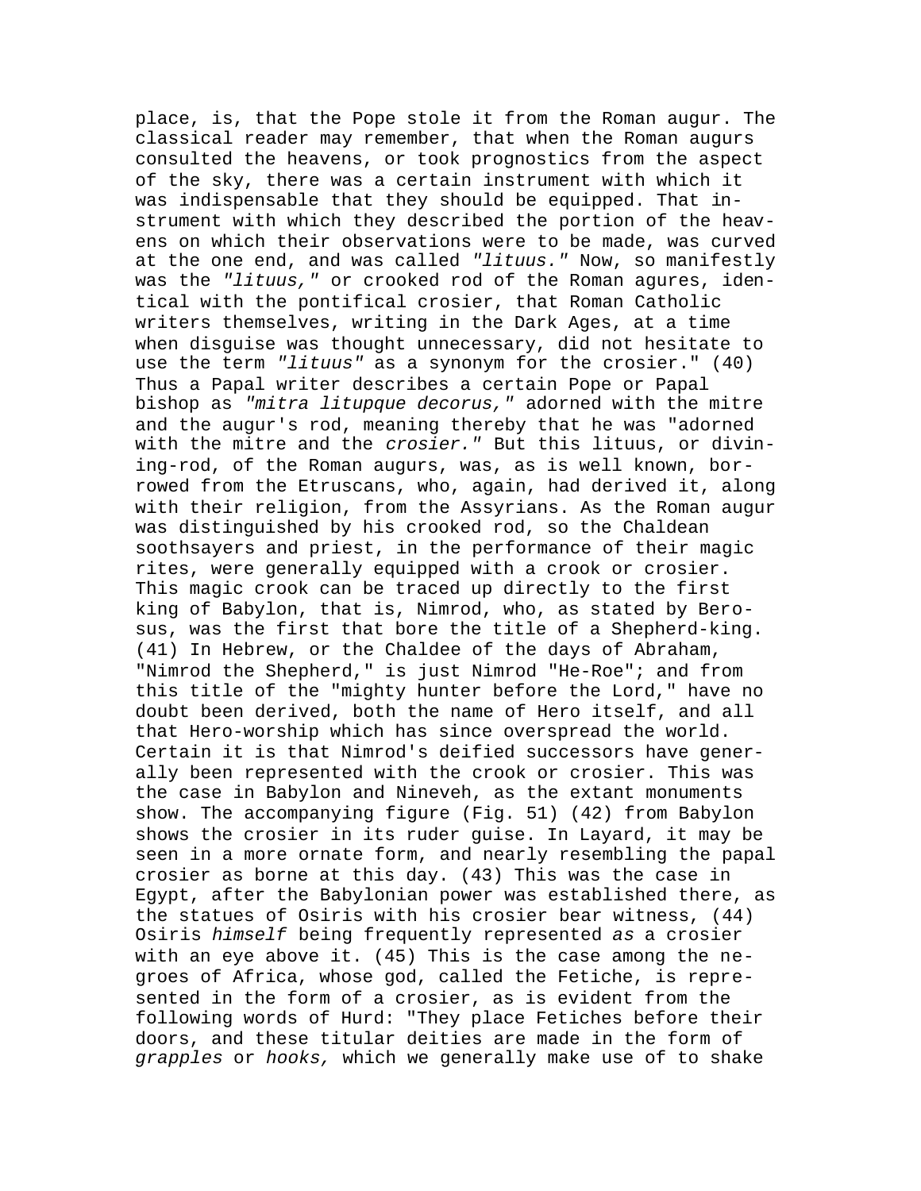place, is, that the Pope stole it from the Roman augur. The classical reader may remember, that when the Roman augurs consulted the heavens, or took prognostics from the aspect of the sky, there was a certain instrument with which it was indispensable that they should be equipped. That instrument with which they described the portion of the heavens on which their observations were to be made, was curved at the one end, and was called *"lituus."* Now, so manifestly was the *"lituus,"* or crooked rod of the Roman agures, identical with the pontifical crosier, that Roman Catholic writers themselves, writing in the Dark Ages, at a time when disguise was thought unnecessary, did not hesitate to use the term *"lituus"* as a synonym for the crosier." (40) Thus a Papal writer describes a certain Pope or Papal bishop as *"mitra litupque decorus,"* adorned with the mitre and the augur's rod, meaning thereby that he was "adorned with the mitre and the *crosier."* But this lituus, or divining-rod, of the Roman augurs, was, as is well known, borrowed from the Etruscans, who, again, had derived it, along with their religion, from the Assyrians. As the Roman augur was distinguished by his crooked rod, so the Chaldean soothsayers and priest, in the performance of their magic rites, were generally equipped with a crook or crosier. This magic crook can be traced up directly to the first king of Babylon, that is, Nimrod, who, as stated by Berosus, was the first that bore the title of a Shepherd-king. (41) In Hebrew, or the Chaldee of the days of Abraham, "Nimrod the Shepherd," is just Nimrod "He-Roe"; and from this title of the "mighty hunter before the Lord," have no doubt been derived, both the name of Hero itself, and all that Hero-worship which has since overspread the world. Certain it is that Nimrod's deified successors have generally been represented with the crook or crosier. This was the case in Babylon and Nineveh, as the extant monuments show. The accompanying figure (Fig. 51) (42) from Babylon shows the crosier in its ruder guise. In Layard, it may be seen in a more ornate form, and nearly resembling the papal crosier as borne at this day. (43) This was the case in Egypt, after the Babylonian power was established there, as the statues of Osiris with his crosier bear witness, (44) Osiris *himself* being frequently represented *as* a crosier with an eye above it. (45) This is the case among the negroes of Africa, whose god, called the Fetiche, is represented in the form of a crosier, as is evident from the following words of Hurd: "They place Fetiches before their doors, and these titular deities are made in the form of *grapples* or *hooks,* which we generally make use of to shake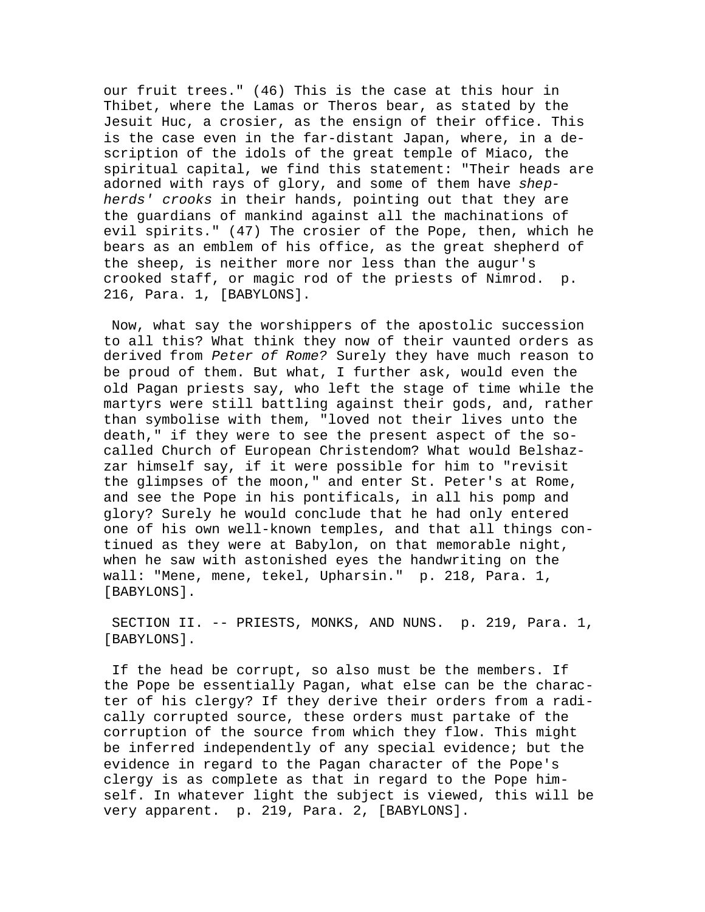our fruit trees." (46) This is the case at this hour in Thibet, where the Lamas or Theros bear, as stated by the Jesuit Huc, a crosier, as the ensign of their office. This is the case even in the far-distant Japan, where, in a description of the idols of the great temple of Miaco, the spiritual capital, we find this statement: "Their heads are adorned with rays of glory, and some of them have *shepherds' crooks* in their hands, pointing out that they are the guardians of mankind against all the machinations of evil spirits." (47) The crosier of the Pope, then, which he bears as an emblem of his office, as the great shepherd of the sheep, is neither more nor less than the augur's crooked staff, or magic rod of the priests of Nimrod. p. 216, Para. 1, [BABYLONS].

Now, what say the worshippers of the apostolic succession to all this? What think they now of their vaunted orders as derived from *Peter of Rome?* Surely they have much reason to be proud of them. But what, I further ask, would even the old Pagan priests say, who left the stage of time while the martyrs were still battling against their gods, and, rather than symbolise with them, "loved not their lives unto the death," if they were to see the present aspect of the so-called Church of European Christendom? What would Belshazzar himself say, if it were possible for him to "revisit the glimpses of the moon," and enter St. Peter's at Rome, and see the Pope in his pontificals, in all his pomp and glory? Surely he would conclude that he had only entered one of his own well-known temples, and that all things continued as they were at Babylon, on that memorable night, when he saw with astonished eyes the handwriting on the wall: "Mene, mene, tekel, Upharsin." p. 218, Para. 1, [BABYLONS].

SECTION II. -- PRIESTS, MONKS, AND NUNS. p. 219, Para. 1, [BABYLONS].

If the head be corrupt, so also must be the members. If the Pope be essentially Pagan, what else can be the character of his clergy? If they derive their orders from a radically corrupted source, these orders must partake of the corruption of the source from which they flow. This might be inferred independently of any special evidence; but the evidence in regard to the Pagan character of the Pope's clergy is as complete as that in regard to the Pope himself. In whatever light the subject is viewed, this will be very apparent. p. 219, Para. 2, [BABYLONS].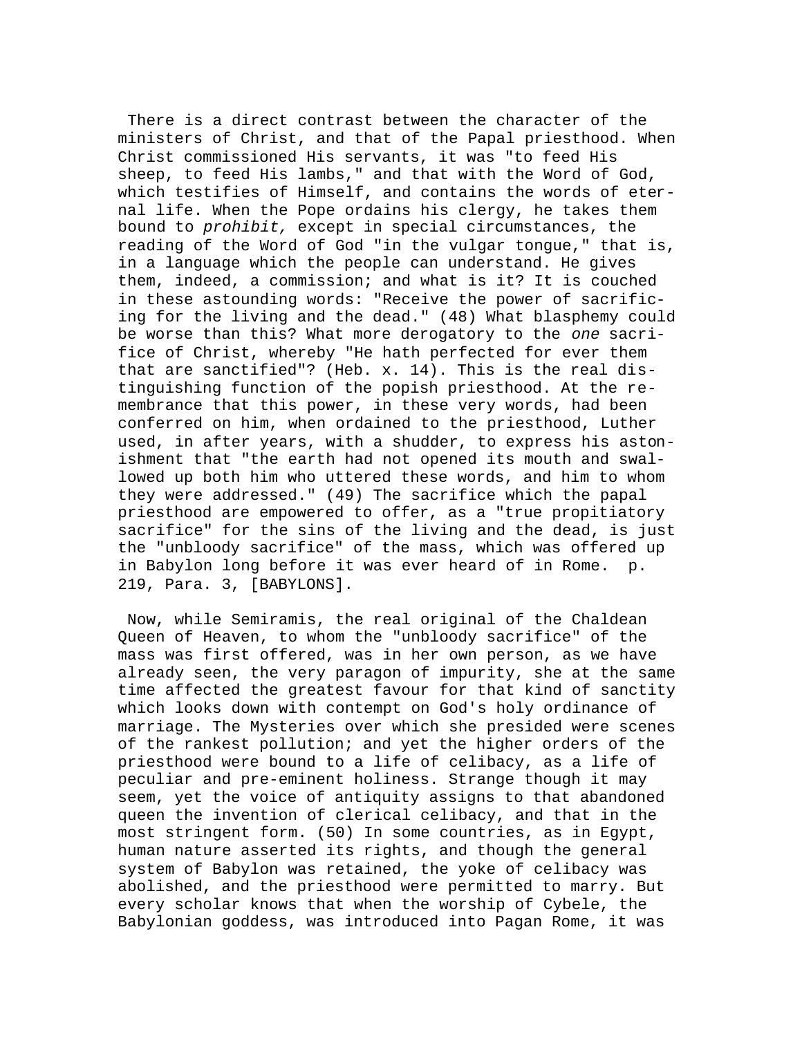There is a direct contrast between the character of the ministers of Christ, and that of the Papal priesthood. When Christ commissioned His servants, it was "to feed His sheep, to feed His lambs," and that with the Word of God, which testifies of Himself, and contains the words of eternal life. When the Pope ordains his clergy, he takes them bound to *prohibit,* except in special circumstances, the reading of the Word of God "in the vulgar tongue," that is, in a language which the people can understand. He gives them, indeed, a commission; and what is it? It is couched in these astounding words: "Receive the power of sacrificing for the living and the dead." (48) What blasphemy could be worse than this? What more derogatory to the *one* sacrifice of Christ, whereby "He hath perfected for ever them that are sanctified"? (Heb. x. 14). This is the real distinguishing function of the popish priesthood. At the remembrance that this power, in these very words, had been conferred on him, when ordained to the priesthood, Luther used, in after years, with a shudder, to express his astonishment that "the earth had not opened its mouth and swallowed up both him who uttered these words, and him to whom they were addressed." (49) The sacrifice which the papal priesthood are empowered to offer, as a "true propitiatory sacrifice" for the sins of the living and the dead, is just the "unbloody sacrifice" of the mass, which was offered up in Babylon long before it was ever heard of in Rome. p. 219, Para. 3, [BABYLONS].

Now, while Semiramis, the real original of the Chaldean Queen of Heaven, to whom the "unbloody sacrifice" of the mass was first offered, was in her own person, as we have already seen, the very paragon of impurity, she at the same time affected the greatest favour for that kind of sanctity which looks down with contempt on God's holy ordinance of marriage. The Mysteries over which she presided were scenes of the rankest pollution; and yet the higher orders of the priesthood were bound to a life of celibacy, as a life of peculiar and pre-eminent holiness. Strange though it may seem, yet the voice of antiquity assigns to that abandoned queen the invention of clerical celibacy, and that in the most stringent form. (50) In some countries, as in Egypt, human nature asserted its rights, and though the general system of Babylon was retained, the yoke of celibacy was abolished, and the priesthood were permitted to marry. But every scholar knows that when the worship of Cybele, the Babylonian goddess, was introduced into Pagan Rome, it was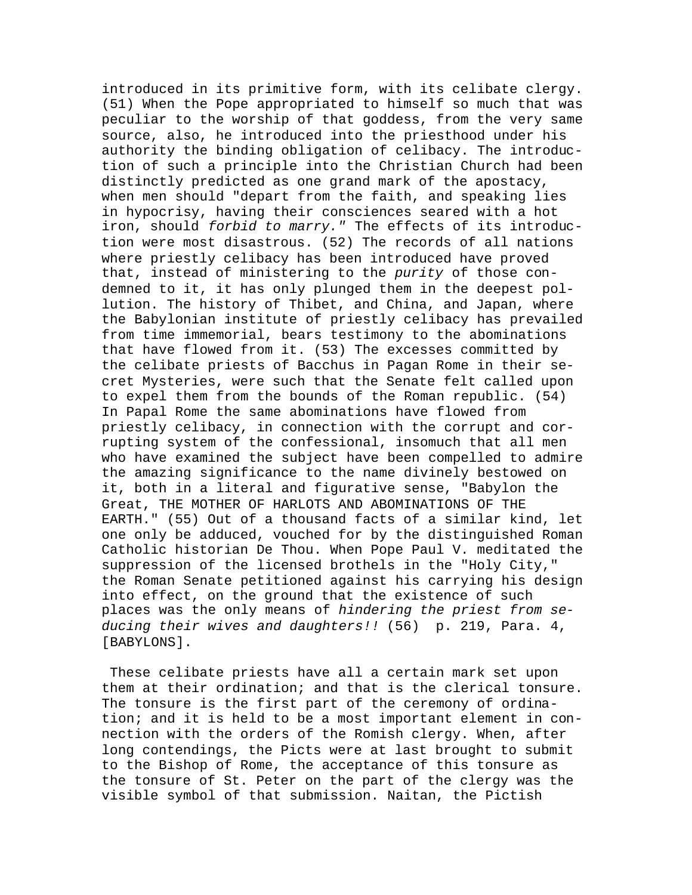introduced in its primitive form, with its celibate clergy. (51) When the Pope appropriated to himself so much that was peculiar to the worship of that goddess, from the very same source, also, he introduced into the priesthood under his authority the binding obligation of celibacy. The introduction of such a principle into the Christian Church had been distinctly predicted as one grand mark of the apostacy, when men should "depart from the faith, and speaking lies in hypocrisy, having their consciences seared with a hot iron, should *forbid to marry."* The effects of its introduction were most disastrous. (52) The records of all nations where priestly celibacy has been introduced have proved that, instead of ministering to the *purity* of those condemned to it, it has only plunged them in the deepest pollution. The history of Thibet, and China, and Japan, where the Babylonian institute of priestly celibacy has prevailed from time immemorial, bears testimony to the abominations that have flowed from it. (53) The excesses committed by the celibate priests of Bacchus in Pagan Rome in their secret Mysteries, were such that the Senate felt called upon to expel them from the bounds of the Roman republic. (54) In Papal Rome the same abominations have flowed from priestly celibacy, in connection with the corrupt and corrupting system of the confessional, insomuch that all men who have examined the subject have been compelled to admire the amazing significance to the name divinely bestowed on it, both in a literal and figurative sense, "Babylon the Great, THE MOTHER OF HARLOTS AND ABOMINATIONS OF THE EARTH." (55) Out of a thousand facts of a similar kind, let one only be adduced, vouched for by the distinguished Roman Catholic historian De Thou. When Pope Paul V. meditated the suppression of the licensed brothels in the "Holy City," the Roman Senate petitioned against his carrying his design into effect, on the ground that the existence of such places was the only means of *hindering the priest from seducing their wives and daughters!!* (56)  p. 219, Para. 4, [BABYLONS].

These celibate priests have all a certain mark set upon them at their ordination; and that is the clerical tonsure. The tonsure is the first part of the ceremony of ordination; and it is held to be a most important element in connection with the orders of the Romish clergy. When, after long contendings, the Picts were at last brought to submit to the Bishop of Rome, the acceptance of this tonsure as the tonsure of St. Peter on the part of the clergy was the visible symbol of that submission. Naitan, the Pictish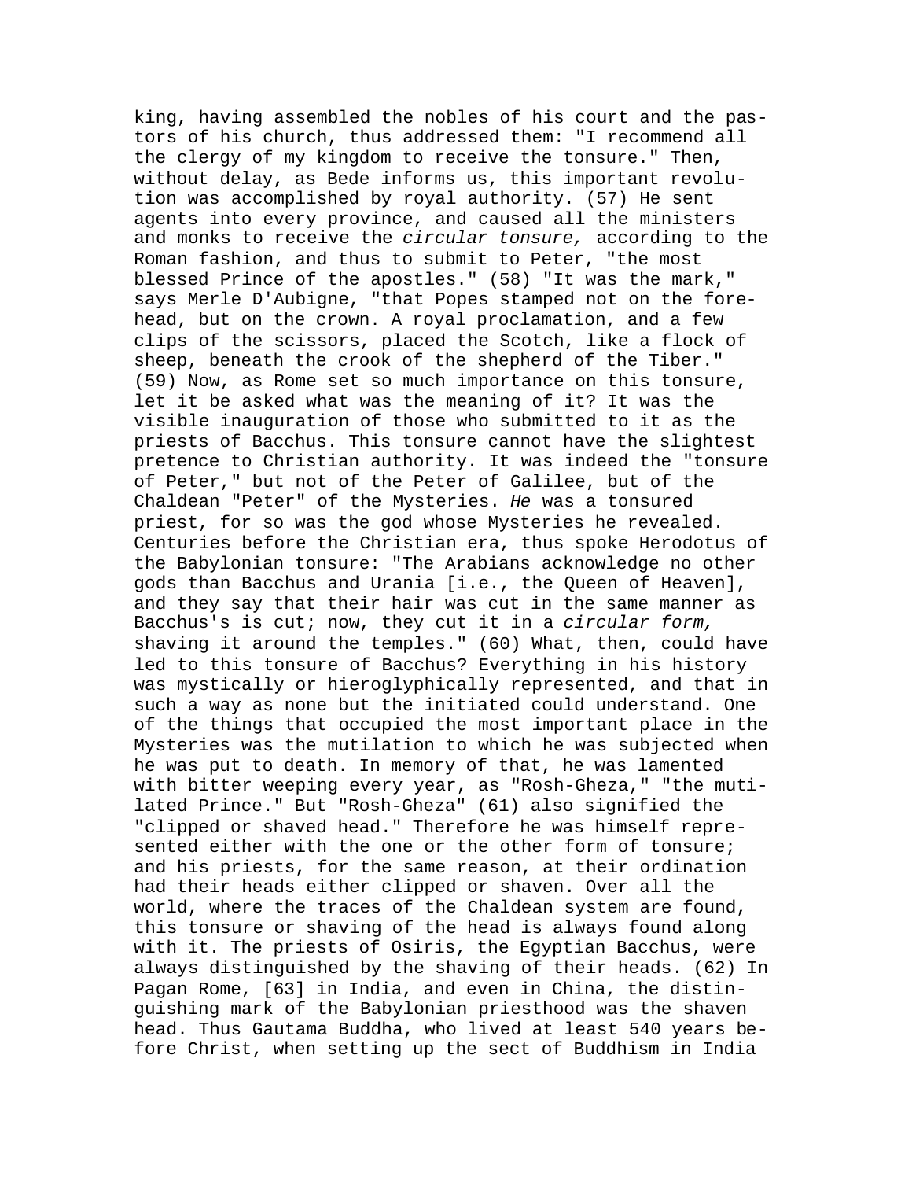king, having assembled the nobles of his court and the pastors of his church, thus addressed them: "I recommend all the clergy of my kingdom to receive the tonsure." Then, without delay, as Bede informs us, this important revolution was accomplished by royal authority. (57) He sent agents into every province, and caused all the ministers and monks to receive the *circular tonsure,* according to the Roman fashion, and thus to submit to Peter, "the most blessed Prince of the apostles." (58) "It was the mark," says Merle D'Aubigne, "that Popes stamped not on the forehead, but on the crown. A royal proclamation, and a few clips of the scissors, placed the Scotch, like a flock of sheep, beneath the crook of the shepherd of the Tiber." (59) Now, as Rome set so much importance on this tonsure, let it be asked what was the meaning of it? It was the visible inauguration of those who submitted to it as the priests of Bacchus. This tonsure cannot have the slightest pretence to Christian authority. It was indeed the "tonsure of Peter," but not of the Peter of Galilee, but of the Chaldean "Peter" of the Mysteries. *He* was a tonsured priest, for so was the god whose Mysteries he revealed. Centuries before the Christian era, thus spoke Herodotus of the Babylonian tonsure: "The Arabians acknowledge no other gods than Bacchus and Urania [i.e., the Queen of Heaven], and they say that their hair was cut in the same manner as Bacchus's is cut; now, they cut it in a *circular form,* shaving it around the temples." (60) What, then, could have led to this tonsure of Bacchus? Everything in his history was mystically or hieroglyphically represented, and that in such a way as none but the initiated could understand. One of the things that occupied the most important place in the Mysteries was the mutilation to which he was subjected when he was put to death. In memory of that, he was lamented with bitter weeping every year, as "Rosh-Gheza," "the mutilated Prince." But "Rosh-Gheza" (61) also signified the "clipped or shaved head." Therefore he was himself represented either with the one or the other form of tonsure; and his priests, for the same reason, at their ordination had their heads either clipped or shaven. Over all the world, where the traces of the Chaldean system are found, this tonsure or shaving of the head is always found along with it. The priests of Osiris, the Egyptian Bacchus, were always distinguished by the shaving of their heads. (62) In Pagan Rome, [63] in India, and even in China, the distinguishing mark of the Babylonian priesthood was the shaven head. Thus Gautama Buddha, who lived at least 540 years before Christ, when setting up the sect of Buddhism in India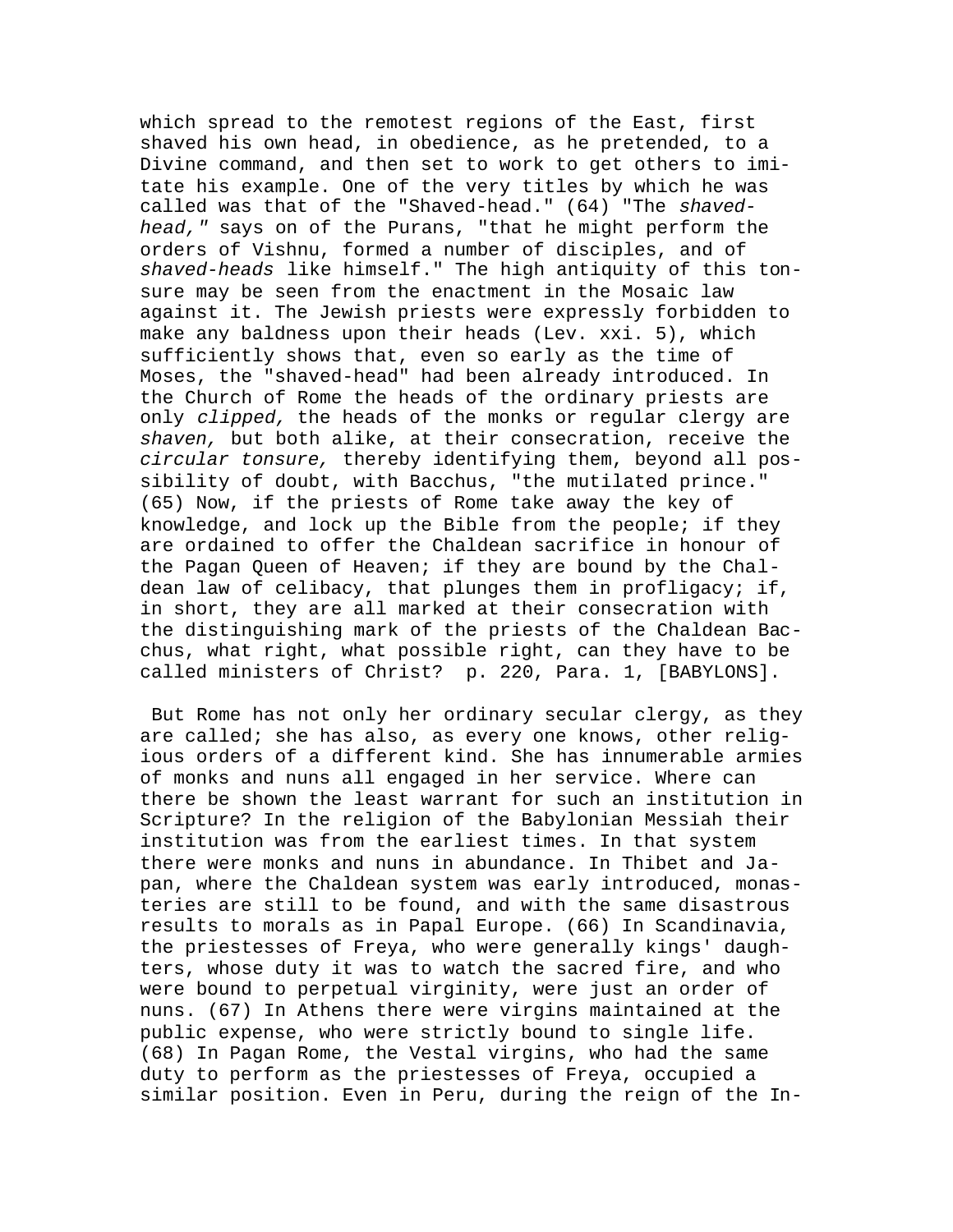which spread to the remotest regions of the East, first shaved his own head, in obedience, as he pretended, to a Divine command, and then set to work to get others to imitate his example. One of the very titles by which he was called was that of the "Shaved-head." (64) "The *shaved-head,"* says on of the Purans, "that he might perform the orders of Vishnu, formed a number of disciples, and of *shaved-heads* like himself." The high antiquity of this tonsure may be seen from the enactment in the Mosaic law against it. The Jewish priests were expressly forbidden to make any baldness upon their heads (Lev. xxi. 5), which sufficiently shows that, even so early as the time of Moses, the "shaved-head" had been already introduced. In the Church of Rome the heads of the ordinary priests are only *clipped,* the heads of the monks or regular clergy are *shaven,* but both alike, at their consecration, receive the *circular tonsure,* thereby identifying them, beyond all possibility of doubt, with Bacchus, "the mutilated prince." (65) Now, if the priests of Rome take away the key of knowledge, and lock up the Bible from the people; if they are ordained to offer the Chaldean sacrifice in honour of the Pagan Queen of Heaven; if they are bound by the Chaldean law of celibacy, that plunges them in profligacy; if, in short, they are all marked at their consecration with the distinguishing mark of the priests of the Chaldean Bacchus, what right, what possible right, can they have to be called ministers of Christ? p. 220, Para. 1, [BABYLONS].

But Rome has not only her ordinary secular clergy, as they are called; she has also, as every one knows, other religious orders of a different kind. She has innumerable armies of monks and nuns all engaged in her service. Where can there be shown the least warrant for such an institution in Scripture? In the religion of the Babylonian Messiah their institution was from the earliest times. In that system there were monks and nuns in abundance. In Thibet and Japan, where the Chaldean system was early introduced, monasteries are still to be found, and with the same disastrous results to morals as in Papal Europe. (66) In Scandinavia, the priestesses of Freya, who were generally kings' daughters, whose duty it was to watch the sacred fire, and who were bound to perpetual virginity, were just an order of nuns. (67) In Athens there were virgins maintained at the public expense, who were strictly bound to single life. (68) In Pagan Rome, the Vestal virgins, who had the same duty to perform as the priestesses of Freya, occupied a similar position. Even in Peru, during the reign of the In-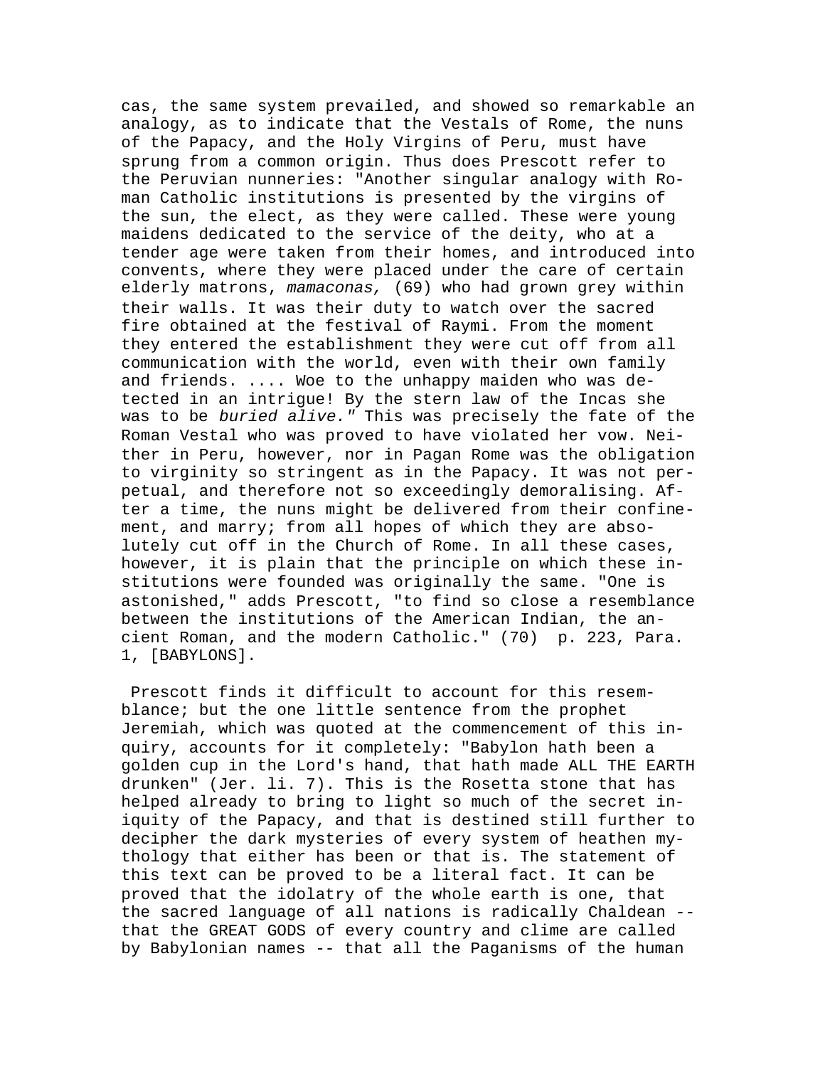cas, the same system prevailed, and showed so remarkable an analogy, as to indicate that the Vestals of Rome, the nuns of the Papacy, and the Holy Virgins of Peru, must have sprung from a common origin. Thus does Prescott refer to the Peruvian nunneries: "Another singular analogy with Roman Catholic institutions is presented by the virgins of the sun, the elect, as they were called. These were young maidens dedicated to the service of the deity, who at a tender age were taken from their homes, and introduced into convents, where they were placed under the care of certain elderly matrons, *mamaconas,* (69) who had grown grey within their walls. It was their duty to watch over the sacred fire obtained at the festival of Raymi. From the moment they entered the establishment they were cut off from all communication with the world, even with their own family and friends. .... Woe to the unhappy maiden who was detected in an intrigue! By the stern law of the Incas she was to be *buried alive."* This was precisely the fate of the Roman Vestal who was proved to have violated her vow. Neither in Peru, however, nor in Pagan Rome was the obligation to virginity so stringent as in the Papacy. It was not perpetual, and therefore not so exceedingly demoralising. After a time, the nuns might be delivered from their confinement, and marry; from all hopes of which they are absolutely cut off in the Church of Rome. In all these cases, however, it is plain that the principle on which these institutions were founded was originally the same. "One is astonished," adds Prescott, "to find so close a resemblance between the institutions of the American Indian, the ancient Roman, and the modern Catholic." (70) p. 223, Para. 1, [BABYLONS].

Prescott finds it difficult to account for this resemblance; but the one little sentence from the prophet Jeremiah, which was quoted at the commencement of this inquiry, accounts for it completely: "Babylon hath been a golden cup in the Lord's hand, that hath made ALL THE EARTH drunken" (Jer. li. 7). This is the Rosetta stone that has helped already to bring to light so much of the secret iniquity of the Papacy, and that is destined still further to decipher the dark mysteries of every system of heathen mythology that either has been or that is. The statement of this text can be proved to be a literal fact. It can be proved that the idolatry of the whole earth is one, that the sacred language of all nations is radically Chaldean -- that the GREAT GODS of every country and clime are called by Babylonian names -- that all the Paganisms of the human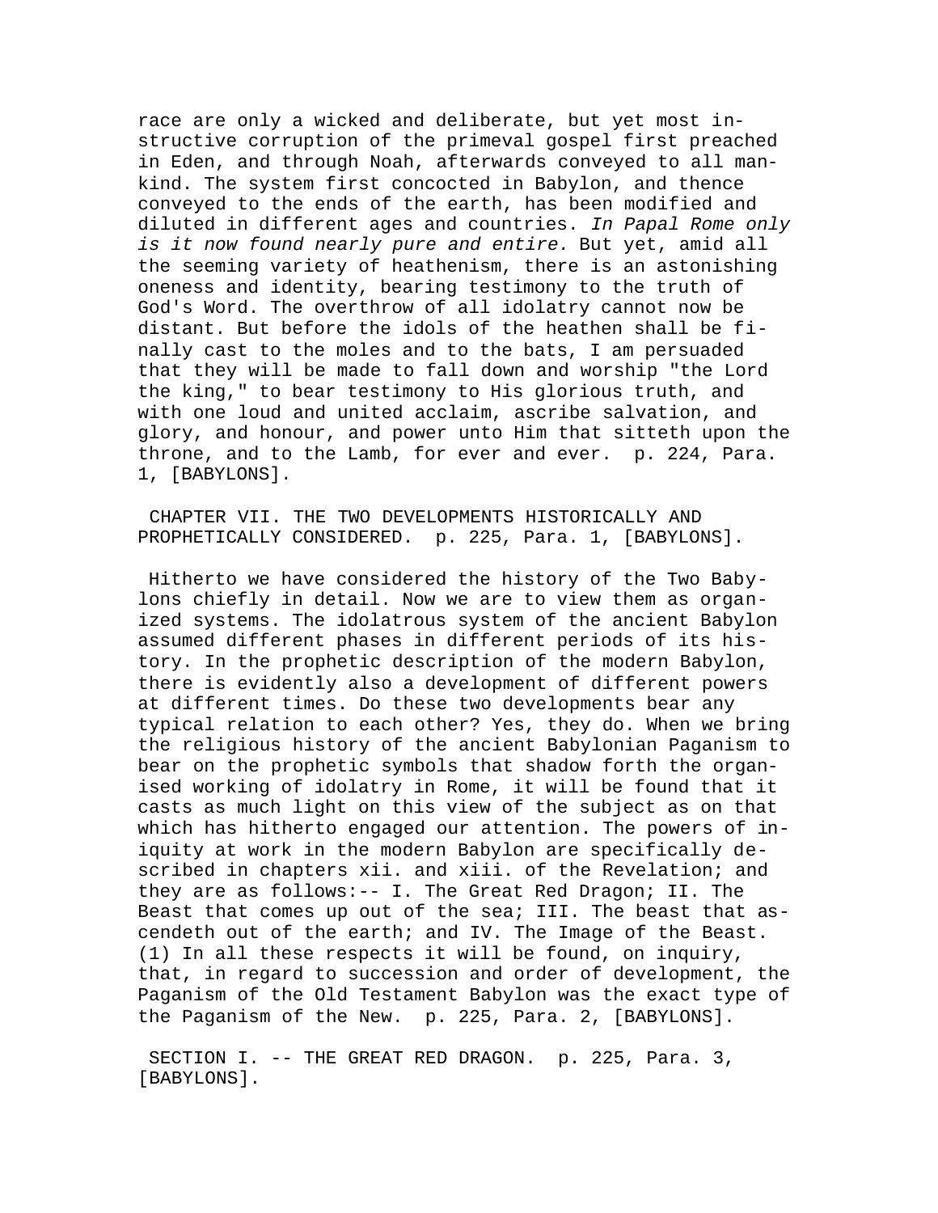race are only a wicked and deliberate, but yet most instructive corruption of the primeval gospel first preached in Eden, and through Noah, afterwards conveyed to all mankind. The system first concocted in Babylon, and thence conveyed to the ends of the earth, has been modified and diluted in different ages and countries. *In Papal Rome only is it now found nearly pure and entire.* But yet, amid all the seeming variety of heathenism, there is an astonishing oneness and identity, bearing testimony to the truth of God's Word. The overthrow of all idolatry cannot now be distant. But before the idols of the heathen shall be finally cast to the moles and to the bats, I am persuaded that they will be made to fall down and worship "the Lord the king," to bear testimony to His glorious truth, and with one loud and united acclaim, ascribe salvation, and glory, and honour, and power unto Him that sitteth upon the throne, and to the Lamb, for ever and ever. p. 224, Para. 1, [BABYLONS].

## CHAPTER VII. THE TWO DEVELOPMENTS HISTORICALLY AND PROPHETICALLY CONSIDERED. p. 225, Para. 1, [BABYLONS].

Hitherto we have considered the history of the Two Babylons chiefly in detail. Now we are to view them as organized systems. The idolatrous system of the ancient Babylon assumed different phases in different periods of its history. In the prophetic description of the modern Babylon, there is evidently also a development of different powers at different times. Do these two developments bear any typical relation to each other? Yes, they do. When we bring the religious history of the ancient Babylonian Paganism to bear on the prophetic symbols that shadow forth the organised working of idolatry in Rome, it will be found that it casts as much light on this view of the subject as on that which has hitherto engaged our attention. The powers of iniquity at work in the modern Babylon are specifically described in chapters xii. and xiii. of the Revelation; and they are as follows:-- I. The Great Red Dragon; II. The Beast that comes up out of the sea; III. The beast that ascendeth out of the earth; and IV. The Image of the Beast. (1) In all these respects it will be found, on inquiry, that, in regard to succession and order of development, the Paganism of the Old Testament Babylon was the exact type of the Paganism of the New. p. 225, Para. 2, [BABYLONS].

### SECTION I. -- THE GREAT RED DRAGON. p. 225, Para. 3, [BABYLONS].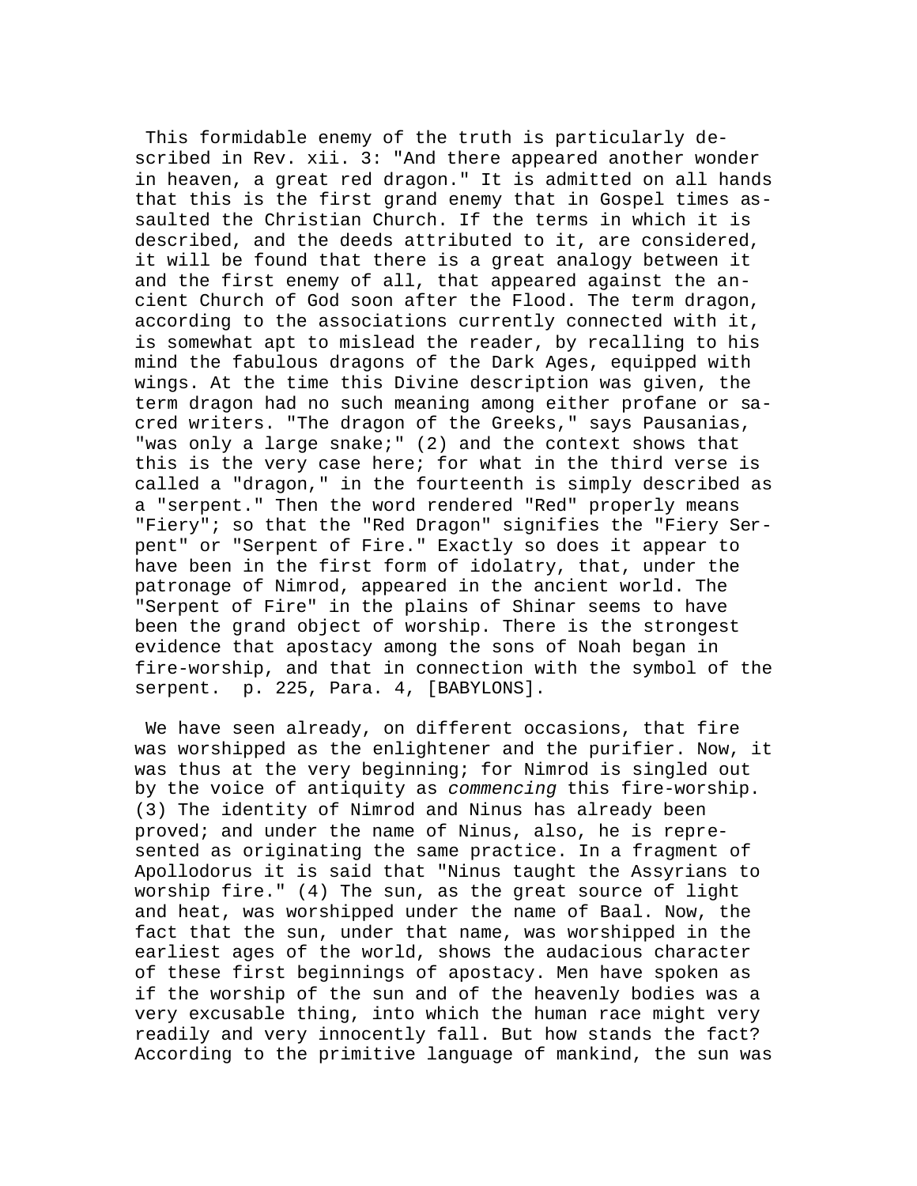This formidable enemy of the truth is particularly described in Rev. xii. 3: "And there appeared another wonder in heaven, a great red dragon." It is admitted on all hands that this is the first grand enemy that in Gospel times assaulted the Christian Church. If the terms in which it is described, and the deeds attributed to it, are considered, it will be found that there is a great analogy between it and the first enemy of all, that appeared against the ancient Church of God soon after the Flood. The term dragon, according to the associations currently connected with it, is somewhat apt to mislead the reader, by recalling to his mind the fabulous dragons of the Dark Ages, equipped with wings. At the time this Divine description was given, the term dragon had no such meaning among either profane or sacred writers. "The dragon of the Greeks," says Pausanias, "was only a large snake;" (2) and the context shows that this is the very case here; for what in the third verse is called a "dragon," in the fourteenth is simply described as a "serpent." Then the word rendered "Red" properly means "Fiery"; so that the "Red Dragon" signifies the "Fiery Serpent" or "Serpent of Fire." Exactly so does it appear to have been in the first form of idolatry, that, under the patronage of Nimrod, appeared in the ancient world. The "Serpent of Fire" in the plains of Shinar seems to have been the grand object of worship. There is the strongest evidence that apostacy among the sons of Noah began in fire-worship, and that in connection with the symbol of the serpent. p. 225, Para. 4, [BABYLONS].

We have seen already, on different occasions, that fire was worshipped as the enlightener and the purifier. Now, it was thus at the very beginning; for Nimrod is singled out by the voice of antiquity as *commencing* this fire-worship. (3) The identity of Nimrod and Ninus has already been proved; and under the name of Ninus, also, he is represented as originating the same practice. In a fragment of Apollodorus it is said that "Ninus taught the Assyrians to worship fire." (4) The sun, as the great source of light and heat, was worshipped under the name of Baal. Now, the fact that the sun, under that name, was worshipped in the earliest ages of the world, shows the audacious character of these first beginnings of apostacy. Men have spoken as if the worship of the sun and of the heavenly bodies was a very excusable thing, into which the human race might very readily and very innocently fall. But how stands the fact? According to the primitive language of mankind, the sun was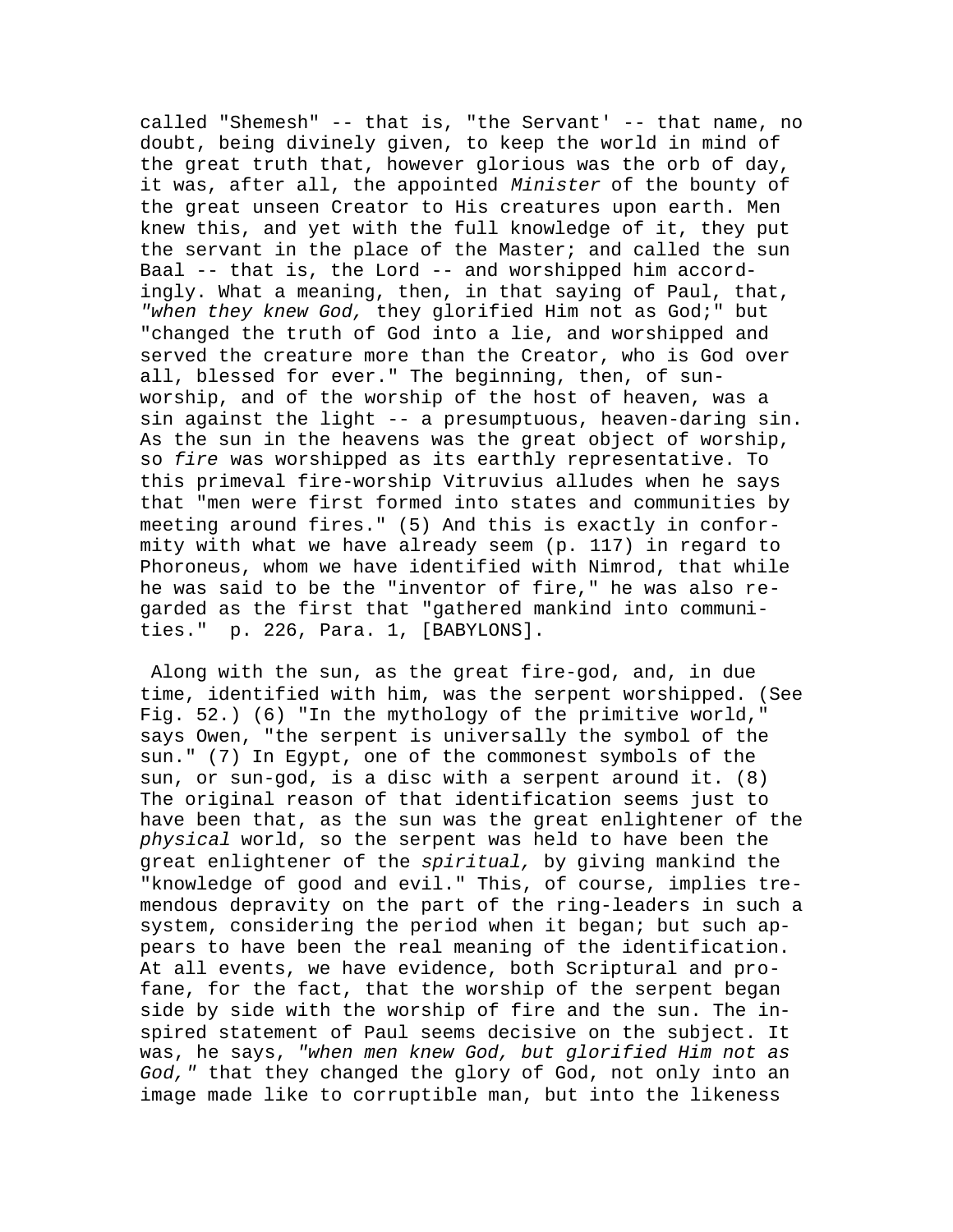called "Shemesh" -- that is, "the Servant' -- that name, no doubt, being divinely given, to keep the world in mind of the great truth that, however glorious was the orb of day, it was, after all, the appointed *Minister* of the bounty of the great unseen Creator to His creatures upon earth. Men knew this, and yet with the full knowledge of it, they put the servant in the place of the Master; and called the sun Baal -- that is, the Lord -- and worshipped him accordingly. What a meaning, then, in that saying of Paul, that, *"when they knew God,* they glorified Him not as God;" but "changed the truth of God into a lie, and worshipped and served the creature more than the Creator, who is God over all, blessed for ever." The beginning, then, of sun-worship, and of the worship of the host of heaven, was a sin against the light -- a presumptuous, heaven-daring sin. As the sun in the heavens was the great object of worship, so *fire* was worshipped as its earthly representative. To this primeval fire-worship Vitruvius alludes when he says that "men were first formed into states and communities by meeting around fires." (5) And this is exactly in conformity with what we have already seem (p. 117) in regard to Phoroneus, whom we have identified with Nimrod, that while he was said to be the "inventor of fire," he was also regarded as the first that "gathered mankind into communities." p. 226, Para. 1, [BABYLONS].

Along with the sun, as the great fire-god, and, in due time, identified with him, was the serpent worshipped. (See Fig. 52.) (6) "In the mythology of the primitive world," says Owen, "the serpent is universally the symbol of the sun." (7) In Egypt, one of the commonest symbols of the sun, or sun-god, is a disc with a serpent around it. (8) The original reason of that identification seems just to have been that, as the sun was the great enlightener of the *physical* world, so the serpent was held to have been the great enlightener of the *spiritual,* by giving mankind the "knowledge of good and evil." This, of course, implies tremendous depravity on the part of the ring-leaders in such a system, considering the period when it began; but such appears to have been the real meaning of the identification. At all events, we have evidence, both Scriptural and profane, for the fact, that the worship of the serpent began side by side with the worship of fire and the sun. The inspired statement of Paul seems decisive on the subject. It was, he says, *"when men knew God, but glorified Him not as God,"* that they changed the glory of God, not only into an image made like to corruptible man, but into the likeness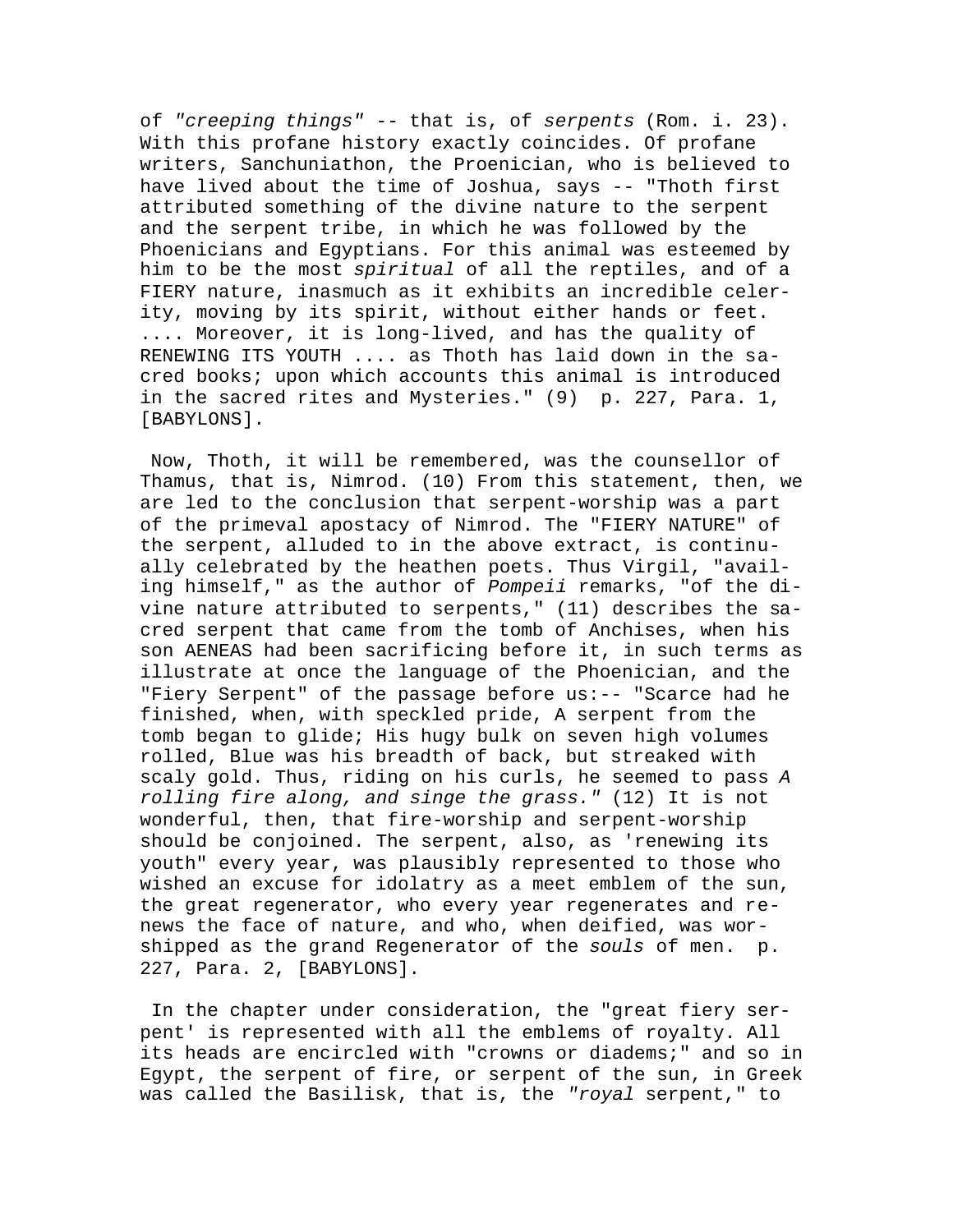of *"creeping things"* -- that is, of *serpents* (Rom. i. 23). With this profane history exactly coincides. Of profane writers, Sanchuniathon, the Proenician, who is believed to have lived about the time of Joshua, says -- "Thoth first attributed something of the divine nature to the serpent and the serpent tribe, in which he was followed by the Phoenicians and Egyptians. For this animal was esteemed by him to be the most *spiritual* of all the reptiles, and of a FIERY nature, inasmuch as it exhibits an incredible celerity, moving by its spirit, without either hands or feet. .... Moreover, it is long-lived, and has the quality of RENEWING ITS YOUTH .... as Thoth has laid down in the sacred books; upon which accounts this animal is introduced in the sacred rites and Mysteries." (9) p. 227, Para. 1, [BABYLONS].

Now, Thoth, it will be remembered, was the counsellor of Thamus, that is, Nimrod. (10) From this statement, then, we are led to the conclusion that serpent-worship was a part of the primeval apostacy of Nimrod. The "FIERY NATURE" of the serpent, alluded to in the above extract, is continually celebrated by the heathen poets. Thus Virgil, "availing himself," as the author of *Pompeii* remarks, "of the divine nature attributed to serpents," (11) describes the sacred serpent that came from the tomb of Anchises, when his son AENEAS had been sacrificing before it, in such terms as illustrate at once the language of the Phoenician, and the "Fiery Serpent" of the passage before us:-- "Scarce had he finished, when, with speckled pride, A serpent from the tomb began to glide; His hugy bulk on seven high volumes rolled, Blue was his breadth of back, but streaked with scaly gold. Thus, riding on his curls, he seemed to pass *A rolling fire along, and singe the grass."* (12) It is not wonderful, then, that fire-worship and serpent-worship should be conjoined. The serpent, also, as 'renewing its youth" every year, was plausibly represented to those who wished an excuse for idolatry as a meet emblem of the sun, the great regenerator, who every year regenerates and renews the face of nature, and who, when deified, was worshipped as the grand Regenerator of the *souls* of men. p. 227, Para. 2, [BABYLONS].

In the chapter under consideration, the "great fiery serpent' is represented with all the emblems of royalty. All its heads are encircled with "crowns or diadems;" and so in Egypt, the serpent of fire, or serpent of the sun, in Greek was called the Basilisk, that is, the *"royal* serpent," to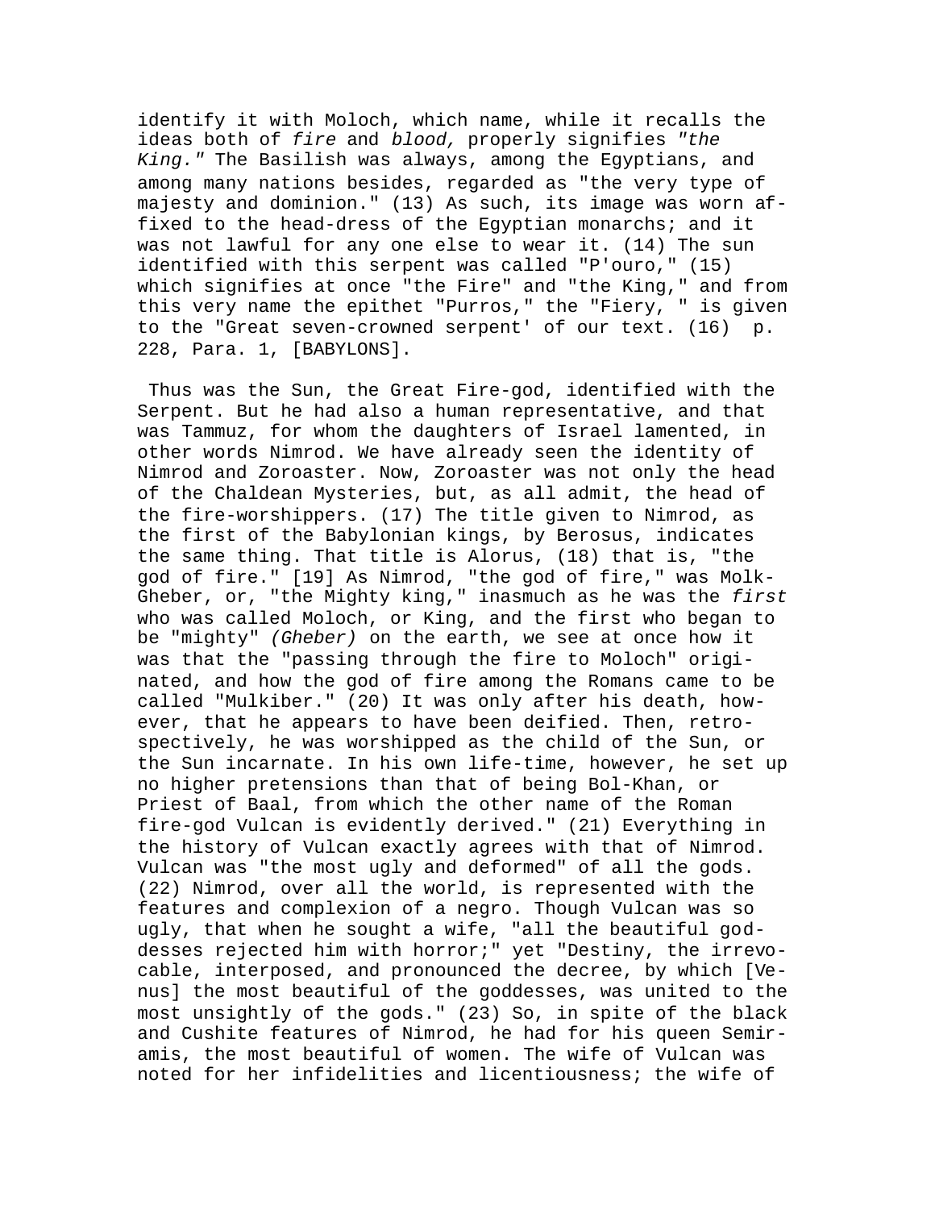identify it with Moloch, which name, while it recalls the ideas both of *fire* and *blood,* properly signifies *"the King."* The Basilish was always, among the Egyptians, and among many nations besides, regarded as "the very type of majesty and dominion." (13) As such, its image was worn affixed to the head-dress of the Egyptian monarchs; and it was not lawful for any one else to wear it. (14) The sun identified with this serpent was called "P'ouro," (15) which signifies at once "the Fire" and "the King," and from this very name the epithet "Purros," the "Fiery, " is given to the "Great seven-crowned serpent' of our text. (16) p. 228, Para. 1, [BABYLONS].

Thus was the Sun, the Great Fire-god, identified with the Serpent. But he had also a human representative, and that was Tammuz, for whom the daughters of Israel lamented, in other words Nimrod. We have already seen the identity of Nimrod and Zoroaster. Now, Zoroaster was not only the head of the Chaldean Mysteries, but, as all admit, the head of the fire-worshippers. (17) The title given to Nimrod, as the first of the Babylonian kings, by Berosus, indicates the same thing. That title is Alorus, (18) that is, "the god of fire." [19] As Nimrod, "the god of fire," was Molk-Gheber, or, "the Mighty king," inasmuch as he was the *first* who was called Moloch, or King, and the first who began to be "mighty" *(Gheber)* on the earth, we see at once how it was that the "passing through the fire to Moloch" originated, and how the god of fire among the Romans came to be called "Mulkiber." (20) It was only after his death, however, that he appears to have been deified. Then, retrospectively, he was worshipped as the child of the Sun, or the Sun incarnate. In his own life-time, however, he set up no higher pretensions than that of being Bol-Khan, or Priest of Baal, from which the other name of the Roman fire-god Vulcan is evidently derived." (21) Everything in the history of Vulcan exactly agrees with that of Nimrod. Vulcan was "the most ugly and deformed" of all the gods. (22) Nimrod, over all the world, is represented with the features and complexion of a negro. Though Vulcan was so ugly, that when he sought a wife, "all the beautiful goddesses rejected him with horror;" yet "Destiny, the irrevocable, interposed, and pronounced the decree, by which [Venus] the most beautiful of the goddesses, was united to the most unsightly of the gods." (23) So, in spite of the black and Cushite features of Nimrod, he had for his queen Semiramis, the most beautiful of women. The wife of Vulcan was noted for her infidelities and licentiousness; the wife of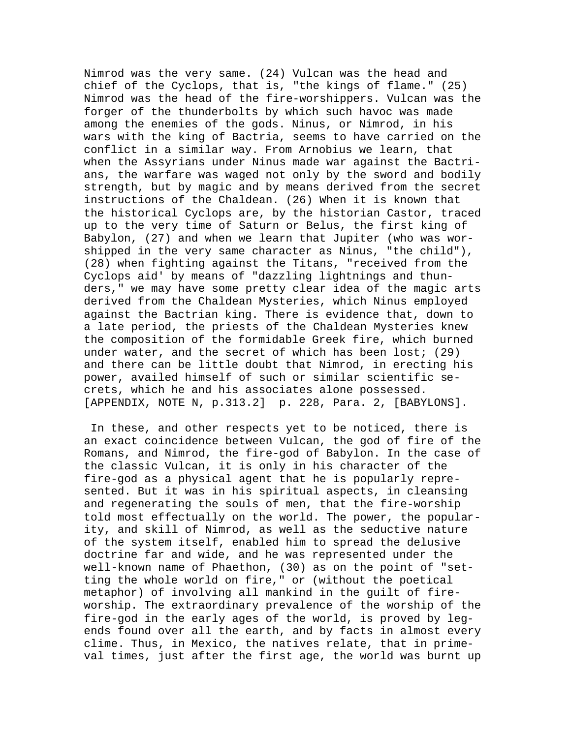Nimrod was the very same. (24) Vulcan was the head and chief of the Cyclops, that is, "the kings of flame." (25) Nimrod was the head of the fire-worshippers. Vulcan was the forger of the thunderbolts by which such havoc was made among the enemies of the gods. Ninus, or Nimrod, in his wars with the king of Bactria, seems to have carried on the conflict in a similar way. From Arnobius we learn, that when the Assyrians under Ninus made war against the Bactrians, the warfare was waged not only by the sword and bodily strength, but by magic and by means derived from the secret instructions of the Chaldean. (26) When it is known that the historical Cyclops are, by the historian Castor, traced up to the very time of Saturn or Belus, the first king of Babylon, (27) and when we learn that Jupiter (who was worshipped in the very same character as Ninus, "the child"), (28) when fighting against the Titans, "received from the Cyclops aid' by means of "dazzling lightnings and thunders," we may have some pretty clear idea of the magic arts derived from the Chaldean Mysteries, which Ninus employed against the Bactrian king. There is evidence that, down to a late period, the priests of the Chaldean Mysteries knew the composition of the formidable Greek fire, which burned under water, and the secret of which has been lost; (29) and there can be little doubt that Nimrod, in erecting his power, availed himself of such or similar scientific secrets, which he and his associates alone possessed. [APPENDIX, NOTE N, p.313.2]  p. 228, Para. 2, [BABYLONS].

In these, and other respects yet to be noticed, there is an exact coincidence between Vulcan, the god of fire of the Romans, and Nimrod, the fire-god of Babylon. In the case of the classic Vulcan, it is only in his character of the fire-god as a physical agent that he is popularly represented. But it was in his spiritual aspects, in cleansing and regenerating the souls of men, that the fire-worship told most effectually on the world. The power, the popularity, and skill of Nimrod, as well as the seductive nature of the system itself, enabled him to spread the delusive doctrine far and wide, and he was represented under the well-known name of Phaethon, (30) as on the point of "setting the whole world on fire," or (without the poetical metaphor) of involving all mankind in the guilt of fire-worship. The extraordinary prevalence of the worship of the fire-god in the early ages of the world, is proved by legends found over all the earth, and by facts in almost every clime. Thus, in Mexico, the natives relate, that in primeval times, just after the first age, the world was burnt up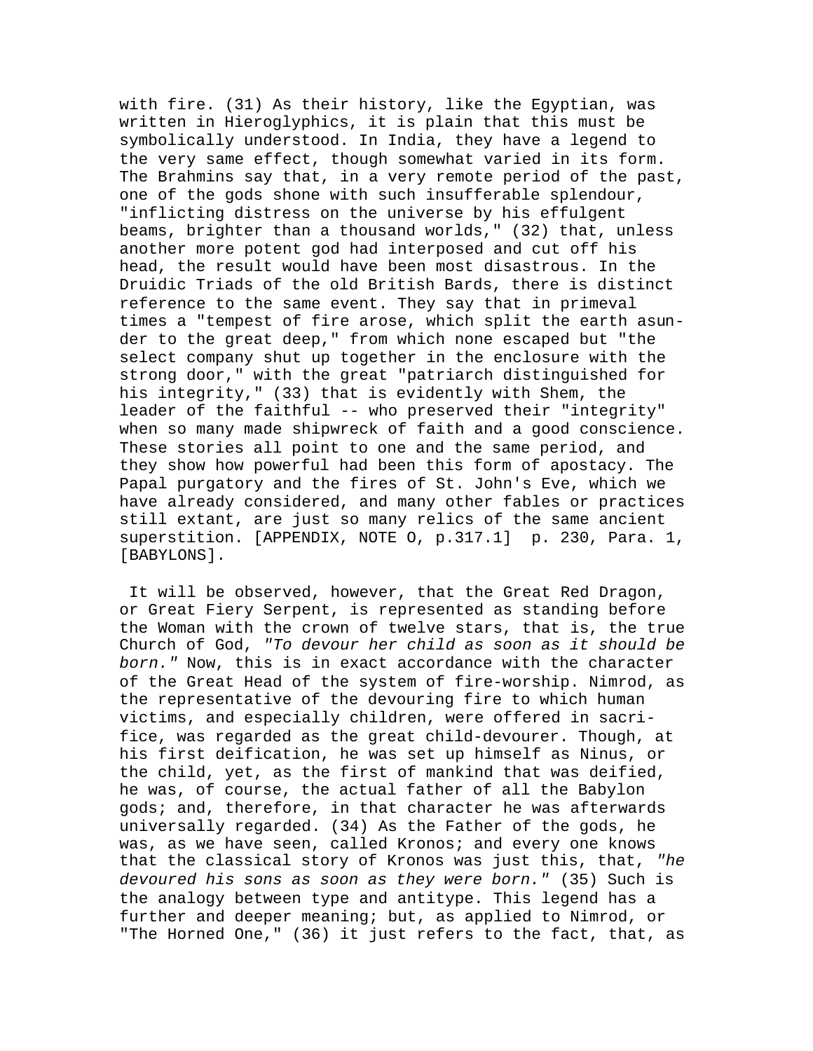with fire. (31) As their history, like the Egyptian, was written in Hieroglyphics, it is plain that this must be symbolically understood. In India, they have a legend to the very same effect, though somewhat varied in its form. The Brahmins say that, in a very remote period of the past, one of the gods shone with such insufferable splendour, "inflicting distress on the universe by his effulgent beams, brighter than a thousand worlds," (32) that, unless another more potent god had interposed and cut off his head, the result would have been most disastrous. In the Druidic Triads of the old British Bards, there is distinct reference to the same event. They say that in primeval times a "tempest of fire arose, which split the earth asunder to the great deep," from which none escaped but "the select company shut up together in the enclosure with the strong door," with the great "patriarch distinguished for his integrity," (33) that is evidently with Shem, the leader of the faithful -- who preserved their "integrity" when so many made shipwreck of faith and a good conscience. These stories all point to one and the same period, and they show how powerful had been this form of apostacy. The Papal purgatory and the fires of St. John's Eve, which we have already considered, and many other fables or practices still extant, are just so many relics of the same ancient superstition. [APPENDIX, NOTE O, p.317.1]  p. 230, Para. 1, [BABYLONS].

It will be observed, however, that the Great Red Dragon, or Great Fiery Serpent, is represented as standing before the Woman with the crown of twelve stars, that is, the true Church of God, *"To devour her child as soon as it should be born."* Now, this is in exact accordance with the character of the Great Head of the system of fire-worship. Nimrod, as the representative of the devouring fire to which human victims, and especially children, were offered in sacrifice, was regarded as the great child-devourer. Though, at his first deification, he was set up himself as Ninus, or the child, yet, as the first of mankind that was deified, he was, of course, the actual father of all the Babylon gods; and, therefore, in that character he was afterwards universally regarded. (34) As the Father of the gods, he was, as we have seen, called Kronos; and every one knows that the classical story of Kronos was just this, that, *"he devoured his sons as soon as they were born."* (35) Such is the analogy between type and antitype. This legend has a further and deeper meaning; but, as applied to Nimrod, or "The Horned One," (36) it just refers to the fact, that, as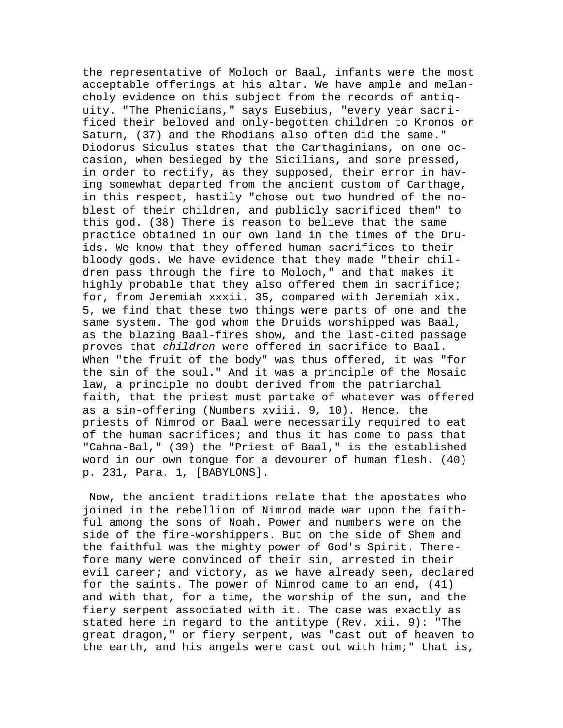the representative of Moloch or Baal, infants were the most acceptable offerings at his altar. We have ample and melancholy evidence on this subject from the records of antiquity. "The Phenicians," says Eusebius, "every year sacrificed their beloved and only-begotten children to Kronos or Saturn, (37) and the Rhodians also often did the same." Diodorus Siculus states that the Carthaginians, on one occasion, when besieged by the Sicilians, and sore pressed, in order to rectify, as they supposed, their error in having somewhat departed from the ancient custom of Carthage, in this respect, hastily "chose out two hundred of the noblest of their children, and publicly sacrificed them" to this god. (38) There is reason to believe that the same practice obtained in our own land in the times of the Druids. We know that they offered human sacrifices to their bloody gods. We have evidence that they made "their children pass through the fire to Moloch," and that makes it highly probable that they also offered them in sacrifice; for, from Jeremiah xxxii. 35, compared with Jeremiah xix. 5, we find that these two things were parts of one and the same system. The god whom the Druids worshipped was Baal, as the blazing Baal-fires show, and the last-cited passage proves that *children* were offered in sacrifice to Baal. When "the fruit of the body" was thus offered, it was "for the sin of the soul." And it was a principle of the Mosaic law, a principle no doubt derived from the patriarchal faith, that the priest must partake of whatever was offered as a sin-offering (Numbers xviii. 9, 10). Hence, the priests of Nimrod or Baal were necessarily required to eat of the human sacrifices; and thus it has come to pass that "Cahna-Bal," (39) the "Priest of Baal," is the established word in our own tongue for a devourer of human flesh. (40) p. 231, Para. 1, [BABYLONS].

Now, the ancient traditions relate that the apostates who joined in the rebellion of Nimrod made war upon the faithful among the sons of Noah. Power and numbers were on the side of the fire-worshippers. But on the side of Shem and the faithful was the mighty power of God's Spirit. Therefore many were convinced of their sin, arrested in their evil career; and victory, as we have already seen, declared for the saints. The power of Nimrod came to an end, (41) and with that, for a time, the worship of the sun, and the fiery serpent associated with it. The case was exactly as stated here in regard to the antitype (Rev. xii. 9): "The great dragon," or fiery serpent, was "cast out of heaven to the earth, and his angels were cast out with him;" that is,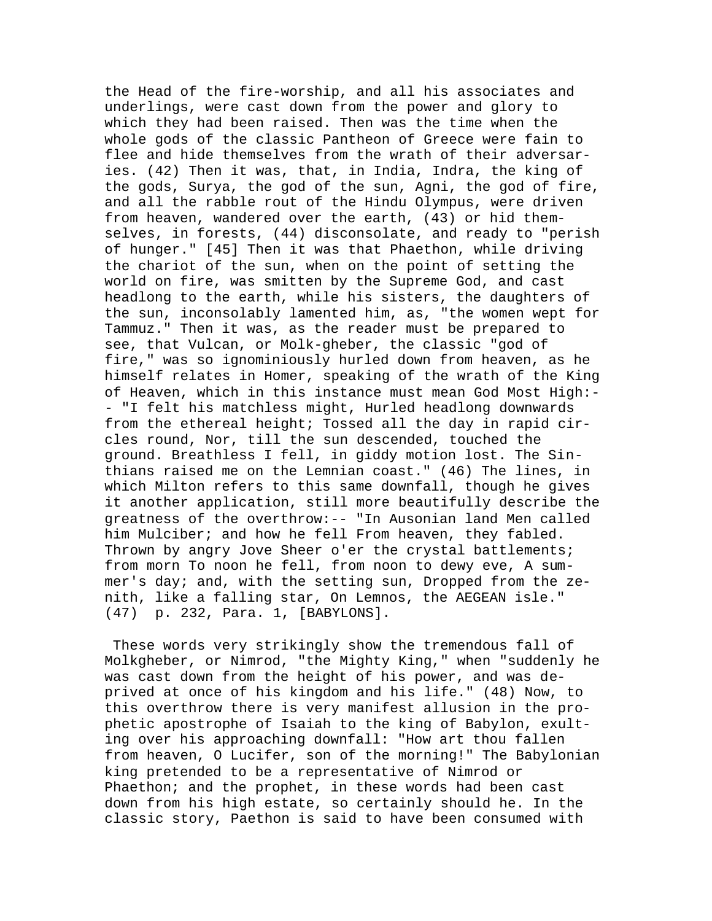the Head of the fire-worship, and all his associates and underlings, were cast down from the power and glory to which they had been raised. Then was the time when the whole gods of the classic Pantheon of Greece were fain to flee and hide themselves from the wrath of their adversaries. (42) Then it was, that, in India, Indra, the king of the gods, Surya, the god of the sun, Agni, the god of fire, and all the rabble rout of the Hindu Olympus, were driven from heaven, wandered over the earth, (43) or hid themselves, in forests, (44) disconsolate, and ready to "perish of hunger." [45] Then it was that Phaethon, while driving the chariot of the sun, when on the point of setting the world on fire, was smitten by the Supreme God, and cast headlong to the earth, while his sisters, the daughters of the sun, inconsolably lamented him, as, "the women wept for Tammuz." Then it was, as the reader must be prepared to see, that Vulcan, or Molk-gheber, the classic "god of fire," was so ignominiously hurled down from heaven, as he himself relates in Homer, speaking of the wrath of the King of Heaven, which in this instance must mean God Most High:-- "I felt his matchless might, Hurled headlong downwards from the ethereal height; Tossed all the day in rapid circles round, Nor, till the sun descended, touched the ground. Breathless I fell, in giddy motion lost. The Sinthians raised me on the Lemnian coast." (46) The lines, in which Milton refers to this same downfall, though he gives it another application, still more beautifully describe the greatness of the overthrow:-- "In Ausonian land Men called him Mulciber; and how he fell From heaven, they fabled. Thrown by angry Jove Sheer o'er the crystal battlements; from morn To noon he fell, from noon to dewy eve, A summer's day; and, with the setting sun, Dropped from the zenith, like a falling star, On Lemnos, the AEGEAN isle." (47) p. 232, Para. 1, [BABYLONS].

These words very strikingly show the tremendous fall of Molkgheber, or Nimrod, "the Mighty King," when "suddenly he was cast down from the height of his power, and was deprived at once of his kingdom and his life." (48) Now, to this overthrow there is very manifest allusion in the prophetic apostrophe of Isaiah to the king of Babylon, exulting over his approaching downfall: "How art thou fallen from heaven, O Lucifer, son of the morning!" The Babylonian king pretended to be a representative of Nimrod or Phaethon; and the prophet, in these words had been cast down from his high estate, so certainly should he. In the classic story, Paethon is said to have been consumed with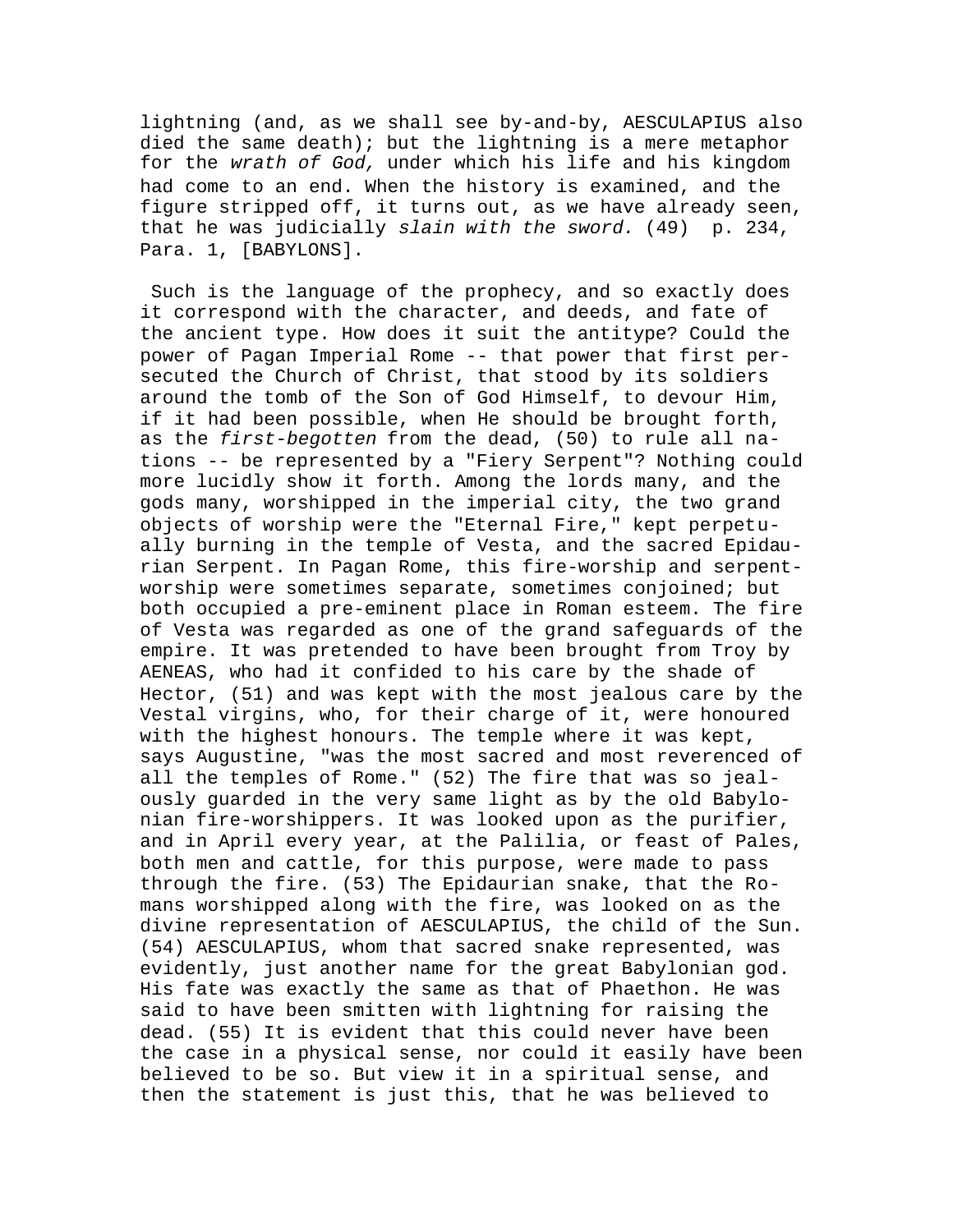lightning (and, as we shall see by-and-by, AESCULAPIUS also died the same death); but the lightning is a mere metaphor for the *wrath of God,* under which his life and his kingdom had come to an end. When the history is examined, and the figure stripped off, it turns out, as we have already seen, that he was judicially *slain with the sword.* (49) p. 234, Para. 1, [BABYLONS].

Such is the language of the prophecy, and so exactly does it correspond with the character, and deeds, and fate of the ancient type. How does it suit the antitype? Could the power of Pagan Imperial Rome -- that power that first persecuted the Church of Christ, that stood by its soldiers around the tomb of the Son of God Himself, to devour Him, if it had been possible, when He should be brought forth, as the *first-begotten* from the dead, (50) to rule all nations -- be represented by a "Fiery Serpent"? Nothing could more lucidly show it forth. Among the lords many, and the gods many, worshipped in the imperial city, the two grand objects of worship were the "Eternal Fire," kept perpetually burning in the temple of Vesta, and the sacred Epidaurian Serpent. In Pagan Rome, this fire-worship and serpent-worship were sometimes separate, sometimes conjoined; but both occupied a pre-eminent place in Roman esteem. The fire of Vesta was regarded as one of the grand safeguards of the empire. It was pretended to have been brought from Troy by AENEAS, who had it confided to his care by the shade of Hector, (51) and was kept with the most jealous care by the Vestal virgins, who, for their charge of it, were honoured with the highest honours. The temple where it was kept, says Augustine, "was the most sacred and most reverenced of all the temples of Rome." (52) The fire that was so jealously guarded in the very same light as by the old Babylonian fire-worshippers. It was looked upon as the purifier, and in April every year, at the Palilia, or feast of Pales, both men and cattle, for this purpose, were made to pass through the fire. (53) The Epidaurian snake, that the Romans worshipped along with the fire, was looked on as the divine representation of AESCULAPIUS, the child of the Sun. (54) AESCULAPIUS, whom that sacred snake represented, was evidently, just another name for the great Babylonian god. His fate was exactly the same as that of Phaethon. He was said to have been smitten with lightning for raising the dead. (55) It is evident that this could never have been the case in a physical sense, nor could it easily have been believed to be so. But view it in a spiritual sense, and then the statement is just this, that he was believed to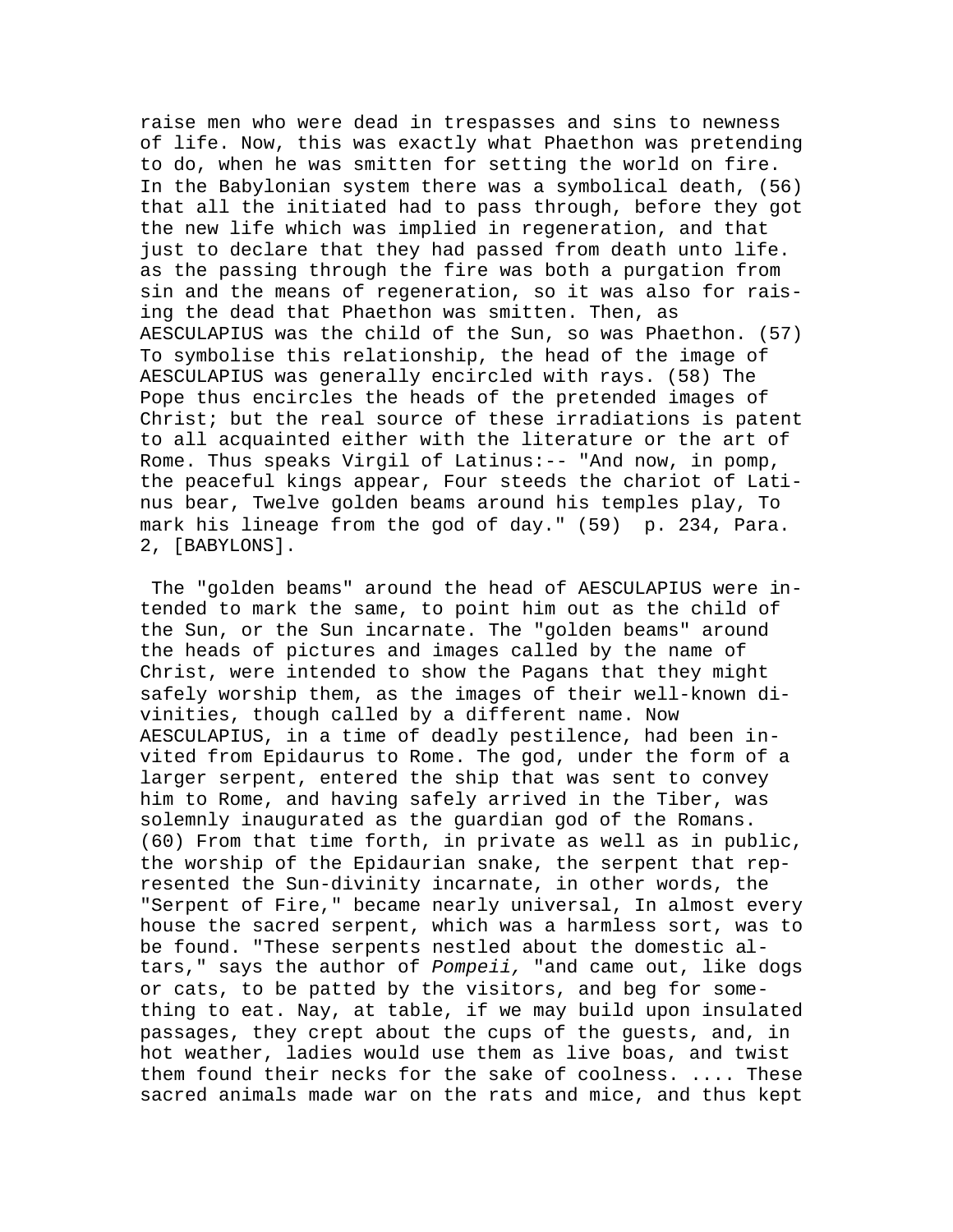raise men who were dead in trespasses and sins to newness of life. Now, this was exactly what Phaethon was pretending to do, when he was smitten for setting the world on fire. In the Babylonian system there was a symbolical death, (56) that all the initiated had to pass through, before they got the new life which was implied in regeneration, and that just to declare that they had passed from death unto life. as the passing through the fire was both a purgation from sin and the means of regeneration, so it was also for raising the dead that Phaethon was smitten. Then, as AESCULAPIUS was the child of the Sun, so was Phaethon. (57) To symbolise this relationship, the head of the image of AESCULAPIUS was generally encircled with rays. (58) The Pope thus encircles the heads of the pretended images of Christ; but the real source of these irradiations is patent to all acquainted either with the literature or the art of Rome. Thus speaks Virgil of Latinus:-- "And now, in pomp, the peaceful kings appear, Four steeds the chariot of Latinus bear, Twelve golden beams around his temples play, To mark his lineage from the god of day." (59) p. 234, Para. 2, [BABYLONS].

The "golden beams" around the head of AESCULAPIUS were intended to mark the same, to point him out as the child of the Sun, or the Sun incarnate. The "golden beams" around the heads of pictures and images called by the name of Christ, were intended to show the Pagans that they might safely worship them, as the images of their well-known divinities, though called by a different name. Now AESCULAPIUS, in a time of deadly pestilence, had been invited from Epidaurus to Rome. The god, under the form of a larger serpent, entered the ship that was sent to convey him to Rome, and having safely arrived in the Tiber, was solemnly inaugurated as the guardian god of the Romans. (60) From that time forth, in private as well as in public, the worship of the Epidaurian snake, the serpent that represented the Sun-divinity incarnate, in other words, the "Serpent of Fire," became nearly universal, In almost every house the sacred serpent, which was a harmless sort, was to be found. "These serpents nestled about the domestic altars," says the author of *Pompeii,* "and came out, like dogs or cats, to be patted by the visitors, and beg for something to eat. Nay, at table, if we may build upon insulated passages, they crept about the cups of the guests, and, in hot weather, ladies would use them as live boas, and twist them found their necks for the sake of coolness. .... These sacred animals made war on the rats and mice, and thus kept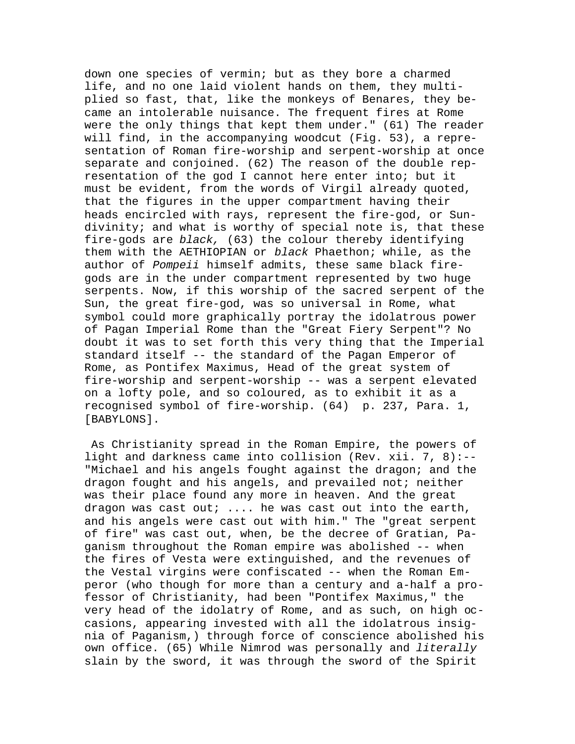down one species of vermin; but as they bore a charmed life, and no one laid violent hands on them, they multiplied so fast, that, like the monkeys of Benares, they became an intolerable nuisance. The frequent fires at Rome were the only things that kept them under." (61) The reader will find, in the accompanying woodcut (Fig. 53), a representation of Roman fire-worship and serpent-worship at once separate and conjoined. (62) The reason of the double representation of the god I cannot here enter into; but it must be evident, from the words of Virgil already quoted, that the figures in the upper compartment having their heads encircled with rays, represent the fire-god, or Sun-divinity; and what is worthy of special note is, that these fire-gods are *black,* (63) the colour thereby identifying them with the AETHIOPIAN or *black* Phaethon; while, as the author of *Pompeii* himself admits, these same black fire-gods are in the under compartment represented by two huge serpents. Now, if this worship of the sacred serpent of the Sun, the great fire-god, was so universal in Rome, what symbol could more graphically portray the idolatrous power of Pagan Imperial Rome than the "Great Fiery Serpent"? No doubt it was to set forth this very thing that the Imperial standard itself -- the standard of the Pagan Emperor of Rome, as Pontifex Maximus, Head of the great system of fire-worship and serpent-worship -- was a serpent elevated on a lofty pole, and so coloured, as to exhibit it as a recognised symbol of fire-worship. (64) p. 237, Para. 1, [BABYLONS].

As Christianity spread in the Roman Empire, the powers of light and darkness came into collision (Rev. xii. 7, 8):-- "Michael and his angels fought against the dragon; and the dragon fought and his angels, and prevailed not; neither was their place found any more in heaven. And the great dragon was cast out; .... he was cast out into the earth, and his angels were cast out with him." The "great serpent of fire" was cast out, when, be the decree of Gratian, Paganism throughout the Roman empire was abolished -- when the fires of Vesta were extinguished, and the revenues of the Vestal virgins were confiscated -- when the Roman Emperor (who though for more than a century and a-half a professor of Christianity, had been "Pontifex Maximus," the very head of the idolatry of Rome, and as such, on high occasions, appearing invested with all the idolatrous insignia of Paganism,) through force of conscience abolished his own office. (65) While Nimrod was personally and *literally* slain by the sword, it was through the sword of the Spirit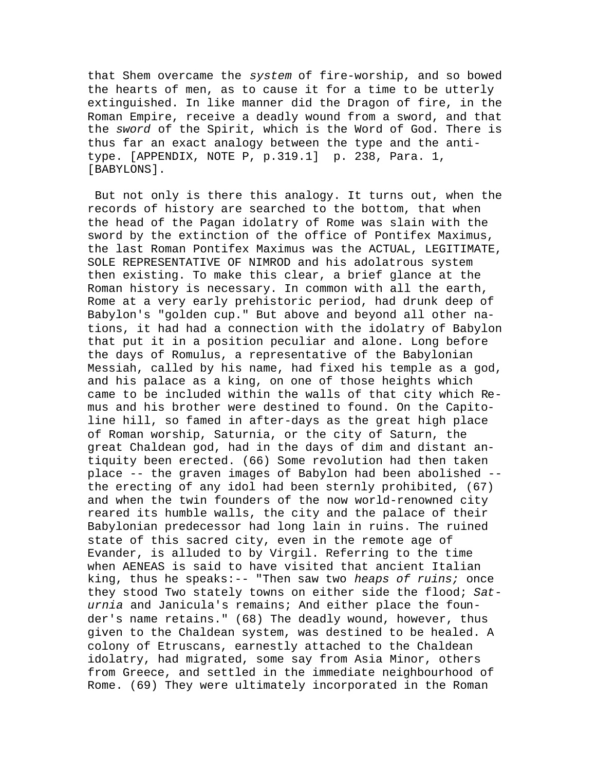that Shem overcame the *system* of fire-worship, and so bowed the hearts of men, as to cause it for a time to be utterly extinguished. In like manner did the Dragon of fire, in the Roman Empire, receive a deadly wound from a sword, and that the *sword* of the Spirit, which is the Word of God. There is thus far an exact analogy between the type and the antitype. [APPENDIX, NOTE P, p.319.1] p. 238, Para. 1, [BABYLONS].

But not only is there this analogy. It turns out, when the records of history are searched to the bottom, that when the head of the Pagan idolatry of Rome was slain with the sword by the extinction of the office of Pontifex Maximus, the last Roman Pontifex Maximus was the ACTUAL, LEGITIMATE, SOLE REPRESENTATIVE OF NIMROD and his adolatrous system then existing. To make this clear, a brief glance at the Roman history is necessary. In common with all the earth, Rome at a very early prehistoric period, had drunk deep of Babylon's "golden cup." But above and beyond all other nations, it had had a connection with the idolatry of Babylon that put it in a position peculiar and alone. Long before the days of Romulus, a representative of the Babylonian Messiah, called by his name, had fixed his temple as a god, and his palace as a king, on one of those heights which came to be included within the walls of that city which Remus and his brother were destined to found. On the Capitoline hill, so famed in after-days as the great high place of Roman worship, Saturnia, or the city of Saturn, the great Chaldean god, had in the days of dim and distant antiquity been erected. (66) Some revolution had then taken place -- the graven images of Babylon had been abolished -- the erecting of any idol had been sternly prohibited, (67) and when the twin founders of the now world-renowned city reared its humble walls, the city and the palace of their Babylonian predecessor had long lain in ruins. The ruined state of this sacred city, even in the remote age of Evander, is alluded to by Virgil. Referring to the time when AENEAS is said to have visited that ancient Italian king, thus he speaks:-- "Then saw two *heaps of ruins;* once they stood Two stately towns on either side the flood; *Saturnia* and Janicula's remains; And either place the founder's name retains." (68) The deadly wound, however, thus given to the Chaldean system, was destined to be healed. A colony of Etruscans, earnestly attached to the Chaldean idolatry, had migrated, some say from Asia Minor, others from Greece, and settled in the immediate neighbourhood of Rome. (69) They were ultimately incorporated in the Roman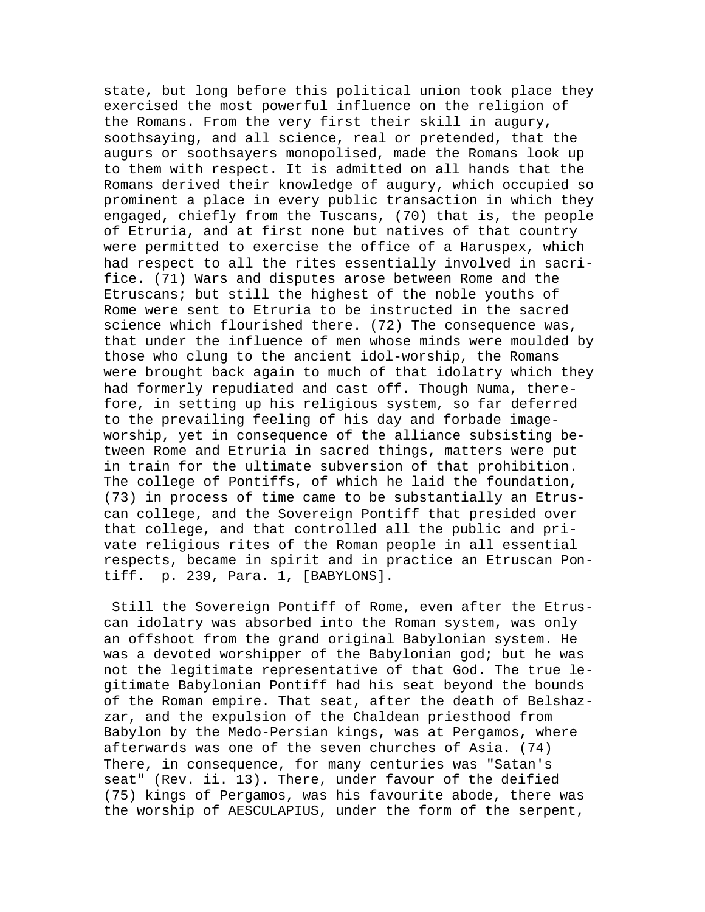state, but long before this political union took place they exercised the most powerful influence on the religion of the Romans. From the very first their skill in augury, soothsaying, and all science, real or pretended, that the augurs or soothsayers monopolised, made the Romans look up to them with respect. It is admitted on all hands that the Romans derived their knowledge of augury, which occupied so prominent a place in every public transaction in which they engaged, chiefly from the Tuscans, (70) that is, the people of Etruria, and at first none but natives of that country were permitted to exercise the office of a Haruspex, which had respect to all the rites essentially involved in sacrifice. (71) Wars and disputes arose between Rome and the Etruscans; but still the highest of the noble youths of Rome were sent to Etruria to be instructed in the sacred science which flourished there. (72) The consequence was, that under the influence of men whose minds were moulded by those who clung to the ancient idol-worship, the Romans were brought back again to much of that idolatry which they had formerly repudiated and cast off. Though Numa, therefore, in setting up his religious system, so far deferred to the prevailing feeling of his day and forbade image-worship, yet in consequence of the alliance subsisting between Rome and Etruria in sacred things, matters were put in train for the ultimate subversion of that prohibition. The college of Pontiffs, of which he laid the foundation, (73) in process of time came to be substantially an Etruscan college, and the Sovereign Pontiff that presided over that college, and that controlled all the public and private religious rites of the Roman people in all essential respects, became in spirit and in practice an Etruscan Pontiff. p. 239, Para. 1, [BABYLONS].

Still the Sovereign Pontiff of Rome, even after the Etruscan idolatry was absorbed into the Roman system, was only an offshoot from the grand original Babylonian system. He was a devoted worshipper of the Babylonian god; but he was not the legitimate representative of that God. The true legitimate Babylonian Pontiff had his seat beyond the bounds of the Roman empire. That seat, after the death of Belshazzar, and the expulsion of the Chaldean priesthood from Babylon by the Medo-Persian kings, was at Pergamos, where afterwards was one of the seven churches of Asia. (74) There, in consequence, for many centuries was "Satan's seat" (Rev. ii. 13). There, under favour of the deified (75) kings of Pergamos, was his favourite abode, there was the worship of AESCULAPIUS, under the form of the serpent,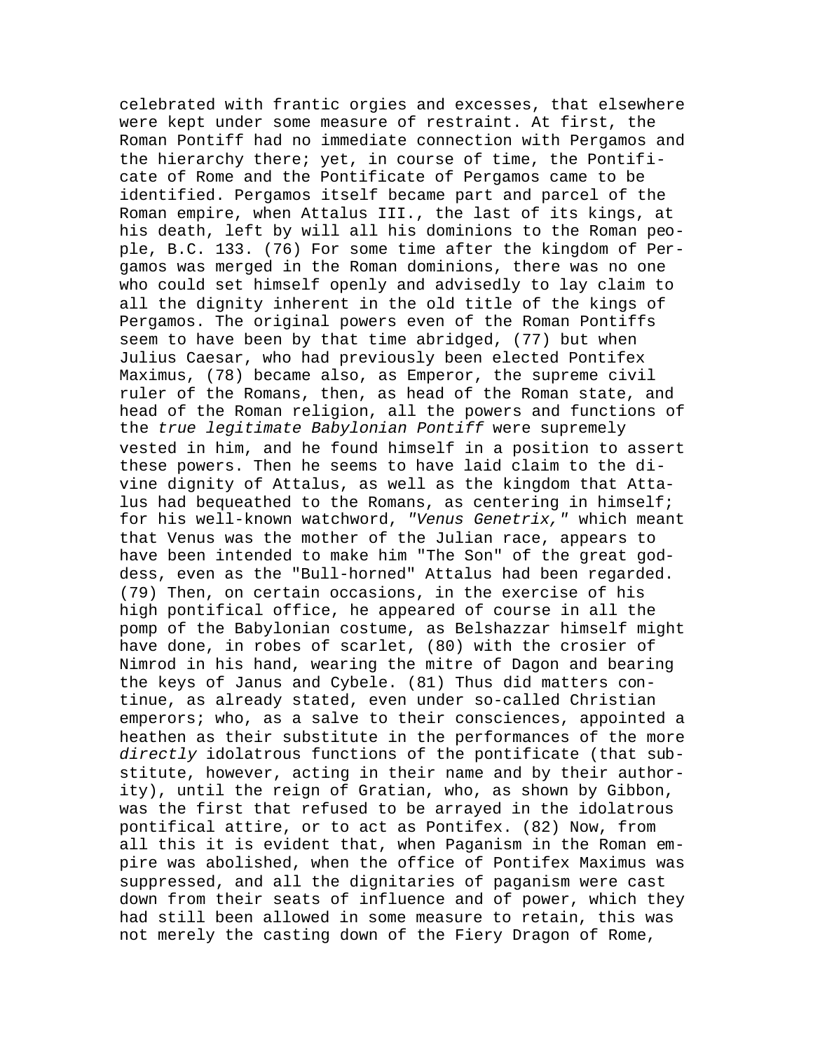celebrated with frantic orgies and excesses, that elsewhere were kept under some measure of restraint. At first, the Roman Pontiff had no immediate connection with Pergamos and the hierarchy there; yet, in course of time, the Pontificate of Rome and the Pontificate of Pergamos came to be identified. Pergamos itself became part and parcel of the Roman empire, when Attalus III., the last of its kings, at his death, left by will all his dominions to the Roman people, B.C. 133. (76) For some time after the kingdom of Pergamos was merged in the Roman dominions, there was no one who could set himself openly and advisedly to lay claim to all the dignity inherent in the old title of the kings of Pergamos. The original powers even of the Roman Pontiffs seem to have been by that time abridged, (77) but when Julius Caesar, who had previously been elected Pontifex Maximus, (78) became also, as Emperor, the supreme civil ruler of the Romans, then, as head of the Roman state, and head of the Roman religion, all the powers and functions of the *true legitimate Babylonian Pontiff* were supremely vested in him, and he found himself in a position to assert these powers. Then he seems to have laid claim to the divine dignity of Attalus, as well as the kingdom that Attalus had bequeathed to the Romans, as centering in himself; for his well-known watchword, *"Venus Genetrix,"* which meant that Venus was the mother of the Julian race, appears to have been intended to make him "The Son" of the great goddess, even as the "Bull-horned" Attalus had been regarded. (79) Then, on certain occasions, in the exercise of his high pontifical office, he appeared of course in all the pomp of the Babylonian costume, as Belshazzar himself might have done, in robes of scarlet, (80) with the crosier of Nimrod in his hand, wearing the mitre of Dagon and bearing the keys of Janus and Cybele. (81) Thus did matters continue, as already stated, even under so-called Christian emperors; who, as a salve to their consciences, appointed a heathen as their substitute in the performances of the more *directly* idolatrous functions of the pontificate (that substitute, however, acting in their name and by their authority), until the reign of Gratian, who, as shown by Gibbon, was the first that refused to be arrayed in the idolatrous pontifical attire, or to act as Pontifex. (82) Now, from all this it is evident that, when Paganism in the Roman empire was abolished, when the office of Pontifex Maximus was suppressed, and all the dignitaries of paganism were cast down from their seats of influence and of power, which they had still been allowed in some measure to retain, this was not merely the casting down of the Fiery Dragon of Rome,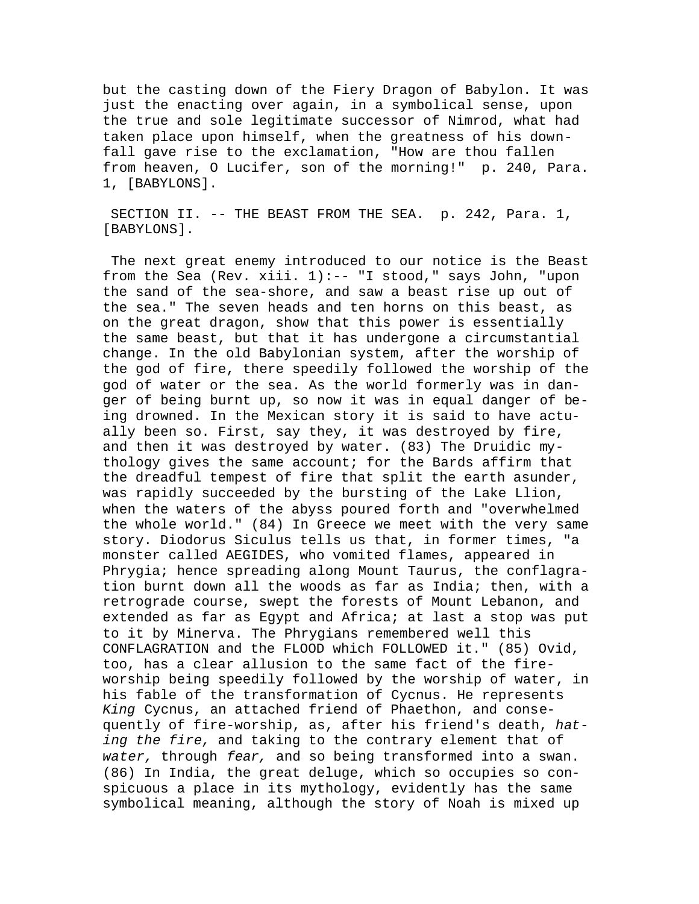but the casting down of the Fiery Dragon of Babylon. It was just the enacting over again, in a symbolical sense, upon the true and sole legitimate successor of Nimrod, what had taken place upon himself, when the greatness of his downfall gave rise to the exclamation, "How are thou fallen from heaven, O Lucifer, son of the morning!" p. 240, Para. 1, [BABYLONS].

SECTION II. -- THE BEAST FROM THE SEA. p. 242, Para. 1, [BABYLONS].

The next great enemy introduced to our notice is the Beast from the Sea (Rev. xiii. 1):-- "I stood," says John, "upon the sand of the sea-shore, and saw a beast rise up out of the sea." The seven heads and ten horns on this beast, as on the great dragon, show that this power is essentially the same beast, but that it has undergone a circumstantial change. In the old Babylonian system, after the worship of the god of fire, there speedily followed the worship of the god of water or the sea. As the world formerly was in danger of being burnt up, so now it was in equal danger of being drowned. In the Mexican story it is said to have actually been so. First, say they, it was destroyed by fire, and then it was destroyed by water. (83) The Druidic mythology gives the same account; for the Bards affirm that the dreadful tempest of fire that split the earth asunder, was rapidly succeeded by the bursting of the Lake Llion, when the waters of the abyss poured forth and "overwhelmed the whole world." (84) In Greece we meet with the very same story. Diodorus Siculus tells us that, in former times, "a monster called AEGIDES, who vomited flames, appeared in Phrygia; hence spreading along Mount Taurus, the conflagration burnt down all the woods as far as India; then, with a retrograde course, swept the forests of Mount Lebanon, and extended as far as Egypt and Africa; at last a stop was put to it by Minerva. The Phrygians remembered well this CONFLAGRATION and the FLOOD which FOLLOWED it." (85) Ovid, too, has a clear allusion to the same fact of the fire-worship being speedily followed by the worship of water, in his fable of the transformation of Cycnus. He represents *King* Cycnus, an attached friend of Phaethon, and consequently of fire-worship, as, after his friend's death, *hating the fire,* and taking to the contrary element that of *water,* through *fear,* and so being transformed into a swan. (86) In India, the great deluge, which so occupies so conspicuous a place in its mythology, evidently has the same symbolical meaning, although the story of Noah is mixed up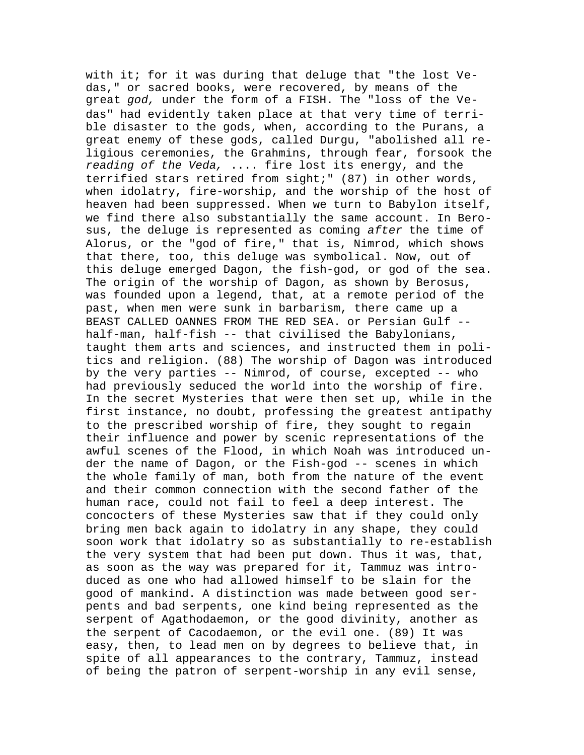with it; for it was during that deluge that "the lost Vedas," or sacred books, were recovered, by means of the great *god,* under the form of a FISH. The "loss of the Vedas" had evidently taken place at that very time of terrible disaster to the gods, when, according to the Purans, a great enemy of these gods, called Durgu, "abolished all religious ceremonies, the Grahmins, through fear, forsook the *reading of the Veda,* .... fire lost its energy, and the terrified stars retired from sight;" (87) in other words, when idolatry, fire-worship, and the worship of the host of heaven had been suppressed. When we turn to Babylon itself, we find there also substantially the same account. In Berosus, the deluge is represented as coming *after* the time of Alorus, or the "god of fire," that is, Nimrod, which shows that there, too, this deluge was symbolical. Now, out of this deluge emerged Dagon, the fish-god, or god of the sea. The origin of the worship of Dagon, as shown by Berosus, was founded upon a legend, that, at a remote period of the past, when men were sunk in barbarism, there came up a BEAST CALLED OANNES FROM THE RED SEA. or Persian Gulf -- half-man, half-fish -- that civilised the Babylonians, taught them arts and sciences, and instructed them in politics and religion. (88) The worship of Dagon was introduced by the very parties -- Nimrod, of course, excepted -- who had previously seduced the world into the worship of fire. In the secret Mysteries that were then set up, while in the first instance, no doubt, professing the greatest antipathy to the prescribed worship of fire, they sought to regain their influence and power by scenic representations of the awful scenes of the Flood, in which Noah was introduced under the name of Dagon, or the Fish-god -- scenes in which the whole family of man, both from the nature of the event and their common connection with the second father of the human race, could not fail to feel a deep interest. The concocters of these Mysteries saw that if they could only bring men back again to idolatry in any shape, they could soon work that idolatry so as substantially to re-establish the very system that had been put down. Thus it was, that, as soon as the way was prepared for it, Tammuz was introduced as one who had allowed himself to be slain for the good of mankind. A distinction was made between good serpents and bad serpents, one kind being represented as the serpent of Agathodaemon, or the good divinity, another as the serpent of Cacodaemon, or the evil one. (89) It was easy, then, to lead men on by degrees to believe that, in spite of all appearances to the contrary, Tammuz, instead of being the patron of serpent-worship in any evil sense,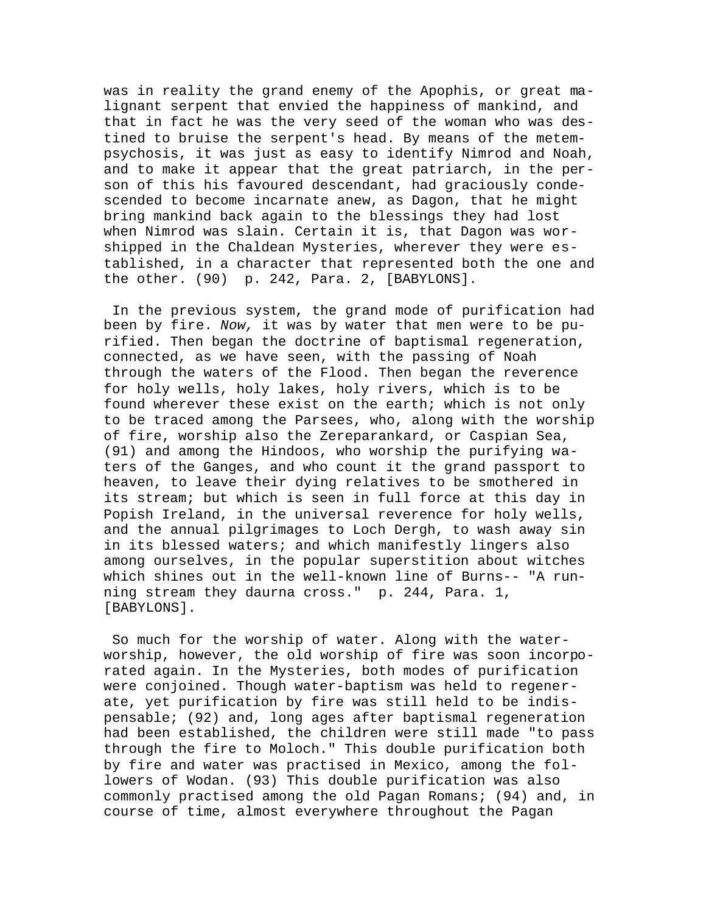was in reality the grand enemy of the Apophis, or great malignant serpent that envied the happiness of mankind, and that in fact he was the very seed of the woman who was destined to bruise the serpent's head. By means of the metempsychosis, it was just as easy to identify Nimrod and Noah, and to make it appear that the great patriarch, in the person of this his favoured descendant, had graciously condescended to become incarnate anew, as Dagon, that he might bring mankind back again to the blessings they had lost when Nimrod was slain. Certain it is, that Dagon was worshipped in the Chaldean Mysteries, wherever they were established, in a character that represented both the one and the other. (90)  p. 242, Para. 2, [BABYLONS].

In the previous system, the grand mode of purification had been by fire. *Now,* it was by water that men were to be purified. Then began the doctrine of baptismal regeneration, connected, as we have seen, with the passing of Noah through the waters of the Flood. Then began the reverence for holy wells, holy lakes, holy rivers, which is to be found wherever these exist on the earth; which is not only to be traced among the Parsees, who, along with the worship of fire, worship also the Zereparankard, or Caspian Sea, (91) and among the Hindoos, who worship the purifying waters of the Ganges, and who count it the grand passport to heaven, to leave their dying relatives to be smothered in its stream; but which is seen in full force at this day in Popish Ireland, in the universal reverence for holy wells, and the annual pilgrimages to Loch Dergh, to wash away sin in its blessed waters; and which manifestly lingers also among ourselves, in the popular superstition about witches which shines out in the well-known line of Burns-- "A running stream they daurna cross."  p. 244, Para. 1, [BABYLONS].

So much for the worship of water. Along with the water-worship, however, the old worship of fire was soon incorporated again. In the Mysteries, both modes of purification were conjoined. Though water-baptism was held to regenerate, yet purification by fire was still held to be indispensable; (92) and, long ages after baptismal regeneration had been established, the children were still made "to pass through the fire to Moloch." This double purification both by fire and water was practised in Mexico, among the followers of Wodan. (93) This double purification was also commonly practised among the old Pagan Romans; (94) and, in course of time, almost everywhere throughout the Pagan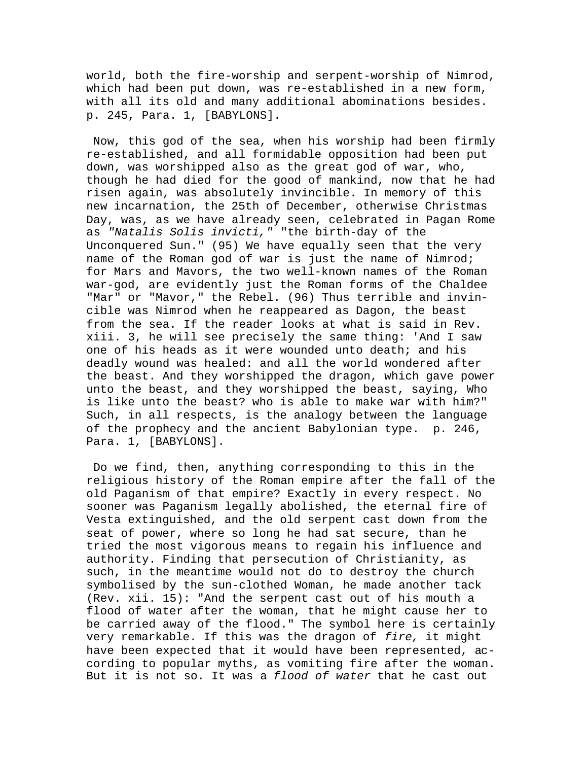world, both the fire-worship and serpent-worship of Nimrod, which had been put down, was re-established in a new form, with all its old and many additional abominations besides. p. 245, Para. 1, [BABYLONS].

Now, this god of the sea, when his worship had been firmly re-established, and all formidable opposition had been put down, was worshipped also as the great god of war, who, though he had died for the good of mankind, now that he had risen again, was absolutely invincible. In memory of this new incarnation, the 25th of December, otherwise Christmas Day, was, as we have already seen, celebrated in Pagan Rome as *"Natalis Solis invicti,"* "the birth-day of the Unconquered Sun." (95) We have equally seen that the very name of the Roman god of war is just the name of Nimrod; for Mars and Mavors, the two well-known names of the Roman war-god, are evidently just the Roman forms of the Chaldee "Mar" or "Mavor," the Rebel. (96) Thus terrible and invincible was Nimrod when he reappeared as Dagon, the beast from the sea. If the reader looks at what is said in Rev. xiii. 3, he will see precisely the same thing: 'And I saw one of his heads as it were wounded unto death; and his deadly wound was healed: and all the world wondered after the beast. And they worshipped the dragon, which gave power unto the beast, and they worshipped the beast, saying, Who is like unto the beast? who is able to make war with him?" Such, in all respects, is the analogy between the language of the prophecy and the ancient Babylonian type. p. 246, Para. 1, [BABYLONS].

Do we find, then, anything corresponding to this in the religious history of the Roman empire after the fall of the old Paganism of that empire? Exactly in every respect. No sooner was Paganism legally abolished, the eternal fire of Vesta extinguished, and the old serpent cast down from the seat of power, where so long he had sat secure, than he tried the most vigorous means to regain his influence and authority. Finding that persecution of Christianity, as such, in the meantime would not do to destroy the church symbolised by the sun-clothed Woman, he made another tack (Rev. xii. 15): "And the serpent cast out of his mouth a flood of water after the woman, that he might cause her to be carried away of the flood." The symbol here is certainly very remarkable. If this was the dragon of *fire,* it might have been expected that it would have been represented, according to popular myths, as vomiting fire after the woman. But it is not so. It was a *flood of water* that he cast out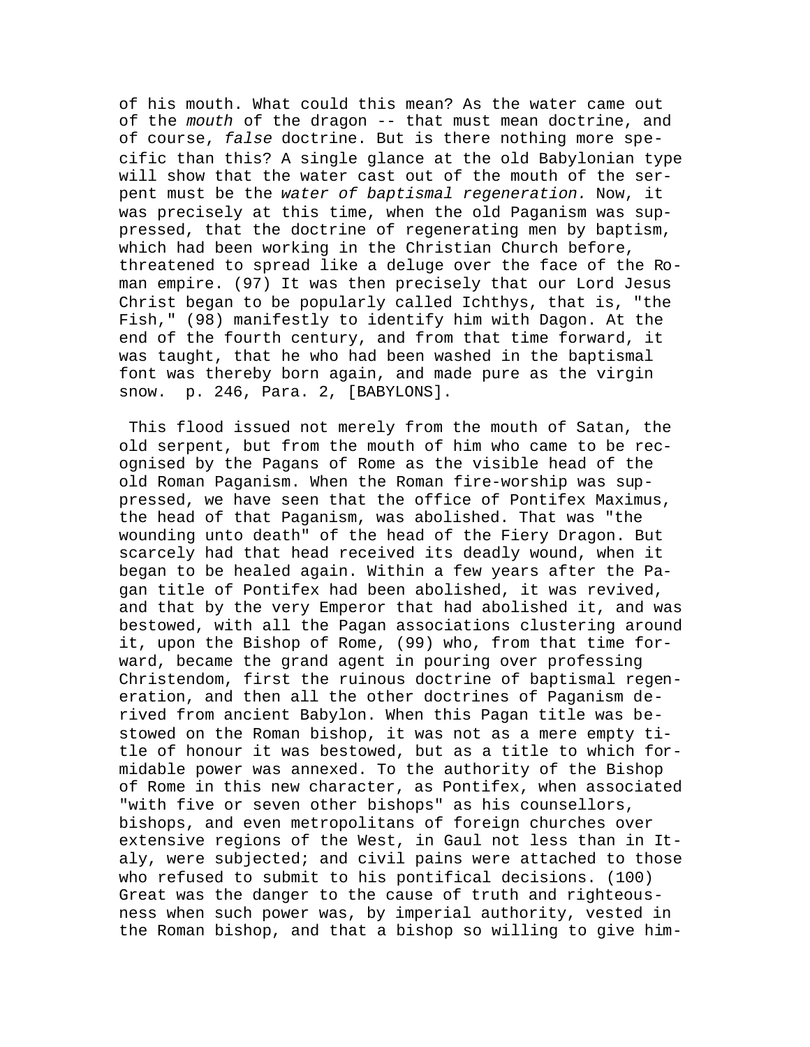of his mouth. What could this mean? As the water came out of the *mouth* of the dragon -- that must mean doctrine, and of course, *false* doctrine. But is there nothing more specific than this? A single glance at the old Babylonian type will show that the water cast out of the mouth of the serpent must be the *water of baptismal regeneration.* Now, it was precisely at this time, when the old Paganism was suppressed, that the doctrine of regenerating men by baptism, which had been working in the Christian Church before, threatened to spread like a deluge over the face of the Roman empire. (97) It was then precisely that our Lord Jesus Christ began to be popularly called Ichthys, that is, "the Fish," (98) manifestly to identify him with Dagon. At the end of the fourth century, and from that time forward, it was taught, that he who had been washed in the baptismal font was thereby born again, and made pure as the virgin snow.  p. 246, Para. 2, [BABYLONS].

This flood issued not merely from the mouth of Satan, the old serpent, but from the mouth of him who came to be recognised by the Pagans of Rome as the visible head of the old Roman Paganism. When the Roman fire-worship was suppressed, we have seen that the office of Pontifex Maximus, the head of that Paganism, was abolished. That was "the wounding unto death" of the head of the Fiery Dragon. But scarcely had that head received its deadly wound, when it began to be healed again. Within a few years after the Pagan title of Pontifex had been abolished, it was revived, and that by the very Emperor that had abolished it, and was bestowed, with all the Pagan associations clustering around it, upon the Bishop of Rome, (99) who, from that time forward, became the grand agent in pouring over professing Christendom, first the ruinous doctrine of baptismal regeneration, and then all the other doctrines of Paganism derived from ancient Babylon. When this Pagan title was bestowed on the Roman bishop, it was not as a mere empty title of honour it was bestowed, but as a title to which formidable power was annexed. To the authority of the Bishop of Rome in this new character, as Pontifex, when associated "with five or seven other bishops" as his counsellors, bishops, and even metropolitans of foreign churches over extensive regions of the West, in Gaul not less than in Italy, were subjected; and civil pains were attached to those who refused to submit to his pontifical decisions. (100) Great was the danger to the cause of truth and righteousness when such power was, by imperial authority, vested in the Roman bishop, and that a bishop so willing to give him-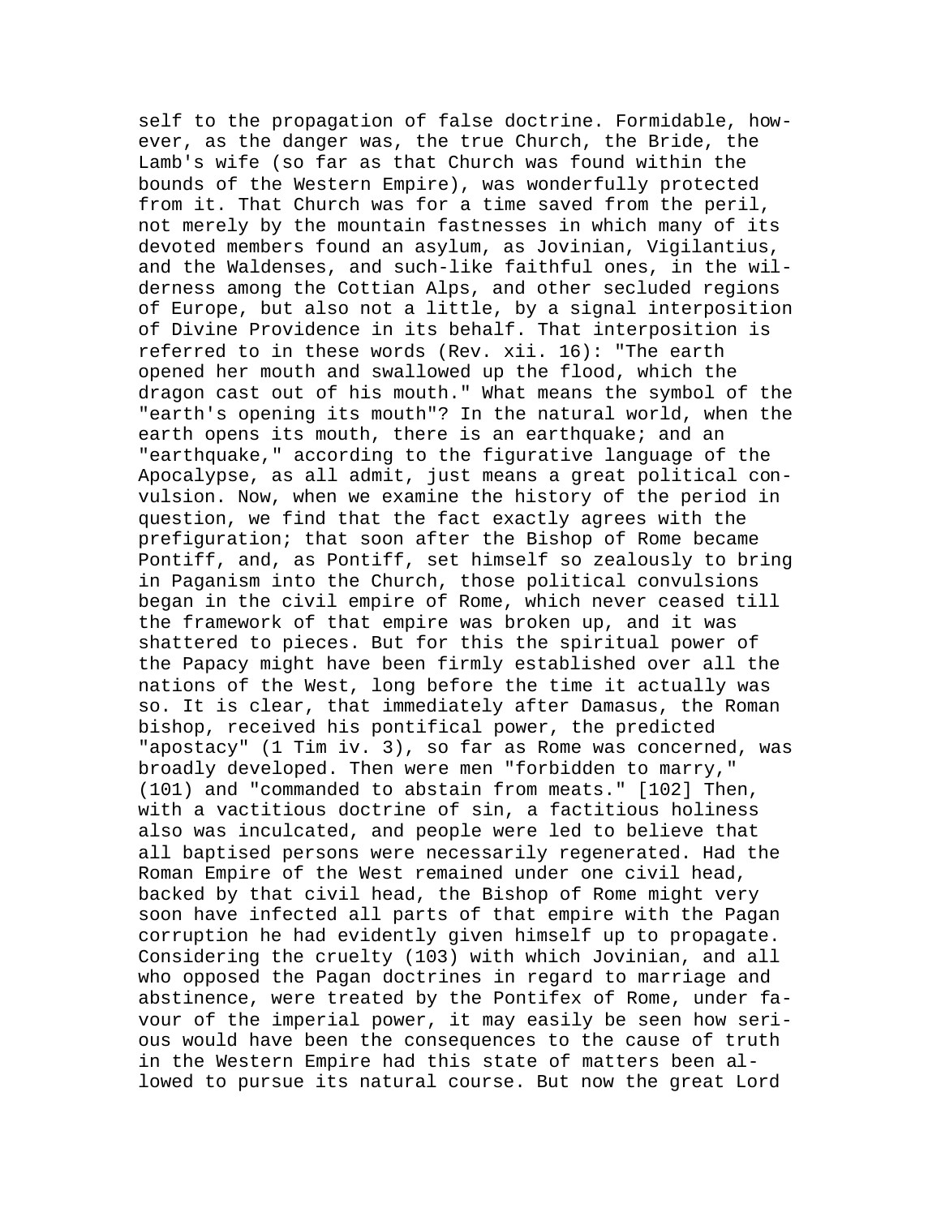self to the propagation of false doctrine. Formidable, however, as the danger was, the true Church, the Bride, the Lamb's wife (so far as that Church was found within the bounds of the Western Empire), was wonderfully protected from it. That Church was for a time saved from the peril, not merely by the mountain fastnesses in which many of its devoted members found an asylum, as Jovinian, Vigilantius, and the Waldenses, and such-like faithful ones, in the wilderness among the Cottian Alps, and other secluded regions of Europe, but also not a little, by a signal interposition of Divine Providence in its behalf. That interposition is referred to in these words (Rev. xii. 16): "The earth opened her mouth and swallowed up the flood, which the dragon cast out of his mouth." What means the symbol of the "earth's opening its mouth"? In the natural world, when the earth opens its mouth, there is an earthquake; and an "earthquake," according to the figurative language of the Apocalypse, as all admit, just means a great political convulsion. Now, when we examine the history of the period in question, we find that the fact exactly agrees with the prefiguration; that soon after the Bishop of Rome became Pontiff, and, as Pontiff, set himself so zealously to bring in Paganism into the Church, those political convulsions began in the civil empire of Rome, which never ceased till the framework of that empire was broken up, and it was shattered to pieces. But for this the spiritual power of the Papacy might have been firmly established over all the nations of the West, long before the time it actually was so. It is clear, that immediately after Damasus, the Roman bishop, received his pontifical power, the predicted "apostacy" (1 Tim iv. 3), so far as Rome was concerned, was broadly developed. Then were men "forbidden to marry," (101) and "commanded to abstain from meats." [102] Then, with a vactitious doctrine of sin, a factitious holiness also was inculcated, and people were led to believe that all baptised persons were necessarily regenerated. Had the Roman Empire of the West remained under one civil head, backed by that civil head, the Bishop of Rome might very soon have infected all parts of that empire with the Pagan corruption he had evidently given himself up to propagate. Considering the cruelty (103) with which Jovinian, and all who opposed the Pagan doctrines in regard to marriage and abstinence, were treated by the Pontifex of Rome, under favour of the imperial power, it may easily be seen how serious would have been the consequences to the cause of truth in the Western Empire had this state of matters been allowed to pursue its natural course. But now the great Lord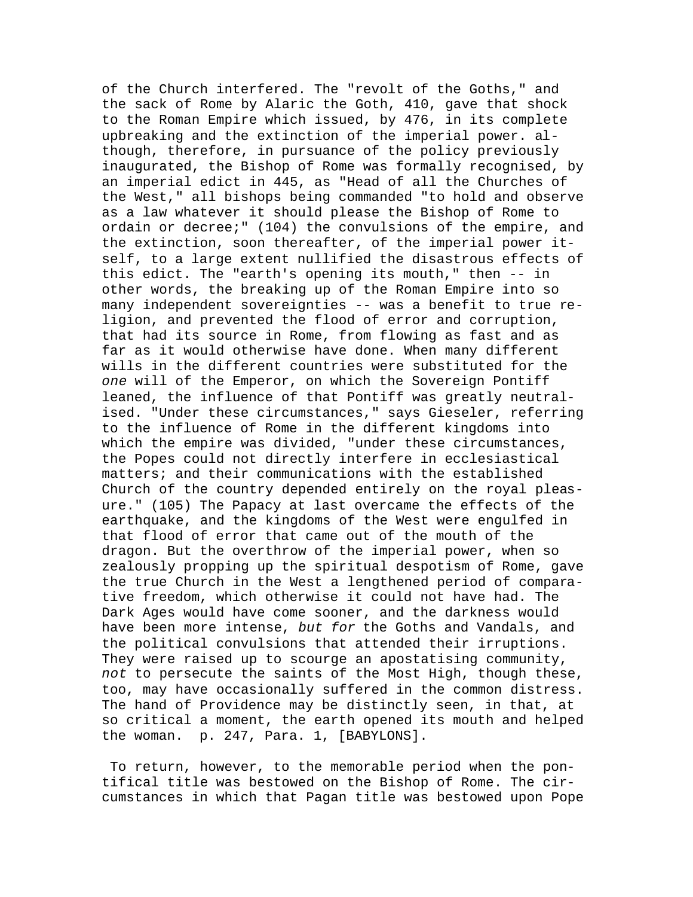of the Church interfered. The "revolt of the Goths," and the sack of Rome by Alaric the Goth, 410, gave that shock to the Roman Empire which issued, by 476, in its complete upbreaking and the extinction of the imperial power. although, therefore, in pursuance of the policy previously inaugurated, the Bishop of Rome was formally recognised, by an imperial edict in 445, as "Head of all the Churches of the West," all bishops being commanded "to hold and observe as a law whatever it should please the Bishop of Rome to ordain or decree;" (104) the convulsions of the empire, and the extinction, soon thereafter, of the imperial power itself, to a large extent nullified the disastrous effects of this edict. The "earth's opening its mouth," then -- in other words, the breaking up of the Roman Empire into so many independent sovereignties -- was a benefit to true religion, and prevented the flood of error and corruption, that had its source in Rome, from flowing as fast and as far as it would otherwise have done. When many different wills in the different countries were substituted for the *one* will of the Emperor, on which the Sovereign Pontiff leaned, the influence of that Pontiff was greatly neutralised. "Under these circumstances," says Gieseler, referring to the influence of Rome in the different kingdoms into which the empire was divided, "under these circumstances, the Popes could not directly interfere in ecclesiastical matters; and their communications with the established Church of the country depended entirely on the royal pleasure." (105) The Papacy at last overcame the effects of the earthquake, and the kingdoms of the West were engulfed in that flood of error that came out of the mouth of the dragon. But the overthrow of the imperial power, when so zealously propping up the spiritual despotism of Rome, gave the true Church in the West a lengthened period of comparative freedom, which otherwise it could not have had. The Dark Ages would have come sooner, and the darkness would have been more intense, *but for* the Goths and Vandals, and the political convulsions that attended their irruptions. They were raised up to scourge an apostatising community, *not* to persecute the saints of the Most High, though these, too, may have occasionally suffered in the common distress. The hand of Providence may be distinctly seen, in that, at so critical a moment, the earth opened its mouth and helped the woman. p. 247, Para. 1, [BABYLONS].

To return, however, to the memorable period when the pontifical title was bestowed on the Bishop of Rome. The circumstances in which that Pagan title was bestowed upon Pope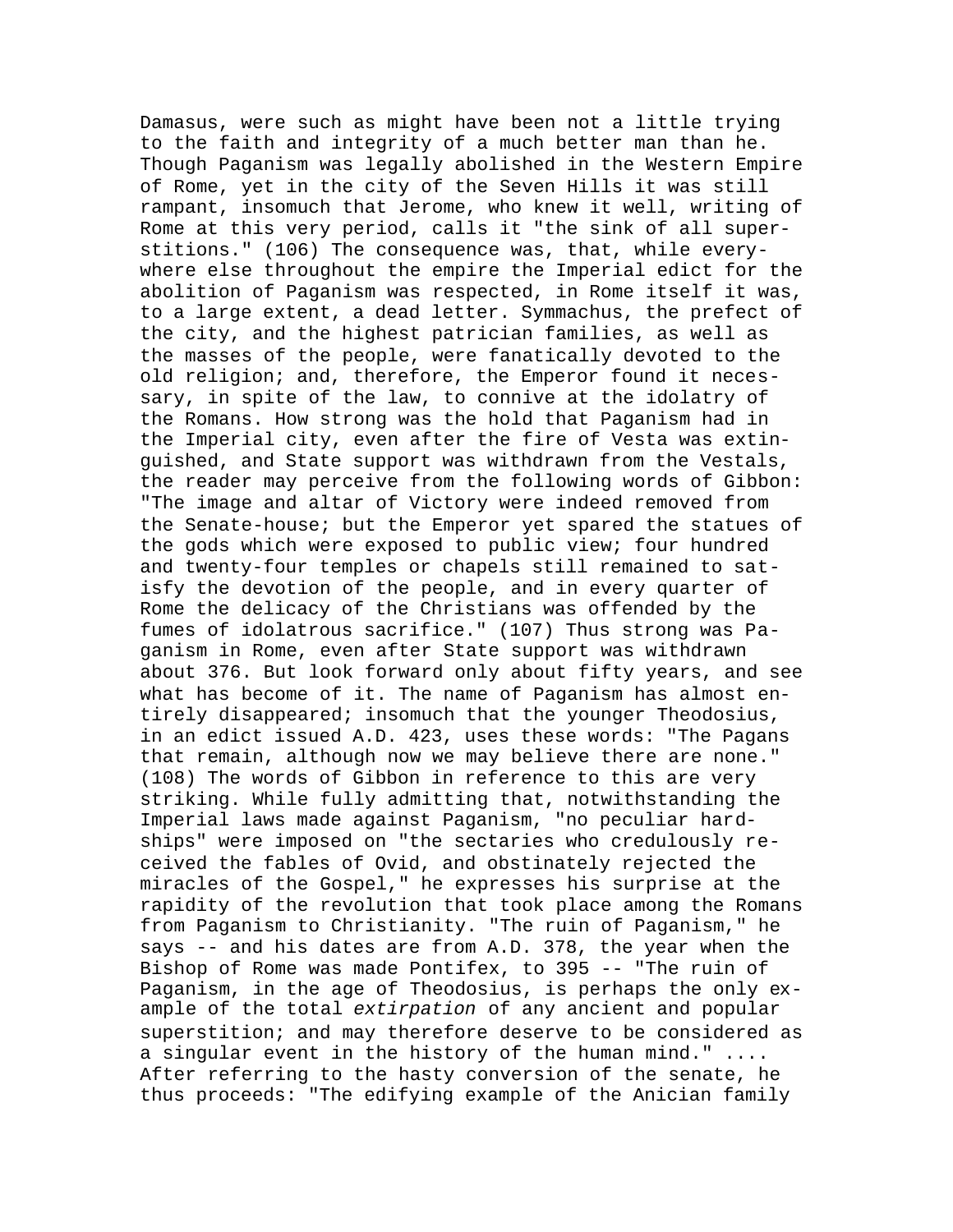Damasus, were such as might have been not a little trying to the faith and integrity of a much better man than he. Though Paganism was legally abolished in the Western Empire of Rome, yet in the city of the Seven Hills it was still rampant, insomuch that Jerome, who knew it well, writing of Rome at this very period, calls it "the sink of all superstitions." (106) The consequence was, that, while everywhere else throughout the empire the Imperial edict for the abolition of Paganism was respected, in Rome itself it was, to a large extent, a dead letter. Symmachus, the prefect of the city, and the highest patrician families, as well as the masses of the people, were fanatically devoted to the old religion; and, therefore, the Emperor found it necessary, in spite of the law, to connive at the idolatry of the Romans. How strong was the hold that Paganism had in the Imperial city, even after the fire of Vesta was extinguished, and State support was withdrawn from the Vestals, the reader may perceive from the following words of Gibbon: "The image and altar of Victory were indeed removed from the Senate-house; but the Emperor yet spared the statues of the gods which were exposed to public view; four hundred and twenty-four temples or chapels still remained to satisfy the devotion of the people, and in every quarter of Rome the delicacy of the Christians was offended by the fumes of idolatrous sacrifice." (107) Thus strong was Paganism in Rome, even after State support was withdrawn about 376. But look forward only about fifty years, and see what has become of it. The name of Paganism has almost entirely disappeared; insomuch that the younger Theodosius, in an edict issued A.D. 423, uses these words: "The Pagans that remain, although now we may believe there are none." (108) The words of Gibbon in reference to this are very striking. While fully admitting that, notwithstanding the Imperial laws made against Paganism, "no peculiar hardships" were imposed on "the sectaries who credulously received the fables of Ovid, and obstinately rejected the miracles of the Gospel," he expresses his surprise at the rapidity of the revolution that took place among the Romans from Paganism to Christianity. "The ruin of Paganism," he says -- and his dates are from A.D. 378, the year when the Bishop of Rome was made Pontifex, to 395 -- "The ruin of Paganism, in the age of Theodosius, is perhaps the only example of the total *extirpation* of any ancient and popular superstition; and may therefore deserve to be considered as a singular event in the history of the human mind." .... After referring to the hasty conversion of the senate, he thus proceeds: "The edifying example of the Anician family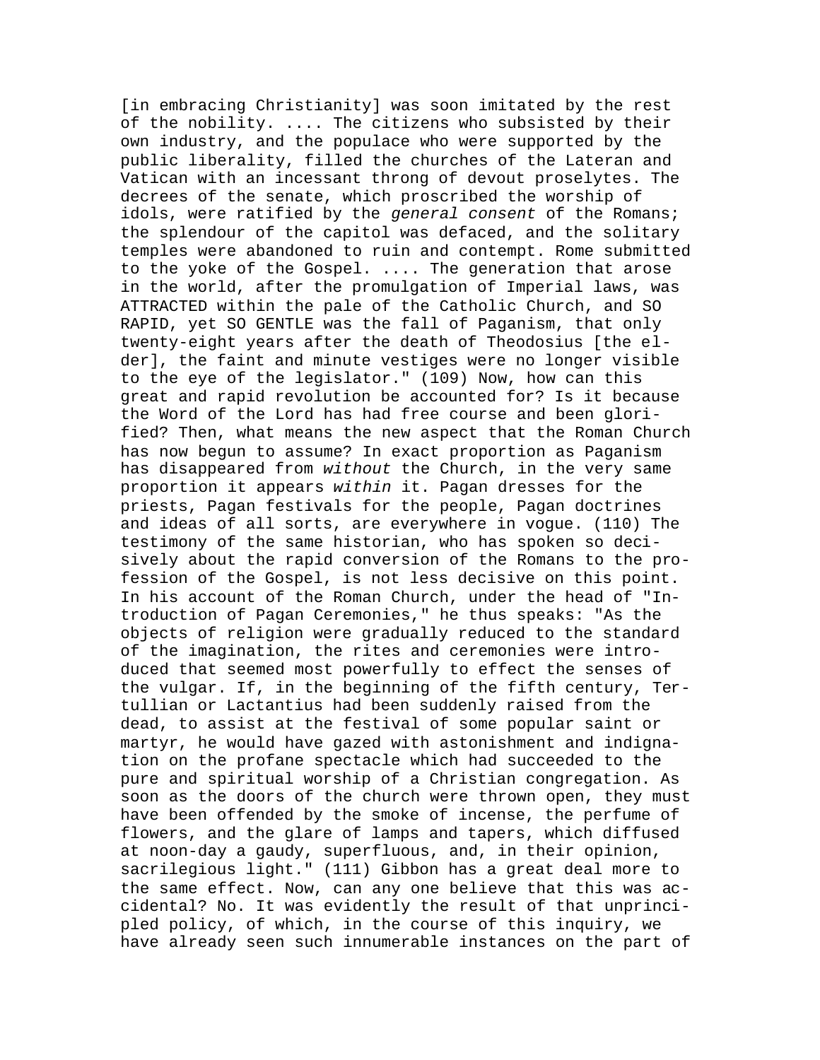[in embracing Christianity] was soon imitated by the rest of the nobility. .... The citizens who subsisted by their own industry, and the populace who were supported by the public liberality, filled the churches of the Lateran and Vatican with an incessant throng of devout proselytes. The decrees of the senate, which proscribed the worship of idols, were ratified by the *general consent* of the Romans; the splendour of the capitol was defaced, and the solitary temples were abandoned to ruin and contempt. Rome submitted to the yoke of the Gospel. .... The generation that arose in the world, after the promulgation of Imperial laws, was ATTRACTED within the pale of the Catholic Church, and SO RAPID, yet SO GENTLE was the fall of Paganism, that only twenty-eight years after the death of Theodosius [the elder], the faint and minute vestiges were no longer visible to the eye of the legislator." (109) Now, how can this great and rapid revolution be accounted for? Is it because the Word of the Lord has had free course and been glorified? Then, what means the new aspect that the Roman Church has now begun to assume? In exact proportion as Paganism has disappeared from *without* the Church, in the very same proportion it appears *within* it. Pagan dresses for the priests, Pagan festivals for the people, Pagan doctrines and ideas of all sorts, are everywhere in vogue. (110) The testimony of the same historian, who has spoken so decisively about the rapid conversion of the Romans to the profession of the Gospel, is not less decisive on this point. In his account of the Roman Church, under the head of "Introduction of Pagan Ceremonies," he thus speaks: "As the objects of religion were gradually reduced to the standard of the imagination, the rites and ceremonies were introduced that seemed most powerfully to effect the senses of the vulgar. If, in the beginning of the fifth century, Tertullian or Lactantius had been suddenly raised from the dead, to assist at the festival of some popular saint or martyr, he would have gazed with astonishment and indignation on the profane spectacle which had succeeded to the pure and spiritual worship of a Christian congregation. As soon as the doors of the church were thrown open, they must have been offended by the smoke of incense, the perfume of flowers, and the glare of lamps and tapers, which diffused at noon-day a gaudy, superfluous, and, in their opinion, sacrilegious light." (111) Gibbon has a great deal more to the same effect. Now, can any one believe that this was accidental? No. It was evidently the result of that unprincipled policy, of which, in the course of this inquiry, we have already seen such innumerable instances on the part of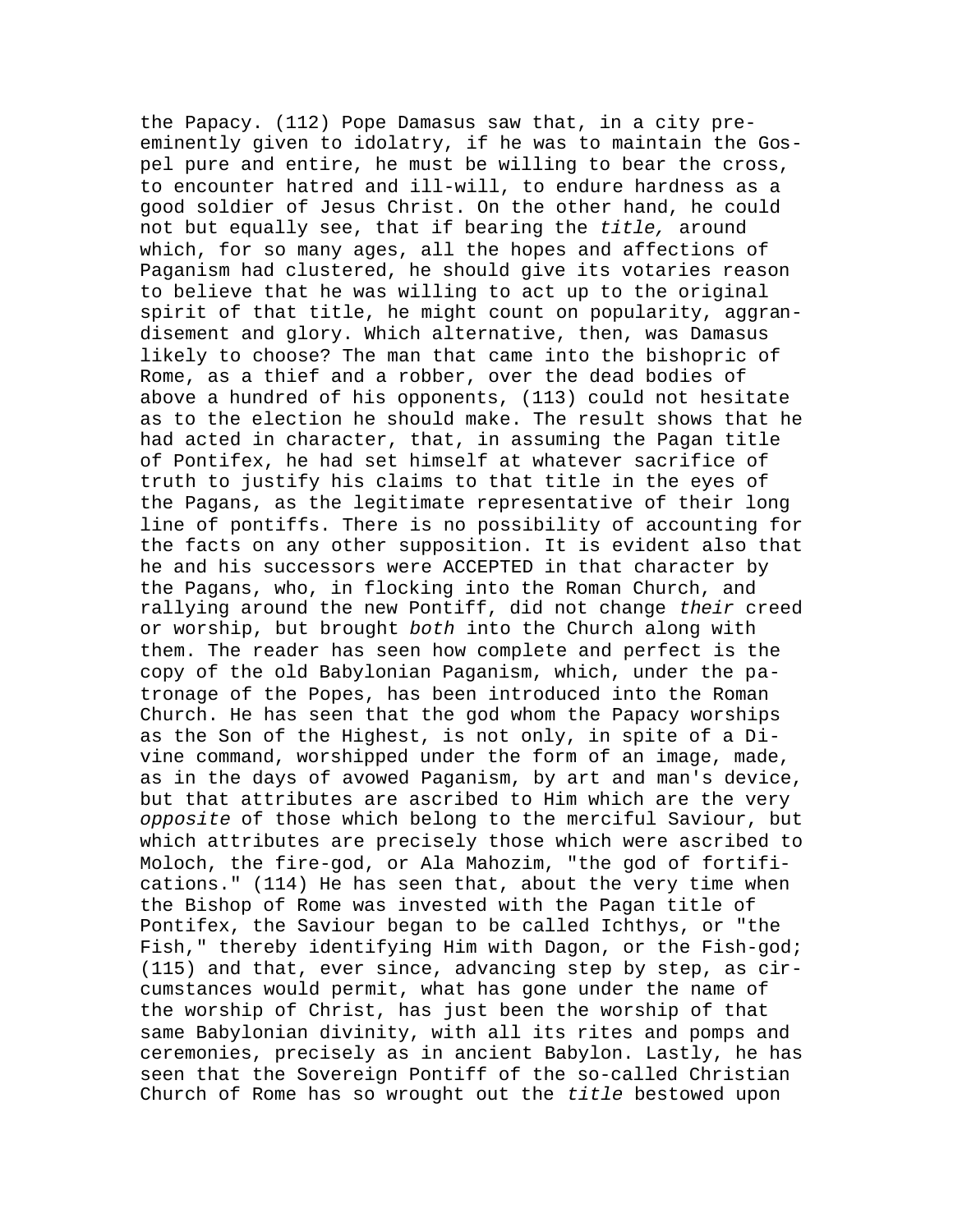the Papacy. (112) Pope Damasus saw that, in a city pre-eminently given to idolatry, if he was to maintain the Gospel pure and entire, he must be willing to bear the cross, to encounter hatred and ill-will, to endure hardness as a good soldier of Jesus Christ. On the other hand, he could not but equally see, that if bearing the *title,* around which, for so many ages, all the hopes and affections of Paganism had clustered, he should give its votaries reason to believe that he was willing to act up to the original spirit of that title, he might count on popularity, aggrandisement and glory. Which alternative, then, was Damasus likely to choose? The man that came into the bishopric of Rome, as a thief and a robber, over the dead bodies of above a hundred of his opponents, (113) could not hesitate as to the election he should make. The result shows that he had acted in character, that, in assuming the Pagan title of Pontifex, he had set himself at whatever sacrifice of truth to justify his claims to that title in the eyes of the Pagans, as the legitimate representative of their long line of pontiffs. There is no possibility of accounting for the facts on any other supposition. It is evident also that he and his successors were ACCEPTED in that character by the Pagans, who, in flocking into the Roman Church, and rallying around the new Pontiff, did not change *their* creed or worship, but brought *both* into the Church along with them. The reader has seen how complete and perfect is the copy of the old Babylonian Paganism, which, under the patronage of the Popes, has been introduced into the Roman Church. He has seen that the god whom the Papacy worships as the Son of the Highest, is not only, in spite of a Divine command, worshipped under the form of an image, made, as in the days of avowed Paganism, by art and man's device, but that attributes are ascribed to Him which are the very *opposite* of those which belong to the merciful Saviour, but which attributes are precisely those which were ascribed to Moloch, the fire-god, or Ala Mahozim, "the god of fortifications." (114) He has seen that, about the very time when the Bishop of Rome was invested with the Pagan title of Pontifex, the Saviour began to be called Ichthys, or "the Fish," thereby identifying Him with Dagon, or the Fish-god; (115) and that, ever since, advancing step by step, as circumstances would permit, what has gone under the name of the worship of Christ, has just been the worship of that same Babylonian divinity, with all its rites and pomps and ceremonies, precisely as in ancient Babylon. Lastly, he has seen that the Sovereign Pontiff of the so-called Christian Church of Rome has so wrought out the *title* bestowed upon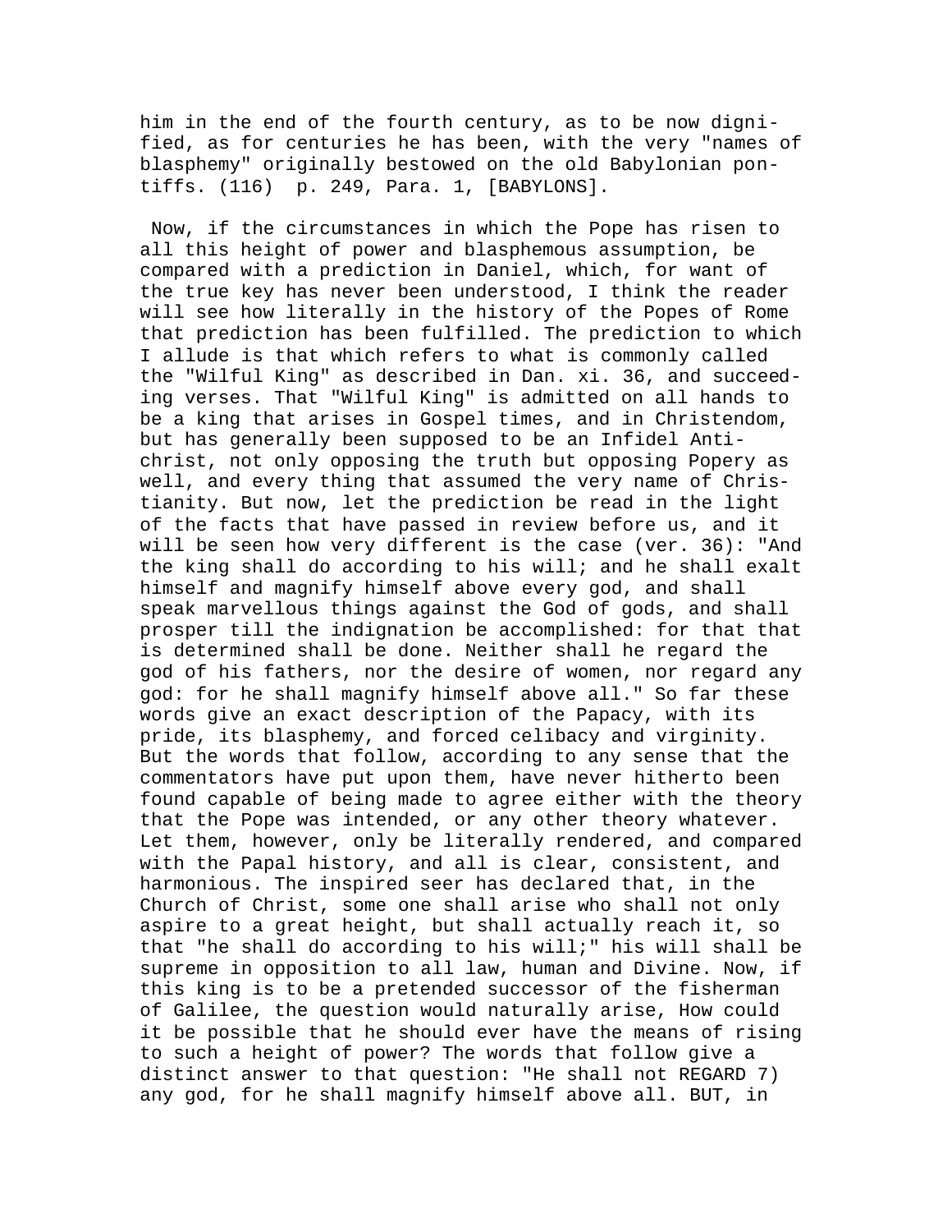him in the end of the fourth century, as to be now dignified, as for centuries he has been, with the very "names of blasphemy" originally bestowed on the old Babylonian pontiffs. (116) p. 249, Para. 1, [BABYLONS].

Now, if the circumstances in which the Pope has risen to all this height of power and blasphemous assumption, be compared with a prediction in Daniel, which, for want of the true key has never been understood, I think the reader will see how literally in the history of the Popes of Rome that prediction has been fulfilled. The prediction to which I allude is that which refers to what is commonly called the "Wilful King" as described in Dan. xi. 36, and succeeding verses. That "Wilful King" is admitted on all hands to be a king that arises in Gospel times, and in Christendom, but has generally been supposed to be an Infidel Antichrist, not only opposing the truth but opposing Popery as well, and every thing that assumed the very name of Christianity. But now, let the prediction be read in the light of the facts that have passed in review before us, and it will be seen how very different is the case (ver. 36): "And the king shall do according to his will; and he shall exalt himself and magnify himself above every god, and shall speak marvellous things against the God of gods, and shall prosper till the indignation be accomplished: for that that is determined shall be done. Neither shall he regard the god of his fathers, nor the desire of women, nor regard any god: for he shall magnify himself above all." So far these words give an exact description of the Papacy, with its pride, its blasphemy, and forced celibacy and virginity. But the words that follow, according to any sense that the commentators have put upon them, have never hitherto been found capable of being made to agree either with the theory that the Pope was intended, or any other theory whatever. Let them, however, only be literally rendered, and compared with the Papal history, and all is clear, consistent, and harmonious. The inspired seer has declared that, in the Church of Christ, some one shall arise who shall not only aspire to a great height, but shall actually reach it, so that "he shall do according to his will;" his will shall be supreme in opposition to all law, human and Divine. Now, if this king is to be a pretended successor of the fisherman of Galilee, the question would naturally arise, How could it be possible that he should ever have the means of rising to such a height of power? The words that follow give a distinct answer to that question: "He shall not REGARD 7) any god, for he shall magnify himself above all. BUT, in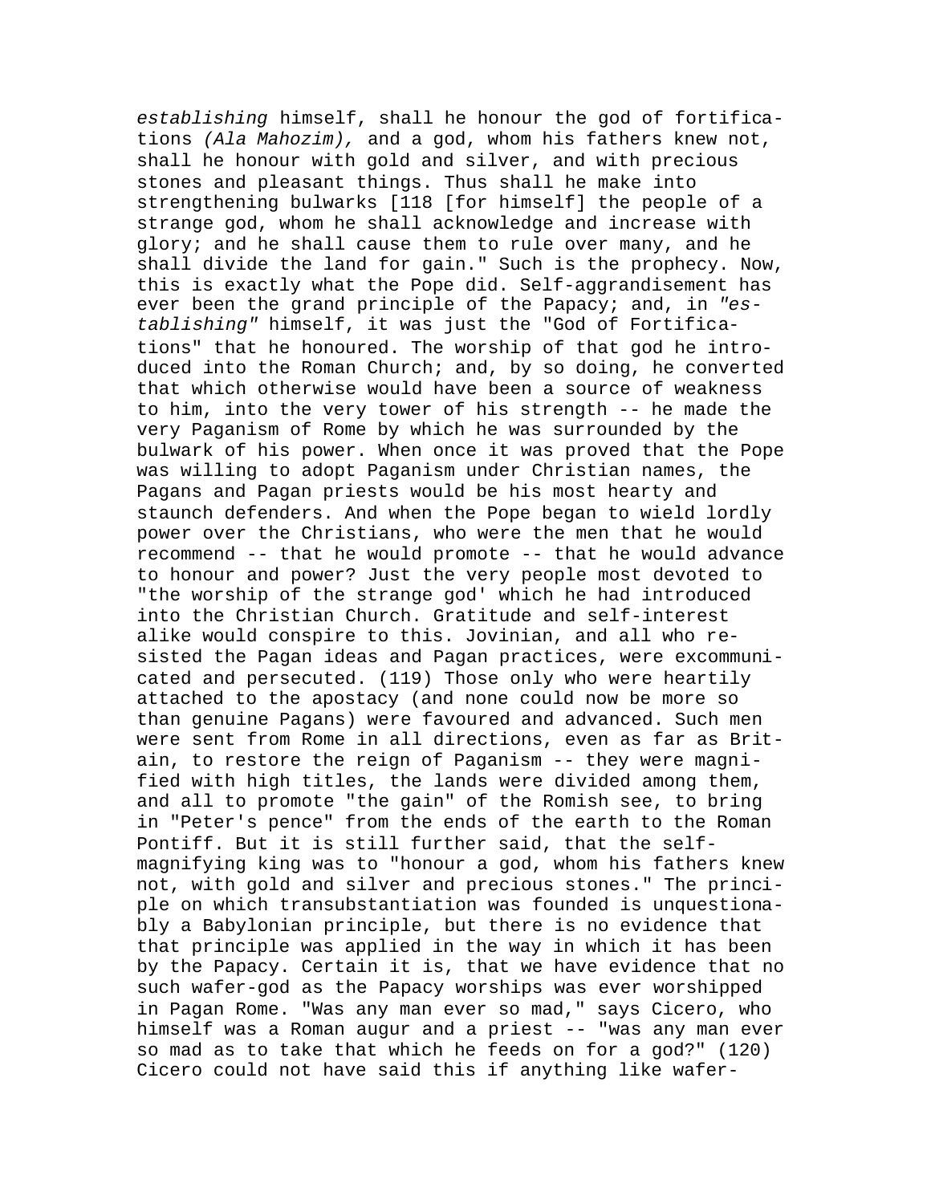*establishing* himself, shall he honour the god of fortifications *(Ala Mahozim),* and a god, whom his fathers knew not, shall he honour with gold and silver, and with precious stones and pleasant things. Thus shall he make into strengthening bulwarks [118 [for himself] the people of a strange god, whom he shall acknowledge and increase with glory; and he shall cause them to rule over many, and he shall divide the land for gain." Such is the prophecy. Now, this is exactly what the Pope did. Self-aggrandisement has ever been the grand principle of the Papacy; and, in *"establishing"* himself, it was just the "God of Fortifications" that he honoured. The worship of that god he introduced into the Roman Church; and, by so doing, he converted that which otherwise would have been a source of weakness to him, into the very tower of his strength -- he made the very Paganism of Rome by which he was surrounded by the bulwark of his power. When once it was proved that the Pope was willing to adopt Paganism under Christian names, the Pagans and Pagan priests would be his most hearty and staunch defenders. And when the Pope began to wield lordly power over the Christians, who were the men that he would recommend -- that he would promote -- that he would advance to honour and power? Just the very people most devoted to "the worship of the strange god' which he had introduced into the Christian Church. Gratitude and self-interest alike would conspire to this. Jovinian, and all who resisted the Pagan ideas and Pagan practices, were excommunicated and persecuted. (119) Those only who were heartily attached to the apostacy (and none could now be more so than genuine Pagans) were favoured and advanced. Such men were sent from Rome in all directions, even as far as Britain, to restore the reign of Paganism -- they were magnified with high titles, the lands were divided among them, and all to promote "the gain" of the Romish see, to bring in "Peter's pence" from the ends of the earth to the Roman Pontiff. But it is still further said, that the self-magnifying king was to "honour a god, whom his fathers knew not, with gold and silver and precious stones." The principle on which transubstantiation was founded is unquestionably a Babylonian principle, but there is no evidence that that principle was applied in the way in which it has been by the Papacy. Certain it is, that we have evidence that no such wafer-god as the Papacy worships was ever worshipped in Pagan Rome. "Was any man ever so mad," says Cicero, who himself was a Roman augur and a priest -- "was any man ever so mad as to take that which he feeds on for a god?" (120) Cicero could not have said this if anything like wafer-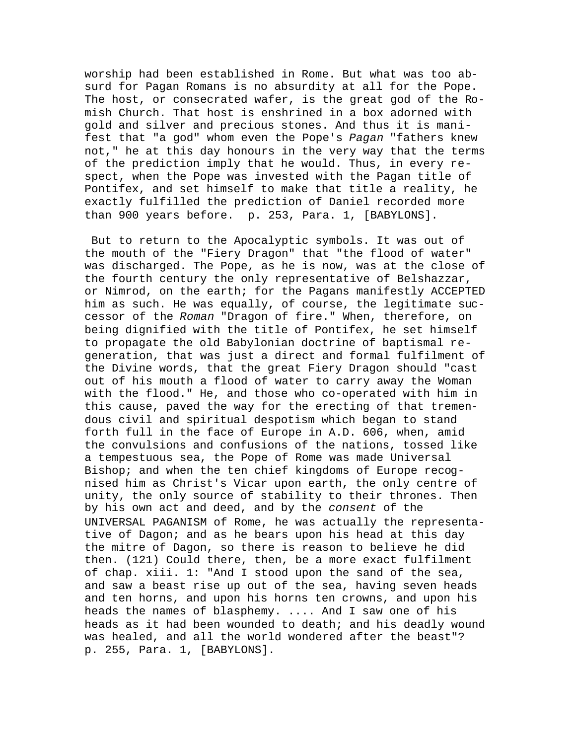worship had been established in Rome. But what was too absurd for Pagan Romans is no absurdity at all for the Pope. The host, or consecrated wafer, is the great god of the Romish Church. That host is enshrined in a box adorned with gold and silver and precious stones. And thus it is manifest that "a god" whom even the Pope's *Pagan* "fathers knew not," he at this day honours in the very way that the terms of the prediction imply that he would. Thus, in every respect, when the Pope was invested with the Pagan title of Pontifex, and set himself to make that title a reality, he exactly fulfilled the prediction of Daniel recorded more than 900 years before. p. 253, Para. 1, [BABYLONS].

But to return to the Apocalyptic symbols. It was out of the mouth of the "Fiery Dragon" that "the flood of water" was discharged. The Pope, as he is now, was at the close of the fourth century the only representative of Belshazzar, or Nimrod, on the earth; for the Pagans manifestly ACCEPTED him as such. He was equally, of course, the legitimate successor of the *Roman* "Dragon of fire." When, therefore, on being dignified with the title of Pontifex, he set himself to propagate the old Babylonian doctrine of baptismal regeneration, that was just a direct and formal fulfilment of the Divine words, that the great Fiery Dragon should "cast out of his mouth a flood of water to carry away the Woman with the flood." He, and those who co-operated with him in this cause, paved the way for the erecting of that tremendous civil and spiritual despotism which began to stand forth full in the face of Europe in A.D. 606, when, amid the convulsions and confusions of the nations, tossed like a tempestuous sea, the Pope of Rome was made Universal Bishop; and when the ten chief kingdoms of Europe recognised him as Christ's Vicar upon earth, the only centre of unity, the only source of stability to their thrones. Then by his own act and deed, and by the *consent* of the UNIVERSAL PAGANISM of Rome, he was actually the representative of Dagon; and as he bears upon his head at this day the mitre of Dagon, so there is reason to believe he did then. (121) Could there, then, be a more exact fulfilment of chap. xiii. 1: "And I stood upon the sand of the sea, and saw a beast rise up out of the sea, having seven heads and ten horns, and upon his horns ten crowns, and upon his heads the names of blasphemy. .... And I saw one of his heads as it had been wounded to death; and his deadly wound was healed, and all the world wondered after the beast"? p. 255, Para. 1, [BABYLONS].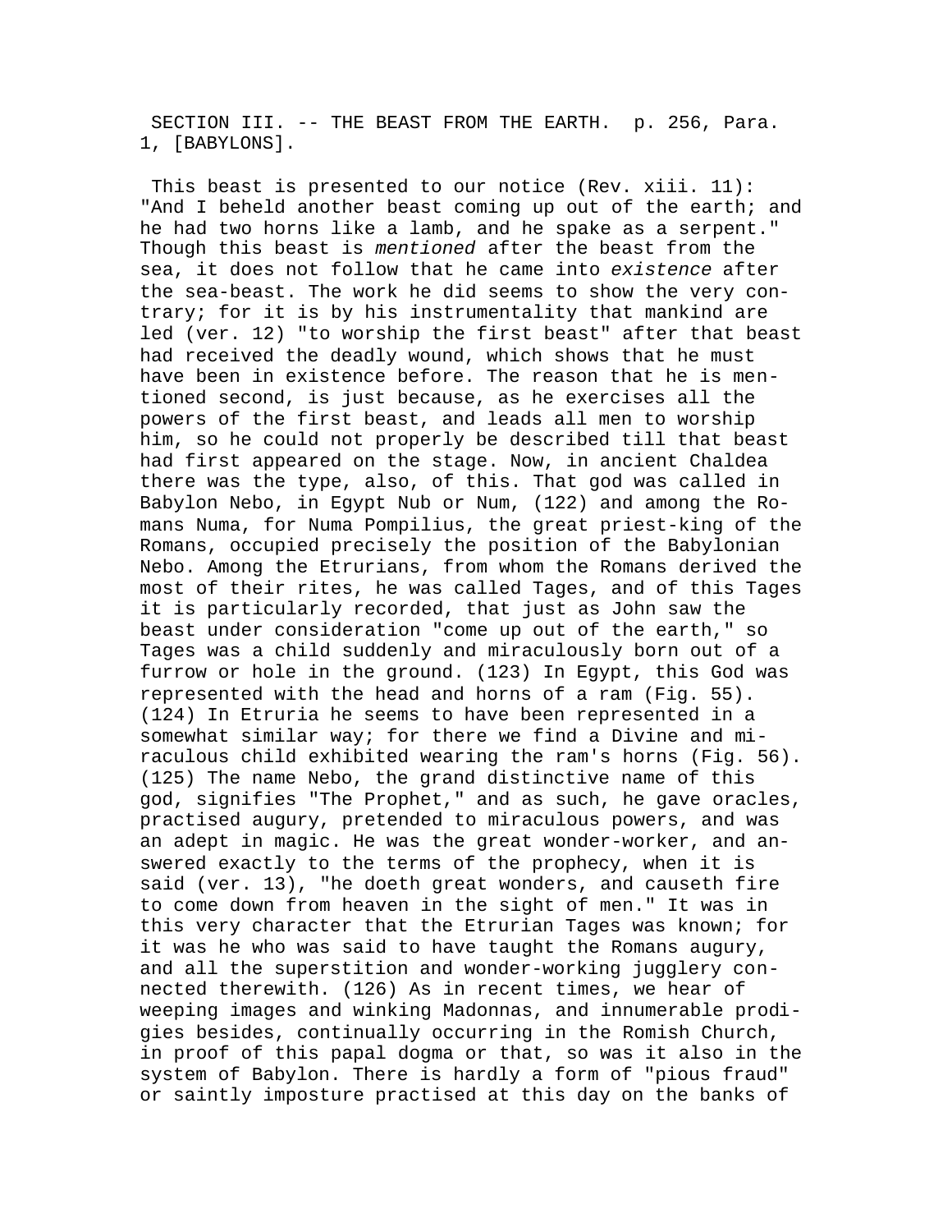SECTION III. -- THE BEAST FROM THE EARTH. p. 256, Para. 1, [BABYLONS].

This beast is presented to our notice (Rev. xiii. 11): "And I beheld another beast coming up out of the earth; and he had two horns like a lamb, and he spake as a serpent." Though this beast is *mentioned* after the beast from the sea, it does not follow that he came into *existence* after the sea-beast. The work he did seems to show the very contrary; for it is by his instrumentality that mankind are led (ver. 12) "to worship the first beast" after that beast had received the deadly wound, which shows that he must have been in existence before. The reason that he is mentioned second, is just because, as he exercises all the powers of the first beast, and leads all men to worship him, so he could not properly be described till that beast had first appeared on the stage. Now, in ancient Chaldea there was the type, also, of this. That god was called in Babylon Nebo, in Egypt Nub or Num, (122) and among the Romans Numa, for Numa Pompilius, the great priest-king of the Romans, occupied precisely the position of the Babylonian Nebo. Among the Etrurians, from whom the Romans derived the most of their rites, he was called Tages, and of this Tages it is particularly recorded, that just as John saw the beast under consideration "come up out of the earth," so Tages was a child suddenly and miraculously born out of a furrow or hole in the ground. (123) In Egypt, this God was represented with the head and horns of a ram (Fig. 55). (124) In Etruria he seems to have been represented in a somewhat similar way; for there we find a Divine and miraculous child exhibited wearing the ram's horns (Fig. 56). (125) The name Nebo, the grand distinctive name of this god, signifies "The Prophet," and as such, he gave oracles, practised augury, pretended to miraculous powers, and was an adept in magic. He was the great wonder-worker, and answered exactly to the terms of the prophecy, when it is said (ver. 13), "he doeth great wonders, and causeth fire to come down from heaven in the sight of men." It was in this very character that the Etrurian Tages was known; for it was he who was said to have taught the Romans augury, and all the superstition and wonder-working jugglery connected therewith. (126) As in recent times, we hear of weeping images and winking Madonnas, and innumerable prodigies besides, continually occurring in the Romish Church, in proof of this papal dogma or that, so was it also in the system of Babylon. There is hardly a form of "pious fraud" or saintly imposture practised at this day on the banks of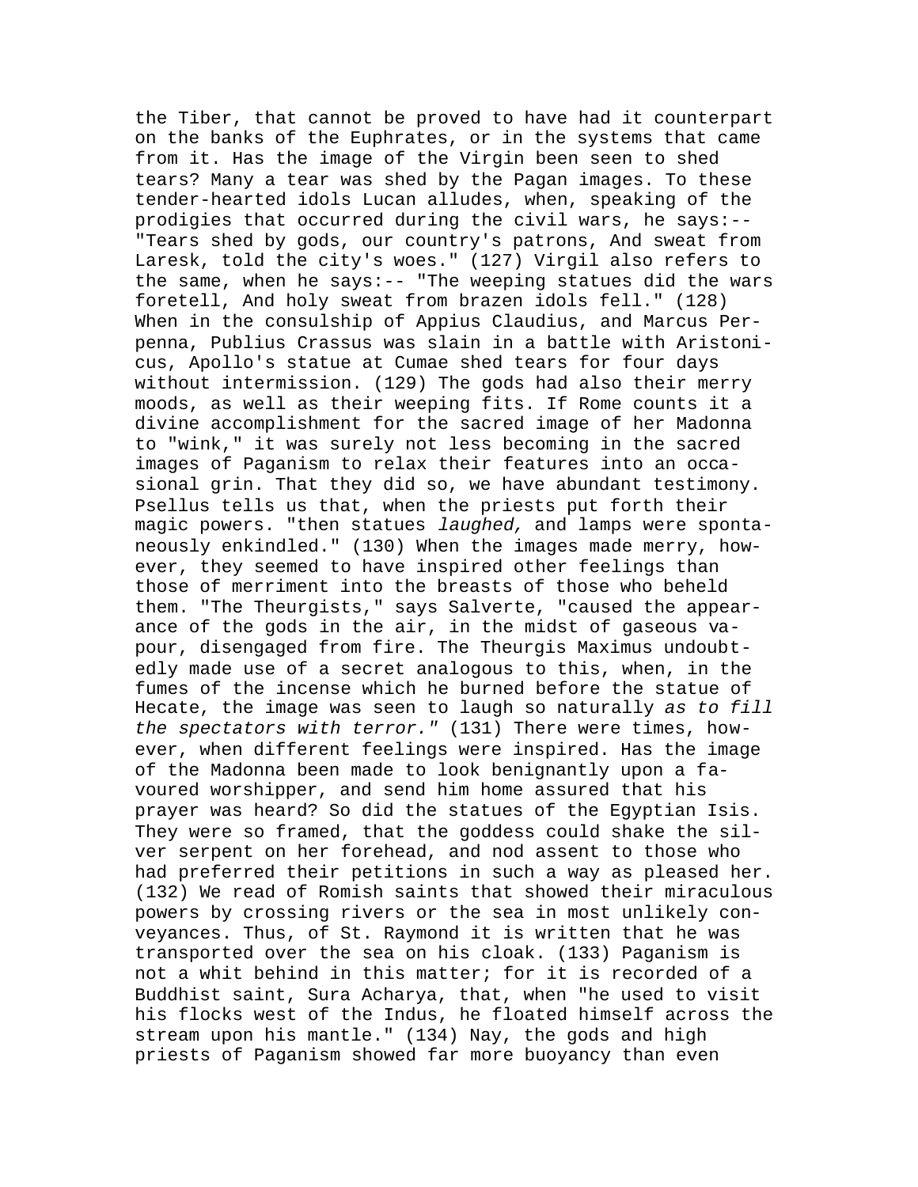the Tiber, that cannot be proved to have had it counterpart on the banks of the Euphrates, or in the systems that came from it. Has the image of the Virgin been seen to shed tears? Many a tear was shed by the Pagan images. To these tender-hearted idols Lucan alludes, when, speaking of the prodigies that occurred during the civil wars, he says:-- "Tears shed by gods, our country's patrons, And sweat from Laresk, told the city's woes." (127) Virgil also refers to the same, when he says:-- "The weeping statues did the wars foretell, And holy sweat from brazen idols fell." (128) When in the consulship of Appius Claudius, and Marcus Perpenna, Publius Crassus was slain in a battle with Aristonicus, Apollo's statue at Cumae shed tears for four days without intermission. (129) The gods had also their merry moods, as well as their weeping fits. If Rome counts it a divine accomplishment for the sacred image of her Madonna to "wink," it was surely not less becoming in the sacred images of Paganism to relax their features into an occasional grin. That they did so, we have abundant testimony. Psellus tells us that, when the priests put forth their magic powers. "then statues *laughed,* and lamps were spontaneously enkindled." (130) When the images made merry, however, they seemed to have inspired other feelings than those of merriment into the breasts of those who beheld them. "The Theurgists," says Salverte, "caused the appearance of the gods in the air, in the midst of gaseous vapour, disengaged from fire. The Theurgis Maximus undoubtedly made use of a secret analogous to this, when, in the fumes of the incense which he burned before the statue of Hecate, the image was seen to laugh so naturally *as to fill the spectators with terror."* (131) There were times, however, when different feelings were inspired. Has the image of the Madonna been made to look benignantly upon a favoured worshipper, and send him home assured that his prayer was heard? So did the statues of the Egyptian Isis. They were so framed, that the goddess could shake the silver serpent on her forehead, and nod assent to those who had preferred their petitions in such a way as pleased her. (132) We read of Romish saints that showed their miraculous powers by crossing rivers or the sea in most unlikely conveyances. Thus, of St. Raymond it is written that he was transported over the sea on his cloak. (133) Paganism is not a whit behind in this matter; for it is recorded of a Buddhist saint, Sura Acharya, that, when "he used to visit his flocks west of the Indus, he floated himself across the stream upon his mantle." (134) Nay, the gods and high priests of Paganism showed far more buoyancy than even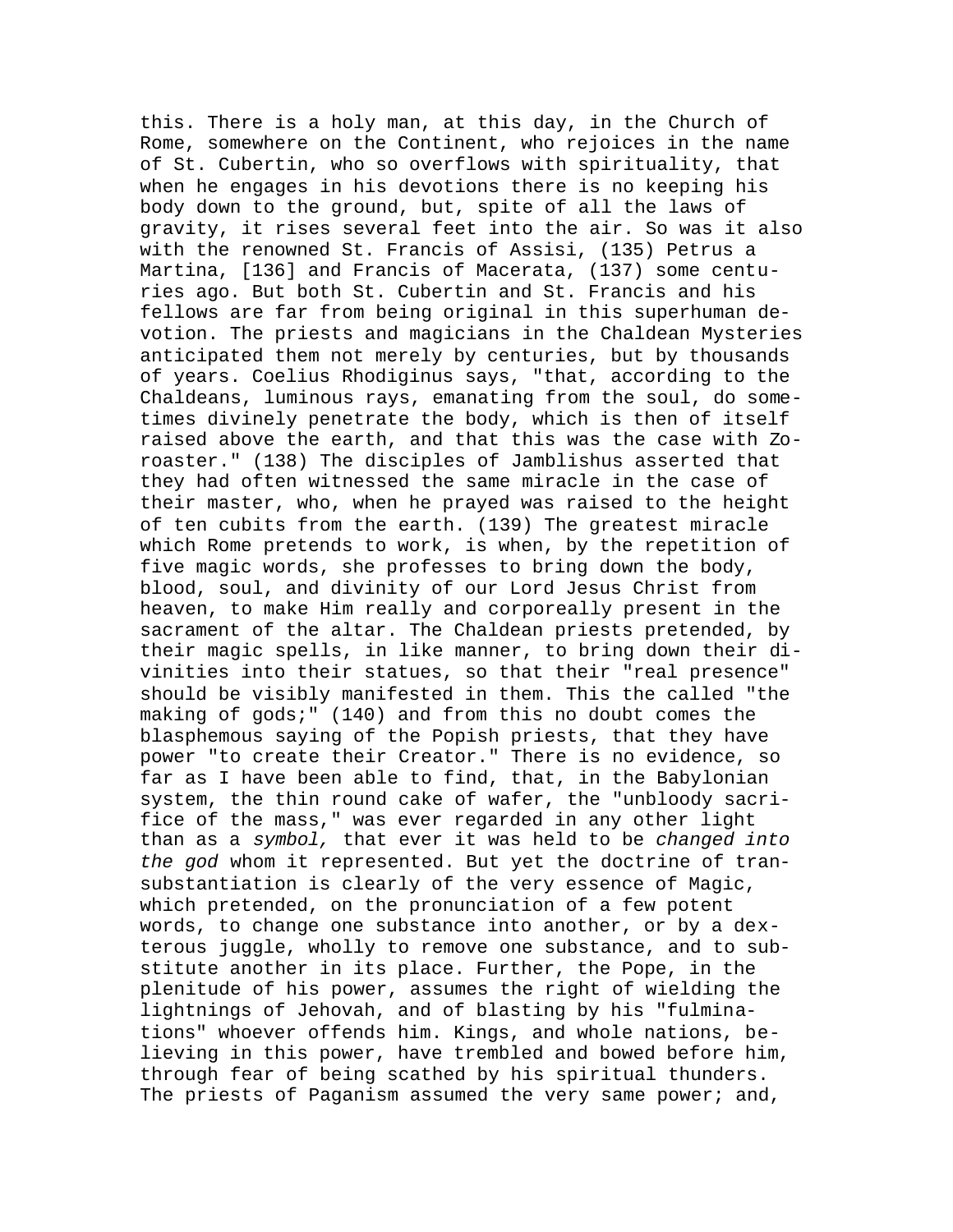this. There is a holy man, at this day, in the Church of Rome, somewhere on the Continent, who rejoices in the name of St. Cubertin, who so overflows with spirituality, that when he engages in his devotions there is no keeping his body down to the ground, but, spite of all the laws of gravity, it rises several feet into the air. So was it also with the renowned St. Francis of Assisi, (135) Petrus a Martina, [136] and Francis of Macerata, (137) some centuries ago. But both St. Cubertin and St. Francis and his fellows are far from being original in this superhuman devotion. The priests and magicians in the Chaldean Mysteries anticipated them not merely by centuries, but by thousands of years. Coelius Rhodiginus says, "that, according to the Chaldeans, luminous rays, emanating from the soul, do sometimes divinely penetrate the body, which is then of itself raised above the earth, and that this was the case with Zoroaster." (138) The disciples of Jamblishus asserted that they had often witnessed the same miracle in the case of their master, who, when he prayed was raised to the height of ten cubits from the earth. (139) The greatest miracle which Rome pretends to work, is when, by the repetition of five magic words, she professes to bring down the body, blood, soul, and divinity of our Lord Jesus Christ from heaven, to make Him really and corporeally present in the sacrament of the altar. The Chaldean priests pretended, by their magic spells, in like manner, to bring down their divinities into their statues, so that their "real presence" should be visibly manifested in them. This the called "the making of gods;" (140) and from this no doubt comes the blasphemous saying of the Popish priests, that they have power "to create their Creator." There is no evidence, so far as I have been able to find, that, in the Babylonian system, the thin round cake of wafer, the "unbloody sacrifice of the mass," was ever regarded in any other light than as a *symbol,* that ever it was held to be *changed into the god* whom it represented. But yet the doctrine of transubstantiation is clearly of the very essence of Magic, which pretended, on the pronunciation of a few potent words, to change one substance into another, or by a dexterous juggle, wholly to remove one substance, and to substitute another in its place. Further, the Pope, in the plenitude of his power, assumes the right of wielding the lightnings of Jehovah, and of blasting by his "fulminations" whoever offends him. Kings, and whole nations, believing in this power, have trembled and bowed before him, through fear of being scathed by his spiritual thunders. The priests of Paganism assumed the very same power; and,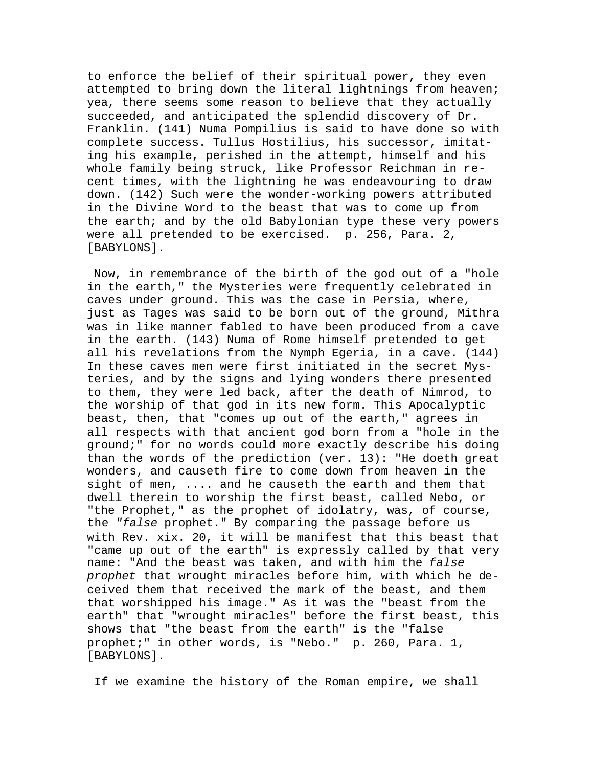to enforce the belief of their spiritual power, they even attempted to bring down the literal lightnings from heaven; yea, there seems some reason to believe that they actually succeeded, and anticipated the splendid discovery of Dr. Franklin. (141) Numa Pompilius is said to have done so with complete success. Tullus Hostilius, his successor, imitating his example, perished in the attempt, himself and his whole family being struck, like Professor Reichman in recent times, with the lightning he was endeavouring to draw down. (142) Such were the wonder-working powers attributed in the Divine Word to the beast that was to come up from the earth; and by the old Babylonian type these very powers were all pretended to be exercised. p. 256, Para. 2, [BABYLONS].

Now, in remembrance of the birth of the god out of a "hole in the earth," the Mysteries were frequently celebrated in caves under ground. This was the case in Persia, where, just as Tages was said to be born out of the ground, Mithra was in like manner fabled to have been produced from a cave in the earth. (143) Numa of Rome himself pretended to get all his revelations from the Nymph Egeria, in a cave. (144) In these caves men were first initiated in the secret Mysteries, and by the signs and lying wonders there presented to them, they were led back, after the death of Nimrod, to the worship of that god in its new form. This Apocalyptic beast, then, that "comes up out of the earth," agrees in all respects with that ancient god born from a "hole in the ground;" for no words could more exactly describe his doing than the words of the prediction (ver. 13): "He doeth great wonders, and causeth fire to come down from heaven in the sight of men, .... and he causeth the earth and them that dwell therein to worship the first beast, called Nebo, or "the Prophet," as the prophet of idolatry, was, of course, the *"false* prophet." By comparing the passage before us with Rev. xix. 20, it will be manifest that this beast that "came up out of the earth" is expressly called by that very name: "And the beast was taken, and with him the *false prophet* that wrought miracles before him, with which he deceived them that received the mark of the beast, and them that worshipped his image." As it was the "beast from the earth" that "wrought miracles" before the first beast, this shows that "the beast from the earth" is the "false prophet;" in other words, is "Nebo." p. 260, Para. 1, [BABYLONS].

If we examine the history of the Roman empire, we shall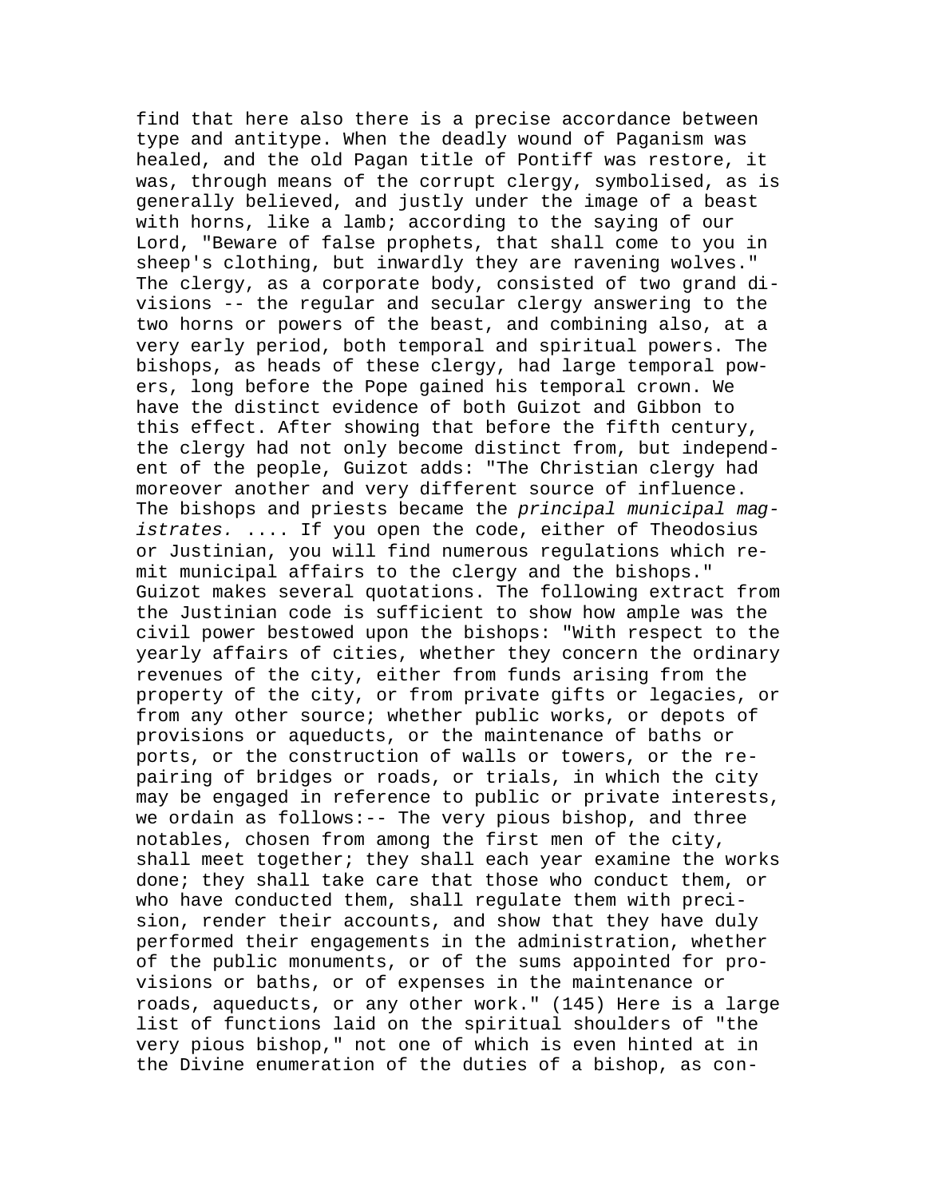find that here also there is a precise accordance between type and antitype. When the deadly wound of Paganism was healed, and the old Pagan title of Pontiff was restore, it was, through means of the corrupt clergy, symbolised, as is generally believed, and justly under the image of a beast with horns, like a lamb; according to the saying of our Lord, "Beware of false prophets, that shall come to you in sheep's clothing, but inwardly they are ravening wolves." The clergy, as a corporate body, consisted of two grand divisions -- the regular and secular clergy answering to the two horns or powers of the beast, and combining also, at a very early period, both temporal and spiritual powers. The bishops, as heads of these clergy, had large temporal powers, long before the Pope gained his temporal crown. We have the distinct evidence of both Guizot and Gibbon to this effect. After showing that before the fifth century, the clergy had not only become distinct from, but independent of the people, Guizot adds: "The Christian clergy had moreover another and very different source of influence. The bishops and priests became the *principal municipal magistrates.* .... If you open the code, either of Theodosius or Justinian, you will find numerous regulations which remit municipal affairs to the clergy and the bishops." Guizot makes several quotations. The following extract from the Justinian code is sufficient to show how ample was the civil power bestowed upon the bishops: "With respect to the yearly affairs of cities, whether they concern the ordinary revenues of the city, either from funds arising from the property of the city, or from private gifts or legacies, or from any other source; whether public works, or depots of provisions or aqueducts, or the maintenance of baths or ports, or the construction of walls or towers, or the repairing of bridges or roads, or trials, in which the city may be engaged in reference to public or private interests, we ordain as follows:-- The very pious bishop, and three notables, chosen from among the first men of the city, shall meet together; they shall each year examine the works done; they shall take care that those who conduct them, or who have conducted them, shall regulate them with precision, render their accounts, and show that they have duly performed their engagements in the administration, whether of the public monuments, or of the sums appointed for provisions or baths, or of expenses in the maintenance or roads, aqueducts, or any other work." (145) Here is a large list of functions laid on the spiritual shoulders of "the very pious bishop," not one of which is even hinted at in the Divine enumeration of the duties of a bishop, as con-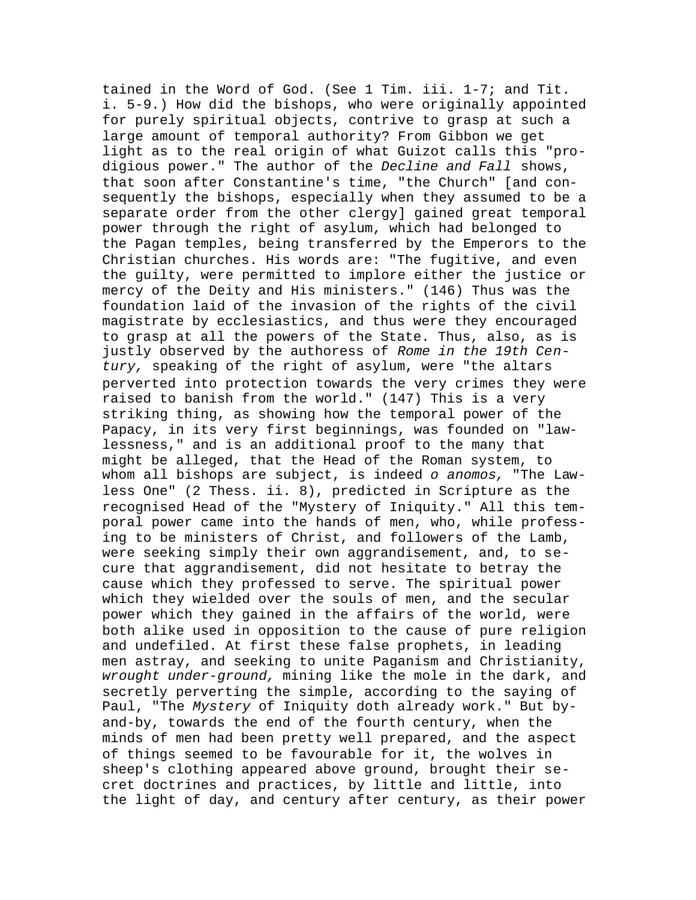tained in the Word of God. (See 1 Tim. iii. 1-7; and Tit. i. 5-9.) How did the bishops, who were originally appointed for purely spiritual objects, contrive to grasp at such a large amount of temporal authority? From Gibbon we get light as to the real origin of what Guizot calls this "prodigious power." The author of the *Decline and Fall* shows, that soon after Constantine's time, "the Church" [and consequently the bishops, especially when they assumed to be a separate order from the other clergy] gained great temporal power through the right of asylum, which had belonged to the Pagan temples, being transferred by the Emperors to the Christian churches. His words are: "The fugitive, and even the guilty, were permitted to implore either the justice or mercy of the Deity and His ministers." (146) Thus was the foundation laid of the invasion of the rights of the civil magistrate by ecclesiastics, and thus were they encouraged to grasp at all the powers of the State. Thus, also, as is justly observed by the authoress of *Rome in the 19th Century,* speaking of the right of asylum, were "the altars perverted into protection towards the very crimes they were raised to banish from the world." (147) This is a very striking thing, as showing how the temporal power of the Papacy, in its very first beginnings, was founded on "lawlessness," and is an additional proof to the many that might be alleged, that the Head of the Roman system, to whom all bishops are subject, is indeed *o anomos,* "The Lawless One" (2 Thess. ii. 8), predicted in Scripture as the recognised Head of the "Mystery of Iniquity." All this temporal power came into the hands of men, who, while professing to be ministers of Christ, and followers of the Lamb, were seeking simply their own aggrandisement, and, to secure that aggrandisement, did not hesitate to betray the cause which they professed to serve. The spiritual power which they wielded over the souls of men, and the secular power which they gained in the affairs of the world, were both alike used in opposition to the cause of pure religion and undefiled. At first these false prophets, in leading men astray, and seeking to unite Paganism and Christianity, *wrought under-ground,* mining like the mole in the dark, and secretly perverting the simple, according to the saying of Paul, "The *Mystery* of Iniquity doth already work." But by-and-by, towards the end of the fourth century, when the minds of men had been pretty well prepared, and the aspect of things seemed to be favourable for it, the wolves in sheep's clothing appeared above ground, brought their secret doctrines and practices, by little and little, into the light of day, and century after century, as their power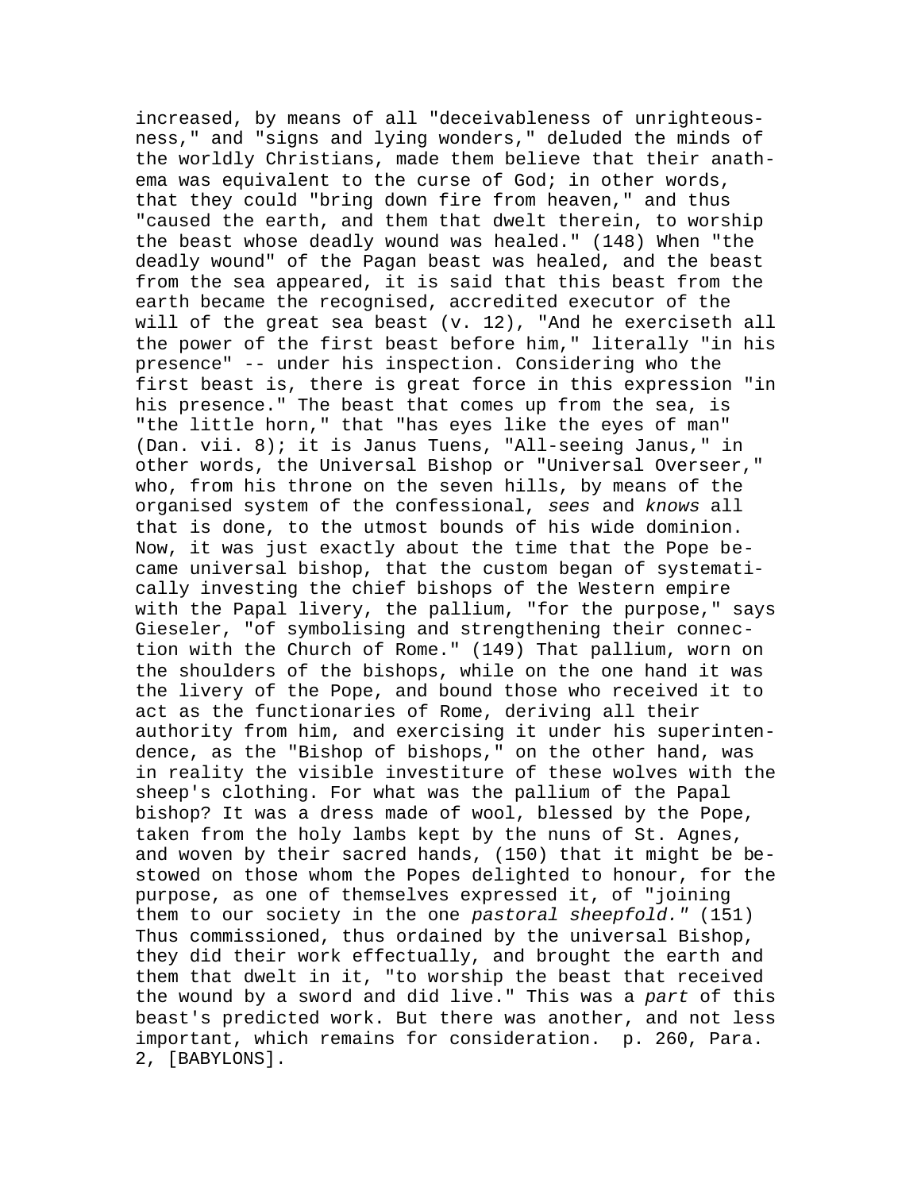increased, by means of all "deceivableness of unrighteousness," and "signs and lying wonders," deluded the minds of the worldly Christians, made them believe that their anathema was equivalent to the curse of God; in other words, that they could "bring down fire from heaven," and thus "caused the earth, and them that dwelt therein, to worship the beast whose deadly wound was healed." (148) When "the deadly wound" of the Pagan beast was healed, and the beast from the sea appeared, it is said that this beast from the earth became the recognised, accredited executor of the will of the great sea beast (v. 12), "And he exerciseth all the power of the first beast before him," literally "in his presence" -- under his inspection. Considering who the first beast is, there is great force in this expression "in his presence." The beast that comes up from the sea, is "the little horn," that "has eyes like the eyes of man" (Dan. vii. 8); it is Janus Tuens, "All-seeing Janus," in other words, the Universal Bishop or "Universal Overseer," who, from his throne on the seven hills, by means of the organised system of the confessional, *sees* and *knows* all that is done, to the utmost bounds of his wide dominion. Now, it was just exactly about the time that the Pope became universal bishop, that the custom began of systematically investing the chief bishops of the Western empire with the Papal livery, the pallium, "for the purpose," says Gieseler, "of symbolising and strengthening their connection with the Church of Rome." (149) That pallium, worn on the shoulders of the bishops, while on the one hand it was the livery of the Pope, and bound those who received it to act as the functionaries of Rome, deriving all their authority from him, and exercising it under his superintendence, as the "Bishop of bishops," on the other hand, was in reality the visible investiture of these wolves with the sheep's clothing. For what was the pallium of the Papal bishop? It was a dress made of wool, blessed by the Pope, taken from the holy lambs kept by the nuns of St. Agnes, and woven by their sacred hands, (150) that it might be bestowed on those whom the Popes delighted to honour, for the purpose, as one of themselves expressed it, of "joining them to our society in the one *pastoral sheepfold."* (151) Thus commissioned, thus ordained by the universal Bishop, they did their work effectually, and brought the earth and them that dwelt in it, "to worship the beast that received the wound by a sword and did live." This was a *part* of this beast's predicted work. But there was another, and not less important, which remains for consideration. p. 260, Para. 2, [BABYLONS].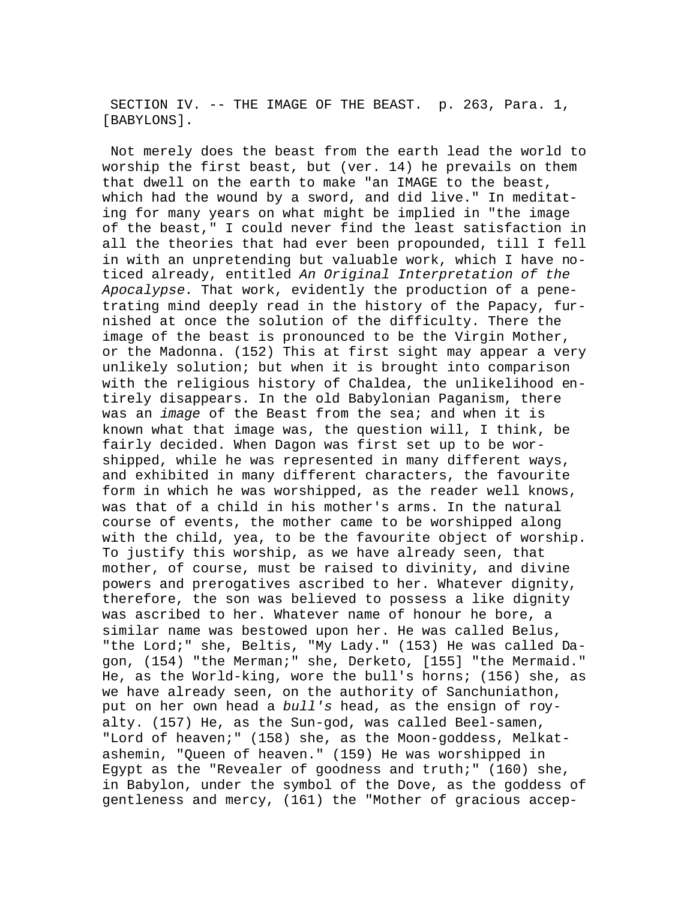SECTION IV. -- THE IMAGE OF THE BEAST. p. 263, Para. 1, [BABYLONS].

Not merely does the beast from the earth lead the world to worship the first beast, but (ver. 14) he prevails on them that dwell on the earth to make "an IMAGE to the beast, which had the wound by a sword, and did live." In meditating for many years on what might be implied in "the image of the beast," I could never find the least satisfaction in all the theories that had ever been propounded, till I fell in with an unpretending but valuable work, which I have noticed already, entitled *An Original Interpretation of the Apocalypse.* That work, evidently the production of a penetrating mind deeply read in the history of the Papacy, furnished at once the solution of the difficulty. There the image of the beast is pronounced to be the Virgin Mother, or the Madonna. (152) This at first sight may appear a very unlikely solution; but when it is brought into comparison with the religious history of Chaldea, the unlikelihood entirely disappears. In the old Babylonian Paganism, there was an *image* of the Beast from the sea; and when it is known what that image was, the question will, I think, be fairly decided. When Dagon was first set up to be worshipped, while he was represented in many different ways, and exhibited in many different characters, the favourite form in which he was worshipped, as the reader well knows, was that of a child in his mother's arms. In the natural course of events, the mother came to be worshipped along with the child, yea, to be the favourite object of worship. To justify this worship, as we have already seen, that mother, of course, must be raised to divinity, and divine powers and prerogatives ascribed to her. Whatever dignity, therefore, the son was believed to possess a like dignity was ascribed to her. Whatever name of honour he bore, a similar name was bestowed upon her. He was called Belus, "the Lord;" she, Beltis, "My Lady." (153) He was called Dagon, (154) "the Merman;" she, Derketo, [155] "the Mermaid." He, as the World-king, wore the bull's horns; (156) she, as we have already seen, on the authority of Sanchuniathon, put on her own head a *bull's* head, as the ensign of royalty. (157) He, as the Sun-god, was called Beel-samen, "Lord of heaven;" (158) she, as the Moon-goddess, Melkat-ashemin, "Queen of heaven." (159) He was worshipped in Egypt as the "Revealer of goodness and truth;" (160) she, in Babylon, under the symbol of the Dove, as the goddess of gentleness and mercy, (161) the "Mother of gracious accep-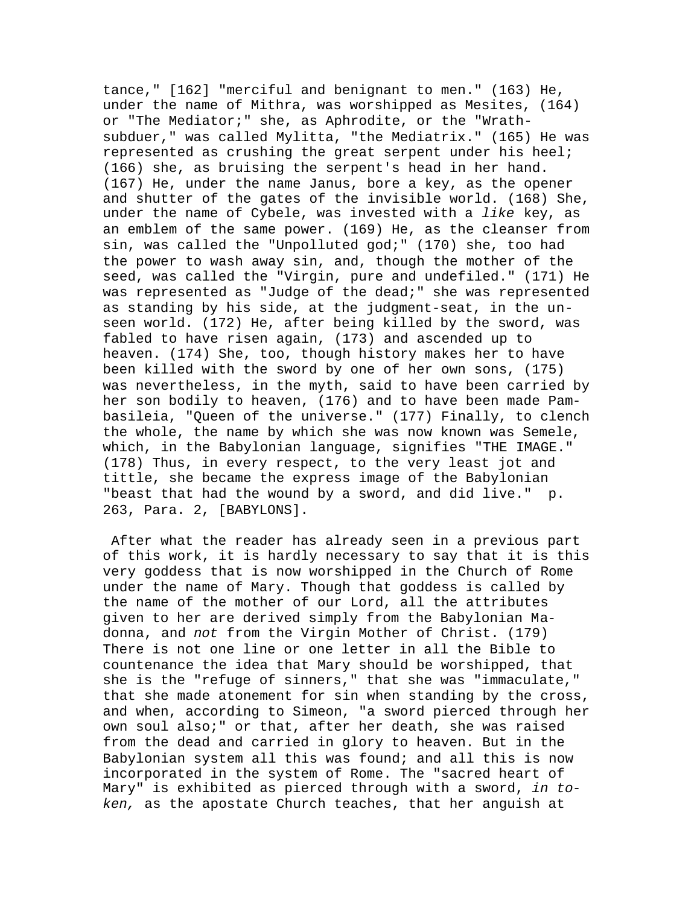tance," [162] "merciful and benignant to men." (163) He, under the name of Mithra, was worshipped as Mesites, (164) or "The Mediator;" she, as Aphrodite, or the "Wrath-subduer," was called Mylitta, "the Mediatrix." (165) He was represented as crushing the great serpent under his heel; (166) she, as bruising the serpent's head in her hand. (167) He, under the name Janus, bore a key, as the opener and shutter of the gates of the invisible world. (168) She, under the name of Cybele, was invested with a *like* key, as an emblem of the same power. (169) He, as the cleanser from sin, was called the "Unpolluted god;" (170) she, too had the power to wash away sin, and, though the mother of the seed, was called the "Virgin, pure and undefiled." (171) He was represented as "Judge of the dead;" she was represented as standing by his side, at the judgment-seat, in the unseen world. (172) He, after being killed by the sword, was fabled to have risen again, (173) and ascended up to heaven. (174) She, too, though history makes her to have been killed with the sword by one of her own sons, (175) was nevertheless, in the myth, said to have been carried by her son bodily to heaven, (176) and to have been made Pambasileia, "Queen of the universe." (177) Finally, to clench the whole, the name by which she was now known was Semele, which, in the Babylonian language, signifies "THE IMAGE." (178) Thus, in every respect, to the very least jot and tittle, she became the express image of the Babylonian "beast that had the wound by a sword, and did live." p. 263, Para. 2, [BABYLONS].

After what the reader has already seen in a previous part of this work, it is hardly necessary to say that it is this very goddess that is now worshipped in the Church of Rome under the name of Mary. Though that goddess is called by the name of the mother of our Lord, all the attributes given to her are derived simply from the Babylonian Madonna, and *not* from the Virgin Mother of Christ. (179) There is not one line or one letter in all the Bible to countenance the idea that Mary should be worshipped, that she is the "refuge of sinners," that she was "immaculate," that she made atonement for sin when standing by the cross, and when, according to Simeon, "a sword pierced through her own soul also;" or that, after her death, she was raised from the dead and carried in glory to heaven. But in the Babylonian system all this was found; and all this is now incorporated in the system of Rome. The "sacred heart of Mary" is exhibited as pierced through with a sword, *in token,* as the apostate Church teaches, that her anguish at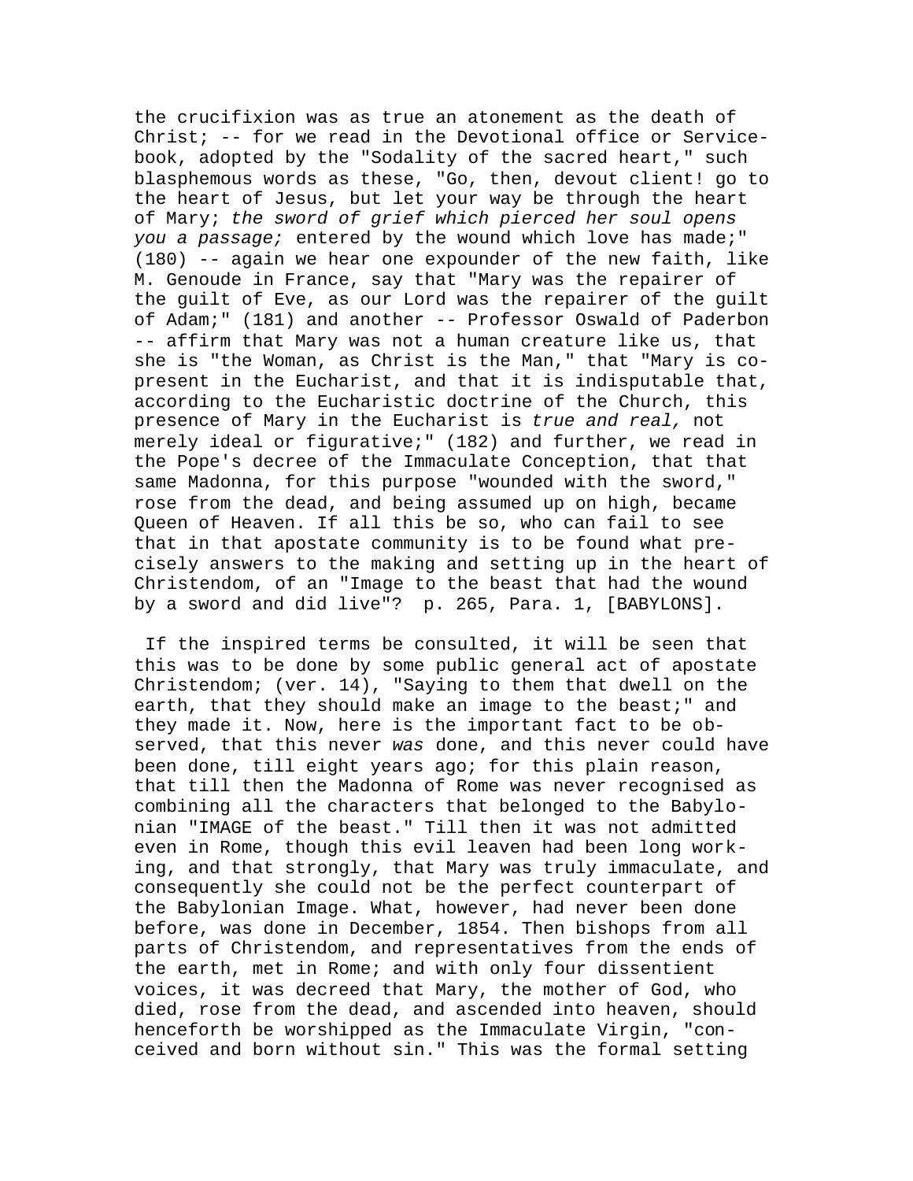the crucifixion was as true an atonement as the death of Christ; -- for we read in the Devotional office or Service-book, adopted by the "Sodality of the sacred heart," such blasphemous words as these, "Go, then, devout client! go to the heart of Jesus, but let your way be through the heart of Mary; *the sword of grief which pierced her soul opens you a passage;* entered by the wound which love has made;" (180) -- again we hear one expounder of the new faith, like M. Genoude in France, say that "Mary was the repairer of the guilt of Eve, as our Lord was the repairer of the guilt of Adam;" (181) and another -- Professor Oswald of Paderbon -- affirm that Mary was not a human creature like us, that she is "the Woman, as Christ is the Man," that "Mary is co-present in the Eucharist, and that it is indisputable that, according to the Eucharistic doctrine of the Church, this presence of Mary in the Eucharist is *true and real,* not merely ideal or figurative;" (182) and further, we read in the Pope's decree of the Immaculate Conception, that that same Madonna, for this purpose "wounded with the sword," rose from the dead, and being assumed up on high, became Queen of Heaven. If all this be so, who can fail to see that in that apostate community is to be found what precisely answers to the making and setting up in the heart of Christendom, of an "Image to the beast that had the wound by a sword and did live"? p. 265, Para. 1, [BABYLONS].

If the inspired terms be consulted, it will be seen that this was to be done by some public general act of apostate Christendom; (ver. 14), "Saying to them that dwell on the earth, that they should make an image to the beast;" and they made it. Now, here is the important fact to be observed, that this never *was* done, and this never could have been done, till eight years ago; for this plain reason, that till then the Madonna of Rome was never recognised as combining all the characters that belonged to the Babylonian "IMAGE of the beast." Till then it was not admitted even in Rome, though this evil leaven had been long working, and that strongly, that Mary was truly immaculate, and consequently she could not be the perfect counterpart of the Babylonian Image. What, however, had never been done before, was done in December, 1854. Then bishops from all parts of Christendom, and representatives from the ends of the earth, met in Rome; and with only four dissentient voices, it was decreed that Mary, the mother of God, who died, rose from the dead, and ascended into heaven, should henceforth be worshipped as the Immaculate Virgin, "conceived and born without sin." This was the formal setting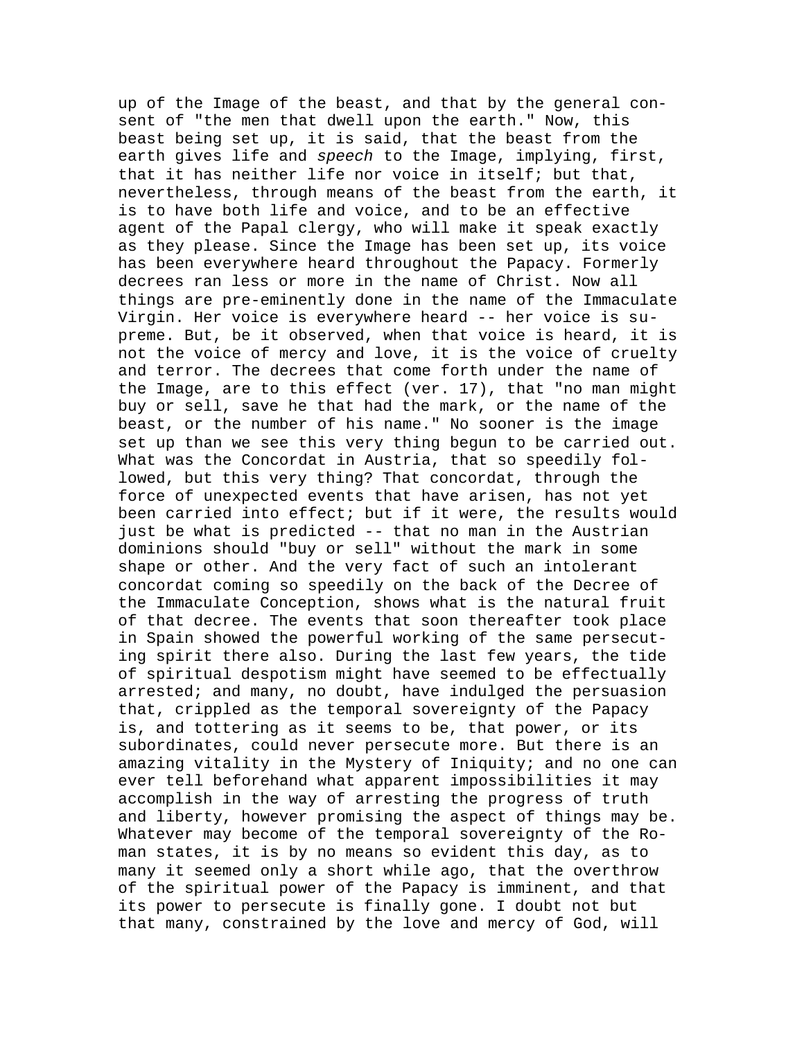up of the Image of the beast, and that by the general consent of "the men that dwell upon the earth." Now, this beast being set up, it is said, that the beast from the earth gives life and *speech* to the Image, implying, first, that it has neither life nor voice in itself; but that, nevertheless, through means of the beast from the earth, it is to have both life and voice, and to be an effective agent of the Papal clergy, who will make it speak exactly as they please. Since the Image has been set up, its voice has been everywhere heard throughout the Papacy. Formerly decrees ran less or more in the name of Christ. Now all things are pre-eminently done in the name of the Immaculate Virgin. Her voice is everywhere heard -- her voice is supreme. But, be it observed, when that voice is heard, it is not the voice of mercy and love, it is the voice of cruelty and terror. The decrees that come forth under the name of the Image, are to this effect (ver. 17), that "no man might buy or sell, save he that had the mark, or the name of the beast, or the number of his name." No sooner is the image set up than we see this very thing begun to be carried out. What was the Concordat in Austria, that so speedily followed, but this very thing? That concordat, through the force of unexpected events that have arisen, has not yet been carried into effect; but if it were, the results would just be what is predicted -- that no man in the Austrian dominions should "buy or sell" without the mark in some shape or other. And the very fact of such an intolerant concordat coming so speedily on the back of the Decree of the Immaculate Conception, shows what is the natural fruit of that decree. The events that soon thereafter took place in Spain showed the powerful working of the same persecuting spirit there also. During the last few years, the tide of spiritual despotism might have seemed to be effectually arrested; and many, no doubt, have indulged the persuasion that, crippled as the temporal sovereignty of the Papacy is, and tottering as it seems to be, that power, or its subordinates, could never persecute more. But there is an amazing vitality in the Mystery of Iniquity; and no one can ever tell beforehand what apparent impossibilities it may accomplish in the way of arresting the progress of truth and liberty, however promising the aspect of things may be. Whatever may become of the temporal sovereignty of the Roman states, it is by no means so evident this day, as to many it seemed only a short while ago, that the overthrow of the spiritual power of the Papacy is imminent, and that its power to persecute is finally gone. I doubt not but that many, constrained by the love and mercy of God, will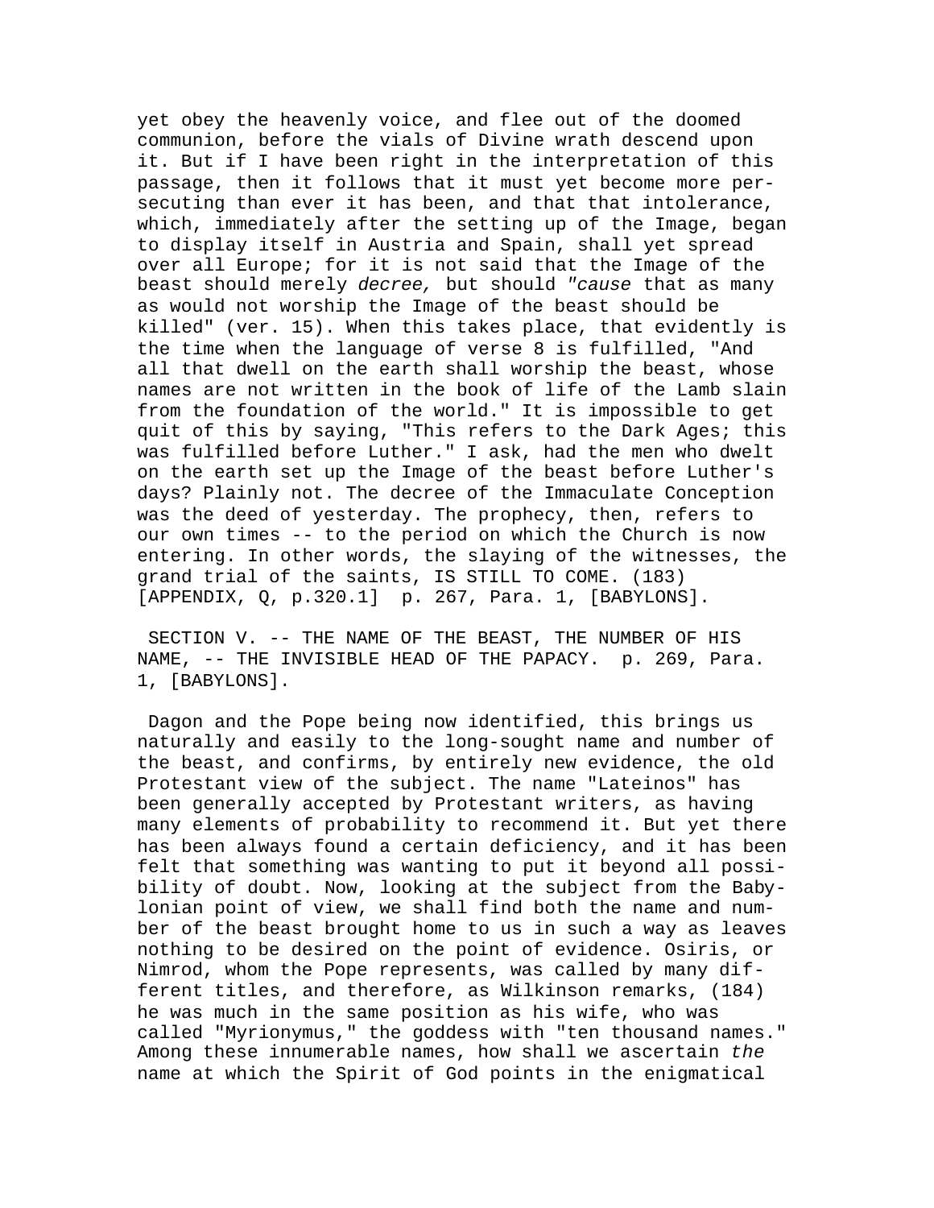yet obey the heavenly voice, and flee out of the doomed communion, before the vials of Divine wrath descend upon it. But if I have been right in the interpretation of this passage, then it follows that it must yet become more persecuting than ever it has been, and that that intolerance, which, immediately after the setting up of the Image, began to display itself in Austria and Spain, shall yet spread over all Europe; for it is not said that the Image of the beast should merely *decree,* but should *"cause* that as many as would not worship the Image of the beast should be killed" (ver. 15). When this takes place, that evidently is the time when the language of verse 8 is fulfilled, "And all that dwell on the earth shall worship the beast, whose names are not written in the book of life of the Lamb slain from the foundation of the world." It is impossible to get quit of this by saying, "This refers to the Dark Ages; this was fulfilled before Luther." I ask, had the men who dwelt on the earth set up the Image of the beast before Luther's days? Plainly not. The decree of the Immaculate Conception was the deed of yesterday. The prophecy, then, refers to our own times -- to the period on which the Church is now entering. In other words, the slaying of the witnesses, the grand trial of the saints, IS STILL TO COME. (183) [APPENDIX, Q, p.320.1] p. 267, Para. 1, [BABYLONS].

SECTION V. -- THE NAME OF THE BEAST, THE NUMBER OF HIS NAME, -- THE INVISIBLE HEAD OF THE PAPACY. p. 269, Para. 1, [BABYLONS].

Dagon and the Pope being now identified, this brings us naturally and easily to the long-sought name and number of the beast, and confirms, by entirely new evidence, the old Protestant view of the subject. The name "Lateinos" has been generally accepted by Protestant writers, as having many elements of probability to recommend it. But yet there has been always found a certain deficiency, and it has been felt that something was wanting to put it beyond all possibility of doubt. Now, looking at the subject from the Babylonian point of view, we shall find both the name and number of the beast brought home to us in such a way as leaves nothing to be desired on the point of evidence. Osiris, or Nimrod, whom the Pope represents, was called by many different titles, and therefore, as Wilkinson remarks, (184) he was much in the same position as his wife, who was called "Myrionymus," the goddess with "ten thousand names." Among these innumerable names, how shall we ascertain *the* name at which the Spirit of God points in the enigmatical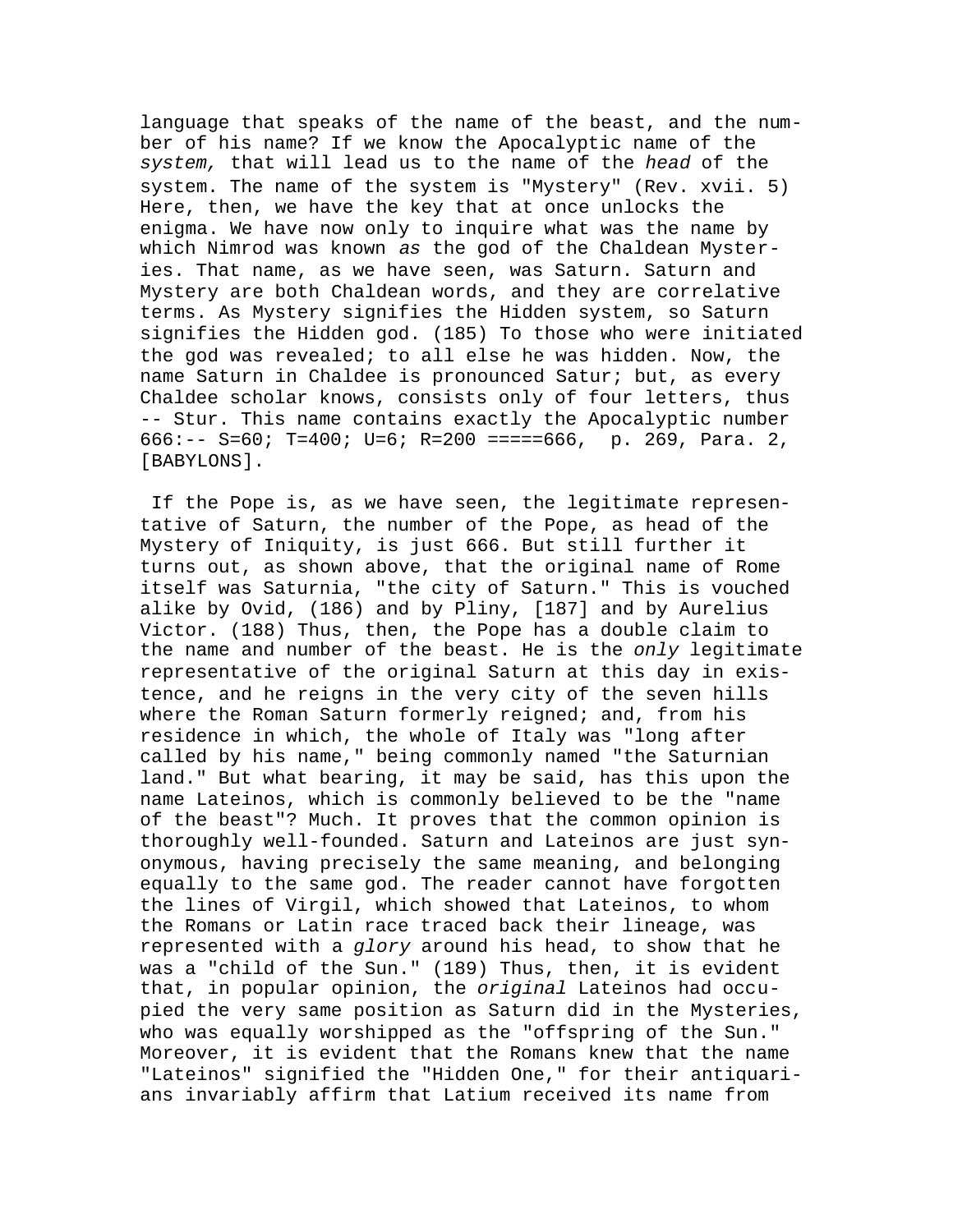language that speaks of the name of the beast, and the number of his name? If we know the Apocalyptic name of the *system,* that will lead us to the name of the *head* of the system. The name of the system is "Mystery" (Rev. xvii. 5) Here, then, we have the key that at once unlocks the enigma. We have now only to inquire what was the name by which Nimrod was known *as* the god of the Chaldean Mysteries. That name, as we have seen, was Saturn. Saturn and Mystery are both Chaldean words, and they are correlative terms. As Mystery signifies the Hidden system, so Saturn signifies the Hidden god. (185) To those who were initiated the god was revealed; to all else he was hidden. Now, the name Saturn in Chaldee is pronounced Satur; but, as every Chaldee scholar knows, consists only of four letters, thus -- Stur. This name contains exactly the Apocalyptic number 666:-- S=60; T=400; U=6; R=200 =====666, p. 269, Para. 2, [BABYLONS].

If the Pope is, as we have seen, the legitimate representative of Saturn, the number of the Pope, as head of the Mystery of Iniquity, is just 666. But still further it turns out, as shown above, that the original name of Rome itself was Saturnia, "the city of Saturn." This is vouched alike by Ovid, (186) and by Pliny, [187] and by Aurelius Victor. (188) Thus, then, the Pope has a double claim to the name and number of the beast. He is the *only* legitimate representative of the original Saturn at this day in existence, and he reigns in the very city of the seven hills where the Roman Saturn formerly reigned; and, from his residence in which, the whole of Italy was "long after called by his name," being commonly named "the Saturnian land." But what bearing, it may be said, has this upon the name Lateinos, which is commonly believed to be the "name of the beast"? Much. It proves that the common opinion is thoroughly well-founded. Saturn and Lateinos are just synonymous, having precisely the same meaning, and belonging equally to the same god. The reader cannot have forgotten the lines of Virgil, which showed that Lateinos, to whom the Romans or Latin race traced back their lineage, was represented with a *glory* around his head, to show that he was a "child of the Sun." (189) Thus, then, it is evident that, in popular opinion, the *original* Lateinos had occupied the very same position as Saturn did in the Mysteries, who was equally worshipped as the "offspring of the Sun." Moreover, it is evident that the Romans knew that the name "Lateinos" signified the "Hidden One," for their antiquarians invariably affirm that Latium received its name from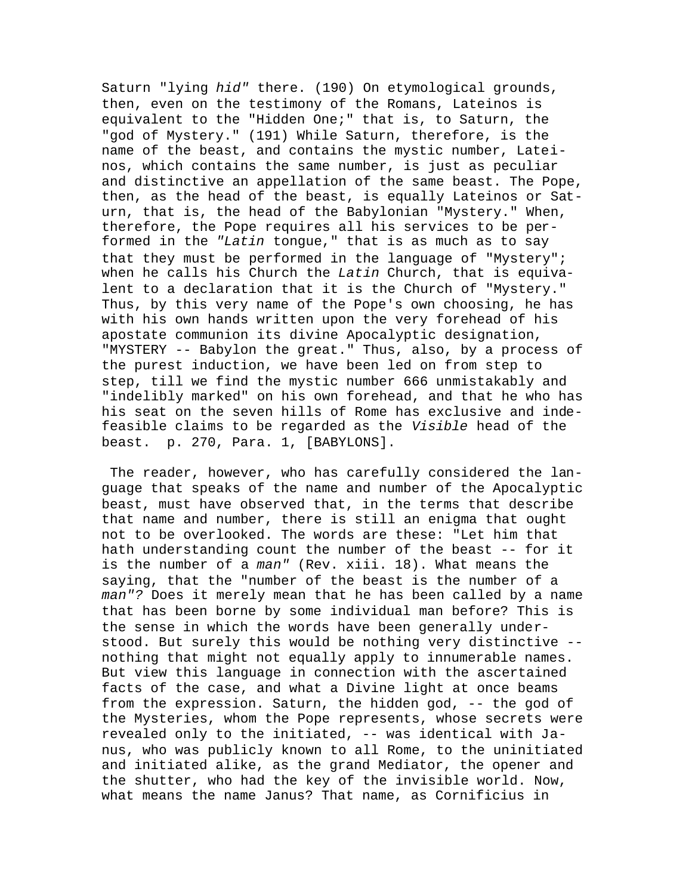Saturn "lying *hid"* there. (190) On etymological grounds, then, even on the testimony of the Romans, Lateinos is equivalent to the "Hidden One;" that is, to Saturn, the "god of Mystery." (191) While Saturn, therefore, is the name of the beast, and contains the mystic number, Lateinos, which contains the same number, is just as peculiar and distinctive an appellation of the same beast. The Pope, then, as the head of the beast, is equally Lateinos or Saturn, that is, the head of the Babylonian "Mystery." When, therefore, the Pope requires all his services to be performed in the *"Latin* tongue," that is as much as to say that they must be performed in the language of "Mystery"; when he calls his Church the *Latin* Church, that is equivalent to a declaration that it is the Church of "Mystery." Thus, by this very name of the Pope's own choosing, he has with his own hands written upon the very forehead of his apostate communion its divine Apocalyptic designation, "MYSTERY -- Babylon the great." Thus, also, by a process of the purest induction, we have been led on from step to step, till we find the mystic number 666 unmistakably and "indelibly marked" on his own forehead, and that he who has his seat on the seven hills of Rome has exclusive and indefeasible claims to be regarded as the *Visible* head of the beast.  p. 270, Para. 1, [BABYLONS].

The reader, however, who has carefully considered the language that speaks of the name and number of the Apocalyptic beast, must have observed that, in the terms that describe that name and number, there is still an enigma that ought not to be overlooked. The words are these: "Let him that hath understanding count the number of the beast -- for it is the number of a *man"* (Rev. xiii. 18). What means the saying, that the "number of the beast is the number of a *man"?* Does it merely mean that he has been called by a name that has been borne by some individual man before? This is the sense in which the words have been generally understood. But surely this would be nothing very distinctive -- nothing that might not equally apply to innumerable names. But view this language in connection with the ascertained facts of the case, and what a Divine light at once beams from the expression. Saturn, the hidden god, -- the god of the Mysteries, whom the Pope represents, whose secrets were revealed only to the initiated, -- was identical with Janus, who was publicly known to all Rome, to the uninitiated and initiated alike, as the grand Mediator, the opener and the shutter, who had the key of the invisible world. Now, what means the name Janus? That name, as Cornificius in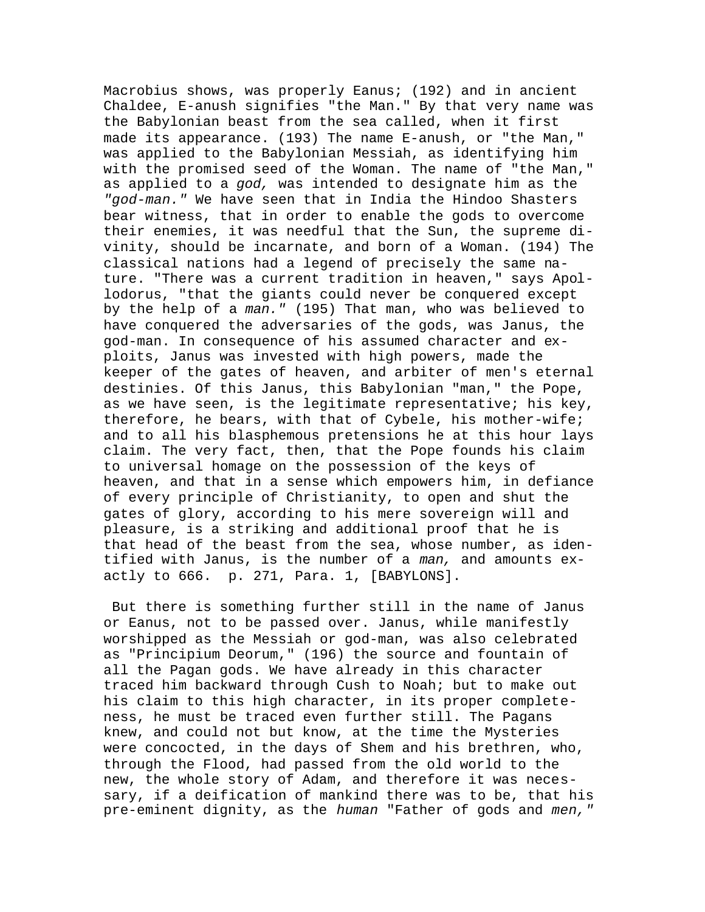Macrobius shows, was properly Eanus; (192) and in ancient Chaldee, E-anush signifies "the Man." By that very name was the Babylonian beast from the sea called, when it first made its appearance. (193) The name E-anush, or "the Man," was applied to the Babylonian Messiah, as identifying him with the promised seed of the Woman. The name of "the Man," as applied to a *god,* was intended to designate him as the *"god-man."* We have seen that in India the Hindoo Shasters bear witness, that in order to enable the gods to overcome their enemies, it was needful that the Sun, the supreme divinity, should be incarnate, and born of a Woman. (194) The classical nations had a legend of precisely the same nature. "There was a current tradition in heaven," says Apollodorus, "that the giants could never be conquered except by the help of a *man."* (195) That man, who was believed to have conquered the adversaries of the gods, was Janus, the god-man. In consequence of his assumed character and exploits, Janus was invested with high powers, made the keeper of the gates of heaven, and arbiter of men's eternal destinies. Of this Janus, this Babylonian "man," the Pope, as we have seen, is the legitimate representative; his key, therefore, he bears, with that of Cybele, his mother-wife; and to all his blasphemous pretensions he at this hour lays claim. The very fact, then, that the Pope founds his claim to universal homage on the possession of the keys of heaven, and that in a sense which empowers him, in defiance of every principle of Christianity, to open and shut the gates of glory, according to his mere sovereign will and pleasure, is a striking and additional proof that he is that head of the beast from the sea, whose number, as identified with Janus, is the number of a *man,* and amounts exactly to 666. p. 271, Para. 1, [BABYLONS].

But there is something further still in the name of Janus or Eanus, not to be passed over. Janus, while manifestly worshipped as the Messiah or god-man, was also celebrated as "Principium Deorum," (196) the source and fountain of all the Pagan gods. We have already in this character traced him backward through Cush to Noah; but to make out his claim to this high character, in its proper completeness, he must be traced even further still. The Pagans knew, and could not but know, at the time the Mysteries were concocted, in the days of Shem and his brethren, who, through the Flood, had passed from the old world to the new, the whole story of Adam, and therefore it was necessary, if a deification of mankind there was to be, that his pre-eminent dignity, as the *human* "Father of gods and *men,"*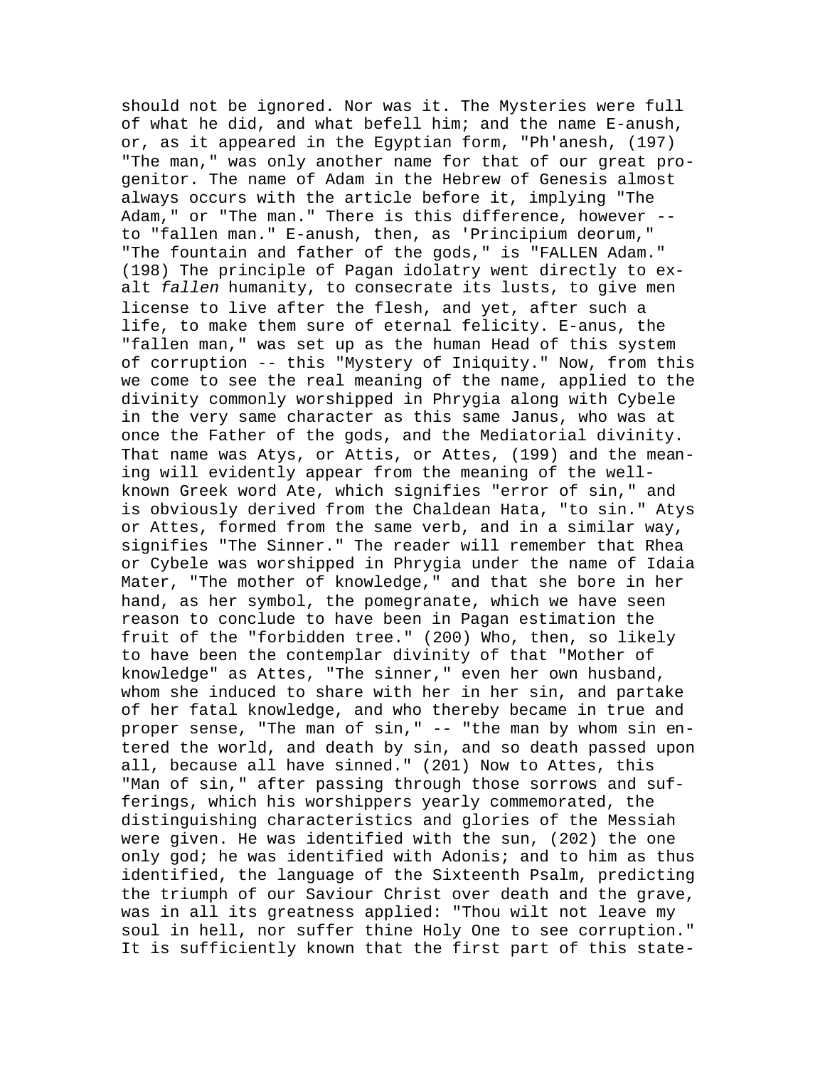should not be ignored. Nor was it. The Mysteries were full of what he did, and what befell him; and the name E-anush, or, as it appeared in the Egyptian form, "Ph'anesh, (197) "The man," was only another name for that of our great progenitor. The name of Adam in the Hebrew of Genesis almost always occurs with the article before it, implying "The Adam," or "The man." There is this difference, however -- to "fallen man." E-anush, then, as 'Principium deorum," "The fountain and father of the gods," is "FALLEN Adam." (198) The principle of Pagan idolatry went directly to exalt *fallen* humanity, to consecrate its lusts, to give men license to live after the flesh, and yet, after such a life, to make them sure of eternal felicity. E-anus, the "fallen man," was set up as the human Head of this system of corruption -- this "Mystery of Iniquity." Now, from this we come to see the real meaning of the name, applied to the divinity commonly worshipped in Phrygia along with Cybele in the very same character as this same Janus, who was at once the Father of the gods, and the Mediatorial divinity. That name was Atys, or Attis, or Attes, (199) and the meaning will evidently appear from the meaning of the well-known Greek word Ate, which signifies "error of sin," and is obviously derived from the Chaldean Hata, "to sin." Atys or Attes, formed from the same verb, and in a similar way, signifies "The Sinner." The reader will remember that Rhea or Cybele was worshipped in Phrygia under the name of Idaia Mater, "The mother of knowledge," and that she bore in her hand, as her symbol, the pomegranate, which we have seen reason to conclude to have been in Pagan estimation the fruit of the "forbidden tree." (200) Who, then, so likely to have been the contemplar divinity of that "Mother of knowledge" as Attes, "The sinner," even her own husband, whom she induced to share with her in her sin, and partake of her fatal knowledge, and who thereby became in true and proper sense, "The man of sin," -- "the man by whom sin entered the world, and death by sin, and so death passed upon all, because all have sinned." (201) Now to Attes, this "Man of sin," after passing through those sorrows and sufferings, which his worshippers yearly commemorated, the distinguishing characteristics and glories of the Messiah were given. He was identified with the sun, (202) the one only god; he was identified with Adonis; and to him as thus identified, the language of the Sixteenth Psalm, predicting the triumph of our Saviour Christ over death and the grave, was in all its greatness applied: "Thou wilt not leave my soul in hell, nor suffer thine Holy One to see corruption." It is sufficiently known that the first part of this state-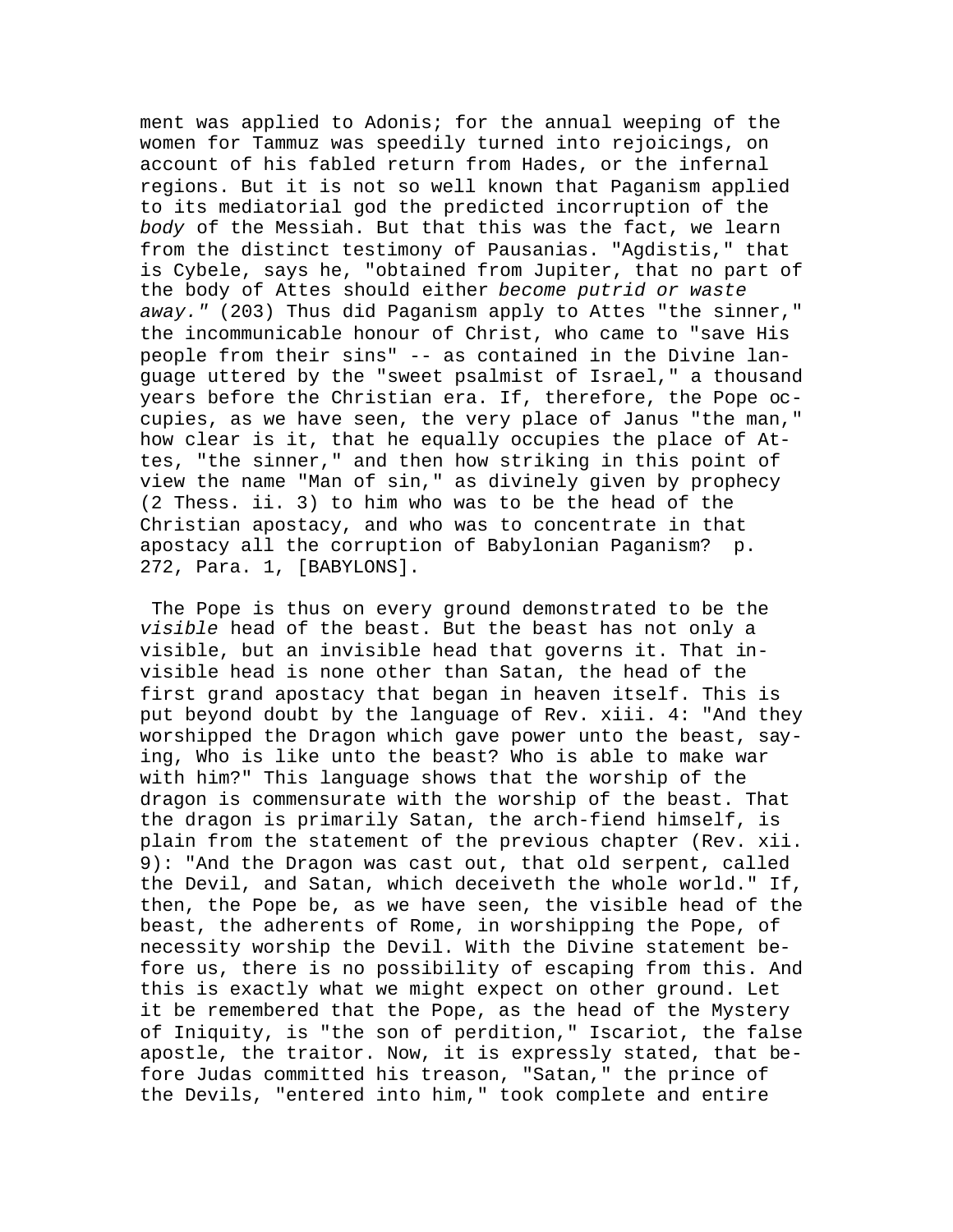ment was applied to Adonis; for the annual weeping of the women for Tammuz was speedily turned into rejoicings, on account of his fabled return from Hades, or the infernal regions. But it is not so well known that Paganism applied to its mediatorial god the predicted incorruption of the *body* of the Messiah. But that this was the fact, we learn from the distinct testimony of Pausanias. "Agdistis," that is Cybele, says he, "obtained from Jupiter, that no part of the body of Attes should either *become putrid or waste away."* (203) Thus did Paganism apply to Attes "the sinner," the incommunicable honour of Christ, who came to "save His people from their sins" -- as contained in the Divine language uttered by the "sweet psalmist of Israel," a thousand years before the Christian era. If, therefore, the Pope occupies, as we have seen, the very place of Janus "the man," how clear is it, that he equally occupies the place of Attes, "the sinner," and then how striking in this point of view the name "Man of sin," as divinely given by prophecy (2 Thess. ii. 3) to him who was to be the head of the Christian apostacy, and who was to concentrate in that apostacy all the corruption of Babylonian Paganism? p. 272, Para. 1, [BABYLONS].

The Pope is thus on every ground demonstrated to be the *visible* head of the beast. But the beast has not only a visible, but an invisible head that governs it. That invisible head is none other than Satan, the head of the first grand apostacy that began in heaven itself. This is put beyond doubt by the language of Rev. xiii. 4: "And they worshipped the Dragon which gave power unto the beast, saying, Who is like unto the beast? Who is able to make war with him?" This language shows that the worship of the dragon is commensurate with the worship of the beast. That the dragon is primarily Satan, the arch-fiend himself, is plain from the statement of the previous chapter (Rev. xii. 9): "And the Dragon was cast out, that old serpent, called the Devil, and Satan, which deceiveth the whole world." If, then, the Pope be, as we have seen, the visible head of the beast, the adherents of Rome, in worshipping the Pope, of necessity worship the Devil. With the Divine statement before us, there is no possibility of escaping from this. And this is exactly what we might expect on other ground. Let it be remembered that the Pope, as the head of the Mystery of Iniquity, is "the son of perdition," Iscariot, the false apostle, the traitor. Now, it is expressly stated, that before Judas committed his treason, "Satan," the prince of the Devils, "entered into him," took complete and entire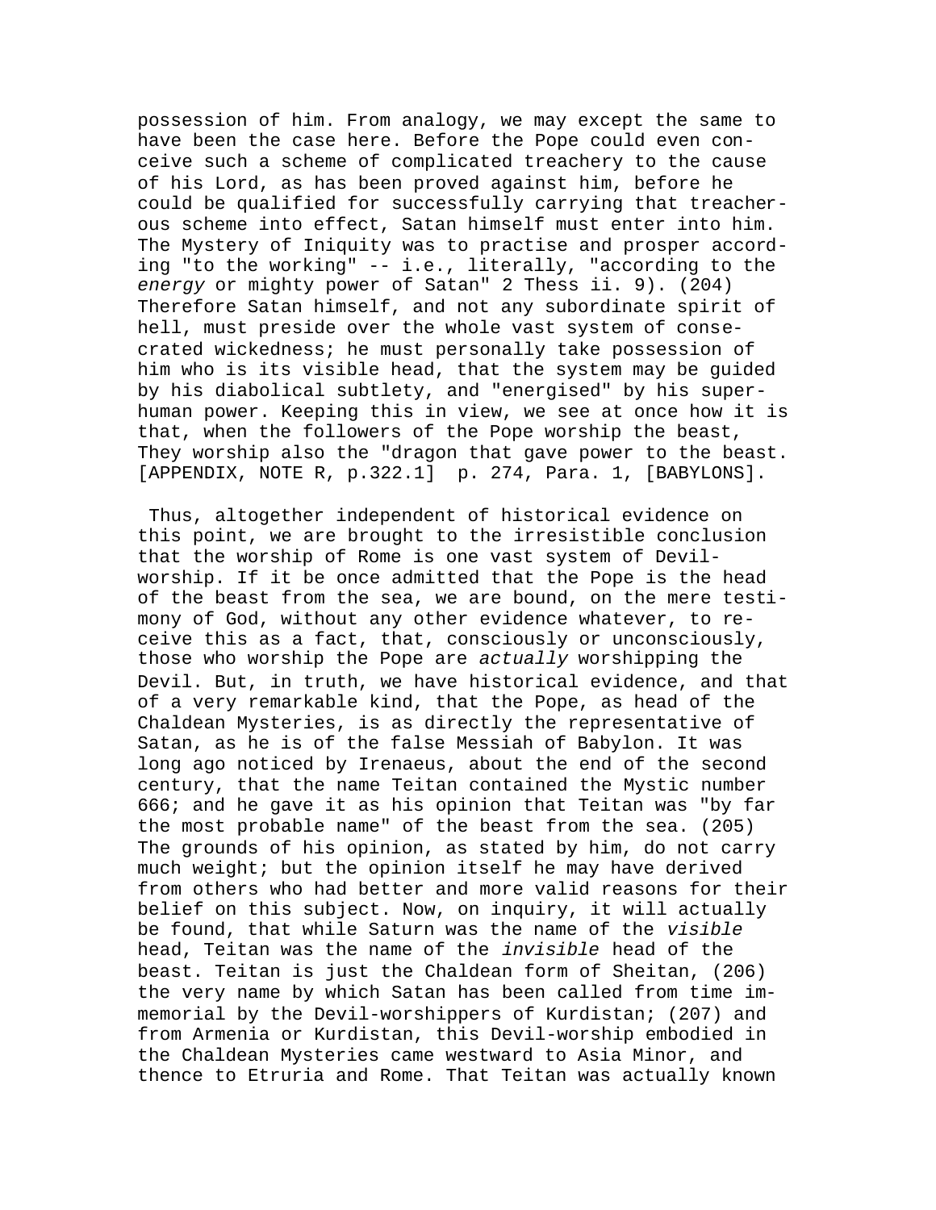possession of him. From analogy, we may except the same to have been the case here. Before the Pope could even conceive such a scheme of complicated treachery to the cause of his Lord, as has been proved against him, before he could be qualified for successfully carrying that treacherous scheme into effect, Satan himself must enter into him. The Mystery of Iniquity was to practise and prosper according "to the working" -- i.e., literally, "according to the *energy* or mighty power of Satan" 2 Thess ii. 9). (204) Therefore Satan himself, and not any subordinate spirit of hell, must preside over the whole vast system of consecrated wickedness; he must personally take possession of him who is its visible head, that the system may be guided by his diabolical subtlety, and "energised" by his superhuman power. Keeping this in view, we see at once how it is that, when the followers of the Pope worship the beast, They worship also the "dragon that gave power to the beast. [APPENDIX, NOTE R, p.322.1] p. 274, Para. 1, [BABYLONS].

Thus, altogether independent of historical evidence on this point, we are brought to the irresistible conclusion that the worship of Rome is one vast system of Devil-worship. If it be once admitted that the Pope is the head of the beast from the sea, we are bound, on the mere testimony of God, without any other evidence whatever, to receive this as a fact, that, consciously or unconsciously, those who worship the Pope are *actually* worshipping the Devil. But, in truth, we have historical evidence, and that of a very remarkable kind, that the Pope, as head of the Chaldean Mysteries, is as directly the representative of Satan, as he is of the false Messiah of Babylon. It was long ago noticed by Irenaeus, about the end of the second century, that the name Teitan contained the Mystic number 666; and he gave it as his opinion that Teitan was "by far the most probable name" of the beast from the sea. (205) The grounds of his opinion, as stated by him, do not carry much weight; but the opinion itself he may have derived from others who had better and more valid reasons for their belief on this subject. Now, on inquiry, it will actually be found, that while Saturn was the name of the *visible* head, Teitan was the name of the *invisible* head of the beast. Teitan is just the Chaldean form of Sheitan, (206) the very name by which Satan has been called from time immemorial by the Devil-worshippers of Kurdistan; (207) and from Armenia or Kurdistan, this Devil-worship embodied in the Chaldean Mysteries came westward to Asia Minor, and thence to Etruria and Rome. That Teitan was actually known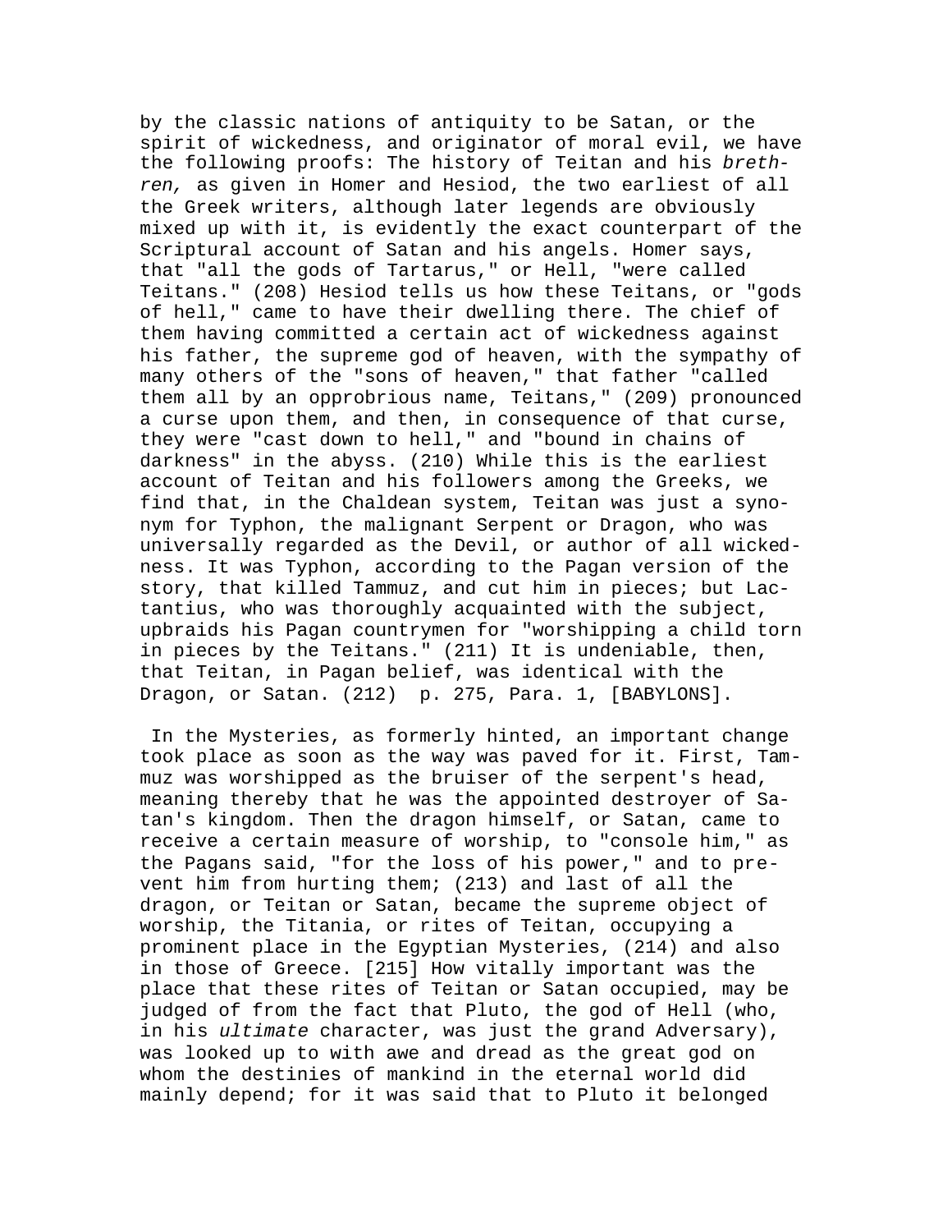by the classic nations of antiquity to be Satan, or the spirit of wickedness, and originator of moral evil, we have the following proofs: The history of Teitan and his *brethren,* as given in Homer and Hesiod, the two earliest of all the Greek writers, although later legends are obviously mixed up with it, is evidently the exact counterpart of the Scriptural account of Satan and his angels. Homer says, that "all the gods of Tartarus," or Hell, "were called Teitans." (208) Hesiod tells us how these Teitans, or "gods of hell," came to have their dwelling there. The chief of them having committed a certain act of wickedness against his father, the supreme god of heaven, with the sympathy of many others of the "sons of heaven," that father "called them all by an opprobrious name, Teitans," (209) pronounced a curse upon them, and then, in consequence of that curse, they were "cast down to hell," and "bound in chains of darkness" in the abyss. (210) While this is the earliest account of Teitan and his followers among the Greeks, we find that, in the Chaldean system, Teitan was just a synonym for Typhon, the malignant Serpent or Dragon, who was universally regarded as the Devil, or author of all wickedness. It was Typhon, according to the Pagan version of the story, that killed Tammuz, and cut him in pieces; but Lactantius, who was thoroughly acquainted with the subject, upbraids his Pagan countrymen for "worshipping a child torn in pieces by the Teitans." (211) It is undeniable, then, that Teitan, in Pagan belief, was identical with the Dragon, or Satan. (212) p. 275, Para. 1, [BABYLONS].

In the Mysteries, as formerly hinted, an important change took place as soon as the way was paved for it. First, Tammuz was worshipped as the bruiser of the serpent's head, meaning thereby that he was the appointed destroyer of Satan's kingdom. Then the dragon himself, or Satan, came to receive a certain measure of worship, to "console him," as the Pagans said, "for the loss of his power," and to prevent him from hurting them; (213) and last of all the dragon, or Teitan or Satan, became the supreme object of worship, the Titania, or rites of Teitan, occupying a prominent place in the Egyptian Mysteries, (214) and also in those of Greece. [215] How vitally important was the place that these rites of Teitan or Satan occupied, may be judged of from the fact that Pluto, the god of Hell (who, in his *ultimate* character, was just the grand Adversary), was looked up to with awe and dread as the great god on whom the destinies of mankind in the eternal world did mainly depend; for it was said that to Pluto it belonged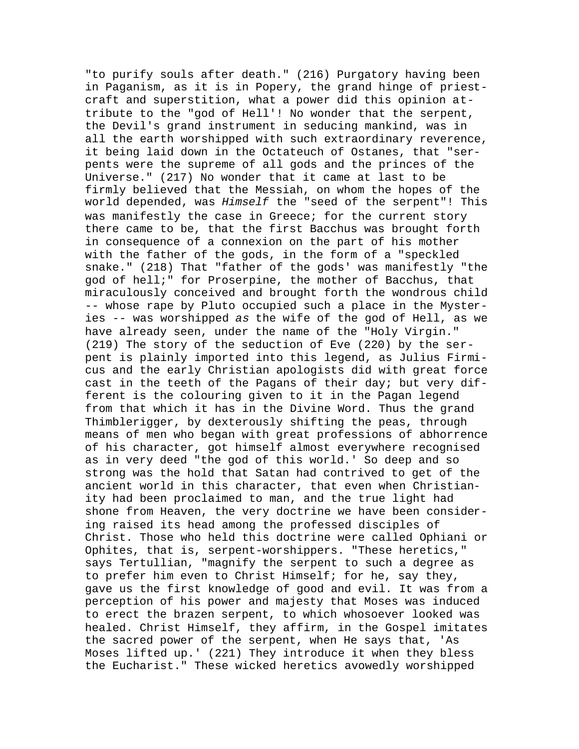"to purify souls after death." (216) Purgatory having been in Paganism, as it is in Popery, the grand hinge of priest-craft and superstition, what a power did this opinion attribute to the "god of Hell'! No wonder that the serpent, the Devil's grand instrument in seducing mankind, was in all the earth worshipped with such extraordinary reverence, it being laid down in the Octateuch of Ostanes, that "serpents were the supreme of all gods and the princes of the Universe." (217) No wonder that it came at last to be firmly believed that the Messiah, on whom the hopes of the world depended, was *Himself* the "seed of the serpent"! This was manifestly the case in Greece; for the current story there came to be, that the first Bacchus was brought forth in consequence of a connexion on the part of his mother with the father of the gods, in the form of a "speckled snake." (218) That "father of the gods' was manifestly "the god of hell;" for Proserpine, the mother of Bacchus, that miraculously conceived and brought forth the wondrous child -- whose rape by Pluto occupied such a place in the Mysteries -- was worshipped *as* the wife of the god of Hell, as we have already seen, under the name of the "Holy Virgin." (219) The story of the seduction of Eve (220) by the serpent is plainly imported into this legend, as Julius Firmicus and the early Christian apologists did with great force cast in the teeth of the Pagans of their day; but very different is the colouring given to it in the Pagan legend from that which it has in the Divine Word. Thus the grand Thimblerigger, by dexterously shifting the peas, through means of men who began with great professions of abhorrence of his character, got himself almost everywhere recognised as in very deed "the god of this world.' So deep and so strong was the hold that Satan had contrived to get of the ancient world in this character, that even when Christianity had been proclaimed to man, and the true light had shone from Heaven, the very doctrine we have been considering raised its head among the professed disciples of Christ. Those who held this doctrine were called Ophiani or Ophites, that is, serpent-worshippers. "These heretics," says Tertullian, "magnify the serpent to such a degree as to prefer him even to Christ Himself; for he, say they, gave us the first knowledge of good and evil. It was from a perception of his power and majesty that Moses was induced to erect the brazen serpent, to which whosoever looked was healed. Christ Himself, they affirm, in the Gospel imitates the sacred power of the serpent, when He says that, 'As Moses lifted up.' (221) They introduce it when they bless the Eucharist." These wicked heretics avowedly worshipped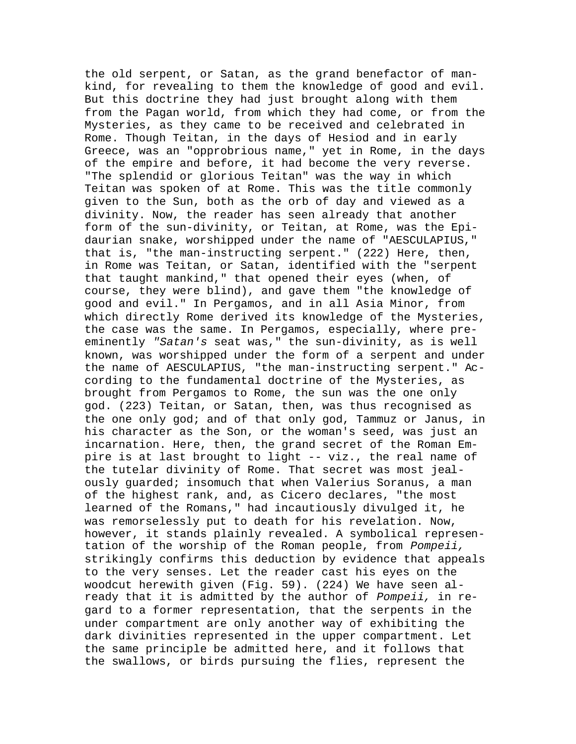the old serpent, or Satan, as the grand benefactor of mankind, for revealing to them the knowledge of good and evil. But this doctrine they had just brought along with them from the Pagan world, from which they had come, or from the Mysteries, as they came to be received and celebrated in Rome. Though Teitan, in the days of Hesiod and in early Greece, was an "opprobrious name," yet in Rome, in the days of the empire and before, it had become the very reverse. "The splendid or glorious Teitan" was the way in which Teitan was spoken of at Rome. This was the title commonly given to the Sun, both as the orb of day and viewed as a divinity. Now, the reader has seen already that another form of the sun-divinity, or Teitan, at Rome, was the Epidaurian snake, worshipped under the name of "AESCULAPIUS," that is, "the man-instructing serpent." (222) Here, then, in Rome was Teitan, or Satan, identified with the "serpent that taught mankind," that opened their eyes (when, of course, they were blind), and gave them "the knowledge of good and evil." In Pergamos, and in all Asia Minor, from which directly Rome derived its knowledge of the Mysteries, the case was the same. In Pergamos, especially, where pre-eminently *"Satan's* seat was," the sun-divinity, as is well known, was worshipped under the form of a serpent and under the name of AESCULAPIUS, "the man-instructing serpent." According to the fundamental doctrine of the Mysteries, as brought from Pergamos to Rome, the sun was the one only god. (223) Teitan, or Satan, then, was thus recognised as the one only god; and of that only god, Tammuz or Janus, in his character as the Son, or the woman's seed, was just an incarnation. Here, then, the grand secret of the Roman Empire is at last brought to light -- viz., the real name of the tutelar divinity of Rome. That secret was most jealously guarded; insomuch that when Valerius Soranus, a man of the highest rank, and, as Cicero declares, "the most learned of the Romans," had incautiously divulged it, he was remorselessly put to death for his revelation. Now, however, it stands plainly revealed. A symbolical representation of the worship of the Roman people, from *Pompeii,* strikingly confirms this deduction by evidence that appeals to the very senses. Let the reader cast his eyes on the woodcut herewith given (Fig. 59). (224) We have seen already that it is admitted by the author of *Pompeii,* in regard to a former representation, that the serpents in the under compartment are only another way of exhibiting the dark divinities represented in the upper compartment. Let the same principle be admitted here, and it follows that the swallows, or birds pursuing the flies, represent the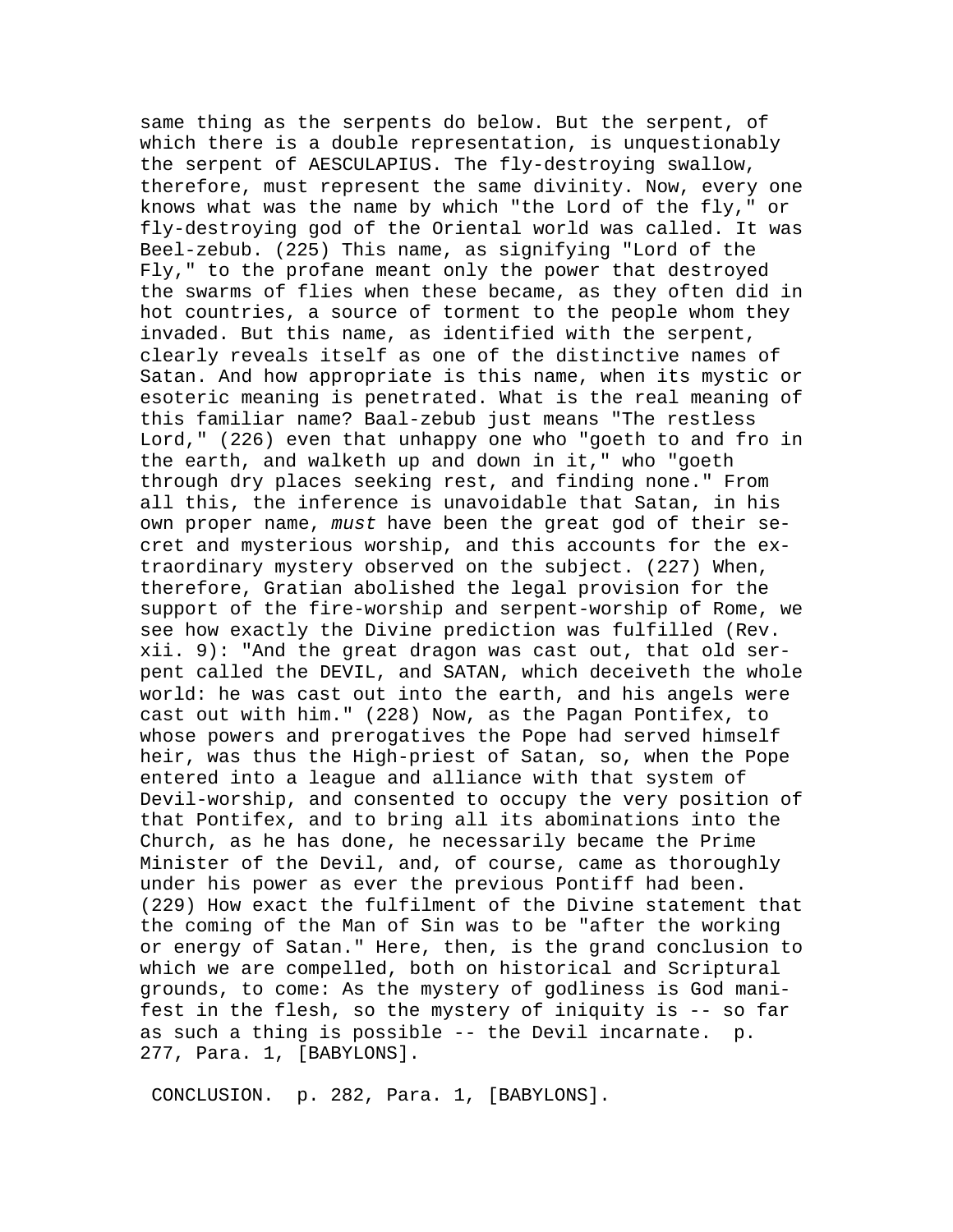same thing as the serpents do below. But the serpent, of which there is a double representation, is unquestionably the serpent of AESCULAPIUS. The fly-destroying swallow, therefore, must represent the same divinity. Now, every one knows what was the name by which "the Lord of the fly," or fly-destroying god of the Oriental world was called. It was Beel-zebub. (225) This name, as signifying "Lord of the Fly," to the profane meant only the power that destroyed the swarms of flies when these became, as they often did in hot countries, a source of torment to the people whom they invaded. But this name, as identified with the serpent, clearly reveals itself as one of the distinctive names of Satan. And how appropriate is this name, when its mystic or esoteric meaning is penetrated. What is the real meaning of this familiar name? Baal-zebub just means "The restless Lord," (226) even that unhappy one who "goeth to and fro in the earth, and walketh up and down in it," who "goeth through dry places seeking rest, and finding none." From all this, the inference is unavoidable that Satan, in his own proper name, *must* have been the great god of their secret and mysterious worship, and this accounts for the extraordinary mystery observed on the subject. (227) When, therefore, Gratian abolished the legal provision for the support of the fire-worship and serpent-worship of Rome, we see how exactly the Divine prediction was fulfilled (Rev. xii. 9): "And the great dragon was cast out, that old serpent called the DEVIL, and SATAN, which deceiveth the whole world: he was cast out into the earth, and his angels were cast out with him." (228) Now, as the Pagan Pontifex, to whose powers and prerogatives the Pope had served himself heir, was thus the High-priest of Satan, so, when the Pope entered into a league and alliance with that system of Devil-worship, and consented to occupy the very position of that Pontifex, and to bring all its abominations into the Church, as he has done, he necessarily became the Prime Minister of the Devil, and, of course, came as thoroughly under his power as ever the previous Pontiff had been. (229) How exact the fulfilment of the Divine statement that the coming of the Man of Sin was to be "after the working or energy of Satan." Here, then, is the grand conclusion to which we are compelled, both on historical and Scriptural grounds, to come: As the mystery of godliness is God manifest in the flesh, so the mystery of iniquity is -- so far as such a thing is possible -- the Devil incarnate. p. 277, Para. 1, [BABYLONS].

CONCLUSION. p. 282, Para. 1, [BABYLONS].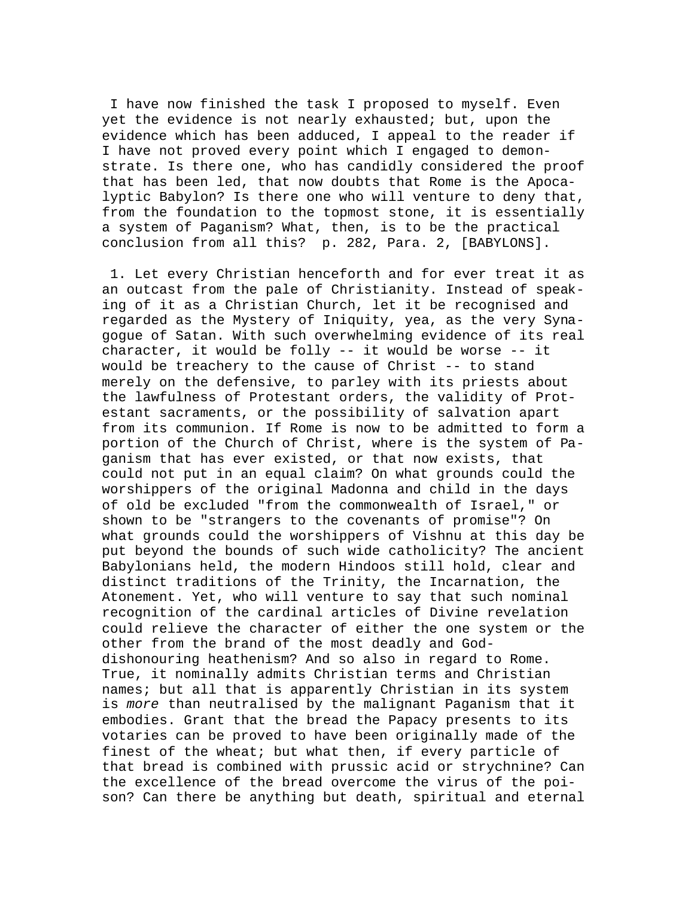I have now finished the task I proposed to myself. Even yet the evidence is not nearly exhausted; but, upon the evidence which has been adduced, I appeal to the reader if I have not proved every point which I engaged to demonstrate. Is there one, who has candidly considered the proof that has been led, that now doubts that Rome is the Apocalyptic Babylon? Is there one who will venture to deny that, from the foundation to the topmost stone, it is essentially a system of Paganism? What, then, is to be the practical conclusion from all this? p. 282, Para. 2, [BABYLONS].

1. Let every Christian henceforth and for ever treat it as an outcast from the pale of Christianity. Instead of speaking of it as a Christian Church, let it be recognised and regarded as the Mystery of Iniquity, yea, as the very Synagogue of Satan. With such overwhelming evidence of its real character, it would be folly -- it would be worse -- it would be treachery to the cause of Christ -- to stand merely on the defensive, to parley with its priests about the lawfulness of Protestant orders, the validity of Protestant sacraments, or the possibility of salvation apart from its communion. If Rome is now to be admitted to form a portion of the Church of Christ, where is the system of Paganism that has ever existed, or that now exists, that could not put in an equal claim? On what grounds could the worshippers of the original Madonna and child in the days of old be excluded "from the commonwealth of Israel," or shown to be "strangers to the covenants of promise"? On what grounds could the worshippers of Vishnu at this day be put beyond the bounds of such wide catholicity? The ancient Babylonians held, the modern Hindoos still hold, clear and distinct traditions of the Trinity, the Incarnation, the Atonement. Yet, who will venture to say that such nominal recognition of the cardinal articles of Divine revelation could relieve the character of either the one system or the other from the brand of the most deadly and God-dishonouring heathenism? And so also in regard to Rome. True, it nominally admits Christian terms and Christian names; but all that is apparently Christian in its system is *more* than neutralised by the malignant Paganism that it embodies. Grant that the bread the Papacy presents to its votaries can be proved to have been originally made of the finest of the wheat; but what then, if every particle of that bread is combined with prussic acid or strychnine? Can the excellence of the bread overcome the virus of the poison? Can there be anything but death, spiritual and eternal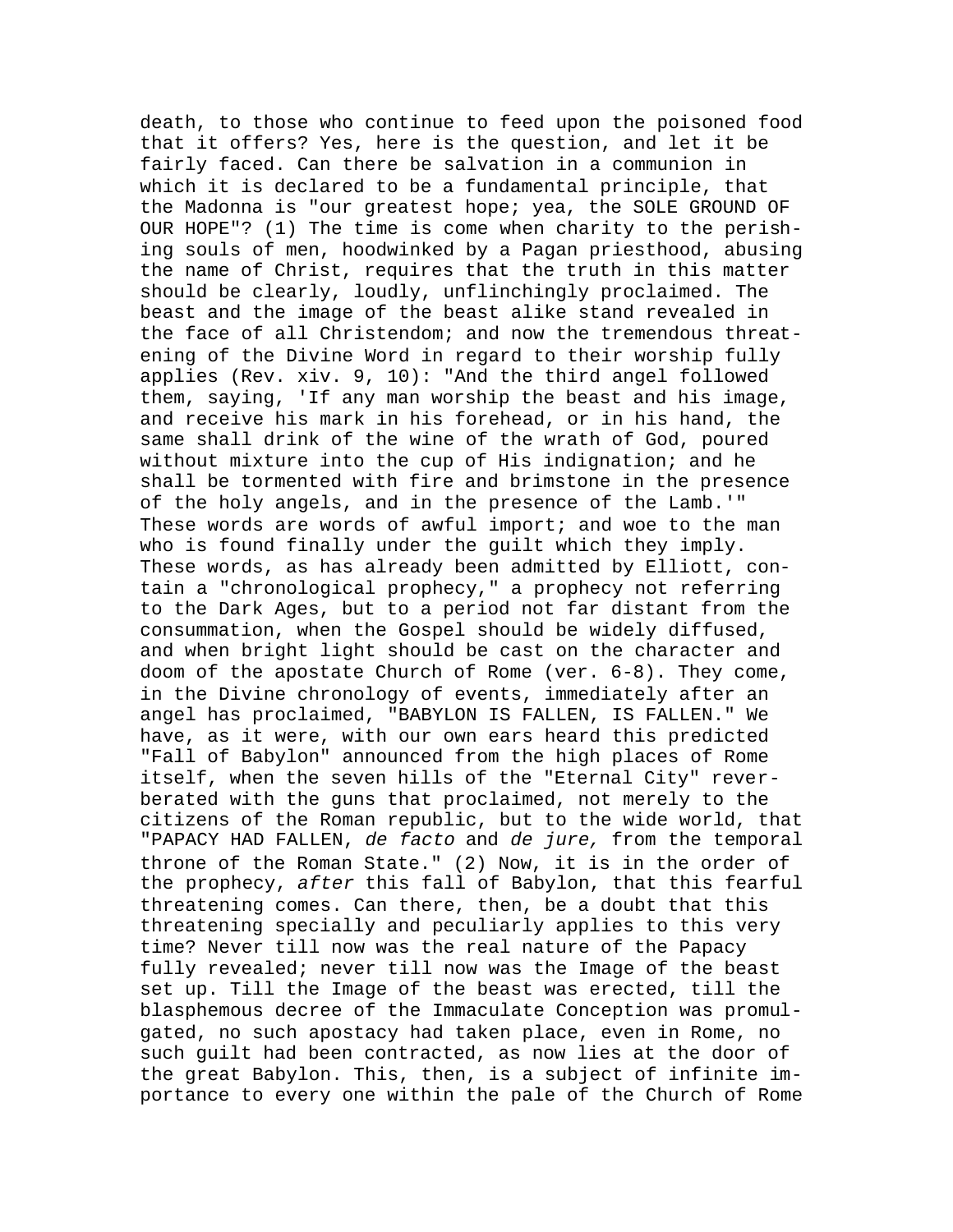death, to those who continue to feed upon the poisoned food that it offers? Yes, here is the question, and let it be fairly faced. Can there be salvation in a communion in which it is declared to be a fundamental principle, that the Madonna is "our greatest hope; yea, the SOLE GROUND OF OUR HOPE"? (1) The time is come when charity to the perishing souls of men, hoodwinked by a Pagan priesthood, abusing the name of Christ, requires that the truth in this matter should be clearly, loudly, unflinchingly proclaimed. The beast and the image of the beast alike stand revealed in the face of all Christendom; and now the tremendous threatening of the Divine Word in regard to their worship fully applies (Rev. xiv. 9, 10): "And the third angel followed them, saying, 'If any man worship the beast and his image, and receive his mark in his forehead, or in his hand, the same shall drink of the wine of the wrath of God, poured without mixture into the cup of His indignation; and he shall be tormented with fire and brimstone in the presence of the holy angels, and in the presence of the Lamb.'" These words are words of awful import; and woe to the man who is found finally under the guilt which they imply. These words, as has already been admitted by Elliott, contain a "chronological prophecy," a prophecy not referring to the Dark Ages, but to a period not far distant from the consummation, when the Gospel should be widely diffused, and when bright light should be cast on the character and doom of the apostate Church of Rome (ver. 6-8). They come, in the Divine chronology of events, immediately after an angel has proclaimed, "BABYLON IS FALLEN, IS FALLEN." We have, as it were, with our own ears heard this predicted "Fall of Babylon" announced from the high places of Rome itself, when the seven hills of the "Eternal City" reverberated with the guns that proclaimed, not merely to the citizens of the Roman republic, but to the wide world, that "PAPACY HAD FALLEN, *de facto* and *de jure,* from the temporal throne of the Roman State." (2) Now, it is in the order of the prophecy, *after* this fall of Babylon, that this fearful threatening comes. Can there, then, be a doubt that this threatening specially and peculiarly applies to this very time? Never till now was the real nature of the Papacy fully revealed; never till now was the Image of the beast set up. Till the Image of the beast was erected, till the blasphemous decree of the Immaculate Conception was promulgated, no such apostacy had taken place, even in Rome, no such guilt had been contracted, as now lies at the door of the great Babylon. This, then, is a subject of infinite importance to every one within the pale of the Church of Rome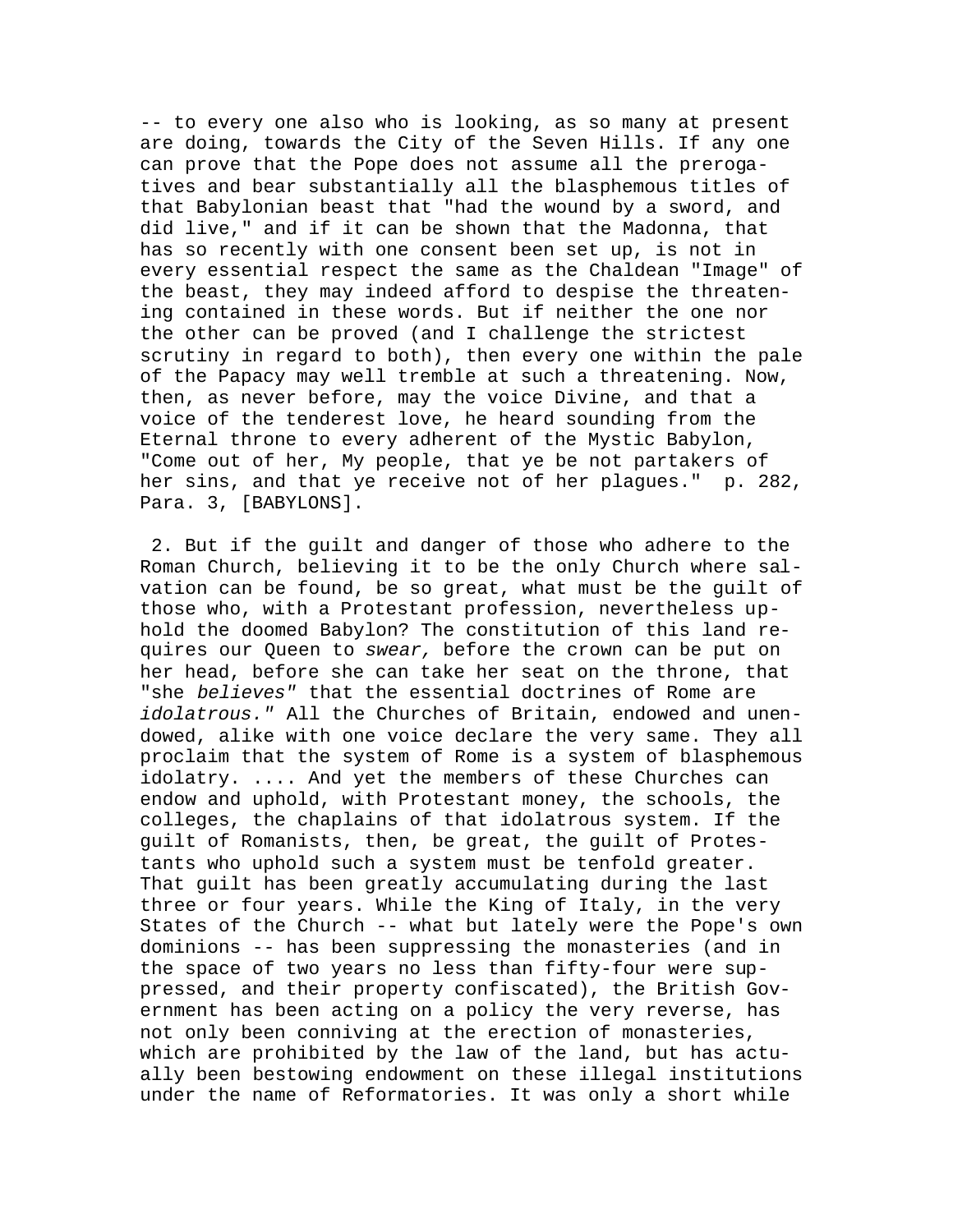-- to every one also who is looking, as so many at present are doing, towards the City of the Seven Hills. If any one can prove that the Pope does not assume all the prerogatives and bear substantially all the blasphemous titles of that Babylonian beast that "had the wound by a sword, and did live," and if it can be shown that the Madonna, that has so recently with one consent been set up, is not in every essential respect the same as the Chaldean "Image" of the beast, they may indeed afford to despise the threatening contained in these words. But if neither the one nor the other can be proved (and I challenge the strictest scrutiny in regard to both), then every one within the pale of the Papacy may well tremble at such a threatening. Now, then, as never before, may the voice Divine, and that a voice of the tenderest love, he heard sounding from the Eternal throne to every adherent of the Mystic Babylon, "Come out of her, My people, that ye be not partakers of her sins, and that ye receive not of her plagues." p. 282, Para. 3, [BABYLONS].

2. But if the guilt and danger of those who adhere to the Roman Church, believing it to be the only Church where salvation can be found, be so great, what must be the guilt of those who, with a Protestant profession, nevertheless uphold the doomed Babylon? The constitution of this land requires our Queen to *swear,* before the crown can be put on her head, before she can take her seat on the throne, that "she *believes"* that the essential doctrines of Rome are *idolatrous."* All the Churches of Britain, endowed and unendowed, alike with one voice declare the very same. They all proclaim that the system of Rome is a system of blasphemous idolatry. .... And yet the members of these Churches can endow and uphold, with Protestant money, the schools, the colleges, the chaplains of that idolatrous system. If the guilt of Romanists, then, be great, the guilt of Protestants who uphold such a system must be tenfold greater. That guilt has been greatly accumulating during the last three or four years. While the King of Italy, in the very States of the Church -- what but lately were the Pope's own dominions -- has been suppressing the monasteries (and in the space of two years no less than fifty-four were suppressed, and their property confiscated), the British Government has been acting on a policy the very reverse, has not only been conniving at the erection of monasteries, which are prohibited by the law of the land, but has actually been bestowing endowment on these illegal institutions under the name of Reformatories. It was only a short while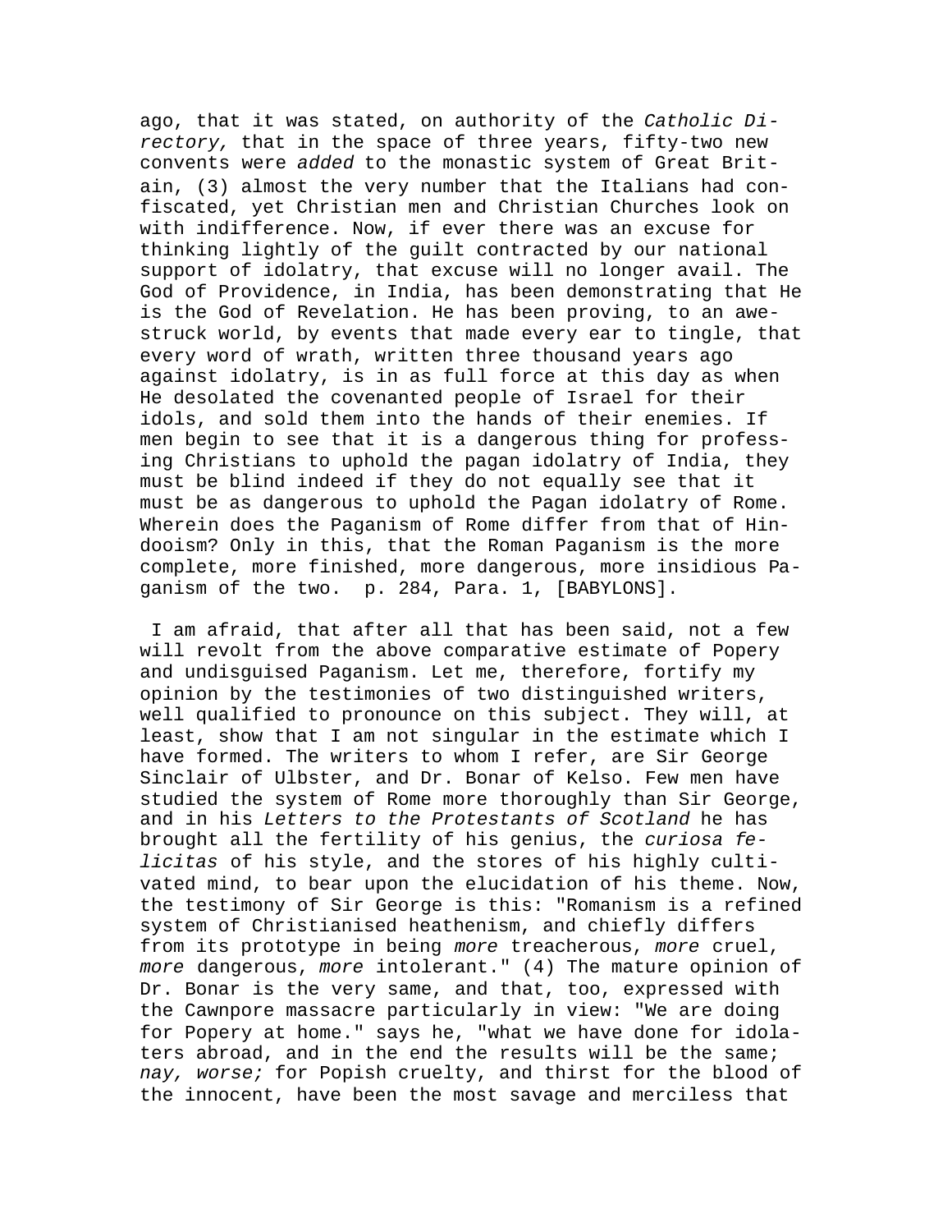ago, that it was stated, on authority of the *Catholic Directory,* that in the space of three years, fifty-two new convents were *added* to the monastic system of Great Britain, (3) almost the very number that the Italians had confiscated, yet Christian men and Christian Churches look on with indifference. Now, if ever there was an excuse for thinking lightly of the guilt contracted by our national support of idolatry, that excuse will no longer avail. The God of Providence, in India, has been demonstrating that He is the God of Revelation. He has been proving, to an awe-struck world, by events that made every ear to tingle, that every word of wrath, written three thousand years ago against idolatry, is in as full force at this day as when He desolated the covenanted people of Israel for their idols, and sold them into the hands of their enemies. If men begin to see that it is a dangerous thing for professing Christians to uphold the pagan idolatry of India, they must be blind indeed if they do not equally see that it must be as dangerous to uphold the Pagan idolatry of Rome. Wherein does the Paganism of Rome differ from that of Hindooism? Only in this, that the Roman Paganism is the more complete, more finished, more dangerous, more insidious Paganism of the two.  p. 284, Para. 1, [BABYLONS].

I am afraid, that after all that has been said, not a few will revolt from the above comparative estimate of Popery and undisguised Paganism. Let me, therefore, fortify my opinion by the testimonies of two distinguished writers, well qualified to pronounce on this subject. They will, at least, show that I am not singular in the estimate which I have formed. The writers to whom I refer, are Sir George Sinclair of Ulbster, and Dr. Bonar of Kelso. Few men have studied the system of Rome more thoroughly than Sir George, and in his *Letters to the Protestants of Scotland* he has brought all the fertility of his genius, the *curiosa felicitas* of his style, and the stores of his highly cultivated mind, to bear upon the elucidation of his theme. Now, the testimony of Sir George is this: "Romanism is a refined system of Christianised heathenism, and chiefly differs from its prototype in being *more* treacherous, *more* cruel, *more* dangerous, *more* intolerant." (4) The mature opinion of Dr. Bonar is the very same, and that, too, expressed with the Cawnpore massacre particularly in view: "We are doing for Popery at home." says he, "what we have done for idolaters abroad, and in the end the results will be the same; *nay, worse;* for Popish cruelty, and thirst for the blood of the innocent, have been the most savage and merciless that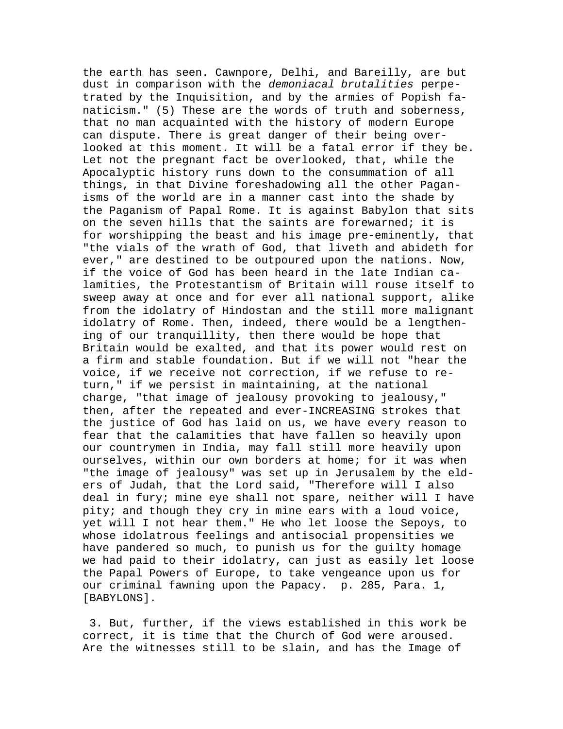the earth has seen. Cawnpore, Delhi, and Bareilly, are but dust in comparison with the *demoniacal brutalities* perpetrated by the Inquisition, and by the armies of Popish fanaticism." (5) These are the words of truth and soberness, that no man acquainted with the history of modern Europe can dispute. There is great danger of their being overlooked at this moment. It will be a fatal error if they be. Let not the pregnant fact be overlooked, that, while the Apocalyptic history runs down to the consummation of all things, in that Divine foreshadowing all the other Paganisms of the world are in a manner cast into the shade by the Paganism of Papal Rome. It is against Babylon that sits on the seven hills that the saints are forewarned; it is for worshipping the beast and his image pre-eminently, that "the vials of the wrath of God, that liveth and abideth for ever," are destined to be outpoured upon the nations. Now, if the voice of God has been heard in the late Indian calamities, the Protestantism of Britain will rouse itself to sweep away at once and for ever all national support, alike from the idolatry of Hindostan and the still more malignant idolatry of Rome. Then, indeed, there would be a lengthening of our tranquillity, then there would be hope that Britain would be exalted, and that its power would rest on a firm and stable foundation. But if we will not "hear the voice, if we receive not correction, if we refuse to return," if we persist in maintaining, at the national charge, "that image of jealousy provoking to jealousy," then, after the repeated and ever-INCREASING strokes that the justice of God has laid on us, we have every reason to fear that the calamities that have fallen so heavily upon our countrymen in India, may fall still more heavily upon ourselves, within our own borders at home; for it was when "the image of jealousy" was set up in Jerusalem by the elders of Judah, that the Lord said, "Therefore will I also deal in fury; mine eye shall not spare, neither will I have pity; and though they cry in mine ears with a loud voice, yet will I not hear them." He who let loose the Sepoys, to whose idolatrous feelings and antisocial propensities we have pandered so much, to punish us for the guilty homage we had paid to their idolatry, can just as easily let loose the Papal Powers of Europe, to take vengeance upon us for our criminal fawning upon the Papacy. p. 285, Para. 1, [BABYLONS].

3. But, further, if the views established in this work be correct, it is time that the Church of God were aroused. Are the witnesses still to be slain, and has the Image of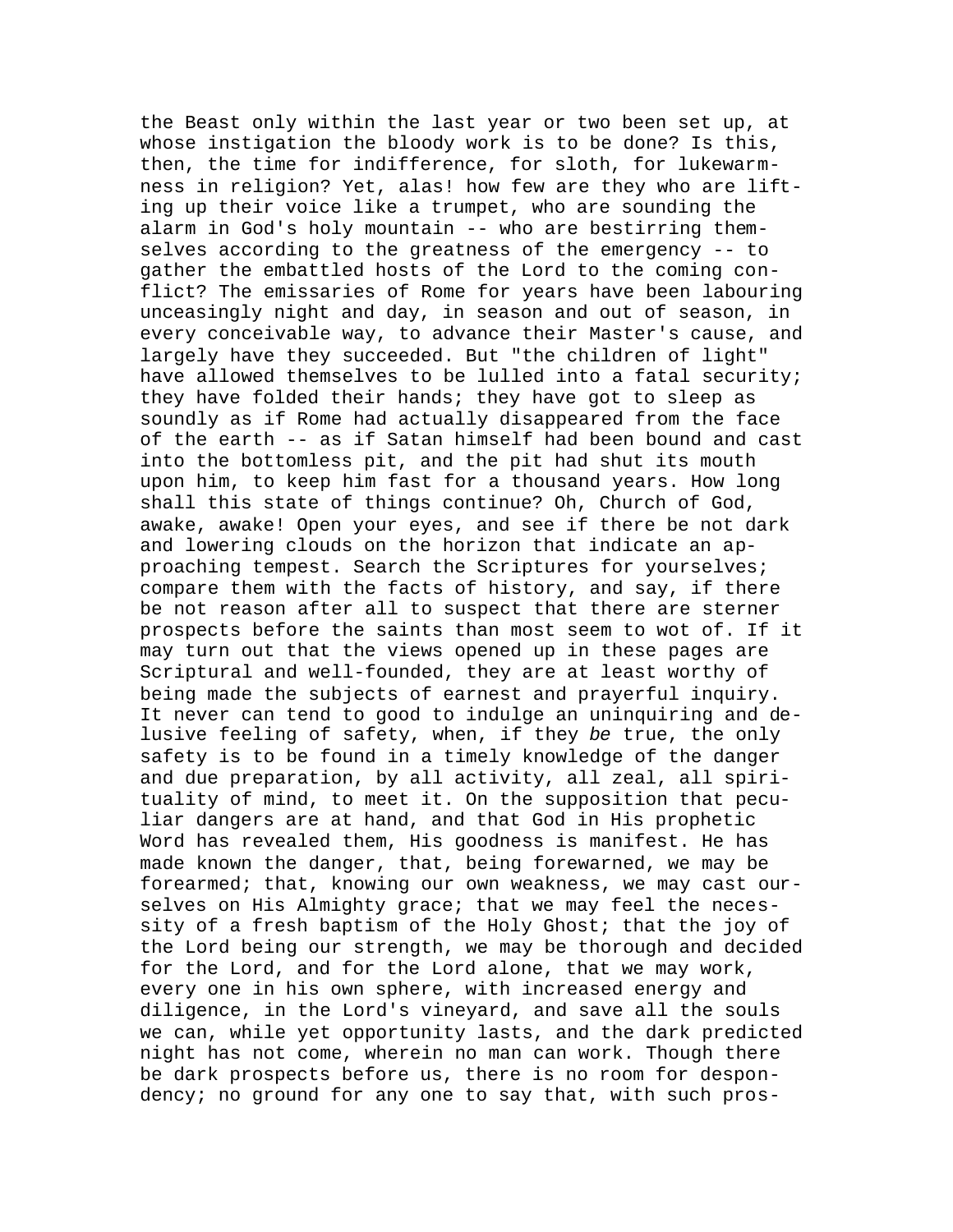the Beast only within the last year or two been set up, at whose instigation the bloody work is to be done? Is this, then, the time for indifference, for sloth, for lukewarmness in religion? Yet, alas! how few are they who are lifting up their voice like a trumpet, who are sounding the alarm in God's holy mountain -- who are bestirring themselves according to the greatness of the emergency -- to gather the embattled hosts of the Lord to the coming conflict? The emissaries of Rome for years have been labouring unceasingly night and day, in season and out of season, in every conceivable way, to advance their Master's cause, and largely have they succeeded. But "the children of light" have allowed themselves to be lulled into a fatal security; they have folded their hands; they have got to sleep as soundly as if Rome had actually disappeared from the face of the earth -- as if Satan himself had been bound and cast into the bottomless pit, and the pit had shut its mouth upon him, to keep him fast for a thousand years. How long shall this state of things continue? Oh, Church of God, awake, awake! Open your eyes, and see if there be not dark and lowering clouds on the horizon that indicate an approaching tempest. Search the Scriptures for yourselves; compare them with the facts of history, and say, if there be not reason after all to suspect that there are sterner prospects before the saints than most seem to wot of. If it may turn out that the views opened up in these pages are Scriptural and well-founded, they are at least worthy of being made the subjects of earnest and prayerful inquiry. It never can tend to good to indulge an uninquiring and delusive feeling of safety, when, if they *be* true, the only safety is to be found in a timely knowledge of the danger and due preparation, by all activity, all zeal, all spirituality of mind, to meet it. On the supposition that peculiar dangers are at hand, and that God in His prophetic Word has revealed them, His goodness is manifest. He has made known the danger, that, being forewarned, we may be forearmed; that, knowing our own weakness, we may cast ourselves on His Almighty grace; that we may feel the necessity of a fresh baptism of the Holy Ghost; that the joy of the Lord being our strength, we may be thorough and decided for the Lord, and for the Lord alone, that we may work, every one in his own sphere, with increased energy and diligence, in the Lord's vineyard, and save all the souls we can, while yet opportunity lasts, and the dark predicted night has not come, wherein no man can work. Though there be dark prospects before us, there is no room for despondency; no ground for any one to say that, with such pros-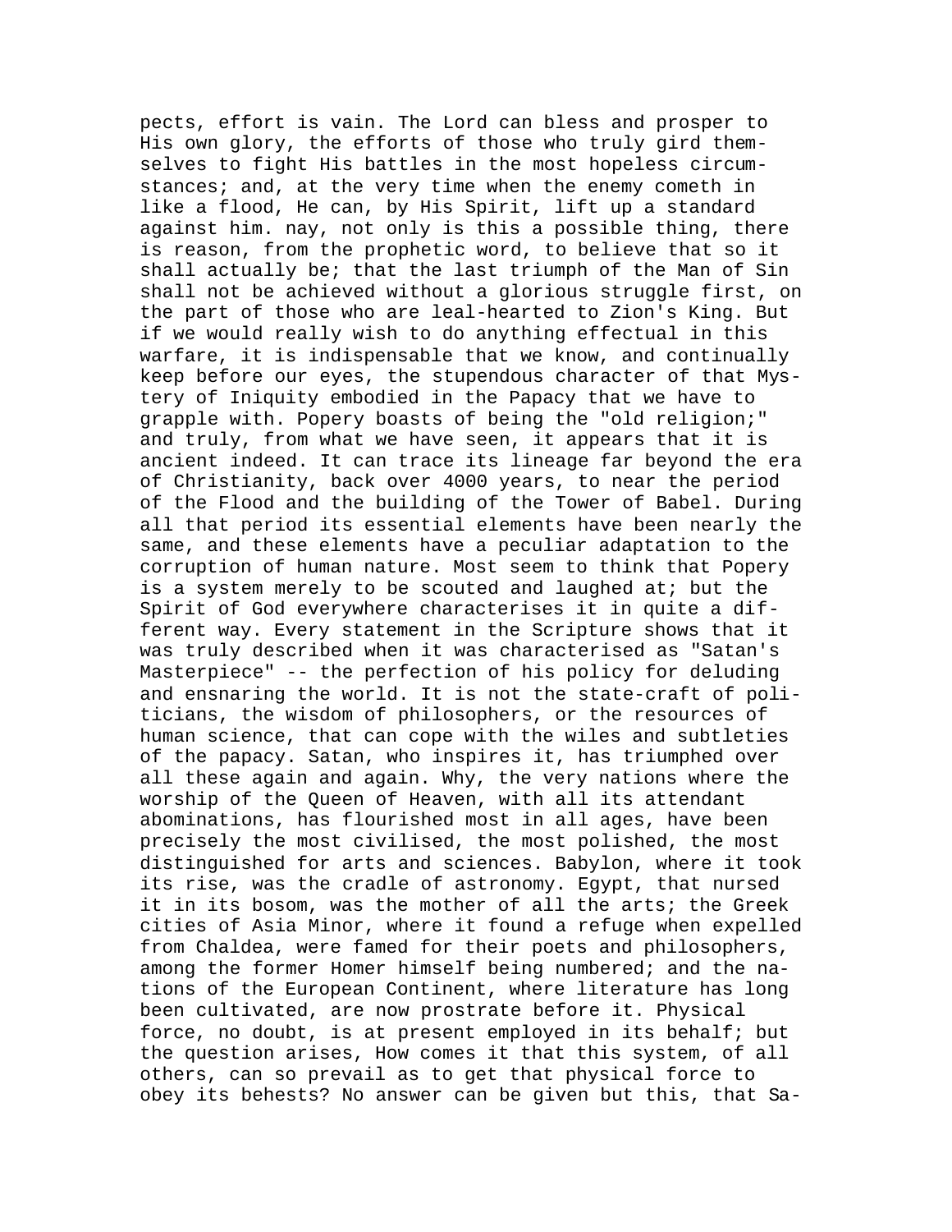pects, effort is vain. The Lord can bless and prosper to His own glory, the efforts of those who truly gird themselves to fight His battles in the most hopeless circumstances; and, at the very time when the enemy cometh in like a flood, He can, by His Spirit, lift up a standard against him. nay, not only is this a possible thing, there is reason, from the prophetic word, to believe that so it shall actually be; that the last triumph of the Man of Sin shall not be achieved without a glorious struggle first, on the part of those who are leal-hearted to Zion's King. But if we would really wish to do anything effectual in this warfare, it is indispensable that we know, and continually keep before our eyes, the stupendous character of that Mystery of Iniquity embodied in the Papacy that we have to grapple with. Popery boasts of being the "old religion;" and truly, from what we have seen, it appears that it is ancient indeed. It can trace its lineage far beyond the era of Christianity, back over 4000 years, to near the period of the Flood and the building of the Tower of Babel. During all that period its essential elements have been nearly the same, and these elements have a peculiar adaptation to the corruption of human nature. Most seem to think that Popery is a system merely to be scouted and laughed at; but the Spirit of God everywhere characterises it in quite a different way. Every statement in the Scripture shows that it was truly described when it was characterised as "Satan's Masterpiece" -- the perfection of his policy for deluding and ensnaring the world. It is not the state-craft of politicians, the wisdom of philosophers, or the resources of human science, that can cope with the wiles and subtleties of the papacy. Satan, who inspires it, has triumphed over all these again and again. Why, the very nations where the worship of the Queen of Heaven, with all its attendant abominations, has flourished most in all ages, have been precisely the most civilised, the most polished, the most distinguished for arts and sciences. Babylon, where it took its rise, was the cradle of astronomy. Egypt, that nursed it in its bosom, was the mother of all the arts; the Greek cities of Asia Minor, where it found a refuge when expelled from Chaldea, were famed for their poets and philosophers, among the former Homer himself being numbered; and the nations of the European Continent, where literature has long been cultivated, are now prostrate before it. Physical force, no doubt, is at present employed in its behalf; but the question arises, How comes it that this system, of all others, can so prevail as to get that physical force to obey its behests? No answer can be given but this, that Sa-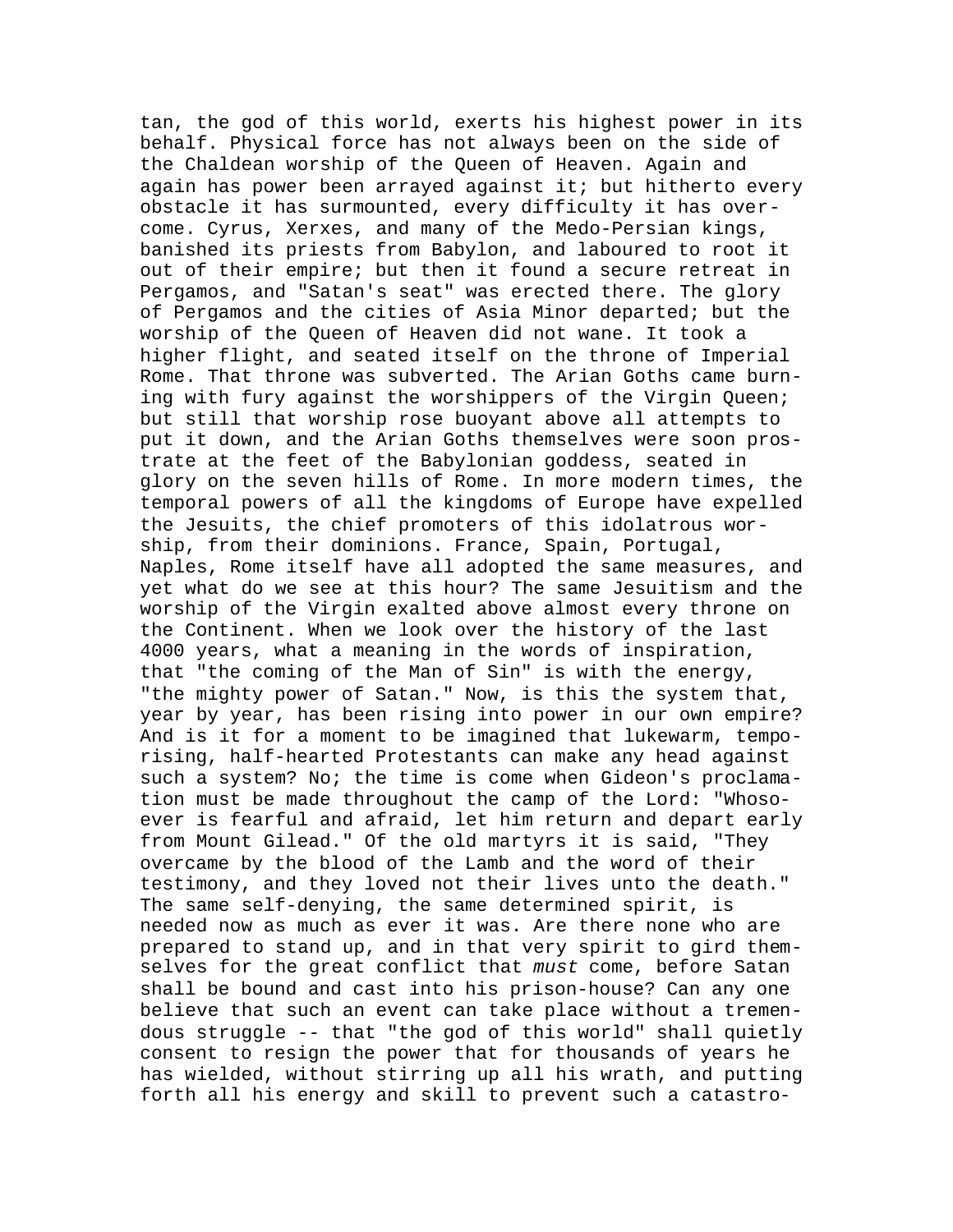tan, the god of this world, exerts his highest power in its behalf. Physical force has not always been on the side of the Chaldean worship of the Queen of Heaven. Again and again has power been arrayed against it; but hitherto every obstacle it has surmounted, every difficulty it has overcome. Cyrus, Xerxes, and many of the Medo-Persian kings, banished its priests from Babylon, and laboured to root it out of their empire; but then it found a secure retreat in Pergamos, and "Satan's seat" was erected there. The glory of Pergamos and the cities of Asia Minor departed; but the worship of the Queen of Heaven did not wane. It took a higher flight, and seated itself on the throne of Imperial Rome. That throne was subverted. The Arian Goths came burning with fury against the worshippers of the Virgin Queen; but still that worship rose buoyant above all attempts to put it down, and the Arian Goths themselves were soon prostrate at the feet of the Babylonian goddess, seated in glory on the seven hills of Rome. In more modern times, the temporal powers of all the kingdoms of Europe have expelled the Jesuits, the chief promoters of this idolatrous worship, from their dominions. France, Spain, Portugal, Naples, Rome itself have all adopted the same measures, and yet what do we see at this hour? The same Jesuitism and the worship of the Virgin exalted above almost every throne on the Continent. When we look over the history of the last 4000 years, what a meaning in the words of inspiration, that "the coming of the Man of Sin" is with the energy, "the mighty power of Satan." Now, is this the system that, year by year, has been rising into power in our own empire? And is it for a moment to be imagined that lukewarm, temporising, half-hearted Protestants can make any head against such a system? No; the time is come when Gideon's proclamation must be made throughout the camp of the Lord: "Whosoever is fearful and afraid, let him return and depart early from Mount Gilead." Of the old martyrs it is said, "They overcame by the blood of the Lamb and the word of their testimony, and they loved not their lives unto the death." The same self-denying, the same determined spirit, is needed now as much as ever it was. Are there none who are prepared to stand up, and in that very spirit to gird themselves for the great conflict that *must* come, before Satan shall be bound and cast into his prison-house? Can any one believe that such an event can take place without a tremendous struggle -- that "the god of this world" shall quietly consent to resign the power that for thousands of years he has wielded, without stirring up all his wrath, and putting forth all his energy and skill to prevent such a catastro-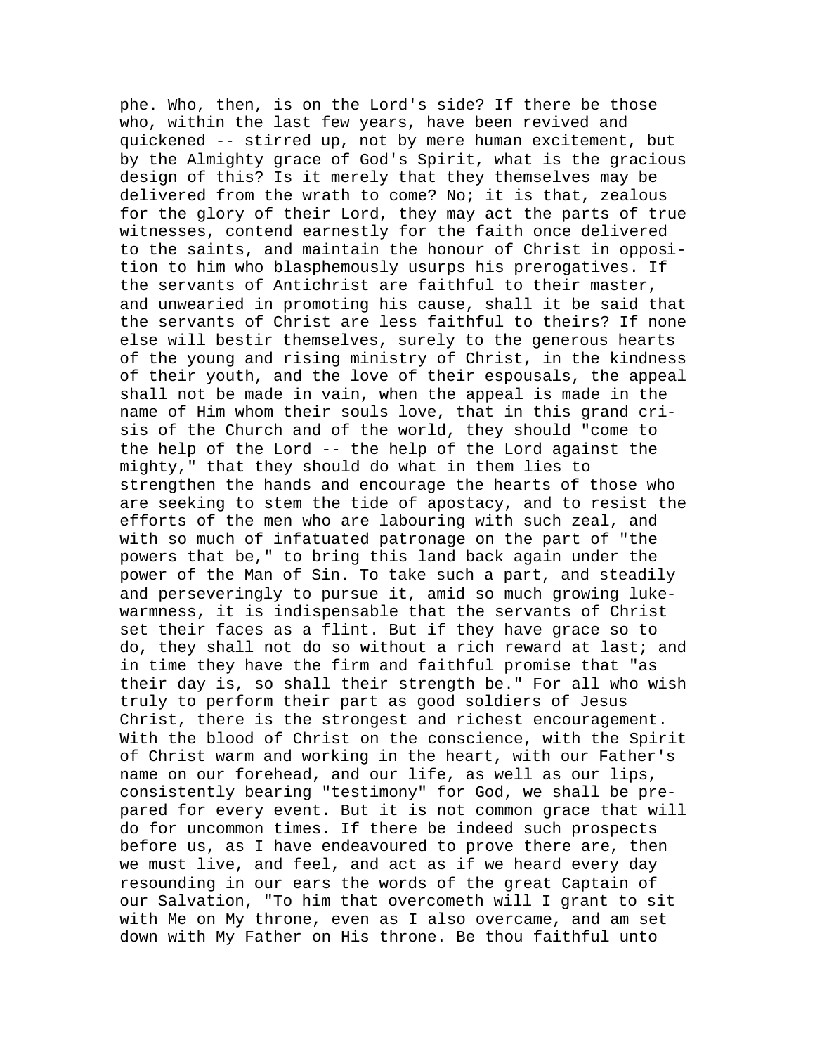phe. Who, then, is on the Lord's side? If there be those who, within the last few years, have been revived and quickened -- stirred up, not by mere human excitement, but by the Almighty grace of God's Spirit, what is the gracious design of this? Is it merely that they themselves may be delivered from the wrath to come? No; it is that, zealous for the glory of their Lord, they may act the parts of true witnesses, contend earnestly for the faith once delivered to the saints, and maintain the honour of Christ in opposition to him who blasphemously usurps his prerogatives. If the servants of Antichrist are faithful to their master, and unwearied in promoting his cause, shall it be said that the servants of Christ are less faithful to theirs? If none else will bestir themselves, surely to the generous hearts of the young and rising ministry of Christ, in the kindness of their youth, and the love of their espousals, the appeal shall not be made in vain, when the appeal is made in the name of Him whom their souls love, that in this grand crisis of the Church and of the world, they should "come to the help of the Lord -- the help of the Lord against the mighty," that they should do what in them lies to strengthen the hands and encourage the hearts of those who are seeking to stem the tide of apostacy, and to resist the efforts of the men who are labouring with such zeal, and with so much of infatuated patronage on the part of "the powers that be," to bring this land back again under the power of the Man of Sin. To take such a part, and steadily and perseveringly to pursue it, amid so much growing lukewarmness, it is indispensable that the servants of Christ set their faces as a flint. But if they have grace so to do, they shall not do so without a rich reward at last; and in time they have the firm and faithful promise that "as their day is, so shall their strength be." For all who wish truly to perform their part as good soldiers of Jesus Christ, there is the strongest and richest encouragement. With the blood of Christ on the conscience, with the Spirit of Christ warm and working in the heart, with our Father's name on our forehead, and our life, as well as our lips, consistently bearing "testimony" for God, we shall be prepared for every event. But it is not common grace that will do for uncommon times. If there be indeed such prospects before us, as I have endeavoured to prove there are, then we must live, and feel, and act as if we heard every day resounding in our ears the words of the great Captain of our Salvation, "To him that overcometh will I grant to sit with Me on My throne, even as I also overcame, and am set down with My Father on His throne. Be thou faithful unto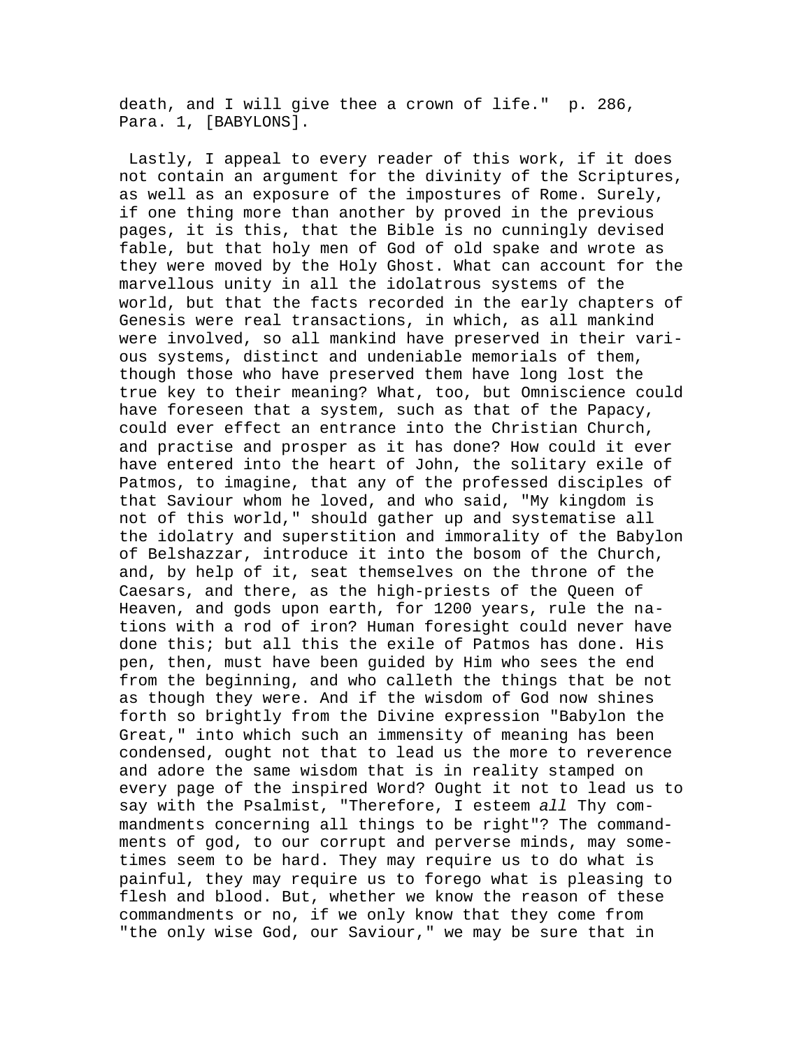death, and I will give thee a crown of life." p. 286, Para. 1, [BABYLONS].

Lastly, I appeal to every reader of this work, if it does not contain an argument for the divinity of the Scriptures, as well as an exposure of the impostures of Rome. Surely, if one thing more than another by proved in the previous pages, it is this, that the Bible is no cunningly devised fable, but that holy men of God of old spake and wrote as they were moved by the Holy Ghost. What can account for the marvellous unity in all the idolatrous systems of the world, but that the facts recorded in the early chapters of Genesis were real transactions, in which, as all mankind were involved, so all mankind have preserved in their various systems, distinct and undeniable memorials of them, though those who have preserved them have long lost the true key to their meaning? What, too, but Omniscience could have foreseen that a system, such as that of the Papacy, could ever effect an entrance into the Christian Church, and practise and prosper as it has done? How could it ever have entered into the heart of John, the solitary exile of Patmos, to imagine, that any of the professed disciples of that Saviour whom he loved, and who said, "My kingdom is not of this world," should gather up and systematise all the idolatry and superstition and immorality of the Babylon of Belshazzar, introduce it into the bosom of the Church, and, by help of it, seat themselves on the throne of the Caesars, and there, as the high-priests of the Queen of Heaven, and gods upon earth, for 1200 years, rule the nations with a rod of iron? Human foresight could never have done this; but all this the exile of Patmos has done. His pen, then, must have been guided by Him who sees the end from the beginning, and who calleth the things that be not as though they were. And if the wisdom of God now shines forth so brightly from the Divine expression "Babylon the Great," into which such an immensity of meaning has been condensed, ought not that to lead us the more to reverence and adore the same wisdom that is in reality stamped on every page of the inspired Word? Ought it not to lead us to say with the Psalmist, "Therefore, I esteem *all* Thy commandments concerning all things to be right"? The commandments of god, to our corrupt and perverse minds, may sometimes seem to be hard. They may require us to do what is painful, they may require us to forego what is pleasing to flesh and blood. But, whether we know the reason of these commandments or no, if we only know that they come from "the only wise God, our Saviour," we may be sure that in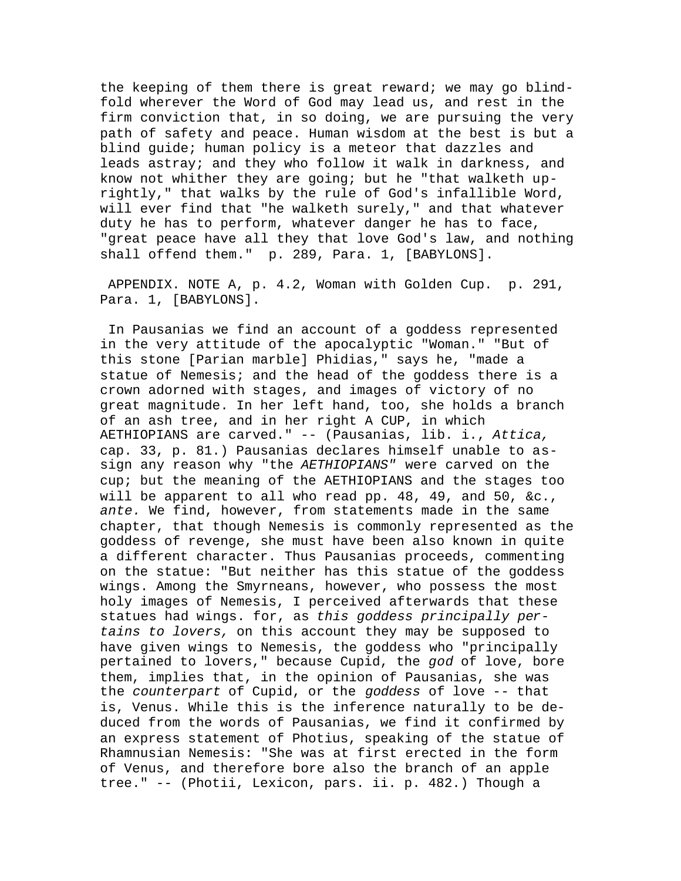the keeping of them there is great reward; we may go blindfold wherever the Word of God may lead us, and rest in the firm conviction that, in so doing, we are pursuing the very path of safety and peace. Human wisdom at the best is but a blind guide; human policy is a meteor that dazzles and leads astray; and they who follow it walk in darkness, and know not whither they are going; but he "that walketh uprightly," that walks by the rule of God's infallible Word, will ever find that "he walketh surely," and that whatever duty he has to perform, whatever danger he has to face, "great peace have all they that love God's law, and nothing shall offend them." p. 289, Para. 1, [BABYLONS].

APPENDIX. NOTE A, p. 4.2, Woman with Golden Cup. p. 291, Para. 1, [BABYLONS].

In Pausanias we find an account of a goddess represented in the very attitude of the apocalyptic "Woman." "But of this stone [Parian marble] Phidias," says he, "made a statue of Nemesis; and the head of the goddess there is a crown adorned with stages, and images of victory of no great magnitude. In her left hand, too, she holds a branch of an ash tree, and in her right A CUP, in which AETHIOPIANS are carved." -- (Pausanias, lib. i., *Attica,* cap. 33, p. 81.) Pausanias declares himself unable to assign any reason why "the *AETHIOPIANS"* were carved on the cup; but the meaning of the AETHIOPIANS and the stages too will be apparent to all who read pp. 48, 49, and 50, &c., *ante.* We find, however, from statements made in the same chapter, that though Nemesis is commonly represented as the goddess of revenge, she must have been also known in quite a different character. Thus Pausanias proceeds, commenting on the statue: "But neither has this statue of the goddess wings. Among the Smyrneans, however, who possess the most holy images of Nemesis, I perceived afterwards that these statues had wings. for, as *this goddess principally pertains to lovers,* on this account they may be supposed to have given wings to Nemesis, the goddess who "principally pertained to lovers," because Cupid, the *god* of love, bore them, implies that, in the opinion of Pausanias, she was the *counterpart* of Cupid, or the *goddess* of love -- that is, Venus. While this is the inference naturally to be deduced from the words of Pausanias, we find it confirmed by an express statement of Photius, speaking of the statue of Rhamnusian Nemesis: "She was at first erected in the form of Venus, and therefore bore also the branch of an apple tree." -- (Photii, Lexicon, pars. ii. p. 482.) Though a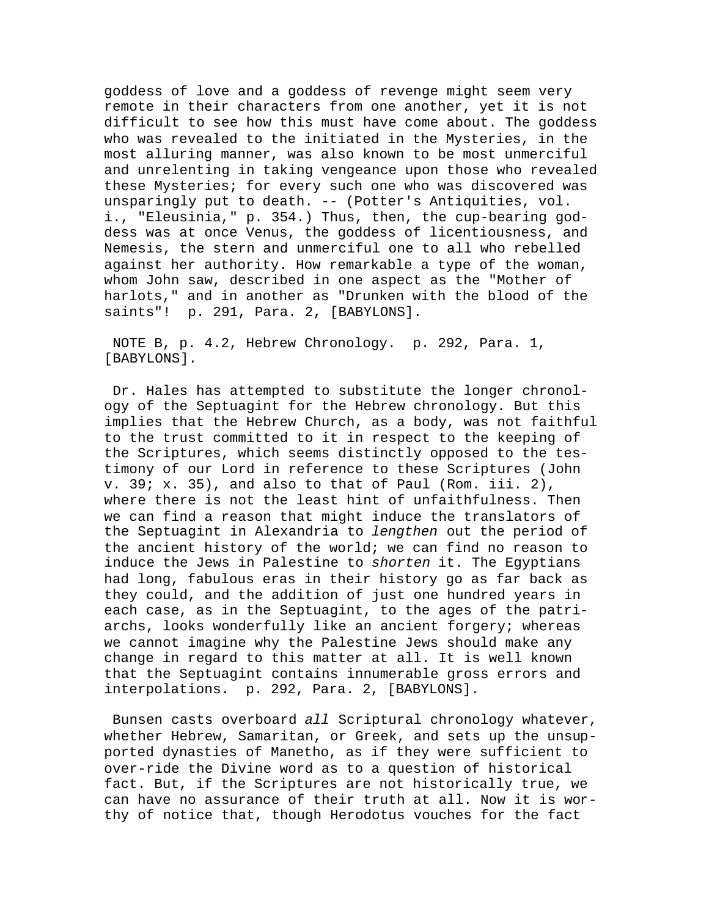goddess of love and a goddess of revenge might seem very remote in their characters from one another, yet it is not difficult to see how this must have come about. The goddess who was revealed to the initiated in the Mysteries, in the most alluring manner, was also known to be most unmerciful and unrelenting in taking vengeance upon those who revealed these Mysteries; for every such one who was discovered was unsparingly put to death. -- (Potter's Antiquities, vol. i., "Eleusinia," p. 354.) Thus, then, the cup-bearing goddess was at once Venus, the goddess of licentiousness, and Nemesis, the stern and unmerciful one to all who rebelled against her authority. How remarkable a type of the woman, whom John saw, described in one aspect as the "Mother of harlots," and in another as "Drunken with the blood of the saints"! p. 291, Para. 2, [BABYLONS].

NOTE B, p. 4.2, Hebrew Chronology. p. 292, Para. 1, [BABYLONS].

Dr. Hales has attempted to substitute the longer chronology of the Septuagint for the Hebrew chronology. But this implies that the Hebrew Church, as a body, was not faithful to the trust committed to it in respect to the keeping of the Scriptures, which seems distinctly opposed to the testimony of our Lord in reference to these Scriptures (John v. 39; x. 35), and also to that of Paul (Rom. iii. 2), where there is not the least hint of unfaithfulness. Then we can find a reason that might induce the translators of the Septuagint in Alexandria to *lengthen* out the period of the ancient history of the world; we can find no reason to induce the Jews in Palestine to *shorten* it. The Egyptians had long, fabulous eras in their history go as far back as they could, and the addition of just one hundred years in each case, as in the Septuagint, to the ages of the patriarchs, looks wonderfully like an ancient forgery; whereas we cannot imagine why the Palestine Jews should make any change in regard to this matter at all. It is well known that the Septuagint contains innumerable gross errors and interpolations. p. 292, Para. 2, [BABYLONS].

Bunsen casts overboard *all* Scriptural chronology whatever, whether Hebrew, Samaritan, or Greek, and sets up the unsupported dynasties of Manetho, as if they were sufficient to over-ride the Divine word as to a question of historical fact. But, if the Scriptures are not historically true, we can have no assurance of their truth at all. Now it is worthy of notice that, though Herodotus vouches for the fact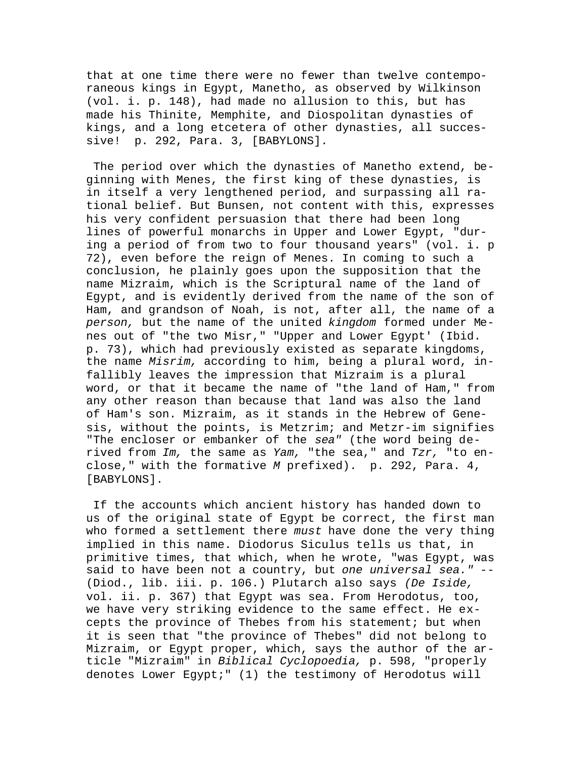that at one time there were no fewer than twelve contemporaneous kings in Egypt, Manetho, as observed by Wilkinson (vol. i. p. 148), had made no allusion to this, but has made his Thinite, Memphite, and Diospolitan dynasties of kings, and a long etcetera of other dynasties, all successive! p. 292, Para. 3, [BABYLONS].

The period over which the dynasties of Manetho extend, beginning with Menes, the first king of these dynasties, is in itself a very lengthened period, and surpassing all rational belief. But Bunsen, not content with this, expresses his very confident persuasion that there had been long lines of powerful monarchs in Upper and Lower Egypt, "during a period of from two to four thousand years" (vol. i. p 72), even before the reign of Menes. In coming to such a conclusion, he plainly goes upon the supposition that the name Mizraim, which is the Scriptural name of the land of Egypt, and is evidently derived from the name of the son of Ham, and grandson of Noah, is not, after all, the name of a *person,* but the name of the united *kingdom* formed under Menes out of "the two Misr," "Upper and Lower Egypt' (Ibid. p. 73), which had previously existed as separate kingdoms, the name *Misrim,* according to him, being a plural word, infallibly leaves the impression that Mizraim is a plural word, or that it became the name of "the land of Ham," from any other reason than because that land was also the land of Ham's son. Mizraim, as it stands in the Hebrew of Genesis, without the points, is Metzrim; and Metzr-im signifies "The encloser or embanker of the *sea"* (the word being derived from *Im,* the same as *Yam,* "the sea," and *Tzr,* "to enclose," with the formative *M* prefixed). p. 292, Para. 4, [BABYLONS].

If the accounts which ancient history has handed down to us of the original state of Egypt be correct, the first man who formed a settlement there *must* have done the very thing implied in this name. Diodorus Siculus tells us that, in primitive times, that which, when he wrote, "was Egypt, was said to have been not a country, but *one universal sea."* -- (Diod., lib. iii. p. 106.) Plutarch also says *(De Iside,* vol. ii. p. 367) that Egypt was sea. From Herodotus, too, we have very striking evidence to the same effect. He excepts the province of Thebes from his statement; but when it is seen that "the province of Thebes" did not belong to Mizraim, or Egypt proper, which, says the author of the article "Mizraim" in *Biblical Cyclopoedia,* p. 598, "properly denotes Lower Egypt;" (1) the testimony of Herodotus will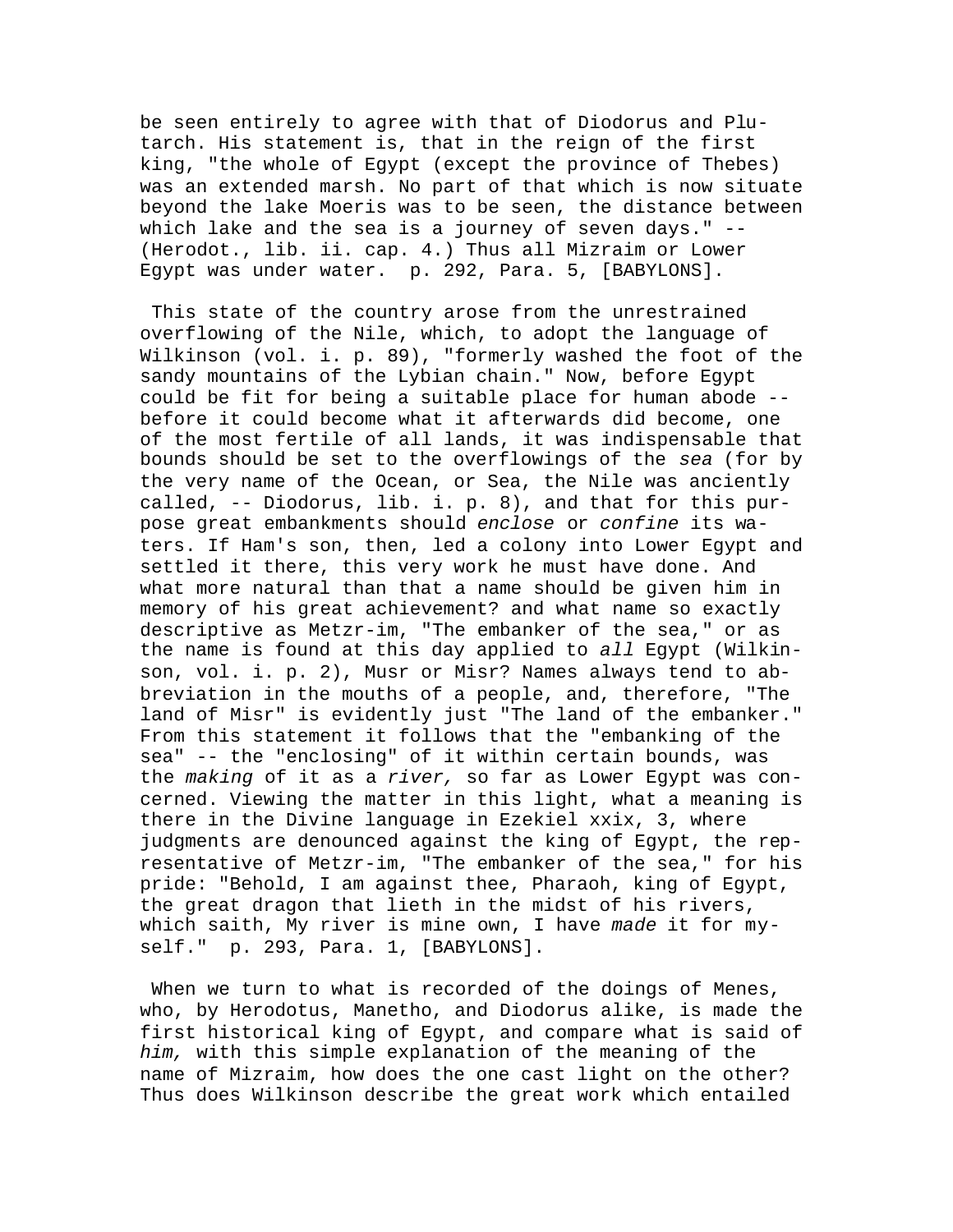be seen entirely to agree with that of Diodorus and Plutarch. His statement is, that in the reign of the first king, "the whole of Egypt (except the province of Thebes) was an extended marsh. No part of that which is now situate beyond the lake Moeris was to be seen, the distance between which lake and the sea is a journey of seven days." -- (Herodot., lib. ii. cap. 4.) Thus all Mizraim or Lower Egypt was under water. p. 292, Para. 5, [BABYLONS].

This state of the country arose from the unrestrained overflowing of the Nile, which, to adopt the language of Wilkinson (vol. i. p. 89), "formerly washed the foot of the sandy mountains of the Lybian chain." Now, before Egypt could be fit for being a suitable place for human abode -- before it could become what it afterwards did become, one of the most fertile of all lands, it was indispensable that bounds should be set to the overflowings of the *sea* (for by the very name of the Ocean, or Sea, the Nile was anciently called, -- Diodorus, lib. i. p. 8), and that for this purpose great embankments should *enclose* or *confine* its waters. If Ham's son, then, led a colony into Lower Egypt and settled it there, this very work he must have done. And what more natural than that a name should be given him in memory of his great achievement? and what name so exactly descriptive as Metzr-im, "The embanker of the sea," or as the name is found at this day applied to *all* Egypt (Wilkinson, vol. i. p. 2), Musr or Misr? Names always tend to abbreviation in the mouths of a people, and, therefore, "The land of Misr" is evidently just "The land of the embanker." From this statement it follows that the "embanking of the sea" -- the "enclosing" of it within certain bounds, was the *making* of it as a *river,* so far as Lower Egypt was concerned. Viewing the matter in this light, what a meaning is there in the Divine language in Ezekiel xxix, 3, where judgments are denounced against the king of Egypt, the representative of Metzr-im, "The embanker of the sea," for his pride: "Behold, I am against thee, Pharaoh, king of Egypt, the great dragon that lieth in the midst of his rivers, which saith, My river is mine own, I have *made* it for myself." p. 293, Para. 1, [BABYLONS].

When we turn to what is recorded of the doings of Menes, who, by Herodotus, Manetho, and Diodorus alike, is made the first historical king of Egypt, and compare what is said of *him,* with this simple explanation of the meaning of the name of Mizraim, how does the one cast light on the other? Thus does Wilkinson describe the great work which entailed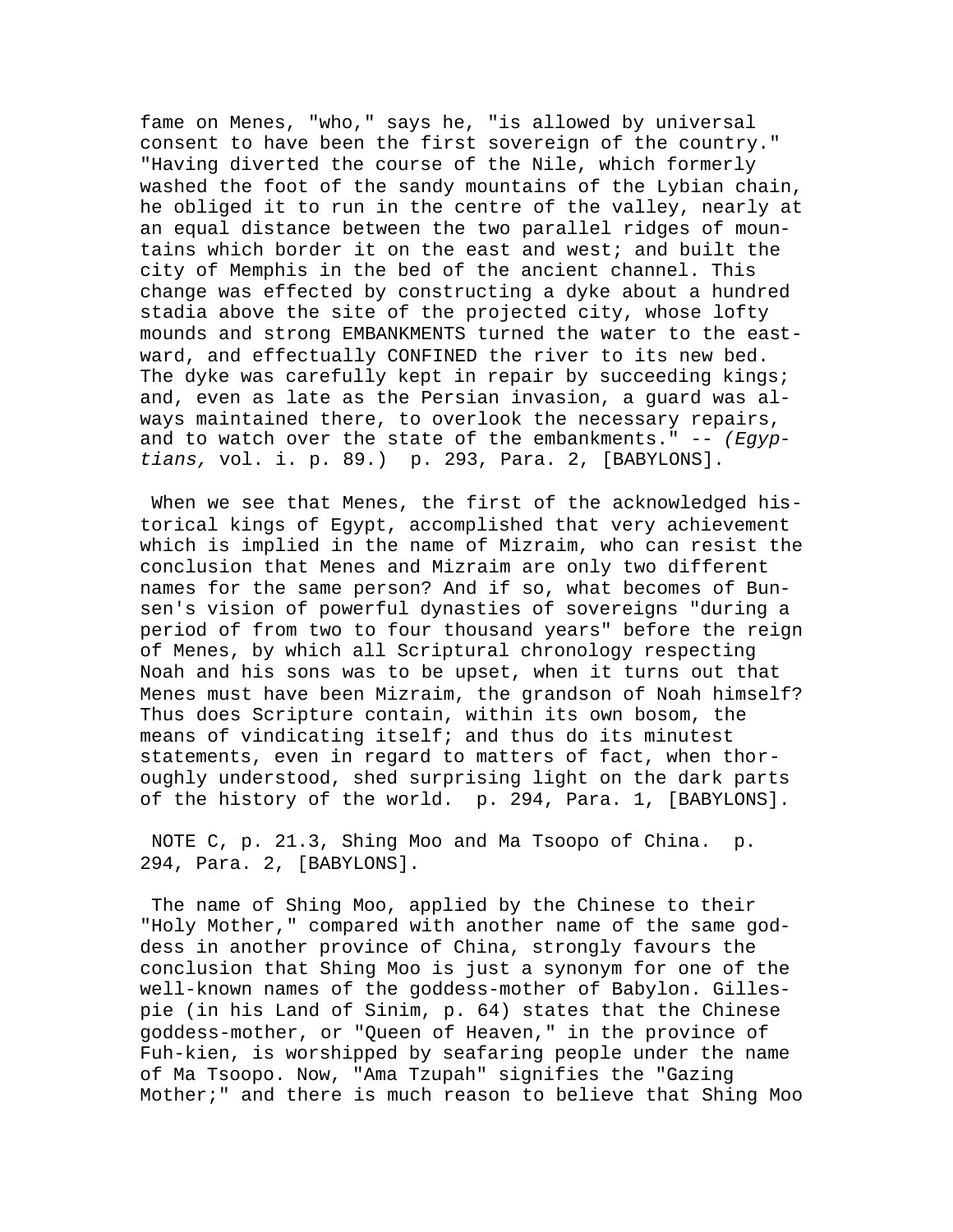fame on Menes, "who," says he, "is allowed by universal consent to have been the first sovereign of the country." "Having diverted the course of the Nile, which formerly washed the foot of the sandy mountains of the Lybian chain, he obliged it to run in the centre of the valley, nearly at an equal distance between the two parallel ridges of mountains which border it on the east and west; and built the city of Memphis in the bed of the ancient channel. This change was effected by constructing a dyke about a hundred stadia above the site of the projected city, whose lofty mounds and strong EMBANKMENTS turned the water to the eastward, and effectually CONFINED the river to its new bed. The dyke was carefully kept in repair by succeeding kings; and, even as late as the Persian invasion, a guard was always maintained there, to overlook the necessary repairs, and to watch over the state of the embankments." -- *(Egyptians,* vol. i. p. 89.) p. 293, Para. 2, [BABYLONS].

When we see that Menes, the first of the acknowledged historical kings of Egypt, accomplished that very achievement which is implied in the name of Mizraim, who can resist the conclusion that Menes and Mizraim are only two different names for the same person? And if so, what becomes of Bunsen's vision of powerful dynasties of sovereigns "during a period of from two to four thousand years" before the reign of Menes, by which all Scriptural chronology respecting Noah and his sons was to be upset, when it turns out that Menes must have been Mizraim, the grandson of Noah himself? Thus does Scripture contain, within its own bosom, the means of vindicating itself; and thus do its minutest statements, even in regard to matters of fact, when thoroughly understood, shed surprising light on the dark parts of the history of the world. p. 294, Para. 1, [BABYLONS].

NOTE C, p. 21.3, Shing Moo and Ma Tsoopo of China. p. 294, Para. 2, [BABYLONS].

The name of Shing Moo, applied by the Chinese to their "Holy Mother," compared with another name of the same goddess in another province of China, strongly favours the conclusion that Shing Moo is just a synonym for one of the well-known names of the goddess-mother of Babylon. Gillespie (in his Land of Sinim, p. 64) states that the Chinese goddess-mother, or "Queen of Heaven," in the province of Fuh-kien, is worshipped by seafaring people under the name of Ma Tsoopo. Now, "Ama Tzupah" signifies the "Gazing Mother;" and there is much reason to believe that Shing Moo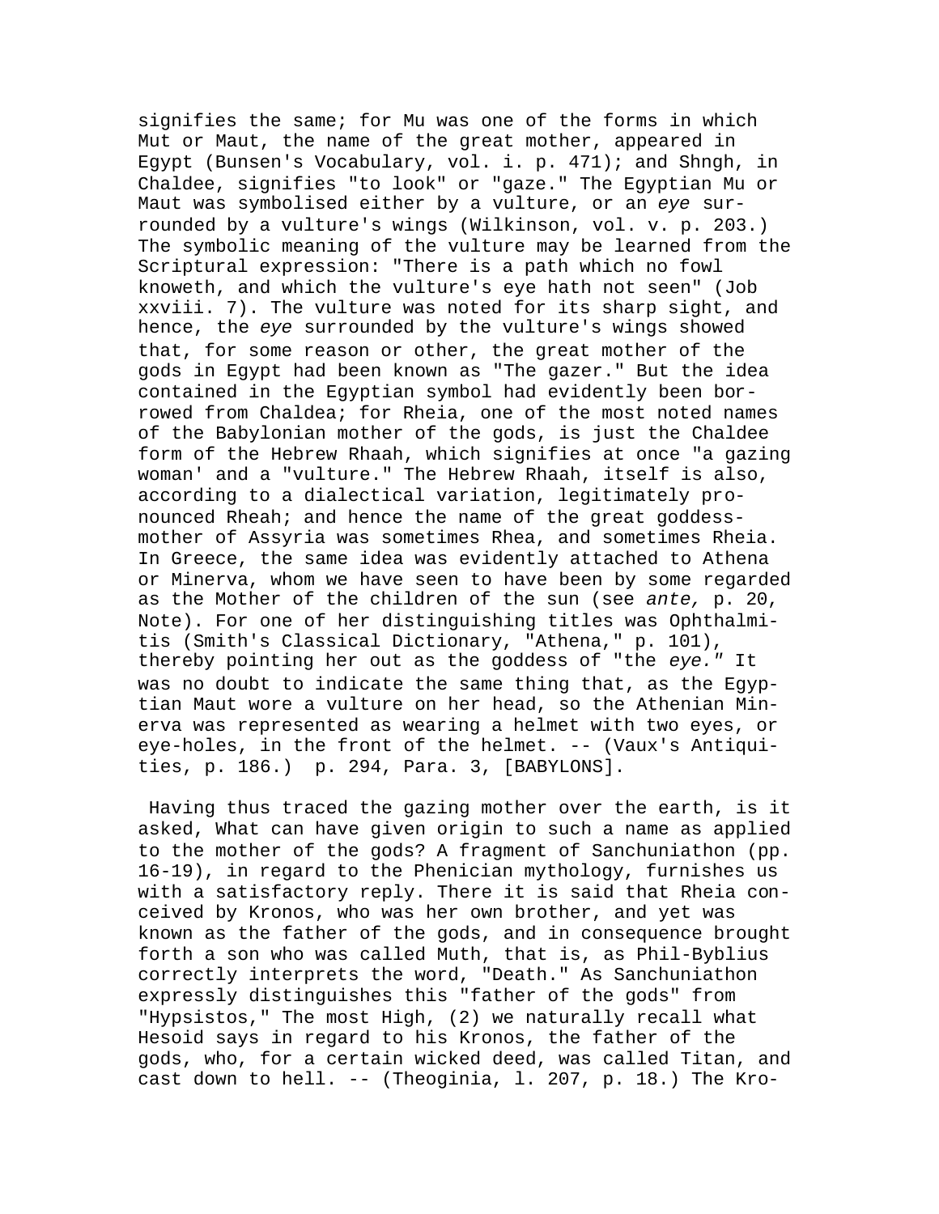signifies the same; for Mu was one of the forms in which Mut or Maut, the name of the great mother, appeared in Egypt (Bunsen's Vocabulary, vol. i. p. 471); and Shngh, in Chaldee, signifies "to look" or "gaze." The Egyptian Mu or Maut was symbolised either by a vulture, or an *eye* surrounded by a vulture's wings (Wilkinson, vol. v. p. 203.) The symbolic meaning of the vulture may be learned from the Scriptural expression: "There is a path which no fowl knoweth, and which the vulture's eye hath not seen" (Job xxviii. 7). The vulture was noted for its sharp sight, and hence, the *eye* surrounded by the vulture's wings showed that, for some reason or other, the great mother of the gods in Egypt had been known as "The gazer." But the idea contained in the Egyptian symbol had evidently been borrowed from Chaldea; for Rheia, one of the most noted names of the Babylonian mother of the gods, is just the Chaldee form of the Hebrew Rhaah, which signifies at once "a gazing woman' and a "vulture." The Hebrew Rhaah, itself is also, according to a dialectical variation, legitimately pronounced Rheah; and hence the name of the great goddess-mother of Assyria was sometimes Rhea, and sometimes Rheia. In Greece, the same idea was evidently attached to Athena or Minerva, whom we have seen to have been by some regarded as the Mother of the children of the sun (see *ante,* p. 20, Note). For one of her distinguishing titles was Ophthalmitis (Smith's Classical Dictionary, "Athena," p. 101), thereby pointing her out as the goddess of "the *eye."* It was no doubt to indicate the same thing that, as the Egyptian Maut wore a vulture on her head, so the Athenian Minerva was represented as wearing a helmet with two eyes, or eye-holes, in the front of the helmet. -- (Vaux's Antiquities, p. 186.)  p. 294, Para. 3, [BABYLONS].

Having thus traced the gazing mother over the earth, is it asked, What can have given origin to such a name as applied to the mother of the gods? A fragment of Sanchuniathon (pp. 16-19), in regard to the Phenician mythology, furnishes us with a satisfactory reply. There it is said that Rheia conceived by Kronos, who was her own brother, and yet was known as the father of the gods, and in consequence brought forth a son who was called Muth, that is, as Phil-Byblius correctly interprets the word, "Death." As Sanchuniathon expressly distinguishes this "father of the gods" from "Hypsistos," The most High, (2) we naturally recall what Hesoid says in regard to his Kronos, the father of the gods, who, for a certain wicked deed, was called Titan, and cast down to hell. -- (Theoginia, l. 207, p. 18.) The Kro-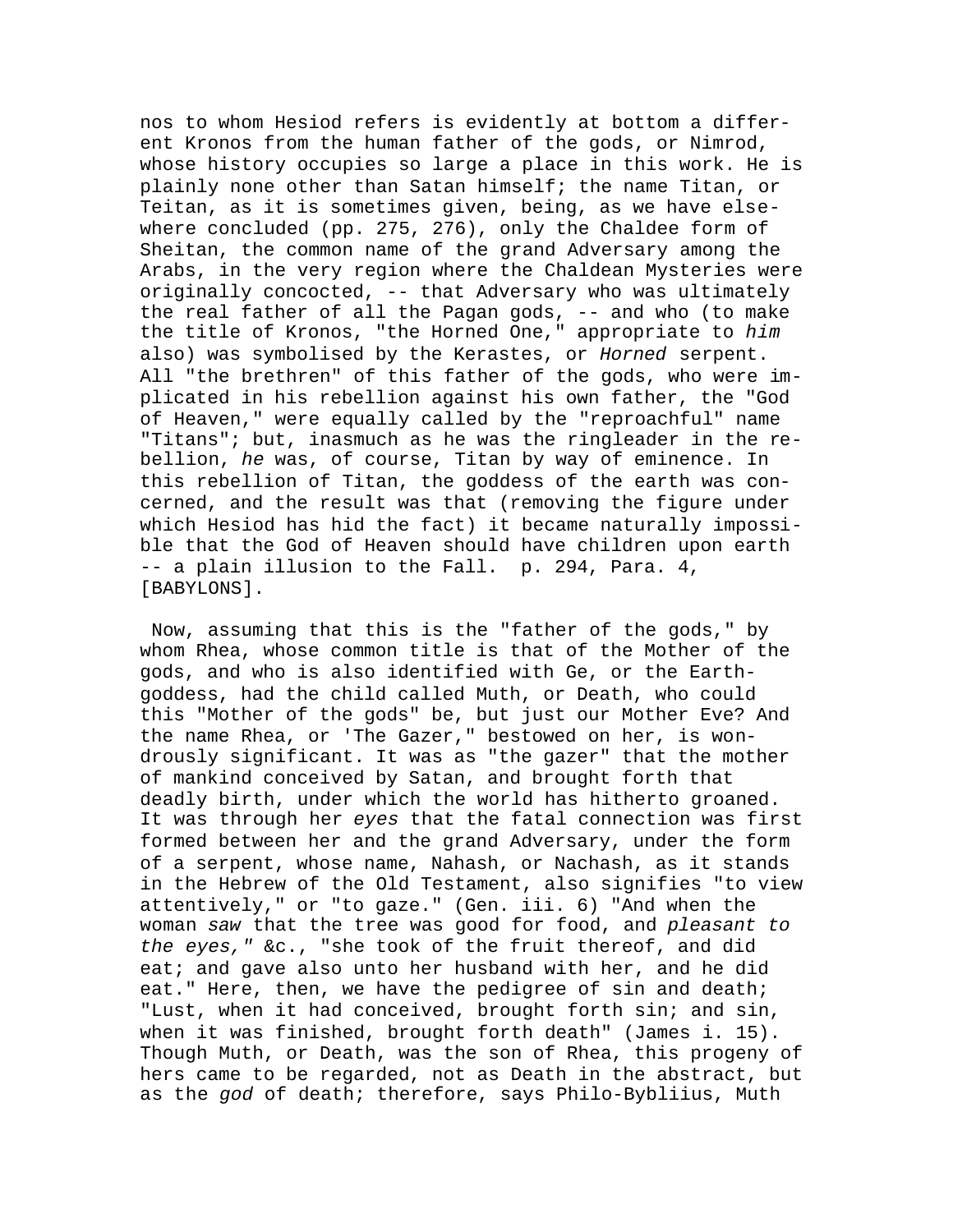nos to whom Hesiod refers is evidently at bottom a different Kronos from the human father of the gods, or Nimrod, whose history occupies so large a place in this work. He is plainly none other than Satan himself; the name Titan, or Teitan, as it is sometimes given, being, as we have elsewhere concluded (pp. 275, 276), only the Chaldee form of Sheitan, the common name of the grand Adversary among the Arabs, in the very region where the Chaldean Mysteries were originally concocted, -- that Adversary who was ultimately the real father of all the Pagan gods, -- and who (to make the title of Kronos, "the Horned One," appropriate to *him* also) was symbolised by the Kerastes, or *Horned* serpent. All "the brethren" of this father of the gods, who were implicated in his rebellion against his own father, the "God of Heaven," were equally called by the "reproachful" name "Titans"; but, inasmuch as he was the ringleader in the rebellion, *he* was, of course, Titan by way of eminence. In this rebellion of Titan, the goddess of the earth was concerned, and the result was that (removing the figure under which Hesiod has hid the fact) it became naturally impossible that the God of Heaven should have children upon earth -- a plain illusion to the Fall. p. 294, Para. 4, [BABYLONS].

Now, assuming that this is the "father of the gods," by whom Rhea, whose common title is that of the Mother of the gods, and who is also identified with Ge, or the Earth-goddess, had the child called Muth, or Death, who could this "Mother of the gods" be, but just our Mother Eve? And the name Rhea, or 'The Gazer," bestowed on her, is wondrously significant. It was as "the gazer" that the mother of mankind conceived by Satan, and brought forth that deadly birth, under which the world has hitherto groaned. It was through her *eyes* that the fatal connection was first formed between her and the grand Adversary, under the form of a serpent, whose name, Nahash, or Nachash, as it stands in the Hebrew of the Old Testament, also signifies "to view attentively," or "to gaze." (Gen. iii. 6) "And when the woman *saw* that the tree was good for food, and *pleasant to the eyes,"* &c., "she took of the fruit thereof, and did eat; and gave also unto her husband with her, and he did eat." Here, then, we have the pedigree of sin and death; "Lust, when it had conceived, brought forth sin; and sin, when it was finished, brought forth death" (James i. 15). Though Muth, or Death, was the son of Rhea, this progeny of hers came to be regarded, not as Death in the abstract, but as the *god* of death; therefore, says Philo-Bybliius, Muth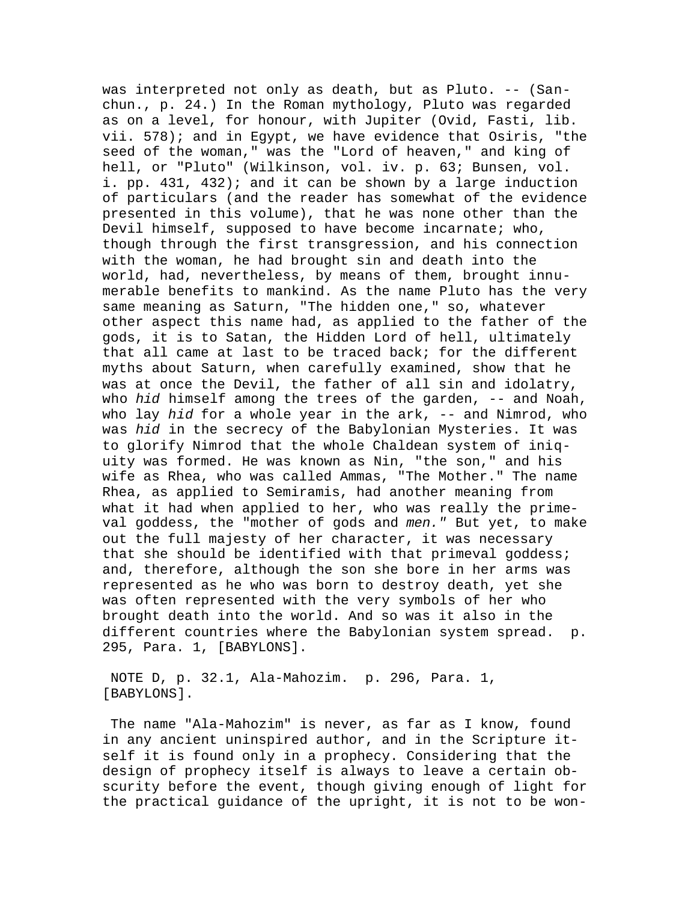was interpreted not only as death, but as Pluto. -- (Sanchun., p. 24.) In the Roman mythology, Pluto was regarded as on a level, for honour, with Jupiter (Ovid, Fasti, lib. vii. 578); and in Egypt, we have evidence that Osiris, "the seed of the woman," was the "Lord of heaven," and king of hell, or "Pluto" (Wilkinson, vol. iv. p. 63; Bunsen, vol. i. pp. 431, 432); and it can be shown by a large induction of particulars (and the reader has somewhat of the evidence presented in this volume), that he was none other than the Devil himself, supposed to have become incarnate; who, though through the first transgression, and his connection with the woman, he had brought sin and death into the world, had, nevertheless, by means of them, brought innumerable benefits to mankind. As the name Pluto has the very same meaning as Saturn, "The hidden one," so, whatever other aspect this name had, as applied to the father of the gods, it is to Satan, the Hidden Lord of hell, ultimately that all came at last to be traced back; for the different myths about Saturn, when carefully examined, show that he was at once the Devil, the father of all sin and idolatry, who *hid* himself among the trees of the garden, -- and Noah, who lay *hid* for a whole year in the ark, -- and Nimrod, who was *hid* in the secrecy of the Babylonian Mysteries. It was to glorify Nimrod that the whole Chaldean system of iniquity was formed. He was known as Nin, "the son," and his wife as Rhea, who was called Ammas, "The Mother." The name Rhea, as applied to Semiramis, had another meaning from what it had when applied to her, who was really the primeval goddess, the "mother of gods and *men."* But yet, to make out the full majesty of her character, it was necessary that she should be identified with that primeval goddess; and, therefore, although the son she bore in her arms was represented as he who was born to destroy death, yet she was often represented with the very symbols of her who brought death into the world. And so was it also in the different countries where the Babylonian system spread. p. 295, Para. 1, [BABYLONS].

NOTE D, p. 32.1, Ala-Mahozim. p. 296, Para. 1, [BABYLONS].

The name "Ala-Mahozim" is never, as far as I know, found in any ancient uninspired author, and in the Scripture itself it is found only in a prophecy. Considering that the design of prophecy itself is always to leave a certain obscurity before the event, though giving enough of light for the practical guidance of the upright, it is not to be won-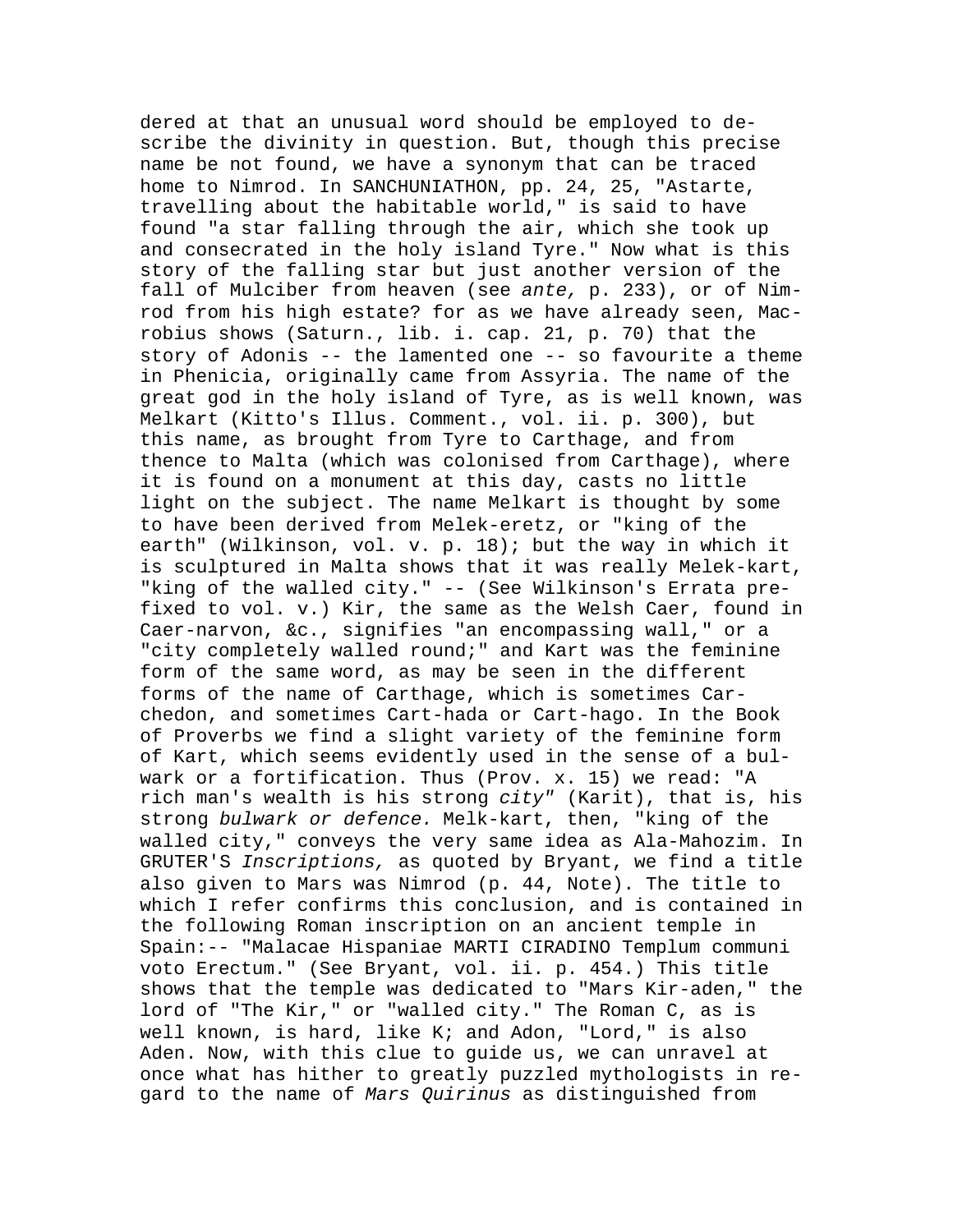dered at that an unusual word should be employed to describe the divinity in question. But, though this precise name be not found, we have a synonym that can be traced home to Nimrod. In SANCHUNIATHON, pp. 24, 25, "Astarte, travelling about the habitable world," is said to have found "a star falling through the air, which she took up and consecrated in the holy island Tyre." Now what is this story of the falling star but just another version of the fall of Mulciber from heaven (see *ante,* p. 233), or of Nimrod from his high estate? for as we have already seen, Macrobius shows (Saturn., lib. i. cap. 21, p. 70) that the story of Adonis -- the lamented one -- so favourite a theme in Phenicia, originally came from Assyria. The name of the great god in the holy island of Tyre, as is well known, was Melkart (Kitto's Illus. Comment., vol. ii. p. 300), but this name, as brought from Tyre to Carthage, and from thence to Malta (which was colonised from Carthage), where it is found on a monument at this day, casts no little light on the subject. The name Melkart is thought by some to have been derived from Melek-eretz, or "king of the earth" (Wilkinson, vol. v. p. 18); but the way in which it is sculptured in Malta shows that it was really Melek-kart, "king of the walled city." -- (See Wilkinson's Errata prefixed to vol. v.) Kir, the same as the Welsh Caer, found in Caer-narvon, &c., signifies "an encompassing wall," or a "city completely walled round;" and Kart was the feminine form of the same word, as may be seen in the different forms of the name of Carthage, which is sometimes Carchedon, and sometimes Cart-hada or Cart-hago. In the Book of Proverbs we find a slight variety of the feminine form of Kart, which seems evidently used in the sense of a bulwark or a fortification. Thus (Prov. x. 15) we read: "A rich man's wealth is his strong *city*" (Karit), that is, his strong *bulwark or defence.* Melk-kart, then, "king of the walled city," conveys the very same idea as Ala-Mahozim. In GRUTER'S *Inscriptions,* as quoted by Bryant, we find a title also given to Mars was Nimrod (p. 44, Note). The title to which I refer confirms this conclusion, and is contained in the following Roman inscription on an ancient temple in Spain:-- "Malacae Hispaniae MARTI CIRADINO Templum communi voto Erectum." (See Bryant, vol. ii. p. 454.) This title shows that the temple was dedicated to "Mars Kir-aden," the lord of "The Kir," or "walled city." The Roman C, as is well known, is hard, like K; and Adon, "Lord," is also Aden. Now, with this clue to guide us, we can unravel at once what has hither to greatly puzzled mythologists in regard to the name of *Mars Quirinus* as distinguished from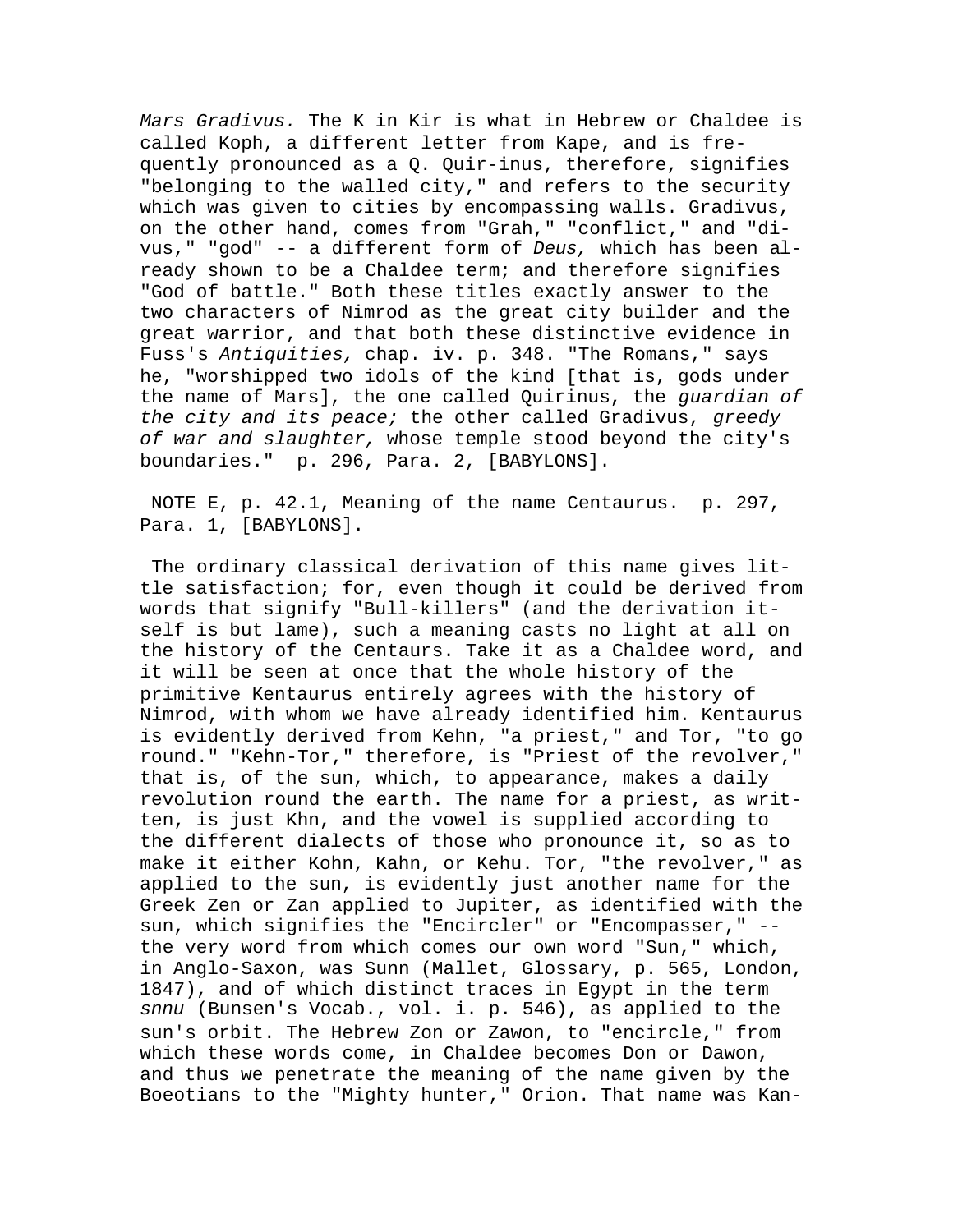*Mars Gradivus.* The K in Kir is what in Hebrew or Chaldee is called Koph, a different letter from Kape, and is frequently pronounced as a Q. Quir-inus, therefore, signifies "belonging to the walled city," and refers to the security which was given to cities by encompassing walls. Gradivus, on the other hand, comes from "Grah," "conflict," and "divus," "god" -- a different form of *Deus,* which has been already shown to be a Chaldee term; and therefore signifies "God of battle." Both these titles exactly answer to the two characters of Nimrod as the great city builder and the great warrior, and that both these distinctive evidence in Fuss's *Antiquities,* chap. iv. p. 348. "The Romans," says he, "worshipped two idols of the kind [that is, gods under the name of Mars], the one called Quirinus, the *guardian of the city and its peace;* the other called Gradivus, *greedy of war and slaughter,* whose temple stood beyond the city's boundaries." p. 296, Para. 2, [BABYLONS].

NOTE E, p. 42.1, Meaning of the name Centaurus. p. 297, Para. 1, [BABYLONS].

The ordinary classical derivation of this name gives little satisfaction; for, even though it could be derived from words that signify "Bull-killers" (and the derivation itself is but lame), such a meaning casts no light at all on the history of the Centaurs. Take it as a Chaldee word, and it will be seen at once that the whole history of the primitive Kentaurus entirely agrees with the history of Nimrod, with whom we have already identified him. Kentaurus is evidently derived from Kehn, "a priest," and Tor, "to go round." "Kehn-Tor," therefore, is "Priest of the revolver," that is, of the sun, which, to appearance, makes a daily revolution round the earth. The name for a priest, as written, is just Khn, and the vowel is supplied according to the different dialects of those who pronounce it, so as to make it either Kohn, Kahn, or Kehu. Tor, "the revolver," as applied to the sun, is evidently just another name for the Greek Zen or Zan applied to Jupiter, as identified with the sun, which signifies the "Encircler" or "Encompasser," -- the very word from which comes our own word "Sun," which, in Anglo-Saxon, was Sunn (Mallet, Glossary, p. 565, London, 1847), and of which distinct traces in Egypt in the term *snnu* (Bunsen's Vocab., vol. i. p. 546), as applied to the sun's orbit. The Hebrew Zon or Zawon, to "encircle," from which these words come, in Chaldee becomes Don or Dawon, and thus we penetrate the meaning of the name given by the Boeotians to the "Mighty hunter," Orion. That name was Kan-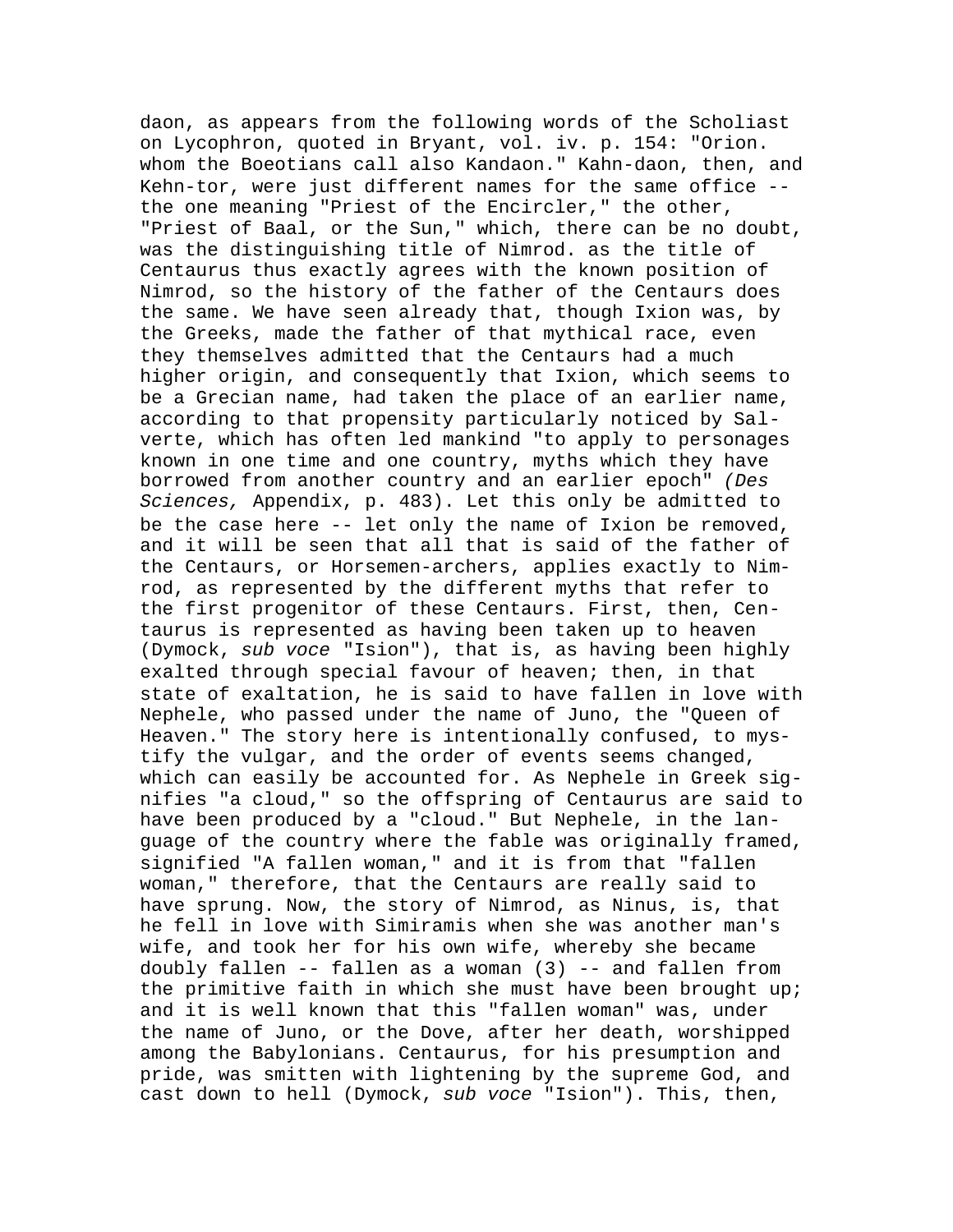daon, as appears from the following words of the Scholiast on Lycophron, quoted in Bryant, vol. iv. p. 154: "Orion. whom the Boeotians call also Kandaon." Kahn-daon, then, and Kehn-tor, were just different names for the same office -- the one meaning "Priest of the Encircler," the other, "Priest of Baal, or the Sun," which, there can be no doubt, was the distinguishing title of Nimrod. as the title of Centaurus thus exactly agrees with the known position of Nimrod, so the history of the father of the Centaurs does the same. We have seen already that, though Ixion was, by the Greeks, made the father of that mythical race, even they themselves admitted that the Centaurs had a much higher origin, and consequently that Ixion, which seems to be a Grecian name, had taken the place of an earlier name, according to that propensity particularly noticed by Salverte, which has often led mankind "to apply to personages known in one time and one country, myths which they have borrowed from another country and an earlier epoch" *(Des Sciences,* Appendix, p. 483). Let this only be admitted to be the case here -- let only the name of Ixion be removed, and it will be seen that all that is said of the father of the Centaurs, or Horsemen-archers, applies exactly to Nimrod, as represented by the different myths that refer to the first progenitor of these Centaurs. First, then, Centaurus is represented as having been taken up to heaven (Dymock, *sub voce* "Ision"), that is, as having been highly exalted through special favour of heaven; then, in that state of exaltation, he is said to have fallen in love with Nephele, who passed under the name of Juno, the "Queen of Heaven." The story here is intentionally confused, to mystify the vulgar, and the order of events seems changed, which can easily be accounted for. As Nephele in Greek signifies "a cloud," so the offspring of Centaurus are said to have been produced by a "cloud." But Nephele, in the language of the country where the fable was originally framed, signified "A fallen woman," and it is from that "fallen woman," therefore, that the Centaurs are really said to have sprung. Now, the story of Nimrod, as Ninus, is, that he fell in love with Simiramis when she was another man's wife, and took her for his own wife, whereby she became doubly fallen -- fallen as a woman (3) -- and fallen from the primitive faith in which she must have been brought up; and it is well known that this "fallen woman" was, under the name of Juno, or the Dove, after her death, worshipped among the Babylonians. Centaurus, for his presumption and pride, was smitten with lightening by the supreme God, and cast down to hell (Dymock, *sub voce* "Ision"). This, then,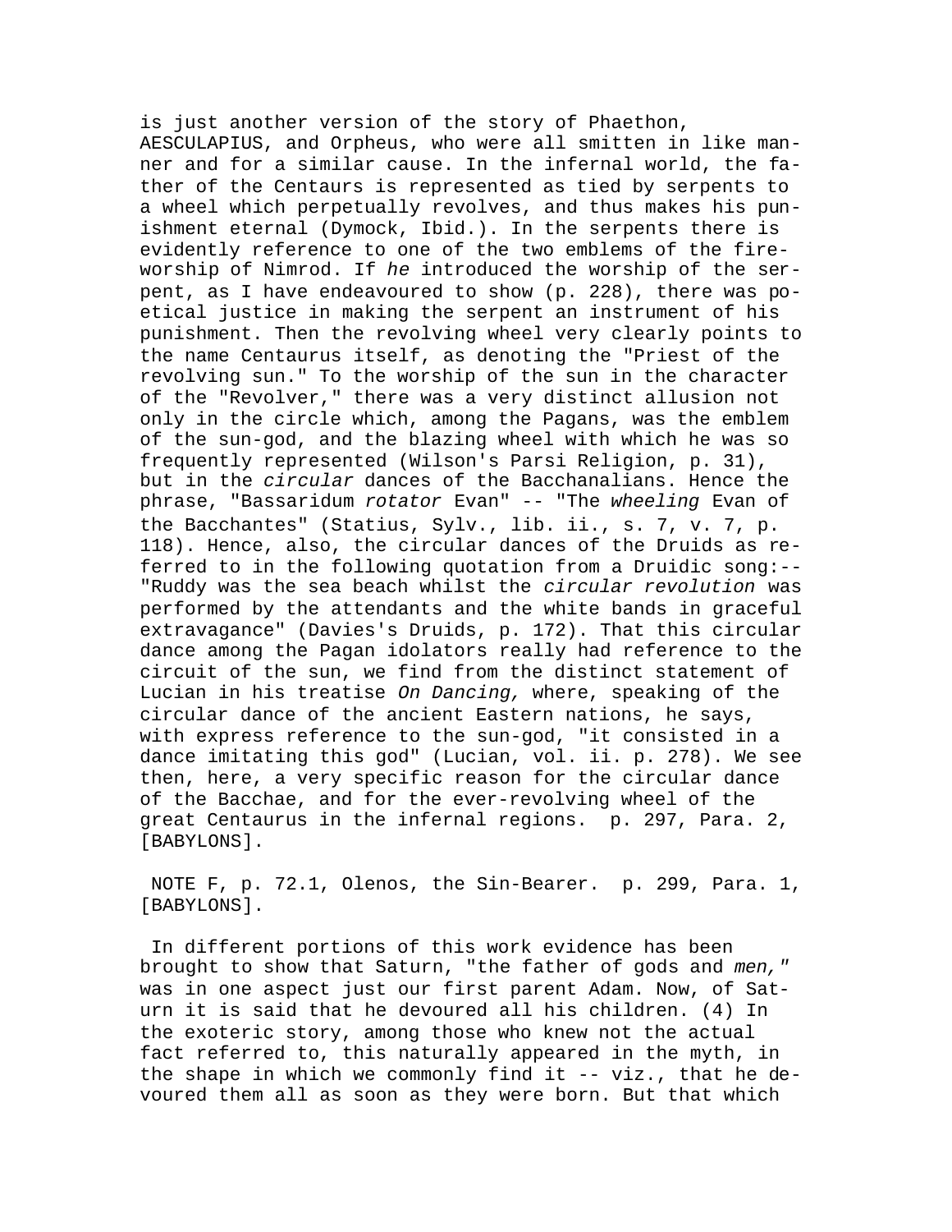is just another version of the story of Phaethon, AESCULAPIUS, and Orpheus, who were all smitten in like manner and for a similar cause. In the infernal world, the father of the Centaurs is represented as tied by serpents to a wheel which perpetually revolves, and thus makes his punishment eternal (Dymock, Ibid.). In the serpents there is evidently reference to one of the two emblems of the fire-worship of Nimrod. If *he* introduced the worship of the serpent, as I have endeavoured to show (p. 228), there was poetical justice in making the serpent an instrument of his punishment. Then the revolving wheel very clearly points to the name Centaurus itself, as denoting the "Priest of the revolving sun." To the worship of the sun in the character of the "Revolver," there was a very distinct allusion not only in the circle which, among the Pagans, was the emblem of the sun-god, and the blazing wheel with which he was so frequently represented (Wilson's Parsi Religion, p. 31), but in the *circular* dances of the Bacchanalians. Hence the phrase, "Bassaridum *rotator* Evan" -- "The *wheeling* Evan of the Bacchantes" (Statius, Sylv., lib. ii., s. 7, v. 7, p. 118). Hence, also, the circular dances of the Druids as referred to in the following quotation from a Druidic song:-- "Ruddy was the sea beach whilst the *circular revolution* was performed by the attendants and the white bands in graceful extravagance" (Davies's Druids, p. 172). That this circular dance among the Pagan idolators really had reference to the circuit of the sun, we find from the distinct statement of Lucian in his treatise *On Dancing,* where, speaking of the circular dance of the ancient Eastern nations, he says, with express reference to the sun-god, "it consisted in a dance imitating this god" (Lucian, vol. ii. p. 278). We see then, here, a very specific reason for the circular dance of the Bacchae, and for the ever-revolving wheel of the great Centaurus in the infernal regions. p. 297, Para. 2, [BABYLONS].

NOTE F, p. 72.1, Olenos, the Sin-Bearer. p. 299, Para. 1, [BABYLONS].

In different portions of this work evidence has been brought to show that Saturn, "the father of gods and *men,"* was in one aspect just our first parent Adam. Now, of Saturn it is said that he devoured all his children. (4) In the exoteric story, among those who knew not the actual fact referred to, this naturally appeared in the myth, in the shape in which we commonly find it -- viz., that he devoured them all as soon as they were born. But that which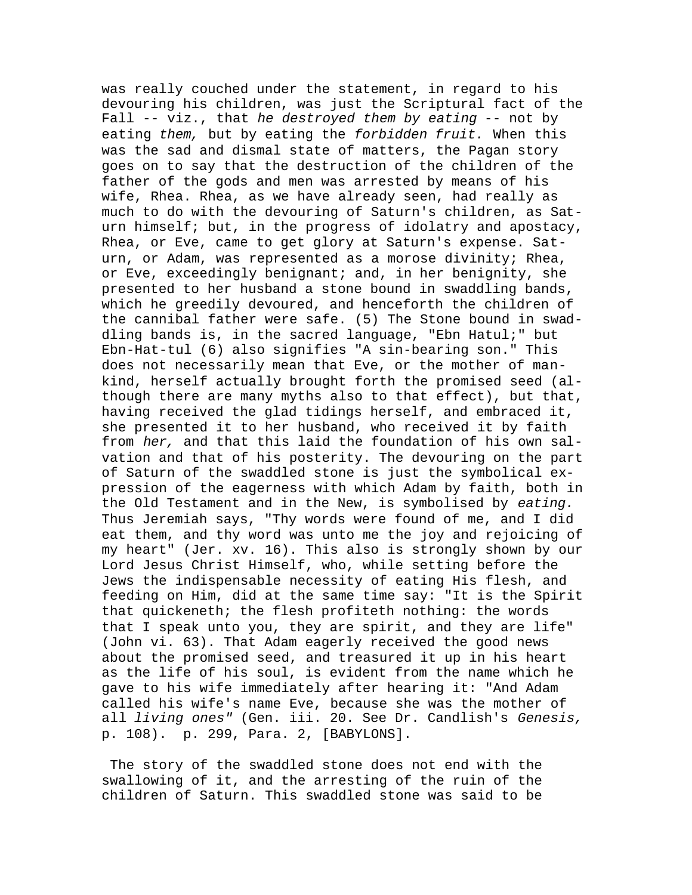was really couched under the statement, in regard to his devouring his children, was just the Scriptural fact of the Fall -- viz., that *he destroyed them by eating* -- not by eating *them,* but by eating the *forbidden fruit.* When this was the sad and dismal state of matters, the Pagan story goes on to say that the destruction of the children of the father of the gods and men was arrested by means of his wife, Rhea. Rhea, as we have already seen, had really as much to do with the devouring of Saturn's children, as Saturn himself; but, in the progress of idolatry and apostacy, Rhea, or Eve, came to get glory at Saturn's expense. Saturn, or Adam, was represented as a morose divinity; Rhea, or Eve, exceedingly benignant; and, in her benignity, she presented to her husband a stone bound in swaddling bands, which he greedily devoured, and henceforth the children of the cannibal father were safe. (5) The Stone bound in swaddling bands is, in the sacred language, "Ebn Hatul;" but Ebn-Hat-tul (6) also signifies "A sin-bearing son." This does not necessarily mean that Eve, or the mother of mankind, herself actually brought forth the promised seed (although there are many myths also to that effect), but that, having received the glad tidings herself, and embraced it, she presented it to her husband, who received it by faith from *her,* and that this laid the foundation of his own salvation and that of his posterity. The devouring on the part of Saturn of the swaddled stone is just the symbolical expression of the eagerness with which Adam by faith, both in the Old Testament and in the New, is symbolised by *eating.* Thus Jeremiah says, "Thy words were found of me, and I did eat them, and thy word was unto me the joy and rejoicing of my heart" (Jer. xv. 16). This also is strongly shown by our Lord Jesus Christ Himself, who, while setting before the Jews the indispensable necessity of eating His flesh, and feeding on Him, did at the same time say: "It is the Spirit that quickeneth; the flesh profiteth nothing: the words that I speak unto you, they are spirit, and they are life" (John vi. 63). That Adam eagerly received the good news about the promised seed, and treasured it up in his heart as the life of his soul, is evident from the name which he gave to his wife immediately after hearing it: "And Adam called his wife's name Eve, because she was the mother of all *living ones"* (Gen. iii. 20. See Dr. Candlish's *Genesis,* p. 108). p. 299, Para. 2, [BABYLONS].

The story of the swaddled stone does not end with the swallowing of it, and the arresting of the ruin of the children of Saturn. This swaddled stone was said to be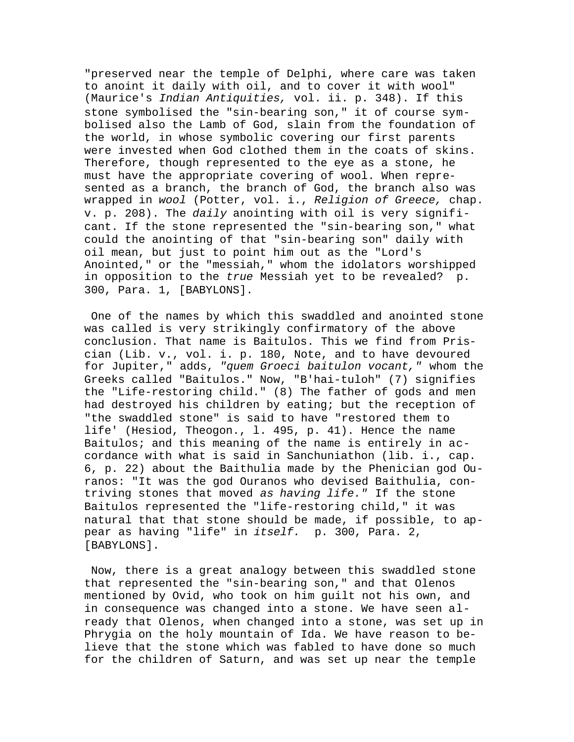"preserved near the temple of Delphi, where care was taken to anoint it daily with oil, and to cover it with wool" (Maurice's *Indian Antiquities,* vol. ii. p. 348). If this stone symbolised the "sin-bearing son," it of course symbolised also the Lamb of God, slain from the foundation of the world, in whose symbolic covering our first parents were invested when God clothed them in the coats of skins. Therefore, though represented to the eye as a stone, he must have the appropriate covering of wool. When represented as a branch, the branch of God, the branch also was wrapped in *wool* (Potter, vol. i., *Religion of Greece,* chap. v. p. 208). The *daily* anointing with oil is very significant. If the stone represented the "sin-bearing son," what could the anointing of that "sin-bearing son" daily with oil mean, but just to point him out as the "Lord's Anointed," or the "messiah," whom the idolators worshipped in opposition to the *true* Messiah yet to be revealed? p. 300, Para. 1, [BABYLONS].

One of the names by which this swaddled and anointed stone was called is very strikingly confirmatory of the above conclusion. That name is Baitulos. This we find from Priscian (Lib. v., vol. i. p. 180, Note, and to have devoured for Jupiter," adds, *"quem Groeci baitulon vocant,"* whom the Greeks called "Baitulos." Now, "B'hai-tuloh" (7) signifies the "Life-restoring child." (8) The father of gods and men had destroyed his children by eating; but the reception of "the swaddled stone" is said to have "restored them to life' (Hesiod, Theogon., l. 495, p. 41). Hence the name Baitulos; and this meaning of the name is entirely in accordance with what is said in Sanchuniathon (lib. i., cap. 6, p. 22) about the Baithulia made by the Phenician god Ouranos: "It was the god Ouranos who devised Baithulia, contriving stones that moved *as having life."* If the stone Baitulos represented the "life-restoring child," it was natural that that stone should be made, if possible, to appear as having "life" in *itself.* p. 300, Para. 2, [BABYLONS].

Now, there is a great analogy between this swaddled stone that represented the "sin-bearing son," and that Olenos mentioned by Ovid, who took on him guilt not his own, and in consequence was changed into a stone. We have seen already that Olenos, when changed into a stone, was set up in Phrygia on the holy mountain of Ida. We have reason to believe that the stone which was fabled to have done so much for the children of Saturn, and was set up near the temple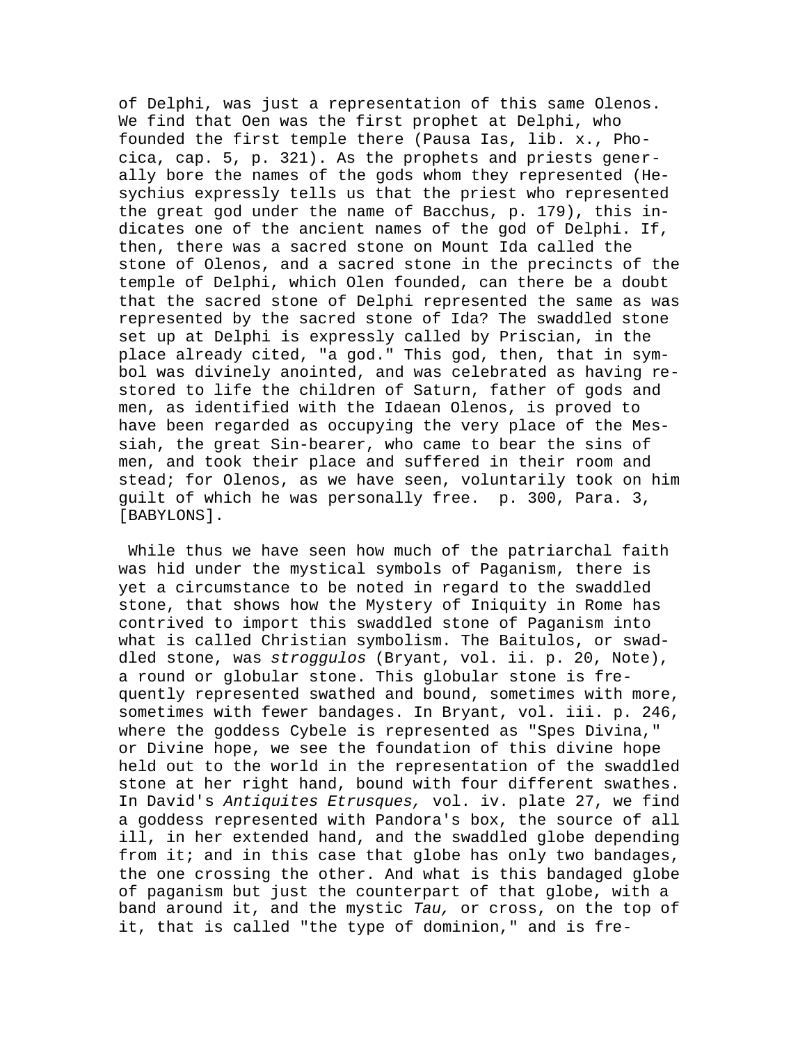of Delphi, was just a representation of this same Olenos. We find that Oen was the first prophet at Delphi, who founded the first temple there (Pausa Ias, lib. x., Phocica, cap. 5, p. 321). As the prophets and priests generally bore the names of the gods whom they represented (Hesychius expressly tells us that the priest who represented the great god under the name of Bacchus, p. 179), this indicates one of the ancient names of the god of Delphi. If, then, there was a sacred stone on Mount Ida called the stone of Olenos, and a sacred stone in the precincts of the temple of Delphi, which Olen founded, can there be a doubt that the sacred stone of Delphi represented the same as was represented by the sacred stone of Ida? The swaddled stone set up at Delphi is expressly called by Priscian, in the place already cited, "a god." This god, then, that in symbol was divinely anointed, and was celebrated as having restored to life the children of Saturn, father of gods and men, as identified with the Idaean Olenos, is proved to have been regarded as occupying the very place of the Messiah, the great Sin-bearer, who came to bear the sins of men, and took their place and suffered in their room and stead; for Olenos, as we have seen, voluntarily took on him guilt of which he was personally free. p. 300, Para. 3, [BABYLONS].

While thus we have seen how much of the patriarchal faith was hid under the mystical symbols of Paganism, there is yet a circumstance to be noted in regard to the swaddled stone, that shows how the Mystery of Iniquity in Rome has contrived to import this swaddled stone of Paganism into what is called Christian symbolism. The Baitulos, or swaddled stone, was *stroggulos* (Bryant, vol. ii. p. 20, Note), a round or globular stone. This globular stone is frequently represented swathed and bound, sometimes with more, sometimes with fewer bandages. In Bryant, vol. iii. p. 246, where the goddess Cybele is represented as "Spes Divina," or Divine hope, we see the foundation of this divine hope held out to the world in the representation of the swaddled stone at her right hand, bound with four different swathes. In David's *Antiquites Etrusques,* vol. iv. plate 27, we find a goddess represented with Pandora's box, the source of all ill, in her extended hand, and the swaddled globe depending from it; and in this case that globe has only two bandages, the one crossing the other. And what is this bandaged globe of paganism but just the counterpart of that globe, with a band around it, and the mystic *Tau,* or cross, on the top of it, that is called "the type of dominion," and is fre-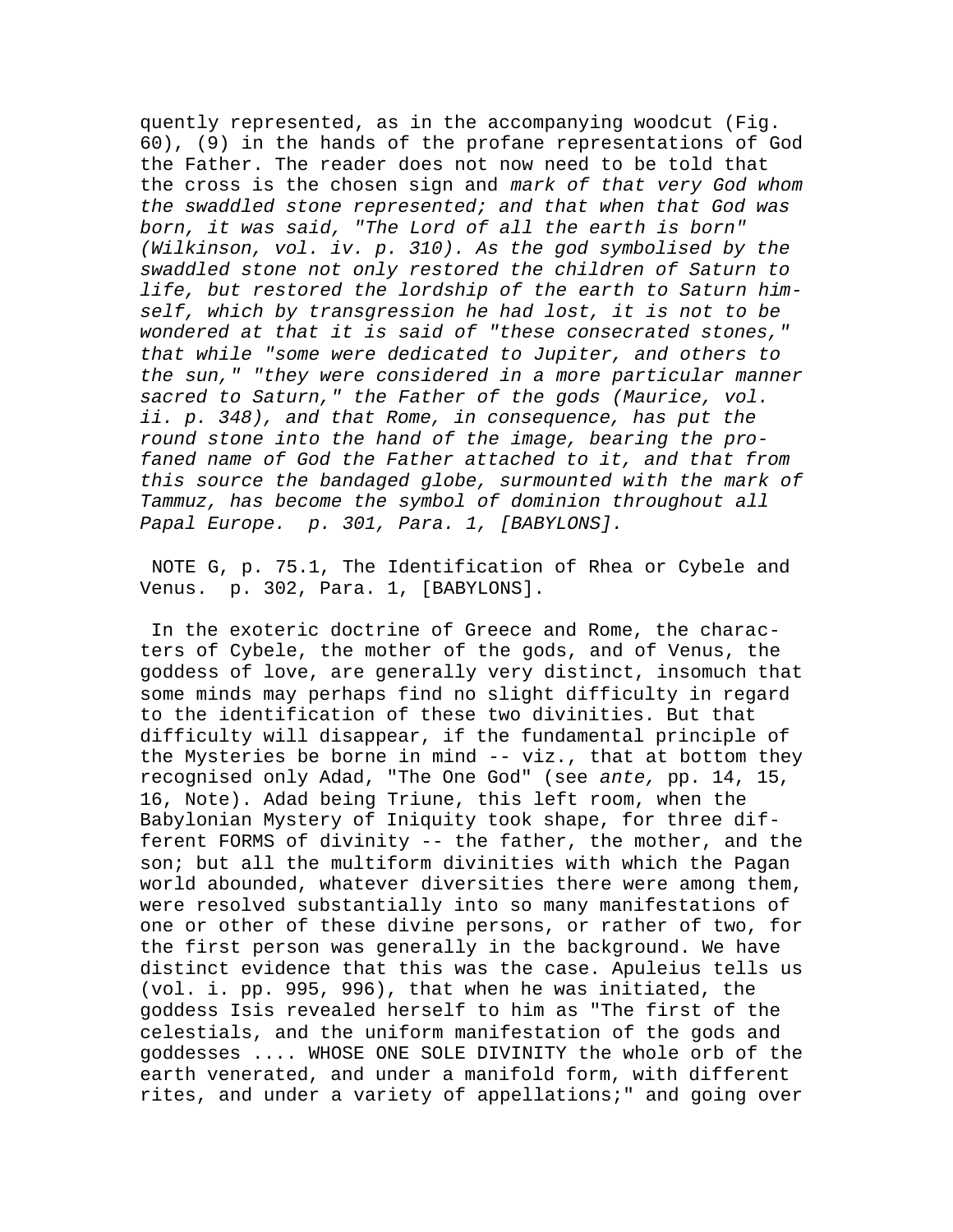quently represented, as in the accompanying woodcut (Fig. 60), (9) in the hands of the profane representations of God the Father. The reader does not now need to be told that the cross is the chosen sign and *mark of that very God whom the swaddled stone represented; and that when that God was born, it was said, "The Lord of all the earth is born" (Wilkinson, vol. iv. p. 310). As the god symbolised by the swaddled stone not only restored the children of Saturn to life, but restored the lordship of the earth to Saturn himself, which by transgression he had lost, it is not to be wondered at that it is said of "these consecrated stones," that while "some were dedicated to Jupiter, and others to the sun," "they were considered in a more particular manner sacred to Saturn," the Father of the gods (Maurice, vol. ii. p. 348), and that Rome, in consequence, has put the round stone into the hand of the image, bearing the profaned name of God the Father attached to it, and that from this source the bandaged globe, surmounted with the mark of Tammuz, has become the symbol of dominion throughout all Papal Europe. p. 301, Para. 1, [BABYLONS].*

NOTE G, p. 75.1, The Identification of Rhea or Cybele and Venus. p. 302, Para. 1, [BABYLONS].

In the exoteric doctrine of Greece and Rome, the characters of Cybele, the mother of the gods, and of Venus, the goddess of love, are generally very distinct, insomuch that some minds may perhaps find no slight difficulty in regard to the identification of these two divinities. But that difficulty will disappear, if the fundamental principle of the Mysteries be borne in mind -- viz., that at bottom they recognised only Adad, "The One God" (see *ante,* pp. 14, 15, 16, Note). Adad being Triune, this left room, when the Babylonian Mystery of Iniquity took shape, for three different FORMS of divinity -- the father, the mother, and the son; but all the multiform divinities with which the Pagan world abounded, whatever diversities there were among them, were resolved substantially into so many manifestations of one or other of these divine persons, or rather of two, for the first person was generally in the background. We have distinct evidence that this was the case. Apuleius tells us (vol. i. pp. 995, 996), that when he was initiated, the goddess Isis revealed herself to him as "The first of the celestials, and the uniform manifestation of the gods and goddesses .... WHOSE ONE SOLE DIVINITY the whole orb of the earth venerated, and under a manifold form, with different rites, and under a variety of appellations;" and going over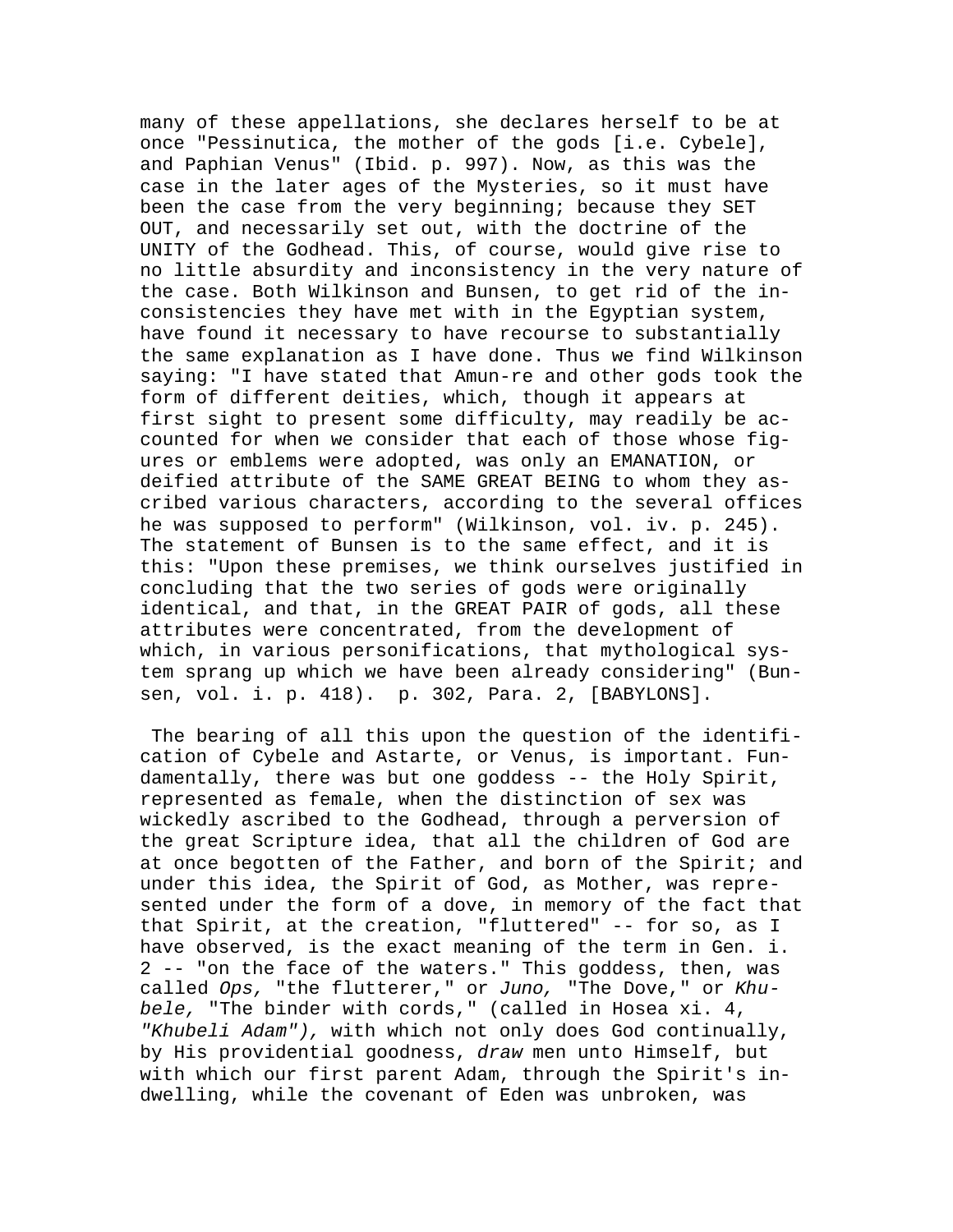many of these appellations, she declares herself to be at once "Pessinutica, the mother of the gods [i.e. Cybele], and Paphian Venus" (Ibid. p. 997). Now, as this was the case in the later ages of the Mysteries, so it must have been the case from the very beginning; because they SET OUT, and necessarily set out, with the doctrine of the UNITY of the Godhead. This, of course, would give rise to no little absurdity and inconsistency in the very nature of the case. Both Wilkinson and Bunsen, to get rid of the inconsistencies they have met with in the Egyptian system, have found it necessary to have recourse to substantially the same explanation as I have done. Thus we find Wilkinson saying: "I have stated that Amun-re and other gods took the form of different deities, which, though it appears at first sight to present some difficulty, may readily be accounted for when we consider that each of those whose figures or emblems were adopted, was only an EMANATION, or deified attribute of the SAME GREAT BEING to whom they ascribed various characters, according to the several offices he was supposed to perform" (Wilkinson, vol. iv. p. 245). The statement of Bunsen is to the same effect, and it is this: "Upon these premises, we think ourselves justified in concluding that the two series of gods were originally identical, and that, in the GREAT PAIR of gods, all these attributes were concentrated, from the development of which, in various personifications, that mythological system sprang up which we have been already considering" (Bunsen, vol. i. p. 418). p. 302, Para. 2, [BABYLONS].

The bearing of all this upon the question of the identification of Cybele and Astarte, or Venus, is important. Fundamentally, there was but one goddess -- the Holy Spirit, represented as female, when the distinction of sex was wickedly ascribed to the Godhead, through a perversion of the great Scripture idea, that all the children of God are at once begotten of the Father, and born of the Spirit; and under this idea, the Spirit of God, as Mother, was represented under the form of a dove, in memory of the fact that that Spirit, at the creation, "fluttered" -- for so, as I have observed, is the exact meaning of the term in Gen. i. 2 -- "on the face of the waters." This goddess, then, was called *Ops,* "the flutterer," or *Juno,* "The Dove," or *Khubele,* "The binder with cords," (called in Hosea xi. 4, *"Khubeli Adam"),* with which not only does God continually, by His providential goodness, *draw* men unto Himself, but with which our first parent Adam, through the Spirit's indwelling, while the covenant of Eden was unbroken, was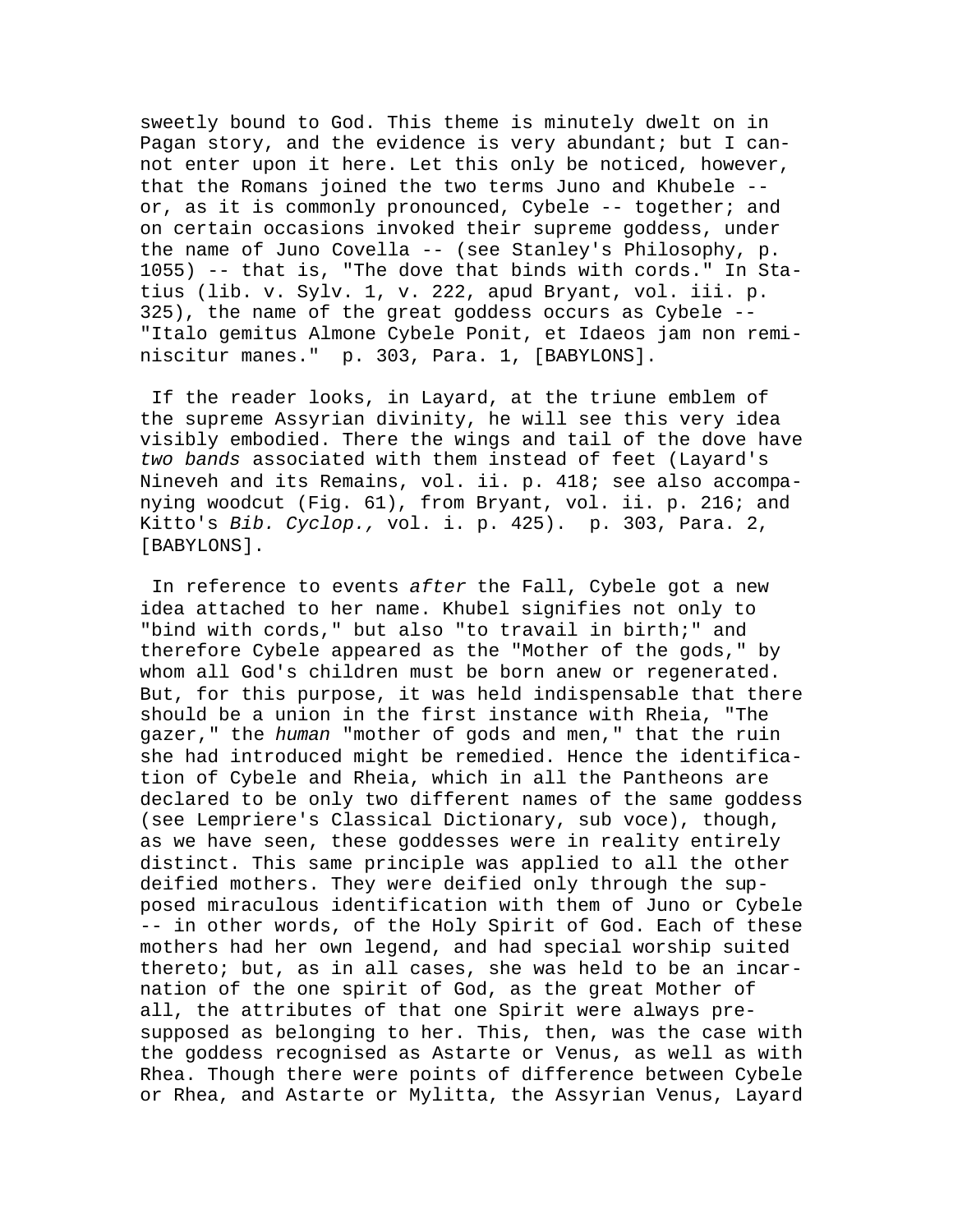sweetly bound to God. This theme is minutely dwelt on in Pagan story, and the evidence is very abundant; but I cannot enter upon it here. Let this only be noticed, however, that the Romans joined the two terms Juno and Khubele -- or, as it is commonly pronounced, Cybele -- together; and on certain occasions invoked their supreme goddess, under the name of Juno Covella -- (see Stanley's Philosophy, p. 1055) -- that is, "The dove that binds with cords." In Statius (lib. v. Sylv. 1, v. 222, apud Bryant, vol. iii. p. 325), the name of the great goddess occurs as Cybele -- "Italo gemitus Almone Cybele Ponit, et Idaeos jam non reminiscitur manes." p. 303, Para. 1, [BABYLONS].

If the reader looks, in Layard, at the triune emblem of the supreme Assyrian divinity, he will see this very idea visibly embodied. There the wings and tail of the dove have *two bands* associated with them instead of feet (Layard's Nineveh and its Remains, vol. ii. p. 418; see also accompanying woodcut (Fig. 61), from Bryant, vol. ii. p. 216; and Kitto's *Bib. Cyclop.,* vol. i. p. 425). p. 303, Para. 2, [BABYLONS].

In reference to events *after* the Fall, Cybele got a new idea attached to her name. Khubel signifies not only to "bind with cords," but also "to travail in birth;" and therefore Cybele appeared as the "Mother of the gods," by whom all God's children must be born anew or regenerated. But, for this purpose, it was held indispensable that there should be a union in the first instance with Rheia, "The gazer," the *human* "mother of gods and men," that the ruin she had introduced might be remedied. Hence the identification of Cybele and Rheia, which in all the Pantheons are declared to be only two different names of the same goddess (see Lempriere's Classical Dictionary, sub voce), though, as we have seen, these goddesses were in reality entirely distinct. This same principle was applied to all the other deified mothers. They were deified only through the supposed miraculous identification with them of Juno or Cybele -- in other words, of the Holy Spirit of God. Each of these mothers had her own legend, and had special worship suited thereto; but, as in all cases, she was held to be an incarnation of the one spirit of God, as the great Mother of all, the attributes of that one Spirit were always presupposed as belonging to her. This, then, was the case with the goddess recognised as Astarte or Venus, as well as with Rhea. Though there were points of difference between Cybele or Rhea, and Astarte or Mylitta, the Assyrian Venus, Layard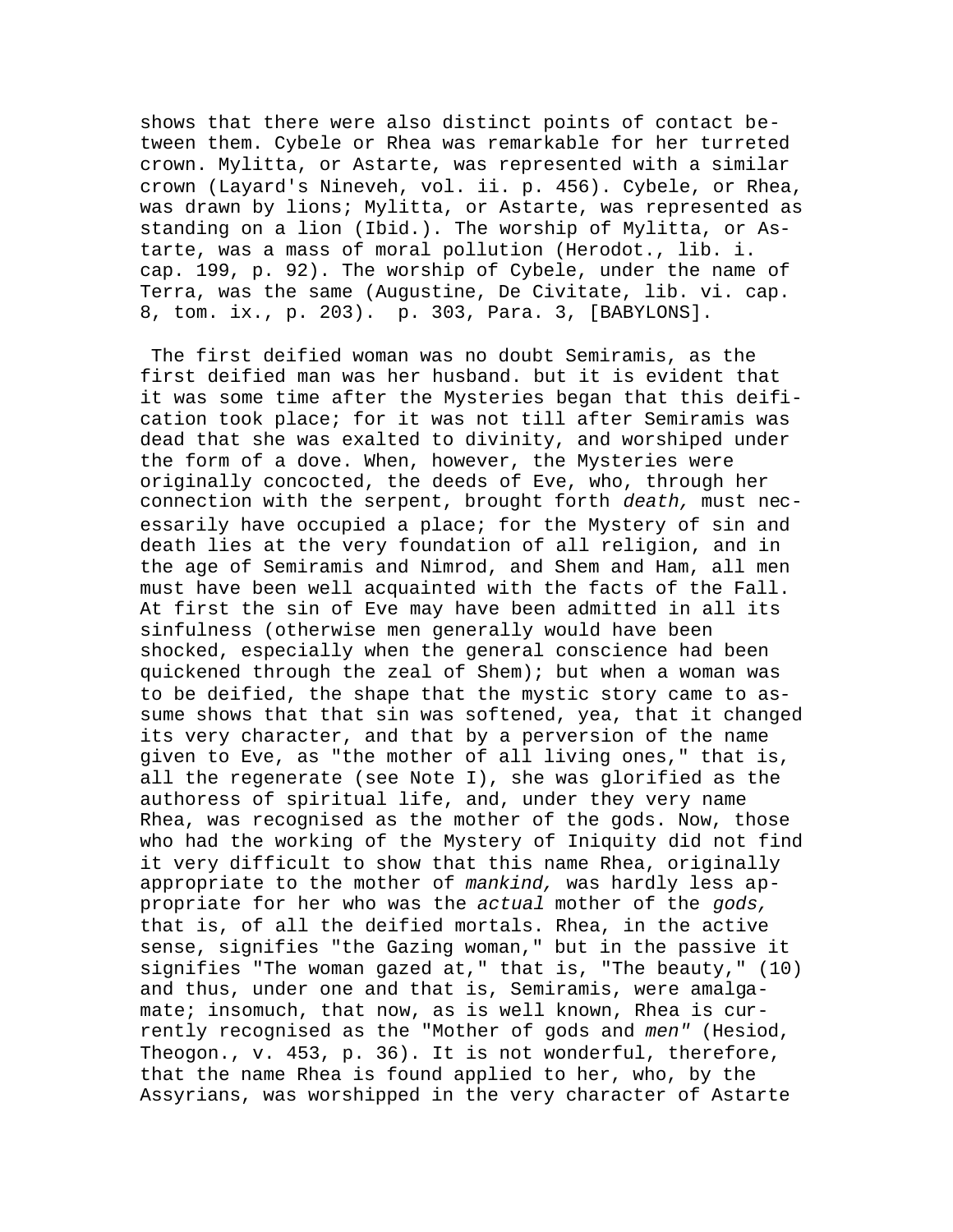shows that there were also distinct points of contact between them. Cybele or Rhea was remarkable for her turreted crown. Mylitta, or Astarte, was represented with a similar crown (Layard's Nineveh, vol. ii. p. 456). Cybele, or Rhea, was drawn by lions; Mylitta, or Astarte, was represented as standing on a lion (Ibid.). The worship of Mylitta, or Astarte, was a mass of moral pollution (Herodot., lib. i. cap. 199, p. 92). The worship of Cybele, under the name of Terra, was the same (Augustine, De Civitate, lib. vi. cap. 8, tom. ix., p. 203). p. 303, Para. 3, [BABYLONS].

The first deified woman was no doubt Semiramis, as the first deified man was her husband. but it is evident that it was some time after the Mysteries began that this deification took place; for it was not till after Semiramis was dead that she was exalted to divinity, and worshiped under the form of a dove. When, however, the Mysteries were originally concocted, the deeds of Eve, who, through her connection with the serpent, brought forth *death,* must necessarily have occupied a place; for the Mystery of sin and death lies at the very foundation of all religion, and in the age of Semiramis and Nimrod, and Shem and Ham, all men must have been well acquainted with the facts of the Fall. At first the sin of Eve may have been admitted in all its sinfulness (otherwise men generally would have been shocked, especially when the general conscience had been quickened through the zeal of Shem); but when a woman was to be deified, the shape that the mystic story came to assume shows that that sin was softened, yea, that it changed its very character, and that by a perversion of the name given to Eve, as "the mother of all living ones," that is, all the regenerate (see Note I), she was glorified as the authoress of spiritual life, and, under they very name Rhea, was recognised as the mother of the gods. Now, those who had the working of the Mystery of Iniquity did not find it very difficult to show that this name Rhea, originally appropriate to the mother of *mankind,* was hardly less appropriate for her who was the *actual* mother of the *gods,* that is, of all the deified mortals. Rhea, in the active sense, signifies "the Gazing woman," but in the passive it signifies "The woman gazed at," that is, "The beauty," (10) and thus, under one and that is, Semiramis, were amalgamate; insomuch, that now, as is well known, Rhea is currently recognised as the "Mother of gods and *men*" (Hesiod, Theogon., v. 453, p. 36). It is not wonderful, therefore, that the name Rhea is found applied to her, who, by the Assyrians, was worshipped in the very character of Astarte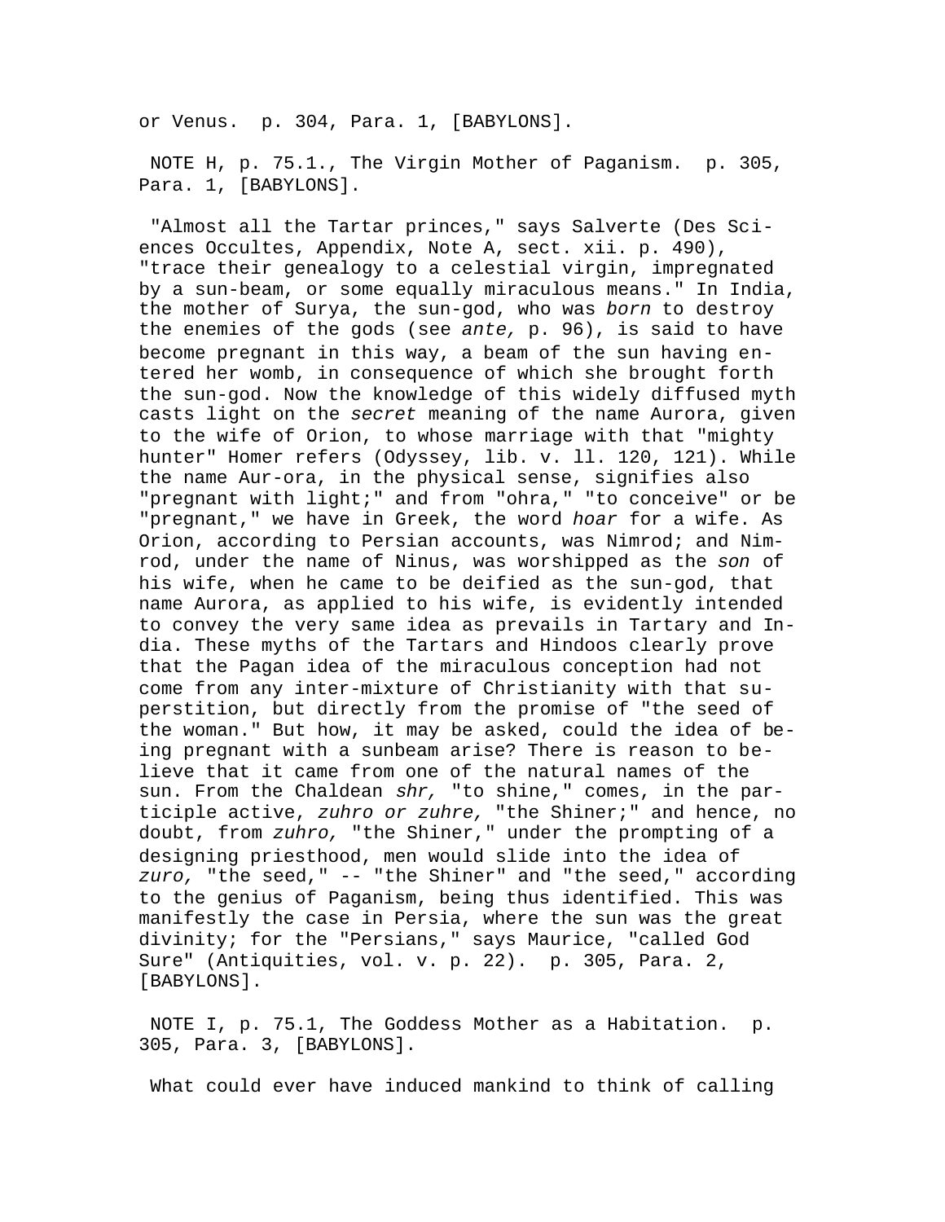or Venus. p. 304, Para. 1, [BABYLONS].

NOTE H, p. 75.1., The Virgin Mother of Paganism. p. 305, Para. 1, [BABYLONS].

"Almost all the Tartar princes," says Salverte (Des Sciences Occultes, Appendix, Note A, sect. xii. p. 490), "trace their genealogy to a celestial virgin, impregnated by a sun-beam, or some equally miraculous means." In India, the mother of Surya, the sun-god, who was *born* to destroy the enemies of the gods (see *ante,* p. 96), is said to have become pregnant in this way, a beam of the sun having entered her womb, in consequence of which she brought forth the sun-god. Now the knowledge of this widely diffused myth casts light on the *secret* meaning of the name Aurora, given to the wife of Orion, to whose marriage with that "mighty hunter" Homer refers (Odyssey, lib. v. ll. 120, 121). While the name Aur-ora, in the physical sense, signifies also "pregnant with light;" and from "ohra," "to conceive" or be "pregnant," we have in Greek, the word *hoar* for a wife. As Orion, according to Persian accounts, was Nimrod; and Nimrod, under the name of Ninus, was worshipped as the *son* of his wife, when he came to be deified as the sun-god, that name Aurora, as applied to his wife, is evidently intended to convey the very same idea as prevails in Tartary and India. These myths of the Tartars and Hindoos clearly prove that the Pagan idea of the miraculous conception had not come from any inter-mixture of Christianity with that superstition, but directly from the promise of "the seed of the woman." But how, it may be asked, could the idea of being pregnant with a sunbeam arise? There is reason to believe that it came from one of the natural names of the sun. From the Chaldean *shr,* "to shine," comes, in the participle active, *zuhro or zuhre,* "the Shiner;" and hence, no doubt, from *zuhro,* "the Shiner," under the prompting of a designing priesthood, men would slide into the idea of *zuro,* "the seed," -- "the Shiner" and "the seed," according to the genius of Paganism, being thus identified. This was manifestly the case in Persia, where the sun was the great divinity; for the "Persians," says Maurice, "called God Sure" (Antiquities, vol. v. p. 22). p. 305, Para. 2, [BABYLONS].

NOTE I, p. 75.1, The Goddess Mother as a Habitation. p. 305, Para. 3, [BABYLONS].

What could ever have induced mankind to think of calling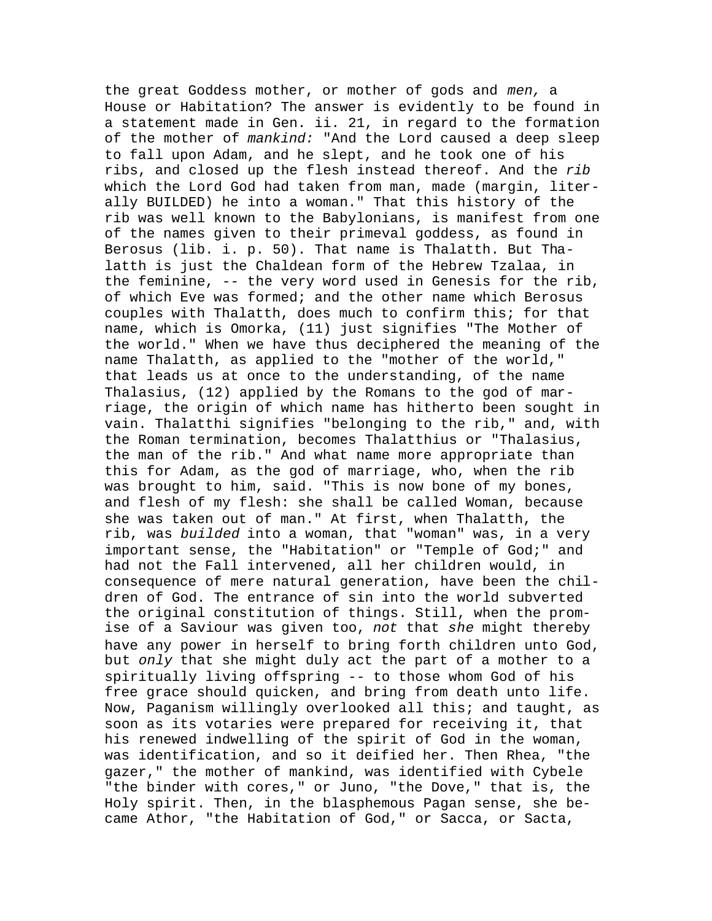the great Goddess mother, or mother of gods and *men,* a House or Habitation? The answer is evidently to be found in a statement made in Gen. ii. 21, in regard to the formation of the mother of *mankind:* "And the Lord caused a deep sleep to fall upon Adam, and he slept, and he took one of his ribs, and closed up the flesh instead thereof. And the *rib* which the Lord God had taken from man, made (margin, literally BUILDED) he into a woman." That this history of the rib was well known to the Babylonians, is manifest from one of the names given to their primeval goddess, as found in Berosus (lib. i. p. 50). That name is Thalatth. But Thalatth is just the Chaldean form of the Hebrew Tzalaa, in the feminine, -- the very word used in Genesis for the rib, of which Eve was formed; and the other name which Berosus couples with Thalatth, does much to confirm this; for that name, which is Omorka, (11) just signifies "The Mother of the world." When we have thus deciphered the meaning of the name Thalatth, as applied to the "mother of the world," that leads us at once to the understanding, of the name Thalasius, (12) applied by the Romans to the god of marriage, the origin of which name has hitherto been sought in vain. Thalatthi signifies "belonging to the rib," and, with the Roman termination, becomes Thalatthius or "Thalasius, the man of the rib." And what name more appropriate than this for Adam, as the god of marriage, who, when the rib was brought to him, said. "This is now bone of my bones, and flesh of my flesh: she shall be called Woman, because she was taken out of man." At first, when Thalatth, the rib, was *builded* into a woman, that "woman" was, in a very important sense, the "Habitation" or "Temple of God;" and had not the Fall intervened, all her children would, in consequence of mere natural generation, have been the children of God. The entrance of sin into the world subverted the original constitution of things. Still, when the promise of a Saviour was given too, *not* that *she* might thereby have any power in herself to bring forth children unto God, but *only* that she might duly act the part of a mother to a spiritually living offspring -- to those whom God of his free grace should quicken, and bring from death unto life. Now, Paganism willingly overlooked all this; and taught, as soon as its votaries were prepared for receiving it, that his renewed indwelling of the spirit of God in the woman, was identification, and so it deified her. Then Rhea, "the gazer," the mother of mankind, was identified with Cybele "the binder with cores," or Juno, "the Dove," that is, the Holy spirit. Then, in the blasphemous Pagan sense, she became Athor, "the Habitation of God," or Sacca, or Sacta,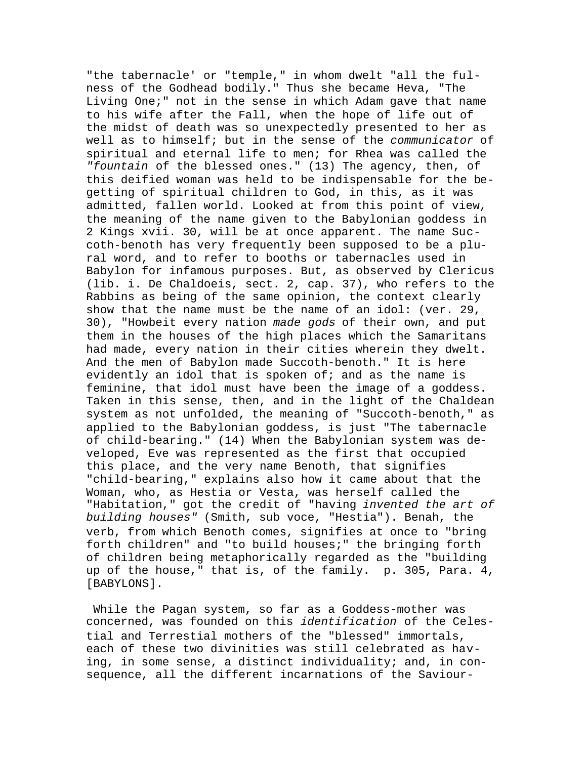"the tabernacle' or "temple," in whom dwelt "all the fulness of the Godhead bodily." Thus she became Heva, "The Living One;" not in the sense in which Adam gave that name to his wife after the Fall, when the hope of life out of the midst of death was so unexpectedly presented to her as well as to himself; but in the sense of the *communicator* of spiritual and eternal life to men; for Rhea was called the *"fountain* of the blessed ones." (13) The agency, then, of this deified woman was held to be indispensable for the begetting of spiritual children to God, in this, as it was admitted, fallen world. Looked at from this point of view, the meaning of the name given to the Babylonian goddess in 2 Kings xvii. 30, will be at once apparent. The name Succoth-benoth has very frequently been supposed to be a plural word, and to refer to booths or tabernacles used in Babylon for infamous purposes. But, as observed by Clericus (lib. i. De Chaldoeis, sect. 2, cap. 37), who refers to the Rabbins as being of the same opinion, the context clearly show that the name must be the name of an idol: (ver. 29, 30), "Howbeit every nation *made gods* of their own, and put them in the houses of the high places which the Samaritans had made, every nation in their cities wherein they dwelt. And the men of Babylon made Succoth-benoth." It is here evidently an idol that is spoken of; and as the name is feminine, that idol must have been the image of a goddess. Taken in this sense, then, and in the light of the Chaldean system as not unfolded, the meaning of "Succoth-benoth," as applied to the Babylonian goddess, is just "The tabernacle of child-bearing." (14) When the Babylonian system was developed, Eve was represented as the first that occupied this place, and the very name Benoth, that signifies "child-bearing," explains also how it came about that the Woman, who, as Hestia or Vesta, was herself called the "Habitation," got the credit of "having *invented the art of building houses"* (Smith, sub voce, "Hestia"). Benah, the verb, from which Benoth comes, signifies at once to "bring forth children" and "to build houses;" the bringing forth of children being metaphorically regarded as the "building up of the house," that is, of the family. p. 305, Para. 4, [BABYLONS].

While the Pagan system, so far as a Goddess-mother was concerned, was founded on this *identification* of the Celestial and Terrestial mothers of the "blessed" immortals, each of these two divinities was still celebrated as having, in some sense, a distinct individuality; and, in consequence, all the different incarnations of the Saviour-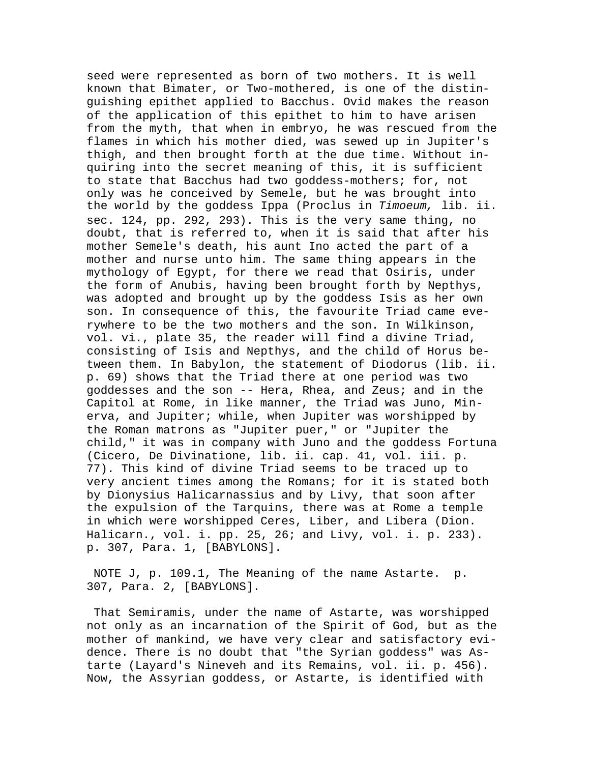seed were represented as born of two mothers. It is well known that Bimater, or Two-mothered, is one of the distinguishing epithet applied to Bacchus. Ovid makes the reason of the application of this epithet to him to have arisen from the myth, that when in embryo, he was rescued from the flames in which his mother died, was sewed up in Jupiter's thigh, and then brought forth at the due time. Without inquiring into the secret meaning of this, it is sufficient to state that Bacchus had two goddess-mothers; for, not only was he conceived by Semele, but he was brought into the world by the goddess Ippa (Proclus in *Timoeum,* lib. ii. sec. 124, pp. 292, 293). This is the very same thing, no doubt, that is referred to, when it is said that after his mother Semele's death, his aunt Ino acted the part of a mother and nurse unto him. The same thing appears in the mythology of Egypt, for there we read that Osiris, under the form of Anubis, having been brought forth by Nepthys, was adopted and brought up by the goddess Isis as her own son. In consequence of this, the favourite Triad came everywhere to be the two mothers and the son. In Wilkinson, vol. vi., plate 35, the reader will find a divine Triad, consisting of Isis and Nepthys, and the child of Horus between them. In Babylon, the statement of Diodorus (lib. ii. p. 69) shows that the Triad there at one period was two goddesses and the son -- Hera, Rhea, and Zeus; and in the Capitol at Rome, in like manner, the Triad was Juno, Minerva, and Jupiter; while, when Jupiter was worshipped by the Roman matrons as "Jupiter puer," or "Jupiter the child," it was in company with Juno and the goddess Fortuna (Cicero, De Divinatione, lib. ii. cap. 41, vol. iii. p. 77). This kind of divine Triad seems to be traced up to very ancient times among the Romans; for it is stated both by Dionysius Halicarnassius and by Livy, that soon after the expulsion of the Tarquins, there was at Rome a temple in which were worshipped Ceres, Liber, and Libera (Dion. Halicarn., vol. i. pp. 25, 26; and Livy, vol. i. p. 233). p. 307, Para. 1, [BABYLONS].

NOTE J, p. 109.1, The Meaning of the name Astarte. p. 307, Para. 2, [BABYLONS].

That Semiramis, under the name of Astarte, was worshipped not only as an incarnation of the Spirit of God, but as the mother of mankind, we have very clear and satisfactory evidence. There is no doubt that "the Syrian goddess" was Astarte (Layard's Nineveh and its Remains, vol. ii. p. 456). Now, the Assyrian goddess, or Astarte, is identified with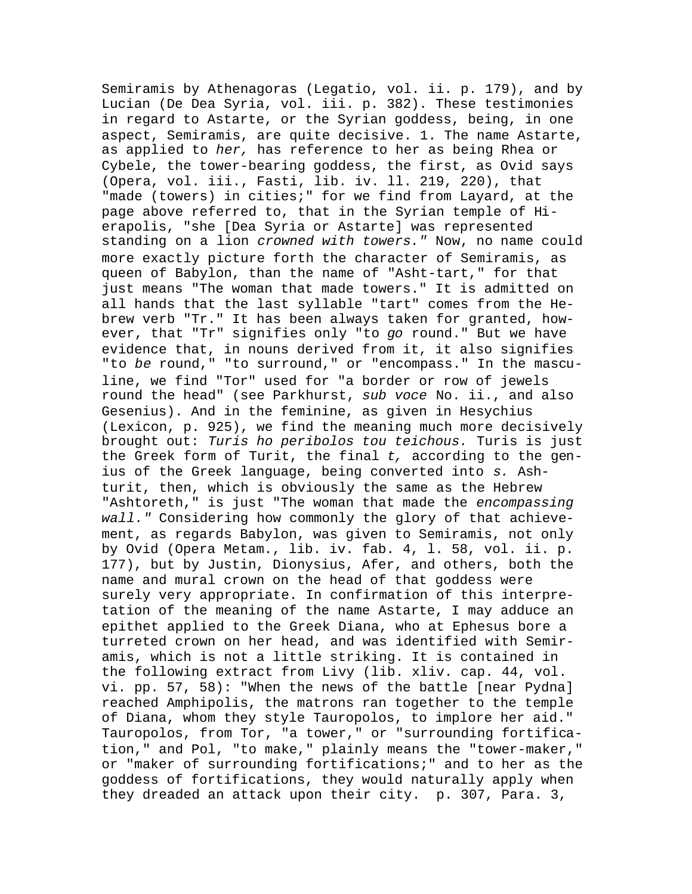Semiramis by Athenagoras (Legatio, vol. ii. p. 179), and by Lucian (De Dea Syria, vol. iii. p. 382). These testimonies in regard to Astarte, or the Syrian goddess, being, in one aspect, Semiramis, are quite decisive. 1. The name Astarte, as applied to *her,* has reference to her as being Rhea or Cybele, the tower-bearing goddess, the first, as Ovid says (Opera, vol. iii., Fasti, lib. iv. ll. 219, 220), that "made (towers) in cities;" for we find from Layard, at the page above referred to, that in the Syrian temple of Hierapolis, "she [Dea Syria or Astarte] was represented standing on a lion *crowned with towers."* Now, no name could more exactly picture forth the character of Semiramis, as queen of Babylon, than the name of "Asht-tart," for that just means "The woman that made towers." It is admitted on all hands that the last syllable "tart" comes from the Hebrew verb "Tr." It has been always taken for granted, however, that "Tr" signifies only "to *go* round." But we have evidence that, in nouns derived from it, it also signifies "to *be* round," "to surround," or "encompass." In the masculine, we find "Tor" used for "a border or row of jewels round the head" (see Parkhurst, *sub voce* No. ii., and also Gesenius). And in the feminine, as given in Hesychius (Lexicon, p. 925), we find the meaning much more decisively brought out: *Turis ho peribolos tou teichous.* Turis is just the Greek form of Turit, the final *t,* according to the genius of the Greek language, being converted into *s.* Ashturit, then, which is obviously the same as the Hebrew "Ashtoreth," is just "The woman that made the *encompassing wall."* Considering how commonly the glory of that achievement, as regards Babylon, was given to Semiramis, not only by Ovid (Opera Metam., lib. iv. fab. 4, l. 58, vol. ii. p. 177), but by Justin, Dionysius, Afer, and others, both the name and mural crown on the head of that goddess were surely very appropriate. In confirmation of this interpretation of the meaning of the name Astarte, I may adduce an epithet applied to the Greek Diana, who at Ephesus bore a turreted crown on her head, and was identified with Semiramis, which is not a little striking. It is contained in the following extract from Livy (lib. xliv. cap. 44, vol. vi. pp. 57, 58): "When the news of the battle [near Pydna] reached Amphipolis, the matrons ran together to the temple of Diana, whom they style Tauropolos, to implore her aid." Tauropolos, from Tor, "a tower," or "surrounding fortification," and Pol, "to make," plainly means the "tower-maker," or "maker of surrounding fortifications;" and to her as the goddess of fortifications, they would naturally apply when they dreaded an attack upon their city. p. 307, Para. 3,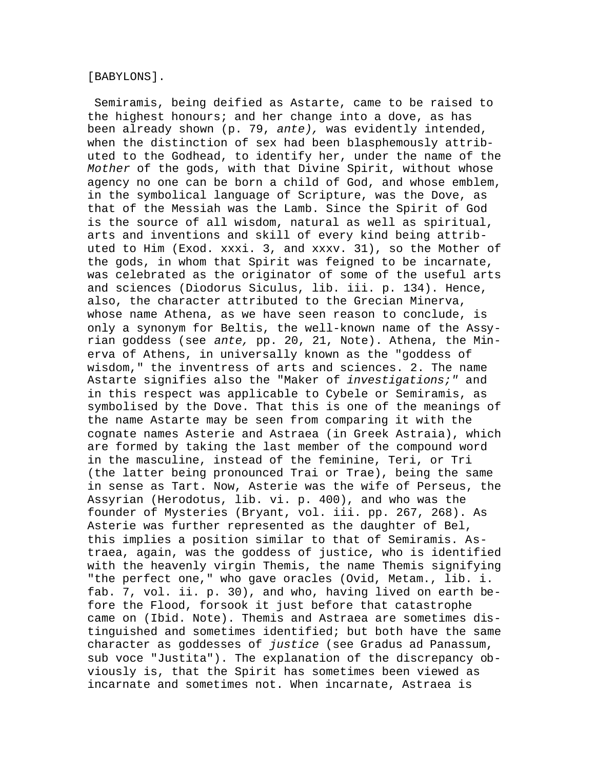[BABYLONS].

Semiramis, being deified as Astarte, came to be raised to the highest honours; and her change into a dove, as has been already shown (p. 79, *ante),* was evidently intended, when the distinction of sex had been blasphemously attributed to the Godhead, to identify her, under the name of the *Mother* of the gods, with that Divine Spirit, without whose agency no one can be born a child of God, and whose emblem, in the symbolical language of Scripture, was the Dove, as that of the Messiah was the Lamb. Since the Spirit of God is the source of all wisdom, natural as well as spiritual, arts and inventions and skill of every kind being attributed to Him (Exod. xxxi. 3, and xxxv. 31), so the Mother of the gods, in whom that Spirit was feigned to be incarnate, was celebrated as the originator of some of the useful arts and sciences (Diodorus Siculus, lib. iii. p. 134). Hence, also, the character attributed to the Grecian Minerva, whose name Athena, as we have seen reason to conclude, is only a synonym for Beltis, the well-known name of the Assyrian goddess (see *ante,* pp. 20, 21, Note). Athena, the Minerva of Athens, in universally known as the "goddess of wisdom," the inventress of arts and sciences. 2. The name Astarte signifies also the "Maker of *investigations;"* and in this respect was applicable to Cybele or Semiramis, as symbolised by the Dove. That this is one of the meanings of the name Astarte may be seen from comparing it with the cognate names Asterie and Astraea (in Greek Astraia), which are formed by taking the last member of the compound word in the masculine, instead of the feminine, Teri, or Tri (the latter being pronounced Trai or Trae), being the same in sense as Tart. Now, Asterie was the wife of Perseus, the Assyrian (Herodotus, lib. vi. p. 400), and who was the founder of Mysteries (Bryant, vol. iii. pp. 267, 268). As Asterie was further represented as the daughter of Bel, this implies a position similar to that of Semiramis. Astraea, again, was the goddess of justice, who is identified with the heavenly virgin Themis, the name Themis signifying "the perfect one," who gave oracles (Ovid, Metam., lib. i. fab. 7, vol. ii. p. 30), and who, having lived on earth before the Flood, forsook it just before that catastrophe came on (Ibid. Note). Themis and Astraea are sometimes distinguished and sometimes identified; but both have the same character as goddesses of *justice* (see Gradus ad Panassum, sub voce "Justita"). The explanation of the discrepancy obviously is, that the Spirit has sometimes been viewed as incarnate and sometimes not. When incarnate, Astraea is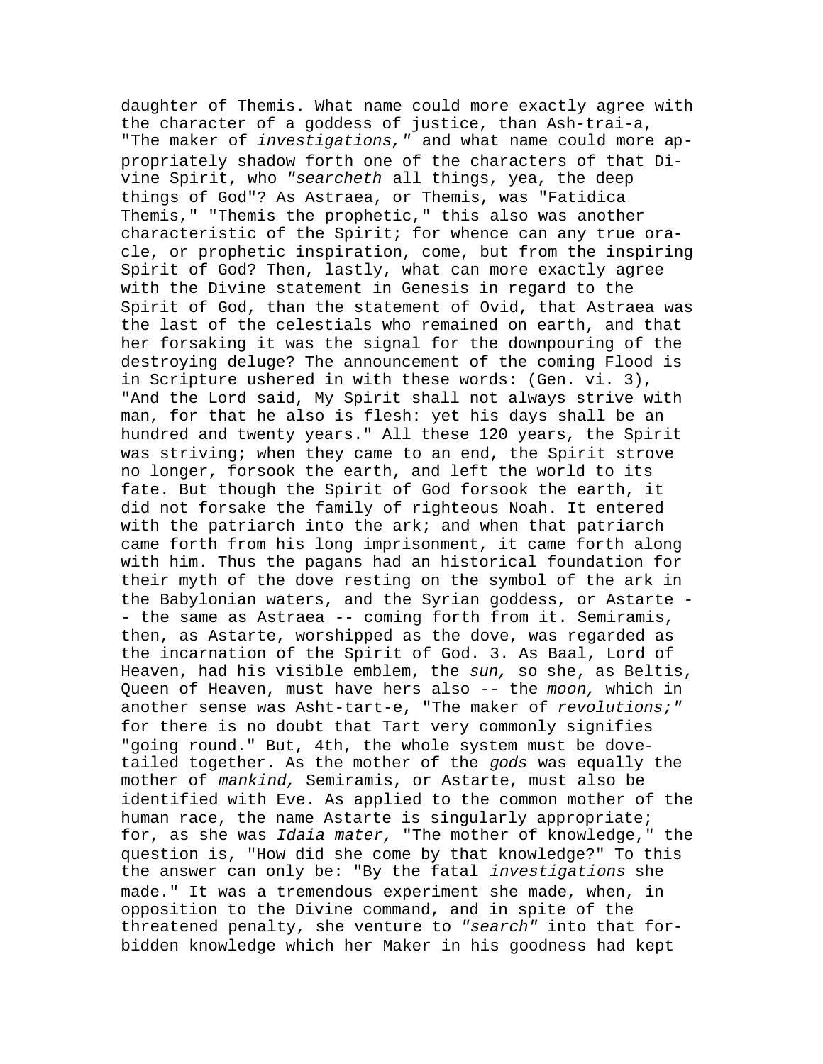daughter of Themis. What name could more exactly agree with the character of a goddess of justice, than Ash-trai-a, "The maker of *investigations,"* and what name could more appropriately shadow forth one of the characters of that Divine Spirit, who *"searcheth* all things, yea, the deep things of God"? As Astraea, or Themis, was "Fatidica Themis," "Themis the prophetic," this also was another characteristic of the Spirit; for whence can any true oracle, or prophetic inspiration, come, but from the inspiring Spirit of God? Then, lastly, what can more exactly agree with the Divine statement in Genesis in regard to the Spirit of God, than the statement of Ovid, that Astraea was the last of the celestials who remained on earth, and that her forsaking it was the signal for the downpouring of the destroying deluge? The announcement of the coming Flood is in Scripture ushered in with these words: (Gen. vi. 3), "And the Lord said, My Spirit shall not always strive with man, for that he also is flesh: yet his days shall be an hundred and twenty years." All these 120 years, the Spirit was striving; when they came to an end, the Spirit strove no longer, forsook the earth, and left the world to its fate. But though the Spirit of God forsook the earth, it did not forsake the family of righteous Noah. It entered with the patriarch into the ark; and when that patriarch came forth from his long imprisonment, it came forth along with him. Thus the pagans had an historical foundation for their myth of the dove resting on the symbol of the ark in the Babylonian waters, and the Syrian goddess, or Astarte -- the same as Astraea -- coming forth from it. Semiramis, then, as Astarte, worshipped as the dove, was regarded as the incarnation of the Spirit of God. 3. As Baal, Lord of Heaven, had his visible emblem, the *sun,* so she, as Beltis, Queen of Heaven, must have hers also -- the *moon,* which in another sense was Asht-tart-e, "The maker of *revolutions;"* for there is no doubt that Tart very commonly signifies "going round." But, 4th, the whole system must be dovetailed together. As the mother of the *gods* was equally the mother of *mankind,* Semiramis, or Astarte, must also be identified with Eve. As applied to the common mother of the human race, the name Astarte is singularly appropriate; for, as she was *Idaia mater,* "The mother of knowledge," the question is, "How did she come by that knowledge?" To this the answer can only be: "By the fatal *investigations* she made." It was a tremendous experiment she made, when, in opposition to the Divine command, and in spite of the threatened penalty, she venture to *"search"* into that forbidden knowledge which her Maker in his goodness had kept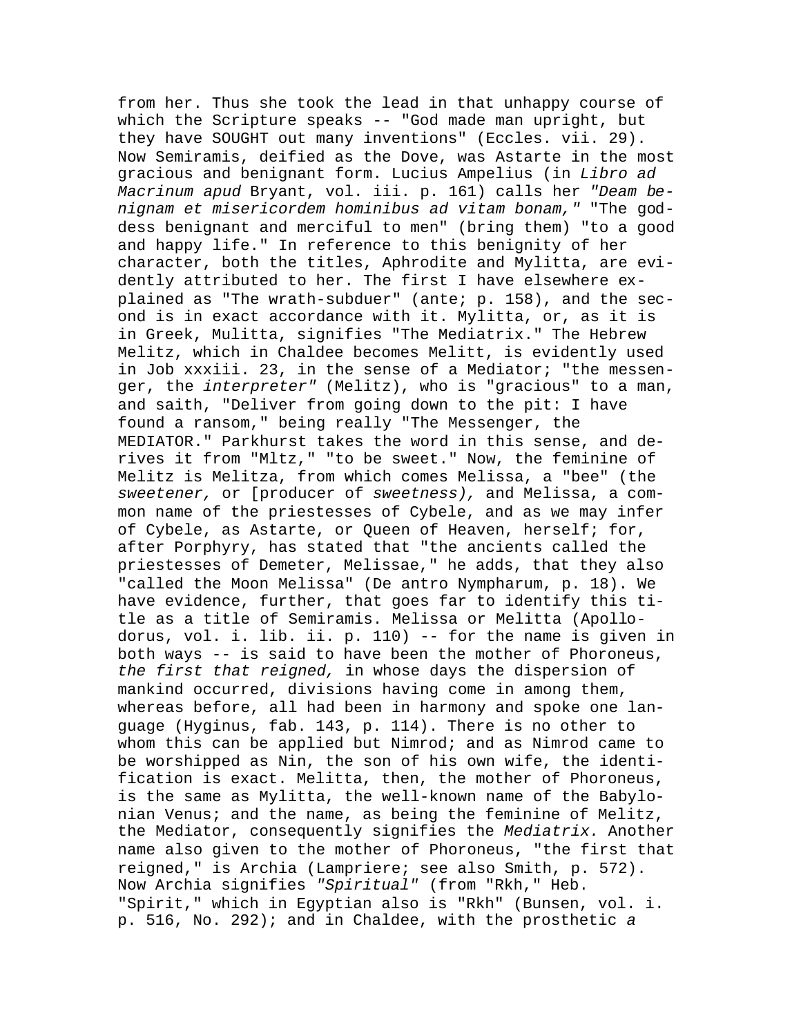from her. Thus she took the lead in that unhappy course of which the Scripture speaks -- "God made man upright, but they have SOUGHT out many inventions" (Eccles. vii. 29). Now Semiramis, deified as the Dove, was Astarte in the most gracious and benignant form. Lucius Ampelius (in *Libro ad Macrinum apud* Bryant, vol. iii. p. 161) calls her *"Deam benignam et misericordem hominibus ad vitam bonam,"* "The goddess benignant and merciful to men" (bring them) "to a good and happy life." In reference to this benignity of her character, both the titles, Aphrodite and Mylitta, are evidently attributed to her. The first I have elsewhere explained as "The wrath-subduer" (ante; p. 158), and the second is in exact accordance with it. Mylitta, or, as it is in Greek, Mulitta, signifies "The Mediatrix." The Hebrew Melitz, which in Chaldee becomes Melitt, is evidently used in Job xxxiii. 23, in the sense of a Mediator; "the messenger, the *interpreter"* (Melitz), who is "gracious" to a man, and saith, "Deliver from going down to the pit: I have found a ransom," being really "The Messenger, the MEDIATOR." Parkhurst takes the word in this sense, and derives it from "Mltz," "to be sweet." Now, the feminine of Melitz is Melitza, from which comes Melissa, a "bee" (the *sweetener,* or [producer of *sweetness),* and Melissa, a common name of the priestesses of Cybele, and as we may infer of Cybele, as Astarte, or Queen of Heaven, herself; for, after Porphyry, has stated that "the ancients called the priestesses of Demeter, Melissae," he adds, that they also "called the Moon Melissa" (De antro Nympharum, p. 18). We have evidence, further, that goes far to identify this title as a title of Semiramis. Melissa or Melitta (Apollodorus, vol. i. lib. ii. p. 110) -- for the name is given in both ways -- is said to have been the mother of Phoroneus, *the first that reigned,* in whose days the dispersion of mankind occurred, divisions having come in among them, whereas before, all had been in harmony and spoke one language (Hyginus, fab. 143, p. 114). There is no other to whom this can be applied but Nimrod; and as Nimrod came to be worshipped as Nin, the son of his own wife, the identification is exact. Melitta, then, the mother of Phoroneus, is the same as Mylitta, the well-known name of the Babylonian Venus; and the name, as being the feminine of Melitz, the Mediator, consequently signifies the *Mediatrix.* Another name also given to the mother of Phoroneus, "the first that reigned," is Archia (Lampriere; see also Smith, p. 572). Now Archia signifies *"Spiritual"* (from "Rkh," Heb. "Spirit," which in Egyptian also is "Rkh" (Bunsen, vol. i. p. 516, No. 292); and in Chaldee, with the prosthetic *a*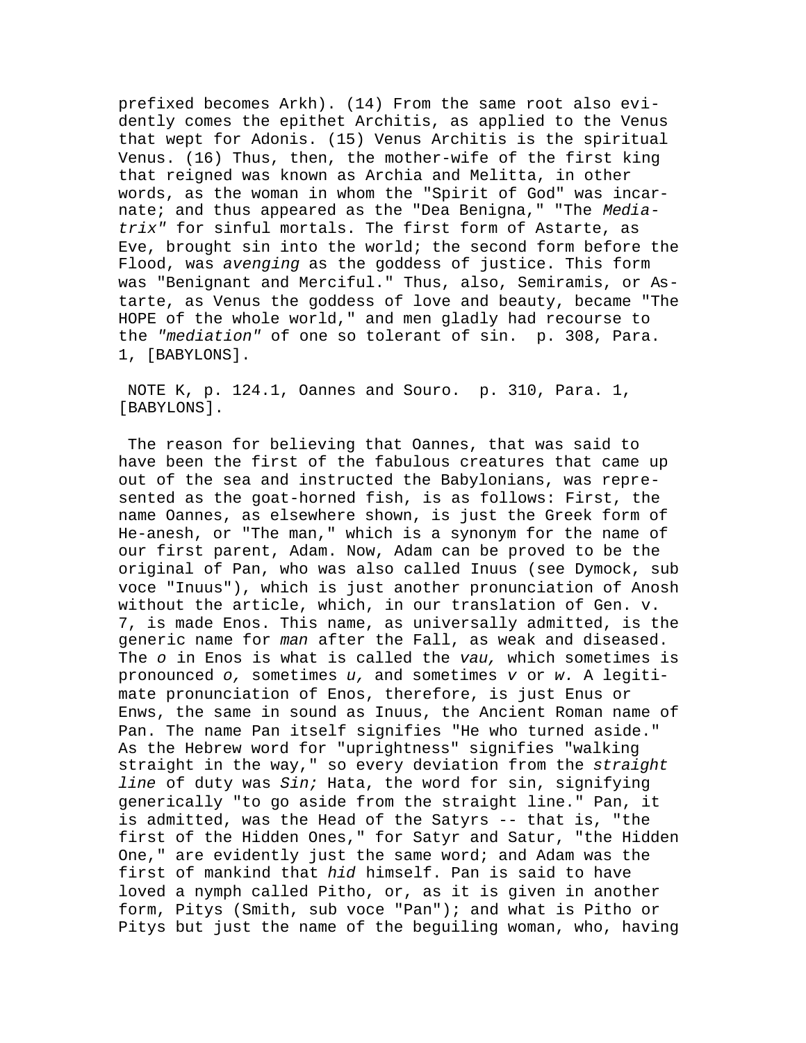prefixed becomes Arkh). (14) From the same root also evidently comes the epithet Architis, as applied to the Venus that wept for Adonis. (15) Venus Architis is the spiritual Venus. (16) Thus, then, the mother-wife of the first king that reigned was known as Archia and Melitta, in other words, as the woman in whom the "Spirit of God" was incarnate; and thus appeared as the "Dea Benigna," "The *Mediatrix"* for sinful mortals. The first form of Astarte, as Eve, brought sin into the world; the second form before the Flood, was *avenging* as the goddess of justice. This form was "Benignant and Merciful." Thus, also, Semiramis, or Astarte, as Venus the goddess of love and beauty, became "The HOPE of the whole world," and men gladly had recourse to the *"mediation"* of one so tolerant of sin. p. 308, Para. 1, [BABYLONS].

NOTE K, p. 124.1, Oannes and Souro. p. 310, Para. 1, [BABYLONS].

The reason for believing that Oannes, that was said to have been the first of the fabulous creatures that came up out of the sea and instructed the Babylonians, was represented as the goat-horned fish, is as follows: First, the name Oannes, as elsewhere shown, is just the Greek form of He-anesh, or "The man," which is a synonym for the name of our first parent, Adam. Now, Adam can be proved to be the original of Pan, who was also called Inuus (see Dymock, sub voce "Inuus"), which is just another pronunciation of Anosh without the article, which, in our translation of Gen. v. 7, is made Enos. This name, as universally admitted, is the generic name for *man* after the Fall, as weak and diseased. The *o* in Enos is what is called the *vau,* which sometimes is pronounced *o,* sometimes *u,* and sometimes *v* or *w.* A legitimate pronunciation of Enos, therefore, is just Enus or Enws, the same in sound as Inuus, the Ancient Roman name of Pan. The name Pan itself signifies "He who turned aside." As the Hebrew word for "uprightness" signifies "walking straight in the way," so every deviation from the *straight line* of duty was *Sin;* Hata, the word for sin, signifying generically "to go aside from the straight line." Pan, it is admitted, was the Head of the Satyrs -- that is, "the first of the Hidden Ones," for Satyr and Satur, "the Hidden One," are evidently just the same word; and Adam was the first of mankind that *hid* himself. Pan is said to have loved a nymph called Pitho, or, as it is given in another form, Pitys (Smith, sub voce "Pan"); and what is Pitho or Pitys but just the name of the beguiling woman, who, having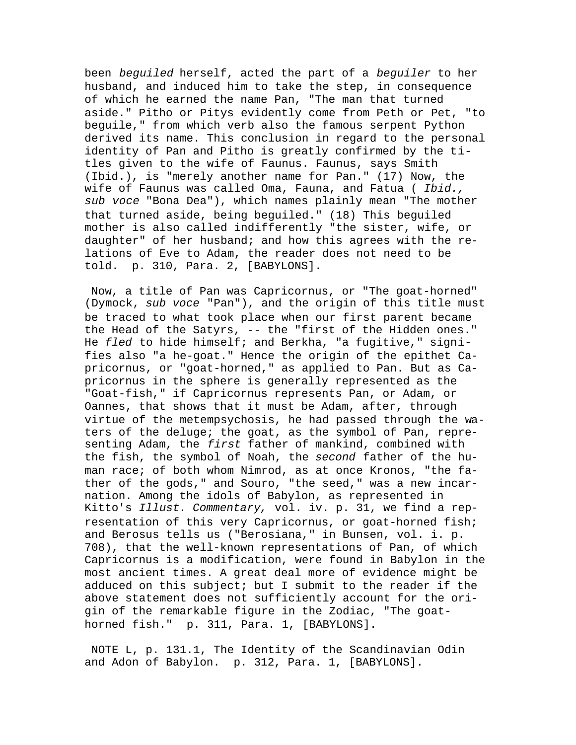been *beguiled* herself, acted the part of a *beguiler* to her husband, and induced him to take the step, in consequence of which he earned the name Pan, "The man that turned aside." Pitho or Pitys evidently come from Peth or Pet, "to beguile," from which verb also the famous serpent Python derived its name. This conclusion in regard to the personal identity of Pan and Pitho is greatly confirmed by the titles given to the wife of Faunus. Faunus, says Smith (Ibid.), is "merely another name for Pan." (17) Now, the wife of Faunus was called Oma, Fauna, and Fatua ( *Ibid., sub voce* "Bona Dea"), which names plainly mean "The mother that turned aside, being beguiled." (18) This beguiled mother is also called indifferently "the sister, wife, or daughter" of her husband; and how this agrees with the relations of Eve to Adam, the reader does not need to be told. p. 310, Para. 2, [BABYLONS].

Now, a title of Pan was Capricornus, or "The goat-horned" (Dymock, *sub voce* "Pan"), and the origin of this title must be traced to what took place when our first parent became the Head of the Satyrs, -- the "first of the Hidden ones." He *fled* to hide himself; and Berkha, "a fugitive," signifies also "a he-goat." Hence the origin of the epithet Capricornus, or "goat-horned," as applied to Pan. But as Capricornus in the sphere is generally represented as the "Goat-fish," if Capricornus represents Pan, or Adam, or Oannes, that shows that it must be Adam, after, through virtue of the metempsychosis, he had passed through the waters of the deluge; the goat, as the symbol of Pan, representing Adam, the *first* father of mankind, combined with the fish, the symbol of Noah, the *second* father of the human race; of both whom Nimrod, as at once Kronos, "the father of the gods," and Souro, "the seed," was a new incarnation. Among the idols of Babylon, as represented in Kitto's *Illust. Commentary,* vol. iv. p. 31, we find a representation of this very Capricornus, or goat-horned fish; and Berosus tells us ("Berosiana," in Bunsen, vol. i. p. 708), that the well-known representations of Pan, of which Capricornus is a modification, were found in Babylon in the most ancient times. A great deal more of evidence might be adduced on this subject; but I submit to the reader if the above statement does not sufficiently account for the origin of the remarkable figure in the Zodiac, "The goat-horned fish." p. 311, Para. 1, [BABYLONS].

NOTE L, p. 131.1, The Identity of the Scandinavian Odin and Adon of Babylon. p. 312, Para. 1, [BABYLONS].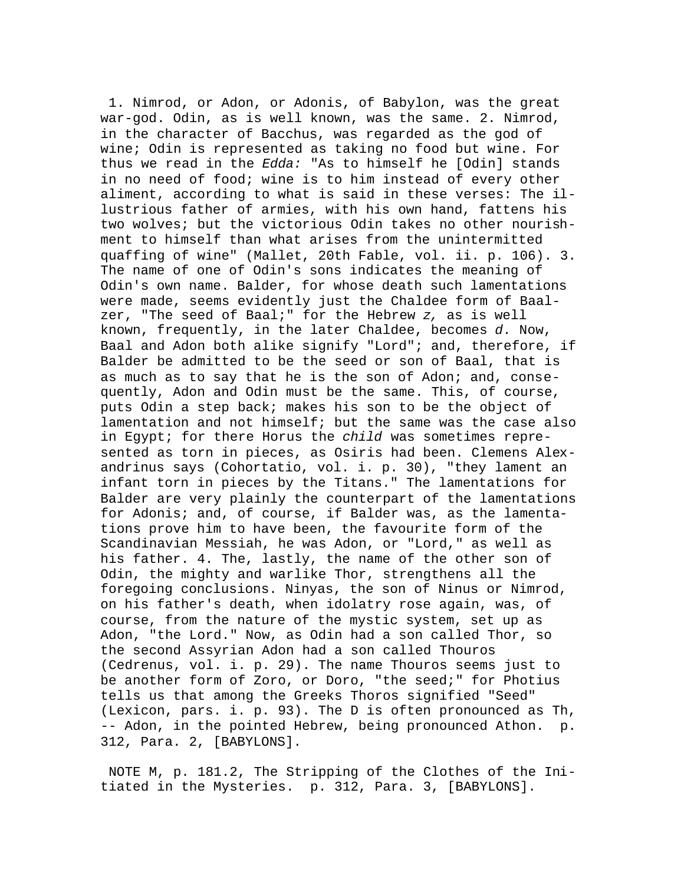1. Nimrod, or Adon, or Adonis, of Babylon, was the great war-god. Odin, as is well known, was the same. 2. Nimrod, in the character of Bacchus, was regarded as the god of wine; Odin is represented as taking no food but wine. For thus we read in the *Edda:* "As to himself he [Odin] stands in no need of food; wine is to him instead of every other aliment, according to what is said in these verses: The illustrious father of armies, with his own hand, fattens his two wolves; but the victorious Odin takes no other nourishment to himself than what arises from the unintermitted quaffing of wine" (Mallet, 20th Fable, vol. ii. p. 106). 3. The name of one of Odin's sons indicates the meaning of Odin's own name. Balder, for whose death such lamentations were made, seems evidently just the Chaldee form of Baalzer, "The seed of Baal;" for the Hebrew *z,* as is well known, frequently, in the later Chaldee, becomes *d.* Now, Baal and Adon both alike signify "Lord"; and, therefore, if Balder be admitted to be the seed or son of Baal, that is as much as to say that he is the son of Adon; and, consequently, Adon and Odin must be the same. This, of course, puts Odin a step back; makes his son to be the object of lamentation and not himself; but the same was the case also in Egypt; for there Horus the *child* was sometimes represented as torn in pieces, as Osiris had been. Clemens Alexandrinus says (Cohortatio, vol. i. p. 30), "they lament an infant torn in pieces by the Titans." The lamentations for Balder are very plainly the counterpart of the lamentations for Adonis; and, of course, if Balder was, as the lamentations prove him to have been, the favourite form of the Scandinavian Messiah, he was Adon, or "Lord," as well as his father. 4. The, lastly, the name of the other son of Odin, the mighty and warlike Thor, strengthens all the foregoing conclusions. Ninyas, the son of Ninus or Nimrod, on his father's death, when idolatry rose again, was, of course, from the nature of the mystic system, set up as Adon, "the Lord." Now, as Odin had a son called Thor, so the second Assyrian Adon had a son called Thouros (Cedrenus, vol. i. p. 29). The name Thouros seems just to be another form of Zoro, or Doro, "the seed;" for Photius tells us that among the Greeks Thoros signified "Seed" (Lexicon, pars. i. p. 93). The D is often pronounced as Th, -- Adon, in the pointed Hebrew, being pronounced Athon. p. 312, Para. 2, [BABYLONS].

NOTE M, p. 181.2, The Stripping of the Clothes of the Initiated in the Mysteries. p. 312, Para. 3, [BABYLONS].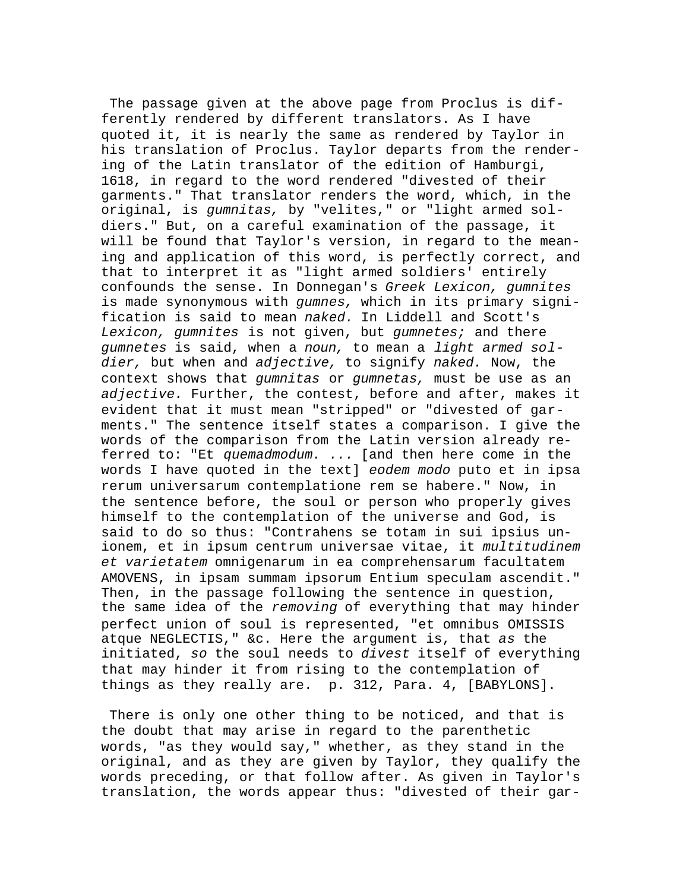The passage given at the above page from Proclus is differently rendered by different translators. As I have quoted it, it is nearly the same as rendered by Taylor in his translation of Proclus. Taylor departs from the rendering of the Latin translator of the edition of Hamburgi, 1618, in regard to the word rendered "divested of their garments." That translator renders the word, which, in the original, is *gumnitas,* by "velites," or "light armed soldiers." But, on a careful examination of the passage, it will be found that Taylor's version, in regard to the meaning and application of this word, is perfectly correct, and that to interpret it as "light armed soldiers' entirely confounds the sense. In Donnegan's *Greek Lexicon, gumnites* is made synonymous with *gumnes,* which in its primary signification is said to mean *naked.* In Liddell and Scott's *Lexicon, gumnites* is not given, but *gumnetes;* and there *gumnetes* is said, when a *noun,* to mean a *light armed soldier,* but when and *adjective,* to signify *naked.* Now, the context shows that *gumnitas* or *gumnetas,* must be use as an *adjective.* Further, the contest, before and after, makes it evident that it must mean "stripped" or "divested of garments." The sentence itself states a comparison. I give the words of the comparison from the Latin version already referred to: "Et *quemadmodum. ...* [and then here come in the words I have quoted in the text] *eodem modo* puto et in ipsa rerum universarum contemplatione rem se habere." Now, in the sentence before, the soul or person who properly gives himself to the contemplation of the universe and God, is said to do so thus: "Contrahens se totam in sui ipsius unionem, et in ipsum centrum universae vitae, it *multitudinem et varietatem* omnigenarum in ea comprehensarum facultatem AMOVENS, in ipsam summam ipsorum Entium speculam ascendit." Then, in the passage following the sentence in question, the same idea of the *removing* of everything that may hinder perfect union of soul is represented, "et omnibus OMISSIS atque NEGLECTIS," &c. Here the argument is, that *as* the initiated, *so* the soul needs to *divest* itself of everything that may hinder it from rising to the contemplation of things as they really are. p. 312, Para. 4, [BABYLONS].

There is only one other thing to be noticed, and that is the doubt that may arise in regard to the parenthetic words, "as they would say," whether, as they stand in the original, and as they are given by Taylor, they qualify the words preceding, or that follow after. As given in Taylor's translation, the words appear thus: "divested of their gar-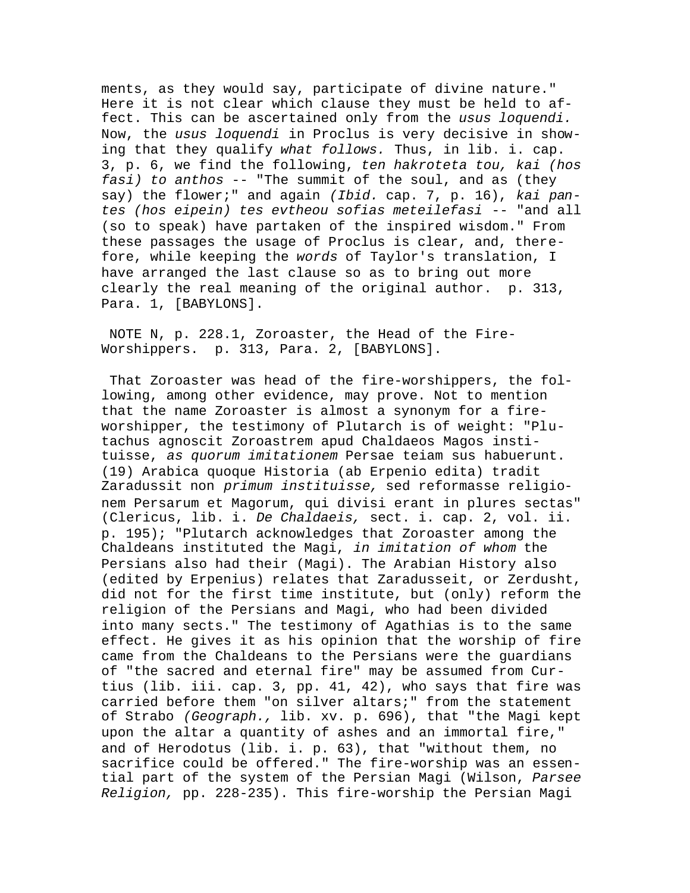ments, as they would say, participate of divine nature." Here it is not clear which clause they must be held to affect. This can be ascertained only from the *usus loquendi.* Now, the *usus loquendi* in Proclus is very decisive in showing that they qualify *what follows.* Thus, in lib. i. cap. 3, p. 6, we find the following, *ten hakroteta tou, kai (hos fasi) to anthos* -- "The summit of the soul, and as (they say) the flower;" and again *(Ibid.* cap. 7, p. 16), *kai pantes (hos eipein) tes evtheou sofias meteilefasi* -- "and all (so to speak) have partaken of the inspired wisdom." From these passages the usage of Proclus is clear, and, therefore, while keeping the *words* of Taylor's translation, I have arranged the last clause so as to bring out more clearly the real meaning of the original author. p. 313, Para. 1, [BABYLONS].

NOTE N, p. 228.1, Zoroaster, the Head of the Fire-Worshippers. p. 313, Para. 2, [BABYLONS].

That Zoroaster was head of the fire-worshippers, the following, among other evidence, may prove. Not to mention that the name Zoroaster is almost a synonym for a fire-worshipper, the testimony of Plutarch is of weight: "Plutachus agnoscit Zoroastrem apud Chaldaeos Magos instituisse, *as quorum imitationem* Persae teiam sus habuerunt. (19) Arabica quoque Historia (ab Erpenio edita) tradit Zaradussit non *primum instituisse,* sed reformasse religionem Persarum et Magorum, qui divisi erant in plures sectas" (Clericus, lib. i. *De Chaldaeis,* sect. i. cap. 2, vol. ii. p. 195); "Plutarch acknowledges that Zoroaster among the Chaldeans instituted the Magi, *in imitation of whom* the Persians also had their (Magi). The Arabian History also (edited by Erpenius) relates that Zaradusseit, or Zerdusht, did not for the first time institute, but (only) reform the religion of the Persians and Magi, who had been divided into many sects." The testimony of Agathias is to the same effect. He gives it as his opinion that the worship of fire came from the Chaldeans to the Persians were the guardians of "the sacred and eternal fire" may be assumed from Curtius (lib. iii. cap. 3, pp. 41, 42), who says that fire was carried before them "on silver altars;" from the statement of Strabo *(Geograph.,* lib. xv. p. 696), that "the Magi kept upon the altar a quantity of ashes and an immortal fire," and of Herodotus (lib. i. p. 63), that "without them, no sacrifice could be offered." The fire-worship was an essential part of the system of the Persian Magi (Wilson, *Parsee Religion,* pp. 228-235). This fire-worship the Persian Magi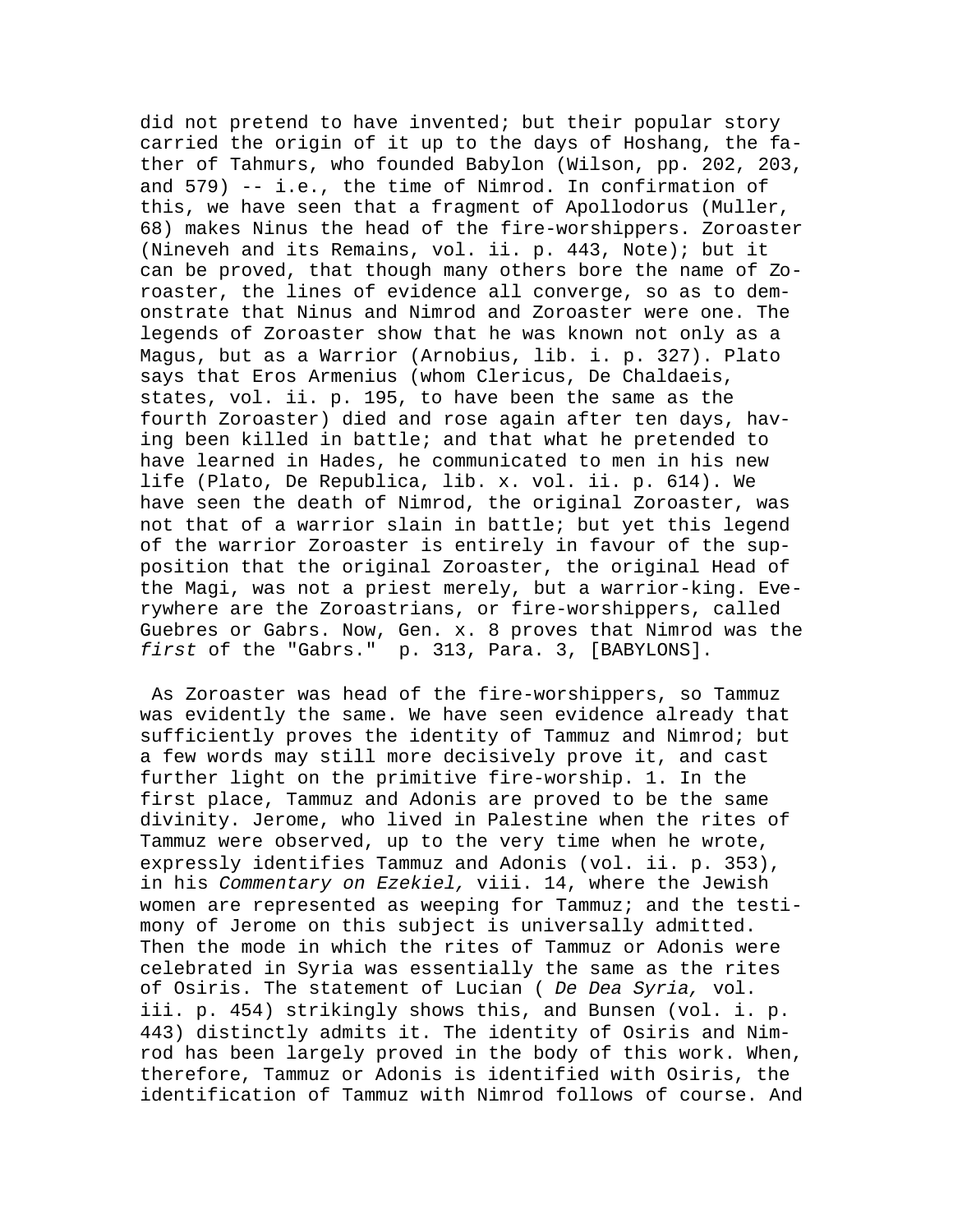did not pretend to have invented; but their popular story carried the origin of it up to the days of Hoshang, the father of Tahmurs, who founded Babylon (Wilson, pp. 202, 203, and 579) -- i.e., the time of Nimrod. In confirmation of this, we have seen that a fragment of Apollodorus (Muller, 68) makes Ninus the head of the fire-worshippers. Zoroaster (Nineveh and its Remains, vol. ii. p. 443, Note); but it can be proved, that though many others bore the name of Zoroaster, the lines of evidence all converge, so as to demonstrate that Ninus and Nimrod and Zoroaster were one. The legends of Zoroaster show that he was known not only as a Magus, but as a Warrior (Arnobius, lib. i. p. 327). Plato says that Eros Armenius (whom Clericus, De Chaldaeis, states, vol. ii. p. 195, to have been the same as the fourth Zoroaster) died and rose again after ten days, having been killed in battle; and that what he pretended to have learned in Hades, he communicated to men in his new life (Plato, De Republica, lib. x. vol. ii. p. 614). We have seen the death of Nimrod, the original Zoroaster, was not that of a warrior slain in battle; but yet this legend of the warrior Zoroaster is entirely in favour of the supposition that the original Zoroaster, the original Head of the Magi, was not a priest merely, but a warrior-king. Everywhere are the Zoroastrians, or fire-worshippers, called Guebres or Gabrs. Now, Gen. x. 8 proves that Nimrod was the *first* of the "Gabrs." p. 313, Para. 3, [BABYLONS].

As Zoroaster was head of the fire-worshippers, so Tammuz was evidently the same. We have seen evidence already that sufficiently proves the identity of Tammuz and Nimrod; but a few words may still more decisively prove it, and cast further light on the primitive fire-worship. 1. In the first place, Tammuz and Adonis are proved to be the same divinity. Jerome, who lived in Palestine when the rites of Tammuz were observed, up to the very time when he wrote, expressly identifies Tammuz and Adonis (vol. ii. p. 353), in his *Commentary on Ezekiel,* viii. 14, where the Jewish women are represented as weeping for Tammuz; and the testimony of Jerome on this subject is universally admitted. Then the mode in which the rites of Tammuz or Adonis were celebrated in Syria was essentially the same as the rites of Osiris. The statement of Lucian ( *De Dea Syria,* vol. iii. p. 454) strikingly shows this, and Bunsen (vol. i. p. 443) distinctly admits it. The identity of Osiris and Nimrod has been largely proved in the body of this work. When, therefore, Tammuz or Adonis is identified with Osiris, the identification of Tammuz with Nimrod follows of course. And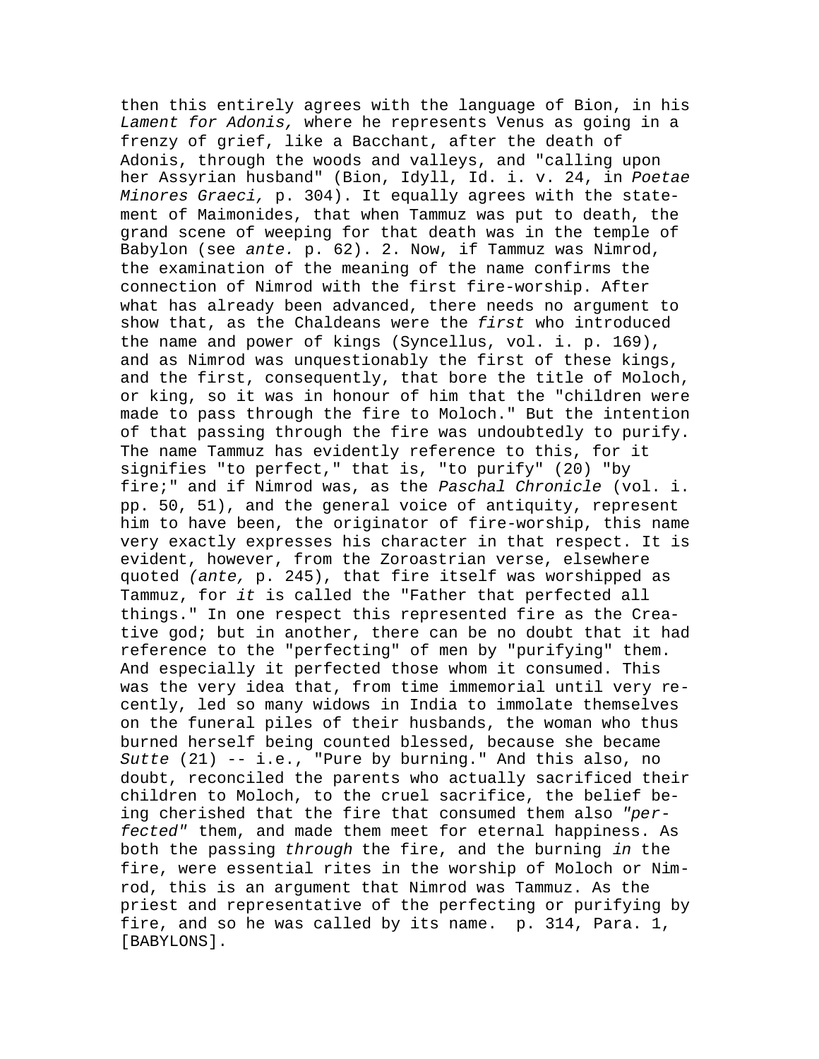then this entirely agrees with the language of Bion, in his *Lament for Adonis,* where he represents Venus as going in a frenzy of grief, like a Bacchant, after the death of Adonis, through the woods and valleys, and "calling upon her Assyrian husband" (Bion, Idyll, Id. i. v. 24, in *Poetae Minores Graeci,* p. 304). It equally agrees with the statement of Maimonides, that when Tammuz was put to death, the grand scene of weeping for that death was in the temple of Babylon (see *ante.* p. 62). 2. Now, if Tammuz was Nimrod, the examination of the meaning of the name confirms the connection of Nimrod with the first fire-worship. After what has already been advanced, there needs no argument to show that, as the Chaldeans were the *first* who introduced the name and power of kings (Syncellus, vol. i. p. 169), and as Nimrod was unquestionably the first of these kings, and the first, consequently, that bore the title of Moloch, or king, so it was in honour of him that the "children were made to pass through the fire to Moloch." But the intention of that passing through the fire was undoubtedly to purify. The name Tammuz has evidently reference to this, for it signifies "to perfect," that is, "to purify" (20) "by fire;" and if Nimrod was, as the *Paschal Chronicle* (vol. i. pp. 50, 51), and the general voice of antiquity, represent him to have been, the originator of fire-worship, this name very exactly expresses his character in that respect. It is evident, however, from the Zoroastrian verse, elsewhere quoted *(ante,* p. 245), that fire itself was worshipped as Tammuz, for *it* is called the "Father that perfected all things." In one respect this represented fire as the Creative god; but in another, there can be no doubt that it had reference to the "perfecting" of men by "purifying" them. And especially it perfected those whom it consumed. This was the very idea that, from time immemorial until very recently, led so many widows in India to immolate themselves on the funeral piles of their husbands, the woman who thus burned herself being counted blessed, because she became *Sutte* (21) -- i.e., "Pure by burning." And this also, no doubt, reconciled the parents who actually sacrificed their children to Moloch, to the cruel sacrifice, the belief being cherished that the fire that consumed them also *"perfected"* them, and made them meet for eternal happiness. As both the passing *through* the fire, and the burning *in* the fire, were essential rites in the worship of Moloch or Nimrod, this is an argument that Nimrod was Tammuz. As the priest and representative of the perfecting or purifying by fire, and so he was called by its name. p. 314, Para. 1, [BABYLONS].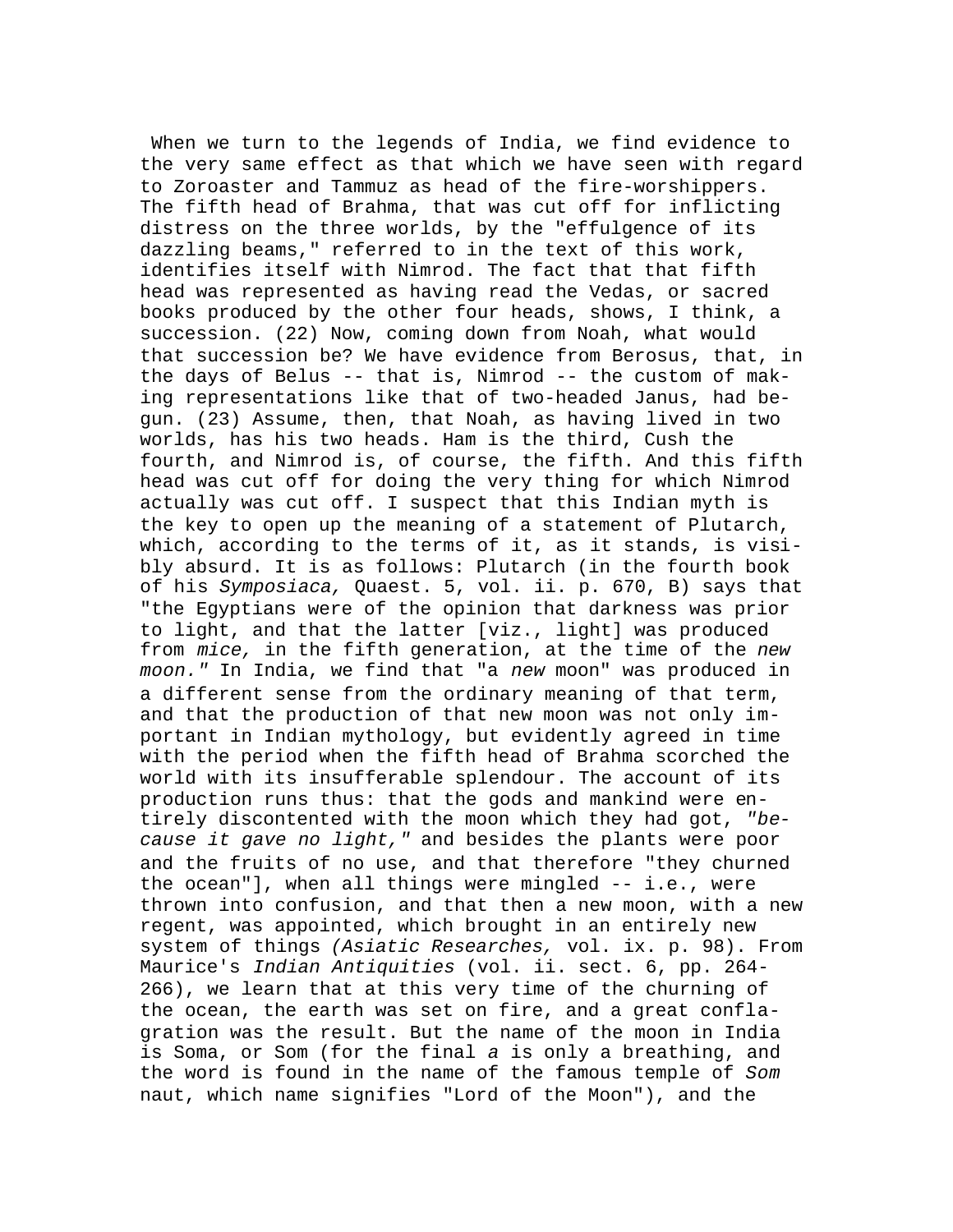When we turn to the legends of India, we find evidence to the very same effect as that which we have seen with regard to Zoroaster and Tammuz as head of the fire-worshippers. The fifth head of Brahma, that was cut off for inflicting distress on the three worlds, by the "effulgence of its dazzling beams," referred to in the text of this work, identifies itself with Nimrod. The fact that that fifth head was represented as having read the Vedas, or sacred books produced by the other four heads, shows, I think, a succession. (22) Now, coming down from Noah, what would that succession be? We have evidence from Berosus, that, in the days of Belus -- that is, Nimrod -- the custom of making representations like that of two-headed Janus, had begun. (23) Assume, then, that Noah, as having lived in two worlds, has his two heads. Ham is the third, Cush the fourth, and Nimrod is, of course, the fifth. And this fifth head was cut off for doing the very thing for which Nimrod actually was cut off. I suspect that this Indian myth is the key to open up the meaning of a statement of Plutarch, which, according to the terms of it, as it stands, is visibly absurd. It is as follows: Plutarch (in the fourth book of his *Symposiaca,* Quaest. 5, vol. ii. p. 670, B) says that "the Egyptians were of the opinion that darkness was prior to light, and that the latter [viz., light] was produced from *mice,* in the fifth generation, at the time of the *new moon."* In India, we find that "a *new* moon" was produced in a different sense from the ordinary meaning of that term, and that the production of that new moon was not only important in Indian mythology, but evidently agreed in time with the period when the fifth head of Brahma scorched the world with its insufferable splendour. The account of its production runs thus: that the gods and mankind were entirely discontented with the moon which they had got, *"because it gave no light,"* and besides the plants were poor and the fruits of no use, and that therefore "they churned the ocean"], when all things were mingled -- i.e., were thrown into confusion, and that then a new moon, with a new regent, was appointed, which brought in an entirely new system of things *(Asiatic Researches,* vol. ix. p. 98). From Maurice's *Indian Antiquities* (vol. ii. sect. 6, pp. 264-266), we learn that at this very time of the churning of the ocean, the earth was set on fire, and a great conflagration was the result. But the name of the moon in India is Soma, or Som (for the final *a* is only a breathing, and the word is found in the name of the famous temple of *Som* naut, which name signifies "Lord of the Moon"), and the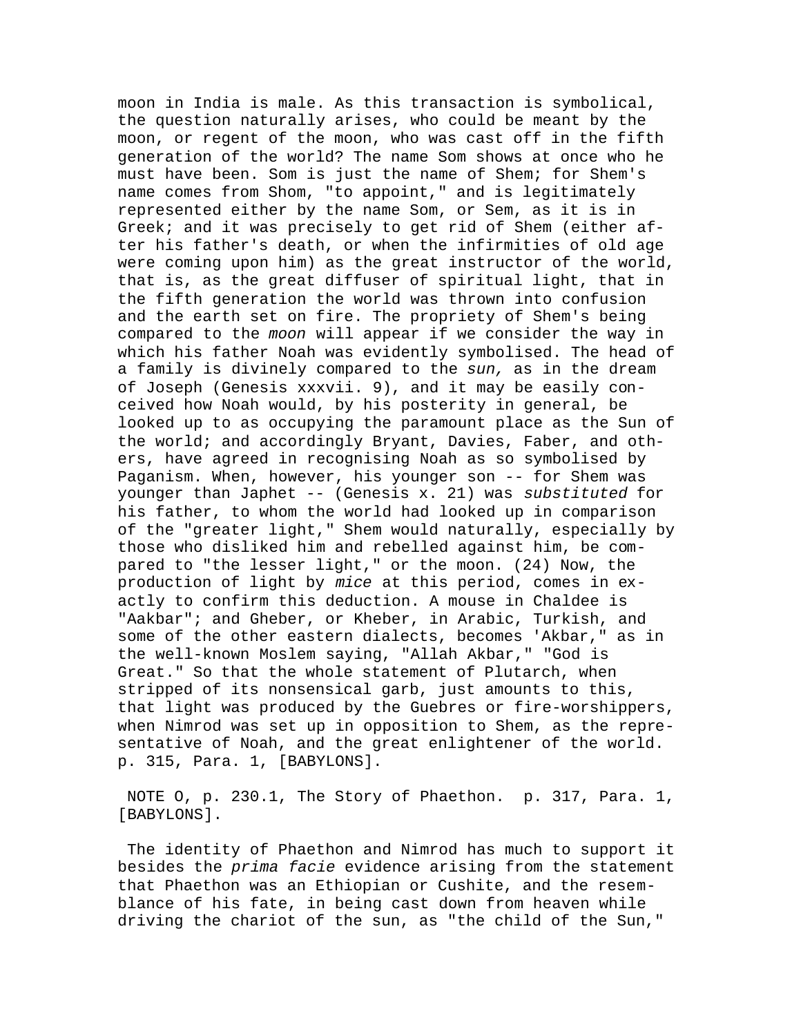moon in India is male. As this transaction is symbolical, the question naturally arises, who could be meant by the moon, or regent of the moon, who was cast off in the fifth generation of the world? The name Som shows at once who he must have been. Som is just the name of Shem; for Shem's name comes from Shom, "to appoint," and is legitimately represented either by the name Som, or Sem, as it is in Greek; and it was precisely to get rid of Shem (either after his father's death, or when the infirmities of old age were coming upon him) as the great instructor of the world, that is, as the great diffuser of spiritual light, that in the fifth generation the world was thrown into confusion and the earth set on fire. The propriety of Shem's being compared to the *moon* will appear if we consider the way in which his father Noah was evidently symbolised. The head of a family is divinely compared to the *sun,* as in the dream of Joseph (Genesis xxxvii. 9), and it may be easily conceived how Noah would, by his posterity in general, be looked up to as occupying the paramount place as the Sun of the world; and accordingly Bryant, Davies, Faber, and others, have agreed in recognising Noah as so symbolised by Paganism. When, however, his younger son -- for Shem was younger than Japhet -- (Genesis x. 21) was *substituted* for his father, to whom the world had looked up in comparison of the "greater light," Shem would naturally, especially by those who disliked him and rebelled against him, be compared to "the lesser light," or the moon. (24) Now, the production of light by *mice* at this period, comes in exactly to confirm this deduction. A mouse in Chaldee is "Aakbar"; and Gheber, or Kheber, in Arabic, Turkish, and some of the other eastern dialects, becomes 'Akbar," as in the well-known Moslem saying, "Allah Akbar," "God is Great." So that the whole statement of Plutarch, when stripped of its nonsensical garb, just amounts to this, that light was produced by the Guebres or fire-worshippers, when Nimrod was set up in opposition to Shem, as the representative of Noah, and the great enlightener of the world. p. 315, Para. 1, [BABYLONS].

NOTE O, p. 230.1, The Story of Phaethon. p. 317, Para. 1, [BABYLONS].

The identity of Phaethon and Nimrod has much to support it besides the *prima facie* evidence arising from the statement that Phaethon was an Ethiopian or Cushite, and the resemblance of his fate, in being cast down from heaven while driving the chariot of the sun, as "the child of the Sun,"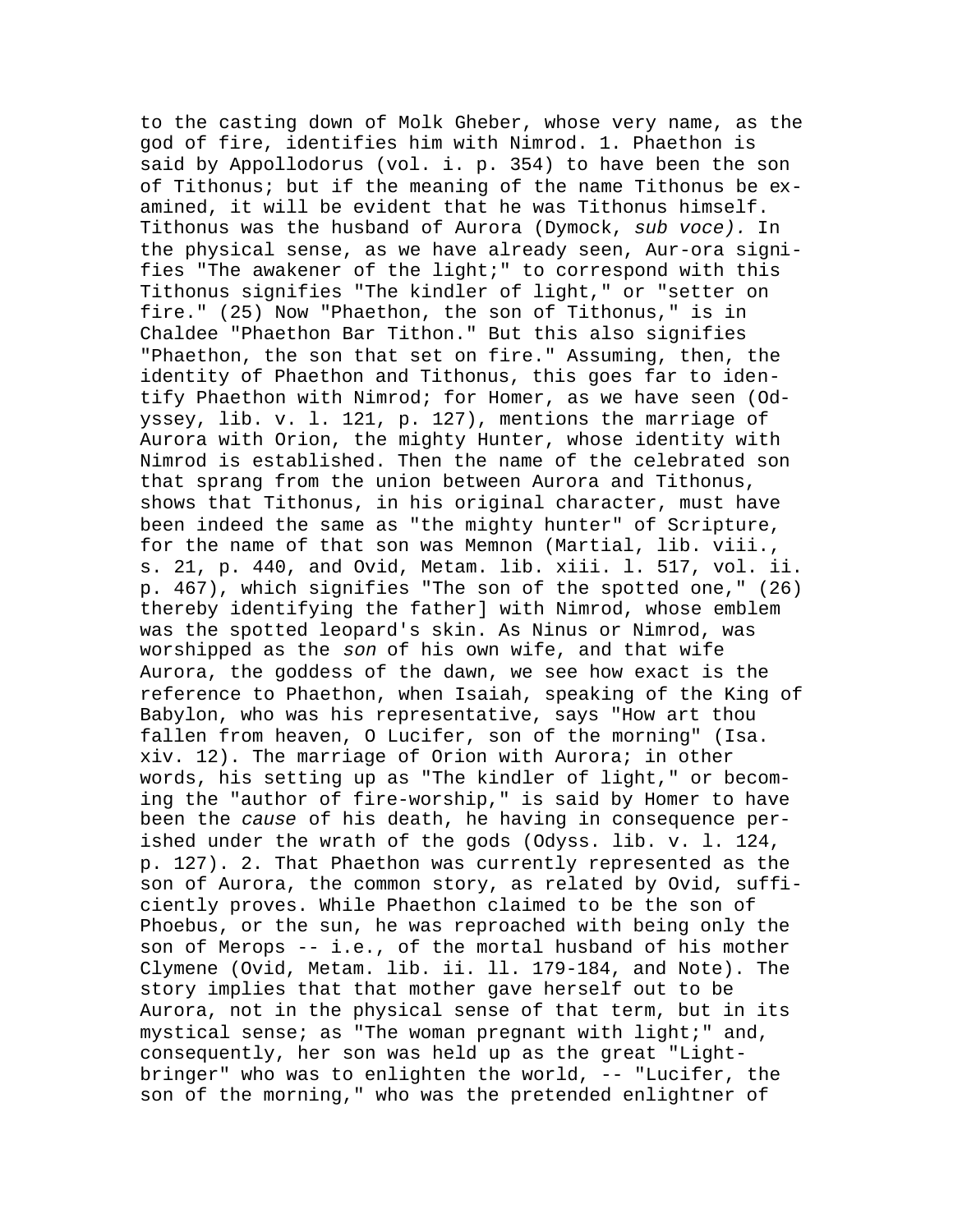to the casting down of Molk Gheber, whose very name, as the god of fire, identifies him with Nimrod. 1. Phaethon is said by Appollodorus (vol. i. p. 354) to have been the son of Tithonus; but if the meaning of the name Tithonus be examined, it will be evident that he was Tithonus himself. Tithonus was the husband of Aurora (Dymock, *sub voce).* In the physical sense, as we have already seen, Aur-ora signifies "The awakener of the light;" to correspond with this Tithonus signifies "The kindler of light," or "setter on fire." (25) Now "Phaethon, the son of Tithonus," is in Chaldee "Phaethon Bar Tithon." But this also signifies "Phaethon, the son that set on fire." Assuming, then, the identity of Phaethon and Tithonus, this goes far to identify Phaethon with Nimrod; for Homer, as we have seen (Odyssey, lib. v. l. 121, p. 127), mentions the marriage of Aurora with Orion, the mighty Hunter, whose identity with Nimrod is established. Then the name of the celebrated son that sprang from the union between Aurora and Tithonus, shows that Tithonus, in his original character, must have been indeed the same as "the mighty hunter" of Scripture, for the name of that son was Memnon (Martial, lib. viii., s. 21, p. 440, and Ovid, Metam. lib. xiii. l. 517, vol. ii. p. 467), which signifies "The son of the spotted one," (26) thereby identifying the father] with Nimrod, whose emblem was the spotted leopard's skin. As Ninus or Nimrod, was worshipped as the *son* of his own wife, and that wife Aurora, the goddess of the dawn, we see how exact is the reference to Phaethon, when Isaiah, speaking of the King of Babylon, who was his representative, says "How art thou fallen from heaven, O Lucifer, son of the morning" (Isa. xiv. 12). The marriage of Orion with Aurora; in other words, his setting up as "The kindler of light," or becoming the "author of fire-worship," is said by Homer to have been the *cause* of his death, he having in consequence perished under the wrath of the gods (Odyss. lib. v. l. 124, p. 127). 2. That Phaethon was currently represented as the son of Aurora, the common story, as related by Ovid, sufficiently proves. While Phaethon claimed to be the son of Phoebus, or the sun, he was reproached with being only the son of Merops -- i.e., of the mortal husband of his mother Clymene (Ovid, Metam. lib. ii. ll. 179-184, and Note). The story implies that that mother gave herself out to be Aurora, not in the physical sense of that term, but in its mystical sense; as "The woman pregnant with light;" and, consequently, her son was held up as the great "Light-bringer" who was to enlighten the world, -- "Lucifer, the son of the morning," who was the pretended enlightner of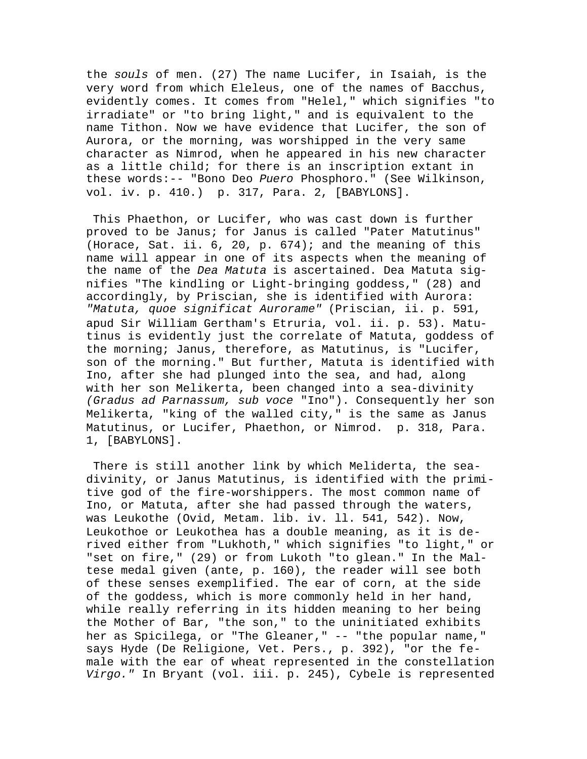the *souls* of men. (27) The name Lucifer, in Isaiah, is the very word from which Eleleus, one of the names of Bacchus, evidently comes. It comes from "Helel," which signifies "to irradiate" or "to bring light," and is equivalent to the name Tithon. Now we have evidence that Lucifer, the son of Aurora, or the morning, was worshipped in the very same character as Nimrod, when he appeared in his new character as a little child; for there is an inscription extant in these words:-- "Bono Deo *Puero* Phosphoro." (See Wilkinson, vol. iv. p. 410.) p. 317, Para. 2, [BABYLONS].

This Phaethon, or Lucifer, who was cast down is further proved to be Janus; for Janus is called "Pater Matutinus" (Horace, Sat. ii. 6, 20, p. 674); and the meaning of this name will appear in one of its aspects when the meaning of the name of the *Dea Matuta* is ascertained. Dea Matuta signifies "The kindling or Light-bringing goddess," (28) and accordingly, by Priscian, she is identified with Aurora: *"Matuta, quoe significat Aurorame"* (Priscian, ii. p. 591, apud Sir William Gertham's Etruria, vol. ii. p. 53). Matutinus is evidently just the correlate of Matuta, goddess of the morning; Janus, therefore, as Matutinus, is "Lucifer, son of the morning." But further, Matuta is identified with Ino, after she had plunged into the sea, and had, along with her son Melikerta, been changed into a sea-divinity *(Gradus ad Parnassum, sub voce* "Ino"). Consequently her son Melikerta, "king of the walled city," is the same as Janus Matutinus, or Lucifer, Phaethon, or Nimrod. p. 318, Para. 1, [BABYLONS].

There is still another link by which Meliderta, the sea-divinity, or Janus Matutinus, is identified with the primitive god of the fire-worshippers. The most common name of Ino, or Matuta, after she had passed through the waters, was Leukothe (Ovid, Metam. lib. iv. ll. 541, 542). Now, Leukothoe or Leukothea has a double meaning, as it is derived either from "Lukhoth," which signifies "to light," or "set on fire," (29) or from Lukoth "to glean." In the Maltese medal given (ante, p. 160), the reader will see both of these senses exemplified. The ear of corn, at the side of the goddess, which is more commonly held in her hand, while really referring in its hidden meaning to her being the Mother of Bar, "the son," to the uninitiated exhibits her as Spicilega, or "The Gleaner," -- "the popular name," says Hyde (De Religione, Vet. Pers., p. 392), "or the female with the ear of wheat represented in the constellation *Virgo."* In Bryant (vol. iii. p. 245), Cybele is represented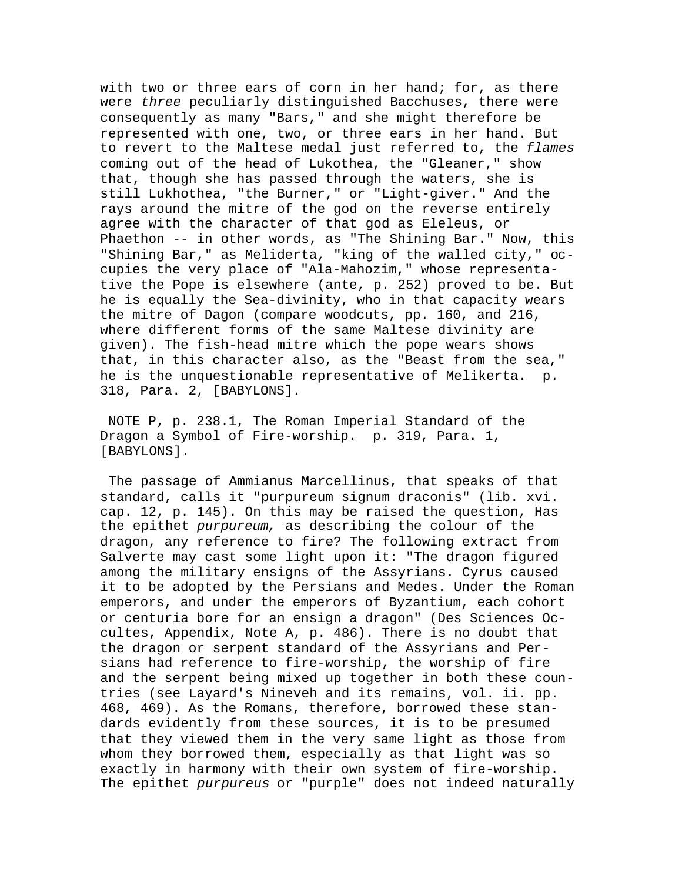with two or three ears of corn in her hand; for, as there were *three* peculiarly distinguished Bacchuses, there were consequently as many "Bars," and she might therefore be represented with one, two, or three ears in her hand. But to revert to the Maltese medal just referred to, the *flames* coming out of the head of Lukothea, the "Gleaner," show that, though she has passed through the waters, she is still Lukhothea, "the Burner," or "Light-giver." And the rays around the mitre of the god on the reverse entirely agree with the character of that god as Eleleus, or Phaethon -- in other words, as "The Shining Bar." Now, this "Shining Bar," as Meliderta, "king of the walled city," occupies the very place of "Ala-Mahozim," whose representative the Pope is elsewhere (ante, p. 252) proved to be. But he is equally the Sea-divinity, who in that capacity wears the mitre of Dagon (compare woodcuts, pp. 160, and 216, where different forms of the same Maltese divinity are given). The fish-head mitre which the pope wears shows that, in this character also, as the "Beast from the sea," he is the unquestionable representative of Melikerta. p. 318, Para. 2, [BABYLONS].

NOTE P, p. 238.1, The Roman Imperial Standard of the Dragon a Symbol of Fire-worship. p. 319, Para. 1, [BABYLONS].

The passage of Ammianus Marcellinus, that speaks of that standard, calls it "purpureum signum draconis" (lib. xvi. cap. 12, p. 145). On this may be raised the question, Has the epithet *purpureum,* as describing the colour of the dragon, any reference to fire? The following extract from Salverte may cast some light upon it: "The dragon figured among the military ensigns of the Assyrians. Cyrus caused it to be adopted by the Persians and Medes. Under the Roman emperors, and under the emperors of Byzantium, each cohort or centuria bore for an ensign a dragon" (Des Sciences Occultes, Appendix, Note A, p. 486). There is no doubt that the dragon or serpent standard of the Assyrians and Persians had reference to fire-worship, the worship of fire and the serpent being mixed up together in both these countries (see Layard's Nineveh and its remains, vol. ii. pp. 468, 469). As the Romans, therefore, borrowed these standards evidently from these sources, it is to be presumed that they viewed them in the very same light as those from whom they borrowed them, especially as that light was so exactly in harmony with their own system of fire-worship. The epithet *purpureus* or "purple" does not indeed naturally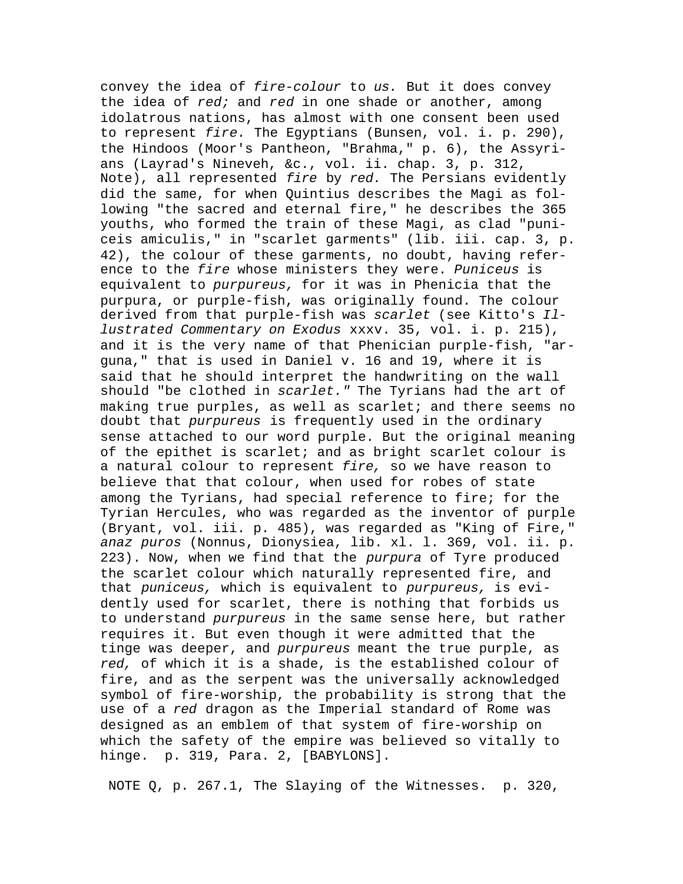convey the idea of *fire-colour* to *us.* But it does convey the idea of *red;* and *red* in one shade or another, among idolatrous nations, has almost with one consent been used to represent *fire.* The Egyptians (Bunsen, vol. i. p. 290), the Hindoos (Moor's Pantheon, "Brahma," p. 6), the Assyrians (Layrad's Nineveh, &c., vol. ii. chap. 3, p. 312, Note), all represented *fire* by *red.* The Persians evidently did the same, for when Quintius describes the Magi as following "the sacred and eternal fire," he describes the 365 youths, who formed the train of these Magi, as clad "puniceis amiculis," in "scarlet garments" (lib. iii. cap. 3, p. 42), the colour of these garments, no doubt, having reference to the *fire* whose ministers they were. *Puniceus* is equivalent to *purpureus,* for it was in Phenicia that the purpura, or purple-fish, was originally found. The colour derived from that purple-fish was *scarlet* (see Kitto's *Illustrated Commentary on Exodus* xxxv. 35, vol. i. p. 215), and it is the very name of that Phenician purple-fish, "arguna," that is used in Daniel v. 16 and 19, where it is said that he should interpret the handwriting on the wall should "be clothed in *scarlet."* The Tyrians had the art of making true purples, as well as scarlet; and there seems no doubt that *purpureus* is frequently used in the ordinary sense attached to our word purple. But the original meaning of the epithet is scarlet; and as bright scarlet colour is a natural colour to represent *fire,* so we have reason to believe that that colour, when used for robes of state among the Tyrians, had special reference to fire; for the Tyrian Hercules, who was regarded as the inventor of purple (Bryant, vol. iii. p. 485), was regarded as "King of Fire," *anaz puros* (Nonnus, Dionysiea, lib. xl. l. 369, vol. ii. p. 223). Now, when we find that the *purpura* of Tyre produced the scarlet colour which naturally represented fire, and that *puniceus,* which is equivalent to *purpureus,* is evidently used for scarlet, there is nothing that forbids us to understand *purpureus* in the same sense here, but rather requires it. But even though it were admitted that the tinge was deeper, and *purpureus* meant the true purple, as *red,* of which it is a shade, is the established colour of fire, and as the serpent was the universally acknowledged symbol of fire-worship, the probability is strong that the use of a *red* dragon as the Imperial standard of Rome was designed as an emblem of that system of fire-worship on which the safety of the empire was believed so vitally to hinge.  p. 319, Para. 2, [BABYLONS].

NOTE Q, p. 267.1, The Slaying of the Witnesses.  p. 320,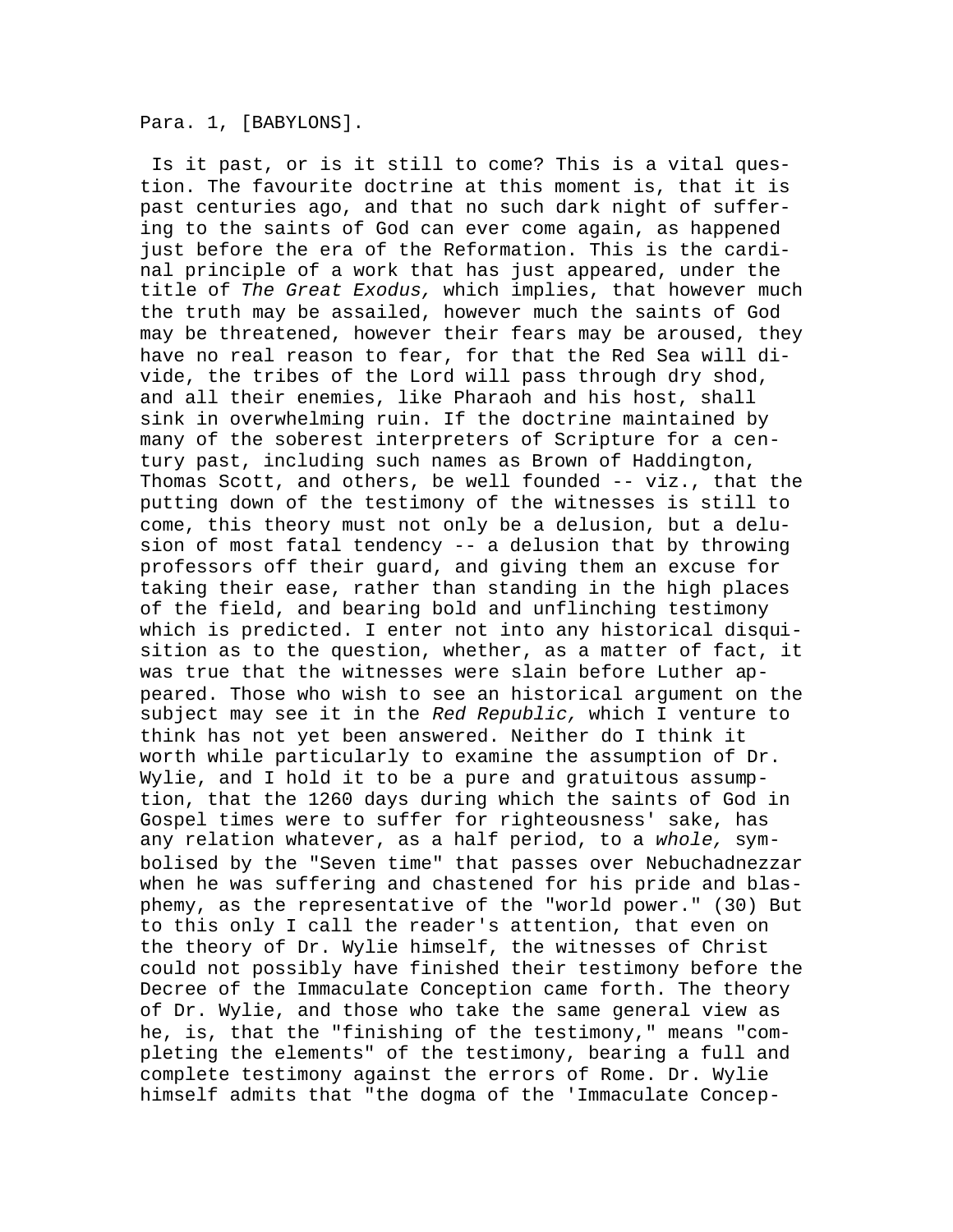Para. 1, [BABYLONS].

Is it past, or is it still to come? This is a vital question. The favourite doctrine at this moment is, that it is past centuries ago, and that no such dark night of suffering to the saints of God can ever come again, as happened just before the era of the Reformation. This is the cardinal principle of a work that has just appeared, under the title of *The Great Exodus,* which implies, that however much the truth may be assailed, however much the saints of God may be threatened, however their fears may be aroused, they have no real reason to fear, for that the Red Sea will divide, the tribes of the Lord will pass through dry shod, and all their enemies, like Pharaoh and his host, shall sink in overwhelming ruin. If the doctrine maintained by many of the soberest interpreters of Scripture for a century past, including such names as Brown of Haddington, Thomas Scott, and others, be well founded -- viz., that the putting down of the testimony of the witnesses is still to come, this theory must not only be a delusion, but a delusion of most fatal tendency -- a delusion that by throwing professors off their guard, and giving them an excuse for taking their ease, rather than standing in the high places of the field, and bearing bold and unflinching testimony which is predicted. I enter not into any historical disquisition as to the question, whether, as a matter of fact, it was true that the witnesses were slain before Luther appeared. Those who wish to see an historical argument on the subject may see it in the *Red Republic,* which I venture to think has not yet been answered. Neither do I think it worth while particularly to examine the assumption of Dr. Wylie, and I hold it to be a pure and gratuitous assumption, that the 1260 days during which the saints of God in Gospel times were to suffer for righteousness' sake, has any relation whatever, as a half period, to a *whole,* symbolised by the "Seven time" that passes over Nebuchadnezzar when he was suffering and chastened for his pride and blasphemy, as the representative of the "world power." (30) But to this only I call the reader's attention, that even on the theory of Dr. Wylie himself, the witnesses of Christ could not possibly have finished their testimony before the Decree of the Immaculate Conception came forth. The theory of Dr. Wylie, and those who take the same general view as he, is, that the "finishing of the testimony," means "completing the elements" of the testimony, bearing a full and complete testimony against the errors of Rome. Dr. Wylie himself admits that "the dogma of the 'Immaculate Concep-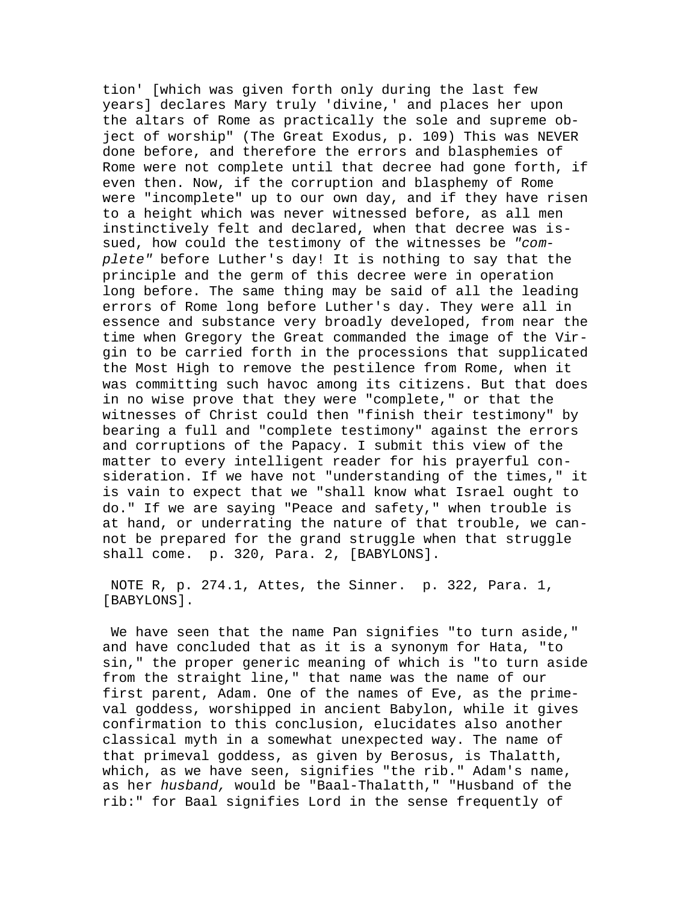tion' [which was given forth only during the last few years] declares Mary truly 'divine,' and places her upon the altars of Rome as practically the sole and supreme object of worship" (The Great Exodus, p. 109) This was NEVER done before, and therefore the errors and blasphemies of Rome were not complete until that decree had gone forth, if even then. Now, if the corruption and blasphemy of Rome were "incomplete" up to our own day, and if they have risen to a height which was never witnessed before, as all men instinctively felt and declared, when that decree was issued, how could the testimony of the witnesses be *"complete"* before Luther's day! It is nothing to say that the principle and the germ of this decree were in operation long before. The same thing may be said of all the leading errors of Rome long before Luther's day. They were all in essence and substance very broadly developed, from near the time when Gregory the Great commanded the image of the Virgin to be carried forth in the processions that supplicated the Most High to remove the pestilence from Rome, when it was committing such havoc among its citizens. But that does in no wise prove that they were "complete," or that the witnesses of Christ could then "finish their testimony" by bearing a full and "complete testimony" against the errors and corruptions of the Papacy. I submit this view of the matter to every intelligent reader for his prayerful consideration. If we have not "understanding of the times," it is vain to expect that we "shall know what Israel ought to do." If we are saying "Peace and safety," when trouble is at hand, or underrating the nature of that trouble, we cannot be prepared for the grand struggle when that struggle shall come.  p. 320, Para. 2, [BABYLONS].

NOTE R, p. 274.1, Attes, the Sinner.  p. 322, Para. 1, [BABYLONS].

We have seen that the name Pan signifies "to turn aside," and have concluded that as it is a synonym for Hata, "to sin," the proper generic meaning of which is "to turn aside from the straight line," that name was the name of our first parent, Adam. One of the names of Eve, as the primeval goddess, worshipped in ancient Babylon, while it gives confirmation to this conclusion, elucidates also another classical myth in a somewhat unexpected way. The name of that primeval goddess, as given by Berosus, is Thalatth, which, as we have seen, signifies "the rib." Adam's name, as her *husband,* would be "Baal-Thalatth," "Husband of the rib:" for Baal signifies Lord in the sense frequently of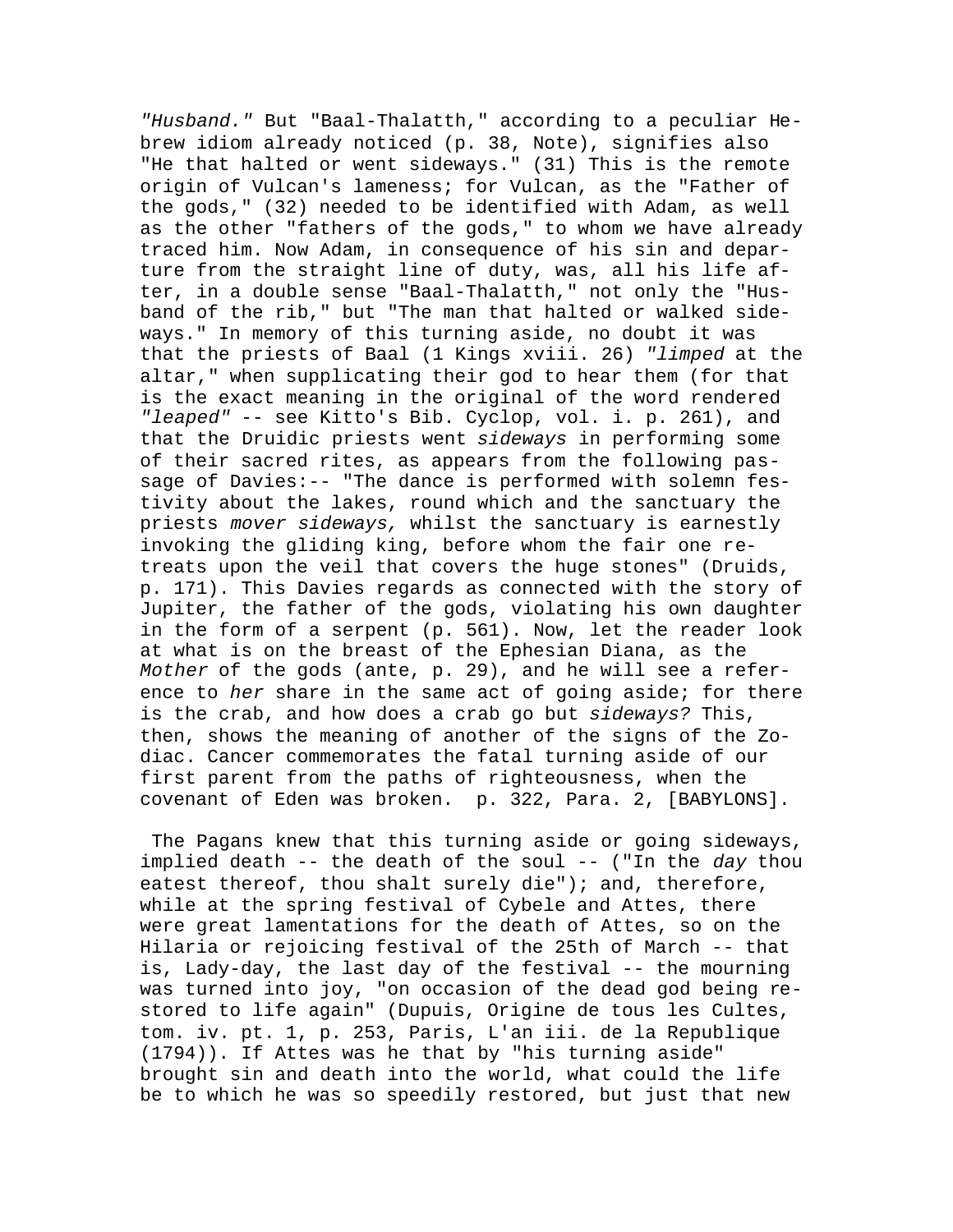*"Husband."* But "Baal-Thalatth," according to a peculiar Hebrew idiom already noticed (p. 38, Note), signifies also "He that halted or went sideways." (31) This is the remote origin of Vulcan's lameness; for Vulcan, as the "Father of the gods," (32) needed to be identified with Adam, as well as the other "fathers of the gods," to whom we have already traced him. Now Adam, in consequence of his sin and departure from the straight line of duty, was, all his life after, in a double sense "Baal-Thalatth," not only the "Husband of the rib," but "The man that halted or walked sideways." In memory of this turning aside, no doubt it was that the priests of Baal (1 Kings xviii. 26) *"limped* at the altar," when supplicating their god to hear them (for that is the exact meaning in the original of the word rendered *"leaped"* -- see Kitto's Bib. Cyclop, vol. i. p. 261), and that the Druidic priests went *sideways* in performing some of their sacred rites, as appears from the following passage of Davies:-- "The dance is performed with solemn festivity about the lakes, round which and the sanctuary the priests *mover sideways,* whilst the sanctuary is earnestly invoking the gliding king, before whom the fair one retreats upon the veil that covers the huge stones" (Druids, p. 171). This Davies regards as connected with the story of Jupiter, the father of the gods, violating his own daughter in the form of a serpent (p. 561). Now, let the reader look at what is on the breast of the Ephesian Diana, as the *Mother* of the gods (ante, p. 29), and he will see a reference to *her* share in the same act of going aside; for there is the crab, and how does a crab go but *sideways?* This, then, shows the meaning of another of the signs of the Zodiac. Cancer commemorates the fatal turning aside of our first parent from the paths of righteousness, when the covenant of Eden was broken. p. 322, Para. 2, [BABYLONS].

The Pagans knew that this turning aside or going sideways, implied death -- the death of the soul -- ("In the *day* thou eatest thereof, thou shalt surely die"); and, therefore, while at the spring festival of Cybele and Attes, there were great lamentations for the death of Attes, so on the Hilaria or rejoicing festival of the 25th of March -- that is, Lady-day, the last day of the festival -- the mourning was turned into joy, "on occasion of the dead god being restored to life again" (Dupuis, Origine de tous les Cultes, tom. iv. pt. 1, p. 253, Paris, L'an iii. de la Republique (1794)). If Attes was he that by "his turning aside" brought sin and death into the world, what could the life be to which he was so speedily restored, but just that new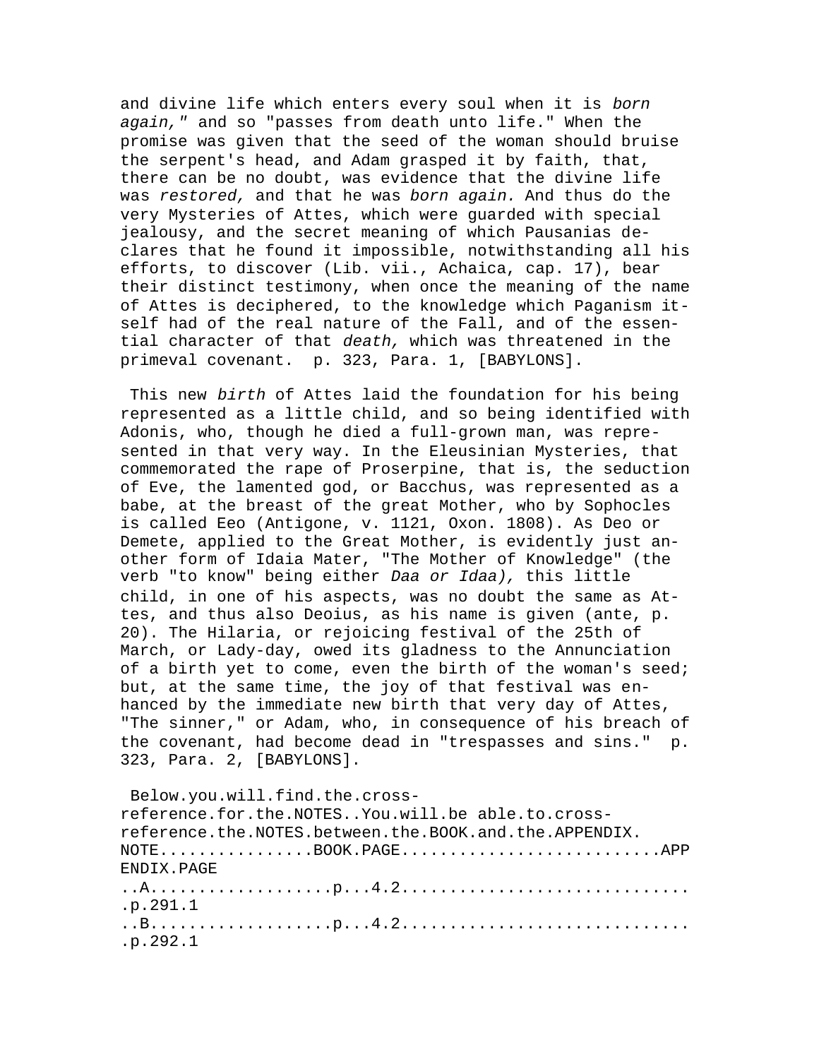and divine life which enters every soul when it is *born again,"* and so "passes from death unto life." When the promise was given that the seed of the woman should bruise the serpent's head, and Adam grasped it by faith, that, there can be no doubt, was evidence that the divine life was *restored,* and that he was *born again.* And thus do the very Mysteries of Attes, which were guarded with special jealousy, and the secret meaning of which Pausanias declares that he found it impossible, notwithstanding all his efforts, to discover (Lib. vii., Achaica, cap. 17), bear their distinct testimony, when once the meaning of the name of Attes is deciphered, to the knowledge which Paganism itself had of the real nature of the Fall, and of the essential character of that *death,* which was threatened in the primeval covenant. p. 323, Para. 1, [BABYLONS].

This new *birth* of Attes laid the foundation for his being represented as a little child, and so being identified with Adonis, who, though he died a full-grown man, was represented in that very way. In the Eleusinian Mysteries, that commemorated the rape of Proserpine, that is, the seduction of Eve, the lamented god, or Bacchus, was represented as a babe, at the breast of the great Mother, who by Sophocles is called Eeo (Antigone, v. 1121, Oxon. 1808). As Deo or Demete, applied to the Great Mother, is evidently just another form of Idaia Mater, "The Mother of Knowledge" (the verb "to know" being either *Daa or Idaa),* this little child, in one of his aspects, was no doubt the same as Attes, and thus also Deoius, as his name is given (ante, p. 20). The Hilaria, or rejoicing festival of the 25th of March, or Lady-day, owed its gladness to the Annunciation of a birth yet to come, even the birth of the woman's seed; but, at the same time, the joy of that festival was enhanced by the immediate new birth that very day of Attes, "The sinner," or Adam, who, in consequence of his breach of the covenant, had become dead in "trespasses and sins." p. 323, Para. 2, [BABYLONS].

Below.you.will.find.the.cross-reference.for.the.NOTES..You.will.be able.to.cross-reference.the.NOTES.between.the.BOOK.and.the.APPENDIX.
NOTE................BOOK.PAGE..........................APPENDIX.PAGE
..A..................p...4.2.............................p.291.1
..B..................p...4.2.............................p.292.1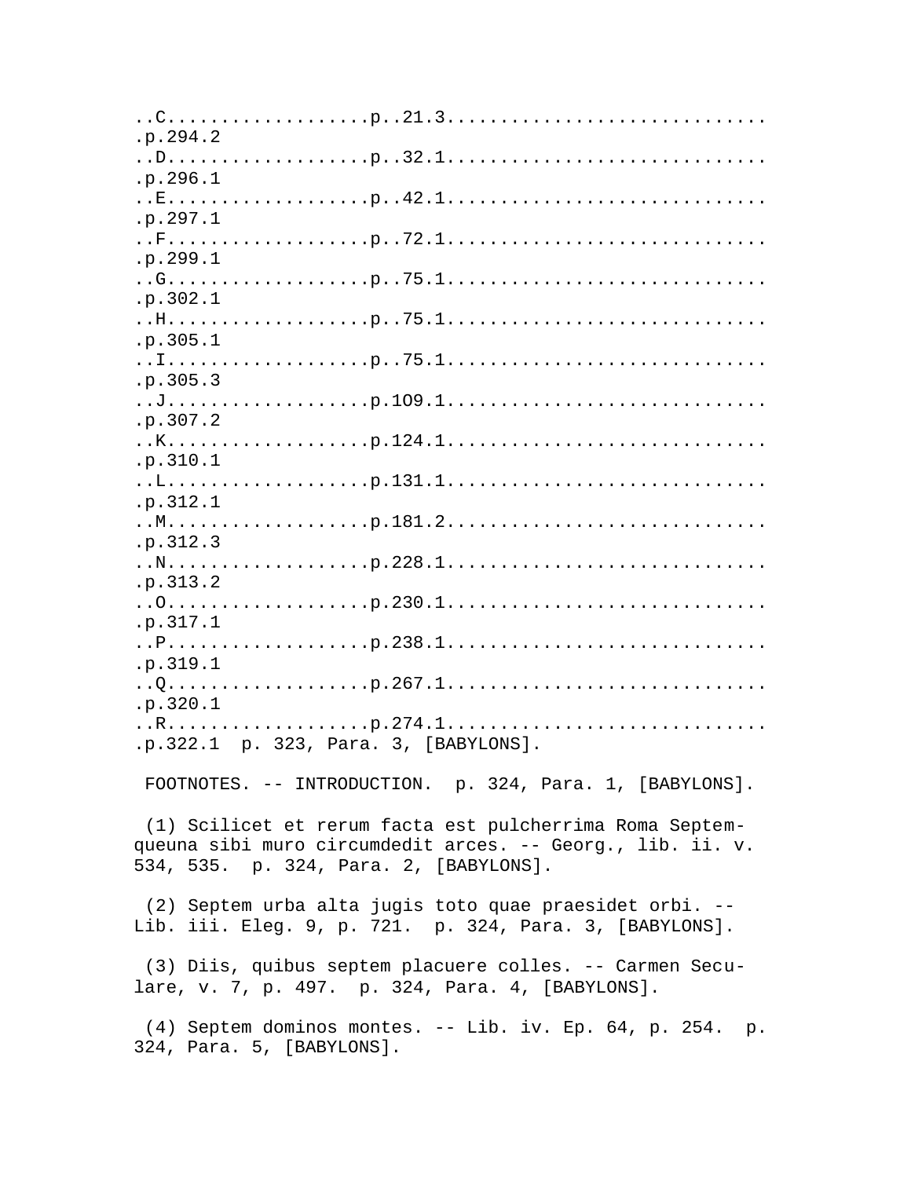..C..................p..21.3.............................
.p.294.2
..D..................p..32.1.............................
.p.296.1
..E..................p..42.1.............................
.p.297.1
..F..................p..72.1.............................
.p.299.1
..G..................p..75.1.............................
.p.302.1
..H..................p..75.1.............................
.p.305.1
..I..................p..75.1.............................
.p.305.3
..J..................p.1O9.1.............................
.p.307.2
..K..................p.124.1.............................
.p.310.1
..L..................p.131.1.............................
.p.312.1
..M..................p.181.2.............................
.p.312.3
..N..................p.228.1.............................
.p.313.2
..O..................p.230.1.............................
.p.317.1
..P..................p.238.1.............................
.p.319.1
..Q..................p.267.1.............................
.p.320.1
..R..................p.274.1.............................
.p.322.1  p. 323, Para. 3, [BABYLONS].

FOOTNOTES. -- INTRODUCTION.  p. 324, Para. 1, [BABYLONS].

(1) Scilicet et rerum facta est pulcherrima Roma Septem-queuna sibi muro circumdedit arces. -- Georg., lib. ii. v. 534, 535.  p. 324, Para. 2, [BABYLONS].

(2) Septem urba alta jugis toto quae praesidet orbi. -- Lib. iii. Eleg. 9, p. 721.  p. 324, Para. 3, [BABYLONS].

(3) Diis, quibus septem placuere colles. -- Carmen Secu-lare, v. 7, p. 497.  p. 324, Para. 4, [BABYLONS].

(4) Septem dominos montes. -- Lib. iv. Ep. 64, p. 254.  p. 324, Para. 5, [BABYLONS].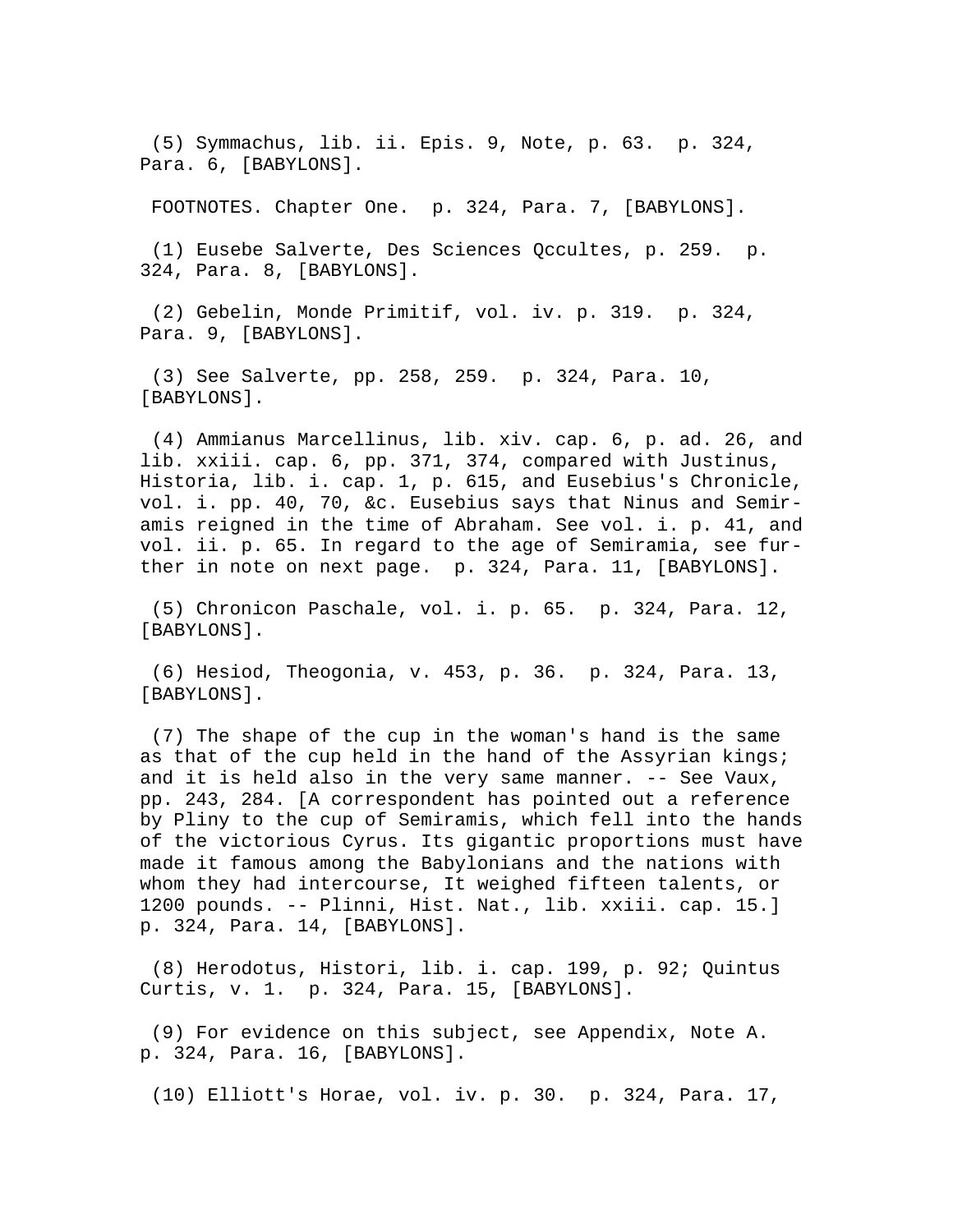(5) Symmachus, lib. ii. Epis. 9, Note, p. 63. p. 324, Para. 6, [BABYLONS].

FOOTNOTES. Chapter One. p. 324, Para. 7, [BABYLONS].

(1) Eusebe Salverte, Des Sciences Qccultes, p. 259. p. 324, Para. 8, [BABYLONS].

(2) Gebelin, Monde Primitif, vol. iv. p. 319. p. 324, Para. 9, [BABYLONS].

(3) See Salverte, pp. 258, 259. p. 324, Para. 10, [BABYLONS].

(4) Ammianus Marcellinus, lib. xiv. cap. 6, p. ad. 26, and lib. xxiii. cap. 6, pp. 371, 374, compared with Justinus, Historia, lib. i. cap. 1, p. 615, and Eusebius's Chronicle, vol. i. pp. 40, 70, &c. Eusebius says that Ninus and Semiramis reigned in the time of Abraham. See vol. i. p. 41, and vol. ii. p. 65. In regard to the age of Semiramia, see further in note on next page. p. 324, Para. 11, [BABYLONS].

(5) Chronicon Paschale, vol. i. p. 65. p. 324, Para. 12, [BABYLONS].

(6) Hesiod, Theogonia, v. 453, p. 36. p. 324, Para. 13, [BABYLONS].

(7) The shape of the cup in the woman's hand is the same as that of the cup held in the hand of the Assyrian kings; and it is held also in the very same manner. -- See Vaux, pp. 243, 284. [A correspondent has pointed out a reference by Pliny to the cup of Semiramis, which fell into the hands of the victorious Cyrus. Its gigantic proportions must have made it famous among the Babylonians and the nations with whom they had intercourse, It weighed fifteen talents, or 1200 pounds. -- Plinni, Hist. Nat., lib. xxiii. cap. 15.] p. 324, Para. 14, [BABYLONS].

(8) Herodotus, Histori, lib. i. cap. 199, p. 92; Quintus Curtis, v. 1. p. 324, Para. 15, [BABYLONS].

(9) For evidence on this subject, see Appendix, Note A. p. 324, Para. 16, [BABYLONS].

(10) Elliott's Horae, vol. iv. p. 30. p. 324, Para. 17,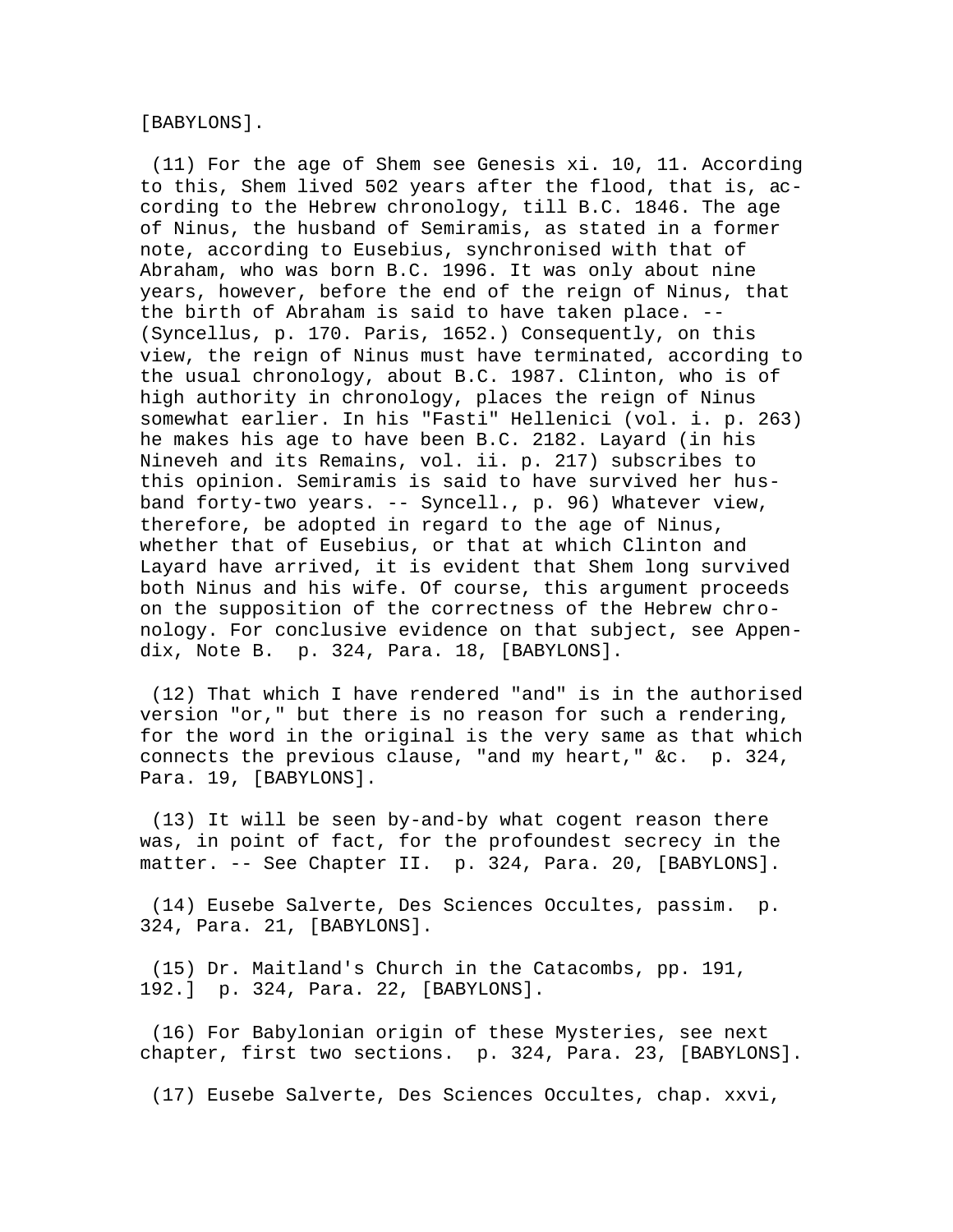[BABYLONS].

(11) For the age of Shem see Genesis xi. 10, 11. According to this, Shem lived 502 years after the flood, that is, according to the Hebrew chronology, till B.C. 1846. The age of Ninus, the husband of Semiramis, as stated in a former note, according to Eusebius, synchronised with that of Abraham, who was born B.C. 1996. It was only about nine years, however, before the end of the reign of Ninus, that the birth of Abraham is said to have taken place. -- (Syncellus, p. 170. Paris, 1652.) Consequently, on this view, the reign of Ninus must have terminated, according to the usual chronology, about B.C. 1987. Clinton, who is of high authority in chronology, places the reign of Ninus somewhat earlier. In his "Fasti" Hellenici (vol. i. p. 263) he makes his age to have been B.C. 2182. Layard (in his Nineveh and its Remains, vol. ii. p. 217) subscribes to this opinion. Semiramis is said to have survived her husband forty-two years. -- Syncell., p. 96) Whatever view, therefore, be adopted in regard to the age of Ninus, whether that of Eusebius, or that at which Clinton and Layard have arrived, it is evident that Shem long survived both Ninus and his wife. Of course, this argument proceeds on the supposition of the correctness of the Hebrew chronology. For conclusive evidence on that subject, see Appendix, Note B. p. 324, Para. 18, [BABYLONS].

(12) That which I have rendered "and" is in the authorised version "or," but there is no reason for such a rendering, for the word in the original is the very same as that which connects the previous clause, "and my heart," &c. p. 324, Para. 19, [BABYLONS].

(13) It will be seen by-and-by what cogent reason there was, in point of fact, for the profoundest secrecy in the matter. -- See Chapter II. p. 324, Para. 20, [BABYLONS].

(14) Eusebe Salverte, Des Sciences Occultes, passim. p. 324, Para. 21, [BABYLONS].

(15) Dr. Maitland's Church in the Catacombs, pp. 191, 192.] p. 324, Para. 22, [BABYLONS].

(16) For Babylonian origin of these Mysteries, see next chapter, first two sections. p. 324, Para. 23, [BABYLONS].

(17) Eusebe Salverte, Des Sciences Occultes, chap. xxvi,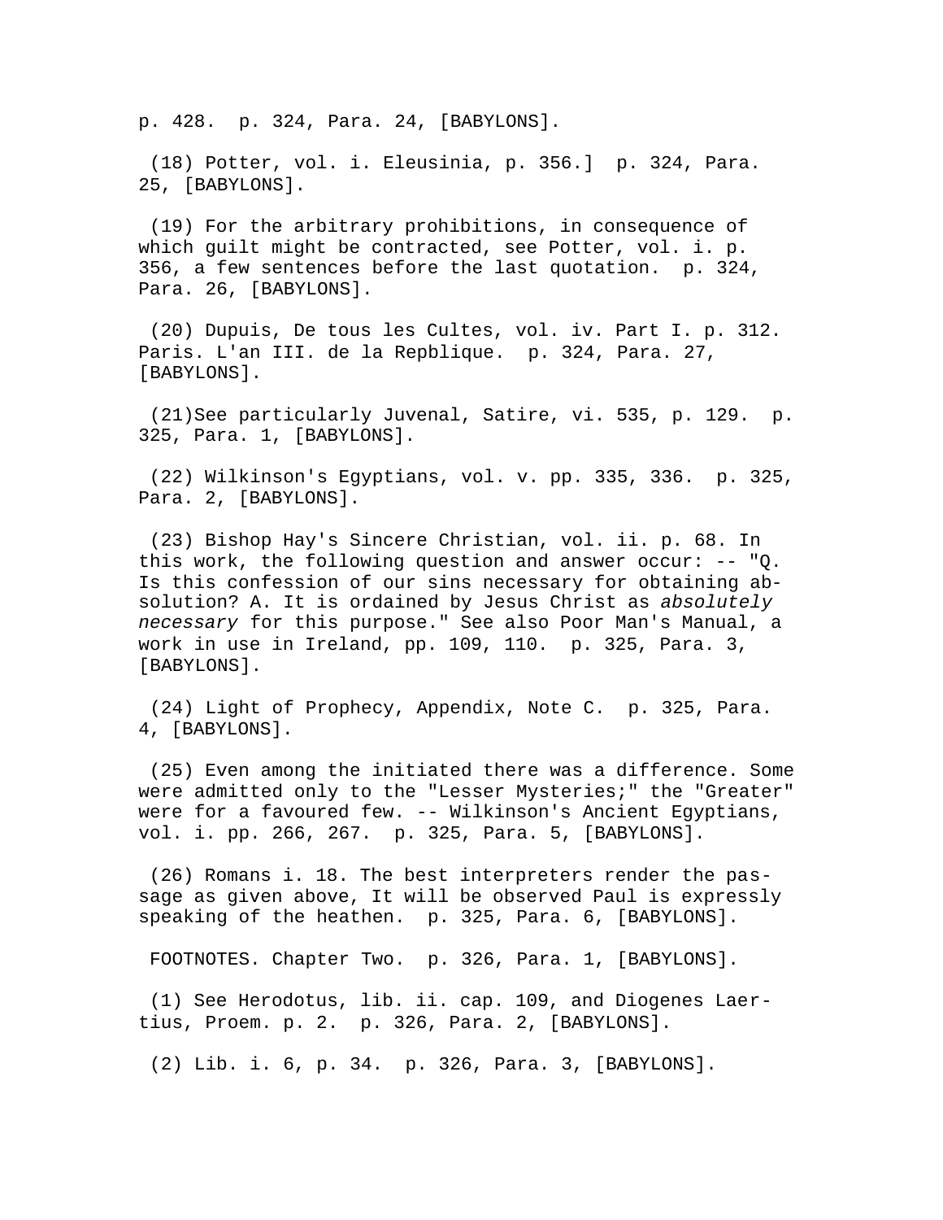p. 428.  p. 324, Para. 24, [BABYLONS].

(18) Potter, vol. i. Eleusinia, p. 356.]  p. 324, Para. 25, [BABYLONS].

(19) For the arbitrary prohibitions, in consequence of which guilt might be contracted, see Potter, vol. i. p. 356, a few sentences before the last quotation.  p. 324, Para. 26, [BABYLONS].

(20) Dupuis, De tous les Cultes, vol. iv. Part I. p. 312. Paris. L'an III. de la Repblique.  p. 324, Para. 27, [BABYLONS].

(21)See particularly Juvenal, Satire, vi. 535, p. 129.  p. 325, Para. 1, [BABYLONS].

(22) Wilkinson's Egyptians, vol. v. pp. 335, 336.  p. 325, Para. 2, [BABYLONS].

(23) Bishop Hay's Sincere Christian, vol. ii. p. 68. In this work, the following question and answer occur: -- "Q. Is this confession of our sins necessary for obtaining absolution? A. It is ordained by Jesus Christ as *absolutely necessary* for this purpose." See also Poor Man's Manual, a work in use in Ireland, pp. 109, 110.  p. 325, Para. 3, [BABYLONS].

(24) Light of Prophecy, Appendix, Note C.  p. 325, Para. 4, [BABYLONS].

(25) Even among the initiated there was a difference. Some were admitted only to the "Lesser Mysteries;" the "Greater" were for a favoured few. -- Wilkinson's Ancient Egyptians, vol. i. pp. 266, 267.  p. 325, Para. 5, [BABYLONS].

(26) Romans i. 18. The best interpreters render the passage as given above, It will be observed Paul is expressly speaking of the heathen.  p. 325, Para. 6, [BABYLONS].

FOOTNOTES. Chapter Two.  p. 326, Para. 1, [BABYLONS].

(1) See Herodotus, lib. ii. cap. 109, and Diogenes Laertius, Proem. p. 2.  p. 326, Para. 2, [BABYLONS].

(2) Lib. i. 6, p. 34.  p. 326, Para. 3, [BABYLONS].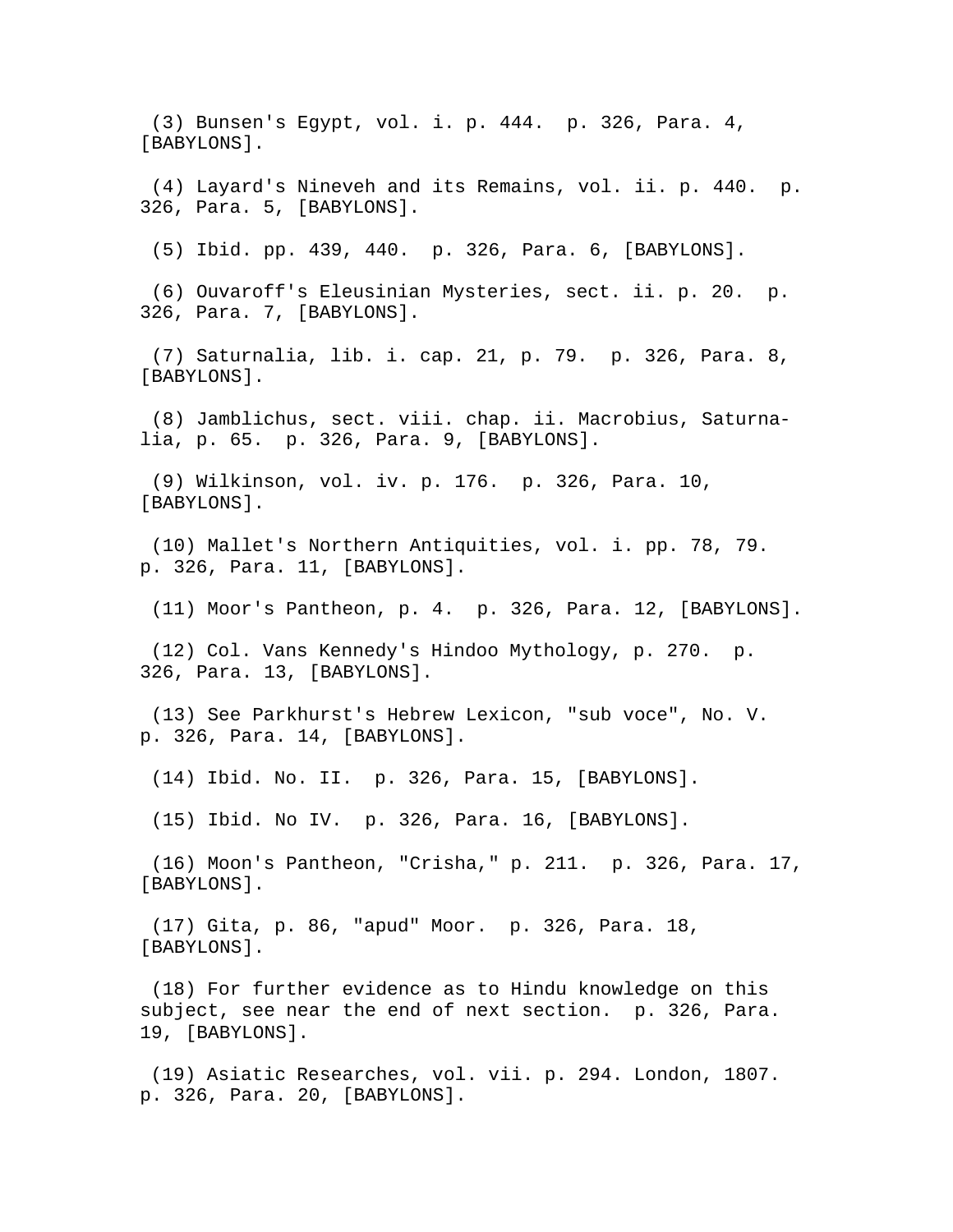(3) Bunsen's Egypt, vol. i. p. 444.  p. 326, Para. 4, [BABYLONS].

(4) Layard's Nineveh and its Remains, vol. ii. p. 440.  p. 326, Para. 5, [BABYLONS].

(5) Ibid. pp. 439, 440.  p. 326, Para. 6, [BABYLONS].

(6) Ouvaroff's Eleusinian Mysteries, sect. ii. p. 20.  p. 326, Para. 7, [BABYLONS].

(7) Saturnalia, lib. i. cap. 21, p. 79.  p. 326, Para. 8, [BABYLONS].

(8) Jamblichus, sect. viii. chap. ii. Macrobius, Saturnalia, p. 65.  p. 326, Para. 9, [BABYLONS].

(9) Wilkinson, vol. iv. p. 176.  p. 326, Para. 10, [BABYLONS].

(10) Mallet's Northern Antiquities, vol. i. pp. 78, 79.  p. 326, Para. 11, [BABYLONS].

(11) Moor's Pantheon, p. 4.  p. 326, Para. 12, [BABYLONS].

(12) Col. Vans Kennedy's Hindoo Mythology, p. 270.  p. 326, Para. 13, [BABYLONS].

(13) See Parkhurst's Hebrew Lexicon, "sub voce", No. V.  p. 326, Para. 14, [BABYLONS].

(14) Ibid. No. II.  p. 326, Para. 15, [BABYLONS].

(15) Ibid. No IV.  p. 326, Para. 16, [BABYLONS].

(16) Moon's Pantheon, "Crisha," p. 211.  p. 326, Para. 17, [BABYLONS].

(17) Gita, p. 86, "apud" Moor.  p. 326, Para. 18, [BABYLONS].

(18) For further evidence as to Hindu knowledge on this subject, see near the end of next section.  p. 326, Para. 19, [BABYLONS].

(19) Asiatic Researches, vol. vii. p. 294. London, 1807.  p. 326, Para. 20, [BABYLONS].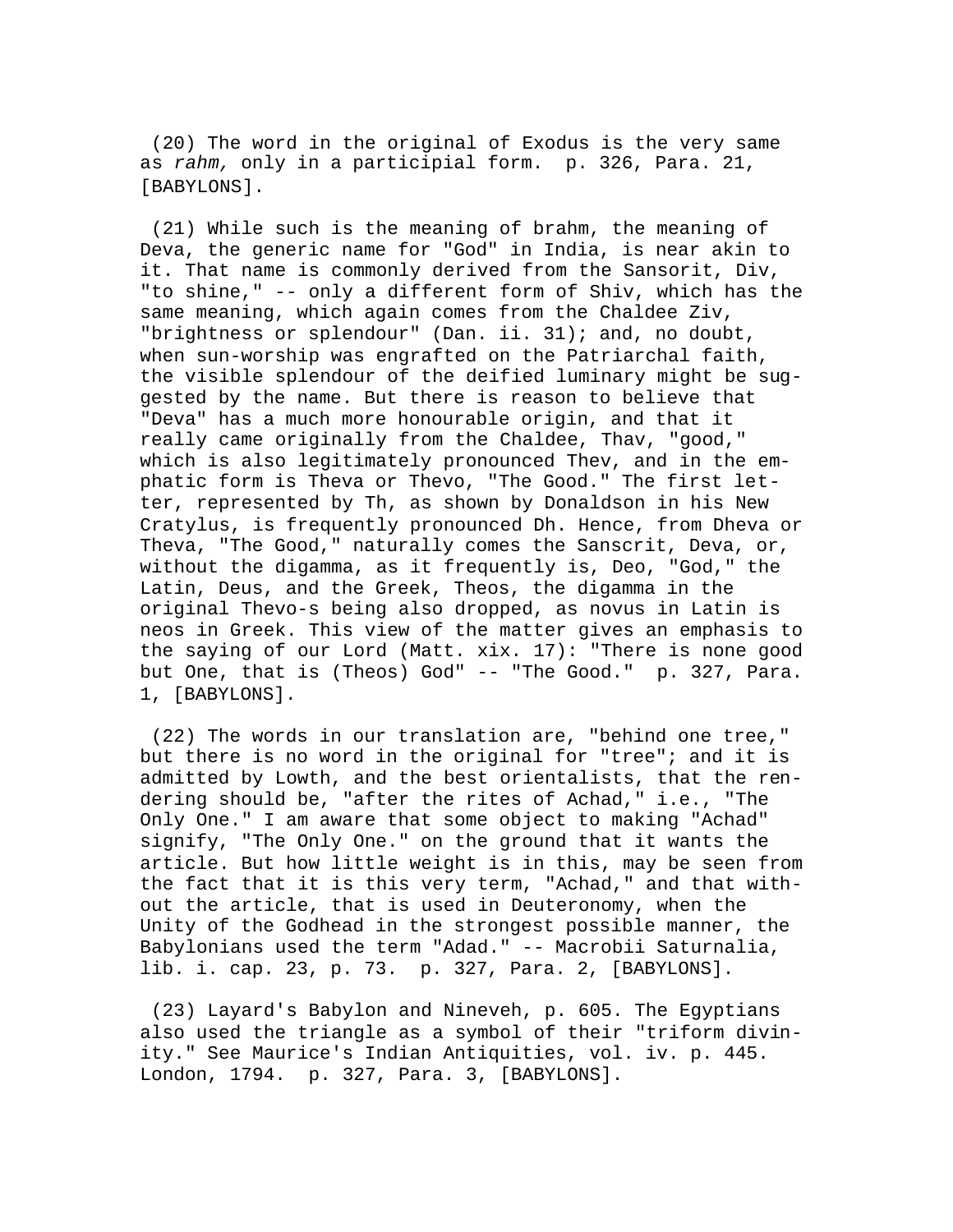(20) The word in the original of Exodus is the very same as *rahm,* only in a participial form.  p. 326, Para. 21, [BABYLONS].

(21) While such is the meaning of brahm, the meaning of Deva, the generic name for "God" in India, is near akin to it. That name is commonly derived from the Sansorit, Div, "to shine," -- only a different form of Shiv, which has the same meaning, which again comes from the Chaldee Ziv, "brightness or splendour" (Dan. ii. 31); and, no doubt, when sun-worship was engrafted on the Patriarchal faith, the visible splendour of the deified luminary might be suggested by the name. But there is reason to believe that "Deva" has a much more honourable origin, and that it really came originally from the Chaldee, Thav, "good," which is also legitimately pronounced Thev, and in the emphatic form is Theva or Thevo, "The Good." The first letter, represented by Th, as shown by Donaldson in his New Cratylus, is frequently pronounced Dh. Hence, from Dheva or Theva, "The Good," naturally comes the Sanscrit, Deva, or, without the digamma, as it frequently is, Deo, "God," the Latin, Deus, and the Greek, Theos, the digamma in the original Thevo-s being also dropped, as novus in Latin is neos in Greek. This view of the matter gives an emphasis to the saying of our Lord (Matt. xix. 17): "There is none good but One, that is (Theos) God" -- "The Good."  p. 327, Para. 1, [BABYLONS].

(22) The words in our translation are, "behind one tree," but there is no word in the original for "tree"; and it is admitted by Lowth, and the best orientalists, that the rendering should be, "after the rites of Achad," i.e., "The Only One." I am aware that some object to making "Achad" signify, "The Only One." on the ground that it wants the article. But how little weight is in this, may be seen from the fact that it is this very term, "Achad," and that without the article, that is used in Deuteronomy, when the Unity of the Godhead in the strongest possible manner, the Babylonians used the term "Adad." -- Macrobii Saturnalia, lib. i. cap. 23, p. 73.  p. 327, Para. 2, [BABYLONS].

(23) Layard's Babylon and Nineveh, p. 605. The Egyptians also used the triangle as a symbol of their "triform divinity." See Maurice's Indian Antiquities, vol. iv. p. 445. London, 1794.  p. 327, Para. 3, [BABYLONS].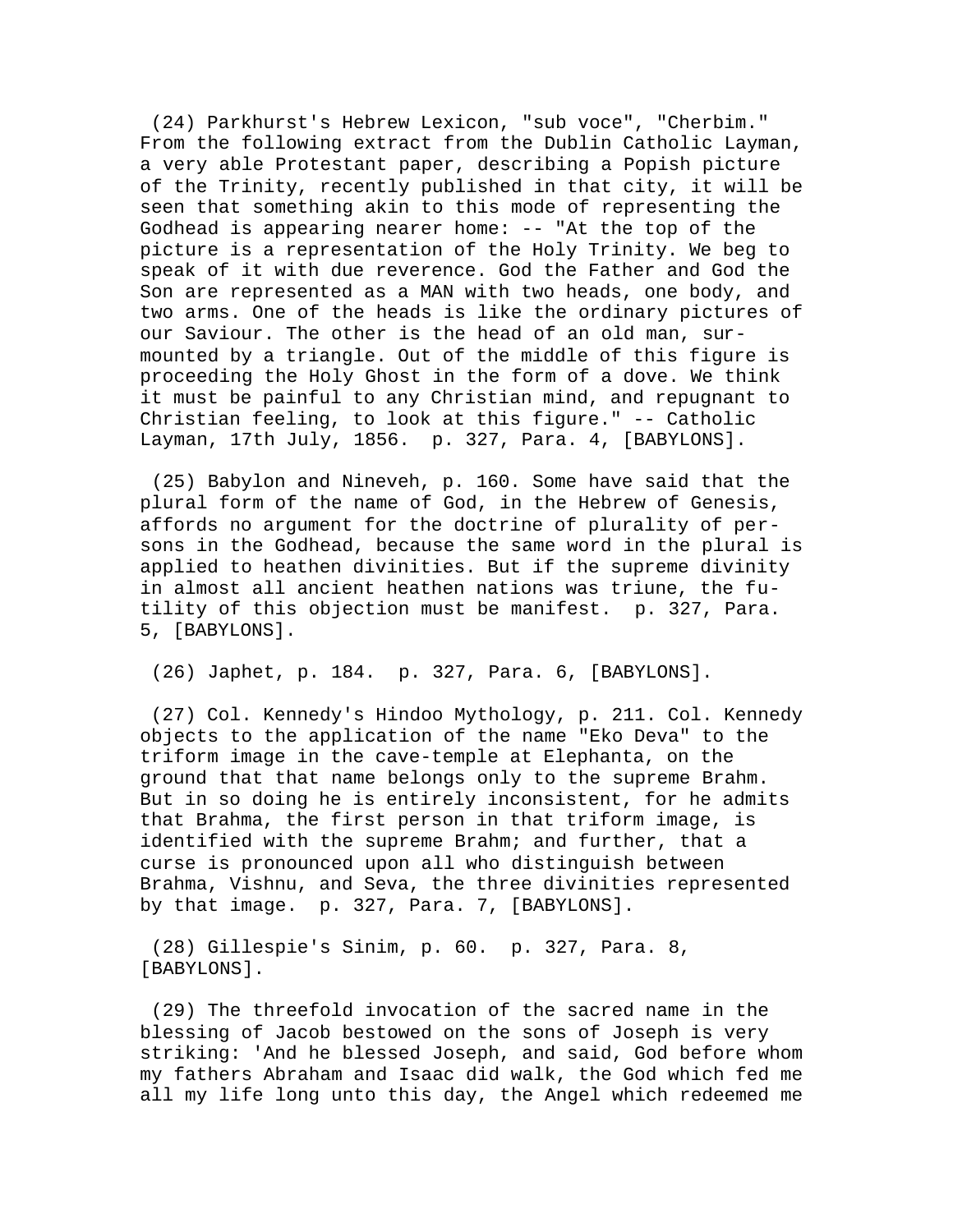(24) Parkhurst's Hebrew Lexicon, "sub voce", "Cherbim." From the following extract from the Dublin Catholic Layman, a very able Protestant paper, describing a Popish picture of the Trinity, recently published in that city, it will be seen that something akin to this mode of representing the Godhead is appearing nearer home: -- "At the top of the picture is a representation of the Holy Trinity. We beg to speak of it with due reverence. God the Father and God the Son are represented as a MAN with two heads, one body, and two arms. One of the heads is like the ordinary pictures of our Saviour. The other is the head of an old man, surmounted by a triangle. Out of the middle of this figure is proceeding the Holy Ghost in the form of a dove. We think it must be painful to any Christian mind, and repugnant to Christian feeling, to look at this figure." -- Catholic Layman, 17th July, 1856. p. 327, Para. 4, [BABYLONS].

(25) Babylon and Nineveh, p. 160. Some have said that the plural form of the name of God, in the Hebrew of Genesis, affords no argument for the doctrine of plurality of persons in the Godhead, because the same word in the plural is applied to heathen divinities. But if the supreme divinity in almost all ancient heathen nations was triune, the futility of this objection must be manifest. p. 327, Para. 5, [BABYLONS].

(26) Japhet, p. 184. p. 327, Para. 6, [BABYLONS].

(27) Col. Kennedy's Hindoo Mythology, p. 211. Col. Kennedy objects to the application of the name "Eko Deva" to the triform image in the cave-temple at Elephanta, on the ground that that name belongs only to the supreme Brahm. But in so doing he is entirely inconsistent, for he admits that Brahma, the first person in that triform image, is identified with the supreme Brahm; and further, that a curse is pronounced upon all who distinguish between Brahma, Vishnu, and Seva, the three divinities represented by that image. p. 327, Para. 7, [BABYLONS].

(28) Gillespie's Sinim, p. 60. p. 327, Para. 8, [BABYLONS].

(29) The threefold invocation of the sacred name in the blessing of Jacob bestowed on the sons of Joseph is very striking: 'And he blessed Joseph, and said, God before whom my fathers Abraham and Isaac did walk, the God which fed me all my life long unto this day, the Angel which redeemed me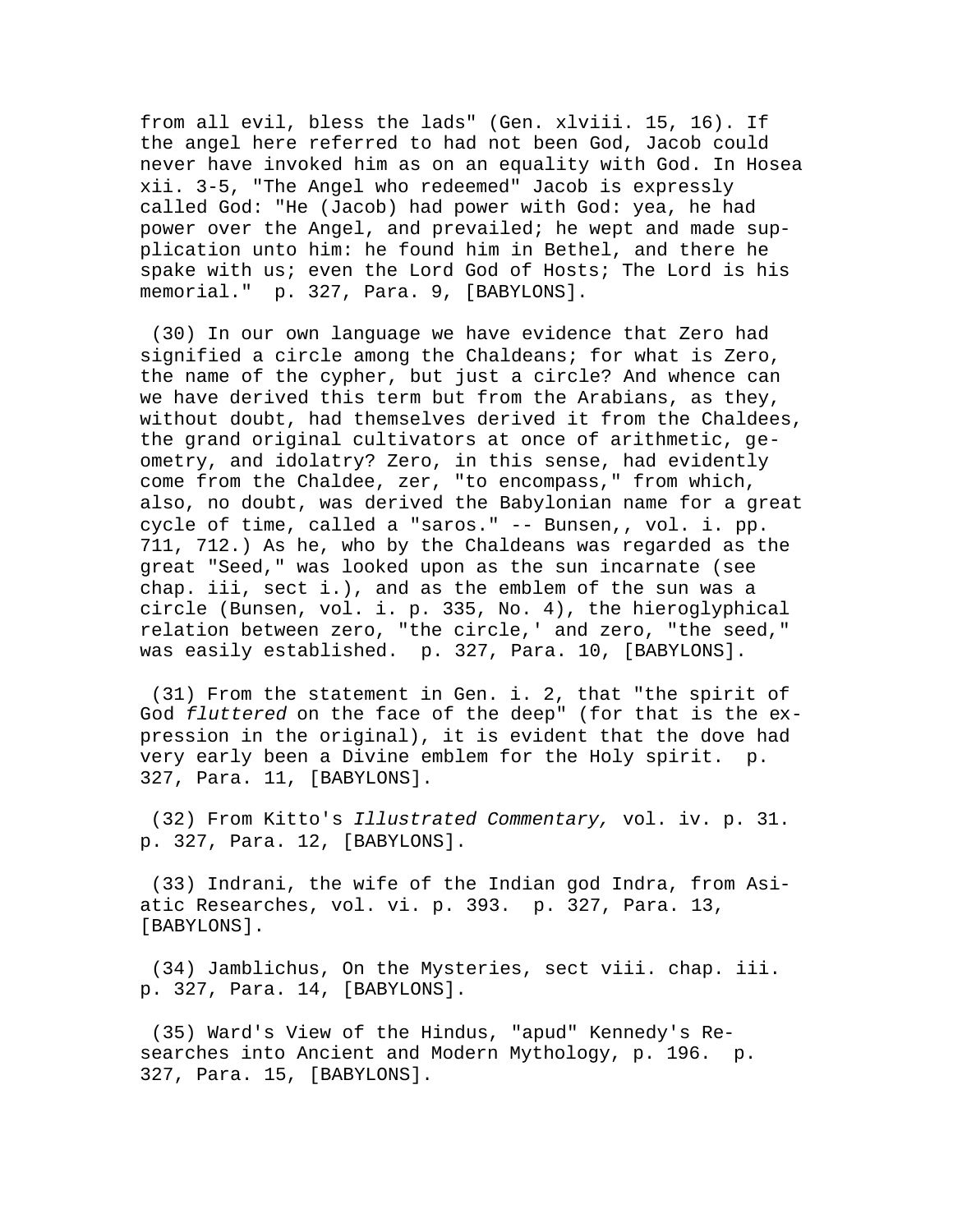from all evil, bless the lads" (Gen. xlviii. 15, 16). If the angel here referred to had not been God, Jacob could never have invoked him as on an equality with God. In Hosea xii. 3-5, "The Angel who redeemed" Jacob is expressly called God: "He (Jacob) had power with God: yea, he had power over the Angel, and prevailed; he wept and made supplication unto him: he found him in Bethel, and there he spake with us; even the Lord God of Hosts; The Lord is his memorial."  p. 327, Para. 9, [BABYLONS].

(30) In our own language we have evidence that Zero had signified a circle among the Chaldeans; for what is Zero, the name of the cypher, but just a circle? And whence can we have derived this term but from the Arabians, as they, without doubt, had themselves derived it from the Chaldees, the grand original cultivators at once of arithmetic, geometry, and idolatry? Zero, in this sense, had evidently come from the Chaldee, zer, "to encompass," from which, also, no doubt, was derived the Babylonian name for a great cycle of time, called a "saros." -- Bunsen,, vol. i. pp. 711, 712.) As he, who by the Chaldeans was regarded as the great "Seed," was looked upon as the sun incarnate (see chap. iii, sect i.), and as the emblem of the sun was a circle (Bunsen, vol. i. p. 335, No. 4), the hieroglyphical relation between zero, "the circle,' and zero, "the seed," was easily established.  p. 327, Para. 10, [BABYLONS].

(31) From the statement in Gen. i. 2, that "the spirit of God *fluttered* on the face of the deep" (for that is the expression in the original), it is evident that the dove had very early been a Divine emblem for the Holy spirit.  p. 327, Para. 11, [BABYLONS].

(32) From Kitto's *Illustrated Commentary,* vol. iv. p. 31.  p. 327, Para. 12, [BABYLONS].

(33) Indrani, the wife of the Indian god Indra, from Asiatic Researches, vol. vi. p. 393.  p. 327, Para. 13, [BABYLONS].

(34) Jamblichus, On the Mysteries, sect viii. chap. iii.  p. 327, Para. 14, [BABYLONS].

(35) Ward's View of the Hindus, "apud" Kennedy's Researches into Ancient and Modern Mythology, p. 196.  p. 327, Para. 15, [BABYLONS].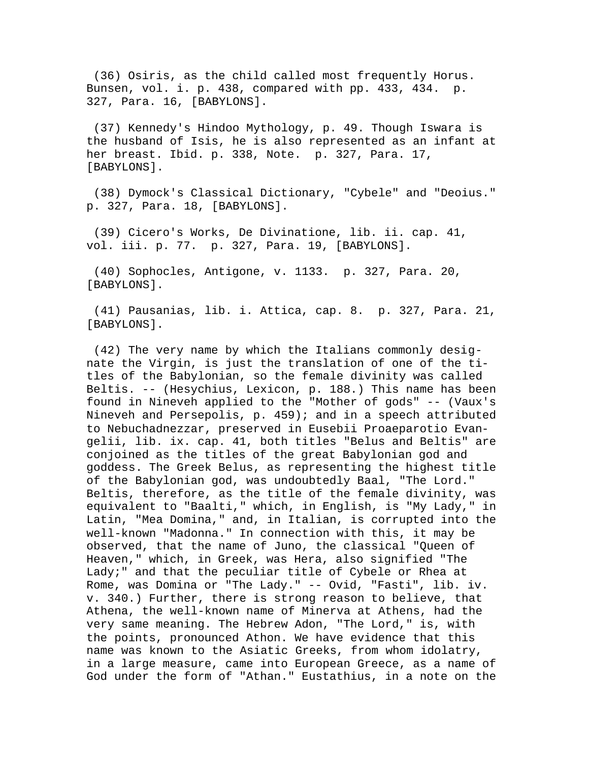(36) Osiris, as the child called most frequently Horus. Bunsen, vol. i. p. 438, compared with pp. 433, 434. p. 327, Para. 16, [BABYLONS].

(37) Kennedy's Hindoo Mythology, p. 49. Though Iswara is the husband of Isis, he is also represented as an infant at her breast. Ibid. p. 338, Note. p. 327, Para. 17, [BABYLONS].

(38) Dymock's Classical Dictionary, "Cybele" and "Deoius." p. 327, Para. 18, [BABYLONS].

(39) Cicero's Works, De Divinatione, lib. ii. cap. 41, vol. iii. p. 77. p. 327, Para. 19, [BABYLONS].

(40) Sophocles, Antigone, v. 1133. p. 327, Para. 20, [BABYLONS].

(41) Pausanias, lib. i. Attica, cap. 8. p. 327, Para. 21, [BABYLONS].

(42) The very name by which the Italians commonly designate the Virgin, is just the translation of one of the titles of the Babylonian, so the female divinity was called Beltis. -- (Hesychius, Lexicon, p. 188.) This name has been found in Nineveh applied to the "Mother of gods" -- (Vaux's Nineveh and Persepolis, p. 459); and in a speech attributed to Nebuchadnezzar, preserved in Eusebii Proaeparotio Evangelii, lib. ix. cap. 41, both titles "Belus and Beltis" are conjoined as the titles of the great Babylonian god and goddess. The Greek Belus, as representing the highest title of the Babylonian god, was undoubtedly Baal, "The Lord." Beltis, therefore, as the title of the female divinity, was equivalent to "Baalti," which, in English, is "My Lady," in Latin, "Mea Domina," and, in Italian, is corrupted into the well-known "Madonna." In connection with this, it may be observed, that the name of Juno, the classical "Queen of Heaven," which, in Greek, was Hera, also signified "The Lady;" and that the peculiar title of Cybele or Rhea at Rome, was Domina or "The Lady." -- Ovid, "Fasti", lib. iv. v. 340.) Further, there is strong reason to believe, that Athena, the well-known name of Minerva at Athens, had the very same meaning. The Hebrew Adon, "The Lord," is, with the points, pronounced Athon. We have evidence that this name was known to the Asiatic Greeks, from whom idolatry, in a large measure, came into European Greece, as a name of God under the form of "Athan." Eustathius, in a note on the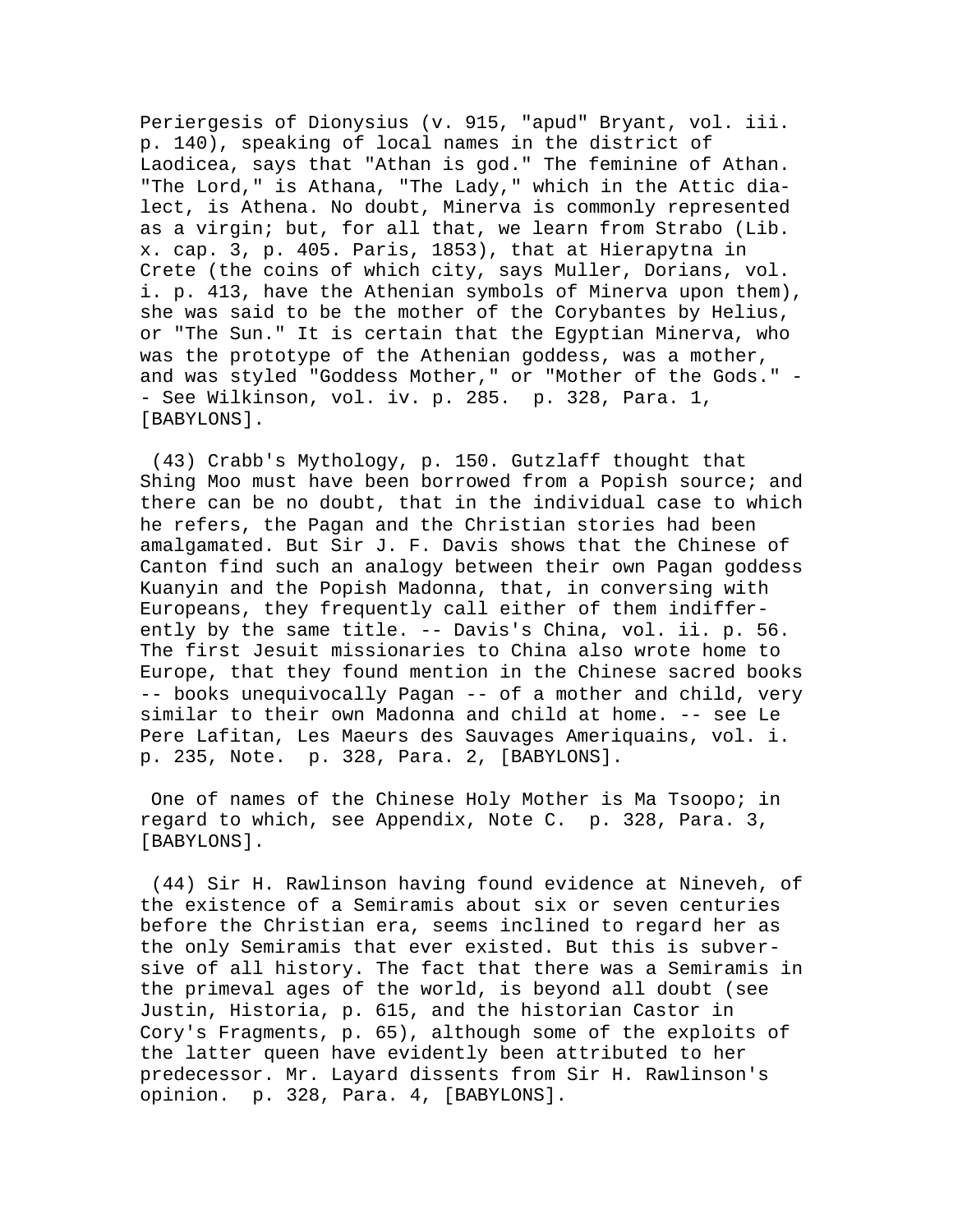Periergesis of Dionysius (v. 915, "apud" Bryant, vol. iii. p. 140), speaking of local names in the district of Laodicea, says that "Athan is god." The feminine of Athan. "The Lord," is Athana, "The Lady," which in the Attic dialect, is Athena. No doubt, Minerva is commonly represented as a virgin; but, for all that, we learn from Strabo (Lib. x. cap. 3, p. 405. Paris, 1853), that at Hierapytna in Crete (the coins of which city, says Muller, Dorians, vol. i. p. 413, have the Athenian symbols of Minerva upon them), she was said to be the mother of the Corybantes by Helius, or "The Sun." It is certain that the Egyptian Minerva, who was the prototype of the Athenian goddess, was a mother, and was styled "Goddess Mother," or "Mother of the Gods." -- See Wilkinson, vol. iv. p. 285. p. 328, Para. 1, [BABYLONS].

(43) Crabb's Mythology, p. 150. Gutzlaff thought that Shing Moo must have been borrowed from a Popish source; and there can be no doubt, that in the individual case to which he refers, the Pagan and the Christian stories had been amalgamated. But Sir J. F. Davis shows that the Chinese of Canton find such an analogy between their own Pagan goddess Kuanyin and the Popish Madonna, that, in conversing with Europeans, they frequently call either of them indifferently by the same title. -- Davis's China, vol. ii. p. 56. The first Jesuit missionaries to China also wrote home to Europe, that they found mention in the Chinese sacred books -- books unequivocally Pagan -- of a mother and child, very similar to their own Madonna and child at home. -- see Le Pere Lafitan, Les Maeurs des Sauvages Ameriquains, vol. i. p. 235, Note. p. 328, Para. 2, [BABYLONS].

One of names of the Chinese Holy Mother is Ma Tsoopo; in regard to which, see Appendix, Note C. p. 328, Para. 3, [BABYLONS].

(44) Sir H. Rawlinson having found evidence at Nineveh, of the existence of a Semiramis about six or seven centuries before the Christian era, seems inclined to regard her as the only Semiramis that ever existed. But this is subversive of all history. The fact that there was a Semiramis in the primeval ages of the world, is beyond all doubt (see Justin, Historia, p. 615, and the historian Castor in Cory's Fragments, p. 65), although some of the exploits of the latter queen have evidently been attributed to her predecessor. Mr. Layard dissents from Sir H. Rawlinson's opinion. p. 328, Para. 4, [BABYLONS].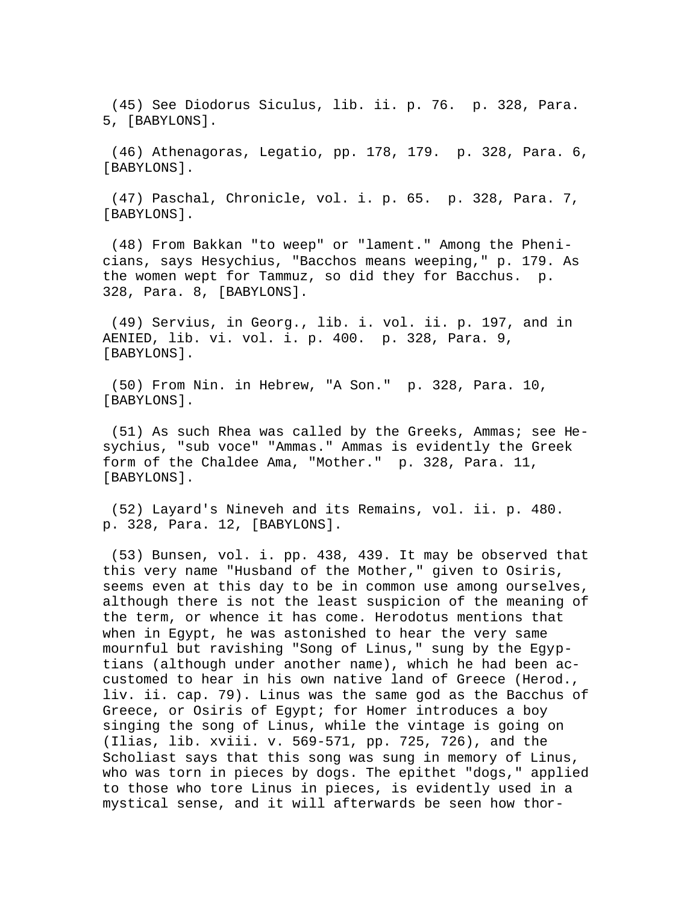(45) See Diodorus Siculus, lib. ii. p. 76. p. 328, Para. 5, [BABYLONS].

(46) Athenagoras, Legatio, pp. 178, 179. p. 328, Para. 6, [BABYLONS].

(47) Paschal, Chronicle, vol. i. p. 65. p. 328, Para. 7, [BABYLONS].

(48) From Bakkan "to weep" or "lament." Among the Phenicians, says Hesychius, "Bacchos means weeping," p. 179. As the women wept for Tammuz, so did they for Bacchus. p. 328, Para. 8, [BABYLONS].

(49) Servius, in Georg., lib. i. vol. ii. p. 197, and in AENIED, lib. vi. vol. i. p. 400. p. 328, Para. 9, [BABYLONS].

(50) From Nin. in Hebrew, "A Son." p. 328, Para. 10, [BABYLONS].

(51) As such Rhea was called by the Greeks, Ammas; see Hesychius, "sub voce" "Ammas." Ammas is evidently the Greek form of the Chaldee Ama, "Mother." p. 328, Para. 11, [BABYLONS].

(52) Layard's Nineveh and its Remains, vol. ii. p. 480. p. 328, Para. 12, [BABYLONS].

(53) Bunsen, vol. i. pp. 438, 439. It may be observed that this very name "Husband of the Mother," given to Osiris, seems even at this day to be in common use among ourselves, although there is not the least suspicion of the meaning of the term, or whence it has come. Herodotus mentions that when in Egypt, he was astonished to hear the very same mournful but ravishing "Song of Linus," sung by the Egyptians (although under another name), which he had been accustomed to hear in his own native land of Greece (Herod., liv. ii. cap. 79). Linus was the same god as the Bacchus of Greece, or Osiris of Egypt; for Homer introduces a boy singing the song of Linus, while the vintage is going on (Ilias, lib. xviii. v. 569-571, pp. 725, 726), and the Scholiast says that this song was sung in memory of Linus, who was torn in pieces by dogs. The epithet "dogs," applied to those who tore Linus in pieces, is evidently used in a mystical sense, and it will afterwards be seen how thor-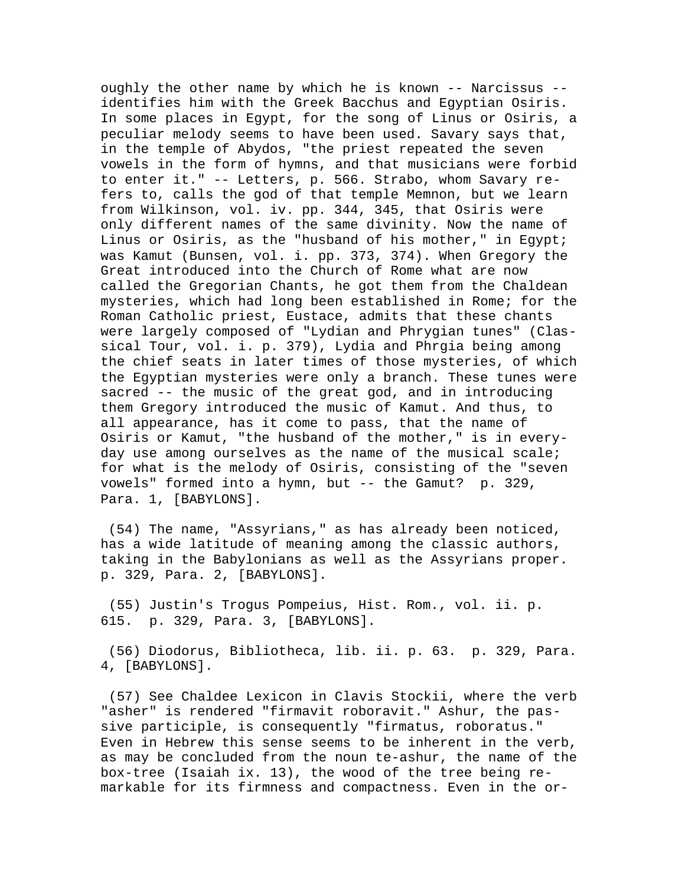oughly the other name by which he is known -- Narcissus -- identifies him with the Greek Bacchus and Egyptian Osiris. In some places in Egypt, for the song of Linus or Osiris, a peculiar melody seems to have been used. Savary says that, in the temple of Abydos, "the priest repeated the seven vowels in the form of hymns, and that musicians were forbid to enter it." -- Letters, p. 566. Strabo, whom Savary refers to, calls the god of that temple Memnon, but we learn from Wilkinson, vol. iv. pp. 344, 345, that Osiris were only different names of the same divinity. Now the name of Linus or Osiris, as the "husband of his mother," in Egypt; was Kamut (Bunsen, vol. i. pp. 373, 374). When Gregory the Great introduced into the Church of Rome what are now called the Gregorian Chants, he got them from the Chaldean mysteries, which had long been established in Rome; for the Roman Catholic priest, Eustace, admits that these chants were largely composed of "Lydian and Phrygian tunes" (Classical Tour, vol. i. p. 379), Lydia and Phrgia being among the chief seats in later times of those mysteries, of which the Egyptian mysteries were only a branch. These tunes were sacred -- the music of the great god, and in introducing them Gregory introduced the music of Kamut. And thus, to all appearance, has it come to pass, that the name of Osiris or Kamut, "the husband of the mother," is in everyday use among ourselves as the name of the musical scale; for what is the melody of Osiris, consisting of the "seven vowels" formed into a hymn, but -- the Gamut? p. 329, Para. 1, [BABYLONS].

(54) The name, "Assyrians," as has already been noticed, has a wide latitude of meaning among the classic authors, taking in the Babylonians as well as the Assyrians proper. p. 329, Para. 2, [BABYLONS].

(55) Justin's Trogus Pompeius, Hist. Rom., vol. ii. p. 615. p. 329, Para. 3, [BABYLONS].

(56) Diodorus, Bibliotheca, lib. ii. p. 63. p. 329, Para. 4, [BABYLONS].

(57) See Chaldee Lexicon in Clavis Stockii, where the verb "asher" is rendered "firmavit roboravit." Ashur, the passive participle, is consequently "firmatus, roboratus." Even in Hebrew this sense seems to be inherent in the verb, as may be concluded from the noun te-ashur, the name of the box-tree (Isaiah ix. 13), the wood of the tree being remarkable for its firmness and compactness. Even in the or-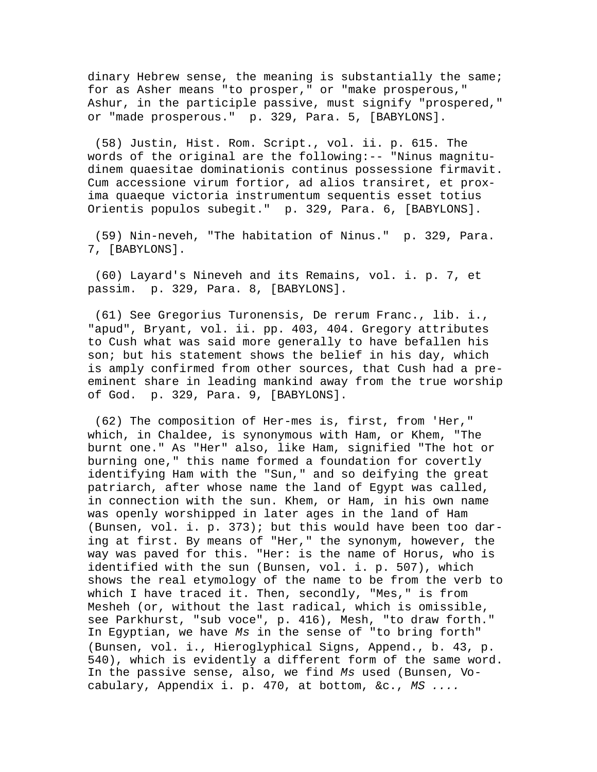dinary Hebrew sense, the meaning is substantially the same; for as Asher means "to prosper," or "make prosperous," Ashur, in the participle passive, must signify "prospered," or "made prosperous." p. 329, Para. 5, [BABYLONS].

(58) Justin, Hist. Rom. Script., vol. ii. p. 615. The words of the original are the following:-- "Ninus magnitudinem quaesitae dominationis continus possessione firmavit. Cum accessione virum fortior, ad alios transiret, et proxima quaeque victoria instrumentum sequentis esset totius Orientis populos subegit." p. 329, Para. 6, [BABYLONS].

(59) Nin-neveh, "The habitation of Ninus." p. 329, Para. 7, [BABYLONS].

(60) Layard's Nineveh and its Remains, vol. i. p. 7, et passim. p. 329, Para. 8, [BABYLONS].

(61) See Gregorius Turonensis, De rerum Franc., lib. i., "apud", Bryant, vol. ii. pp. 403, 404. Gregory attributes to Cush what was said more generally to have befallen his son; but his statement shows the belief in his day, which is amply confirmed from other sources, that Cush had a pre-eminent share in leading mankind away from the true worship of God. p. 329, Para. 9, [BABYLONS].

(62) The composition of Her-mes is, first, from 'Her," which, in Chaldee, is synonymous with Ham, or Khem, "The burnt one." As "Her" also, like Ham, signified "The hot or burning one," this name formed a foundation for covertly identifying Ham with the "Sun," and so deifying the great patriarch, after whose name the land of Egypt was called, in connection with the sun. Khem, or Ham, in his own name was openly worshipped in later ages in the land of Ham (Bunsen, vol. i. p. 373); but this would have been too daring at first. By means of "Her," the synonym, however, the way was paved for this. "Her: is the name of Horus, who is identified with the sun (Bunsen, vol. i. p. 507), which shows the real etymology of the name to be from the verb to which I have traced it. Then, secondly, "Mes," is from Mesheh (or, without the last radical, which is omissible, see Parkhurst, "sub voce", p. 416), Mesh, "to draw forth." In Egyptian, we have *Ms* in the sense of "to bring forth" (Bunsen, vol. i., Hieroglyphical Signs, Append., b. 43, p. 540), which is evidently a different form of the same word. In the passive sense, also, we find *Ms* used (Bunsen, Vocabulary, Appendix i. p. 470, at bottom, &c., *MS* ....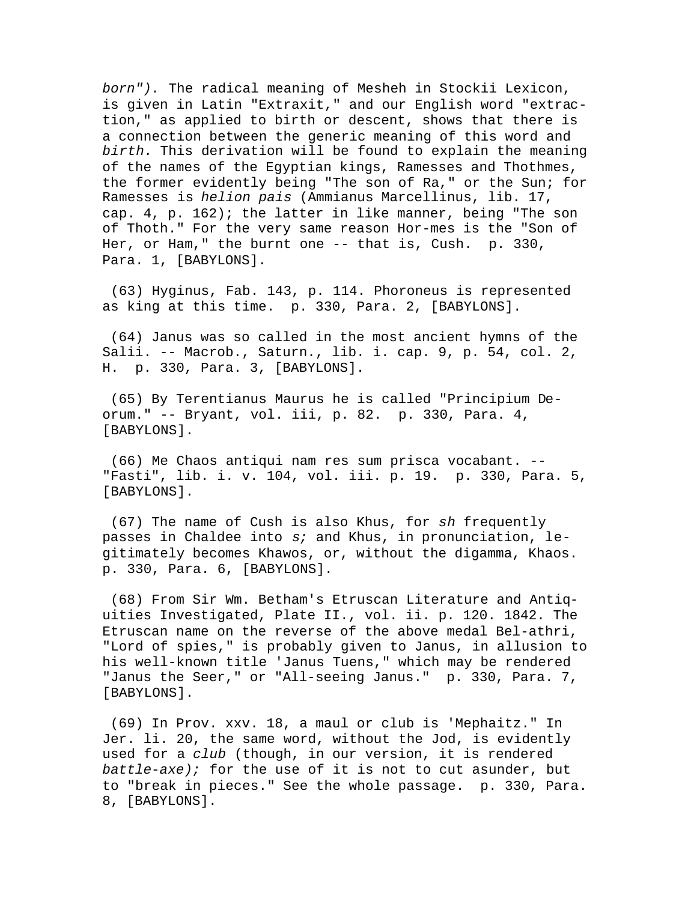*born").* The radical meaning of Mesheh in Stockii Lexicon, is given in Latin "Extraxit," and our English word "extraction," as applied to birth or descent, shows that there is a connection between the generic meaning of this word and *birth.* This derivation will be found to explain the meaning of the names of the Egyptian kings, Ramesses and Thothmes, the former evidently being "The son of Ra," or the Sun; for Ramesses is *helion pais* (Ammianus Marcellinus, lib. 17, cap. 4, p. 162); the latter in like manner, being "The son of Thoth." For the very same reason Hor-mes is the "Son of Her, or Ham," the burnt one -- that is, Cush. p. 330, Para. 1, [BABYLONS].

(63) Hyginus, Fab. 143, p. 114. Phoroneus is represented as king at this time. p. 330, Para. 2, [BABYLONS].

(64) Janus was so called in the most ancient hymns of the Salii. -- Macrob., Saturn., lib. i. cap. 9, p. 54, col. 2, H. p. 330, Para. 3, [BABYLONS].

(65) By Terentianus Maurus he is called "Principium Deorum." -- Bryant, vol. iii, p. 82. p. 330, Para. 4, [BABYLONS].

(66) Me Chaos antiqui nam res sum prisca vocabant. -- "Fasti", lib. i. v. 104, vol. iii. p. 19. p. 330, Para. 5, [BABYLONS].

(67) The name of Cush is also Khus, for *sh* frequently passes in Chaldee into *s;* and Khus, in pronunciation, legitimately becomes Khawos, or, without the digamma, Khaos. p. 330, Para. 6, [BABYLONS].

(68) From Sir Wm. Betham's Etruscan Literature and Antiquities Investigated, Plate II., vol. ii. p. 120. 1842. The Etruscan name on the reverse of the above medal Bel-athri, "Lord of spies," is probably given to Janus, in allusion to his well-known title 'Janus Tuens," which may be rendered "Janus the Seer," or "All-seeing Janus." p. 330, Para. 7, [BABYLONS].

(69) In Prov. xxv. 18, a maul or club is 'Mephaitz." In Jer. li. 20, the same word, without the Jod, is evidently used for a *club* (though, in our version, it is rendered *battle-axe);* for the use of it is not to cut asunder, but to "break in pieces." See the whole passage. p. 330, Para. 8, [BABYLONS].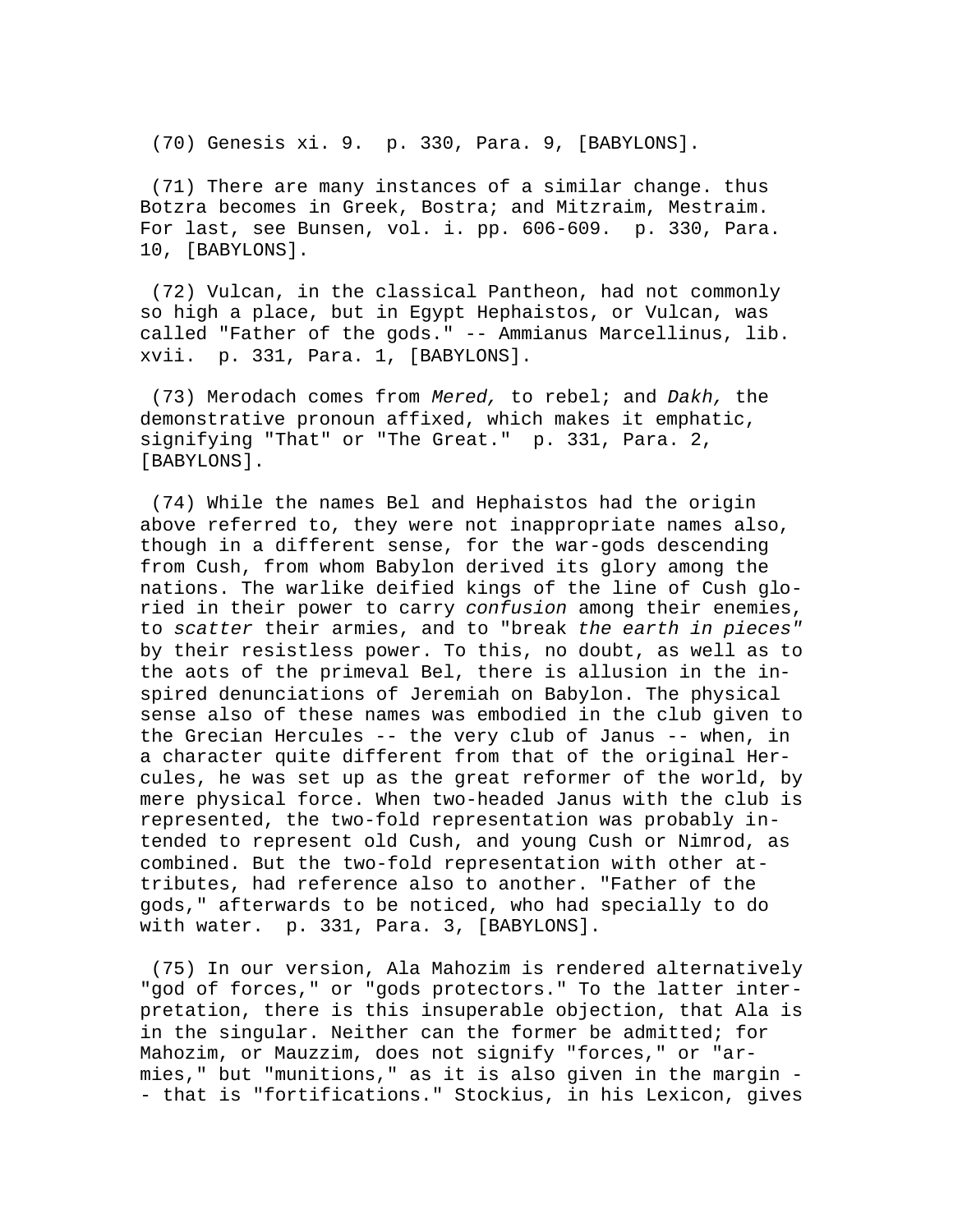(70) Genesis xi. 9. p. 330, Para. 9, [BABYLONS].

(71) There are many instances of a similar change. thus Botzra becomes in Greek, Bostra; and Mitzraim, Mestraim. For last, see Bunsen, vol. i. pp. 606-609. p. 330, Para. 10, [BABYLONS].

(72) Vulcan, in the classical Pantheon, had not commonly so high a place, but in Egypt Hephaistos, or Vulcan, was called "Father of the gods." -- Ammianus Marcellinus, lib. xvii. p. 331, Para. 1, [BABYLONS].

(73) Merodach comes from *Mered,* to rebel; and *Dakh,* the demonstrative pronoun affixed, which makes it emphatic, signifying "That" or "The Great." p. 331, Para. 2, [BABYLONS].

(74) While the names Bel and Hephaistos had the origin above referred to, they were not inappropriate names also, though in a different sense, for the war-gods descending from Cush, from whom Babylon derived its glory among the nations. The warlike deified kings of the line of Cush gloried in their power to carry *confusion* among their enemies, to *scatter* their armies, and to "break *the earth in pieces"* by their resistless power. To this, no doubt, as well as to the aots of the primeval Bel, there is allusion in the inspired denunciations of Jeremiah on Babylon. The physical sense also of these names was embodied in the club given to the Grecian Hercules -- the very club of Janus -- when, in a character quite different from that of the original Hercules, he was set up as the great reformer of the world, by mere physical force. When two-headed Janus with the club is represented, the two-fold representation was probably intended to represent old Cush, and young Cush or Nimrod, as combined. But the two-fold representation with other attributes, had reference also to another. "Father of the gods," afterwards to be noticed, who had specially to do with water. p. 331, Para. 3, [BABYLONS].

(75) In our version, Ala Mahozim is rendered alternatively "god of forces," or "gods protectors." To the latter interpretation, there is this insuperable objection, that Ala is in the singular. Neither can the former be admitted; for Mahozim, or Mauzzim, does not signify "forces," or "armies," but "munitions," as it is also given in the margin -- that is "fortifications." Stockius, in his Lexicon, gives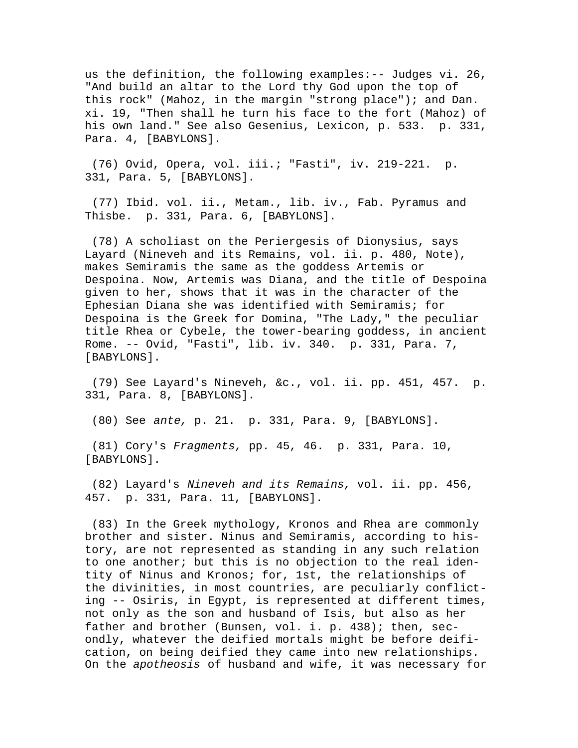us the definition, the following examples:-- Judges vi. 26, "And build an altar to the Lord thy God upon the top of this rock" (Mahoz, in the margin "strong place"); and Dan. xi. 19, "Then shall he turn his face to the fort (Mahoz) of his own land." See also Gesenius, Lexicon, p. 533. p. 331, Para. 4, [BABYLONS].

(76) Ovid, Opera, vol. iii.; "Fasti", iv. 219-221. p. 331, Para. 5, [BABYLONS].

(77) Ibid. vol. ii., Metam., lib. iv., Fab. Pyramus and Thisbe. p. 331, Para. 6, [BABYLONS].

(78) A scholiast on the Periergesis of Dionysius, says Layard (Nineveh and its Remains, vol. ii. p. 480, Note), makes Semiramis the same as the goddess Artemis or Despoina. Now, Artemis was Diana, and the title of Despoina given to her, shows that it was in the character of the Ephesian Diana she was identified with Semiramis; for Despoina is the Greek for Domina, "The Lady," the peculiar title Rhea or Cybele, the tower-bearing goddess, in ancient Rome. -- Ovid, "Fasti", lib. iv. 340. p. 331, Para. 7, [BABYLONS].

(79) See Layard's Nineveh, &c., vol. ii. pp. 451, 457. p. 331, Para. 8, [BABYLONS].

(80) See *ante,* p. 21. p. 331, Para. 9, [BABYLONS].

(81) Cory's *Fragments,* pp. 45, 46. p. 331, Para. 10, [BABYLONS].

(82) Layard's *Nineveh and its Remains,* vol. ii. pp. 456, 457. p. 331, Para. 11, [BABYLONS].

(83) In the Greek mythology, Kronos and Rhea are commonly brother and sister. Ninus and Semiramis, according to history, are not represented as standing in any such relation to one another; but this is no objection to the real identity of Ninus and Kronos; for, 1st, the relationships of the divinities, in most countries, are peculiarly conflicting -- Osiris, in Egypt, is represented at different times, not only as the son and husband of Isis, but also as her father and brother (Bunsen, vol. i. p. 438); then, secondly, whatever the deified mortals might be before deification, on being deified they came into new relationships. On the *apotheosis* of husband and wife, it was necessary for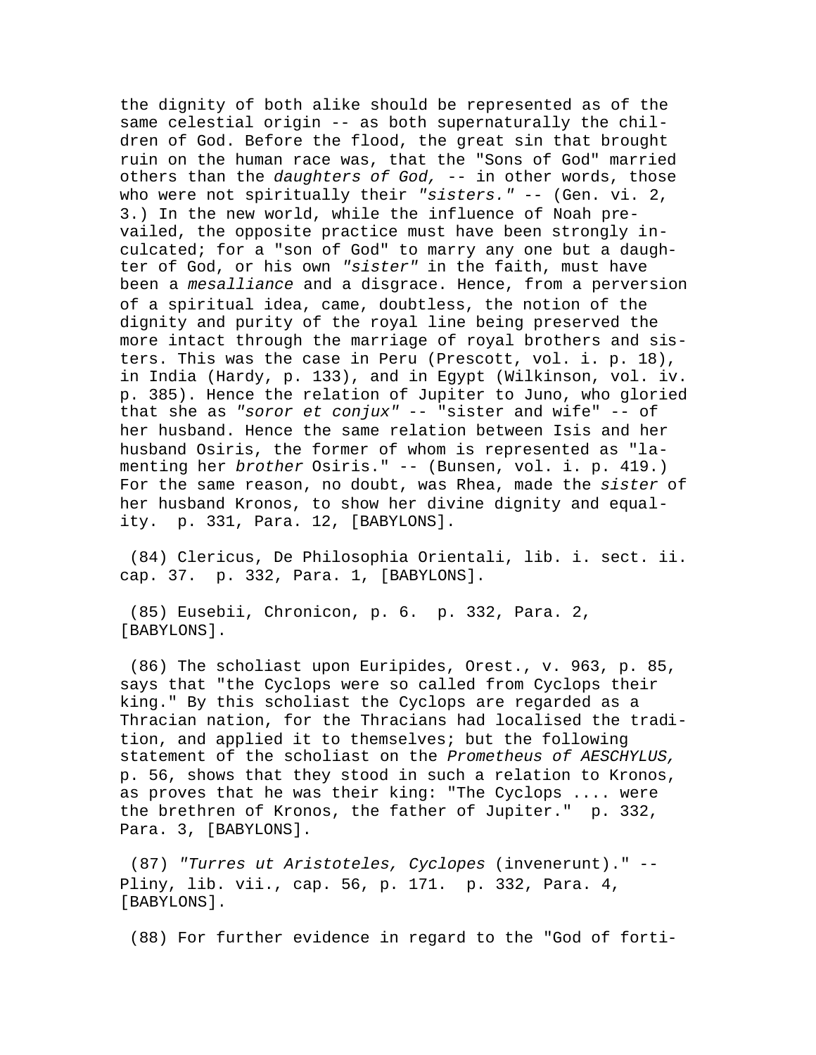the dignity of both alike should be represented as of the same celestial origin -- as both supernaturally the children of God. Before the flood, the great sin that brought ruin on the human race was, that the "Sons of God" married others than the *daughters of God,* -- in other words, those who were not spiritually their *"sisters."* -- (Gen. vi. 2, 3.) In the new world, while the influence of Noah prevailed, the opposite practice must have been strongly inculcated; for a "son of God" to marry any one but a daughter of God, or his own *"sister"* in the faith, must have been a *mesalliance* and a disgrace. Hence, from a perversion of a spiritual idea, came, doubtless, the notion of the dignity and purity of the royal line being preserved the more intact through the marriage of royal brothers and sisters. This was the case in Peru (Prescott, vol. i. p. 18), in India (Hardy, p. 133), and in Egypt (Wilkinson, vol. iv. p. 385). Hence the relation of Jupiter to Juno, who gloried that she as *"soror et conjux"* -- "sister and wife" -- of her husband. Hence the same relation between Isis and her husband Osiris, the former of whom is represented as "lamenting her *brother* Osiris." -- (Bunsen, vol. i. p. 419.) For the same reason, no doubt, was Rhea, made the *sister* of her husband Kronos, to show her divine dignity and equality. p. 331, Para. 12, [BABYLONS].

(84) Clericus, De Philosophia Orientali, lib. i. sect. ii. cap. 37. p. 332, Para. 1, [BABYLONS].

(85) Eusebii, Chronicon, p. 6. p. 332, Para. 2, [BABYLONS].

(86) The scholiast upon Euripides, Orest., v. 963, p. 85, says that "the Cyclops were so called from Cyclops their king." By this scholiast the Cyclops are regarded as a Thracian nation, for the Thracians had localised the tradition, and applied it to themselves; but the following statement of the scholiast on the *Prometheus of AESCHYLUS,* p. 56, shows that they stood in such a relation to Kronos, as proves that he was their king: "The Cyclops .... were the brethren of Kronos, the father of Jupiter." p. 332, Para. 3, [BABYLONS].

(87) *"Turres ut Aristoteles, Cyclopes* (invenerunt)." -- Pliny, lib. vii., cap. 56, p. 171. p. 332, Para. 4, [BABYLONS].

(88) For further evidence in regard to the "God of forti-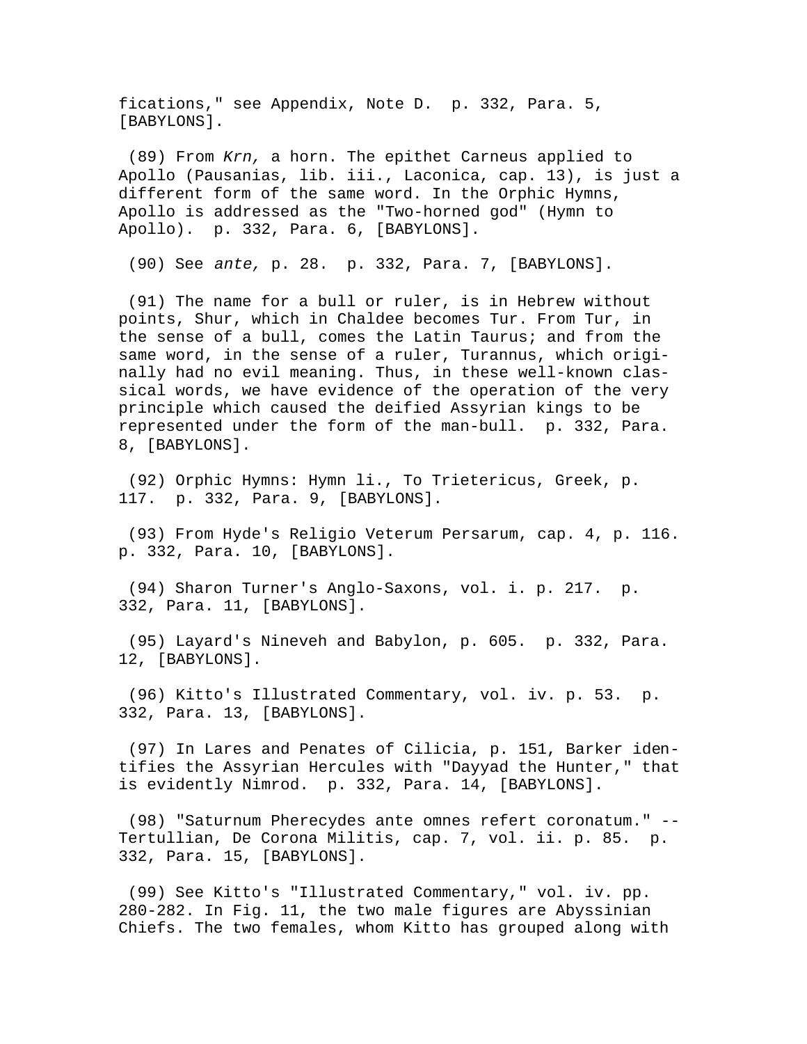fications," see Appendix, Note D.  p. 332, Para. 5, [BABYLONS].

(89) From *Krn,* a horn. The epithet Carneus applied to Apollo (Pausanias, lib. iii., Laconica, cap. 13), is just a different form of the same word. In the Orphic Hymns, Apollo is addressed as the "Two-horned god" (Hymn to Apollo).  p. 332, Para. 6, [BABYLONS].

(90) See *ante,* p. 28.  p. 332, Para. 7, [BABYLONS].

(91) The name for a bull or ruler, is in Hebrew without points, Shur, which in Chaldee becomes Tur. From Tur, in the sense of a bull, comes the Latin Taurus; and from the same word, in the sense of a ruler, Turannus, which originally had no evil meaning. Thus, in these well-known classical words, we have evidence of the operation of the very principle which caused the deified Assyrian kings to be represented under the form of the man-bull.  p. 332, Para. 8, [BABYLONS].

(92) Orphic Hymns: Hymn li., To Trietericus, Greek, p. 117.  p. 332, Para. 9, [BABYLONS].

(93) From Hyde's Religio Veterum Persarum, cap. 4, p. 116.  p. 332, Para. 10, [BABYLONS].

(94) Sharon Turner's Anglo-Saxons, vol. i. p. 217.  p. 332, Para. 11, [BABYLONS].

(95) Layard's Nineveh and Babylon, p. 605.  p. 332, Para. 12, [BABYLONS].

(96) Kitto's Illustrated Commentary, vol. iv. p. 53.  p. 332, Para. 13, [BABYLONS].

(97) In Lares and Penates of Cilicia, p. 151, Barker identifies the Assyrian Hercules with "Dayyad the Hunter," that is evidently Nimrod.  p. 332, Para. 14, [BABYLONS].

(98) "Saturnum Pherecydes ante omnes refert coronatum." -- Tertullian, De Corona Militis, cap. 7, vol. ii. p. 85.  p. 332, Para. 15, [BABYLONS].

(99) See Kitto's "Illustrated Commentary," vol. iv. pp. 280-282. In Fig. 11, the two male figures are Abyssinian Chiefs. The two females, whom Kitto has grouped along with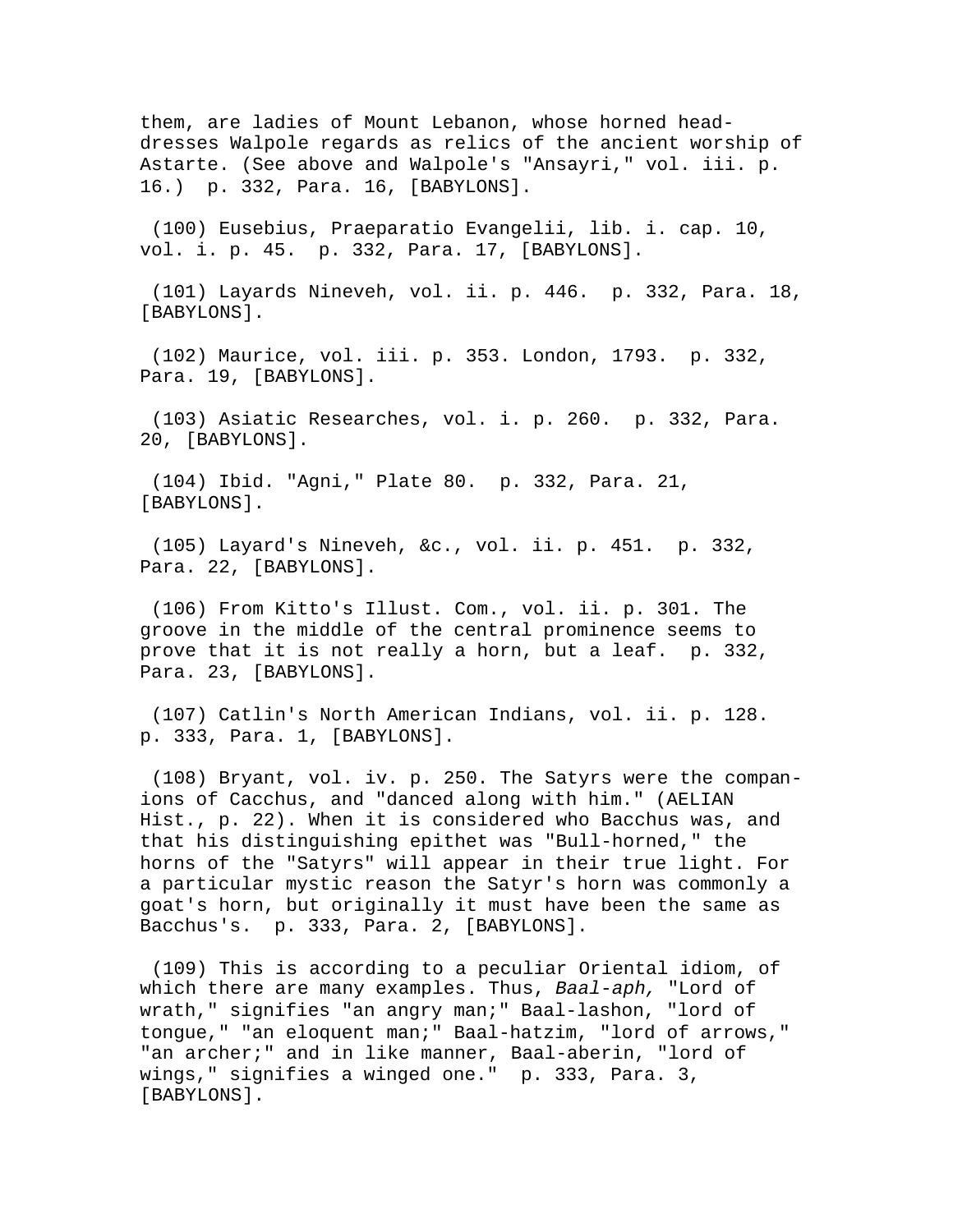them, are ladies of Mount Lebanon, whose horned head-dresses Walpole regards as relics of the ancient worship of Astarte. (See above and Walpole's "Ansayri," vol. iii. p. 16.)  p. 332, Para. 16, [BABYLONS].

(100) Eusebius, Praeparatio Evangelii, lib. i. cap. 10, vol. i. p. 45.  p. 332, Para. 17, [BABYLONS].

(101) Layards Nineveh, vol. ii. p. 446.  p. 332, Para. 18, [BABYLONS].

(102) Maurice, vol. iii. p. 353. London, 1793.  p. 332, Para. 19, [BABYLONS].

(103) Asiatic Researches, vol. i. p. 260.  p. 332, Para. 20, [BABYLONS].

(104) Ibid. "Agni," Plate 80.  p. 332, Para. 21, [BABYLONS].

(105) Layard's Nineveh, &c., vol. ii. p. 451.  p. 332, Para. 22, [BABYLONS].

(106) From Kitto's Illust. Com., vol. ii. p. 301. The groove in the middle of the central prominence seems to prove that it is not really a horn, but a leaf.  p. 332, Para. 23, [BABYLONS].

(107) Catlin's North American Indians, vol. ii. p. 128. p. 333, Para. 1, [BABYLONS].

(108) Bryant, vol. iv. p. 250. The Satyrs were the companions of Cacchus, and "danced along with him." (AELIAN Hist., p. 22). When it is considered who Bacchus was, and that his distinguishing epithet was "Bull-horned," the horns of the "Satyrs" will appear in their true light. For a particular mystic reason the Satyr's horn was commonly a goat's horn, but originally it must have been the same as Bacchus's.  p. 333, Para. 2, [BABYLONS].

(109) This is according to a peculiar Oriental idiom, of which there are many examples. Thus, *Baal-aph,* "Lord of wrath," signifies "an angry man;" Baal-lashon, "lord of tongue," "an eloquent man;" Baal-hatzim, "lord of arrows," "an archer;" and in like manner, Baal-aberin, "lord of wings," signifies a winged one."  p. 333, Para. 3, [BABYLONS].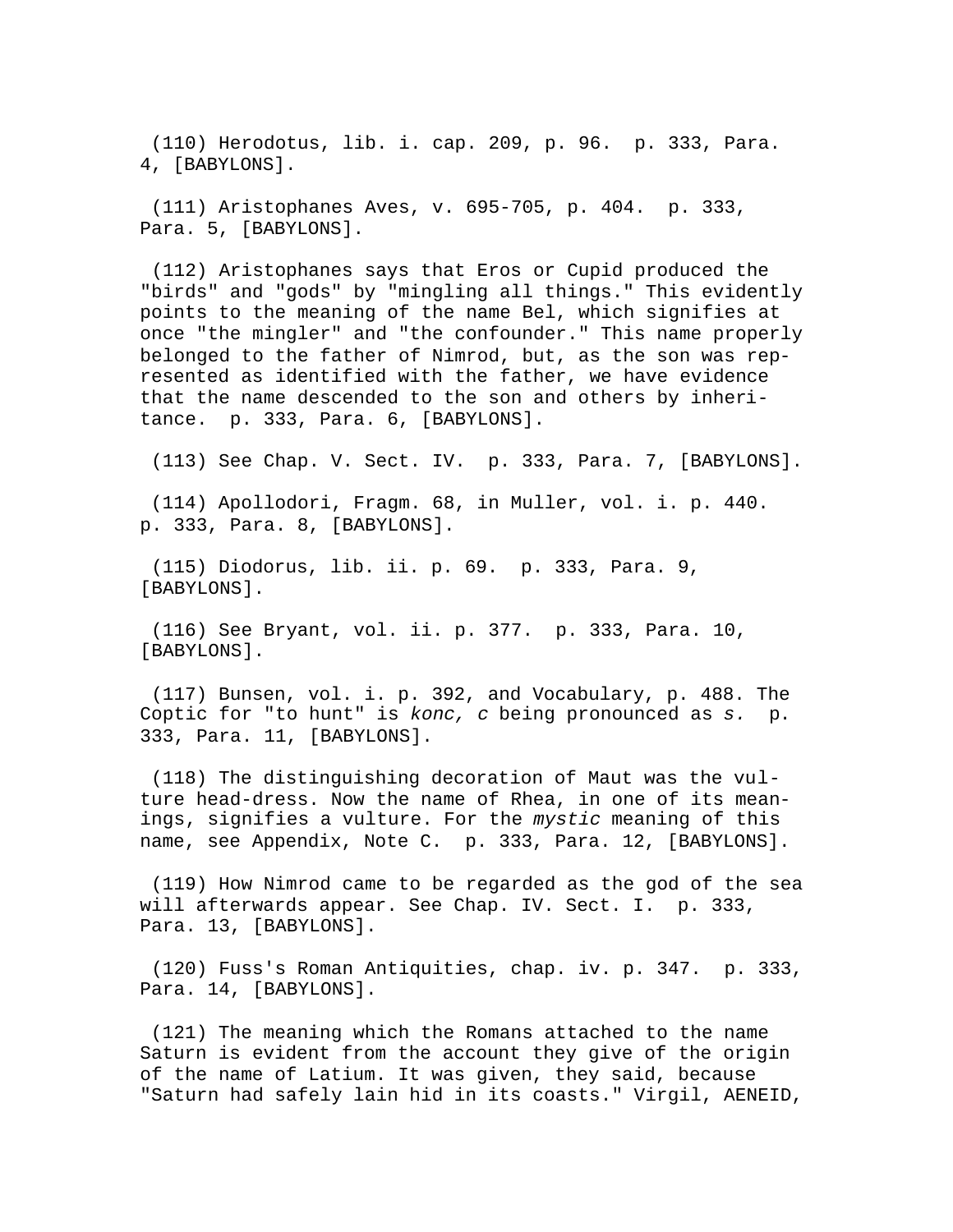(110) Herodotus, lib. i. cap. 209, p. 96.  p. 333, Para. 4, [BABYLONS].

(111) Aristophanes Aves, v. 695-705, p. 404.  p. 333, Para. 5, [BABYLONS].

(112) Aristophanes says that Eros or Cupid produced the "birds" and "gods" by "mingling all things." This evidently points to the meaning of the name Bel, which signifies at once "the mingler" and "the confounder." This name properly belonged to the father of Nimrod, but, as the son was represented as identified with the father, we have evidence that the name descended to the son and others by inheritance.  p. 333, Para. 6, [BABYLONS].

(113) See Chap. V. Sect. IV.  p. 333, Para. 7, [BABYLONS].

(114) Apollodori, Fragm. 68, in Muller, vol. i. p. 440.  p. 333, Para. 8, [BABYLONS].

(115) Diodorus, lib. ii. p. 69.  p. 333, Para. 9, [BABYLONS].

(116) See Bryant, vol. ii. p. 377.  p. 333, Para. 10, [BABYLONS].

(117) Bunsen, vol. i. p. 392, and Vocabulary, p. 488. The Coptic for "to hunt" is *konc, c* being pronounced as *s.*  p. 333, Para. 11, [BABYLONS].

(118) The distinguishing decoration of Maut was the vulture head-dress. Now the name of Rhea, in one of its meanings, signifies a vulture. For the *mystic* meaning of this name, see Appendix, Note C.  p. 333, Para. 12, [BABYLONS].

(119) How Nimrod came to be regarded as the god of the sea will afterwards appear. See Chap. IV. Sect. I.  p. 333, Para. 13, [BABYLONS].

(120) Fuss's Roman Antiquities, chap. iv. p. 347.  p. 333, Para. 14, [BABYLONS].

(121) The meaning which the Romans attached to the name Saturn is evident from the account they give of the origin of the name of Latium. It was given, they said, because "Saturn had safely lain hid in its coasts." Virgil, AENEID,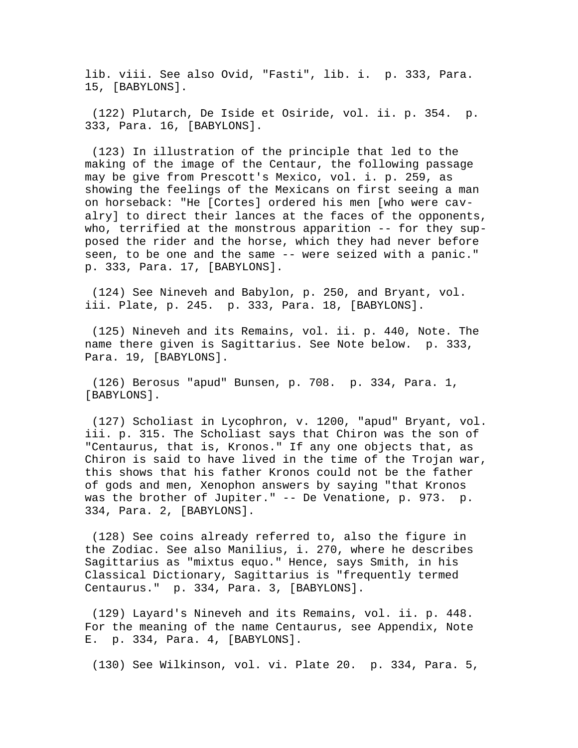lib. viii. See also Ovid, "Fasti", lib. i.  p. 333, Para. 15, [BABYLONS].

(122) Plutarch, De Iside et Osiride, vol. ii. p. 354.  p. 333, Para. 16, [BABYLONS].

(123) In illustration of the principle that led to the making of the image of the Centaur, the following passage may be give from Prescott's Mexico, vol. i. p. 259, as showing the feelings of the Mexicans on first seeing a man on horseback: "He [Cortes] ordered his men [who were cavalry] to direct their lances at the faces of the opponents, who, terrified at the monstrous apparition -- for they supposed the rider and the horse, which they had never before seen, to be one and the same -- were seized with a panic."  p. 333, Para. 17, [BABYLONS].

(124) See Nineveh and Babylon, p. 250, and Bryant, vol. iii. Plate, p. 245.  p. 333, Para. 18, [BABYLONS].

(125) Nineveh and its Remains, vol. ii. p. 440, Note. The name there given is Sagittarius. See Note below.  p. 333, Para. 19, [BABYLONS].

(126) Berosus "apud" Bunsen, p. 708.  p. 334, Para. 1, [BABYLONS].

(127) Scholiast in Lycophron, v. 1200, "apud" Bryant, vol. iii. p. 315. The Scholiast says that Chiron was the son of "Centaurus, that is, Kronos." If any one objects that, as Chiron is said to have lived in the time of the Trojan war, this shows that his father Kronos could not be the father of gods and men, Xenophon answers by saying "that Kronos was the brother of Jupiter." -- De Venatione, p. 973.  p. 334, Para. 2, [BABYLONS].

(128) See coins already referred to, also the figure in the Zodiac. See also Manilius, i. 270, where he describes Sagittarius as "mixtus equo." Hence, says Smith, in his Classical Dictionary, Sagittarius is "frequently termed Centaurus."  p. 334, Para. 3, [BABYLONS].

(129) Layard's Nineveh and its Remains, vol. ii. p. 448. For the meaning of the name Centaurus, see Appendix, Note E.  p. 334, Para. 4, [BABYLONS].

(130) See Wilkinson, vol. vi. Plate 20.  p. 334, Para. 5,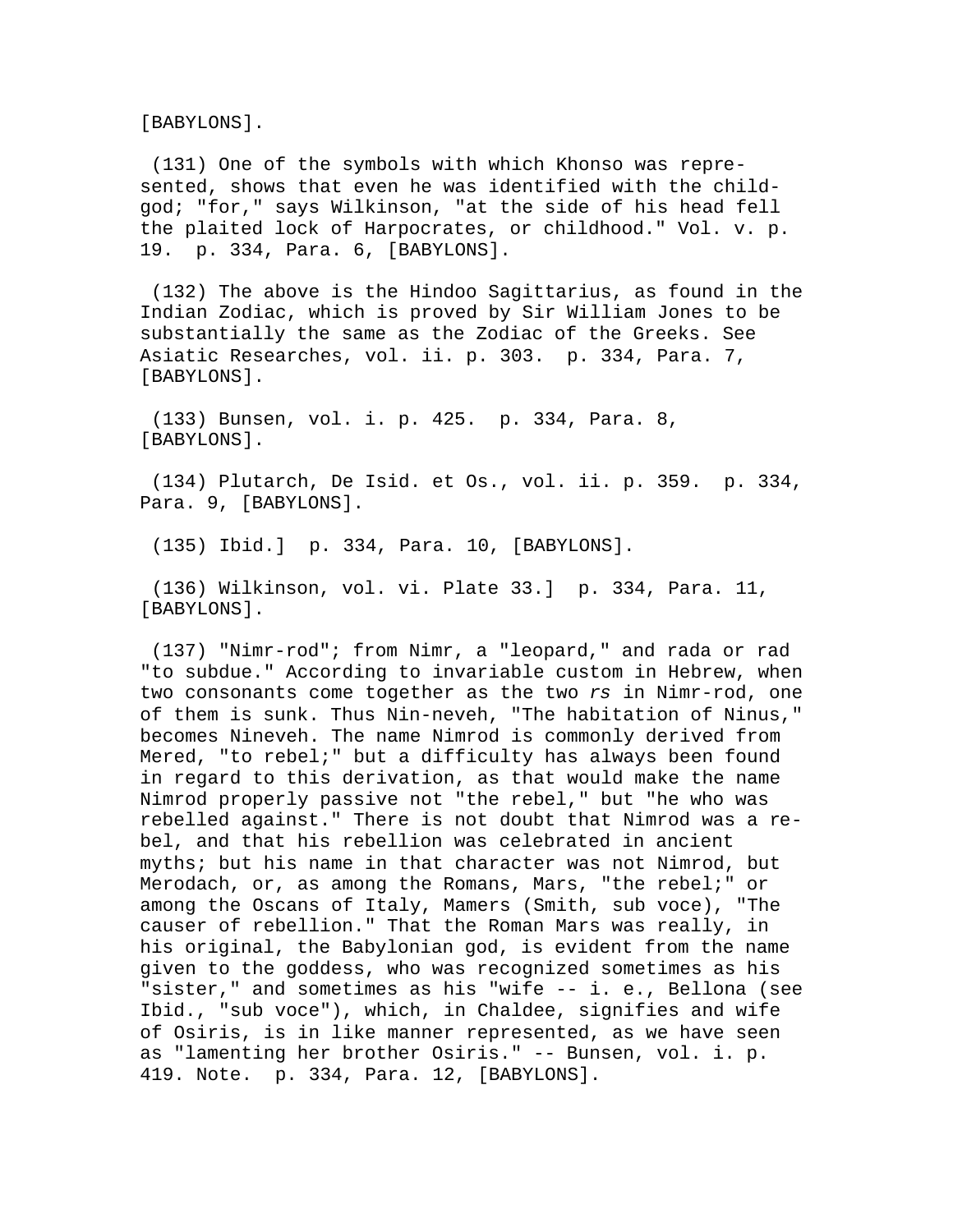[BABYLONS].

(131) One of the symbols with which Khonso was represented, shows that even he was identified with the child-god; "for," says Wilkinson, "at the side of his head fell the plaited lock of Harpocrates, or childhood." Vol. v. p. 19. p. 334, Para. 6, [BABYLONS].

(132) The above is the Hindoo Sagittarius, as found in the Indian Zodiac, which is proved by Sir William Jones to be substantially the same as the Zodiac of the Greeks. See Asiatic Researches, vol. ii. p. 303. p. 334, Para. 7, [BABYLONS].

(133) Bunsen, vol. i. p. 425. p. 334, Para. 8, [BABYLONS].

(134) Plutarch, De Isid. et Os., vol. ii. p. 359. p. 334, Para. 9, [BABYLONS].

(135) Ibid.] p. 334, Para. 10, [BABYLONS].

(136) Wilkinson, vol. vi. Plate 33.] p. 334, Para. 11, [BABYLONS].

(137) "Nimr-rod"; from Nimr, a "leopard," and rada or rad "to subdue." According to invariable custom in Hebrew, when two consonants come together as the two *rs* in Nimr-rod, one of them is sunk. Thus Nin-neveh, "The habitation of Ninus," becomes Nineveh. The name Nimrod is commonly derived from Mered, "to rebel;" but a difficulty has always been found in regard to this derivation, as that would make the name Nimrod properly passive not "the rebel," but "he who was rebelled against." There is not doubt that Nimrod was a rebel, and that his rebellion was celebrated in ancient myths; but his name in that character was not Nimrod, but Merodach, or, as among the Romans, Mars, "the rebel;" or among the Oscans of Italy, Mamers (Smith, sub voce), "The causer of rebellion." That the Roman Mars was really, in his original, the Babylonian god, is evident from the name given to the goddess, who was recognized sometimes as his "sister," and sometimes as his "wife -- i. e., Bellona (see Ibid., "sub voce"), which, in Chaldee, signifies and wife of Osiris, is in like manner represented, as we have seen as "lamenting her brother Osiris." -- Bunsen, vol. i. p. 419. Note. p. 334, Para. 12, [BABYLONS].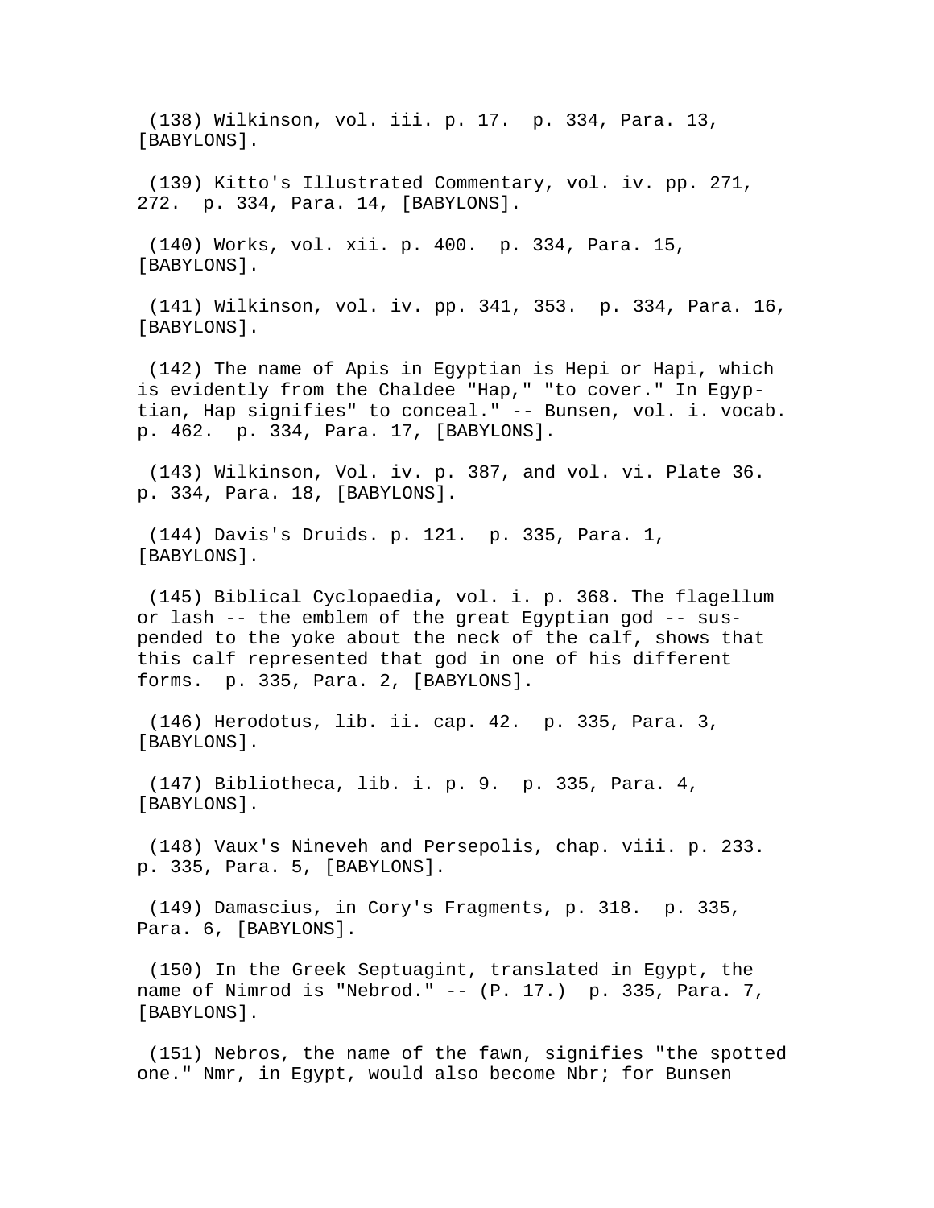(138) Wilkinson, vol. iii. p. 17. p. 334, Para. 13, [BABYLONS].

(139) Kitto's Illustrated Commentary, vol. iv. pp. 271, 272. p. 334, Para. 14, [BABYLONS].

(140) Works, vol. xii. p. 400. p. 334, Para. 15, [BABYLONS].

(141) Wilkinson, vol. iv. pp. 341, 353. p. 334, Para. 16, [BABYLONS].

(142) The name of Apis in Egyptian is Hepi or Hapi, which is evidently from the Chaldee "Hap," "to cover." In Egyptian, Hap signifies" to conceal." -- Bunsen, vol. i. vocab. p. 462. p. 334, Para. 17, [BABYLONS].

(143) Wilkinson, Vol. iv. p. 387, and vol. vi. Plate 36. p. 334, Para. 18, [BABYLONS].

(144) Davis's Druids. p. 121. p. 335, Para. 1, [BABYLONS].

(145) Biblical Cyclopaedia, vol. i. p. 368. The flagellum or lash -- the emblem of the great Egyptian god -- suspended to the yoke about the neck of the calf, shows that this calf represented that god in one of his different forms. p. 335, Para. 2, [BABYLONS].

(146) Herodotus, lib. ii. cap. 42. p. 335, Para. 3, [BABYLONS].

(147) Bibliotheca, lib. i. p. 9. p. 335, Para. 4, [BABYLONS].

(148) Vaux's Nineveh and Persepolis, chap. viii. p. 233. p. 335, Para. 5, [BABYLONS].

(149) Damascius, in Cory's Fragments, p. 318. p. 335, Para. 6, [BABYLONS].

(150) In the Greek Septuagint, translated in Egypt, the name of Nimrod is "Nebrod." -- (P. 17.) p. 335, Para. 7, [BABYLONS].

(151) Nebros, the name of the fawn, signifies "the spotted one." Nmr, in Egypt, would also become Nbr; for Bunsen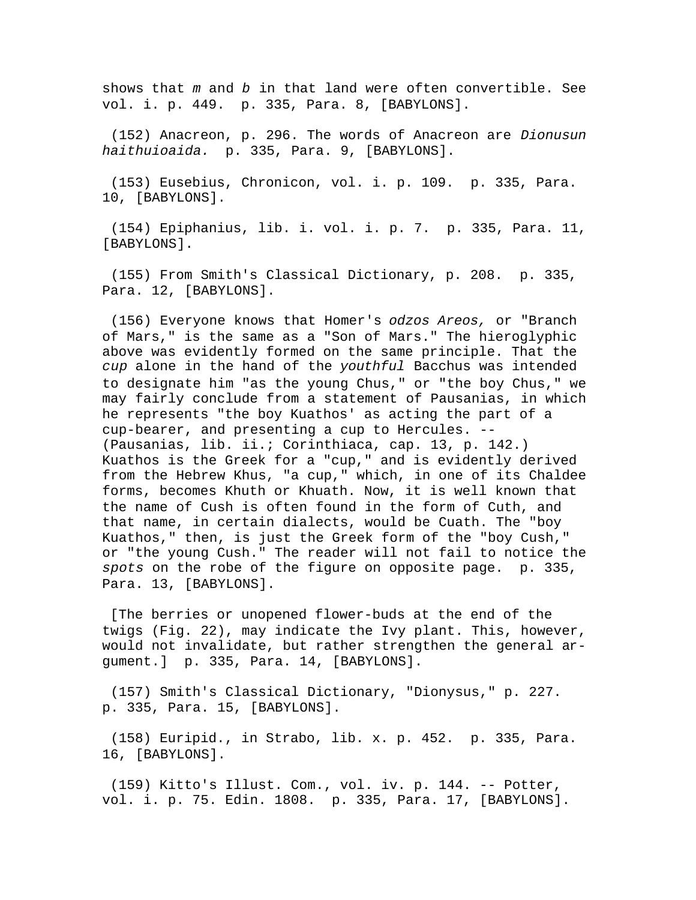shows that *m* and *b* in that land were often convertible. See vol. i. p. 449.  p. 335, Para. 8, [BABYLONS].

(152) Anacreon, p. 296. The words of Anacreon are *Dionusun haithuioaida.*  p. 335, Para. 9, [BABYLONS].

(153) Eusebius, Chronicon, vol. i. p. 109.  p. 335, Para. 10, [BABYLONS].

(154) Epiphanius, lib. i. vol. i. p. 7.  p. 335, Para. 11, [BABYLONS].

(155) From Smith's Classical Dictionary, p. 208.  p. 335, Para. 12, [BABYLONS].

(156) Everyone knows that Homer's *odzos Areos,* or "Branch of Mars," is the same as a "Son of Mars." The hieroglyphic above was evidently formed on the same principle. That the *cup* alone in the hand of the *youthful* Bacchus was intended to designate him "as the young Chus," or "the boy Chus," we may fairly conclude from a statement of Pausanias, in which he represents "the boy Kuathos' as acting the part of a cup-bearer, and presenting a cup to Hercules. -- (Pausanias, lib. ii.; Corinthiaca, cap. 13, p. 142.) Kuathos is the Greek for a "cup," and is evidently derived from the Hebrew Khus, "a cup," which, in one of its Chaldee forms, becomes Khuth or Khuath. Now, it is well known that the name of Cush is often found in the form of Cuth, and that name, in certain dialects, would be Cuath. The "boy Kuathos," then, is just the Greek form of the "boy Cush," or "the young Cush." The reader will not fail to notice the *spots* on the robe of the figure on opposite page.  p. 335, Para. 13, [BABYLONS].

[The berries or unopened flower-buds at the end of the twigs (Fig. 22), may indicate the Ivy plant. This, however, would not invalidate, but rather strengthen the general argument.]  p. 335, Para. 14, [BABYLONS].

(157) Smith's Classical Dictionary, "Dionysus," p. 227.  p. 335, Para. 15, [BABYLONS].

(158) Euripid., in Strabo, lib. x. p. 452.  p. 335, Para. 16, [BABYLONS].

(159) Kitto's Illust. Com., vol. iv. p. 144. -- Potter, vol. i. p. 75. Edin. 1808.  p. 335, Para. 17, [BABYLONS].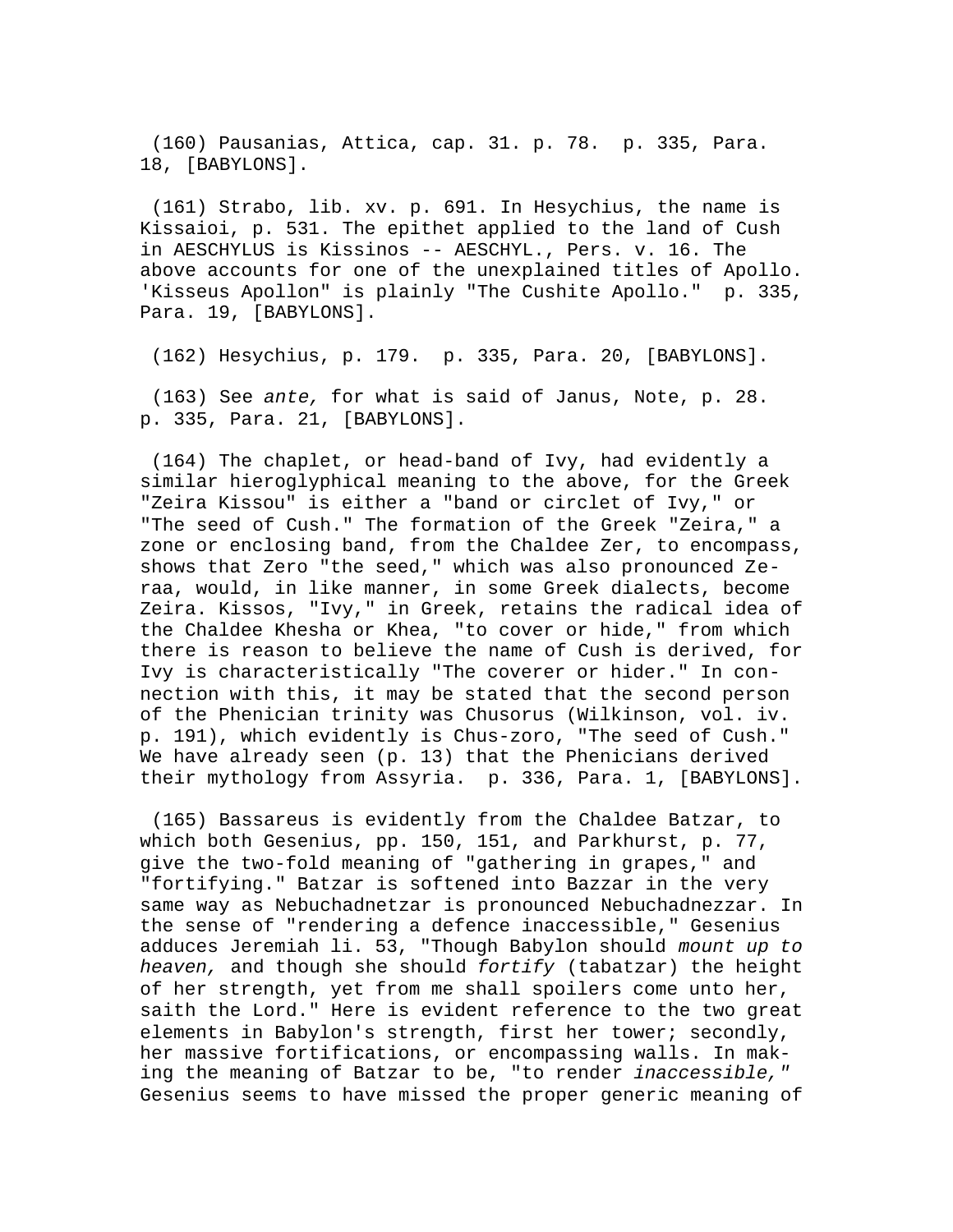(160) Pausanias, Attica, cap. 31. p. 78. p. 335, Para. 18, [BABYLONS].

(161) Strabo, lib. xv. p. 691. In Hesychius, the name is Kissaioi, p. 531. The epithet applied to the land of Cush in AESCHYLUS is Kissinos -- AESCHYL., Pers. v. 16. The above accounts for one of the unexplained titles of Apollo. 'Kisseus Apollon" is plainly "The Cushite Apollo." p. 335, Para. 19, [BABYLONS].

(162) Hesychius, p. 179. p. 335, Para. 20, [BABYLONS].

(163) See *ante,* for what is said of Janus, Note, p. 28. p. 335, Para. 21, [BABYLONS].

(164) The chaplet, or head-band of Ivy, had evidently a similar hieroglyphical meaning to the above, for the Greek "Zeira Kissou" is either a "band or circlet of Ivy," or "The seed of Cush." The formation of the Greek "Zeira," a zone or enclosing band, from the Chaldee Zer, to encompass, shows that Zero "the seed," which was also pronounced Zeraa, would, in like manner, in some Greek dialects, become Zeira. Kissos, "Ivy," in Greek, retains the radical idea of the Chaldee Khesha or Khea, "to cover or hide," from which there is reason to believe the name of Cush is derived, for Ivy is characteristically "The coverer or hider." In connection with this, it may be stated that the second person of the Phenician trinity was Chusorus (Wilkinson, vol. iv. p. 191), which evidently is Chus-zoro, "The seed of Cush." We have already seen (p. 13) that the Phenicians derived their mythology from Assyria. p. 336, Para. 1, [BABYLONS].

(165) Bassareus is evidently from the Chaldee Batzar, to which both Gesenius, pp. 150, 151, and Parkhurst, p. 77, give the two-fold meaning of "gathering in grapes," and "fortifying." Batzar is softened into Bazzar in the very same way as Nebuchadnetzar is pronounced Nebuchadnezzar. In the sense of "rendering a defence inaccessible," Gesenius adduces Jeremiah li. 53, "Though Babylon should *mount up to heaven,* and though she should *fortify* (tabatzar) the height of her strength, yet from me shall spoilers come unto her, saith the Lord." Here is evident reference to the two great elements in Babylon's strength, first her tower; secondly, her massive fortifications, or encompassing walls. In making the meaning of Batzar to be, "to render *inaccessible,"* Gesenius seems to have missed the proper generic meaning of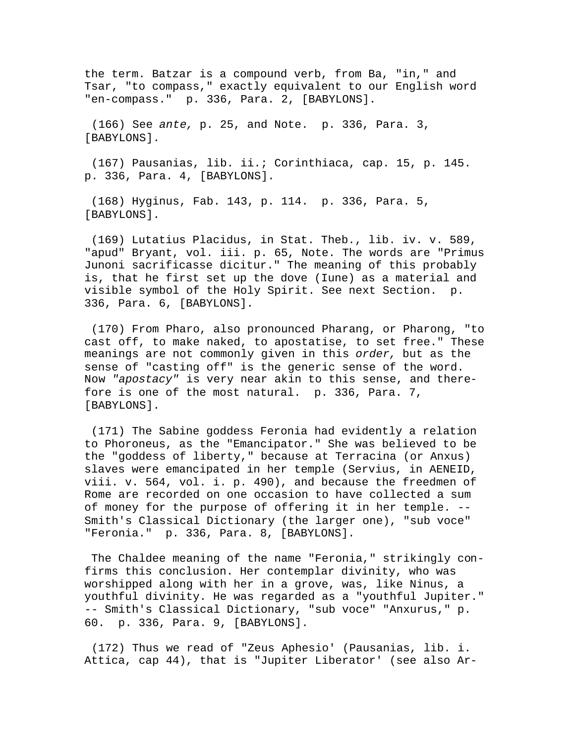the term. Batzar is a compound verb, from Ba, "in," and Tsar, "to compass," exactly equivalent to our English word "en-compass."  p. 336, Para. 2, [BABYLONS].

(166) See *ante,* p. 25, and Note.  p. 336, Para. 3, [BABYLONS].

(167) Pausanias, lib. ii.; Corinthiaca, cap. 15, p. 145.  p. 336, Para. 4, [BABYLONS].

(168) Hyginus, Fab. 143, p. 114.  p. 336, Para. 5, [BABYLONS].

(169) Lutatius Placidus, in Stat. Theb., lib. iv. v. 589, "apud" Bryant, vol. iii. p. 65, Note. The words are "Primus Junoni sacrificasse dicitur." The meaning of this probably is, that he first set up the dove (Iune) as a material and visible symbol of the Holy Spirit. See next Section.  p. 336, Para. 6, [BABYLONS].

(170) From Pharo, also pronounced Pharang, or Pharong, "to cast off, to make naked, to apostatise, to set free." These meanings are not commonly given in this *order,* but as the sense of "casting off" is the generic sense of the word. Now *"apostacy"* is very near akin to this sense, and therefore is one of the most natural.  p. 336, Para. 7, [BABYLONS].

(171) The Sabine goddess Feronia had evidently a relation to Phoroneus, as the "Emancipator." She was believed to be the "goddess of liberty," because at Terracina (or Anxus) slaves were emancipated in her temple (Servius, in AENEID, viii. v. 564, vol. i. p. 490), and because the freedmen of Rome are recorded on one occasion to have collected a sum of money for the purpose of offering it in her temple. -- Smith's Classical Dictionary (the larger one), "sub voce" "Feronia."  p. 336, Para. 8, [BABYLONS].

The Chaldee meaning of the name "Feronia," strikingly confirms this conclusion. Her contemplar divinity, who was worshipped along with her in a grove, was, like Ninus, a youthful divinity. He was regarded as a "youthful Jupiter." -- Smith's Classical Dictionary, "sub voce" "Anxurus," p. 60.  p. 336, Para. 9, [BABYLONS].

(172) Thus we read of "Zeus Aphesio' (Pausanias, lib. i. Attica, cap 44), that is "Jupiter Liberator' (see also Ar-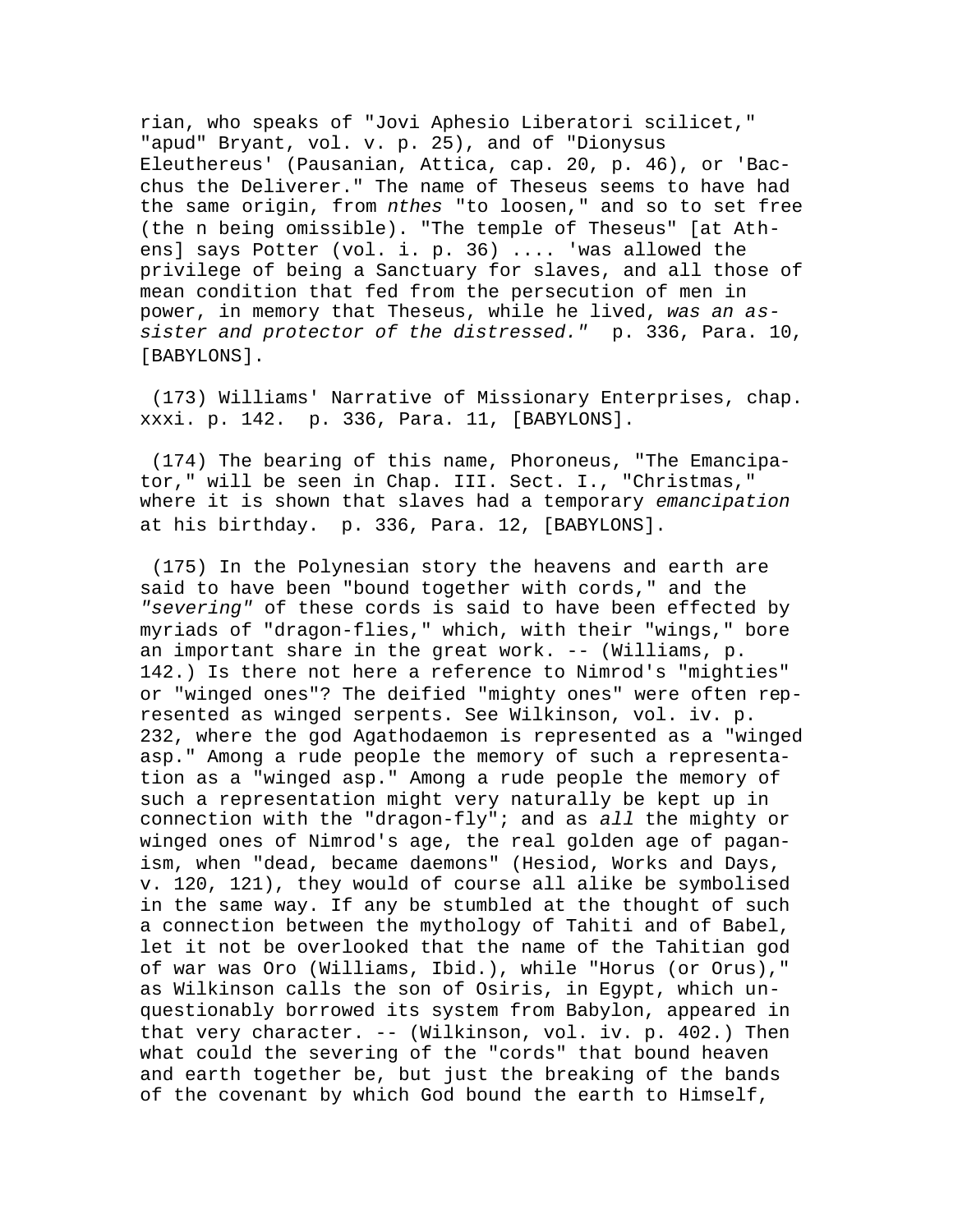rian, who speaks of "Jovi Aphesio Liberatori scilicet," "apud" Bryant, vol. v. p. 25), and of "Dionysus Eleuthereus' (Pausanian, Attica, cap. 20, p. 46), or 'Bacchus the Deliverer." The name of Theseus seems to have had the same origin, from *nthes* "to loosen," and so to set free (the n being omissible). "The temple of Theseus" [at Athens] says Potter (vol. i. p. 36) .... 'was allowed the privilege of being a Sanctuary for slaves, and all those of mean condition that fed from the persecution of men in power, in memory that Theseus, while he lived, *was an assister and protector of the distressed."* p. 336, Para. 10, [BABYLONS].

(173) Williams' Narrative of Missionary Enterprises, chap. xxxi. p. 142. p. 336, Para. 11, [BABYLONS].

(174) The bearing of this name, Phoroneus, "The Emancipator," will be seen in Chap. III. Sect. I., "Christmas," where it is shown that slaves had a temporary *emancipation* at his birthday. p. 336, Para. 12, [BABYLONS].

(175) In the Polynesian story the heavens and earth are said to have been "bound together with cords," and the *"severing"* of these cords is said to have been effected by myriads of "dragon-flies," which, with their "wings," bore an important share in the great work. -- (Williams, p. 142.) Is there not here a reference to Nimrod's "mighties" or "winged ones"? The deified "mighty ones" were often represented as winged serpents. See Wilkinson, vol. iv. p. 232, where the god Agathodaemon is represented as a "winged asp." Among a rude people the memory of such a representation as a "winged asp." Among a rude people the memory of such a representation might very naturally be kept up in connection with the "dragon-fly"; and as *all* the mighty or winged ones of Nimrod's age, the real golden age of paganism, when "dead, became daemons" (Hesiod, Works and Days, v. 120, 121), they would of course all alike be symbolised in the same way. If any be stumbled at the thought of such a connection between the mythology of Tahiti and of Babel, let it not be overlooked that the name of the Tahitian god of war was Oro (Williams, Ibid.), while "Horus (or Orus)," as Wilkinson calls the son of Osiris, in Egypt, which unquestionably borrowed its system from Babylon, appeared in that very character. -- (Wilkinson, vol. iv. p. 402.) Then what could the severing of the "cords" that bound heaven and earth together be, but just the breaking of the bands of the covenant by which God bound the earth to Himself,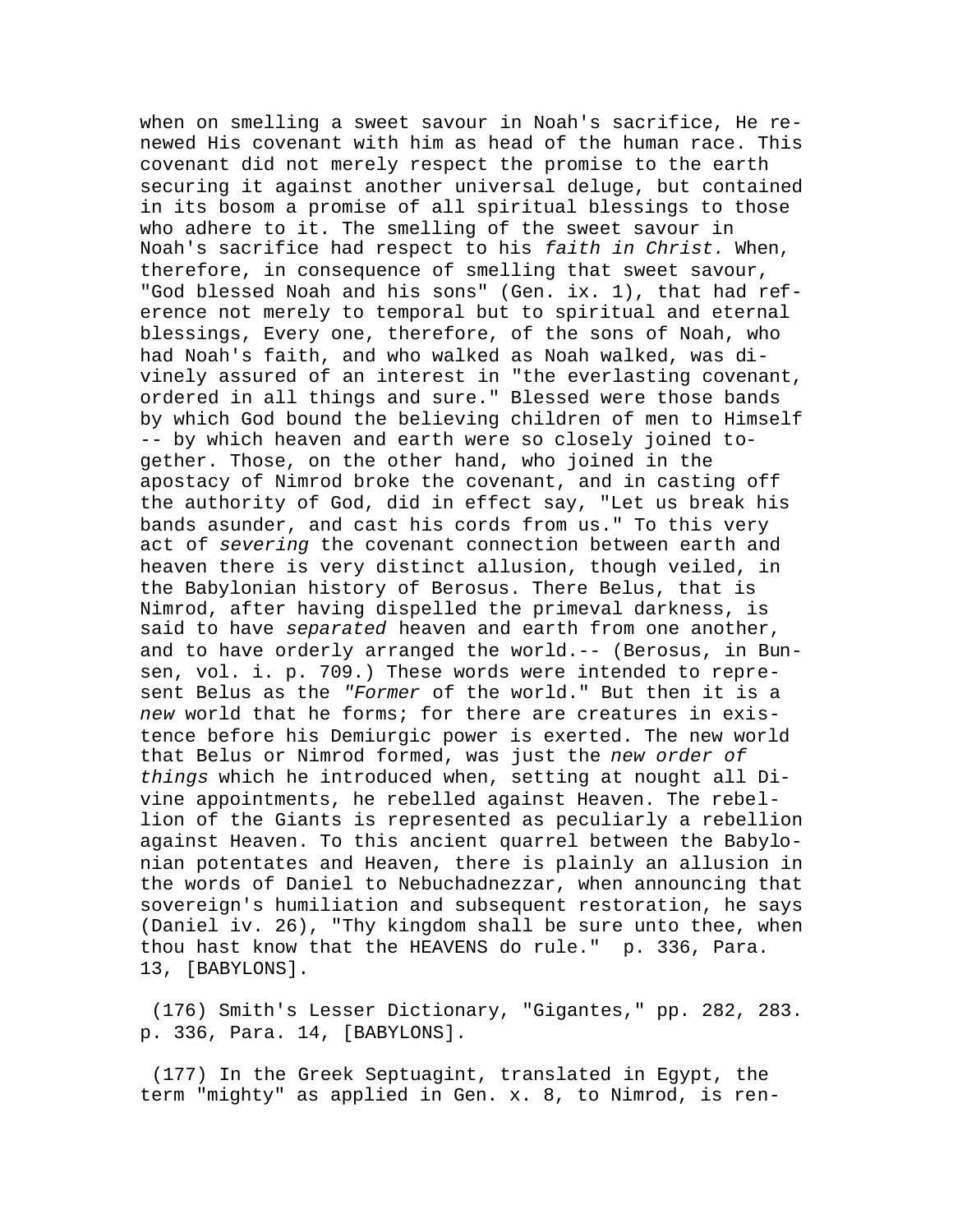when on smelling a sweet savour in Noah's sacrifice, He renewed His covenant with him as head of the human race. This covenant did not merely respect the promise to the earth securing it against another universal deluge, but contained in its bosom a promise of all spiritual blessings to those who adhere to it. The smelling of the sweet savour in Noah's sacrifice had respect to his *faith in Christ.* When, therefore, in consequence of smelling that sweet savour, "God blessed Noah and his sons" (Gen. ix. 1), that had reference not merely to temporal but to spiritual and eternal blessings, Every one, therefore, of the sons of Noah, who had Noah's faith, and who walked as Noah walked, was divinely assured of an interest in "the everlasting covenant, ordered in all things and sure." Blessed were those bands by which God bound the believing children of men to Himself -- by which heaven and earth were so closely joined together. Those, on the other hand, who joined in the apostacy of Nimrod broke the covenant, and in casting off the authority of God, did in effect say, "Let us break his bands asunder, and cast his cords from us." To this very act of *severing* the covenant connection between earth and heaven there is very distinct allusion, though veiled, in the Babylonian history of Berosus. There Belus, that is Nimrod, after having dispelled the primeval darkness, is said to have *separated* heaven and earth from one another, and to have orderly arranged the world.-- (Berosus, in Bunsen, vol. i. p. 709.) These words were intended to represent Belus as the *"Former* of the world." But then it is a *new* world that he forms; for there are creatures in existence before his Demiurgic power is exerted. The new world that Belus or Nimrod formed, was just the *new order of things* which he introduced when, setting at nought all Divine appointments, he rebelled against Heaven. The rebellion of the Giants is represented as peculiarly a rebellion against Heaven. To this ancient quarrel between the Babylonian potentates and Heaven, there is plainly an allusion in the words of Daniel to Nebuchadnezzar, when announcing that sovereign's humiliation and subsequent restoration, he says (Daniel iv. 26), "Thy kingdom shall be sure unto thee, when thou hast know that the HEAVENS do rule." p. 336, Para. 13, [BABYLONS].

(176) Smith's Lesser Dictionary, "Gigantes," pp. 282, 283. p. 336, Para. 14, [BABYLONS].

(177) In the Greek Septuagint, translated in Egypt, the term "mighty" as applied in Gen. x. 8, to Nimrod, is ren-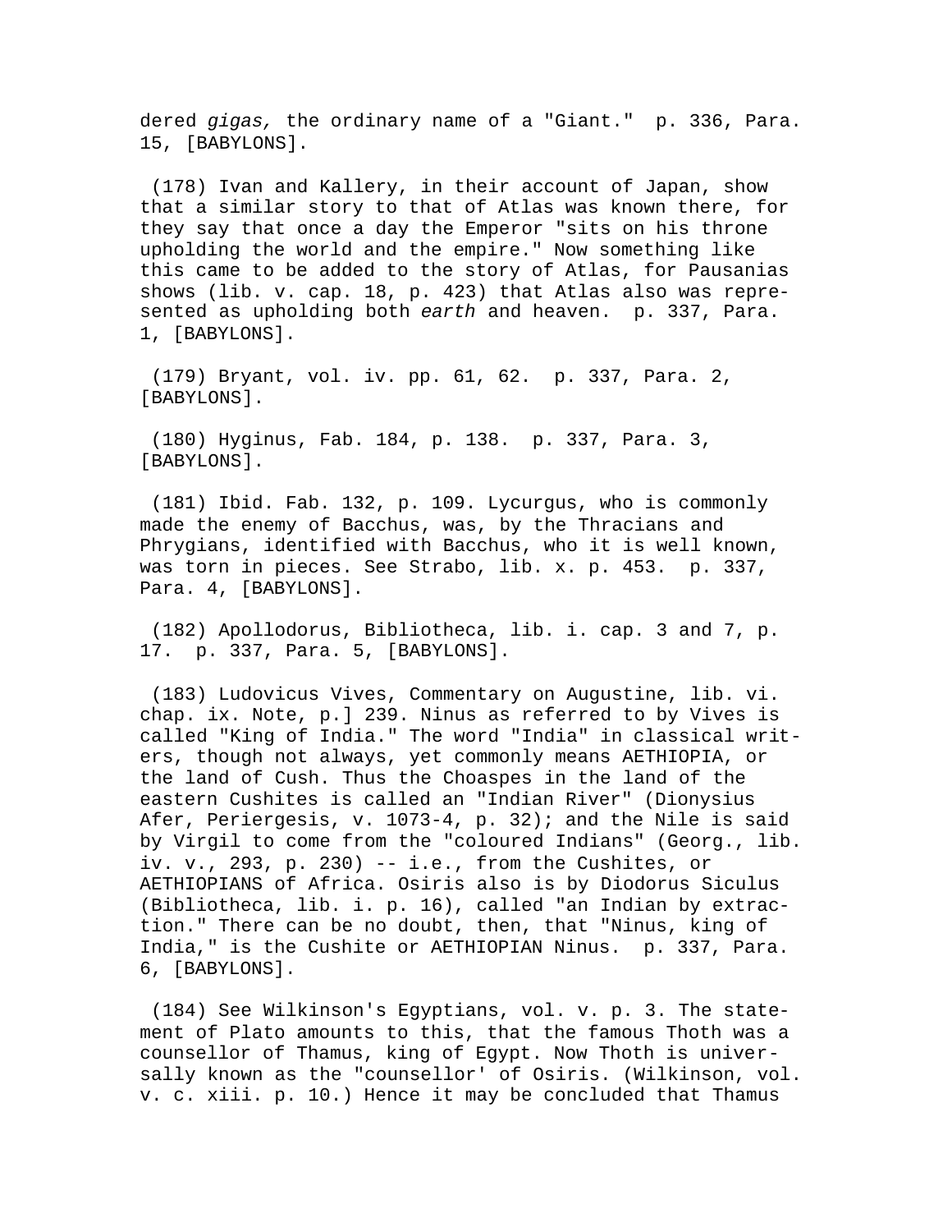dered *gigas,* the ordinary name of a "Giant." p. 336, Para. 15, [BABYLONS].

(178) Ivan and Kallery, in their account of Japan, show that a similar story to that of Atlas was known there, for they say that once a day the Emperor "sits on his throne upholding the world and the empire." Now something like this came to be added to the story of Atlas, for Pausanias shows (lib. v. cap. 18, p. 423) that Atlas also was represented as upholding both *earth* and heaven. p. 337, Para. 1, [BABYLONS].

(179) Bryant, vol. iv. pp. 61, 62. p. 337, Para. 2, [BABYLONS].

(180) Hyginus, Fab. 184, p. 138. p. 337, Para. 3, [BABYLONS].

(181) Ibid. Fab. 132, p. 109. Lycurgus, who is commonly made the enemy of Bacchus, was, by the Thracians and Phrygians, identified with Bacchus, who it is well known, was torn in pieces. See Strabo, lib. x. p. 453. p. 337, Para. 4, [BABYLONS].

(182) Apollodorus, Bibliotheca, lib. i. cap. 3 and 7, p. 17. p. 337, Para. 5, [BABYLONS].

(183) Ludovicus Vives, Commentary on Augustine, lib. vi. chap. ix. Note, p.] 239. Ninus as referred to by Vives is called "King of India." The word "India" in classical writers, though not always, yet commonly means AETHIOPIA, or the land of Cush. Thus the Choaspes in the land of the eastern Cushites is called an "Indian River" (Dionysius Afer, Periergesis, v. 1073-4, p. 32); and the Nile is said by Virgil to come from the "coloured Indians" (Georg., lib. iv. v., 293, p. 230) -- i.e., from the Cushites, or AETHIOPIANS of Africa. Osiris also is by Diodorus Siculus (Bibliotheca, lib. i. p. 16), called "an Indian by extraction." There can be no doubt, then, that "Ninus, king of India," is the Cushite or AETHIOPIAN Ninus. p. 337, Para. 6, [BABYLONS].

(184) See Wilkinson's Egyptians, vol. v. p. 3. The statement of Plato amounts to this, that the famous Thoth was a counsellor of Thamus, king of Egypt. Now Thoth is universally known as the "counsellor' of Osiris. (Wilkinson, vol. v. c. xiii. p. 10.) Hence it may be concluded that Thamus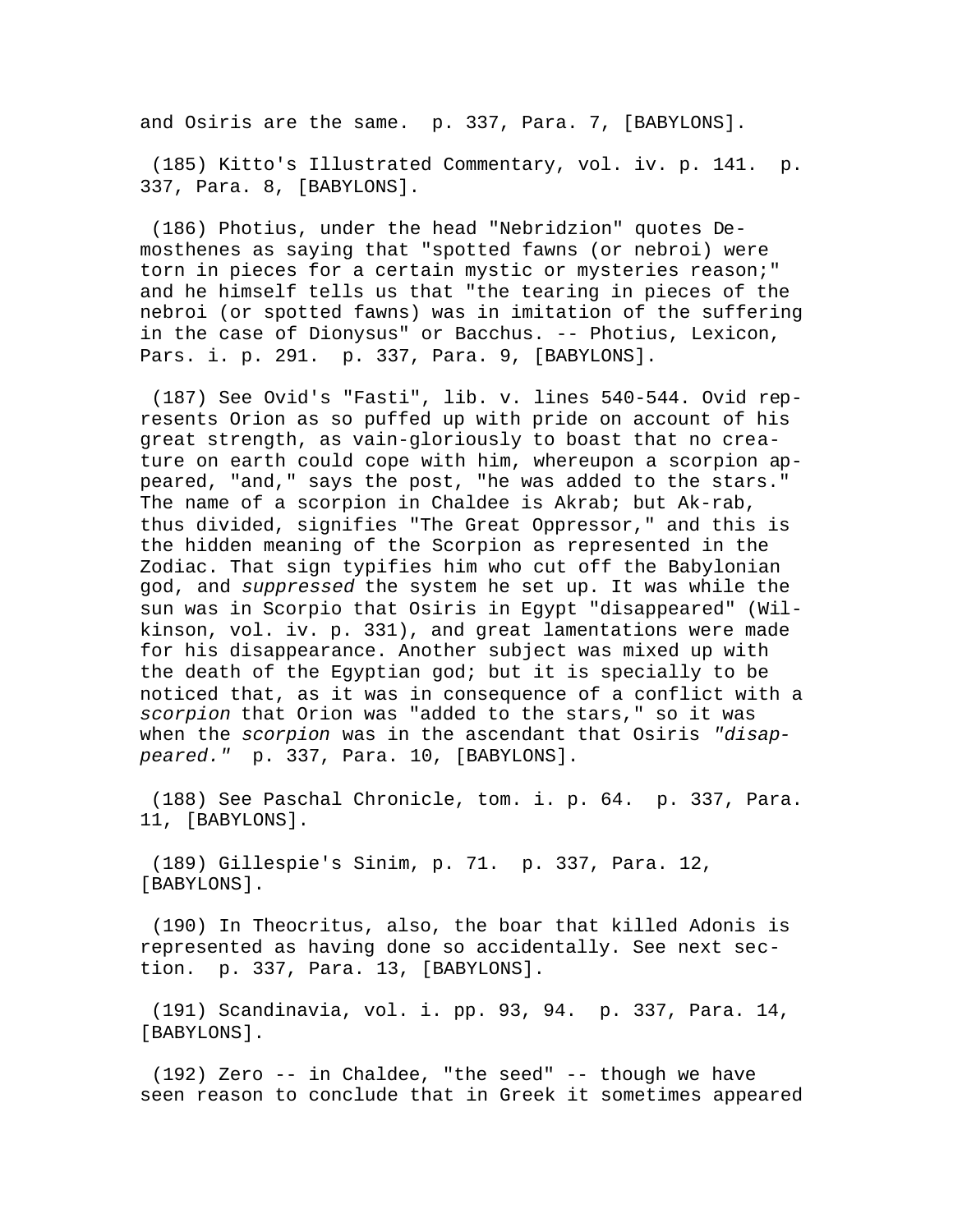and Osiris are the same. p. 337, Para. 7, [BABYLONS].

(185) Kitto's Illustrated Commentary, vol. iv. p. 141. p. 337, Para. 8, [BABYLONS].

(186) Photius, under the head "Nebridzion" quotes Demosthenes as saying that "spotted fawns (or nebroi) were torn in pieces for a certain mystic or mysteries reason;" and he himself tells us that "the tearing in pieces of the nebroi (or spotted fawns) was in imitation of the suffering in the case of Dionysus" or Bacchus. -- Photius, Lexicon, Pars. i. p. 291. p. 337, Para. 9, [BABYLONS].

(187) See Ovid's "Fasti", lib. v. lines 540-544. Ovid represents Orion as so puffed up with pride on account of his great strength, as vain-gloriously to boast that no creature on earth could cope with him, whereupon a scorpion appeared, "and," says the post, "he was added to the stars." The name of a scorpion in Chaldee is Akrab; but Ak-rab, thus divided, signifies "The Great Oppressor," and this is the hidden meaning of the Scorpion as represented in the Zodiac. That sign typifies him who cut off the Babylonian god, and *suppressed* the system he set up. It was while the sun was in Scorpio that Osiris in Egypt "disappeared" (Wilkinson, vol. iv. p. 331), and great lamentations were made for his disappearance. Another subject was mixed up with the death of the Egyptian god; but it is specially to be noticed that, as it was in consequence of a conflict with a *scorpion* that Orion was "added to the stars," so it was when the *scorpion* was in the ascendant that Osiris *"disappeared."* p. 337, Para. 10, [BABYLONS].

(188) See Paschal Chronicle, tom. i. p. 64. p. 337, Para. 11, [BABYLONS].

(189) Gillespie's Sinim, p. 71. p. 337, Para. 12, [BABYLONS].

(190) In Theocritus, also, the boar that killed Adonis is represented as having done so accidentally. See next section. p. 337, Para. 13, [BABYLONS].

(191) Scandinavia, vol. i. pp. 93, 94. p. 337, Para. 14, [BABYLONS].

(192) Zero -- in Chaldee, "the seed" -- though we have seen reason to conclude that in Greek it sometimes appeared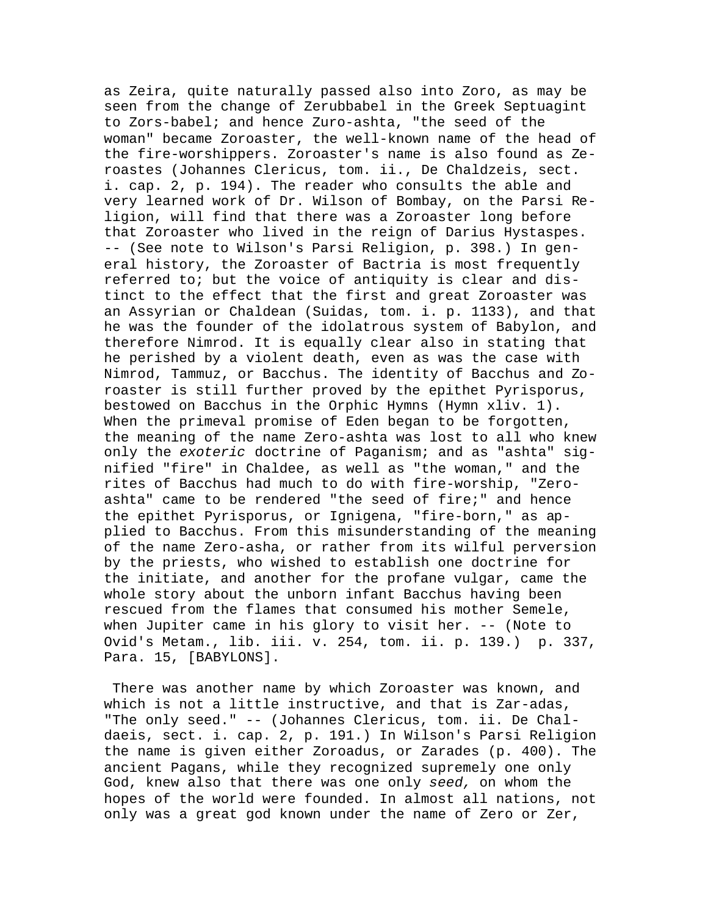as Zeira, quite naturally passed also into Zoro, as may be seen from the change of Zerubbabel in the Greek Septuagint to Zors-babel; and hence Zuro-ashta, "the seed of the woman" became Zoroaster, the well-known name of the head of the fire-worshippers. Zoroaster's name is also found as Zeroastes (Johannes Clericus, tom. ii., De Chaldzeis, sect. i. cap. 2, p. 194). The reader who consults the able and very learned work of Dr. Wilson of Bombay, on the Parsi Religion, will find that there was a Zoroaster long before that Zoroaster who lived in the reign of Darius Hystaspes. -- (See note to Wilson's Parsi Religion, p. 398.) In general history, the Zoroaster of Bactria is most frequently referred to; but the voice of antiquity is clear and distinct to the effect that the first and great Zoroaster was an Assyrian or Chaldean (Suidas, tom. i. p. 1133), and that he was the founder of the idolatrous system of Babylon, and therefore Nimrod. It is equally clear also in stating that he perished by a violent death, even as was the case with Nimrod, Tammuz, or Bacchus. The identity of Bacchus and Zoroaster is still further proved by the epithet Pyrisporus, bestowed on Bacchus in the Orphic Hymns (Hymn xliv. 1). When the primeval promise of Eden began to be forgotten, the meaning of the name Zero-ashta was lost to all who knew only the *exoteric* doctrine of Paganism; and as "ashta" signified "fire" in Chaldee, as well as "the woman," and the rites of Bacchus had much to do with fire-worship, "Zero-ashta" came to be rendered "the seed of fire;" and hence the epithet Pyrisporus, or Ignigena, "fire-born," as applied to Bacchus. From this misunderstanding of the meaning of the name Zero-asha, or rather from its wilful perversion by the priests, who wished to establish one doctrine for the initiate, and another for the profane vulgar, came the whole story about the unborn infant Bacchus having been rescued from the flames that consumed his mother Semele, when Jupiter came in his glory to visit her. -- (Note to Ovid's Metam., lib. iii. v. 254, tom. ii. p. 139.) p. 337, Para. 15, [BABYLONS].

There was another name by which Zoroaster was known, and which is not a little instructive, and that is Zar-adas, "The only seed." -- (Johannes Clericus, tom. ii. De Chaldaeis, sect. i. cap. 2, p. 191.) In Wilson's Parsi Religion the name is given either Zoroadus, or Zarades (p. 400). The ancient Pagans, while they recognized supremely one only God, knew also that there was one only *seed,* on whom the hopes of the world were founded. In almost all nations, not only was a great god known under the name of Zero or Zer,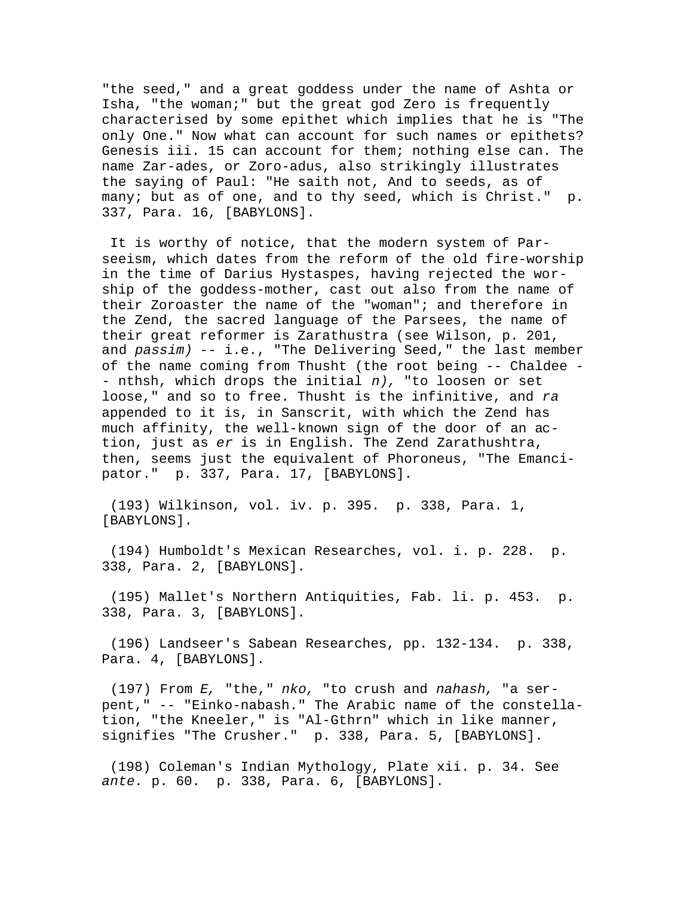"the seed," and a great goddess under the name of Ashta or Isha, "the woman;" but the great god Zero is frequently characterised by some epithet which implies that he is "The only One." Now what can account for such names or epithets? Genesis iii. 15 can account for them; nothing else can. The name Zar-ades, or Zoro-adus, also strikingly illustrates the saying of Paul: "He saith not, And to seeds, as of many; but as of one, and to thy seed, which is Christ." p. 337, Para. 16, [BABYLONS].

It is worthy of notice, that the modern system of Parseeism, which dates from the reform of the old fire-worship in the time of Darius Hystaspes, having rejected the worship of the goddess-mother, cast out also from the name of their Zoroaster the name of the "woman"; and therefore in the Zend, the sacred language of the Parsees, the name of their great reformer is Zarathustra (see Wilson, p. 201, and *passim)* -- i.e., "The Delivering Seed," the last member of the name coming from Thusht (the root being -- Chaldee -- nthsh, which drops the initial *n),* "to loosen or set loose," and so to free. Thusht is the infinitive, and *ra* appended to it is, in Sanscrit, with which the Zend has much affinity, the well-known sign of the door of an action, just as *er* is in English. The Zend Zarathushtra, then, seems just the equivalent of Phoroneus, "The Emancipator." p. 337, Para. 17, [BABYLONS].

(193) Wilkinson, vol. iv. p. 395. p. 338, Para. 1, [BABYLONS].

(194) Humboldt's Mexican Researches, vol. i. p. 228. p. 338, Para. 2, [BABYLONS].

(195) Mallet's Northern Antiquities, Fab. li. p. 453. p. 338, Para. 3, [BABYLONS].

(196) Landseer's Sabean Researches, pp. 132-134. p. 338, Para. 4, [BABYLONS].

(197) From *E,* "the," *nko,* "to crush and *nahash,* "a serpent," -- "Einko-nabash." The Arabic name of the constellation, "the Kneeler," is "Al-Gthrn" which in like manner, signifies "The Crusher." p. 338, Para. 5, [BABYLONS].

(198) Coleman's Indian Mythology, Plate xii. p. 34. See *ante.* p. 60. p. 338, Para. 6, [BABYLONS].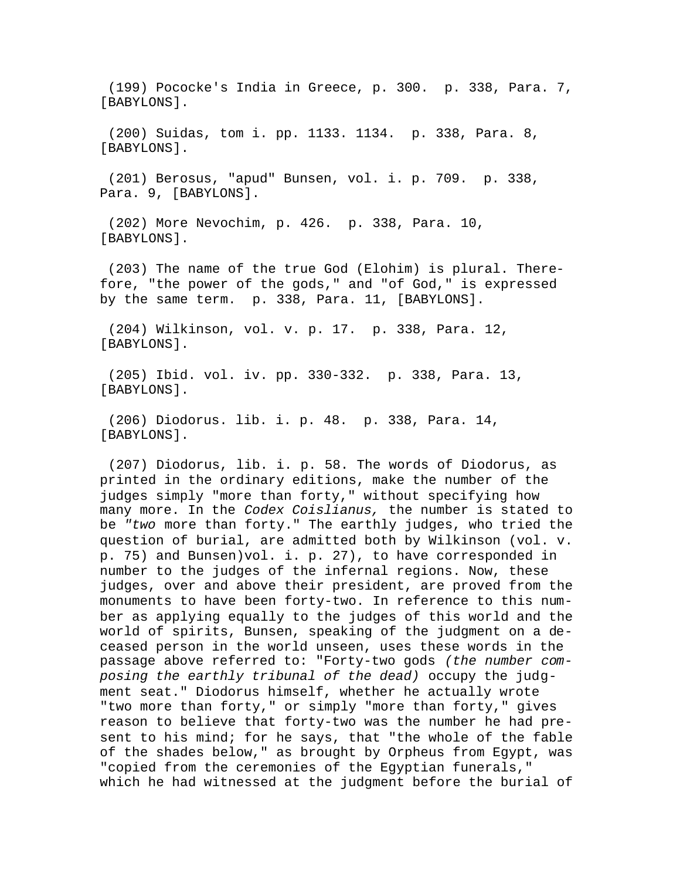(199) Pococke's India in Greece, p. 300.  p. 338, Para. 7, [BABYLONS].

(200) Suidas, tom i. pp. 1133. 1134.  p. 338, Para. 8, [BABYLONS].

(201) Berosus, "apud" Bunsen, vol. i. p. 709.  p. 338, Para. 9, [BABYLONS].

(202) More Nevochim, p. 426.  p. 338, Para. 10, [BABYLONS].

(203) The name of the true God (Elohim) is plural. Therefore, "the power of the gods," and "of God," is expressed by the same term.  p. 338, Para. 11, [BABYLONS].

(204) Wilkinson, vol. v. p. 17.  p. 338, Para. 12, [BABYLONS].

(205) Ibid. vol. iv. pp. 330-332.  p. 338, Para. 13, [BABYLONS].

(206) Diodorus. lib. i. p. 48.  p. 338, Para. 14, [BABYLONS].

(207) Diodorus, lib. i. p. 58. The words of Diodorus, as printed in the ordinary editions, make the number of the judges simply "more than forty," without specifying how many more. In the *Codex Coislianus,* the number is stated to be *"two* more than forty." The earthly judges, who tried the question of burial, are admitted both by Wilkinson (vol. v. p. 75) and Bunsen)vol. i. p. 27), to have corresponded in number to the judges of the infernal regions. Now, these judges, over and above their president, are proved from the monuments to have been forty-two. In reference to this number as applying equally to the judges of this world and the world of spirits, Bunsen, speaking of the judgment on a deceased person in the world unseen, uses these words in the passage above referred to: "Forty-two gods *(the number composing the earthly tribunal of the dead)* occupy the judgment seat." Diodorus himself, whether he actually wrote "two more than forty," or simply "more than forty," gives reason to believe that forty-two was the number he had present to his mind; for he says, that "the whole of the fable of the shades below," as brought by Orpheus from Egypt, was "copied from the ceremonies of the Egyptian funerals," which he had witnessed at the judgment before the burial of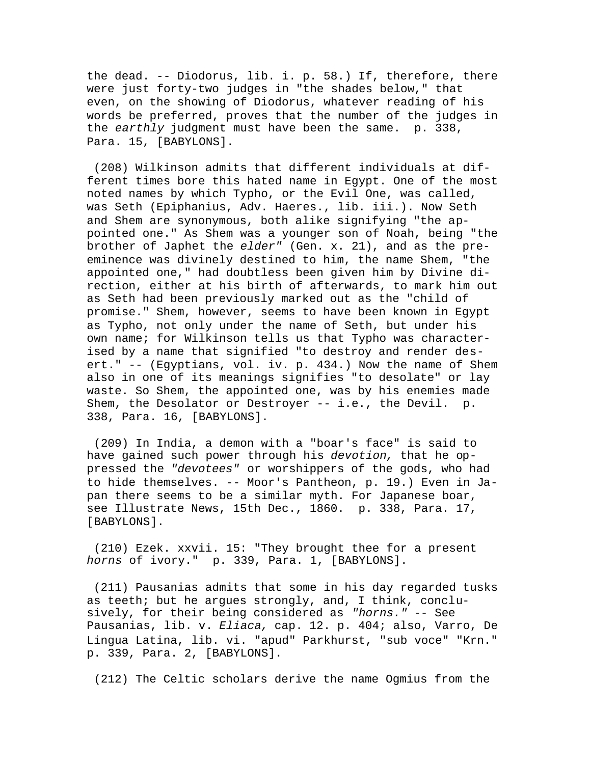the dead. -- Diodorus, lib. i. p. 58.) If, therefore, there were just forty-two judges in "the shades below," that even, on the showing of Diodorus, whatever reading of his words be preferred, proves that the number of the judges in the *earthly* judgment must have been the same. p. 338, Para. 15, [BABYLONS].

(208) Wilkinson admits that different individuals at different times bore this hated name in Egypt. One of the most noted names by which Typho, or the Evil One, was called, was Seth (Epiphanius, Adv. Haeres., lib. iii.). Now Seth and Shem are synonymous, both alike signifying "the appointed one." As Shem was a younger son of Noah, being "the brother of Japhet the *elder"* (Gen. x. 21), and as the preeminence was divinely destined to him, the name Shem, "the appointed one," had doubtless been given him by Divine direction, either at his birth of afterwards, to mark him out as Seth had been previously marked out as the "child of promise." Shem, however, seems to have been known in Egypt as Typho, not only under the name of Seth, but under his own name; for Wilkinson tells us that Typho was characterised by a name that signified "to destroy and render desert." -- (Egyptians, vol. iv. p. 434.) Now the name of Shem also in one of its meanings signifies "to desolate" or lay waste. So Shem, the appointed one, was by his enemies made Shem, the Desolator or Destroyer -- i.e., the Devil. p. 338, Para. 16, [BABYLONS].

(209) In India, a demon with a "boar's face" is said to have gained such power through his *devotion,* that he oppressed the *"devotees"* or worshippers of the gods, who had to hide themselves. -- Moor's Pantheon, p. 19.) Even in Japan there seems to be a similar myth. For Japanese boar, see Illustrate News, 15th Dec., 1860. p. 338, Para. 17, [BABYLONS].

(210) Ezek. xxvii. 15: "They brought thee for a present *horns* of ivory." p. 339, Para. 1, [BABYLONS].

(211) Pausanias admits that some in his day regarded tusks as teeth; but he argues strongly, and, I think, conclusively, for their being considered as *"horns."* -- See Pausanias, lib. v. *Eliaca,* cap. 12. p. 404; also, Varro, De Lingua Latina, lib. vi. "apud" Parkhurst, "sub voce" "Krn." p. 339, Para. 2, [BABYLONS].

(212) The Celtic scholars derive the name Ogmius from the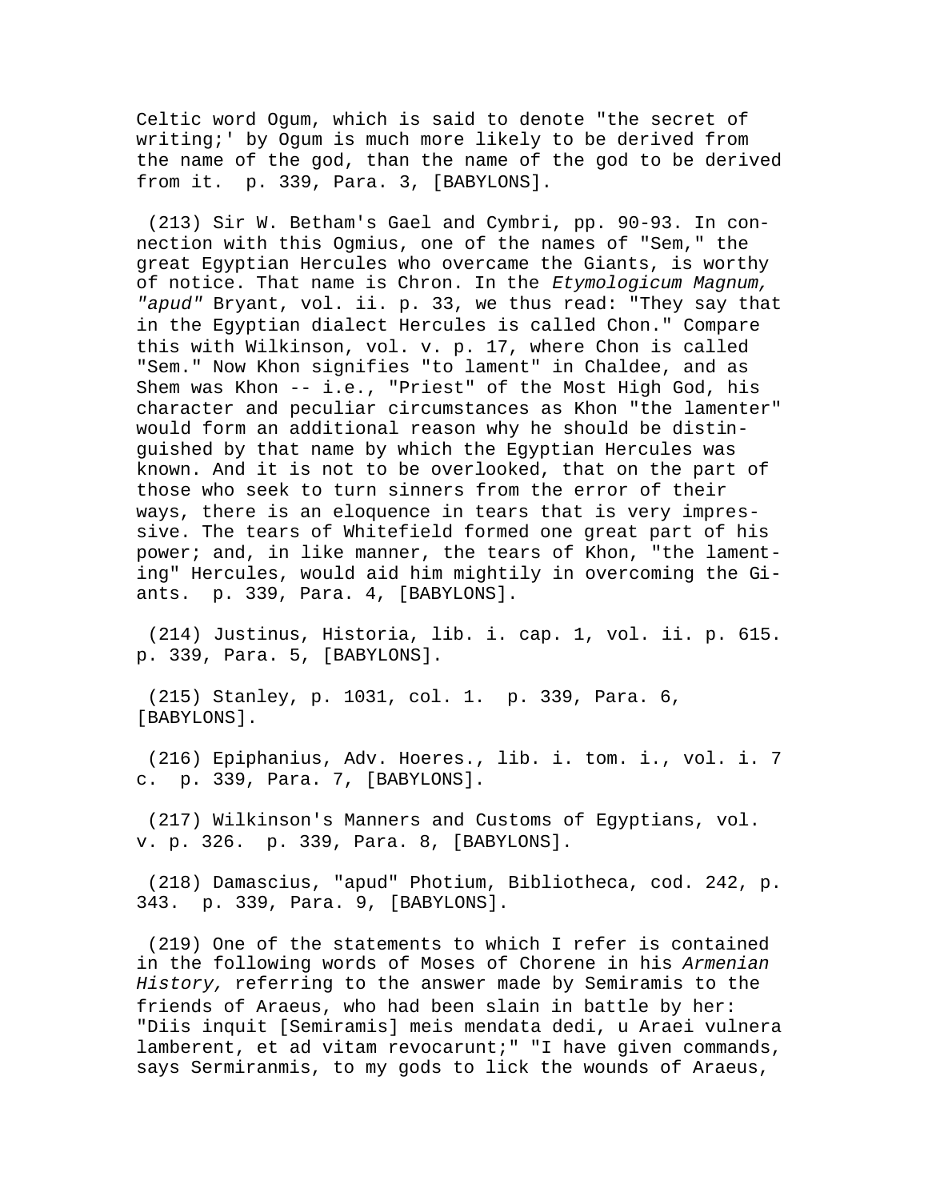Celtic word Ogum, which is said to denote "the secret of writing;' by Ogum is much more likely to be derived from the name of the god, than the name of the god to be derived from it. p. 339, Para. 3, [BABYLONS].

(213) Sir W. Betham's Gael and Cymbri, pp. 90-93. In connection with this Ogmius, one of the names of "Sem," the great Egyptian Hercules who overcame the Giants, is worthy of notice. That name is Chron. In the *Etymologicum Magnum, "apud"* Bryant, vol. ii. p. 33, we thus read: "They say that in the Egyptian dialect Hercules is called Chon." Compare this with Wilkinson, vol. v. p. 17, where Chon is called "Sem." Now Khon signifies "to lament" in Chaldee, and as Shem was Khon -- i.e., "Priest" of the Most High God, his character and peculiar circumstances as Khon "the lamenter" would form an additional reason why he should be distinguished by that name by which the Egyptian Hercules was known. And it is not to be overlooked, that on the part of those who seek to turn sinners from the error of their ways, there is an eloquence in tears that is very impressive. The tears of Whitefield formed one great part of his power; and, in like manner, the tears of Khon, "the lamenting" Hercules, would aid him mightily in overcoming the Giants. p. 339, Para. 4, [BABYLONS].

(214) Justinus, Historia, lib. i. cap. 1, vol. ii. p. 615. p. 339, Para. 5, [BABYLONS].

(215) Stanley, p. 1031, col. 1. p. 339, Para. 6, [BABYLONS].

(216) Epiphanius, Adv. Hoeres., lib. i. tom. i., vol. i. 7 c. p. 339, Para. 7, [BABYLONS].

(217) Wilkinson's Manners and Customs of Egyptians, vol. v. p. 326. p. 339, Para. 8, [BABYLONS].

(218) Damascius, "apud" Photium, Bibliotheca, cod. 242, p. 343. p. 339, Para. 9, [BABYLONS].

(219) One of the statements to which I refer is contained in the following words of Moses of Chorene in his *Armenian History,* referring to the answer made by Semiramis to the friends of Araeus, who had been slain in battle by her: "Diis inquit [Semiramis] meis mendata dedi, u Araei vulnera lamberent, et ad vitam revocarunt;" "I have given commands, says Sermiranmis, to my gods to lick the wounds of Araeus,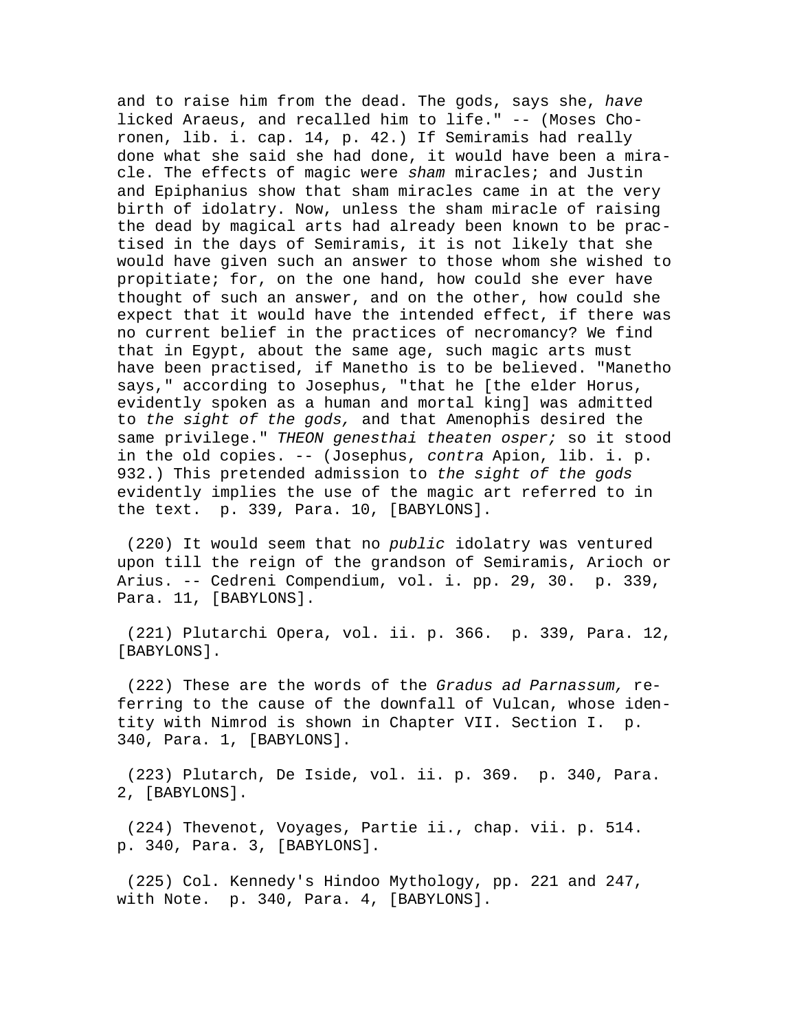and to raise him from the dead. The gods, says she, *have* licked Araeus, and recalled him to life." -- (Moses Choronen, lib. i. cap. 14, p. 42.) If Semiramis had really done what she said she had done, it would have been a miracle. The effects of magic were *sham* miracles; and Justin and Epiphanius show that sham miracles came in at the very birth of idolatry. Now, unless the sham miracle of raising the dead by magical arts had already been known to be practised in the days of Semiramis, it is not likely that she would have given such an answer to those whom she wished to propitiate; for, on the one hand, how could she ever have thought of such an answer, and on the other, how could she expect that it would have the intended effect, if there was no current belief in the practices of necromancy? We find that in Egypt, about the same age, such magic arts must have been practised, if Manetho is to be believed. "Manetho says," according to Josephus, "that he [the elder Horus, evidently spoken as a human and mortal king] was admitted to *the sight of the gods,* and that Amenophis desired the same privilege." *THEON genesthai theaten osper;* so it stood in the old copies. -- (Josephus, *contra* Apion, lib. i. p. 932.) This pretended admission to *the sight of the gods* evidently implies the use of the magic art referred to in the text.  p. 339, Para. 10, [BABYLONS].

(220) It would seem that no *public* idolatry was ventured upon till the reign of the grandson of Semiramis, Arioch or Arius. -- Cedreni Compendium, vol. i. pp. 29, 30.  p. 339, Para. 11, [BABYLONS].

(221) Plutarchi Opera, vol. ii. p. 366.  p. 339, Para. 12, [BABYLONS].

(222) These are the words of the *Gradus ad Parnassum,* referring to the cause of the downfall of Vulcan, whose identity with Nimrod is shown in Chapter VII. Section I.  p. 340, Para. 1, [BABYLONS].

(223) Plutarch, De Iside, vol. ii. p. 369.  p. 340, Para. 2, [BABYLONS].

(224) Thevenot, Voyages, Partie ii., chap. vii. p. 514.  p. 340, Para. 3, [BABYLONS].

(225) Col. Kennedy's Hindoo Mythology, pp. 221 and 247, with Note.  p. 340, Para. 4, [BABYLONS].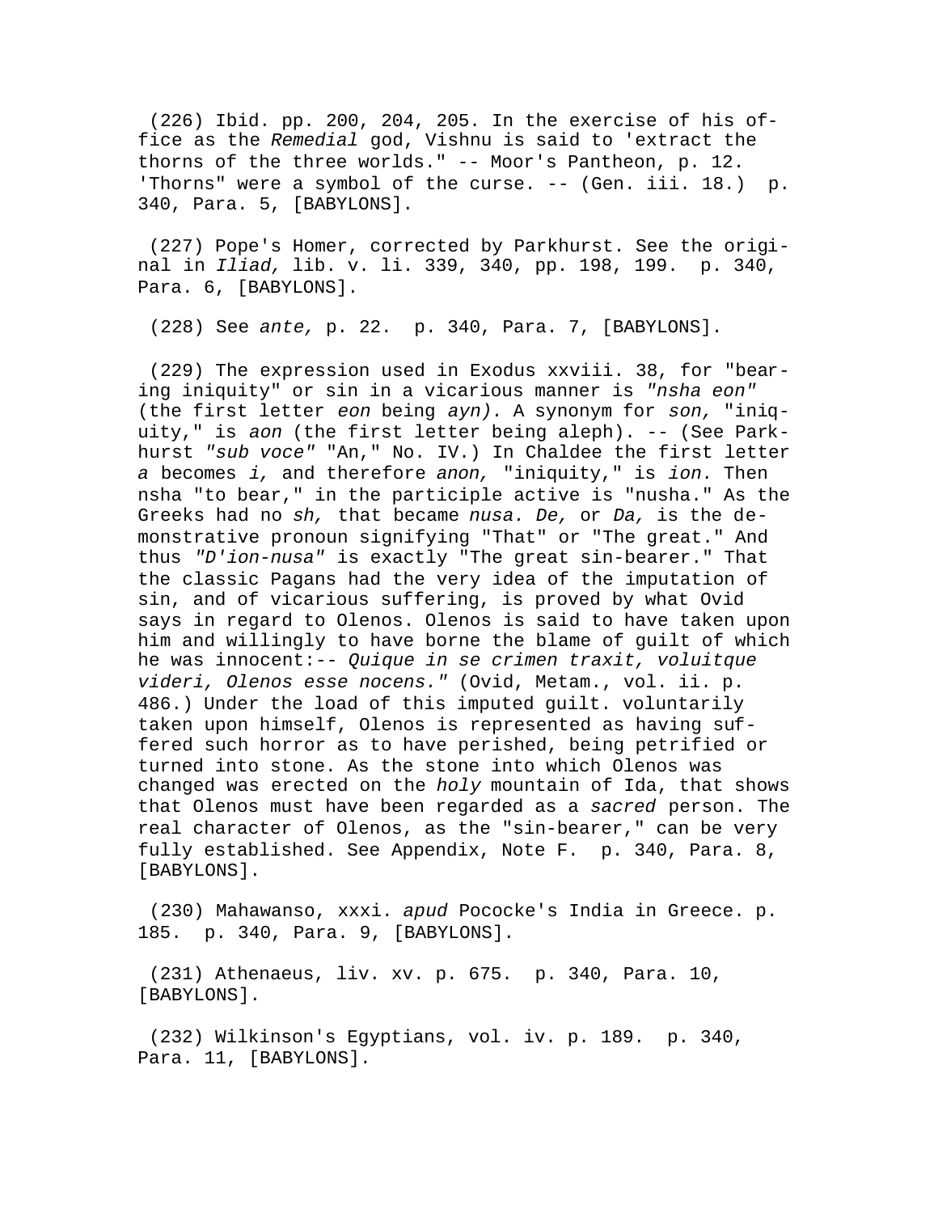(226) Ibid. pp. 200, 204, 205. In the exercise of his office as the *Remedial* god, Vishnu is said to 'extract the thorns of the three worlds." -- Moor's Pantheon, p. 12. 'Thorns" were a symbol of the curse. -- (Gen. iii. 18.)  p. 340, Para. 5, [BABYLONS].

(227) Pope's Homer, corrected by Parkhurst. See the original in *Iliad,* lib. v. li. 339, 340, pp. 198, 199.  p. 340, Para. 6, [BABYLONS].

(228) See *ante,* p. 22.  p. 340, Para. 7, [BABYLONS].

(229) The expression used in Exodus xxviii. 38, for "bearing iniquity" or sin in a vicarious manner is *"nsha eon"* (the first letter *eon* being *ayn).* A synonym for *son,* "iniquity," is *aon* (the first letter being aleph). -- (See Parkhurst *"sub voce"* "An," No. IV.) In Chaldee the first letter *a* becomes *i,* and therefore *anon,* "iniquity," is *ion.* Then nsha "to bear," in the participle active is "nusha." As the Greeks had no *sh,* that became *nusa. De,* or *Da,* is the demonstrative pronoun signifying "That" or "The great." And thus *"D'ion-nusa"* is exactly "The great sin-bearer." That the classic Pagans had the very idea of the imputation of sin, and of vicarious suffering, is proved by what Ovid says in regard to Olenos. Olenos is said to have taken upon him and willingly to have borne the blame of guilt of which he was innocent:-- *Quique in se crimen traxit, voluitque videri, Olenos esse nocens."* (Ovid, Metam., vol. ii. p. 486.) Under the load of this imputed guilt. voluntarily taken upon himself, Olenos is represented as having suffered such horror as to have perished, being petrified or turned into stone. As the stone into which Olenos was changed was erected on the *holy* mountain of Ida, that shows that Olenos must have been regarded as a *sacred* person. The real character of Olenos, as the "sin-bearer," can be very fully established. See Appendix, Note F.  p. 340, Para. 8, [BABYLONS].

(230) Mahawanso, xxxi. *apud* Pococke's India in Greece. p. 185.  p. 340, Para. 9, [BABYLONS].

(231) Athenaeus, liv. xv. p. 675.  p. 340, Para. 10, [BABYLONS].

(232) Wilkinson's Egyptians, vol. iv. p. 189.  p. 340, Para. 11, [BABYLONS].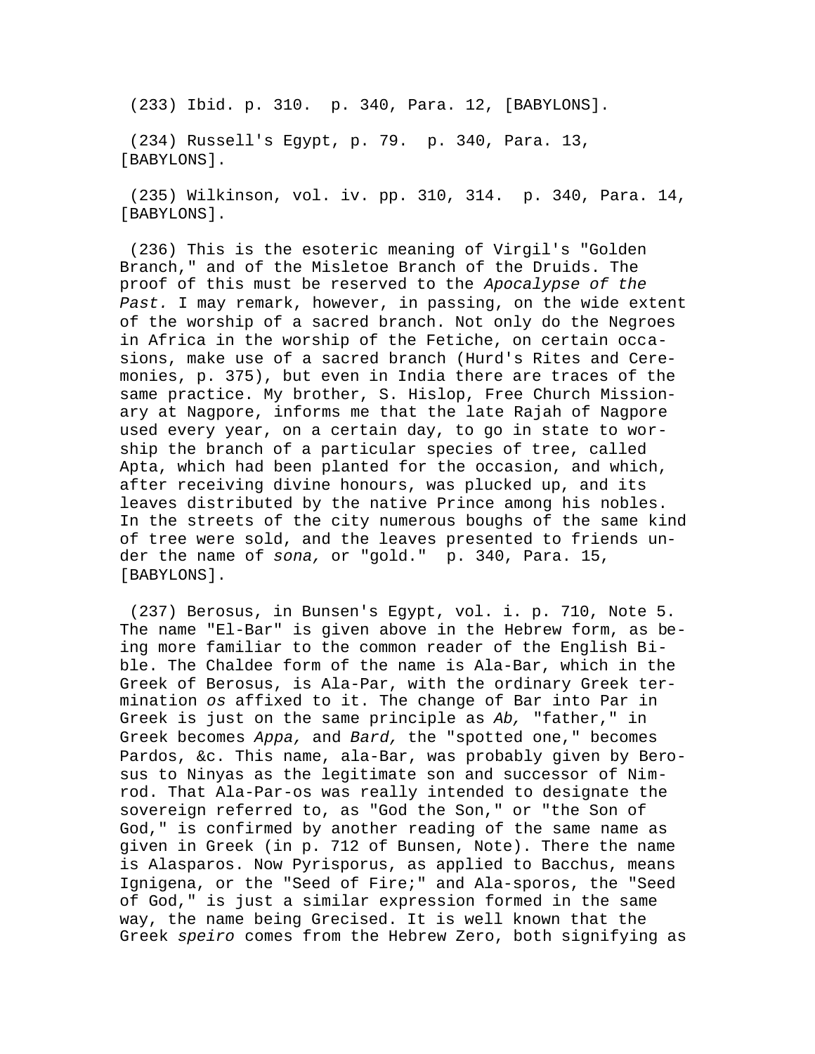(233) Ibid. p. 310. p. 340, Para. 12, [BABYLONS].

(234) Russell's Egypt, p. 79. p. 340, Para. 13, [BABYLONS].

(235) Wilkinson, vol. iv. pp. 310, 314. p. 340, Para. 14, [BABYLONS].

(236) This is the esoteric meaning of Virgil's "Golden Branch," and of the Misletoe Branch of the Druids. The proof of this must be reserved to the *Apocalypse of the Past.* I may remark, however, in passing, on the wide extent of the worship of a sacred branch. Not only do the Negroes in Africa in the worship of the Fetiche, on certain occasions, make use of a sacred branch (Hurd's Rites and Ceremonies, p. 375), but even in India there are traces of the same practice. My brother, S. Hislop, Free Church Missionary at Nagpore, informs me that the late Rajah of Nagpore used every year, on a certain day, to go in state to worship the branch of a particular species of tree, called Apta, which had been planted for the occasion, and which, after receiving divine honours, was plucked up, and its leaves distributed by the native Prince among his nobles. In the streets of the city numerous boughs of the same kind of tree were sold, and the leaves presented to friends under the name of *sona,* or "gold." p. 340, Para. 15, [BABYLONS].

(237) Berosus, in Bunsen's Egypt, vol. i. p. 710, Note 5. The name "El-Bar" is given above in the Hebrew form, as being more familiar to the common reader of the English Bible. The Chaldee form of the name is Ala-Bar, which in the Greek of Berosus, is Ala-Par, with the ordinary Greek termination *os* affixed to it. The change of Bar into Par in Greek is just on the same principle as *Ab,* "father," in Greek becomes *Appa,* and *Bard,* the "spotted one," becomes Pardos, &c. This name, ala-Bar, was probably given by Berosus to Ninyas as the legitimate son and successor of Nimrod. That Ala-Par-os was really intended to designate the sovereign referred to, as "God the Son," or "the Son of God," is confirmed by another reading of the same name as given in Greek (in p. 712 of Bunsen, Note). There the name is Alasparos. Now Pyrisporus, as applied to Bacchus, means Ignigena, or the "Seed of Fire;" and Ala-sporos, the "Seed of God," is just a similar expression formed in the same way, the name being Grecised. It is well known that the Greek *speiro* comes from the Hebrew Zero, both signifying as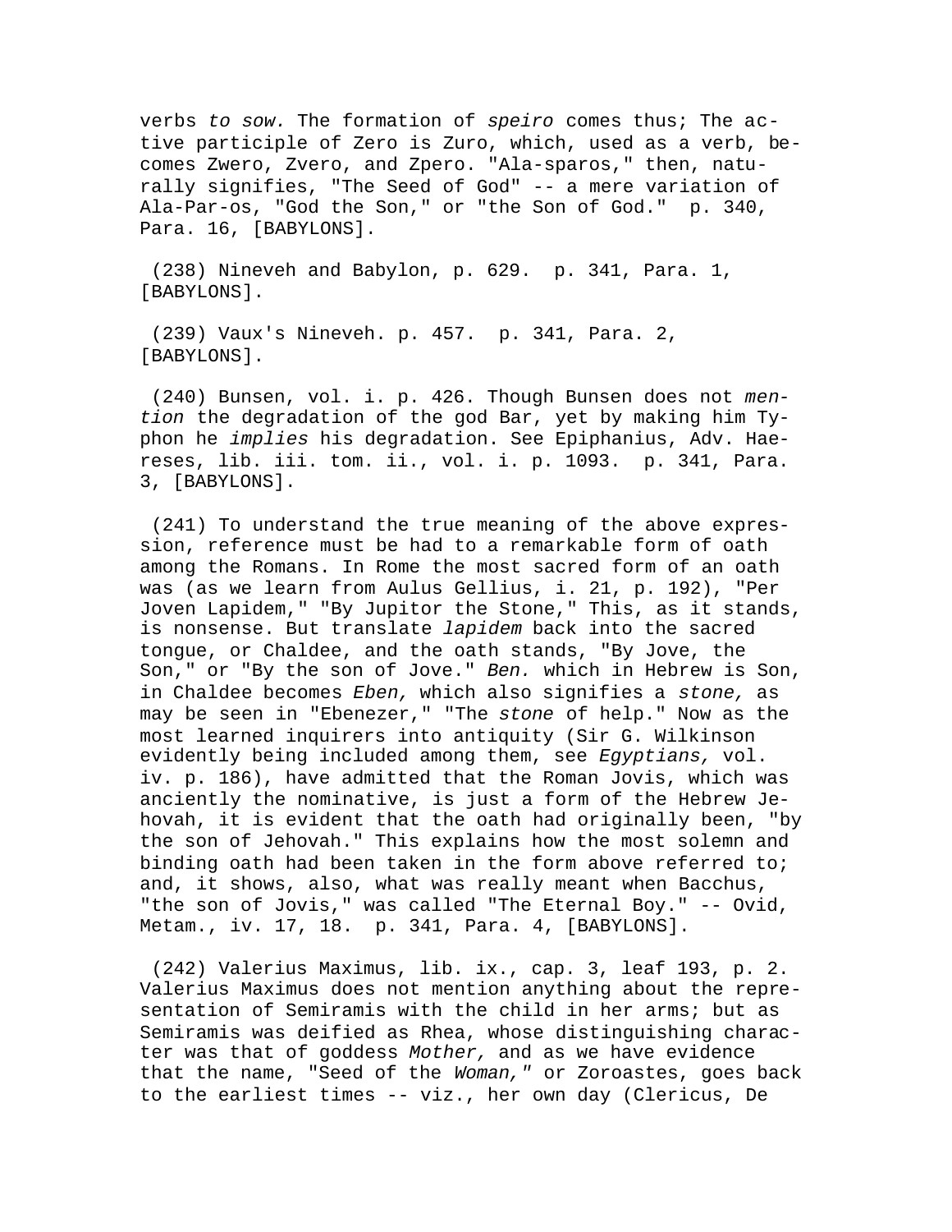verbs *to sow.* The formation of *speiro* comes thus; The active participle of Zero is Zuro, which, used as a verb, becomes Zwero, Zvero, and Zpero. "Ala-sparos," then, naturally signifies, "The Seed of God" -- a mere variation of Ala-Par-os, "God the Son," or "the Son of God." p. 340, Para. 16, [BABYLONS].

(238) Nineveh and Babylon, p. 629. p. 341, Para. 1, [BABYLONS].

(239) Vaux's Nineveh. p. 457. p. 341, Para. 2, [BABYLONS].

(240) Bunsen, vol. i. p. 426. Though Bunsen does not *mention* the degradation of the god Bar, yet by making him Typhon he *implies* his degradation. See Epiphanius, Adv. Haereses, lib. iii. tom. ii., vol. i. p. 1093. p. 341, Para. 3, [BABYLONS].

(241) To understand the true meaning of the above expression, reference must be had to a remarkable form of oath among the Romans. In Rome the most sacred form of an oath was (as we learn from Aulus Gellius, i. 21, p. 192), "Per Joven Lapidem," "By Jupitor the Stone," This, as it stands, is nonsense. But translate *lapidem* back into the sacred tongue, or Chaldee, and the oath stands, "By Jove, the Son," or "By the son of Jove." *Ben.* which in Hebrew is Son, in Chaldee becomes *Eben,* which also signifies a *stone,* as may be seen in "Ebenezer," "The *stone* of help." Now as the most learned inquirers into antiquity (Sir G. Wilkinson evidently being included among them, see *Egyptians,* vol. iv. p. 186), have admitted that the Roman Jovis, which was anciently the nominative, is just a form of the Hebrew Jehovah, it is evident that the oath had originally been, "by the son of Jehovah." This explains how the most solemn and binding oath had been taken in the form above referred to; and, it shows, also, what was really meant when Bacchus, "the son of Jovis," was called "The Eternal Boy." -- Ovid, Metam., iv. 17, 18. p. 341, Para. 4, [BABYLONS].

(242) Valerius Maximus, lib. ix., cap. 3, leaf 193, p. 2. Valerius Maximus does not mention anything about the representation of Semiramis with the child in her arms; but as Semiramis was deified as Rhea, whose distinguishing character was that of goddess *Mother,* and as we have evidence that the name, "Seed of the *Woman,"* or Zoroastes, goes back to the earliest times -- viz., her own day (Clericus, De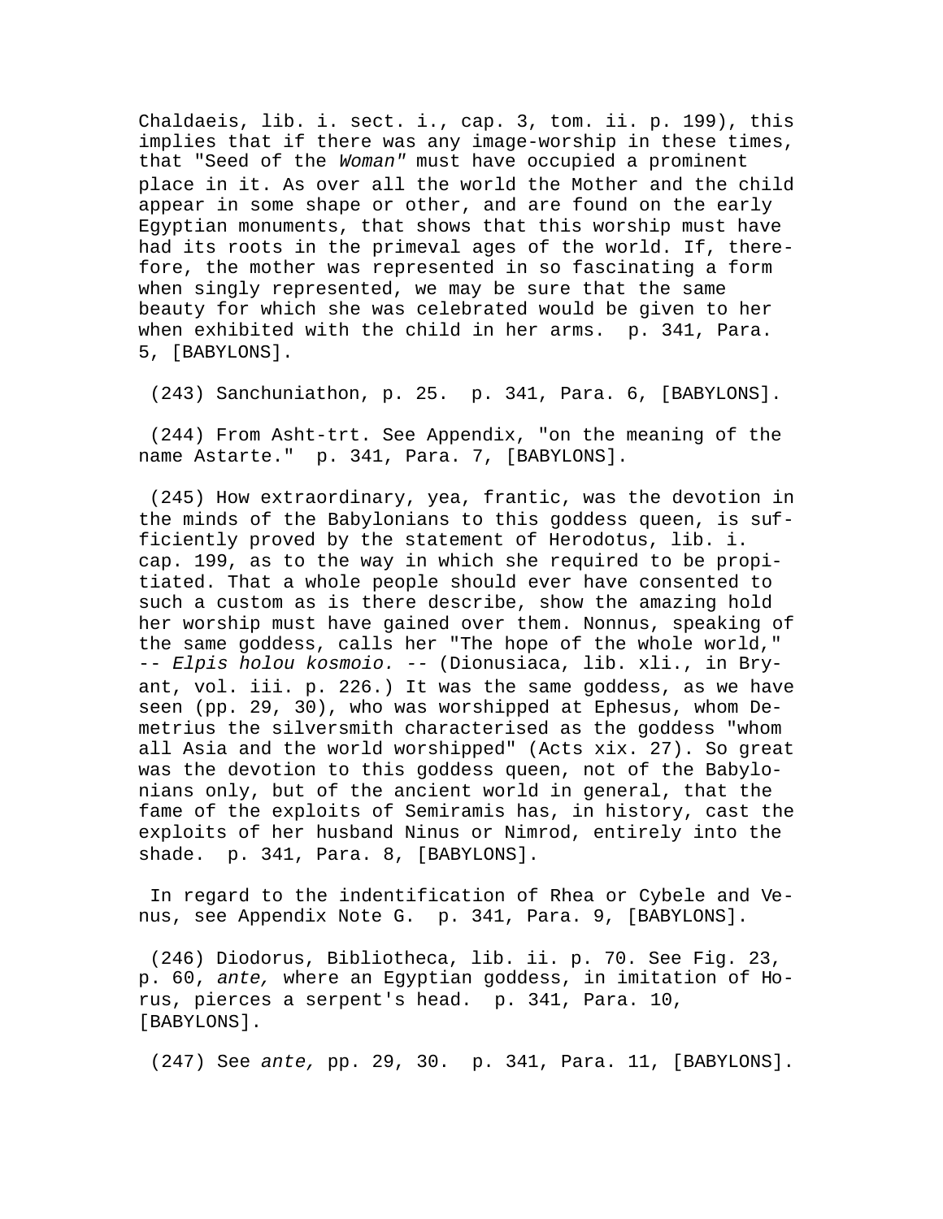Chaldaeis, lib. i. sect. i., cap. 3, tom. ii. p. 199), this implies that if there was any image-worship in these times, that "Seed of the *Woman"* must have occupied a prominent place in it. As over all the world the Mother and the child appear in some shape or other, and are found on the early Egyptian monuments, that shows that this worship must have had its roots in the primeval ages of the world. If, therefore, the mother was represented in so fascinating a form when singly represented, we may be sure that the same beauty for which she was celebrated would be given to her when exhibited with the child in her arms. p. 341, Para. 5, [BABYLONS].

(243) Sanchuniathon, p. 25. p. 341, Para. 6, [BABYLONS].

(244) From Asht-trt. See Appendix, "on the meaning of the name Astarte." p. 341, Para. 7, [BABYLONS].

(245) How extraordinary, yea, frantic, was the devotion in the minds of the Babylonians to this goddess queen, is sufficiently proved by the statement of Herodotus, lib. i. cap. 199, as to the way in which she required to be propitiated. That a whole people should ever have consented to such a custom as is there describe, show the amazing hold her worship must have gained over them. Nonnus, speaking of the same goddess, calls her "The hope of the whole world," -- *Elpis holou kosmoio.* -- (Dionusiaca, lib. xli., in Bryant, vol. iii. p. 226.) It was the same goddess, as we have seen (pp. 29, 30), who was worshipped at Ephesus, whom Demetrius the silversmith characterised as the goddess "whom all Asia and the world worshipped" (Acts xix. 27). So great was the devotion to this goddess queen, not of the Babylonians only, but of the ancient world in general, that the fame of the exploits of Semiramis has, in history, cast the exploits of her husband Ninus or Nimrod, entirely into the shade. p. 341, Para. 8, [BABYLONS].

In regard to the indentification of Rhea or Cybele and Venus, see Appendix Note G. p. 341, Para. 9, [BABYLONS].

(246) Diodorus, Bibliotheca, lib. ii. p. 70. See Fig. 23, p. 60, *ante,* where an Egyptian goddess, in imitation of Horus, pierces a serpent's head. p. 341, Para. 10, [BABYLONS].

(247) See *ante,* pp. 29, 30. p. 341, Para. 11, [BABYLONS].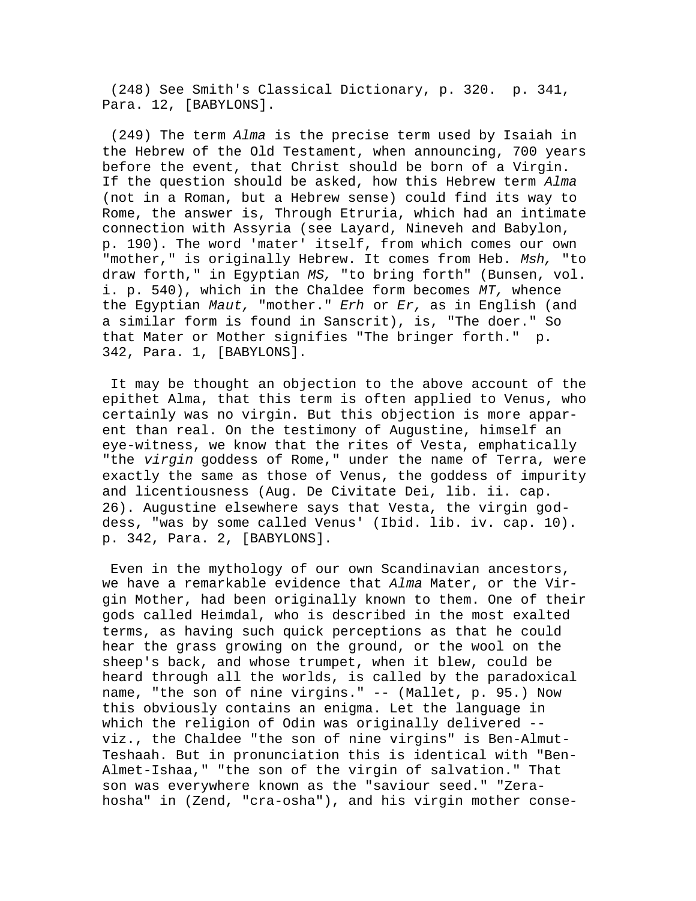(248) See Smith's Classical Dictionary, p. 320. p. 341, Para. 12, [BABYLONS].

(249) The term *Alma* is the precise term used by Isaiah in the Hebrew of the Old Testament, when announcing, 700 years before the event, that Christ should be born of a Virgin. If the question should be asked, how this Hebrew term *Alma* (not in a Roman, but a Hebrew sense) could find its way to Rome, the answer is, Through Etruria, which had an intimate connection with Assyria (see Layard, Nineveh and Babylon, p. 190). The word 'mater' itself, from which comes our own "mother," is originally Hebrew. It comes from Heb. *Msh,* "to draw forth," in Egyptian *MS,* "to bring forth" (Bunsen, vol. i. p. 540), which in the Chaldee form becomes *MT,* whence the Egyptian *Maut,* "mother." *Erh* or *Er,* as in English (and a similar form is found in Sanscrit), is, "The doer." So that Mater or Mother signifies "The bringer forth." p. 342, Para. 1, [BABYLONS].

It may be thought an objection to the above account of the epithet Alma, that this term is often applied to Venus, who certainly was no virgin. But this objection is more apparent than real. On the testimony of Augustine, himself an eye-witness, we know that the rites of Vesta, emphatically "the *virgin* goddess of Rome," under the name of Terra, were exactly the same as those of Venus, the goddess of impurity and licentiousness (Aug. De Civitate Dei, lib. ii. cap. 26). Augustine elsewhere says that Vesta, the virgin goddess, "was by some called Venus' (Ibid. lib. iv. cap. 10). p. 342, Para. 2, [BABYLONS].

Even in the mythology of our own Scandinavian ancestors, we have a remarkable evidence that *Alma* Mater, or the Virgin Mother, had been originally known to them. One of their gods called Heimdal, who is described in the most exalted terms, as having such quick perceptions as that he could hear the grass growing on the ground, or the wool on the sheep's back, and whose trumpet, when it blew, could be heard through all the worlds, is called by the paradoxical name, "the son of nine virgins." -- (Mallet, p. 95.) Now this obviously contains an enigma. Let the language in which the religion of Odin was originally delivered -- viz., the Chaldee "the son of nine virgins" is Ben-Almut-Teshaah. But in pronunciation this is identical with "Ben-Almet-Ishaa," "the son of the virgin of salvation." That son was everywhere known as the "saviour seed." "Zera-hosha" in (Zend, "cra-osha"), and his virgin mother conse-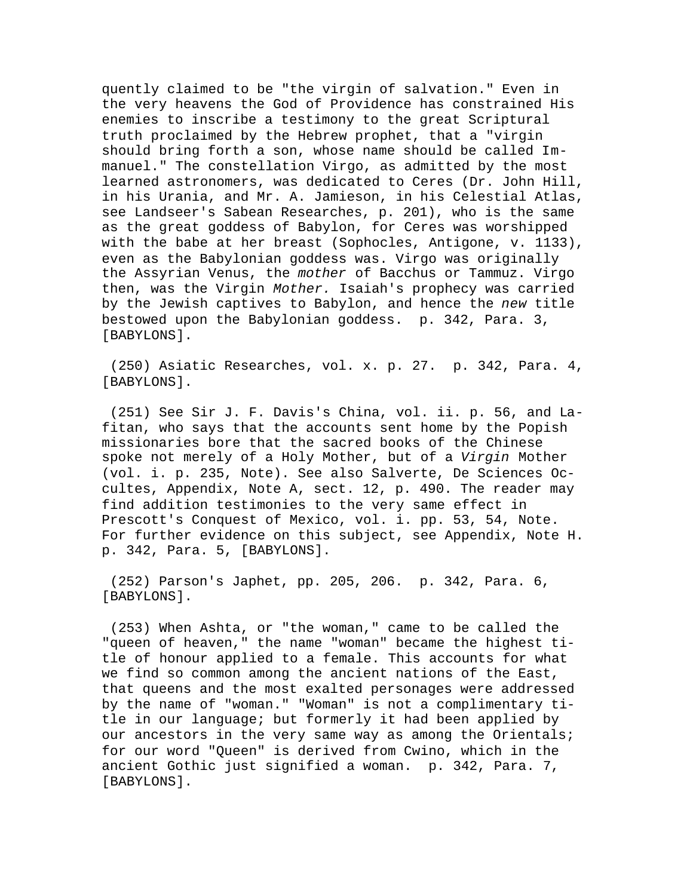quently claimed to be "the virgin of salvation." Even in the very heavens the God of Providence has constrained His enemies to inscribe a testimony to the great Scriptural truth proclaimed by the Hebrew prophet, that a "virgin should bring forth a son, whose name should be called Immanuel." The constellation Virgo, as admitted by the most learned astronomers, was dedicated to Ceres (Dr. John Hill, in his Urania, and Mr. A. Jamieson, in his Celestial Atlas, see Landseer's Sabean Researches, p. 201), who is the same as the great goddess of Babylon, for Ceres was worshipped with the babe at her breast (Sophocles, Antigone, v. 1133), even as the Babylonian goddess was. Virgo was originally the Assyrian Venus, the *mother* of Bacchus or Tammuz. Virgo then, was the Virgin *Mother.* Isaiah's prophecy was carried by the Jewish captives to Babylon, and hence the *new* title bestowed upon the Babylonian goddess.  p. 342, Para. 3, [BABYLONS].

(250) Asiatic Researches, vol. x. p. 27.  p. 342, Para. 4, [BABYLONS].

(251) See Sir J. F. Davis's China, vol. ii. p. 56, and Lafitan, who says that the accounts sent home by the Popish missionaries bore that the sacred books of the Chinese spoke not merely of a Holy Mother, but of a *Virgin* Mother (vol. i. p. 235, Note). See also Salverte, De Sciences Occultes, Appendix, Note A, sect. 12, p. 490. The reader may find addition testimonies to the very same effect in Prescott's Conquest of Mexico, vol. i. pp. 53, 54, Note. For further evidence on this subject, see Appendix, Note H. p. 342, Para. 5, [BABYLONS].

(252) Parson's Japhet, pp. 205, 206.  p. 342, Para. 6, [BABYLONS].

(253) When Ashta, or "the woman," came to be called the "queen of heaven," the name "woman" became the highest title of honour applied to a female. This accounts for what we find so common among the ancient nations of the East, that queens and the most exalted personages were addressed by the name of "woman." "Woman" is not a complimentary title in our language; but formerly it had been applied by our ancestors in the very same way as among the Orientals; for our word "Queen" is derived from Cwino, which in the ancient Gothic just signified a woman.  p. 342, Para. 7, [BABYLONS].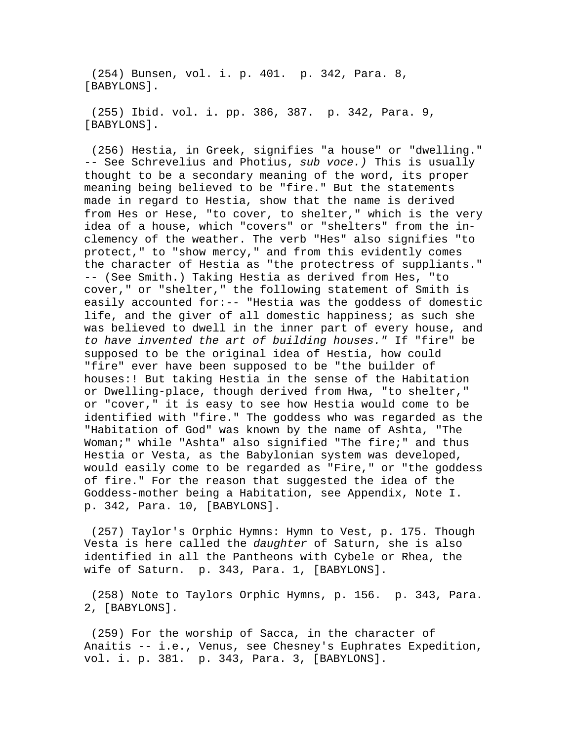(254) Bunsen, vol. i. p. 401.  p. 342, Para. 8, [BABYLONS].

(255) Ibid. vol. i. pp. 386, 387.  p. 342, Para. 9, [BABYLONS].

(256) Hestia, in Greek, signifies "a house" or "dwelling." -- See Schrevelius and Photius, *sub voce.)* This is usually thought to be a secondary meaning of the word, its proper meaning being believed to be "fire." But the statements made in regard to Hestia, show that the name is derived from Hes or Hese, "to cover, to shelter," which is the very idea of a house, which "covers" or "shelters" from the in-clemency of the weather. The verb "Hes" also signifies "to protect," to "show mercy," and from this evidently comes the character of Hestia as "the protectress of suppliants." -- (See Smith.) Taking Hestia as derived from Hes, "to cover," or "shelter," the following statement of Smith is easily accounted for:-- "Hestia was the goddess of domestic life, and the giver of all domestic happiness; as such she was believed to dwell in the inner part of every house, and *to have invented the art of building houses."* If "fire" be supposed to be the original idea of Hestia, how could "fire" ever have been supposed to be "the builder of houses:! But taking Hestia in the sense of the Habitation or Dwelling-place, though derived from Hwa, "to shelter," or "cover," it is easy to see how Hestia would come to be identified with "fire." The goddess who was regarded as the "Habitation of God" was known by the name of Ashta, "The Woman;" while "Ashta" also signified "The fire;" and thus Hestia or Vesta, as the Babylonian system was developed, would easily come to be regarded as "Fire," or "the goddess of fire." For the reason that suggested the idea of the Goddess-mother being a Habitation, see Appendix, Note I. p. 342, Para. 10, [BABYLONS].

(257) Taylor's Orphic Hymns: Hymn to Vest, p. 175. Though Vesta is here called the *daughter* of Saturn, she is also identified in all the Pantheons with Cybele or Rhea, the wife of Saturn.  p. 343, Para. 1, [BABYLONS].

(258) Note to Taylors Orphic Hymns, p. 156.  p. 343, Para. 2, [BABYLONS].

(259) For the worship of Sacca, in the character of Anaitis -- i.e., Venus, see Chesney's Euphrates Expedition, vol. i. p. 381.  p. 343, Para. 3, [BABYLONS].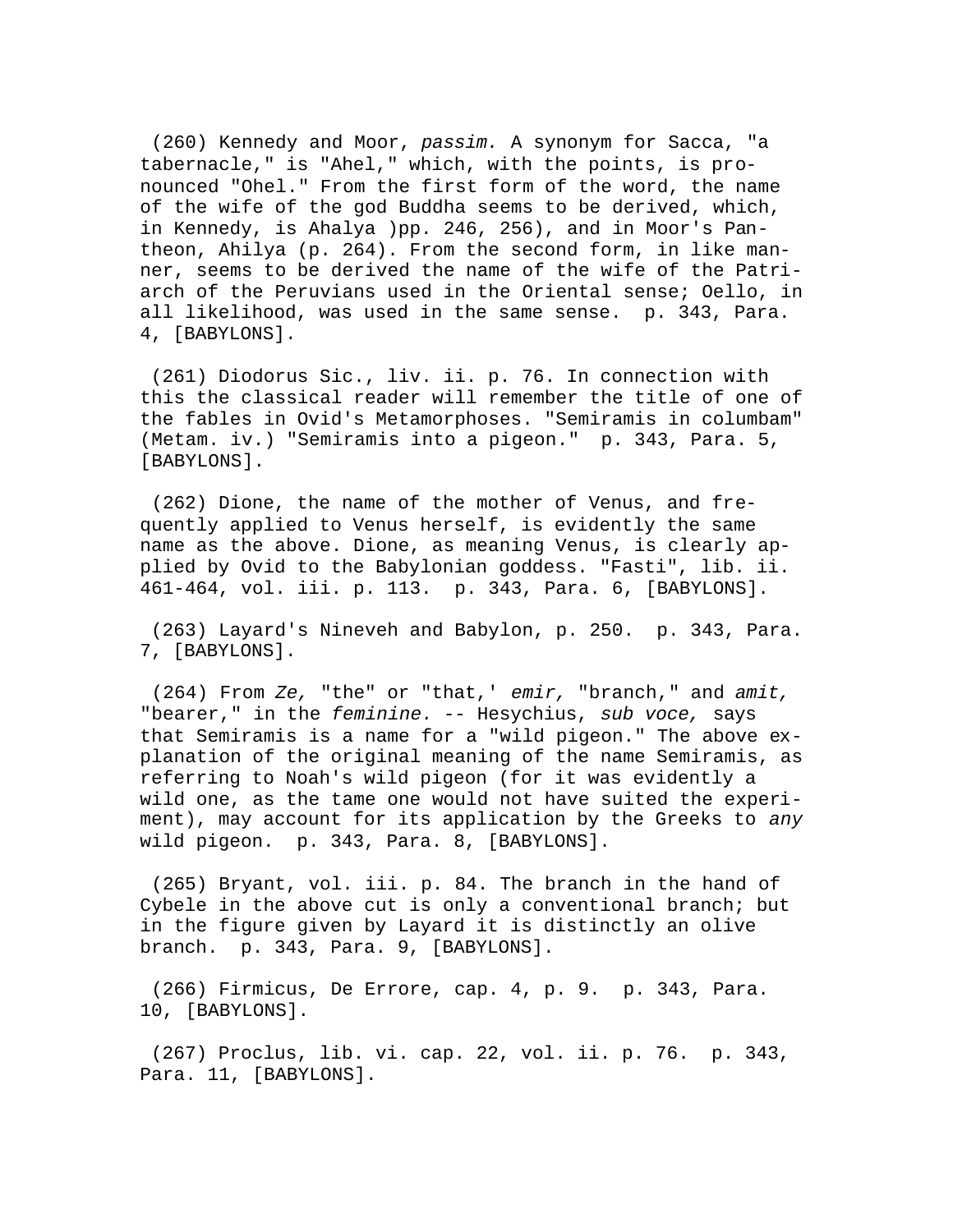(260) Kennedy and Moor, *passim.* A synonym for Sacca, "a tabernacle," is "Ahel," which, with the points, is pronounced "Ohel." From the first form of the word, the name of the wife of the god Buddha seems to be derived, which, in Kennedy, is Ahalya )pp. 246, 256), and in Moor's Pantheon, Ahilya (p. 264). From the second form, in like manner, seems to be derived the name of the wife of the Patriarch of the Peruvians used in the Oriental sense; Oello, in all likelihood, was used in the same sense. p. 343, Para. 4, [BABYLONS].

(261) Diodorus Sic., liv. ii. p. 76. In connection with this the classical reader will remember the title of one of the fables in Ovid's Metamorphoses. "Semiramis in columbam" (Metam. iv.) "Semiramis into a pigeon." p. 343, Para. 5, [BABYLONS].

(262) Dione, the name of the mother of Venus, and frequently applied to Venus herself, is evidently the same name as the above. Dione, as meaning Venus, is clearly applied by Ovid to the Babylonian goddess. "Fasti", lib. ii. 461-464, vol. iii. p. 113. p. 343, Para. 6, [BABYLONS].

(263) Layard's Nineveh and Babylon, p. 250. p. 343, Para. 7, [BABYLONS].

(264) From *Ze,* "the" or "that,' *emir,* "branch," and *amit,* "bearer," in the *feminine.* -- Hesychius, *sub voce,* says that Semiramis is a name for a "wild pigeon." The above explanation of the original meaning of the name Semiramis, as referring to Noah's wild pigeon (for it was evidently a wild one, as the tame one would not have suited the experiment), may account for its application by the Greeks to *any* wild pigeon. p. 343, Para. 8, [BABYLONS].

(265) Bryant, vol. iii. p. 84. The branch in the hand of Cybele in the above cut is only a conventional branch; but in the figure given by Layard it is distinctly an olive branch. p. 343, Para. 9, [BABYLONS].

(266) Firmicus, De Errore, cap. 4, p. 9. p. 343, Para. 10, [BABYLONS].

(267) Proclus, lib. vi. cap. 22, vol. ii. p. 76. p. 343, Para. 11, [BABYLONS].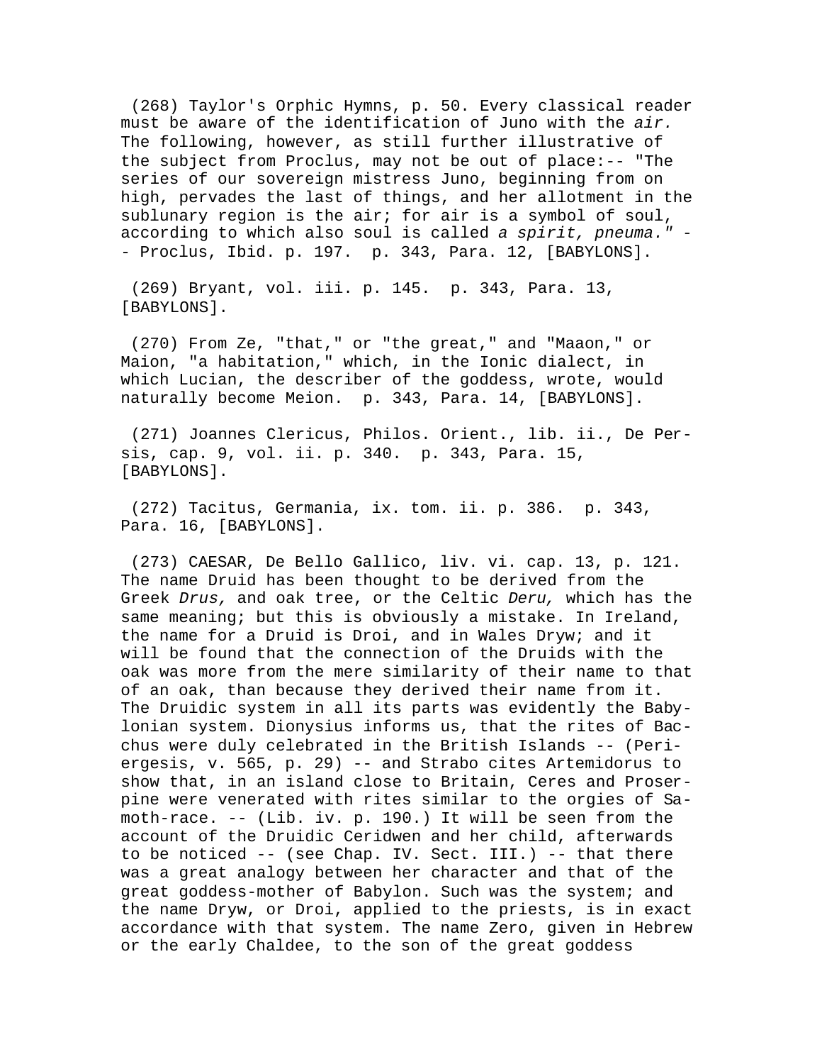(268) Taylor's Orphic Hymns, p. 50. Every classical reader must be aware of the identification of Juno with the *air.* The following, however, as still further illustrative of the subject from Proclus, may not be out of place:-- "The series of our sovereign mistress Juno, beginning from on high, pervades the last of things, and her allotment in the sublunary region is the air; for air is a symbol of soul, according to which also soul is called *a spirit, pneuma.*" -- Proclus, Ibid. p. 197. p. 343, Para. 12, [BABYLONS].

(269) Bryant, vol. iii. p. 145. p. 343, Para. 13, [BABYLONS].

(270) From Ze, "that," or "the great," and "Maaon," or Maion, "a habitation," which, in the Ionic dialect, in which Lucian, the describer of the goddess, wrote, would naturally become Meion. p. 343, Para. 14, [BABYLONS].

(271) Joannes Clericus, Philos. Orient., lib. ii., De Persis, cap. 9, vol. ii. p. 340. p. 343, Para. 15, [BABYLONS].

(272) Tacitus, Germania, ix. tom. ii. p. 386. p. 343, Para. 16, [BABYLONS].

(273) CAESAR, De Bello Gallico, liv. vi. cap. 13, p. 121. The name Druid has been thought to be derived from the Greek *Drus,* and oak tree, or the Celtic *Deru,* which has the same meaning; but this is obviously a mistake. In Ireland, the name for a Druid is Droi, and in Wales Dryw; and it will be found that the connection of the Druids with the oak was more from the mere similarity of their name to that of an oak, than because they derived their name from it. The Druidic system in all its parts was evidently the Babylonian system. Dionysius informs us, that the rites of Bacchus were duly celebrated in the British Islands -- (Periergesis, v. 565, p. 29) -- and Strabo cites Artemidorus to show that, in an island close to Britain, Ceres and Proserpine were venerated with rites similar to the orgies of Samoth-race. -- (Lib. iv. p. 190.) It will be seen from the account of the Druidic Ceridwen and her child, afterwards to be noticed -- (see Chap. IV. Sect. III.) -- that there was a great analogy between her character and that of the great goddess-mother of Babylon. Such was the system; and the name Dryw, or Droi, applied to the priests, is in exact accordance with that system. The name Zero, given in Hebrew or the early Chaldee, to the son of the great goddess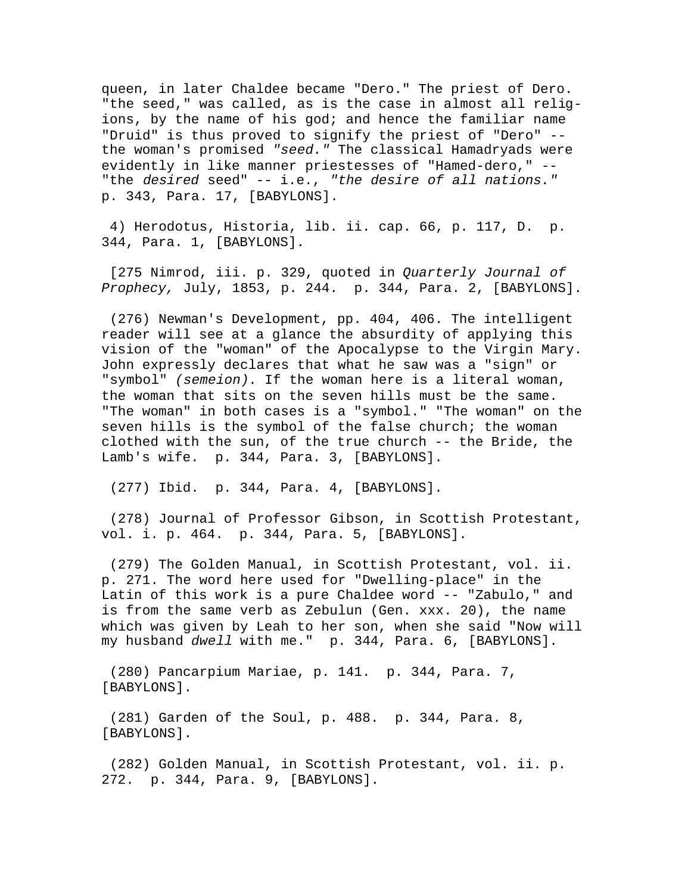queen, in later Chaldee became "Dero." The priest of Dero. "the seed," was called, as is the case in almost all religions, by the name of his god; and hence the familiar name "Druid" is thus proved to signify the priest of "Dero" -- the woman's promised *"seed."* The classical Hamadryads were evidently in like manner priestesses of "Hamed-dero," -- "the *desired* seed" -- i.e., *"the desire of all nations."* p. 343, Para. 17, [BABYLONS].

4) Herodotus, Historia, lib. ii. cap. 66, p. 117, D. p. 344, Para. 1, [BABYLONS].

[275 Nimrod, iii. p. 329, quoted in *Quarterly Journal of Prophecy,* July, 1853, p. 244. p. 344, Para. 2, [BABYLONS].

(276) Newman's Development, pp. 404, 406. The intelligent reader will see at a glance the absurdity of applying this vision of the "woman" of the Apocalypse to the Virgin Mary. John expressly declares that what he saw was a "sign" or "symbol" *(semeion).* If the woman here is a literal woman, the woman that sits on the seven hills must be the same. "The woman" in both cases is a "symbol." "The woman" on the seven hills is the symbol of the false church; the woman clothed with the sun, of the true church -- the Bride, the Lamb's wife. p. 344, Para. 3, [BABYLONS].

(277) Ibid. p. 344, Para. 4, [BABYLONS].

(278) Journal of Professor Gibson, in Scottish Protestant, vol. i. p. 464. p. 344, Para. 5, [BABYLONS].

(279) The Golden Manual, in Scottish Protestant, vol. ii. p. 271. The word here used for "Dwelling-place" in the Latin of this work is a pure Chaldee word -- "Zabulo," and is from the same verb as Zebulun (Gen. xxx. 20), the name which was given by Leah to her son, when she said "Now will my husband *dwell* with me." p. 344, Para. 6, [BABYLONS].

(280) Pancarpium Mariae, p. 141. p. 344, Para. 7, [BABYLONS].

(281) Garden of the Soul, p. 488. p. 344, Para. 8, [BABYLONS].

(282) Golden Manual, in Scottish Protestant, vol. ii. p. 272. p. 344, Para. 9, [BABYLONS].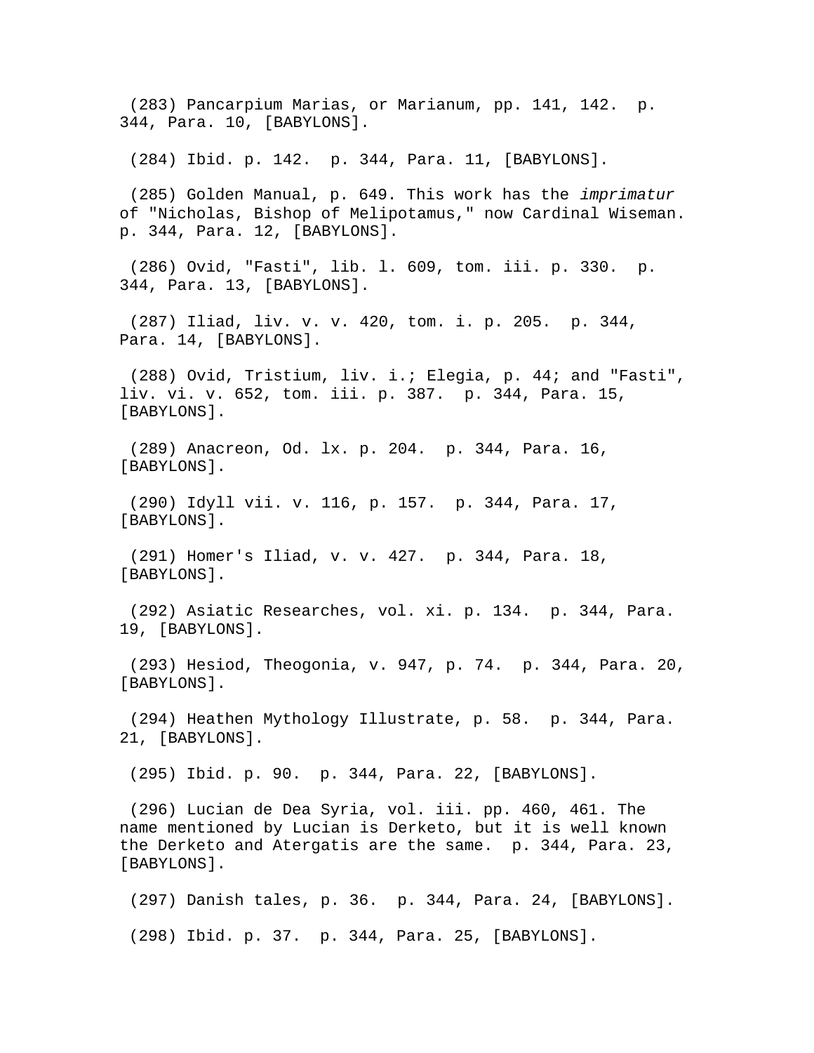(283) Pancarpium Marias, or Marianum, pp. 141, 142. p. 344, Para. 10, [BABYLONS].

(284) Ibid. p. 142. p. 344, Para. 11, [BABYLONS].

(285) Golden Manual, p. 649. This work has the *imprimatur* of "Nicholas, Bishop of Melipotamus," now Cardinal Wiseman. p. 344, Para. 12, [BABYLONS].

(286) Ovid, "Fasti", lib. l. 609, tom. iii. p. 330. p. 344, Para. 13, [BABYLONS].

(287) Iliad, liv. v. v. 420, tom. i. p. 205. p. 344, Para. 14, [BABYLONS].

(288) Ovid, Tristium, liv. i.; Elegia, p. 44; and "Fasti", liv. vi. v. 652, tom. iii. p. 387. p. 344, Para. 15, [BABYLONS].

(289) Anacreon, Od. lx. p. 204. p. 344, Para. 16, [BABYLONS].

(290) Idyll vii. v. 116, p. 157. p. 344, Para. 17, [BABYLONS].

(291) Homer's Iliad, v. v. 427. p. 344, Para. 18, [BABYLONS].

(292) Asiatic Researches, vol. xi. p. 134. p. 344, Para. 19, [BABYLONS].

(293) Hesiod, Theogonia, v. 947, p. 74. p. 344, Para. 20, [BABYLONS].

(294) Heathen Mythology Illustrate, p. 58. p. 344, Para. 21, [BABYLONS].

(295) Ibid. p. 90. p. 344, Para. 22, [BABYLONS].

(296) Lucian de Dea Syria, vol. iii. pp. 460, 461. The name mentioned by Lucian is Derketo, but it is well known the Derketo and Atergatis are the same. p. 344, Para. 23, [BABYLONS].

(297) Danish tales, p. 36. p. 344, Para. 24, [BABYLONS].

(298) Ibid. p. 37. p. 344, Para. 25, [BABYLONS].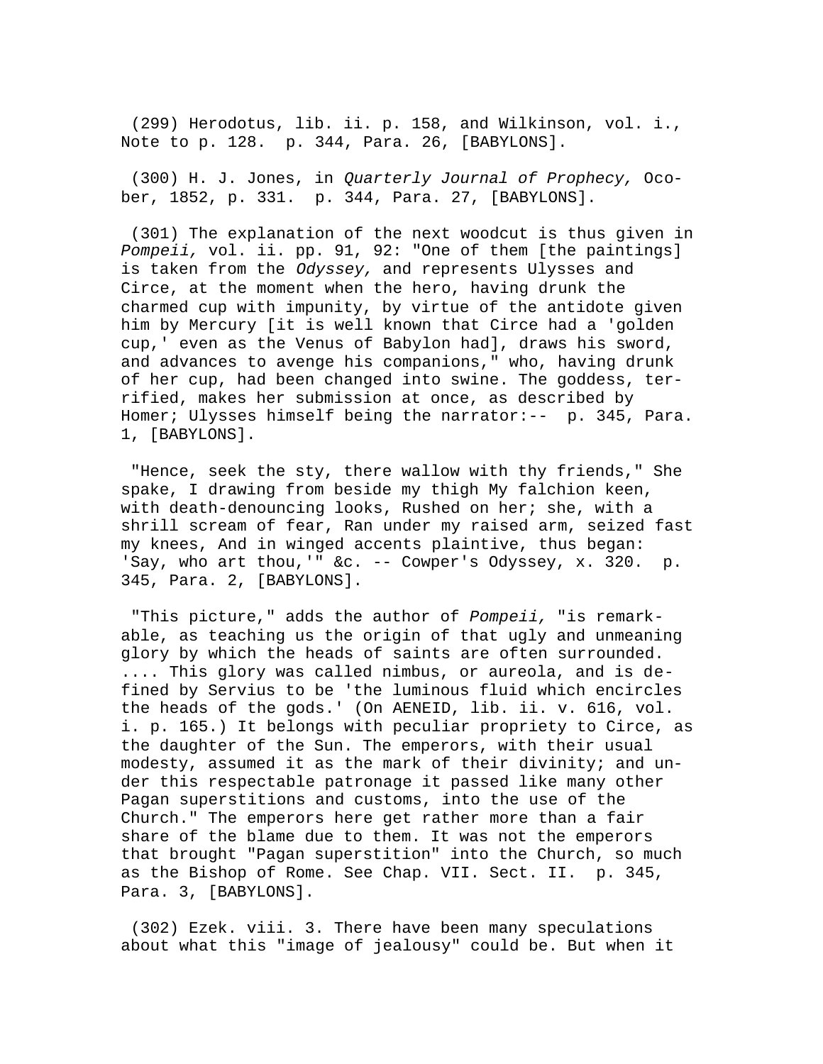(299) Herodotus, lib. ii. p. 158, and Wilkinson, vol. i., Note to p. 128.  p. 344, Para. 26, [BABYLONS].

(300) H. J. Jones, in *Quarterly Journal of Prophecy,* Ocober, 1852, p. 331.  p. 344, Para. 27, [BABYLONS].

(301) The explanation of the next woodcut is thus given in *Pompeii,* vol. ii. pp. 91, 92: "One of them [the paintings] is taken from the *Odyssey,* and represents Ulysses and Circe, at the moment when the hero, having drunk the charmed cup with impunity, by virtue of the antidote given him by Mercury [it is well known that Circe had a 'golden cup,' even as the Venus of Babylon had], draws his sword, and advances to avenge his companions," who, having drunk of her cup, had been changed into swine. The goddess, terrified, makes her submission at once, as described by Homer; Ulysses himself being the narrator:--  p. 345, Para. 1, [BABYLONS].

"Hence, seek the sty, there wallow with thy friends," She spake, I drawing from beside my thigh My falchion keen, with death-denouncing looks, Rushed on her; she, with a shrill scream of fear, Ran under my raised arm, seized fast my knees, And in winged accents plaintive, thus began: 'Say, who art thou,'" &c. -- Cowper's Odyssey, x. 320.  p. 345, Para. 2, [BABYLONS].

"This picture," adds the author of *Pompeii,* "is remarkable, as teaching us the origin of that ugly and unmeaning glory by which the heads of saints are often surrounded. .... This glory was called nimbus, or aureola, and is defined by Servius to be 'the luminous fluid which encircles the heads of the gods.' (On AENEID, lib. ii. v. 616, vol. i. p. 165.) It belongs with peculiar propriety to Circe, as the daughter of the Sun. The emperors, with their usual modesty, assumed it as the mark of their divinity; and under this respectable patronage it passed like many other Pagan superstitions and customs, into the use of the Church." The emperors here get rather more than a fair share of the blame due to them. It was not the emperors that brought "Pagan superstition" into the Church, so much as the Bishop of Rome. See Chap. VII. Sect. II.  p. 345, Para. 3, [BABYLONS].

(302) Ezek. viii. 3. There have been many speculations about what this "image of jealousy" could be. But when it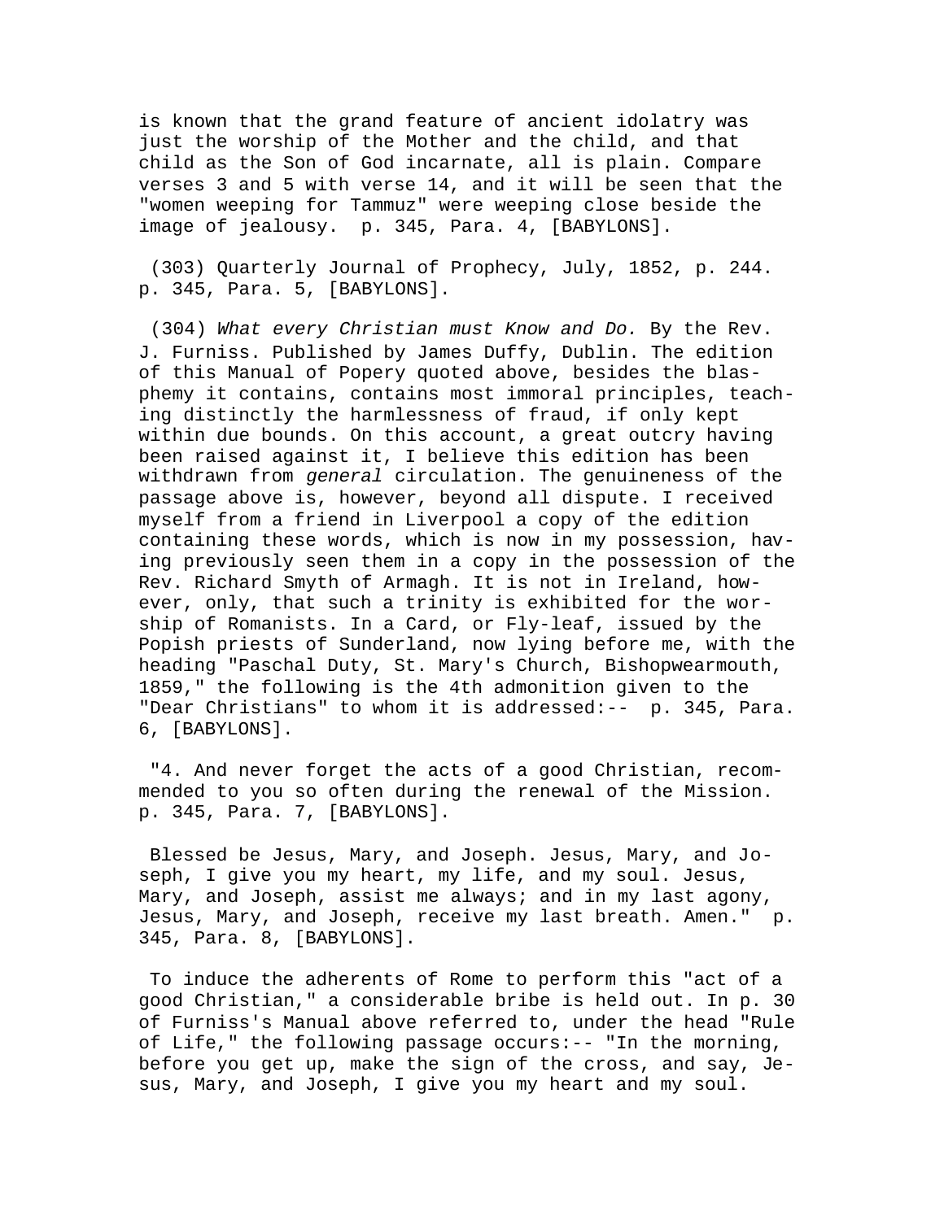is known that the grand feature of ancient idolatry was just the worship of the Mother and the child, and that child as the Son of God incarnate, all is plain. Compare verses 3 and 5 with verse 14, and it will be seen that the "women weeping for Tammuz" were weeping close beside the image of jealousy. p. 345, Para. 4, [BABYLONS].

(303) Quarterly Journal of Prophecy, July, 1852, p. 244. p. 345, Para. 5, [BABYLONS].

(304) *What every Christian must Know and Do.* By the Rev. J. Furniss. Published by James Duffy, Dublin. The edition of this Manual of Popery quoted above, besides the blasphemy it contains, contains most immoral principles, teaching distinctly the harmlessness of fraud, if only kept within due bounds. On this account, a great outcry having been raised against it, I believe this edition has been withdrawn from *general* circulation. The genuineness of the passage above is, however, beyond all dispute. I received myself from a friend in Liverpool a copy of the edition containing these words, which is now in my possession, having previously seen them in a copy in the possession of the Rev. Richard Smyth of Armagh. It is not in Ireland, however, only, that such a trinity is exhibited for the worship of Romanists. In a Card, or Fly-leaf, issued by the Popish priests of Sunderland, now lying before me, with the heading "Paschal Duty, St. Mary's Church, Bishopwearmouth, 1859," the following is the 4th admonition given to the "Dear Christians" to whom it is addressed:-- p. 345, Para. 6, [BABYLONS].

"4. And never forget the acts of a good Christian, recommended to you so often during the renewal of the Mission. p. 345, Para. 7, [BABYLONS].

Blessed be Jesus, Mary, and Joseph. Jesus, Mary, and Joseph, I give you my heart, my life, and my soul. Jesus, Mary, and Joseph, assist me always; and in my last agony, Jesus, Mary, and Joseph, receive my last breath. Amen." p. 345, Para. 8, [BABYLONS].

To induce the adherents of Rome to perform this "act of a good Christian," a considerable bribe is held out. In p. 30 of Furniss's Manual above referred to, under the head "Rule of Life," the following passage occurs:-- "In the morning, before you get up, make the sign of the cross, and say, Jesus, Mary, and Joseph, I give you my heart and my soul.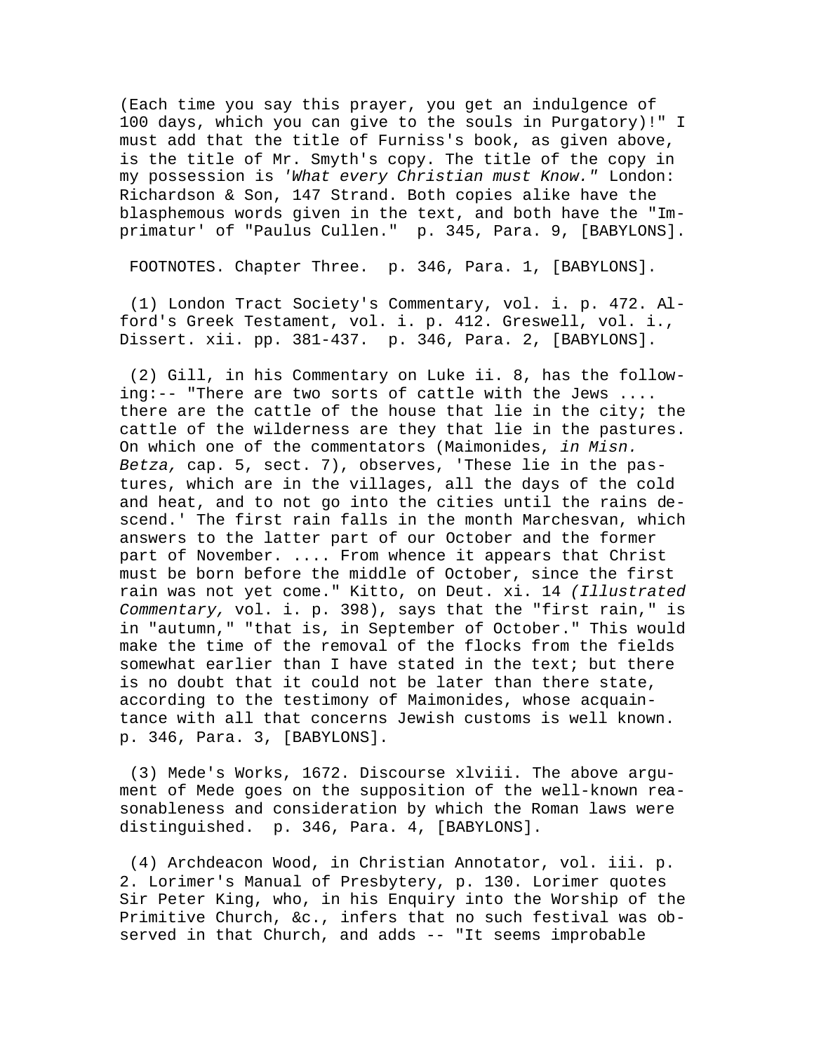(Each time you say this prayer, you get an indulgence of 100 days, which you can give to the souls in Purgatory)!" I must add that the title of Furniss's book, as given above, is the title of Mr. Smyth's copy. The title of the copy in my possession is *'What every Christian must Know."* London: Richardson & Son, 147 Strand. Both copies alike have the blasphemous words given in the text, and both have the "Imprimatur' of "Paulus Cullen." p. 345, Para. 9, [BABYLONS].

FOOTNOTES. Chapter Three. p. 346, Para. 1, [BABYLONS].

(1) London Tract Society's Commentary, vol. i. p. 472. Alford's Greek Testament, vol. i. p. 412. Greswell, vol. i., Dissert. xii. pp. 381-437. p. 346, Para. 2, [BABYLONS].

(2) Gill, in his Commentary on Luke ii. 8, has the following:-- "There are two sorts of cattle with the Jews .... there are the cattle of the house that lie in the city; the cattle of the wilderness are they that lie in the pastures. On which one of the commentators (Maimonides, *in Misn. Betza,* cap. 5, sect. 7), observes, 'These lie in the pastures, which are in the villages, all the days of the cold and heat, and to not go into the cities until the rains descend.' The first rain falls in the month Marchesvan, which answers to the latter part of our October and the former part of November. .... From whence it appears that Christ must be born before the middle of October, since the first rain was not yet come." Kitto, on Deut. xi. 14 *(Illustrated Commentary,* vol. i. p. 398), says that the "first rain," is in "autumn," "that is, in September of October." This would make the time of the removal of the flocks from the fields somewhat earlier than I have stated in the text; but there is no doubt that it could not be later than there state, according to the testimony of Maimonides, whose acquaintance with all that concerns Jewish customs is well known. p. 346, Para. 3, [BABYLONS].

(3) Mede's Works, 1672. Discourse xlviii. The above argument of Mede goes on the supposition of the well-known reasonableness and consideration by which the Roman laws were distinguished. p. 346, Para. 4, [BABYLONS].

(4) Archdeacon Wood, in Christian Annotator, vol. iii. p. 2. Lorimer's Manual of Presbytery, p. 130. Lorimer quotes Sir Peter King, who, in his Enquiry into the Worship of the Primitive Church, &c., infers that no such festival was observed in that Church, and adds -- "It seems improbable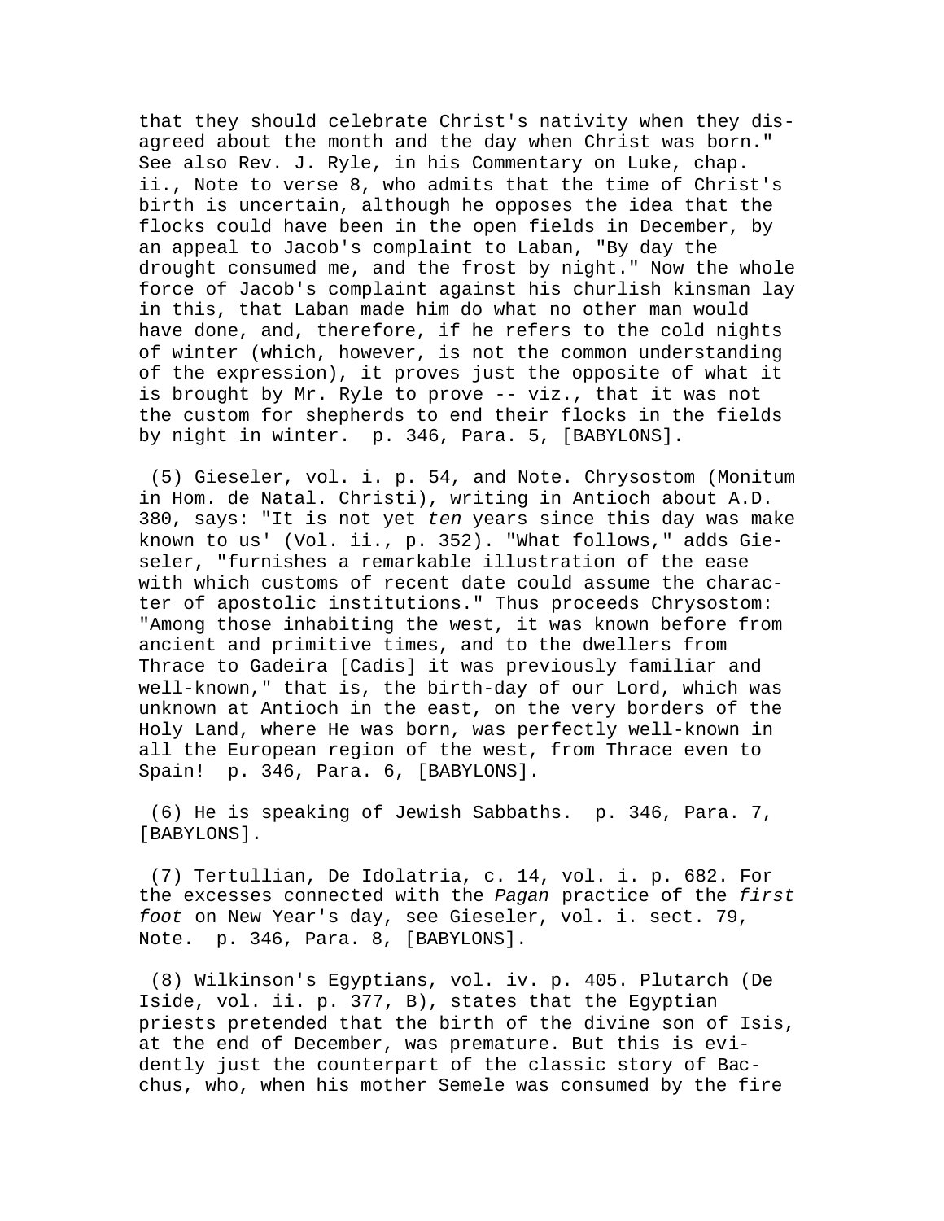that they should celebrate Christ's nativity when they disagreed about the month and the day when Christ was born." See also Rev. J. Ryle, in his Commentary on Luke, chap. ii., Note to verse 8, who admits that the time of Christ's birth is uncertain, although he opposes the idea that the flocks could have been in the open fields in December, by an appeal to Jacob's complaint to Laban, "By day the drought consumed me, and the frost by night." Now the whole force of Jacob's complaint against his churlish kinsman lay in this, that Laban made him do what no other man would have done, and, therefore, if he refers to the cold nights of winter (which, however, is not the common understanding of the expression), it proves just the opposite of what it is brought by Mr. Ryle to prove -- viz., that it was not the custom for shepherds to end their flocks in the fields by night in winter. p. 346, Para. 5, [BABYLONS].

(5) Gieseler, vol. i. p. 54, and Note. Chrysostom (Monitum in Hom. de Natal. Christi), writing in Antioch about A.D. 380, says: "It is not yet *ten* years since this day was make known to us' (Vol. ii., p. 352). "What follows," adds Gieseler, "furnishes a remarkable illustration of the ease with which customs of recent date could assume the character of apostolic institutions." Thus proceeds Chrysostom: "Among those inhabiting the west, it was known before from ancient and primitive times, and to the dwellers from Thrace to Gadeira [Cadis] it was previously familiar and well-known," that is, the birth-day of our Lord, which was unknown at Antioch in the east, on the very borders of the Holy Land, where He was born, was perfectly well-known in all the European region of the west, from Thrace even to Spain! p. 346, Para. 6, [BABYLONS].

(6) He is speaking of Jewish Sabbaths. p. 346, Para. 7, [BABYLONS].

(7) Tertullian, De Idolatria, c. 14, vol. i. p. 682. For the excesses connected with the *Pagan* practice of the *first foot* on New Year's day, see Gieseler, vol. i. sect. 79, Note. p. 346, Para. 8, [BABYLONS].

(8) Wilkinson's Egyptians, vol. iv. p. 405. Plutarch (De Iside, vol. ii. p. 377, B), states that the Egyptian priests pretended that the birth of the divine son of Isis, at the end of December, was premature. But this is evidently just the counterpart of the classic story of Bacchus, who, when his mother Semele was consumed by the fire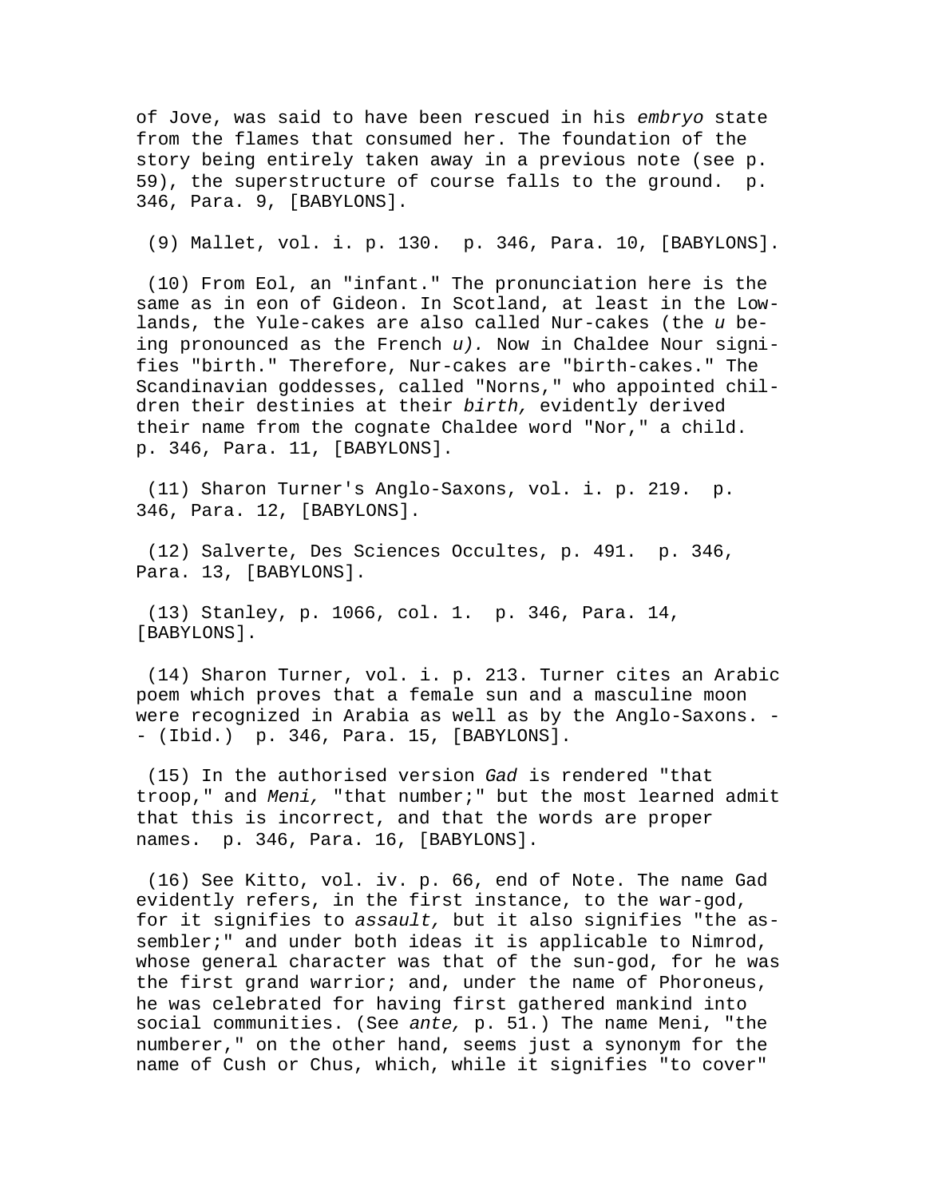of Jove, was said to have been rescued in his *embryo* state from the flames that consumed her. The foundation of the story being entirely taken away in a previous note (see p. 59), the superstructure of course falls to the ground. p. 346, Para. 9, [BABYLONS].

(9) Mallet, vol. i. p. 130. p. 346, Para. 10, [BABYLONS].

(10) From Eol, an "infant." The pronunciation here is the same as in eon of Gideon. In Scotland, at least in the Lowlands, the Yule-cakes are also called Nur-cakes (the *u* being pronounced as the French *u).* Now in Chaldee Nour signifies "birth." Therefore, Nur-cakes are "birth-cakes." The Scandinavian goddesses, called "Norns," who appointed children their destinies at their *birth,* evidently derived their name from the cognate Chaldee word "Nor," a child. p. 346, Para. 11, [BABYLONS].

(11) Sharon Turner's Anglo-Saxons, vol. i. p. 219. p. 346, Para. 12, [BABYLONS].

(12) Salverte, Des Sciences Occultes, p. 491. p. 346, Para. 13, [BABYLONS].

(13) Stanley, p. 1066, col. 1. p. 346, Para. 14, [BABYLONS].

(14) Sharon Turner, vol. i. p. 213. Turner cites an Arabic poem which proves that a female sun and a masculine moon were recognized in Arabia as well as by the Anglo-Saxons. -- (Ibid.) p. 346, Para. 15, [BABYLONS].

(15) In the authorised version *Gad* is rendered "that troop," and *Meni,* "that number;" but the most learned admit that this is incorrect, and that the words are proper names. p. 346, Para. 16, [BABYLONS].

(16) See Kitto, vol. iv. p. 66, end of Note. The name Gad evidently refers, in the first instance, to the war-god, for it signifies to *assault,* but it also signifies "the assembler;" and under both ideas it is applicable to Nimrod, whose general character was that of the sun-god, for he was the first grand warrior; and, under the name of Phoroneus, he was celebrated for having first gathered mankind into social communities. (See *ante,* p. 51.) The name Meni, "the numberer," on the other hand, seems just a synonym for the name of Cush or Chus, which, while it signifies "to cover"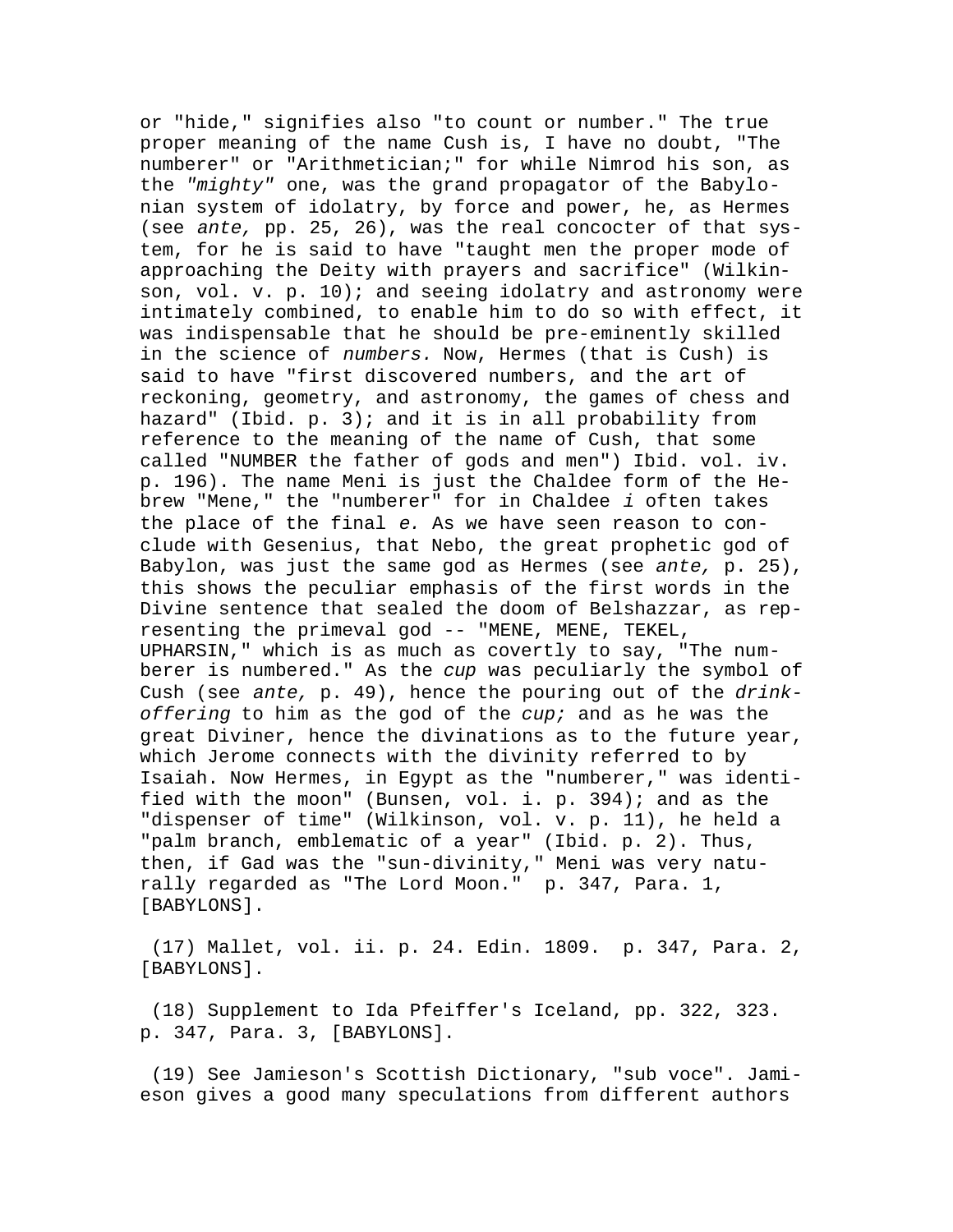or "hide," signifies also "to count or number." The true proper meaning of the name Cush is, I have no doubt, "The numberer" or "Arithmetician;" for while Nimrod his son, as the *"mighty"* one, was the grand propagator of the Babylonian system of idolatry, by force and power, he, as Hermes (see *ante,* pp. 25, 26), was the real concocter of that system, for he is said to have "taught men the proper mode of approaching the Deity with prayers and sacrifice" (Wilkinson, vol. v. p. 10); and seeing idolatry and astronomy were intimately combined, to enable him to do so with effect, it was indispensable that he should be pre-eminently skilled in the science of *numbers.* Now, Hermes (that is Cush) is said to have "first discovered numbers, and the art of reckoning, geometry, and astronomy, the games of chess and hazard" (Ibid. p. 3); and it is in all probability from reference to the meaning of the name of Cush, that some called "NUMBER the father of gods and men") Ibid. vol. iv. p. 196). The name Meni is just the Chaldee form of the Hebrew "Mene," the "numberer" for in Chaldee *i* often takes the place of the final *e.* As we have seen reason to conclude with Gesenius, that Nebo, the great prophetic god of Babylon, was just the same god as Hermes (see *ante,* p. 25), this shows the peculiar emphasis of the first words in the Divine sentence that sealed the doom of Belshazzar, as representing the primeval god -- "MENE, MENE, TEKEL, UPHARSIN," which is as much as covertly to say, "The numberer is numbered." As the *cup* was peculiarly the symbol of Cush (see *ante,* p. 49), hence the pouring out of the *drink-offering* to him as the god of the *cup;* and as he was the great Diviner, hence the divinations as to the future year, which Jerome connects with the divinity referred to by Isaiah. Now Hermes, in Egypt as the "numberer," was identified with the moon" (Bunsen, vol. i. p. 394); and as the "dispenser of time" (Wilkinson, vol. v. p. 11), he held a "palm branch, emblematic of a year" (Ibid. p. 2). Thus, then, if Gad was the "sun-divinity," Meni was very naturally regarded as "The Lord Moon."  p. 347, Para. 1, [BABYLONS].

(17) Mallet, vol. ii. p. 24. Edin. 1809.  p. 347, Para. 2, [BABYLONS].

(18) Supplement to Ida Pfeiffer's Iceland, pp. 322, 323.  p. 347, Para. 3, [BABYLONS].

(19) See Jamieson's Scottish Dictionary, "sub voce". Jamieson gives a good many speculations from different authors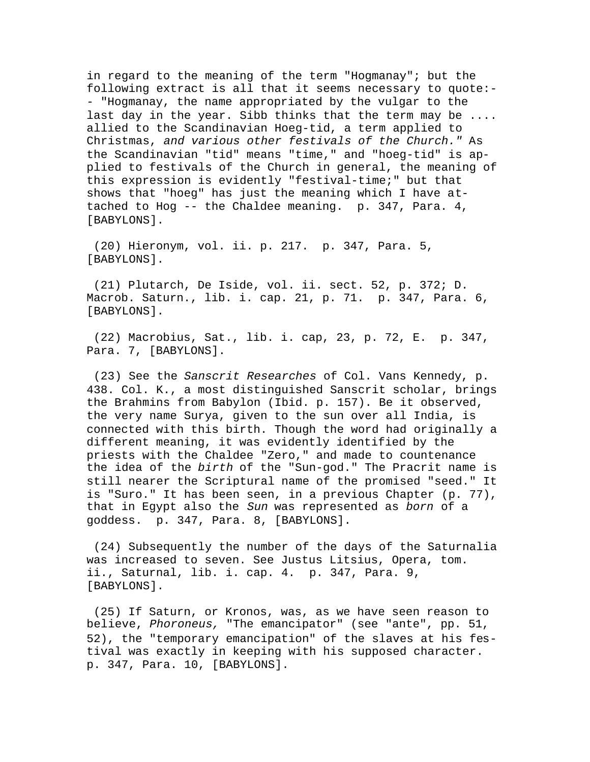in regard to the meaning of the term "Hogmanay"; but the following extract is all that it seems necessary to quote:-- "Hogmanay, the name appropriated by the vulgar to the last day in the year. Sibb thinks that the term may be .... allied to the Scandinavian Hoeg-tid, a term applied to Christmas, *and various other festivals of the Church."* As the Scandinavian "tid" means "time," and "hoeg-tid" is applied to festivals of the Church in general, the meaning of this expression is evidently "festival-time;" but that shows that "hoeg" has just the meaning which I have attached to Hog -- the Chaldee meaning. p. 347, Para. 4, [BABYLONS].

(20) Hieronym, vol. ii. p. 217. p. 347, Para. 5, [BABYLONS].

(21) Plutarch, De Iside, vol. ii. sect. 52, p. 372; D. Macrob. Saturn., lib. i. cap. 21, p. 71. p. 347, Para. 6, [BABYLONS].

(22) Macrobius, Sat., lib. i. cap, 23, p. 72, E. p. 347, Para. 7, [BABYLONS].

(23) See the *Sanscrit Researches* of Col. Vans Kennedy, p. 438. Col. K., a most distinguished Sanscrit scholar, brings the Brahmins from Babylon (Ibid. p. 157). Be it observed, the very name Surya, given to the sun over all India, is connected with this birth. Though the word had originally a different meaning, it was evidently identified by the priests with the Chaldee "Zero," and made to countenance the idea of the *birth* of the "Sun-god." The Pracrit name is still nearer the Scriptural name of the promised "seed." It is "Suro." It has been seen, in a previous Chapter (p. 77), that in Egypt also the *Sun* was represented as *born* of a goddess. p. 347, Para. 8, [BABYLONS].

(24) Subsequently the number of the days of the Saturnalia was increased to seven. See Justus Litsius, Opera, tom. ii., Saturnal, lib. i. cap. 4. p. 347, Para. 9, [BABYLONS].

(25) If Saturn, or Kronos, was, as we have seen reason to believe, *Phoroneus,* "The emancipator" (see "ante", pp. 51, 52), the "temporary emancipation" of the slaves at his festival was exactly in keeping with his supposed character. p. 347, Para. 10, [BABYLONS].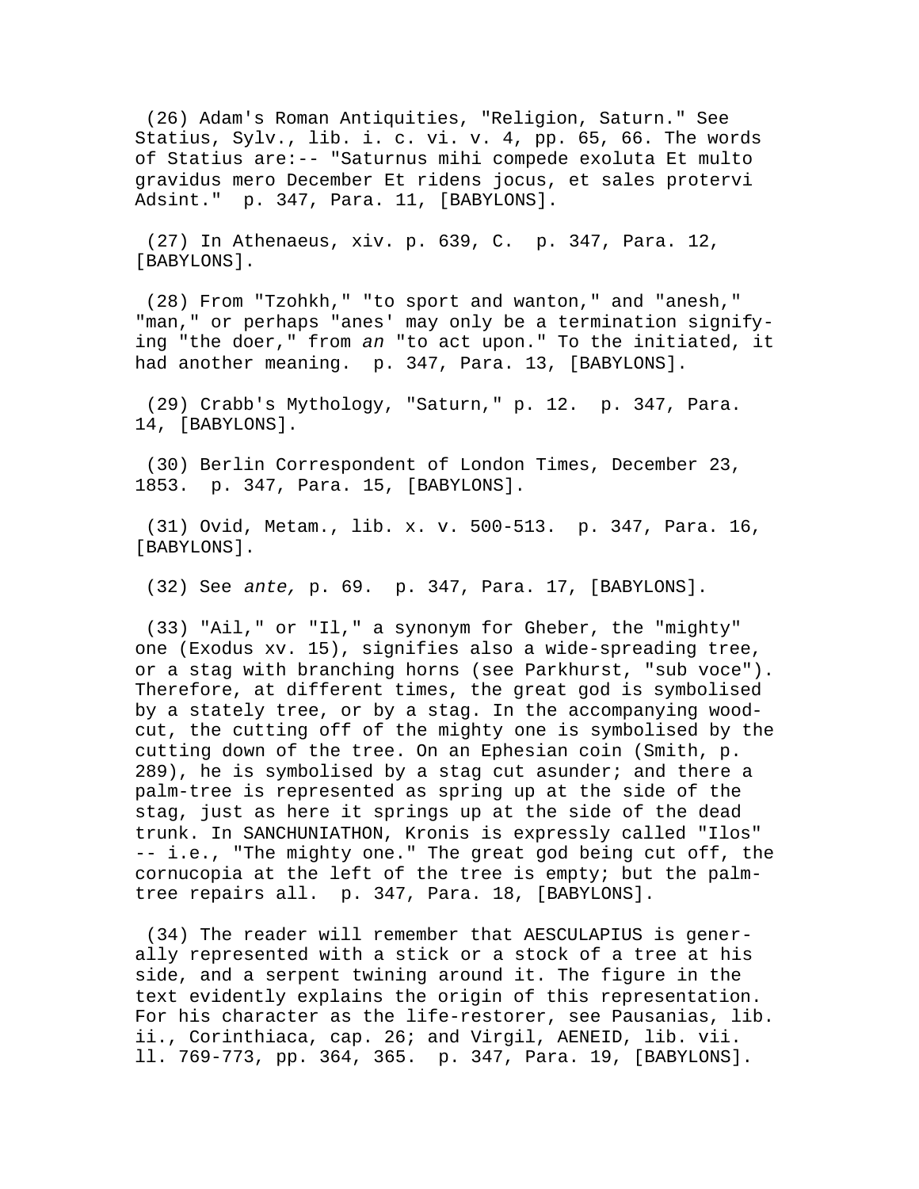(26) Adam's Roman Antiquities, "Religion, Saturn." See Statius, Sylv., lib. i. c. vi. v. 4, pp. 65, 66. The words of Statius are:-- "Saturnus mihi compede exoluta Et multo gravidus mero December Et ridens jocus, et sales protervi Adsint." p. 347, Para. 11, [BABYLONS].

(27) In Athenaeus, xiv. p. 639, C. p. 347, Para. 12, [BABYLONS].

(28) From "Tzohkh," "to sport and wanton," and "anesh," "man," or perhaps "anes' may only be a termination signifying "the doer," from *an* "to act upon." To the initiated, it had another meaning. p. 347, Para. 13, [BABYLONS].

(29) Crabb's Mythology, "Saturn," p. 12. p. 347, Para. 14, [BABYLONS].

(30) Berlin Correspondent of London Times, December 23, 1853. p. 347, Para. 15, [BABYLONS].

(31) Ovid, Metam., lib. x. v. 500-513. p. 347, Para. 16, [BABYLONS].

(32) See *ante,* p. 69. p. 347, Para. 17, [BABYLONS].

(33) "Ail," or "Il," a synonym for Gheber, the "mighty" one (Exodus xv. 15), signifies also a wide-spreading tree, or a stag with branching horns (see Parkhurst, "sub voce"). Therefore, at different times, the great god is symbolised by a stately tree, or by a stag. In the accompanying woodcut, the cutting off of the mighty one is symbolised by the cutting down of the tree. On an Ephesian coin (Smith, p. 289), he is symbolised by a stag cut asunder; and there a palm-tree is represented as spring up at the side of the stag, just as here it springs up at the side of the dead trunk. In SANCHUNIATHON, Kronis is expressly called "Ilos" -- i.e., "The mighty one." The great god being cut off, the cornucopia at the left of the tree is empty; but the palm-tree repairs all. p. 347, Para. 18, [BABYLONS].

(34) The reader will remember that AESCULAPIUS is generally represented with a stick or a stock of a tree at his side, and a serpent twining around it. The figure in the text evidently explains the origin of this representation. For his character as the life-restorer, see Pausanias, lib. ii., Corinthiaca, cap. 26; and Virgil, AENEID, lib. vii. ll. 769-773, pp. 364, 365. p. 347, Para. 19, [BABYLONS].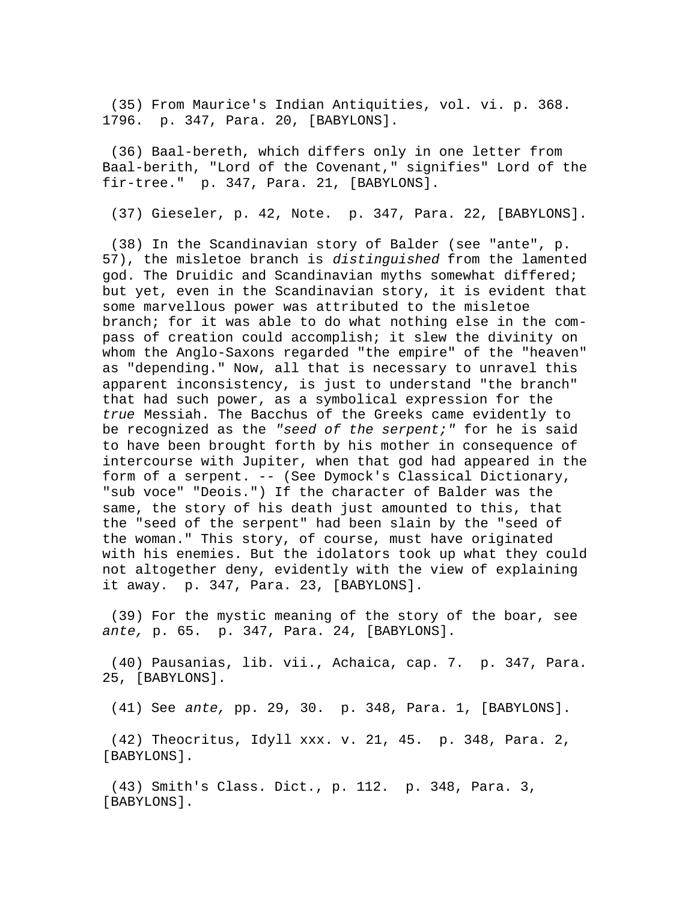(35) From Maurice's Indian Antiquities, vol. vi. p. 368. 1796. p. 347, Para. 20, [BABYLONS].

(36) Baal-bereth, which differs only in one letter from Baal-berith, "Lord of the Covenant," signifies" Lord of the fir-tree." p. 347, Para. 21, [BABYLONS].

(37) Gieseler, p. 42, Note. p. 347, Para. 22, [BABYLONS].

(38) In the Scandinavian story of Balder (see "ante", p. 57), the misletoe branch is *distinguished* from the lamented god. The Druidic and Scandinavian myths somewhat differed; but yet, even in the Scandinavian story, it is evident that some marvellous power was attributed to the misletoe branch; for it was able to do what nothing else in the compass of creation could accomplish; it slew the divinity on whom the Anglo-Saxons regarded "the empire" of the "heaven" as "depending." Now, all that is necessary to unravel this apparent inconsistency, is just to understand "the branch" that had such power, as a symbolical expression for the *true* Messiah. The Bacchus of the Greeks came evidently to be recognized as the *"seed of the serpent;"* for he is said to have been brought forth by his mother in consequence of intercourse with Jupiter, when that god had appeared in the form of a serpent. -- (See Dymock's Classical Dictionary, "sub voce" "Deois.") If the character of Balder was the same, the story of his death just amounted to this, that the "seed of the serpent" had been slain by the "seed of the woman." This story, of course, must have originated with his enemies. But the idolators took up what they could not altogether deny, evidently with the view of explaining it away. p. 347, Para. 23, [BABYLONS].

(39) For the mystic meaning of the story of the boar, see *ante,* p. 65. p. 347, Para. 24, [BABYLONS].

(40) Pausanias, lib. vii., Achaica, cap. 7. p. 347, Para. 25, [BABYLONS].

(41) See *ante,* pp. 29, 30. p. 348, Para. 1, [BABYLONS].

(42) Theocritus, Idyll xxx. v. 21, 45. p. 348, Para. 2, [BABYLONS].

(43) Smith's Class. Dict., p. 112. p. 348, Para. 3, [BABYLONS].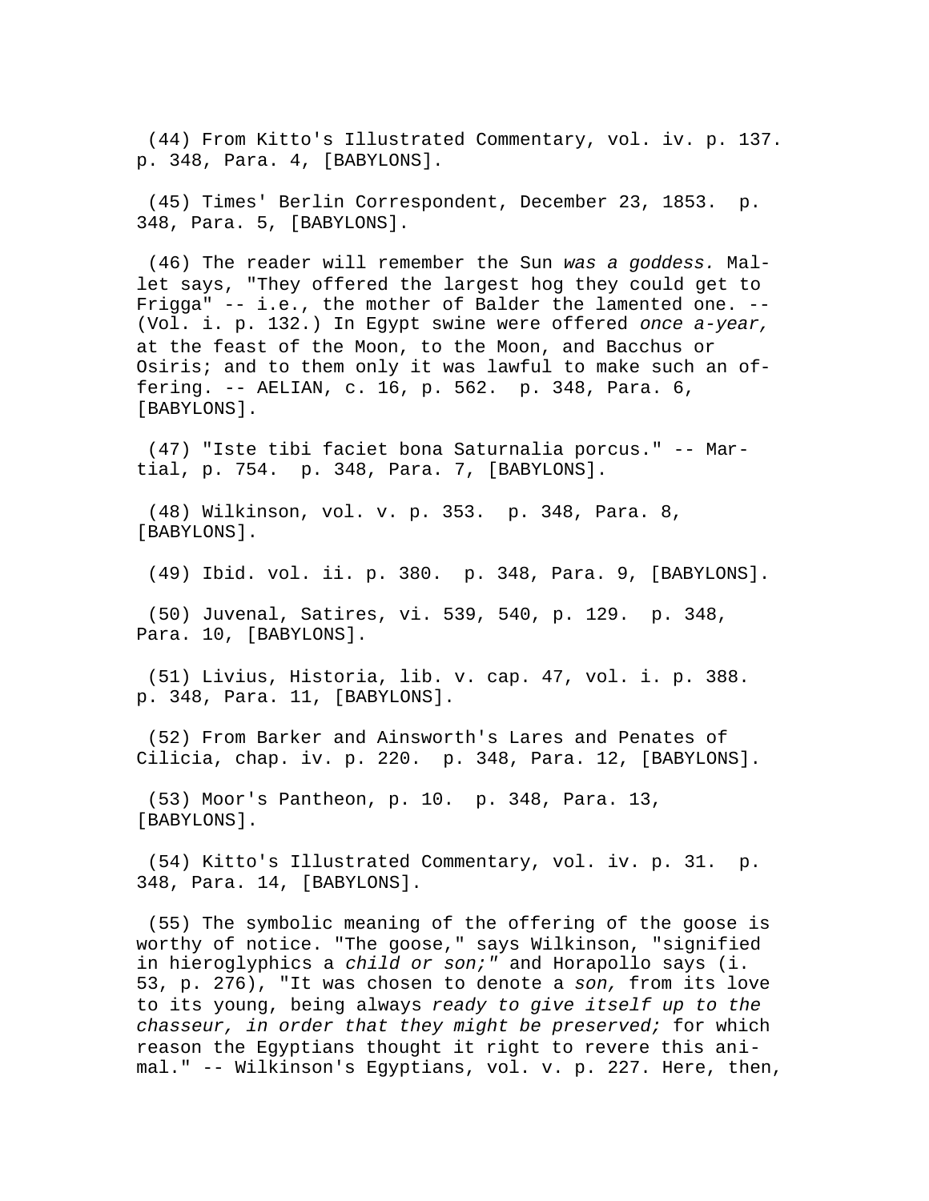(44) From Kitto's Illustrated Commentary, vol. iv. p. 137. p. 348, Para. 4, [BABYLONS].

(45) Times' Berlin Correspondent, December 23, 1853. p. 348, Para. 5, [BABYLONS].

(46) The reader will remember the Sun *was a goddess.* Mallet says, "They offered the largest hog they could get to Frigga" -- i.e., the mother of Balder the lamented one. -- (Vol. i. p. 132.) In Egypt swine were offered *once a-year,* at the feast of the Moon, to the Moon, and Bacchus or Osiris; and to them only it was lawful to make such an offering. -- AELIAN, c. 16, p. 562. p. 348, Para. 6, [BABYLONS].

(47) "Iste tibi faciet bona Saturnalia porcus." -- Martial, p. 754. p. 348, Para. 7, [BABYLONS].

(48) Wilkinson, vol. v. p. 353. p. 348, Para. 8, [BABYLONS].

(49) Ibid. vol. ii. p. 380. p. 348, Para. 9, [BABYLONS].

(50) Juvenal, Satires, vi. 539, 540, p. 129. p. 348, Para. 10, [BABYLONS].

(51) Livius, Historia, lib. v. cap. 47, vol. i. p. 388. p. 348, Para. 11, [BABYLONS].

(52) From Barker and Ainsworth's Lares and Penates of Cilicia, chap. iv. p. 220. p. 348, Para. 12, [BABYLONS].

(53) Moor's Pantheon, p. 10. p. 348, Para. 13, [BABYLONS].

(54) Kitto's Illustrated Commentary, vol. iv. p. 31. p. 348, Para. 14, [BABYLONS].

(55) The symbolic meaning of the offering of the goose is worthy of notice. "The goose," says Wilkinson, "signified in hieroglyphics a *child or son;"* and Horapollo says (i. 53, p. 276), "It was chosen to denote a *son,* from its love to its young, being always *ready to give itself up to the chasseur, in order that they might be preserved;* for which reason the Egyptians thought it right to revere this animal." -- Wilkinson's Egyptians, vol. v. p. 227. Here, then,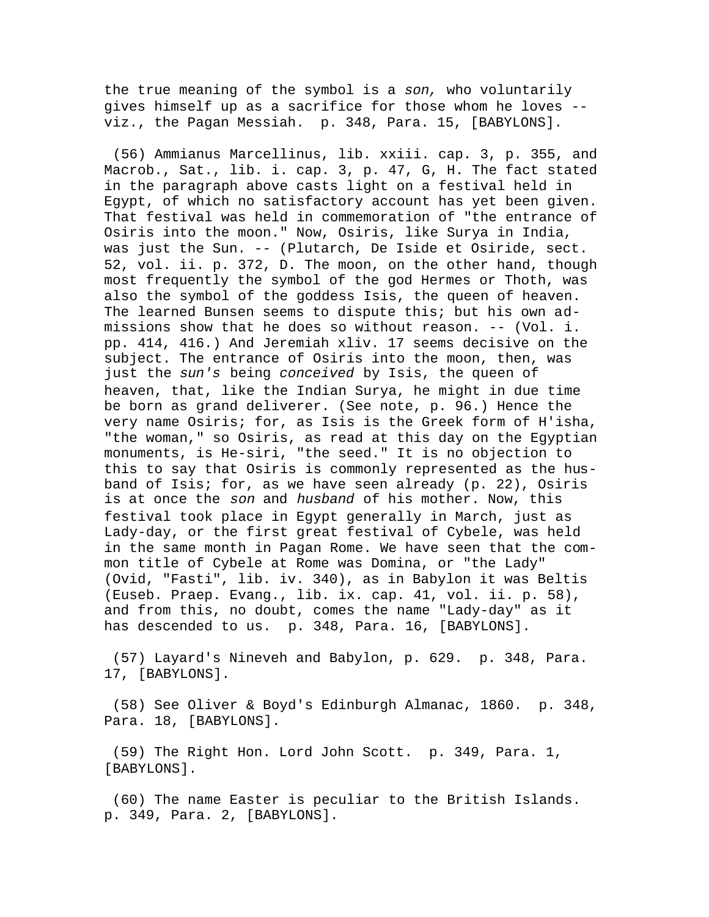the true meaning of the symbol is a *son,* who voluntarily gives himself up as a sacrifice for those whom he loves -- viz., the Pagan Messiah. p. 348, Para. 15, [BABYLONS].

(56) Ammianus Marcellinus, lib. xxiii. cap. 3, p. 355, and Macrob., Sat., lib. i. cap. 3, p. 47, G, H. The fact stated in the paragraph above casts light on a festival held in Egypt, of which no satisfactory account has yet been given. That festival was held in commemoration of "the entrance of Osiris into the moon." Now, Osiris, like Surya in India, was just the Sun. -- (Plutarch, De Iside et Osiride, sect. 52, vol. ii. p. 372, D. The moon, on the other hand, though most frequently the symbol of the god Hermes or Thoth, was also the symbol of the goddess Isis, the queen of heaven. The learned Bunsen seems to dispute this; but his own admissions show that he does so without reason. -- (Vol. i. pp. 414, 416.) And Jeremiah xliv. 17 seems decisive on the subject. The entrance of Osiris into the moon, then, was just the *sun's* being *conceived* by Isis, the queen of heaven, that, like the Indian Surya, he might in due time be born as grand deliverer. (See note, p. 96.) Hence the very name Osiris; for, as Isis is the Greek form of H'isha, "the woman," so Osiris, as read at this day on the Egyptian monuments, is He-siri, "the seed." It is no objection to this to say that Osiris is commonly represented as the husband of Isis; for, as we have seen already (p. 22), Osiris is at once the *son* and *husband* of his mother. Now, this festival took place in Egypt generally in March, just as Lady-day, or the first great festival of Cybele, was held in the same month in Pagan Rome. We have seen that the common title of Cybele at Rome was Domina, or "the Lady" (Ovid, "Fasti", lib. iv. 340), as in Babylon it was Beltis (Euseb. Praep. Evang., lib. ix. cap. 41, vol. ii. p. 58), and from this, no doubt, comes the name "Lady-day" as it has descended to us. p. 348, Para. 16, [BABYLONS].

(57) Layard's Nineveh and Babylon, p. 629. p. 348, Para. 17, [BABYLONS].

(58) See Oliver & Boyd's Edinburgh Almanac, 1860. p. 348, Para. 18, [BABYLONS].

(59) The Right Hon. Lord John Scott. p. 349, Para. 1, [BABYLONS].

(60) The name Easter is peculiar to the British Islands. p. 349, Para. 2, [BABYLONS].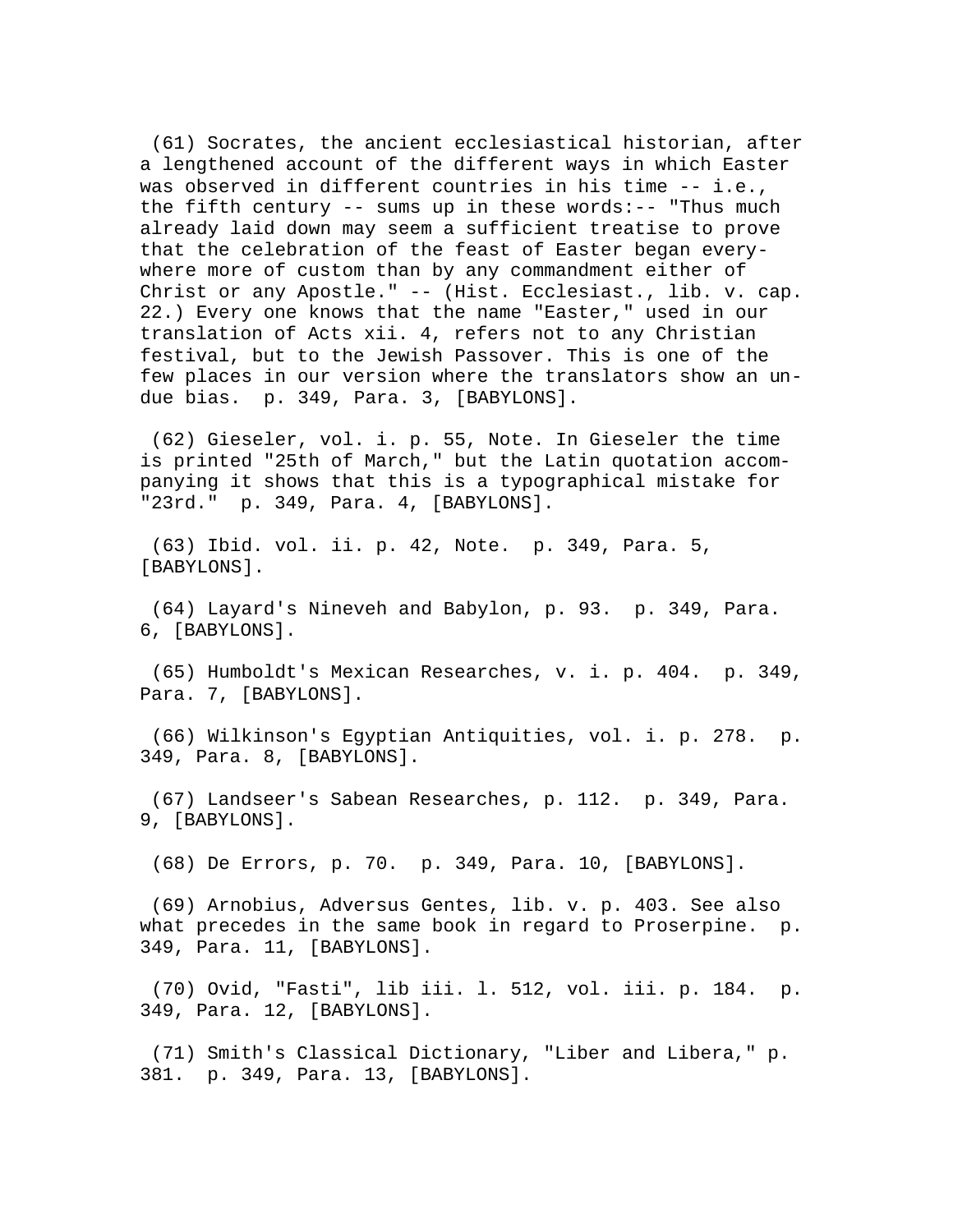(61) Socrates, the ancient ecclesiastical historian, after a lengthened account of the different ways in which Easter was observed in different countries in his time -- i.e., the fifth century -- sums up in these words:-- "Thus much already laid down may seem a sufficient treatise to prove that the celebration of the feast of Easter began everywhere more of custom than by any commandment either of Christ or any Apostle." -- (Hist. Ecclesiast., lib. v. cap. 22.) Every one knows that the name "Easter," used in our translation of Acts xii. 4, refers not to any Christian festival, but to the Jewish Passover. This is one of the few places in our version where the translators show an undue bias. p. 349, Para. 3, [BABYLONS].

(62) Gieseler, vol. i. p. 55, Note. In Gieseler the time is printed "25th of March," but the Latin quotation accompanying it shows that this is a typographical mistake for "23rd." p. 349, Para. 4, [BABYLONS].

(63) Ibid. vol. ii. p. 42, Note. p. 349, Para. 5, [BABYLONS].

(64) Layard's Nineveh and Babylon, p. 93. p. 349, Para. 6, [BABYLONS].

(65) Humboldt's Mexican Researches, v. i. p. 404. p. 349, Para. 7, [BABYLONS].

(66) Wilkinson's Egyptian Antiquities, vol. i. p. 278. p. 349, Para. 8, [BABYLONS].

(67) Landseer's Sabean Researches, p. 112. p. 349, Para. 9, [BABYLONS].

(68) De Errors, p. 70. p. 349, Para. 10, [BABYLONS].

(69) Arnobius, Adversus Gentes, lib. v. p. 403. See also what precedes in the same book in regard to Proserpine. p. 349, Para. 11, [BABYLONS].

(70) Ovid, "Fasti", lib iii. l. 512, vol. iii. p. 184. p. 349, Para. 12, [BABYLONS].

(71) Smith's Classical Dictionary, "Liber and Libera," p. 381. p. 349, Para. 13, [BABYLONS].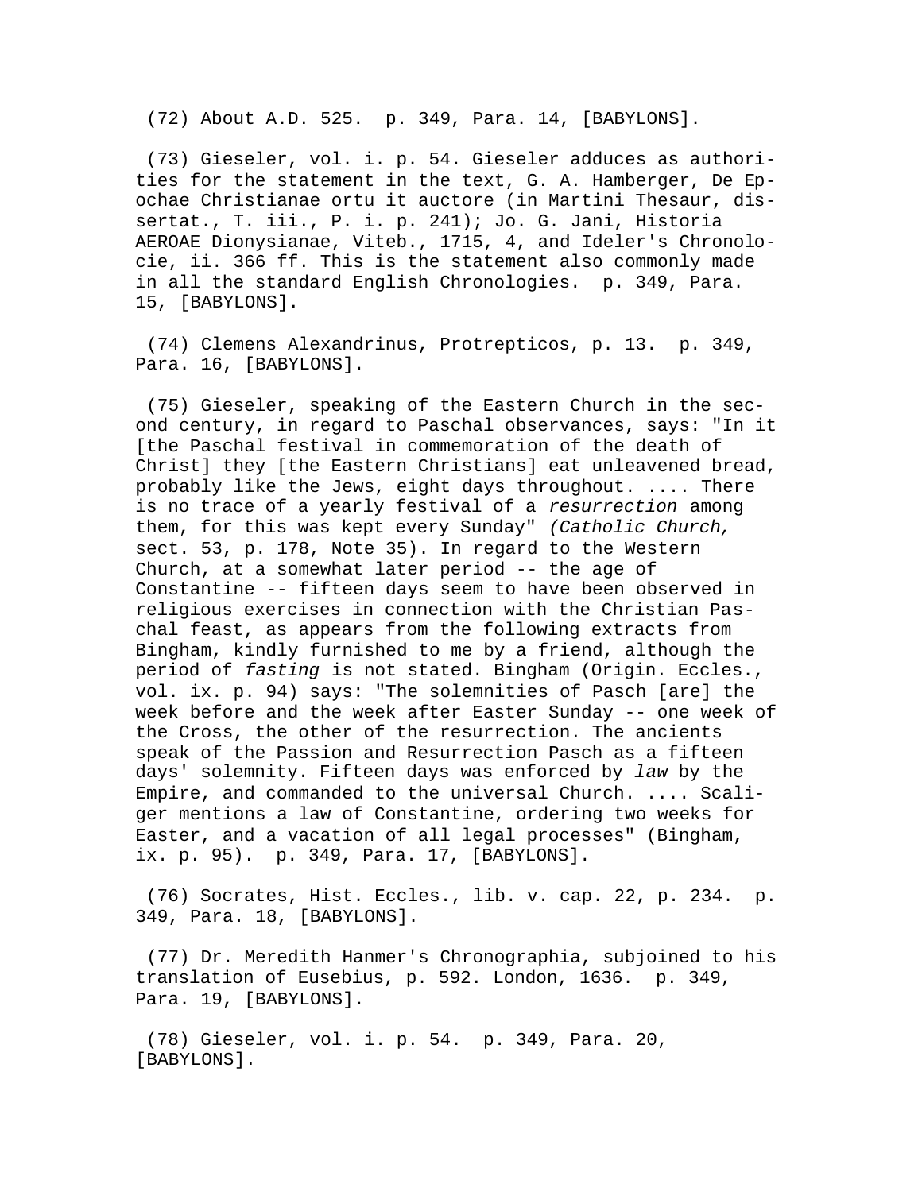(72) About A.D. 525. p. 349, Para. 14, [BABYLONS].

(73) Gieseler, vol. i. p. 54. Gieseler adduces as authorities for the statement in the text, G. A. Hamberger, De Epochae Christianae ortu it auctore (in Martini Thesaur, dissertat., T. iii., P. i. p. 241); Jo. G. Jani, Historia AEROAE Dionysianae, Viteb., 1715, 4, and Ideler's Chronolocie, ii. 366 ff. This is the statement also commonly made in all the standard English Chronologies. p. 349, Para. 15, [BABYLONS].

(74) Clemens Alexandrinus, Protrepticos, p. 13. p. 349, Para. 16, [BABYLONS].

(75) Gieseler, speaking of the Eastern Church in the second century, in regard to Paschal observances, says: "In it [the Paschal festival in commemoration of the death of Christ] they [the Eastern Christians] eat unleavened bread, probably like the Jews, eight days throughout. .... There is no trace of a yearly festival of a *resurrection* among them, for this was kept every Sunday" *(Catholic Church,* sect. 53, p. 178, Note 35). In regard to the Western Church, at a somewhat later period -- the age of Constantine -- fifteen days seem to have been observed in religious exercises in connection with the Christian Paschal feast, as appears from the following extracts from Bingham, kindly furnished to me by a friend, although the period of *fasting* is not stated. Bingham (Origin. Eccles., vol. ix. p. 94) says: "The solemnities of Pasch [are] the week before and the week after Easter Sunday -- one week of the Cross, the other of the resurrection. The ancients speak of the Passion and Resurrection Pasch as a fifteen days' solemnity. Fifteen days was enforced by *law* by the Empire, and commanded to the universal Church. .... Scaliger mentions a law of Constantine, ordering two weeks for Easter, and a vacation of all legal processes" (Bingham, ix. p. 95). p. 349, Para. 17, [BABYLONS].

(76) Socrates, Hist. Eccles., lib. v. cap. 22, p. 234. p. 349, Para. 18, [BABYLONS].

(77) Dr. Meredith Hanmer's Chronographia, subjoined to his translation of Eusebius, p. 592. London, 1636. p. 349, Para. 19, [BABYLONS].

(78) Gieseler, vol. i. p. 54. p. 349, Para. 20, [BABYLONS].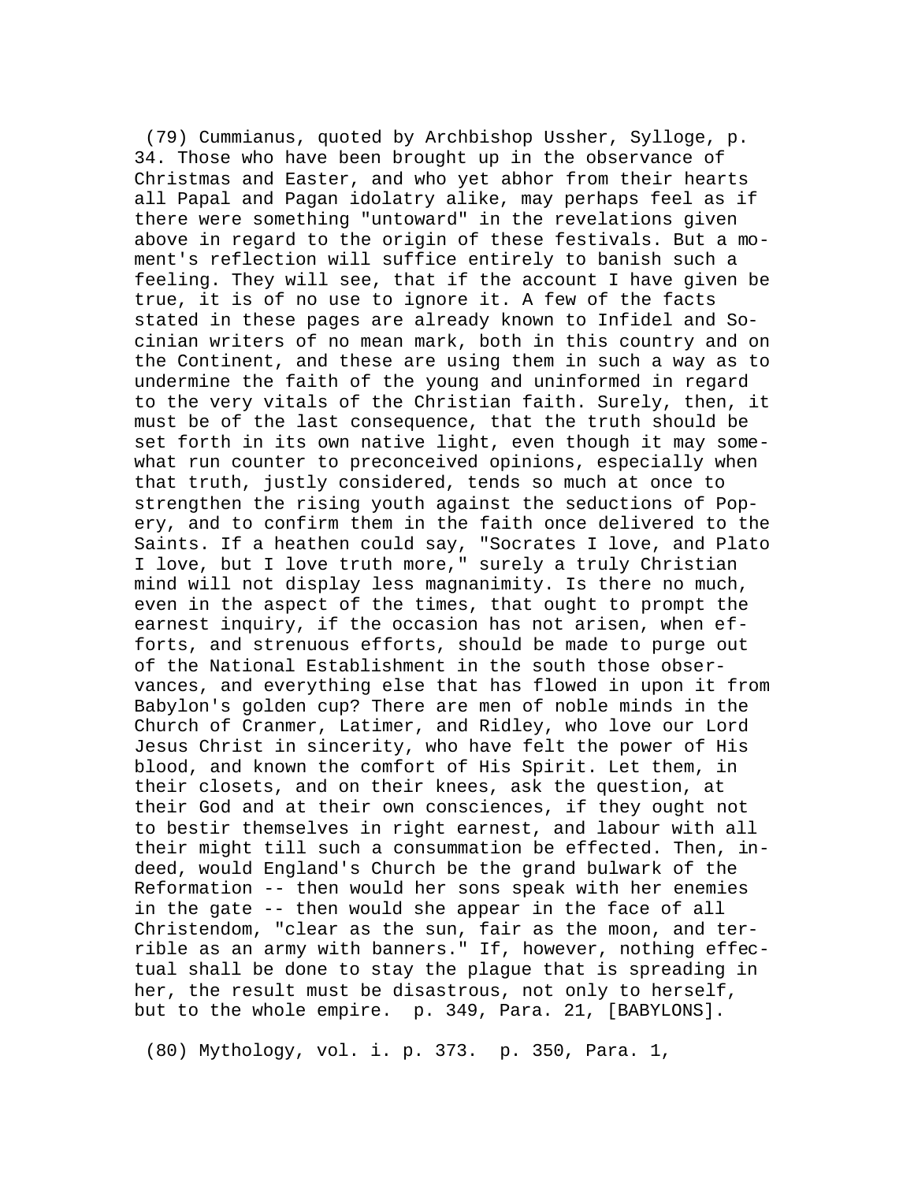(79) Cummianus, quoted by Archbishop Ussher, Sylloge, p. 34. Those who have been brought up in the observance of Christmas and Easter, and who yet abhor from their hearts all Papal and Pagan idolatry alike, may perhaps feel as if there were something "untoward" in the revelations given above in regard to the origin of these festivals. But a moment's reflection will suffice entirely to banish such a feeling. They will see, that if the account I have given be true, it is of no use to ignore it. A few of the facts stated in these pages are already known to Infidel and Socinian writers of no mean mark, both in this country and on the Continent, and these are using them in such a way as to undermine the faith of the young and uninformed in regard to the very vitals of the Christian faith. Surely, then, it must be of the last consequence, that the truth should be set forth in its own native light, even though it may somewhat run counter to preconceived opinions, especially when that truth, justly considered, tends so much at once to strengthen the rising youth against the seductions of Popery, and to confirm them in the faith once delivered to the Saints. If a heathen could say, "Socrates I love, and Plato I love, but I love truth more," surely a truly Christian mind will not display less magnanimity. Is there no much, even in the aspect of the times, that ought to prompt the earnest inquiry, if the occasion has not arisen, when efforts, and strenuous efforts, should be made to purge out of the National Establishment in the south those observances, and everything else that has flowed in upon it from Babylon's golden cup? There are men of noble minds in the Church of Cranmer, Latimer, and Ridley, who love our Lord Jesus Christ in sincerity, who have felt the power of His blood, and known the comfort of His Spirit. Let them, in their closets, and on their knees, ask the question, at their God and at their own consciences, if they ought not to bestir themselves in right earnest, and labour with all their might till such a consummation be effected. Then, indeed, would England's Church be the grand bulwark of the Reformation -- then would her sons speak with her enemies in the gate -- then would she appear in the face of all Christendom, "clear as the sun, fair as the moon, and terrible as an army with banners." If, however, nothing effectual shall be done to stay the plague that is spreading in her, the result must be disastrous, not only to herself, but to the whole empire. p. 349, Para. 21, [BABYLONS].

(80) Mythology, vol. i. p. 373. p. 350, Para. 1,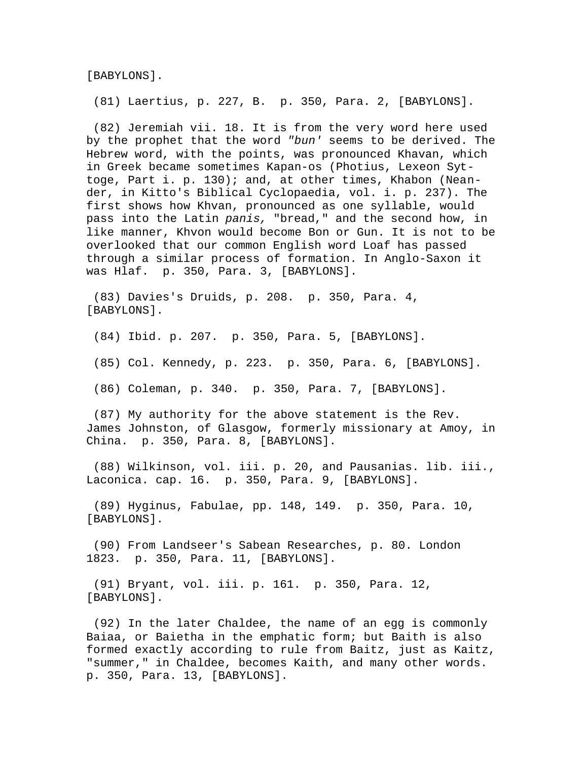[BABYLONS].

(81) Laertius, p. 227, B.  p. 350, Para. 2, [BABYLONS].

(82) Jeremiah vii. 18. It is from the very word here used by the prophet that the word *"bun'* seems to be derived. The Hebrew word, with the points, was pronounced Khavan, which in Greek became sometimes Kapan-os (Photius, Lexeon Syt-toge, Part i. p. 130); and, at other times, Khabon (Nean-der, in Kitto's Biblical Cyclopaedia, vol. i. p. 237). The first shows how Khvan, pronounced as one syllable, would pass into the Latin *panis,* "bread," and the second how, in like manner, Khvon would become Bon or Gun. It is not to be overlooked that our common English word Loaf has passed through a similar process of formation. In Anglo-Saxon it was Hlaf.  p. 350, Para. 3, [BABYLONS].

(83) Davies's Druids, p. 208.  p. 350, Para. 4, [BABYLONS].

(84) Ibid. p. 207.  p. 350, Para. 5, [BABYLONS].

(85) Col. Kennedy, p. 223.  p. 350, Para. 6, [BABYLONS].

(86) Coleman, p. 340.  p. 350, Para. 7, [BABYLONS].

(87) My authority for the above statement is the Rev. James Johnston, of Glasgow, formerly missionary at Amoy, in China.  p. 350, Para. 8, [BABYLONS].

(88) Wilkinson, vol. iii. p. 20, and Pausanias. lib. iii., Laconica. cap. 16.  p. 350, Para. 9, [BABYLONS].

(89) Hyginus, Fabulae, pp. 148, 149.  p. 350, Para. 10, [BABYLONS].

(90) From Landseer's Sabean Researches, p. 80. London 1823.  p. 350, Para. 11, [BABYLONS].

(91) Bryant, vol. iii. p. 161.  p. 350, Para. 12, [BABYLONS].

(92) In the later Chaldee, the name of an egg is commonly Baiaa, or Baietha in the emphatic form; but Baith is also formed exactly according to rule from Baitz, just as Kaitz, "summer," in Chaldee, becomes Kaith, and many other words. p. 350, Para. 13, [BABYLONS].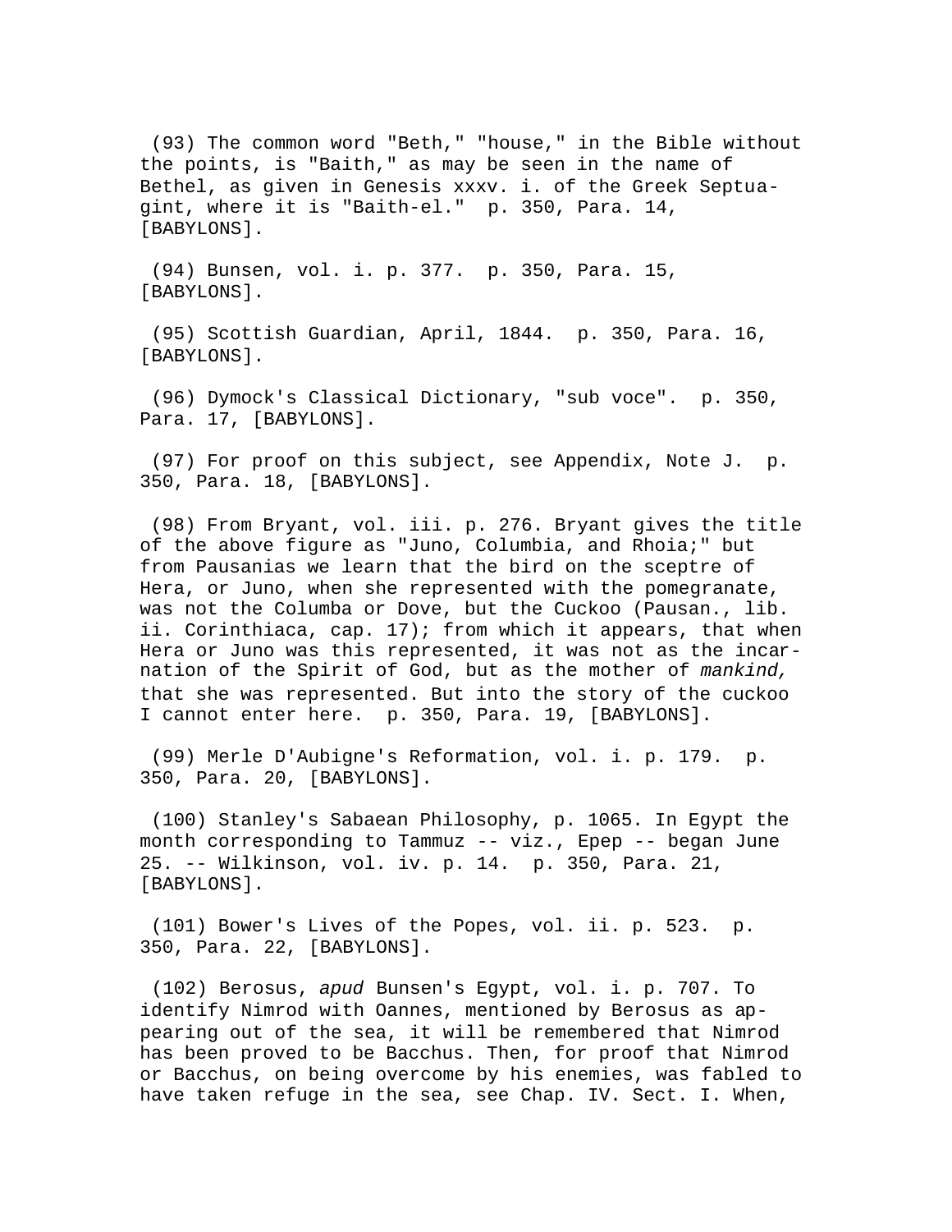(93) The common word "Beth," "house," in the Bible without the points, is "Baith," as may be seen in the name of Bethel, as given in Genesis xxxv. i. of the Greek Septuagint, where it is "Baith-el." p. 350, Para. 14, [BABYLONS].

(94) Bunsen, vol. i. p. 377. p. 350, Para. 15, [BABYLONS].

(95) Scottish Guardian, April, 1844. p. 350, Para. 16, [BABYLONS].

(96) Dymock's Classical Dictionary, "sub voce". p. 350, Para. 17, [BABYLONS].

(97) For proof on this subject, see Appendix, Note J. p. 350, Para. 18, [BABYLONS].

(98) From Bryant, vol. iii. p. 276. Bryant gives the title of the above figure as "Juno, Columbia, and Rhoia;" but from Pausanias we learn that the bird on the sceptre of Hera, or Juno, when she represented with the pomegranate, was not the Columba or Dove, but the Cuckoo (Pausan., lib. ii. Corinthiaca, cap. 17); from which it appears, that when Hera or Juno was this represented, it was not as the incarnation of the Spirit of God, but as the mother of *mankind,* that she was represented. But into the story of the cuckoo I cannot enter here. p. 350, Para. 19, [BABYLONS].

(99) Merle D'Aubigne's Reformation, vol. i. p. 179. p. 350, Para. 20, [BABYLONS].

(100) Stanley's Sabaean Philosophy, p. 1065. In Egypt the month corresponding to Tammuz -- viz., Epep -- began June 25. -- Wilkinson, vol. iv. p. 14. p. 350, Para. 21, [BABYLONS].

(101) Bower's Lives of the Popes, vol. ii. p. 523. p. 350, Para. 22, [BABYLONS].

(102) Berosus, *apud* Bunsen's Egypt, vol. i. p. 707. To identify Nimrod with Oannes, mentioned by Berosus as appearing out of the sea, it will be remembered that Nimrod has been proved to be Bacchus. Then, for proof that Nimrod or Bacchus, on being overcome by his enemies, was fabled to have taken refuge in the sea, see Chap. IV. Sect. I. When,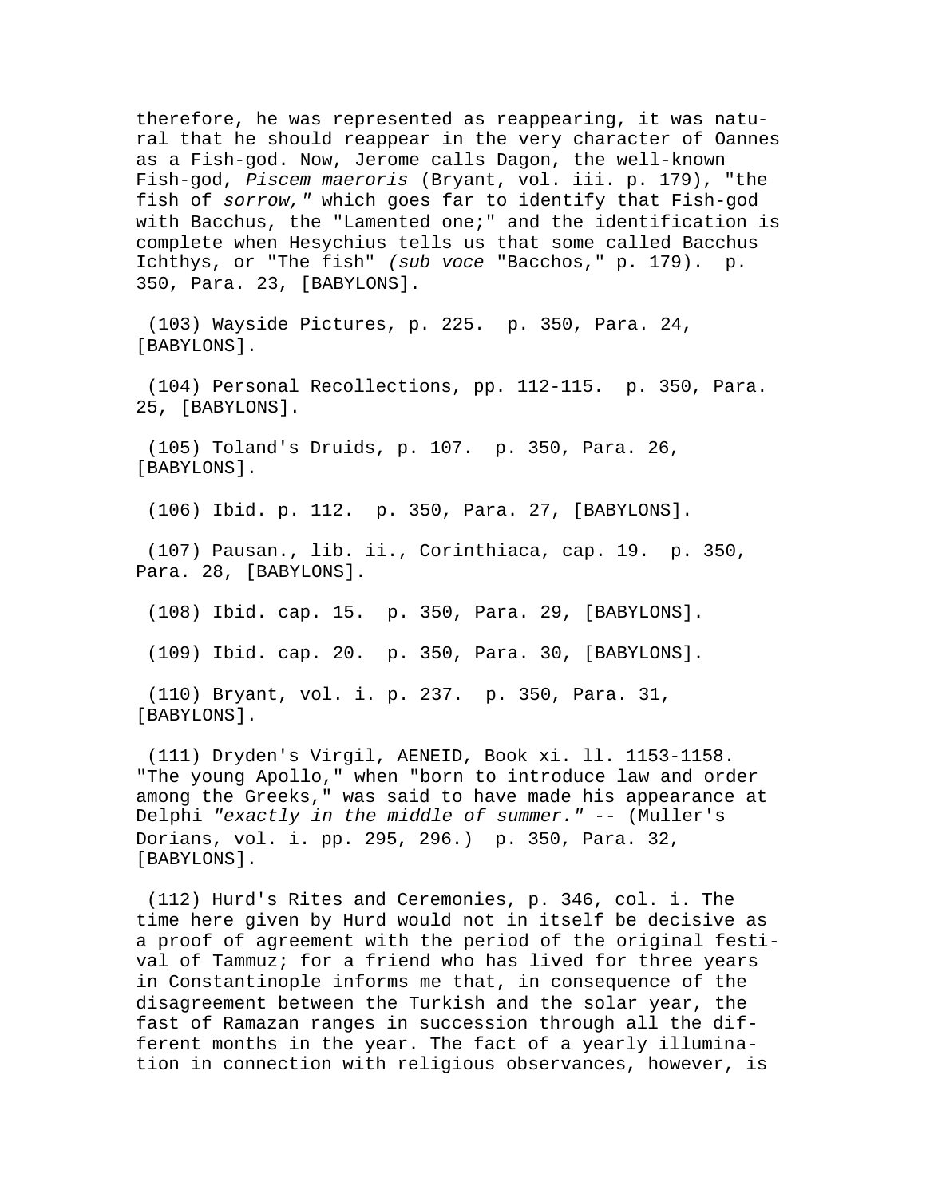therefore, he was represented as reappearing, it was natural that he should reappear in the very character of Oannes as a Fish-god. Now, Jerome calls Dagon, the well-known Fish-god, *Piscem maeroris* (Bryant, vol. iii. p. 179), "the fish of *sorrow,"* which goes far to identify that Fish-god with Bacchus, the "Lamented one;" and the identification is complete when Hesychius tells us that some called Bacchus Ichthys, or "The fish" *(sub voce* "Bacchos," p. 179). p. 350, Para. 23, [BABYLONS].

(103) Wayside Pictures, p. 225. p. 350, Para. 24, [BABYLONS].

(104) Personal Recollections, pp. 112-115. p. 350, Para. 25, [BABYLONS].

(105) Toland's Druids, p. 107. p. 350, Para. 26, [BABYLONS].

(106) Ibid. p. 112. p. 350, Para. 27, [BABYLONS].

(107) Pausan., lib. ii., Corinthiaca, cap. 19. p. 350, Para. 28, [BABYLONS].

(108) Ibid. cap. 15. p. 350, Para. 29, [BABYLONS].

(109) Ibid. cap. 20. p. 350, Para. 30, [BABYLONS].

(110) Bryant, vol. i. p. 237. p. 350, Para. 31, [BABYLONS].

(111) Dryden's Virgil, AENEID, Book xi. ll. 1153-1158. "The young Apollo," when "born to introduce law and order among the Greeks," was said to have made his appearance at Delphi *"exactly in the middle of summer."* -- (Muller's Dorians, vol. i. pp. 295, 296.) p. 350, Para. 32, [BABYLONS].

(112) Hurd's Rites and Ceremonies, p. 346, col. i. The time here given by Hurd would not in itself be decisive as a proof of agreement with the period of the original festival of Tammuz; for a friend who has lived for three years in Constantinople informs me that, in consequence of the disagreement between the Turkish and the solar year, the fast of Ramazan ranges in succession through all the different months in the year. The fact of a yearly illumination in connection with religious observances, however, is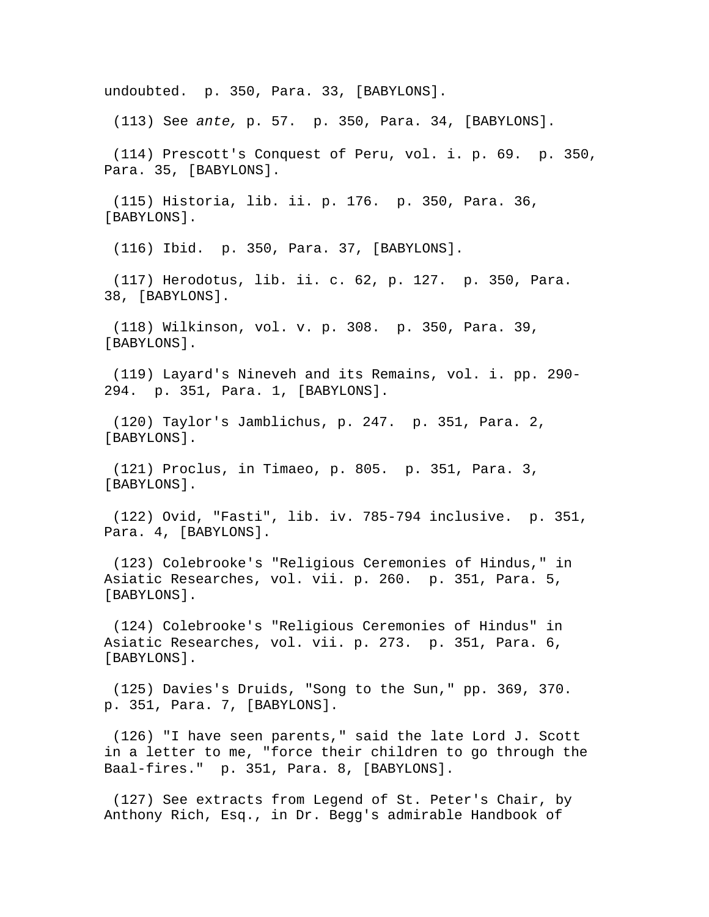undoubted. p. 350, Para. 33, [BABYLONS].

(113) See *ante,* p. 57. p. 350, Para. 34, [BABYLONS].

(114) Prescott's Conquest of Peru, vol. i. p. 69. p. 350, Para. 35, [BABYLONS].

(115) Historia, lib. ii. p. 176. p. 350, Para. 36, [BABYLONS].

(116) Ibid. p. 350, Para. 37, [BABYLONS].

(117) Herodotus, lib. ii. c. 62, p. 127. p. 350, Para. 38, [BABYLONS].

(118) Wilkinson, vol. v. p. 308. p. 350, Para. 39, [BABYLONS].

(119) Layard's Nineveh and its Remains, vol. i. pp. 290-294. p. 351, Para. 1, [BABYLONS].

(120) Taylor's Jamblichus, p. 247. p. 351, Para. 2, [BABYLONS].

(121) Proclus, in Timaeo, p. 805. p. 351, Para. 3, [BABYLONS].

(122) Ovid, "Fasti", lib. iv. 785-794 inclusive. p. 351, Para. 4, [BABYLONS].

(123) Colebrooke's "Religious Ceremonies of Hindus," in Asiatic Researches, vol. vii. p. 260. p. 351, Para. 5, [BABYLONS].

(124) Colebrooke's "Religious Ceremonies of Hindus" in Asiatic Researches, vol. vii. p. 273. p. 351, Para. 6, [BABYLONS].

(125) Davies's Druids, "Song to the Sun," pp. 369, 370. p. 351, Para. 7, [BABYLONS].

(126) "I have seen parents," said the late Lord J. Scott in a letter to me, "force their children to go through the Baal-fires." p. 351, Para. 8, [BABYLONS].

(127) See extracts from Legend of St. Peter's Chair, by Anthony Rich, Esq., in Dr. Begg's admirable Handbook of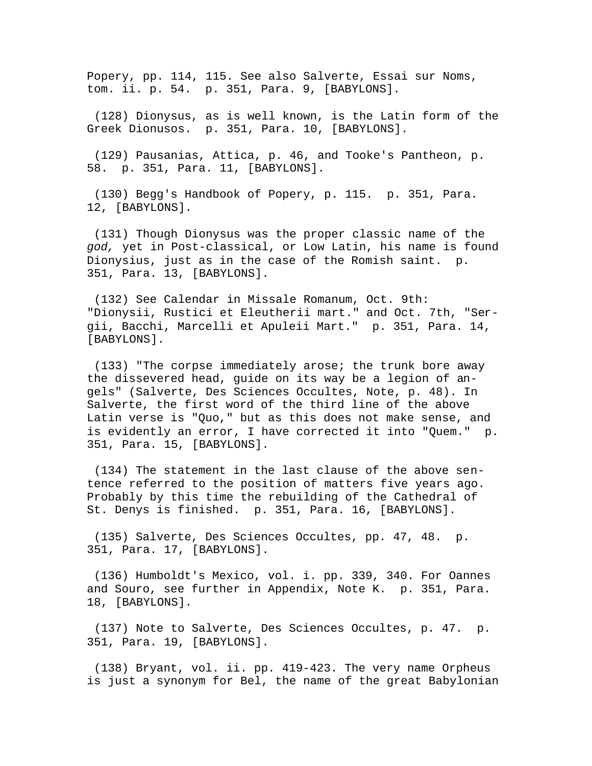Popery, pp. 114, 115. See also Salverte, Essai sur Noms, tom. ii. p. 54. p. 351, Para. 9, [BABYLONS].

(128) Dionysus, as is well known, is the Latin form of the Greek Dionusos. p. 351, Para. 10, [BABYLONS].

(129) Pausanias, Attica, p. 46, and Tooke's Pantheon, p. 58. p. 351, Para. 11, [BABYLONS].

(130) Begg's Handbook of Popery, p. 115. p. 351, Para. 12, [BABYLONS].

(131) Though Dionysus was the proper classic name of the *god,* yet in Post-classical, or Low Latin, his name is found Dionysius, just as in the case of the Romish saint. p. 351, Para. 13, [BABYLONS].

(132) See Calendar in Missale Romanum, Oct. 9th: "Dionysii, Rustici et Eleutherii mart." and Oct. 7th, "Sergii, Bacchi, Marcelli et Apuleii Mart." p. 351, Para. 14, [BABYLONS].

(133) "The corpse immediately arose; the trunk bore away the dissevered head, guide on its way be a legion of angels" (Salverte, Des Sciences Occultes, Note, p. 48). In Salverte, the first word of the third line of the above Latin verse is "Quo," but as this does not make sense, and is evidently an error, I have corrected it into "Quem." p. 351, Para. 15, [BABYLONS].

(134) The statement in the last clause of the above sentence referred to the position of matters five years ago. Probably by this time the rebuilding of the Cathedral of St. Denys is finished. p. 351, Para. 16, [BABYLONS].

(135) Salverte, Des Sciences Occultes, pp. 47, 48. p. 351, Para. 17, [BABYLONS].

(136) Humboldt's Mexico, vol. i. pp. 339, 340. For Oannes and Souro, see further in Appendix, Note K. p. 351, Para. 18, [BABYLONS].

(137) Note to Salverte, Des Sciences Occultes, p. 47. p. 351, Para. 19, [BABYLONS].

(138) Bryant, vol. ii. pp. 419-423. The very name Orpheus is just a synonym for Bel, the name of the great Babylonian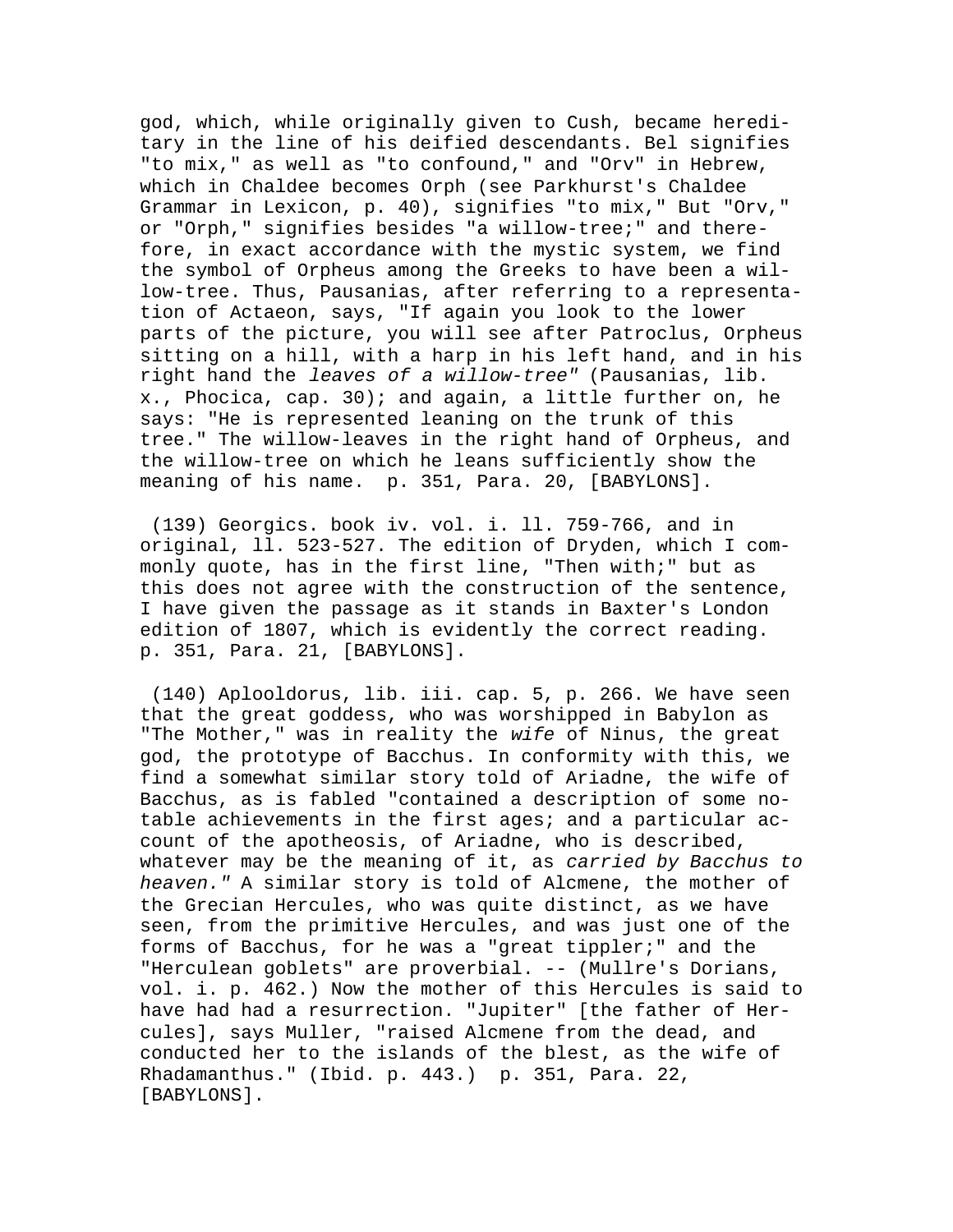god, which, while originally given to Cush, became hereditary in the line of his deified descendants. Bel signifies "to mix," as well as "to confound," and "Orv" in Hebrew, which in Chaldee becomes Orph (see Parkhurst's Chaldee Grammar in Lexicon, p. 40), signifies "to mix," But "Orv," or "Orph," signifies besides "a willow-tree;" and therefore, in exact accordance with the mystic system, we find the symbol of Orpheus among the Greeks to have been a willow-tree. Thus, Pausanias, after referring to a representation of Actaeon, says, "If again you look to the lower parts of the picture, you will see after Patroclus, Orpheus sitting on a hill, with a harp in his left hand, and in his right hand the *leaves of a willow-tree"* (Pausanias, lib. x., Phocica, cap. 30); and again, a little further on, he says: "He is represented leaning on the trunk of this tree." The willow-leaves in the right hand of Orpheus, and the willow-tree on which he leans sufficiently show the meaning of his name. p. 351, Para. 20, [BABYLONS].

(139) Georgics. book iv. vol. i. ll. 759-766, and in original, ll. 523-527. The edition of Dryden, which I commonly quote, has in the first line, "Then with;" but as this does not agree with the construction of the sentence, I have given the passage as it stands in Baxter's London edition of 1807, which is evidently the correct reading. p. 351, Para. 21, [BABYLONS].

(140) Aplooldorus, lib. iii. cap. 5, p. 266. We have seen that the great goddess, who was worshipped in Babylon as "The Mother," was in reality the *wife* of Ninus, the great god, the prototype of Bacchus. In conformity with this, we find a somewhat similar story told of Ariadne, the wife of Bacchus, as is fabled "contained a description of some notable achievements in the first ages; and a particular account of the apotheosis, of Ariadne, who is described, whatever may be the meaning of it, as *carried by Bacchus to heaven."* A similar story is told of Alcmene, the mother of the Grecian Hercules, who was quite distinct, as we have seen, from the primitive Hercules, and was just one of the forms of Bacchus, for he was a "great tippler;" and the "Herculean goblets" are proverbial. -- (Mullre's Dorians, vol. i. p. 462.) Now the mother of this Hercules is said to have had had a resurrection. "Jupiter" [the father of Hercules], says Muller, "raised Alcmene from the dead, and conducted her to the islands of the blest, as the wife of Rhadamanthus." (Ibid. p. 443.) p. 351, Para. 22, [BABYLONS].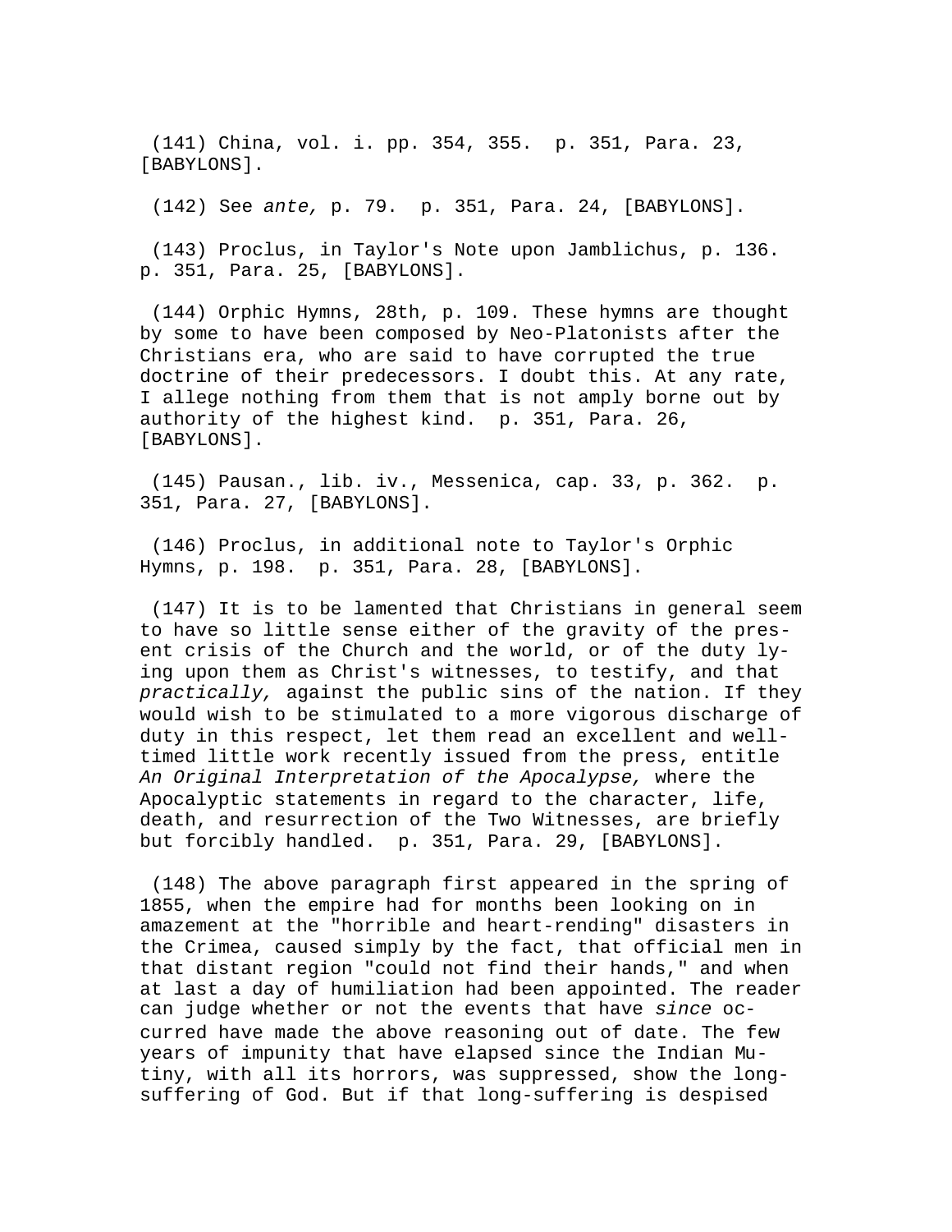(141) China, vol. i. pp. 354, 355. p. 351, Para. 23, [BABYLONS].

(142) See *ante,* p. 79. p. 351, Para. 24, [BABYLONS].

(143) Proclus, in Taylor's Note upon Jamblichus, p. 136. p. 351, Para. 25, [BABYLONS].

(144) Orphic Hymns, 28th, p. 109. These hymns are thought by some to have been composed by Neo-Platonists after the Christians era, who are said to have corrupted the true doctrine of their predecessors. I doubt this. At any rate, I allege nothing from them that is not amply borne out by authority of the highest kind. p. 351, Para. 26, [BABYLONS].

(145) Pausan., lib. iv., Messenica, cap. 33, p. 362. p. 351, Para. 27, [BABYLONS].

(146) Proclus, in additional note to Taylor's Orphic Hymns, p. 198. p. 351, Para. 28, [BABYLONS].

(147) It is to be lamented that Christians in general seem to have so little sense either of the gravity of the present crisis of the Church and the world, or of the duty lying upon them as Christ's witnesses, to testify, and that *practically,* against the public sins of the nation. If they would wish to be stimulated to a more vigorous discharge of duty in this respect, let them read an excellent and well-timed little work recently issued from the press, entitle *An Original Interpretation of the Apocalypse,* where the Apocalyptic statements in regard to the character, life, death, and resurrection of the Two Witnesses, are briefly but forcibly handled. p. 351, Para. 29, [BABYLONS].

(148) The above paragraph first appeared in the spring of 1855, when the empire had for months been looking on in amazement at the "horrible and heart-rending" disasters in the Crimea, caused simply by the fact, that official men in that distant region "could not find their hands," and when at last a day of humiliation had been appointed. The reader can judge whether or not the events that have *since* occurred have made the above reasoning out of date. The few years of impunity that have elapsed since the Indian Mutiny, with all its horrors, was suppressed, show the long-suffering of God. But if that long-suffering is despised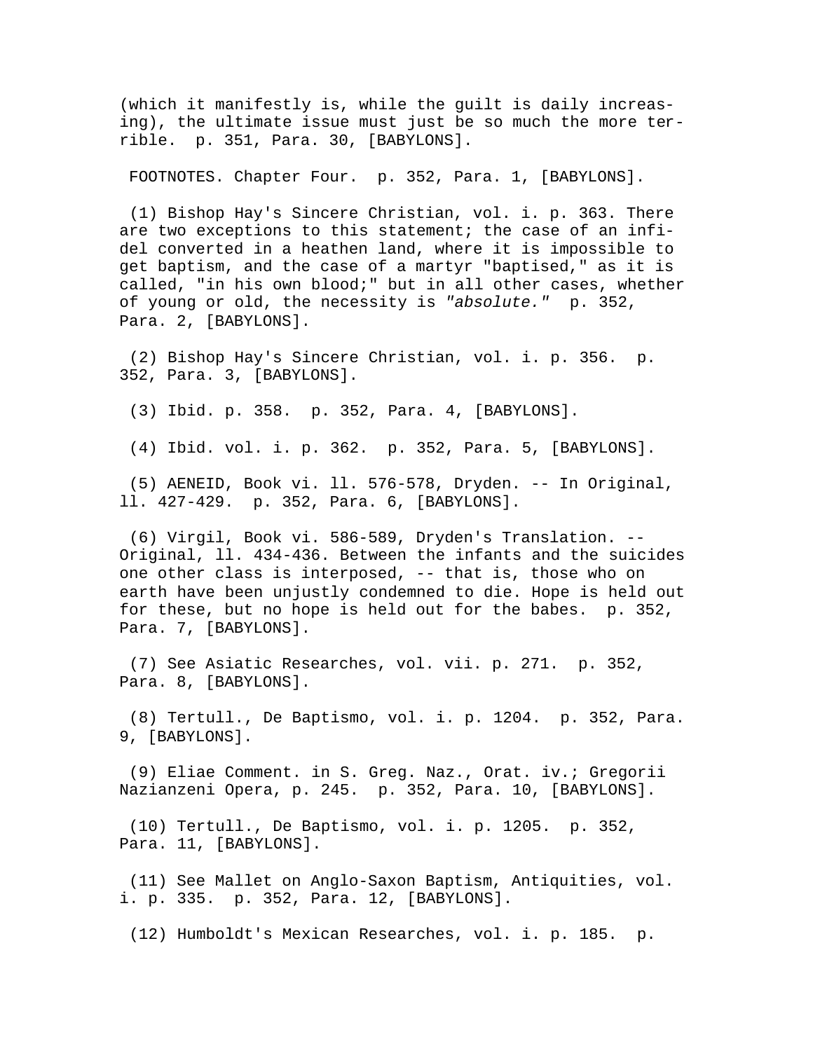(which it manifestly is, while the guilt is daily increasing), the ultimate issue must just be so much the more terrible. p. 351, Para. 30, [BABYLONS].

FOOTNOTES. Chapter Four. p. 352, Para. 1, [BABYLONS].

(1) Bishop Hay's Sincere Christian, vol. i. p. 363. There are two exceptions to this statement; the case of an infidel converted in a heathen land, where it is impossible to get baptism, and the case of a martyr "baptised," as it is called, "in his own blood;" but in all other cases, whether of young or old, the necessity is *"absolute."* p. 352, Para. 2, [BABYLONS].

(2) Bishop Hay's Sincere Christian, vol. i. p. 356. p. 352, Para. 3, [BABYLONS].

(3) Ibid. p. 358. p. 352, Para. 4, [BABYLONS].

(4) Ibid. vol. i. p. 362. p. 352, Para. 5, [BABYLONS].

(5) AENEID, Book vi. ll. 576-578, Dryden. -- In Original, ll. 427-429. p. 352, Para. 6, [BABYLONS].

(6) Virgil, Book vi. 586-589, Dryden's Translation. -- Original, ll. 434-436. Between the infants and the suicides one other class is interposed, -- that is, those who on earth have been unjustly condemned to die. Hope is held out for these, but no hope is held out for the babes. p. 352, Para. 7, [BABYLONS].

(7) See Asiatic Researches, vol. vii. p. 271. p. 352, Para. 8, [BABYLONS].

(8) Tertull., De Baptismo, vol. i. p. 1204. p. 352, Para. 9, [BABYLONS].

(9) Eliae Comment. in S. Greg. Naz., Orat. iv.; Gregorii Nazianzeni Opera, p. 245. p. 352, Para. 10, [BABYLONS].

(10) Tertull., De Baptismo, vol. i. p. 1205. p. 352, Para. 11, [BABYLONS].

(11) See Mallet on Anglo-Saxon Baptism, Antiquities, vol. i. p. 335. p. 352, Para. 12, [BABYLONS].

(12) Humboldt's Mexican Researches, vol. i. p. 185. p.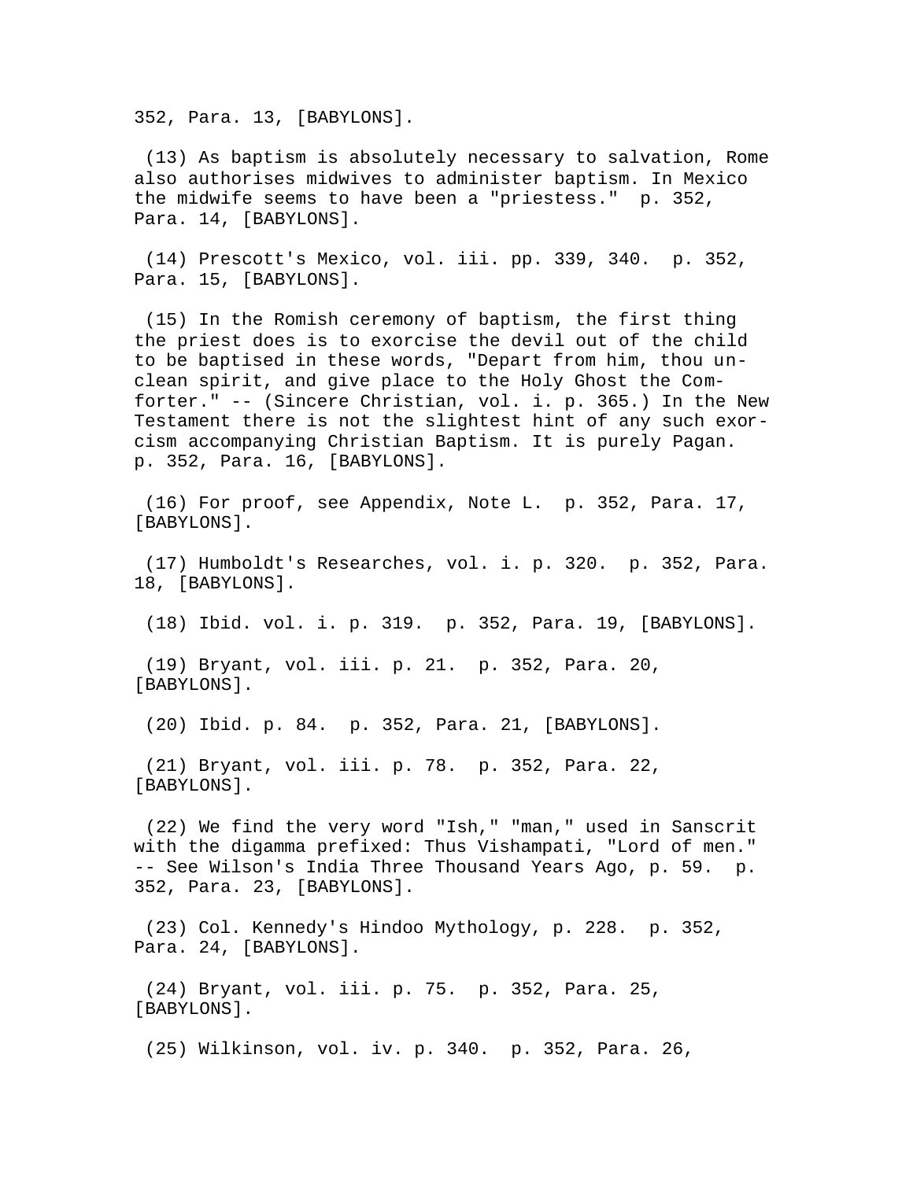352, Para. 13, [BABYLONS].

(13) As baptism is absolutely necessary to salvation, Rome also authorises midwives to administer baptism. In Mexico the midwife seems to have been a "priestess." p. 352, Para. 14, [BABYLONS].

(14) Prescott's Mexico, vol. iii. pp. 339, 340. p. 352, Para. 15, [BABYLONS].

(15) In the Romish ceremony of baptism, the first thing the priest does is to exorcise the devil out of the child to be baptised in these words, "Depart from him, thou unclean spirit, and give place to the Holy Ghost the Comforter." -- (Sincere Christian, vol. i. p. 365.) In the New Testament there is not the slightest hint of any such exorcism accompanying Christian Baptism. It is purely Pagan. p. 352, Para. 16, [BABYLONS].

(16) For proof, see Appendix, Note L. p. 352, Para. 17, [BABYLONS].

(17) Humboldt's Researches, vol. i. p. 320. p. 352, Para. 18, [BABYLONS].

(18) Ibid. vol. i. p. 319. p. 352, Para. 19, [BABYLONS].

(19) Bryant, vol. iii. p. 21. p. 352, Para. 20, [BABYLONS].

(20) Ibid. p. 84. p. 352, Para. 21, [BABYLONS].

(21) Bryant, vol. iii. p. 78. p. 352, Para. 22, [BABYLONS].

(22) We find the very word "Ish," "man," used in Sanscrit with the digamma prefixed: Thus Vishampati, "Lord of men." -- See Wilson's India Three Thousand Years Ago, p. 59. p. 352, Para. 23, [BABYLONS].

(23) Col. Kennedy's Hindoo Mythology, p. 228. p. 352, Para. 24, [BABYLONS].

(24) Bryant, vol. iii. p. 75. p. 352, Para. 25, [BABYLONS].

(25) Wilkinson, vol. iv. p. 340. p. 352, Para. 26,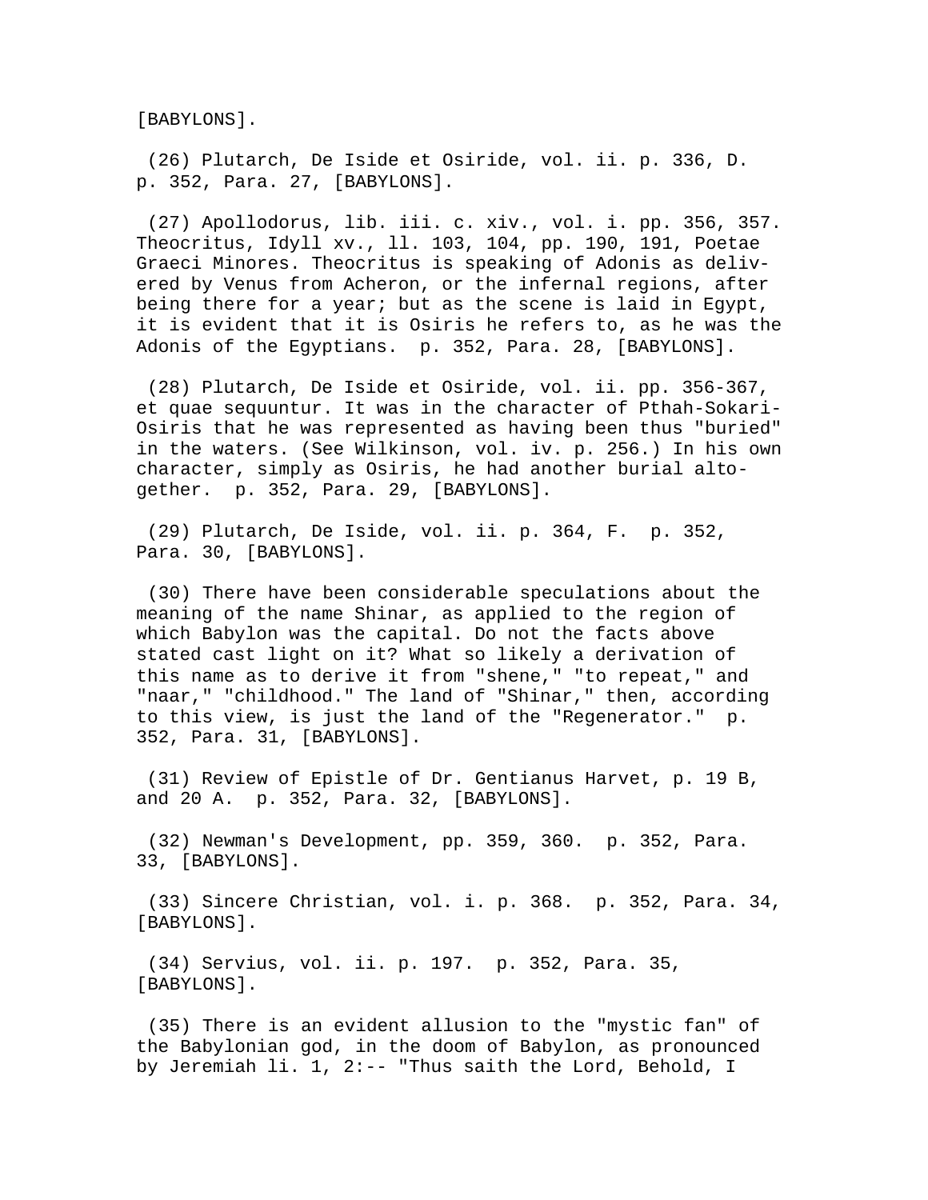[BABYLONS].

(26) Plutarch, De Iside et Osiride, vol. ii. p. 336, D. p. 352, Para. 27, [BABYLONS].

(27) Apollodorus, lib. iii. c. xiv., vol. i. pp. 356, 357. Theocritus, Idyll xv., ll. 103, 104, pp. 190, 191, Poetae Graeci Minores. Theocritus is speaking of Adonis as delivered by Venus from Acheron, or the infernal regions, after being there for a year; but as the scene is laid in Egypt, it is evident that it is Osiris he refers to, as he was the Adonis of the Egyptians. p. 352, Para. 28, [BABYLONS].

(28) Plutarch, De Iside et Osiride, vol. ii. pp. 356-367, et quae sequuntur. It was in the character of Pthah-Sokari-Osiris that he was represented as having been thus "buried" in the waters. (See Wilkinson, vol. iv. p. 256.) In his own character, simply as Osiris, he had another burial altogether. p. 352, Para. 29, [BABYLONS].

(29) Plutarch, De Iside, vol. ii. p. 364, F. p. 352, Para. 30, [BABYLONS].

(30) There have been considerable speculations about the meaning of the name Shinar, as applied to the region of which Babylon was the capital. Do not the facts above stated cast light on it? What so likely a derivation of this name as to derive it from "shene," "to repeat," and "naar," "childhood." The land of "Shinar," then, according to this view, is just the land of the "Regenerator." p. 352, Para. 31, [BABYLONS].

(31) Review of Epistle of Dr. Gentianus Harvet, p. 19 B, and 20 A. p. 352, Para. 32, [BABYLONS].

(32) Newman's Development, pp. 359, 360. p. 352, Para. 33, [BABYLONS].

(33) Sincere Christian, vol. i. p. 368. p. 352, Para. 34, [BABYLONS].

(34) Servius, vol. ii. p. 197. p. 352, Para. 35, [BABYLONS].

(35) There is an evident allusion to the "mystic fan" of the Babylonian god, in the doom of Babylon, as pronounced by Jeremiah li. 1, 2:-- "Thus saith the Lord, Behold, I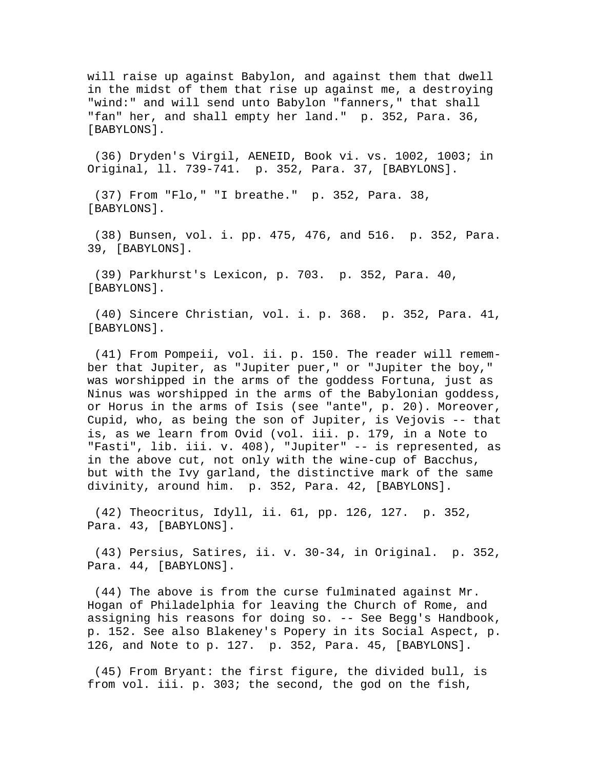will raise up against Babylon, and against them that dwell in the midst of them that rise up against me, a destroying "wind:" and will send unto Babylon "fanners," that shall "fan" her, and shall empty her land." p. 352, Para. 36, [BABYLONS].

(36) Dryden's Virgil, AENEID, Book vi. vs. 1002, 1003; in Original, ll. 739-741. p. 352, Para. 37, [BABYLONS].

(37) From "Flo," "I breathe." p. 352, Para. 38, [BABYLONS].

(38) Bunsen, vol. i. pp. 475, 476, and 516. p. 352, Para. 39, [BABYLONS].

(39) Parkhurst's Lexicon, p. 703. p. 352, Para. 40, [BABYLONS].

(40) Sincere Christian, vol. i. p. 368. p. 352, Para. 41, [BABYLONS].

(41) From Pompeii, vol. ii. p. 150. The reader will remember that Jupiter, as "Jupiter puer," or "Jupiter the boy," was worshipped in the arms of the goddess Fortuna, just as Ninus was worshipped in the arms of the Babylonian goddess, or Horus in the arms of Isis (see "ante", p. 20). Moreover, Cupid, who, as being the son of Jupiter, is Vejovis -- that is, as we learn from Ovid (vol. iii. p. 179, in a Note to "Fasti", lib. iii. v. 408), "Jupiter" -- is represented, as in the above cut, not only with the wine-cup of Bacchus, but with the Ivy garland, the distinctive mark of the same divinity, around him. p. 352, Para. 42, [BABYLONS].

(42) Theocritus, Idyll, ii. 61, pp. 126, 127. p. 352, Para. 43, [BABYLONS].

(43) Persius, Satires, ii. v. 30-34, in Original. p. 352, Para. 44, [BABYLONS].

(44) The above is from the curse fulminated against Mr. Hogan of Philadelphia for leaving the Church of Rome, and assigning his reasons for doing so. -- See Begg's Handbook, p. 152. See also Blakeney's Popery in its Social Aspect, p. 126, and Note to p. 127. p. 352, Para. 45, [BABYLONS].

(45) From Bryant: the first figure, the divided bull, is from vol. iii. p. 303; the second, the god on the fish,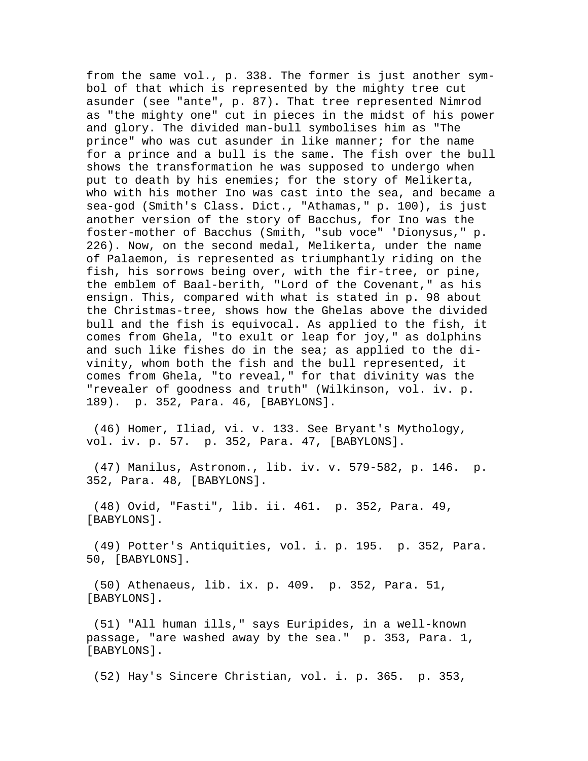from the same vol., p. 338. The former is just another symbol of that which is represented by the mighty tree cut asunder (see "ante", p. 87). That tree represented Nimrod as "the mighty one" cut in pieces in the midst of his power and glory. The divided man-bull symbolises him as "The prince" who was cut asunder in like manner; for the name for a prince and a bull is the same. The fish over the bull shows the transformation he was supposed to undergo when put to death by his enemies; for the story of Melikerta, who with his mother Ino was cast into the sea, and became a sea-god (Smith's Class. Dict., "Athamas," p. 100), is just another version of the story of Bacchus, for Ino was the foster-mother of Bacchus (Smith, "sub voce" 'Dionysus," p. 226). Now, on the second medal, Melikerta, under the name of Palaemon, is represented as triumphantly riding on the fish, his sorrows being over, with the fir-tree, or pine, the emblem of Baal-berith, "Lord of the Covenant," as his ensign. This, compared with what is stated in p. 98 about the Christmas-tree, shows how the Ghelas above the divided bull and the fish is equivocal. As applied to the fish, it comes from Ghela, "to exult or leap for joy," as dolphins and such like fishes do in the sea; as applied to the divinity, whom both the fish and the bull represented, it comes from Ghela, "to reveal," for that divinity was the "revealer of goodness and truth" (Wilkinson, vol. iv. p. 189). p. 352, Para. 46, [BABYLONS].

(46) Homer, Iliad, vi. v. 133. See Bryant's Mythology, vol. iv. p. 57. p. 352, Para. 47, [BABYLONS].

(47) Manilus, Astronom., lib. iv. v. 579-582, p. 146. p. 352, Para. 48, [BABYLONS].

(48) Ovid, "Fasti", lib. ii. 461. p. 352, Para. 49, [BABYLONS].

(49) Potter's Antiquities, vol. i. p. 195. p. 352, Para. 50, [BABYLONS].

(50) Athenaeus, lib. ix. p. 409. p. 352, Para. 51, [BABYLONS].

(51) "All human ills," says Euripides, in a well-known passage, "are washed away by the sea." p. 353, Para. 1, [BABYLONS].

(52) Hay's Sincere Christian, vol. i. p. 365. p. 353,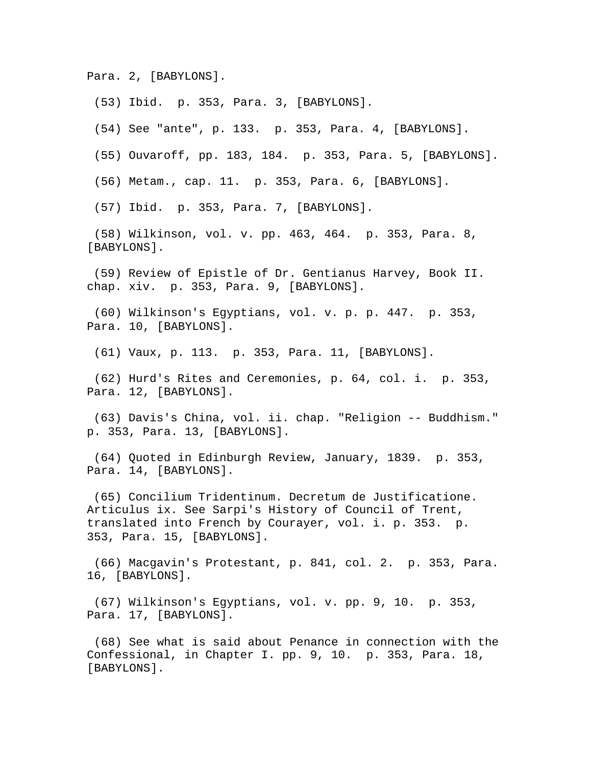Para. 2, [BABYLONS].

(53) Ibid. p. 353, Para. 3, [BABYLONS].

(54) See "ante", p. 133. p. 353, Para. 4, [BABYLONS].

(55) Ouvaroff, pp. 183, 184. p. 353, Para. 5, [BABYLONS].

(56) Metam., cap. 11. p. 353, Para. 6, [BABYLONS].

(57) Ibid. p. 353, Para. 7, [BABYLONS].

(58) Wilkinson, vol. v. pp. 463, 464. p. 353, Para. 8, [BABYLONS].

(59) Review of Epistle of Dr. Gentianus Harvey, Book II. chap. xiv. p. 353, Para. 9, [BABYLONS].

(60) Wilkinson's Egyptians, vol. v. p. p. 447. p. 353, Para. 10, [BABYLONS].

(61) Vaux, p. 113. p. 353, Para. 11, [BABYLONS].

(62) Hurd's Rites and Ceremonies, p. 64, col. i. p. 353, Para. 12, [BABYLONS].

(63) Davis's China, vol. ii. chap. "Religion -- Buddhism." p. 353, Para. 13, [BABYLONS].

(64) Quoted in Edinburgh Review, January, 1839. p. 353, Para. 14, [BABYLONS].

(65) Concilium Tridentinum. Decretum de Justificatione. Articulus ix. See Sarpi's History of Council of Trent, translated into French by Courayer, vol. i. p. 353. p. 353, Para. 15, [BABYLONS].

(66) Macgavin's Protestant, p. 841, col. 2. p. 353, Para. 16, [BABYLONS].

(67) Wilkinson's Egyptians, vol. v. pp. 9, 10. p. 353, Para. 17, [BABYLONS].

(68) See what is said about Penance in connection with the Confessional, in Chapter I. pp. 9, 10. p. 353, Para. 18, [BABYLONS].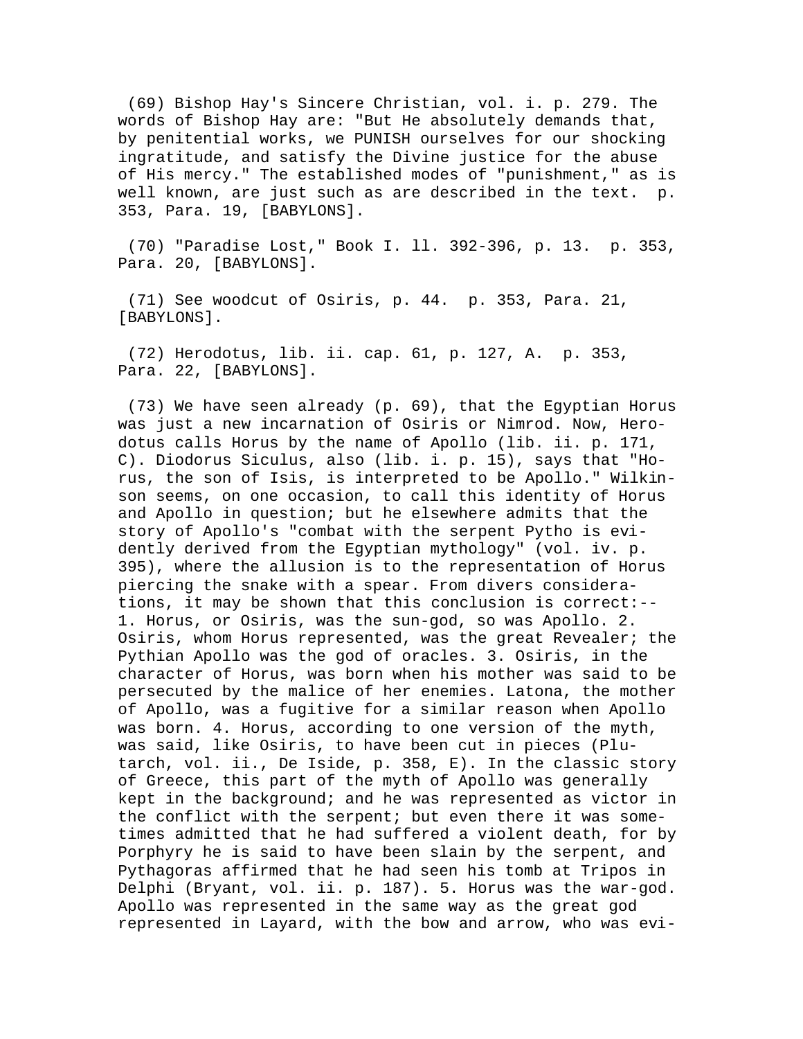(69) Bishop Hay's Sincere Christian, vol. i. p. 279. The words of Bishop Hay are: "But He absolutely demands that, by penitential works, we PUNISH ourselves for our shocking ingratitude, and satisfy the Divine justice for the abuse of His mercy." The established modes of "punishment," as is well known, are just such as are described in the text. p. 353, Para. 19, [BABYLONS].

(70) "Paradise Lost," Book I. ll. 392-396, p. 13. p. 353, Para. 20, [BABYLONS].

(71) See woodcut of Osiris, p. 44. p. 353, Para. 21, [BABYLONS].

(72) Herodotus, lib. ii. cap. 61, p. 127, A. p. 353, Para. 22, [BABYLONS].

(73) We have seen already (p. 69), that the Egyptian Horus was just a new incarnation of Osiris or Nimrod. Now, Herodotus calls Horus by the name of Apollo (lib. ii. p. 171, C). Diodorus Siculus, also (lib. i. p. 15), says that "Horus, the son of Isis, is interpreted to be Apollo." Wilkinson seems, on one occasion, to call this identity of Horus and Apollo in question; but he elsewhere admits that the story of Apollo's "combat with the serpent Pytho is evidently derived from the Egyptian mythology" (vol. iv. p. 395), where the allusion is to the representation of Horus piercing the snake with a spear. From divers considerations, it may be shown that this conclusion is correct:-- 1. Horus, or Osiris, was the sun-god, so was Apollo. 2. Osiris, whom Horus represented, was the great Revealer; the Pythian Apollo was the god of oracles. 3. Osiris, in the character of Horus, was born when his mother was said to be persecuted by the malice of her enemies. Latona, the mother of Apollo, was a fugitive for a similar reason when Apollo was born. 4. Horus, according to one version of the myth, was said, like Osiris, to have been cut in pieces (Plutarch, vol. ii., De Iside, p. 358, E). In the classic story of Greece, this part of the myth of Apollo was generally kept in the background; and he was represented as victor in the conflict with the serpent; but even there it was sometimes admitted that he had suffered a violent death, for by Porphyry he is said to have been slain by the serpent, and Pythagoras affirmed that he had seen his tomb at Tripos in Delphi (Bryant, vol. ii. p. 187). 5. Horus was the war-god. Apollo was represented in the same way as the great god represented in Layard, with the bow and arrow, who was evi-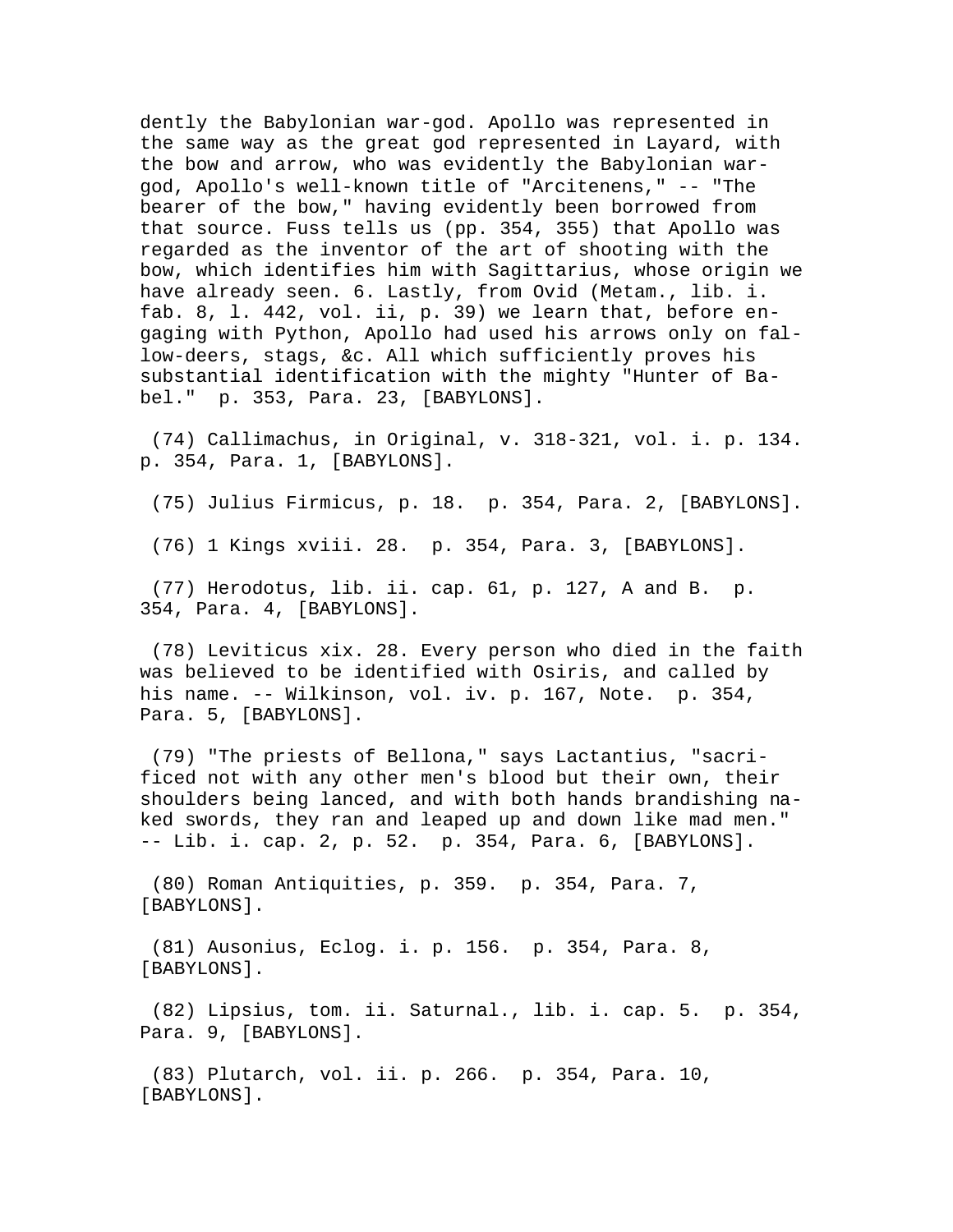dently the Babylonian war-god. Apollo was represented in the same way as the great god represented in Layard, with the bow and arrow, who was evidently the Babylonian war-god, Apollo's well-known title of "Arcitenens," -- "The bearer of the bow," having evidently been borrowed from that source. Fuss tells us (pp. 354, 355) that Apollo was regarded as the inventor of the art of shooting with the bow, which identifies him with Sagittarius, whose origin we have already seen. 6. Lastly, from Ovid (Metam., lib. i. fab. 8, l. 442, vol. ii, p. 39) we learn that, before engaging with Python, Apollo had used his arrows only on fallow-deers, stags, &c. All which sufficiently proves his substantial identification with the mighty "Hunter of Babel."  p. 353, Para. 23, [BABYLONS].

(74) Callimachus, in Original, v. 318-321, vol. i. p. 134. p. 354, Para. 1, [BABYLONS].

(75) Julius Firmicus, p. 18.  p. 354, Para. 2, [BABYLONS].

(76) 1 Kings xviii. 28.  p. 354, Para. 3, [BABYLONS].

(77) Herodotus, lib. ii. cap. 61, p. 127, A and B.  p. 354, Para. 4, [BABYLONS].

(78) Leviticus xix. 28. Every person who died in the faith was believed to be identified with Osiris, and called by his name. -- Wilkinson, vol. iv. p. 167, Note.  p. 354, Para. 5, [BABYLONS].

(79) "The priests of Bellona," says Lactantius, "sacrificed not with any other men's blood but their own, their shoulders being lanced, and with both hands brandishing naked swords, they ran and leaped up and down like mad men." -- Lib. i. cap. 2, p. 52.  p. 354, Para. 6, [BABYLONS].

(80) Roman Antiquities, p. 359.  p. 354, Para. 7, [BABYLONS].

(81) Ausonius, Eclog. i. p. 156.  p. 354, Para. 8, [BABYLONS].

(82) Lipsius, tom. ii. Saturnal., lib. i. cap. 5.  p. 354, Para. 9, [BABYLONS].

(83) Plutarch, vol. ii. p. 266.  p. 354, Para. 10, [BABYLONS].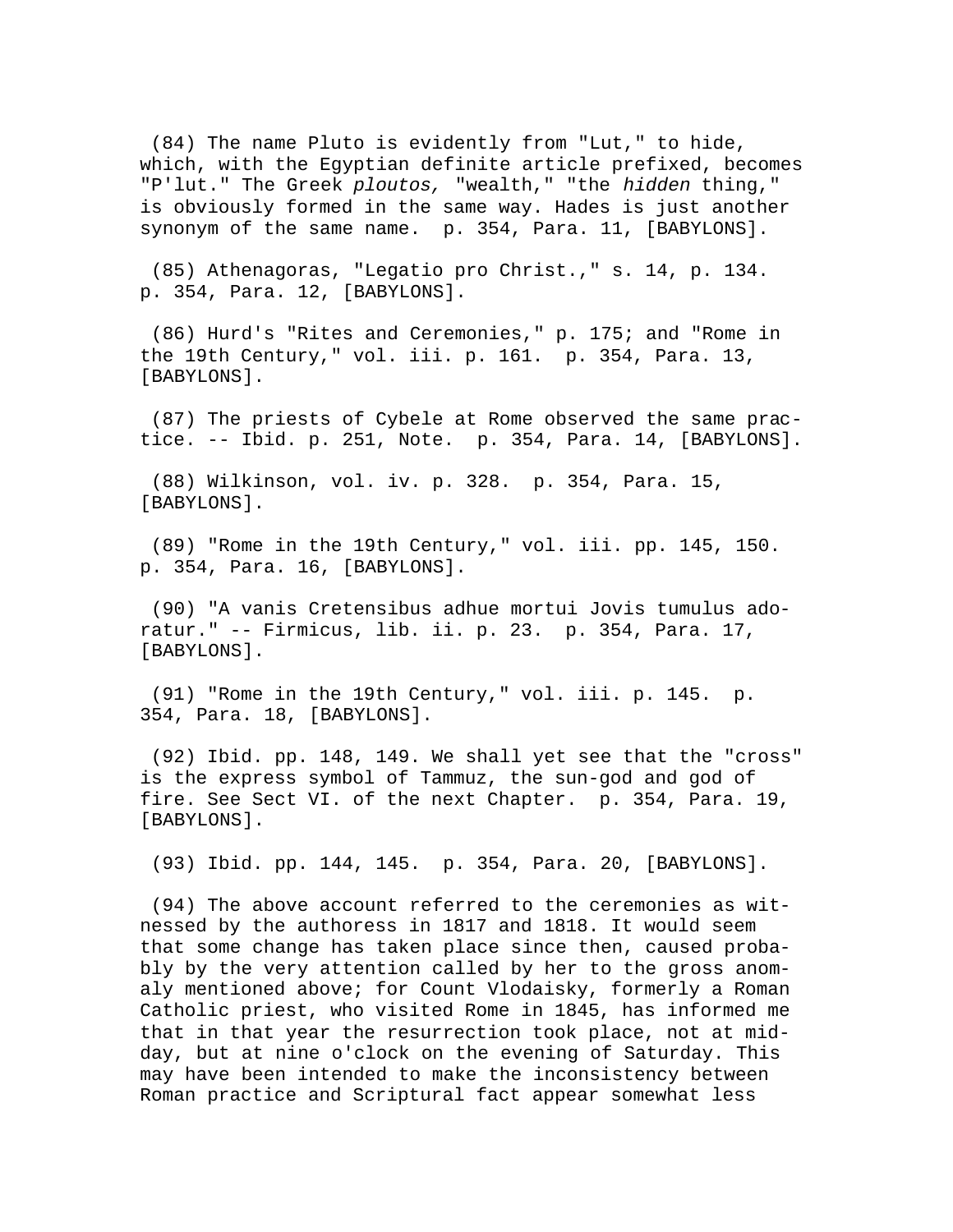(84) The name Pluto is evidently from "Lut," to hide, which, with the Egyptian definite article prefixed, becomes "P'lut." The Greek *ploutos,* "wealth," "the *hidden* thing," is obviously formed in the same way. Hades is just another synonym of the same name. p. 354, Para. 11, [BABYLONS].

(85) Athenagoras, "Legatio pro Christ.," s. 14, p. 134. p. 354, Para. 12, [BABYLONS].

(86) Hurd's "Rites and Ceremonies," p. 175; and "Rome in the 19th Century," vol. iii. p. 161. p. 354, Para. 13, [BABYLONS].

(87) The priests of Cybele at Rome observed the same practice. -- Ibid. p. 251, Note. p. 354, Para. 14, [BABYLONS].

(88) Wilkinson, vol. iv. p. 328. p. 354, Para. 15, [BABYLONS].

(89) "Rome in the 19th Century," vol. iii. pp. 145, 150. p. 354, Para. 16, [BABYLONS].

(90) "A vanis Cretensibus adhue mortui Jovis tumulus adoratur." -- Firmicus, lib. ii. p. 23. p. 354, Para. 17, [BABYLONS].

(91) "Rome in the 19th Century," vol. iii. p. 145. p. 354, Para. 18, [BABYLONS].

(92) Ibid. pp. 148, 149. We shall yet see that the "cross" is the express symbol of Tammuz, the sun-god and god of fire. See Sect VI. of the next Chapter. p. 354, Para. 19, [BABYLONS].

(93) Ibid. pp. 144, 145. p. 354, Para. 20, [BABYLONS].

(94) The above account referred to the ceremonies as witnessed by the authoress in 1817 and 1818. It would seem that some change has taken place since then, caused probably by the very attention called by her to the gross anomaly mentioned above; for Count Vlodaisky, formerly a Roman Catholic priest, who visited Rome in 1845, has informed me that in that year the resurrection took place, not at midday, but at nine o'clock on the evening of Saturday. This may have been intended to make the inconsistency between Roman practice and Scriptural fact appear somewhat less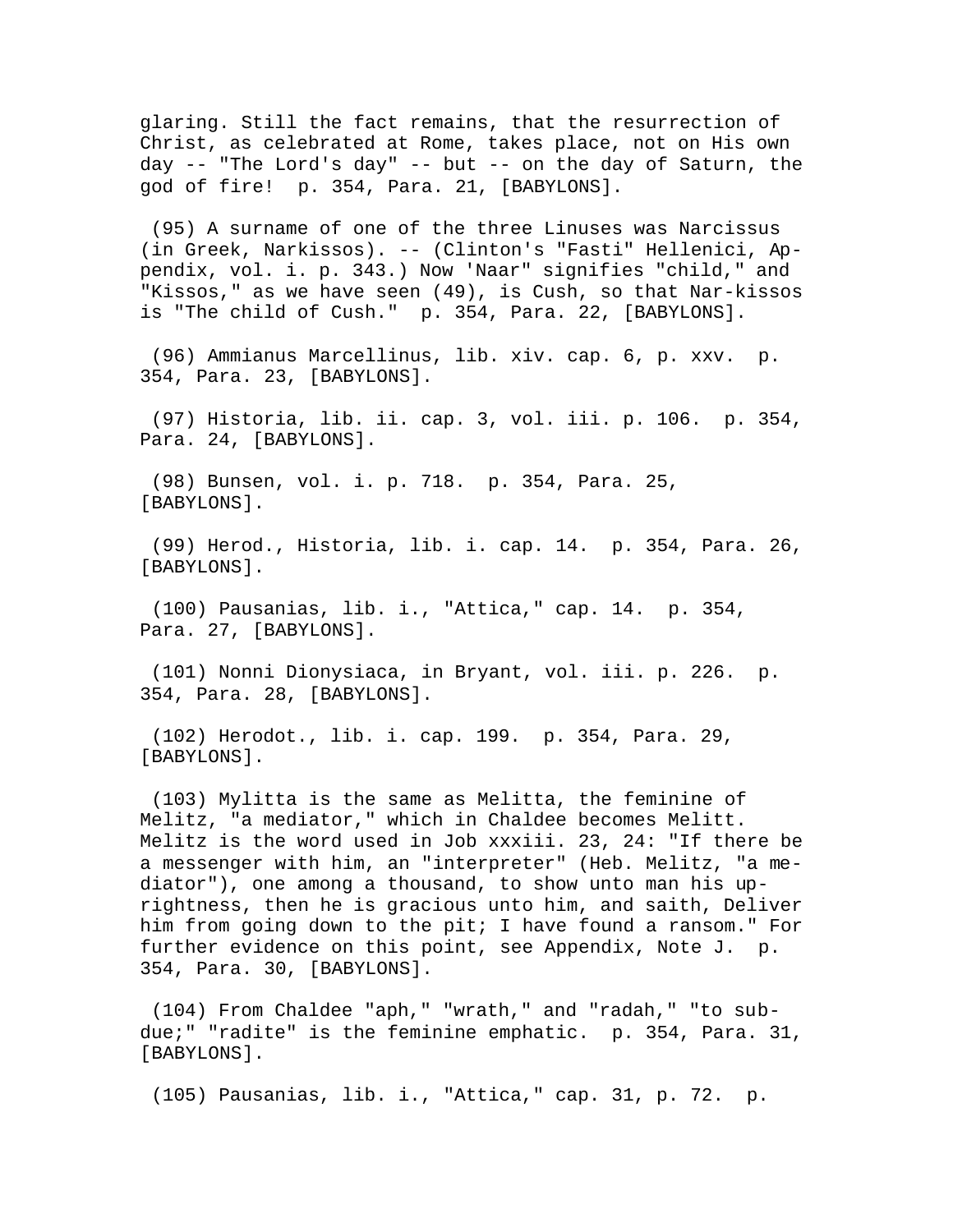glaring. Still the fact remains, that the resurrection of Christ, as celebrated at Rome, takes place, not on His own day -- "The Lord's day" -- but -- on the day of Saturn, the god of fire! p. 354, Para. 21, [BABYLONS].

(95) A surname of one of the three Linuses was Narcissus (in Greek, Narkissos). -- (Clinton's "Fasti" Hellenici, Appendix, vol. i. p. 343.) Now 'Naar" signifies "child," and "Kissos," as we have seen (49), is Cush, so that Nar-kissos is "The child of Cush." p. 354, Para. 22, [BABYLONS].

(96) Ammianus Marcellinus, lib. xiv. cap. 6, p. xxv. p. 354, Para. 23, [BABYLONS].

(97) Historia, lib. ii. cap. 3, vol. iii. p. 106. p. 354, Para. 24, [BABYLONS].

(98) Bunsen, vol. i. p. 718. p. 354, Para. 25, [BABYLONS].

(99) Herod., Historia, lib. i. cap. 14. p. 354, Para. 26, [BABYLONS].

(100) Pausanias, lib. i., "Attica," cap. 14. p. 354, Para. 27, [BABYLONS].

(101) Nonni Dionysiaca, in Bryant, vol. iii. p. 226. p. 354, Para. 28, [BABYLONS].

(102) Herodot., lib. i. cap. 199. p. 354, Para. 29, [BABYLONS].

(103) Mylitta is the same as Melitta, the feminine of Melitz, "a mediator," which in Chaldee becomes Melitt. Melitz is the word used in Job xxxiii. 23, 24: "If there be a messenger with him, an "interpreter" (Heb. Melitz, "a mediator"), one among a thousand, to show unto man his uprightness, then he is gracious unto him, and saith, Deliver him from going down to the pit; I have found a ransom." For further evidence on this point, see Appendix, Note J. p. 354, Para. 30, [BABYLONS].

(104) From Chaldee "aph," "wrath," and "radah," "to subdue;" "radite" is the feminine emphatic. p. 354, Para. 31, [BABYLONS].

(105) Pausanias, lib. i., "Attica," cap. 31, p. 72. p.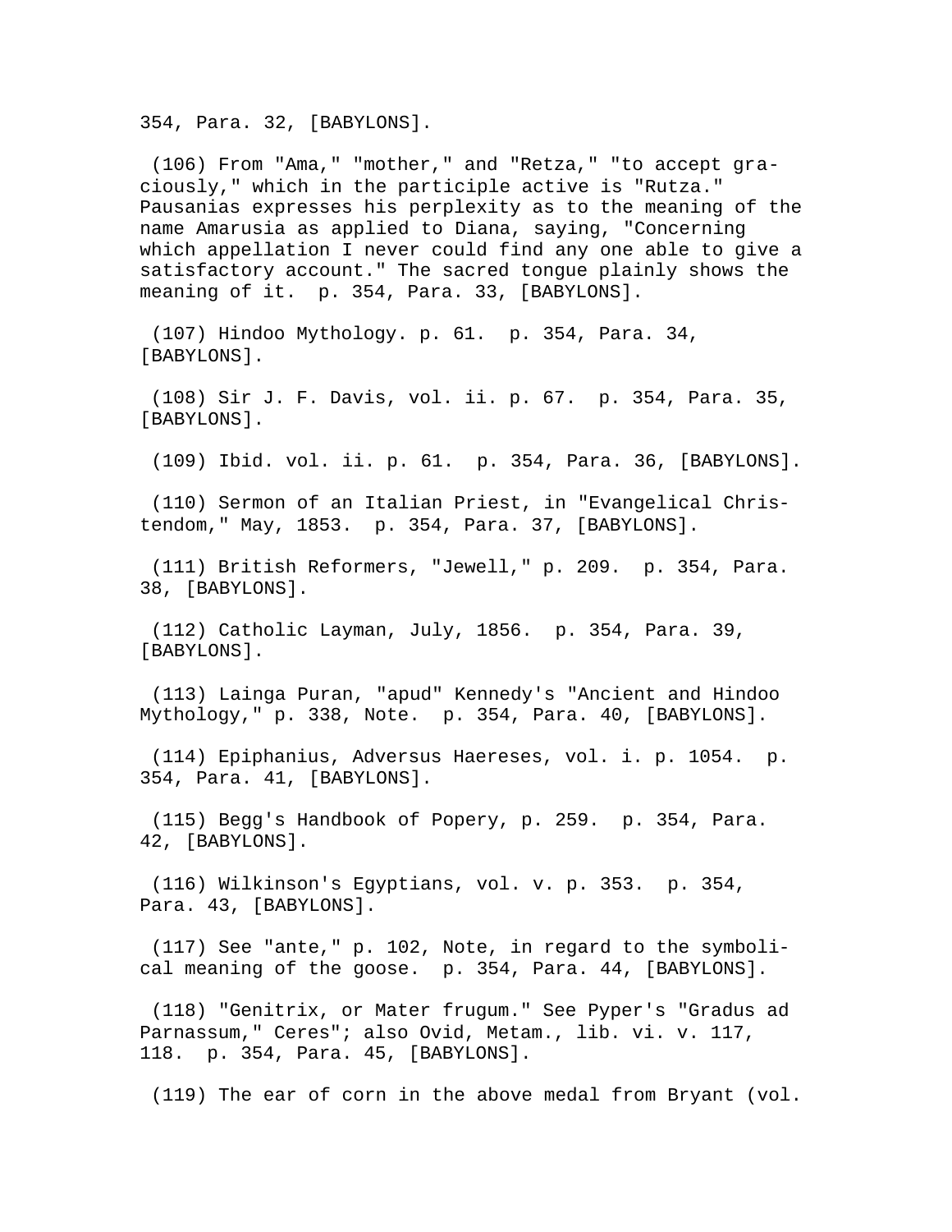354, Para. 32, [BABYLONS].

(106) From "Ama," "mother," and "Retza," "to accept graciously," which in the participle active is "Rutza." Pausanias expresses his perplexity as to the meaning of the name Amarusia as applied to Diana, saying, "Concerning which appellation I never could find any one able to give a satisfactory account." The sacred tongue plainly shows the meaning of it. p. 354, Para. 33, [BABYLONS].

(107) Hindoo Mythology. p. 61. p. 354, Para. 34, [BABYLONS].

(108) Sir J. F. Davis, vol. ii. p. 67. p. 354, Para. 35, [BABYLONS].

(109) Ibid. vol. ii. p. 61. p. 354, Para. 36, [BABYLONS].

(110) Sermon of an Italian Priest, in "Evangelical Christendom," May, 1853. p. 354, Para. 37, [BABYLONS].

(111) British Reformers, "Jewell," p. 209. p. 354, Para. 38, [BABYLONS].

(112) Catholic Layman, July, 1856. p. 354, Para. 39, [BABYLONS].

(113) Lainga Puran, "apud" Kennedy's "Ancient and Hindoo Mythology," p. 338, Note. p. 354, Para. 40, [BABYLONS].

(114) Epiphanius, Adversus Haereses, vol. i. p. 1054. p. 354, Para. 41, [BABYLONS].

(115) Begg's Handbook of Popery, p. 259. p. 354, Para. 42, [BABYLONS].

(116) Wilkinson's Egyptians, vol. v. p. 353. p. 354, Para. 43, [BABYLONS].

(117) See "ante," p. 102, Note, in regard to the symbolical meaning of the goose. p. 354, Para. 44, [BABYLONS].

(118) "Genitrix, or Mater frugum." See Pyper's "Gradus ad Parnassum," Ceres"; also Ovid, Metam., lib. vi. v. 117, 118. p. 354, Para. 45, [BABYLONS].

(119) The ear of corn in the above medal from Bryant (vol.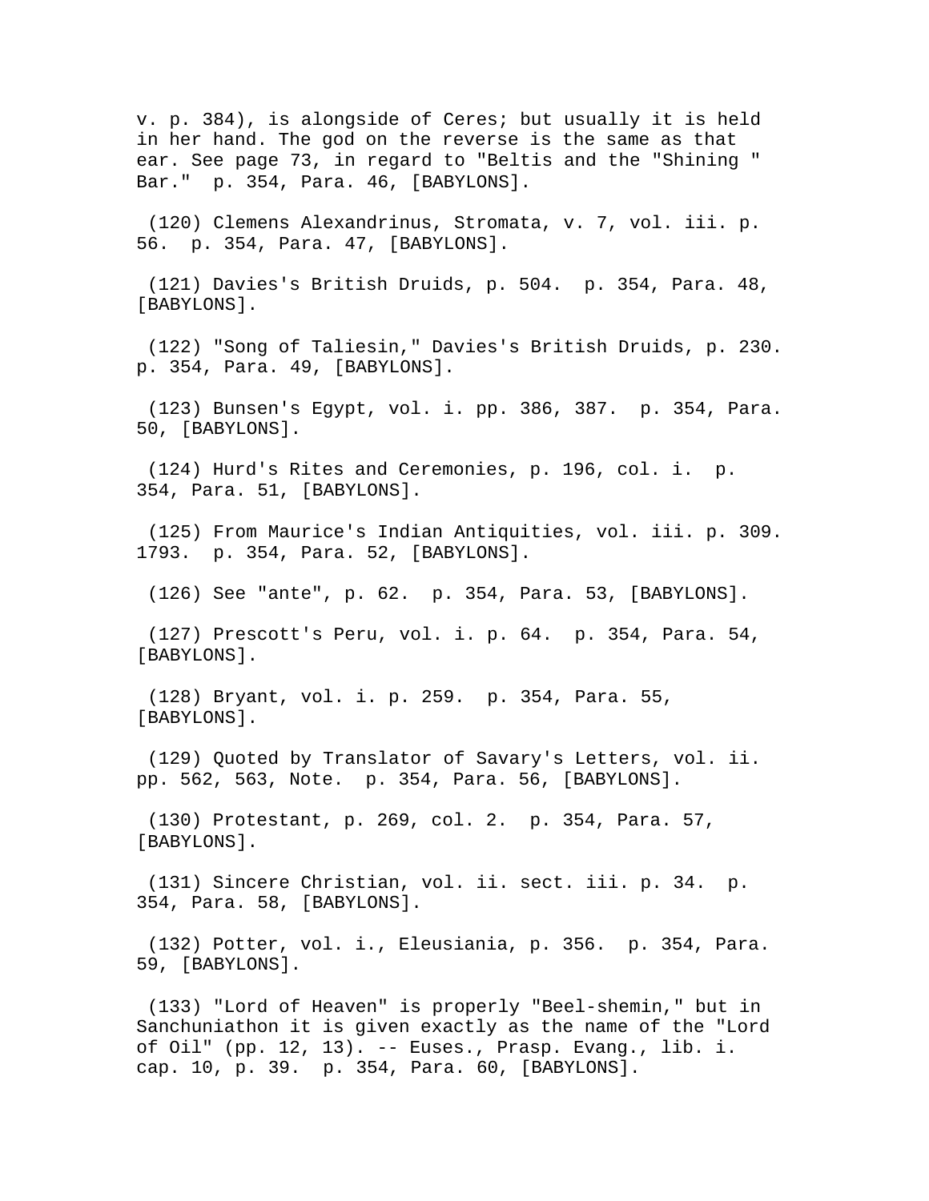v. p. 384), is alongside of Ceres; but usually it is held in her hand. The god on the reverse is the same as that ear. See page 73, in regard to "Beltis and the "Shining " Bar." p. 354, Para. 46, [BABYLONS].

(120) Clemens Alexandrinus, Stromata, v. 7, vol. iii. p. 56. p. 354, Para. 47, [BABYLONS].

(121) Davies's British Druids, p. 504. p. 354, Para. 48, [BABYLONS].

(122) "Song of Taliesin," Davies's British Druids, p. 230. p. 354, Para. 49, [BABYLONS].

(123) Bunsen's Egypt, vol. i. pp. 386, 387. p. 354, Para. 50, [BABYLONS].

(124) Hurd's Rites and Ceremonies, p. 196, col. i. p. 354, Para. 51, [BABYLONS].

(125) From Maurice's Indian Antiquities, vol. iii. p. 309. 1793. p. 354, Para. 52, [BABYLONS].

(126) See "ante", p. 62. p. 354, Para. 53, [BABYLONS].

(127) Prescott's Peru, vol. i. p. 64. p. 354, Para. 54, [BABYLONS].

(128) Bryant, vol. i. p. 259. p. 354, Para. 55, [BABYLONS].

(129) Quoted by Translator of Savary's Letters, vol. ii. pp. 562, 563, Note. p. 354, Para. 56, [BABYLONS].

(130) Protestant, p. 269, col. 2. p. 354, Para. 57, [BABYLONS].

(131) Sincere Christian, vol. ii. sect. iii. p. 34. p. 354, Para. 58, [BABYLONS].

(132) Potter, vol. i., Eleusiania, p. 356. p. 354, Para. 59, [BABYLONS].

(133) "Lord of Heaven" is properly "Beel-shemin," but in Sanchuniathon it is given exactly as the name of the "Lord of Oil" (pp. 12, 13). -- Euses., Prasp. Evang., lib. i. cap. 10, p. 39. p. 354, Para. 60, [BABYLONS].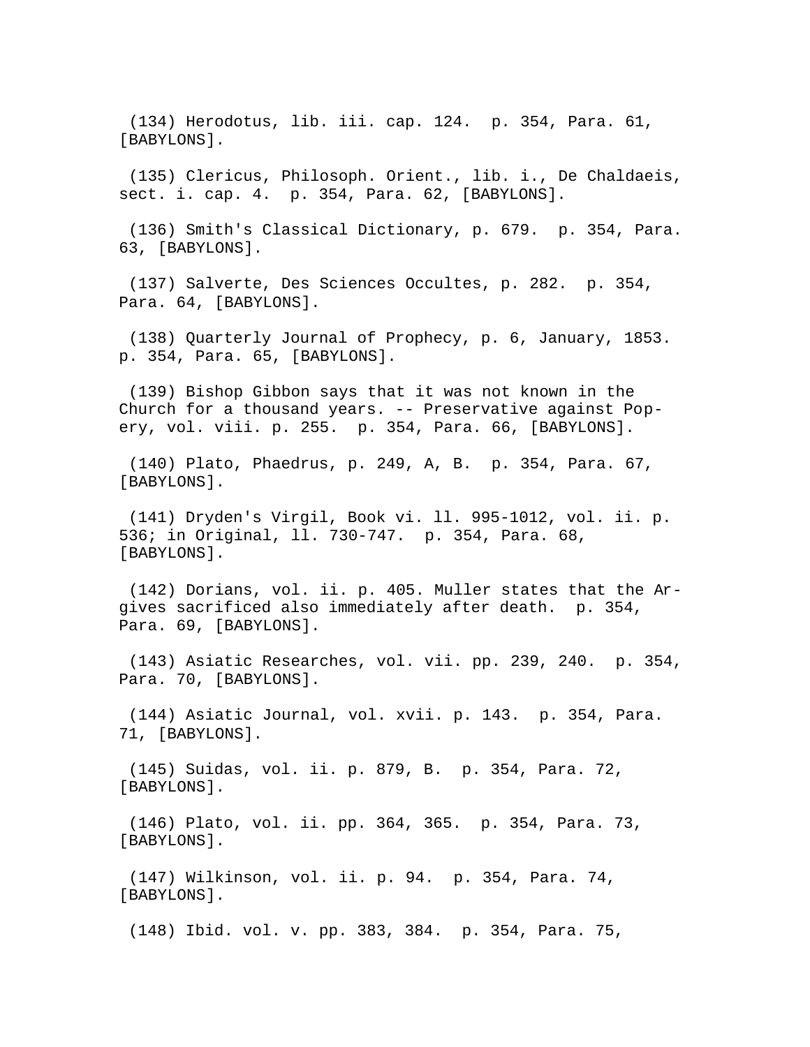(134) Herodotus, lib. iii. cap. 124. p. 354, Para. 61, [BABYLONS].

(135) Clericus, Philosoph. Orient., lib. i., De Chaldaeis, sect. i. cap. 4. p. 354, Para. 62, [BABYLONS].

(136) Smith's Classical Dictionary, p. 679. p. 354, Para. 63, [BABYLONS].

(137) Salverte, Des Sciences Occultes, p. 282. p. 354, Para. 64, [BABYLONS].

(138) Quarterly Journal of Prophecy, p. 6, January, 1853. p. 354, Para. 65, [BABYLONS].

(139) Bishop Gibbon says that it was not known in the Church for a thousand years. -- Preservative against Popery, vol. viii. p. 255. p. 354, Para. 66, [BABYLONS].

(140) Plato, Phaedrus, p. 249, A, B. p. 354, Para. 67, [BABYLONS].

(141) Dryden's Virgil, Book vi. ll. 995-1012, vol. ii. p. 536; in Original, ll. 730-747. p. 354, Para. 68, [BABYLONS].

(142) Dorians, vol. ii. p. 405. Muller states that the Argives sacrificed also immediately after death. p. 354, Para. 69, [BABYLONS].

(143) Asiatic Researches, vol. vii. pp. 239, 240. p. 354, Para. 70, [BABYLONS].

(144) Asiatic Journal, vol. xvii. p. 143. p. 354, Para. 71, [BABYLONS].

(145) Suidas, vol. ii. p. 879, B. p. 354, Para. 72, [BABYLONS].

(146) Plato, vol. ii. pp. 364, 365. p. 354, Para. 73, [BABYLONS].

(147) Wilkinson, vol. ii. p. 94. p. 354, Para. 74, [BABYLONS].

(148) Ibid. vol. v. pp. 383, 384. p. 354, Para. 75,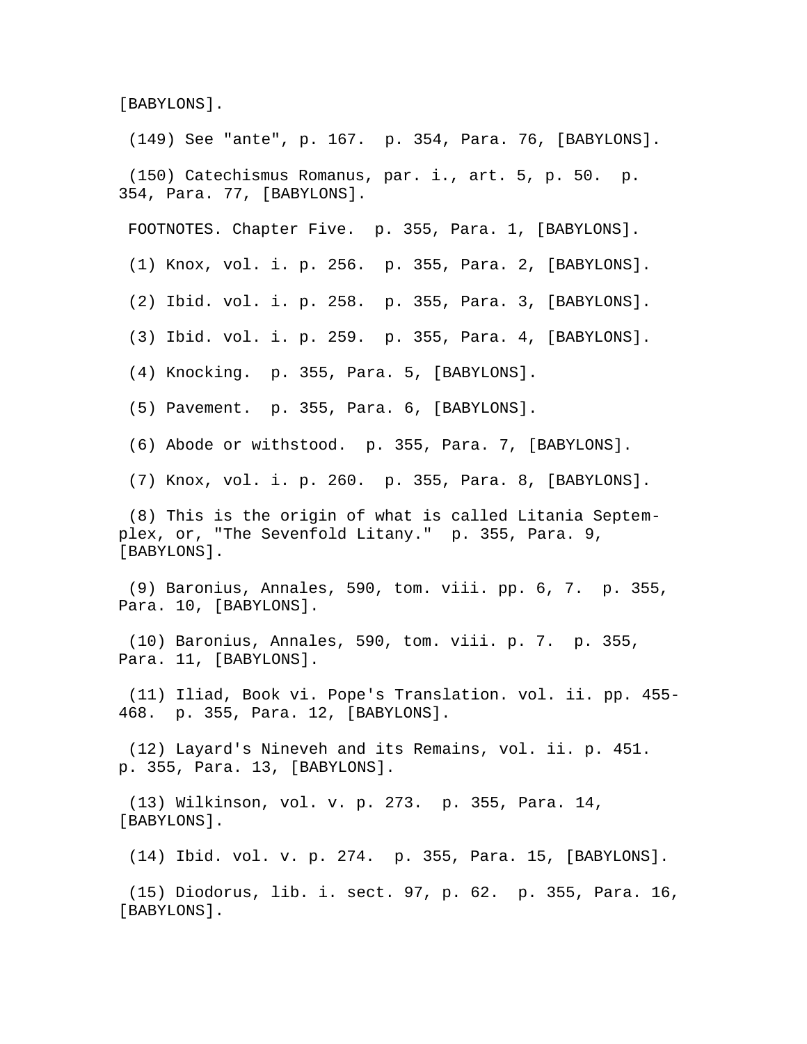[BABYLONS].

(149) See "ante", p. 167.  p. 354, Para. 76, [BABYLONS].

(150) Catechismus Romanus, par. i., art. 5, p. 50.  p. 354, Para. 77, [BABYLONS].

FOOTNOTES. Chapter Five.  p. 355, Para. 1, [BABYLONS].

(1) Knox, vol. i. p. 256.  p. 355, Para. 2, [BABYLONS].

(2) Ibid. vol. i. p. 258.  p. 355, Para. 3, [BABYLONS].

(3) Ibid. vol. i. p. 259.  p. 355, Para. 4, [BABYLONS].

(4) Knocking.  p. 355, Para. 5, [BABYLONS].

(5) Pavement.  p. 355, Para. 6, [BABYLONS].

(6) Abode or withstood.  p. 355, Para. 7, [BABYLONS].

(7) Knox, vol. i. p. 260.  p. 355, Para. 8, [BABYLONS].

(8) This is the origin of what is called Litania Septemplex, or, "The Sevenfold Litany."  p. 355, Para. 9, [BABYLONS].

(9) Baronius, Annales, 590, tom. viii. pp. 6, 7.  p. 355, Para. 10, [BABYLONS].

(10) Baronius, Annales, 590, tom. viii. p. 7.  p. 355, Para. 11, [BABYLONS].

(11) Iliad, Book vi. Pope's Translation. vol. ii. pp. 455-468.  p. 355, Para. 12, [BABYLONS].

(12) Layard's Nineveh and its Remains, vol. ii. p. 451.  p. 355, Para. 13, [BABYLONS].

(13) Wilkinson, vol. v. p. 273.  p. 355, Para. 14, [BABYLONS].

(14) Ibid. vol. v. p. 274.  p. 355, Para. 15, [BABYLONS].

(15) Diodorus, lib. i. sect. 97, p. 62.  p. 355, Para. 16, [BABYLONS].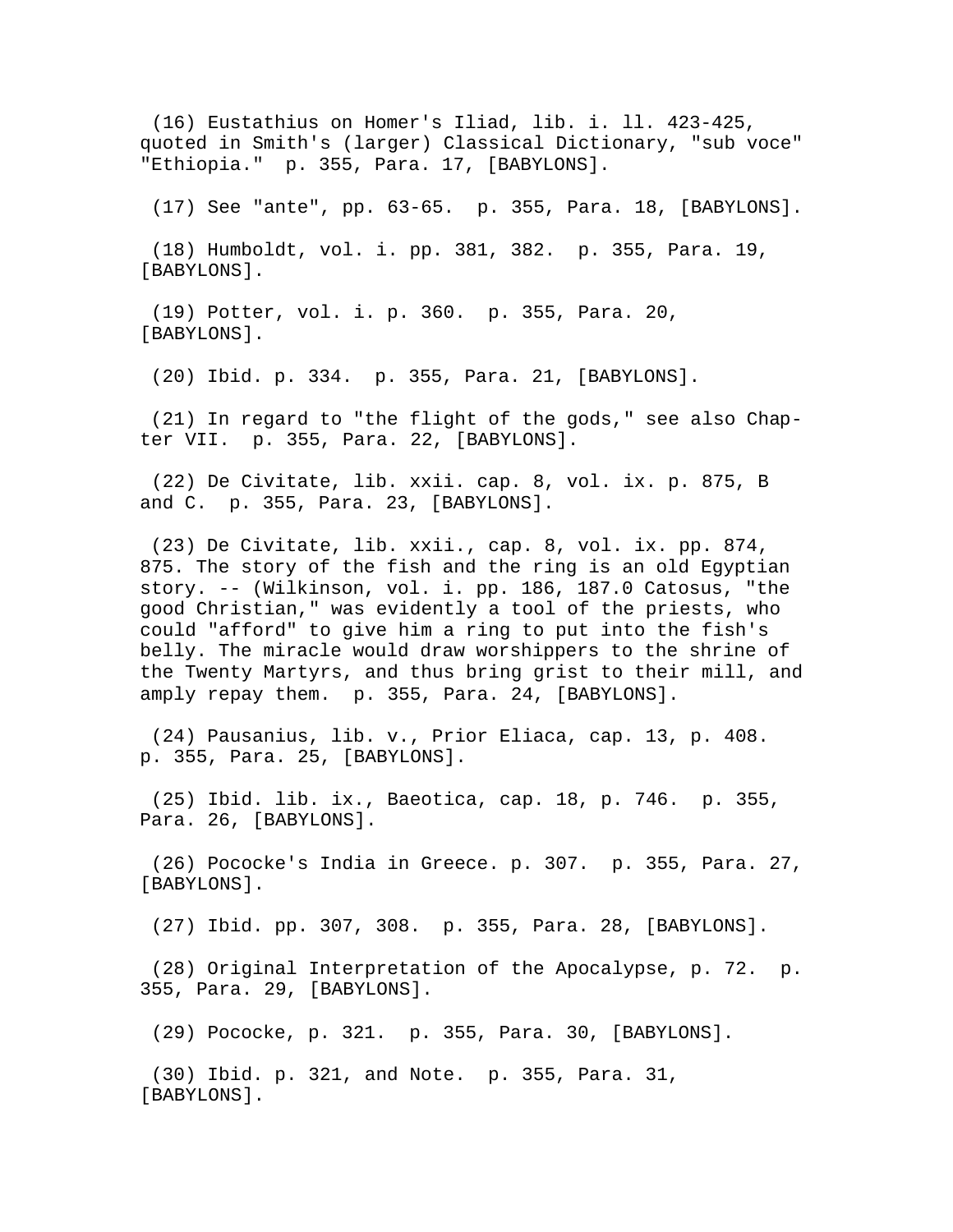(16) Eustathius on Homer's Iliad, lib. i. ll. 423-425, quoted in Smith's (larger) Classical Dictionary, "sub voce" "Ethiopia." p. 355, Para. 17, [BABYLONS].

(17) See "ante", pp. 63-65. p. 355, Para. 18, [BABYLONS].

(18) Humboldt, vol. i. pp. 381, 382. p. 355, Para. 19, [BABYLONS].

(19) Potter, vol. i. p. 360. p. 355, Para. 20, [BABYLONS].

(20) Ibid. p. 334. p. 355, Para. 21, [BABYLONS].

(21) In regard to "the flight of the gods," see also Chapter VII. p. 355, Para. 22, [BABYLONS].

(22) De Civitate, lib. xxii. cap. 8, vol. ix. p. 875, B and C. p. 355, Para. 23, [BABYLONS].

(23) De Civitate, lib. xxii., cap. 8, vol. ix. pp. 874, 875. The story of the fish and the ring is an old Egyptian story. -- (Wilkinson, vol. i. pp. 186, 187.0 Catosus, "the good Christian," was evidently a tool of the priests, who could "afford" to give him a ring to put into the fish's belly. The miracle would draw worshippers to the shrine of the Twenty Martyrs, and thus bring grist to their mill, and amply repay them. p. 355, Para. 24, [BABYLONS].

(24) Pausanius, lib. v., Prior Eliaca, cap. 13, p. 408. p. 355, Para. 25, [BABYLONS].

(25) Ibid. lib. ix., Baeotica, cap. 18, p. 746. p. 355, Para. 26, [BABYLONS].

(26) Pococke's India in Greece. p. 307. p. 355, Para. 27, [BABYLONS].

(27) Ibid. pp. 307, 308. p. 355, Para. 28, [BABYLONS].

(28) Original Interpretation of the Apocalypse, p. 72. p. 355, Para. 29, [BABYLONS].

(29) Pococke, p. 321. p. 355, Para. 30, [BABYLONS].

(30) Ibid. p. 321, and Note. p. 355, Para. 31, [BABYLONS].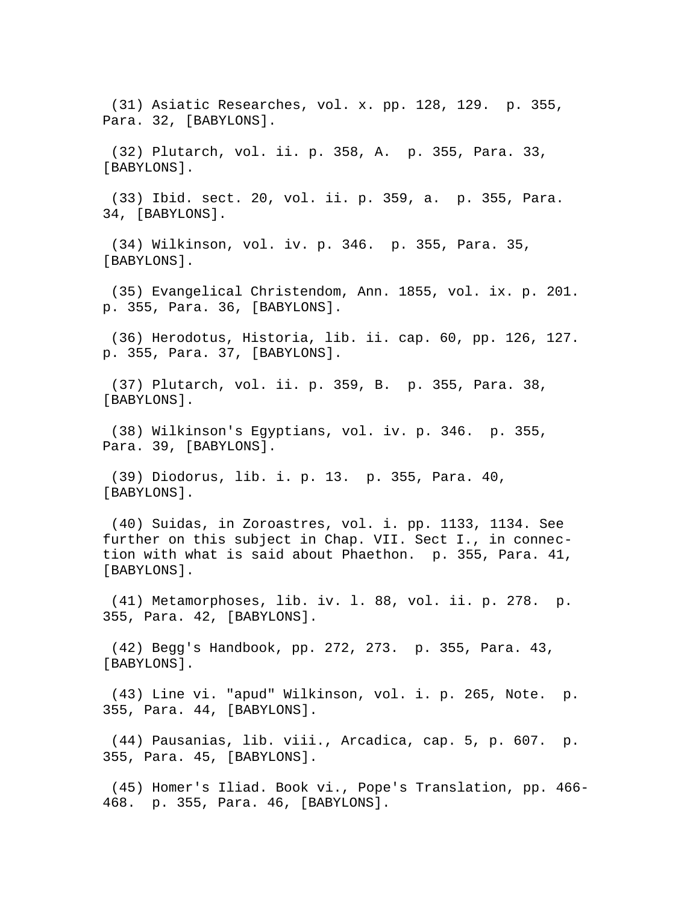(31) Asiatic Researches, vol. x. pp. 128, 129. p. 355, Para. 32, [BABYLONS].

(32) Plutarch, vol. ii. p. 358, A. p. 355, Para. 33, [BABYLONS].

(33) Ibid. sect. 20, vol. ii. p. 359, a. p. 355, Para. 34, [BABYLONS].

(34) Wilkinson, vol. iv. p. 346. p. 355, Para. 35, [BABYLONS].

(35) Evangelical Christendom, Ann. 1855, vol. ix. p. 201. p. 355, Para. 36, [BABYLONS].

(36) Herodotus, Historia, lib. ii. cap. 60, pp. 126, 127. p. 355, Para. 37, [BABYLONS].

(37) Plutarch, vol. ii. p. 359, B. p. 355, Para. 38, [BABYLONS].

(38) Wilkinson's Egyptians, vol. iv. p. 346. p. 355, Para. 39, [BABYLONS].

(39) Diodorus, lib. i. p. 13. p. 355, Para. 40, [BABYLONS].

(40) Suidas, in Zoroastres, vol. i. pp. 1133, 1134. See further on this subject in Chap. VII. Sect I., in connection with what is said about Phaethon. p. 355, Para. 41, [BABYLONS].

(41) Metamorphoses, lib. iv. l. 88, vol. ii. p. 278. p. 355, Para. 42, [BABYLONS].

(42) Begg's Handbook, pp. 272, 273. p. 355, Para. 43, [BABYLONS].

(43) Line vi. "apud" Wilkinson, vol. i. p. 265, Note. p. 355, Para. 44, [BABYLONS].

(44) Pausanias, lib. viii., Arcadica, cap. 5, p. 607. p. 355, Para. 45, [BABYLONS].

(45) Homer's Iliad. Book vi., Pope's Translation, pp. 466-468. p. 355, Para. 46, [BABYLONS].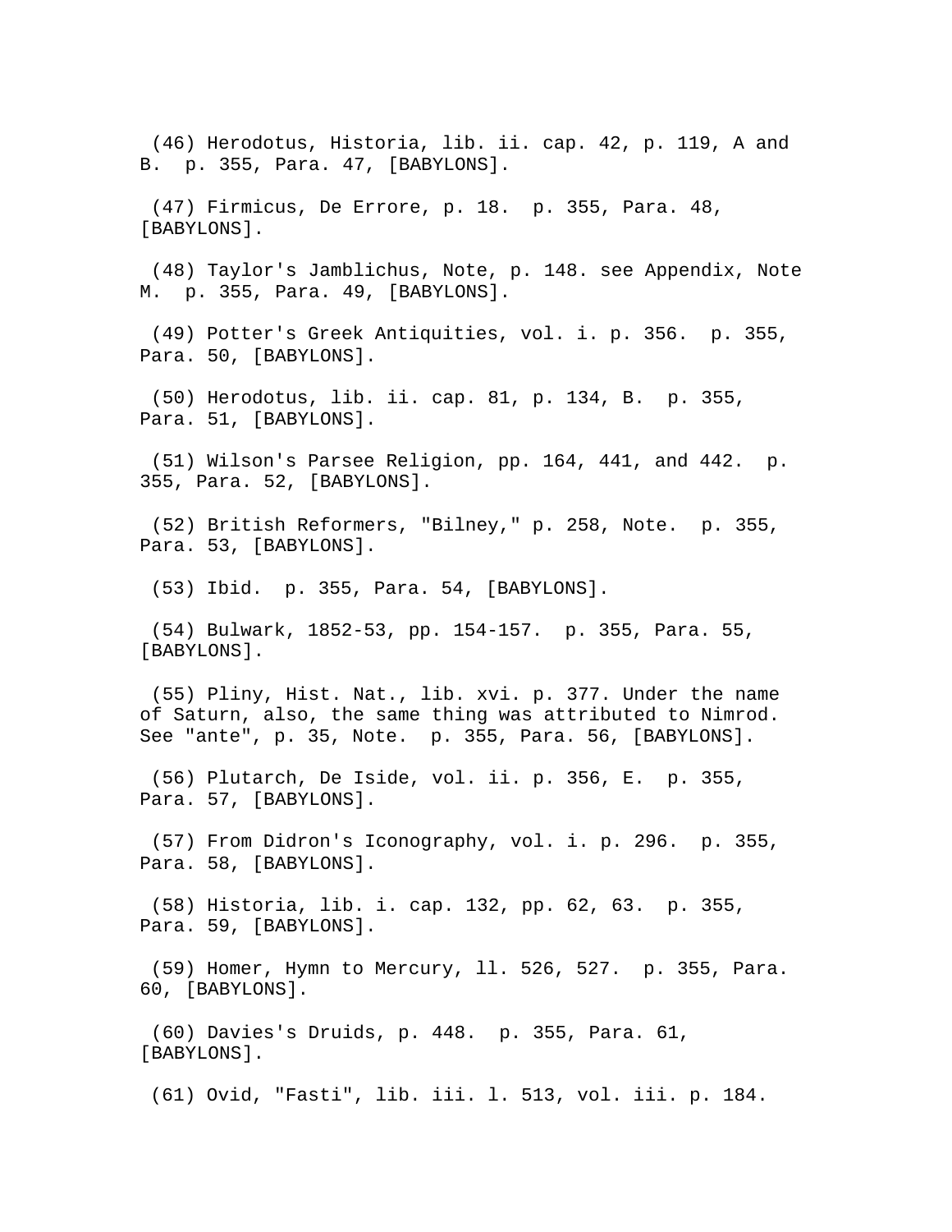(46) Herodotus, Historia, lib. ii. cap. 42, p. 119, A and B.  p. 355, Para. 47, [BABYLONS].

(47) Firmicus, De Errore, p. 18.  p. 355, Para. 48, [BABYLONS].

(48) Taylor's Jamblichus, Note, p. 148. see Appendix, Note M.  p. 355, Para. 49, [BABYLONS].

(49) Potter's Greek Antiquities, vol. i. p. 356.  p. 355, Para. 50, [BABYLONS].

(50) Herodotus, lib. ii. cap. 81, p. 134, B.  p. 355, Para. 51, [BABYLONS].

(51) Wilson's Parsee Religion, pp. 164, 441, and 442.  p. 355, Para. 52, [BABYLONS].

(52) British Reformers, "Bilney," p. 258, Note.  p. 355, Para. 53, [BABYLONS].

(53) Ibid.  p. 355, Para. 54, [BABYLONS].

(54) Bulwark, 1852-53, pp. 154-157.  p. 355, Para. 55, [BABYLONS].

(55) Pliny, Hist. Nat., lib. xvi. p. 377. Under the name of Saturn, also, the same thing was attributed to Nimrod. See "ante", p. 35, Note.  p. 355, Para. 56, [BABYLONS].

(56) Plutarch, De Iside, vol. ii. p. 356, E.  p. 355, Para. 57, [BABYLONS].

(57) From Didron's Iconography, vol. i. p. 296.  p. 355, Para. 58, [BABYLONS].

(58) Historia, lib. i. cap. 132, pp. 62, 63.  p. 355, Para. 59, [BABYLONS].

(59) Homer, Hymn to Mercury, ll. 526, 527.  p. 355, Para. 60, [BABYLONS].

(60) Davies's Druids, p. 448.  p. 355, Para. 61, [BABYLONS].

(61) Ovid, "Fasti", lib. iii. l. 513, vol. iii. p. 184.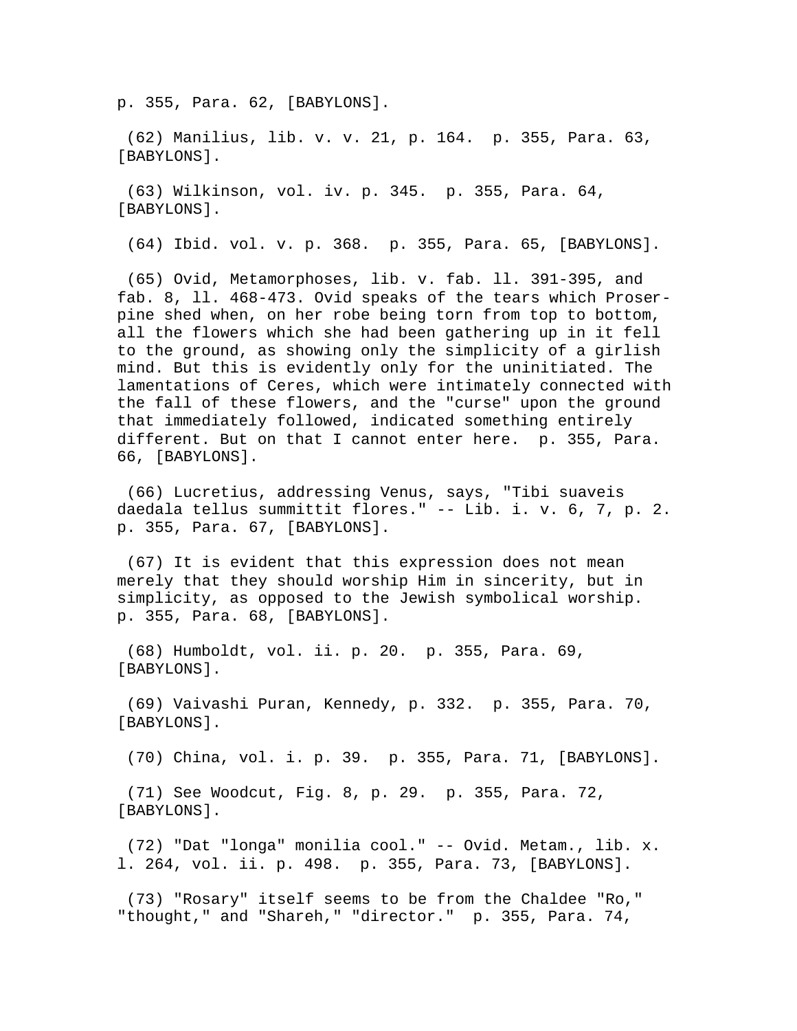p. 355, Para. 62, [BABYLONS].

(62) Manilius, lib. v. v. 21, p. 164. p. 355, Para. 63, [BABYLONS].

(63) Wilkinson, vol. iv. p. 345. p. 355, Para. 64, [BABYLONS].

(64) Ibid. vol. v. p. 368. p. 355, Para. 65, [BABYLONS].

(65) Ovid, Metamorphoses, lib. v. fab. ll. 391-395, and fab. 8, ll. 468-473. Ovid speaks of the tears which Proserpine shed when, on her robe being torn from top to bottom, all the flowers which she had been gathering up in it fell to the ground, as showing only the simplicity of a girlish mind. But this is evidently only for the uninitiated. The lamentations of Ceres, which were intimately connected with the fall of these flowers, and the "curse" upon the ground that immediately followed, indicated something entirely different. But on that I cannot enter here. p. 355, Para. 66, [BABYLONS].

(66) Lucretius, addressing Venus, says, "Tibi suaveis daedala tellus summittit flores." -- Lib. i. v. 6, 7, p. 2. p. 355, Para. 67, [BABYLONS].

(67) It is evident that this expression does not mean merely that they should worship Him in sincerity, but in simplicity, as opposed to the Jewish symbolical worship. p. 355, Para. 68, [BABYLONS].

(68) Humboldt, vol. ii. p. 20. p. 355, Para. 69, [BABYLONS].

(69) Vaivashi Puran, Kennedy, p. 332. p. 355, Para. 70, [BABYLONS].

(70) China, vol. i. p. 39. p. 355, Para. 71, [BABYLONS].

(71) See Woodcut, Fig. 8, p. 29. p. 355, Para. 72, [BABYLONS].

(72) "Dat "longa" monilia cool." -- Ovid. Metam., lib. x. l. 264, vol. ii. p. 498. p. 355, Para. 73, [BABYLONS].

(73) "Rosary" itself seems to be from the Chaldee "Ro," "thought," and "Shareh," "director." p. 355, Para. 74,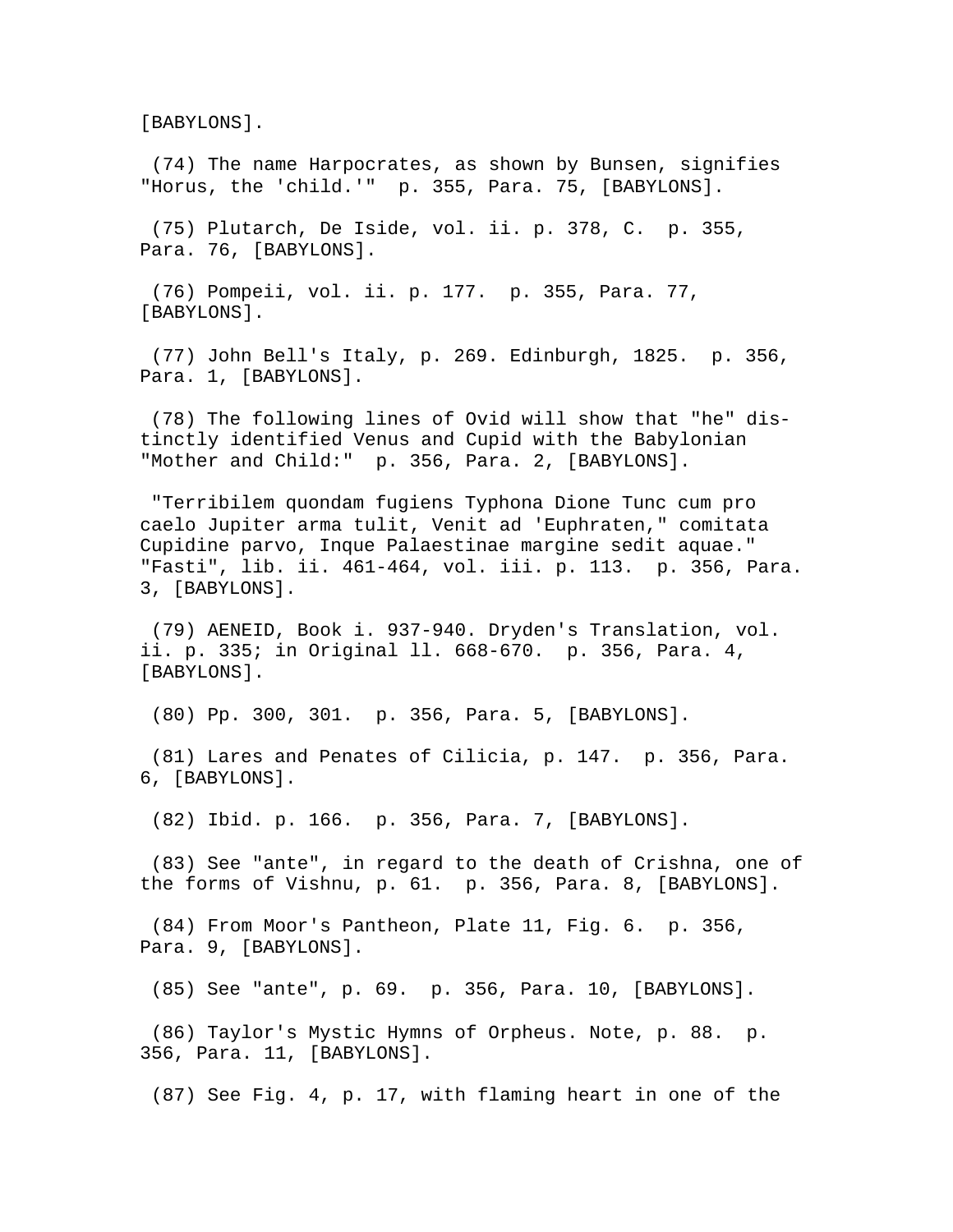[BABYLONS].

(74) The name Harpocrates, as shown by Bunsen, signifies "Horus, the 'child.'" p. 355, Para. 75, [BABYLONS].

(75) Plutarch, De Iside, vol. ii. p. 378, C. p. 355, Para. 76, [BABYLONS].

(76) Pompeii, vol. ii. p. 177. p. 355, Para. 77, [BABYLONS].

(77) John Bell's Italy, p. 269. Edinburgh, 1825. p. 356, Para. 1, [BABYLONS].

(78) The following lines of Ovid will show that "he" distinctly identified Venus and Cupid with the Babylonian "Mother and Child:" p. 356, Para. 2, [BABYLONS].

"Terribilem quondam fugiens Typhona Dione Tunc cum pro caelo Jupiter arma tulit, Venit ad 'Euphraten," comitata Cupidine parvo, Inque Palaestinae margine sedit aquae." "Fasti", lib. ii. 461-464, vol. iii. p. 113. p. 356, Para. 3, [BABYLONS].

(79) AENEID, Book i. 937-940. Dryden's Translation, vol. ii. p. 335; in Original ll. 668-670. p. 356, Para. 4, [BABYLONS].

(80) Pp. 300, 301. p. 356, Para. 5, [BABYLONS].

(81) Lares and Penates of Cilicia, p. 147. p. 356, Para. 6, [BABYLONS].

(82) Ibid. p. 166. p. 356, Para. 7, [BABYLONS].

(83) See "ante", in regard to the death of Crishna, one of the forms of Vishnu, p. 61. p. 356, Para. 8, [BABYLONS].

(84) From Moor's Pantheon, Plate 11, Fig. 6. p. 356, Para. 9, [BABYLONS].

(85) See "ante", p. 69. p. 356, Para. 10, [BABYLONS].

(86) Taylor's Mystic Hymns of Orpheus. Note, p. 88. p. 356, Para. 11, [BABYLONS].

(87) See Fig. 4, p. 17, with flaming heart in one of the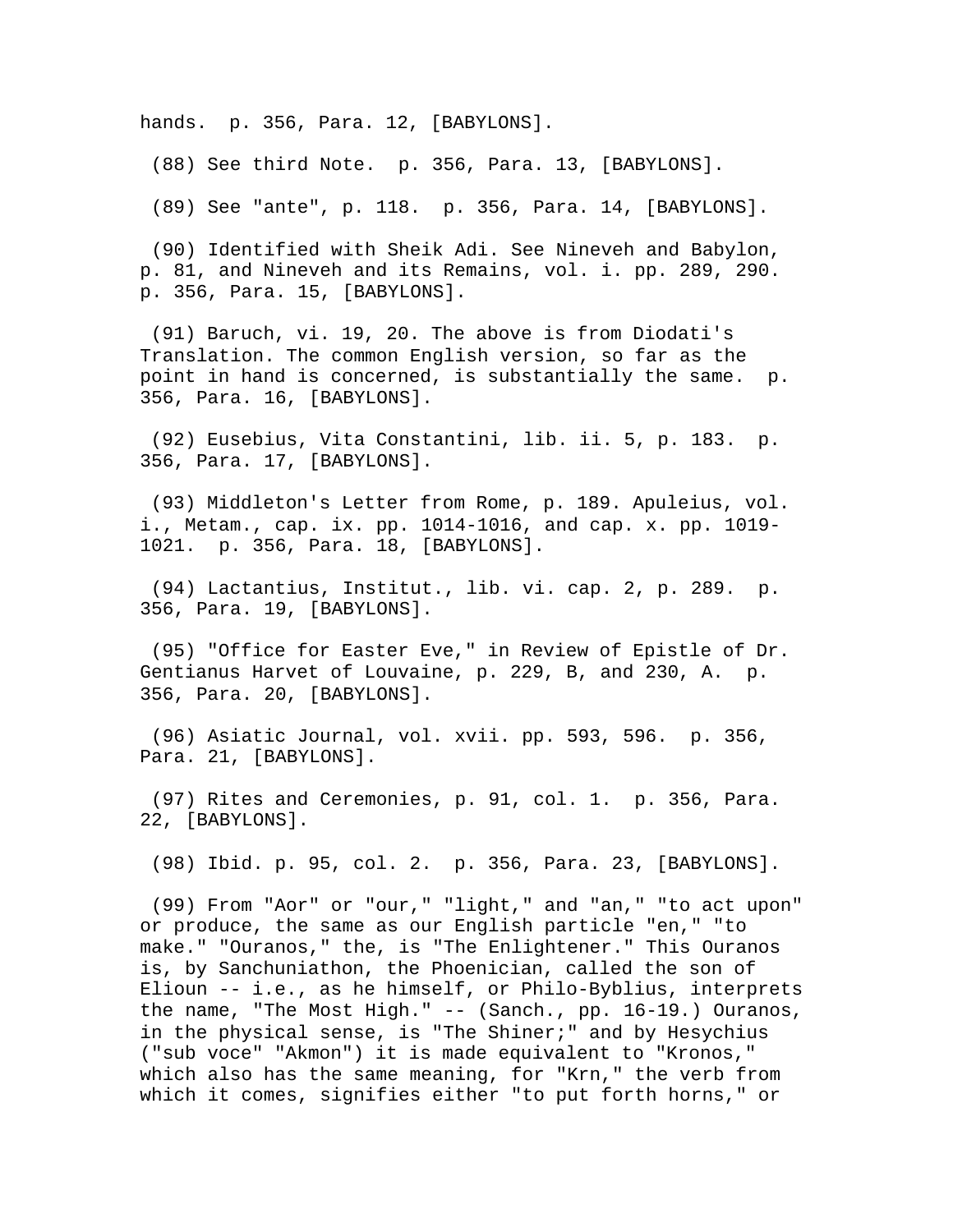hands. p. 356, Para. 12, [BABYLONS].

(88) See third Note. p. 356, Para. 13, [BABYLONS].

(89) See "ante", p. 118. p. 356, Para. 14, [BABYLONS].

(90) Identified with Sheik Adi. See Nineveh and Babylon, p. 81, and Nineveh and its Remains, vol. i. pp. 289, 290. p. 356, Para. 15, [BABYLONS].

(91) Baruch, vi. 19, 20. The above is from Diodati's Translation. The common English version, so far as the point in hand is concerned, is substantially the same. p. 356, Para. 16, [BABYLONS].

(92) Eusebius, Vita Constantini, lib. ii. 5, p. 183. p. 356, Para. 17, [BABYLONS].

(93) Middleton's Letter from Rome, p. 189. Apuleius, vol. i., Metam., cap. ix. pp. 1014-1016, and cap. x. pp. 1019-1021. p. 356, Para. 18, [BABYLONS].

(94) Lactantius, Institut., lib. vi. cap. 2, p. 289. p. 356, Para. 19, [BABYLONS].

(95) "Office for Easter Eve," in Review of Epistle of Dr. Gentianus Harvet of Louvaine, p. 229, B, and 230, A. p. 356, Para. 20, [BABYLONS].

(96) Asiatic Journal, vol. xvii. pp. 593, 596. p. 356, Para. 21, [BABYLONS].

(97) Rites and Ceremonies, p. 91, col. 1. p. 356, Para. 22, [BABYLONS].

(98) Ibid. p. 95, col. 2. p. 356, Para. 23, [BABYLONS].

(99) From "Aor" or "our," "light," and "an," "to act upon" or produce, the same as our English particle "en," "to make." "Ouranos," the, is "The Enlightener." This Ouranos is, by Sanchuniathon, the Phoenician, called the son of Elioun -- i.e., as he himself, or Philo-Byblius, interprets the name, "The Most High." -- (Sanch., pp. 16-19.) Ouranos, in the physical sense, is "The Shiner;" and by Hesychius ("sub voce" "Akmon") it is made equivalent to "Kronos," which also has the same meaning, for "Krn," the verb from which it comes, signifies either "to put forth horns," or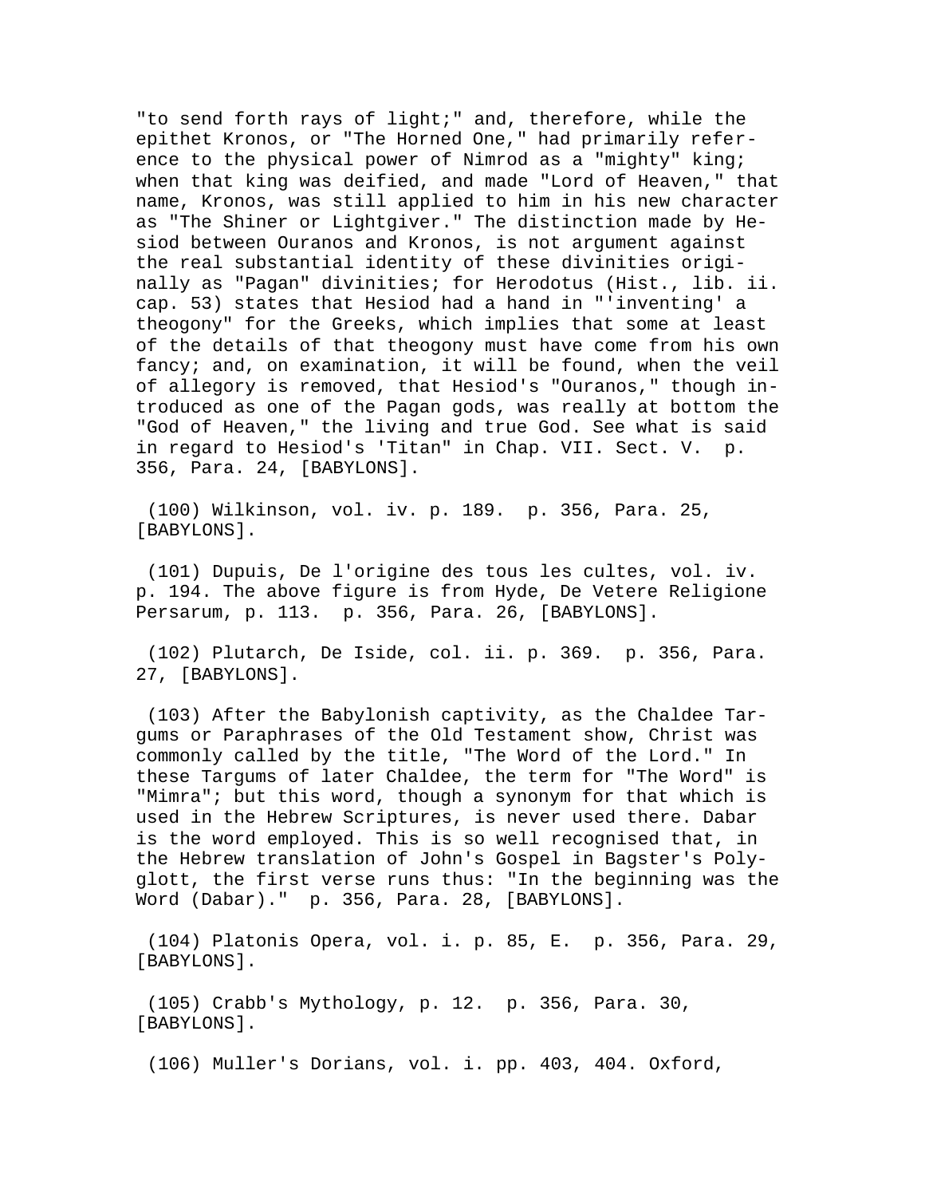"to send forth rays of light;" and, therefore, while the epithet Kronos, or "The Horned One," had primarily reference to the physical power of Nimrod as a "mighty" king; when that king was deified, and made "Lord of Heaven," that name, Kronos, was still applied to him in his new character as "The Shiner or Lightgiver." The distinction made by Hesiod between Ouranos and Kronos, is not argument against the real substantial identity of these divinities originally as "Pagan" divinities; for Herodotus (Hist., lib. ii. cap. 53) states that Hesiod had a hand in "'inventing' a theogony" for the Greeks, which implies that some at least of the details of that theogony must have come from his own fancy; and, on examination, it will be found, when the veil of allegory is removed, that Hesiod's "Ouranos," though introduced as one of the Pagan gods, was really at bottom the "God of Heaven," the living and true God. See what is said in regard to Hesiod's 'Titan" in Chap. VII. Sect. V. p. 356, Para. 24, [BABYLONS].

(100) Wilkinson, vol. iv. p. 189. p. 356, Para. 25, [BABYLONS].

(101) Dupuis, De l'origine des tous les cultes, vol. iv. p. 194. The above figure is from Hyde, De Vetere Religione Persarum, p. 113. p. 356, Para. 26, [BABYLONS].

(102) Plutarch, De Iside, col. ii. p. 369. p. 356, Para. 27, [BABYLONS].

(103) After the Babylonish captivity, as the Chaldee Targums or Paraphrases of the Old Testament show, Christ was commonly called by the title, "The Word of the Lord." In these Targums of later Chaldee, the term for "The Word" is "Mimra"; but this word, though a synonym for that which is used in the Hebrew Scriptures, is never used there. Dabar is the word employed. This is so well recognised that, in the Hebrew translation of John's Gospel in Bagster's Polyglott, the first verse runs thus: "In the beginning was the Word (Dabar)." p. 356, Para. 28, [BABYLONS].

(104) Platonis Opera, vol. i. p. 85, E. p. 356, Para. 29, [BABYLONS].

(105) Crabb's Mythology, p. 12. p. 356, Para. 30, [BABYLONS].

(106) Muller's Dorians, vol. i. pp. 403, 404. Oxford,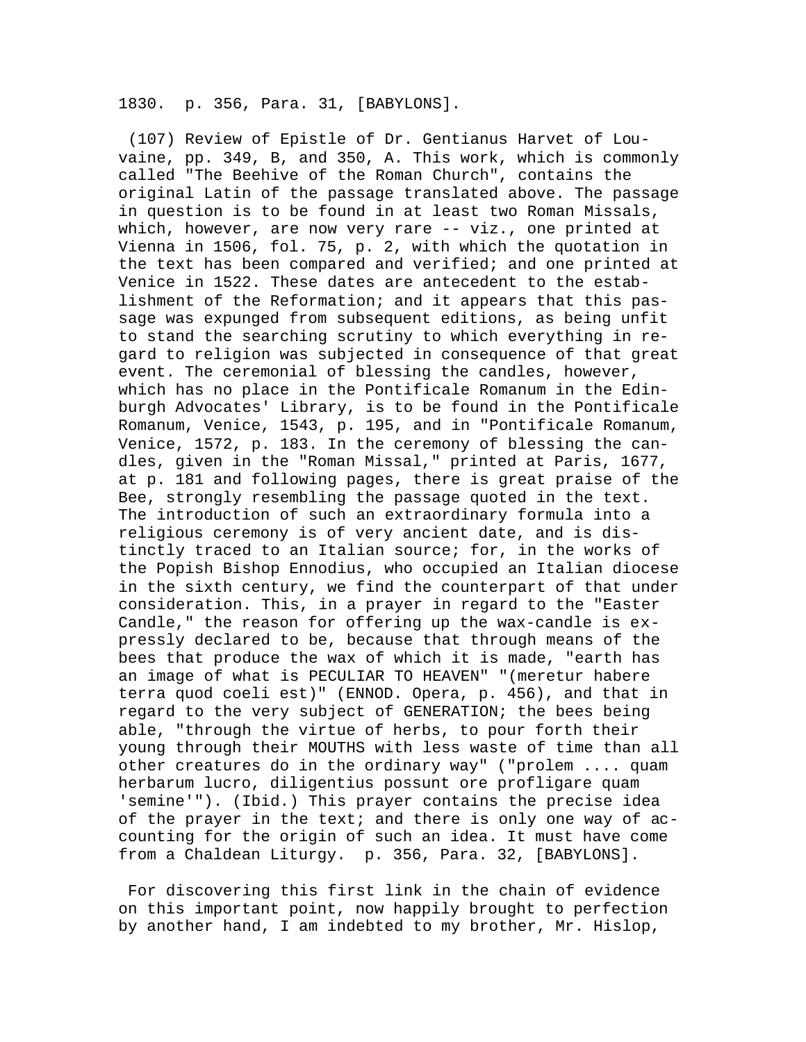1830. p. 356, Para. 31, [BABYLONS].

(107) Review of Epistle of Dr. Gentianus Harvet of Louvaine, pp. 349, B, and 350, A. This work, which is commonly called "The Beehive of the Roman Church", contains the original Latin of the passage translated above. The passage in question is to be found in at least two Roman Missals, which, however, are now very rare -- viz., one printed at Vienna in 1506, fol. 75, p. 2, with which the quotation in the text has been compared and verified; and one printed at Venice in 1522. These dates are antecedent to the establishment of the Reformation; and it appears that this passage was expunged from subsequent editions, as being unfit to stand the searching scrutiny to which everything in regard to religion was subjected in consequence of that great event. The ceremonial of blessing the candles, however, which has no place in the Pontificale Romanum in the Edinburgh Advocates' Library, is to be found in the Pontificale Romanum, Venice, 1543, p. 195, and in "Pontificale Romanum, Venice, 1572, p. 183. In the ceremony of blessing the candles, given in the "Roman Missal," printed at Paris, 1677, at p. 181 and following pages, there is great praise of the Bee, strongly resembling the passage quoted in the text. The introduction of such an extraordinary formula into a religious ceremony is of very ancient date, and is distinctly traced to an Italian source; for, in the works of the Popish Bishop Ennodius, who occupied an Italian diocese in the sixth century, we find the counterpart of that under consideration. This, in a prayer in regard to the "Easter Candle," the reason for offering up the wax-candle is expressly declared to be, because that through means of the bees that produce the wax of which it is made, "earth has an image of what is PECULIAR TO HEAVEN" "(meretur habere terra quod coeli est)" (ENNOD. Opera, p. 456), and that in regard to the very subject of GENERATION; the bees being able, "through the virtue of herbs, to pour forth their young through their MOUTHS with less waste of time than all other creatures do in the ordinary way" ("prolem .... quam herbarum lucro, diligentius possunt ore profligare quam 'semine'"). (Ibid.) This prayer contains the precise idea of the prayer in the text; and there is only one way of accounting for the origin of such an idea. It must have come from a Chaldean Liturgy. p. 356, Para. 32, [BABYLONS].

For discovering this first link in the chain of evidence on this important point, now happily brought to perfection by another hand, I am indebted to my brother, Mr. Hislop,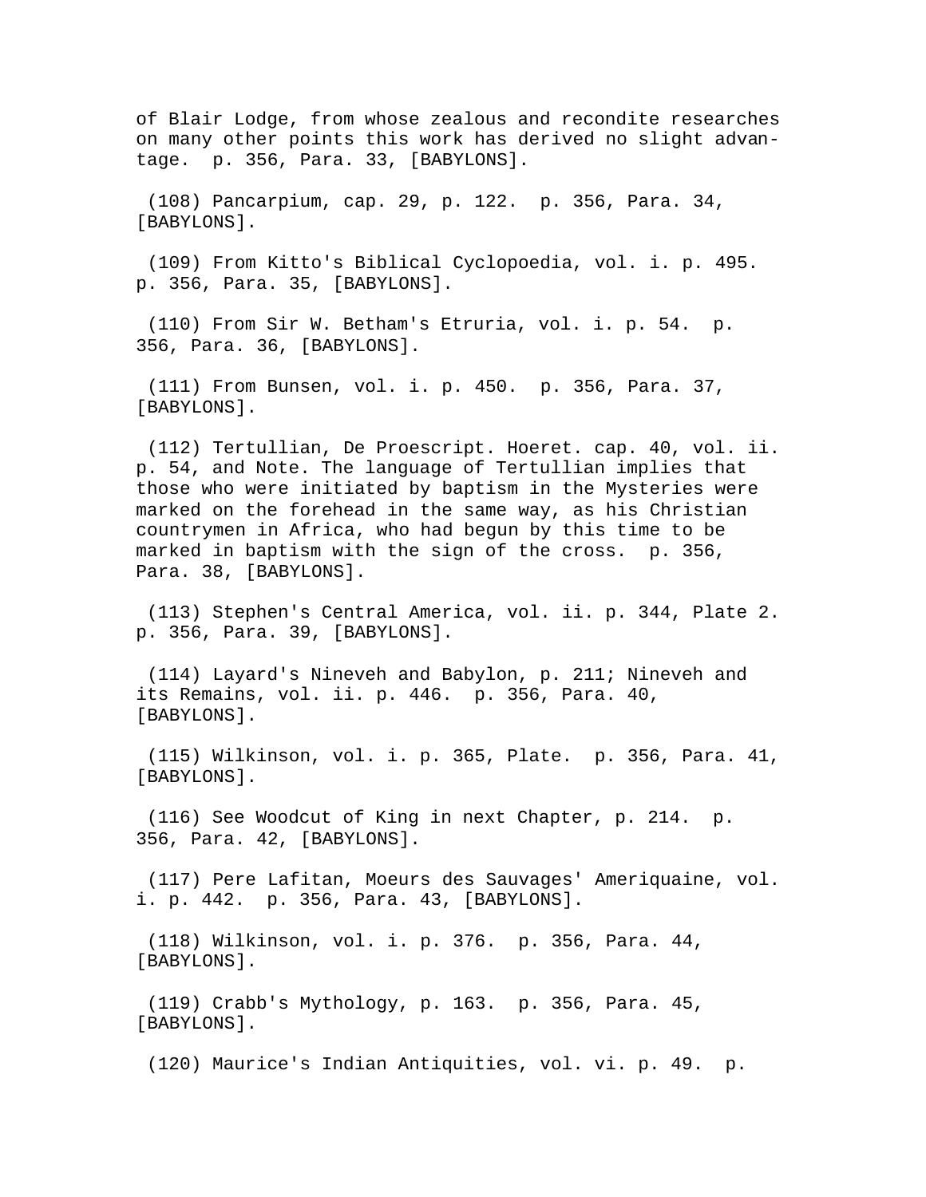of Blair Lodge, from whose zealous and recondite researches on many other points this work has derived no slight advantage. p. 356, Para. 33, [BABYLONS].

(108) Pancarpium, cap. 29, p. 122. p. 356, Para. 34, [BABYLONS].

(109) From Kitto's Biblical Cyclopoedia, vol. i. p. 495. p. 356, Para. 35, [BABYLONS].

(110) From Sir W. Betham's Etruria, vol. i. p. 54. p. 356, Para. 36, [BABYLONS].

(111) From Bunsen, vol. i. p. 450. p. 356, Para. 37, [BABYLONS].

(112) Tertullian, De Proescript. Hoeret. cap. 40, vol. ii. p. 54, and Note. The language of Tertullian implies that those who were initiated by baptism in the Mysteries were marked on the forehead in the same way, as his Christian countrymen in Africa, who had begun by this time to be marked in baptism with the sign of the cross. p. 356, Para. 38, [BABYLONS].

(113) Stephen's Central America, vol. ii. p. 344, Plate 2. p. 356, Para. 39, [BABYLONS].

(114) Layard's Nineveh and Babylon, p. 211; Nineveh and its Remains, vol. ii. p. 446. p. 356, Para. 40, [BABYLONS].

(115) Wilkinson, vol. i. p. 365, Plate. p. 356, Para. 41, [BABYLONS].

(116) See Woodcut of King in next Chapter, p. 214. p. 356, Para. 42, [BABYLONS].

(117) Pere Lafitan, Moeurs des Sauvages' Ameriquaine, vol. i. p. 442. p. 356, Para. 43, [BABYLONS].

(118) Wilkinson, vol. i. p. 376. p. 356, Para. 44, [BABYLONS].

(119) Crabb's Mythology, p. 163. p. 356, Para. 45, [BABYLONS].

(120) Maurice's Indian Antiquities, vol. vi. p. 49. p.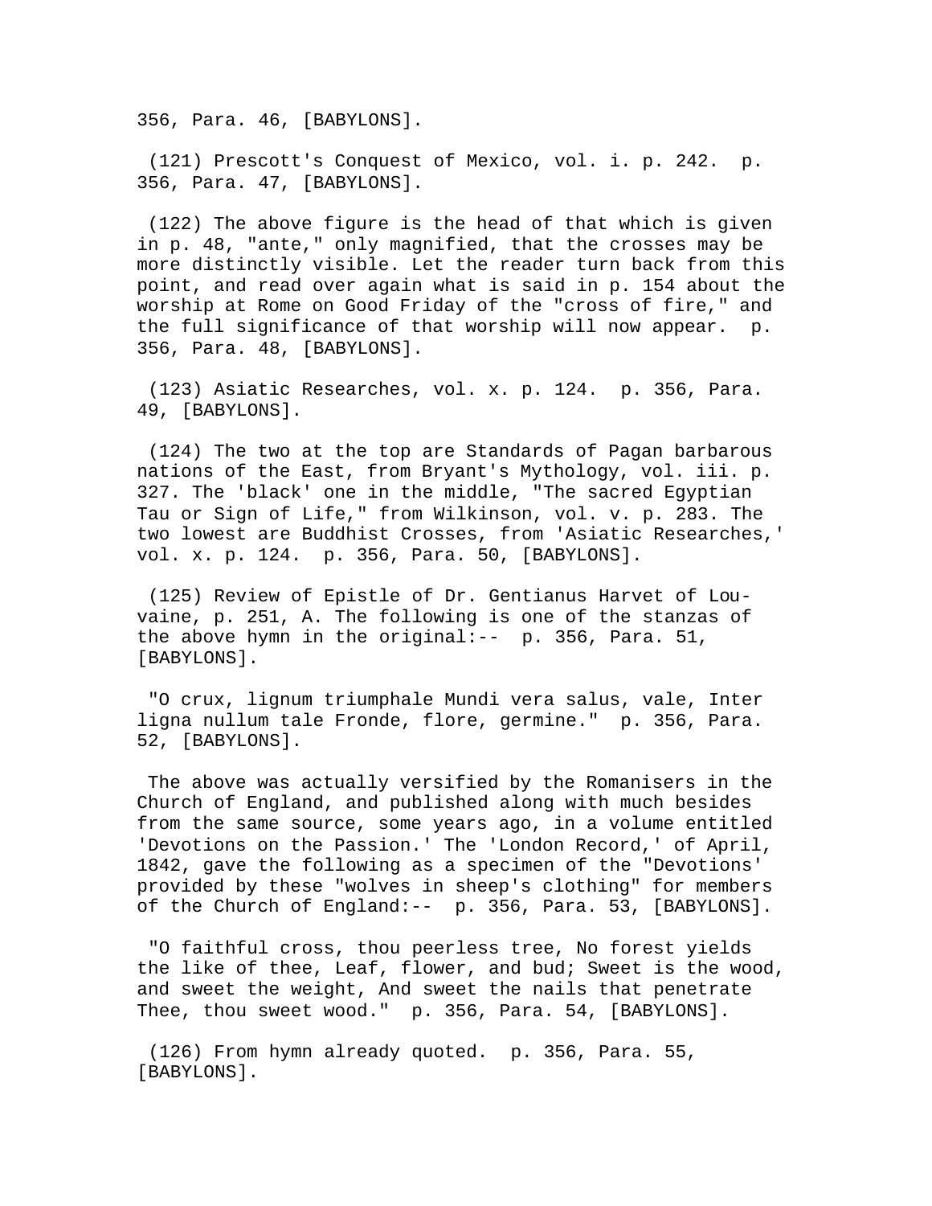356, Para. 46, [BABYLONS].

(121) Prescott's Conquest of Mexico, vol. i. p. 242. p. 356, Para. 47, [BABYLONS].

(122) The above figure is the head of that which is given in p. 48, "ante," only magnified, that the crosses may be more distinctly visible. Let the reader turn back from this point, and read over again what is said in p. 154 about the worship at Rome on Good Friday of the "cross of fire," and the full significance of that worship will now appear. p. 356, Para. 48, [BABYLONS].

(123) Asiatic Researches, vol. x. p. 124. p. 356, Para. 49, [BABYLONS].

(124) The two at the top are Standards of Pagan barbarous nations of the East, from Bryant's Mythology, vol. iii. p. 327. The 'black' one in the middle, "The sacred Egyptian Tau or Sign of Life," from Wilkinson, vol. v. p. 283. The two lowest are Buddhist Crosses, from 'Asiatic Researches,' vol. x. p. 124. p. 356, Para. 50, [BABYLONS].

(125) Review of Epistle of Dr. Gentianus Harvet of Lou-vaine, p. 251, A. The following is one of the stanzas of the above hymn in the original:-- p. 356, Para. 51, [BABYLONS].

"O crux, lignum triumphale Mundi vera salus, vale, Inter ligna nullum tale Fronde, flore, germine." p. 356, Para. 52, [BABYLONS].

The above was actually versified by the Romanisers in the Church of England, and published along with much besides from the same source, some years ago, in a volume entitled 'Devotions on the Passion.' The 'London Record,' of April, 1842, gave the following as a specimen of the "Devotions' provided by these "wolves in sheep's clothing" for members of the Church of England:-- p. 356, Para. 53, [BABYLONS].

"O faithful cross, thou peerless tree, No forest yields the like of thee, Leaf, flower, and bud; Sweet is the wood, and sweet the weight, And sweet the nails that penetrate Thee, thou sweet wood." p. 356, Para. 54, [BABYLONS].

(126) From hymn already quoted. p. 356, Para. 55, [BABYLONS].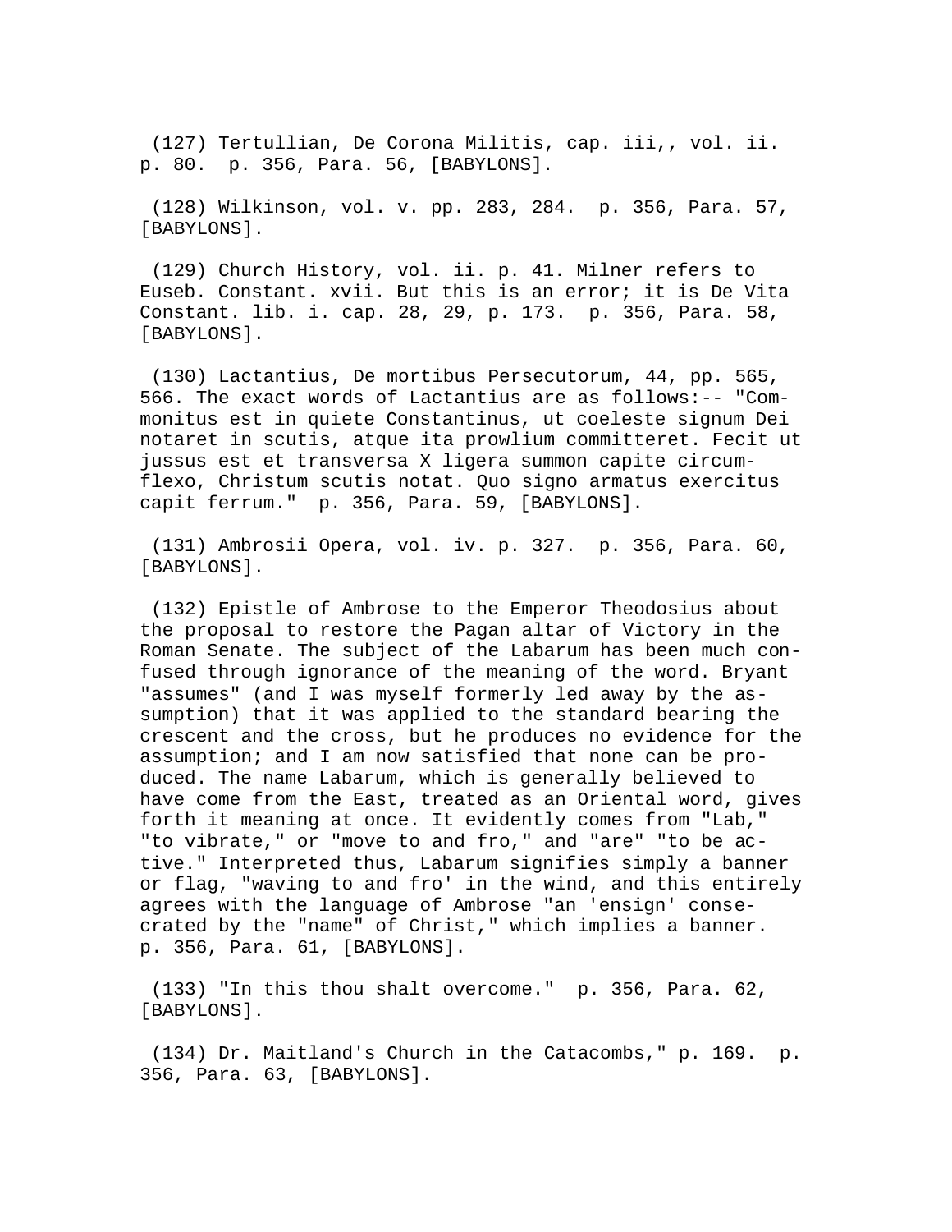(127) Tertullian, De Corona Militis, cap. iii,, vol. ii. p. 80. p. 356, Para. 56, [BABYLONS].

(128) Wilkinson, vol. v. pp. 283, 284. p. 356, Para. 57, [BABYLONS].

(129) Church History, vol. ii. p. 41. Milner refers to Euseb. Constant. xvii. But this is an error; it is De Vita Constant. lib. i. cap. 28, 29, p. 173. p. 356, Para. 58, [BABYLONS].

(130) Lactantius, De mortibus Persecutorum, 44, pp. 565, 566. The exact words of Lactantius are as follows:-- "Commonitus est in quiete Constantinus, ut coeleste signum Dei notaret in scutis, atque ita prowlium committeret. Fecit ut jussus est et transversa X ligera summon capite circumflexo, Christum scutis notat. Quo signo armatus exercitus capit ferrum." p. 356, Para. 59, [BABYLONS].

(131) Ambrosii Opera, vol. iv. p. 327. p. 356, Para. 60, [BABYLONS].

(132) Epistle of Ambrose to the Emperor Theodosius about the proposal to restore the Pagan altar of Victory in the Roman Senate. The subject of the Labarum has been much confused through ignorance of the meaning of the word. Bryant "assumes" (and I was myself formerly led away by the assumption) that it was applied to the standard bearing the crescent and the cross, but he produces no evidence for the assumption; and I am now satisfied that none can be produced. The name Labarum, which is generally believed to have come from the East, treated as an Oriental word, gives forth it meaning at once. It evidently comes from "Lab," "to vibrate," or "move to and fro," and "are" "to be active." Interpreted thus, Labarum signifies simply a banner or flag, "waving to and fro' in the wind, and this entirely agrees with the language of Ambrose "an 'ensign' consecrated by the "name" of Christ," which implies a banner. p. 356, Para. 61, [BABYLONS].

(133) "In this thou shalt overcome." p. 356, Para. 62, [BABYLONS].

(134) Dr. Maitland's Church in the Catacombs," p. 169. p. 356, Para. 63, [BABYLONS].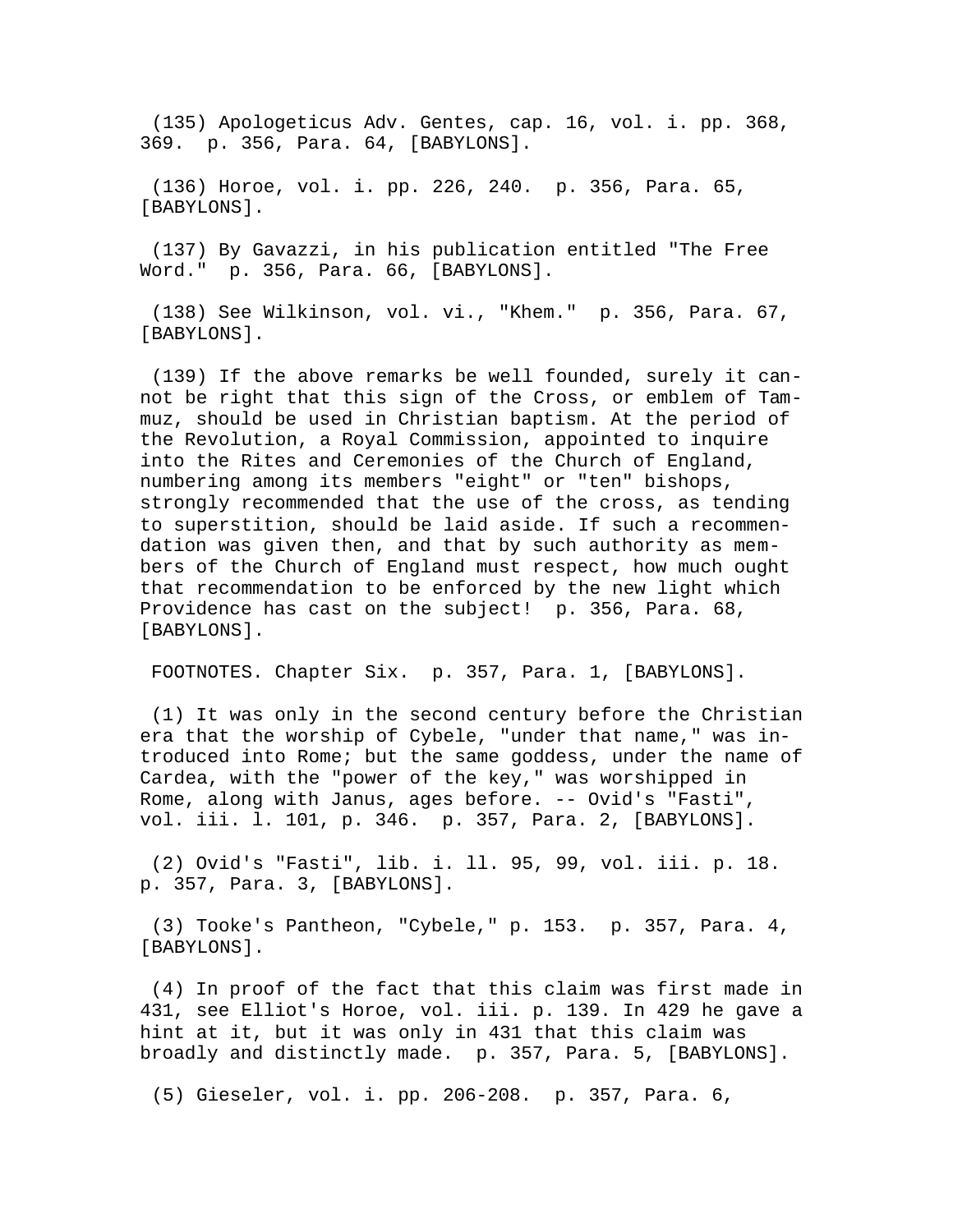(135) Apologeticus Adv. Gentes, cap. 16, vol. i. pp. 368, 369. p. 356, Para. 64, [BABYLONS].

(136) Horoe, vol. i. pp. 226, 240. p. 356, Para. 65, [BABYLONS].

(137) By Gavazzi, in his publication entitled "The Free Word." p. 356, Para. 66, [BABYLONS].

(138) See Wilkinson, vol. vi., "Khem." p. 356, Para. 67, [BABYLONS].

(139) If the above remarks be well founded, surely it cannot be right that this sign of the Cross, or emblem of Tammuz, should be used in Christian baptism. At the period of the Revolution, a Royal Commission, appointed to inquire into the Rites and Ceremonies of the Church of England, numbering among its members "eight" or "ten" bishops, strongly recommended that the use of the cross, as tending to superstition, should be laid aside. If such a recommendation was given then, and that by such authority as members of the Church of England must respect, how much ought that recommendation to be enforced by the new light which Providence has cast on the subject! p. 356, Para. 68, [BABYLONS].

FOOTNOTES. Chapter Six. p. 357, Para. 1, [BABYLONS].

(1) It was only in the second century before the Christian era that the worship of Cybele, "under that name," was introduced into Rome; but the same goddess, under the name of Cardea, with the "power of the key," was worshipped in Rome, along with Janus, ages before. -- Ovid's "Fasti", vol. iii. l. 101, p. 346. p. 357, Para. 2, [BABYLONS].

(2) Ovid's "Fasti", lib. i. ll. 95, 99, vol. iii. p. 18. p. 357, Para. 3, [BABYLONS].

(3) Tooke's Pantheon, "Cybele," p. 153. p. 357, Para. 4, [BABYLONS].

(4) In proof of the fact that this claim was first made in 431, see Elliot's Horoe, vol. iii. p. 139. In 429 he gave a hint at it, but it was only in 431 that this claim was broadly and distinctly made. p. 357, Para. 5, [BABYLONS].

(5) Gieseler, vol. i. pp. 206-208. p. 357, Para. 6,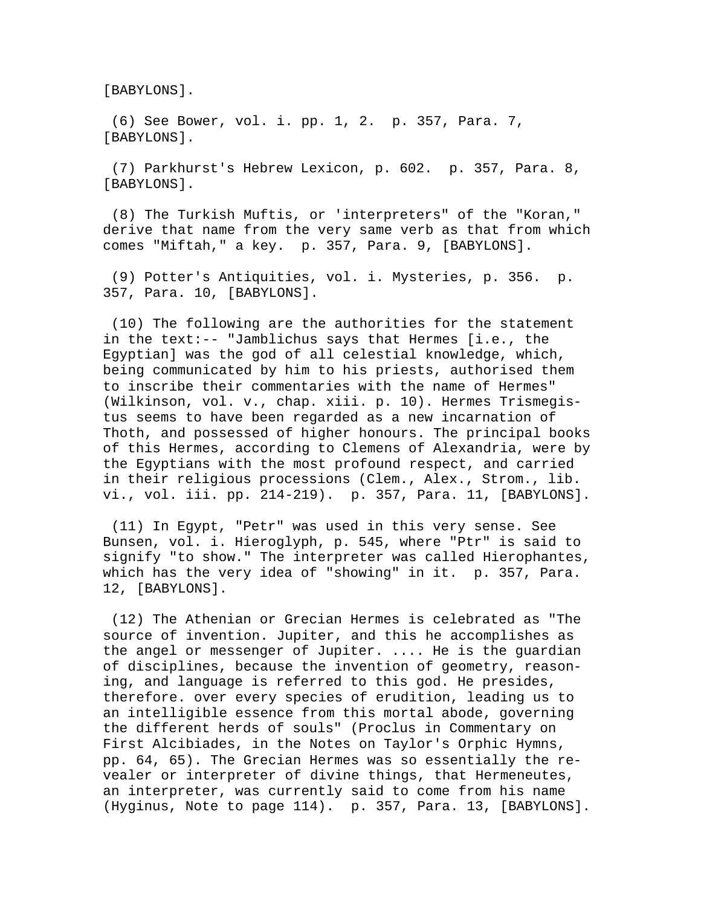[BABYLONS].

(6) See Bower, vol. i. pp. 1, 2. p. 357, Para. 7, [BABYLONS].

(7) Parkhurst's Hebrew Lexicon, p. 602. p. 357, Para. 8, [BABYLONS].

(8) The Turkish Muftis, or 'interpreters" of the "Koran," derive that name from the very same verb as that from which comes "Miftah," a key. p. 357, Para. 9, [BABYLONS].

(9) Potter's Antiquities, vol. i. Mysteries, p. 356. p. 357, Para. 10, [BABYLONS].

(10) The following are the authorities for the statement in the text:-- "Jamblichus says that Hermes [i.e., the Egyptian] was the god of all celestial knowledge, which, being communicated by him to his priests, authorised them to inscribe their commentaries with the name of Hermes" (Wilkinson, vol. v., chap. xiii. p. 10). Hermes Trismegistus seems to have been regarded as a new incarnation of Thoth, and possessed of higher honours. The principal books of this Hermes, according to Clemens of Alexandria, were by the Egyptians with the most profound respect, and carried in their religious processions (Clem., Alex., Strom., lib. vi., vol. iii. pp. 214-219). p. 357, Para. 11, [BABYLONS].

(11) In Egypt, "Petr" was used in this very sense. See Bunsen, vol. i. Hieroglyph, p. 545, where "Ptr" is said to signify "to show." The interpreter was called Hierophantes, which has the very idea of "showing" in it. p. 357, Para. 12, [BABYLONS].

(12) The Athenian or Grecian Hermes is celebrated as "The source of invention. Jupiter, and this he accomplishes as the angel or messenger of Jupiter. .... He is the guardian of disciplines, because the invention of geometry, reasoning, and language is referred to this god. He presides, therefore. over every species of erudition, leading us to an intelligible essence from this mortal abode, governing the different herds of souls" (Proclus in Commentary on First Alcibiades, in the Notes on Taylor's Orphic Hymns, pp. 64, 65). The Grecian Hermes was so essentially the revealer or interpreter of divine things, that Hermeneutes, an interpreter, was currently said to come from his name (Hyginus, Note to page 114). p. 357, Para. 13, [BABYLONS].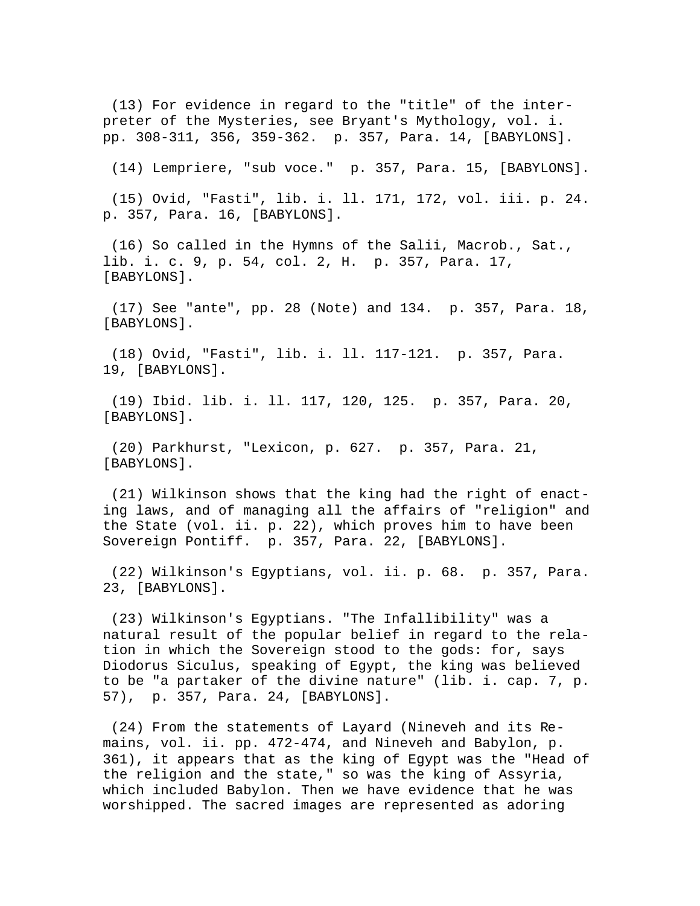(13) For evidence in regard to the "title" of the interpreter of the Mysteries, see Bryant's Mythology, vol. i. pp. 308-311, 356, 359-362. p. 357, Para. 14, [BABYLONS].

(14) Lempriere, "sub voce." p. 357, Para. 15, [BABYLONS].

(15) Ovid, "Fasti", lib. i. ll. 171, 172, vol. iii. p. 24. p. 357, Para. 16, [BABYLONS].

(16) So called in the Hymns of the Salii, Macrob., Sat., lib. i. c. 9, p. 54, col. 2, H. p. 357, Para. 17, [BABYLONS].

(17) See "ante", pp. 28 (Note) and 134. p. 357, Para. 18, [BABYLONS].

(18) Ovid, "Fasti", lib. i. ll. 117-121. p. 357, Para. 19, [BABYLONS].

(19) Ibid. lib. i. ll. 117, 120, 125. p. 357, Para. 20, [BABYLONS].

(20) Parkhurst, "Lexicon, p. 627. p. 357, Para. 21, [BABYLONS].

(21) Wilkinson shows that the king had the right of enacting laws, and of managing all the affairs of "religion" and the State (vol. ii. p. 22), which proves him to have been Sovereign Pontiff. p. 357, Para. 22, [BABYLONS].

(22) Wilkinson's Egyptians, vol. ii. p. 68. p. 357, Para. 23, [BABYLONS].

(23) Wilkinson's Egyptians. "The Infallibility" was a natural result of the popular belief in regard to the relation in which the Sovereign stood to the gods: for, says Diodorus Siculus, speaking of Egypt, the king was believed to be "a partaker of the divine nature" (lib. i. cap. 7, p. 57), p. 357, Para. 24, [BABYLONS].

(24) From the statements of Layard (Nineveh and its Remains, vol. ii. pp. 472-474, and Nineveh and Babylon, p. 361), it appears that as the king of Egypt was the "Head of the religion and the state," so was the king of Assyria, which included Babylon. Then we have evidence that he was worshipped. The sacred images are represented as adoring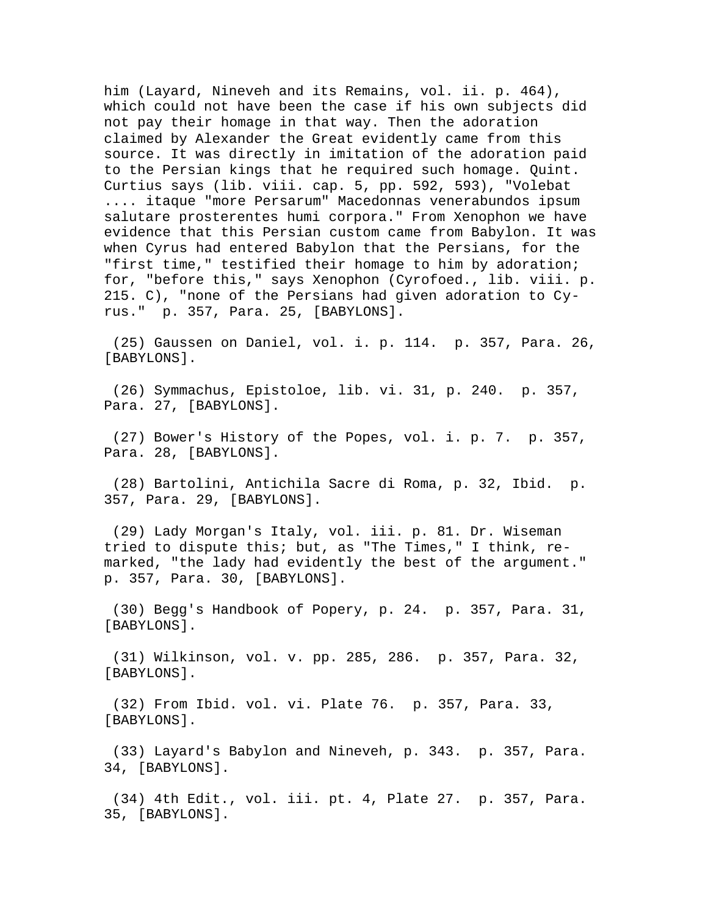him (Layard, Nineveh and its Remains, vol. ii. p. 464), which could not have been the case if his own subjects did not pay their homage in that way. Then the adoration claimed by Alexander the Great evidently came from this source. It was directly in imitation of the adoration paid to the Persian kings that he required such homage. Quint. Curtius says (lib. viii. cap. 5, pp. 592, 593), "Volebat .... itaque "more Persarum" Macedonnas venerabundos ipsum salutare prosterentes humi corpora." From Xenophon we have evidence that this Persian custom came from Babylon. It was when Cyrus had entered Babylon that the Persians, for the "first time," testified their homage to him by adoration; for, "before this," says Xenophon (Cyrofoed., lib. viii. p. 215. C), "none of the Persians had given adoration to Cyrus." p. 357, Para. 25, [BABYLONS].

(25) Gaussen on Daniel, vol. i. p. 114. p. 357, Para. 26, [BABYLONS].

(26) Symmachus, Epistoloe, lib. vi. 31, p. 240. p. 357, Para. 27, [BABYLONS].

(27) Bower's History of the Popes, vol. i. p. 7. p. 357, Para. 28, [BABYLONS].

(28) Bartolini, Antichila Sacre di Roma, p. 32, Ibid. p. 357, Para. 29, [BABYLONS].

(29) Lady Morgan's Italy, vol. iii. p. 81. Dr. Wiseman tried to dispute this; but, as "The Times," I think, remarked, "the lady had evidently the best of the argument." p. 357, Para. 30, [BABYLONS].

(30) Begg's Handbook of Popery, p. 24. p. 357, Para. 31, [BABYLONS].

(31) Wilkinson, vol. v. pp. 285, 286. p. 357, Para. 32, [BABYLONS].

(32) From Ibid. vol. vi. Plate 76. p. 357, Para. 33, [BABYLONS].

(33) Layard's Babylon and Nineveh, p. 343. p. 357, Para. 34, [BABYLONS].

(34) 4th Edit., vol. iii. pt. 4, Plate 27. p. 357, Para. 35, [BABYLONS].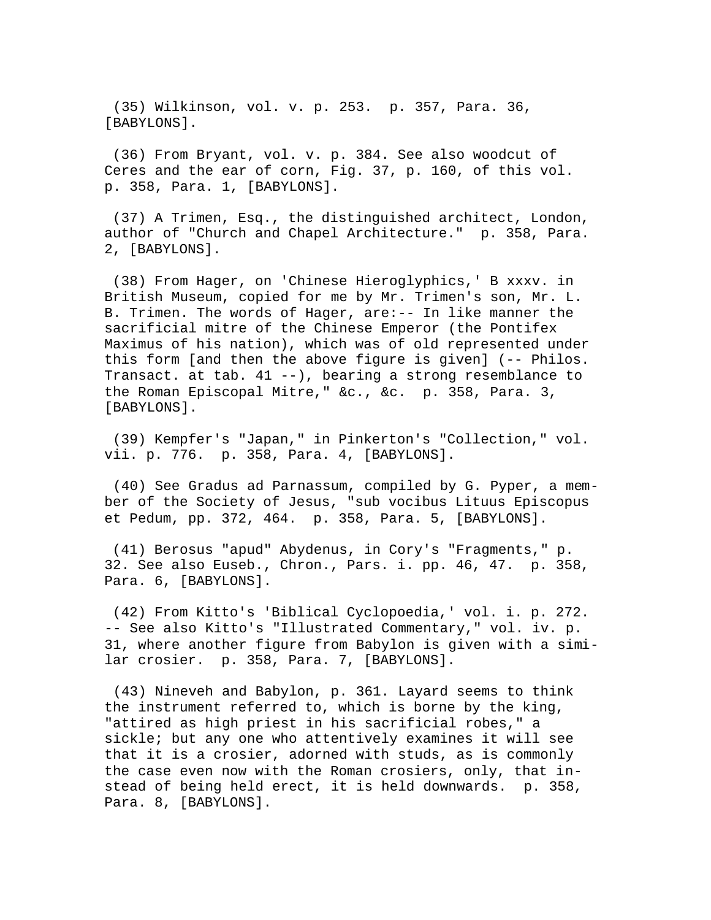(35) Wilkinson, vol. v. p. 253.  p. 357, Para. 36, [BABYLONS].

(36) From Bryant, vol. v. p. 384. See also woodcut of Ceres and the ear of corn, Fig. 37, p. 160, of this vol. p. 358, Para. 1, [BABYLONS].

(37) A Trimen, Esq., the distinguished architect, London, author of "Church and Chapel Architecture."  p. 358, Para. 2, [BABYLONS].

(38) From Hager, on 'Chinese Hieroglyphics,' B xxxv. in British Museum, copied for me by Mr. Trimen's son, Mr. L. B. Trimen. The words of Hager, are:-- In like manner the sacrificial mitre of the Chinese Emperor (the Pontifex Maximus of his nation), which was of old represented under this form [and then the above figure is given] (-- Philos. Transact. at tab. 41 --), bearing a strong resemblance to the Roman Episcopal Mitre," &c., &c.  p. 358, Para. 3, [BABYLONS].

(39) Kempfer's "Japan," in Pinkerton's "Collection," vol. vii. p. 776.  p. 358, Para. 4, [BABYLONS].

(40) See Gradus ad Parnassum, compiled by G. Pyper, a member of the Society of Jesus, "sub vocibus Lituus Episcopus et Pedum, pp. 372, 464.  p. 358, Para. 5, [BABYLONS].

(41) Berosus "apud" Abydenus, in Cory's "Fragments," p. 32. See also Euseb., Chron., Pars. i. pp. 46, 47.  p. 358, Para. 6, [BABYLONS].

(42) From Kitto's 'Biblical Cyclopoedia,' vol. i. p. 272. -- See also Kitto's "Illustrated Commentary," vol. iv. p. 31, where another figure from Babylon is given with a similar crosier.  p. 358, Para. 7, [BABYLONS].

(43) Nineveh and Babylon, p. 361. Layard seems to think the instrument referred to, which is borne by the king, "attired as high priest in his sacrificial robes," a sickle; but any one who attentively examines it will see that it is a crosier, adorned with studs, as is commonly the case even now with the Roman crosiers, only, that instead of being held erect, it is held downwards.  p. 358, Para. 8, [BABYLONS].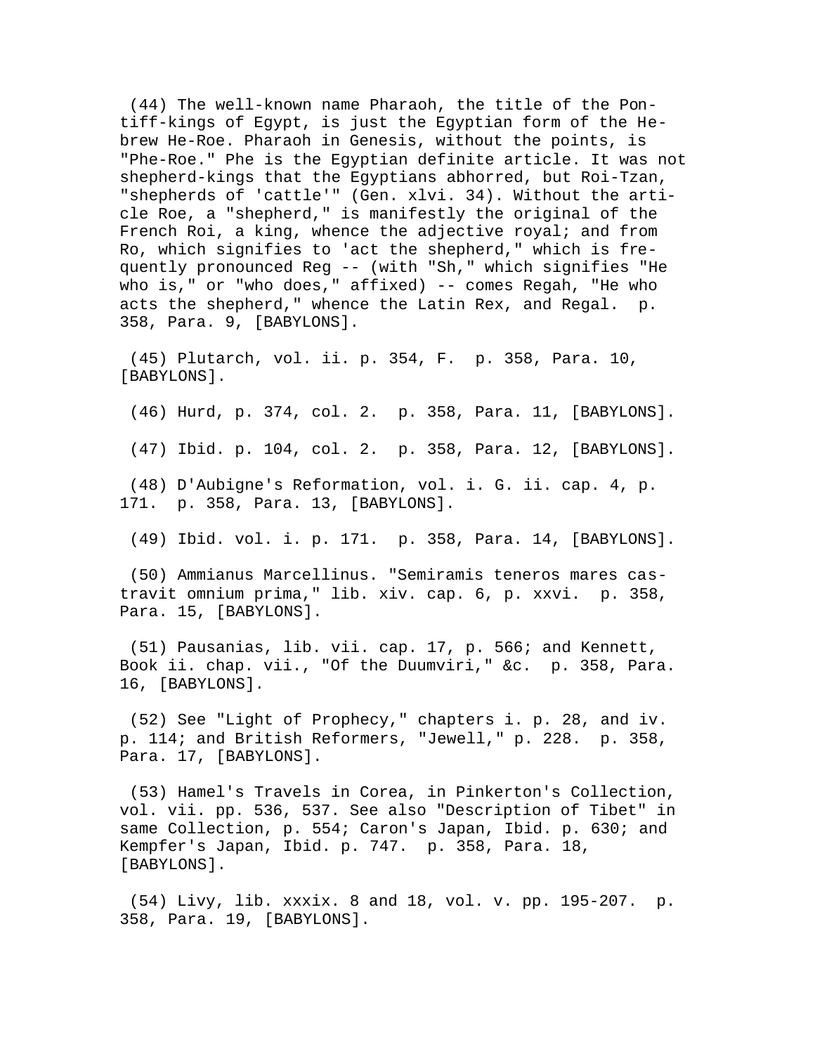(44) The well-known name Pharaoh, the title of the Pontiff-kings of Egypt, is just the Egyptian form of the Hebrew He-Roe. Pharaoh in Genesis, without the points, is "Phe-Roe." Phe is the Egyptian definite article. It was not shepherd-kings that the Egyptians abhorred, but Roi-Tzan, "shepherds of 'cattle'" (Gen. xlvi. 34). Without the article Roe, a "shepherd," is manifestly the original of the French Roi, a king, whence the adjective royal; and from Ro, which signifies to 'act the shepherd," which is frequently pronounced Reg -- (with "Sh," which signifies "He who is," or "who does," affixed) -- comes Regah, "He who acts the shepherd," whence the Latin Rex, and Regal. p. 358, Para. 9, [BABYLONS].

(45) Plutarch, vol. ii. p. 354, F. p. 358, Para. 10, [BABYLONS].

(46) Hurd, p. 374, col. 2. p. 358, Para. 11, [BABYLONS].

(47) Ibid. p. 104, col. 2. p. 358, Para. 12, [BABYLONS].

(48) D'Aubigne's Reformation, vol. i. G. ii. cap. 4, p. 171. p. 358, Para. 13, [BABYLONS].

(49) Ibid. vol. i. p. 171. p. 358, Para. 14, [BABYLONS].

(50) Ammianus Marcellinus. "Semiramis teneros mares castravit omnium prima," lib. xiv. cap. 6, p. xxvi. p. 358, Para. 15, [BABYLONS].

(51) Pausanias, lib. vii. cap. 17, p. 566; and Kennett, Book ii. chap. vii., "Of the Duumviri," &c. p. 358, Para. 16, [BABYLONS].

(52) See "Light of Prophecy," chapters i. p. 28, and iv. p. 114; and British Reformers, "Jewell," p. 228. p. 358, Para. 17, [BABYLONS].

(53) Hamel's Travels in Corea, in Pinkerton's Collection, vol. vii. pp. 536, 537. See also "Description of Tibet" in same Collection, p. 554; Caron's Japan, Ibid. p. 630; and Kempfer's Japan, Ibid. p. 747. p. 358, Para. 18, [BABYLONS].

(54) Livy, lib. xxxix. 8 and 18, vol. v. pp. 195-207. p. 358, Para. 19, [BABYLONS].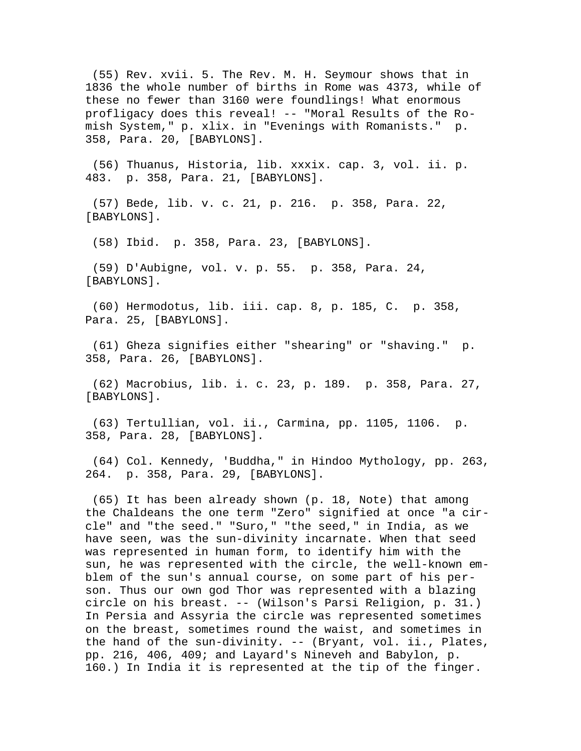(55) Rev. xvii. 5. The Rev. M. H. Seymour shows that in 1836 the whole number of births in Rome was 4373, while of these no fewer than 3160 were foundlings! What enormous profligacy does this reveal! -- "Moral Results of the Romish System," p. xlix. in "Evenings with Romanists." p. 358, Para. 20, [BABYLONS].

(56) Thuanus, Historia, lib. xxxix. cap. 3, vol. ii. p. 483. p. 358, Para. 21, [BABYLONS].

(57) Bede, lib. v. c. 21, p. 216. p. 358, Para. 22, [BABYLONS].

(58) Ibid. p. 358, Para. 23, [BABYLONS].

(59) D'Aubigne, vol. v. p. 55. p. 358, Para. 24, [BABYLONS].

(60) Hermodotus, lib. iii. cap. 8, p. 185, C. p. 358, Para. 25, [BABYLONS].

(61) Gheza signifies either "shearing" or "shaving." p. 358, Para. 26, [BABYLONS].

(62) Macrobius, lib. i. c. 23, p. 189. p. 358, Para. 27, [BABYLONS].

(63) Tertullian, vol. ii., Carmina, pp. 1105, 1106. p. 358, Para. 28, [BABYLONS].

(64) Col. Kennedy, 'Buddha," in Hindoo Mythology, pp. 263, 264. p. 358, Para. 29, [BABYLONS].

(65) It has been already shown (p. 18, Note) that among the Chaldeans the one term "Zero" signified at once "a circle" and "the seed." "Suro," "the seed," in India, as we have seen, was the sun-divinity incarnate. When that seed was represented in human form, to identify him with the sun, he was represented with the circle, the well-known emblem of the sun's annual course, on some part of his person. Thus our own god Thor was represented with a blazing circle on his breast. -- (Wilson's Parsi Religion, p. 31.) In Persia and Assyria the circle was represented sometimes on the breast, sometimes round the waist, and sometimes in the hand of the sun-divinity. -- (Bryant, vol. ii., Plates, pp. 216, 406, 409; and Layard's Nineveh and Babylon, p. 160.) In India it is represented at the tip of the finger.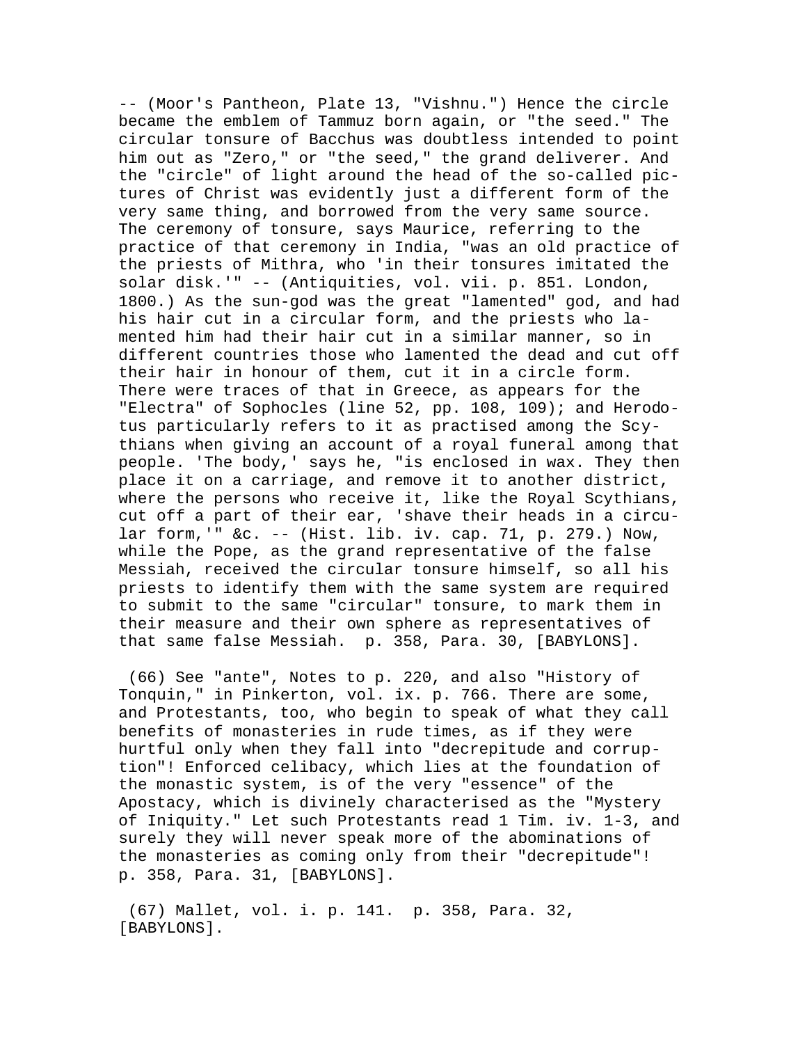-- (Moor's Pantheon, Plate 13, "Vishnu.") Hence the circle became the emblem of Tammuz born again, or "the seed." The circular tonsure of Bacchus was doubtless intended to point him out as "Zero," or "the seed," the grand deliverer. And the "circle" of light around the head of the so-called pictures of Christ was evidently just a different form of the very same thing, and borrowed from the very same source. The ceremony of tonsure, says Maurice, referring to the practice of that ceremony in India, "was an old practice of the priests of Mithra, who 'in their tonsures imitated the solar disk.'" -- (Antiquities, vol. vii. p. 851. London, 1800.) As the sun-god was the great "lamented" god, and had his hair cut in a circular form, and the priests who lamented him had their hair cut in a similar manner, so in different countries those who lamented the dead and cut off their hair in honour of them, cut it in a circle form. There were traces of that in Greece, as appears for the "Electra" of Sophocles (line 52, pp. 108, 109); and Herodotus particularly refers to it as practised among the Scythians when giving an account of a royal funeral among that people. 'The body,' says he, "is enclosed in wax. They then place it on a carriage, and remove it to another district, where the persons who receive it, like the Royal Scythians, cut off a part of their ear, 'shave their heads in a circular form,'" &c. -- (Hist. lib. iv. cap. 71, p. 279.) Now, while the Pope, as the grand representative of the false Messiah, received the circular tonsure himself, so all his priests to identify them with the same system are required to submit to the same "circular" tonsure, to mark them in their measure and their own sphere as representatives of that same false Messiah. p. 358, Para. 30, [BABYLONS].

(66) See "ante", Notes to p. 220, and also "History of Tonquin," in Pinkerton, vol. ix. p. 766. There are some, and Protestants, too, who begin to speak of what they call benefits of monasteries in rude times, as if they were hurtful only when they fall into "decrepitude and corruption"! Enforced celibacy, which lies at the foundation of the monastic system, is of the very "essence" of the Apostacy, which is divinely characterised as the "Mystery of Iniquity." Let such Protestants read 1 Tim. iv. 1-3, and surely they will never speak more of the abominations of the monasteries as coming only from their "decrepitude"! p. 358, Para. 31, [BABYLONS].

(67) Mallet, vol. i. p. 141. p. 358, Para. 32, [BABYLONS].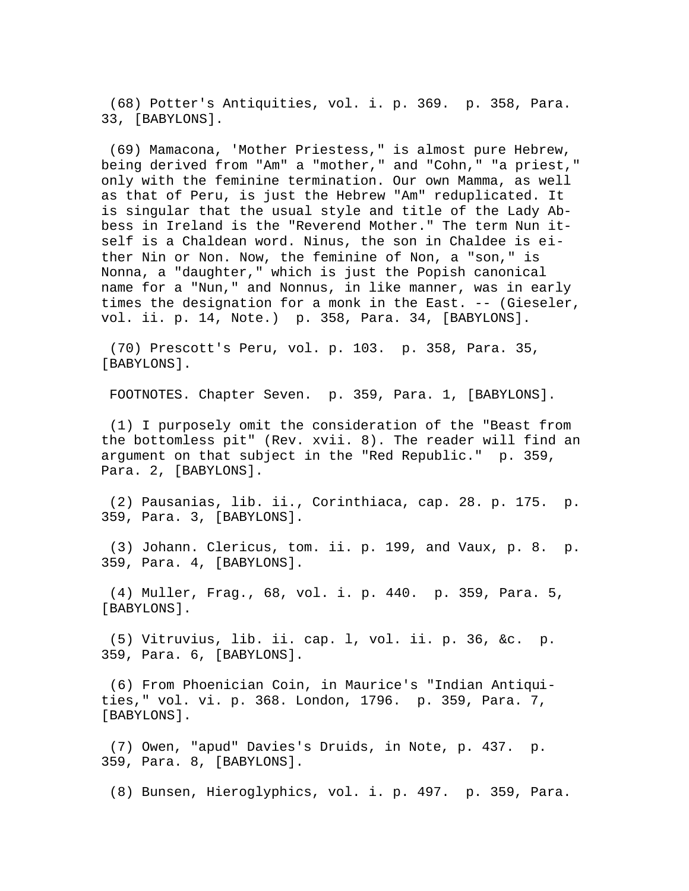(68) Potter's Antiquities, vol. i. p. 369.  p. 358, Para. 33, [BABYLONS].

(69) Mamacona, 'Mother Priestess," is almost pure Hebrew, being derived from "Am" a "mother," and "Cohn," "a priest," only with the feminine termination. Our own Mamma, as well as that of Peru, is just the Hebrew "Am" reduplicated. It is singular that the usual style and title of the Lady Abbess in Ireland is the "Reverend Mother." The term Nun itself is a Chaldean word. Ninus, the son in Chaldee is either Nin or Non. Now, the feminine of Non, a "son," is Nonna, a "daughter," which is just the Popish canonical name for a "Nun," and Nonnus, in like manner, was in early times the designation for a monk in the East. -- (Gieseler, vol. ii. p. 14, Note.)  p. 358, Para. 34, [BABYLONS].

(70) Prescott's Peru, vol. p. 103.  p. 358, Para. 35, [BABYLONS].

FOOTNOTES. Chapter Seven.  p. 359, Para. 1, [BABYLONS].

(1) I purposely omit the consideration of the "Beast from the bottomless pit" (Rev. xvii. 8). The reader will find an argument on that subject in the "Red Republic."  p. 359, Para. 2, [BABYLONS].

(2) Pausanias, lib. ii., Corinthiaca, cap. 28. p. 175.  p. 359, Para. 3, [BABYLONS].

(3) Johann. Clericus, tom. ii. p. 199, and Vaux, p. 8.  p. 359, Para. 4, [BABYLONS].

(4) Muller, Frag., 68, vol. i. p. 440.  p. 359, Para. 5, [BABYLONS].

(5) Vitruvius, lib. ii. cap. l, vol. ii. p. 36, &c.  p. 359, Para. 6, [BABYLONS].

(6) From Phoenician Coin, in Maurice's "Indian Antiquities," vol. vi. p. 368. London, 1796.  p. 359, Para. 7, [BABYLONS].

(7) Owen, "apud" Davies's Druids, in Note, p. 437.  p. 359, Para. 8, [BABYLONS].

(8) Bunsen, Hieroglyphics, vol. i. p. 497.  p. 359, Para.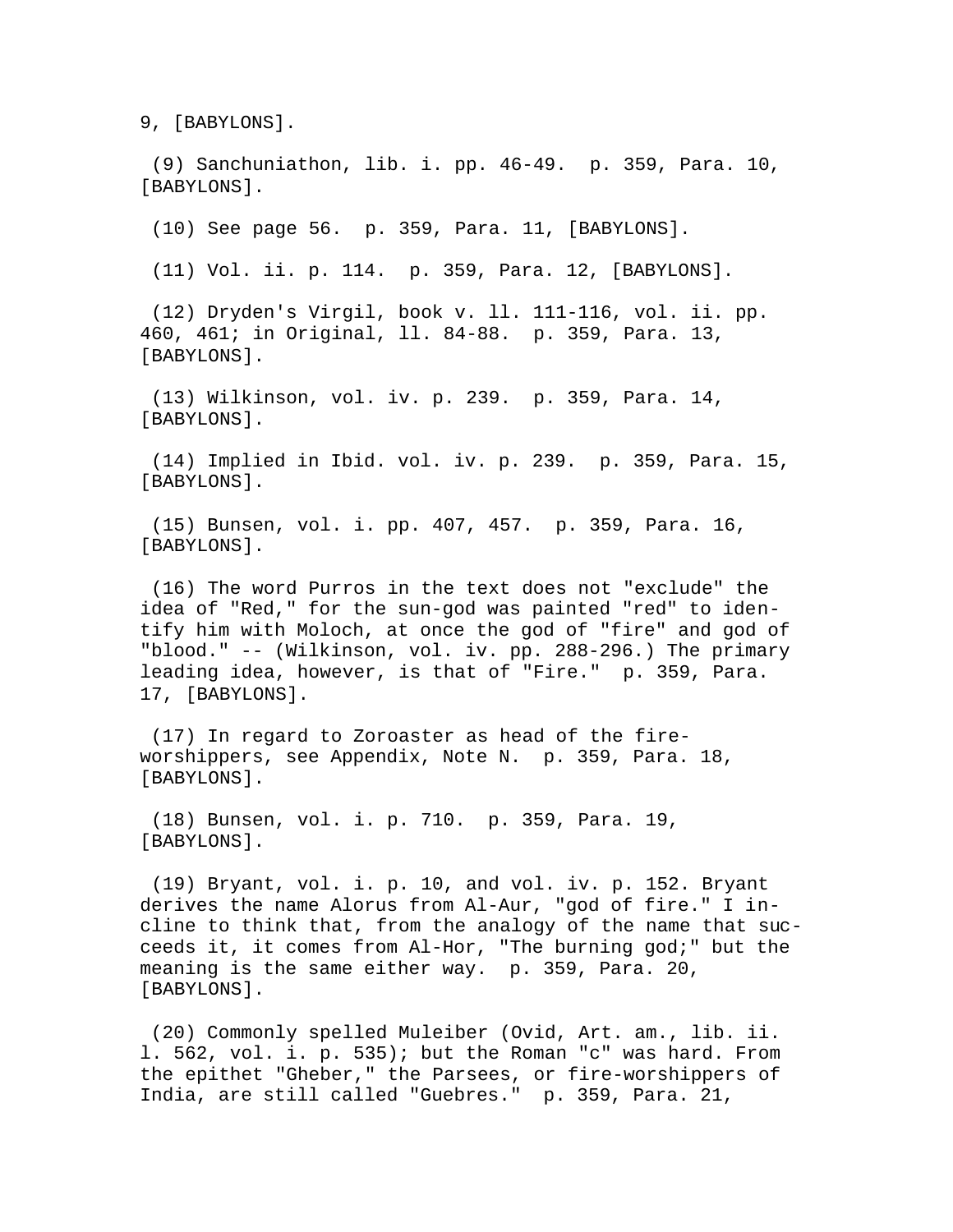9, [BABYLONS].

(9) Sanchuniathon, lib. i. pp. 46-49. p. 359, Para. 10, [BABYLONS].

(10) See page 56. p. 359, Para. 11, [BABYLONS].

(11) Vol. ii. p. 114. p. 359, Para. 12, [BABYLONS].

(12) Dryden's Virgil, book v. ll. 111-116, vol. ii. pp. 460, 461; in Original, ll. 84-88. p. 359, Para. 13, [BABYLONS].

(13) Wilkinson, vol. iv. p. 239. p. 359, Para. 14, [BABYLONS].

(14) Implied in Ibid. vol. iv. p. 239. p. 359, Para. 15, [BABYLONS].

(15) Bunsen, vol. i. pp. 407, 457. p. 359, Para. 16, [BABYLONS].

(16) The word Purros in the text does not "exclude" the idea of "Red," for the sun-god was painted "red" to identify him with Moloch, at once the god of "fire" and god of "blood." -- (Wilkinson, vol. iv. pp. 288-296.) The primary leading idea, however, is that of "Fire." p. 359, Para. 17, [BABYLONS].

(17) In regard to Zoroaster as head of the fire-worshippers, see Appendix, Note N. p. 359, Para. 18, [BABYLONS].

(18) Bunsen, vol. i. p. 710. p. 359, Para. 19, [BABYLONS].

(19) Bryant, vol. i. p. 10, and vol. iv. p. 152. Bryant derives the name Alorus from Al-Aur, "god of fire." I incline to think that, from the analogy of the name that succeeds it, it comes from Al-Hor, "The burning god;" but the meaning is the same either way. p. 359, Para. 20, [BABYLONS].

(20) Commonly spelled Muleiber (Ovid, Art. am., lib. ii. l. 562, vol. i. p. 535); but the Roman "c" was hard. From the epithet "Gheber," the Parsees, or fire-worshippers of India, are still called "Guebres." p. 359, Para. 21,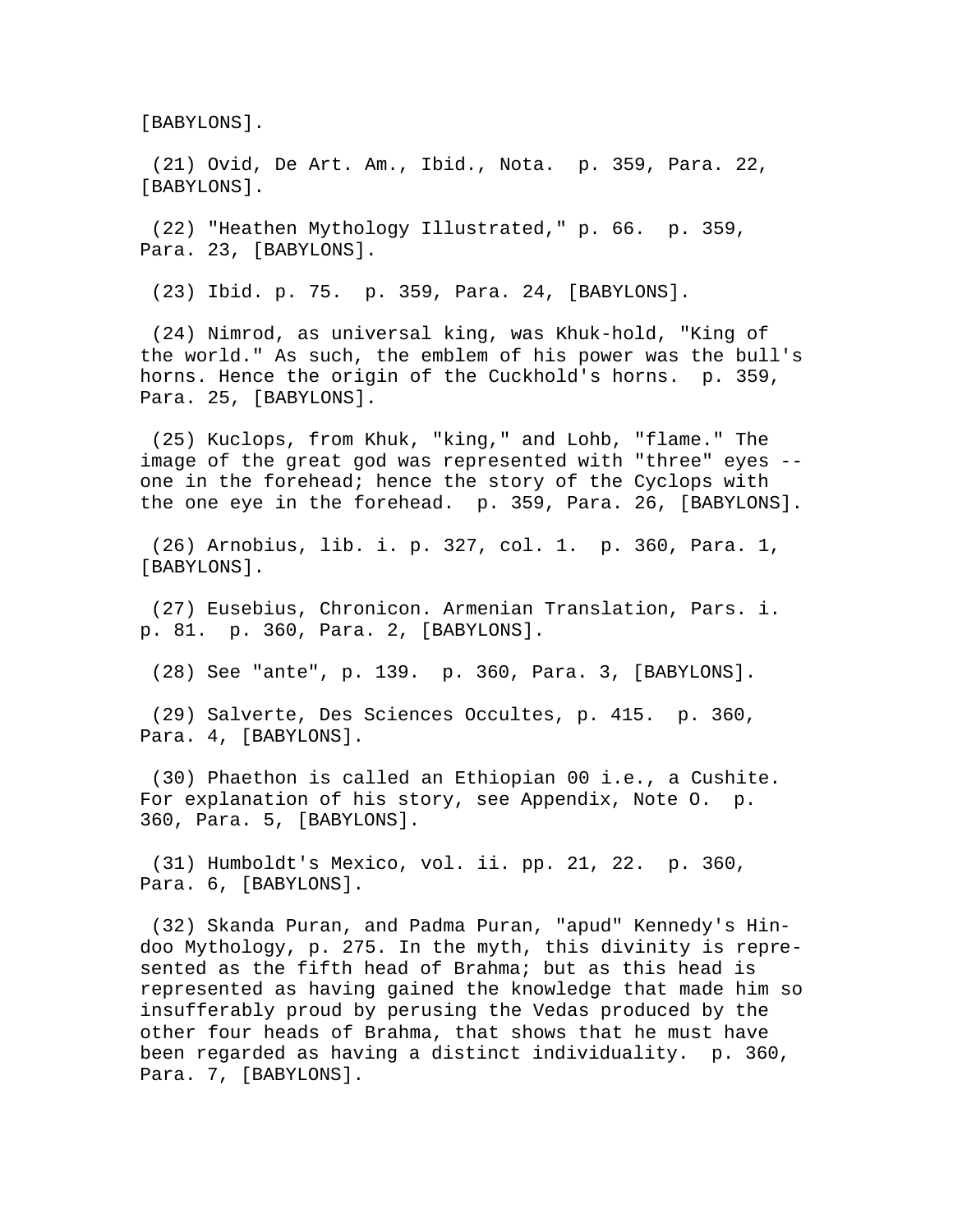[BABYLONS].

(21) Ovid, De Art. Am., Ibid., Nota. p. 359, Para. 22, [BABYLONS].

(22) "Heathen Mythology Illustrated," p. 66. p. 359, Para. 23, [BABYLONS].

(23) Ibid. p. 75. p. 359, Para. 24, [BABYLONS].

(24) Nimrod, as universal king, was Khuk-hold, "King of the world." As such, the emblem of his power was the bull's horns. Hence the origin of the Cuckhold's horns. p. 359, Para. 25, [BABYLONS].

(25) Kuclops, from Khuk, "king," and Lohb, "flame." The image of the great god was represented with "three" eyes -- one in the forehead; hence the story of the Cyclops with the one eye in the forehead. p. 359, Para. 26, [BABYLONS].

(26) Arnobius, lib. i. p. 327, col. 1. p. 360, Para. 1, [BABYLONS].

(27) Eusebius, Chronicon. Armenian Translation, Pars. i. p. 81. p. 360, Para. 2, [BABYLONS].

(28) See "ante", p. 139. p. 360, Para. 3, [BABYLONS].

(29) Salverte, Des Sciences Occultes, p. 415. p. 360, Para. 4, [BABYLONS].

(30) Phaethon is called an Ethiopian 00 i.e., a Cushite. For explanation of his story, see Appendix, Note O. p. 360, Para. 5, [BABYLONS].

(31) Humboldt's Mexico, vol. ii. pp. 21, 22. p. 360, Para. 6, [BABYLONS].

(32) Skanda Puran, and Padma Puran, "apud" Kennedy's Hindoo Mythology, p. 275. In the myth, this divinity is represented as the fifth head of Brahma; but as this head is represented as having gained the knowledge that made him so insufferably proud by perusing the Vedas produced by the other four heads of Brahma, that shows that he must have been regarded as having a distinct individuality. p. 360, Para. 7, [BABYLONS].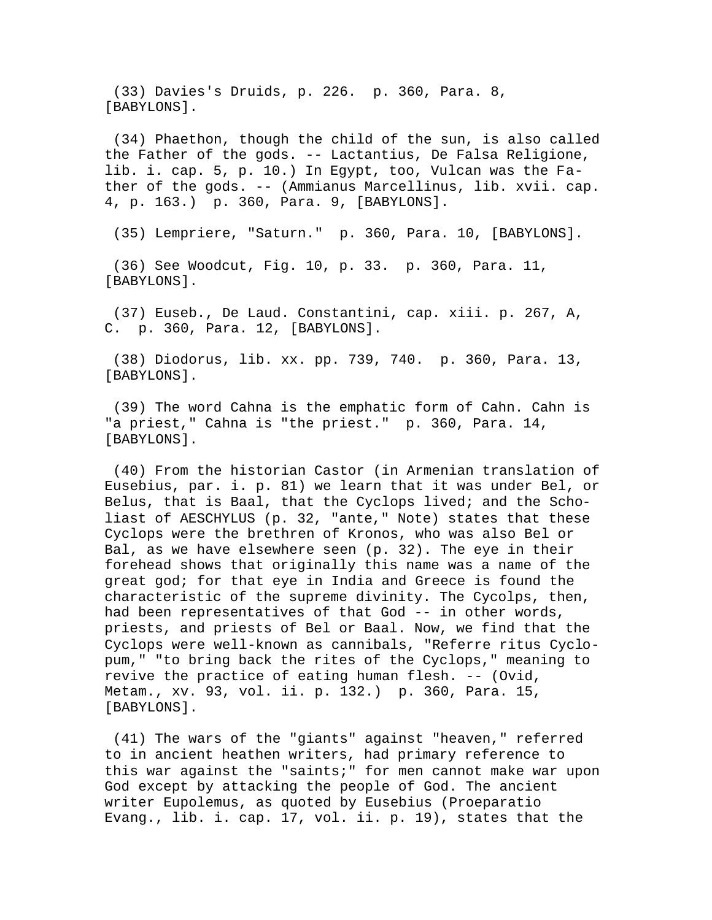(33) Davies's Druids, p. 226. p. 360, Para. 8, [BABYLONS].

(34) Phaethon, though the child of the sun, is also called the Father of the gods. -- Lactantius, De Falsa Religione, lib. i. cap. 5, p. 10.) In Egypt, too, Vulcan was the Father of the gods. -- (Ammianus Marcellinus, lib. xvii. cap. 4, p. 163.) p. 360, Para. 9, [BABYLONS].

(35) Lempriere, "Saturn." p. 360, Para. 10, [BABYLONS].

(36) See Woodcut, Fig. 10, p. 33. p. 360, Para. 11, [BABYLONS].

(37) Euseb., De Laud. Constantini, cap. xiii. p. 267, A, C. p. 360, Para. 12, [BABYLONS].

(38) Diodorus, lib. xx. pp. 739, 740. p. 360, Para. 13, [BABYLONS].

(39) The word Cahna is the emphatic form of Cahn. Cahn is "a priest," Cahna is "the priest." p. 360, Para. 14, [BABYLONS].

(40) From the historian Castor (in Armenian translation of Eusebius, par. i. p. 81) we learn that it was under Bel, or Belus, that is Baal, that the Cyclops lived; and the Scholiast of AESCHYLUS (p. 32, "ante," Note) states that these Cyclops were the brethren of Kronos, who was also Bel or Bal, as we have elsewhere seen (p. 32). The eye in their forehead shows that originally this name was a name of the great god; for that eye in India and Greece is found the characteristic of the supreme divinity. The Cycolps, then, had been representatives of that God -- in other words, priests, and priests of Bel or Baal. Now, we find that the Cyclops were well-known as cannibals, "Referre ritus Cyclopum," "to bring back the rites of the Cyclops," meaning to revive the practice of eating human flesh. -- (Ovid, Metam., xv. 93, vol. ii. p. 132.) p. 360, Para. 15, [BABYLONS].

(41) The wars of the "giants" against "heaven," referred to in ancient heathen writers, had primary reference to this war against the "saints;" for men cannot make war upon God except by attacking the people of God. The ancient writer Eupolemus, as quoted by Eusebius (Proeparatio Evang., lib. i. cap. 17, vol. ii. p. 19), states that the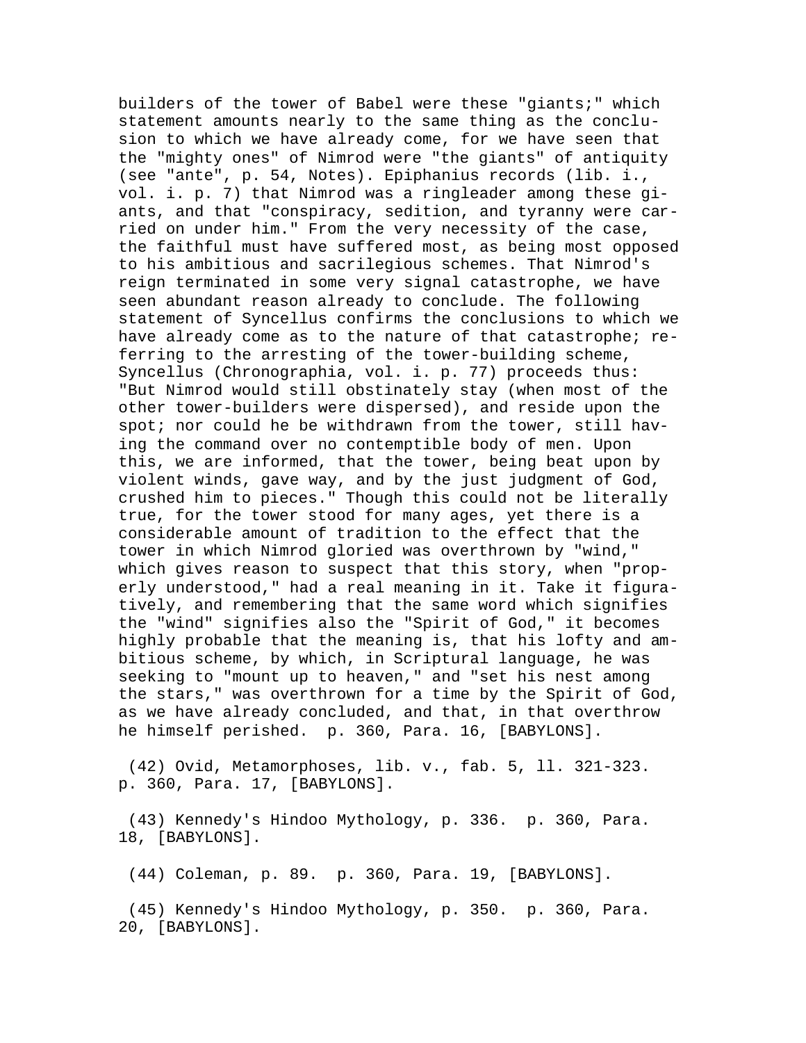builders of the tower of Babel were these "giants;" which statement amounts nearly to the same thing as the conclusion to which we have already come, for we have seen that the "mighty ones" of Nimrod were "the giants" of antiquity (see "ante", p. 54, Notes). Epiphanius records (lib. i., vol. i. p. 7) that Nimrod was a ringleader among these giants, and that "conspiracy, sedition, and tyranny were carried on under him." From the very necessity of the case, the faithful must have suffered most, as being most opposed to his ambitious and sacrilegious schemes. That Nimrod's reign terminated in some very signal catastrophe, we have seen abundant reason already to conclude. The following statement of Syncellus confirms the conclusions to which we have already come as to the nature of that catastrophe; referring to the arresting of the tower-building scheme, Syncellus (Chronographia, vol. i. p. 77) proceeds thus: "But Nimrod would still obstinately stay (when most of the other tower-builders were dispersed), and reside upon the spot; nor could he be withdrawn from the tower, still having the command over no contemptible body of men. Upon this, we are informed, that the tower, being beat upon by violent winds, gave way, and by the just judgment of God, crushed him to pieces." Though this could not be literally true, for the tower stood for many ages, yet there is a considerable amount of tradition to the effect that the tower in which Nimrod gloried was overthrown by "wind," which gives reason to suspect that this story, when "properly understood," had a real meaning in it. Take it figuratively, and remembering that the same word which signifies the "wind" signifies also the "Spirit of God," it becomes highly probable that the meaning is, that his lofty and ambitious scheme, by which, in Scriptural language, he was seeking to "mount up to heaven," and "set his nest among the stars," was overthrown for a time by the Spirit of God, as we have already concluded, and that, in that overthrow he himself perished. p. 360, Para. 16, [BABYLONS].

(42) Ovid, Metamorphoses, lib. v., fab. 5, ll. 321-323. p. 360, Para. 17, [BABYLONS].

(43) Kennedy's Hindoo Mythology, p. 336. p. 360, Para. 18, [BABYLONS].

(44) Coleman, p. 89. p. 360, Para. 19, [BABYLONS].

(45) Kennedy's Hindoo Mythology, p. 350. p. 360, Para. 20, [BABYLONS].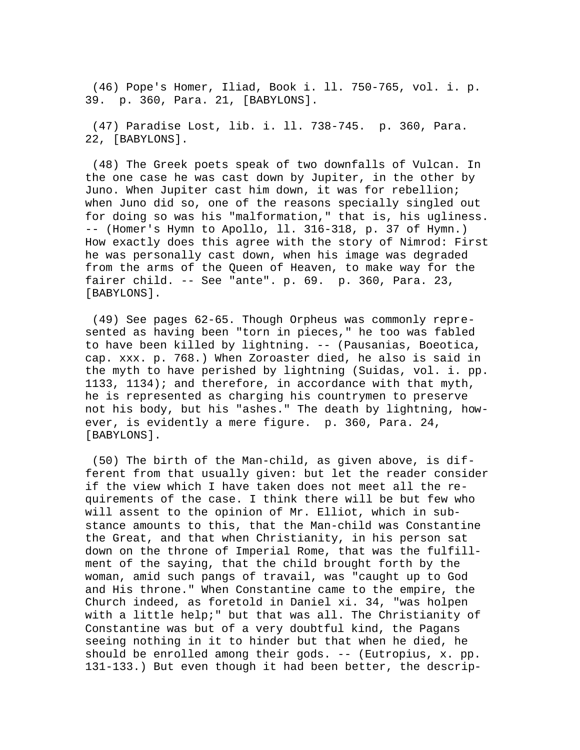(46) Pope's Homer, Iliad, Book i. ll. 750-765, vol. i. p. 39. p. 360, Para. 21, [BABYLONS].

(47) Paradise Lost, lib. i. ll. 738-745. p. 360, Para. 22, [BABYLONS].

(48) The Greek poets speak of two downfalls of Vulcan. In the one case he was cast down by Jupiter, in the other by Juno. When Jupiter cast him down, it was for rebellion; when Juno did so, one of the reasons specially singled out for doing so was his "malformation," that is, his ugliness. -- (Homer's Hymn to Apollo, ll. 316-318, p. 37 of Hymn.) How exactly does this agree with the story of Nimrod: First he was personally cast down, when his image was degraded from the arms of the Queen of Heaven, to make way for the fairer child. -- See "ante". p. 69. p. 360, Para. 23, [BABYLONS].

(49) See pages 62-65. Though Orpheus was commonly represented as having been "torn in pieces," he too was fabled to have been killed by lightning. -- (Pausanias, Boeotica, cap. xxx. p. 768.) When Zoroaster died, he also is said in the myth to have perished by lightning (Suidas, vol. i. pp. 1133, 1134); and therefore, in accordance with that myth, he is represented as charging his countrymen to preserve not his body, but his "ashes." The death by lightning, however, is evidently a mere figure. p. 360, Para. 24, [BABYLONS].

(50) The birth of the Man-child, as given above, is different from that usually given: but let the reader consider if the view which I have taken does not meet all the requirements of the case. I think there will be but few who will assent to the opinion of Mr. Elliot, which in substance amounts to this, that the Man-child was Constantine the Great, and that when Christianity, in his person sat down on the throne of Imperial Rome, that was the fulfillment of the saying, that the child brought forth by the woman, amid such pangs of travail, was "caught up to God and His throne." When Constantine came to the empire, the Church indeed, as foretold in Daniel xi. 34, "was holpen with a little help;" but that was all. The Christianity of Constantine was but of a very doubtful kind, the Pagans seeing nothing in it to hinder but that when he died, he should be enrolled among their gods. -- (Eutropius, x. pp. 131-133.) But even though it had been better, the descrip-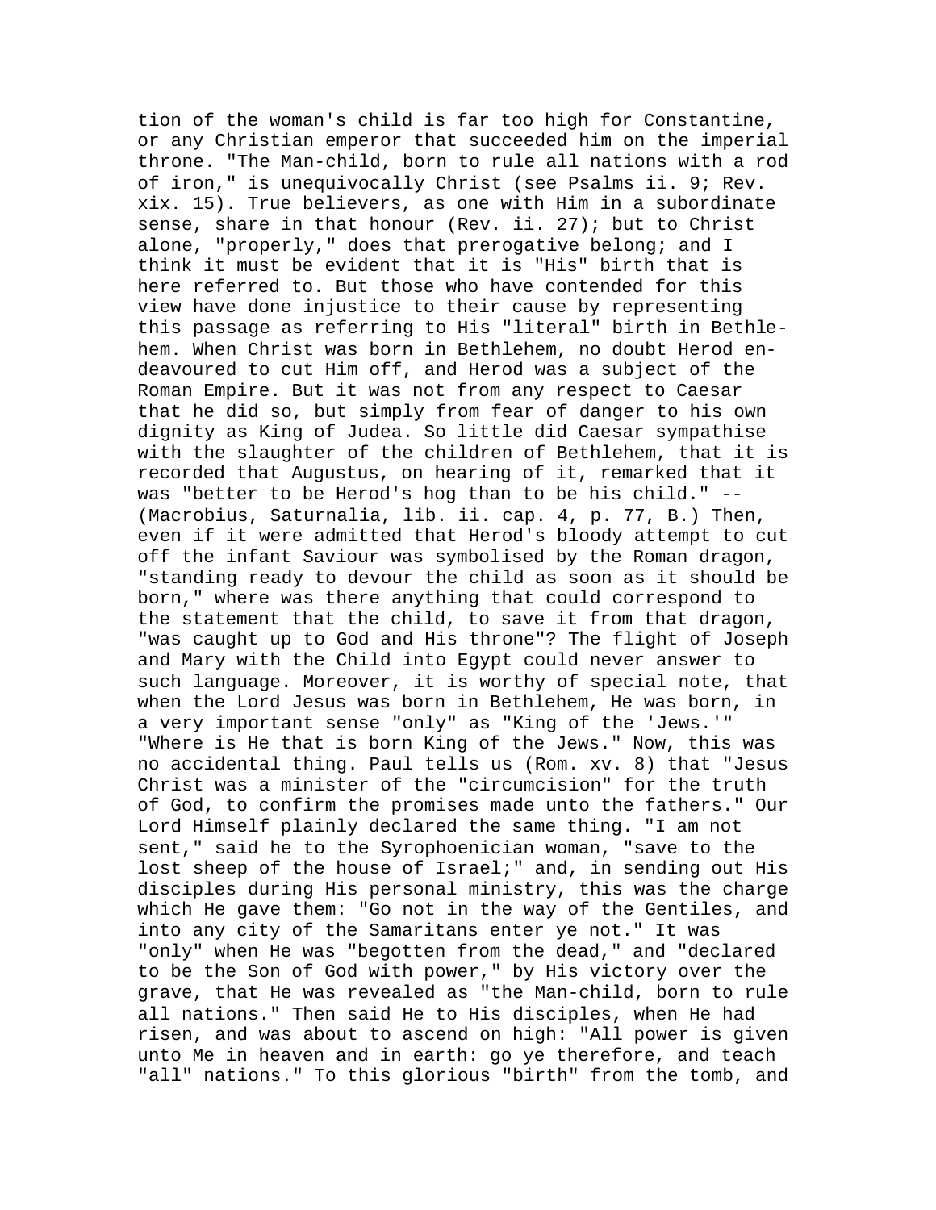tion of the woman's child is far too high for Constantine, or any Christian emperor that succeeded him on the imperial throne. "The Man-child, born to rule all nations with a rod of iron," is unequivocally Christ (see Psalms ii. 9; Rev. xix. 15). True believers, as one with Him in a subordinate sense, share in that honour (Rev. ii. 27); but to Christ alone, "properly," does that prerogative belong; and I think it must be evident that it is "His" birth that is here referred to. But those who have contended for this view have done injustice to their cause by representing this passage as referring to His "literal" birth in Bethlehem. When Christ was born in Bethlehem, no doubt Herod endeavoured to cut Him off, and Herod was a subject of the Roman Empire. But it was not from any respect to Caesar that he did so, but simply from fear of danger to his own dignity as King of Judea. So little did Caesar sympathise with the slaughter of the children of Bethlehem, that it is recorded that Augustus, on hearing of it, remarked that it was "better to be Herod's hog than to be his child." --(Macrobius, Saturnalia, lib. ii. cap. 4, p. 77, B.) Then, even if it were admitted that Herod's bloody attempt to cut off the infant Saviour was symbolised by the Roman dragon, "standing ready to devour the child as soon as it should be born," where was there anything that could correspond to the statement that the child, to save it from that dragon, "was caught up to God and His throne"? The flight of Joseph and Mary with the Child into Egypt could never answer to such language. Moreover, it is worthy of special note, that when the Lord Jesus was born in Bethlehem, He was born, in a very important sense "only" as "King of the 'Jews.'" "Where is He that is born King of the Jews." Now, this was no accidental thing. Paul tells us (Rom. xv. 8) that "Jesus Christ was a minister of the "circumcision" for the truth of God, to confirm the promises made unto the fathers." Our Lord Himself plainly declared the same thing. "I am not sent," said he to the Syrophoenician woman, "save to the lost sheep of the house of Israel;" and, in sending out His disciples during His personal ministry, this was the charge which He gave them: "Go not in the way of the Gentiles, and into any city of the Samaritans enter ye not." It was "only" when He was "begotten from the dead," and "declared to be the Son of God with power," by His victory over the grave, that He was revealed as "the Man-child, born to rule all nations." Then said He to His disciples, when He had risen, and was about to ascend on high: "All power is given unto Me in heaven and in earth: go ye therefore, and teach "all" nations." To this glorious "birth" from the tomb, and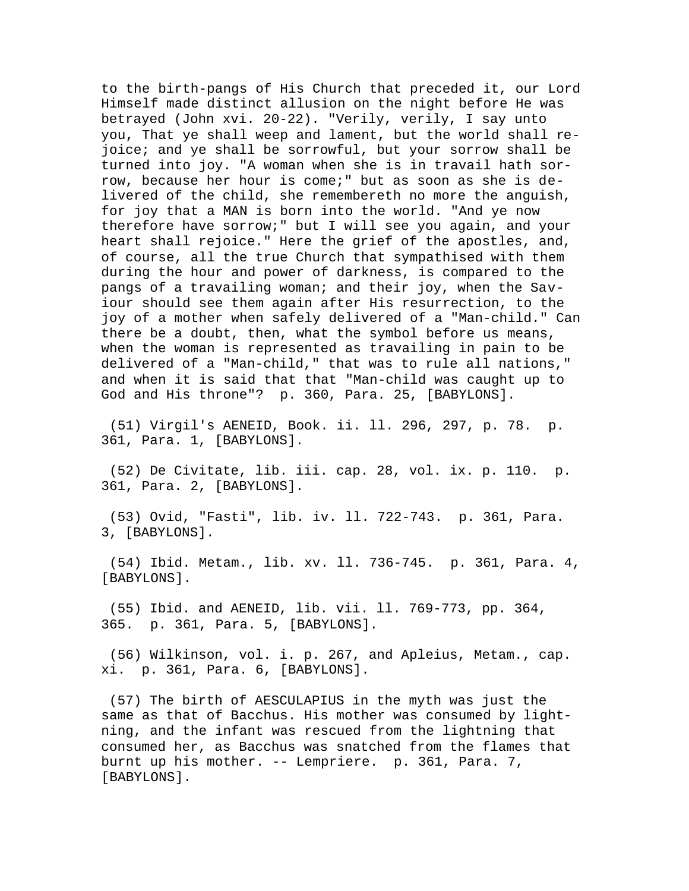to the birth-pangs of His Church that preceded it, our Lord Himself made distinct allusion on the night before He was betrayed (John xvi. 20-22). "Verily, verily, I say unto you, That ye shall weep and lament, but the world shall rejoice; and ye shall be sorrowful, but your sorrow shall be turned into joy. "A woman when she is in travail hath sorrow, because her hour is come;" but as soon as she is delivered of the child, she remembereth no more the anguish, for joy that a MAN is born into the world. "And ye now therefore have sorrow;" but I will see you again, and your heart shall rejoice." Here the grief of the apostles, and, of course, all the true Church that sympathised with them during the hour and power of darkness, is compared to the pangs of a travailing woman; and their joy, when the Saviour should see them again after His resurrection, to the joy of a mother when safely delivered of a "Man-child." Can there be a doubt, then, what the symbol before us means, when the woman is represented as travailing in pain to be delivered of a "Man-child," that was to rule all nations," and when it is said that that "Man-child was caught up to God and His throne"? p. 360, Para. 25, [BABYLONS].

(51) Virgil's AENEID, Book. ii. ll. 296, 297, p. 78. p. 361, Para. 1, [BABYLONS].

(52) De Civitate, lib. iii. cap. 28, vol. ix. p. 110. p. 361, Para. 2, [BABYLONS].

(53) Ovid, "Fasti", lib. iv. ll. 722-743. p. 361, Para. 3, [BABYLONS].

(54) Ibid. Metam., lib. xv. ll. 736-745. p. 361, Para. 4, [BABYLONS].

(55) Ibid. and AENEID, lib. vii. ll. 769-773, pp. 364, 365. p. 361, Para. 5, [BABYLONS].

(56) Wilkinson, vol. i. p. 267, and Apleius, Metam., cap. xi. p. 361, Para. 6, [BABYLONS].

(57) The birth of AESCULAPIUS in the myth was just the same as that of Bacchus. His mother was consumed by lightning, and the infant was rescued from the lightning that consumed her, as Bacchus was snatched from the flames that burnt up his mother. -- Lempriere. p. 361, Para. 7, [BABYLONS].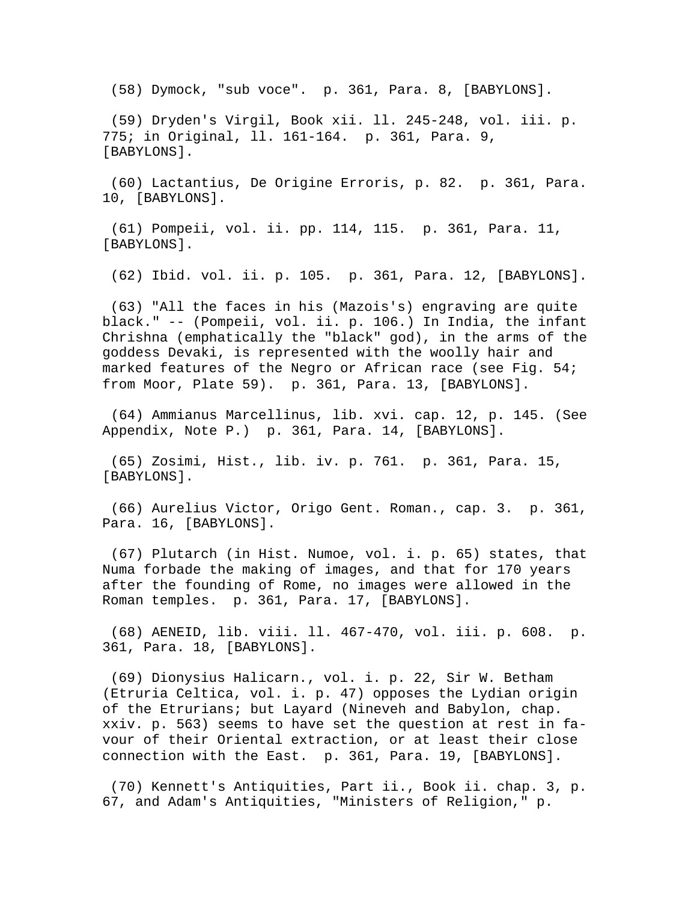(58) Dymock, "sub voce". p. 361, Para. 8, [BABYLONS].

(59) Dryden's Virgil, Book xii. ll. 245-248, vol. iii. p. 775; in Original, ll. 161-164. p. 361, Para. 9, [BABYLONS].

(60) Lactantius, De Origine Erroris, p. 82. p. 361, Para. 10, [BABYLONS].

(61) Pompeii, vol. ii. pp. 114, 115. p. 361, Para. 11, [BABYLONS].

(62) Ibid. vol. ii. p. 105. p. 361, Para. 12, [BABYLONS].

(63) "All the faces in his (Mazois's) engraving are quite black." -- (Pompeii, vol. ii. p. 106.) In India, the infant Chrishna (emphatically the "black" god), in the arms of the goddess Devaki, is represented with the woolly hair and marked features of the Negro or African race (see Fig. 54; from Moor, Plate 59). p. 361, Para. 13, [BABYLONS].

(64) Ammianus Marcellinus, lib. xvi. cap. 12, p. 145. (See Appendix, Note P.) p. 361, Para. 14, [BABYLONS].

(65) Zosimi, Hist., lib. iv. p. 761. p. 361, Para. 15, [BABYLONS].

(66) Aurelius Victor, Origo Gent. Roman., cap. 3. p. 361, Para. 16, [BABYLONS].

(67) Plutarch (in Hist. Numoe, vol. i. p. 65) states, that Numa forbade the making of images, and that for 170 years after the founding of Rome, no images were allowed in the Roman temples. p. 361, Para. 17, [BABYLONS].

(68) AENEID, lib. viii. ll. 467-470, vol. iii. p. 608. p. 361, Para. 18, [BABYLONS].

(69) Dionysius Halicarn., vol. i. p. 22, Sir W. Betham (Etruria Celtica, vol. i. p. 47) opposes the Lydian origin of the Etrurians; but Layard (Nineveh and Babylon, chap. xxiv. p. 563) seems to have set the question at rest in favour of their Oriental extraction, or at least their close connection with the East. p. 361, Para. 19, [BABYLONS].

(70) Kennett's Antiquities, Part ii., Book ii. chap. 3, p. 67, and Adam's Antiquities, "Ministers of Religion," p.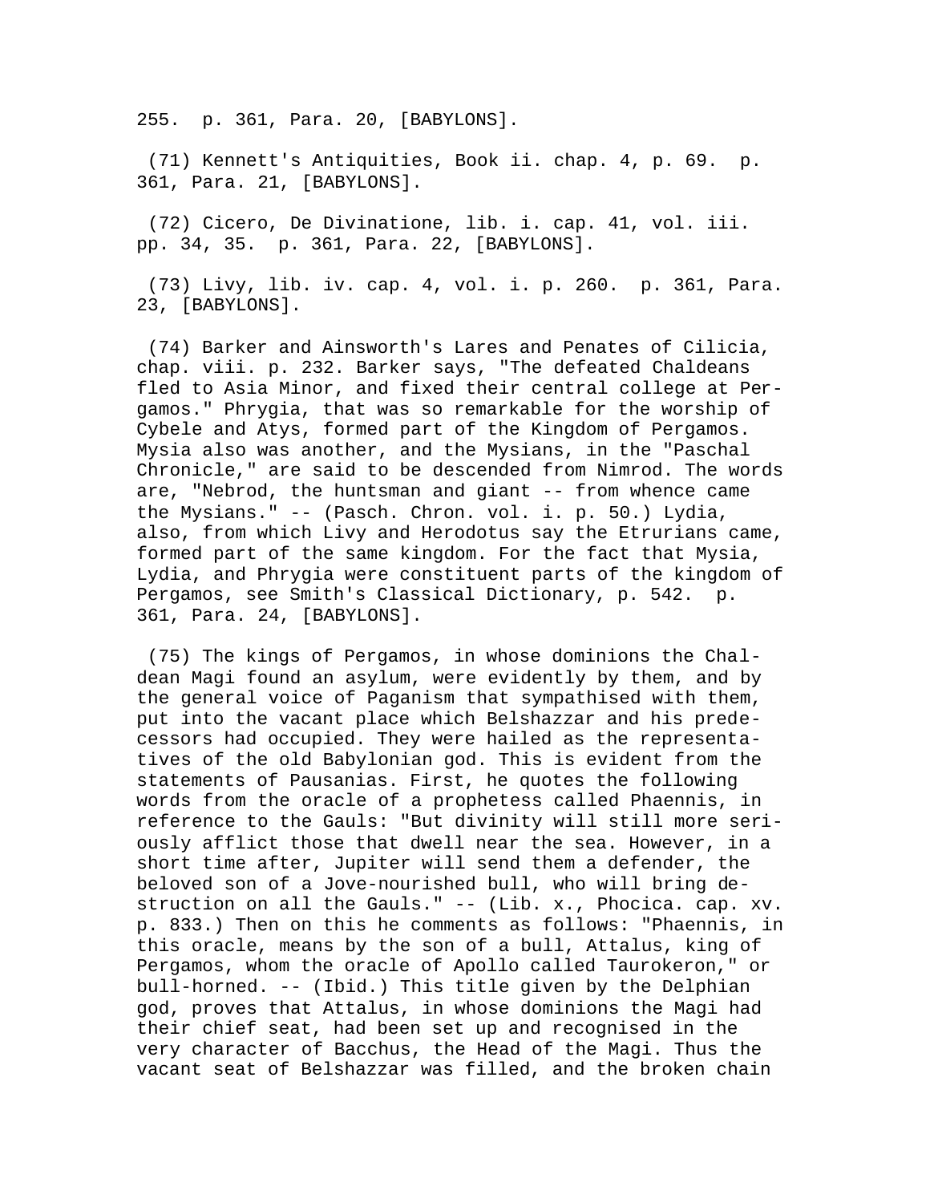255. p. 361, Para. 20, [BABYLONS].

(71) Kennett's Antiquities, Book ii. chap. 4, p. 69. p. 361, Para. 21, [BABYLONS].

(72) Cicero, De Divinatione, lib. i. cap. 41, vol. iii. pp. 34, 35. p. 361, Para. 22, [BABYLONS].

(73) Livy, lib. iv. cap. 4, vol. i. p. 260. p. 361, Para. 23, [BABYLONS].

(74) Barker and Ainsworth's Lares and Penates of Cilicia, chap. viii. p. 232. Barker says, "The defeated Chaldeans fled to Asia Minor, and fixed their central college at Pergamos." Phrygia, that was so remarkable for the worship of Cybele and Atys, formed part of the Kingdom of Pergamos. Mysia also was another, and the Mysians, in the "Paschal Chronicle," are said to be descended from Nimrod. The words are, "Nebrod, the huntsman and giant -- from whence came the Mysians." -- (Pasch. Chron. vol. i. p. 50.) Lydia, also, from which Livy and Herodotus say the Etrurians came, formed part of the same kingdom. For the fact that Mysia, Lydia, and Phrygia were constituent parts of the kingdom of Pergamos, see Smith's Classical Dictionary, p. 542. p. 361, Para. 24, [BABYLONS].

(75) The kings of Pergamos, in whose dominions the Chaldean Magi found an asylum, were evidently by them, and by the general voice of Paganism that sympathised with them, put into the vacant place which Belshazzar and his predecessors had occupied. They were hailed as the representatives of the old Babylonian god. This is evident from the statements of Pausanias. First, he quotes the following words from the oracle of a prophetess called Phaennis, in reference to the Gauls: "But divinity will still more seriously afflict those that dwell near the sea. However, in a short time after, Jupiter will send them a defender, the beloved son of a Jove-nourished bull, who will bring destruction on all the Gauls." -- (Lib. x., Phocica. cap. xv. p. 833.) Then on this he comments as follows: "Phaennis, in this oracle, means by the son of a bull, Attalus, king of Pergamos, whom the oracle of Apollo called Taurokeron," or bull-horned. -- (Ibid.) This title given by the Delphian god, proves that Attalus, in whose dominions the Magi had their chief seat, had been set up and recognised in the very character of Bacchus, the Head of the Magi. Thus the vacant seat of Belshazzar was filled, and the broken chain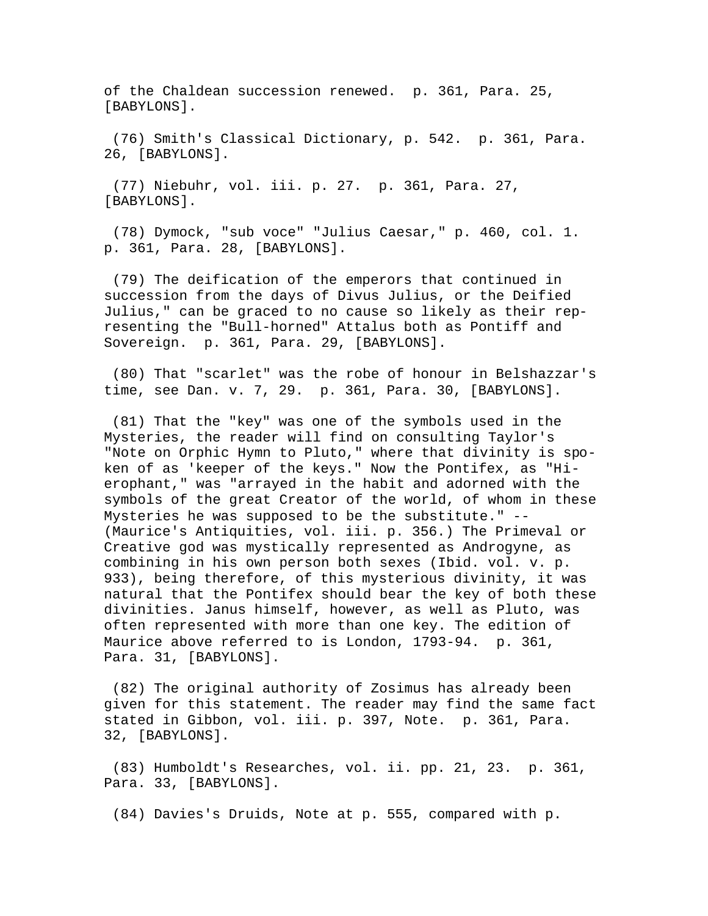of the Chaldean succession renewed. p. 361, Para. 25, [BABYLONS].

(76) Smith's Classical Dictionary, p. 542. p. 361, Para. 26, [BABYLONS].

(77) Niebuhr, vol. iii. p. 27. p. 361, Para. 27, [BABYLONS].

(78) Dymock, "sub voce" "Julius Caesar," p. 460, col. 1. p. 361, Para. 28, [BABYLONS].

(79) The deification of the emperors that continued in succession from the days of Divus Julius, or the Deified Julius," can be graced to no cause so likely as their representing the "Bull-horned" Attalus both as Pontiff and Sovereign. p. 361, Para. 29, [BABYLONS].

(80) That "scarlet" was the robe of honour in Belshazzar's time, see Dan. v. 7, 29. p. 361, Para. 30, [BABYLONS].

(81) That the "key" was one of the symbols used in the Mysteries, the reader will find on consulting Taylor's "Note on Orphic Hymn to Pluto," where that divinity is spoken of as 'keeper of the keys." Now the Pontifex, as "Hierophant," was "arrayed in the habit and adorned with the symbols of the great Creator of the world, of whom in these Mysteries he was supposed to be the substitute." -- (Maurice's Antiquities, vol. iii. p. 356.) The Primeval or Creative god was mystically represented as Androgyne, as combining in his own person both sexes (Ibid. vol. v. p. 933), being therefore, of this mysterious divinity, it was natural that the Pontifex should bear the key of both these divinities. Janus himself, however, as well as Pluto, was often represented with more than one key. The edition of Maurice above referred to is London, 1793-94. p. 361, Para. 31, [BABYLONS].

(82) The original authority of Zosimus has already been given for this statement. The reader may find the same fact stated in Gibbon, vol. iii. p. 397, Note. p. 361, Para. 32, [BABYLONS].

(83) Humboldt's Researches, vol. ii. pp. 21, 23. p. 361, Para. 33, [BABYLONS].

(84) Davies's Druids, Note at p. 555, compared with p.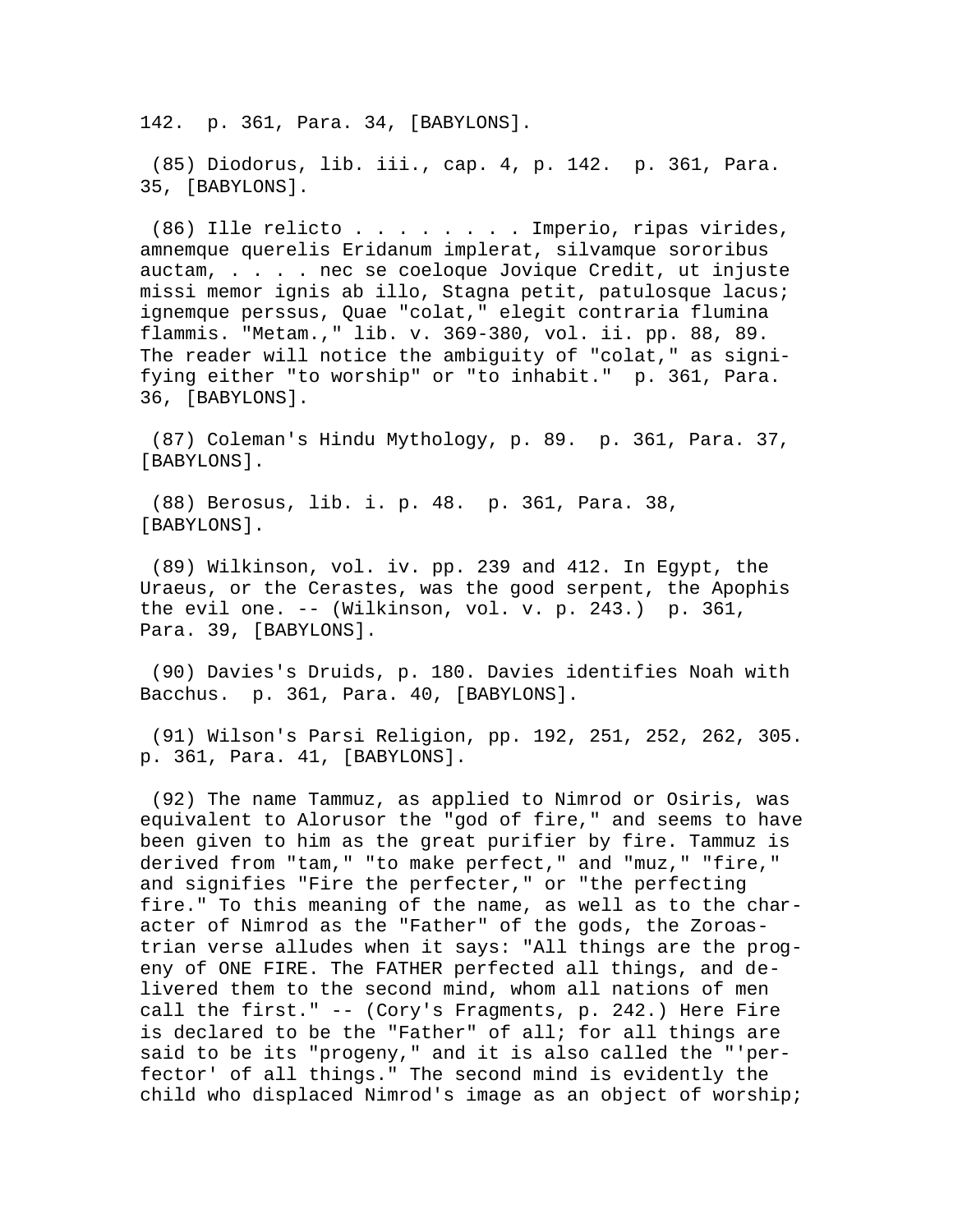142.  p. 361, Para. 34, [BABYLONS].

(85) Diodorus, lib. iii., cap. 4, p. 142.  p. 361, Para. 35, [BABYLONS].

(86) Ille relicto . . . . . . . . Imperio, ripas virides, amnemque querelis Eridanum implerat, silvamque sororibus auctam, . . . . nec se coeloque Jovique Credit, ut injuste missi memor ignis ab illo, Stagna petit, patulosque lacus; ignemque perssus, Quae "colat," elegit contraria flumina flammis. "Metam.," lib. v. 369-380, vol. ii. pp. 88, 89. The reader will notice the ambiguity of "colat," as signifying either "to worship" or "to inhabit."  p. 361, Para. 36, [BABYLONS].

(87) Coleman's Hindu Mythology, p. 89.  p. 361, Para. 37, [BABYLONS].

(88) Berosus, lib. i. p. 48.  p. 361, Para. 38, [BABYLONS].

(89) Wilkinson, vol. iv. pp. 239 and 412. In Egypt, the Uraeus, or the Cerastes, was the good serpent, the Apophis the evil one. -- (Wilkinson, vol. v. p. 243.)  p. 361, Para. 39, [BABYLONS].

(90) Davies's Druids, p. 180. Davies identifies Noah with Bacchus.  p. 361, Para. 40, [BABYLONS].

(91) Wilson's Parsi Religion, pp. 192, 251, 252, 262, 305.  p. 361, Para. 41, [BABYLONS].

(92) The name Tammuz, as applied to Nimrod or Osiris, was equivalent to Alorusor the "god of fire," and seems to have been given to him as the great purifier by fire. Tammuz is derived from "tam," "to make perfect," and "muz," "fire," and signifies "Fire the perfecter," or "the perfecting fire." To this meaning of the name, as well as to the character of Nimrod as the "Father" of the gods, the Zoroastrian verse alludes when it says: "All things are the progeny of ONE FIRE. The FATHER perfected all things, and delivered them to the second mind, whom all nations of men call the first." -- (Cory's Fragments, p. 242.) Here Fire is declared to be the "Father" of all; for all things are said to be its "progeny," and it is also called the "'perfector' of all things." The second mind is evidently the child who displaced Nimrod's image as an object of worship;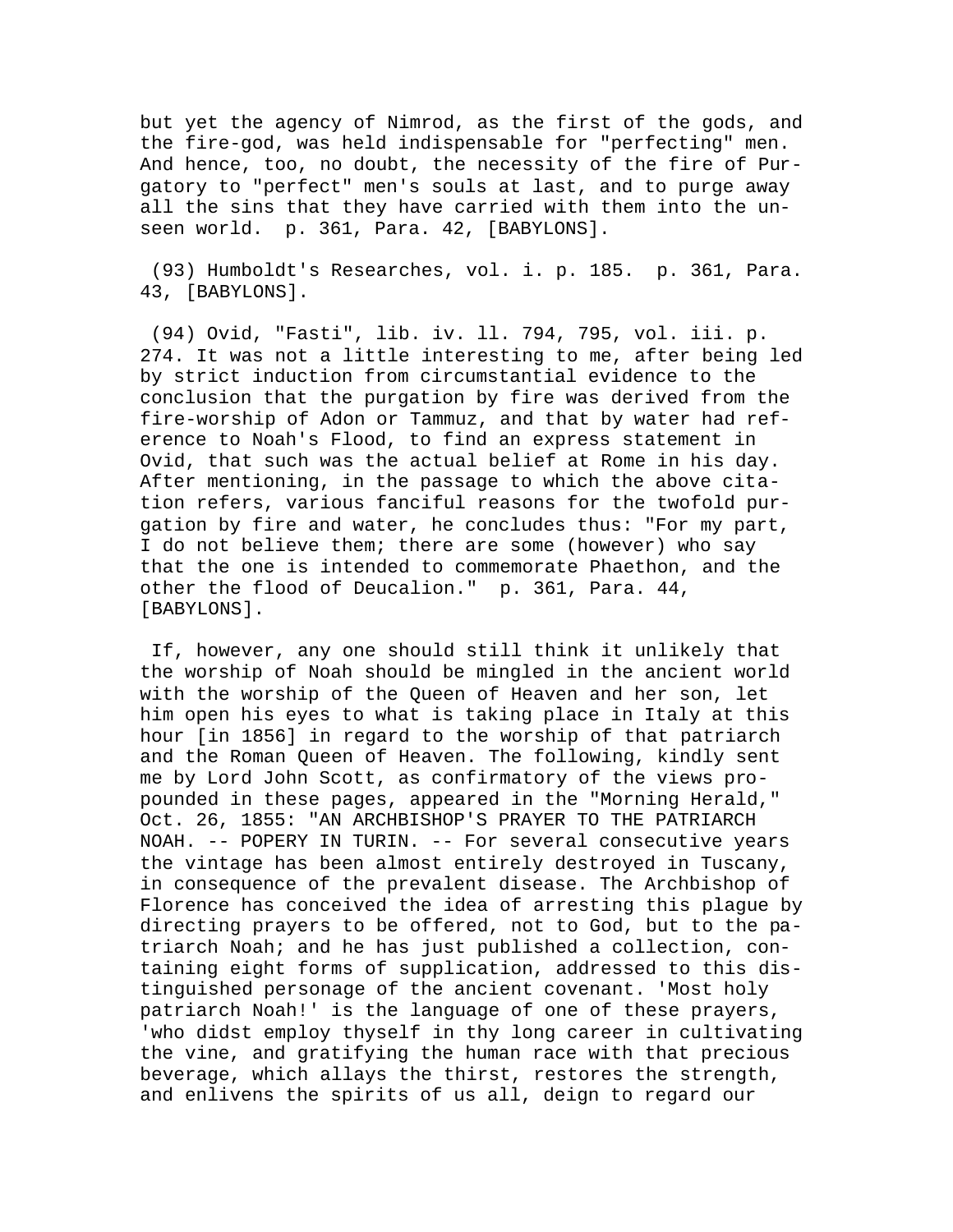but yet the agency of Nimrod, as the first of the gods, and the fire-god, was held indispensable for "perfecting" men. And hence, too, no doubt, the necessity of the fire of Purgatory to "perfect" men's souls at last, and to purge away all the sins that they have carried with them into the unseen world. p. 361, Para. 42, [BABYLONS].

(93) Humboldt's Researches, vol. i. p. 185. p. 361, Para. 43, [BABYLONS].

(94) Ovid, "Fasti", lib. iv. ll. 794, 795, vol. iii. p. 274. It was not a little interesting to me, after being led by strict induction from circumstantial evidence to the conclusion that the purgation by fire was derived from the fire-worship of Adon or Tammuz, and that by water had reference to Noah's Flood, to find an express statement in Ovid, that such was the actual belief at Rome in his day. After mentioning, in the passage to which the above citation refers, various fanciful reasons for the twofold purgation by fire and water, he concludes thus: "For my part, I do not believe them; there are some (however) who say that the one is intended to commemorate Phaethon, and the other the flood of Deucalion." p. 361, Para. 44, [BABYLONS].

If, however, any one should still think it unlikely that the worship of Noah should be mingled in the ancient world with the worship of the Queen of Heaven and her son, let him open his eyes to what is taking place in Italy at this hour [in 1856] in regard to the worship of that patriarch and the Roman Queen of Heaven. The following, kindly sent me by Lord John Scott, as confirmatory of the views propounded in these pages, appeared in the "Morning Herald," Oct. 26, 1855: "AN ARCHBISHOP'S PRAYER TO THE PATRIARCH NOAH. -- POPERY IN TURIN. -- For several consecutive years the vintage has been almost entirely destroyed in Tuscany, in consequence of the prevalent disease. The Archbishop of Florence has conceived the idea of arresting this plague by directing prayers to be offered, not to God, but to the patriarch Noah; and he has just published a collection, containing eight forms of supplication, addressed to this distinguished personage of the ancient covenant. 'Most holy patriarch Noah!' is the language of one of these prayers, 'who didst employ thyself in thy long career in cultivating the vine, and gratifying the human race with that precious beverage, which allays the thirst, restores the strength, and enlivens the spirits of us all, deign to regard our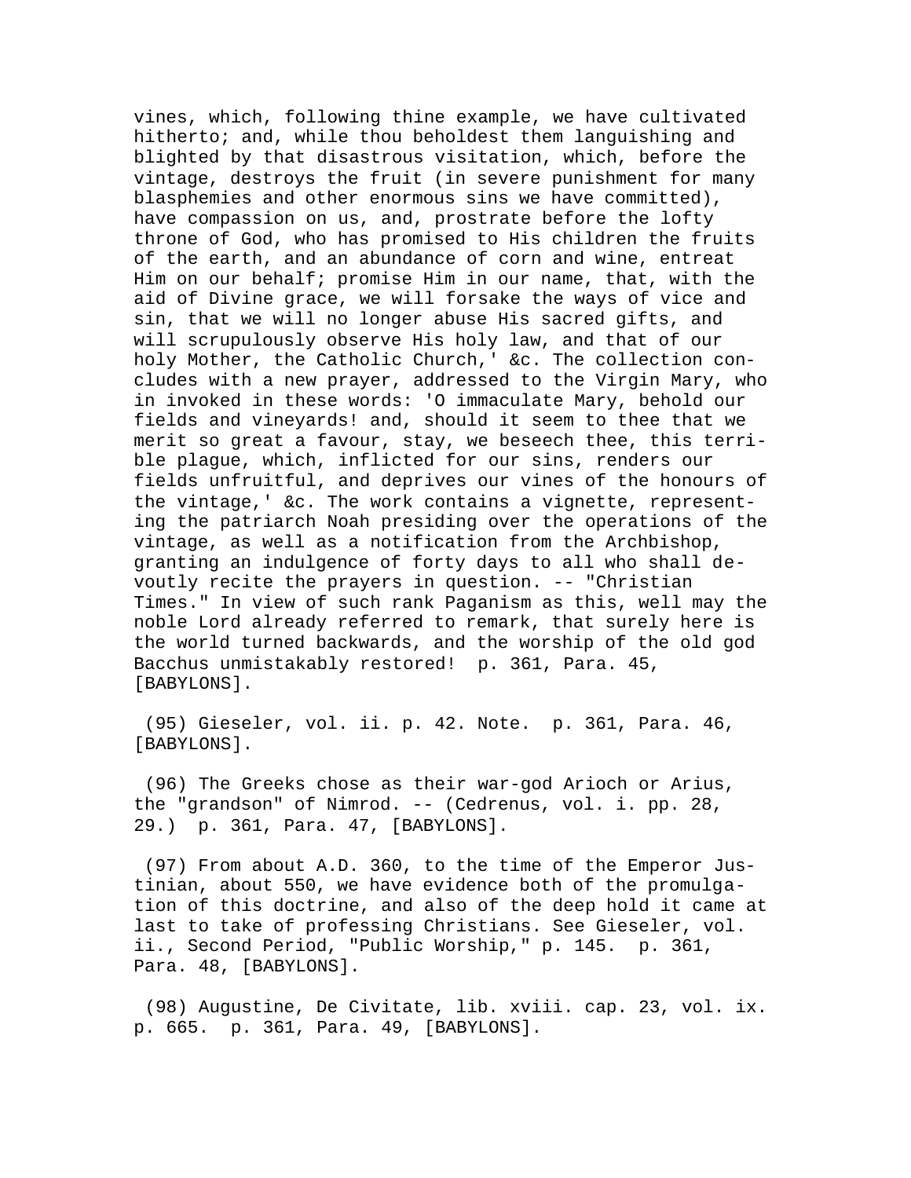vines, which, following thine example, we have cultivated hitherto; and, while thou beholdest them languishing and blighted by that disastrous visitation, which, before the vintage, destroys the fruit (in severe punishment for many blasphemies and other enormous sins we have committed), have compassion on us, and, prostrate before the lofty throne of God, who has promised to His children the fruits of the earth, and an abundance of corn and wine, entreat Him on our behalf; promise Him in our name, that, with the aid of Divine grace, we will forsake the ways of vice and sin, that we will no longer abuse His sacred gifts, and will scrupulously observe His holy law, and that of our holy Mother, the Catholic Church,' &c. The collection concludes with a new prayer, addressed to the Virgin Mary, who in invoked in these words: 'O immaculate Mary, behold our fields and vineyards! and, should it seem to thee that we merit so great a favour, stay, we beseech thee, this terrible plague, which, inflicted for our sins, renders our fields unfruitful, and deprives our vines of the honours of the vintage,' &c. The work contains a vignette, representing the patriarch Noah presiding over the operations of the vintage, as well as a notification from the Archbishop, granting an indulgence of forty days to all who shall devoutly recite the prayers in question. -- "Christian Times." In view of such rank Paganism as this, well may the noble Lord already referred to remark, that surely here is the world turned backwards, and the worship of the old god Bacchus unmistakably restored! p. 361, Para. 45, [BABYLONS].

(95) Gieseler, vol. ii. p. 42. Note. p. 361, Para. 46, [BABYLONS].

(96) The Greeks chose as their war-god Arioch or Arius, the "grandson" of Nimrod. -- (Cedrenus, vol. i. pp. 28, 29.) p. 361, Para. 47, [BABYLONS].

(97) From about A.D. 360, to the time of the Emperor Justinian, about 550, we have evidence both of the promulgation of this doctrine, and also of the deep hold it came at last to take of professing Christians. See Gieseler, vol. ii., Second Period, "Public Worship," p. 145. p. 361, Para. 48, [BABYLONS].

(98) Augustine, De Civitate, lib. xviii. cap. 23, vol. ix. p. 665. p. 361, Para. 49, [BABYLONS].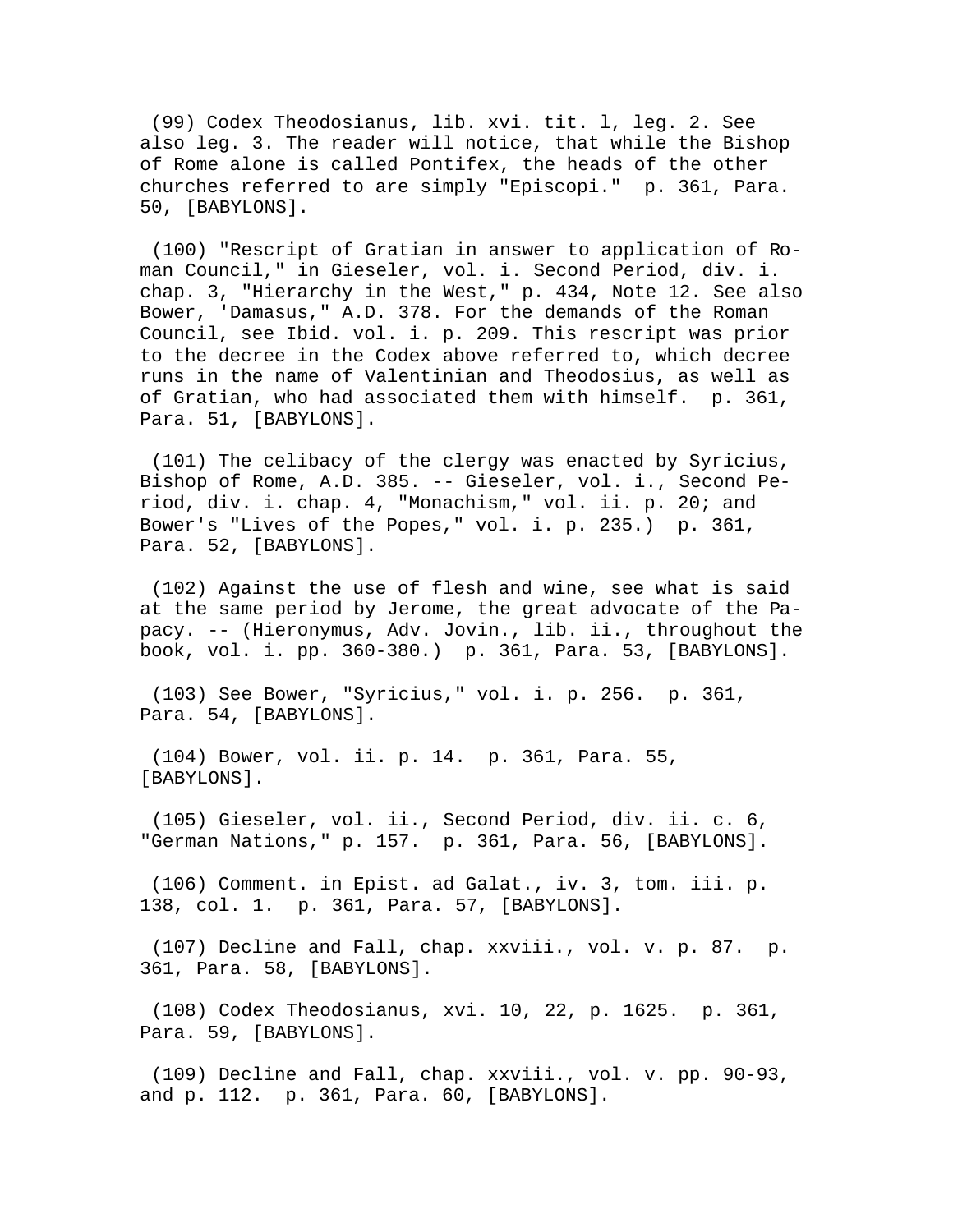(99) Codex Theodosianus, lib. xvi. tit. l, leg. 2. See also leg. 3. The reader will notice, that while the Bishop of Rome alone is called Pontifex, the heads of the other churches referred to are simply "Episcopi." p. 361, Para. 50, [BABYLONS].

(100) "Rescript of Gratian in answer to application of Roman Council," in Gieseler, vol. i. Second Period, div. i. chap. 3, "Hierarchy in the West," p. 434, Note 12. See also Bower, 'Damasus," A.D. 378. For the demands of the Roman Council, see Ibid. vol. i. p. 209. This rescript was prior to the decree in the Codex above referred to, which decree runs in the name of Valentinian and Theodosius, as well as of Gratian, who had associated them with himself. p. 361, Para. 51, [BABYLONS].

(101) The celibacy of the clergy was enacted by Syricius, Bishop of Rome, A.D. 385. -- Gieseler, vol. i., Second Period, div. i. chap. 4, "Monachism," vol. ii. p. 20; and Bower's "Lives of the Popes," vol. i. p. 235.) p. 361, Para. 52, [BABYLONS].

(102) Against the use of flesh and wine, see what is said at the same period by Jerome, the great advocate of the Papacy. -- (Hieronymus, Adv. Jovin., lib. ii., throughout the book, vol. i. pp. 360-380.) p. 361, Para. 53, [BABYLONS].

(103) See Bower, "Syricius," vol. i. p. 256. p. 361, Para. 54, [BABYLONS].

(104) Bower, vol. ii. p. 14. p. 361, Para. 55, [BABYLONS].

(105) Gieseler, vol. ii., Second Period, div. ii. c. 6, "German Nations," p. 157. p. 361, Para. 56, [BABYLONS].

(106) Comment. in Epist. ad Galat., iv. 3, tom. iii. p. 138, col. 1. p. 361, Para. 57, [BABYLONS].

(107) Decline and Fall, chap. xxviii., vol. v. p. 87. p. 361, Para. 58, [BABYLONS].

(108) Codex Theodosianus, xvi. 10, 22, p. 1625. p. 361, Para. 59, [BABYLONS].

(109) Decline and Fall, chap. xxviii., vol. v. pp. 90-93, and p. 112. p. 361, Para. 60, [BABYLONS].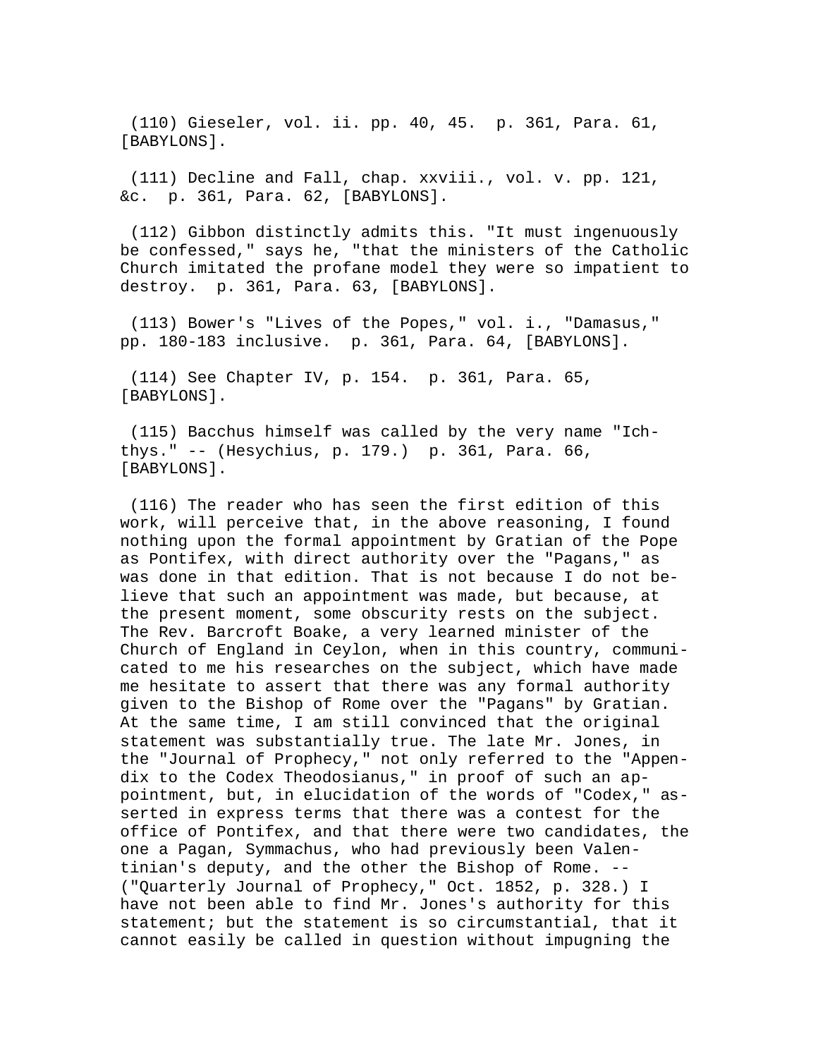(110) Gieseler, vol. ii. pp. 40, 45. p. 361, Para. 61, [BABYLONS].

(111) Decline and Fall, chap. xxviii., vol. v. pp. 121, &c. p. 361, Para. 62, [BABYLONS].

(112) Gibbon distinctly admits this. "It must ingenuously be confessed," says he, "that the ministers of the Catholic Church imitated the profane model they were so impatient to destroy. p. 361, Para. 63, [BABYLONS].

(113) Bower's "Lives of the Popes," vol. i., "Damasus," pp. 180-183 inclusive. p. 361, Para. 64, [BABYLONS].

(114) See Chapter IV, p. 154. p. 361, Para. 65, [BABYLONS].

(115) Bacchus himself was called by the very name "Ichthys." -- (Hesychius, p. 179.) p. 361, Para. 66, [BABYLONS].

(116) The reader who has seen the first edition of this work, will perceive that, in the above reasoning, I found nothing upon the formal appointment by Gratian of the Pope as Pontifex, with direct authority over the "Pagans," as was done in that edition. That is not because I do not believe that such an appointment was made, but because, at the present moment, some obscurity rests on the subject. The Rev. Barcroft Boake, a very learned minister of the Church of England in Ceylon, when in this country, communicated to me his researches on the subject, which have made me hesitate to assert that there was any formal authority given to the Bishop of Rome over the "Pagans" by Gratian. At the same time, I am still convinced that the original statement was substantially true. The late Mr. Jones, in the "Journal of Prophecy," not only referred to the "Appendix to the Codex Theodosianus," in proof of such an appointment, but, in elucidation of the words of "Codex," asserted in express terms that there was a contest for the office of Pontifex, and that there were two candidates, the one a Pagan, Symmachus, who had previously been Valentinian's deputy, and the other the Bishop of Rome. -- ("Quarterly Journal of Prophecy," Oct. 1852, p. 328.) I have not been able to find Mr. Jones's authority for this statement; but the statement is so circumstantial, that it cannot easily be called in question without impugning the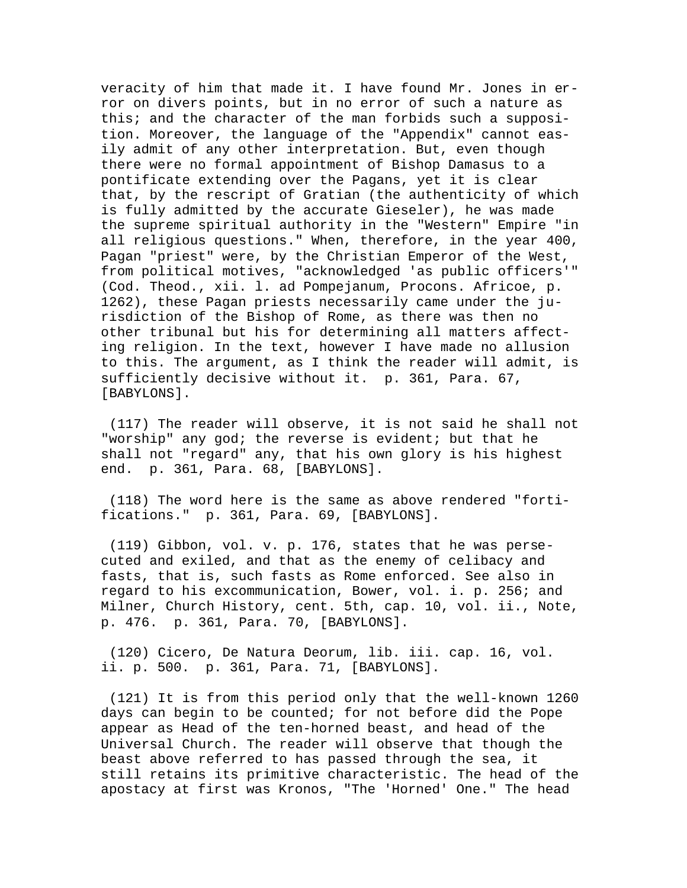veracity of him that made it. I have found Mr. Jones in error on divers points, but in no error of such a nature as this; and the character of the man forbids such a supposition. Moreover, the language of the "Appendix" cannot easily admit of any other interpretation. But, even though there were no formal appointment of Bishop Damasus to a pontificate extending over the Pagans, yet it is clear that, by the rescript of Gratian (the authenticity of which is fully admitted by the accurate Gieseler), he was made the supreme spiritual authority in the "Western" Empire "in all religious questions." When, therefore, in the year 400, Pagan "priest" were, by the Christian Emperor of the West, from political motives, "acknowledged 'as public officers'" (Cod. Theod., xii. l. ad Pompejanum, Procons. Africoe, p. 1262), these Pagan priests necessarily came under the jurisdiction of the Bishop of Rome, as there was then no other tribunal but his for determining all matters affecting religion. In the text, however I have made no allusion to this. The argument, as I think the reader will admit, is sufficiently decisive without it. p. 361, Para. 67, [BABYLONS].

(117) The reader will observe, it is not said he shall not "worship" any god; the reverse is evident; but that he shall not "regard" any, that his own glory is his highest end. p. 361, Para. 68, [BABYLONS].

(118) The word here is the same as above rendered "fortifications." p. 361, Para. 69, [BABYLONS].

(119) Gibbon, vol. v. p. 176, states that he was persecuted and exiled, and that as the enemy of celibacy and fasts, that is, such fasts as Rome enforced. See also in regard to his excommunication, Bower, vol. i. p. 256; and Milner, Church History, cent. 5th, cap. 10, vol. ii., Note, p. 476. p. 361, Para. 70, [BABYLONS].

(120) Cicero, De Natura Deorum, lib. iii. cap. 16, vol. ii. p. 500. p. 361, Para. 71, [BABYLONS].

(121) It is from this period only that the well-known 1260 days can begin to be counted; for not before did the Pope appear as Head of the ten-horned beast, and head of the Universal Church. The reader will observe that though the beast above referred to has passed through the sea, it still retains its primitive characteristic. The head of the apostacy at first was Kronos, "The 'Horned' One." The head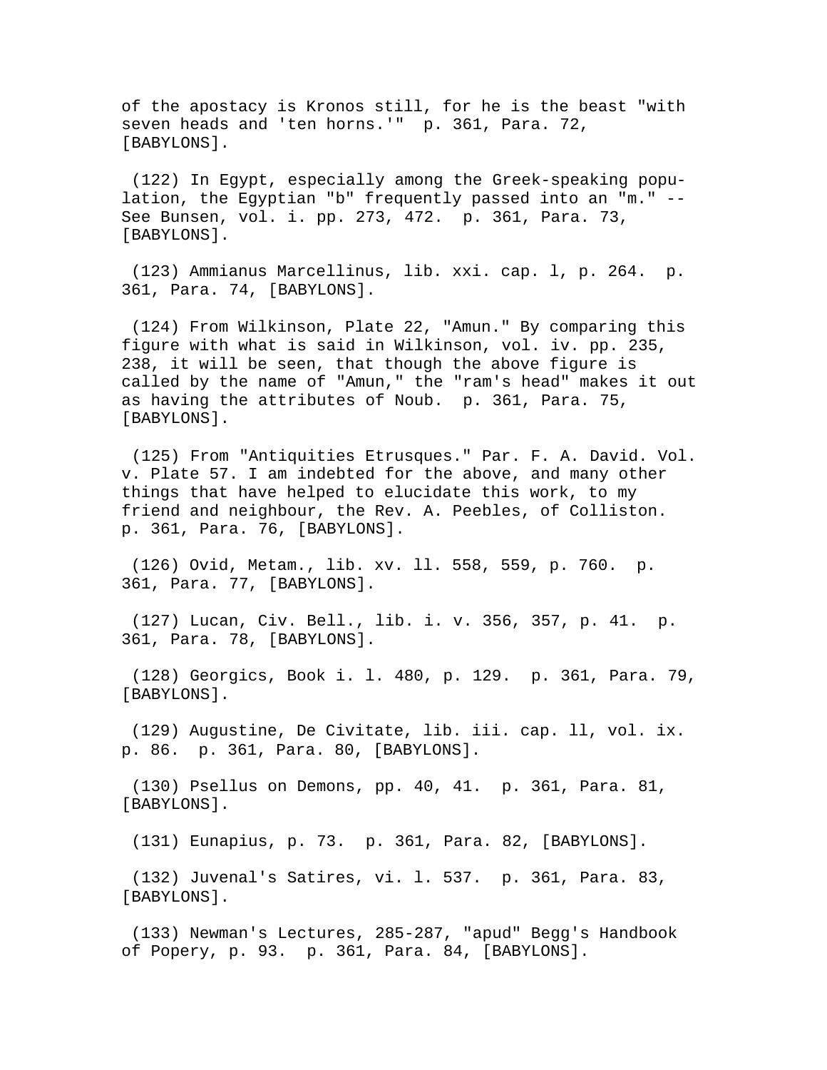of the apostacy is Kronos still, for he is the beast "with seven heads and 'ten horns.'" p. 361, Para. 72, [BABYLONS].

(122) In Egypt, especially among the Greek-speaking population, the Egyptian "b" frequently passed into an "m." -- See Bunsen, vol. i. pp. 273, 472. p. 361, Para. 73, [BABYLONS].

(123) Ammianus Marcellinus, lib. xxi. cap. l, p. 264. p. 361, Para. 74, [BABYLONS].

(124) From Wilkinson, Plate 22, "Amun." By comparing this figure with what is said in Wilkinson, vol. iv. pp. 235, 238, it will be seen, that though the above figure is called by the name of "Amun," the "ram's head" makes it out as having the attributes of Noub. p. 361, Para. 75, [BABYLONS].

(125) From "Antiquities Etrusques." Par. F. A. David. Vol. v. Plate 57. I am indebted for the above, and many other things that have helped to elucidate this work, to my friend and neighbour, the Rev. A. Peebles, of Colliston. p. 361, Para. 76, [BABYLONS].

(126) Ovid, Metam., lib. xv. ll. 558, 559, p. 760. p. 361, Para. 77, [BABYLONS].

(127) Lucan, Civ. Bell., lib. i. v. 356, 357, p. 41. p. 361, Para. 78, [BABYLONS].

(128) Georgics, Book i. l. 480, p. 129. p. 361, Para. 79, [BABYLONS].

(129) Augustine, De Civitate, lib. iii. cap. ll, vol. ix. p. 86. p. 361, Para. 80, [BABYLONS].

(130) Psellus on Demons, pp. 40, 41. p. 361, Para. 81, [BABYLONS].

(131) Eunapius, p. 73. p. 361, Para. 82, [BABYLONS].

(132) Juvenal's Satires, vi. l. 537. p. 361, Para. 83, [BABYLONS].

(133) Newman's Lectures, 285-287, "apud" Begg's Handbook of Popery, p. 93. p. 361, Para. 84, [BABYLONS].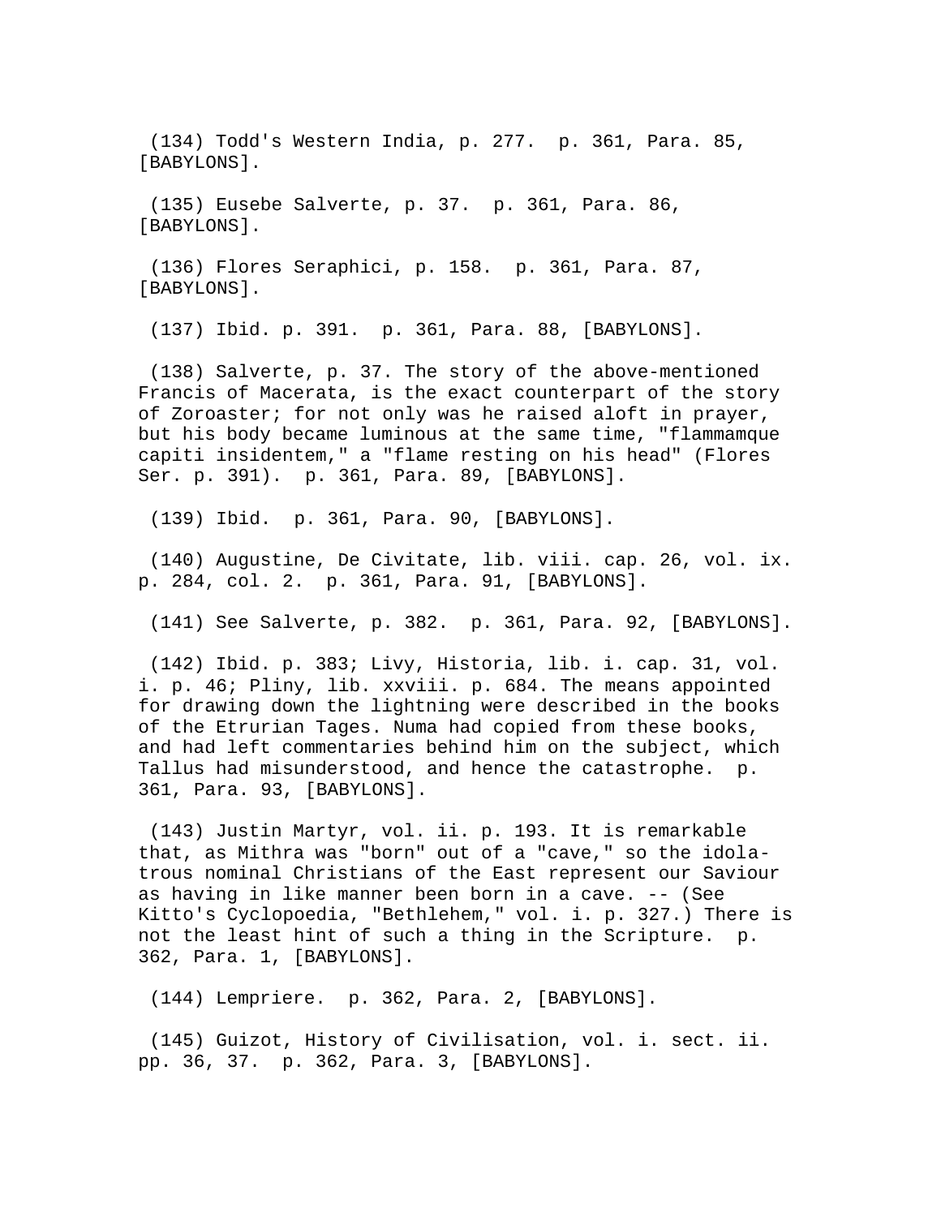(134) Todd's Western India, p. 277. p. 361, Para. 85, [BABYLONS].

(135) Eusebe Salverte, p. 37. p. 361, Para. 86, [BABYLONS].

(136) Flores Seraphici, p. 158. p. 361, Para. 87, [BABYLONS].

(137) Ibid. p. 391. p. 361, Para. 88, [BABYLONS].

(138) Salverte, p. 37. The story of the above-mentioned Francis of Macerata, is the exact counterpart of the story of Zoroaster; for not only was he raised aloft in prayer, but his body became luminous at the same time, "flammamque capiti insidentem," a "flame resting on his head" (Flores Ser. p. 391). p. 361, Para. 89, [BABYLONS].

(139) Ibid. p. 361, Para. 90, [BABYLONS].

(140) Augustine, De Civitate, lib. viii. cap. 26, vol. ix. p. 284, col. 2. p. 361, Para. 91, [BABYLONS].

(141) See Salverte, p. 382. p. 361, Para. 92, [BABYLONS].

(142) Ibid. p. 383; Livy, Historia, lib. i. cap. 31, vol. i. p. 46; Pliny, lib. xxviii. p. 684. The means appointed for drawing down the lightning were described in the books of the Etrurian Tages. Numa had copied from these books, and had left commentaries behind him on the subject, which Tallus had misunderstood, and hence the catastrophe. p. 361, Para. 93, [BABYLONS].

(143) Justin Martyr, vol. ii. p. 193. It is remarkable that, as Mithra was "born" out of a "cave," so the idolatrous nominal Christians of the East represent our Saviour as having in like manner been born in a cave. -- (See Kitto's Cyclopoedia, "Bethlehem," vol. i. p. 327.) There is not the least hint of such a thing in the Scripture. p. 362, Para. 1, [BABYLONS].

(144) Lempriere. p. 362, Para. 2, [BABYLONS].

(145) Guizot, History of Civilisation, vol. i. sect. ii. pp. 36, 37. p. 362, Para. 3, [BABYLONS].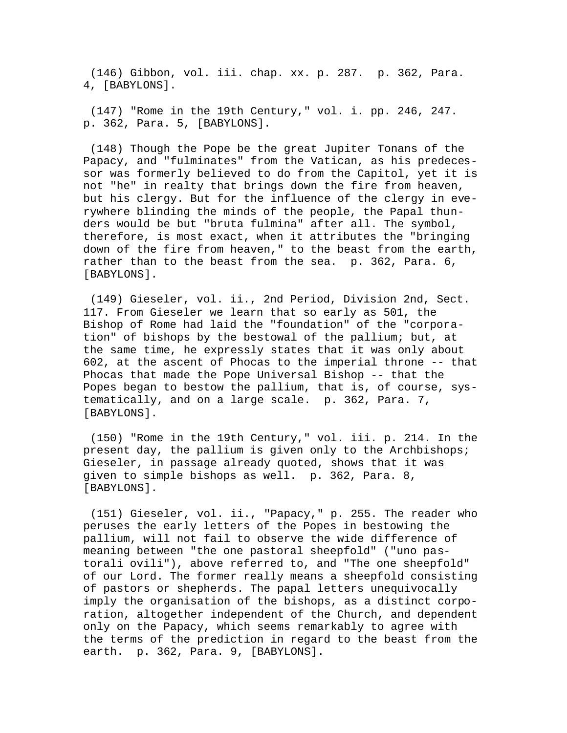(146) Gibbon, vol. iii. chap. xx. p. 287.  p. 362, Para. 4, [BABYLONS].

(147) "Rome in the 19th Century," vol. i. pp. 246, 247.  p. 362, Para. 5, [BABYLONS].

(148) Though the Pope be the great Jupiter Tonans of the Papacy, and "fulminates" from the Vatican, as his predecessor was formerly believed to do from the Capitol, yet it is not "he" in realty that brings down the fire from heaven, but his clergy. But for the influence of the clergy in everywhere blinding the minds of the people, the Papal thunders would be but "bruta fulmina" after all. The symbol, therefore, is most exact, when it attributes the "bringing down of the fire from heaven," to the beast from the earth, rather than to the beast from the sea.  p. 362, Para. 6, [BABYLONS].

(149) Gieseler, vol. ii., 2nd Period, Division 2nd, Sect. 117. From Gieseler we learn that so early as 501, the Bishop of Rome had laid the "foundation" of the "corporation" of bishops by the bestowal of the pallium; but, at the same time, he expressly states that it was only about 602, at the ascent of Phocas to the imperial throne -- that Phocas that made the Pope Universal Bishop -- that the Popes began to bestow the pallium, that is, of course, systematically, and on a large scale.  p. 362, Para. 7, [BABYLONS].

(150) "Rome in the 19th Century," vol. iii. p. 214. In the present day, the pallium is given only to the Archbishops; Gieseler, in passage already quoted, shows that it was given to simple bishops as well.  p. 362, Para. 8, [BABYLONS].

(151) Gieseler, vol. ii., "Papacy," p. 255. The reader who peruses the early letters of the Popes in bestowing the pallium, will not fail to observe the wide difference of meaning between "the one pastoral sheepfold" ("uno pastorali ovili"), above referred to, and "The one sheepfold" of our Lord. The former really means a sheepfold consisting of pastors or shepherds. The papal letters unequivocally imply the organisation of the bishops, as a distinct corporation, altogether independent of the Church, and dependent only on the Papacy, which seems remarkably to agree with the terms of the prediction in regard to the beast from the earth.  p. 362, Para. 9, [BABYLONS].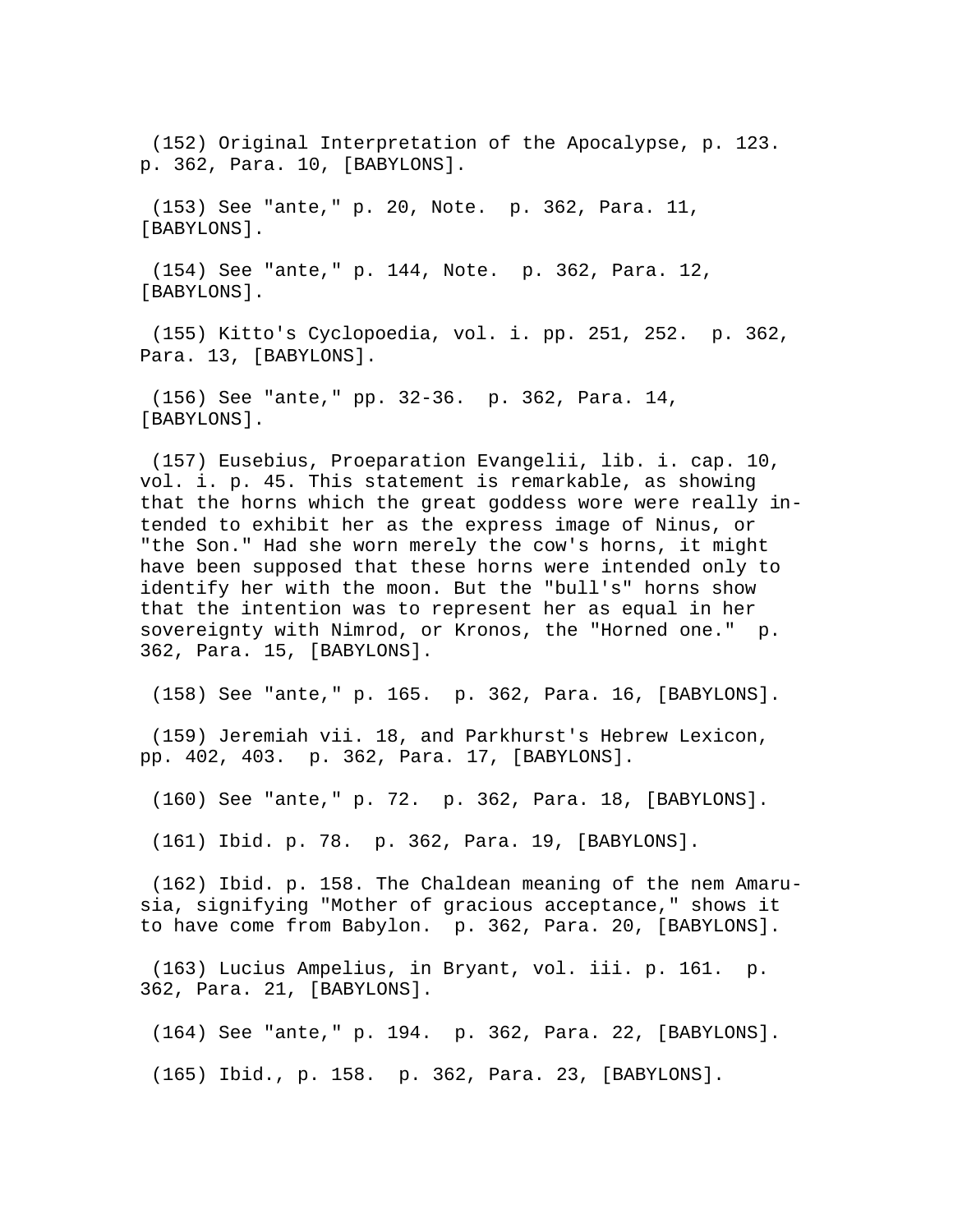(152) Original Interpretation of the Apocalypse, p. 123. p. 362, Para. 10, [BABYLONS].

(153) See "ante," p. 20, Note. p. 362, Para. 11, [BABYLONS].

(154) See "ante," p. 144, Note. p. 362, Para. 12, [BABYLONS].

(155) Kitto's Cyclopoedia, vol. i. pp. 251, 252. p. 362, Para. 13, [BABYLONS].

(156) See "ante," pp. 32-36. p. 362, Para. 14, [BABYLONS].

(157) Eusebius, Proeparation Evangelii, lib. i. cap. 10, vol. i. p. 45. This statement is remarkable, as showing that the horns which the great goddess wore were really intended to exhibit her as the express image of Ninus, or "the Son." Had she worn merely the cow's horns, it might have been supposed that these horns were intended only to identify her with the moon. But the "bull's" horns show that the intention was to represent her as equal in her sovereignty with Nimrod, or Kronos, the "Horned one." p. 362, Para. 15, [BABYLONS].

(158) See "ante," p. 165. p. 362, Para. 16, [BABYLONS].

(159) Jeremiah vii. 18, and Parkhurst's Hebrew Lexicon, pp. 402, 403. p. 362, Para. 17, [BABYLONS].

(160) See "ante," p. 72. p. 362, Para. 18, [BABYLONS].

(161) Ibid. p. 78. p. 362, Para. 19, [BABYLONS].

(162) Ibid. p. 158. The Chaldean meaning of the nem Amarusia, signifying "Mother of gracious acceptance," shows it to have come from Babylon. p. 362, Para. 20, [BABYLONS].

(163) Lucius Ampelius, in Bryant, vol. iii. p. 161. p. 362, Para. 21, [BABYLONS].

(164) See "ante," p. 194. p. 362, Para. 22, [BABYLONS].

(165) Ibid., p. 158. p. 362, Para. 23, [BABYLONS].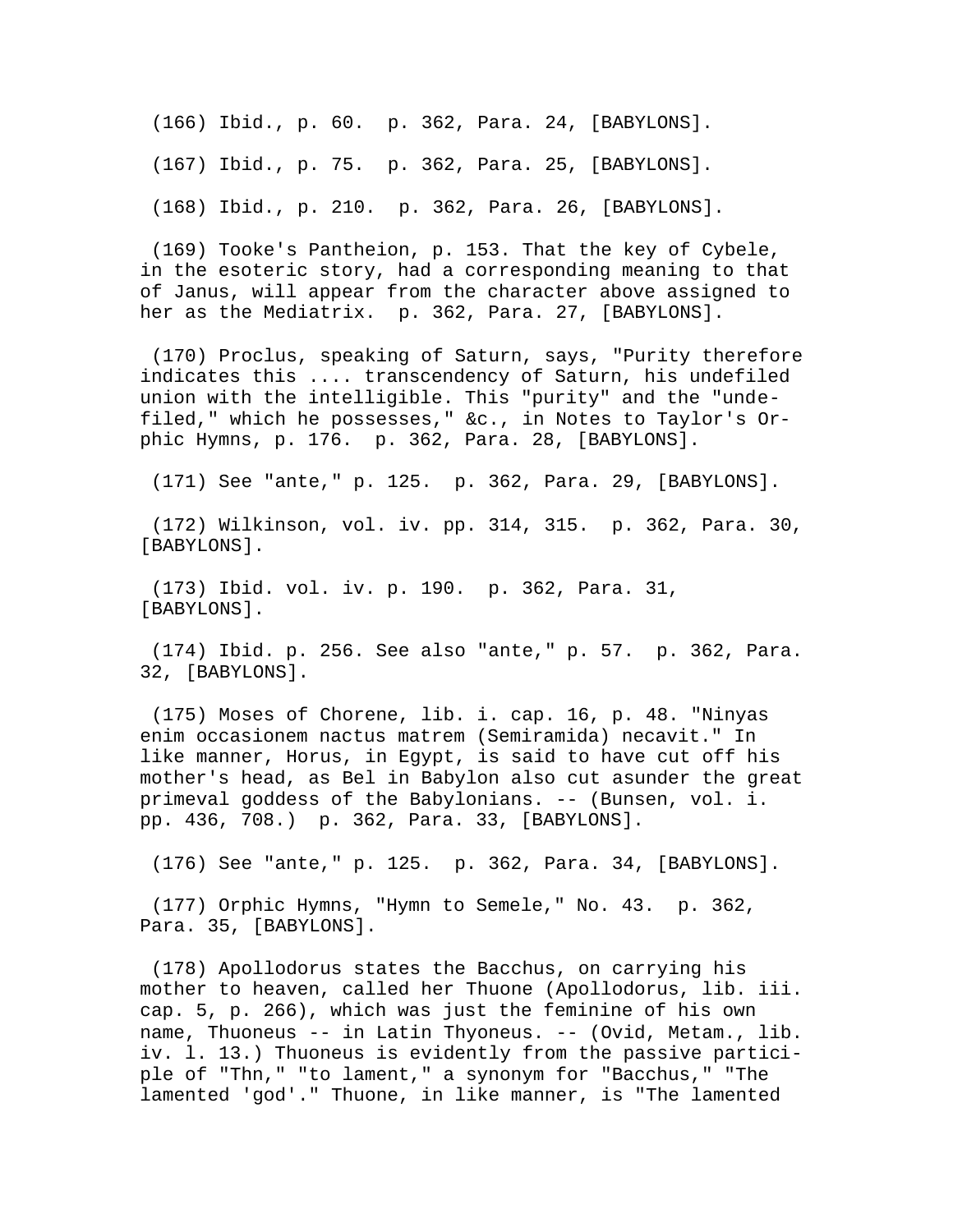(166) Ibid., p. 60. p. 362, Para. 24, [BABYLONS].

(167) Ibid., p. 75. p. 362, Para. 25, [BABYLONS].

(168) Ibid., p. 210. p. 362, Para. 26, [BABYLONS].

(169) Tooke's Pantheion, p. 153. That the key of Cybele, in the esoteric story, had a corresponding meaning to that of Janus, will appear from the character above assigned to her as the Mediatrix. p. 362, Para. 27, [BABYLONS].

(170) Proclus, speaking of Saturn, says, "Purity therefore indicates this .... transcendency of Saturn, his undefiled union with the intelligible. This "purity" and the "undefiled," which he possesses," &c., in Notes to Taylor's Orphic Hymns, p. 176. p. 362, Para. 28, [BABYLONS].

(171) See "ante," p. 125. p. 362, Para. 29, [BABYLONS].

(172) Wilkinson, vol. iv. pp. 314, 315. p. 362, Para. 30, [BABYLONS].

(173) Ibid. vol. iv. p. 190. p. 362, Para. 31, [BABYLONS].

(174) Ibid. p. 256. See also "ante," p. 57. p. 362, Para. 32, [BABYLONS].

(175) Moses of Chorene, lib. i. cap. 16, p. 48. "Ninyas enim occasionem nactus matrem (Semiramida) necavit." In like manner, Horus, in Egypt, is said to have cut off his mother's head, as Bel in Babylon also cut asunder the great primeval goddess of the Babylonians. -- (Bunsen, vol. i. pp. 436, 708.) p. 362, Para. 33, [BABYLONS].

(176) See "ante," p. 125. p. 362, Para. 34, [BABYLONS].

(177) Orphic Hymns, "Hymn to Semele," No. 43. p. 362, Para. 35, [BABYLONS].

(178) Apollodorus states the Bacchus, on carrying his mother to heaven, called her Thuone (Apollodorus, lib. iii. cap. 5, p. 266), which was just the feminine of his own name, Thuoneus -- in Latin Thyoneus. -- (Ovid, Metam., lib. iv. l. 13.) Thuoneus is evidently from the passive participle of "Thn," "to lament," a synonym for "Bacchus," "The lamented 'god'." Thuone, in like manner, is "The lamented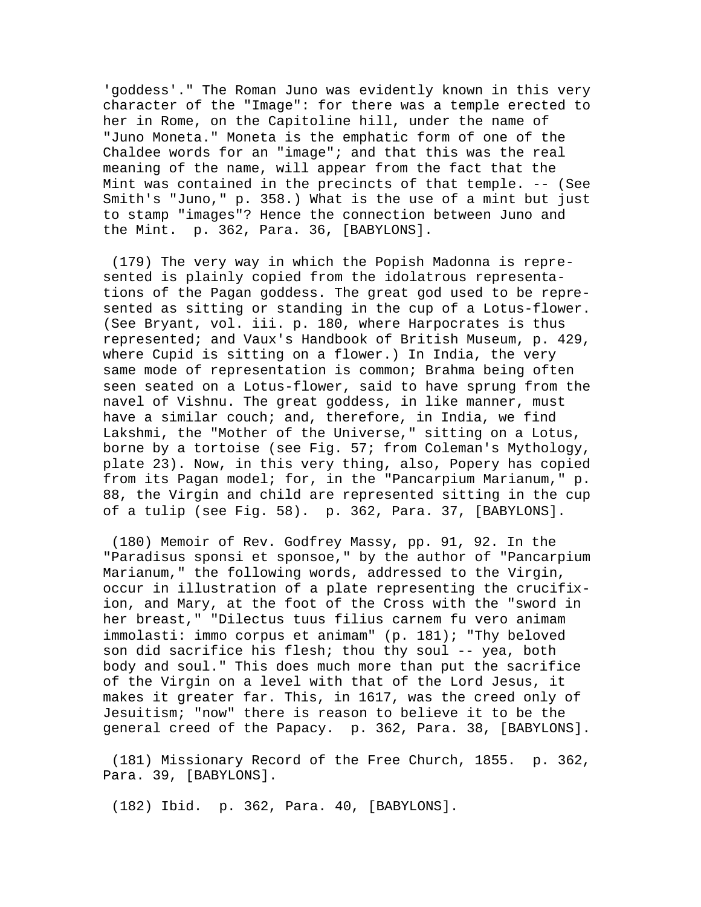'goddess'." The Roman Juno was evidently known in this very character of the "Image": for there was a temple erected to her in Rome, on the Capitoline hill, under the name of "Juno Moneta." Moneta is the emphatic form of one of the Chaldee words for an "image"; and that this was the real meaning of the name, will appear from the fact that the Mint was contained in the precincts of that temple. -- (See Smith's "Juno," p. 358.) What is the use of a mint but just to stamp "images"? Hence the connection between Juno and the Mint.  p. 362, Para. 36, [BABYLONS].

(179) The very way in which the Popish Madonna is represented is plainly copied from the idolatrous representations of the Pagan goddess. The great god used to be represented as sitting or standing in the cup of a Lotus-flower. (See Bryant, vol. iii. p. 180, where Harpocrates is thus represented; and Vaux's Handbook of British Museum, p. 429, where Cupid is sitting on a flower.) In India, the very same mode of representation is common; Brahma being often seen seated on a Lotus-flower, said to have sprung from the navel of Vishnu. The great goddess, in like manner, must have a similar couch; and, therefore, in India, we find Lakshmi, the "Mother of the Universe," sitting on a Lotus, borne by a tortoise (see Fig. 57; from Coleman's Mythology, plate 23). Now, in this very thing, also, Popery has copied from its Pagan model; for, in the "Pancarpium Marianum," p. 88, the Virgin and child are represented sitting in the cup of a tulip (see Fig. 58).  p. 362, Para. 37, [BABYLONS].

(180) Memoir of Rev. Godfrey Massy, pp. 91, 92. In the "Paradisus sponsi et sponsoe," by the author of "Pancarpium Marianum," the following words, addressed to the Virgin, occur in illustration of a plate representing the crucifixion, and Mary, at the foot of the Cross with the "sword in her breast," "Dilectus tuus filius carnem fu vero animam immolasti: immo corpus et animam" (p. 181); "Thy beloved son did sacrifice his flesh; thou thy soul -- yea, both body and soul." This does much more than put the sacrifice of the Virgin on a level with that of the Lord Jesus, it makes it greater far. This, in 1617, was the creed only of Jesuitism; "now" there is reason to believe it to be the general creed of the Papacy.  p. 362, Para. 38, [BABYLONS].

(181) Missionary Record of the Free Church, 1855.  p. 362, Para. 39, [BABYLONS].

(182) Ibid.  p. 362, Para. 40, [BABYLONS].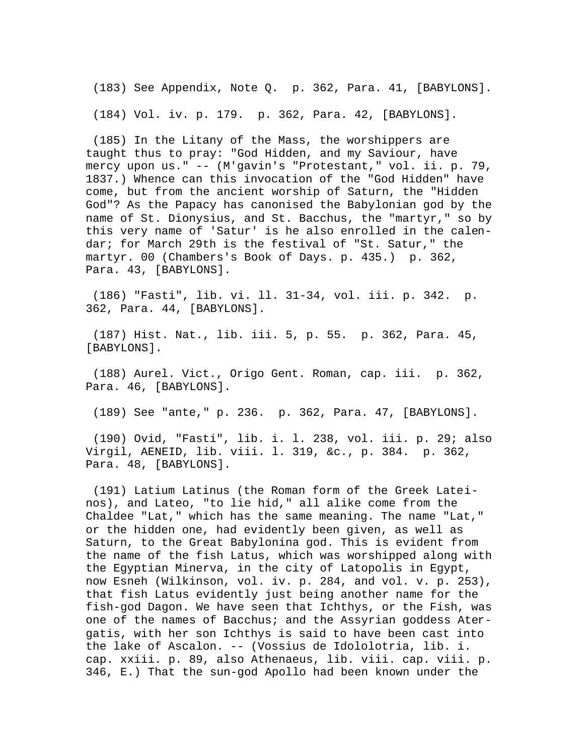(183) See Appendix, Note Q.  p. 362, Para. 41, [BABYLONS].

(184) Vol. iv. p. 179.  p. 362, Para. 42, [BABYLONS].

(185) In the Litany of the Mass, the worshippers are taught thus to pray: "God Hidden, and my Saviour, have mercy upon us." -- (M'gavin's "Protestant," vol. ii. p. 79, 1837.) Whence can this invocation of the "God Hidden" have come, but from the ancient worship of Saturn, the "Hidden God"? As the Papacy has canonised the Babylonian god by the name of St. Dionysius, and St. Bacchus, the "martyr," so by this very name of 'Satur' is he also enrolled in the calendar; for March 29th is the festival of "St. Satur," the martyr. 00 (Chambers's Book of Days. p. 435.)  p. 362, Para. 43, [BABYLONS].

(186) "Fasti", lib. vi. ll. 31-34, vol. iii. p. 342.  p. 362, Para. 44, [BABYLONS].

(187) Hist. Nat., lib. iii. 5, p. 55.  p. 362, Para. 45, [BABYLONS].

(188) Aurel. Vict., Origo Gent. Roman, cap. iii.  p. 362, Para. 46, [BABYLONS].

(189) See "ante," p. 236.  p. 362, Para. 47, [BABYLONS].

(190) Ovid, "Fasti", lib. i. l. 238, vol. iii. p. 29; also Virgil, AENEID, lib. viii. l. 319, &c., p. 384.  p. 362, Para. 48, [BABYLONS].

(191) Latium Latinus (the Roman form of the Greek Lateinos), and Lateo, "to lie hid," all alike come from the Chaldee "Lat," which has the same meaning. The name "Lat," or the hidden one, had evidently been given, as well as Saturn, to the Great Babylonina god. This is evident from the name of the fish Latus, which was worshipped along with the Egyptian Minerva, in the city of Latopolis in Egypt, now Esneh (Wilkinson, vol. iv. p. 284, and vol. v. p. 253), that fish Latus evidently just being another name for the fish-god Dagon. We have seen that Ichthys, or the Fish, was one of the names of Bacchus; and the Assyrian goddess Atergatis, with her son Ichthys is said to have been cast into the lake of Ascalon. -- (Vossius de Idololotria, lib. i. cap. xxiii. p. 89, also Athenaeus, lib. viii. cap. viii. p. 346, E.) That the sun-god Apollo had been known under the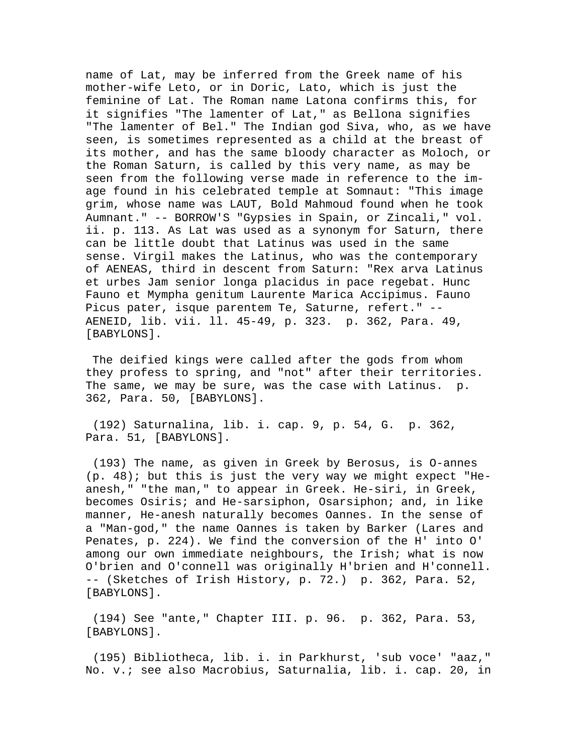name of Lat, may be inferred from the Greek name of his mother-wife Leto, or in Doric, Lato, which is just the feminine of Lat. The Roman name Latona confirms this, for it signifies "The lamenter of Lat," as Bellona signifies "The lamenter of Bel." The Indian god Siva, who, as we have seen, is sometimes represented as a child at the breast of its mother, and has the same bloody character as Moloch, or the Roman Saturn, is called by this very name, as may be seen from the following verse made in reference to the image found in his celebrated temple at Somnaut: "This image grim, whose name was LAUT, Bold Mahmoud found when he took Aumnant." -- BORROW'S "Gypsies in Spain, or Zincali," vol. ii. p. 113. As Lat was used as a synonym for Saturn, there can be little doubt that Latinus was used in the same sense. Virgil makes the Latinus, who was the contemporary of AENEAS, third in descent from Saturn: "Rex arva Latinus et urbes Jam senior longa placidus in pace regebat. Hunc Fauno et Mympha genitum Laurente Marica Accipimus. Fauno Picus pater, isque parentem Te, Saturne, refert." -- AENEID, lib. vii. ll. 45-49, p. 323. p. 362, Para. 49, [BABYLONS].

The deified kings were called after the gods from whom they profess to spring, and "not" after their territories. The same, we may be sure, was the case with Latinus. p. 362, Para. 50, [BABYLONS].

(192) Saturnalina, lib. i. cap. 9, p. 54, G. p. 362, Para. 51, [BABYLONS].

(193) The name, as given in Greek by Berosus, is O-annes (p. 48); but this is just the very way we might expect "He-anesh," "the man," to appear in Greek. He-siri, in Greek, becomes Osiris; and He-sarsiphon, Osarsiphon; and, in like manner, He-anesh naturally becomes Oannes. In the sense of a "Man-god," the name Oannes is taken by Barker (Lares and Penates, p. 224). We find the conversion of the H' into O' among our own immediate neighbours, the Irish; what is now O'brien and O'connell was originally H'brien and H'connell. -- (Sketches of Irish History, p. 72.) p. 362, Para. 52, [BABYLONS].

(194) See "ante," Chapter III. p. 96. p. 362, Para. 53, [BABYLONS].

(195) Bibliotheca, lib. i. in Parkhurst, 'sub voce' "aaz," No. v.; see also Macrobius, Saturnalia, lib. i. cap. 20, in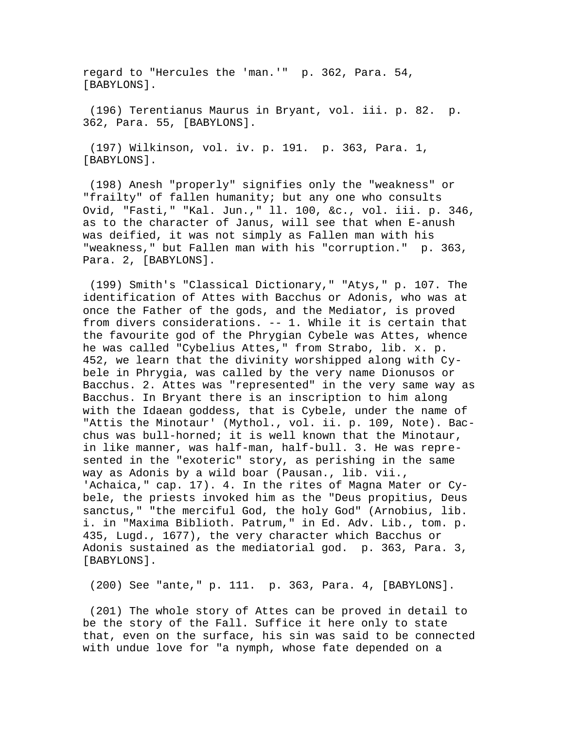regard to "Hercules the 'man.'" p. 362, Para. 54, [BABYLONS].

(196) Terentianus Maurus in Bryant, vol. iii. p. 82. p. 362, Para. 55, [BABYLONS].

(197) Wilkinson, vol. iv. p. 191. p. 363, Para. 1, [BABYLONS].

(198) Anesh "properly" signifies only the "weakness" or "frailty" of fallen humanity; but any one who consults Ovid, "Fasti," "Kal. Jun.," ll. 100, &c., vol. iii. p. 346, as to the character of Janus, will see that when E-anush was deified, it was not simply as Fallen man with his "weakness," but Fallen man with his "corruption." p. 363, Para. 2, [BABYLONS].

(199) Smith's "Classical Dictionary," "Atys," p. 107. The identification of Attes with Bacchus or Adonis, who was at once the Father of the gods, and the Mediator, is proved from divers considerations. -- 1. While it is certain that the favourite god of the Phrygian Cybele was Attes, whence he was called "Cybelius Attes," from Strabo, lib. x. p. 452, we learn that the divinity worshipped along with Cybele in Phrygia, was called by the very name Dionusos or Bacchus. 2. Attes was "represented" in the very same way as Bacchus. In Bryant there is an inscription to him along with the Idaean goddess, that is Cybele, under the name of "Attis the Minotaur' (Mythol., vol. ii. p. 109, Note). Bacchus was bull-horned; it is well known that the Minotaur, in like manner, was half-man, half-bull. 3. He was represented in the "exoteric" story, as perishing in the same way as Adonis by a wild boar (Pausan., lib. vii., 'Achaica," cap. 17). 4. In the rites of Magna Mater or Cybele, the priests invoked him as the "Deus propitius, Deus sanctus," "the merciful God, the holy God" (Arnobius, lib. i. in "Maxima Biblioth. Patrum," in Ed. Adv. Lib., tom. p. 435, Lugd., 1677), the very character which Bacchus or Adonis sustained as the mediatorial god. p. 363, Para. 3, [BABYLONS].

(200) See "ante," p. 111. p. 363, Para. 4, [BABYLONS].

(201) The whole story of Attes can be proved in detail to be the story of the Fall. Suffice it here only to state that, even on the surface, his sin was said to be connected with undue love for "a nymph, whose fate depended on a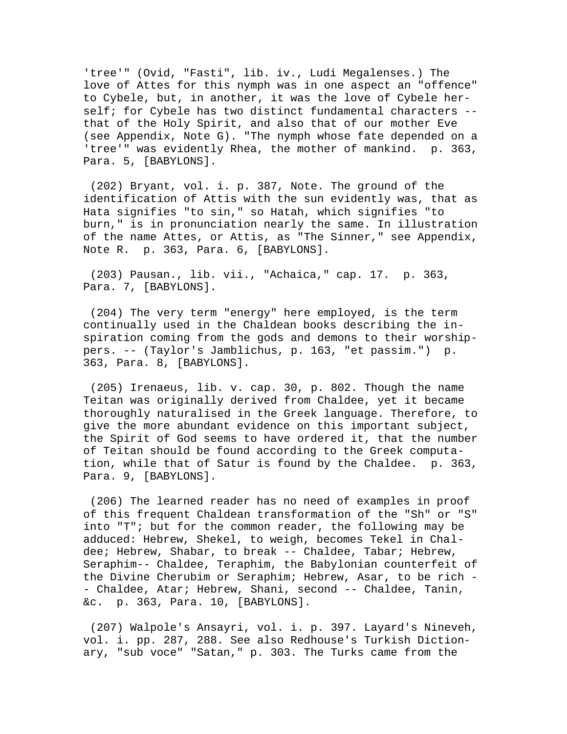'tree'" (Ovid, "Fasti", lib. iv., Ludi Megalenses.) The love of Attes for this nymph was in one aspect an "offence" to Cybele, but, in another, it was the love of Cybele herself; for Cybele has two distinct fundamental characters -- that of the Holy Spirit, and also that of our mother Eve (see Appendix, Note G). "The nymph whose fate depended on a 'tree'" was evidently Rhea, the mother of mankind. p. 363, Para. 5, [BABYLONS].

(202) Bryant, vol. i. p. 387, Note. The ground of the identification of Attis with the sun evidently was, that as Hata signifies "to sin," so Hatah, which signifies "to burn," is in pronunciation nearly the same. In illustration of the name Attes, or Attis, as "The Sinner," see Appendix, Note R. p. 363, Para. 6, [BABYLONS].

(203) Pausan., lib. vii., "Achaica," cap. 17. p. 363, Para. 7, [BABYLONS].

(204) The very term "energy" here employed, is the term continually used in the Chaldean books describing the inspiration coming from the gods and demons to their worshippers. -- (Taylor's Jamblichus, p. 163, "et passim.") p. 363, Para. 8, [BABYLONS].

(205) Irenaeus, lib. v. cap. 30, p. 802. Though the name Teitan was originally derived from Chaldee, yet it became thoroughly naturalised in the Greek language. Therefore, to give the more abundant evidence on this important subject, the Spirit of God seems to have ordered it, that the number of Teitan should be found according to the Greek computation, while that of Satur is found by the Chaldee. p. 363, Para. 9, [BABYLONS].

(206) The learned reader has no need of examples in proof of this frequent Chaldean transformation of the "Sh" or "S" into "T"; but for the common reader, the following may be adduced: Hebrew, Shekel, to weigh, becomes Tekel in Chaldee; Hebrew, Shabar, to break -- Chaldee, Tabar; Hebrew, Seraphim-- Chaldee, Teraphim, the Babylonian counterfeit of the Divine Cherubim or Seraphim; Hebrew, Asar, to be rich -- Chaldee, Atar; Hebrew, Shani, second -- Chaldee, Tanin, &c. p. 363, Para. 10, [BABYLONS].

(207) Walpole's Ansayri, vol. i. p. 397. Layard's Nineveh, vol. i. pp. 287, 288. See also Redhouse's Turkish Dictionary, "sub voce" "Satan," p. 303. The Turks came from the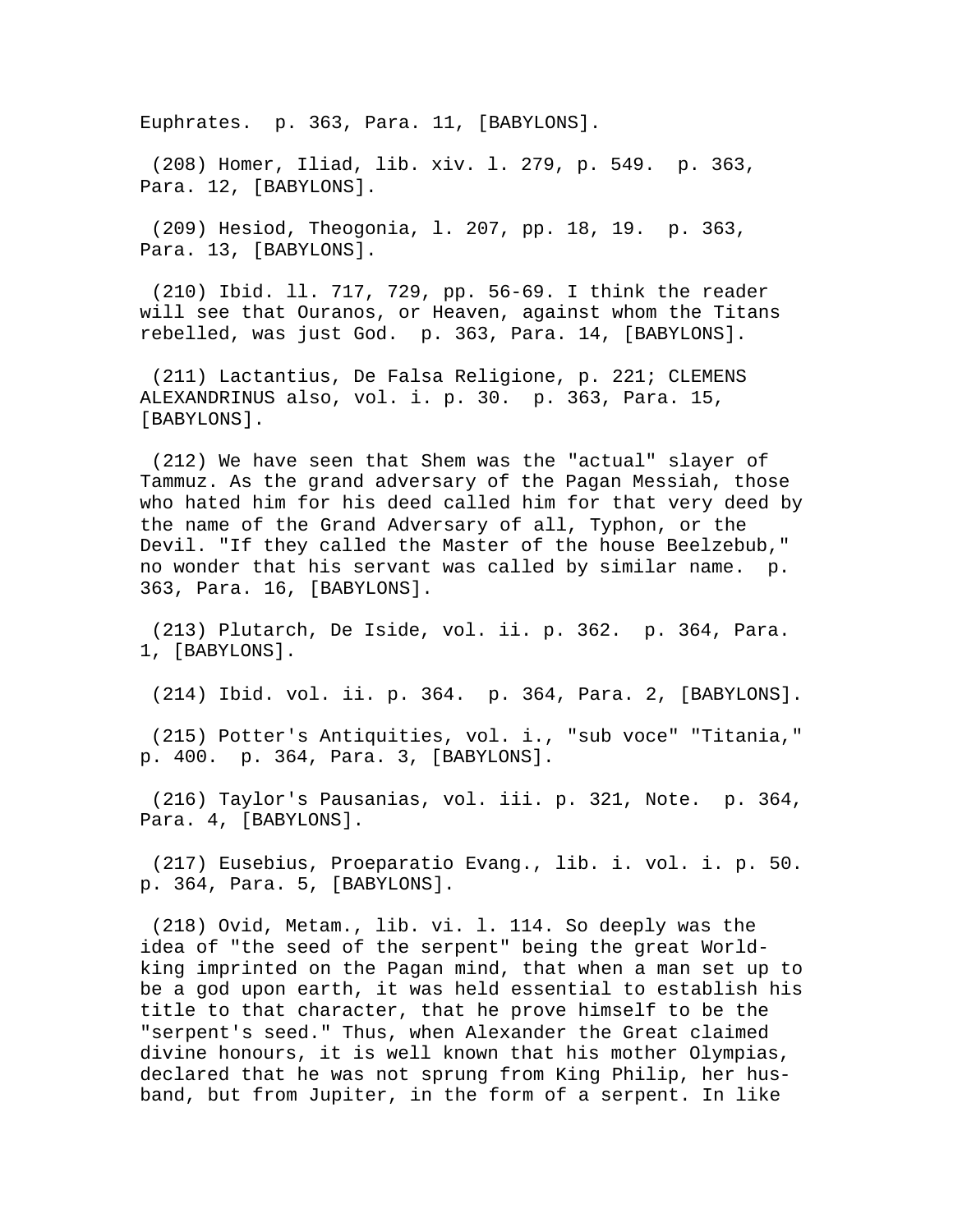Euphrates. p. 363, Para. 11, [BABYLONS].

(208) Homer, Iliad, lib. xiv. l. 279, p. 549. p. 363, Para. 12, [BABYLONS].

(209) Hesiod, Theogonia, l. 207, pp. 18, 19. p. 363, Para. 13, [BABYLONS].

(210) Ibid. ll. 717, 729, pp. 56-69. I think the reader will see that Ouranos, or Heaven, against whom the Titans rebelled, was just God. p. 363, Para. 14, [BABYLONS].

(211) Lactantius, De Falsa Religione, p. 221; CLEMENS ALEXANDRINUS also, vol. i. p. 30. p. 363, Para. 15, [BABYLONS].

(212) We have seen that Shem was the "actual" slayer of Tammuz. As the grand adversary of the Pagan Messiah, those who hated him for his deed called him for that very deed by the name of the Grand Adversary of all, Typhon, or the Devil. "If they called the Master of the house Beelzebub," no wonder that his servant was called by similar name. p. 363, Para. 16, [BABYLONS].

(213) Plutarch, De Iside, vol. ii. p. 362. p. 364, Para. 1, [BABYLONS].

(214) Ibid. vol. ii. p. 364. p. 364, Para. 2, [BABYLONS].

(215) Potter's Antiquities, vol. i., "sub voce" "Titania," p. 400. p. 364, Para. 3, [BABYLONS].

(216) Taylor's Pausanias, vol. iii. p. 321, Note. p. 364, Para. 4, [BABYLONS].

(217) Eusebius, Proeparatio Evang., lib. i. vol. i. p. 50. p. 364, Para. 5, [BABYLONS].

(218) Ovid, Metam., lib. vi. l. 114. So deeply was the idea of "the seed of the serpent" being the great World-king imprinted on the Pagan mind, that when a man set up to be a god upon earth, it was held essential to establish his title to that character, that he prove himself to be the "serpent's seed." Thus, when Alexander the Great claimed divine honours, it is well known that his mother Olympias, declared that he was not sprung from King Philip, her husband, but from Jupiter, in the form of a serpent. In like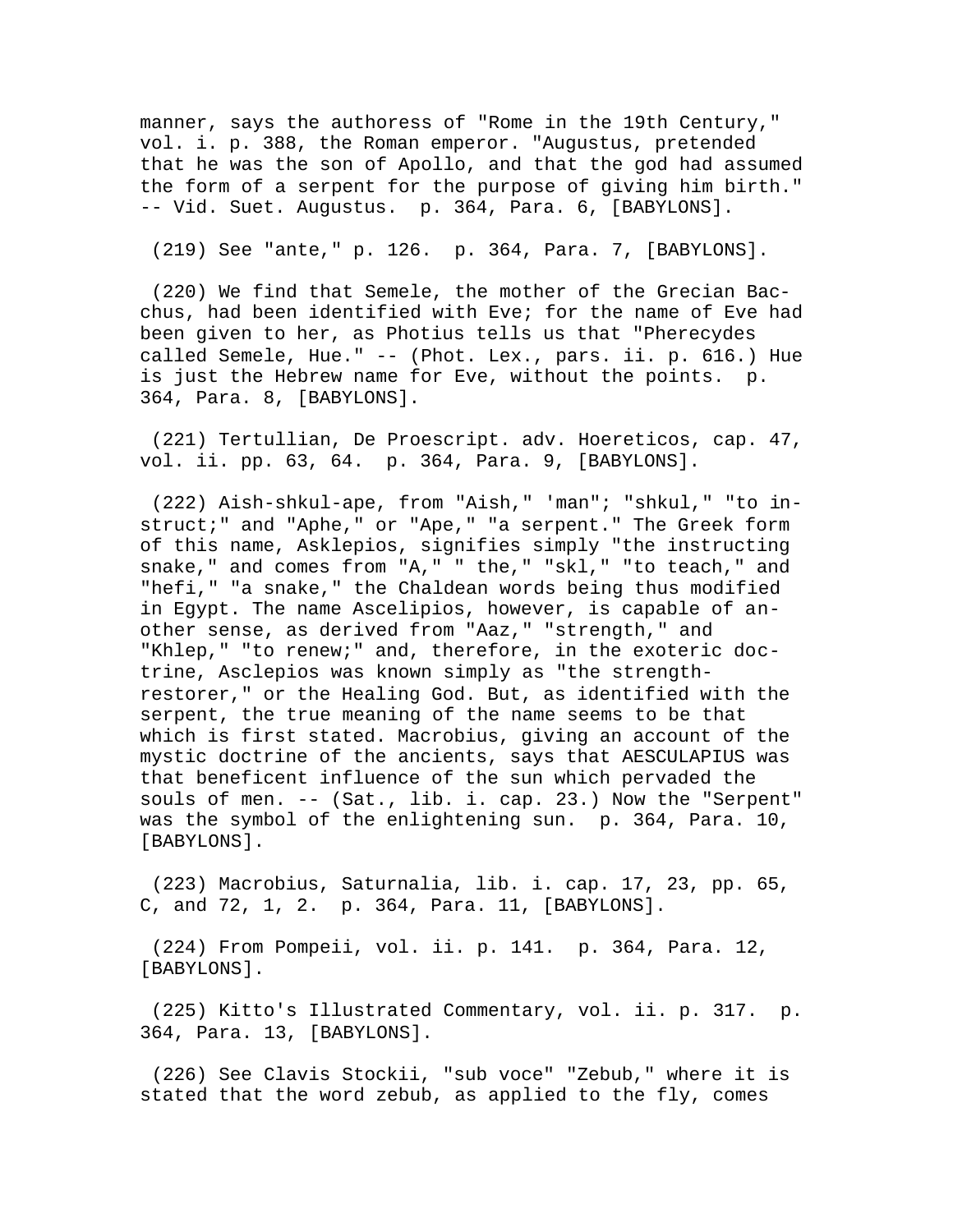manner, says the authoress of "Rome in the 19th Century," vol. i. p. 388, the Roman emperor. "Augustus, pretended that he was the son of Apollo, and that the god had assumed the form of a serpent for the purpose of giving him birth." -- Vid. Suet. Augustus. p. 364, Para. 6, [BABYLONS].

(219) See "ante," p. 126. p. 364, Para. 7, [BABYLONS].

(220) We find that Semele, the mother of the Grecian Bacchus, had been identified with Eve; for the name of Eve had been given to her, as Photius tells us that "Pherecydes called Semele, Hue." -- (Phot. Lex., pars. ii. p. 616.) Hue is just the Hebrew name for Eve, without the points. p. 364, Para. 8, [BABYLONS].

(221) Tertullian, De Proescript. adv. Hoereticos, cap. 47, vol. ii. pp. 63, 64. p. 364, Para. 9, [BABYLONS].

(222) Aish-shkul-ape, from "Aish," 'man"; "shkul," "to instruct;" and "Aphe," or "Ape," "a serpent." The Greek form of this name, Asklepios, signifies simply "the instructing snake," and comes from "A," " the," "skl," "to teach," and "hefi," "a snake," the Chaldean words being thus modified in Egypt. The name Ascelipios, however, is capable of another sense, as derived from "Aaz," "strength," and "Khlep," "to renew;" and, therefore, in the exoteric doctrine, Asclepios was known simply as "the strength-restorer," or the Healing God. But, as identified with the serpent, the true meaning of the name seems to be that which is first stated. Macrobius, giving an account of the mystic doctrine of the ancients, says that AESCULAPIUS was that beneficent influence of the sun which pervaded the souls of men. -- (Sat., lib. i. cap. 23.) Now the "Serpent" was the symbol of the enlightening sun. p. 364, Para. 10, [BABYLONS].

(223) Macrobius, Saturnalia, lib. i. cap. 17, 23, pp. 65, C, and 72, 1, 2. p. 364, Para. 11, [BABYLONS].

(224) From Pompeii, vol. ii. p. 141. p. 364, Para. 12, [BABYLONS].

(225) Kitto's Illustrated Commentary, vol. ii. p. 317. p. 364, Para. 13, [BABYLONS].

(226) See Clavis Stockii, "sub voce" "Zebub," where it is stated that the word zebub, as applied to the fly, comes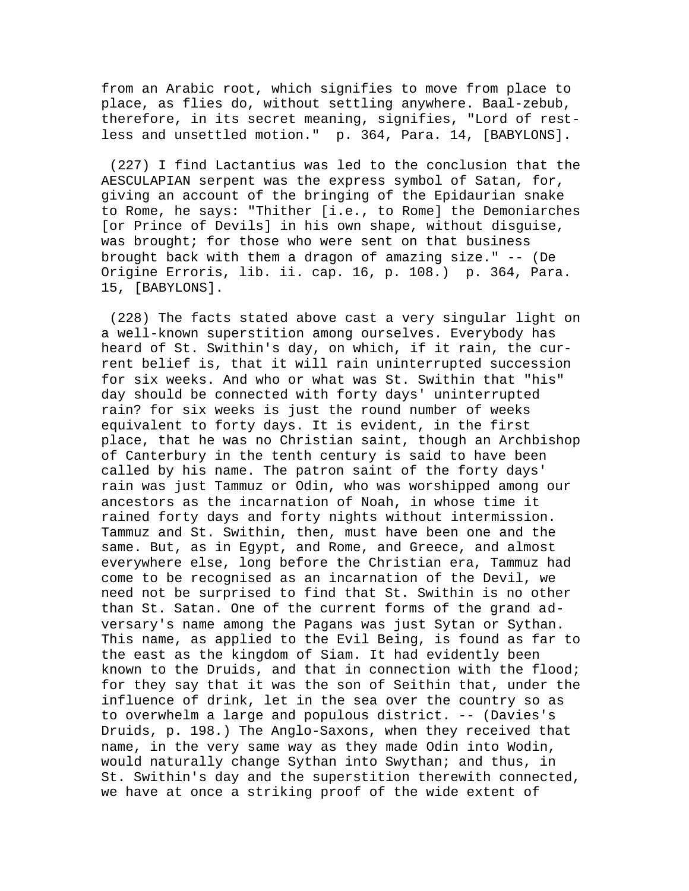from an Arabic root, which signifies to move from place to place, as flies do, without settling anywhere. Baal-zebub, therefore, in its secret meaning, signifies, "Lord of restless and unsettled motion." p. 364, Para. 14, [BABYLONS].

(227) I find Lactantius was led to the conclusion that the AESCULAPIAN serpent was the express symbol of Satan, for, giving an account of the bringing of the Epidaurian snake to Rome, he says: "Thither [i.e., to Rome] the Demoniarches [or Prince of Devils] in his own shape, without disguise, was brought; for those who were sent on that business brought back with them a dragon of amazing size." -- (De Origine Erroris, lib. ii. cap. 16, p. 108.) p. 364, Para. 15, [BABYLONS].

(228) The facts stated above cast a very singular light on a well-known superstition among ourselves. Everybody has heard of St. Swithin's day, on which, if it rain, the current belief is, that it will rain uninterrupted succession for six weeks. And who or what was St. Swithin that "his" day should be connected with forty days' uninterrupted rain? for six weeks is just the round number of weeks equivalent to forty days. It is evident, in the first place, that he was no Christian saint, though an Archbishop of Canterbury in the tenth century is said to have been called by his name. The patron saint of the forty days' rain was just Tammuz or Odin, who was worshipped among our ancestors as the incarnation of Noah, in whose time it rained forty days and forty nights without intermission. Tammuz and St. Swithin, then, must have been one and the same. But, as in Egypt, and Rome, and Greece, and almost everywhere else, long before the Christian era, Tammuz had come to be recognised as an incarnation of the Devil, we need not be surprised to find that St. Swithin is no other than St. Satan. One of the current forms of the grand adversary's name among the Pagans was just Sytan or Sythan. This name, as applied to the Evil Being, is found as far to the east as the kingdom of Siam. It had evidently been known to the Druids, and that in connection with the flood; for they say that it was the son of Seithin that, under the influence of drink, let in the sea over the country so as to overwhelm a large and populous district. -- (Davies's Druids, p. 198.) The Anglo-Saxons, when they received that name, in the very same way as they made Odin into Wodin, would naturally change Sythan into Swythan; and thus, in St. Swithin's day and the superstition therewith connected, we have at once a striking proof of the wide extent of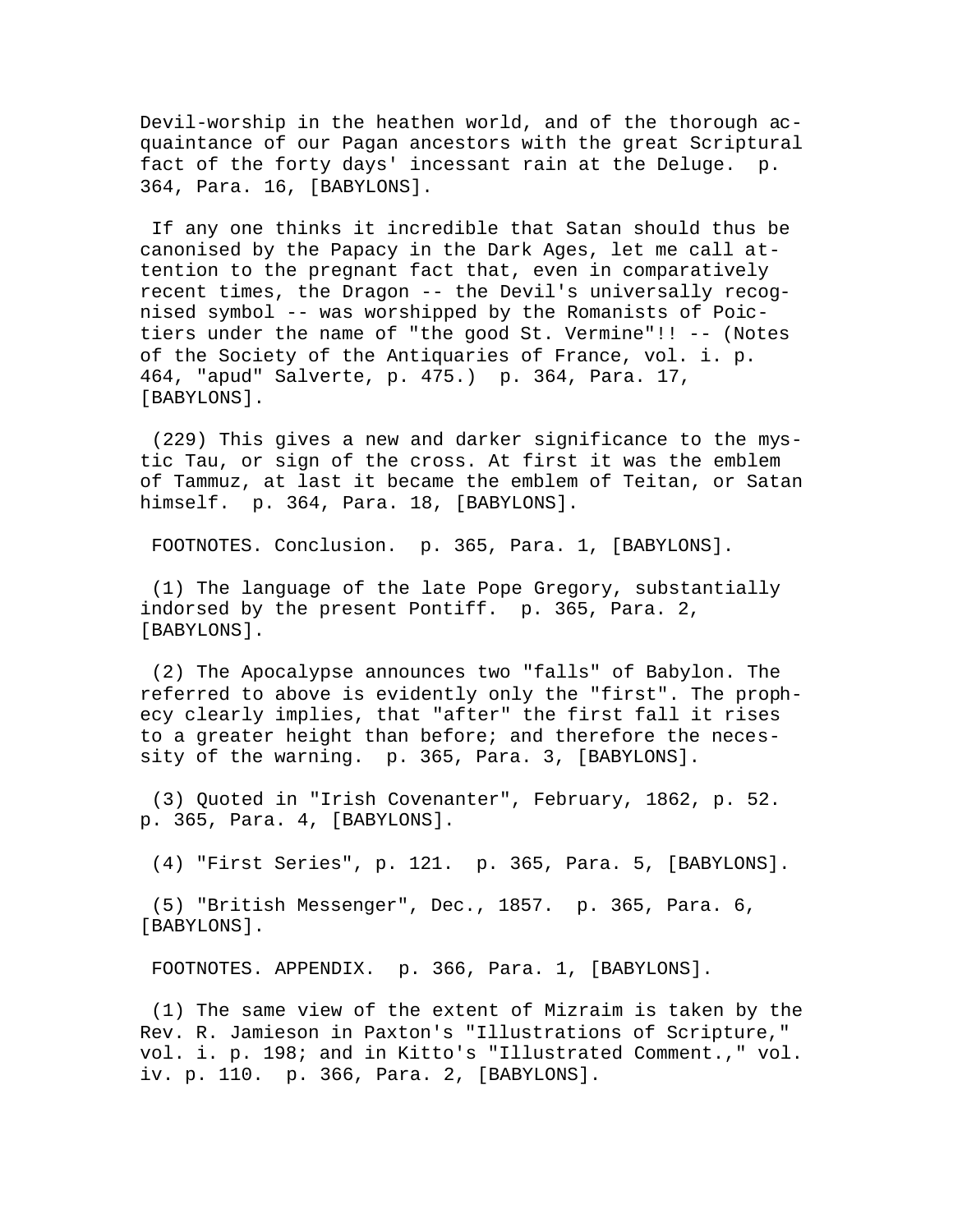Devil-worship in the heathen world, and of the thorough acquaintance of our Pagan ancestors with the great Scriptural fact of the forty days' incessant rain at the Deluge. p. 364, Para. 16, [BABYLONS].

If any one thinks it incredible that Satan should thus be canonised by the Papacy in the Dark Ages, let me call attention to the pregnant fact that, even in comparatively recent times, the Dragon -- the Devil's universally recognised symbol -- was worshipped by the Romanists of Poictiers under the name of "the good St. Vermine"!! -- (Notes of the Society of the Antiquaries of France, vol. i. p. 464, "apud" Salverte, p. 475.) p. 364, Para. 17, [BABYLONS].

(229) This gives a new and darker significance to the mystic Tau, or sign of the cross. At first it was the emblem of Tammuz, at last it became the emblem of Teitan, or Satan himself. p. 364, Para. 18, [BABYLONS].

FOOTNOTES. Conclusion. p. 365, Para. 1, [BABYLONS].

(1) The language of the late Pope Gregory, substantially indorsed by the present Pontiff. p. 365, Para. 2, [BABYLONS].

(2) The Apocalypse announces two "falls" of Babylon. The referred to above is evidently only the "first". The prophecy clearly implies, that "after" the first fall it rises to a greater height than before; and therefore the necessity of the warning. p. 365, Para. 3, [BABYLONS].

(3) Quoted in "Irish Covenanter", February, 1862, p. 52. p. 365, Para. 4, [BABYLONS].

(4) "First Series", p. 121. p. 365, Para. 5, [BABYLONS].

(5) "British Messenger", Dec., 1857. p. 365, Para. 6, [BABYLONS].

FOOTNOTES. APPENDIX. p. 366, Para. 1, [BABYLONS].

(1) The same view of the extent of Mizraim is taken by the Rev. R. Jamieson in Paxton's "Illustrations of Scripture," vol. i. p. 198; and in Kitto's "Illustrated Comment.," vol. iv. p. 110. p. 366, Para. 2, [BABYLONS].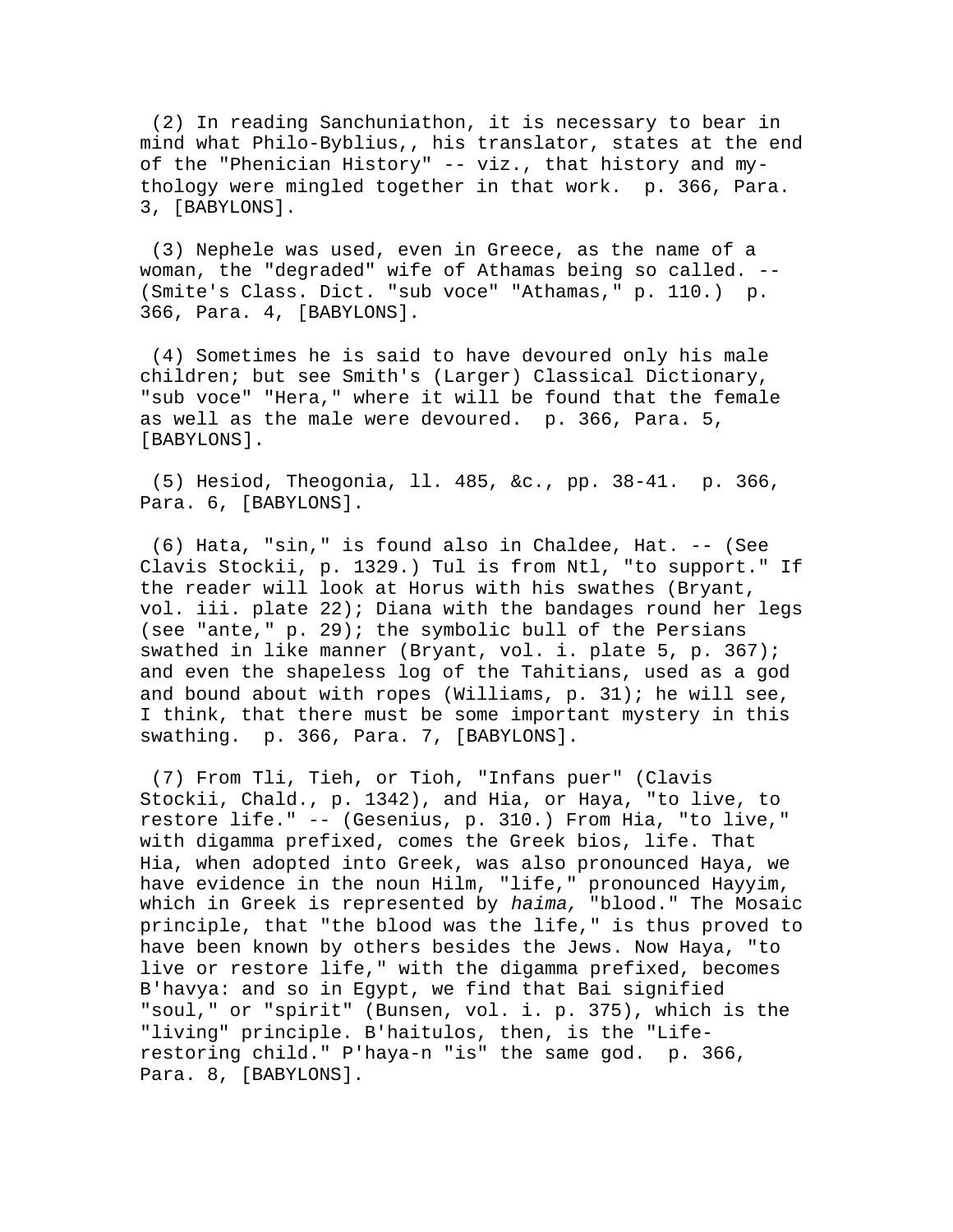(2) In reading Sanchuniathon, it is necessary to bear in mind what Philo-Byblius,, his translator, states at the end of the "Phenician History" -- viz., that history and mythology were mingled together in that work. p. 366, Para. 3, [BABYLONS].

(3) Nephele was used, even in Greece, as the name of a woman, the "degraded" wife of Athamas being so called. -- (Smite's Class. Dict. "sub voce" "Athamas," p. 110.) p. 366, Para. 4, [BABYLONS].

(4) Sometimes he is said to have devoured only his male children; but see Smith's (Larger) Classical Dictionary, "sub voce" "Hera," where it will be found that the female as well as the male were devoured. p. 366, Para. 5, [BABYLONS].

(5) Hesiod, Theogonia, ll. 485, &c., pp. 38-41. p. 366, Para. 6, [BABYLONS].

(6) Hata, "sin," is found also in Chaldee, Hat. -- (See Clavis Stockii, p. 1329.) Tul is from Ntl, "to support." If the reader will look at Horus with his swathes (Bryant, vol. iii. plate 22); Diana with the bandages round her legs (see "ante," p. 29); the symbolic bull of the Persians swathed in like manner (Bryant, vol. i. plate 5, p. 367); and even the shapeless log of the Tahitians, used as a god and bound about with ropes (Williams, p. 31); he will see, I think, that there must be some important mystery in this swathing. p. 366, Para. 7, [BABYLONS].

(7) From Tli, Tieh, or Tioh, "Infans puer" (Clavis Stockii, Chald., p. 1342), and Hia, or Haya, "to live, to restore life." -- (Gesenius, p. 310.) From Hia, "to live," with digamma prefixed, comes the Greek bios, life. That Hia, when adopted into Greek, was also pronounced Haya, we have evidence in the noun Hilm, "life," pronounced Hayyim, which in Greek is represented by *haima,* "blood." The Mosaic principle, that "the blood was the life," is thus proved to have been known by others besides the Jews. Now Haya, "to live or restore life," with the digamma prefixed, becomes B'havya: and so in Egypt, we find that Bai signified "soul," or "spirit" (Bunsen, vol. i. p. 375), which is the "living" principle. B'haitulos, then, is the "Life-restoring child." P'haya-n "is" the same god. p. 366, Para. 8, [BABYLONS].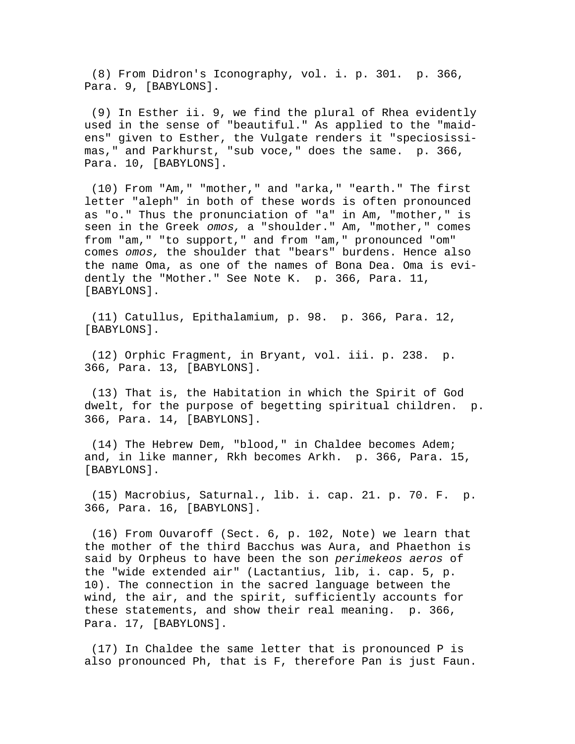(8) From Didron's Iconography, vol. i. p. 301.  p. 366, Para. 9, [BABYLONS].

(9) In Esther ii. 9, we find the plural of Rhea evidently used in the sense of "beautiful." As applied to the "maidens" given to Esther, the Vulgate renders it "speciosissimas," and Parkhurst, "sub voce," does the same.  p. 366, Para. 10, [BABYLONS].

(10) From "Am," "mother," and "arka," "earth." The first letter "aleph" in both of these words is often pronounced as "o." Thus the pronunciation of "a" in Am, "mother," is seen in the Greek *omos,* a "shoulder." Am, "mother," comes from "am," "to support," and from "am," pronounced "om" comes *omos,* the shoulder that "bears" burdens. Hence also the name Oma, as one of the names of Bona Dea. Oma is evidently the "Mother." See Note K.  p. 366, Para. 11, [BABYLONS].

(11) Catullus, Epithalamium, p. 98.  p. 366, Para. 12, [BABYLONS].

(12) Orphic Fragment, in Bryant, vol. iii. p. 238.  p. 366, Para. 13, [BABYLONS].

(13) That is, the Habitation in which the Spirit of God dwelt, for the purpose of begetting spiritual children.  p. 366, Para. 14, [BABYLONS].

(14) The Hebrew Dem, "blood," in Chaldee becomes Adem; and, in like manner, Rkh becomes Arkh.  p. 366, Para. 15, [BABYLONS].

(15) Macrobius, Saturnal., lib. i. cap. 21. p. 70. F.  p. 366, Para. 16, [BABYLONS].

(16) From Ouvaroff (Sect. 6, p. 102, Note) we learn that the mother of the third Bacchus was Aura, and Phaethon is said by Orpheus to have been the son *perimekeos aeros* of the "wide extended air" (Lactantius, lib, i. cap. 5, p. 10). The connection in the sacred language between the wind, the air, and the spirit, sufficiently accounts for these statements, and show their real meaning.  p. 366, Para. 17, [BABYLONS].

(17) In Chaldee the same letter that is pronounced P is also pronounced Ph, that is F, therefore Pan is just Faun.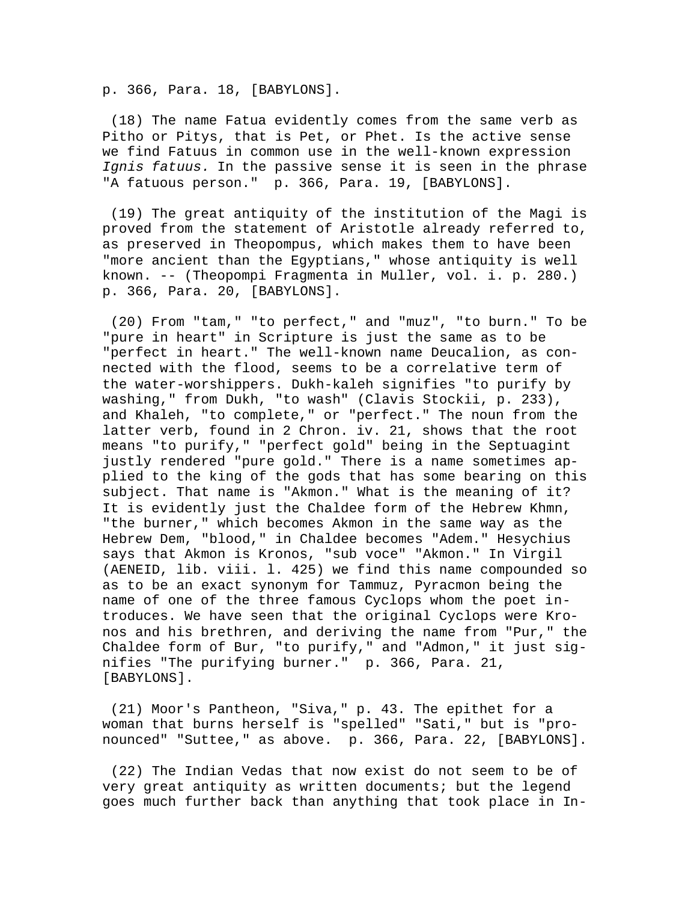p. 366, Para. 18, [BABYLONS].

(18) The name Fatua evidently comes from the same verb as Pitho or Pitys, that is Pet, or Phet. Is the active sense we find Fatuus in common use in the well-known expression *Ignis fatuus.* In the passive sense it is seen in the phrase "A fatuous person." p. 366, Para. 19, [BABYLONS].

(19) The great antiquity of the institution of the Magi is proved from the statement of Aristotle already referred to, as preserved in Theopompus, which makes them to have been "more ancient than the Egyptians," whose antiquity is well known. -- (Theopompi Fragmenta in Muller, vol. i. p. 280.) p. 366, Para. 20, [BABYLONS].

(20) From "tam," "to perfect," and "muz", "to burn." To be "pure in heart" in Scripture is just the same as to be "perfect in heart." The well-known name Deucalion, as connected with the flood, seems to be a correlative term of the water-worshippers. Dukh-kaleh signifies "to purify by washing," from Dukh, "to wash" (Clavis Stockii, p. 233), and Khaleh, "to complete," or "perfect." The noun from the latter verb, found in 2 Chron. iv. 21, shows that the root means "to purify," "perfect gold" being in the Septuagint justly rendered "pure gold." There is a name sometimes applied to the king of the gods that has some bearing on this subject. That name is "Akmon." What is the meaning of it? It is evidently just the Chaldee form of the Hebrew Khmn, "the burner," which becomes Akmon in the same way as the Hebrew Dem, "blood," in Chaldee becomes "Adem." Hesychius says that Akmon is Kronos, "sub voce" "Akmon." In Virgil (AENEID, lib. viii. l. 425) we find this name compounded so as to be an exact synonym for Tammuz, Pyracmon being the name of one of the three famous Cyclops whom the poet introduces. We have seen that the original Cyclops were Kronos and his brethren, and deriving the name from "Pur," the Chaldee form of Bur, "to purify," and "Admon," it just signifies "The purifying burner." p. 366, Para. 21, [BABYLONS].

(21) Moor's Pantheon, "Siva," p. 43. The epithet for a woman that burns herself is "spelled" "Sati," but is "pronounced" "Suttee," as above. p. 366, Para. 22, [BABYLONS].

(22) The Indian Vedas that now exist do not seem to be of very great antiquity as written documents; but the legend goes much further back than anything that took place in In-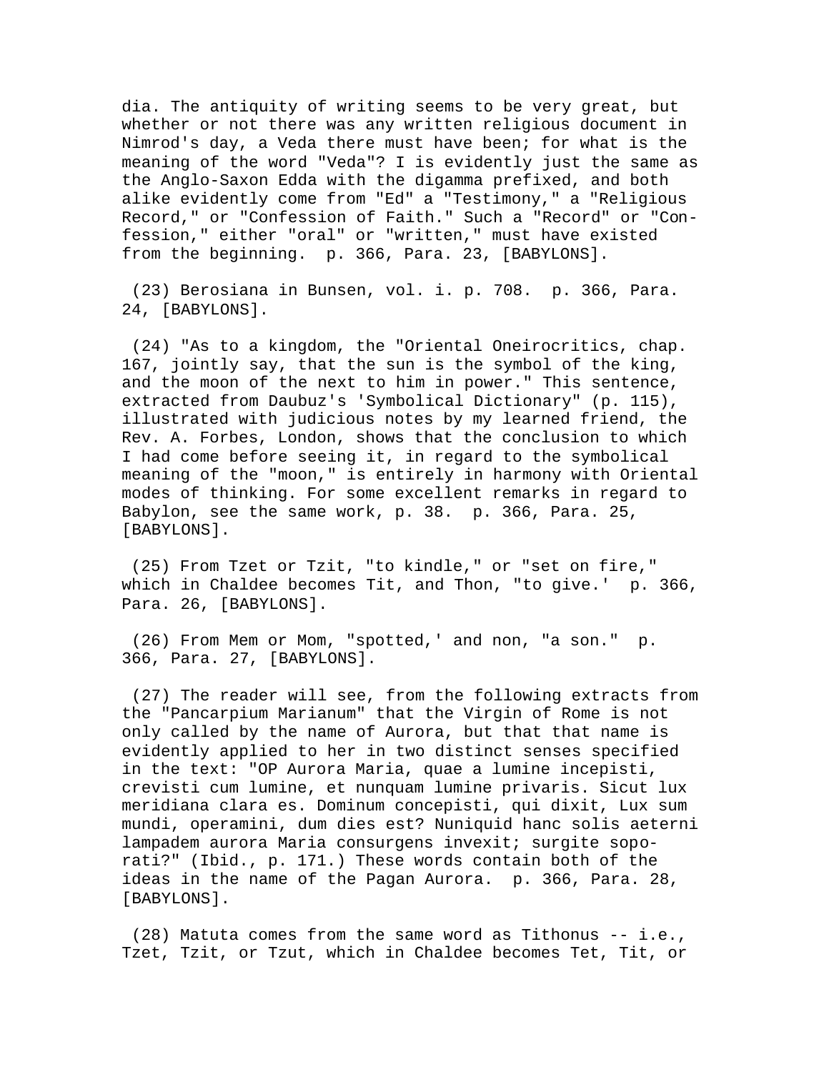dia. The antiquity of writing seems to be very great, but whether or not there was any written religious document in Nimrod's day, a Veda there must have been; for what is the meaning of the word "Veda"? I is evidently just the same as the Anglo-Saxon Edda with the digamma prefixed, and both alike evidently come from "Ed" a "Testimony," a "Religious Record," or "Confession of Faith." Such a "Record" or "Confession," either "oral" or "written," must have existed from the beginning. p. 366, Para. 23, [BABYLONS].

(23) Berosiana in Bunsen, vol. i. p. 708. p. 366, Para. 24, [BABYLONS].

(24) "As to a kingdom, the "Oriental Oneirocritics, chap. 167, jointly say, that the sun is the symbol of the king, and the moon of the next to him in power." This sentence, extracted from Daubuz's 'Symbolical Dictionary" (p. 115), illustrated with judicious notes by my learned friend, the Rev. A. Forbes, London, shows that the conclusion to which I had come before seeing it, in regard to the symbolical meaning of the "moon," is entirely in harmony with Oriental modes of thinking. For some excellent remarks in regard to Babylon, see the same work, p. 38. p. 366, Para. 25, [BABYLONS].

(25) From Tzet or Tzit, "to kindle," or "set on fire," which in Chaldee becomes Tit, and Thon, "to give.' p. 366, Para. 26, [BABYLONS].

(26) From Mem or Mom, "spotted,' and non, "a son." p. 366, Para. 27, [BABYLONS].

(27) The reader will see, from the following extracts from the "Pancarpium Marianum" that the Virgin of Rome is not only called by the name of Aurora, but that that name is evidently applied to her in two distinct senses specified in the text: "OP Aurora Maria, quae a lumine incepisti, crevisti cum lumine, et nunquam lumine privaris. Sicut lux meridiana clara es. Dominum concepisti, qui dixit, Lux sum mundi, operamini, dum dies est? Nuniquid hanc solis aeterni lampadem aurora Maria consurgens invexit; surgite soporati?" (Ibid., p. 171.) These words contain both of the ideas in the name of the Pagan Aurora. p. 366, Para. 28, [BABYLONS].

(28) Matuta comes from the same word as Tithonus -- i.e., Tzet, Tzit, or Tzut, which in Chaldee becomes Tet, Tit, or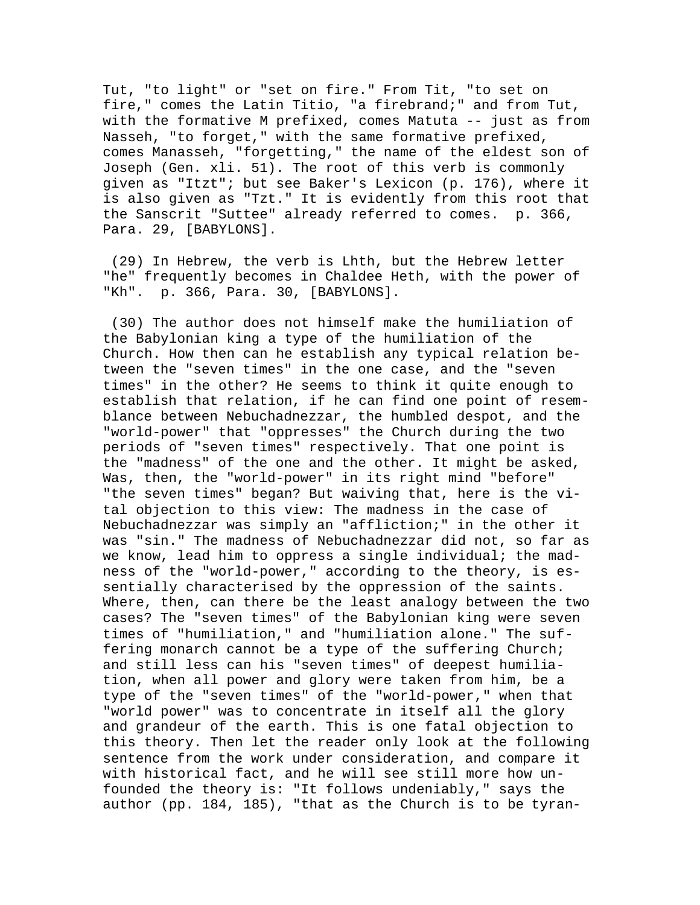Tut, "to light" or "set on fire." From Tit, "to set on fire," comes the Latin Titio, "a firebrand;" and from Tut, with the formative M prefixed, comes Matuta -- just as from Nasseh, "to forget," with the same formative prefixed, comes Manasseh, "forgetting," the name of the eldest son of Joseph (Gen. xli. 51). The root of this verb is commonly given as "Itzt"; but see Baker's Lexicon (p. 176), where it is also given as "Tzt." It is evidently from this root that the Sanscrit "Suttee" already referred to comes. p. 366, Para. 29, [BABYLONS].

(29) In Hebrew, the verb is Lhth, but the Hebrew letter "he" frequently becomes in Chaldee Heth, with the power of "Kh". p. 366, Para. 30, [BABYLONS].

(30) The author does not himself make the humiliation of the Babylonian king a type of the humiliation of the Church. How then can he establish any typical relation between the "seven times" in the one case, and the "seven times" in the other? He seems to think it quite enough to establish that relation, if he can find one point of resemblance between Nebuchadnezzar, the humbled despot, and the "world-power" that "oppresses" the Church during the two periods of "seven times" respectively. That one point is the "madness" of the one and the other. It might be asked, Was, then, the "world-power" in its right mind "before" "the seven times" began? But waiving that, here is the vital objection to this view: The madness in the case of Nebuchadnezzar was simply an "affliction;" in the other it was "sin." The madness of Nebuchadnezzar did not, so far as we know, lead him to oppress a single individual; the madness of the "world-power," according to the theory, is essentially characterised by the oppression of the saints. Where, then, can there be the least analogy between the two cases? The "seven times" of the Babylonian king were seven times of "humiliation," and "humiliation alone." The suffering monarch cannot be a type of the suffering Church; and still less can his "seven times" of deepest humiliation, when all power and glory were taken from him, be a type of the "seven times" of the "world-power," when that "world power" was to concentrate in itself all the glory and grandeur of the earth. This is one fatal objection to this theory. Then let the reader only look at the following sentence from the work under consideration, and compare it with historical fact, and he will see still more how unfounded the theory is: "It follows undeniably," says the author (pp. 184, 185), "that as the Church is to be tyran-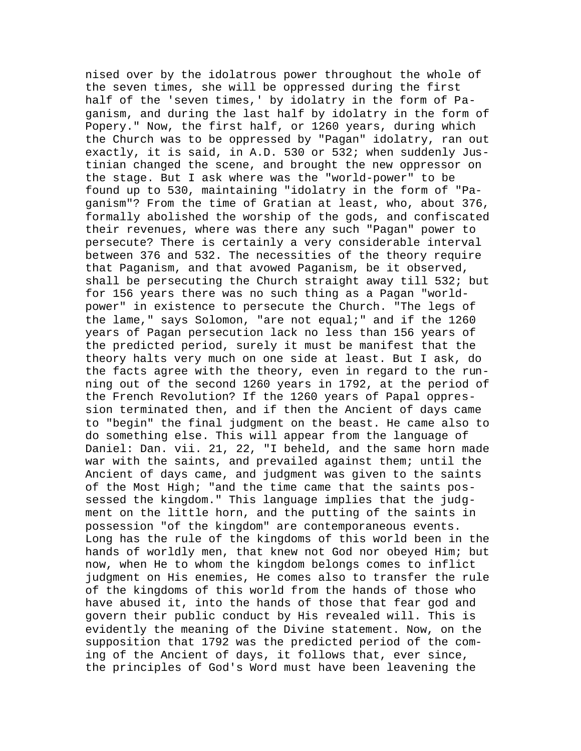nised over by the idolatrous power throughout the whole of the seven times, she will be oppressed during the first half of the 'seven times,' by idolatry in the form of Paganism, and during the last half by idolatry in the form of Popery." Now, the first half, or 1260 years, during which the Church was to be oppressed by "Pagan" idolatry, ran out exactly, it is said, in A.D. 530 or 532; when suddenly Justinian changed the scene, and brought the new oppressor on the stage. But I ask where was the "world-power" to be found up to 530, maintaining "idolatry in the form of "Paganism"? From the time of Gratian at least, who, about 376, formally abolished the worship of the gods, and confiscated their revenues, where was there any such "Pagan" power to persecute? There is certainly a very considerable interval between 376 and 532. The necessities of the theory require that Paganism, and that avowed Paganism, be it observed, shall be persecuting the Church straight away till 532; but for 156 years there was no such thing as a Pagan "world-power" in existence to persecute the Church. "The legs of the lame," says Solomon, "are not equal;" and if the 1260 years of Pagan persecution lack no less than 156 years of the predicted period, surely it must be manifest that the theory halts very much on one side at least. But I ask, do the facts agree with the theory, even in regard to the running out of the second 1260 years in 1792, at the period of the French Revolution? If the 1260 years of Papal oppression terminated then, and if then the Ancient of days came to "begin" the final judgment on the beast. He came also to do something else. This will appear from the language of Daniel: Dan. vii. 21, 22, "I beheld, and the same horn made war with the saints, and prevailed against them; until the Ancient of days came, and judgment was given to the saints of the Most High; "and the time came that the saints possessed the kingdom." This language implies that the judgment on the little horn, and the putting of the saints in possession "of the kingdom" are contemporaneous events. Long has the rule of the kingdoms of this world been in the hands of worldly men, that knew not God nor obeyed Him; but now, when He to whom the kingdom belongs comes to inflict judgment on His enemies, He comes also to transfer the rule of the kingdoms of this world from the hands of those who have abused it, into the hands of those that fear god and govern their public conduct by His revealed will. This is evidently the meaning of the Divine statement. Now, on the supposition that 1792 was the predicted period of the coming of the Ancient of days, it follows that, ever since, the principles of God's Word must have been leavening the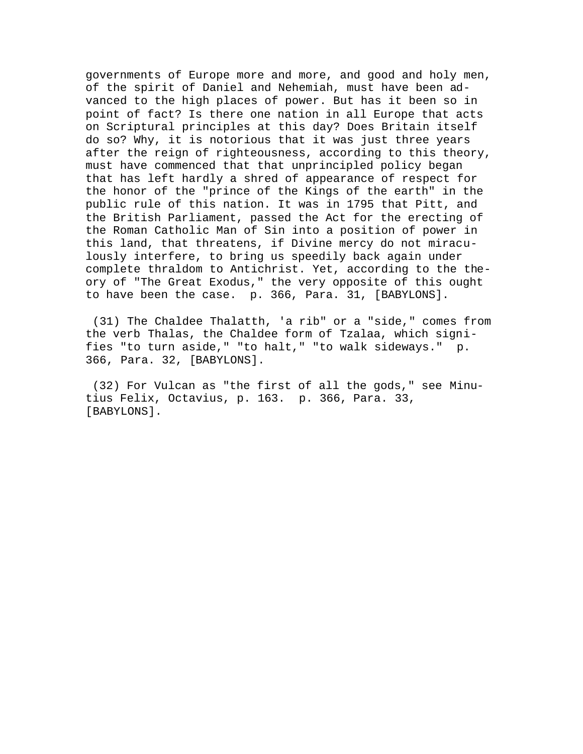governments of Europe more and more, and good and holy men, of the spirit of Daniel and Nehemiah, must have been advanced to the high places of power. But has it been so in point of fact? Is there one nation in all Europe that acts on Scriptural principles at this day? Does Britain itself do so? Why, it is notorious that it was just three years after the reign of righteousness, according to this theory, must have commenced that that unprincipled policy began that has left hardly a shred of appearance of respect for the honor of the "prince of the Kings of the earth" in the public rule of this nation. It was in 1795 that Pitt, and the British Parliament, passed the Act for the erecting of the Roman Catholic Man of Sin into a position of power in this land, that threatens, if Divine mercy do not miraculously interfere, to bring us speedily back again under complete thraldom to Antichrist. Yet, according to the theory of "The Great Exodus," the very opposite of this ought to have been the case. p. 366, Para. 31, [BABYLONS].

(31) The Chaldee Thalatth, 'a rib" or a "side," comes from the verb Thalas, the Chaldee form of Tzalaa, which signifies "to turn aside," "to halt," "to walk sideways." p. 366, Para. 32, [BABYLONS].

(32) For Vulcan as "the first of all the gods," see Minutius Felix, Octavius, p. 163. p. 366, Para. 33, [BABYLONS].